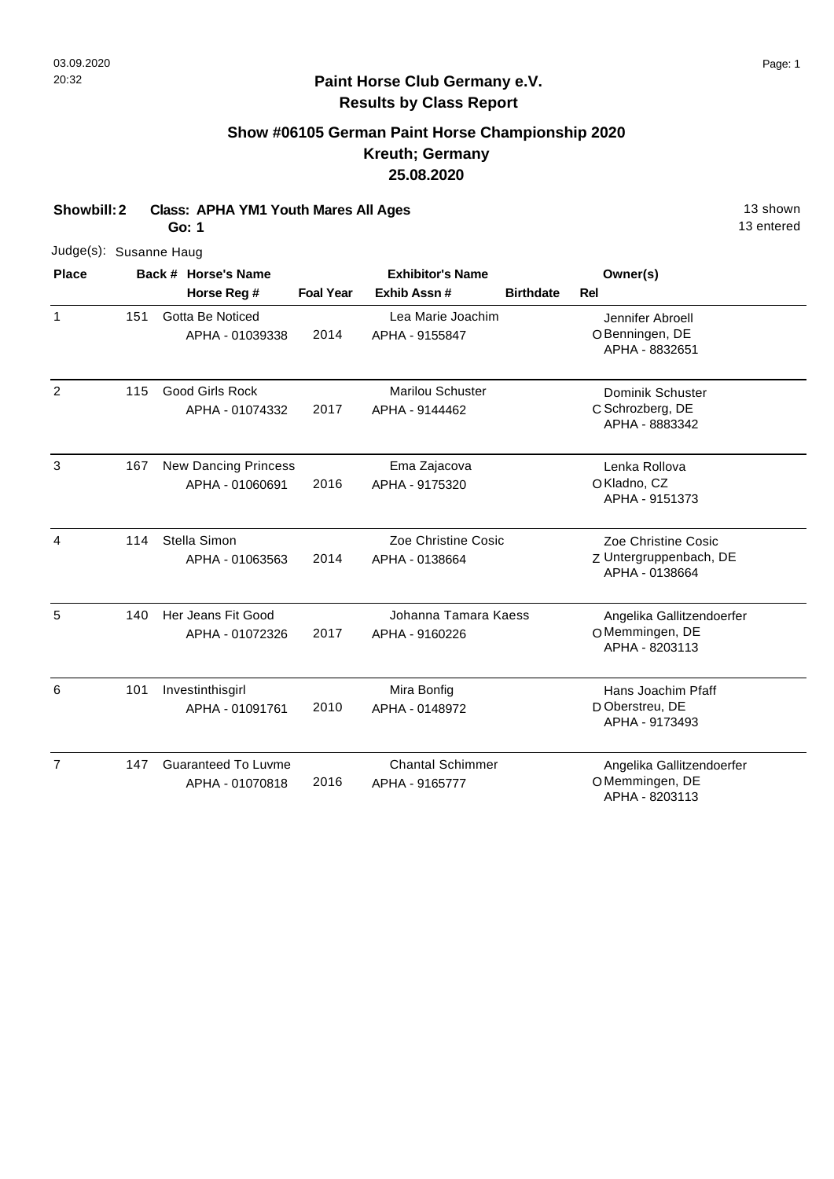# Paint Horse Club Germany e.V.

## Results by Class Report

### Show #06105 German Paint Horse Championship 2020

### Kreuth; Germany

### 25.08.2020

**Showbill: 2** **Class: APHA YM1 Youth Mares All Ages** 13 shown

**Go: 1** 13 entered

Judge(s): Susanne Haug

| Place | Back # | Horse's Name / Horse Reg # | Foal Year | Exhibitor's Name / Exhib Assn # | Birthdate | Rel | Owner(s) |
|---|---|---|---|---|---|---|---|
| 1 | 151 | Gotta Be Noticed<br>APHA - 01039338 | 2014 | Lea Marie Joachim<br>APHA - 9155847 | | O | Jennifer Abroell<br>Benningen, DE<br>APHA - 8832651 |
| 2 | 115 | Good Girls Rock<br>APHA - 01074332 | 2017 | Marilou Schuster<br>APHA - 9144462 | | C | Dominik Schuster<br>Schrozberg, DE<br>APHA - 8883342 |
| 3 | 167 | New Dancing Princess<br>APHA - 01060691 | 2016 | Ema Zajacova<br>APHA - 9175320 | | O | Lenka Rollova<br>Kladno, CZ<br>APHA - 9151373 |
| 4 | 114 | Stella Simon<br>APHA - 01063563 | 2014 | Zoe Christine Cosic<br>APHA - 0138664 | | Z | Zoe Christine Cosic<br>Untergruppenbach, DE<br>APHA - 0138664 |
| 5 | 140 | Her Jeans Fit Good<br>APHA - 01072326 | 2017 | Johanna Tamara Kaess<br>APHA - 9160226 | | O | Angelika Gallitzendoerfer<br>Memmingen, DE<br>APHA - 8203113 |
| 6 | 101 | Investinthisgirl<br>APHA - 01091761 | 2010 | Mira Bonfig<br>APHA - 0148972 | | D | Hans Joachim Pfaff<br>Oberstreu, DE<br>APHA - 9173493 |
| 7 | 147 | Guaranteed To Luvme<br>APHA - 01070818 | 2016 | Chantal Schimmer<br>APHA - 9165777 | | O | Angelika Gallitzendoerfer<br>Memmingen, DE<br>APHA - 8203113 |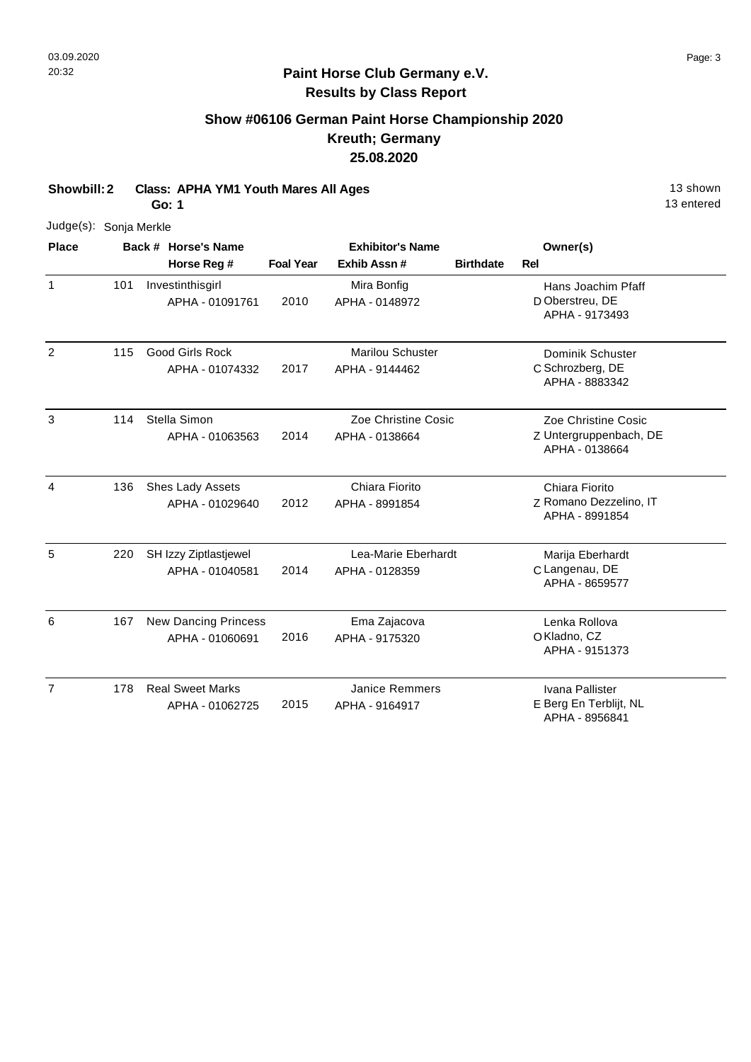## Paint Horse Club Germany e.V.
## Results by Class Report

### Show #06106 German Paint Horse Championship 2020
### Kreuth; Germany
### 25.08.2020

**Showbill: 2** **Class: APHA YM1 Youth Mares All Ages** 13 shown
**Go: 1** 13 entered

Judge(s): Sonja Merkle

| Place | Back # | Horse's Name / Horse Reg # | Foal Year | Exhibitor's Name / Exhib Assn # | Birthdate | Rel | Owner(s) |
|---|---|---|---|---|---|---|---|
| 1 | 101 | Investinthisgirl<br>APHA - 01091761 | 2010 | Mira Bonfig<br>APHA - 0148972 | | D | Hans Joachim Pfaff<br>Oberstreu, DE<br>APHA - 9173493 |
| 2 | 115 | Good Girls Rock<br>APHA - 01074332 | 2017 | Marilou Schuster<br>APHA - 9144462 | | C | Dominik Schuster<br>Schrozberg, DE<br>APHA - 8883342 |
| 3 | 114 | Stella Simon<br>APHA - 01063563 | 2014 | Zoe Christine Cosic<br>APHA - 0138664 | | Z | Zoe Christine Cosic<br>Untergruppenbach, DE<br>APHA - 0138664 |
| 4 | 136 | Shes Lady Assets<br>APHA - 01029640 | 2012 | Chiara Fiorito<br>APHA - 8991854 | | Z | Chiara Fiorito<br>Romano Dezzelino, IT<br>APHA - 8991854 |
| 5 | 220 | SH Izzy Ziptlastjewel<br>APHA - 01040581 | 2014 | Lea-Marie Eberhardt<br>APHA - 0128359 | | C | Marija Eberhardt<br>Langenau, DE<br>APHA - 8659577 |
| 6 | 167 | New Dancing Princess<br>APHA - 01060691 | 2016 | Ema Zajacova<br>APHA - 9175320 | | O | Lenka Rollova<br>Kladno, CZ<br>APHA - 9151373 |
| 7 | 178 | Real Sweet Marks<br>APHA - 01062725 | 2015 | Janice Remmers<br>APHA - 9164917 | | E | Ivana Pallister<br>Berg En Terblijt, NL<br>APHA - 8956841 |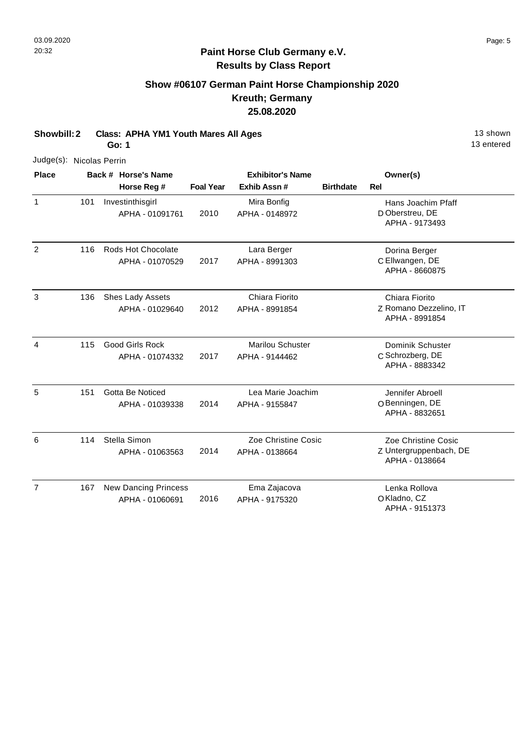**Paint Horse Club Germany e.V.**
**Results by Class Report**

## Show #06107 German Paint Horse Championship 2020
### Kreuth; Germany
### 25.08.2020

**Showbill: 2 Class: APHA YM1 Youth Mares All Ages**
**Go: 1**

13 shown
13 entered

Judge(s): Nicolas Perrin

| Place | Back # | Horse's Name / Horse Reg # | Foal Year | Exhibitor's Name / Exhib Assn # | Birthdate | Rel | Owner(s) |
|---|---|---|---|---|---|---|---|
| 1 | 101 | Investinthisgirl<br>APHA - 01091761 | 2010 | Mira Bonfig<br>APHA - 0148972 | | D | Hans Joachim Pfaff<br>Oberstreu, DE<br>APHA - 9173493 |
| 2 | 116 | Rods Hot Chocolate<br>APHA - 01070529 | 2017 | Lara Berger<br>APHA - 8991303 | | C | Dorina Berger<br>Ellwangen, DE<br>APHA - 8660875 |
| 3 | 136 | Shes Lady Assets<br>APHA - 01029640 | 2012 | Chiara Fiorito<br>APHA - 8991854 | | Z | Chiara Fiorito<br>Romano Dezzelino, IT<br>APHA - 8991854 |
| 4 | 115 | Good Girls Rock<br>APHA - 01074332 | 2017 | Marilou Schuster<br>APHA - 9144462 | | C | Dominik Schuster<br>Schrozberg, DE<br>APHA - 8883342 |
| 5 | 151 | Gotta Be Noticed<br>APHA - 01039338 | 2014 | Lea Marie Joachim<br>APHA - 9155847 | | O | Jennifer Abroell<br>Benningen, DE<br>APHA - 8832651 |
| 6 | 114 | Stella Simon<br>APHA - 01063563 | 2014 | Zoe Christine Cosic<br>APHA - 0138664 | | Z | Zoe Christine Cosic<br>Untergruppenbach, DE<br>APHA - 0138664 |
| 7 | 167 | New Dancing Princess<br>APHA - 01060691 | 2016 | Ema Zajacova<br>APHA - 9175320 | | O | Lenka Rollova<br>Kladno, CZ<br>APHA - 9151373 |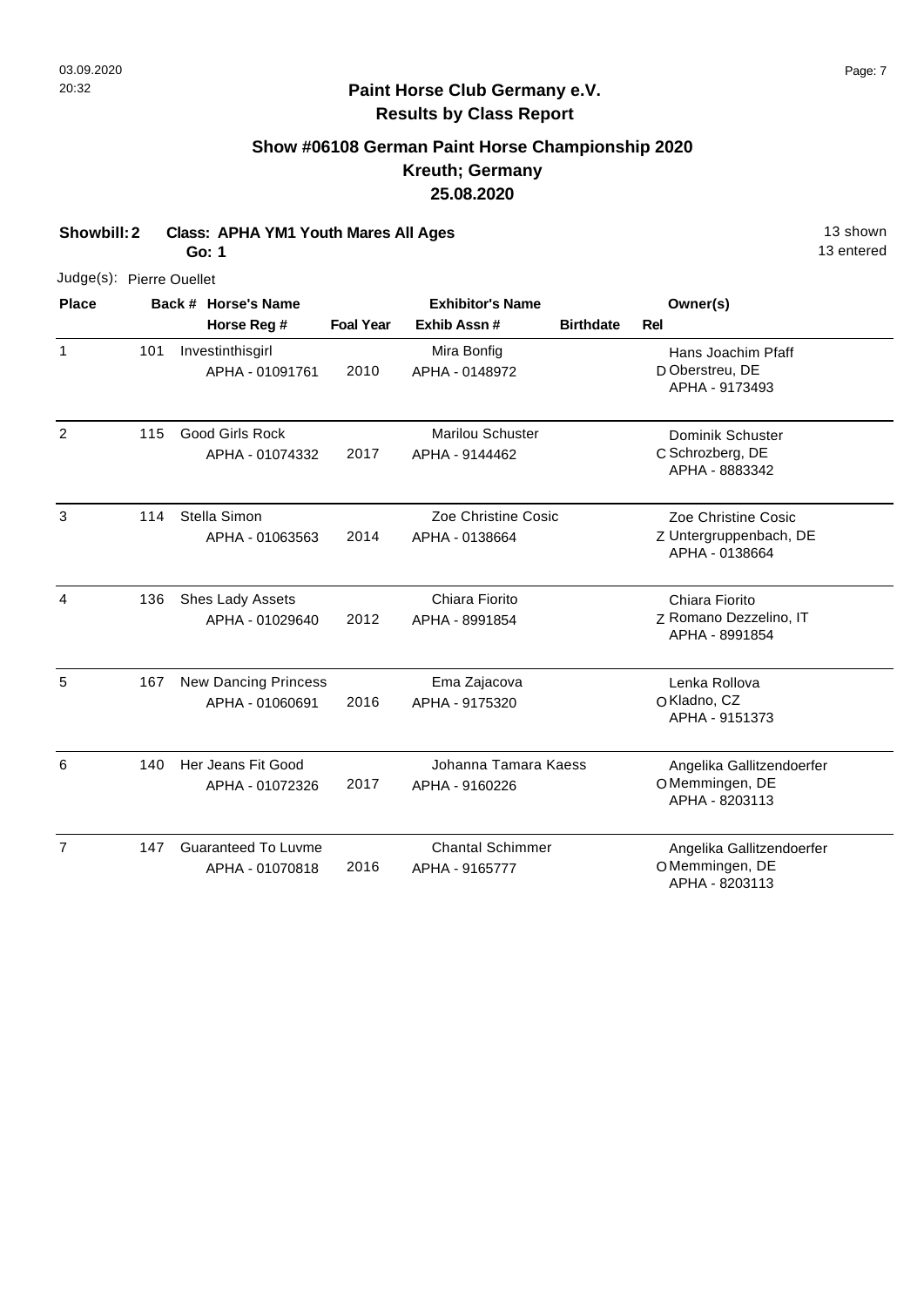## Paint Horse Club Germany e.V.
## Results by Class Report

### Show #06108 German Paint Horse Championship 2020
### Kreuth; Germany
### 25.08.2020

**Showbill: 2** **Class: APHA YM1 Youth Mares All Ages** 13 shown
**Go: 1** 13 entered

Judge(s): Pierre Ouellet

| Place | Back # | Horse's Name / Horse Reg # | Foal Year | Exhibitor's Name / Exhib Assn # | Birthdate | Rel | Owner(s) |
|---|---|---|---|---|---|---|---|
| 1 | 101 | Investinthisgirl APHA - 01091761 | 2010 | Mira Bonfig APHA - 0148972 | | D | Hans Joachim Pfaff Oberstreu, DE APHA - 9173493 |
| 2 | 115 | Good Girls Rock APHA - 01074332 | 2017 | Marilou Schuster APHA - 9144462 | | C | Dominik Schuster Schrozberg, DE APHA - 8883342 |
| 3 | 114 | Stella Simon APHA - 01063563 | 2014 | Zoe Christine Cosic APHA - 0138664 | | Z | Zoe Christine Cosic Untergruppenbach, DE APHA - 0138664 |
| 4 | 136 | Shes Lady Assets APHA - 01029640 | 2012 | Chiara Fiorito APHA - 8991854 | | Z | Chiara Fiorito Romano Dezzelino, IT APHA - 8991854 |
| 5 | 167 | New Dancing Princess APHA - 01060691 | 2016 | Ema Zajacova APHA - 9175320 | | O | Lenka Rollova Kladno, CZ APHA - 9151373 |
| 6 | 140 | Her Jeans Fit Good APHA - 01072326 | 2017 | Johanna Tamara Kaess APHA - 9160226 | | O | Angelika Gallitzendoerfer Memmingen, DE APHA - 8203113 |
| 7 | 147 | Guaranteed To Luvme APHA - 01070818 | 2016 | Chantal Schimmer APHA - 9165777 | | O | Angelika Gallitzendoerfer Memmingen, DE APHA - 8203113 |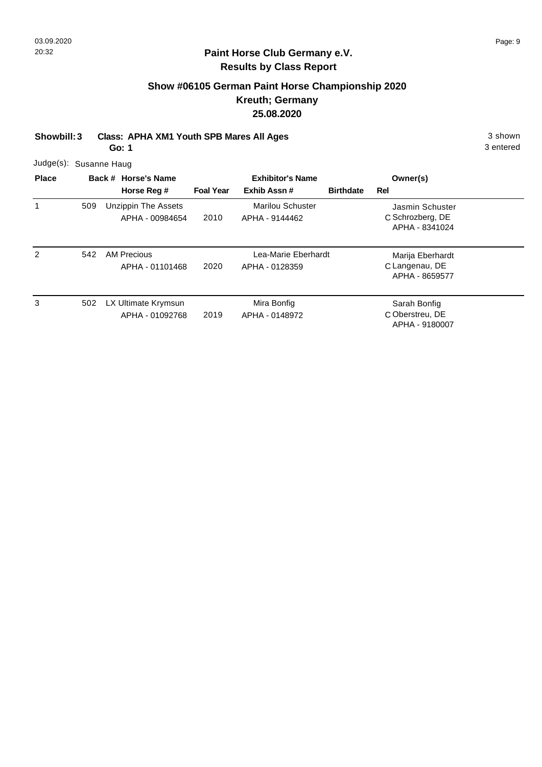## Paint Horse Club Germany e.V.
## Results by Class Report

### Show #06105 German Paint Horse Championship 2020
### Kreuth; Germany
### 25.08.2020

**Showbill: 3** **Class: APHA XM1 Youth SPB Mares All Ages** 3 shown
**Go: 1** 3 entered

Judge(s): Susanne Haug

| Place | Back # | Horse's Name / Horse Reg # | Foal Year | Exhibitor's Name / Exhib Assn # | Birthdate | Rel | Owner(s) |
|---|---|---|---|---|---|---|---|
| 1 | 509 | Unzippin The Assets<br>APHA - 00984654 | 2010 | Marilou Schuster<br>APHA - 9144462 | | C | Jasmin Schuster<br>Schrozberg, DE<br>APHA - 8341024 |
| 2 | 542 | AM Precious<br>APHA - 01101468 | 2020 | Lea-Marie Eberhardt<br>APHA - 0128359 | | C | Marija Eberhardt<br>Langenau, DE<br>APHA - 8659577 |
| 3 | 502 | LX Ultimate Krymsun<br>APHA - 01092768 | 2019 | Mira Bonfig<br>APHA - 0148972 | | C | Sarah Bonfig<br>Oberstreu, DE<br>APHA - 9180007 |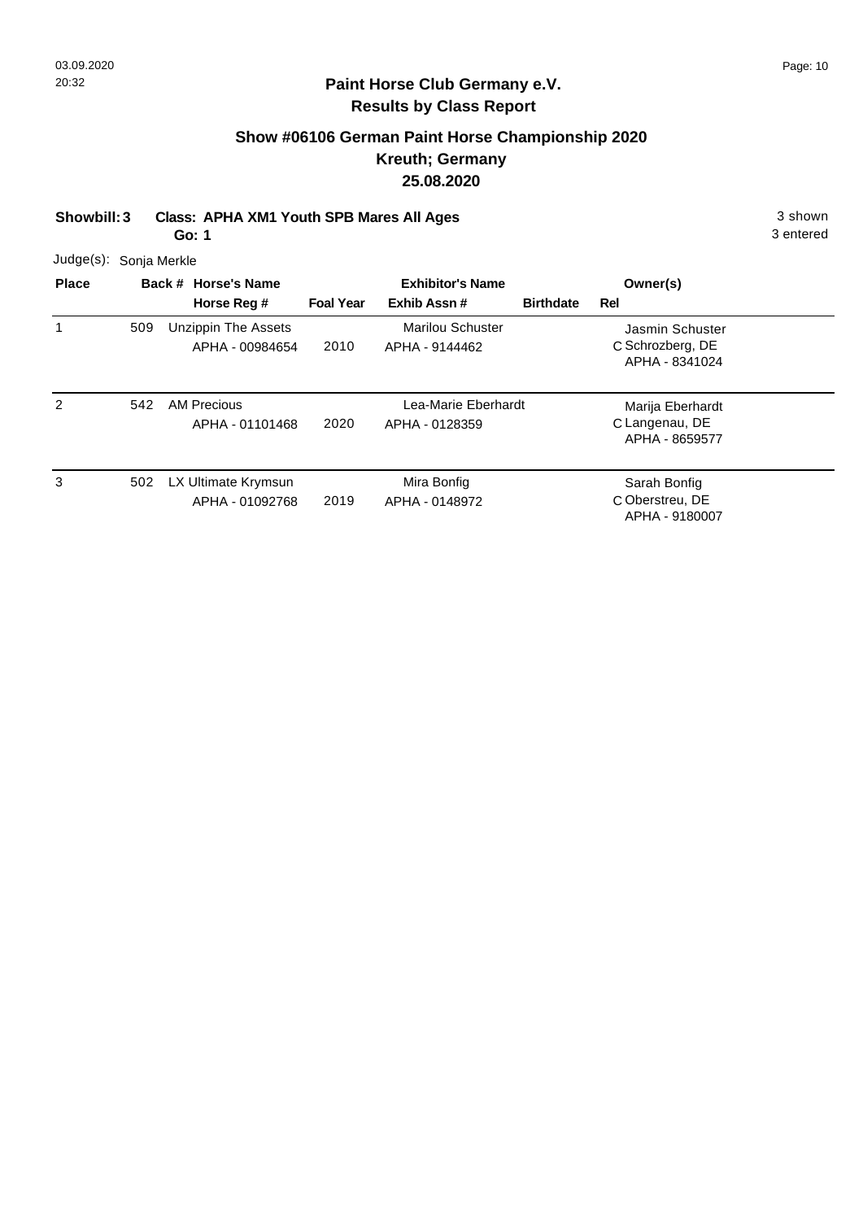## Paint Horse Club Germany e.V.
## Results by Class Report

### Show #06106 German Paint Horse Championship 2020
### Kreuth; Germany
### 25.08.2020

**Showbill: 3** **Class: APHA XM1 Youth SPB Mares All Ages** **Go: 1**

3 shown
3 entered

Judge(s): Sonja Merkle

| Place | Back # | Horse's Name / Horse Reg # | Foal Year | Exhibitor's Name / Exhib Assn # | Birthdate | Rel | Owner(s) |
|---|---|---|---|---|---|---|---|
| 1 | 509 | Unzippin The Assets<br>APHA - 00984654 | 2010 | Marilou Schuster<br>APHA - 9144462 | | C | Jasmin Schuster<br>Schrozberg, DE<br>APHA - 8341024 |
| 2 | 542 | AM Precious<br>APHA - 01101468 | 2020 | Lea-Marie Eberhardt<br>APHA - 0128359 | | C | Marija Eberhardt<br>Langenau, DE<br>APHA - 8659577 |
| 3 | 502 | LX Ultimate Krymsun<br>APHA - 01092768 | 2019 | Mira Bonfig<br>APHA - 0148972 | | C | Sarah Bonfig<br>Oberstreu, DE<br>APHA - 9180007 |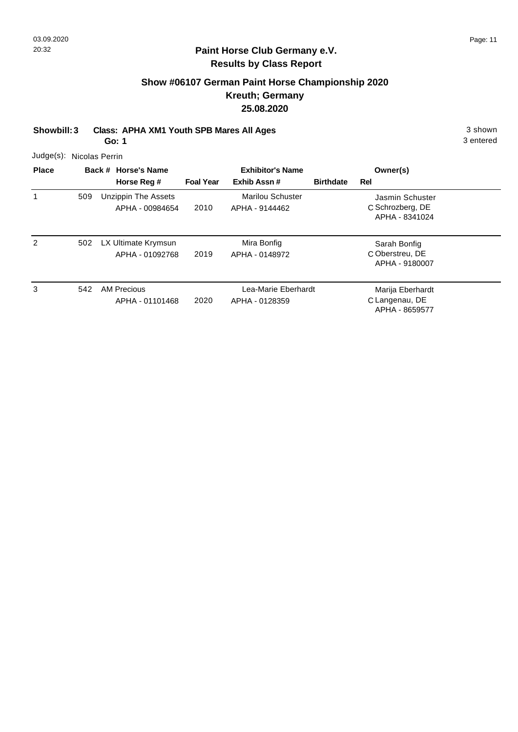## Paint Horse Club Germany e.V.
## Results by Class Report

### Show #06107 German Paint Horse Championship 2020
### Kreuth; Germany
### 25.08.2020

**Showbill: 3 Class: APHA XM1 Youth SPB Mares All Ages** 3 shown

**Go: 1** 3 entered

Judge(s): Nicolas Perrin

| Place | Back # | Horse's Name / Horse Reg # | Foal Year | Exhibitor's Name / Exhib Assn # | Birthdate | Rel | Owner(s) |
|---|---|---|---|---|---|---|---|
| 1 | 509 | Unzippin The Assets<br>APHA - 00984654 | 2010 | Marilou Schuster<br>APHA - 9144462 | | C | Jasmin Schuster<br>Schrozberg, DE<br>APHA - 8341024 |
| 2 | 502 | LX Ultimate Krymsun<br>APHA - 01092768 | 2019 | Mira Bonfig<br>APHA - 0148972 | | C | Sarah Bonfig<br>Oberstreu, DE<br>APHA - 9180007 |
| 3 | 542 | AM Precious<br>APHA - 01101468 | 2020 | Lea-Marie Eberhardt<br>APHA - 0128359 | | C | Marija Eberhardt<br>Langenau, DE<br>APHA - 8659577 |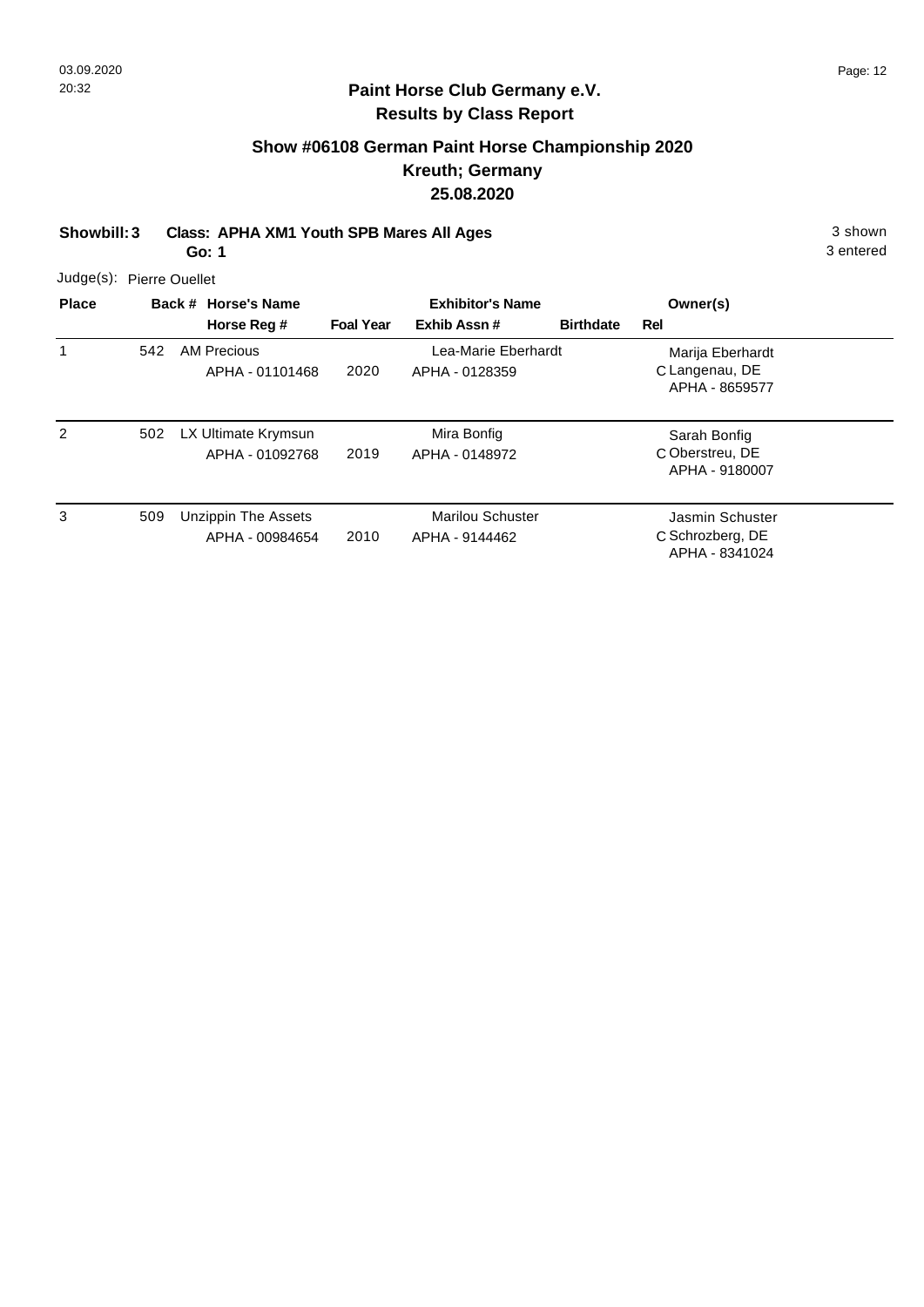**Paint Horse Club Germany e.V.**
**Results by Class Report**

## Show #06108 German Paint Horse Championship 2020
## Kreuth; Germany
## 25.08.2020

**Showbill: 3** **Class: APHA XM1 Youth SPB Mares All Ages** 3 shown
**Go: 1** 3 entered

Judge(s): Pierre Ouellet

| Place | Back # | Horse's Name / Horse Reg # | Foal Year | Exhibitor's Name / Exhib Assn # | Birthdate | Rel | Owner(s) |
|---|---|---|---|---|---|---|---|
| 1 | 542 | AM Precious<br>APHA - 01101468 | 2020 | Lea-Marie Eberhardt<br>APHA - 0128359 | | C | Marija Eberhardt<br>Langenau, DE<br>APHA - 8659577 |
| 2 | 502 | LX Ultimate Krymsun<br>APHA - 01092768 | 2019 | Mira Bonfig<br>APHA - 0148972 | | C | Sarah Bonfig<br>Oberstreu, DE<br>APHA - 9180007 |
| 3 | 509 | Unzippin The Assets<br>APHA - 00984654 | 2010 | Marilou Schuster<br>APHA - 9144462 | | C | Jasmin Schuster<br>Schrozberg, DE<br>APHA - 8341024 |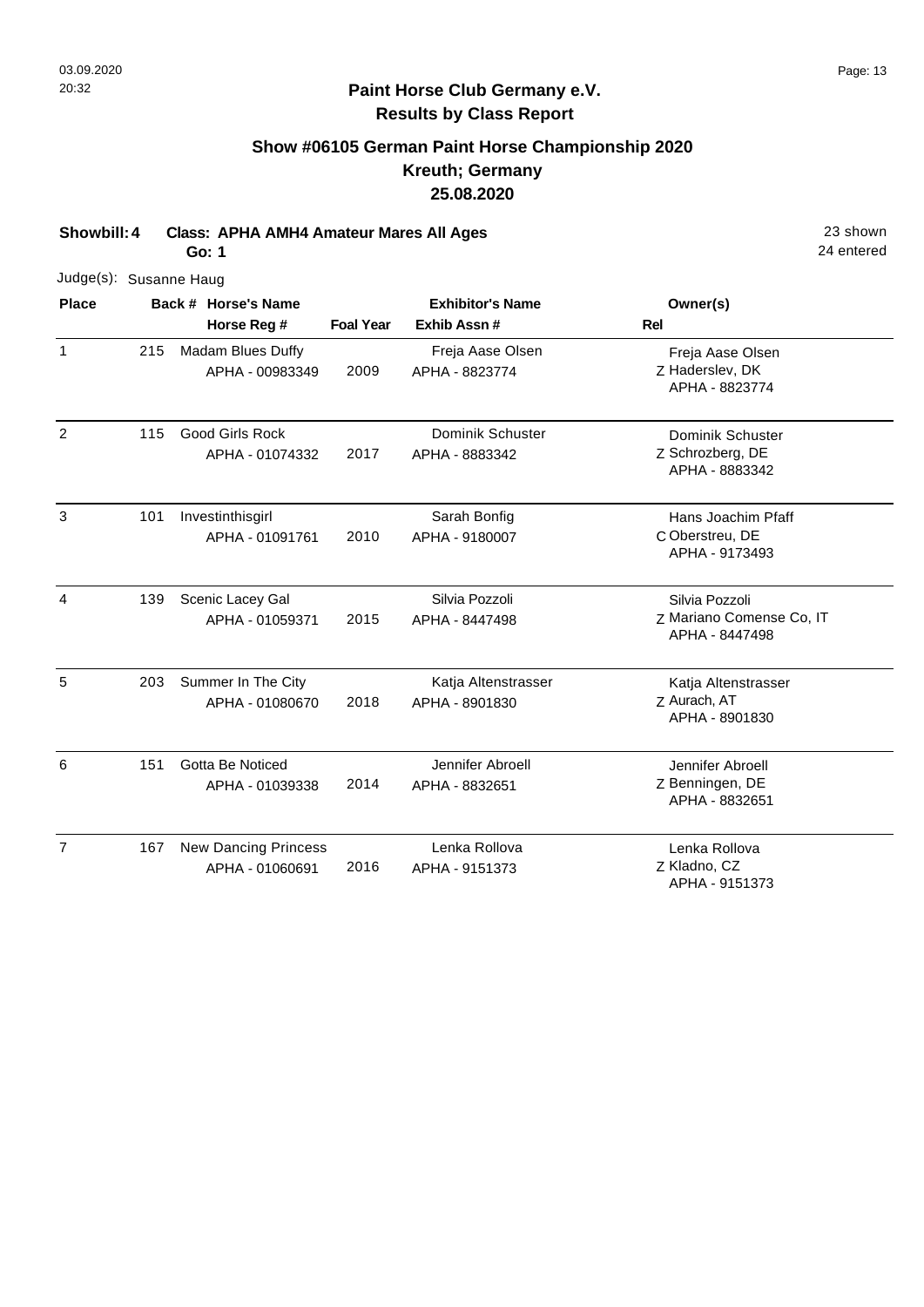# Paint Horse Club Germany e.V.

## Results by Class Report

### Show #06105 German Paint Horse Championship 2020
### Kreuth; Germany
### 25.08.2020

**Showbill: 4** **Class: APHA AMH4 Amateur Mares All Ages** 23 shown

**Go: 1** 24 entered

Judge(s): Susanne Haug

| Place | Back # | Horse's Name / Horse Reg # | Foal Year | Exhibitor's Name / Exhib Assn # | Rel | Owner(s) |
|---|---|---|---|---|---|---|
| 1 | 215 | Madam Blues Duffy<br>APHA - 00983349 | 2009 | Freja Aase Olsen<br>APHA - 8823774 | Z | Freja Aase Olsen<br>Haderslev, DK<br>APHA - 8823774 |
| 2 | 115 | Good Girls Rock<br>APHA - 01074332 | 2017 | Dominik Schuster<br>APHA - 8883342 | Z | Dominik Schuster<br>Schrozberg, DE<br>APHA - 8883342 |
| 3 | 101 | Investinthisgirl<br>APHA - 01091761 | 2010 | Sarah Bonfig<br>APHA - 9180007 | C | Hans Joachim Pfaff<br>Oberstreu, DE<br>APHA - 9173493 |
| 4 | 139 | Scenic Lacey Gal<br>APHA - 01059371 | 2015 | Silvia Pozzoli<br>APHA - 8447498 | Z | Silvia Pozzoli<br>Mariano Comense Co, IT<br>APHA - 8447498 |
| 5 | 203 | Summer In The City<br>APHA - 01080670 | 2018 | Katja Altenstrasser<br>APHA - 8901830 | Z | Katja Altenstrasser<br>Aurach, AT<br>APHA - 8901830 |
| 6 | 151 | Gotta Be Noticed<br>APHA - 01039338 | 2014 | Jennifer Abroell<br>APHA - 8832651 | Z | Jennifer Abroell<br>Benningen, DE<br>APHA - 8832651 |
| 7 | 167 | New Dancing Princess<br>APHA - 01060691 | 2016 | Lenka Rollova<br>APHA - 9151373 | Z | Lenka Rollova<br>Kladno, CZ<br>APHA - 9151373 |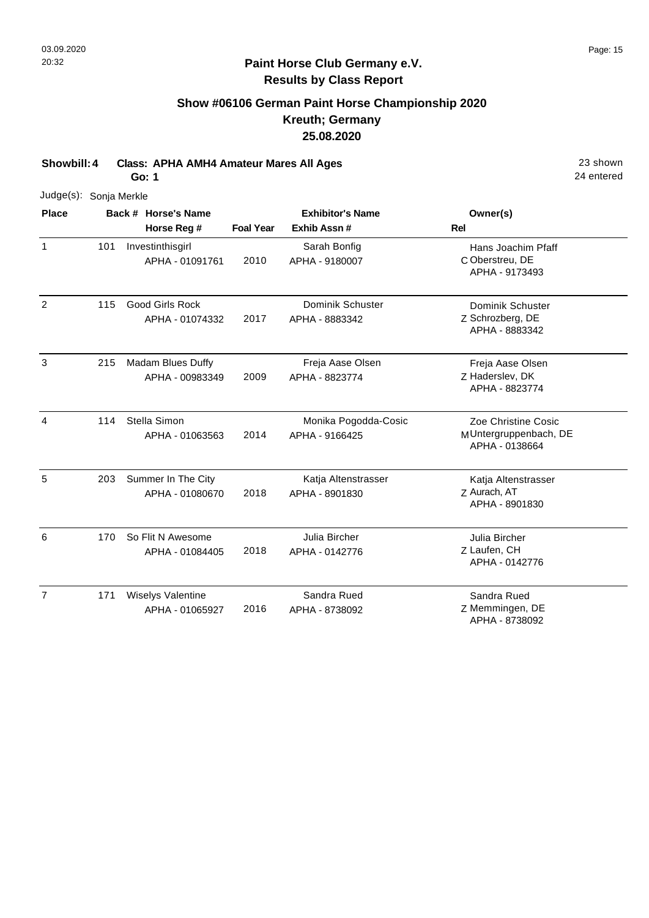## Paint Horse Club Germany e.V.
## Results by Class Report

### Show #06106 German Paint Horse Championship 2020
### Kreuth; Germany
### 25.08.2020

**Showbill: 4** **Class: APHA AMH4 Amateur Mares All Ages** 23 shown

**Go: 1** 24 entered

Judge(s): Sonja Merkle

| Place | Back # | Horse's Name / Horse Reg # | Foal Year | Exhibitor's Name / Exhib Assn # | Rel | Owner(s) |
|---|---|---|---|---|---|---|
| 1 | 101 | Investinthisgirl<br>APHA - 01091761 | 2010 | Sarah Bonfig<br>APHA - 9180007 | C | Hans Joachim Pfaff<br>Oberstreu, DE<br>APHA - 9173493 |
| 2 | 115 | Good Girls Rock<br>APHA - 01074332 | 2017 | Dominik Schuster<br>APHA - 8883342 | Z | Dominik Schuster<br>Schrozberg, DE<br>APHA - 8883342 |
| 3 | 215 | Madam Blues Duffy<br>APHA - 00983349 | 2009 | Freja Aase Olsen<br>APHA - 8823774 | Z | Freja Aase Olsen<br>Haderslev, DK<br>APHA - 8823774 |
| 4 | 114 | Stella Simon<br>APHA - 01063563 | 2014 | Monika Pogodda-Cosic<br>APHA - 9166425 | M | Zoe Christine Cosic<br>Untergruppenbach, DE<br>APHA - 0138664 |
| 5 | 203 | Summer In The City<br>APHA - 01080670 | 2018 | Katja Altenstrasser<br>APHA - 8901830 | Z | Katja Altenstrasser<br>Aurach, AT<br>APHA - 8901830 |
| 6 | 170 | So Flit N Awesome<br>APHA - 01084405 | 2018 | Julia Bircher<br>APHA - 0142776 | Z | Julia Bircher<br>Laufen, CH<br>APHA - 0142776 |
| 7 | 171 | Wiselys Valentine<br>APHA - 01065927 | 2016 | Sandra Rued<br>APHA - 8738092 | Z | Sandra Rued<br>Memmingen, DE<br>APHA - 8738092 |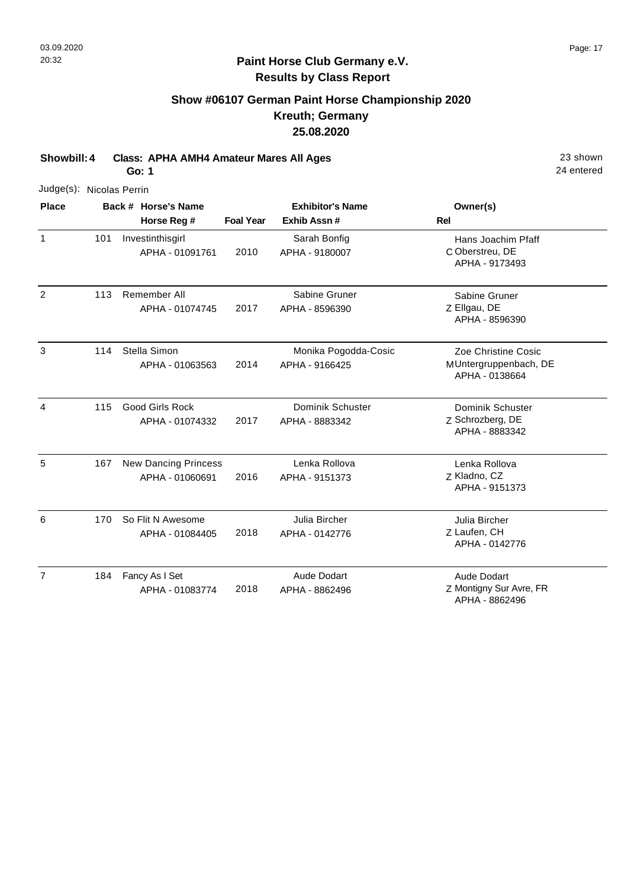03.09.2020
20:32

## Paint Horse Club Germany e.V.
## Results by Class Report

### Show #06107 German Paint Horse Championship 2020
### Kreuth; Germany
### 25.08.2020

**Showbill: 4** **Class: APHA AMH4 Amateur Mares All Ages** 23 shown
**Go: 1** 24 entered

Judge(s): Nicolas Perrin

| Place | Back # | Horse's Name / Horse Reg # | Foal Year | Exhibitor's Name / Exhib Assn # | Rel | Owner(s) |
|---|---|---|---|---|---|---|
| 1 | 101 | Investinthisgirl<br>APHA - 01091761 | 2010 | Sarah Bonfig<br>APHA - 9180007 | C | Hans Joachim Pfaff<br>Oberstreu, DE<br>APHA - 9173493 |
| 2 | 113 | Remember All<br>APHA - 01074745 | 2017 | Sabine Gruner<br>APHA - 8596390 | Z | Sabine Gruner<br>Ellgau, DE<br>APHA - 8596390 |
| 3 | 114 | Stella Simon<br>APHA - 01063563 | 2014 | Monika Pogodda-Cosic<br>APHA - 9166425 | M | Zoe Christine Cosic<br>Untergruppenbach, DE<br>APHA - 0138664 |
| 4 | 115 | Good Girls Rock<br>APHA - 01074332 | 2017 | Dominik Schuster<br>APHA - 8883342 | Z | Dominik Schuster<br>Schrozberg, DE<br>APHA - 8883342 |
| 5 | 167 | New Dancing Princess<br>APHA - 01060691 | 2016 | Lenka Rollova<br>APHA - 9151373 | Z | Lenka Rollova<br>Kladno, CZ<br>APHA - 9151373 |
| 6 | 170 | So Flit N Awesome<br>APHA - 01084405 | 2018 | Julia Bircher<br>APHA - 0142776 | Z | Julia Bircher<br>Laufen, CH<br>APHA - 0142776 |
| 7 | 184 | Fancy As I Set<br>APHA - 01083774 | 2018 | Aude Dodart<br>APHA - 8862496 | Z | Aude Dodart<br>Montigny Sur Avre, FR<br>APHA - 8862496 |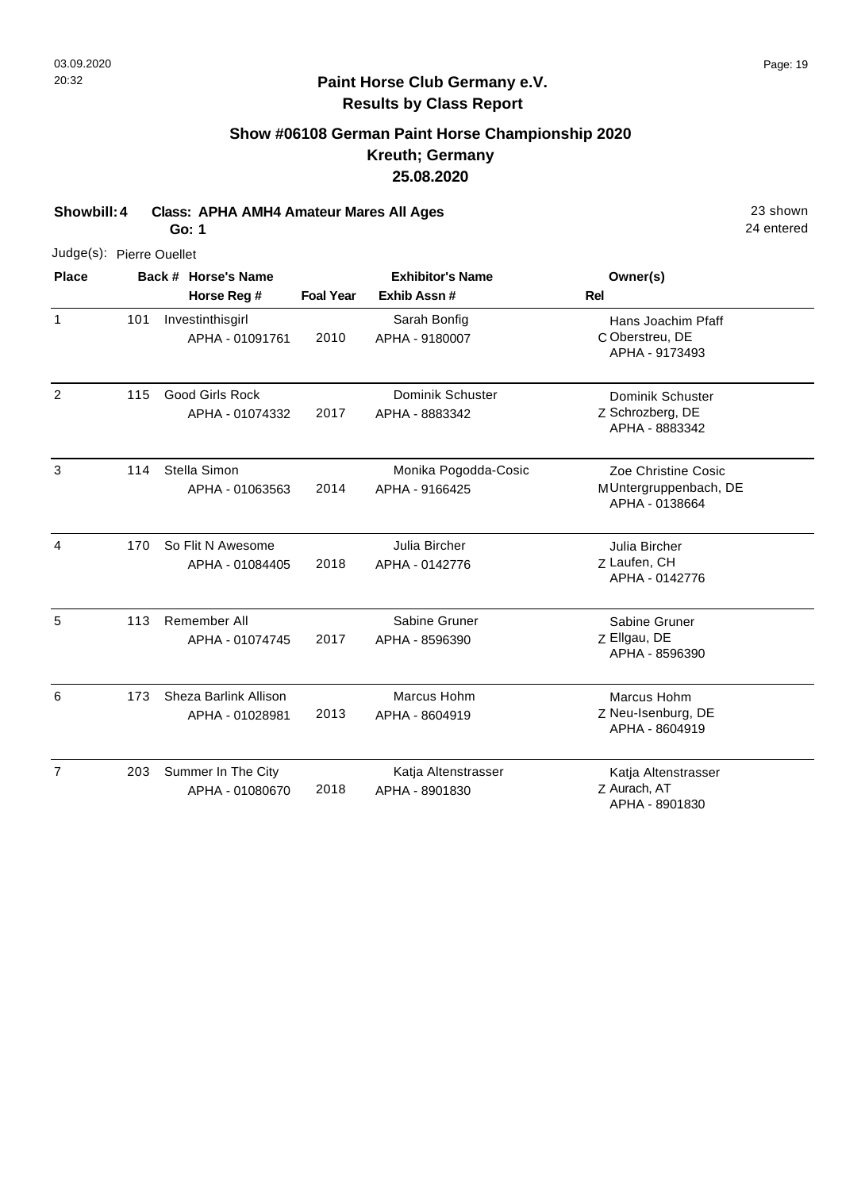**Paint Horse Club Germany e.V.**
**Results by Class Report**

## Show #06108 German Paint Horse Championship 2020
## Kreuth; Germany
## 25.08.2020

**Showbill: 4 Class: APHA AMH4 Amateur Mares All Ages** — 23 shown, 24 entered

**Go: 1**

Judge(s): Pierre Ouellet

| Place | Back # | Horse's Name / Horse Reg # | Foal Year | Exhibitor's Name / Exhib Assn # | Rel | Owner(s) |
|---|---|---|---|---|---|---|
| 1 | 101 | Investinthisgirl<br>APHA - 01091761 | 2010 | Sarah Bonfig<br>APHA - 9180007 | C | Hans Joachim Pfaff<br>Oberstreu, DE<br>APHA - 9173493 |
| 2 | 115 | Good Girls Rock<br>APHA - 01074332 | 2017 | Dominik Schuster<br>APHA - 8883342 | Z | Dominik Schuster<br>Schrozberg, DE<br>APHA - 8883342 |
| 3 | 114 | Stella Simon<br>APHA - 01063563 | 2014 | Monika Pogodda-Cosic<br>APHA - 9166425 | M | Zoe Christine Cosic<br>Untergruppenbach, DE<br>APHA - 0138664 |
| 4 | 170 | So Flit N Awesome<br>APHA - 01084405 | 2018 | Julia Bircher<br>APHA - 0142776 | Z | Julia Bircher<br>Laufen, CH<br>APHA - 0142776 |
| 5 | 113 | Remember All<br>APHA - 01074745 | 2017 | Sabine Gruner<br>APHA - 8596390 | Z | Sabine Gruner<br>Ellgau, DE<br>APHA - 8596390 |
| 6 | 173 | Sheza Barlink Allison<br>APHA - 01028981 | 2013 | Marcus Hohm<br>APHA - 8604919 | Z | Marcus Hohm<br>Neu-Isenburg, DE<br>APHA - 8604919 |
| 7 | 203 | Summer In The City<br>APHA - 01080670 | 2018 | Katja Altenstrasser<br>APHA - 8901830 | Z | Katja Altenstrasser<br>Aurach, AT<br>APHA - 8901830 |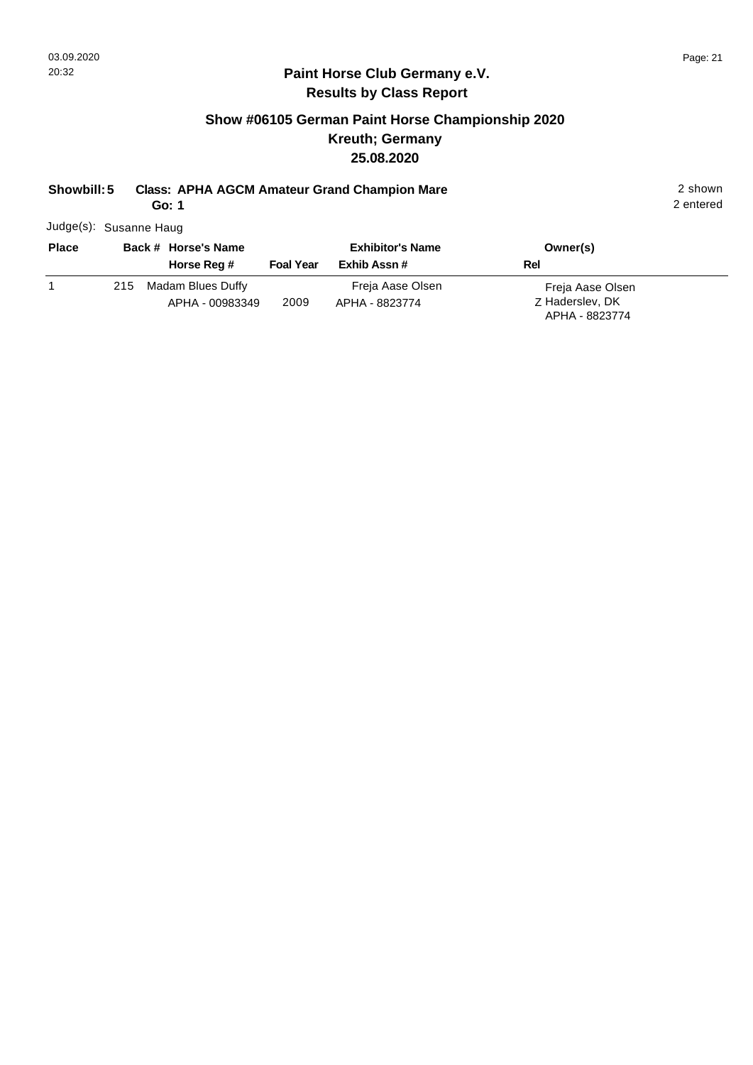**Paint Horse Club Germany e.V.**
**Results by Class Report**

## Show #06105 German Paint Horse Championship 2020
## Kreuth; Germany
## 25.08.2020

**Showbill: 5** **Class: APHA AGCM Amateur Grand Champion Mare** 2 shown
**Go: 1** 2 entered

Judge(s): Susanne Haug

| Place | Back # | Horse's Name / Horse Reg # | Foal Year | Exhibitor's Name / Exhib Assn # | Owner(s) / Rel |
|---|---|---|---|---|---|
| 1 | 215 | Madam Blues Duffy<br>APHA - 00983349 | 2009 | Freja Aase Olsen<br>APHA - 8823774 | Freja Aase Olsen<br>Z Haderslev, DK<br>APHA - 8823774 |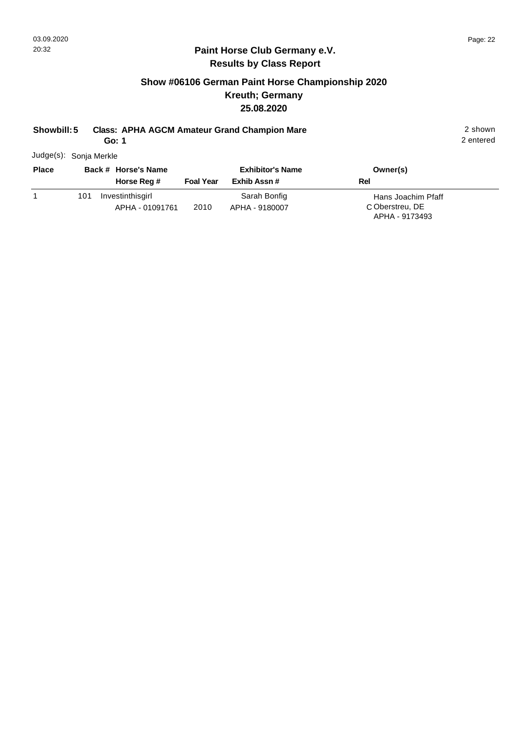# Paint Horse Club Germany e.V.

## Results by Class Report

### Show #06106 German Paint Horse Championship 2020

### Kreuth; Germany

### 25.08.2020

**Showbill: 5** **Class: APHA AGCM Amateur Grand Champion Mare** 2 shown

**Go: 1** 2 entered

Judge(s): Sonja Merkle

| Place | Back # | Horse's Name / Horse Reg # | Foal Year | Exhibitor's Name / Exhib Assn # | Rel | Owner(s) |
|---|---|---|---|---|---|---|
| 1 | 101 | Investinthisgirl<br>APHA - 01091761 | 2010 | Sarah Bonfig<br>APHA - 9180007 | C | Hans Joachim Pfaff<br>Oberstreu, DE<br>APHA - 9173493 |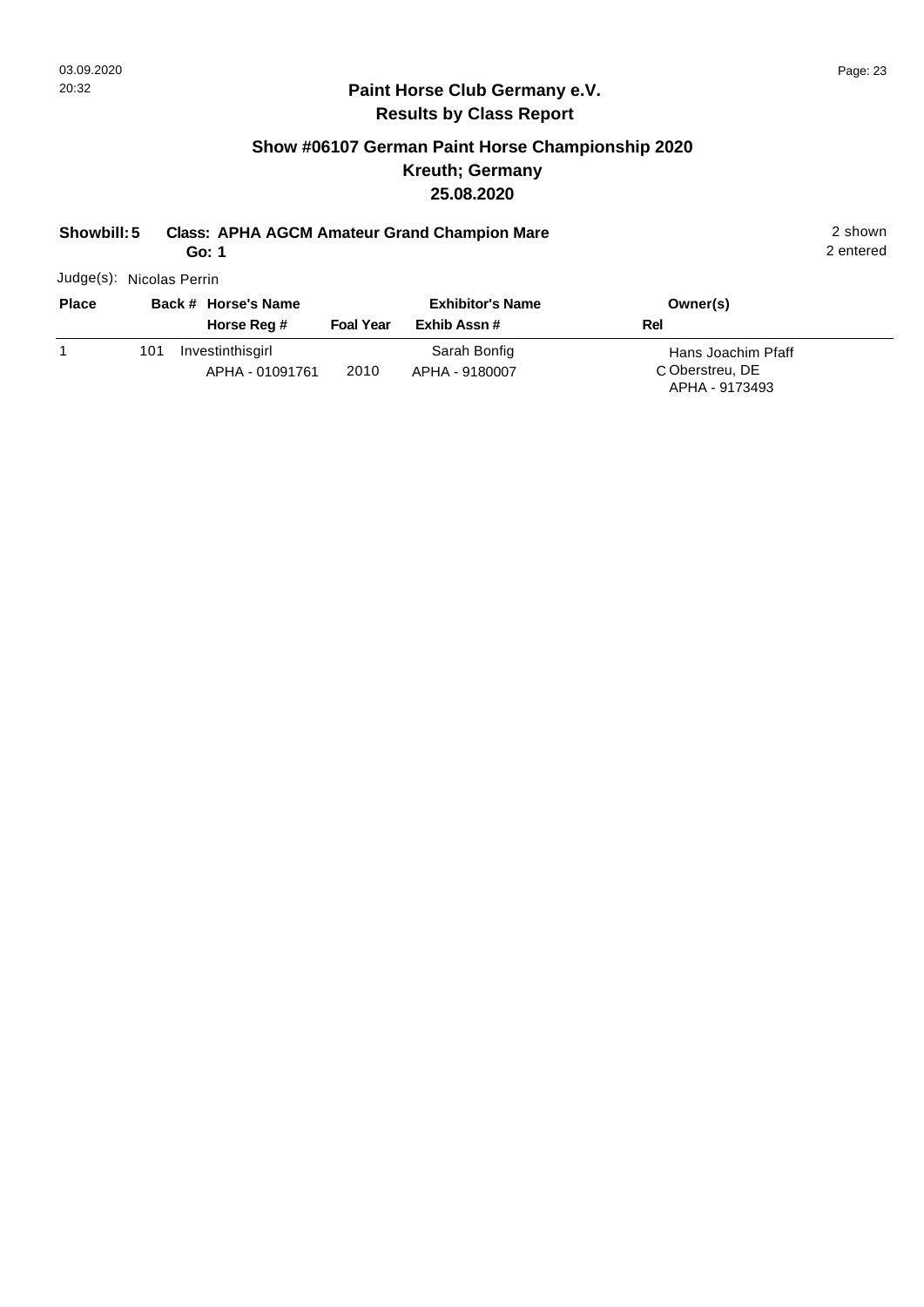## Paint Horse Club Germany e.V.
## Results by Class Report

### Show #06107 German Paint Horse Championship 2020
### Kreuth; Germany
### 25.08.2020

**Showbill: 5** **Class: APHA AGCM Amateur Grand Champion Mare** 2 shown
**Go: 1** 2 entered

Judge(s): Nicolas Perrin

| Place | Back # | Horse's Name / Horse Reg # | Foal Year | Exhibitor's Name / Exhib Assn # | Rel | Owner(s) |
|---|---|---|---|---|---|---|
| 1 | 101 | Investinthisgirl<br>APHA - 01091761 | 2010 | Sarah Bonfig<br>APHA - 9180007 | C | Hans Joachim Pfaff<br>Oberstreu, DE<br>APHA - 9173493 |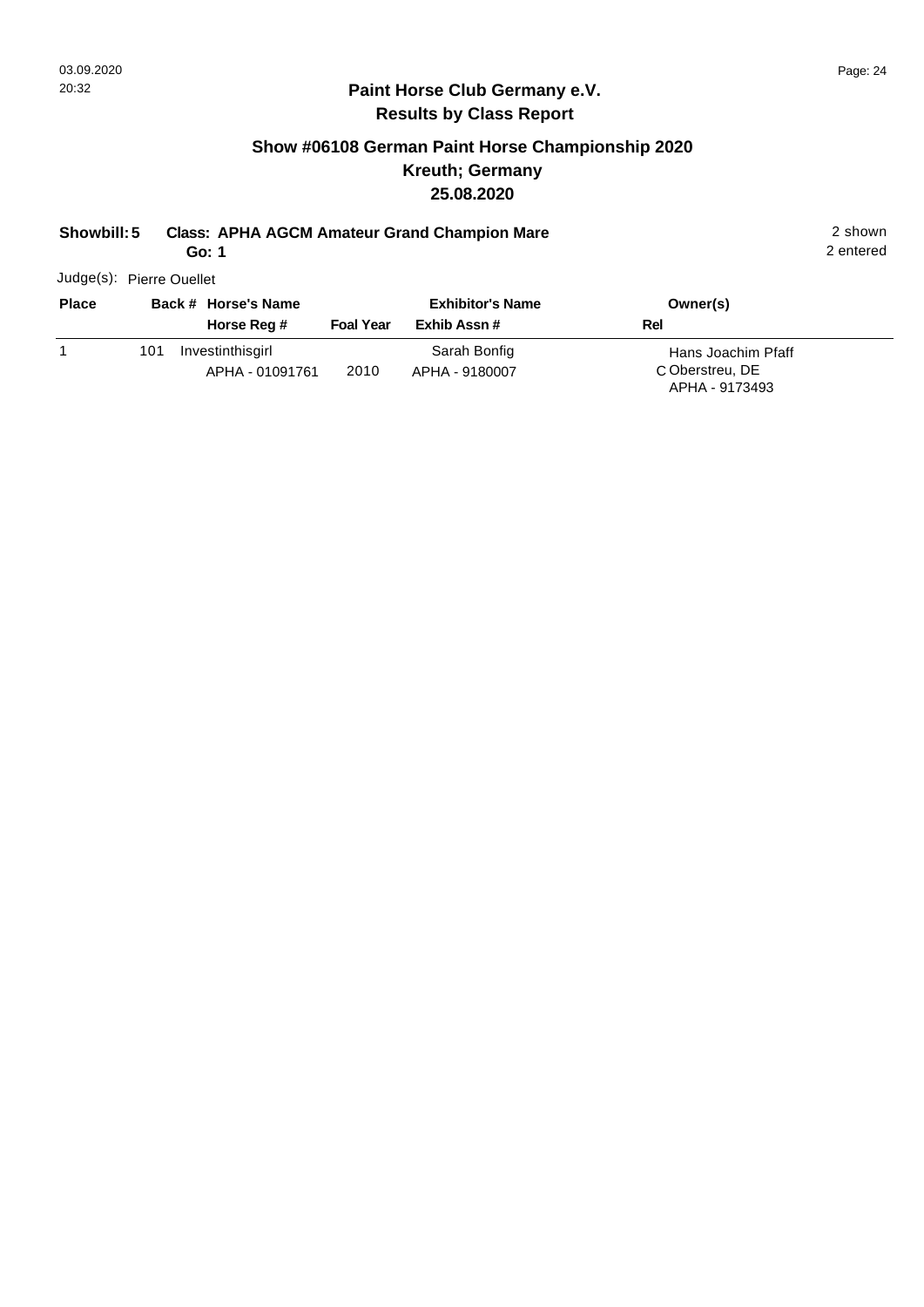## Paint Horse Club Germany e.V.
## Results by Class Report

### Show #06108 German Paint Horse Championship 2020
### Kreuth; Germany
### 25.08.2020

**Showbill: 5** **Class: APHA AGCM Amateur Grand Champion Mare** 2 shown
**Go: 1** 2 entered

Judge(s): Pierre Ouellet

| Place | Back # | Horse's Name / Horse Reg # | Foal Year | Exhibitor's Name / Exhib Assn # | Rel | Owner(s) |
|---|---|---|---|---|---|---|
| 1 | 101 | Investinthisgirl<br>APHA - 01091761 | 2010 | Sarah Bonfig<br>APHA - 9180007 | C | Hans Joachim Pfaff<br>Oberstreu, DE<br>APHA - 9173493 |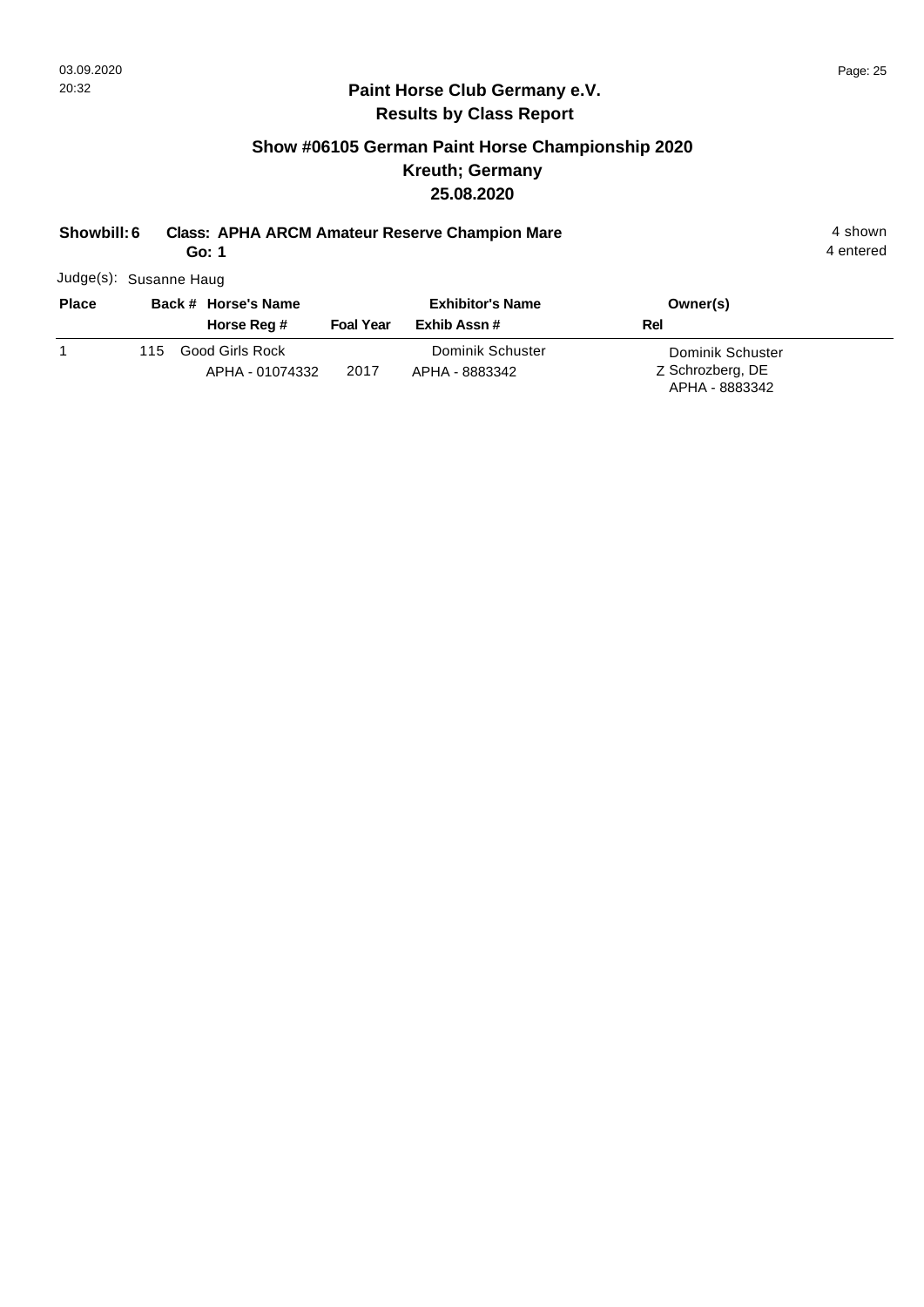**Paint Horse Club Germany e.V.**

**Results by Class Report**

## Show #06105 German Paint Horse Championship 2020

## Kreuth; Germany

## 25.08.2020

**Showbill: 6** **Class: APHA ARCM Amateur Reserve Champion Mare** **Go: 1**

4 shown
4 entered

Judge(s): Susanne Haug

| Place | Back # | Horse's Name / Horse Reg # | Foal Year | Exhibitor's Name / Exhib Assn # | Rel | Owner(s) |
|---|---|---|---|---|---|---|
| 1 | 115 | Good Girls Rock<br>APHA - 01074332 | 2017 | Dominik Schuster<br>APHA - 8883342 | Z | Dominik Schuster<br>Schrozberg, DE<br>APHA - 8883342 |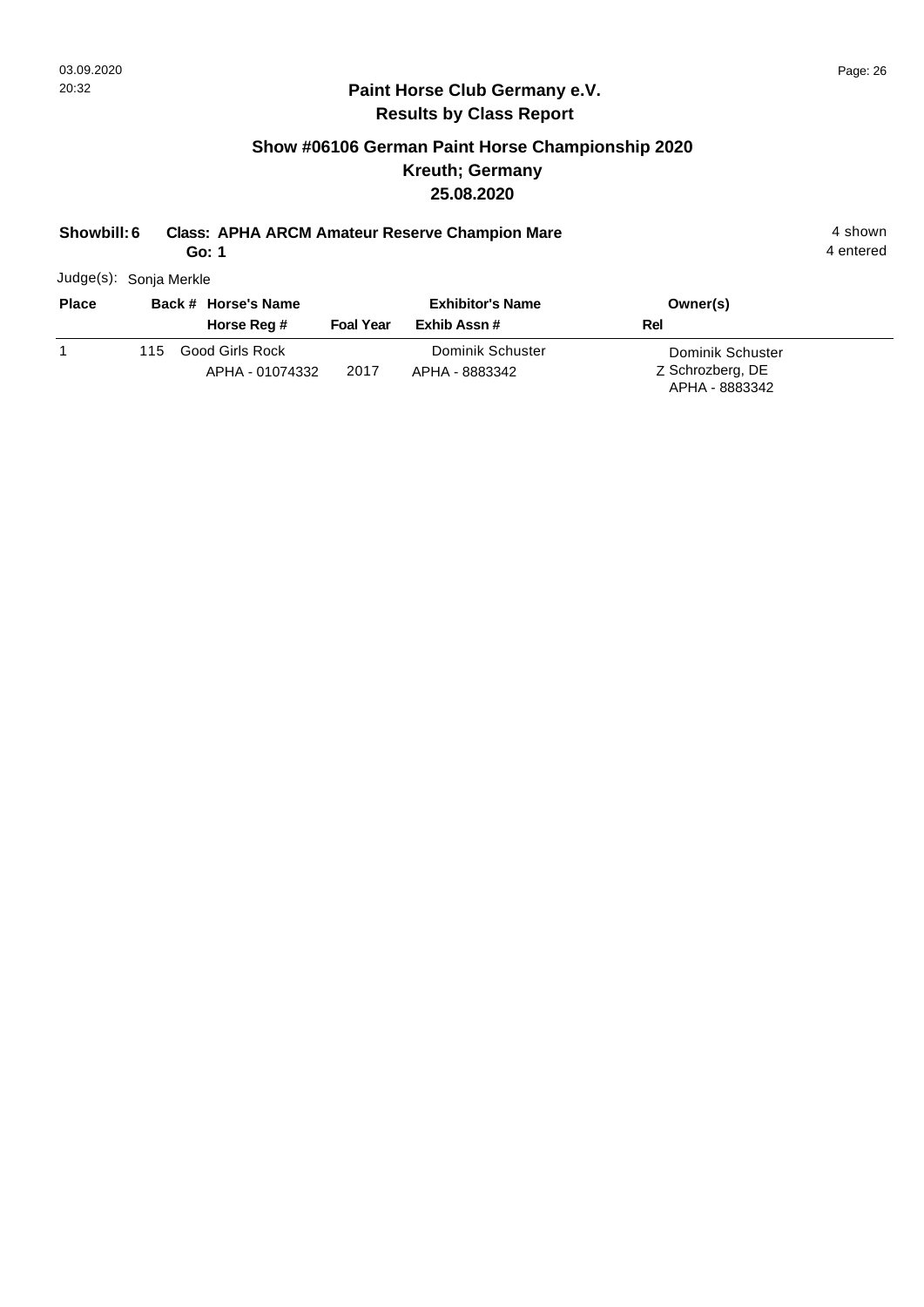## Paint Horse Club Germany e.V.
## Results by Class Report

### Show #06106 German Paint Horse Championship 2020
### Kreuth; Germany
### 25.08.2020

**Showbill: 6** **Class: APHA ARCM Amateur Reserve Champion Mare** 4 shown
**Go: 1** 4 entered

Judge(s): Sonja Merkle

| Place | Back # | Horse's Name / Horse Reg # | Foal Year | Exhibitor's Name / Exhib Assn # | Owner(s) / Rel |
|---|---|---|---|---|---|
| 1 | 115 | Good Girls Rock<br>APHA - 01074332 | 2017 | Dominik Schuster<br>APHA - 8883342 | Dominik Schuster<br>Z Schrozberg, DE<br>APHA - 8883342 |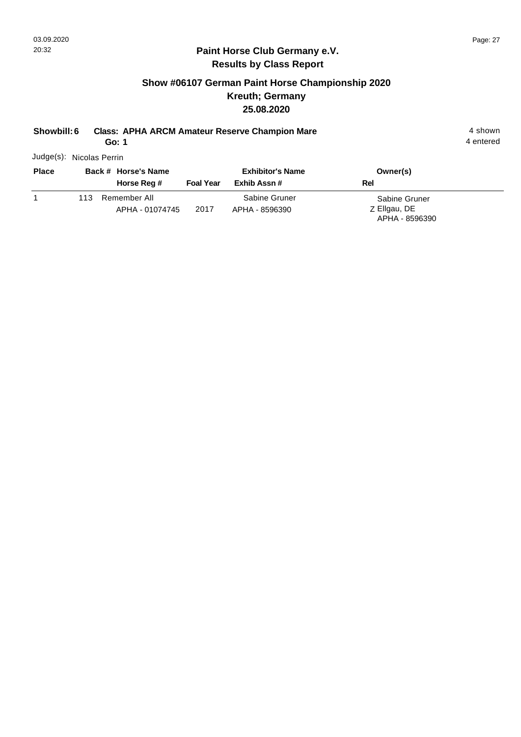## Paint Horse Club Germany e.V.
## Results by Class Report

### Show #06107 German Paint Horse Championship 2020
### Kreuth; Germany
### 25.08.2020

**Showbill: 6** **Class: APHA ARCM Amateur Reserve Champion Mare** — 4 shown

**Go: 1** — 4 entered

Judge(s): Nicolas Perrin

| Place | Back # | Horse's Name / Horse Reg # | Foal Year | Exhibitor's Name / Exhib Assn # | Owner(s) / Rel |
|---|---|---|---|---|---|
| 1 | 113 | Remember All<br>APHA - 01074745 | 2017 | Sabine Gruner<br>APHA - 8596390 | Sabine Gruner<br>Z Ellgau, DE<br>APHA - 8596390 |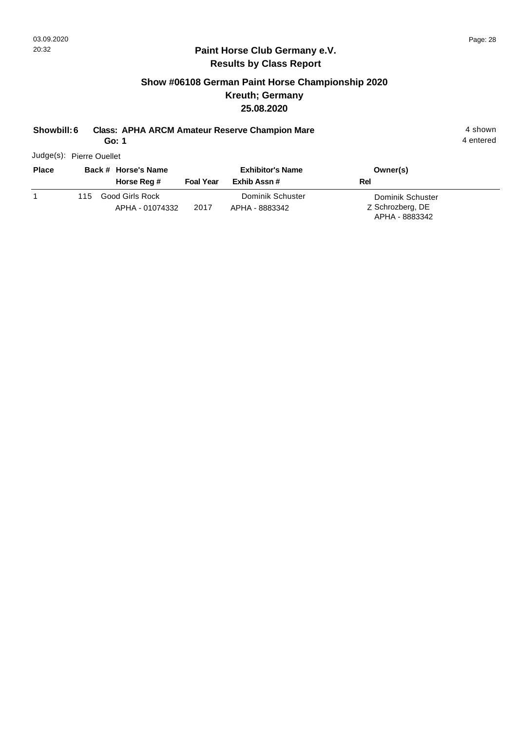## Paint Horse Club Germany e.V.
## Results by Class Report

### Show #06108 German Paint Horse Championship 2020
### Kreuth; Germany
### 25.08.2020

**Showbill: 6** **Class: APHA ARCM Amateur Reserve Champion Mare** 4 shown
**Go: 1** 4 entered

Judge(s): Pierre Ouellet

| Place | Back # | Horse's Name / Horse Reg # | Foal Year | Exhibitor's Name / Exhib Assn # | Rel | Owner(s) |
|---|---|---|---|---|---|---|
| 1 | 115 | Good Girls Rock<br>APHA - 01074332 | 2017 | Dominik Schuster<br>APHA - 8883342 | Z | Dominik Schuster<br>Schrozberg, DE<br>APHA - 8883342 |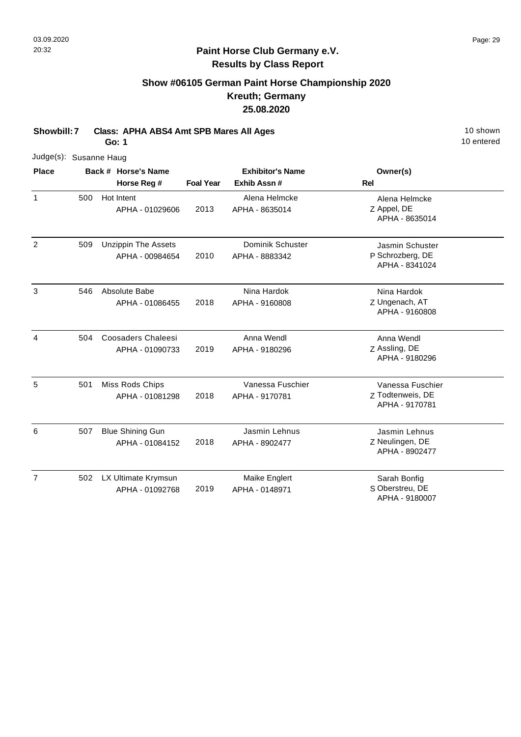## Paint Horse Club Germany e.V.
## Results by Class Report

### Show #06105 German Paint Horse Championship 2020
### Kreuth; Germany
### 25.08.2020

**Showbill: 7 Class: APHA ABS4 Amt SPB Mares All Ages** 10 shown
**Go: 1** 10 entered

Judge(s): Susanne Haug

| Place | Back # | Horse's Name / Horse Reg # | Foal Year | Exhibitor's Name / Exhib Assn # | Rel | Owner(s) |
|---|---|---|---|---|---|---|
| 1 | 500 | Hot Intent<br>APHA - 01029606 | 2013 | Alena Helmcke<br>APHA - 8635014 | Z | Alena Helmcke<br>Appel, DE<br>APHA - 8635014 |
| 2 | 509 | Unzippin The Assets<br>APHA - 00984654 | 2010 | Dominik Schuster<br>APHA - 8883342 | P | Jasmin Schuster<br>Schrozberg, DE<br>APHA - 8341024 |
| 3 | 546 | Absolute Babe<br>APHA - 01086455 | 2018 | Nina Hardok<br>APHA - 9160808 | Z | Nina Hardok<br>Ungenach, AT<br>APHA - 9160808 |
| 4 | 504 | Coosaders Chaleesi<br>APHA - 01090733 | 2019 | Anna Wendl<br>APHA - 9180296 | Z | Anna Wendl<br>Assling, DE<br>APHA - 9180296 |
| 5 | 501 | Miss Rods Chips<br>APHA - 01081298 | 2018 | Vanessa Fuschier<br>APHA - 9170781 | Z | Vanessa Fuschier<br>Todtenweis, DE<br>APHA - 9170781 |
| 6 | 507 | Blue Shining Gun<br>APHA - 01084152 | 2018 | Jasmin Lehnus<br>APHA - 8902477 | Z | Jasmin Lehnus<br>Neulingen, DE<br>APHA - 8902477 |
| 7 | 502 | LX Ultimate Krymsun<br>APHA - 01092768 | 2019 | Maike Englert<br>APHA - 0148971 | S | Sarah Bonfig<br>Oberstreu, DE<br>APHA - 9180007 |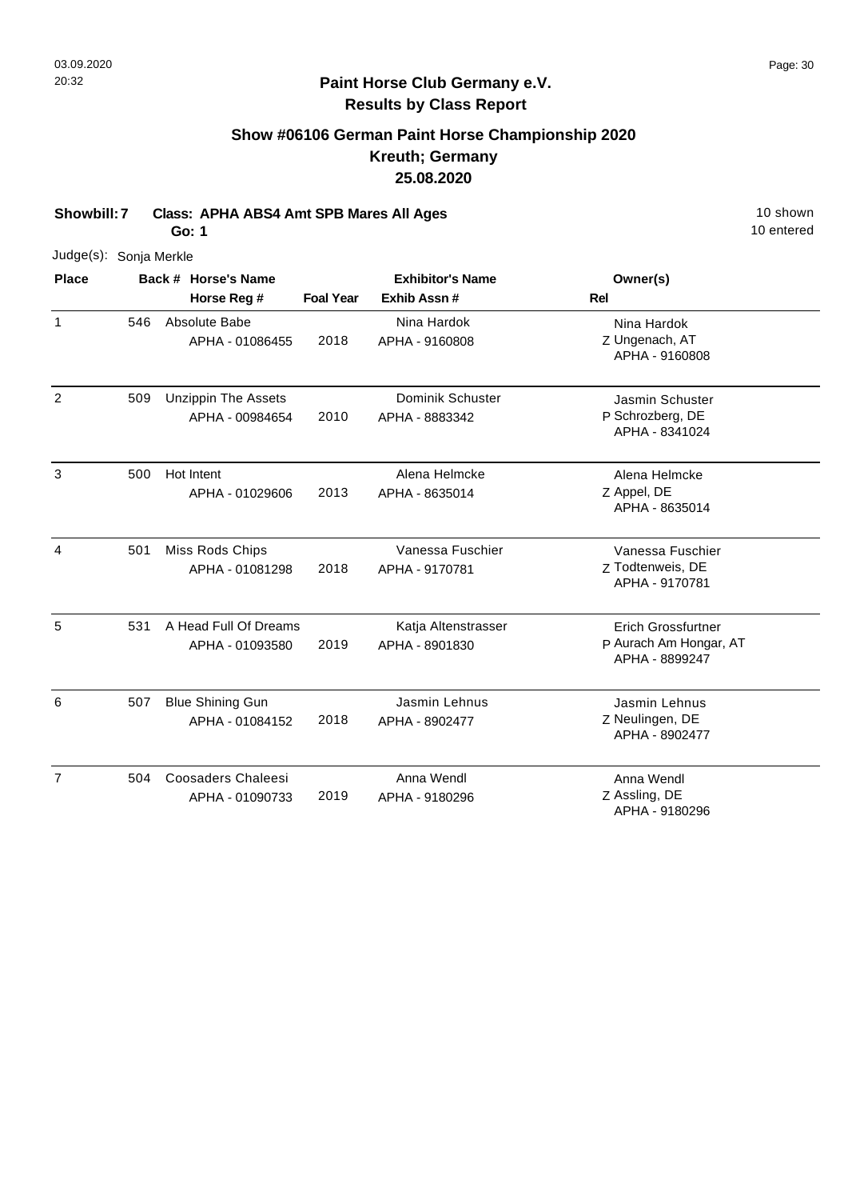# Paint Horse Club Germany e.V.
## Results by Class Report

### Show #06106 German Paint Horse Championship 2020
### Kreuth; Germany
### 25.08.2020

**Showbill: 7** **Class: APHA ABS4 Amt SPB Mares All Ages** 10 shown
**Go: 1** 10 entered

Judge(s): Sonja Merkle

| Place | Back # | Horse's Name / Horse Reg # | Foal Year | Exhibitor's Name / Exhib Assn # | Rel | Owner(s) |
|---|---|---|---|---|---|---|
| 1 | 546 | Absolute Babe<br>APHA - 01086455 | 2018 | Nina Hardok<br>APHA - 9160808 | Z | Nina Hardok<br>Ungenach, AT<br>APHA - 9160808 |
| 2 | 509 | Unzippin The Assets<br>APHA - 00984654 | 2010 | Dominik Schuster<br>APHA - 8883342 | P | Jasmin Schuster<br>Schrozberg, DE<br>APHA - 8341024 |
| 3 | 500 | Hot Intent<br>APHA - 01029606 | 2013 | Alena Helmcke<br>APHA - 8635014 | Z | Alena Helmcke<br>Appel, DE<br>APHA - 8635014 |
| 4 | 501 | Miss Rods Chips<br>APHA - 01081298 | 2018 | Vanessa Fuschier<br>APHA - 9170781 | Z | Vanessa Fuschier<br>Todtenweis, DE<br>APHA - 9170781 |
| 5 | 531 | A Head Full Of Dreams<br>APHA - 01093580 | 2019 | Katja Altenstrasser<br>APHA - 8901830 | P | Erich Grossfurtner<br>Aurach Am Hongar, AT<br>APHA - 8899247 |
| 6 | 507 | Blue Shining Gun<br>APHA - 01084152 | 2018 | Jasmin Lehnus<br>APHA - 8902477 | Z | Jasmin Lehnus<br>Neulingen, DE<br>APHA - 8902477 |
| 7 | 504 | Coosaders Chaleesi<br>APHA - 01090733 | 2019 | Anna Wendl<br>APHA - 9180296 | Z | Anna Wendl<br>Assling, DE<br>APHA - 9180296 |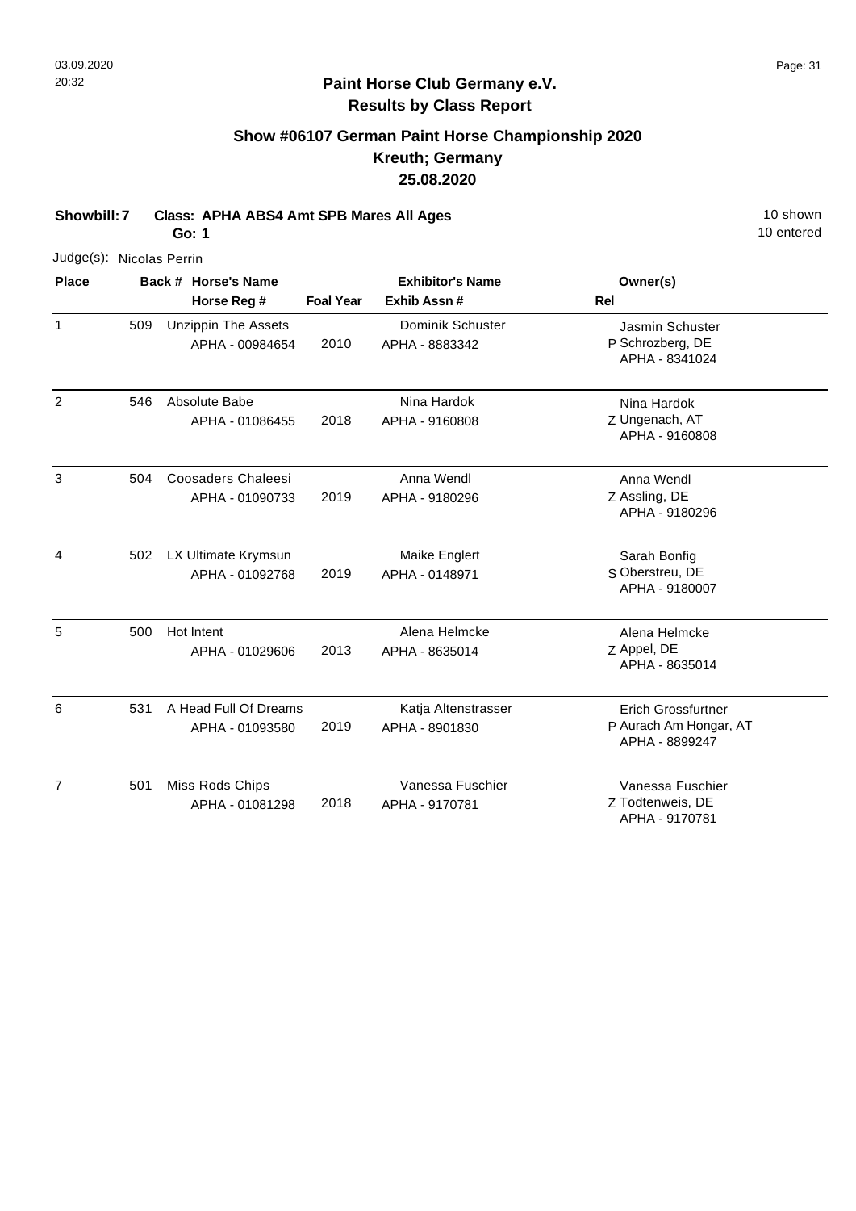03.09.2020
20:32

**Paint Horse Club Germany e.V.**
**Results by Class Report**

## Show #06107 German Paint Horse Championship 2020
## Kreuth; Germany
## 25.08.2020

**Showbill: 7 Class: APHA ABS4 Amt SPB Mares All Ages** 10 shown
**Go: 1** 10 entered

Judge(s): Nicolas Perrin

| Place | Back # | Horse's Name / Horse Reg # | Foal Year | Exhibitor's Name / Exhib Assn # | Rel | Owner(s) |
|---|---|---|---|---|---|---|
| 1 | 509 | Unzippin The Assets<br>APHA - 00984654 | 2010 | Dominik Schuster<br>APHA - 8883342 | P | Jasmin Schuster<br>Schrozberg, DE<br>APHA - 8341024 |
| 2 | 546 | Absolute Babe<br>APHA - 01086455 | 2018 | Nina Hardok<br>APHA - 9160808 | Z | Nina Hardok<br>Ungenach, AT<br>APHA - 9160808 |
| 3 | 504 | Coosaders Chaleesi<br>APHA - 01090733 | 2019 | Anna Wendl<br>APHA - 9180296 | Z | Anna Wendl<br>Assling, DE<br>APHA - 9180296 |
| 4 | 502 | LX Ultimate Krymsun<br>APHA - 01092768 | 2019 | Maike Englert<br>APHA - 0148971 | S | Sarah Bonfig<br>Oberstreu, DE<br>APHA - 9180007 |
| 5 | 500 | Hot Intent<br>APHA - 01029606 | 2013 | Alena Helmcke<br>APHA - 8635014 | Z | Alena Helmcke<br>Appel, DE<br>APHA - 8635014 |
| 6 | 531 | A Head Full Of Dreams<br>APHA - 01093580 | 2019 | Katja Altenstrasser<br>APHA - 8901830 | P | Erich Grossfurtner<br>Aurach Am Hongar, AT<br>APHA - 8899247 |
| 7 | 501 | Miss Rods Chips<br>APHA - 01081298 | 2018 | Vanessa Fuschier<br>APHA - 9170781 | Z | Vanessa Fuschier<br>Todtenweis, DE<br>APHA - 9170781 |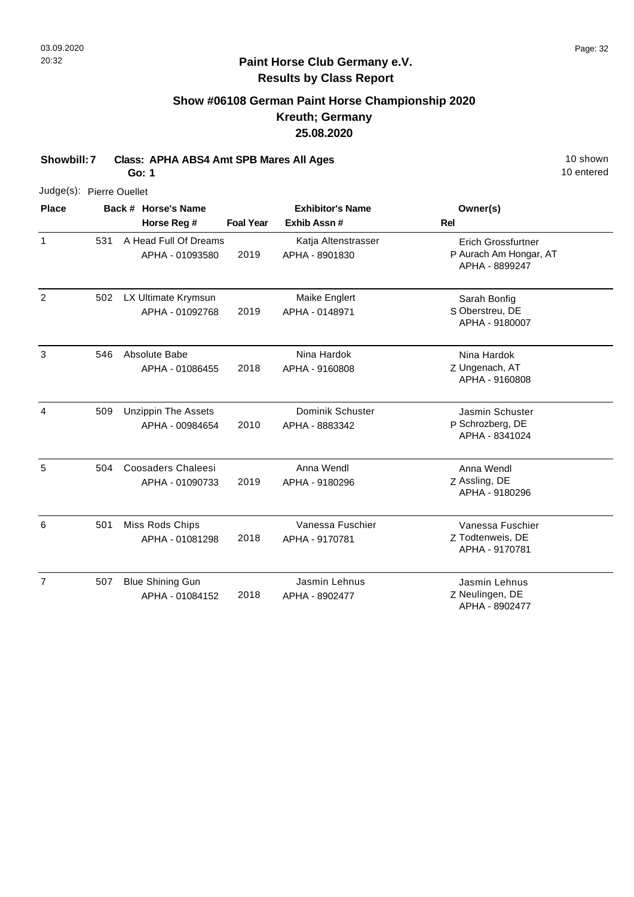## Paint Horse Club Germany e.V.
## Results by Class Report

### Show #06108 German Paint Horse Championship 2020
### Kreuth; Germany
### 25.08.2020

**Showbill: 7** **Class: APHA ABS4 Amt SPB Mares All Ages** 10 shown
**Go: 1** 10 entered

Judge(s): Pierre Ouellet

| Place | Back # | Horse's Name / Horse Reg # | Foal Year | Exhibitor's Name / Exhib Assn # | Rel | Owner(s) |
|---|---|---|---|---|---|---|
| 1 | 531 | A Head Full Of Dreams<br>APHA - 01093580 | 2019 | Katja Altenstrasser<br>APHA - 8901830 | P | Erich Grossfurtner<br>Aurach Am Hongar, AT<br>APHA - 8899247 |
| 2 | 502 | LX Ultimate Krymsun<br>APHA - 01092768 | 2019 | Maike Englert<br>APHA - 0148971 | S | Sarah Bonfig<br>Oberstreu, DE<br>APHA - 9180007 |
| 3 | 546 | Absolute Babe<br>APHA - 01086455 | 2018 | Nina Hardok<br>APHA - 9160808 | Z | Nina Hardok<br>Ungenach, AT<br>APHA - 9160808 |
| 4 | 509 | Unzippin The Assets<br>APHA - 00984654 | 2010 | Dominik Schuster<br>APHA - 8883342 | P | Jasmin Schuster<br>Schrozberg, DE<br>APHA - 8341024 |
| 5 | 504 | Coosaders Chaleesi<br>APHA - 01090733 | 2019 | Anna Wendl<br>APHA - 9180296 | Z | Anna Wendl<br>Assling, DE<br>APHA - 9180296 |
| 6 | 501 | Miss Rods Chips<br>APHA - 01081298 | 2018 | Vanessa Fuschier<br>APHA - 9170781 | Z | Vanessa Fuschier<br>Todtenweis, DE<br>APHA - 9170781 |
| 7 | 507 | Blue Shining Gun<br>APHA - 01084152 | 2018 | Jasmin Lehnus<br>APHA - 8902477 | Z | Jasmin Lehnus<br>Neulingen, DE<br>APHA - 8902477 |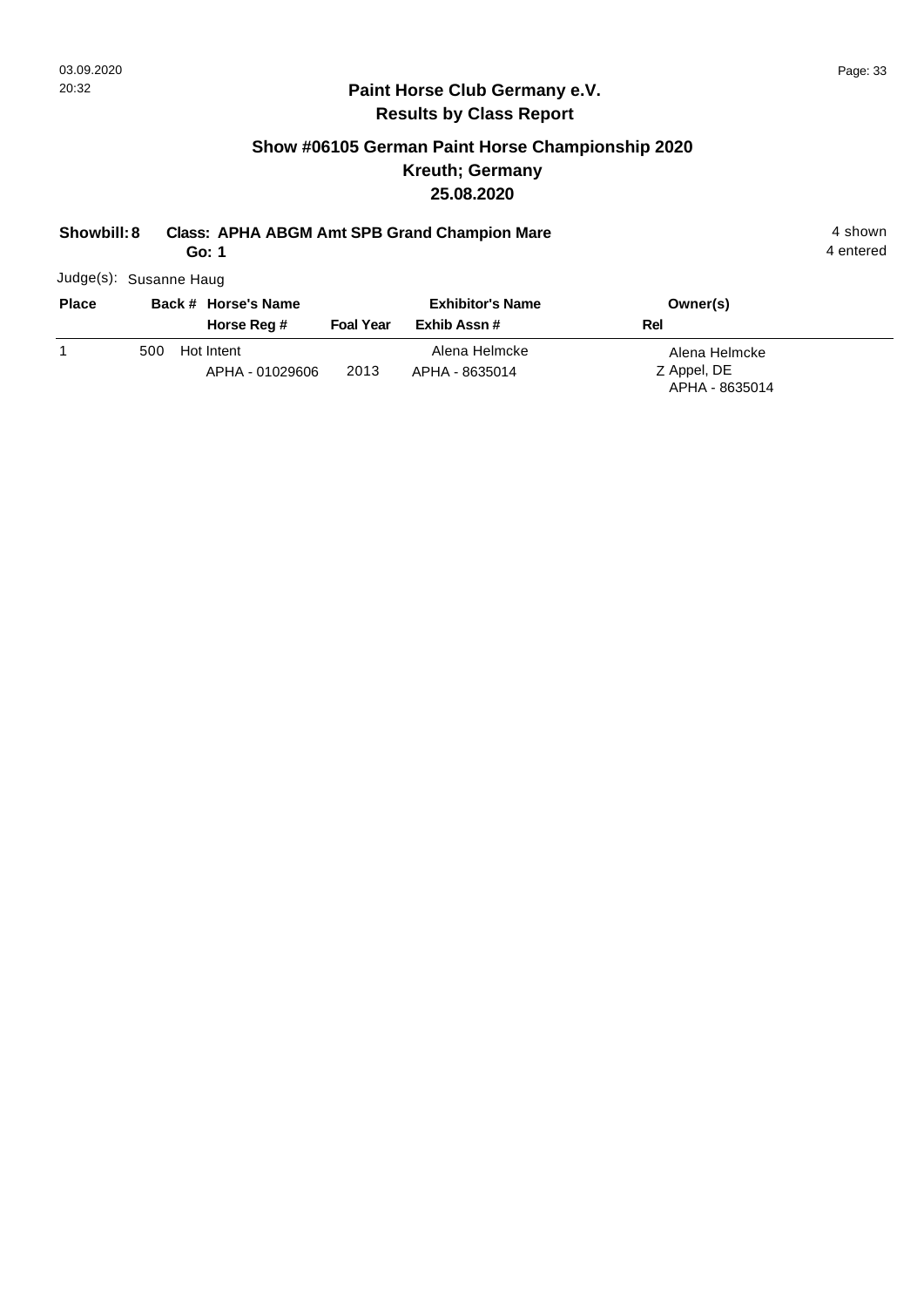**Paint Horse Club Germany e.V.**
**Results by Class Report**

## Show #06105 German Paint Horse Championship 2020
## Kreuth; Germany
## 25.08.2020

**Showbill: 8** **Class: APHA ABGM Amt SPB Grand Champion Mare** 4 shown
**Go: 1** 4 entered

Judge(s): Susanne Haug

| Place | Back # | Horse's Name / Horse Reg # | Foal Year | Exhibitor's Name / Exhib Assn # | Rel | Owner(s) |
|---|---|---|---|---|---|---|
| 1 | 500 | Hot Intent<br>APHA - 01029606 | 2013 | Alena Helmcke<br>APHA - 8635014 | Z | Alena Helmcke<br>Appel, DE<br>APHA - 8635014 |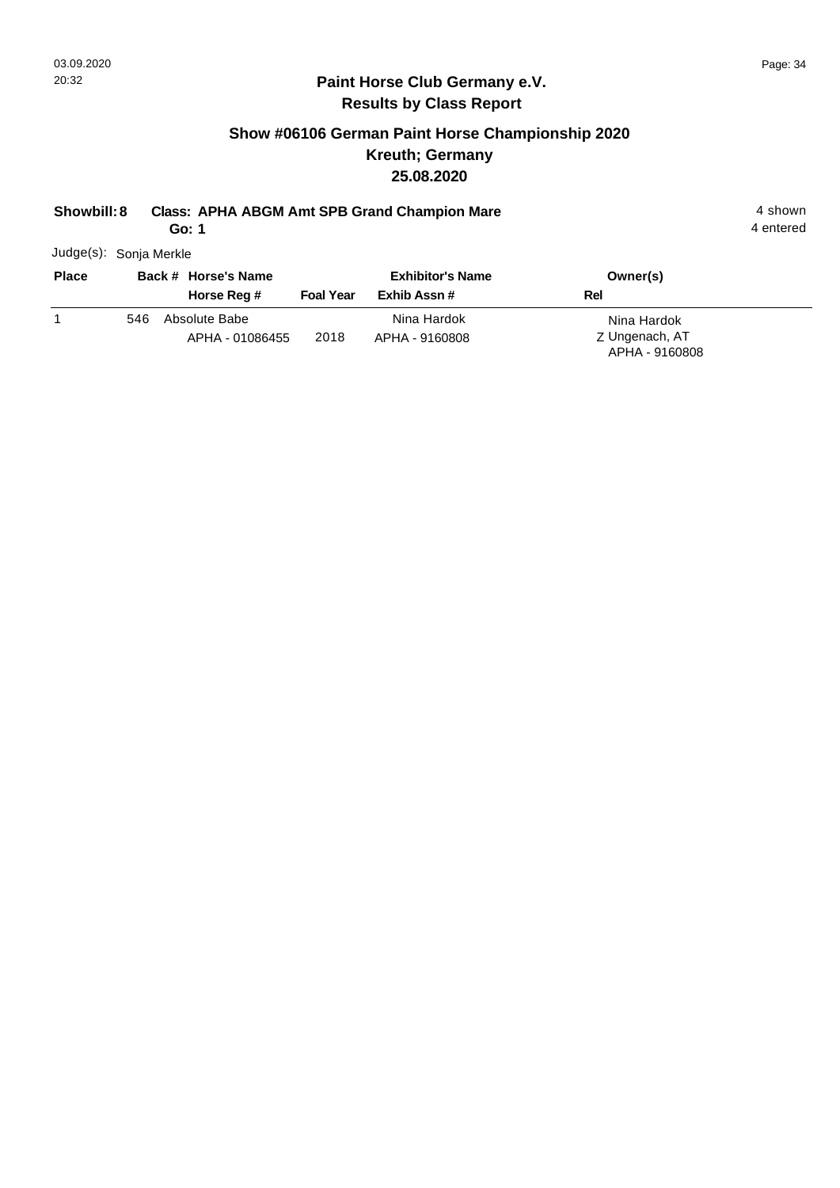## Paint Horse Club Germany e.V.
## Results by Class Report

### Show #06106 German Paint Horse Championship 2020
### Kreuth; Germany
### 25.08.2020

**Showbill: 8 Class: APHA ABGM Amt SPB Grand Champion Mare** — 4 shown

**Go: 1** — 4 entered

Judge(s): Sonja Merkle

| Place | Back # | Horse's Name / Horse Reg # | Foal Year | Exhibitor's Name / Exhib Assn # | Rel | Owner(s) |
|---|---|---|---|---|---|---|
| 1 | 546 | Absolute Babe<br>APHA - 01086455 | 2018 | Nina Hardok<br>APHA - 9160808 | Z | Nina Hardok<br>Ungenach, AT<br>APHA - 9160808 |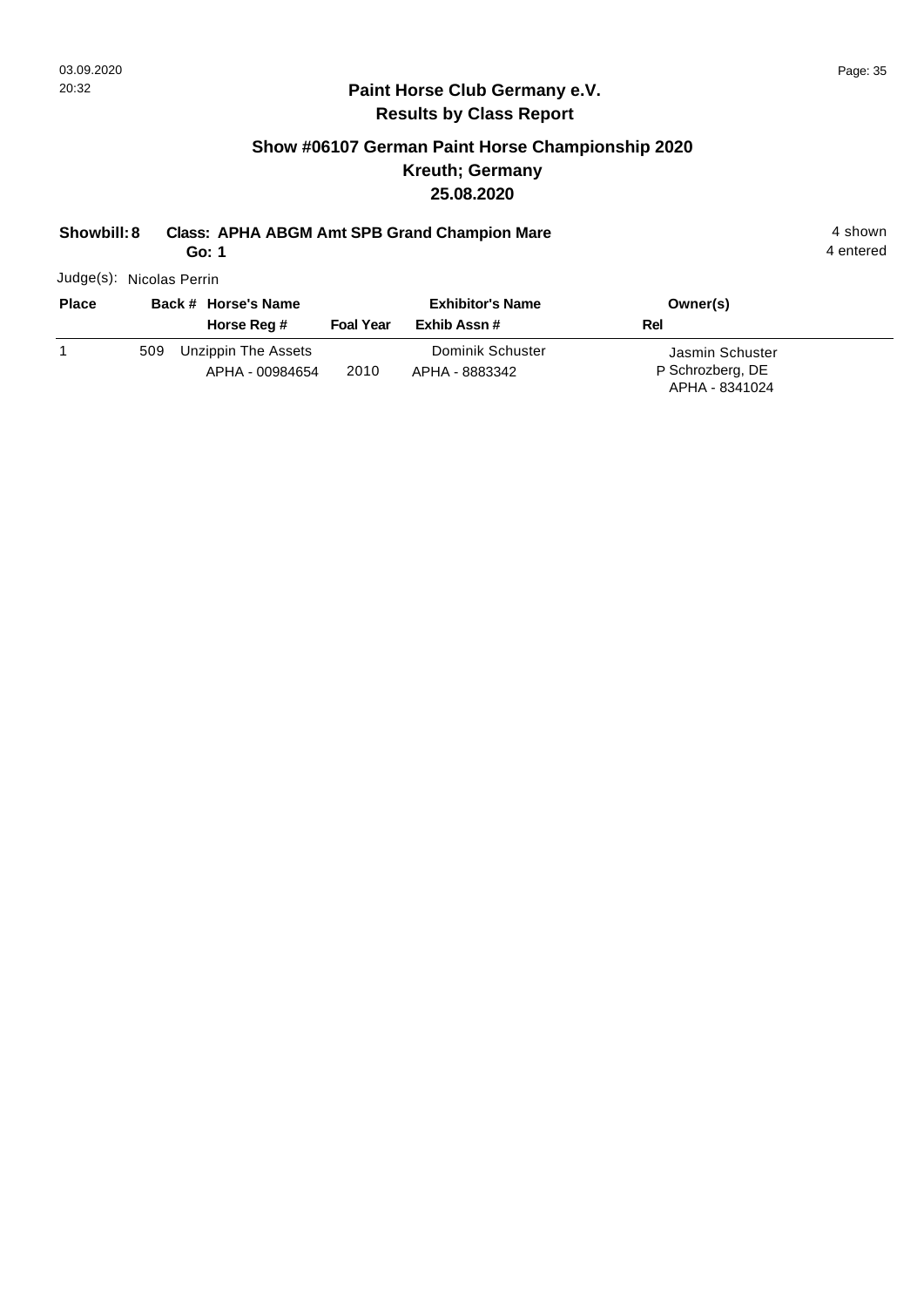## Paint Horse Club Germany e.V.
## Results by Class Report

### Show #06107 German Paint Horse Championship 2020
### Kreuth; Germany
### 25.08.2020

**Showbill: 8** **Class: APHA ABGM Amt SPB Grand Champion Mare** **Go: 1**

4 shown
4 entered

Judge(s): Nicolas Perrin

| Place | Back # | Horse's Name / Horse Reg # | Foal Year | Exhibitor's Name / Exhib Assn # | Rel | Owner(s) |
|---|---|---|---|---|---|---|
| 1 | 509 | Unzippin The Assets<br>APHA - 00984654 | 2010 | Dominik Schuster<br>APHA - 8883342 | P | Jasmin Schuster<br>Schrozberg, DE<br>APHA - 8341024 |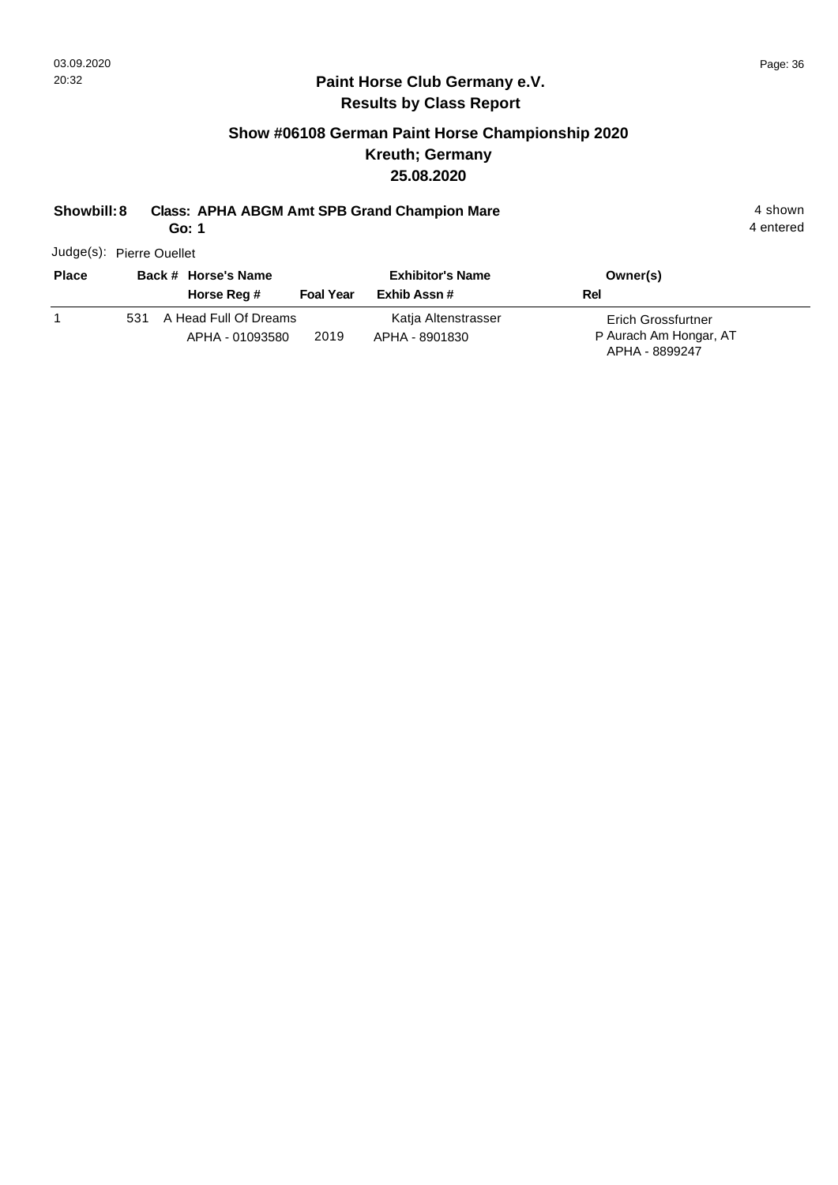## Paint Horse Club Germany e.V.
## Results by Class Report

### Show #06108 German Paint Horse Championship 2020
### Kreuth; Germany
### 25.08.2020

**Showbill: 8** **Class: APHA ABGM Amt SPB Grand Champion Mare** 4 shown
**Go: 1** 4 entered

Judge(s): Pierre Ouellet

| Place | Back # | Horse's Name / Horse Reg # | Foal Year | Exhibitor's Name / Exhib Assn # | Rel | Owner(s) |
|---|---|---|---|---|---|---|
| 1 | 531 | A Head Full Of Dreams<br>APHA - 01093580 | 2019 | Katja Altenstrasser<br>APHA - 8901830 | P | Erich Grossfurtner<br>Aurach Am Hongar, AT<br>APHA - 8899247 |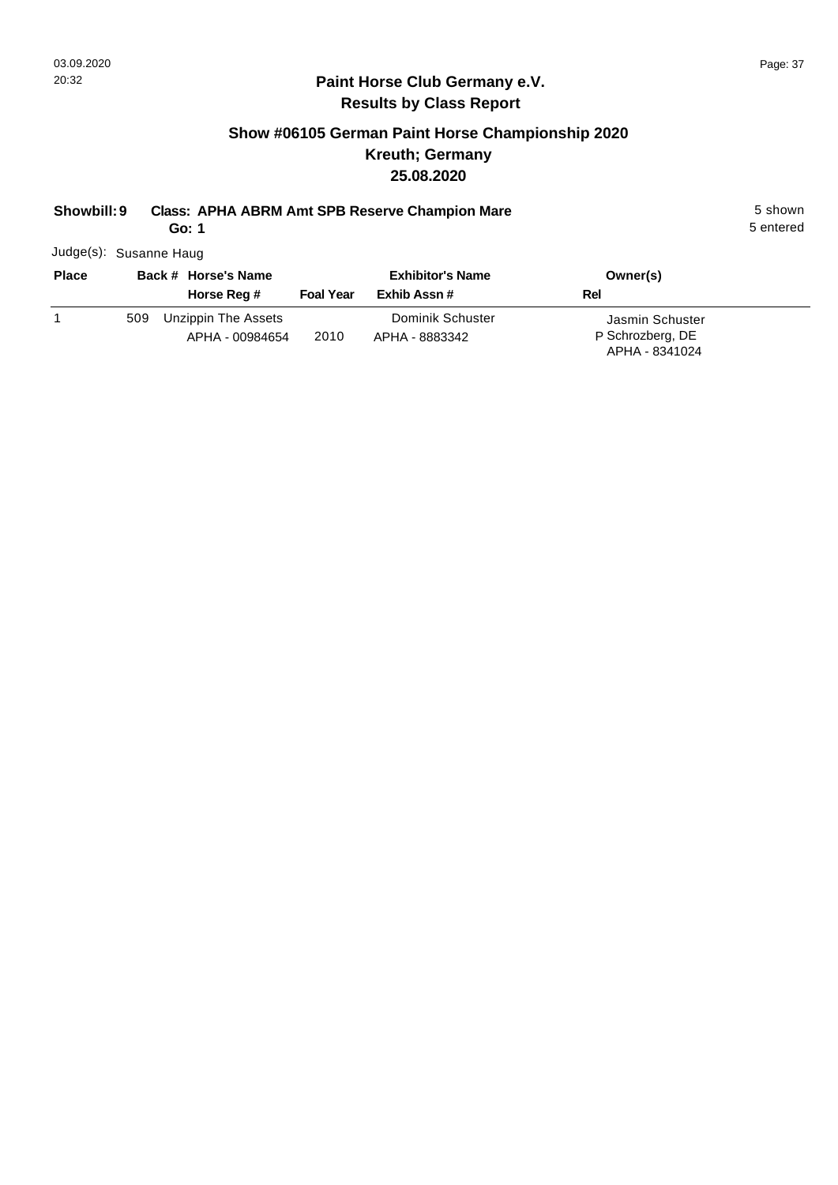## Paint Horse Club Germany e.V.
### Results by Class Report

### Show #06105 German Paint Horse Championship 2020
### Kreuth; Germany
### 25.08.2020

**Showbill: 9** **Class: APHA ABRM Amt SPB Reserve Champion Mare** — 5 shown

**Go: 1** — 5 entered

Judge(s): Susanne Haug

| Place | Back # | Horse's Name / Horse Reg # | Foal Year | Exhibitor's Name / Exhib Assn # | Owner(s) / Rel |
|---|---|---|---|---|---|
| 1 | 509 | Unzippin The Assets<br>APHA - 00984654 | 2010 | Dominik Schuster<br>APHA - 8883342 | Jasmin Schuster<br>P Schrozberg, DE<br>APHA - 8341024 |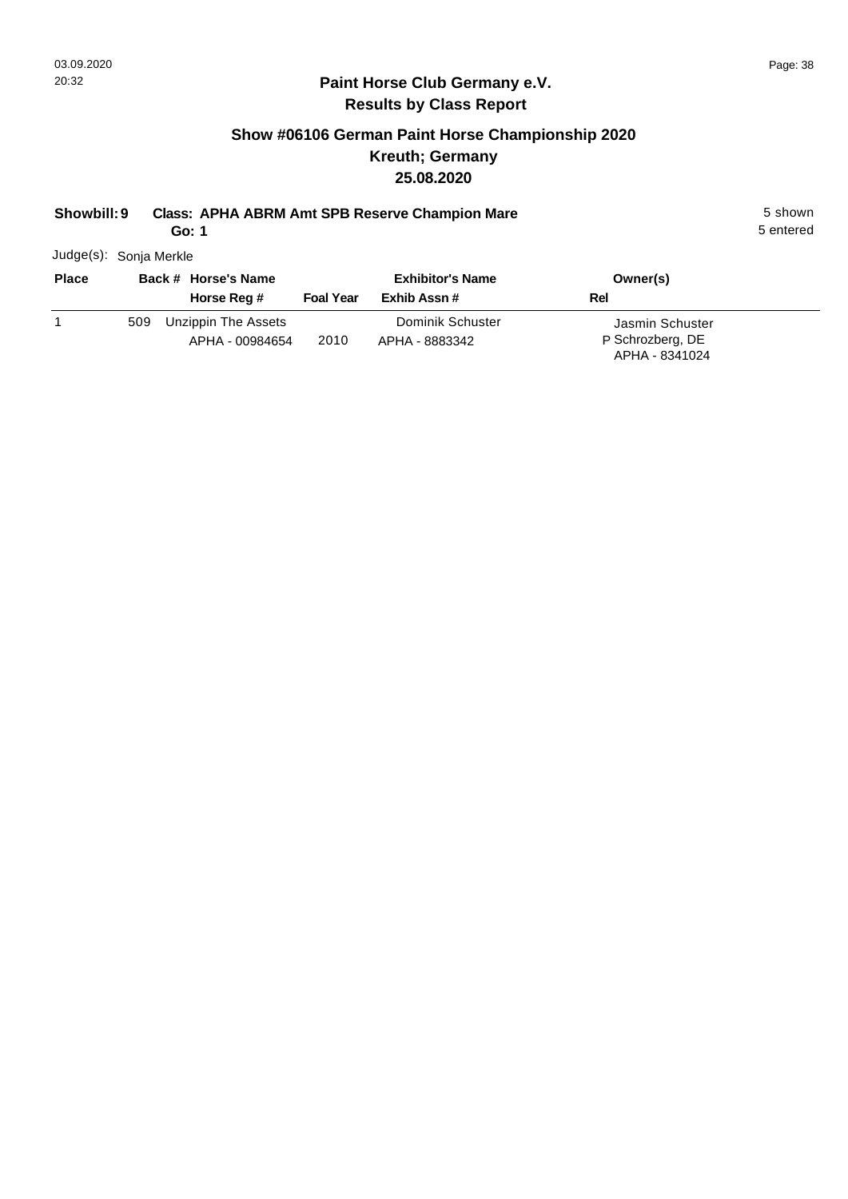## Paint Horse Club Germany e.V.

## Results by Class Report

### Show #06106 German Paint Horse Championship 2020

### Kreuth; Germany

### 25.08.2020

**Showbill: 9** **Class: APHA ABRM Amt SPB Reserve Champion Mare** 5 shown

**Go: 1** 5 entered

Judge(s): Sonja Merkle

| Place | Back # | Horse's Name / Horse Reg # | Foal Year | Exhibitor's Name / Exhib Assn # | Owner(s) / Rel |
|---|---|---|---|---|---|
| 1 | 509 | Unzippin The Assets<br>APHA - 00984654 | 2010 | Dominik Schuster<br>APHA - 8883342 | Jasmin Schuster<br>P Schrozberg, DE<br>APHA - 8341024 |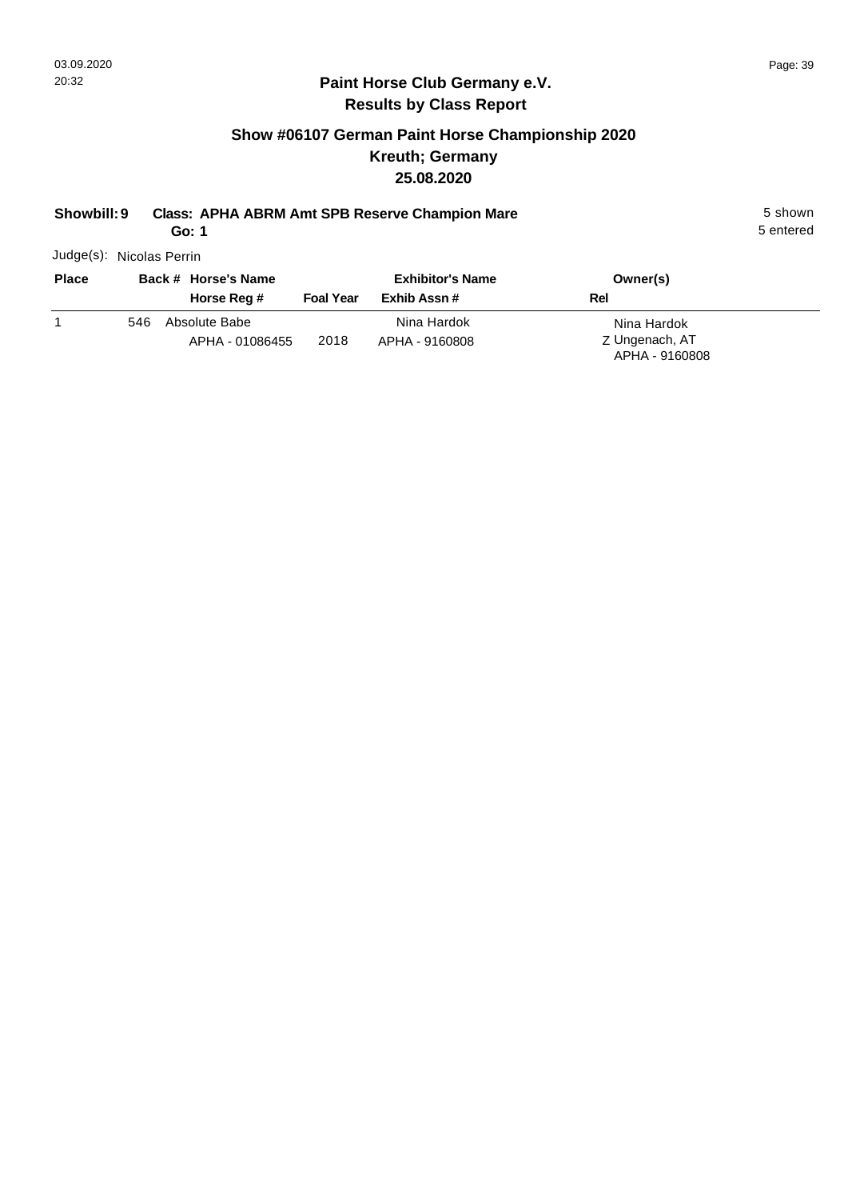## Paint Horse Club Germany e.V.
## Results by Class Report

### Show #06107 German Paint Horse Championship 2020
### Kreuth; Germany
### 25.08.2020

**Showbill: 9** **Class: APHA ABRM Amt SPB Reserve Champion Mare** 5 shown
**Go: 1** 5 entered

Judge(s): Nicolas Perrin

| Place | Back # | Horse's Name / Horse Reg # | Foal Year | Exhibitor's Name / Exhib Assn # | Owner(s) / Rel |
|---|---|---|---|---|---|
| 1 | 546 | Absolute Babe<br>APHA - 01086455 | 2018 | Nina Hardok<br>APHA - 9160808 | Nina Hardok<br>Z Ungenach, AT<br>APHA - 9160808 |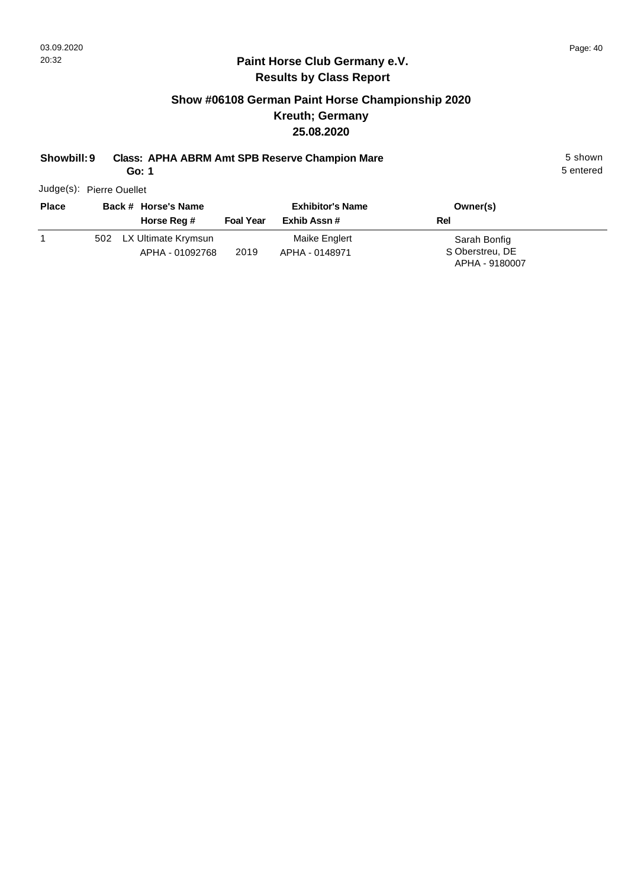# Paint Horse Club Germany e.V.

## Results by Class Report

### Show #06108 German Paint Horse Championship 2020
### Kreuth; Germany
### 25.08.2020

**Showbill: 9** **Class: APHA ABRM Amt SPB Reserve Champion Mare** 5 shown
**Go: 1** 5 entered

Judge(s): Pierre Ouellet

| Place | Back # | Horse's Name / Horse Reg # | Foal Year | Exhibitor's Name / Exhib Assn # | Owner(s) / Rel |
|---|---|---|---|---|---|
| 1 | 502 | LX Ultimate Krymsun<br>APHA - 01092768 | 2019 | Maike Englert<br>APHA - 0148971 | Sarah Bonfig<br>S Oberstreu, DE<br>APHA - 9180007 |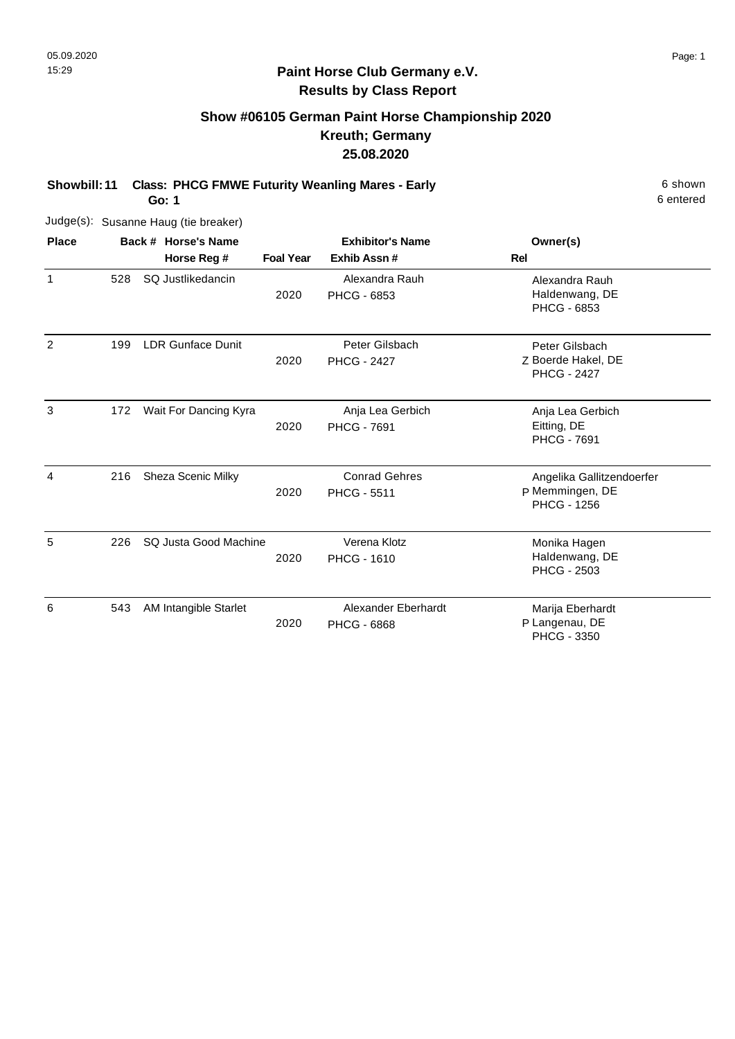# Paint Horse Club Germany e.V.

## Results by Class Report

### Show #06105 German Paint Horse Championship 2020
### Kreuth; Germany
### 25.08.2020

**Showbill: 11** **Class: PHCG FMWE Futurity Weanling Mares - Early** 6 shown
**Go: 1** 6 entered

Judge(s): Susanne Haug (tie breaker)

| Place | Back # | Horse's Name / Horse Reg # | Foal Year | Exhibitor's Name / Exhib Assn # | Rel | Owner(s) |
|---|---|---|---|---|---|---|
| 1 | 528 | SQ Justlikedancin | 2020 | Alexandra Rauh<br>PHCG - 6853 | | Alexandra Rauh<br>Haldenwang, DE<br>PHCG - 6853 |
| 2 | 199 | LDR Gunface Dunit | 2020 | Peter Gilsbach<br>PHCG - 2427 | Z | Peter Gilsbach<br>Boerde Hakel, DE<br>PHCG - 2427 |
| 3 | 172 | Wait For Dancing Kyra | 2020 | Anja Lea Gerbich<br>PHCG - 7691 | | Anja Lea Gerbich<br>Eitting, DE<br>PHCG - 7691 |
| 4 | 216 | Sheza Scenic Milky | 2020 | Conrad Gehres<br>PHCG - 5511 | P | Angelika Gallitzendoerfer<br>Memmingen, DE<br>PHCG - 1256 |
| 5 | 226 | SQ Justa Good Machine | 2020 | Verena Klotz<br>PHCG - 1610 | | Monika Hagen<br>Haldenwang, DE<br>PHCG - 2503 |
| 6 | 543 | AM Intangible Starlet | 2020 | Alexander Eberhardt<br>PHCG - 6868 | P | Marija Eberhardt<br>Langenau, DE<br>PHCG - 3350 |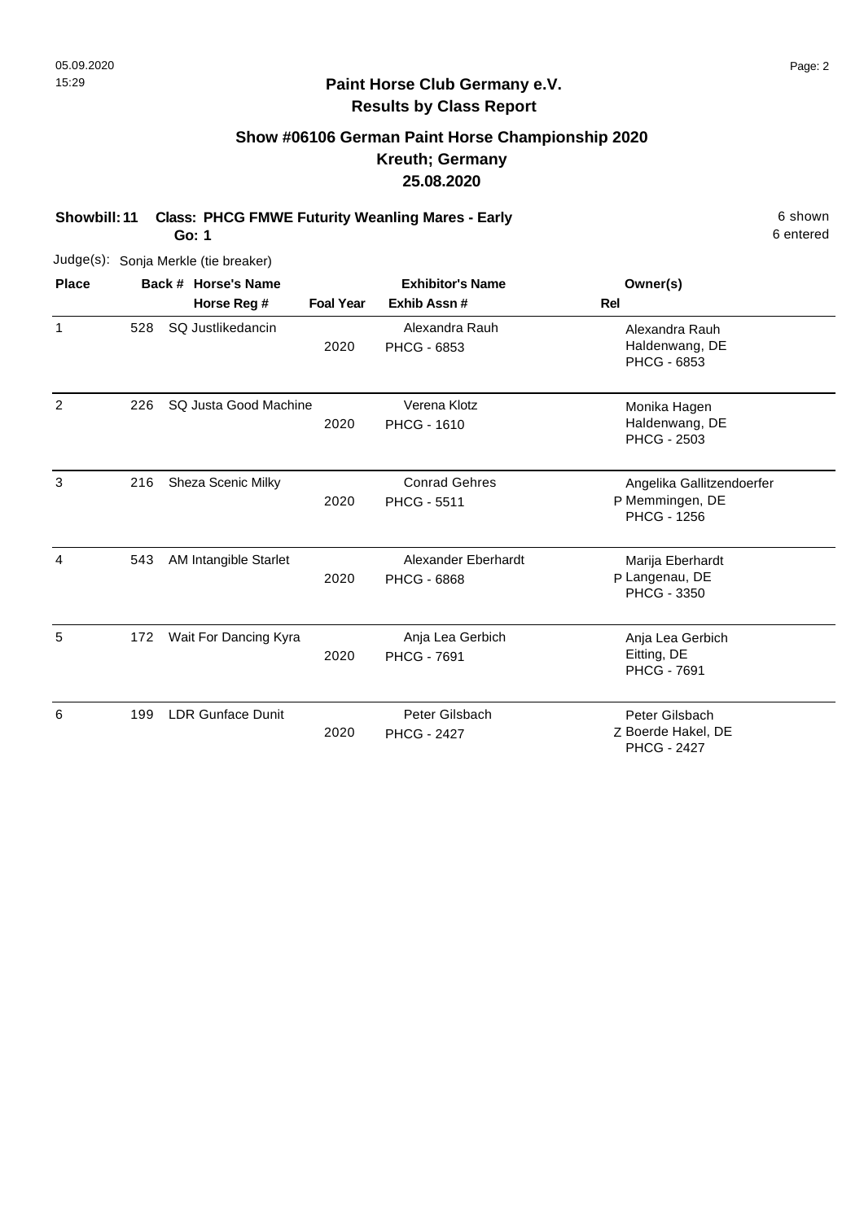## Paint Horse Club Germany e.V.
## Results by Class Report

### Show #06106 German Paint Horse Championship 2020
### Kreuth; Germany
### 25.08.2020

**Showbill: 11** **Class: PHCG FMWE Futurity Weanling Mares - Early** 6 shown
**Go: 1** 6 entered

Judge(s): Sonja Merkle (tie breaker)

| Place | Back # | Horse's Name / Horse Reg # | Foal Year | Exhibitor's Name / Exhib Assn # | Rel | Owner(s) |
|---|---|---|---|---|---|---|
| 1 | 528 | SQ Justlikedancin | 2020 | Alexandra Rauh / PHCG - 6853 | | Alexandra Rauh, Haldenwang, DE, PHCG - 6853 |
| 2 | 226 | SQ Justa Good Machine | 2020 | Verena Klotz / PHCG - 1610 | | Monika Hagen, Haldenwang, DE, PHCG - 2503 |
| 3 | 216 | Sheza Scenic Milky | 2020 | Conrad Gehres / PHCG - 5511 | P | Angelika Gallitzendoerfer, Memmingen, DE, PHCG - 1256 |
| 4 | 543 | AM Intangible Starlet | 2020 | Alexander Eberhardt / PHCG - 6868 | P | Marija Eberhardt, Langenau, DE, PHCG - 3350 |
| 5 | 172 | Wait For Dancing Kyra | 2020 | Anja Lea Gerbich / PHCG - 7691 | | Anja Lea Gerbich, Eitting, DE, PHCG - 7691 |
| 6 | 199 | LDR Gunface Dunit | 2020 | Peter Gilsbach / PHCG - 2427 | Z | Peter Gilsbach, Boerde Hakel, DE, PHCG - 2427 |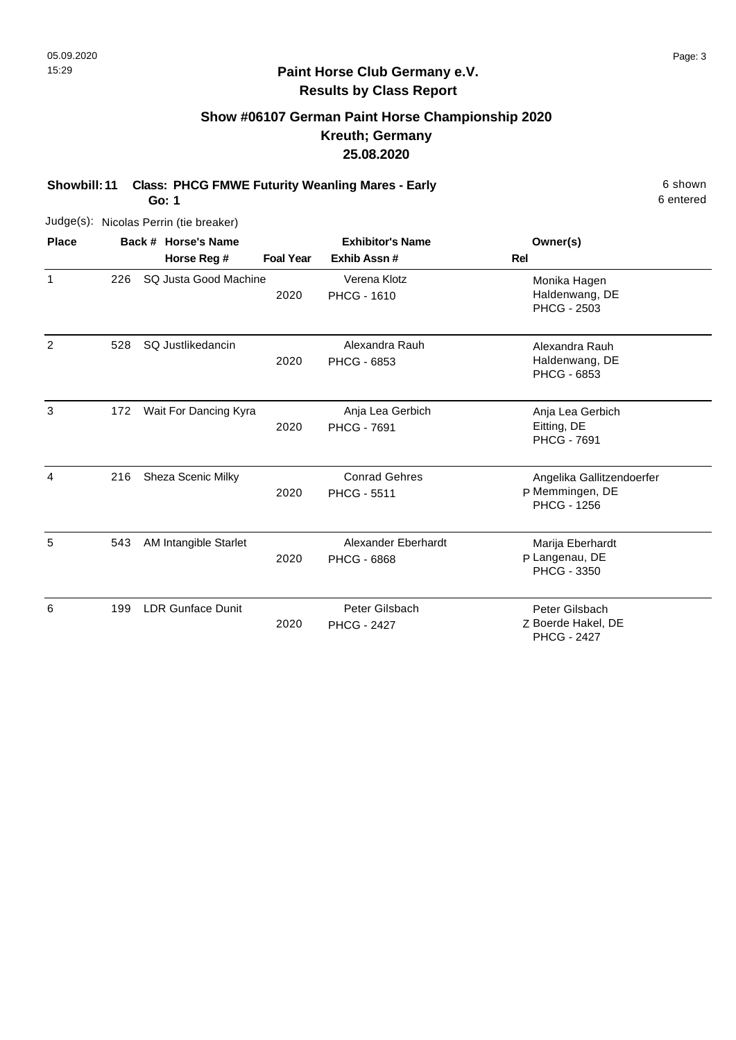## Paint Horse Club Germany e.V.
### Results by Class Report

### Show #06107 German Paint Horse Championship 2020
### Kreuth; Germany
### 25.08.2020

**Showbill: 11 Class: PHCG FMWE Futurity Weanling Mares - Early**
**Go: 1**

6 shown
6 entered

Judge(s): Nicolas Perrin (tie breaker)

| Place | Back # | Horse's Name / Horse Reg # | Foal Year | Exhibitor's Name / Exhib Assn # | Rel | Owner(s) |
|---|---|---|---|---|---|---|
| 1 | 226 | SQ Justa Good Machine | 2020 | Verena Klotz<br>PHCG - 1610 | | Monika Hagen<br>Haldenwang, DE<br>PHCG - 2503 |
| 2 | 528 | SQ Justlikedancin | 2020 | Alexandra Rauh<br>PHCG - 6853 | | Alexandra Rauh<br>Haldenwang, DE<br>PHCG - 6853 |
| 3 | 172 | Wait For Dancing Kyra | 2020 | Anja Lea Gerbich<br>PHCG - 7691 | | Anja Lea Gerbich<br>Eitting, DE<br>PHCG - 7691 |
| 4 | 216 | Sheza Scenic Milky | 2020 | Conrad Gehres<br>PHCG - 5511 | P | Angelika Gallitzendoerfer<br>Memmingen, DE<br>PHCG - 1256 |
| 5 | 543 | AM Intangible Starlet | 2020 | Alexander Eberhardt<br>PHCG - 6868 | P | Marija Eberhardt<br>Langenau, DE<br>PHCG - 3350 |
| 6 | 199 | LDR Gunface Dunit | 2020 | Peter Gilsbach<br>PHCG - 2427 | Z | Peter Gilsbach<br>Boerde Hakel, DE<br>PHCG - 2427 |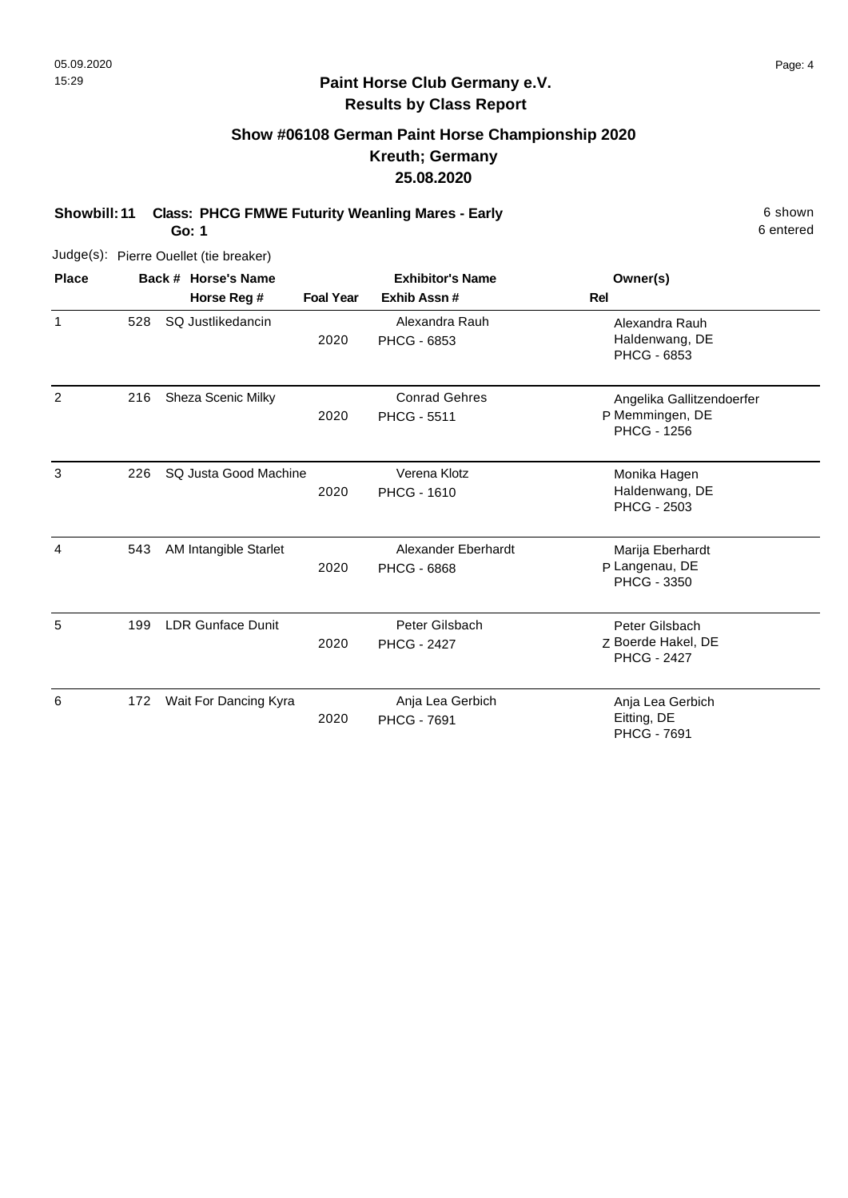# Paint Horse Club Germany e.V.
## Results by Class Report

### Show #06108 German Paint Horse Championship 2020
### Kreuth; Germany
### 25.08.2020

**Showbill: 11 Class: PHCG FMWE Futurity Weanling Mares - Early** 6 shown
**Go: 1** 6 entered

Judge(s): Pierre Ouellet (tie breaker)

| Place | Back # | Horse's Name / Horse Reg # | Foal Year | Exhibitor's Name / Exhib Assn # | Rel | Owner(s) |
|---|---|---|---|---|---|---|
| 1 | 528 | SQ Justlikedancin | 2020 | Alexandra Rauh<br>PHCG - 6853 | | Alexandra Rauh<br>Haldenwang, DE<br>PHCG - 6853 |
| 2 | 216 | Sheza Scenic Milky | 2020 | Conrad Gehres<br>PHCG - 5511 | P | Angelika Gallitzendoerfer<br>Memmingen, DE<br>PHCG - 1256 |
| 3 | 226 | SQ Justa Good Machine | 2020 | Verena Klotz<br>PHCG - 1610 | | Monika Hagen<br>Haldenwang, DE<br>PHCG - 2503 |
| 4 | 543 | AM Intangible Starlet | 2020 | Alexander Eberhardt<br>PHCG - 6868 | P | Marija Eberhardt<br>Langenau, DE<br>PHCG - 3350 |
| 5 | 199 | LDR Gunface Dunit | 2020 | Peter Gilsbach<br>PHCG - 2427 | Z | Peter Gilsbach<br>Boerde Hakel, DE<br>PHCG - 2427 |
| 6 | 172 | Wait For Dancing Kyra | 2020 | Anja Lea Gerbich<br>PHCG - 7691 | | Anja Lea Gerbich<br>Eitting, DE<br>PHCG - 7691 |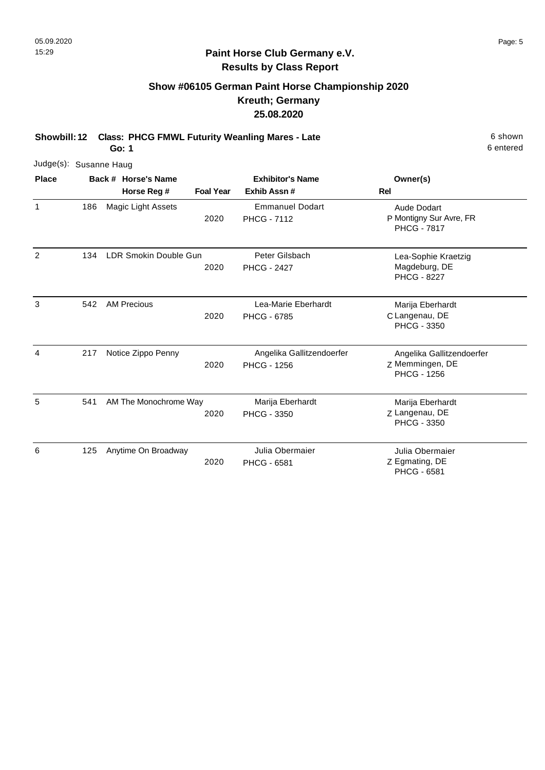## Paint Horse Club Germany e.V.
## Results by Class Report

### Show #06105 German Paint Horse Championship 2020
### Kreuth; Germany
### 25.08.2020

**Showbill: 12 Class: PHCG FMWL Futurity Weanling Mares - Late**
**Go: 1**

6 shown
6 entered

Judge(s): Susanne Haug

| Place | Back # | Horse's Name / Horse Reg # | Foal Year | Exhibitor's Name / Exhib Assn # | Rel | Owner(s) |
|---|---|---|---|---|---|---|
| 1 | 186 | Magic Light Assets | 2020 | Emmanuel Dodart<br>PHCG - 7112 | P | Aude Dodart<br>Montigny Sur Avre, FR<br>PHCG - 7817 |
| 2 | 134 | LDR Smokin Double Gun | 2020 | Peter Gilsbach<br>PHCG - 2427 | | Lea-Sophie Kraetzig<br>Magdeburg, DE<br>PHCG - 8227 |
| 3 | 542 | AM Precious | 2020 | Lea-Marie Eberhardt<br>PHCG - 6785 | C | Marija Eberhardt<br>Langenau, DE<br>PHCG - 3350 |
| 4 | 217 | Notice Zippo Penny | 2020 | Angelika Gallitzendoerfer<br>PHCG - 1256 | Z | Angelika Gallitzendoerfer<br>Memmingen, DE<br>PHCG - 1256 |
| 5 | 541 | AM The Monochrome Way | 2020 | Marija Eberhardt<br>PHCG - 3350 | Z | Marija Eberhardt<br>Langenau, DE<br>PHCG - 3350 |
| 6 | 125 | Anytime On Broadway | 2020 | Julia Obermaier<br>PHCG - 6581 | Z | Julia Obermaier<br>Egmating, DE<br>PHCG - 6581 |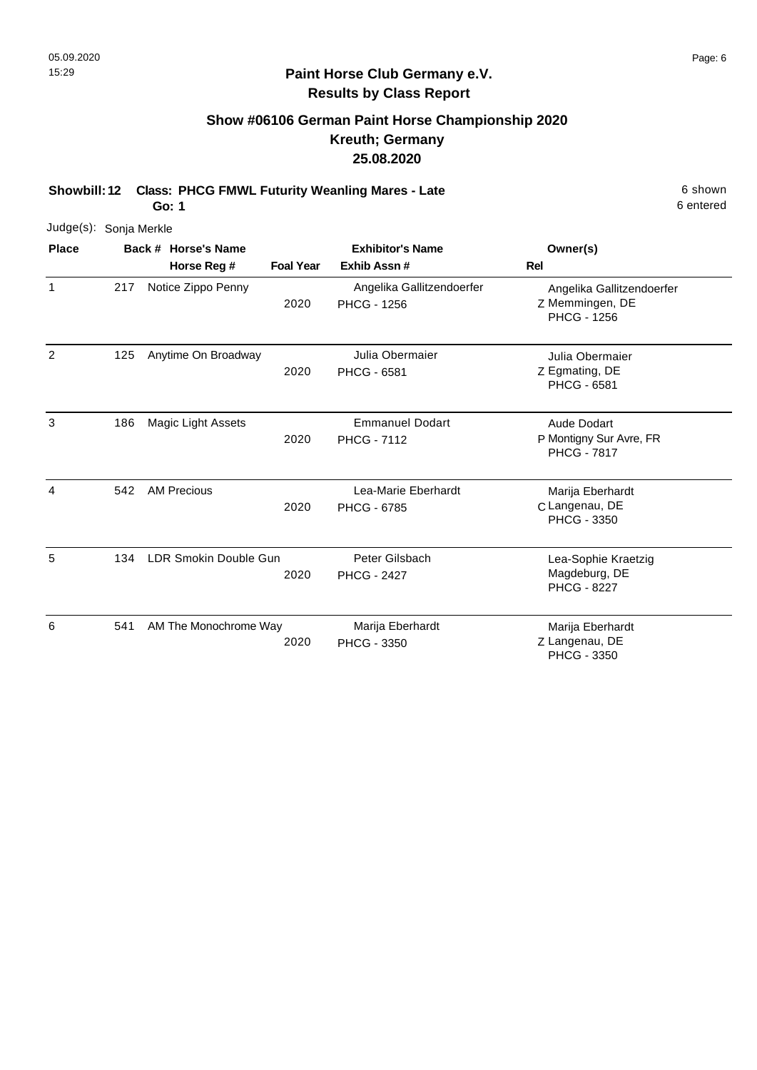**Paint Horse Club Germany e.V.**
**Results by Class Report**

## Show #06106 German Paint Horse Championship 2020
## Kreuth; Germany
## 25.08.2020

**Showbill: 12 Class: PHCG FMWL Futurity Weanling Mares - Late**
**Go: 1**

6 shown
6 entered

Judge(s): Sonja Merkle

| Place | Back # | Horse's Name / Horse Reg # | Foal Year | Exhibitor's Name / Exhib Assn # | Rel | Owner(s) |
|---|---|---|---|---|---|---|
| 1 | 217 | Notice Zippo Penny | 2020 | Angelika Gallitzendoerfer PHCG - 1256 | Z | Angelika Gallitzendoerfer Memmingen, DE PHCG - 1256 |
| 2 | 125 | Anytime On Broadway | 2020 | Julia Obermaier PHCG - 6581 | Z | Julia Obermaier Egmating, DE PHCG - 6581 |
| 3 | 186 | Magic Light Assets | 2020 | Emmanuel Dodart PHCG - 7112 | P | Aude Dodart Montigny Sur Avre, FR PHCG - 7817 |
| 4 | 542 | AM Precious | 2020 | Lea-Marie Eberhardt PHCG - 6785 | C | Marija Eberhardt Langenau, DE PHCG - 3350 |
| 5 | 134 | LDR Smokin Double Gun | 2020 | Peter Gilsbach PHCG - 2427 | | Lea-Sophie Kraetzig Magdeburg, DE PHCG - 8227 |
| 6 | 541 | AM The Monochrome Way | 2020 | Marija Eberhardt PHCG - 3350 | Z | Marija Eberhardt Langenau, DE PHCG - 3350 |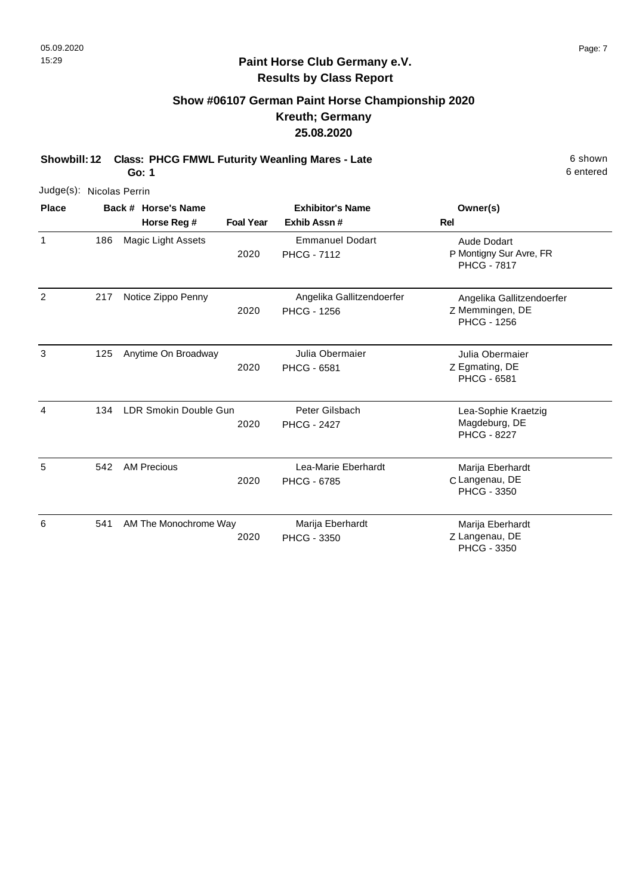05.09.2020
15:29

# Paint Horse Club Germany e.V.
## Results by Class Report

### Show #06107 German Paint Horse Championship 2020
### Kreuth; Germany
### 25.08.2020

**Showbill: 12** **Class: PHCG FMWL Futurity Weanling Mares - Late** 6 shown
**Go: 1** 6 entered

Judge(s): Nicolas Perrin

| Place | Back # | Horse's Name / Horse Reg # | Foal Year | Exhibitor's Name / Exhib Assn # | Rel | Owner(s) |
|---|---|---|---|---|---|---|
| 1 | 186 | Magic Light Assets | 2020 | Emmanuel Dodart<br>PHCG - 7112 | P | Aude Dodart<br>Montigny Sur Avre, FR<br>PHCG - 7817 |
| 2 | 217 | Notice Zippo Penny | 2020 | Angelika Gallitzendoerfer<br>PHCG - 1256 | Z | Angelika Gallitzendoerfer<br>Memmingen, DE<br>PHCG - 1256 |
| 3 | 125 | Anytime On Broadway | 2020 | Julia Obermaier<br>PHCG - 6581 | Z | Julia Obermaier<br>Egmating, DE<br>PHCG - 6581 |
| 4 | 134 | LDR Smokin Double Gun | 2020 | Peter Gilsbach<br>PHCG - 2427 | | Lea-Sophie Kraetzig<br>Magdeburg, DE<br>PHCG - 8227 |
| 5 | 542 | AM Precious | 2020 | Lea-Marie Eberhardt<br>PHCG - 6785 | C | Marija Eberhardt<br>Langenau, DE<br>PHCG - 3350 |
| 6 | 541 | AM The Monochrome Way | 2020 | Marija Eberhardt<br>PHCG - 3350 | Z | Marija Eberhardt<br>Langenau, DE<br>PHCG - 3350 |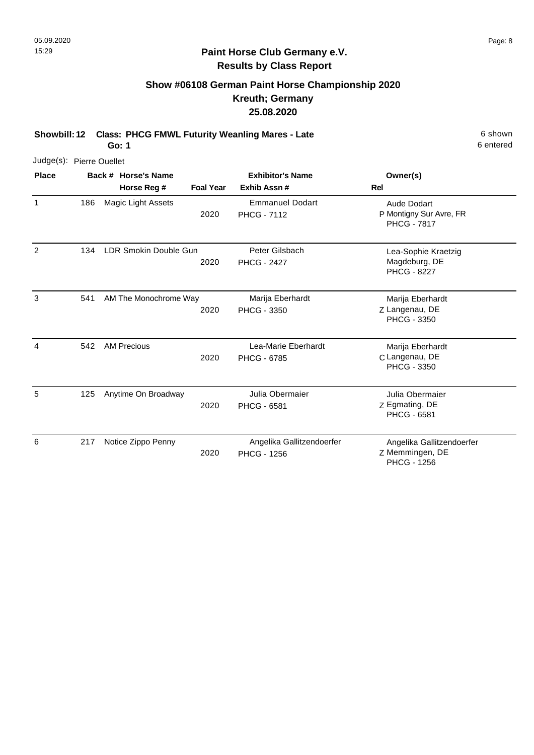## Paint Horse Club Germany e.V.
## Results by Class Report

### Show #06108 German Paint Horse Championship 2020
### Kreuth; Germany
### 25.08.2020

**Showbill: 12 Class: PHCG FMWL Futurity Weanling Mares - Late** 6 shown
**Go: 1** 6 entered

Judge(s): Pierre Ouellet

| Place | Back # | Horse's Name / Horse Reg # | Foal Year | Exhibitor's Name / Exhib Assn # | Rel | Owner(s) |
|---|---|---|---|---|---|---|
| 1 | 186 | Magic Light Assets | 2020 | Emmanuel Dodart<br>PHCG - 7112 | P | Aude Dodart<br>Montigny Sur Avre, FR<br>PHCG - 7817 |
| 2 | 134 | LDR Smokin Double Gun | 2020 | Peter Gilsbach<br>PHCG - 2427 | | Lea-Sophie Kraetzig<br>Magdeburg, DE<br>PHCG - 8227 |
| 3 | 541 | AM The Monochrome Way | 2020 | Marija Eberhardt<br>PHCG - 3350 | Z | Marija Eberhardt<br>Langenau, DE<br>PHCG - 3350 |
| 4 | 542 | AM Precious | 2020 | Lea-Marie Eberhardt<br>PHCG - 6785 | C | Marija Eberhardt<br>Langenau, DE<br>PHCG - 3350 |
| 5 | 125 | Anytime On Broadway | 2020 | Julia Obermaier<br>PHCG - 6581 | Z | Julia Obermaier<br>Egmating, DE<br>PHCG - 6581 |
| 6 | 217 | Notice Zippo Penny | 2020 | Angelika Gallitzendoerfer<br>PHCG - 1256 | Z | Angelika Gallitzendoerfer<br>Memmingen, DE<br>PHCG - 1256 |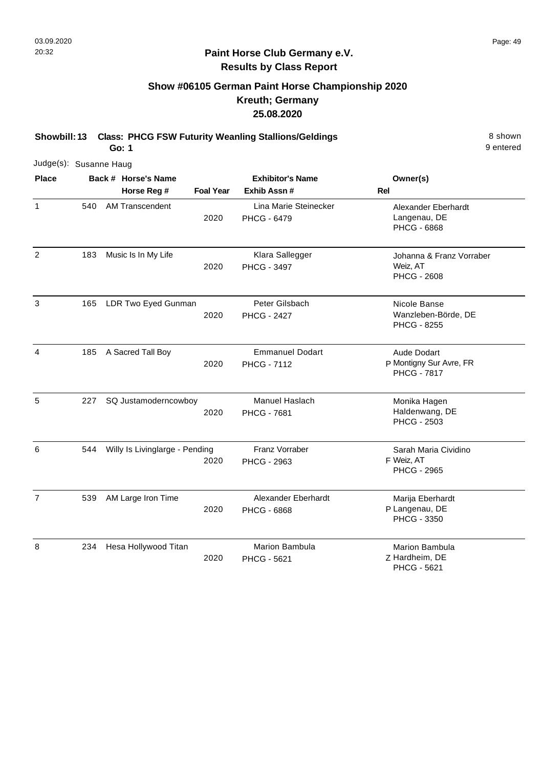# Paint Horse Club Germany e.V.

## Results by Class Report

### Show #06105 German Paint Horse Championship 2020
### Kreuth; Germany
### 25.08.2020

**Showbill: 13 Class: PHCG FSW Futurity Weanling Stallions/Geldings** — 8 shown, 9 entered

**Go: 1**

Judge(s): Susanne Haug

| Place | Back # | Horse's Name / Horse Reg # | Foal Year | Exhibitor's Name / Exhib Assn # | Rel | Owner(s) |
|---|---|---|---|---|---|---|
| 1 | 540 | AM Transcendent | 2020 | Lina Marie Steinecker<br>PHCG - 6479 | | Alexander Eberhardt<br>Langenau, DE<br>PHCG - 6868 |
| 2 | 183 | Music Is In My Life | 2020 | Klara Sallegger<br>PHCG - 3497 | | Johanna & Franz Vorraber<br>Weiz, AT<br>PHCG - 2608 |
| 3 | 165 | LDR Two Eyed Gunman | 2020 | Peter Gilsbach<br>PHCG - 2427 | | Nicole Banse<br>Wanzleben-Börde, DE<br>PHCG - 8255 |
| 4 | 185 | A Sacred Tall Boy | 2020 | Emmanuel Dodart<br>PHCG - 7112 | P | Aude Dodart<br>Montigny Sur Avre, FR<br>PHCG - 7817 |
| 5 | 227 | SQ Justamoderncowboy | 2020 | Manuel Haslach<br>PHCG - 7681 | | Monika Hagen<br>Haldenwang, DE<br>PHCG - 2503 |
| 6 | 544 | Willy Is Livinglarge - Pending | 2020 | Franz Vorraber<br>PHCG - 2963 | F | Sarah Maria Cividino<br>Weiz, AT<br>PHCG - 2965 |
| 7 | 539 | AM Large Iron Time | 2020 | Alexander Eberhardt<br>PHCG - 6868 | P | Marija Eberhardt<br>Langenau, DE<br>PHCG - 3350 |
| 8 | 234 | Hesa Hollywood Titan | 2020 | Marion Bambula<br>PHCG - 5621 | Z | Marion Bambula<br>Hardheim, DE<br>PHCG - 5621 |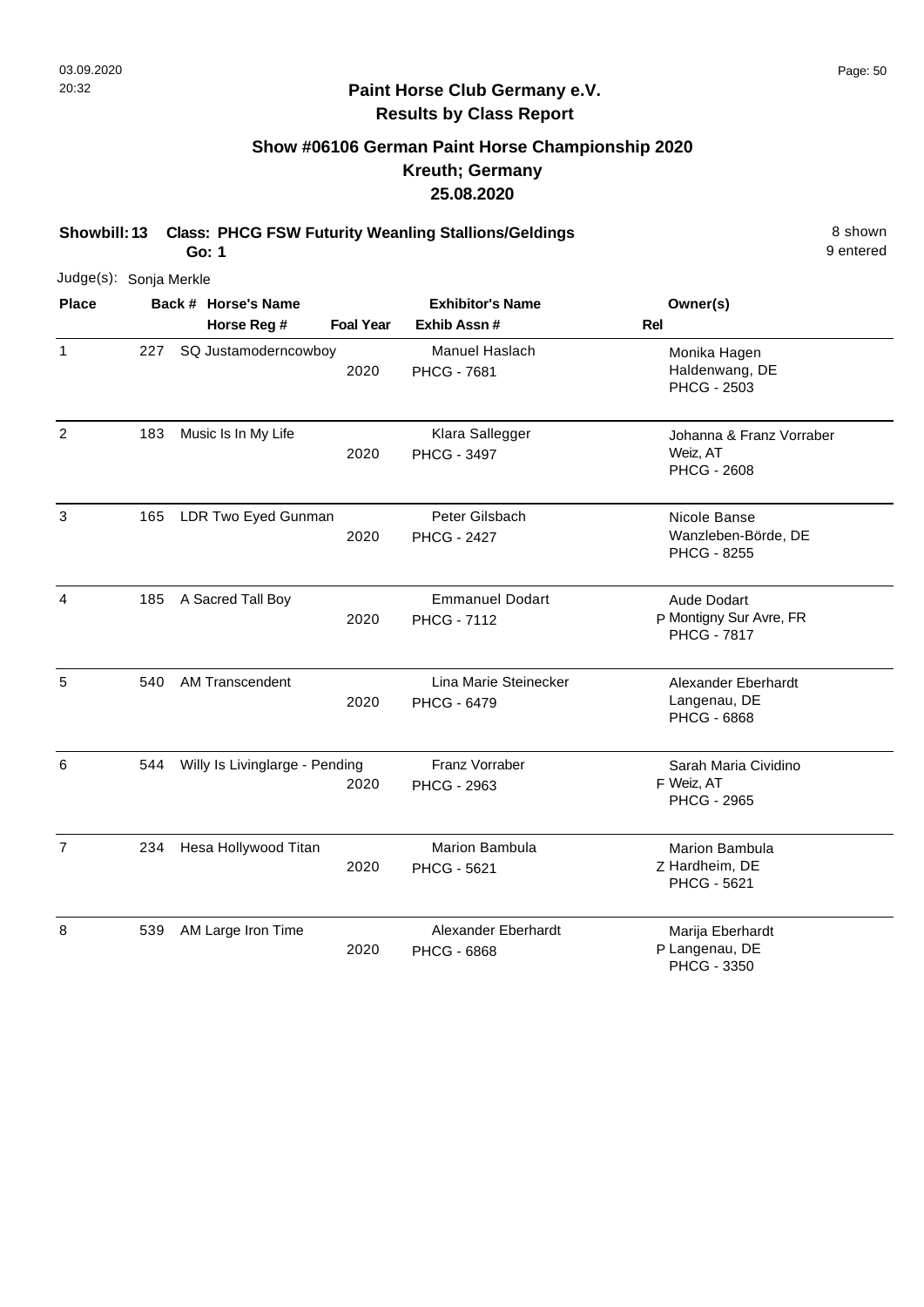# Paint Horse Club Germany e.V.

## Results by Class Report

### Show #06106 German Paint Horse Championship 2020

### Kreuth; Germany

### 25.08.2020

**Showbill: 13 Class: PHCG FSW Futurity Weanling Stallions/Geldings**
**Go: 1**

8 shown
9 entered

Judge(s): Sonja Merkle

| Place | Back # | Horse's Name / Horse Reg # | Foal Year | Exhibitor's Name / Exhib Assn # | Rel | Owner(s) |
|---|---|---|---|---|---|---|
| 1 | 227 | SQ Justamoderncowboy | 2020 | Manuel Haslach<br>PHCG - 7681 | | Monika Hagen<br>Haldenwang, DE<br>PHCG - 2503 |
| 2 | 183 | Music Is In My Life | 2020 | Klara Sallegger<br>PHCG - 3497 | | Johanna & Franz Vorraber<br>Weiz, AT<br>PHCG - 2608 |
| 3 | 165 | LDR Two Eyed Gunman | 2020 | Peter Gilsbach<br>PHCG - 2427 | | Nicole Banse<br>Wanzleben-Börde, DE<br>PHCG - 8255 |
| 4 | 185 | A Sacred Tall Boy | 2020 | Emmanuel Dodart<br>PHCG - 7112 | P | Aude Dodart<br>Montigny Sur Avre, FR<br>PHCG - 7817 |
| 5 | 540 | AM Transcendent | 2020 | Lina Marie Steinecker<br>PHCG - 6479 | | Alexander Eberhardt<br>Langenau, DE<br>PHCG - 6868 |
| 6 | 544 | Willy Is Livinglarge - Pending | 2020 | Franz Vorraber<br>PHCG - 2963 | F | Sarah Maria Cividino<br>Weiz, AT<br>PHCG - 2965 |
| 7 | 234 | Hesa Hollywood Titan | 2020 | Marion Bambula<br>PHCG - 5621 | Z | Marion Bambula<br>Hardheim, DE<br>PHCG - 5621 |
| 8 | 539 | AM Large Iron Time | 2020 | Alexander Eberhardt<br>PHCG - 6868 | P | Marija Eberhardt<br>Langenau, DE<br>PHCG - 3350 |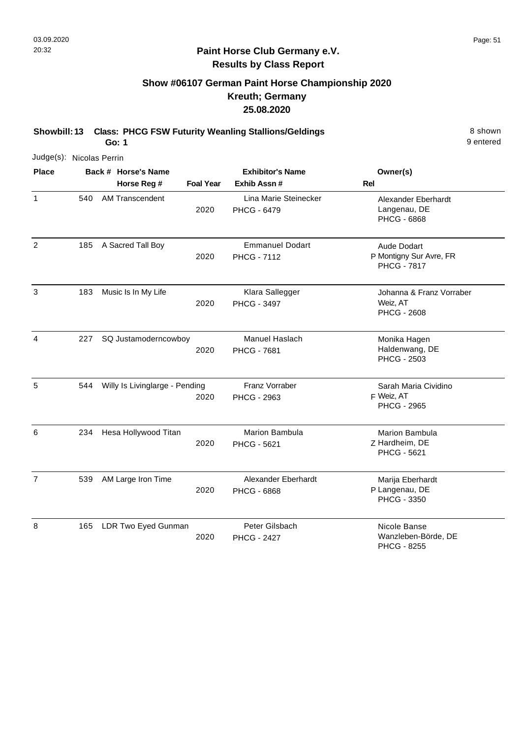## Paint Horse Club Germany e.V.
## Results by Class Report

### Show #06107 German Paint Horse Championship 2020
### Kreuth; Germany
### 25.08.2020

**Showbill: 13 Class: PHCG FSW Futurity Weanling Stallions/Geldings** 8 shown
**Go: 1** 9 entered

Judge(s): Nicolas Perrin

| Place | Back # | Horse's Name / Horse Reg # | Foal Year | Exhibitor's Name / Exhib Assn # | Rel | Owner(s) |
|---|---|---|---|---|---|---|
| 1 | 540 | AM Transcendent | 2020 | Lina Marie Steinecker<br>PHCG - 6479 | | Alexander Eberhardt<br>Langenau, DE<br>PHCG - 6868 |
| 2 | 185 | A Sacred Tall Boy | 2020 | Emmanuel Dodart<br>PHCG - 7112 | P | Aude Dodart<br>Montigny Sur Avre, FR<br>PHCG - 7817 |
| 3 | 183 | Music Is In My Life | 2020 | Klara Sallegger<br>PHCG - 3497 | | Johanna & Franz Vorraber<br>Weiz, AT<br>PHCG - 2608 |
| 4 | 227 | SQ Justamoderncowboy | 2020 | Manuel Haslach<br>PHCG - 7681 | | Monika Hagen<br>Haldenwang, DE<br>PHCG - 2503 |
| 5 | 544 | Willy Is Livinglarge - Pending | 2020 | Franz Vorraber<br>PHCG - 2963 | F | Sarah Maria Cividino<br>Weiz, AT<br>PHCG - 2965 |
| 6 | 234 | Hesa Hollywood Titan | 2020 | Marion Bambula<br>PHCG - 5621 | Z | Marion Bambula<br>Hardheim, DE<br>PHCG - 5621 |
| 7 | 539 | AM Large Iron Time | 2020 | Alexander Eberhardt<br>PHCG - 6868 | P | Marija Eberhardt<br>Langenau, DE<br>PHCG - 3350 |
| 8 | 165 | LDR Two Eyed Gunman | 2020 | Peter Gilsbach<br>PHCG - 2427 | | Nicole Banse<br>Wanzleben-Börde, DE<br>PHCG - 8255 |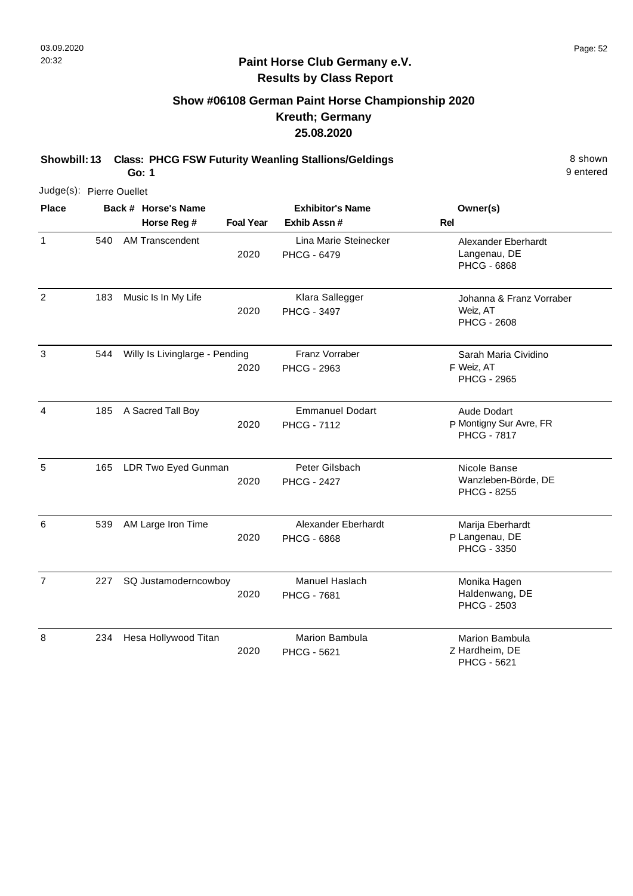# Paint Horse Club Germany e.V.

## Results by Class Report

### Show #06108 German Paint Horse Championship 2020
### Kreuth; Germany
### 25.08.2020

**Showbill: 13 Class: PHCG FSW Futurity Weanling Stallions/Geldings** 8 shown
**Go: 1** 9 entered

Judge(s): Pierre Ouellet

| Place | Back # | Horse's Name / Horse Reg # | Foal Year | Exhibitor's Name / Exhib Assn # | Rel | Owner(s) |
|---|---|---|---|---|---|---|
| 1 | 540 | AM Transcendent | 2020 | Lina Marie Steinecker<br>PHCG - 6479 | | Alexander Eberhardt<br>Langenau, DE<br>PHCG - 6868 |
| 2 | 183 | Music Is In My Life | 2020 | Klara Sallegger<br>PHCG - 3497 | | Johanna & Franz Vorraber<br>Weiz, AT<br>PHCG - 2608 |
| 3 | 544 | Willy Is Livinglarge - Pending | 2020 | Franz Vorraber<br>PHCG - 2963 | F | Sarah Maria Cividino<br>Weiz, AT<br>PHCG - 2965 |
| 4 | 185 | A Sacred Tall Boy | 2020 | Emmanuel Dodart<br>PHCG - 7112 | P | Aude Dodart<br>Montigny Sur Avre, FR<br>PHCG - 7817 |
| 5 | 165 | LDR Two Eyed Gunman | 2020 | Peter Gilsbach<br>PHCG - 2427 | | Nicole Banse<br>Wanzleben-Börde, DE<br>PHCG - 8255 |
| 6 | 539 | AM Large Iron Time | 2020 | Alexander Eberhardt<br>PHCG - 6868 | P | Marija Eberhardt<br>Langenau, DE<br>PHCG - 3350 |
| 7 | 227 | SQ Justamoderncowboy | 2020 | Manuel Haslach<br>PHCG - 7681 | | Monika Hagen<br>Haldenwang, DE<br>PHCG - 2503 |
| 8 | 234 | Hesa Hollywood Titan | 2020 | Marion Bambula<br>PHCG - 5621 | Z | Marion Bambula<br>Hardheim, DE<br>PHCG - 5621 |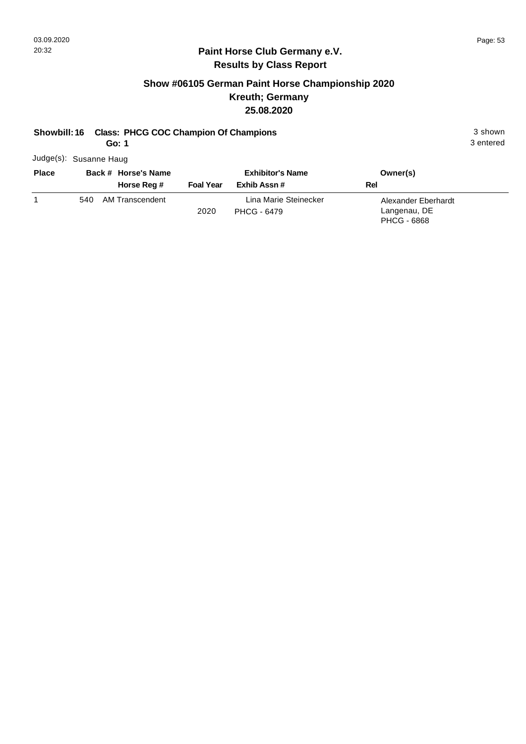## Paint Horse Club Germany e.V.
## Results by Class Report

### Show #06105 German Paint Horse Championship 2020
### Kreuth; Germany
### 25.08.2020

**Showbill: 16 Class: PHCG COC Champion Of Champions** — 3 shown, 3 entered

**Go: 1**

Judge(s): Susanne Haug

| Place | Back # | Horse's Name / Horse Reg # | Foal Year | Exhibitor's Name / Exhib Assn # | Owner(s) / Rel |
|---|---|---|---|---|---|
| 1 | 540 | AM Transcendent | 2020 | Lina Marie Steinecker<br>PHCG - 6479 | Alexander Eberhardt<br>Langenau, DE<br>PHCG - 6868 |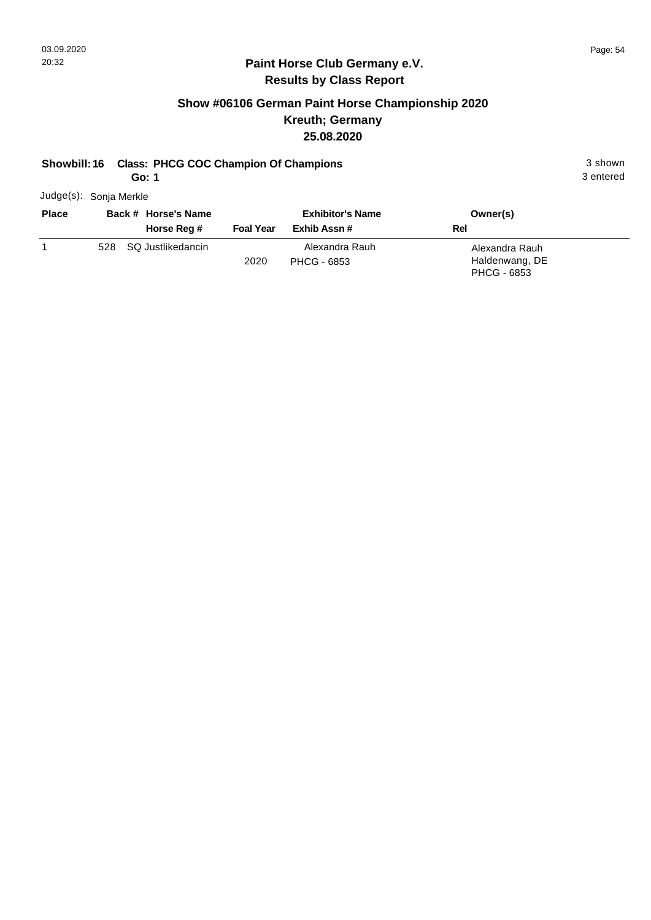## Paint Horse Club Germany e.V.

### Results by Class Report

## Show #06106 German Paint Horse Championship 2020

### Kreuth; Germany

### 25.08.2020

**Showbill: 16 Class: PHCG COC Champion Of Champions** — 3 shown

**Go: 1** — 3 entered

Judge(s): Sonja Merkle

| Place | Back # | Horse's Name / Horse Reg # | Foal Year | Exhibitor's Name / Exhib Assn # | Owner(s) / Rel |
|---|---|---|---|---|---|
| 1 | 528 | SQ Justlikedancin | 2020 | Alexandra Rauh<br>PHCG - 6853 | Alexandra Rauh<br>Haldenwang, DE<br>PHCG - 6853 |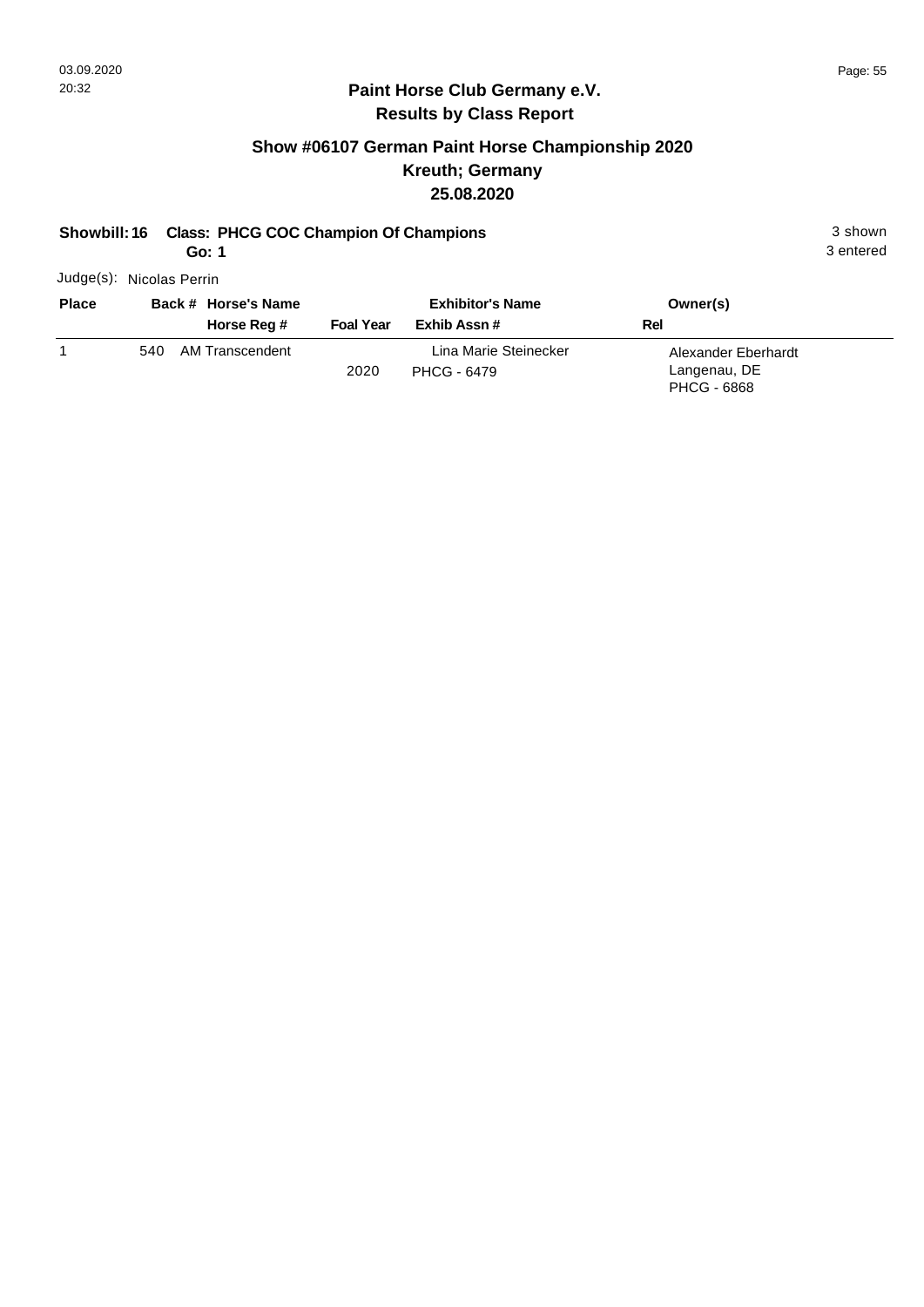# Paint Horse Club Germany e.V.
## Results by Class Report

### Show #06107 German Paint Horse Championship 2020
### Kreuth; Germany
### 25.08.2020

**Showbill: 16 Class: PHCG COC Champion Of Champions** 3 shown
**Go: 1** 3 entered

Judge(s): Nicolas Perrin

| Place | Back # | Horse's Name / Horse Reg # | Foal Year | Exhibitor's Name / Exhib Assn # | Owner(s) / Rel |
|---|---|---|---|---|---|
| 1 | 540 | AM Transcendent | 2020 | Lina Marie Steinecker<br>PHCG - 6479 | Alexander Eberhardt<br>Langenau, DE<br>PHCG - 6868 |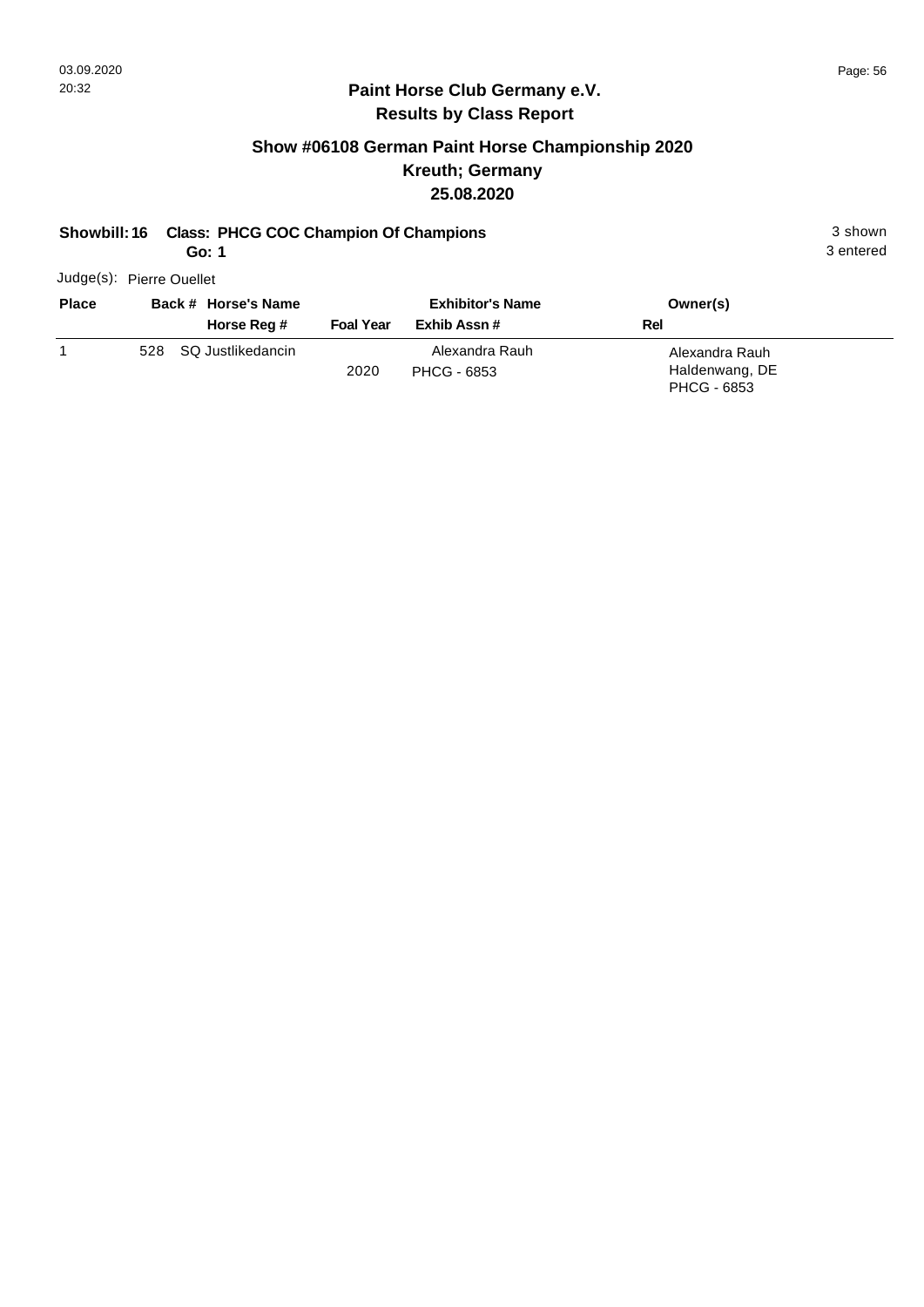# Paint Horse Club Germany e.V.

## Results by Class Report

### Show #06108 German Paint Horse Championship 2020

### Kreuth; Germany

### 25.08.2020

**Showbill: 16 Class: PHCG COC Champion Of Champions** 3 shown

**Go: 1** 3 entered

Judge(s): Pierre Ouellet

| Place | Back # | Horse's Name / Horse Reg # | Foal Year | Exhibitor's Name / Exhib Assn # | Owner(s) / Rel |
|---|---|---|---|---|---|
| 1 | 528 | SQ Justlikedancin | 2020 | Alexandra Rauh<br>PHCG - 6853 | Alexandra Rauh<br>Haldenwang, DE<br>PHCG - 6853 |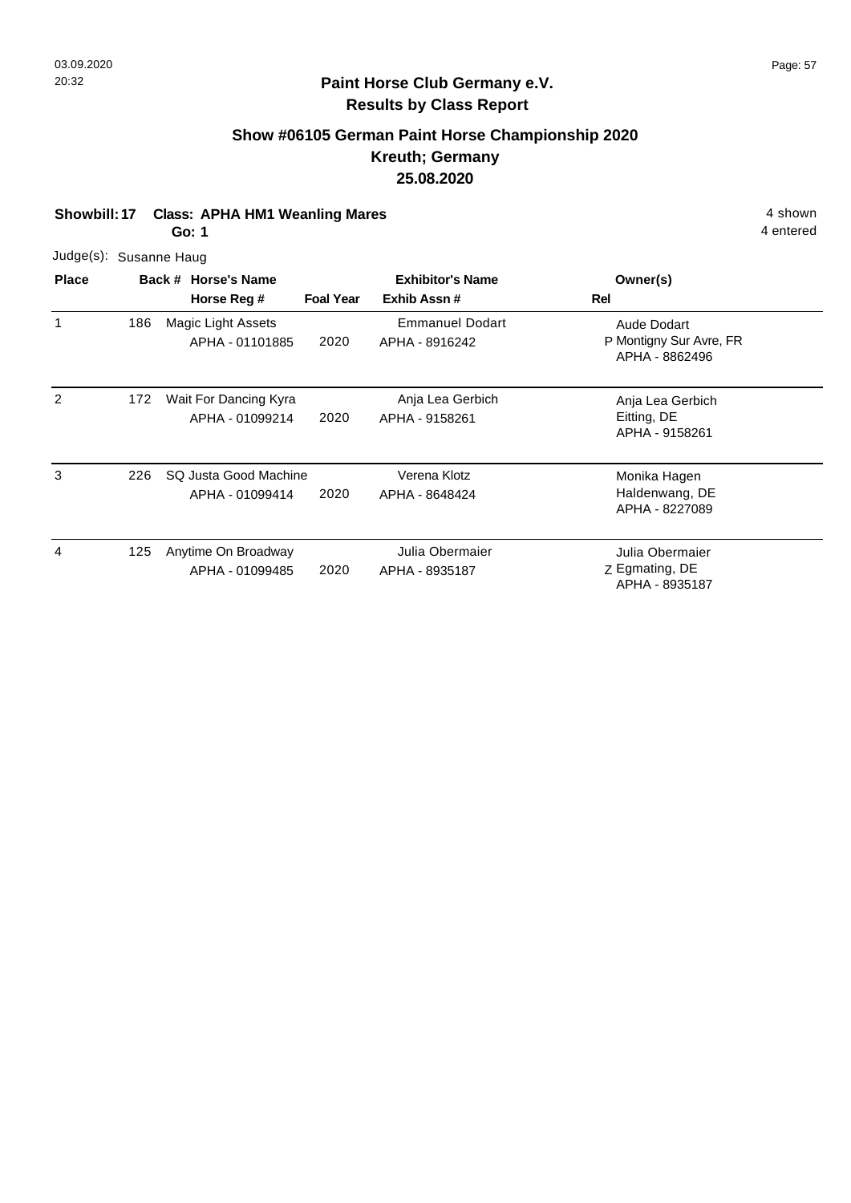**Paint Horse Club Germany e.V.**
**Results by Class Report**

## Show #06105 German Paint Horse Championship 2020
## Kreuth; Germany
## 25.08.2020

**Showbill: 17 Class: APHA HM1 Weanling Mares** — 4 shown, 4 entered
**Go: 1**

Judge(s): Susanne Haug

| Place | Back # | Horse's Name / Horse Reg # | Foal Year | Exhibitor's Name / Exhib Assn # | Rel | Owner(s) |
|---|---|---|---|---|---|---|
| 1 | 186 | Magic Light Assets<br>APHA - 01101885 | 2020 | Emmanuel Dodart<br>APHA - 8916242 | P | Aude Dodart<br>Montigny Sur Avre, FR<br>APHA - 8862496 |
| 2 | 172 | Wait For Dancing Kyra<br>APHA - 01099214 | 2020 | Anja Lea Gerbich<br>APHA - 9158261 | | Anja Lea Gerbich<br>Eitting, DE<br>APHA - 9158261 |
| 3 | 226 | SQ Justa Good Machine<br>APHA - 01099414 | 2020 | Verena Klotz<br>APHA - 8648424 | | Monika Hagen<br>Haldenwang, DE<br>APHA - 8227089 |
| 4 | 125 | Anytime On Broadway<br>APHA - 01099485 | 2020 | Julia Obermaier<br>APHA - 8935187 | Z | Julia Obermaier<br>Egmating, DE<br>APHA - 8935187 |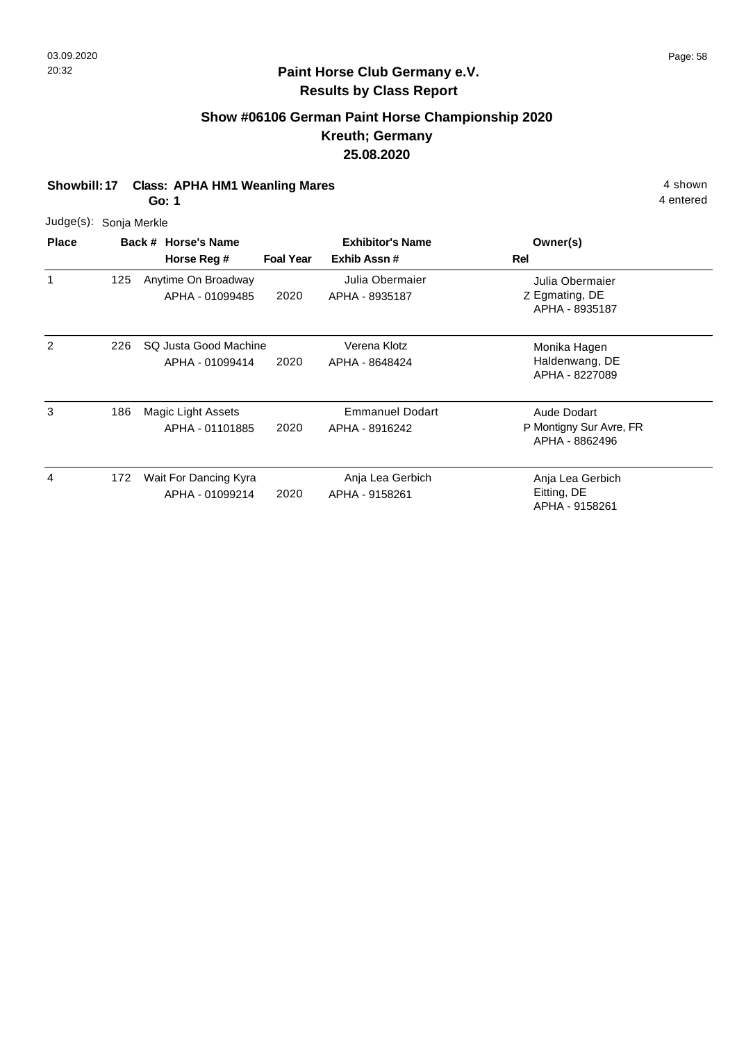## Paint Horse Club Germany e.V.
## Results by Class Report

### Show #06106 German Paint Horse Championship 2020
### Kreuth; Germany
### 25.08.2020

**Showbill: 17 Class: APHA HM1 Weanling Mares** 4 shown
**Go: 1** 4 entered

Judge(s): Sonja Merkle

| Place | Back # | Horse's Name / Horse Reg # | Foal Year | Exhibitor's Name / Exhib Assn # | Rel | Owner(s) |
|---|---|---|---|---|---|---|
| 1 | 125 | Anytime On Broadway<br>APHA - 01099485 | 2020 | Julia Obermaier<br>APHA - 8935187 | Z | Julia Obermaier<br>Egmating, DE<br>APHA - 8935187 |
| 2 | 226 | SQ Justa Good Machine<br>APHA - 01099414 | 2020 | Verena Klotz<br>APHA - 8648424 | | Monika Hagen<br>Haldenwang, DE<br>APHA - 8227089 |
| 3 | 186 | Magic Light Assets<br>APHA - 01101885 | 2020 | Emmanuel Dodart<br>APHA - 8916242 | P | Aude Dodart<br>Montigny Sur Avre, FR<br>APHA - 8862496 |
| 4 | 172 | Wait For Dancing Kyra<br>APHA - 01099214 | 2020 | Anja Lea Gerbich<br>APHA - 9158261 | | Anja Lea Gerbich<br>Eitting, DE<br>APHA - 9158261 |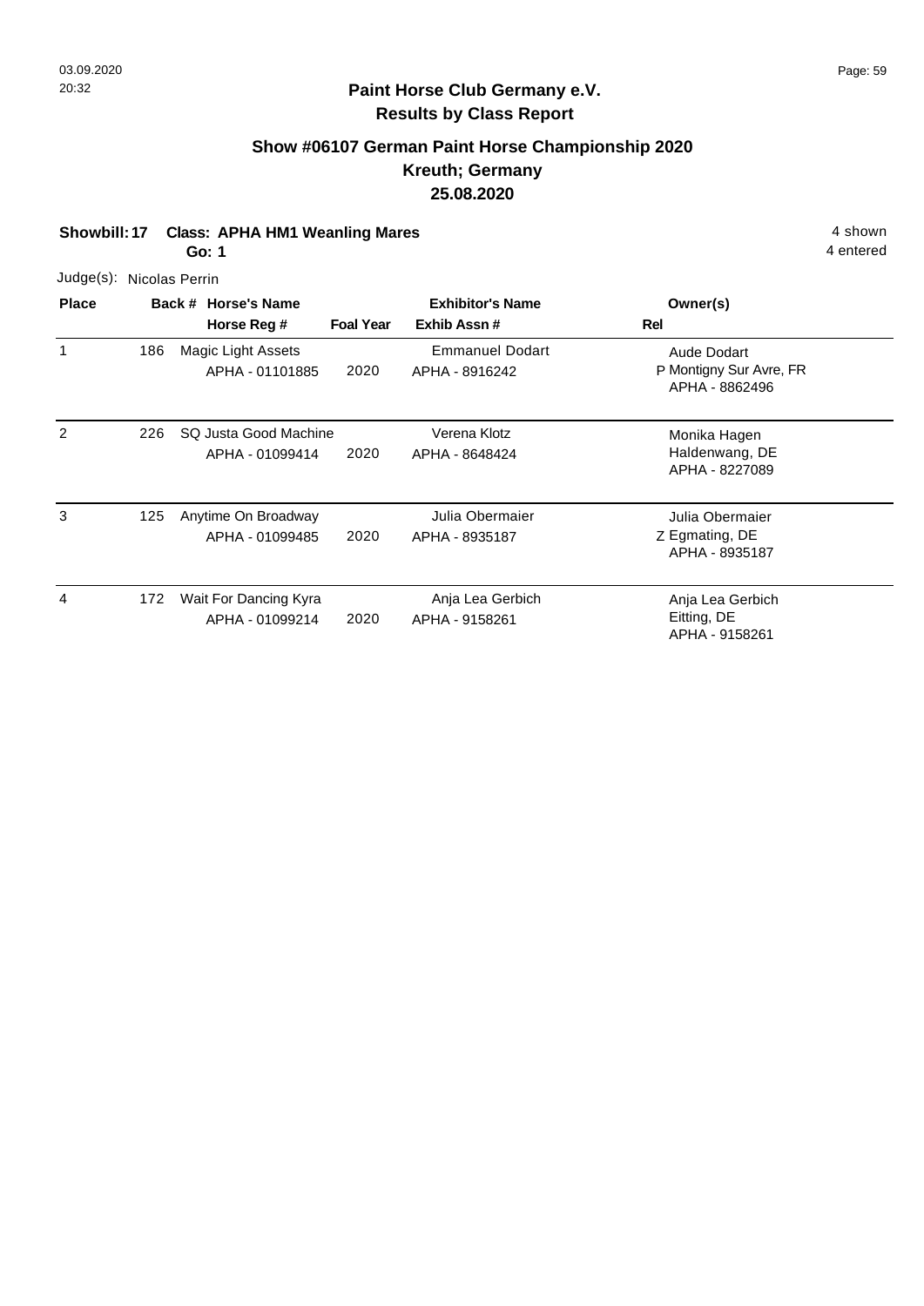## Paint Horse Club Germany e.V.
## Results by Class Report

### Show #06107 German Paint Horse Championship 2020
### Kreuth; Germany
### 25.08.2020

**Showbill: 17 Class: APHA HM1 Weanling Mares** 4 shown
**Go: 1** 4 entered

Judge(s): Nicolas Perrin

| Place | Back # | Horse's Name / Horse Reg # | Foal Year | Exhibitor's Name / Exhib Assn # | Rel | Owner(s) |
|---|---|---|---|---|---|---|
| 1 | 186 | Magic Light Assets<br>APHA - 01101885 | 2020 | Emmanuel Dodart<br>APHA - 8916242 | P | Aude Dodart<br>Montigny Sur Avre, FR<br>APHA - 8862496 |
| 2 | 226 | SQ Justa Good Machine<br>APHA - 01099414 | 2020 | Verena Klotz<br>APHA - 8648424 | | Monika Hagen<br>Haldenwang, DE<br>APHA - 8227089 |
| 3 | 125 | Anytime On Broadway<br>APHA - 01099485 | 2020 | Julia Obermaier<br>APHA - 8935187 | Z | Julia Obermaier<br>Egmating, DE<br>APHA - 8935187 |
| 4 | 172 | Wait For Dancing Kyra<br>APHA - 01099214 | 2020 | Anja Lea Gerbich<br>APHA - 9158261 | | Anja Lea Gerbich<br>Eitting, DE<br>APHA - 9158261 |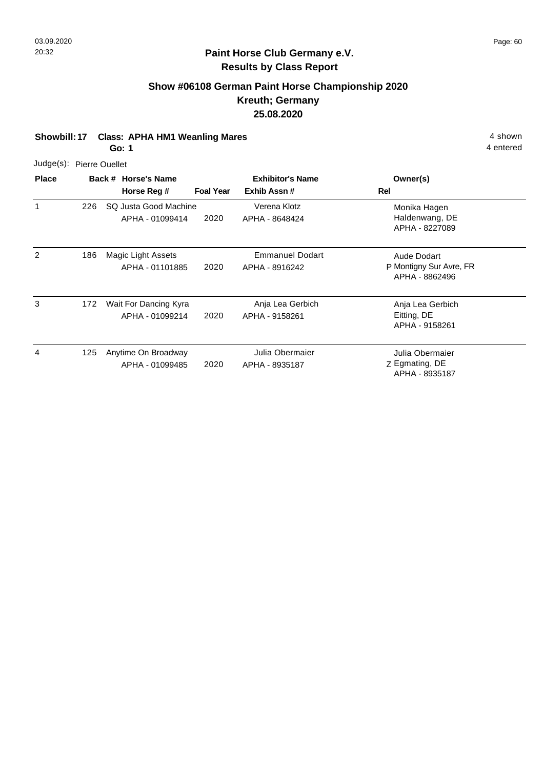**Paint Horse Club Germany e.V.**
**Results by Class Report**

## Show #06108 German Paint Horse Championship 2020
## Kreuth; Germany
## 25.08.2020

**Showbill: 17 Class: APHA HM1 Weanling Mares** 4 shown
**Go: 1** 4 entered

Judge(s): Pierre Ouellet

| Place | Back # | Horse's Name / Horse Reg # | Foal Year | Exhibitor's Name / Exhib Assn # | Rel | Owner(s) |
|---|---|---|---|---|---|---|
| 1 | 226 | SQ Justa Good Machine<br>APHA - 01099414 | 2020 | Verena Klotz<br>APHA - 8648424 | | Monika Hagen<br>Haldenwang, DE<br>APHA - 8227089 |
| 2 | 186 | Magic Light Assets<br>APHA - 01101885 | 2020 | Emmanuel Dodart<br>APHA - 8916242 | P | Aude Dodart<br>Montigny Sur Avre, FR<br>APHA - 8862496 |
| 3 | 172 | Wait For Dancing Kyra<br>APHA - 01099214 | 2020 | Anja Lea Gerbich<br>APHA - 9158261 | | Anja Lea Gerbich<br>Eitting, DE<br>APHA - 9158261 |
| 4 | 125 | Anytime On Broadway<br>APHA - 01099485 | 2020 | Julia Obermaier<br>APHA - 8935187 | Z | Julia Obermaier<br>Egmating, DE<br>APHA - 8935187 |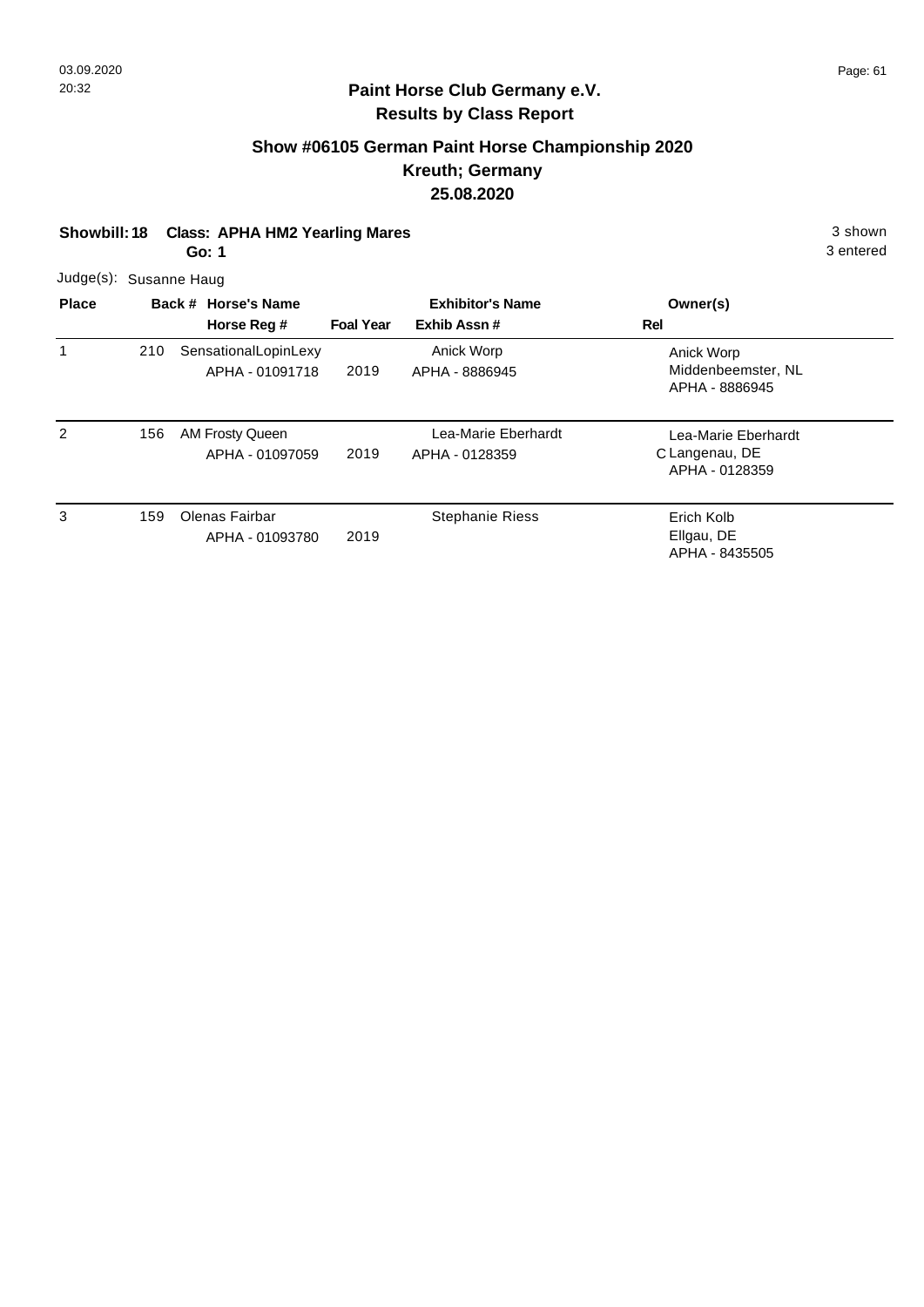## Paint Horse Club Germany e.V.
## Results by Class Report

### Show #06105 German Paint Horse Championship 2020
### Kreuth; Germany
### 25.08.2020

**Showbill: 18** **Class: APHA HM2 Yearling Mares** 3 shown
**Go: 1** 3 entered

Judge(s): Susanne Haug

| Place | Back # | Horse's Name / Horse Reg # | Foal Year | Exhibitor's Name / Exhib Assn # | Rel | Owner(s) |
|---|---|---|---|---|---|---|
| 1 | 210 | SensationalLopinLexy<br>APHA - 01091718 | 2019 | Anick Worp<br>APHA - 8886945 | | Anick Worp<br>Middenbeemster, NL<br>APHA - 8886945 |
| 2 | 156 | AM Frosty Queen<br>APHA - 01097059 | 2019 | Lea-Marie Eberhardt<br>APHA - 0128359 | C | Lea-Marie Eberhardt<br>Langenau, DE<br>APHA - 0128359 |
| 3 | 159 | Olenas Fairbar<br>APHA - 01093780 | 2019 | Stephanie Riess | | Erich Kolb<br>Ellgau, DE<br>APHA - 8435505 |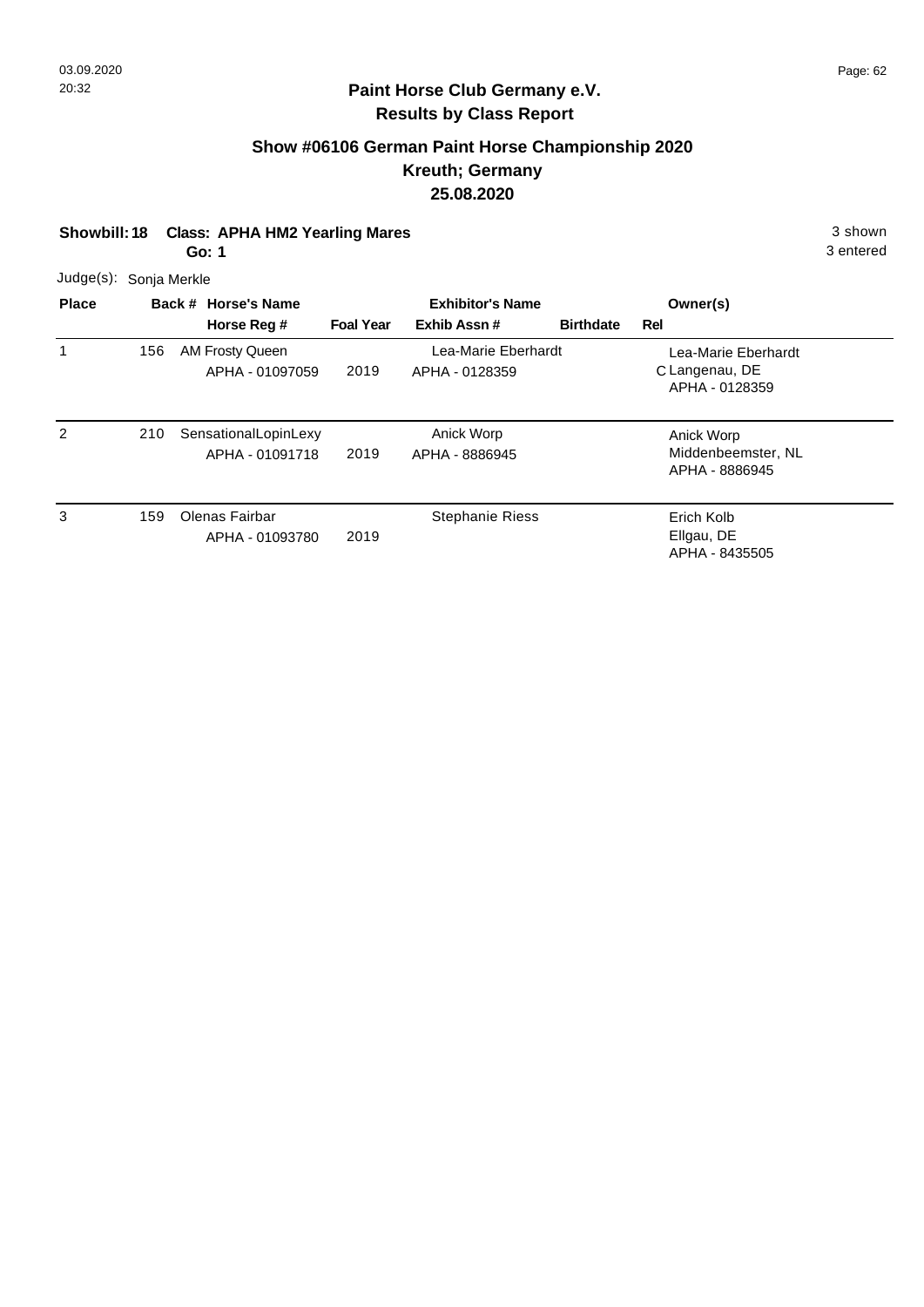## Paint Horse Club Germany e.V.
## Results by Class Report

### Show #06106 German Paint Horse Championship 2020
### Kreuth; Germany
### 25.08.2020

**Showbill: 18** **Class: APHA HM2 Yearling Mares** 3 shown
**Go: 1** 3 entered

Judge(s): Sonja Merkle

| Place | Back # | Horse's Name / Horse Reg # | Foal Year | Exhibitor's Name / Exhib Assn # | Birthdate | Rel | Owner(s) |
|---|---|---|---|---|---|---|---|
| 1 | 156 | AM Frosty Queen<br>APHA - 01097059 | 2019 | Lea-Marie Eberhardt<br>APHA - 0128359 | | C | Lea-Marie Eberhardt<br>Langenau, DE<br>APHA - 0128359 |
| 2 | 210 | SensationalLopinLexy<br>APHA - 01091718 | 2019 | Anick Worp<br>APHA - 8886945 | | | Anick Worp<br>Middenbeemster, NL<br>APHA - 8886945 |
| 3 | 159 | Olenas Fairbar<br>APHA - 01093780 | 2019 | Stephanie Riess | | | Erich Kolb<br>Ellgau, DE<br>APHA - 8435505 |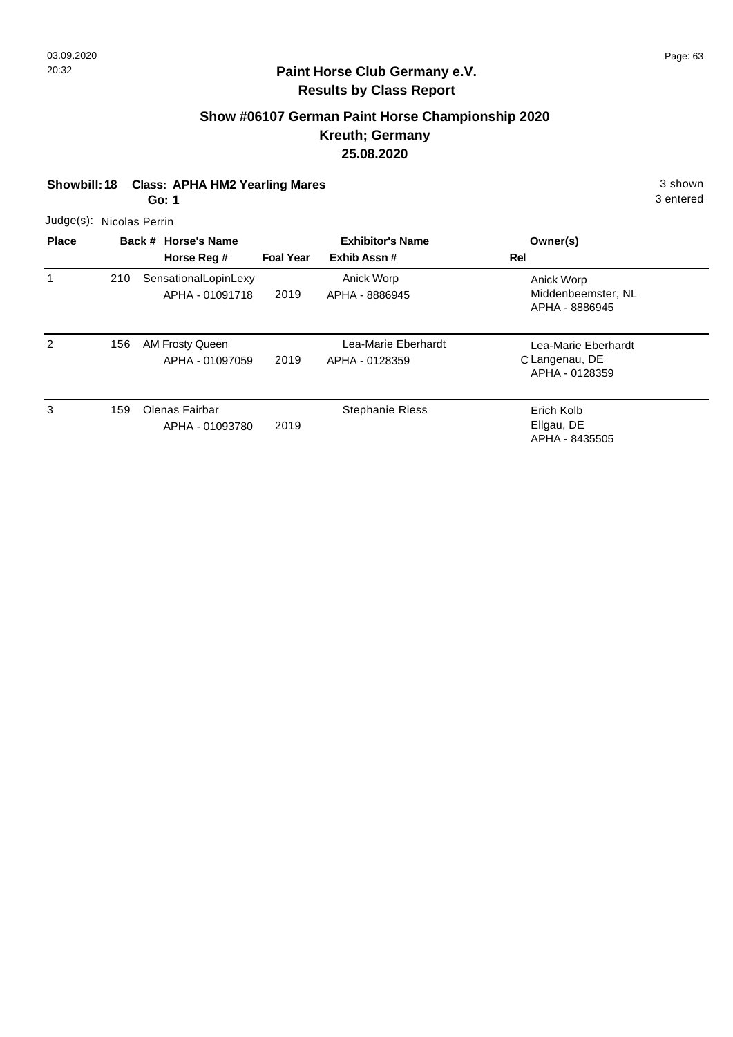## Paint Horse Club Germany e.V.
## Results by Class Report

### Show #06107 German Paint Horse Championship 2020
### Kreuth; Germany
### 25.08.2020

**Showbill: 18 Class: APHA HM2 Yearling Mares** 3 shown

**Go: 1** 3 entered

Judge(s): Nicolas Perrin

| Place | Back # | Horse's Name / Horse Reg # | Foal Year | Exhibitor's Name / Exhib Assn # | Rel | Owner(s) |
|---|---|---|---|---|---|---|
| 1 | 210 | SensationalLopinLexy<br>APHA - 01091718 | 2019 | Anick Worp<br>APHA - 8886945 | | Anick Worp<br>Middenbeemster, NL<br>APHA - 8886945 |
| 2 | 156 | AM Frosty Queen<br>APHA - 01097059 | 2019 | Lea-Marie Eberhardt<br>APHA - 0128359 | C | Lea-Marie Eberhardt<br>Langenau, DE<br>APHA - 0128359 |
| 3 | 159 | Olenas Fairbar<br>APHA - 01093780 | 2019 | Stephanie Riess | | Erich Kolb<br>Ellgau, DE<br>APHA - 8435505 |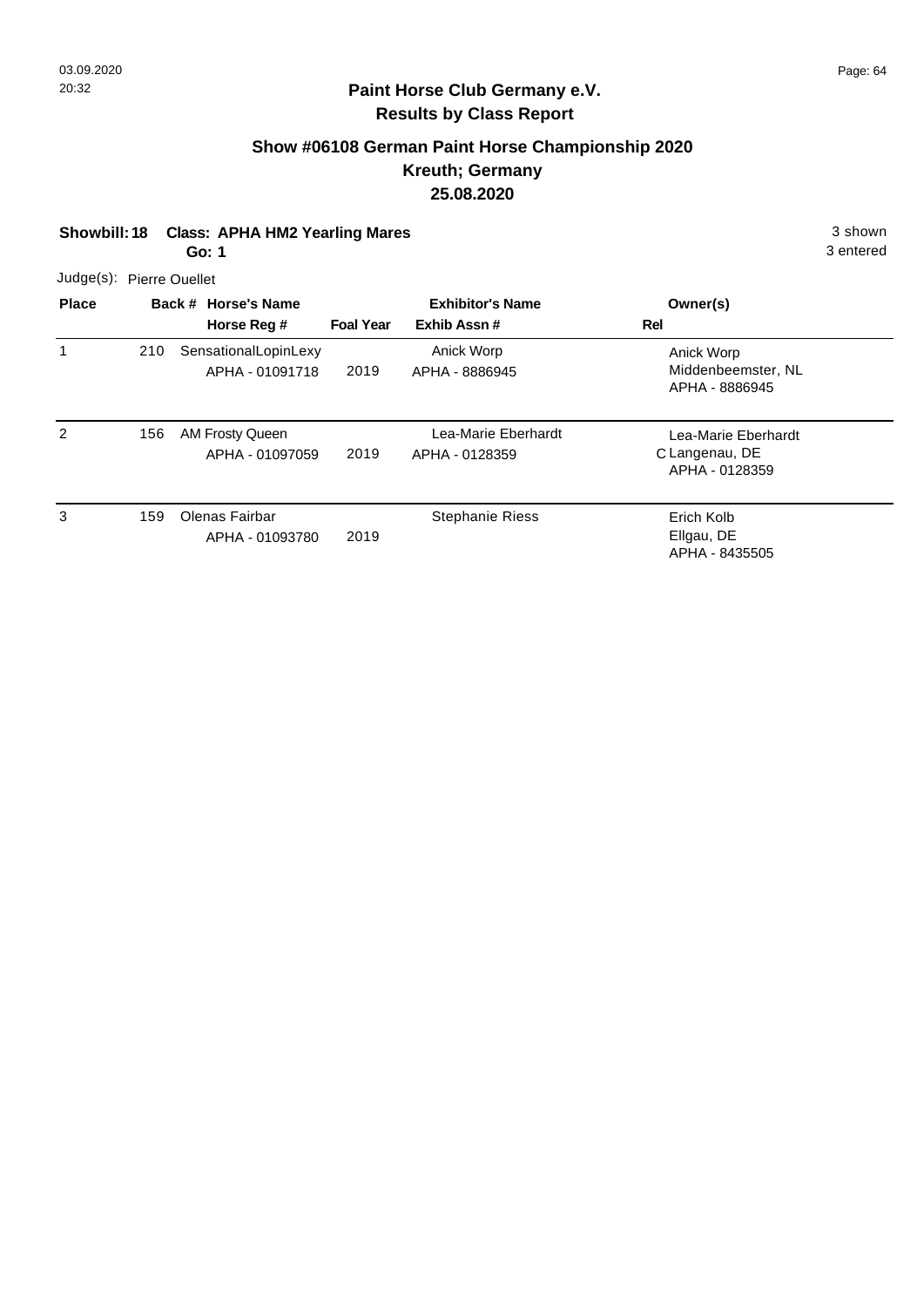**Paint Horse Club Germany e.V.**
**Results by Class Report**

## Show #06108 German Paint Horse Championship 2020
## Kreuth; Germany
## 25.08.2020

**Showbill: 18 Class: APHA HM2 Yearling Mares** 3 shown
**Go: 1** 3 entered

Judge(s): Pierre Ouellet

| Place | Back # | Horse's Name / Horse Reg # | Foal Year | Exhibitor's Name / Exhib Assn # | Rel | Owner(s) |
|---|---|---|---|---|---|---|
| 1 | 210 | SensationalLopinLexy<br>APHA - 01091718 | 2019 | Anick Worp<br>APHA - 8886945 | | Anick Worp<br>Middenbeemster, NL<br>APHA - 8886945 |
| 2 | 156 | AM Frosty Queen<br>APHA - 01097059 | 2019 | Lea-Marie Eberhardt<br>APHA - 0128359 | C | Lea-Marie Eberhardt<br>Langenau, DE<br>APHA - 0128359 |
| 3 | 159 | Olenas Fairbar<br>APHA - 01093780 | 2019 | Stephanie Riess | | Erich Kolb<br>Ellgau, DE<br>APHA - 8435505 |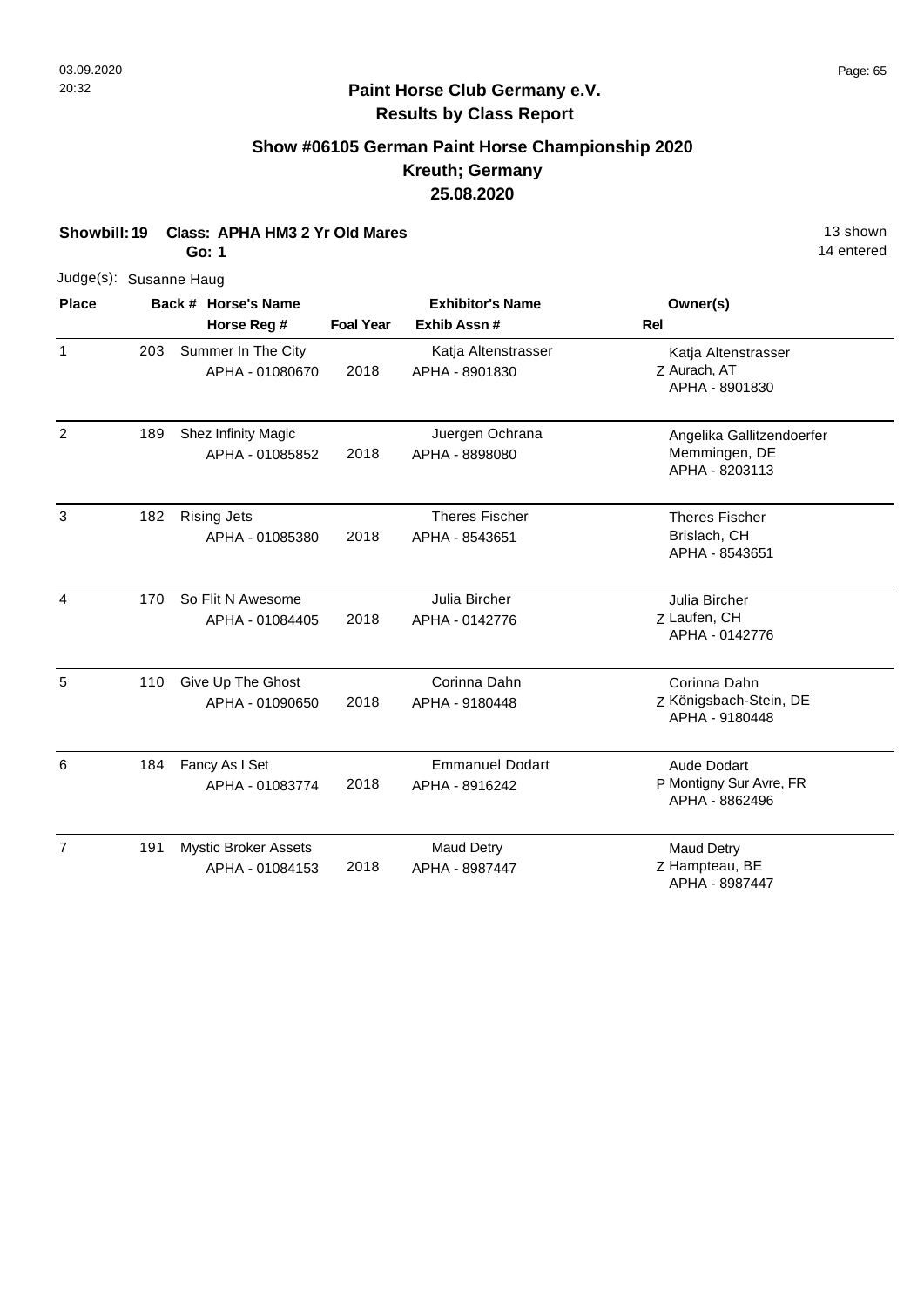**Paint Horse Club Germany e.V.**
**Results by Class Report**

## Show #06105 German Paint Horse Championship 2020
## Kreuth; Germany
## 25.08.2020

**Showbill: 19 Class: APHA HM3 2 Yr Old Mares** 13 shown
**Go: 1** 14 entered

Judge(s): Susanne Haug

| Place | Back # | Horse's Name / Horse Reg # | Foal Year | Exhibitor's Name / Exhib Assn # | Rel | Owner(s) |
|---|---|---|---|---|---|---|
| 1 | 203 | Summer In The City<br>APHA - 01080670 | 2018 | Katja Altenstrasser<br>APHA - 8901830 | Z | Katja Altenstrasser<br>Aurach, AT<br>APHA - 8901830 |
| 2 | 189 | Shez Infinity Magic<br>APHA - 01085852 | 2018 | Juergen Ochrana<br>APHA - 8898080 | | Angelika Gallitzendoerfer<br>Memmingen, DE<br>APHA - 8203113 |
| 3 | 182 | Rising Jets<br>APHA - 01085380 | 2018 | Theres Fischer<br>APHA - 8543651 | | Theres Fischer<br>Brislach, CH<br>APHA - 8543651 |
| 4 | 170 | So Flit N Awesome<br>APHA - 01084405 | 2018 | Julia Bircher<br>APHA - 0142776 | Z | Julia Bircher<br>Laufen, CH<br>APHA - 0142776 |
| 5 | 110 | Give Up The Ghost<br>APHA - 01090650 | 2018 | Corinna Dahn<br>APHA - 9180448 | Z | Corinna Dahn<br>Königsbach-Stein, DE<br>APHA - 9180448 |
| 6 | 184 | Fancy As I Set<br>APHA - 01083774 | 2018 | Emmanuel Dodart<br>APHA - 8916242 | P | Aude Dodart<br>Montigny Sur Avre, FR<br>APHA - 8862496 |
| 7 | 191 | Mystic Broker Assets<br>APHA - 01084153 | 2018 | Maud Detry<br>APHA - 8987447 | Z | Maud Detry<br>Hampteau, BE<br>APHA - 8987447 |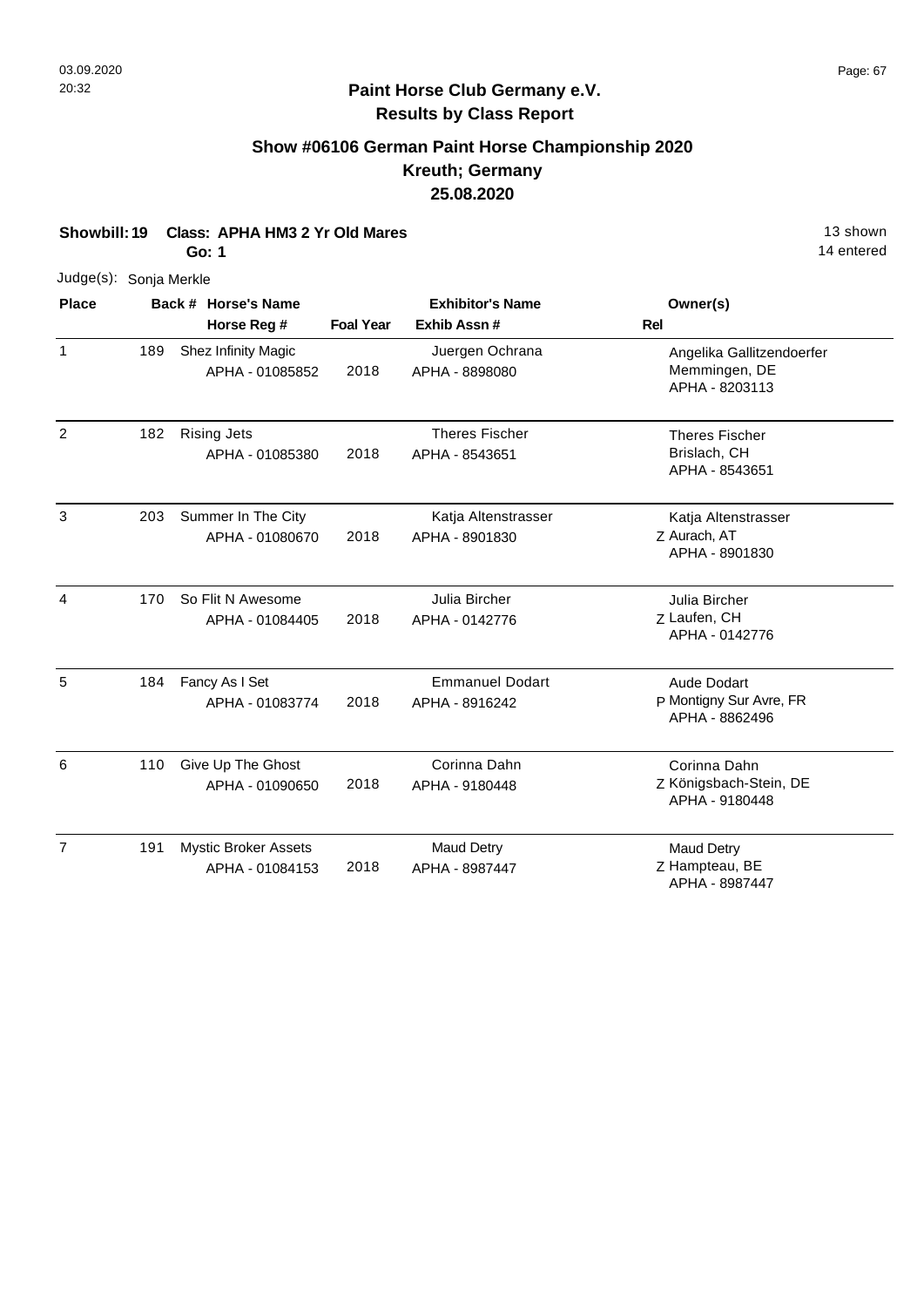**Paint Horse Club Germany e.V.**
**Results by Class Report**

## Show #06106 German Paint Horse Championship 2020
## Kreuth; Germany
## 25.08.2020

**Showbill: 19 Class: APHA HM3 2 Yr Old Mares** 13 shown
**Go: 1** 14 entered

Judge(s): Sonja Merkle

| Place | Back # | Horse's Name / Horse Reg # | Foal Year | Exhibitor's Name / Exhib Assn # | Rel | Owner(s) |
|---|---|---|---|---|---|---|
| 1 | 189 | Shez Infinity Magic<br>APHA - 01085852 | 2018 | Juergen Ochrana<br>APHA - 8898080 | | Angelika Gallitzendoerfer<br>Memmingen, DE<br>APHA - 8203113 |
| 2 | 182 | Rising Jets<br>APHA - 01085380 | 2018 | Theres Fischer<br>APHA - 8543651 | | Theres Fischer<br>Brislach, CH<br>APHA - 8543651 |
| 3 | 203 | Summer In The City<br>APHA - 01080670 | 2018 | Katja Altenstrasser<br>APHA - 8901830 | Z | Katja Altenstrasser<br>Aurach, AT<br>APHA - 8901830 |
| 4 | 170 | So Flit N Awesome<br>APHA - 01084405 | 2018 | Julia Bircher<br>APHA - 0142776 | Z | Julia Bircher<br>Laufen, CH<br>APHA - 0142776 |
| 5 | 184 | Fancy As I Set<br>APHA - 01083774 | 2018 | Emmanuel Dodart<br>APHA - 8916242 | P | Aude Dodart<br>Montigny Sur Avre, FR<br>APHA - 8862496 |
| 6 | 110 | Give Up The Ghost<br>APHA - 01090650 | 2018 | Corinna Dahn<br>APHA - 9180448 | Z | Corinna Dahn<br>Königsbach-Stein, DE<br>APHA - 9180448 |
| 7 | 191 | Mystic Broker Assets<br>APHA - 01084153 | 2018 | Maud Detry<br>APHA - 8987447 | Z | Maud Detry<br>Hampteau, BE<br>APHA - 8987447 |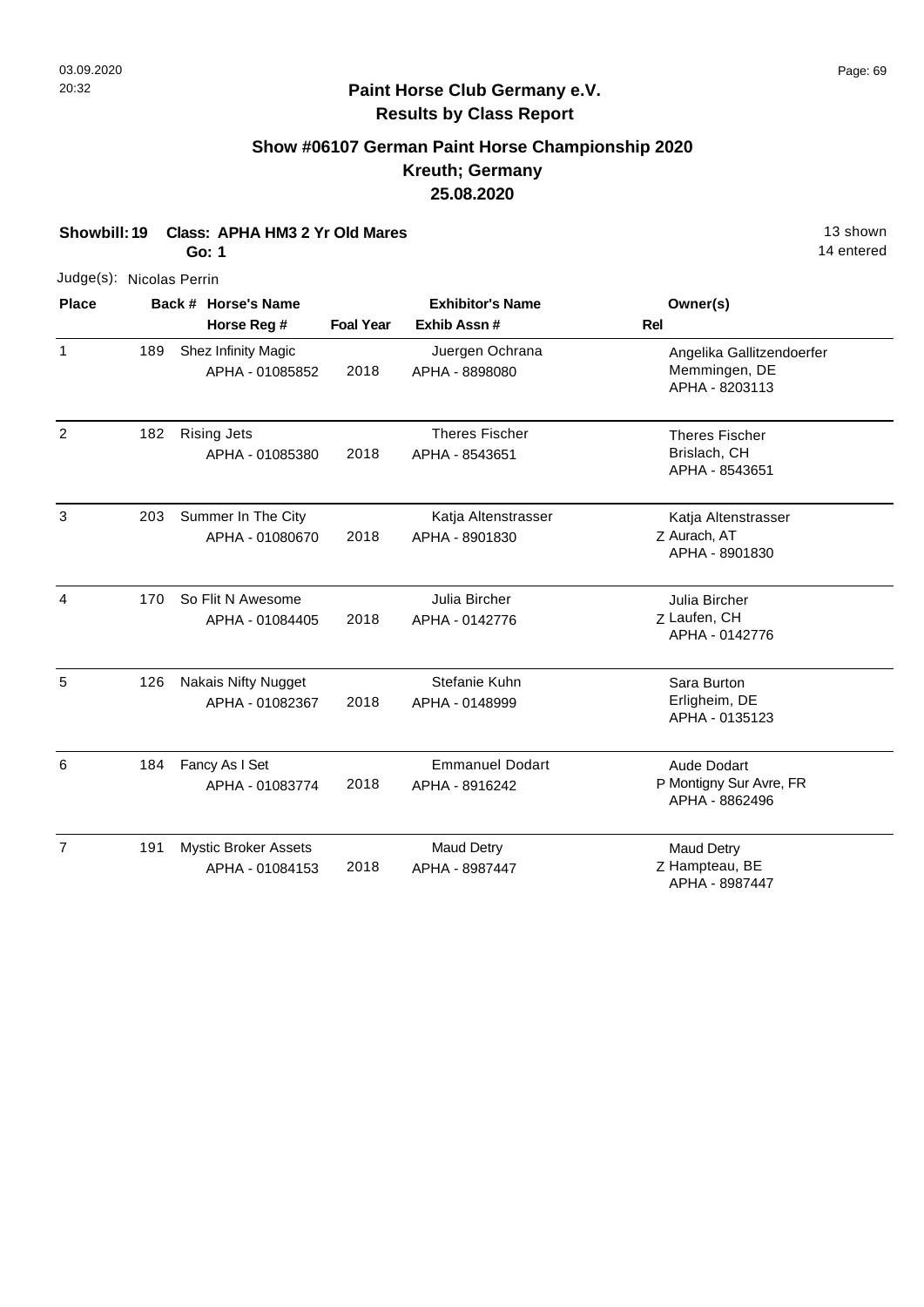## Paint Horse Club Germany e.V.
## Results by Class Report

### Show #06107 German Paint Horse Championship 2020
### Kreuth; Germany
### 25.08.2020

**Showbill: 19** **Class: APHA HM3 2 Yr Old Mares** 13 shown
**Go: 1** 14 entered

Judge(s): Nicolas Perrin

| Place | Back # | Horse's Name / Horse Reg # | Foal Year | Exhibitor's Name / Exhib Assn # | Rel | Owner(s) |
|---|---|---|---|---|---|---|
| 1 | 189 | Shez Infinity Magic<br>APHA - 01085852 | 2018 | Juergen Ochrana<br>APHA - 8898080 | | Angelika Gallitzendoerfer<br>Memmingen, DE<br>APHA - 8203113 |
| 2 | 182 | Rising Jets<br>APHA - 01085380 | 2018 | Theres Fischer<br>APHA - 8543651 | | Theres Fischer<br>Brislach, CH<br>APHA - 8543651 |
| 3 | 203 | Summer In The City<br>APHA - 01080670 | 2018 | Katja Altenstrasser<br>APHA - 8901830 | Z | Katja Altenstrasser<br>Aurach, AT<br>APHA - 8901830 |
| 4 | 170 | So Flit N Awesome<br>APHA - 01084405 | 2018 | Julia Bircher<br>APHA - 0142776 | Z | Julia Bircher<br>Laufen, CH<br>APHA - 0142776 |
| 5 | 126 | Nakais Nifty Nugget<br>APHA - 01082367 | 2018 | Stefanie Kuhn<br>APHA - 0148999 | | Sara Burton<br>Erligheim, DE<br>APHA - 0135123 |
| 6 | 184 | Fancy As I Set<br>APHA - 01083774 | 2018 | Emmanuel Dodart<br>APHA - 8916242 | P | Aude Dodart<br>Montigny Sur Avre, FR<br>APHA - 8862496 |
| 7 | 191 | Mystic Broker Assets<br>APHA - 01084153 | 2018 | Maud Detry<br>APHA - 8987447 | Z | Maud Detry<br>Hampteau, BE<br>APHA - 8987447 |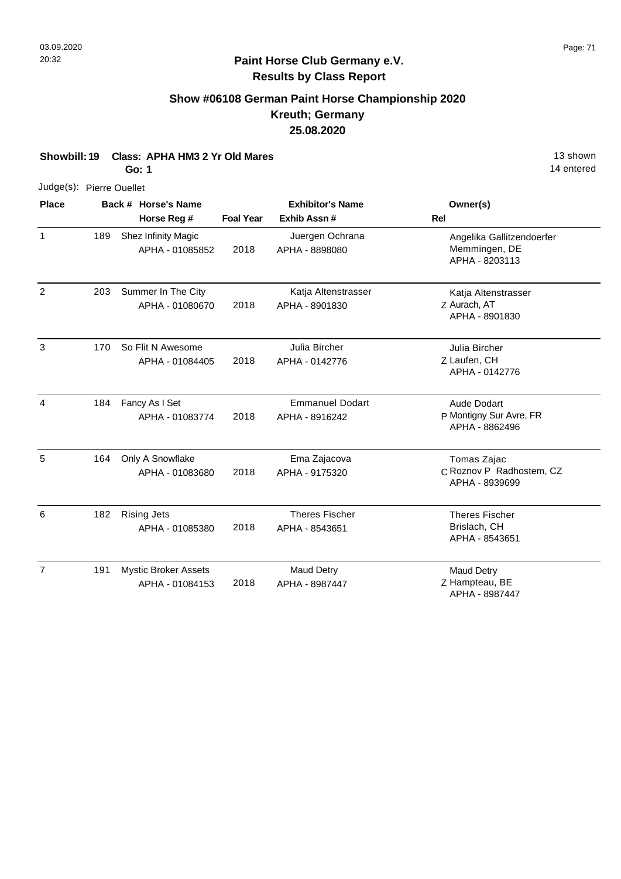# Paint Horse Club Germany e.V.
## Results by Class Report

### Show #06108 German Paint Horse Championship 2020
### Kreuth; Germany
### 25.08.2020

**Showbill: 19 Class: APHA HM3 2 Yr Old Mares** 13 shown
**Go: 1** 14 entered

Judge(s): Pierre Ouellet

| Place | Back # | Horse's Name / Horse Reg # | Foal Year | Exhibitor's Name / Exhib Assn # | Rel | Owner(s) |
|---|---|---|---|---|---|---|
| 1 | 189 | Shez Infinity Magic<br>APHA - 01085852 | 2018 | Juergen Ochrana<br>APHA - 8898080 | | Angelika Gallitzendoerfer<br>Memmingen, DE<br>APHA - 8203113 |
| 2 | 203 | Summer In The City<br>APHA - 01080670 | 2018 | Katja Altenstrasser<br>APHA - 8901830 | Z | Katja Altenstrasser<br>Aurach, AT<br>APHA - 8901830 |
| 3 | 170 | So Flit N Awesome<br>APHA - 01084405 | 2018 | Julia Bircher<br>APHA - 0142776 | Z | Julia Bircher<br>Laufen, CH<br>APHA - 0142776 |
| 4 | 184 | Fancy As I Set<br>APHA - 01083774 | 2018 | Emmanuel Dodart<br>APHA - 8916242 | P | Aude Dodart<br>Montigny Sur Avre, FR<br>APHA - 8862496 |
| 5 | 164 | Only A Snowflake<br>APHA - 01083680 | 2018 | Ema Zajacova<br>APHA - 9175320 | C | Tomas Zajac<br>Roznov P Radhostem, CZ<br>APHA - 8939699 |
| 6 | 182 | Rising Jets<br>APHA - 01085380 | 2018 | Theres Fischer<br>APHA - 8543651 | | Theres Fischer<br>Brislach, CH<br>APHA - 8543651 |
| 7 | 191 | Mystic Broker Assets<br>APHA - 01084153 | 2018 | Maud Detry<br>APHA - 8987447 | Z | Maud Detry<br>Hampteau, BE<br>APHA - 8987447 |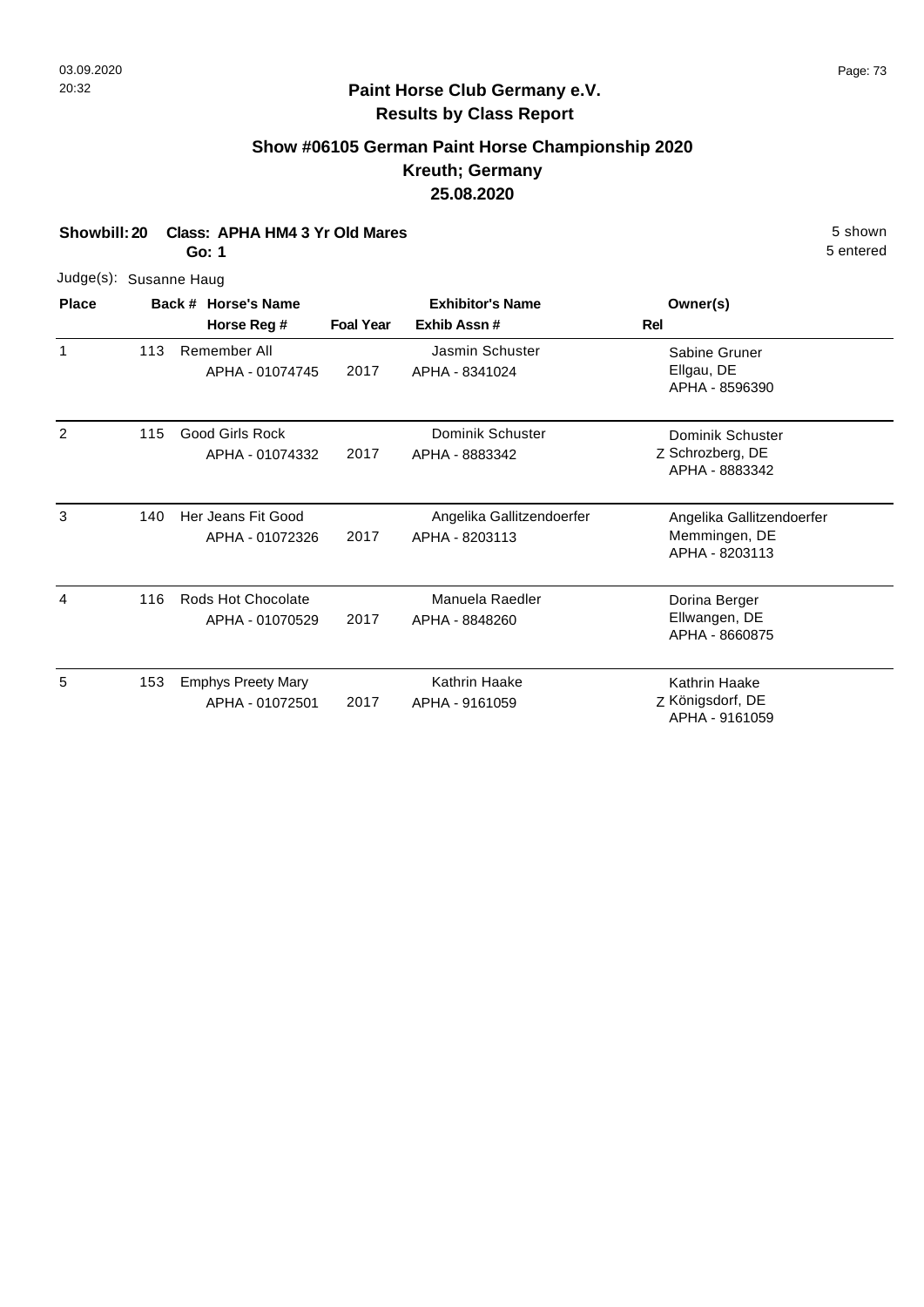**Paint Horse Club Germany e.V.**
**Results by Class Report**

## Show #06105 German Paint Horse Championship 2020
## Kreuth; Germany
## 25.08.2020

**Showbill: 20 Class: APHA HM4 3 Yr Old Mares** 5 shown
**Go: 1** 5 entered

Judge(s): Susanne Haug

| Place | Back # | Horse's Name / Horse Reg # | Foal Year | Exhibitor's Name / Exhib Assn # | Rel | Owner(s) |
|---|---|---|---|---|---|---|
| 1 | 113 | Remember All<br>APHA - 01074745 | 2017 | Jasmin Schuster<br>APHA - 8341024 | | Sabine Gruner<br>Ellgau, DE<br>APHA - 8596390 |
| 2 | 115 | Good Girls Rock<br>APHA - 01074332 | 2017 | Dominik Schuster<br>APHA - 8883342 | Z | Dominik Schuster<br>Schrozberg, DE<br>APHA - 8883342 |
| 3 | 140 | Her Jeans Fit Good<br>APHA - 01072326 | 2017 | Angelika Gallitzendoerfer<br>APHA - 8203113 | | Angelika Gallitzendoerfer<br>Memmingen, DE<br>APHA - 8203113 |
| 4 | 116 | Rods Hot Chocolate<br>APHA - 01070529 | 2017 | Manuela Raedler<br>APHA - 8848260 | | Dorina Berger<br>Ellwangen, DE<br>APHA - 8660875 |
| 5 | 153 | Emphys Preety Mary<br>APHA - 01072501 | 2017 | Kathrin Haake<br>APHA - 9161059 | Z | Kathrin Haake<br>Königsdorf, DE<br>APHA - 9161059 |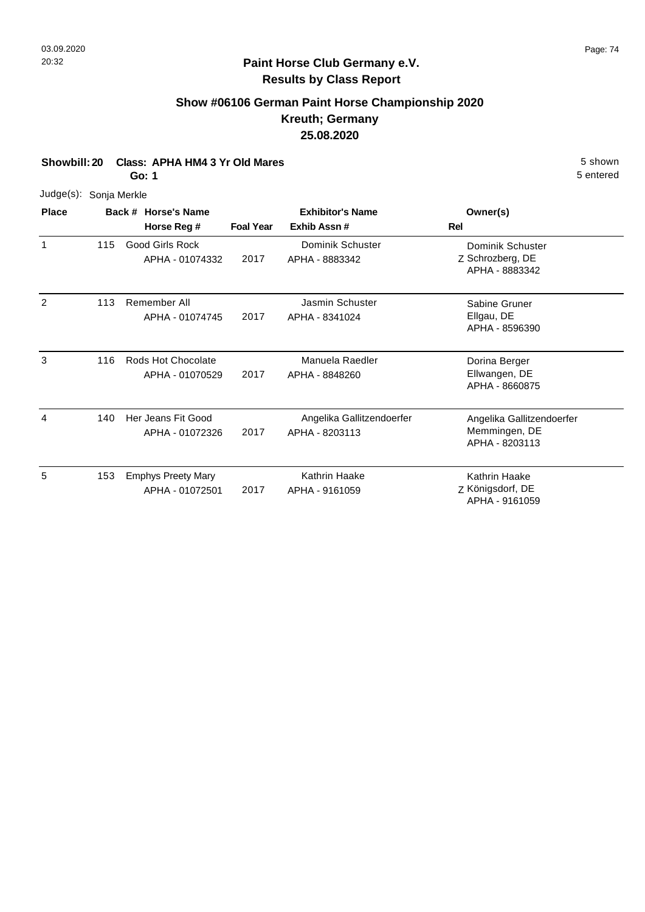**Paint Horse Club Germany e.V.**
**Results by Class Report**

## Show #06106 German Paint Horse Championship 2020
## Kreuth; Germany
## 25.08.2020

**Showbill: 20 Class: APHA HM4 3 Yr Old Mares** 5 shown
**Go: 1** 5 entered

Judge(s): Sonja Merkle

| Place | Back # | Horse's Name / Horse Reg # | Foal Year | Exhibitor's Name / Exhib Assn # | Rel | Owner(s) |
|---|---|---|---|---|---|---|
| 1 | 115 | Good Girls Rock<br>APHA - 01074332 | 2017 | Dominik Schuster<br>APHA - 8883342 | Z | Dominik Schuster<br>Schrozberg, DE<br>APHA - 8883342 |
| 2 | 113 | Remember All<br>APHA - 01074745 | 2017 | Jasmin Schuster<br>APHA - 8341024 | | Sabine Gruner<br>Ellgau, DE<br>APHA - 8596390 |
| 3 | 116 | Rods Hot Chocolate<br>APHA - 01070529 | 2017 | Manuela Raedler<br>APHA - 8848260 | | Dorina Berger<br>Ellwangen, DE<br>APHA - 8660875 |
| 4 | 140 | Her Jeans Fit Good<br>APHA - 01072326 | 2017 | Angelika Gallitzendoerfer<br>APHA - 8203113 | | Angelika Gallitzendoerfer<br>Memmingen, DE<br>APHA - 8203113 |
| 5 | 153 | Emphys Preety Mary<br>APHA - 01072501 | 2017 | Kathrin Haake<br>APHA - 9161059 | Z | Kathrin Haake<br>Königsdorf, DE<br>APHA - 9161059 |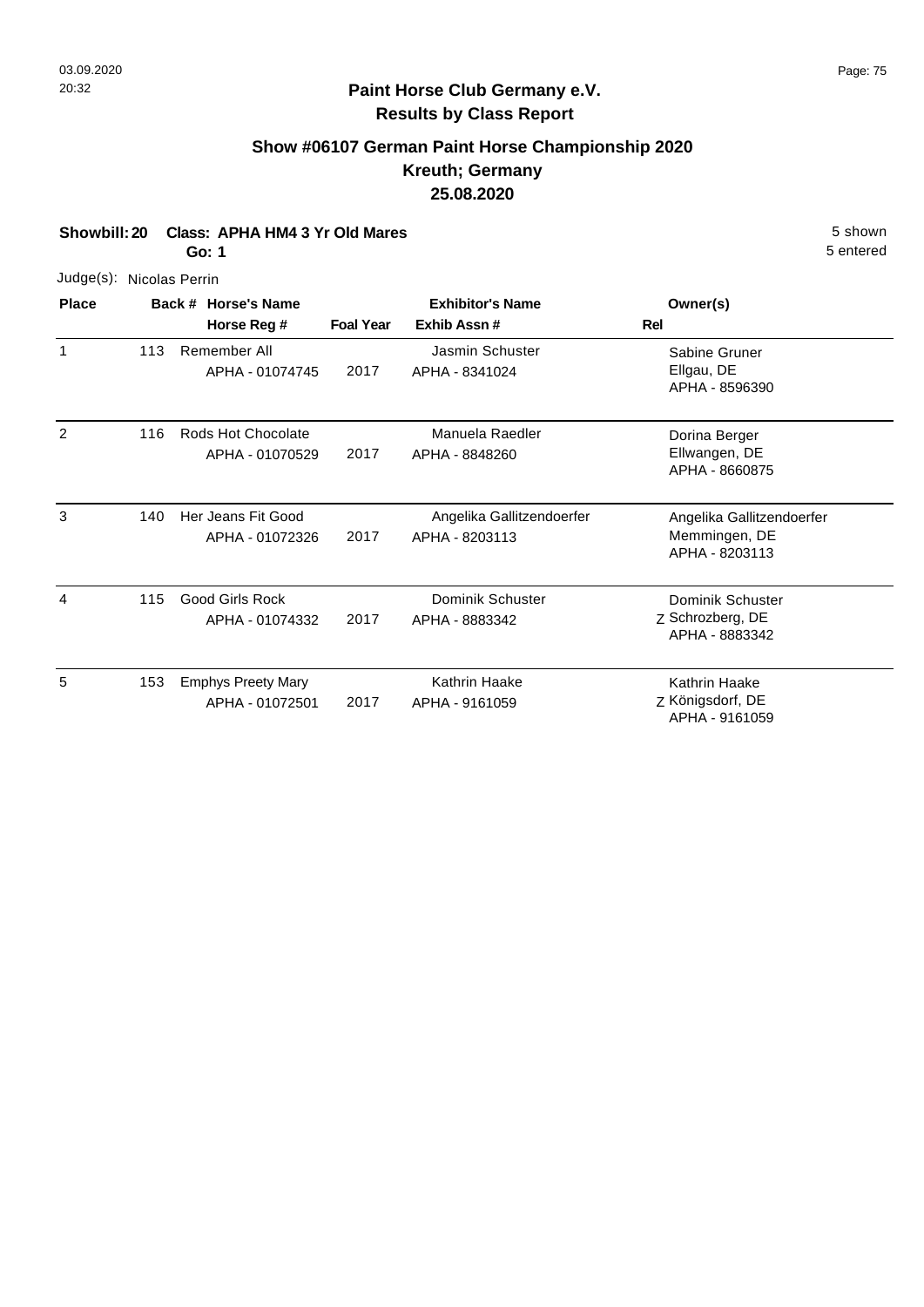**Paint Horse Club Germany e.V.**
**Results by Class Report**

## Show #06107 German Paint Horse Championship 2020
## Kreuth; Germany
## 25.08.2020

**Showbill: 20 Class: APHA HM4 3 Yr Old Mares** 5 shown
**Go: 1** 5 entered

Judge(s): Nicolas Perrin

| Place | Back # | Horse's Name / Horse Reg # | Foal Year | Exhibitor's Name / Exhib Assn # | Rel | Owner(s) |
|---|---|---|---|---|---|---|
| 1 | 113 | Remember All<br>APHA - 01074745 | 2017 | Jasmin Schuster<br>APHA - 8341024 | | Sabine Gruner<br>Ellgau, DE<br>APHA - 8596390 |
| 2 | 116 | Rods Hot Chocolate<br>APHA - 01070529 | 2017 | Manuela Raedler<br>APHA - 8848260 | | Dorina Berger<br>Ellwangen, DE<br>APHA - 8660875 |
| 3 | 140 | Her Jeans Fit Good<br>APHA - 01072326 | 2017 | Angelika Gallitzendoerfer<br>APHA - 8203113 | | Angelika Gallitzendoerfer<br>Memmingen, DE<br>APHA - 8203113 |
| 4 | 115 | Good Girls Rock<br>APHA - 01074332 | 2017 | Dominik Schuster<br>APHA - 8883342 | Z | Dominik Schuster<br>Schrozberg, DE<br>APHA - 8883342 |
| 5 | 153 | Emphys Preety Mary<br>APHA - 01072501 | 2017 | Kathrin Haake<br>APHA - 9161059 | Z | Kathrin Haake<br>Königsdorf, DE<br>APHA - 9161059 |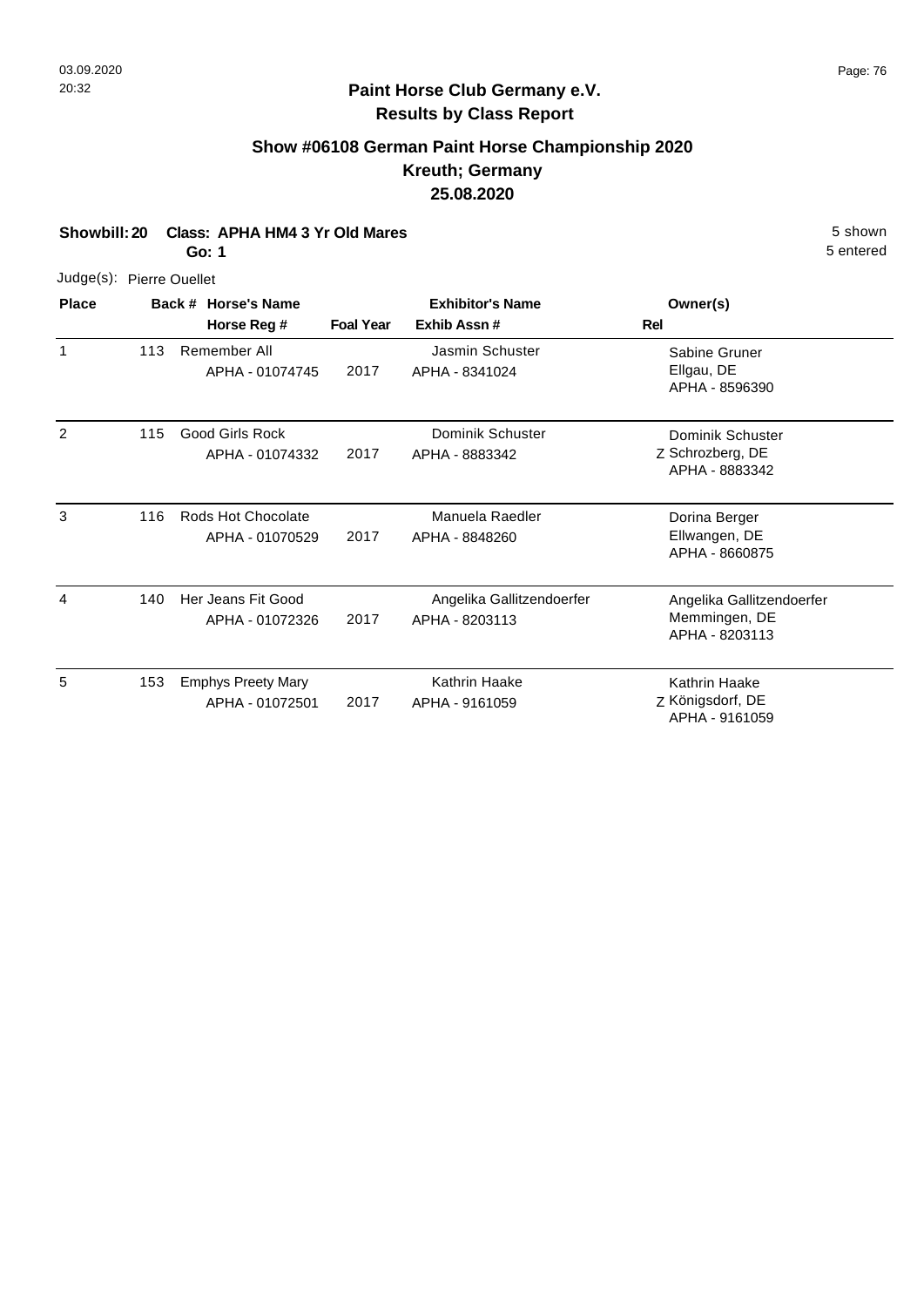**Paint Horse Club Germany e.V.**
**Results by Class Report**

## Show #06108 German Paint Horse Championship 2020
## Kreuth; Germany
## 25.08.2020

**Showbill: 20 Class: APHA HM4 3 Yr Old Mares** — 5 shown, 5 entered
**Go: 1**

Judge(s): Pierre Ouellet

| Place | Back # | Horse's Name / Horse Reg # | Foal Year | Exhibitor's Name / Exhib Assn # | Rel | Owner(s) |
|---|---|---|---|---|---|---|
| 1 | 113 | Remember All<br>APHA - 01074745 | 2017 | Jasmin Schuster<br>APHA - 8341024 | | Sabine Gruner<br>Ellgau, DE<br>APHA - 8596390 |
| 2 | 115 | Good Girls Rock<br>APHA - 01074332 | 2017 | Dominik Schuster<br>APHA - 8883342 | Z | Dominik Schuster<br>Schrozberg, DE<br>APHA - 8883342 |
| 3 | 116 | Rods Hot Chocolate<br>APHA - 01070529 | 2017 | Manuela Raedler<br>APHA - 8848260 | | Dorina Berger<br>Ellwangen, DE<br>APHA - 8660875 |
| 4 | 140 | Her Jeans Fit Good<br>APHA - 01072326 | 2017 | Angelika Gallitzendoerfer<br>APHA - 8203113 | | Angelika Gallitzendoerfer<br>Memmingen, DE<br>APHA - 8203113 |
| 5 | 153 | Emphys Preety Mary<br>APHA - 01072501 | 2017 | Kathrin Haake<br>APHA - 9161059 | Z | Kathrin Haake<br>Königsdorf, DE<br>APHA - 9161059 |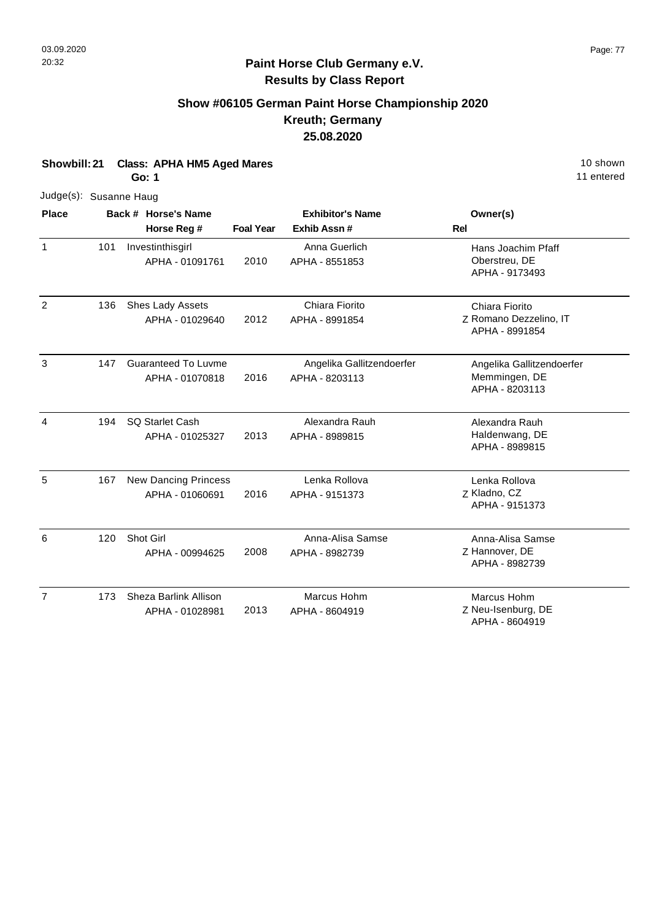# Paint Horse Club Germany e.V.

## Results by Class Report

### Show #06105 German Paint Horse Championship 2020
### Kreuth; Germany
### 25.08.2020

**Showbill: 21 Class: APHA HM5 Aged Mares** 10 shown

**Go: 1** 11 entered

Judge(s): Susanne Haug

| Place | Back # | Horse's Name / Horse Reg # | Foal Year | Exhibitor's Name / Exhib Assn # | Rel | Owner(s) |
|---|---|---|---|---|---|---|
| 1 | 101 | Investinthisgirl<br>APHA - 01091761 | 2010 | Anna Guerlich<br>APHA - 8551853 | | Hans Joachim Pfaff<br>Oberstreu, DE<br>APHA - 9173493 |
| 2 | 136 | Shes Lady Assets<br>APHA - 01029640 | 2012 | Chiara Fiorito<br>APHA - 8991854 | Z | Chiara Fiorito<br>Romano Dezzelino, IT<br>APHA - 8991854 |
| 3 | 147 | Guaranteed To Luvme<br>APHA - 01070818 | 2016 | Angelika Gallitzendoerfer<br>APHA - 8203113 | | Angelika Gallitzendoerfer<br>Memmingen, DE<br>APHA - 8203113 |
| 4 | 194 | SQ Starlet Cash<br>APHA - 01025327 | 2013 | Alexandra Rauh<br>APHA - 8989815 | | Alexandra Rauh<br>Haldenwang, DE<br>APHA - 8989815 |
| 5 | 167 | New Dancing Princess<br>APHA - 01060691 | 2016 | Lenka Rollova<br>APHA - 9151373 | Z | Lenka Rollova<br>Kladno, CZ<br>APHA - 9151373 |
| 6 | 120 | Shot Girl<br>APHA - 00994625 | 2008 | Anna-Alisa Samse<br>APHA - 8982739 | Z | Anna-Alisa Samse<br>Hannover, DE<br>APHA - 8982739 |
| 7 | 173 | Sheza Barlink Allison<br>APHA - 01028981 | 2013 | Marcus Hohm<br>APHA - 8604919 | Z | Marcus Hohm<br>Neu-Isenburg, DE<br>APHA - 8604919 |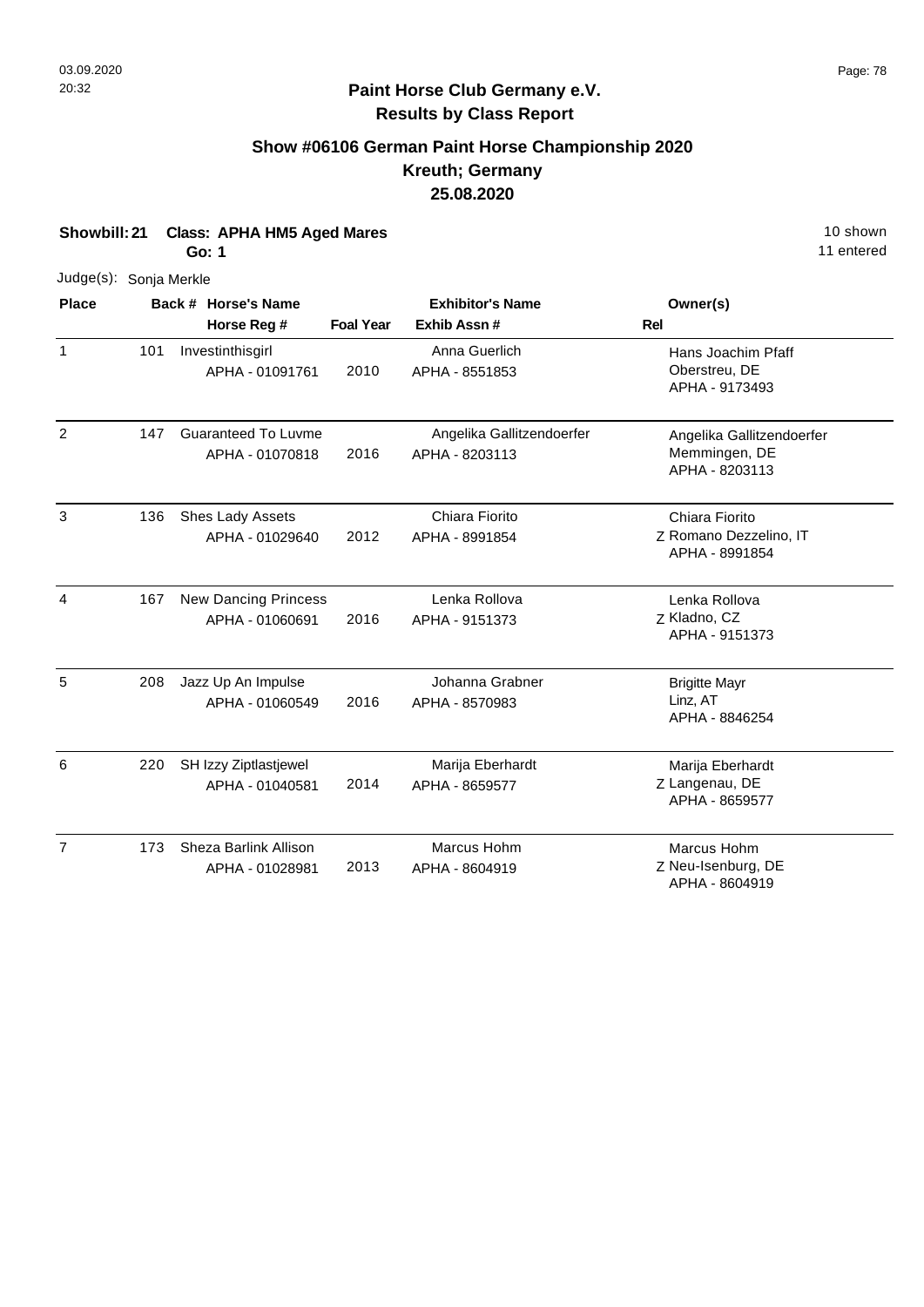## Paint Horse Club Germany e.V.
## Results by Class Report

### Show #06106 German Paint Horse Championship 2020
### Kreuth; Germany
### 25.08.2020

**Showbill: 21 Class: APHA HM5 Aged Mares** 10 shown
**Go: 1** 11 entered

Judge(s): Sonja Merkle

| Place | Back # | Horse's Name / Horse Reg # | Foal Year | Exhibitor's Name / Exhib Assn # | Rel | Owner(s) |
|---|---|---|---|---|---|---|
| 1 | 101 | Investinthisgirl<br>APHA - 01091761 | 2010 | Anna Guerlich<br>APHA - 8551853 | | Hans Joachim Pfaff<br>Oberstreu, DE<br>APHA - 9173493 |
| 2 | 147 | Guaranteed To Luvme<br>APHA - 01070818 | 2016 | Angelika Gallitzendoerfer<br>APHA - 8203113 | | Angelika Gallitzendoerfer<br>Memmingen, DE<br>APHA - 8203113 |
| 3 | 136 | Shes Lady Assets<br>APHA - 01029640 | 2012 | Chiara Fiorito<br>APHA - 8991854 | Z | Chiara Fiorito<br>Romano Dezzelino, IT<br>APHA - 8991854 |
| 4 | 167 | New Dancing Princess<br>APHA - 01060691 | 2016 | Lenka Rollova<br>APHA - 9151373 | Z | Lenka Rollova<br>Kladno, CZ<br>APHA - 9151373 |
| 5 | 208 | Jazz Up An Impulse<br>APHA - 01060549 | 2016 | Johanna Grabner<br>APHA - 8570983 | | Brigitte Mayr<br>Linz, AT<br>APHA - 8846254 |
| 6 | 220 | SH Izzy Ziptlastjewel<br>APHA - 01040581 | 2014 | Marija Eberhardt<br>APHA - 8659577 | Z | Marija Eberhardt<br>Langenau, DE<br>APHA - 8659577 |
| 7 | 173 | Sheza Barlink Allison<br>APHA - 01028981 | 2013 | Marcus Hohm<br>APHA - 8604919 | Z | Marcus Hohm<br>Neu-Isenburg, DE<br>APHA - 8604919 |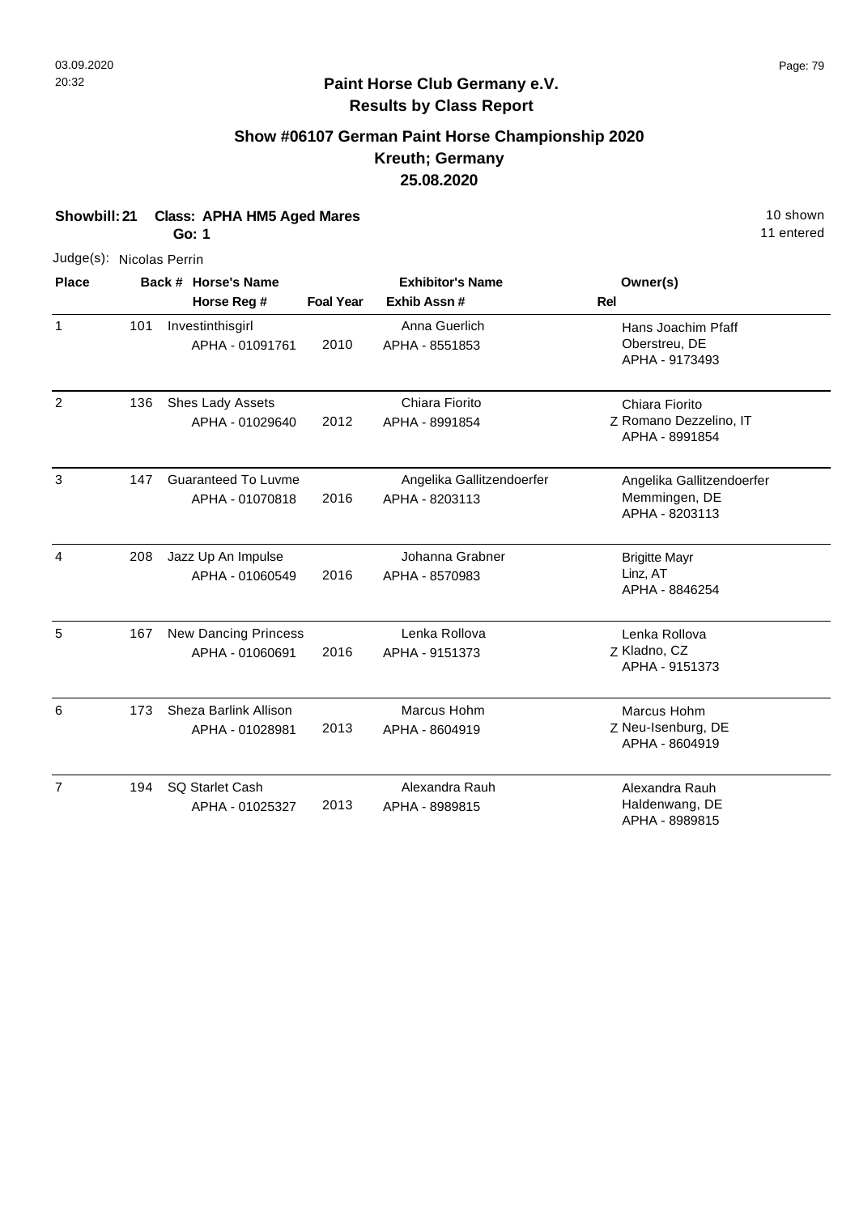# Paint Horse Club Germany e.V.

## Results by Class Report

### Show #06107 German Paint Horse Championship 2020

### Kreuth; Germany

### 25.08.2020

**Showbill: 21 Class: APHA HM5 Aged Mares** 10 shown

**Go: 1** 11 entered

Judge(s): Nicolas Perrin

| Place | Back # | Horse's Name / Horse Reg # | Foal Year | Exhibitor's Name / Exhib Assn # | Rel | Owner(s) |
|---|---|---|---|---|---|---|
| 1 | 101 | Investinthisgirl<br>APHA - 01091761 | 2010 | Anna Guerlich<br>APHA - 8551853 | | Hans Joachim Pfaff<br>Oberstreu, DE<br>APHA - 9173493 |
| 2 | 136 | Shes Lady Assets<br>APHA - 01029640 | 2012 | Chiara Fiorito<br>APHA - 8991854 | Z | Chiara Fiorito<br>Romano Dezzelino, IT<br>APHA - 8991854 |
| 3 | 147 | Guaranteed To Luvme<br>APHA - 01070818 | 2016 | Angelika Gallitzendoerfer<br>APHA - 8203113 | | Angelika Gallitzendoerfer<br>Memmingen, DE<br>APHA - 8203113 |
| 4 | 208 | Jazz Up An Impulse<br>APHA - 01060549 | 2016 | Johanna Grabner<br>APHA - 8570983 | | Brigitte Mayr<br>Linz, AT<br>APHA - 8846254 |
| 5 | 167 | New Dancing Princess<br>APHA - 01060691 | 2016 | Lenka Rollova<br>APHA - 9151373 | Z | Lenka Rollova<br>Kladno, CZ<br>APHA - 9151373 |
| 6 | 173 | Sheza Barlink Allison<br>APHA - 01028981 | 2013 | Marcus Hohm<br>APHA - 8604919 | Z | Marcus Hohm<br>Neu-Isenburg, DE<br>APHA - 8604919 |
| 7 | 194 | SQ Starlet Cash<br>APHA - 01025327 | 2013 | Alexandra Rauh<br>APHA - 8989815 | | Alexandra Rauh<br>Haldenwang, DE<br>APHA - 8989815 |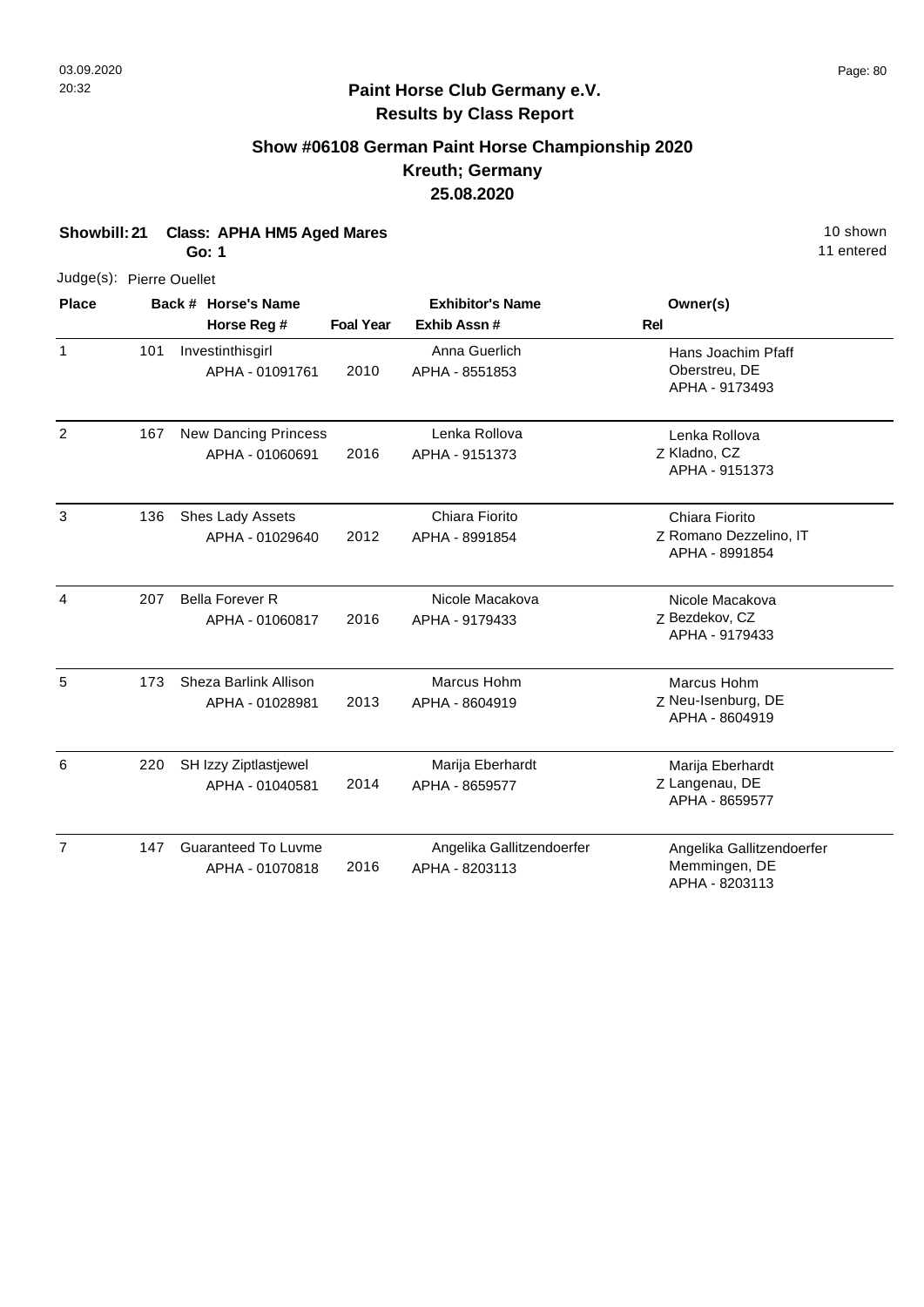# Paint Horse Club Germany e.V.
## Results by Class Report

### Show #06108 German Paint Horse Championship 2020
### Kreuth; Germany
### 25.08.2020

**Showbill: 21** **Class: APHA HM5 Aged Mares** 10 shown
**Go: 1** 11 entered

Judge(s): Pierre Ouellet

| Place | Back # | Horse's Name / Horse Reg # | Foal Year | Exhibitor's Name / Exhib Assn # | Rel | Owner(s) |
|---|---|---|---|---|---|---|
| 1 | 101 | Investinthisgirl<br>APHA - 01091761 | 2010 | Anna Guerlich<br>APHA - 8551853 | | Hans Joachim Pfaff<br>Oberstreu, DE<br>APHA - 9173493 |
| 2 | 167 | New Dancing Princess<br>APHA - 01060691 | 2016 | Lenka Rollova<br>APHA - 9151373 | Z | Lenka Rollova<br>Kladno, CZ<br>APHA - 9151373 |
| 3 | 136 | Shes Lady Assets<br>APHA - 01029640 | 2012 | Chiara Fiorito<br>APHA - 8991854 | Z | Chiara Fiorito<br>Romano Dezzelino, IT<br>APHA - 8991854 |
| 4 | 207 | Bella Forever R<br>APHA - 01060817 | 2016 | Nicole Macakova<br>APHA - 9179433 | Z | Nicole Macakova<br>Bezdekov, CZ<br>APHA - 9179433 |
| 5 | 173 | Sheza Barlink Allison<br>APHA - 01028981 | 2013 | Marcus Hohm<br>APHA - 8604919 | Z | Marcus Hohm<br>Neu-Isenburg, DE<br>APHA - 8604919 |
| 6 | 220 | SH Izzy Ziptlastjewel<br>APHA - 01040581 | 2014 | Marija Eberhardt<br>APHA - 8659577 | Z | Marija Eberhardt<br>Langenau, DE<br>APHA - 8659577 |
| 7 | 147 | Guaranteed To Luvme<br>APHA - 01070818 | 2016 | Angelika Gallitzendoerfer<br>APHA - 8203113 | | Angelika Gallitzendoerfer<br>Memmingen, DE<br>APHA - 8203113 |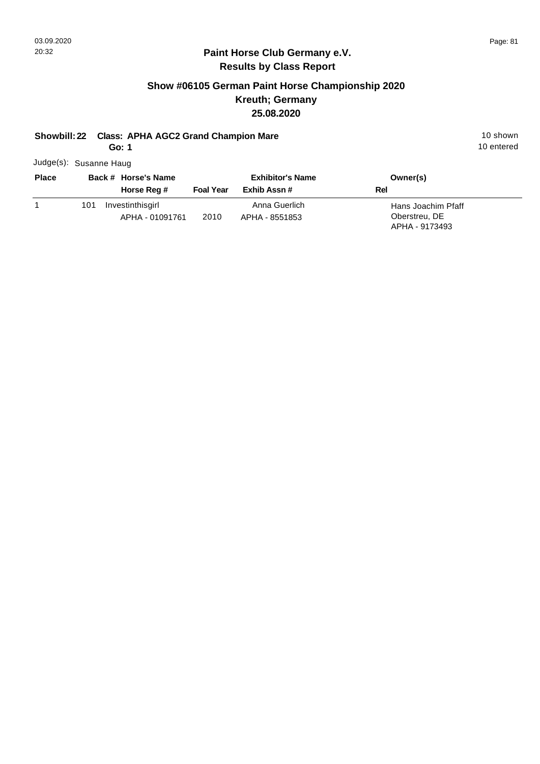# Paint Horse Club Germany e.V.

## Results by Class Report

### Show #06105 German Paint Horse Championship 2020
### Kreuth; Germany
### 25.08.2020

**Showbill: 22 Class: APHA AGC2 Grand Champion Mare**
**Go: 1**

10 shown
10 entered

Judge(s): Susanne Haug

| Place | Back # | Horse's Name / Horse Reg # | Foal Year | Exhibitor's Name / Exhib Assn # | Owner(s) / Rel |
|---|---|---|---|---|---|
| 1 | 101 | Investinthisgirl<br>APHA - 01091761 | 2010 | Anna Guerlich<br>APHA - 8551853 | Hans Joachim Pfaff<br>Oberstreu, DE<br>APHA - 9173493 |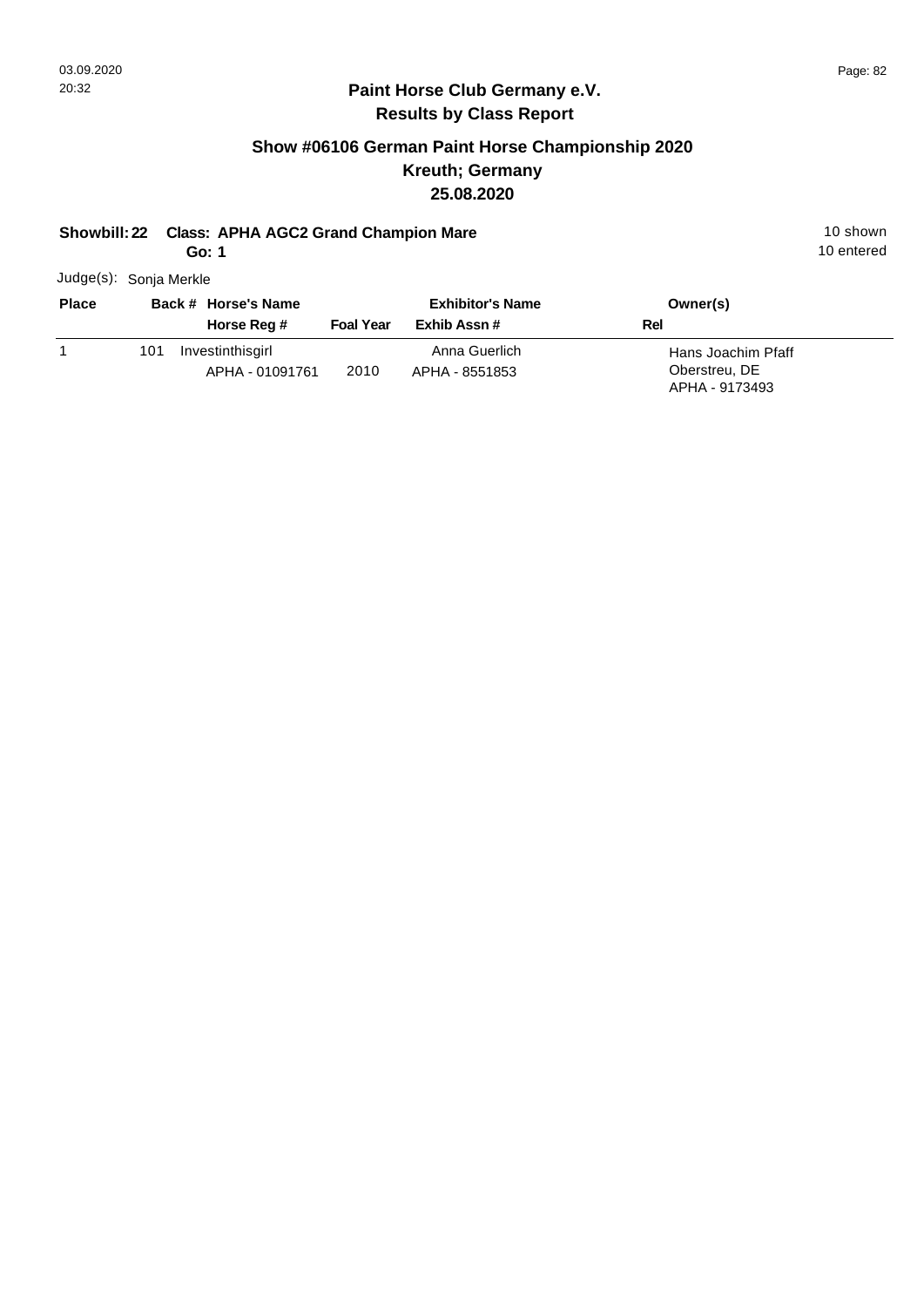## Paint Horse Club Germany e.V.
## Results by Class Report

### Show #06106 German Paint Horse Championship 2020
### Kreuth; Germany
### 25.08.2020

**Showbill: 22 Class: APHA AGC2 Grand Champion Mare** — 10 shown

**Go: 1** — 10 entered

Judge(s): Sonja Merkle

| Place | Back # | Horse's Name / Horse Reg # | Foal Year | Exhibitor's Name / Exhib Assn # | Owner(s) / Rel |
|---|---|---|---|---|---|
| 1 | 101 | Investinthisgirl<br>APHA - 01091761 | 2010 | Anna Guerlich<br>APHA - 8551853 | Hans Joachim Pfaff<br>Oberstreu, DE<br>APHA - 9173493 |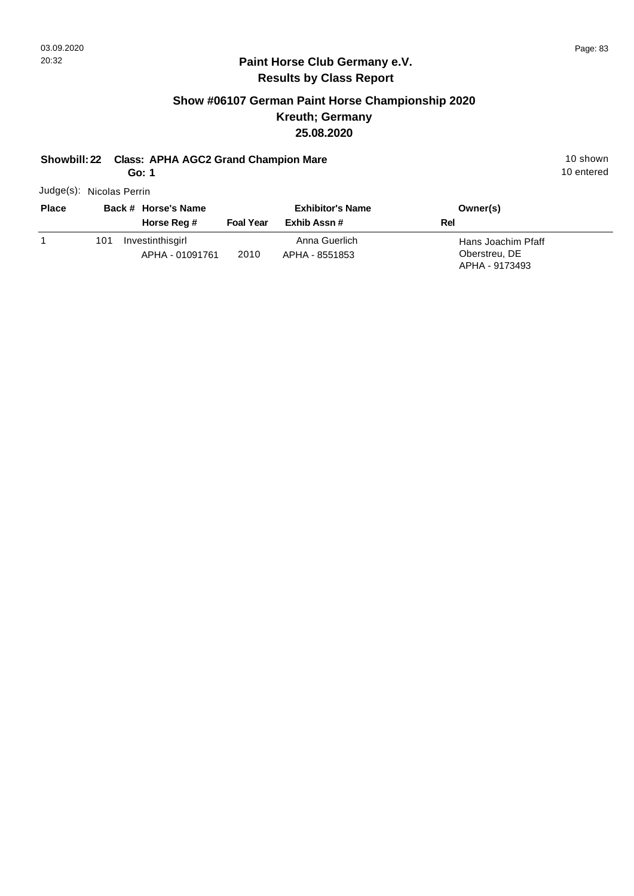## Paint Horse Club Germany e.V.
### Results by Class Report

### Show #06107 German Paint Horse Championship 2020
### Kreuth; Germany
### 25.08.2020

**Showbill: 22 Class: APHA AGC2 Grand Champion Mare** 10 shown
**Go: 1** 10 entered

Judge(s): Nicolas Perrin

| Place | Back # | Horse's Name / Horse Reg # | Foal Year | Exhibitor's Name / Exhib Assn # | Owner(s) / Rel |
|---|---|---|---|---|---|
| 1 | 101 | Investinthisgirl<br>APHA - 01091761 | 2010 | Anna Guerlich<br>APHA - 8551853 | Hans Joachim Pfaff<br>Oberstreu, DE<br>APHA - 9173493 |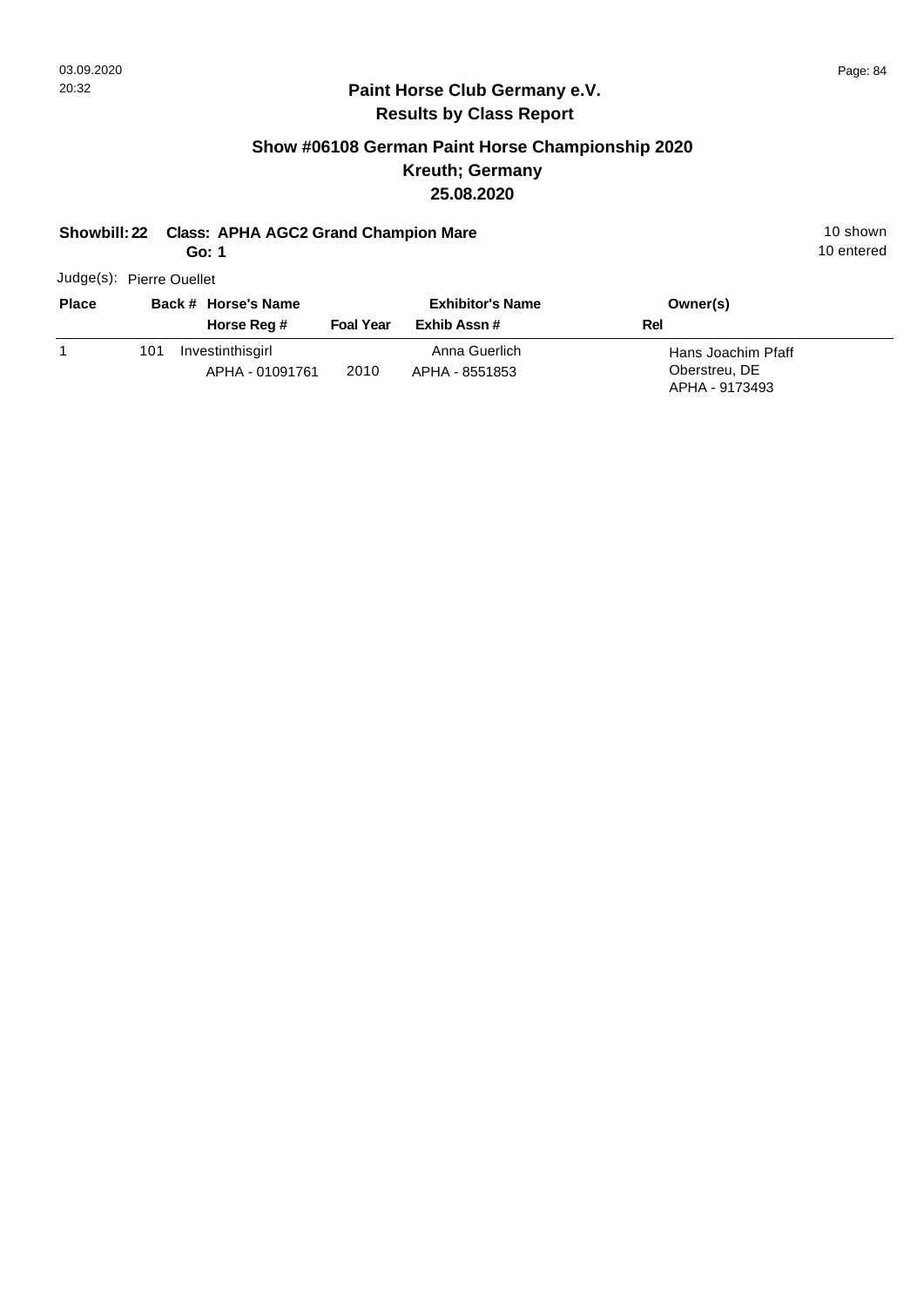## Paint Horse Club Germany e.V.
## Results by Class Report

### Show #06108 German Paint Horse Championship 2020
### Kreuth; Germany
### 25.08.2020

**Showbill: 22 Class: APHA AGC2 Grand Champion Mare** — 10 shown

**Go: 1** — 10 entered

Judge(s): Pierre Ouellet

| Place | Back # | Horse's Name / Horse Reg # | Foal Year | Exhibitor's Name / Exhib Assn # | Owner(s) / Rel |
|---|---|---|---|---|---|
| 1 | 101 | Investinthisgirl<br>APHA - 01091761 | 2010 | Anna Guerlich<br>APHA - 8551853 | Hans Joachim Pfaff<br>Oberstreu, DE<br>APHA - 9173493 |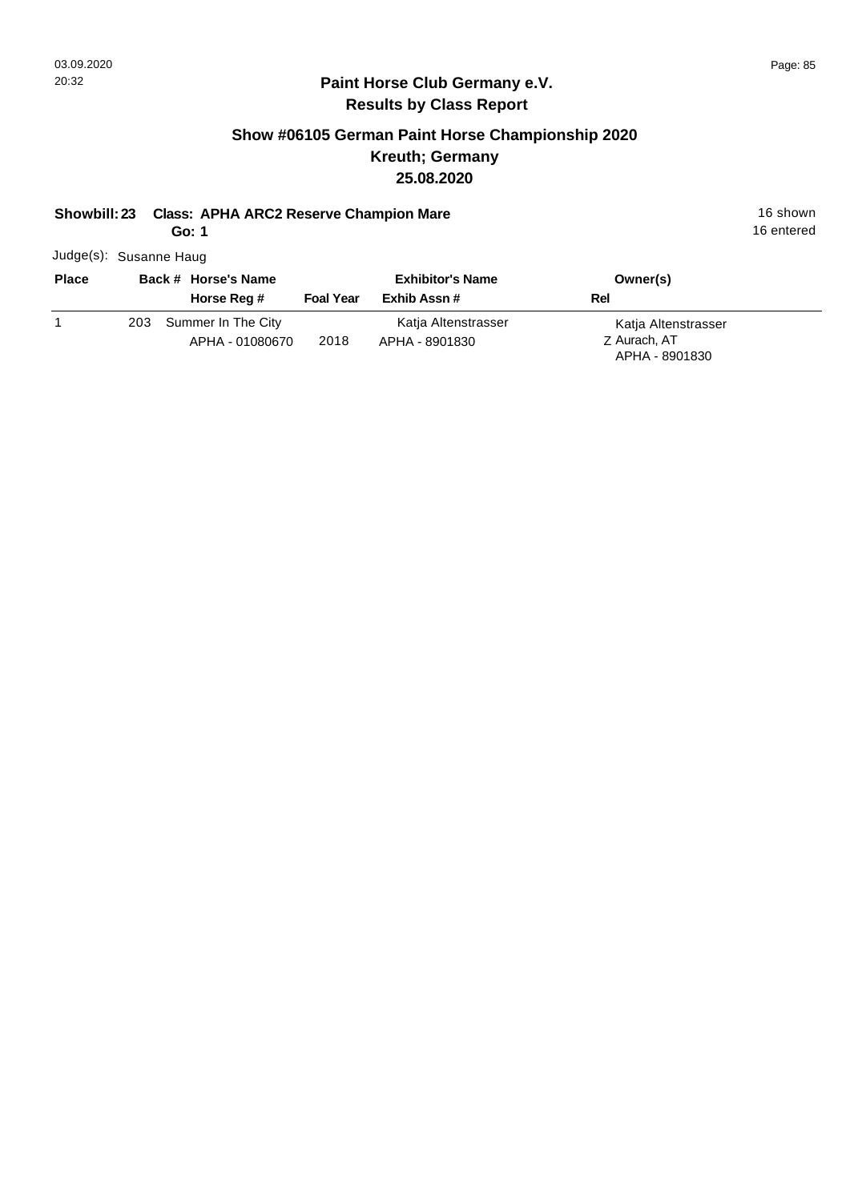**Paint Horse Club Germany e.V.**
**Results by Class Report**

## Show #06105 German Paint Horse Championship 2020
## Kreuth; Germany
## 25.08.2020

**Showbill: 23 Class: APHA ARC2 Reserve Champion Mare** 16 shown
**Go: 1** 16 entered

Judge(s): Susanne Haug

| Place | Back # | Horse's Name / Horse Reg # | Foal Year | Exhibitor's Name / Exhib Assn # | Owner(s) / Rel |
|---|---|---|---|---|---|
| 1 | 203 | Summer In The City<br>APHA - 01080670 | 2018 | Katja Altenstrasser<br>APHA - 8901830 | Katja Altenstrasser<br>Z Aurach, AT<br>APHA - 8901830 |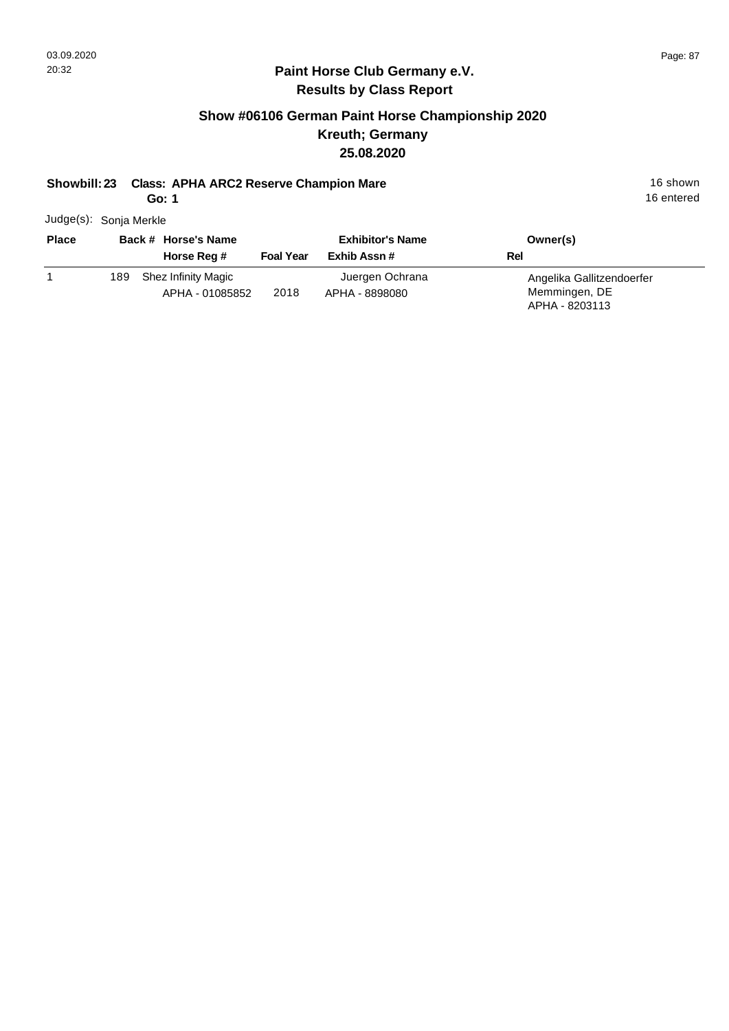## Paint Horse Club Germany e.V.
## Results by Class Report

### Show #06106 German Paint Horse Championship 2020
### Kreuth; Germany
### 25.08.2020

**Showbill: 23 Class: APHA ARC2 Reserve Champion Mare** 16 shown
**Go: 1** 16 entered

Judge(s): Sonja Merkle

| Place | Back # | Horse's Name / Horse Reg # | Foal Year | Exhibitor's Name / Exhib Assn # | Owner(s) / Rel |
|---|---|---|---|---|---|
| 1 | 189 | Shez Infinity Magic<br>APHA - 01085852 | 2018 | Juergen Ochrana<br>APHA - 8898080 | Angelika Gallitzendoerfer<br>Memmingen, DE<br>APHA - 8203113 |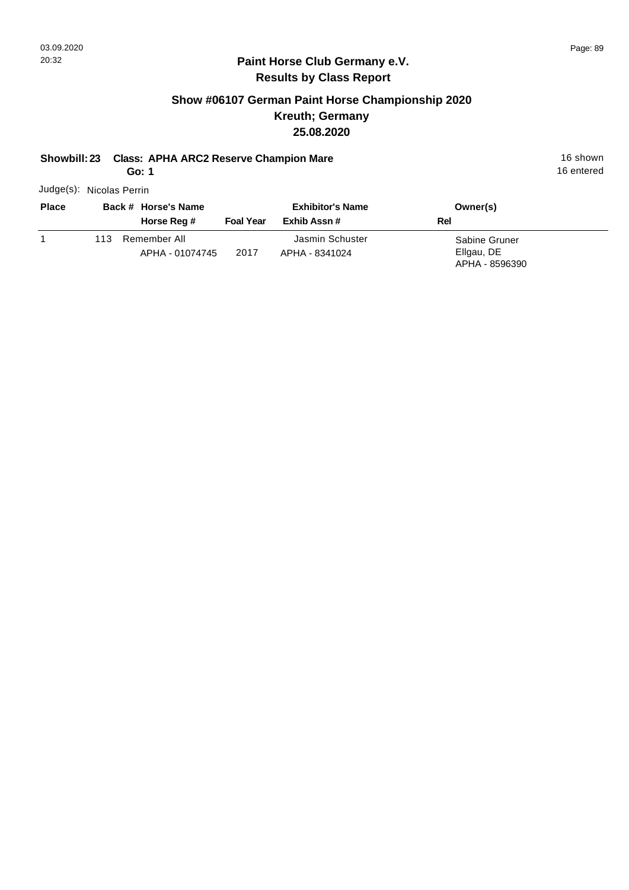## Paint Horse Club Germany e.V.
## Results by Class Report

### Show #06107 German Paint Horse Championship 2020
### Kreuth; Germany
### 25.08.2020

**Showbill: 23 Class: APHA ARC2 Reserve Champion Mare** 16 shown
**Go: 1** 16 entered

Judge(s): Nicolas Perrin

| Place | Back # | Horse's Name / Horse Reg # | Foal Year | Exhibitor's Name / Exhib Assn # | Owner(s) / Rel |
|---|---|---|---|---|---|
| 1 | 113 | Remember All<br>APHA - 01074745 | 2017 | Jasmin Schuster<br>APHA - 8341024 | Sabine Gruner<br>Ellgau, DE<br>APHA - 8596390 |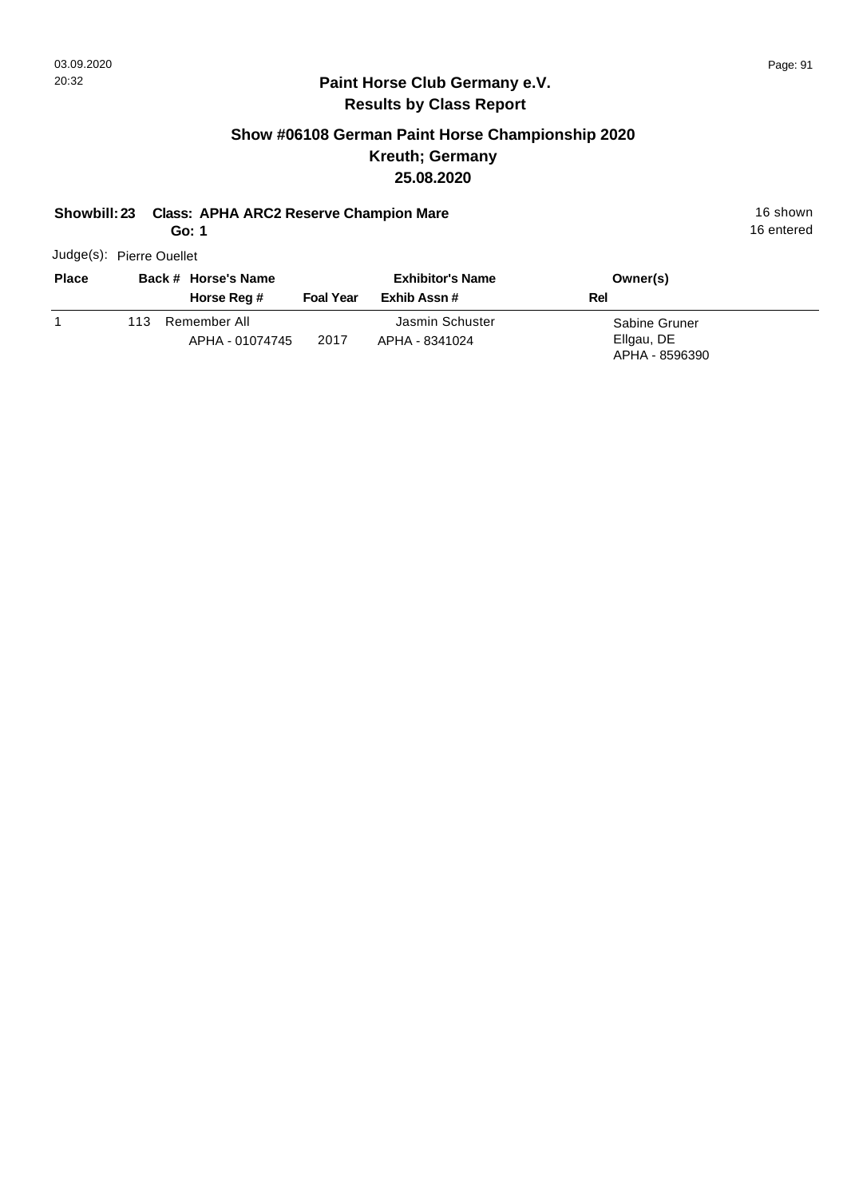**Paint Horse Club Germany e.V.**
**Results by Class Report**

## Show #06108 German Paint Horse Championship 2020
### Kreuth; Germany
### 25.08.2020

**Showbill: 23 Class: APHA ARC2 Reserve Champion Mare** — 16 shown
**Go: 1** — 16 entered

Judge(s): Pierre Ouellet

| Place | Back # | Horse's Name / Horse Reg # | Foal Year | Exhibitor's Name / Exhib Assn # | Owner(s) / Rel |
|---|---|---|---|---|---|
| 1 | 113 | Remember All<br>APHA - 01074745 | 2017 | Jasmin Schuster<br>APHA - 8341024 | Sabine Gruner<br>Ellgau, DE<br>APHA - 8596390 |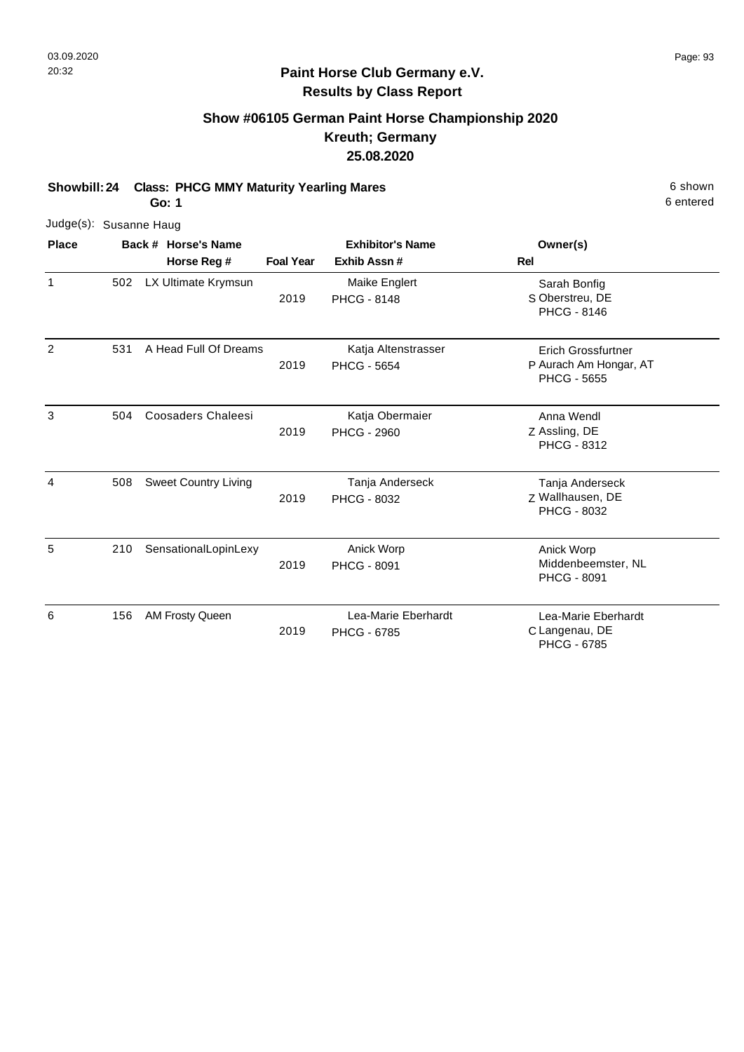# Paint Horse Club Germany e.V.

## Results by Class Report

### Show #06105 German Paint Horse Championship 2020
### Kreuth; Germany
### 25.08.2020

**Showbill: 24 Class: PHCG MMY Maturity Yearling Mares** 6 shown

**Go: 1** 6 entered

Judge(s): Susanne Haug

| Place | Back # | Horse's Name / Horse Reg # | Foal Year | Exhibitor's Name / Exhib Assn # | Rel | Owner(s) |
|---|---|---|---|---|---|---|
| 1 | 502 | LX Ultimate Krymsun | 2019 | Maike Englert / PHCG - 8148 | S | Sarah Bonfig, Oberstreu, DE, PHCG - 8146 |
| 2 | 531 | A Head Full Of Dreams | 2019 | Katja Altenstrasser / PHCG - 5654 | P | Erich Grossfurtner, Aurach Am Hongar, AT, PHCG - 5655 |
| 3 | 504 | Coosaders Chaleesi | 2019 | Katja Obermaier / PHCG - 2960 | Z | Anna Wendl, Assling, DE, PHCG - 8312 |
| 4 | 508 | Sweet Country Living | 2019 | Tanja Anderseck / PHCG - 8032 | Z | Tanja Anderseck, Wallhausen, DE, PHCG - 8032 |
| 5 | 210 | SensationalLopinLexy | 2019 | Anick Worp / PHCG - 8091 | | Anick Worp, Middenbeemster, NL, PHCG - 8091 |
| 6 | 156 | AM Frosty Queen | 2019 | Lea-Marie Eberhardt / PHCG - 6785 | C | Lea-Marie Eberhardt, Langenau, DE, PHCG - 6785 |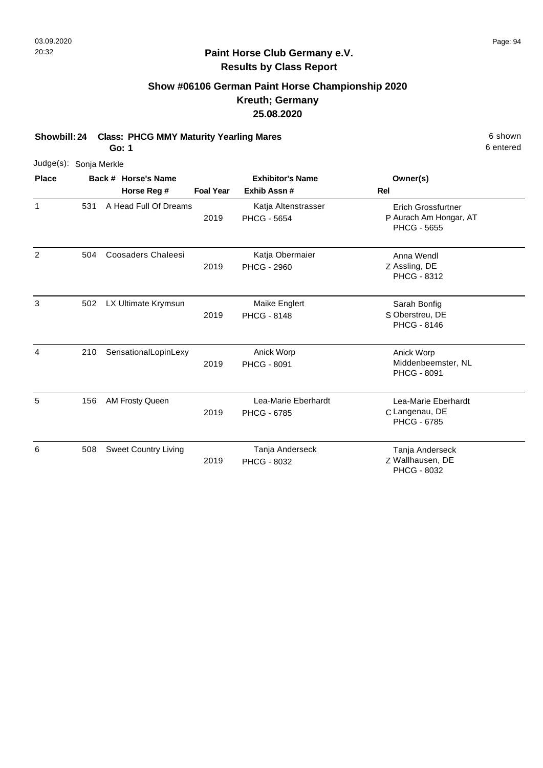## Paint Horse Club Germany e.V.
## Results by Class Report

### Show #06106 German Paint Horse Championship 2020
### Kreuth; Germany
### 25.08.2020

**Showbill: 24 Class: PHCG MMY Maturity Yearling Mares** — 6 shown, 6 entered

**Go: 1**

Judge(s): Sonja Merkle

| Place | Back # | Horse's Name / Horse Reg # | Foal Year | Exhibitor's Name / Exhib Assn # | Rel | Owner(s) |
|---|---|---|---|---|---|---|
| 1 | 531 | A Head Full Of Dreams | 2019 | Katja Altenstrasser / PHCG - 5654 | P | Erich Grossfurtner, Aurach Am Hongar, AT, PHCG - 5655 |
| 2 | 504 | Coosaders Chaleesi | 2019 | Katja Obermaier / PHCG - 2960 | Z | Anna Wendl, Assling, DE, PHCG - 8312 |
| 3 | 502 | LX Ultimate Krymsun | 2019 | Maike Englert / PHCG - 8148 | S | Sarah Bonfig, Oberstreu, DE, PHCG - 8146 |
| 4 | 210 | SensationalLopinLexy | 2019 | Anick Worp / PHCG - 8091 | | Anick Worp, Middenbeemster, NL, PHCG - 8091 |
| 5 | 156 | AM Frosty Queen | 2019 | Lea-Marie Eberhardt / PHCG - 6785 | C | Lea-Marie Eberhardt, Langenau, DE, PHCG - 6785 |
| 6 | 508 | Sweet Country Living | 2019 | Tanja Anderseck / PHCG - 8032 | Z | Tanja Anderseck, Wallhausen, DE, PHCG - 8032 |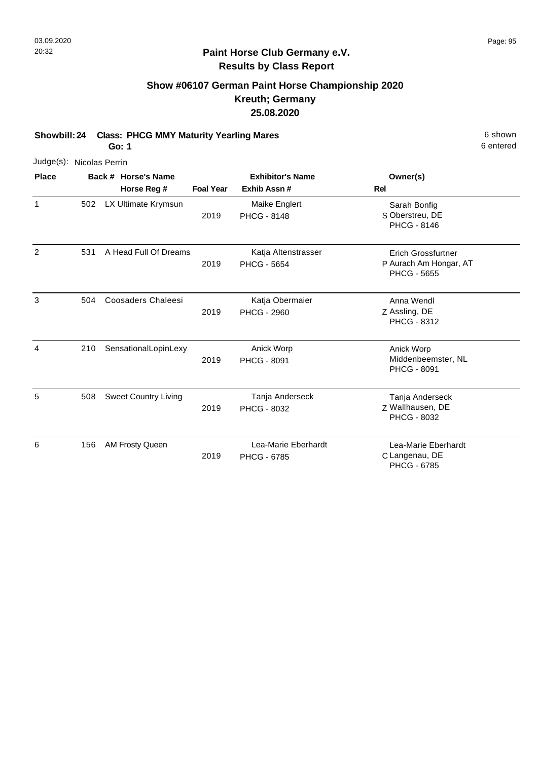## Paint Horse Club Germany e.V.
## Results by Class Report

### Show #06107 German Paint Horse Championship 2020
### Kreuth; Germany
### 25.08.2020

**Showbill: 24 Class: PHCG MMY Maturity Yearling Mares** — 6 shown, 6 entered
**Go: 1**

Judge(s): Nicolas Perrin

| Place | Back # | Horse's Name / Horse Reg # | Foal Year | Exhibitor's Name / Exhib Assn # | Rel | Owner(s) |
|---|---|---|---|---|---|---|
| 1 | 502 | LX Ultimate Krymsun | 2019 | Maike Englert<br>PHCG - 8148 | S | Sarah Bonfig<br>Oberstreu, DE<br>PHCG - 8146 |
| 2 | 531 | A Head Full Of Dreams | 2019 | Katja Altenstrasser<br>PHCG - 5654 | P | Erich Grossfurtner<br>Aurach Am Hongar, AT<br>PHCG - 5655 |
| 3 | 504 | Coosaders Chaleesi | 2019 | Katja Obermaier<br>PHCG - 2960 | Z | Anna Wendl<br>Assling, DE<br>PHCG - 8312 |
| 4 | 210 | SensationalLopinLexy | 2019 | Anick Worp<br>PHCG - 8091 | | Anick Worp<br>Middenbeemster, NL<br>PHCG - 8091 |
| 5 | 508 | Sweet Country Living | 2019 | Tanja Anderseck<br>PHCG - 8032 | Z | Tanja Anderseck<br>Wallhausen, DE<br>PHCG - 8032 |
| 6 | 156 | AM Frosty Queen | 2019 | Lea-Marie Eberhardt<br>PHCG - 6785 | C | Lea-Marie Eberhardt<br>Langenau, DE<br>PHCG - 6785 |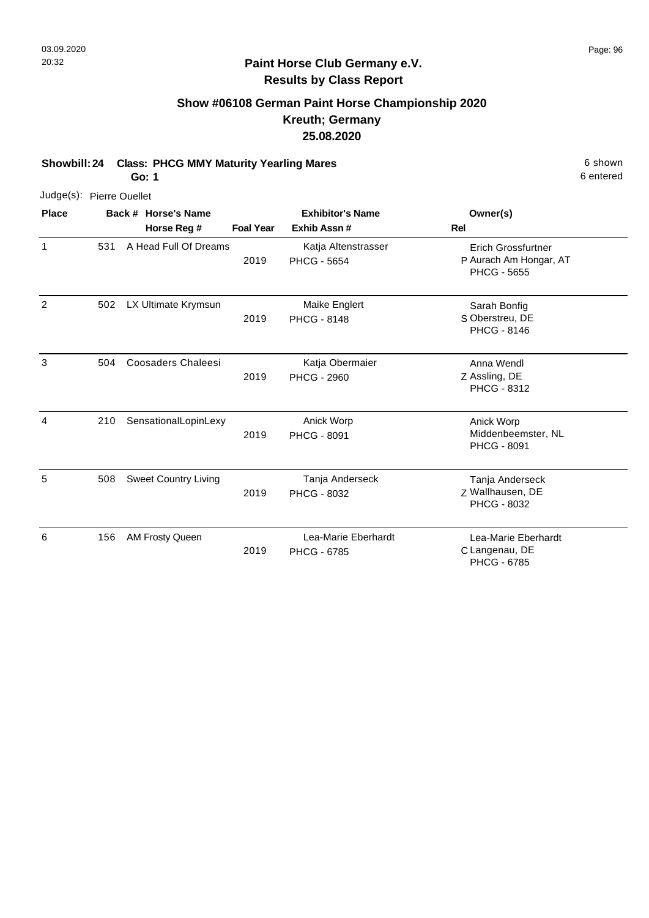## Paint Horse Club Germany e.V.
## Results by Class Report

### Show #06108 German Paint Horse Championship 2020
### Kreuth; Germany
### 25.08.2020

**Showbill: 24 Class: PHCG MMY Maturity Yearling Mares** 6 shown
**Go: 1** 6 entered

Judge(s): Pierre Ouellet

| Place | Back # | Horse's Name / Horse Reg # | Foal Year | Exhibitor's Name / Exhib Assn # | Rel | Owner(s) |
|---|---|---|---|---|---|---|
| 1 | 531 | A Head Full Of Dreams | 2019 | Katja Altenstrasser / PHCG - 5654 | P | Erich Grossfurtner, Aurach Am Hongar, AT, PHCG - 5655 |
| 2 | 502 | LX Ultimate Krymsun | 2019 | Maike Englert / PHCG - 8148 | S | Sarah Bonfig, Oberstreu, DE, PHCG - 8146 |
| 3 | 504 | Coosaders Chaleesi | 2019 | Katja Obermaier / PHCG - 2960 | Z | Anna Wendl, Assling, DE, PHCG - 8312 |
| 4 | 210 | SensationalLopinLexy | 2019 | Anick Worp / PHCG - 8091 | | Anick Worp, Middenbeemster, NL, PHCG - 8091 |
| 5 | 508 | Sweet Country Living | 2019 | Tanja Anderseck / PHCG - 8032 | Z | Tanja Anderseck, Wallhausen, DE, PHCG - 8032 |
| 6 | 156 | AM Frosty Queen | 2019 | Lea-Marie Eberhardt / PHCG - 6785 | C | Lea-Marie Eberhardt, Langenau, DE, PHCG - 6785 |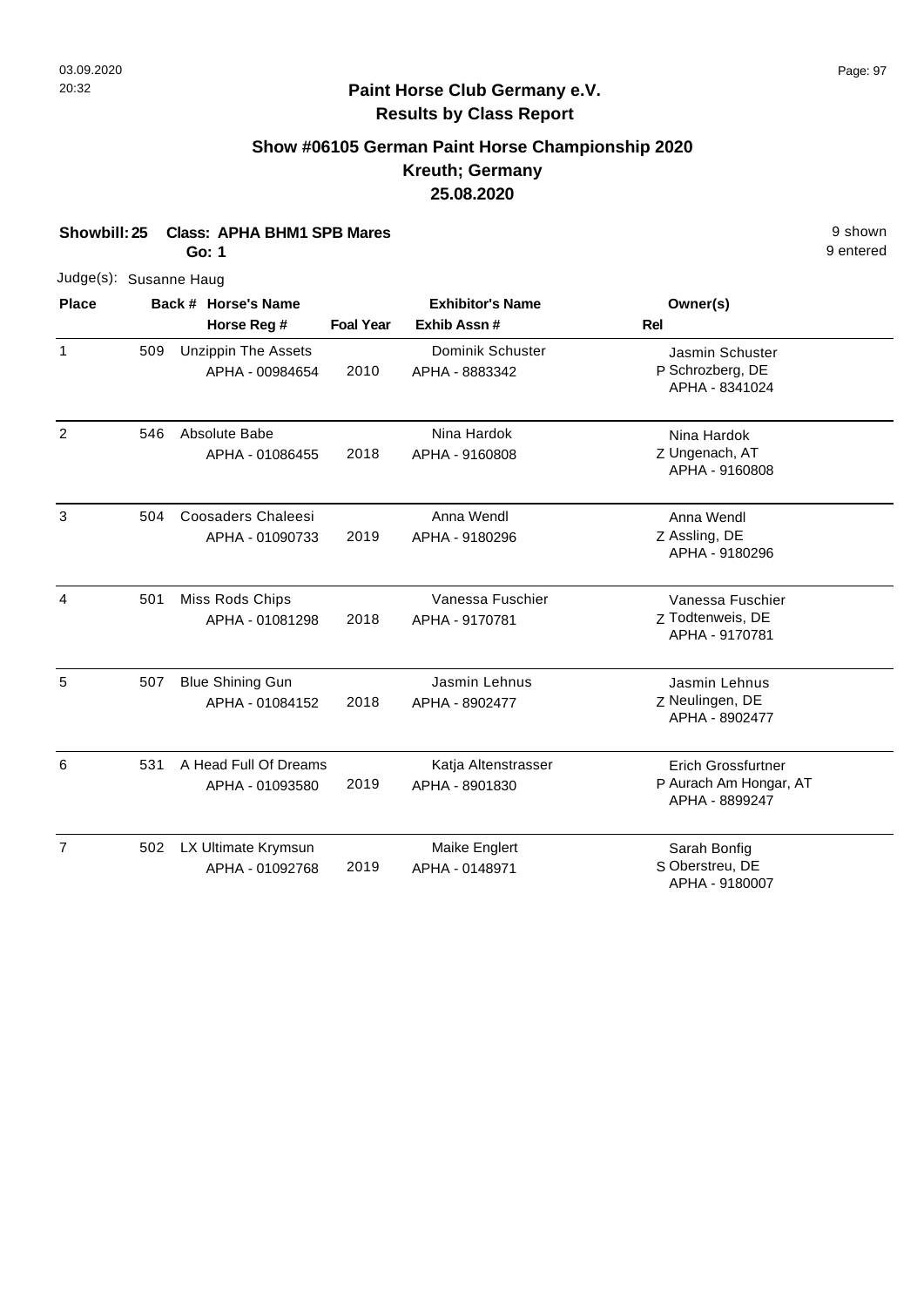**Paint Horse Club Germany e.V.**
**Results by Class Report**

## Show #06105 German Paint Horse Championship 2020
## Kreuth; Germany
## 25.08.2020

**Showbill: 25 Class: APHA BHM1 SPB Mares** 9 shown
**Go: 1** 9 entered

Judge(s): Susanne Haug

| Place | Back # | Horse's Name / Horse Reg # | Foal Year | Exhibitor's Name / Exhib Assn # | Rel | Owner(s) |
|---|---|---|---|---|---|---|
| 1 | 509 | Unzippin The Assets<br>APHA - 00984654 | 2010 | Dominik Schuster<br>APHA - 8883342 | P | Jasmin Schuster<br>Schrozberg, DE<br>APHA - 8341024 |
| 2 | 546 | Absolute Babe<br>APHA - 01086455 | 2018 | Nina Hardok<br>APHA - 9160808 | Z | Nina Hardok<br>Ungenach, AT<br>APHA - 9160808 |
| 3 | 504 | Coosaders Chaleesi<br>APHA - 01090733 | 2019 | Anna Wendl<br>APHA - 9180296 | Z | Anna Wendl<br>Assling, DE<br>APHA - 9180296 |
| 4 | 501 | Miss Rods Chips<br>APHA - 01081298 | 2018 | Vanessa Fuschier<br>APHA - 9170781 | Z | Vanessa Fuschier<br>Todtenweis, DE<br>APHA - 9170781 |
| 5 | 507 | Blue Shining Gun<br>APHA - 01084152 | 2018 | Jasmin Lehnus<br>APHA - 8902477 | Z | Jasmin Lehnus<br>Neulingen, DE<br>APHA - 8902477 |
| 6 | 531 | A Head Full Of Dreams<br>APHA - 01093580 | 2019 | Katja Altenstrasser<br>APHA - 8901830 | P | Erich Grossfurtner<br>Aurach Am Hongar, AT<br>APHA - 8899247 |
| 7 | 502 | LX Ultimate Krymsun<br>APHA - 01092768 | 2019 | Maike Englert<br>APHA - 0148971 | S | Sarah Bonfig<br>Oberstreu, DE<br>APHA - 9180007 |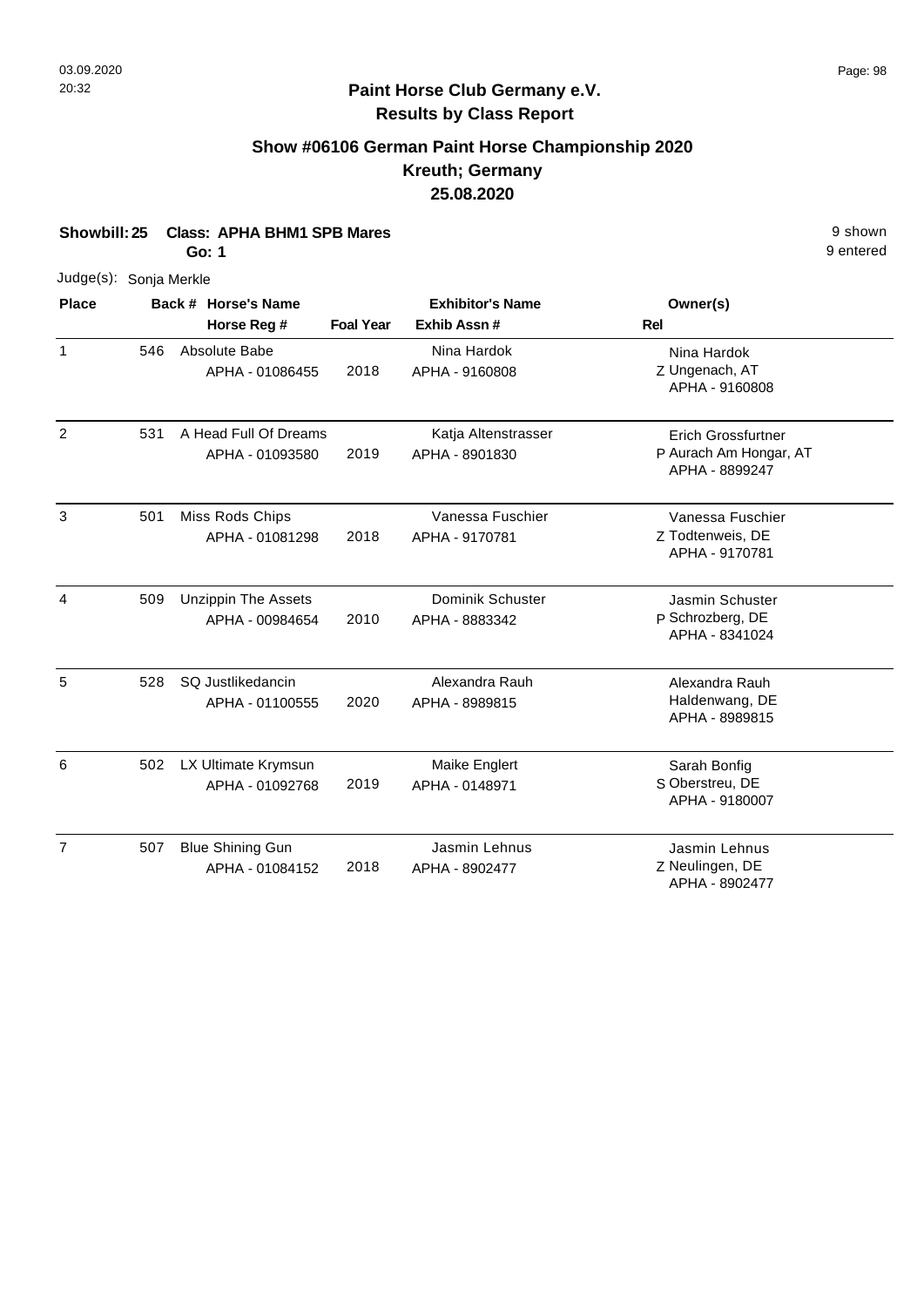## Paint Horse Club Germany e.V.
## Results by Class Report

### Show #06106 German Paint Horse Championship 2020
### Kreuth; Germany
### 25.08.2020

**Showbill: 25 Class: APHA BHM1 SPB Mares**
**Go: 1**

9 shown
9 entered

Judge(s): Sonja Merkle

| Place | Back # | Horse's Name / Horse Reg # | Foal Year | Exhibitor's Name / Exhib Assn # | Rel | Owner(s) |
|---|---|---|---|---|---|---|
| 1 | 546 | Absolute Babe<br>APHA - 01086455 | 2018 | Nina Hardok<br>APHA - 9160808 | Z | Nina Hardok<br>Ungenach, AT<br>APHA - 9160808 |
| 2 | 531 | A Head Full Of Dreams<br>APHA - 01093580 | 2019 | Katja Altenstrasser<br>APHA - 8901830 | P | Erich Grossfurtner<br>Aurach Am Hongar, AT<br>APHA - 8899247 |
| 3 | 501 | Miss Rods Chips<br>APHA - 01081298 | 2018 | Vanessa Fuschier<br>APHA - 9170781 | Z | Vanessa Fuschier<br>Todtenweis, DE<br>APHA - 9170781 |
| 4 | 509 | Unzippin The Assets<br>APHA - 00984654 | 2010 | Dominik Schuster<br>APHA - 8883342 | P | Jasmin Schuster<br>Schrozberg, DE<br>APHA - 8341024 |
| 5 | 528 | SQ Justlikedancin<br>APHA - 01100555 | 2020 | Alexandra Rauh<br>APHA - 8989815 | | Alexandra Rauh<br>Haldenwang, DE<br>APHA - 8989815 |
| 6 | 502 | LX Ultimate Krymsun<br>APHA - 01092768 | 2019 | Maike Englert<br>APHA - 0148971 | S | Sarah Bonfig<br>Oberstreu, DE<br>APHA - 9180007 |
| 7 | 507 | Blue Shining Gun<br>APHA - 01084152 | 2018 | Jasmin Lehnus<br>APHA - 8902477 | Z | Jasmin Lehnus<br>Neulingen, DE<br>APHA - 8902477 |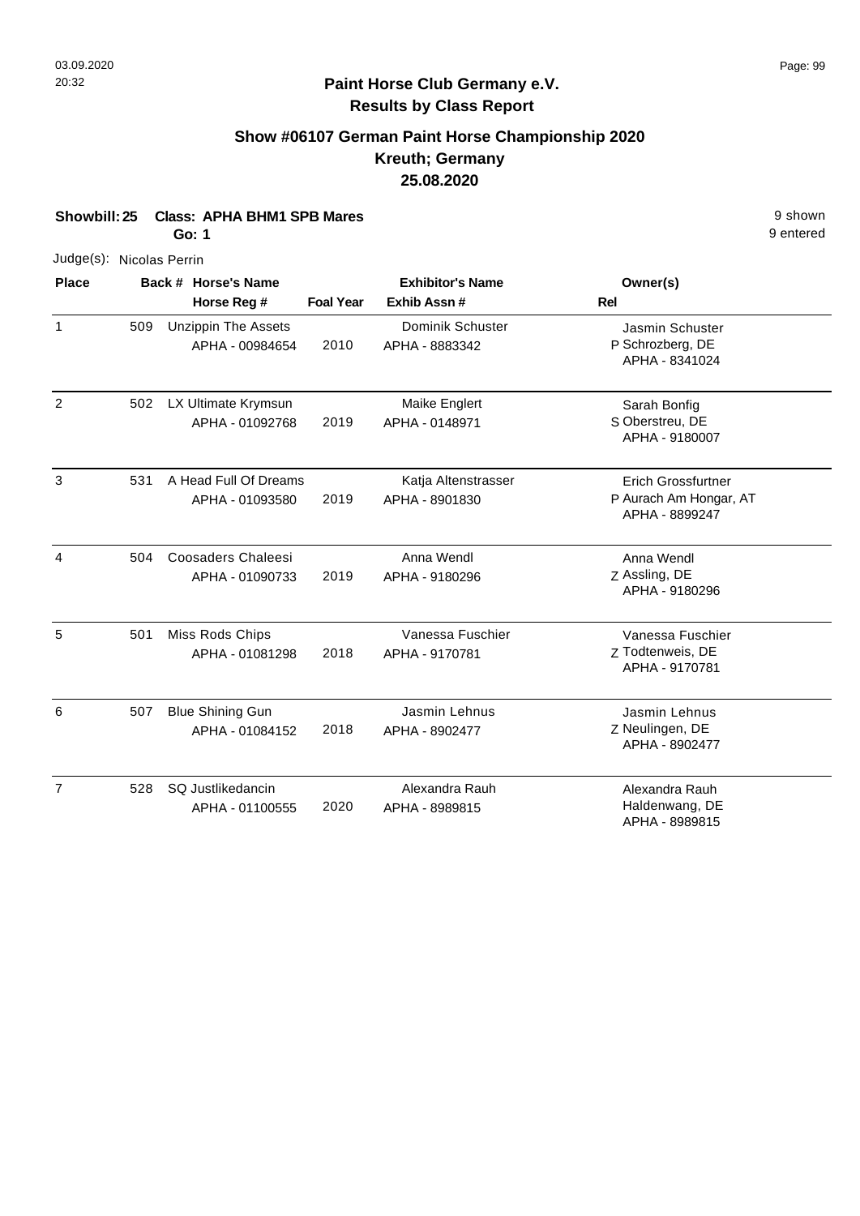## Paint Horse Club Germany e.V.
## Results by Class Report

### Show #06107 German Paint Horse Championship 2020
### Kreuth; Germany
### 25.08.2020

**Showbill: 25 Class: APHA BHM1 SPB Mares** 9 shown
**Go: 1** 9 entered

Judge(s): Nicolas Perrin

| Place | Back # | Horse's Name / Horse Reg # | Foal Year | Exhibitor's Name / Exhib Assn # | Rel | Owner(s) |
|---|---|---|---|---|---|---|
| 1 | 509 | Unzippin The Assets<br>APHA - 00984654 | 2010 | Dominik Schuster<br>APHA - 8883342 | P | Jasmin Schuster<br>Schrozberg, DE<br>APHA - 8341024 |
| 2 | 502 | LX Ultimate Krymsun<br>APHA - 01092768 | 2019 | Maike Englert<br>APHA - 0148971 | S | Sarah Bonfig<br>Oberstreu, DE<br>APHA - 9180007 |
| 3 | 531 | A Head Full Of Dreams<br>APHA - 01093580 | 2019 | Katja Altenstrasser<br>APHA - 8901830 | P | Erich Grossfurtner<br>Aurach Am Hongar, AT<br>APHA - 8899247 |
| 4 | 504 | Coosaders Chaleesi<br>APHA - 01090733 | 2019 | Anna Wendl<br>APHA - 9180296 | Z | Anna Wendl<br>Assling, DE<br>APHA - 9180296 |
| 5 | 501 | Miss Rods Chips<br>APHA - 01081298 | 2018 | Vanessa Fuschier<br>APHA - 9170781 | Z | Vanessa Fuschier<br>Todtenweis, DE<br>APHA - 9170781 |
| 6 | 507 | Blue Shining Gun<br>APHA - 01084152 | 2018 | Jasmin Lehnus<br>APHA - 8902477 | Z | Jasmin Lehnus<br>Neulingen, DE<br>APHA - 8902477 |
| 7 | 528 | SQ Justlikedancin<br>APHA - 01100555 | 2020 | Alexandra Rauh<br>APHA - 8989815 | | Alexandra Rauh<br>Haldenwang, DE<br>APHA - 8989815 |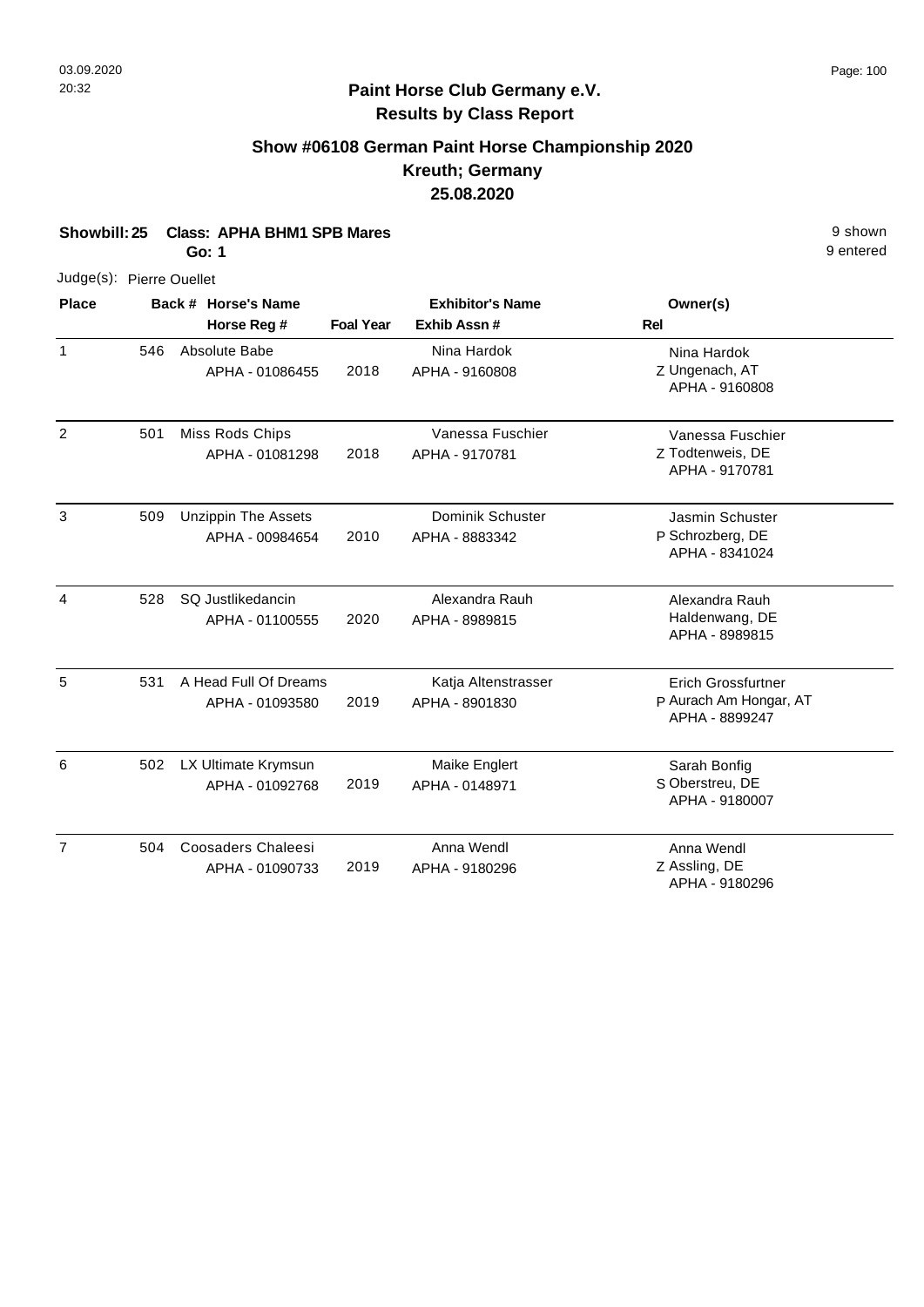**Paint Horse Club Germany e.V.**
**Results by Class Report**

## Show #06108 German Paint Horse Championship 2020
## Kreuth; Germany
## 25.08.2020

**Showbill: 25 Class: APHA BHM1 SPB Mares** 9 shown
**Go: 1** 9 entered

Judge(s): Pierre Ouellet

| Place | Back # | Horse's Name / Horse Reg # | Foal Year | Exhibitor's Name / Exhib Assn # | Rel | Owner(s) |
|---|---|---|---|---|---|---|
| 1 | 546 | Absolute Babe<br>APHA - 01086455 | 2018 | Nina Hardok<br>APHA - 9160808 | Z | Nina Hardok<br>Ungenach, AT<br>APHA - 9160808 |
| 2 | 501 | Miss Rods Chips<br>APHA - 01081298 | 2018 | Vanessa Fuschier<br>APHA - 9170781 | Z | Vanessa Fuschier<br>Todtenweis, DE<br>APHA - 9170781 |
| 3 | 509 | Unzippin The Assets<br>APHA - 00984654 | 2010 | Dominik Schuster<br>APHA - 8883342 | P | Jasmin Schuster<br>Schrozberg, DE<br>APHA - 8341024 |
| 4 | 528 | SQ Justlikedancin<br>APHA - 01100555 | 2020 | Alexandra Rauh<br>APHA - 8989815 | | Alexandra Rauh<br>Haldenwang, DE<br>APHA - 8989815 |
| 5 | 531 | A Head Full Of Dreams<br>APHA - 01093580 | 2019 | Katja Altenstrasser<br>APHA - 8901830 | P | Erich Grossfurtner<br>Aurach Am Hongar, AT<br>APHA - 8899247 |
| 6 | 502 | LX Ultimate Krymsun<br>APHA - 01092768 | 2019 | Maike Englert<br>APHA - 0148971 | S | Sarah Bonfig<br>Oberstreu, DE<br>APHA - 9180007 |
| 7 | 504 | Coosaders Chaleesi<br>APHA - 01090733 | 2019 | Anna Wendl<br>APHA - 9180296 | Z | Anna Wendl<br>Assling, DE<br>APHA - 9180296 |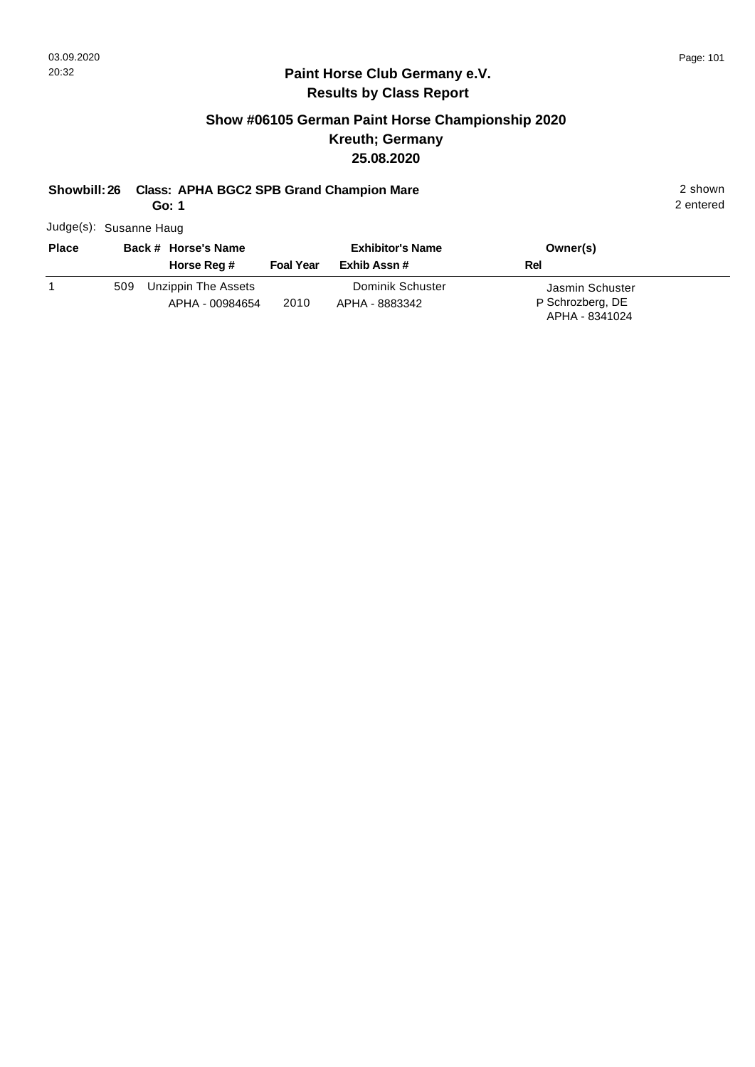## Paint Horse Club Germany e.V.
## Results by Class Report

### Show #06105 German Paint Horse Championship 2020
### Kreuth; Germany
### 25.08.2020

**Showbill: 26 Class: APHA BGC2 SPB Grand Champion Mare** 2 shown
**Go: 1** 2 entered

Judge(s): Susanne Haug

| Place | Back # | Horse's Name / Horse Reg # | Foal Year | Exhibitor's Name / Exhib Assn # | Owner(s) / Rel |
|---|---|---|---|---|---|
| 1 | 509 | Unzippin The Assets<br>APHA - 00984654 | 2010 | Dominik Schuster<br>APHA - 8883342 | Jasmin Schuster<br>P Schrozberg, DE<br>APHA - 8341024 |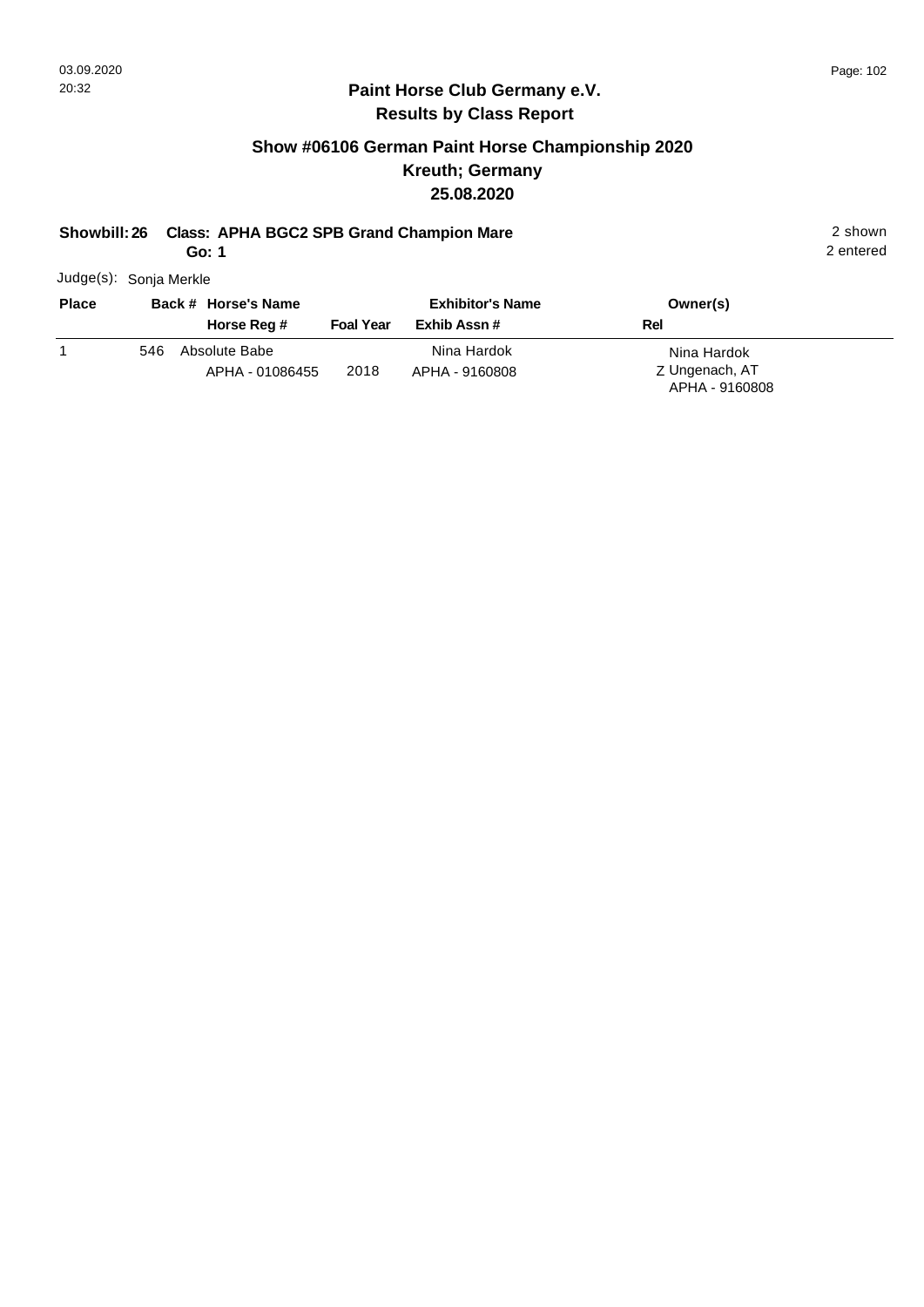## Paint Horse Club Germany e.V.
## Results by Class Report

### Show #06106 German Paint Horse Championship 2020
### Kreuth; Germany
### 25.08.2020

**Showbill: 26 Class: APHA BGC2 SPB Grand Champion Mare** 2 shown

**Go: 1** 2 entered

Judge(s): Sonja Merkle

| Place | Back # | Horse's Name / Horse Reg # | Foal Year | Exhibitor's Name / Exhib Assn # | Rel | Owner(s) |
|---|---|---|---|---|---|---|
| 1 | 546 | Absolute Babe<br>APHA - 01086455 | 2018 | Nina Hardok<br>APHA - 9160808 | Z | Nina Hardok<br>Ungenach, AT<br>APHA - 9160808 |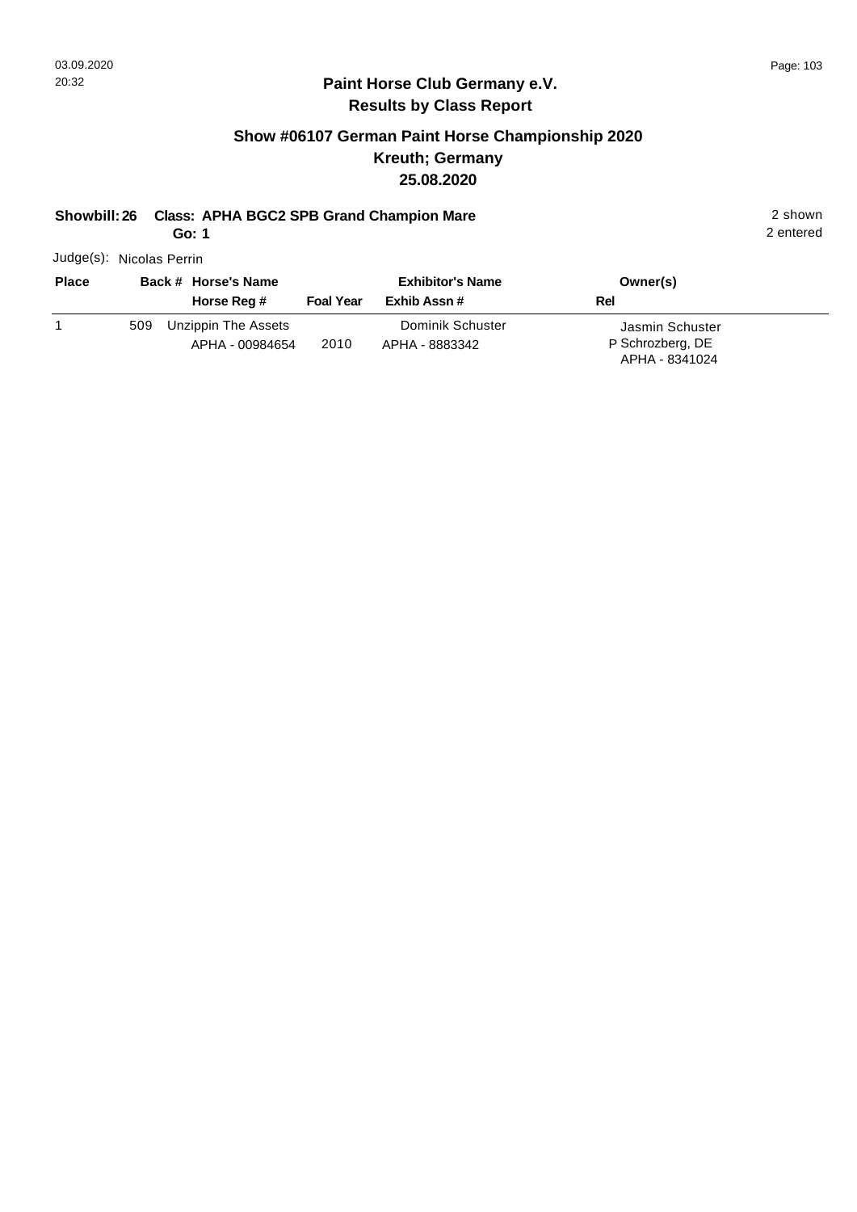## Paint Horse Club Germany e.V.

## Results by Class Report

### Show #06107 German Paint Horse Championship 2020

### Kreuth; Germany

### 25.08.2020

**Showbill: 26 Class: APHA BGC2 SPB Grand Champion Mare** 2 shown

**Go: 1** 2 entered

Judge(s): Nicolas Perrin

| Place | Back # | Horse's Name / Horse Reg # | Foal Year | Exhibitor's Name / Exhib Assn # | Owner(s) / Rel |
|---|---|---|---|---|---|
| 1 | 509 | Unzippin The Assets<br>APHA - 00984654 | 2010 | Dominik Schuster<br>APHA - 8883342 | Jasmin Schuster<br>P Schrozberg, DE<br>APHA - 8341024 |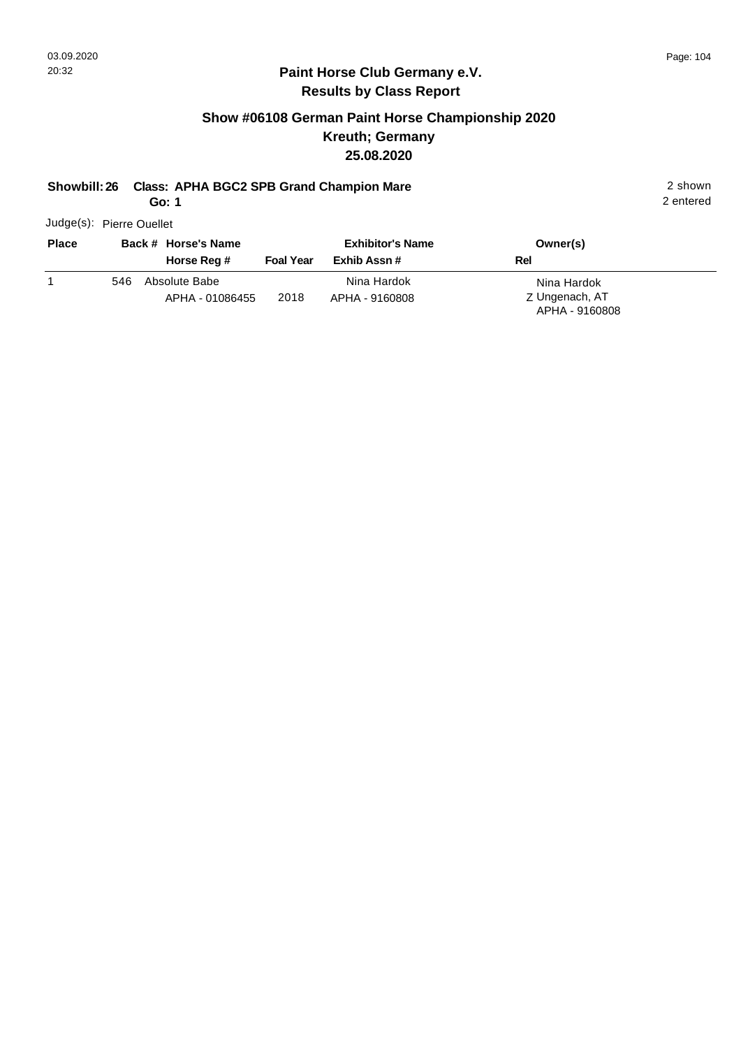## Paint Horse Club Germany e.V.
## Results by Class Report

### Show #06108 German Paint Horse Championship 2020
### Kreuth; Germany
### 25.08.2020

**Showbill: 26 Class: APHA BGC2 SPB Grand Champion Mare** 2 shown
**Go: 1** 2 entered

Judge(s): Pierre Ouellet

| Place | Back # | Horse's Name / Horse Reg # | Foal Year | Exhibitor's Name / Exhib Assn # | Rel | Owner(s) |
|---|---|---|---|---|---|---|
| 1 | 546 | Absolute Babe<br>APHA - 01086455 | 2018 | Nina Hardok<br>APHA - 9160808 | Z | Nina Hardok<br>Ungenach, AT<br>APHA - 9160808 |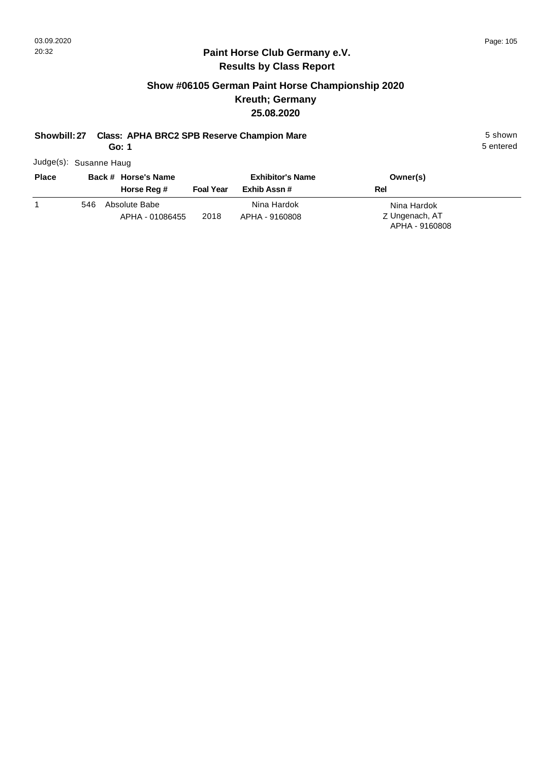## Paint Horse Club Germany e.V.
## Results by Class Report

### Show #06105 German Paint Horse Championship 2020
### Kreuth; Germany
### 25.08.2020

**Showbill: 27 Class: APHA BRC2 SPB Reserve Champion Mare** — 5 shown, 5 entered

**Go: 1**

Judge(s): Susanne Haug

| Place | Back # | Horse's Name / Horse Reg # | Foal Year | Exhibitor's Name / Exhib Assn # | Owner(s) / Rel |
|---|---|---|---|---|---|
| 1 | 546 | Absolute Babe<br>APHA - 01086455 | 2018 | Nina Hardok<br>APHA - 9160808 | Nina Hardok<br>Z Ungenach, AT<br>APHA - 9160808 |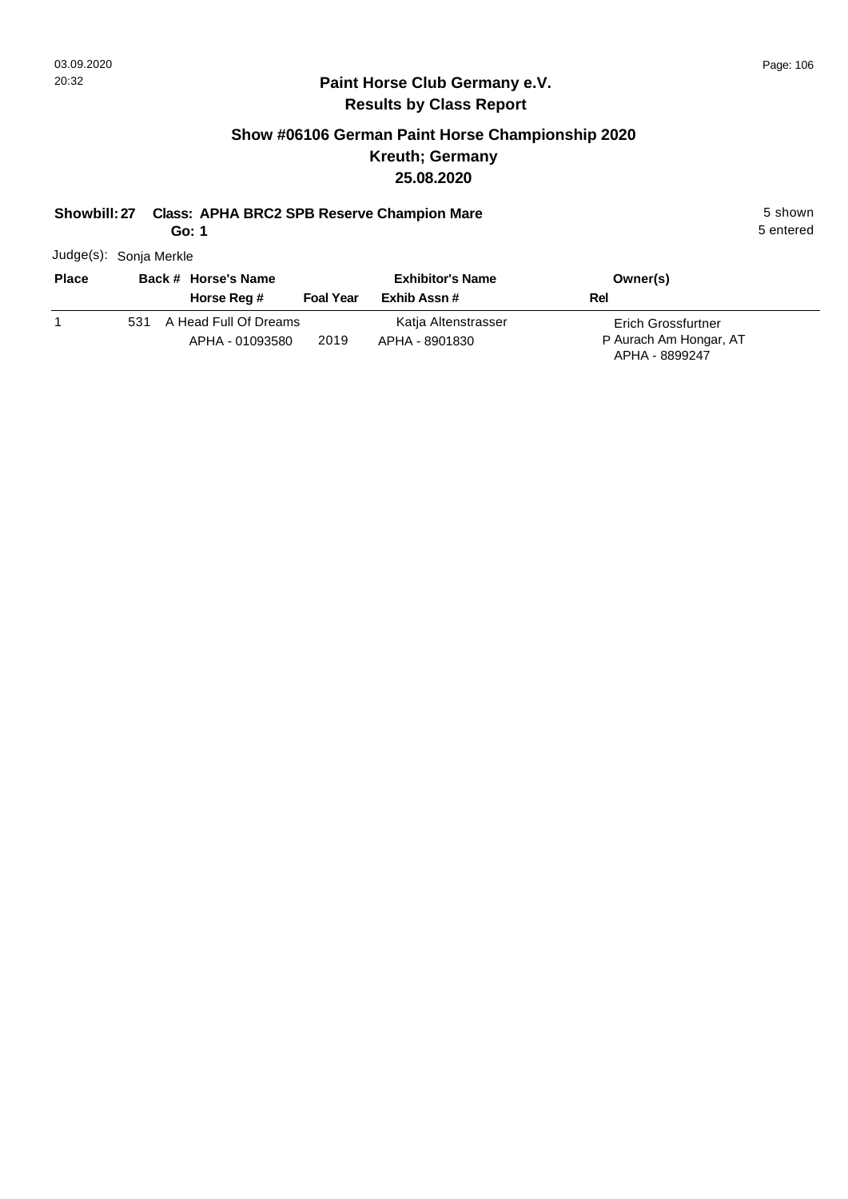## Paint Horse Club Germany e.V.
## Results by Class Report

### Show #06106 German Paint Horse Championship 2020
### Kreuth; Germany
### 25.08.2020

**Showbill: 27 Class: APHA BRC2 SPB Reserve Champion Mare** 5 shown
**Go: 1** 5 entered

Judge(s): Sonja Merkle

| Place | Back # | Horse's Name / Horse Reg # | Foal Year | Exhibitor's Name / Exhib Assn # | Owner(s) / Rel |
|---|---|---|---|---|---|
| 1 | 531 | A Head Full Of Dreams<br>APHA - 01093580 | 2019 | Katja Altenstrasser<br>APHA - 8901830 | Erich Grossfurtner<br>P Aurach Am Hongar, AT<br>APHA - 8899247 |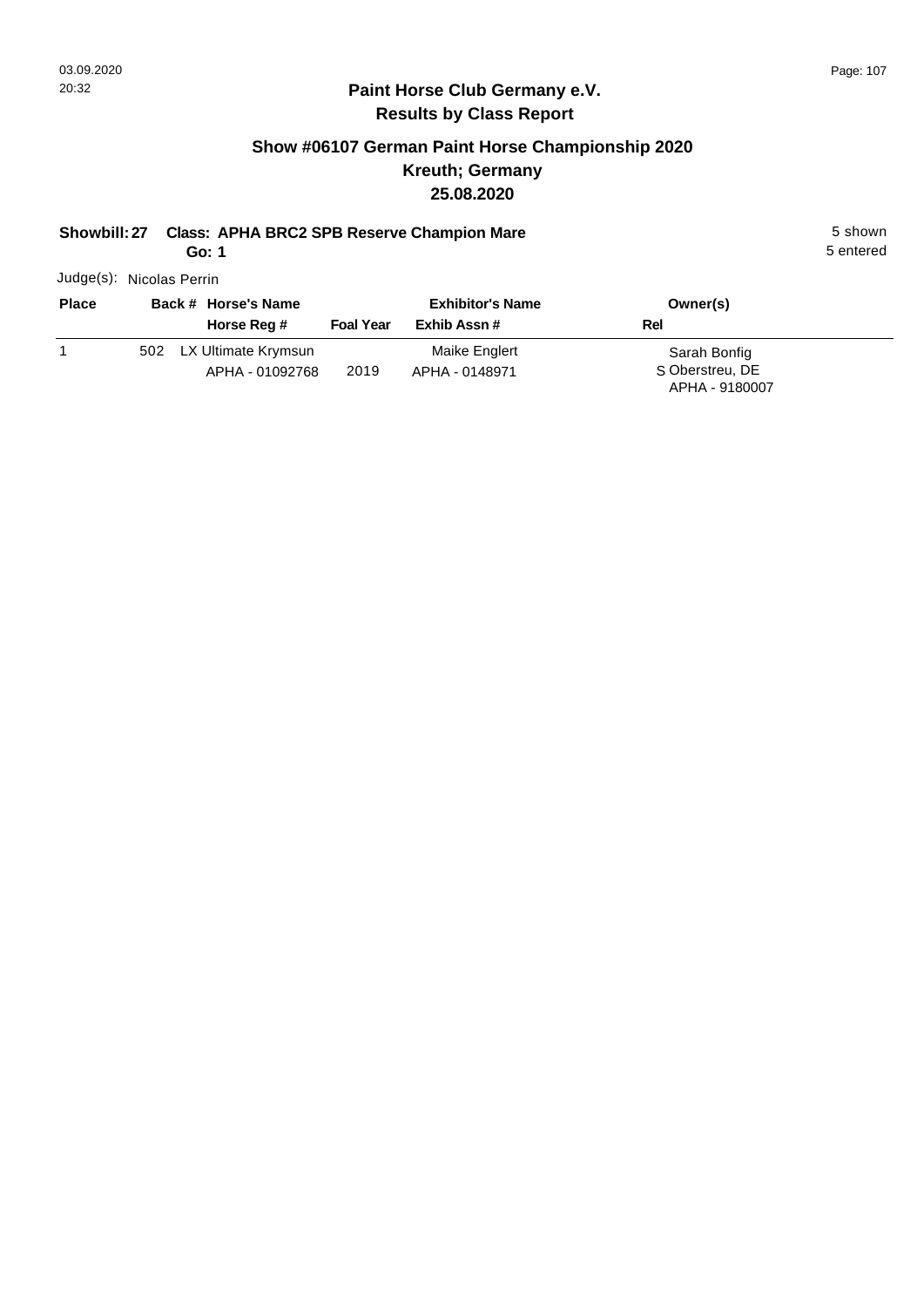## Paint Horse Club Germany e.V.
## Results by Class Report

### Show #06107 German Paint Horse Championship 2020
### Kreuth; Germany
### 25.08.2020

**Showbill: 27 Class: APHA BRC2 SPB Reserve Champion Mare** 5 shown

**Go: 1** 5 entered

Judge(s): Nicolas Perrin

| Place | Back # | Horse's Name / Horse Reg # | Foal Year | Exhibitor's Name / Exhib Assn # | Owner(s) / Rel |
|---|---|---|---|---|---|
| 1 | 502 | LX Ultimate Krymsun<br>APHA - 01092768 | 2019 | Maike Englert<br>APHA - 0148971 | Sarah Bonfig<br>S Oberstreu, DE<br>APHA - 9180007 |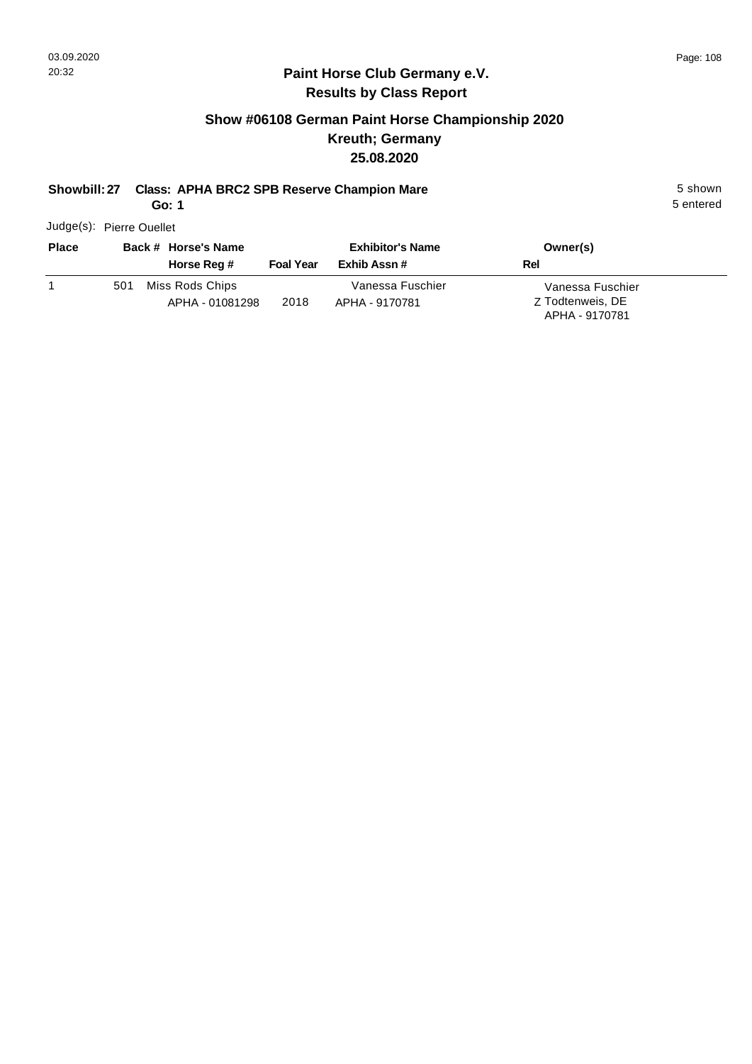## Paint Horse Club Germany e.V.
## Results by Class Report

### Show #06108 German Paint Horse Championship 2020
### Kreuth; Germany
### 25.08.2020

**Showbill: 27 Class: APHA BRC2 SPB Reserve Champion Mare** 5 shown

**Go: 1** 5 entered

Judge(s): Pierre Ouellet

| Place | Back # | Horse's Name / Horse Reg # | Foal Year | Exhibitor's Name / Exhib Assn # | Owner(s) / Rel |
|---|---|---|---|---|---|
| 1 | 501 | Miss Rods Chips<br>APHA - 01081298 | 2018 | Vanessa Fuschier<br>APHA - 9170781 | Vanessa Fuschier<br>Z Todtenweis, DE<br>APHA - 9170781 |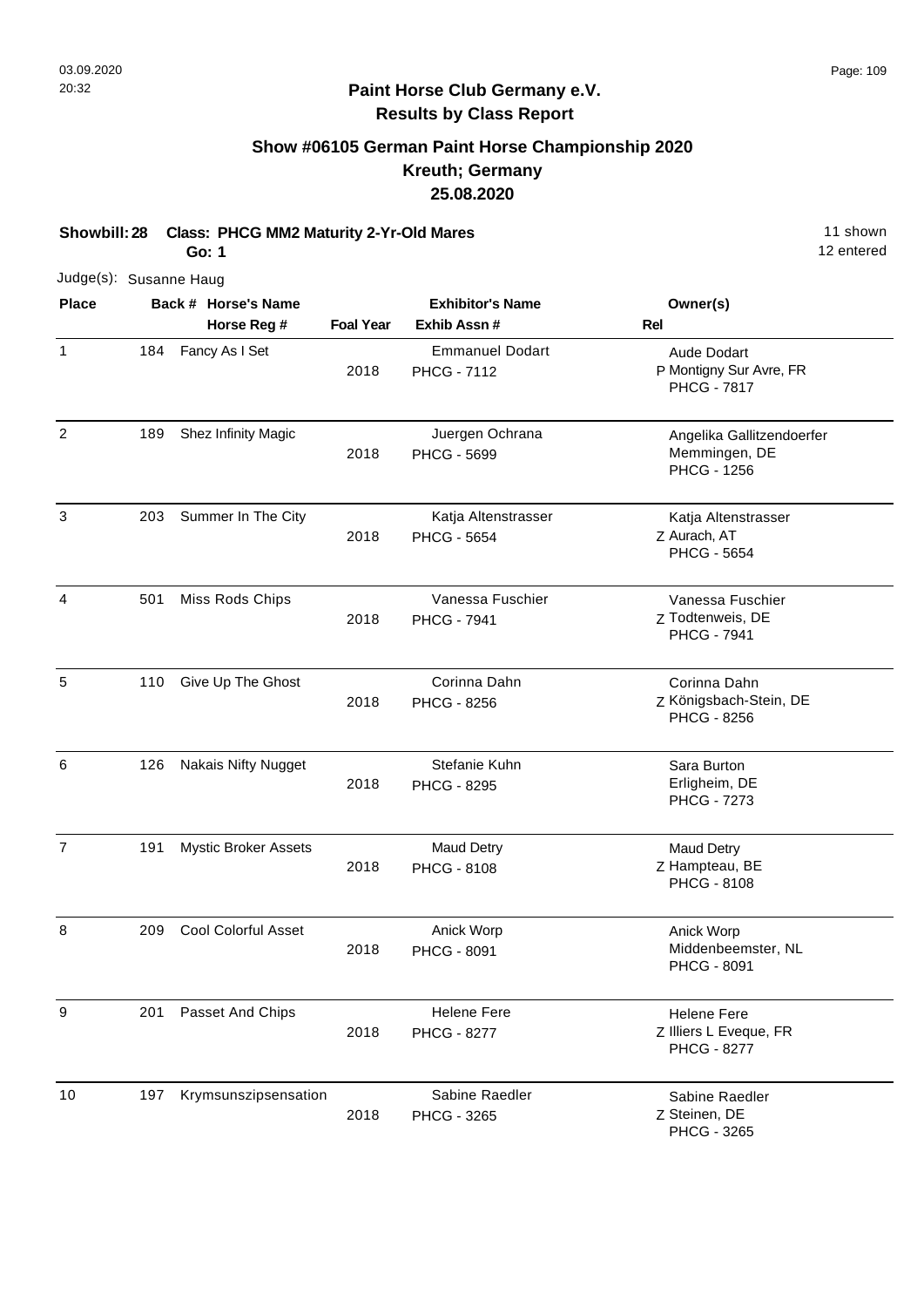# Paint Horse Club Germany e.V.

## Results by Class Report

### Show #06105 German Paint Horse Championship 2020
### Kreuth; Germany
### 25.08.2020

**Showbill: 28 Class: PHCG MM2 Maturity 2-Yr-Old Mares**
**Go: 1**

11 shown
12 entered

Judge(s): Susanne Haug

| Place | Back # | Horse's Name / Horse Reg # | Foal Year | Exhibitor's Name / Exhib Assn # | Rel | Owner(s) |
|---|---|---|---|---|---|---|
| 1 | 184 | Fancy As I Set | 2018 | Emmanuel Dodart<br>PHCG - 7112 | P | Aude Dodart<br>Montigny Sur Avre, FR<br>PHCG - 7817 |
| 2 | 189 | Shez Infinity Magic | 2018 | Juergen Ochrana<br>PHCG - 5699 | | Angelika Gallitzendoerfer<br>Memmingen, DE<br>PHCG - 1256 |
| 3 | 203 | Summer In The City | 2018 | Katja Altenstrasser<br>PHCG - 5654 | Z | Katja Altenstrasser<br>Aurach, AT<br>PHCG - 5654 |
| 4 | 501 | Miss Rods Chips | 2018 | Vanessa Fuschier<br>PHCG - 7941 | Z | Vanessa Fuschier<br>Todtenweis, DE<br>PHCG - 7941 |
| 5 | 110 | Give Up The Ghost | 2018 | Corinna Dahn<br>PHCG - 8256 | Z | Corinna Dahn<br>Königsbach-Stein, DE<br>PHCG - 8256 |
| 6 | 126 | Nakais Nifty Nugget | 2018 | Stefanie Kuhn<br>PHCG - 8295 | | Sara Burton<br>Erligheim, DE<br>PHCG - 7273 |
| 7 | 191 | Mystic Broker Assets | 2018 | Maud Detry<br>PHCG - 8108 | Z | Maud Detry<br>Hampteau, BE<br>PHCG - 8108 |
| 8 | 209 | Cool Colorful Asset | 2018 | Anick Worp<br>PHCG - 8091 | | Anick Worp<br>Middenbeemster, NL<br>PHCG - 8091 |
| 9 | 201 | Passet And Chips | 2018 | Helene Fere<br>PHCG - 8277 | Z | Helene Fere<br>Illiers L Eveque, FR<br>PHCG - 8277 |
| 10 | 197 | Krymsunszipsensation | 2018 | Sabine Raedler<br>PHCG - 3265 | Z | Sabine Raedler<br>Steinen, DE<br>PHCG - 3265 |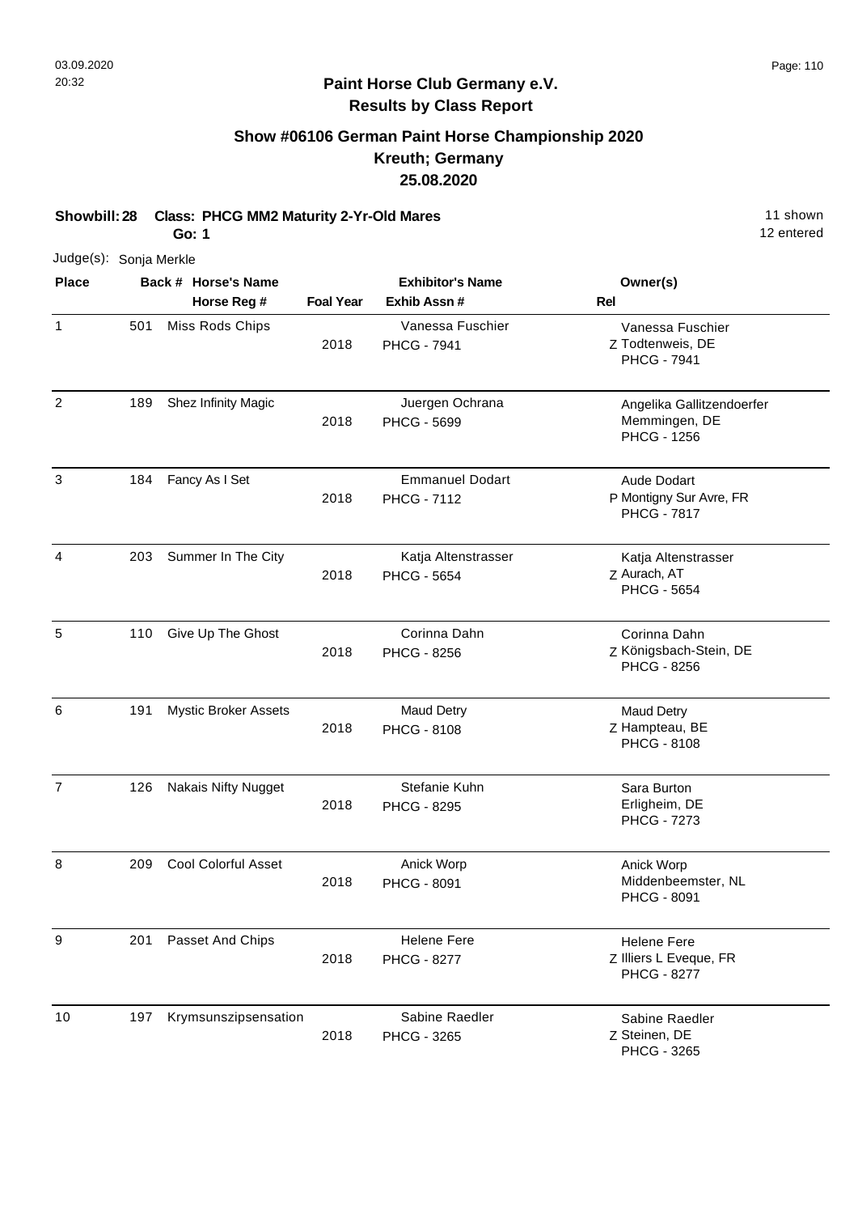03.09.2020
20:32

## Paint Horse Club Germany e.V.
## Results by Class Report

### Show #06106 German Paint Horse Championship 2020
### Kreuth; Germany
### 25.08.2020

**Showbill: 28 Class: PHCG MM2 Maturity 2-Yr-Old Mares** 11 shown
**Go: 1** 12 entered

Judge(s): Sonja Merkle

| Place | Back # | Horse's Name / Horse Reg # | Foal Year | Exhibitor's Name / Exhib Assn # | Rel | Owner(s) |
|---|---|---|---|---|---|---|
| 1 | 501 | Miss Rods Chips | 2018 | Vanessa Fuschier<br>PHCG - 7941 | Z | Vanessa Fuschier<br>Todtenweis, DE<br>PHCG - 7941 |
| 2 | 189 | Shez Infinity Magic | 2018 | Juergen Ochrana<br>PHCG - 5699 | | Angelika Gallitzendoerfer<br>Memmingen, DE<br>PHCG - 1256 |
| 3 | 184 | Fancy As I Set | 2018 | Emmanuel Dodart<br>PHCG - 7112 | P | Aude Dodart<br>Montigny Sur Avre, FR<br>PHCG - 7817 |
| 4 | 203 | Summer In The City | 2018 | Katja Altenstrasser<br>PHCG - 5654 | Z | Katja Altenstrasser<br>Aurach, AT<br>PHCG - 5654 |
| 5 | 110 | Give Up The Ghost | 2018 | Corinna Dahn<br>PHCG - 8256 | Z | Corinna Dahn<br>Königsbach-Stein, DE<br>PHCG - 8256 |
| 6 | 191 | Mystic Broker Assets | 2018 | Maud Detry<br>PHCG - 8108 | Z | Maud Detry<br>Hampteau, BE<br>PHCG - 8108 |
| 7 | 126 | Nakais Nifty Nugget | 2018 | Stefanie Kuhn<br>PHCG - 8295 | | Sara Burton<br>Erligheim, DE<br>PHCG - 7273 |
| 8 | 209 | Cool Colorful Asset | 2018 | Anick Worp<br>PHCG - 8091 | | Anick Worp<br>Middenbeemster, NL<br>PHCG - 8091 |
| 9 | 201 | Passet And Chips | 2018 | Helene Fere<br>PHCG - 8277 | Z | Helene Fere<br>Illiers L Eveque, FR<br>PHCG - 8277 |
| 10 | 197 | Krymsunszipsensation | 2018 | Sabine Raedler<br>PHCG - 3265 | Z | Sabine Raedler<br>Steinen, DE<br>PHCG - 3265 |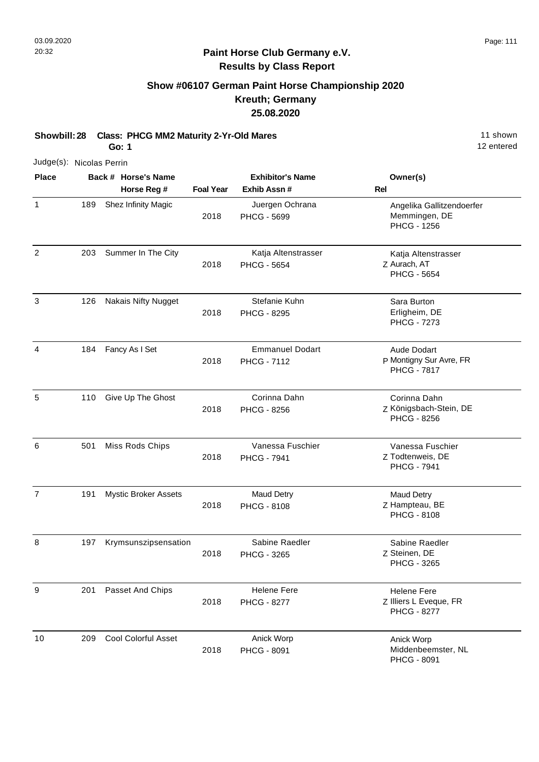## Paint Horse Club Germany e.V.

## Results by Class Report

### Show #06107 German Paint Horse Championship 2020

### Kreuth; Germany

### 25.08.2020

**Showbill: 28 Class: PHCG MM2 Maturity 2-Yr-Old Mares** — 11 shown, 12 entered

**Go: 1**

Judge(s): Nicolas Perrin

| Place | Back # | Horse's Name / Horse Reg # | Foal Year | Exhibitor's Name / Exhib Assn # | Rel | Owner(s) |
|---|---|---|---|---|---|---|
| 1 | 189 | Shez Infinity Magic | 2018 | Juergen Ochrana<br>PHCG - 5699 | | Angelika Gallitzendoerfer<br>Memmingen, DE<br>PHCG - 1256 |
| 2 | 203 | Summer In The City | 2018 | Katja Altenstrasser<br>PHCG - 5654 | Z | Katja Altenstrasser<br>Aurach, AT<br>PHCG - 5654 |
| 3 | 126 | Nakais Nifty Nugget | 2018 | Stefanie Kuhn<br>PHCG - 8295 | | Sara Burton<br>Erligheim, DE<br>PHCG - 7273 |
| 4 | 184 | Fancy As I Set | 2018 | Emmanuel Dodart<br>PHCG - 7112 | P | Aude Dodart<br>Montigny Sur Avre, FR<br>PHCG - 7817 |
| 5 | 110 | Give Up The Ghost | 2018 | Corinna Dahn<br>PHCG - 8256 | Z | Corinna Dahn<br>Königsbach-Stein, DE<br>PHCG - 8256 |
| 6 | 501 | Miss Rods Chips | 2018 | Vanessa Fuschier<br>PHCG - 7941 | Z | Vanessa Fuschier<br>Todtenweis, DE<br>PHCG - 7941 |
| 7 | 191 | Mystic Broker Assets | 2018 | Maud Detry<br>PHCG - 8108 | Z | Maud Detry<br>Hampteau, BE<br>PHCG - 8108 |
| 8 | 197 | Krymsunszipsensation | 2018 | Sabine Raedler<br>PHCG - 3265 | Z | Sabine Raedler<br>Steinen, DE<br>PHCG - 3265 |
| 9 | 201 | Passet And Chips | 2018 | Helene Fere<br>PHCG - 8277 | Z | Helene Fere<br>Illiers L Eveque, FR<br>PHCG - 8277 |
| 10 | 209 | Cool Colorful Asset | 2018 | Anick Worp<br>PHCG - 8091 | | Anick Worp<br>Middenbeemster, NL<br>PHCG - 8091 |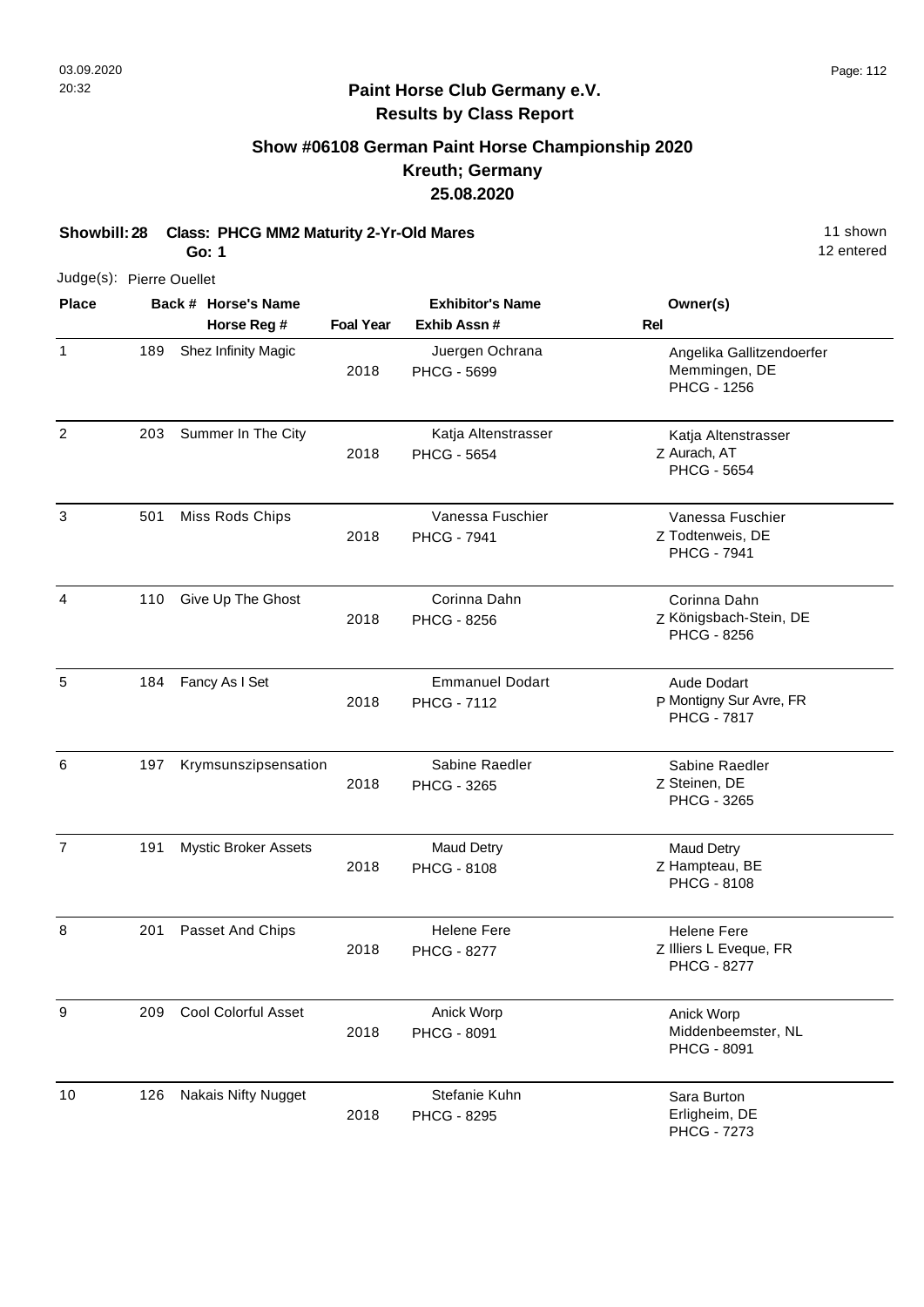**Paint Horse Club Germany e.V.**
**Results by Class Report**

## Show #06108 German Paint Horse Championship 2020
## Kreuth; Germany
## 25.08.2020

**Showbill: 28 Class: PHCG MM2 Maturity 2-Yr-Old Mares** — 11 shown, 12 entered

**Go: 1**

Judge(s): Pierre Ouellet

| Place | Back # | Horse's Name / Horse Reg # | Foal Year | Exhibitor's Name / Exhib Assn # | Rel | Owner(s) |
|---|---|---|---|---|---|---|
| 1 | 189 | Shez Infinity Magic | 2018 | Juergen Ochrana<br>PHCG - 5699 | | Angelika Gallitzendoerfer<br>Memmingen, DE<br>PHCG - 1256 |
| 2 | 203 | Summer In The City | 2018 | Katja Altenstrasser<br>PHCG - 5654 | Z | Katja Altenstrasser<br>Aurach, AT<br>PHCG - 5654 |
| 3 | 501 | Miss Rods Chips | 2018 | Vanessa Fuschier<br>PHCG - 7941 | Z | Vanessa Fuschier<br>Todtenweis, DE<br>PHCG - 7941 |
| 4 | 110 | Give Up The Ghost | 2018 | Corinna Dahn<br>PHCG - 8256 | Z | Corinna Dahn<br>Königsbach-Stein, DE<br>PHCG - 8256 |
| 5 | 184 | Fancy As I Set | 2018 | Emmanuel Dodart<br>PHCG - 7112 | P | Aude Dodart<br>Montigny Sur Avre, FR<br>PHCG - 7817 |
| 6 | 197 | Krymsunszipsensation | 2018 | Sabine Raedler<br>PHCG - 3265 | Z | Sabine Raedler<br>Steinen, DE<br>PHCG - 3265 |
| 7 | 191 | Mystic Broker Assets | 2018 | Maud Detry<br>PHCG - 8108 | Z | Maud Detry<br>Hampteau, BE<br>PHCG - 8108 |
| 8 | 201 | Passet And Chips | 2018 | Helene Fere<br>PHCG - 8277 | Z | Helene Fere<br>Illiers L Eveque, FR<br>PHCG - 8277 |
| 9 | 209 | Cool Colorful Asset | 2018 | Anick Worp<br>PHCG - 8091 | | Anick Worp<br>Middenbeemster, NL<br>PHCG - 8091 |
| 10 | 126 | Nakais Nifty Nugget | 2018 | Stefanie Kuhn<br>PHCG - 8295 | | Sara Burton<br>Erligheim, DE<br>PHCG - 7273 |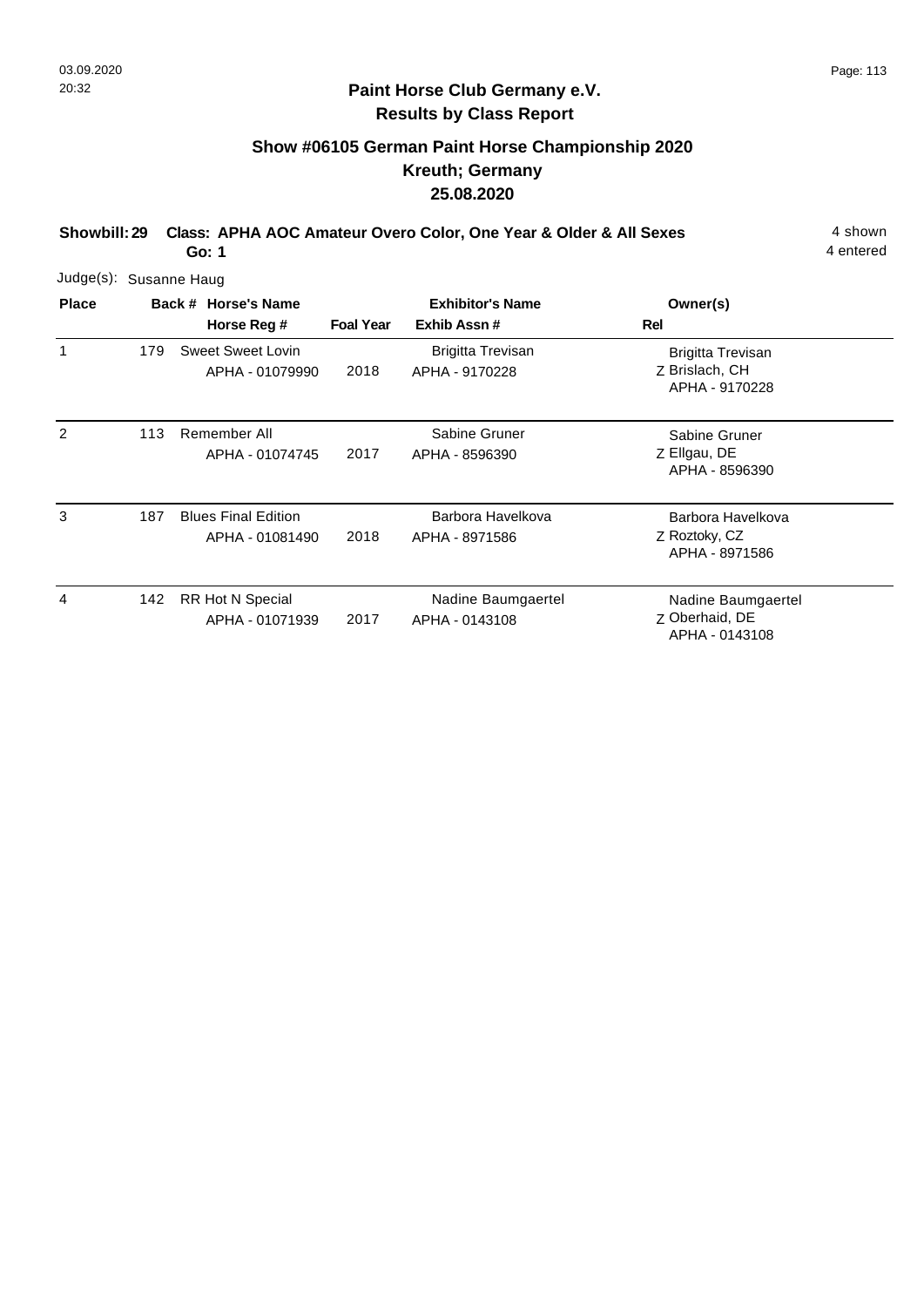## Paint Horse Club Germany e.V.
### Results by Class Report

### Show #06105 German Paint Horse Championship 2020
### Kreuth; Germany
### 25.08.2020

**Showbill: 29** **Class: APHA AOC Amateur Overo Color, One Year & Older & All Sexes** 4 shown
**Go: 1** 4 entered

Judge(s): Susanne Haug

| Place | Back # | Horse's Name / Horse Reg # | Foal Year | Exhibitor's Name / Exhib Assn # | Rel | Owner(s) |
|---|---|---|---|---|---|---|
| 1 | 179 | Sweet Sweet Lovin<br>APHA - 01079990 | 2018 | Brigitta Trevisan<br>APHA - 9170228 | Z | Brigitta Trevisan<br>Brislach, CH<br>APHA - 9170228 |
| 2 | 113 | Remember All<br>APHA - 01074745 | 2017 | Sabine Gruner<br>APHA - 8596390 | Z | Sabine Gruner<br>Ellgau, DE<br>APHA - 8596390 |
| 3 | 187 | Blues Final Edition<br>APHA - 01081490 | 2018 | Barbora Havelkova<br>APHA - 8971586 | Z | Barbora Havelkova<br>Roztoky, CZ<br>APHA - 8971586 |
| 4 | 142 | RR Hot N Special<br>APHA - 01071939 | 2017 | Nadine Baumgaertel<br>APHA - 0143108 | Z | Nadine Baumgaertel<br>Oberhaid, DE<br>APHA - 0143108 |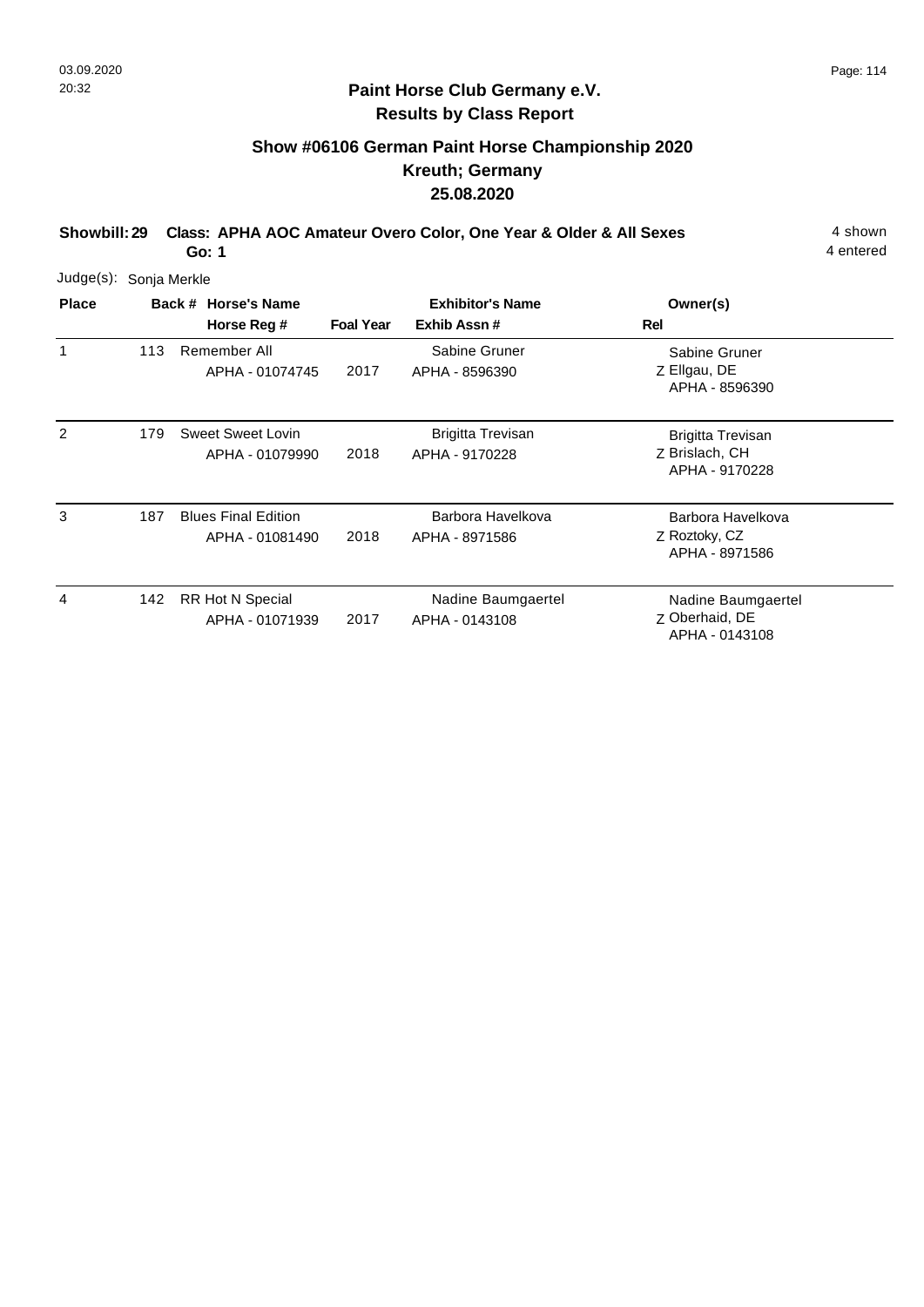## Paint Horse Club Germany e.V.
## Results by Class Report

### Show #06106 German Paint Horse Championship 2020
### Kreuth; Germany
### 25.08.2020

**Showbill: 29** **Class: APHA AOC Amateur Overo Color, One Year & Older & All Sexes** 4 shown
**Go: 1** 4 entered

Judge(s): Sonja Merkle

| Place | Back # | Horse's Name / Horse Reg # | Foal Year | Exhibitor's Name / Exhib Assn # | Rel | Owner(s) |
|---|---|---|---|---|---|---|
| 1 | 113 | Remember All<br>APHA - 01074745 | 2017 | Sabine Gruner<br>APHA - 8596390 | Z | Sabine Gruner<br>Ellgau, DE<br>APHA - 8596390 |
| 2 | 179 | Sweet Sweet Lovin<br>APHA - 01079990 | 2018 | Brigitta Trevisan<br>APHA - 9170228 | Z | Brigitta Trevisan<br>Brislach, CH<br>APHA - 9170228 |
| 3 | 187 | Blues Final Edition<br>APHA - 01081490 | 2018 | Barbora Havelkova<br>APHA - 8971586 | Z | Barbora Havelkova<br>Roztoky, CZ<br>APHA - 8971586 |
| 4 | 142 | RR Hot N Special<br>APHA - 01071939 | 2017 | Nadine Baumgaertel<br>APHA - 0143108 | Z | Nadine Baumgaertel<br>Oberhaid, DE<br>APHA - 0143108 |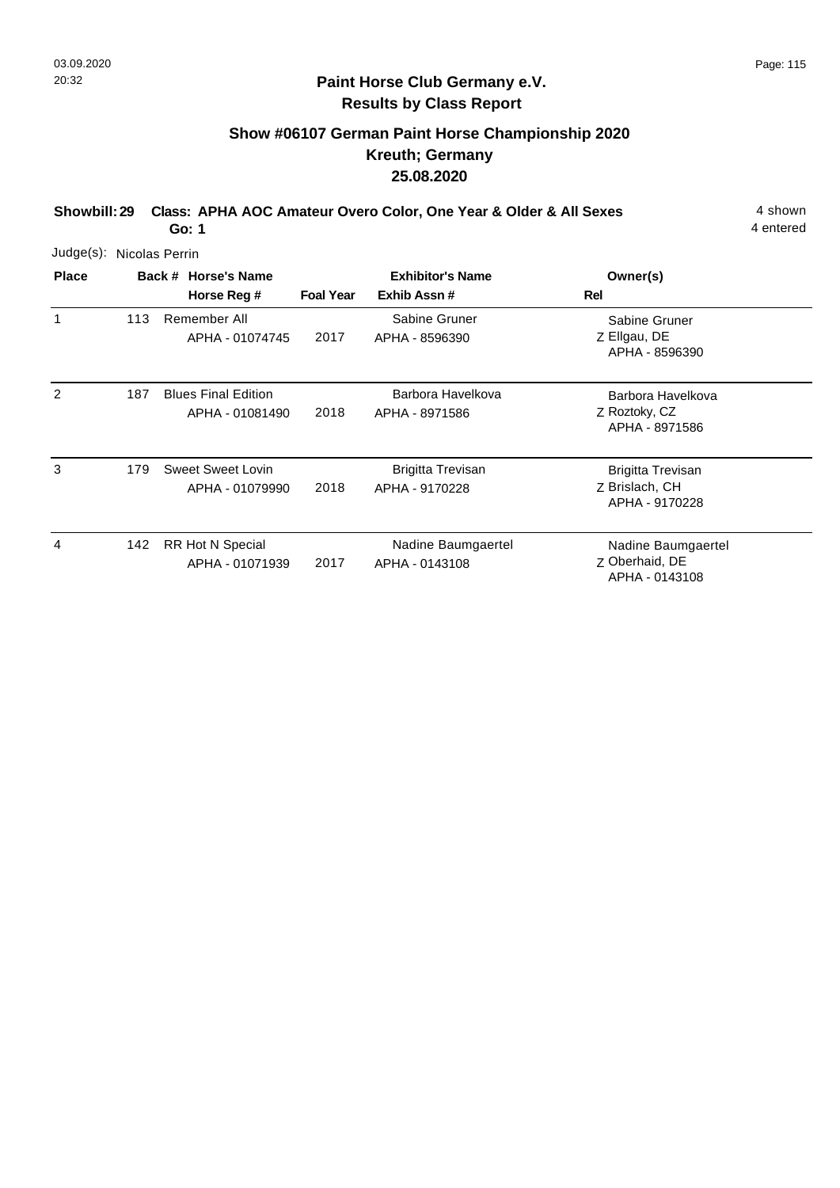## Paint Horse Club Germany e.V.

**Results by Class Report**

### Show #06107 German Paint Horse Championship 2020

### Kreuth; Germany

### 25.08.2020

**Showbill: 29 Class: APHA AOC Amateur Overo Color, One Year & Older & All Sexes** 4 shown

**Go: 1** 4 entered

Judge(s): Nicolas Perrin

| Place | Back # | Horse's Name / Horse Reg # | Foal Year | Exhibitor's Name / Exhib Assn # | Rel | Owner(s) |
|---|---|---|---|---|---|---|
| 1 | 113 | Remember All<br>APHA - 01074745 | 2017 | Sabine Gruner<br>APHA - 8596390 | Z | Sabine Gruner<br>Ellgau, DE<br>APHA - 8596390 |
| 2 | 187 | Blues Final Edition<br>APHA - 01081490 | 2018 | Barbora Havelkova<br>APHA - 8971586 | Z | Barbora Havelkova<br>Roztoky, CZ<br>APHA - 8971586 |
| 3 | 179 | Sweet Sweet Lovin<br>APHA - 01079990 | 2018 | Brigitta Trevisan<br>APHA - 9170228 | Z | Brigitta Trevisan<br>Brislach, CH<br>APHA - 9170228 |
| 4 | 142 | RR Hot N Special<br>APHA - 01071939 | 2017 | Nadine Baumgaertel<br>APHA - 0143108 | Z | Nadine Baumgaertel<br>Oberhaid, DE<br>APHA - 0143108 |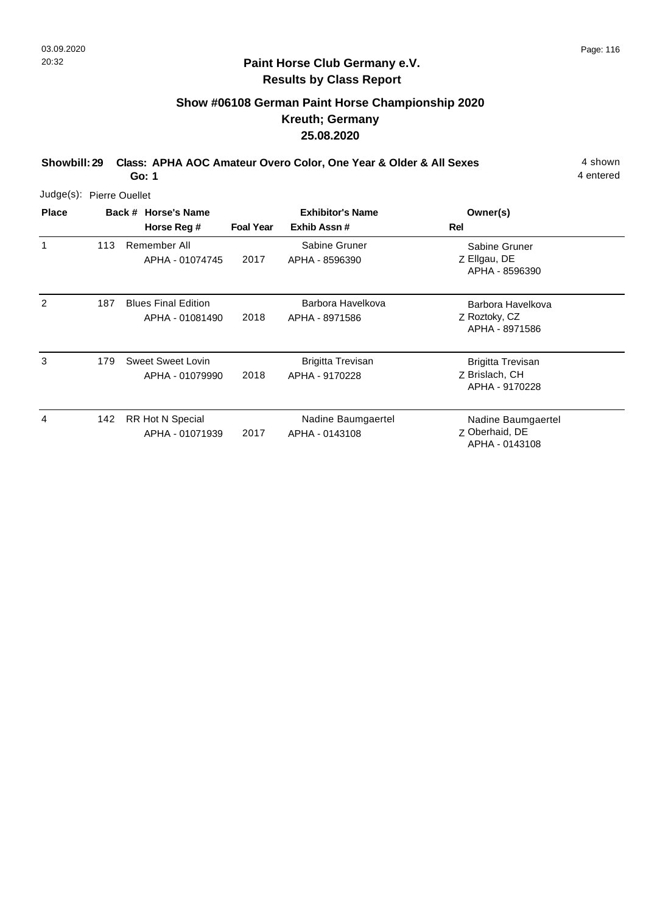## Paint Horse Club Germany e.V.
## Results by Class Report

### Show #06108 German Paint Horse Championship 2020
### Kreuth; Germany
### 25.08.2020

**Showbill: 29 Class: APHA AOC Amateur Overo Color, One Year & Older & All Sexes** 4 shown
**Go: 1** 4 entered

Judge(s): Pierre Ouellet

| Place | Back # | Horse's Name / Horse Reg # | Foal Year | Exhibitor's Name / Exhib Assn # | Rel | Owner(s) |
|---|---|---|---|---|---|---|
| 1 | 113 | Remember All<br>APHA - 01074745 | 2017 | Sabine Gruner<br>APHA - 8596390 | Z | Sabine Gruner<br>Ellgau, DE<br>APHA - 8596390 |
| 2 | 187 | Blues Final Edition<br>APHA - 01081490 | 2018 | Barbora Havelkova<br>APHA - 8971586 | Z | Barbora Havelkova<br>Roztoky, CZ<br>APHA - 8971586 |
| 3 | 179 | Sweet Sweet Lovin<br>APHA - 01079990 | 2018 | Brigitta Trevisan<br>APHA - 9170228 | Z | Brigitta Trevisan<br>Brislach, CH<br>APHA - 9170228 |
| 4 | 142 | RR Hot N Special<br>APHA - 01071939 | 2017 | Nadine Baumgaertel<br>APHA - 0143108 | Z | Nadine Baumgaertel<br>Oberhaid, DE<br>APHA - 0143108 |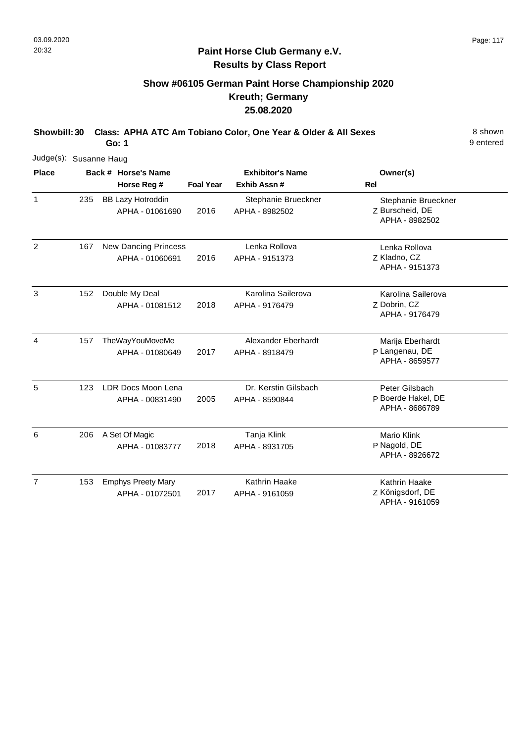**Paint Horse Club Germany e.V.**
**Results by Class Report**

## Show #06105 German Paint Horse Championship 2020
## Kreuth; Germany
## 25.08.2020

**Showbill: 30 Class: APHA ATC Am Tobiano Color, One Year & Older & All Sexes** 8 shown
**Go: 1** 9 entered

Judge(s): Susanne Haug

| Place | Back # | Horse's Name / Horse Reg # | Foal Year | Exhibitor's Name / Exhib Assn # | Rel | Owner(s) |
|---|---|---|---|---|---|---|
| 1 | 235 | BB Lazy Hotroddin<br>APHA - 01061690 | 2016 | Stephanie Brueckner<br>APHA - 8982502 | Z | Stephanie Brueckner<br>Burscheid, DE<br>APHA - 8982502 |
| 2 | 167 | New Dancing Princess<br>APHA - 01060691 | 2016 | Lenka Rollova<br>APHA - 9151373 | Z | Lenka Rollova<br>Kladno, CZ<br>APHA - 9151373 |
| 3 | 152 | Double My Deal<br>APHA - 01081512 | 2018 | Karolina Sailerova<br>APHA - 9176479 | Z | Karolina Sailerova<br>Dobrin, CZ<br>APHA - 9176479 |
| 4 | 157 | TheWayYouMoveMe<br>APHA - 01080649 | 2017 | Alexander Eberhardt<br>APHA - 8918479 | P | Marija Eberhardt<br>Langenau, DE<br>APHA - 8659577 |
| 5 | 123 | LDR Docs Moon Lena<br>APHA - 00831490 | 2005 | Dr. Kerstin Gilsbach<br>APHA - 8590844 | P | Peter Gilsbach<br>Boerde Hakel, DE<br>APHA - 8686789 |
| 6 | 206 | A Set Of Magic<br>APHA - 01083777 | 2018 | Tanja Klink<br>APHA - 8931705 | P | Mario Klink<br>Nagold, DE<br>APHA - 8926672 |
| 7 | 153 | Emphys Preety Mary<br>APHA - 01072501 | 2017 | Kathrin Haake<br>APHA - 9161059 | Z | Kathrin Haake<br>Königsdorf, DE<br>APHA - 9161059 |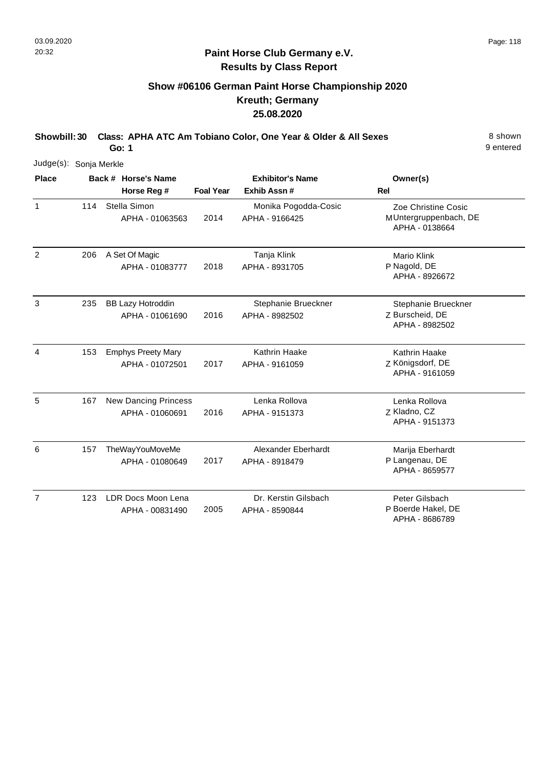**Paint Horse Club Germany e.V.**
**Results by Class Report**

## Show #06106 German Paint Horse Championship 2020
## Kreuth; Germany
## 25.08.2020

**Showbill: 30 Class: APHA ATC Am Tobiano Color, One Year & Older & All Sexes** 8 shown
**Go: 1** 9 entered

Judge(s): Sonja Merkle

| Place | Back # | Horse's Name / Horse Reg # | Foal Year | Exhibitor's Name / Exhib Assn # | Rel | Owner(s) |
|---|---|---|---|---|---|---|
| 1 | 114 | Stella Simon<br>APHA - 01063563 | 2014 | Monika Pogodda-Cosic<br>APHA - 9166425 | M | Zoe Christine Cosic<br>Untergruppenbach, DE<br>APHA - 0138664 |
| 2 | 206 | A Set Of Magic<br>APHA - 01083777 | 2018 | Tanja Klink<br>APHA - 8931705 | P | Mario Klink<br>Nagold, DE<br>APHA - 8926672 |
| 3 | 235 | BB Lazy Hotroddin<br>APHA - 01061690 | 2016 | Stephanie Brueckner<br>APHA - 8982502 | Z | Stephanie Brueckner<br>Burscheid, DE<br>APHA - 8982502 |
| 4 | 153 | Emphys Preety Mary<br>APHA - 01072501 | 2017 | Kathrin Haake<br>APHA - 9161059 | Z | Kathrin Haake<br>Königsdorf, DE<br>APHA - 9161059 |
| 5 | 167 | New Dancing Princess<br>APHA - 01060691 | 2016 | Lenka Rollova<br>APHA - 9151373 | Z | Lenka Rollova<br>Kladno, CZ<br>APHA - 9151373 |
| 6 | 157 | TheWayYouMoveMe<br>APHA - 01080649 | 2017 | Alexander Eberhardt<br>APHA - 8918479 | P | Marija Eberhardt<br>Langenau, DE<br>APHA - 8659577 |
| 7 | 123 | LDR Docs Moon Lena<br>APHA - 00831490 | 2005 | Dr. Kerstin Gilsbach<br>APHA - 8590844 | P | Peter Gilsbach<br>Boerde Hakel, DE<br>APHA - 8686789 |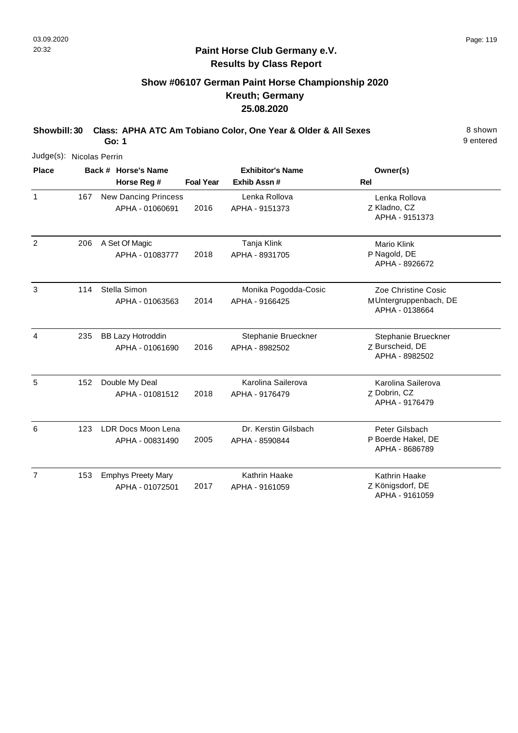## Paint Horse Club Germany e.V.
## Results by Class Report

### Show #06107 German Paint Horse Championship 2020
### Kreuth; Germany
### 25.08.2020

**Showbill: 30 Class: APHA ATC Am Tobiano Color, One Year & Older & All Sexes** 8 shown
**Go: 1** 9 entered

Judge(s): Nicolas Perrin

| Place | Back # | Horse's Name / Horse Reg # | Foal Year | Exhibitor's Name / Exhib Assn # | Rel | Owner(s) |
|---|---|---|---|---|---|---|
| 1 | 167 | New Dancing Princess<br>APHA - 01060691 | 2016 | Lenka Rollova<br>APHA - 9151373 | Z | Lenka Rollova<br>Kladno, CZ<br>APHA - 9151373 |
| 2 | 206 | A Set Of Magic<br>APHA - 01083777 | 2018 | Tanja Klink<br>APHA - 8931705 | P | Mario Klink<br>Nagold, DE<br>APHA - 8926672 |
| 3 | 114 | Stella Simon<br>APHA - 01063563 | 2014 | Monika Pogodda-Cosic<br>APHA - 9166425 | M | Zoe Christine Cosic<br>Untergruppenbach, DE<br>APHA - 0138664 |
| 4 | 235 | BB Lazy Hotroddin<br>APHA - 01061690 | 2016 | Stephanie Brueckner<br>APHA - 8982502 | Z | Stephanie Brueckner<br>Burscheid, DE<br>APHA - 8982502 |
| 5 | 152 | Double My Deal<br>APHA - 01081512 | 2018 | Karolina Sailerova<br>APHA - 9176479 | Z | Karolina Sailerova<br>Dobrin, CZ<br>APHA - 9176479 |
| 6 | 123 | LDR Docs Moon Lena<br>APHA - 00831490 | 2005 | Dr. Kerstin Gilsbach<br>APHA - 8590844 | P | Peter Gilsbach<br>Boerde Hakel, DE<br>APHA - 8686789 |
| 7 | 153 | Emphys Preety Mary<br>APHA - 01072501 | 2017 | Kathrin Haake<br>APHA - 9161059 | Z | Kathrin Haake<br>Königsdorf, DE<br>APHA - 9161059 |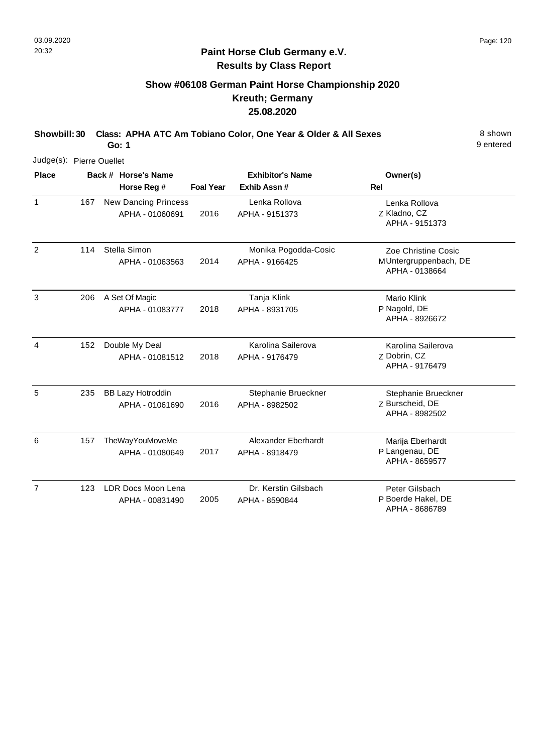**Paint Horse Club Germany e.V.**
**Results by Class Report**

## Show #06108 German Paint Horse Championship 2020
## Kreuth; Germany
## 25.08.2020

**Showbill: 30 Class: APHA ATC Am Tobiano Color, One Year & Older & All Sexes** 8 shown
**Go: 1** 9 entered

Judge(s): Pierre Ouellet

| Place | Back # | Horse's Name / Horse Reg # | Foal Year | Exhibitor's Name / Exhib Assn # | Rel | Owner(s) |
|---|---|---|---|---|---|---|
| 1 | 167 | New Dancing Princess<br>APHA - 01060691 | 2016 | Lenka Rollova<br>APHA - 9151373 | Z | Lenka Rollova<br>Kladno, CZ<br>APHA - 9151373 |
| 2 | 114 | Stella Simon<br>APHA - 01063563 | 2014 | Monika Pogodda-Cosic<br>APHA - 9166425 | M | Zoe Christine Cosic<br>Untergruppenbach, DE<br>APHA - 0138664 |
| 3 | 206 | A Set Of Magic<br>APHA - 01083777 | 2018 | Tanja Klink<br>APHA - 8931705 | P | Mario Klink<br>Nagold, DE<br>APHA - 8926672 |
| 4 | 152 | Double My Deal<br>APHA - 01081512 | 2018 | Karolina Sailerova<br>APHA - 9176479 | Z | Karolina Sailerova<br>Dobrin, CZ<br>APHA - 9176479 |
| 5 | 235 | BB Lazy Hotroddin<br>APHA - 01061690 | 2016 | Stephanie Brueckner<br>APHA - 8982502 | Z | Stephanie Brueckner<br>Burscheid, DE<br>APHA - 8982502 |
| 6 | 157 | TheWayYouMoveMe<br>APHA - 01080649 | 2017 | Alexander Eberhardt<br>APHA - 8918479 | P | Marija Eberhardt<br>Langenau, DE<br>APHA - 8659577 |
| 7 | 123 | LDR Docs Moon Lena<br>APHA - 00831490 | 2005 | Dr. Kerstin Gilsbach<br>APHA - 8590844 | P | Peter Gilsbach<br>Boerde Hakel, DE<br>APHA - 8686789 |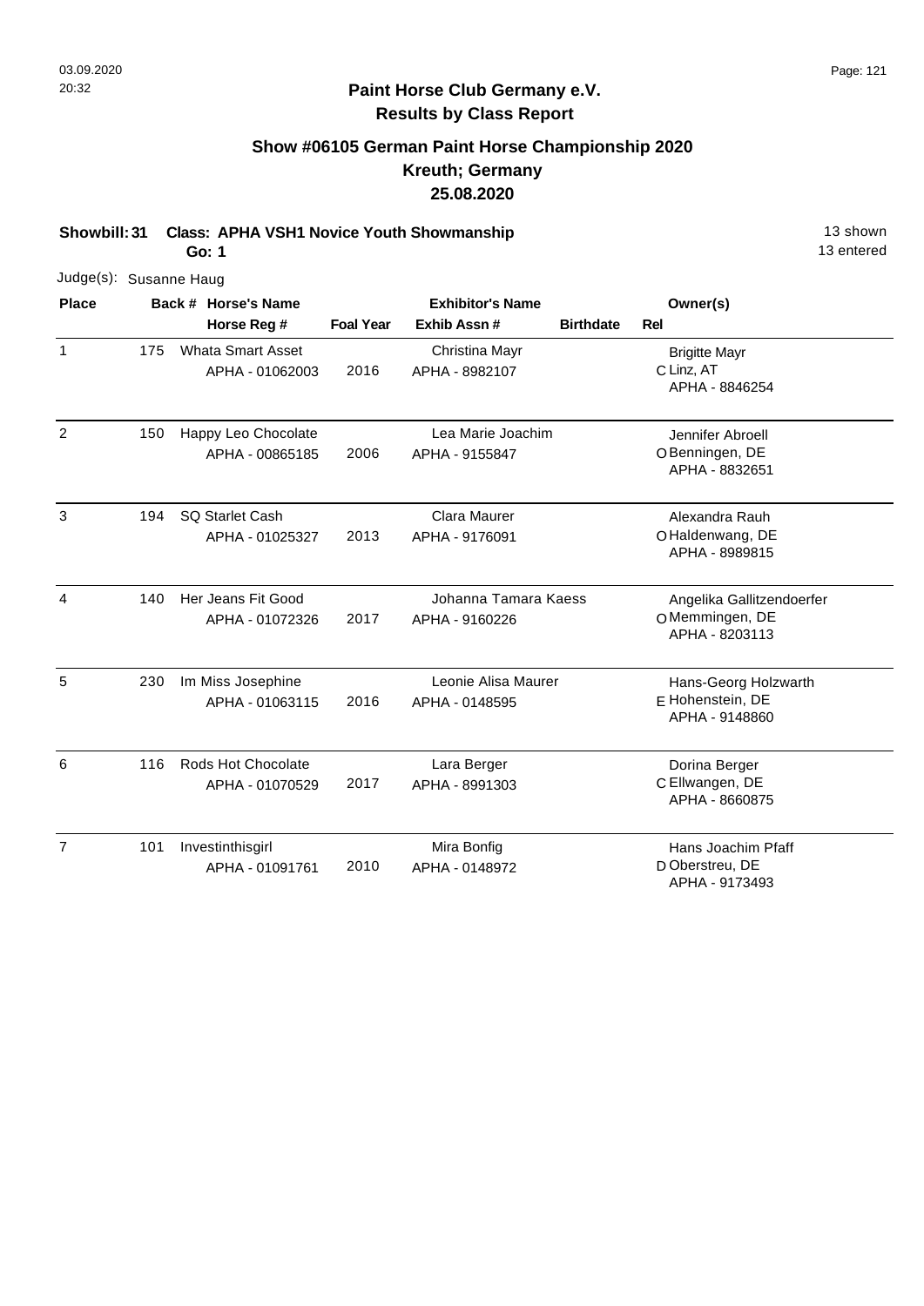## Paint Horse Club Germany e.V.
## Results by Class Report

### Show #06105 German Paint Horse Championship 2020
### Kreuth; Germany
### 25.08.2020

**Showbill: 31 Class: APHA VSH1 Novice Youth Showmanship** 13 shown

**Go: 1** 13 entered

Judge(s): Susanne Haug

| Place | Back # | Horse's Name / Horse Reg # | Foal Year | Exhibitor's Name / Exhib Assn # | Birthdate | Rel | Owner(s) |
|---|---|---|---|---|---|---|---|
| 1 | 175 | Whata Smart Asset<br>APHA - 01062003 | 2016 | Christina Mayr<br>APHA - 8982107 | | C | Brigitte Mayr<br>Linz, AT<br>APHA - 8846254 |
| 2 | 150 | Happy Leo Chocolate<br>APHA - 00865185 | 2006 | Lea Marie Joachim<br>APHA - 9155847 | | O | Jennifer Abroell<br>Benningen, DE<br>APHA - 8832651 |
| 3 | 194 | SQ Starlet Cash<br>APHA - 01025327 | 2013 | Clara Maurer<br>APHA - 9176091 | | O | Alexandra Rauh<br>Haldenwang, DE<br>APHA - 8989815 |
| 4 | 140 | Her Jeans Fit Good<br>APHA - 01072326 | 2017 | Johanna Tamara Kaess<br>APHA - 9160226 | | O | Angelika Gallitzendoerfer<br>Memmingen, DE<br>APHA - 8203113 |
| 5 | 230 | Im Miss Josephine<br>APHA - 01063115 | 2016 | Leonie Alisa Maurer<br>APHA - 0148595 | | E | Hans-Georg Holzwarth<br>Hohenstein, DE<br>APHA - 9148860 |
| 6 | 116 | Rods Hot Chocolate<br>APHA - 01070529 | 2017 | Lara Berger<br>APHA - 8991303 | | C | Dorina Berger<br>Ellwangen, DE<br>APHA - 8660875 |
| 7 | 101 | Investinthisgirl<br>APHA - 01091761 | 2010 | Mira Bonfig<br>APHA - 0148972 | | D | Hans Joachim Pfaff<br>Oberstreu, DE<br>APHA - 9173493 |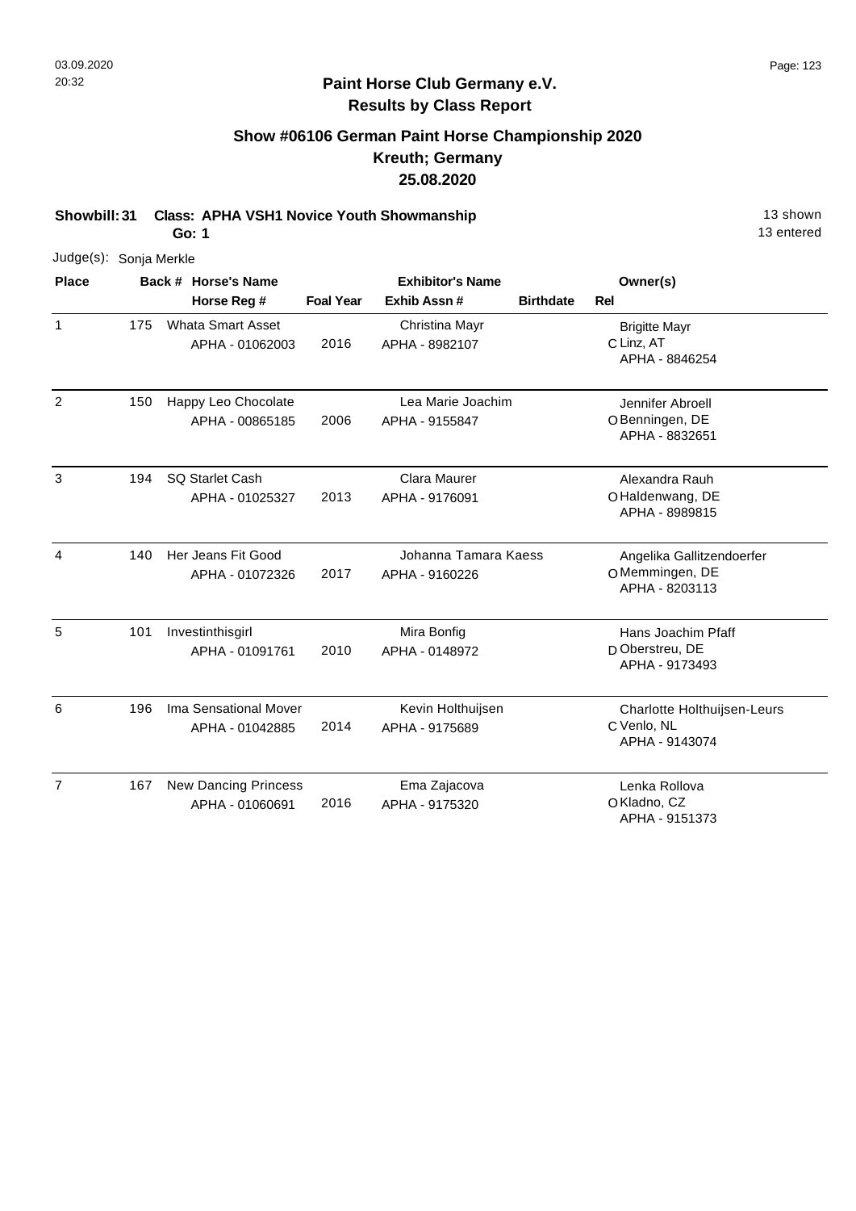03.09.2020
20:32

**Paint Horse Club Germany e.V.**
**Results by Class Report**

## Show #06106 German Paint Horse Championship 2020
## Kreuth; Germany
## 25.08.2020

**Showbill: 31 Class: APHA VSH1 Novice Youth Showmanship** 13 shown
**Go: 1** 13 entered

Judge(s): Sonja Merkle

| Place | Back # | Horse's Name / Horse Reg # | Foal Year | Exhibitor's Name / Exhib Assn # | Birthdate | Rel | Owner(s) |
|---|---|---|---|---|---|---|---|
| 1 | 175 | Whata Smart Asset<br>APHA - 01062003 | 2016 | Christina Mayr<br>APHA - 8982107 | | C | Brigitte Mayr<br>Linz, AT<br>APHA - 8846254 |
| 2 | 150 | Happy Leo Chocolate<br>APHA - 00865185 | 2006 | Lea Marie Joachim<br>APHA - 9155847 | | O | Jennifer Abroell<br>Benningen, DE<br>APHA - 8832651 |
| 3 | 194 | SQ Starlet Cash<br>APHA - 01025327 | 2013 | Clara Maurer<br>APHA - 9176091 | | O | Alexandra Rauh<br>Haldenwang, DE<br>APHA - 8989815 |
| 4 | 140 | Her Jeans Fit Good<br>APHA - 01072326 | 2017 | Johanna Tamara Kaess<br>APHA - 9160226 | | O | Angelika Gallitzendoerfer<br>Memmingen, DE<br>APHA - 8203113 |
| 5 | 101 | Investinthisgirl<br>APHA - 01091761 | 2010 | Mira Bonfig<br>APHA - 0148972 | | D | Hans Joachim Pfaff<br>Oberstreu, DE<br>APHA - 9173493 |
| 6 | 196 | Ima Sensational Mover<br>APHA - 01042885 | 2014 | Kevin Holthuijsen<br>APHA - 9175689 | | C | Charlotte Holthuijsen-Leurs<br>Venlo, NL<br>APHA - 9143074 |
| 7 | 167 | New Dancing Princess<br>APHA - 01060691 | 2016 | Ema Zajacova<br>APHA - 9175320 | | O | Lenka Rollova<br>Kladno, CZ<br>APHA - 9151373 |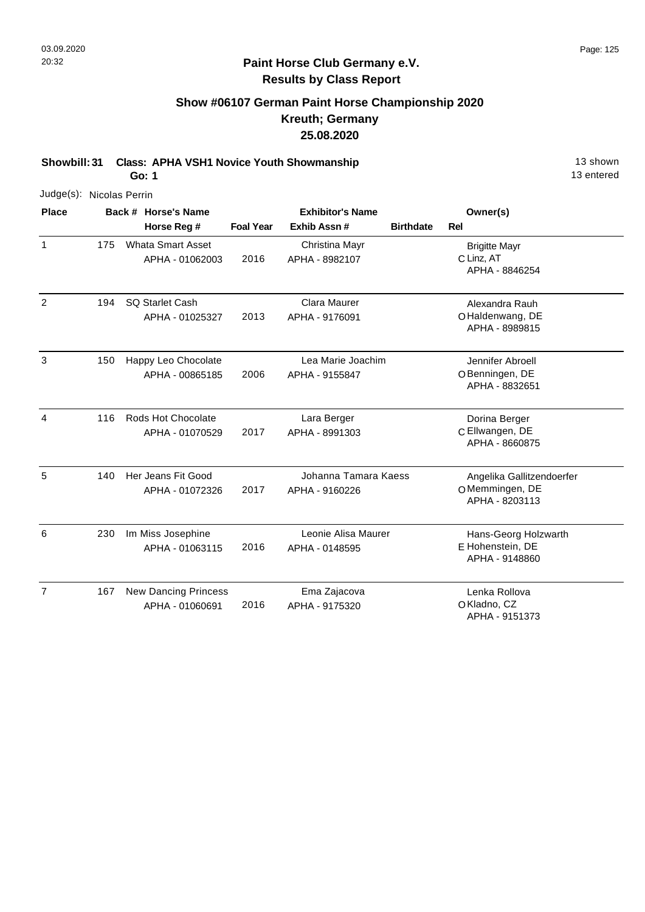# Paint Horse Club Germany e.V.
## Results by Class Report

### Show #06107 German Paint Horse Championship 2020
### Kreuth; Germany
### 25.08.2020

**Showbill: 31 Class: APHA VSH1 Novice Youth Showmanship** 13 shown
**Go: 1** 13 entered

Judge(s): Nicolas Perrin

| Place | Back # | Horse's Name / Horse Reg # | Foal Year | Exhibitor's Name / Exhib Assn # | Birthdate | Rel | Owner(s) |
|---|---|---|---|---|---|---|---|
| 1 | 175 | Whata Smart Asset<br>APHA - 01062003 | 2016 | Christina Mayr<br>APHA - 8982107 | | C | Brigitte Mayr<br>Linz, AT<br>APHA - 8846254 |
| 2 | 194 | SQ Starlet Cash<br>APHA - 01025327 | 2013 | Clara Maurer<br>APHA - 9176091 | | O | Alexandra Rauh<br>Haldenwang, DE<br>APHA - 8989815 |
| 3 | 150 | Happy Leo Chocolate<br>APHA - 00865185 | 2006 | Lea Marie Joachim<br>APHA - 9155847 | | O | Jennifer Abroell<br>Benningen, DE<br>APHA - 8832651 |
| 4 | 116 | Rods Hot Chocolate<br>APHA - 01070529 | 2017 | Lara Berger<br>APHA - 8991303 | | C | Dorina Berger<br>Ellwangen, DE<br>APHA - 8660875 |
| 5 | 140 | Her Jeans Fit Good<br>APHA - 01072326 | 2017 | Johanna Tamara Kaess<br>APHA - 9160226 | | O | Angelika Gallitzendoerfer<br>Memmingen, DE<br>APHA - 8203113 |
| 6 | 230 | Im Miss Josephine<br>APHA - 01063115 | 2016 | Leonie Alisa Maurer<br>APHA - 0148595 | | E | Hans-Georg Holzwarth<br>Hohenstein, DE<br>APHA - 9148860 |
| 7 | 167 | New Dancing Princess<br>APHA - 01060691 | 2016 | Ema Zajacova<br>APHA - 9175320 | | O | Lenka Rollova<br>Kladno, CZ<br>APHA - 9151373 |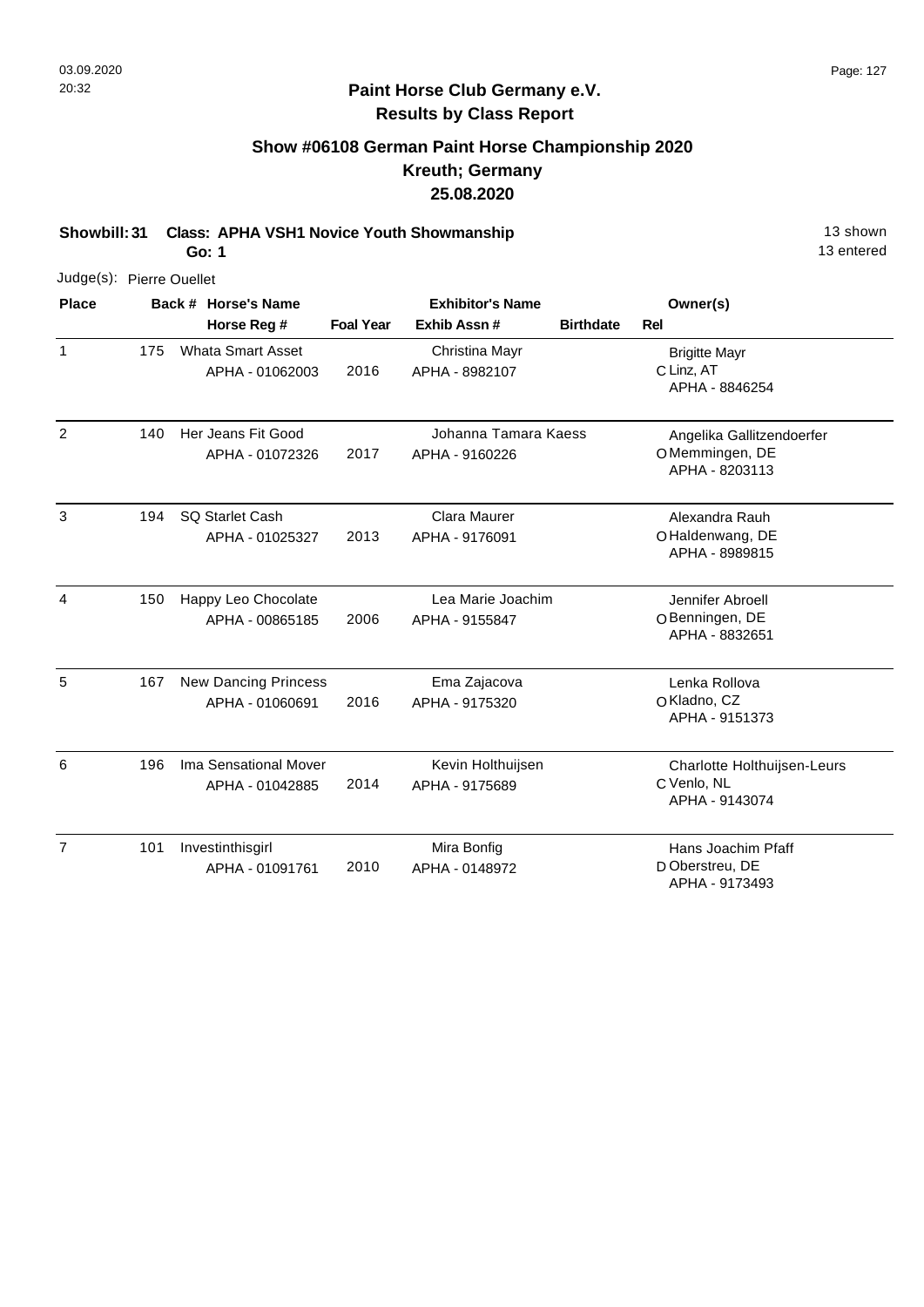## Paint Horse Club Germany e.V.
## Results by Class Report

### Show #06108 German Paint Horse Championship 2020
### Kreuth; Germany
### 25.08.2020

**Showbill: 31 Class: APHA VSH1 Novice Youth Showmanship** 13 shown
**Go: 1** 13 entered

Judge(s): Pierre Ouellet

| Place | Back # | Horse's Name / Horse Reg # | Foal Year | Exhibitor's Name / Exhib Assn # | Birthdate | Rel | Owner(s) |
|---|---|---|---|---|---|---|---|
| 1 | 175 | Whata Smart Asset<br>APHA - 01062003 | 2016 | Christina Mayr<br>APHA - 8982107 | | C | Brigitte Mayr<br>Linz, AT<br>APHA - 8846254 |
| 2 | 140 | Her Jeans Fit Good<br>APHA - 01072326 | 2017 | Johanna Tamara Kaess<br>APHA - 9160226 | | O | Angelika Gallitzendoerfer<br>Memmingen, DE<br>APHA - 8203113 |
| 3 | 194 | SQ Starlet Cash<br>APHA - 01025327 | 2013 | Clara Maurer<br>APHA - 9176091 | | O | Alexandra Rauh<br>Haldenwang, DE<br>APHA - 8989815 |
| 4 | 150 | Happy Leo Chocolate<br>APHA - 00865185 | 2006 | Lea Marie Joachim<br>APHA - 9155847 | | O | Jennifer Abroell<br>Benningen, DE<br>APHA - 8832651 |
| 5 | 167 | New Dancing Princess<br>APHA - 01060691 | 2016 | Ema Zajacova<br>APHA - 9175320 | | O | Lenka Rollova<br>Kladno, CZ<br>APHA - 9151373 |
| 6 | 196 | Ima Sensational Mover<br>APHA - 01042885 | 2014 | Kevin Holthuijsen<br>APHA - 9175689 | | C | Charlotte Holthuijsen-Leurs<br>Venlo, NL<br>APHA - 9143074 |
| 7 | 101 | Investinthisgirl<br>APHA - 01091761 | 2010 | Mira Bonfig<br>APHA - 0148972 | | D | Hans Joachim Pfaff<br>Oberstreu, DE<br>APHA - 9173493 |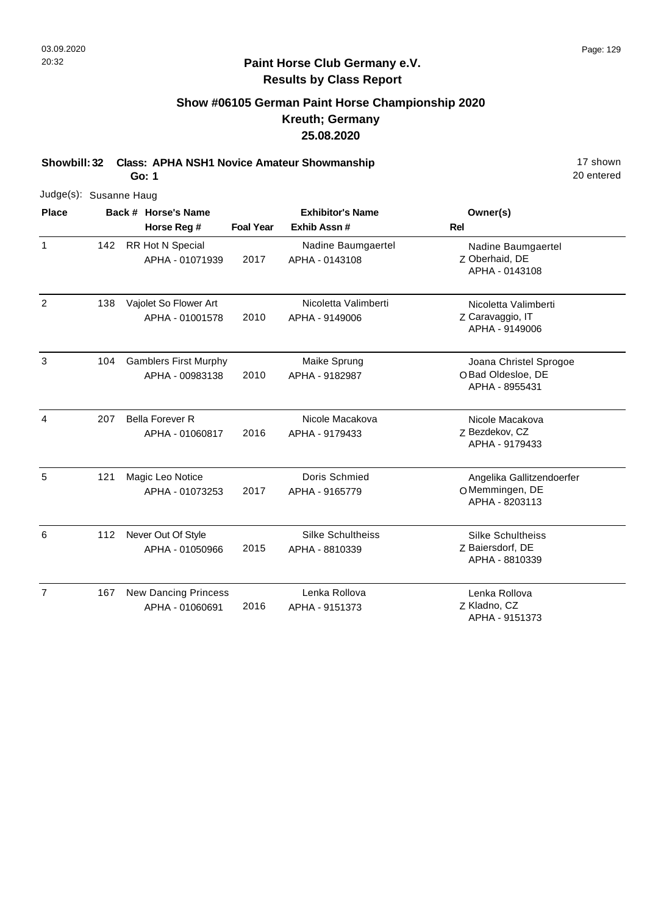## Paint Horse Club Germany e.V.
## Results by Class Report

### Show #06105 German Paint Horse Championship 2020
### Kreuth; Germany
### 25.08.2020

**Showbill: 32 Class: APHA NSH1 Novice Amateur Showmanship** 17 shown
**Go: 1** 20 entered

Judge(s): Susanne Haug

| Place | Back # | Horse's Name / Horse Reg # | Foal Year | Exhibitor's Name / Exhib Assn # | Rel | Owner(s) |
|---|---|---|---|---|---|---|
| 1 | 142 | RR Hot N Special<br>APHA - 01071939 | 2017 | Nadine Baumgaertel<br>APHA - 0143108 | Z | Nadine Baumgaertel<br>Oberhaid, DE<br>APHA - 0143108 |
| 2 | 138 | Vajolet So Flower Art<br>APHA - 01001578 | 2010 | Nicoletta Valimberti<br>APHA - 9149006 | Z | Nicoletta Valimberti<br>Caravaggio, IT<br>APHA - 9149006 |
| 3 | 104 | Gamblers First Murphy<br>APHA - 00983138 | 2010 | Maike Sprung<br>APHA - 9182987 | O | Joana Christel Sprogoe<br>Bad Oldesloe, DE<br>APHA - 8955431 |
| 4 | 207 | Bella Forever R<br>APHA - 01060817 | 2016 | Nicole Macakova<br>APHA - 9179433 | Z | Nicole Macakova<br>Bezdekov, CZ<br>APHA - 9179433 |
| 5 | 121 | Magic Leo Notice<br>APHA - 01073253 | 2017 | Doris Schmied<br>APHA - 9165779 | O | Angelika Gallitzendoerfer<br>Memmingen, DE<br>APHA - 8203113 |
| 6 | 112 | Never Out Of Style<br>APHA - 01050966 | 2015 | Silke Schultheiss<br>APHA - 8810339 | Z | Silke Schultheiss<br>Baiersdorf, DE<br>APHA - 8810339 |
| 7 | 167 | New Dancing Princess<br>APHA - 01060691 | 2016 | Lenka Rollova<br>APHA - 9151373 | Z | Lenka Rollova<br>Kladno, CZ<br>APHA - 9151373 |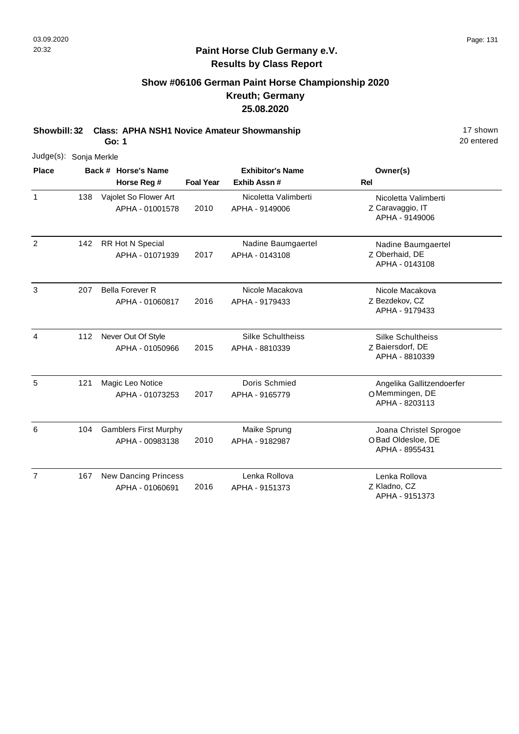# Paint Horse Club Germany e.V.

## Results by Class Report

### Show #06106 German Paint Horse Championship 2020
### Kreuth; Germany
### 25.08.2020

**Showbill: 32 Class: APHA NSH1 Novice Amateur Showmanship** 17 shown
**Go: 1** 20 entered

Judge(s): Sonja Merkle

| Place | Back # | Horse's Name / Horse Reg # | Foal Year | Exhibitor's Name / Exhib Assn # | Rel | Owner(s) |
|---|---|---|---|---|---|---|
| 1 | 138 | Vajolet So Flower Art<br>APHA - 01001578 | 2010 | Nicoletta Valimberti<br>APHA - 9149006 | Z | Nicoletta Valimberti<br>Caravaggio, IT<br>APHA - 9149006 |
| 2 | 142 | RR Hot N Special<br>APHA - 01071939 | 2017 | Nadine Baumgaertel<br>APHA - 0143108 | Z | Nadine Baumgaertel<br>Oberhaid, DE<br>APHA - 0143108 |
| 3 | 207 | Bella Forever R<br>APHA - 01060817 | 2016 | Nicole Macakova<br>APHA - 9179433 | Z | Nicole Macakova<br>Bezdekov, CZ<br>APHA - 9179433 |
| 4 | 112 | Never Out Of Style<br>APHA - 01050966 | 2015 | Silke Schultheiss<br>APHA - 8810339 | Z | Silke Schultheiss<br>Baiersdorf, DE<br>APHA - 8810339 |
| 5 | 121 | Magic Leo Notice<br>APHA - 01073253 | 2017 | Doris Schmied<br>APHA - 9165779 | O | Angelika Gallitzendoerfer<br>Memmingen, DE<br>APHA - 8203113 |
| 6 | 104 | Gamblers First Murphy<br>APHA - 00983138 | 2010 | Maike Sprung<br>APHA - 9182987 | O | Joana Christel Sprogoe<br>Bad Oldesloe, DE<br>APHA - 8955431 |
| 7 | 167 | New Dancing Princess<br>APHA - 01060691 | 2016 | Lenka Rollova<br>APHA - 9151373 | Z | Lenka Rollova<br>Kladno, CZ<br>APHA - 9151373 |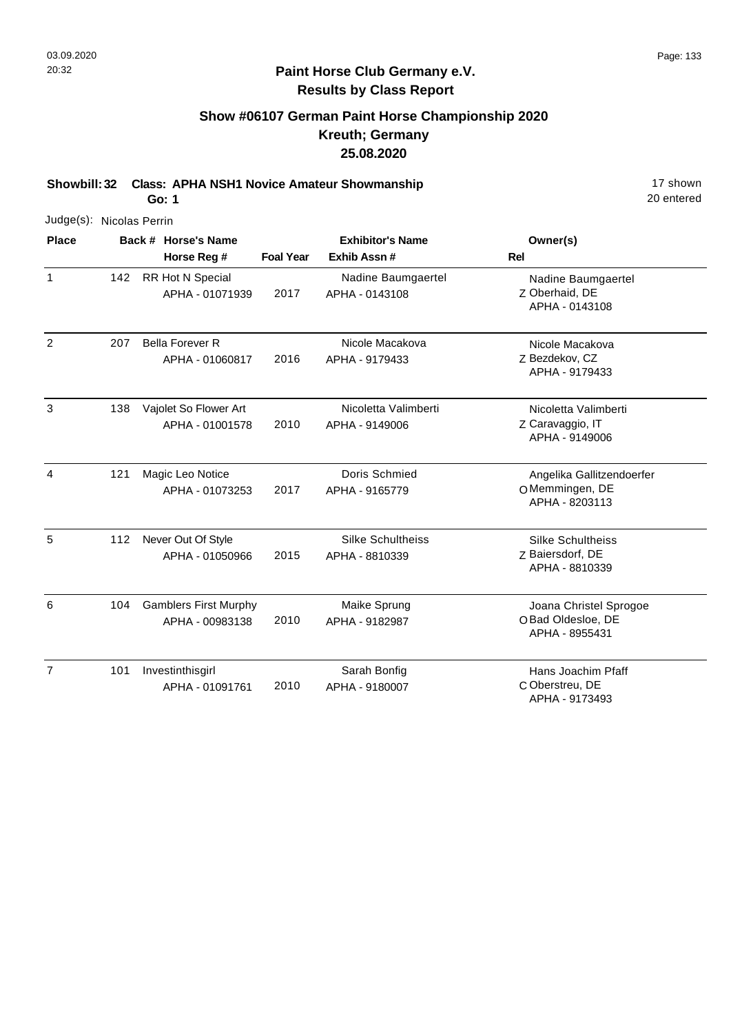## Paint Horse Club Germany e.V.
## Results by Class Report

### Show #06107 German Paint Horse Championship 2020
### Kreuth; Germany
### 25.08.2020

**Showbill: 32 Class: APHA NSH1 Novice Amateur Showmanship** 17 shown
**Go: 1** 20 entered

Judge(s): Nicolas Perrin

| Place | Back # | Horse's Name / Horse Reg # | Foal Year | Exhibitor's Name / Exhib Assn # | Rel | Owner(s) |
|---|---|---|---|---|---|---|
| 1 | 142 | RR Hot N Special<br>APHA - 01071939 | 2017 | Nadine Baumgaertel<br>APHA - 0143108 | Z | Nadine Baumgaertel<br>Oberhaid, DE<br>APHA - 0143108 |
| 2 | 207 | Bella Forever R<br>APHA - 01060817 | 2016 | Nicole Macakova<br>APHA - 9179433 | Z | Nicole Macakova<br>Bezdekov, CZ<br>APHA - 9179433 |
| 3 | 138 | Vajolet So Flower Art<br>APHA - 01001578 | 2010 | Nicoletta Valimberti<br>APHA - 9149006 | Z | Nicoletta Valimberti<br>Caravaggio, IT<br>APHA - 9149006 |
| 4 | 121 | Magic Leo Notice<br>APHA - 01073253 | 2017 | Doris Schmied<br>APHA - 9165779 | O | Angelika Gallitzendoerfer<br>Memmingen, DE<br>APHA - 8203113 |
| 5 | 112 | Never Out Of Style<br>APHA - 01050966 | 2015 | Silke Schultheiss<br>APHA - 8810339 | Z | Silke Schultheiss<br>Baiersdorf, DE<br>APHA - 8810339 |
| 6 | 104 | Gamblers First Murphy<br>APHA - 00983138 | 2010 | Maike Sprung<br>APHA - 9182987 | O | Joana Christel Sprogoe<br>Bad Oldesloe, DE<br>APHA - 8955431 |
| 7 | 101 | Investinthisgirl<br>APHA - 01091761 | 2010 | Sarah Bonfig<br>APHA - 9180007 | C | Hans Joachim Pfaff<br>Oberstreu, DE<br>APHA - 9173493 |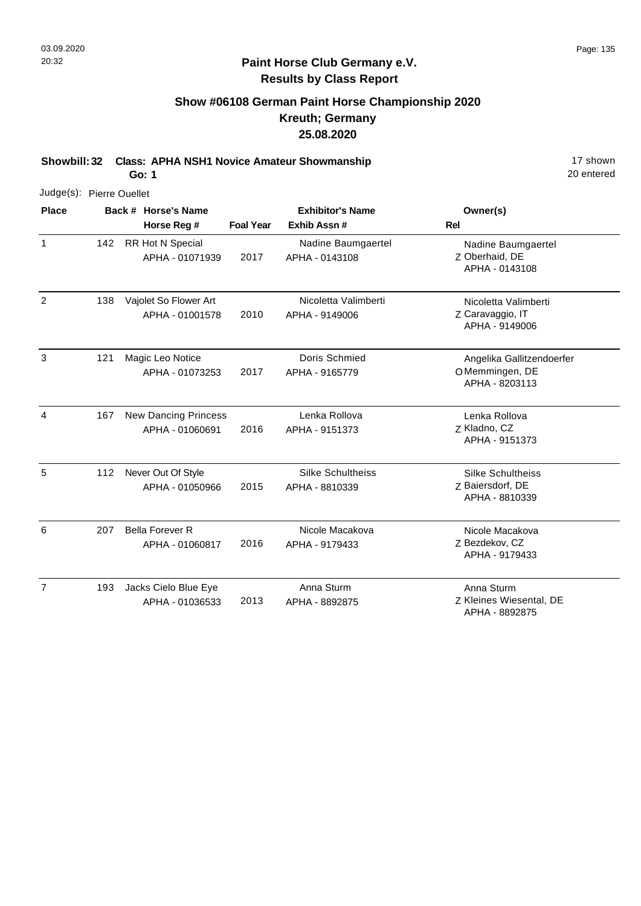**Paint Horse Club Germany e.V.**
**Results by Class Report**

## Show #06108 German Paint Horse Championship 2020
## Kreuth; Germany
## 25.08.2020

**Showbill: 32 Class: APHA NSH1 Novice Amateur Showmanship** 17 shown
**Go: 1** 20 entered

Judge(s): Pierre Ouellet

| Place | Back # | Horse's Name / Horse Reg # | Foal Year | Exhibitor's Name / Exhib Assn # | Rel | Owner(s) |
|---|---|---|---|---|---|---|
| 1 | 142 | RR Hot N Special<br>APHA - 01071939 | 2017 | Nadine Baumgaertel<br>APHA - 0143108 | Z | Nadine Baumgaertel<br>Oberhaid, DE<br>APHA - 0143108 |
| 2 | 138 | Vajolet So Flower Art<br>APHA - 01001578 | 2010 | Nicoletta Valimberti<br>APHA - 9149006 | Z | Nicoletta Valimberti<br>Caravaggio, IT<br>APHA - 9149006 |
| 3 | 121 | Magic Leo Notice<br>APHA - 01073253 | 2017 | Doris Schmied<br>APHA - 9165779 | O | Angelika Gallitzendoerfer<br>Memmingen, DE<br>APHA - 8203113 |
| 4 | 167 | New Dancing Princess<br>APHA - 01060691 | 2016 | Lenka Rollova<br>APHA - 9151373 | Z | Lenka Rollova<br>Kladno, CZ<br>APHA - 9151373 |
| 5 | 112 | Never Out Of Style<br>APHA - 01050966 | 2015 | Silke Schultheiss<br>APHA - 8810339 | Z | Silke Schultheiss<br>Baiersdorf, DE<br>APHA - 8810339 |
| 6 | 207 | Bella Forever R<br>APHA - 01060817 | 2016 | Nicole Macakova<br>APHA - 9179433 | Z | Nicole Macakova<br>Bezdekov, CZ<br>APHA - 9179433 |
| 7 | 193 | Jacks Cielo Blue Eye<br>APHA - 01036533 | 2013 | Anna Sturm<br>APHA - 8892875 | Z | Anna Sturm<br>Kleines Wiesental, DE<br>APHA - 8892875 |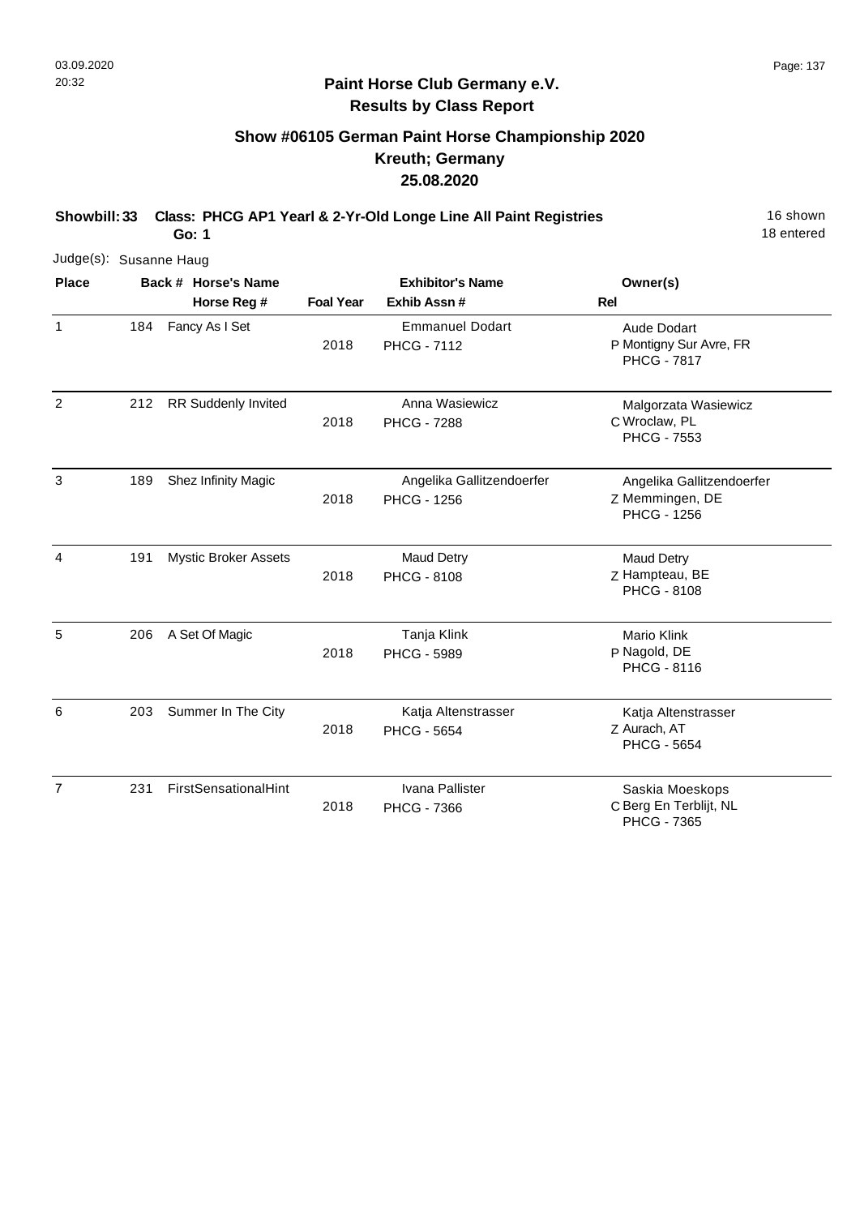## Paint Horse Club Germany e.V.
## Results by Class Report

### Show #06105 German Paint Horse Championship 2020
### Kreuth; Germany
### 25.08.2020

**Showbill: 33 Class: PHCG AP1 Yearl & 2-Yr-Old Longe Line All Paint Registries** 16 shown
**Go: 1** 18 entered

Judge(s): Susanne Haug

| Place | Back # | Horse's Name / Horse Reg # | Foal Year | Exhibitor's Name / Exhib Assn # | Rel | Owner(s) |
|---|---|---|---|---|---|---|
| 1 | 184 | Fancy As I Set | 2018 | Emmanuel Dodart PHCG - 7112 | P | Aude Dodart Montigny Sur Avre, FR PHCG - 7817 |
| 2 | 212 | RR Suddenly Invited | 2018 | Anna Wasiewicz PHCG - 7288 | C | Malgorzata Wasiewicz Wroclaw, PL PHCG - 7553 |
| 3 | 189 | Shez Infinity Magic | 2018 | Angelika Gallitzendoerfer PHCG - 1256 | Z | Angelika Gallitzendoerfer Memmingen, DE PHCG - 1256 |
| 4 | 191 | Mystic Broker Assets | 2018 | Maud Detry PHCG - 8108 | Z | Maud Detry Hampteau, BE PHCG - 8108 |
| 5 | 206 | A Set Of Magic | 2018 | Tanja Klink PHCG - 5989 | P | Mario Klink Nagold, DE PHCG - 8116 |
| 6 | 203 | Summer In The City | 2018 | Katja Altenstrasser PHCG - 5654 | Z | Katja Altenstrasser Aurach, AT PHCG - 5654 |
| 7 | 231 | FirstSensationalHint | 2018 | Ivana Pallister PHCG - 7366 | C | Saskia Moeskops Berg En Terblijt, NL PHCG - 7365 |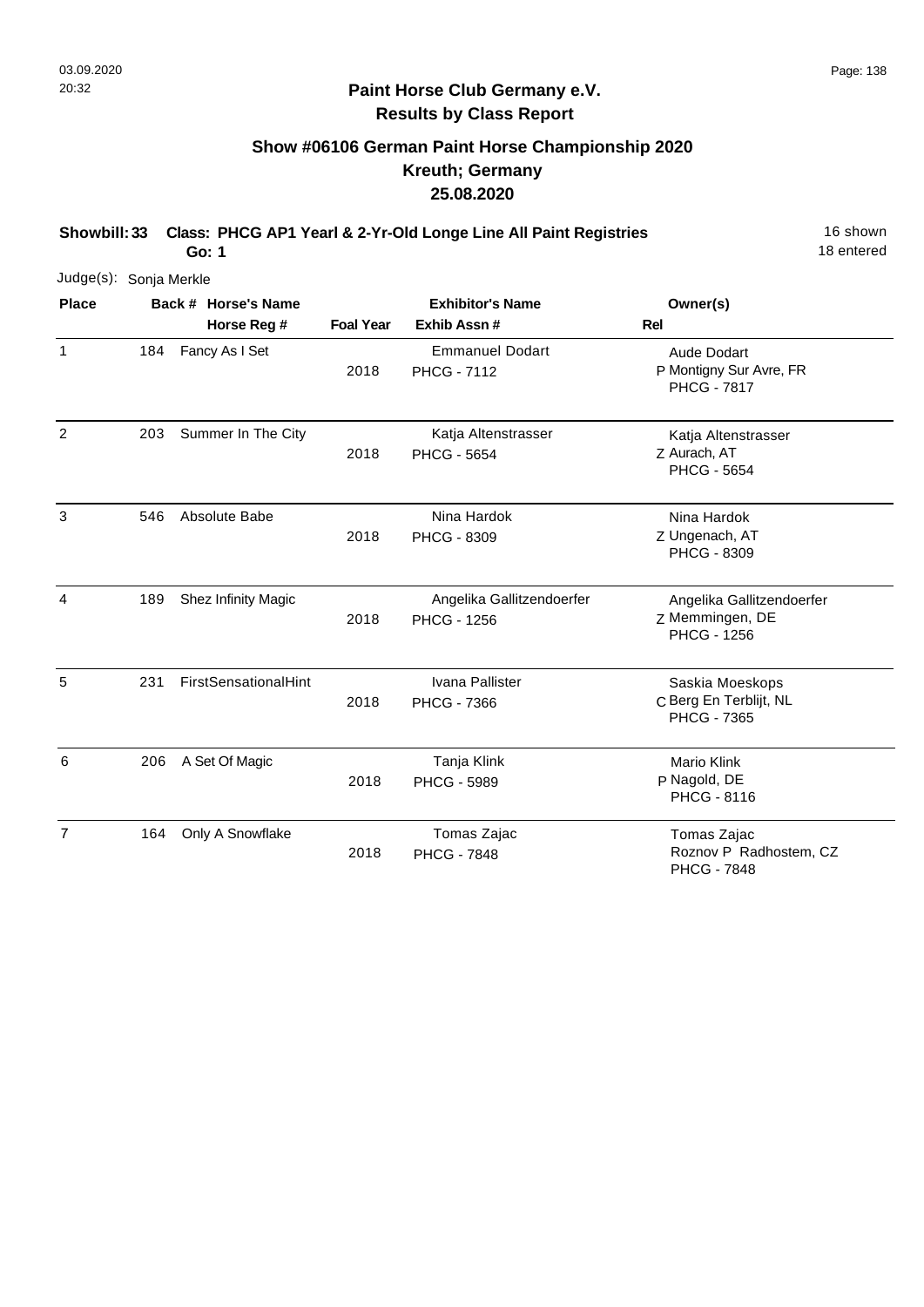## Paint Horse Club Germany e.V.
## Results by Class Report

### Show #06106 German Paint Horse Championship 2020
### Kreuth; Germany
### 25.08.2020

**Showbill: 33 Class: PHCG AP1 Yearl & 2-Yr-Old Longe Line All Paint Registries** 16 shown
**Go: 1** 18 entered

Judge(s): Sonja Merkle

| Place | Back # | Horse's Name / Horse Reg # | Foal Year | Exhibitor's Name / Exhib Assn # | Rel | Owner(s) |
|---|---|---|---|---|---|---|
| 1 | 184 | Fancy As I Set | 2018 | Emmanuel Dodart<br>PHCG - 7112 | P | Aude Dodart<br>Montigny Sur Avre, FR<br>PHCG - 7817 |
| 2 | 203 | Summer In The City | 2018 | Katja Altenstrasser<br>PHCG - 5654 | Z | Katja Altenstrasser<br>Aurach, AT<br>PHCG - 5654 |
| 3 | 546 | Absolute Babe | 2018 | Nina Hardok<br>PHCG - 8309 | Z | Nina Hardok<br>Ungenach, AT<br>PHCG - 8309 |
| 4 | 189 | Shez Infinity Magic | 2018 | Angelika Gallitzendoerfer<br>PHCG - 1256 | Z | Angelika Gallitzendoerfer<br>Memmingen, DE<br>PHCG - 1256 |
| 5 | 231 | FirstSensationalHint | 2018 | Ivana Pallister<br>PHCG - 7366 | C | Saskia Moeskops<br>Berg En Terblijt, NL<br>PHCG - 7365 |
| 6 | 206 | A Set Of Magic | 2018 | Tanja Klink<br>PHCG - 5989 | P | Mario Klink<br>Nagold, DE<br>PHCG - 8116 |
| 7 | 164 | Only A Snowflake | 2018 | Tomas Zajac<br>PHCG - 7848 | | Tomas Zajac<br>Roznov P Radhostem, CZ<br>PHCG - 7848 |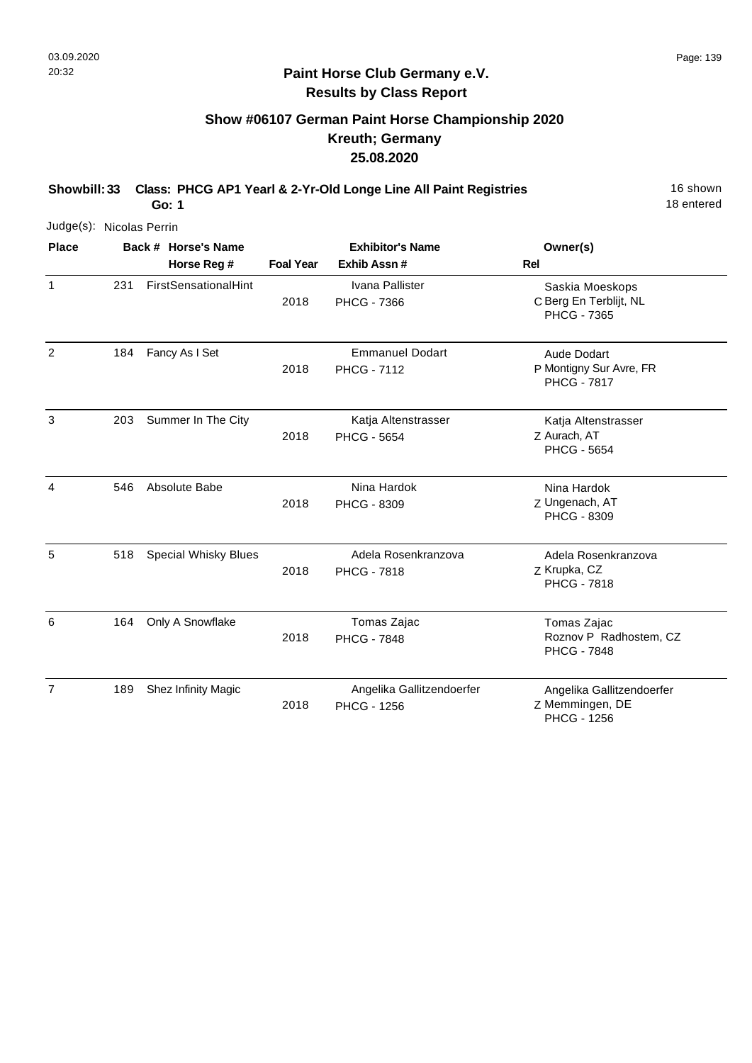# Paint Horse Club Germany e.V.

## Results by Class Report

### Show #06107 German Paint Horse Championship 2020
### Kreuth; Germany
### 25.08.2020

**Showbill: 33 Class: PHCG AP1 Yearl & 2-Yr-Old Longe Line All Paint Registries** 16 shown

**Go: 1** 18 entered

Judge(s): Nicolas Perrin

| Place | Back # | Horse's Name / Horse Reg # | Foal Year | Exhibitor's Name / Exhib Assn # | Rel | Owner(s) |
|---|---|---|---|---|---|---|
| 1 | 231 | FirstSensationalHint | 2018 | Ivana Pallister<br>PHCG - 7366 | C | Saskia Moeskops<br>Berg En Terblijt, NL<br>PHCG - 7365 |
| 2 | 184 | Fancy As I Set | 2018 | Emmanuel Dodart<br>PHCG - 7112 | P | Aude Dodart<br>Montigny Sur Avre, FR<br>PHCG - 7817 |
| 3 | 203 | Summer In The City | 2018 | Katja Altenstrasser<br>PHCG - 5654 | Z | Katja Altenstrasser<br>Aurach, AT<br>PHCG - 5654 |
| 4 | 546 | Absolute Babe | 2018 | Nina Hardok<br>PHCG - 8309 | Z | Nina Hardok<br>Ungenach, AT<br>PHCG - 8309 |
| 5 | 518 | Special Whisky Blues | 2018 | Adela Rosenkranzova<br>PHCG - 7818 | Z | Adela Rosenkranzova<br>Krupka, CZ<br>PHCG - 7818 |
| 6 | 164 | Only A Snowflake | 2018 | Tomas Zajac<br>PHCG - 7848 | | Tomas Zajac<br>Roznov P Radhostem, CZ<br>PHCG - 7848 |
| 7 | 189 | Shez Infinity Magic | 2018 | Angelika Gallitzendoerfer<br>PHCG - 1256 | Z | Angelika Gallitzendoerfer<br>Memmingen, DE<br>PHCG - 1256 |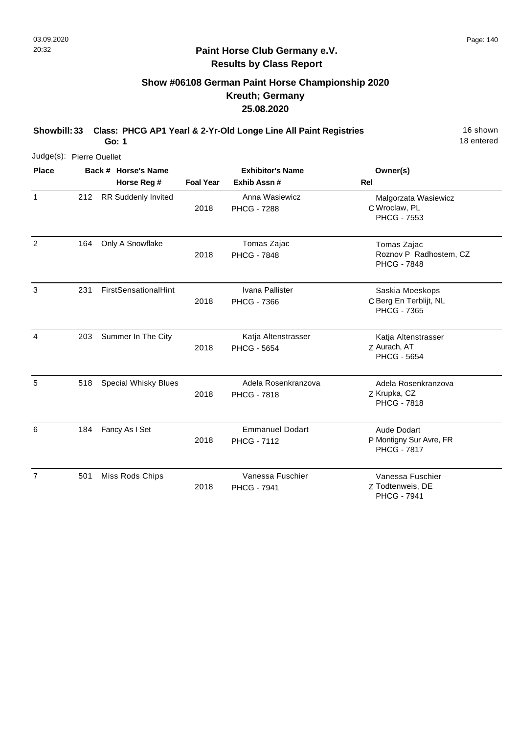# Paint Horse Club Germany e.V.

## Results by Class Report

### Show #06108 German Paint Horse Championship 2020

### Kreuth; Germany

### 25.08.2020

**Showbill: 33 Class: PHCG AP1 Yearl & 2-Yr-Old Longe Line All Paint Registries** 16 shown

**Go: 1** 18 entered

Judge(s): Pierre Ouellet

| Place | Back # | Horse's Name / Horse Reg # | Foal Year | Exhibitor's Name / Exhib Assn # | Rel | Owner(s) |
|---|---|---|---|---|---|---|
| 1 | 212 | RR Suddenly Invited | 2018 | Anna Wasiewicz / PHCG - 7288 | C | Malgorzata Wasiewicz, Wroclaw, PL, PHCG - 7553 |
| 2 | 164 | Only A Snowflake | 2018 | Tomas Zajac / PHCG - 7848 | | Tomas Zajac, Roznov P Radhostem, CZ, PHCG - 7848 |
| 3 | 231 | FirstSensationalHint | 2018 | Ivana Pallister / PHCG - 7366 | C | Saskia Moeskops, Berg En Terblijt, NL, PHCG - 7365 |
| 4 | 203 | Summer In The City | 2018 | Katja Altenstrasser / PHCG - 5654 | Z | Katja Altenstrasser, Aurach, AT, PHCG - 5654 |
| 5 | 518 | Special Whisky Blues | 2018 | Adela Rosenkranzova / PHCG - 7818 | Z | Adela Rosenkranzova, Krupka, CZ, PHCG - 7818 |
| 6 | 184 | Fancy As I Set | 2018 | Emmanuel Dodart / PHCG - 7112 | P | Aude Dodart, Montigny Sur Avre, FR, PHCG - 7817 |
| 7 | 501 | Miss Rods Chips | 2018 | Vanessa Fuschier / PHCG - 7941 | Z | Vanessa Fuschier, Todtenweis, DE, PHCG - 7941 |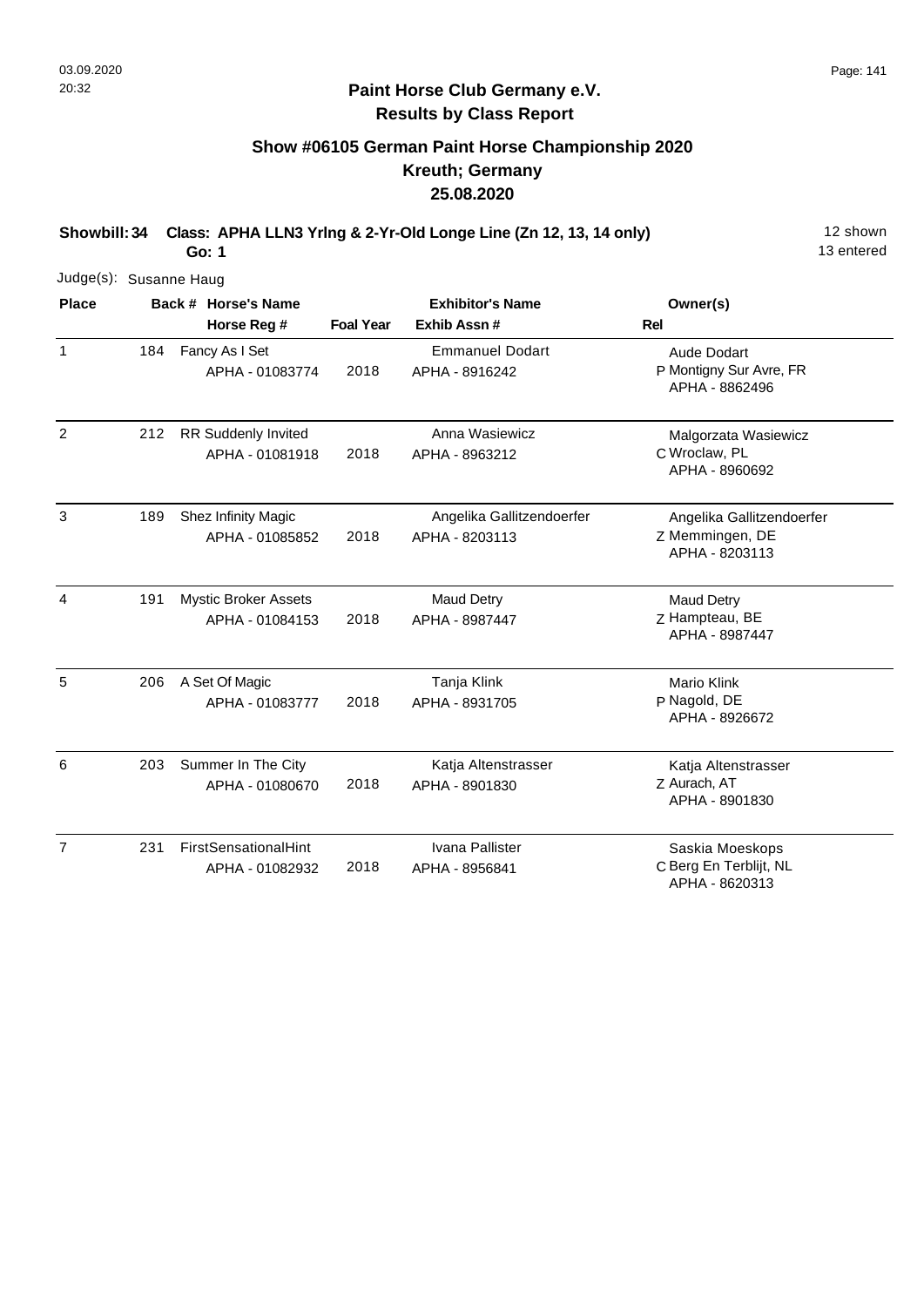# Paint Horse Club Germany e.V.

## Results by Class Report

### Show #06105 German Paint Horse Championship 2020
### Kreuth; Germany
### 25.08.2020

**Showbill: 34 Class: APHA LLN3 Yrlng & 2-Yr-Old Longe Line (Zn 12, 13, 14 only)** 12 shown

**Go: 1** 13 entered

Judge(s): Susanne Haug

| Place | Back # | Horse's Name / Horse Reg # | Foal Year | Exhibitor's Name / Exhib Assn # | Rel | Owner(s) |
|---|---|---|---|---|---|---|
| 1 | 184 | Fancy As I Set<br>APHA - 01083774 | 2018 | Emmanuel Dodart<br>APHA - 8916242 | P | Aude Dodart<br>Montigny Sur Avre, FR<br>APHA - 8862496 |
| 2 | 212 | RR Suddenly Invited<br>APHA - 01081918 | 2018 | Anna Wasiewicz<br>APHA - 8963212 | C | Malgorzata Wasiewicz<br>Wroclaw, PL<br>APHA - 8960692 |
| 3 | 189 | Shez Infinity Magic<br>APHA - 01085852 | 2018 | Angelika Gallitzendoerfer<br>APHA - 8203113 | Z | Angelika Gallitzendoerfer<br>Memmingen, DE<br>APHA - 8203113 |
| 4 | 191 | Mystic Broker Assets<br>APHA - 01084153 | 2018 | Maud Detry<br>APHA - 8987447 | Z | Maud Detry<br>Hampteau, BE<br>APHA - 8987447 |
| 5 | 206 | A Set Of Magic<br>APHA - 01083777 | 2018 | Tanja Klink<br>APHA - 8931705 | P | Mario Klink<br>Nagold, DE<br>APHA - 8926672 |
| 6 | 203 | Summer In The City<br>APHA - 01080670 | 2018 | Katja Altenstrasser<br>APHA - 8901830 | Z | Katja Altenstrasser<br>Aurach, AT<br>APHA - 8901830 |
| 7 | 231 | FirstSensationalHint<br>APHA - 01082932 | 2018 | Ivana Pallister<br>APHA - 8956841 | C | Saskia Moeskops<br>Berg En Terblijt, NL<br>APHA - 8620313 |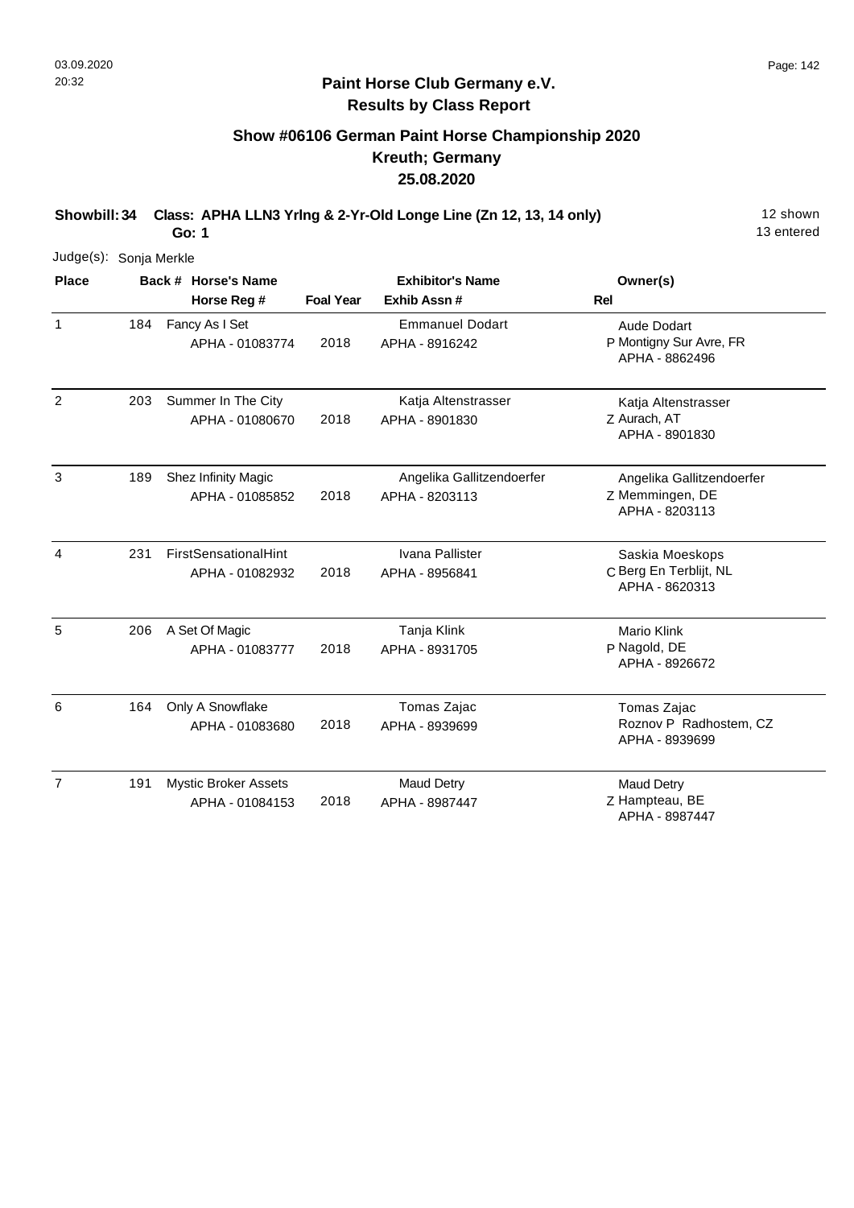## Paint Horse Club Germany e.V.
## Results by Class Report

### Show #06106 German Paint Horse Championship 2020
### Kreuth; Germany
### 25.08.2020

**Showbill: 34 Class: APHA LLN3 Yrlng & 2-Yr-Old Longe Line (Zn 12, 13, 14 only)** 12 shown

**Go: 1** 13 entered

Judge(s): Sonja Merkle

| Place | Back # | Horse's Name / Horse Reg # | Foal Year | Exhibitor's Name / Exhib Assn # | Rel | Owner(s) |
|---|---|---|---|---|---|---|
| 1 | 184 | Fancy As I Set<br>APHA - 01083774 | 2018 | Emmanuel Dodart<br>APHA - 8916242 | P | Aude Dodart<br>Montigny Sur Avre, FR<br>APHA - 8862496 |
| 2 | 203 | Summer In The City<br>APHA - 01080670 | 2018 | Katja Altenstrasser<br>APHA - 8901830 | Z | Katja Altenstrasser<br>Aurach, AT<br>APHA - 8901830 |
| 3 | 189 | Shez Infinity Magic<br>APHA - 01085852 | 2018 | Angelika Gallitzendoerfer<br>APHA - 8203113 | Z | Angelika Gallitzendoerfer<br>Memmingen, DE<br>APHA - 8203113 |
| 4 | 231 | FirstSensationalHint<br>APHA - 01082932 | 2018 | Ivana Pallister<br>APHA - 8956841 | C | Saskia Moeskops<br>Berg En Terblijt, NL<br>APHA - 8620313 |
| 5 | 206 | A Set Of Magic<br>APHA - 01083777 | 2018 | Tanja Klink<br>APHA - 8931705 | P | Mario Klink<br>Nagold, DE<br>APHA - 8926672 |
| 6 | 164 | Only A Snowflake<br>APHA - 01083680 | 2018 | Tomas Zajac<br>APHA - 8939699 | | Tomas Zajac<br>Roznov P Radhostem, CZ<br>APHA - 8939699 |
| 7 | 191 | Mystic Broker Assets<br>APHA - 01084153 | 2018 | Maud Detry<br>APHA - 8987447 | Z | Maud Detry<br>Hampteau, BE<br>APHA - 8987447 |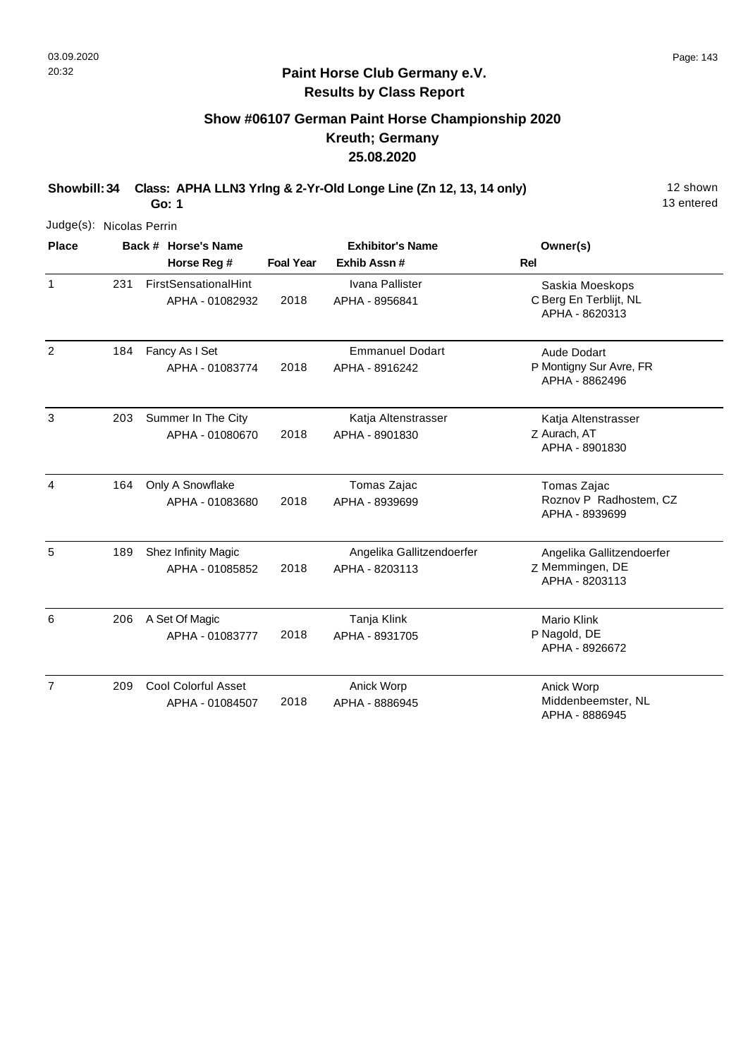## Paint Horse Club Germany e.V.
## Results by Class Report

### Show #06107 German Paint Horse Championship 2020
### Kreuth; Germany
### 25.08.2020

**Showbill: 34 Class: APHA LLN3 Yrlng & 2-Yr-Old Longe Line (Zn 12, 13, 14 only)** 12 shown

**Go: 1** 13 entered

Judge(s): Nicolas Perrin

| Place | Back # | Horse's Name / Horse Reg # | Foal Year | Exhibitor's Name / Exhib Assn # | Rel | Owner(s) |
|---|---|---|---|---|---|---|
| 1 | 231 | FirstSensationalHint<br>APHA - 01082932 | 2018 | Ivana Pallister<br>APHA - 8956841 | C | Saskia Moeskops<br>Berg En Terblijt, NL<br>APHA - 8620313 |
| 2 | 184 | Fancy As I Set<br>APHA - 01083774 | 2018 | Emmanuel Dodart<br>APHA - 8916242 | P | Aude Dodart<br>Montigny Sur Avre, FR<br>APHA - 8862496 |
| 3 | 203 | Summer In The City<br>APHA - 01080670 | 2018 | Katja Altenstrasser<br>APHA - 8901830 | Z | Katja Altenstrasser<br>Aurach, AT<br>APHA - 8901830 |
| 4 | 164 | Only A Snowflake<br>APHA - 01083680 | 2018 | Tomas Zajac<br>APHA - 8939699 | | Tomas Zajac<br>Roznov P Radhostem, CZ<br>APHA - 8939699 |
| 5 | 189 | Shez Infinity Magic<br>APHA - 01085852 | 2018 | Angelika Gallitzendoerfer<br>APHA - 8203113 | Z | Angelika Gallitzendoerfer<br>Memmingen, DE<br>APHA - 8203113 |
| 6 | 206 | A Set Of Magic<br>APHA - 01083777 | 2018 | Tanja Klink<br>APHA - 8931705 | P | Mario Klink<br>Nagold, DE<br>APHA - 8926672 |
| 7 | 209 | Cool Colorful Asset<br>APHA - 01084507 | 2018 | Anick Worp<br>APHA - 8886945 | | Anick Worp<br>Middenbeemster, NL<br>APHA - 8886945 |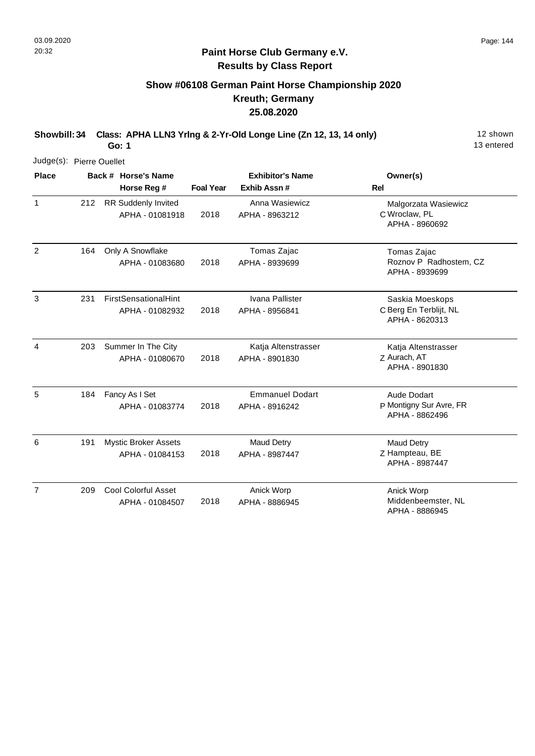**Paint Horse Club Germany e.V.**
**Results by Class Report**

## Show #06108 German Paint Horse Championship 2020
## Kreuth; Germany
## 25.08.2020

**Showbill: 34 Class: APHA LLN3 Yrlng & 2-Yr-Old Longe Line (Zn 12, 13, 14 only)** 12 shown
**Go: 1** 13 entered

Judge(s): Pierre Ouellet

| Place | Back # | Horse's Name / Horse Reg # | Foal Year | Exhibitor's Name / Exhib Assn # | Rel | Owner(s) |
|---|---|---|---|---|---|---|
| 1 | 212 | RR Suddenly Invited<br>APHA - 01081918 | 2018 | Anna Wasiewicz<br>APHA - 8963212 | C | Malgorzata Wasiewicz<br>Wroclaw, PL<br>APHA - 8960692 |
| 2 | 164 | Only A Snowflake<br>APHA - 01083680 | 2018 | Tomas Zajac<br>APHA - 8939699 | | Tomas Zajac<br>Roznov P Radhostem, CZ<br>APHA - 8939699 |
| 3 | 231 | FirstSensationalHint<br>APHA - 01082932 | 2018 | Ivana Pallister<br>APHA - 8956841 | C | Saskia Moeskops<br>Berg En Terblijt, NL<br>APHA - 8620313 |
| 4 | 203 | Summer In The City<br>APHA - 01080670 | 2018 | Katja Altenstrasser<br>APHA - 8901830 | Z | Katja Altenstrasser<br>Aurach, AT<br>APHA - 8901830 |
| 5 | 184 | Fancy As I Set<br>APHA - 01083774 | 2018 | Emmanuel Dodart<br>APHA - 8916242 | P | Aude Dodart<br>Montigny Sur Avre, FR<br>APHA - 8862496 |
| 6 | 191 | Mystic Broker Assets<br>APHA - 01084153 | 2018 | Maud Detry<br>APHA - 8987447 | Z | Maud Detry<br>Hampteau, BE<br>APHA - 8987447 |
| 7 | 209 | Cool Colorful Asset<br>APHA - 01084507 | 2018 | Anick Worp<br>APHA - 8886945 | | Anick Worp<br>Middenbeemster, NL<br>APHA - 8886945 |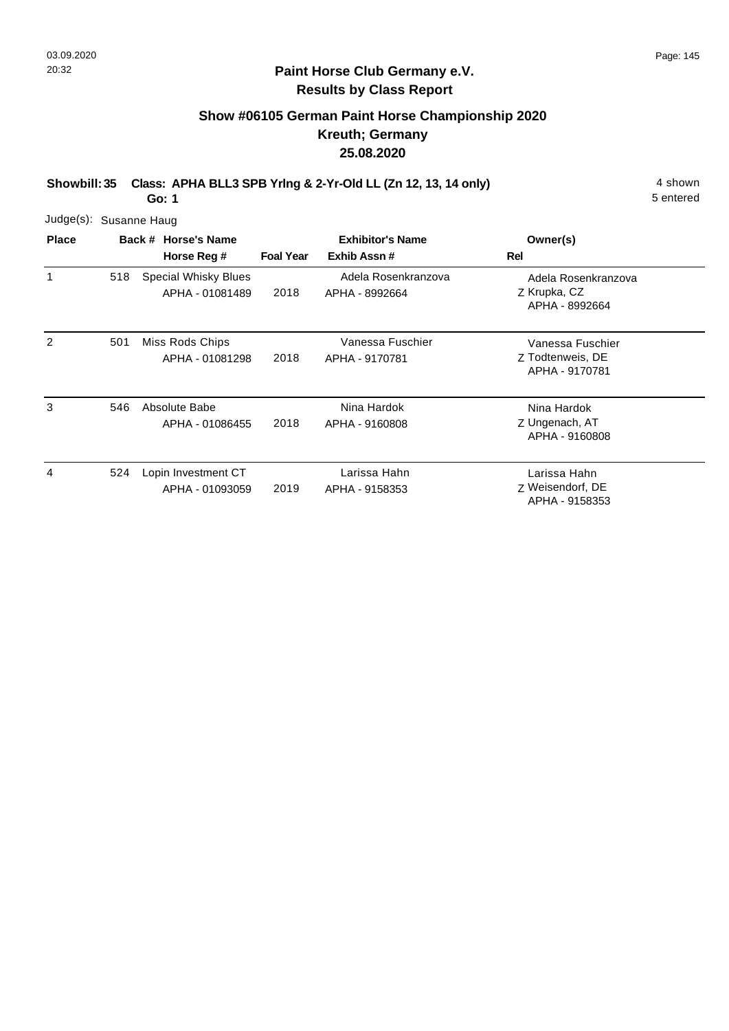## Paint Horse Club Germany e.V.
## Results by Class Report

### Show #06105 German Paint Horse Championship 2020
### Kreuth; Germany
### 25.08.2020

**Showbill: 35 Class: APHA BLL3 SPB Yrlng & 2-Yr-Old LL (Zn 12, 13, 14 only)** 4 shown
**Go: 1** 5 entered

Judge(s): Susanne Haug

| Place | Back # | Horse's Name / Horse Reg # | Foal Year | Exhibitor's Name / Exhib Assn # | Owner(s) / Rel |
|---|---|---|---|---|---|
| 1 | 518 | Special Whisky Blues<br>APHA - 01081489 | 2018 | Adela Rosenkranzova<br>APHA - 8992664 | Adela Rosenkranzova<br>Z Krupka, CZ<br>APHA - 8992664 |
| 2 | 501 | Miss Rods Chips<br>APHA - 01081298 | 2018 | Vanessa Fuschier<br>APHA - 9170781 | Vanessa Fuschier<br>Z Todtenweis, DE<br>APHA - 9170781 |
| 3 | 546 | Absolute Babe<br>APHA - 01086455 | 2018 | Nina Hardok<br>APHA - 9160808 | Nina Hardok<br>Z Ungenach, AT<br>APHA - 9160808 |
| 4 | 524 | Lopin Investment CT<br>APHA - 01093059 | 2019 | Larissa Hahn<br>APHA - 9158353 | Larissa Hahn<br>Z Weisendorf, DE<br>APHA - 9158353 |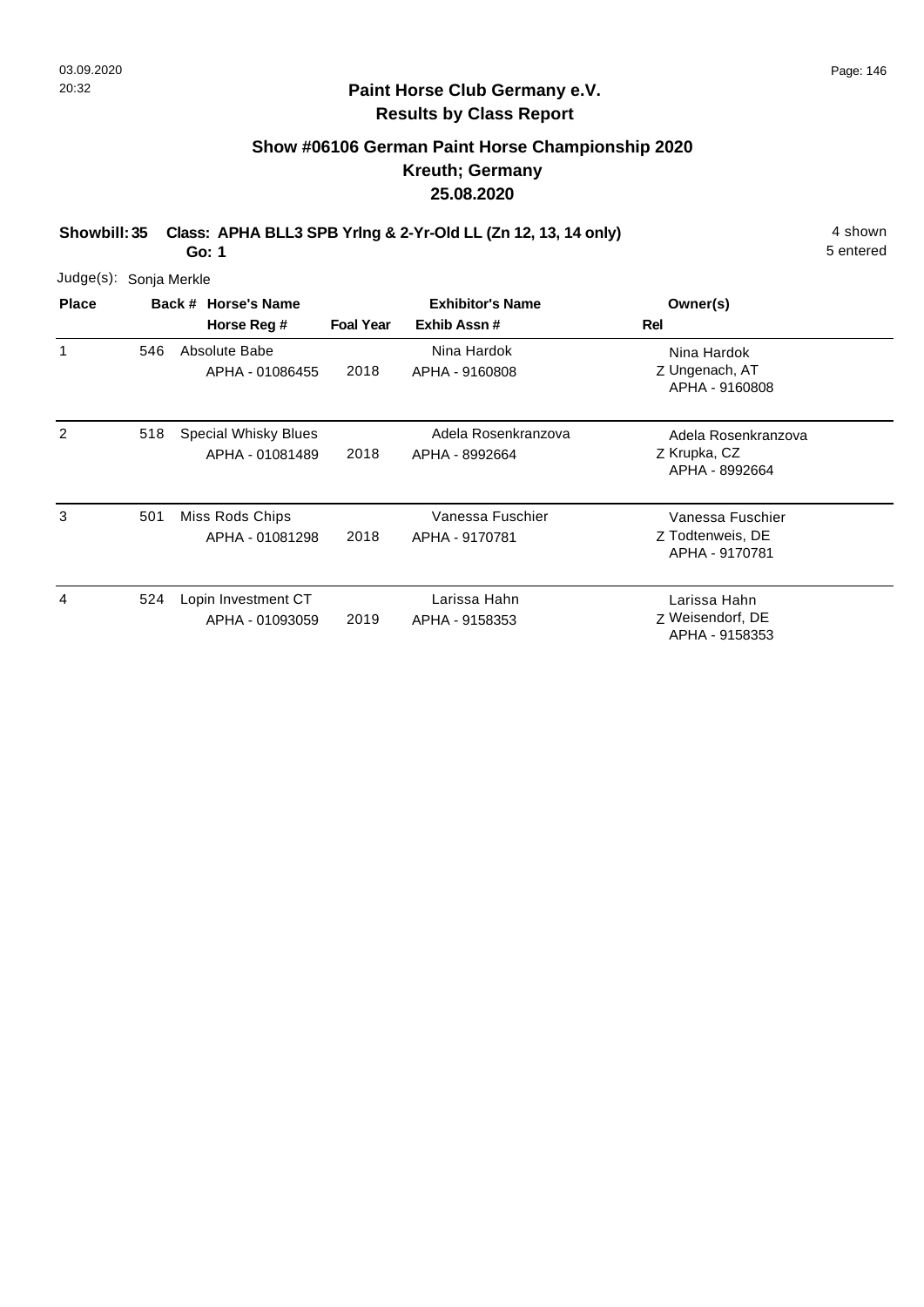## Paint Horse Club Germany e.V.

## Results by Class Report

### Show #06106 German Paint Horse Championship 2020

### Kreuth; Germany

### 25.08.2020

**Showbill: 35 Class: APHA BLL3 SPB Yrlng & 2-Yr-Old LL (Zn 12, 13, 14 only)** 4 shown

**Go: 1** 5 entered

Judge(s): Sonja Merkle

| Place | Back # | Horse's Name / Horse Reg # | Foal Year | Exhibitor's Name / Exhib Assn # | Owner(s) / Rel |
|---|---|---|---|---|---|
| 1 | 546 | Absolute Babe<br>APHA - 01086455 | 2018 | Nina Hardok<br>APHA - 9160808 | Nina Hardok<br>Z Ungenach, AT<br>APHA - 9160808 |
| 2 | 518 | Special Whisky Blues<br>APHA - 01081489 | 2018 | Adela Rosenkranzova<br>APHA - 8992664 | Adela Rosenkranzova<br>Z Krupka, CZ<br>APHA - 8992664 |
| 3 | 501 | Miss Rods Chips<br>APHA - 01081298 | 2018 | Vanessa Fuschier<br>APHA - 9170781 | Vanessa Fuschier<br>Z Todtenweis, DE<br>APHA - 9170781 |
| 4 | 524 | Lopin Investment CT<br>APHA - 01093059 | 2019 | Larissa Hahn<br>APHA - 9158353 | Larissa Hahn<br>Z Weisendorf, DE<br>APHA - 9158353 |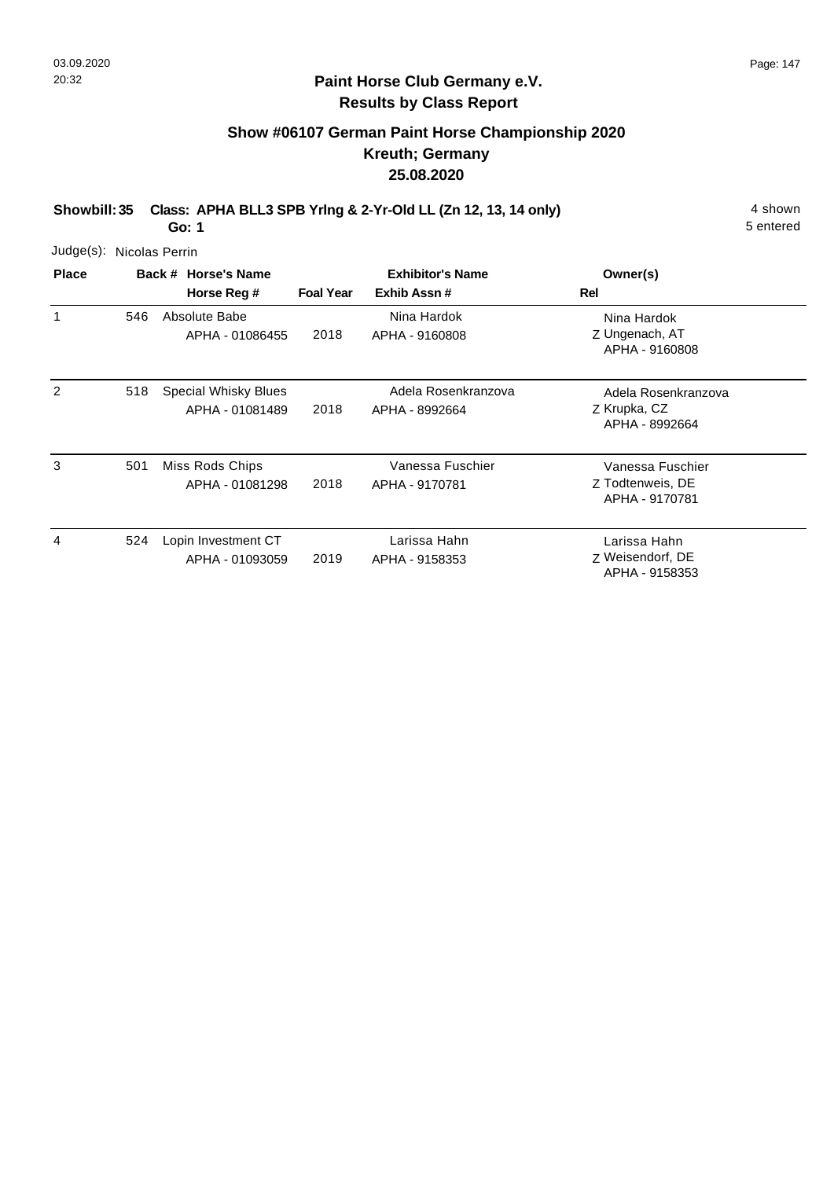## Paint Horse Club Germany e.V.
## Results by Class Report

### Show #06107 German Paint Horse Championship 2020
### Kreuth; Germany
### 25.08.2020

**Showbill: 35 Class: APHA BLL3 SPB Yrlng & 2-Yr-Old LL (Zn 12, 13, 14 only)** 4 shown

**Go: 1** 5 entered

Judge(s): Nicolas Perrin

| Place | Back # | Horse's Name / Horse Reg # | Foal Year | Exhibitor's Name / Exhib Assn # | Rel | Owner(s) |
|---|---|---|---|---|---|---|
| 1 | 546 | Absolute Babe<br>APHA - 01086455 | 2018 | Nina Hardok<br>APHA - 9160808 | Z | Nina Hardok<br>Ungenach, AT<br>APHA - 9160808 |
| 2 | 518 | Special Whisky Blues<br>APHA - 01081489 | 2018 | Adela Rosenkranzova<br>APHA - 8992664 | Z | Adela Rosenkranzova<br>Krupka, CZ<br>APHA - 8992664 |
| 3 | 501 | Miss Rods Chips<br>APHA - 01081298 | 2018 | Vanessa Fuschier<br>APHA - 9170781 | Z | Vanessa Fuschier<br>Todtenweis, DE<br>APHA - 9170781 |
| 4 | 524 | Lopin Investment CT<br>APHA - 01093059 | 2019 | Larissa Hahn<br>APHA - 9158353 | Z | Larissa Hahn<br>Weisendorf, DE<br>APHA - 9158353 |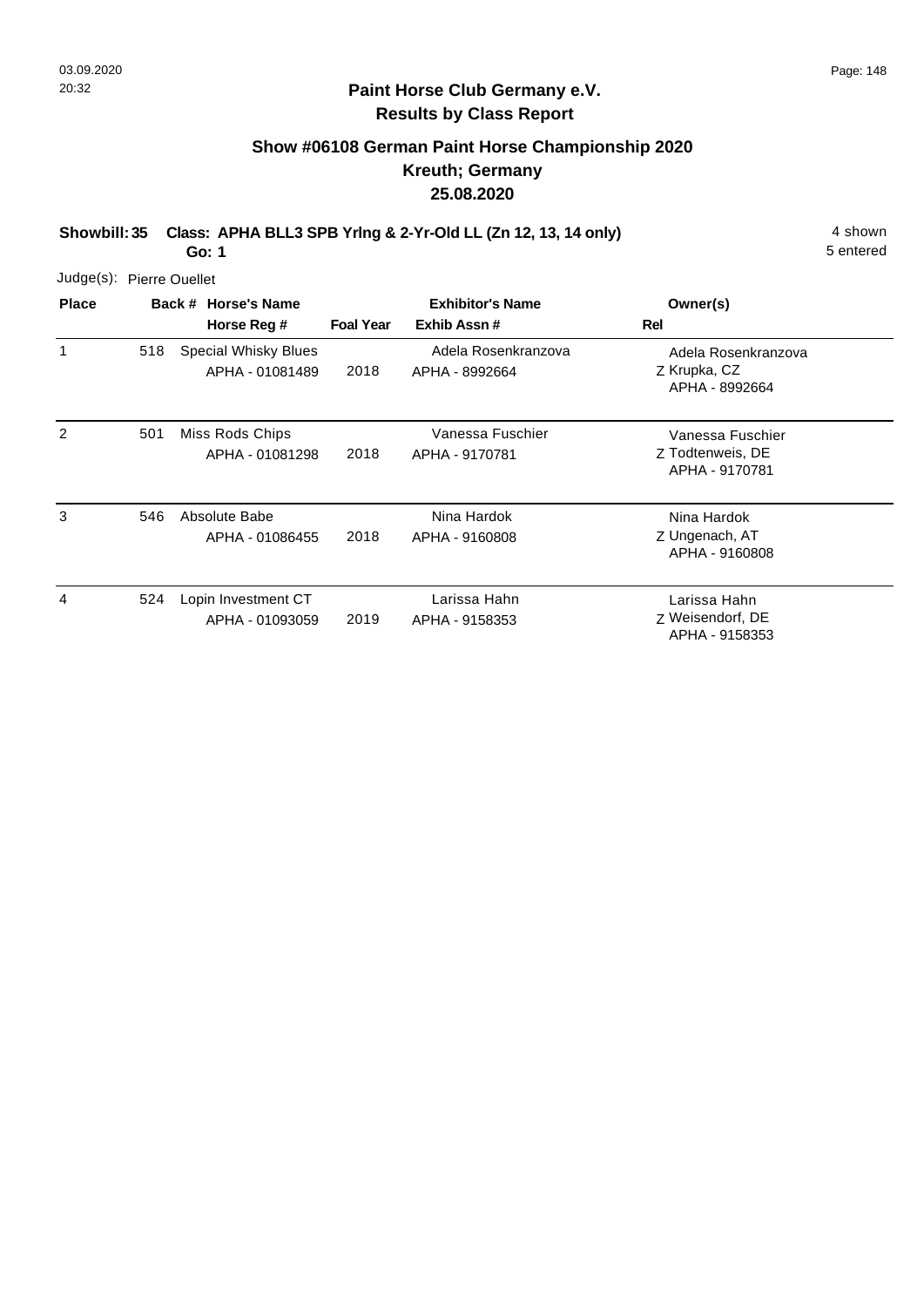# Paint Horse Club Germany e.V.

## Results by Class Report

### Show #06108 German Paint Horse Championship 2020
### Kreuth; Germany
### 25.08.2020

**Showbill: 35 Class: APHA BLL3 SPB Yrlng & 2-Yr-Old LL (Zn 12, 13, 14 only)** 4 shown

**Go: 1** 5 entered

Judge(s): Pierre Ouellet

| Place | Back # | Horse's Name / Horse Reg # | Foal Year | Exhibitor's Name / Exhib Assn # | Owner(s) / Rel |
|---|---|---|---|---|---|
| 1 | 518 | Special Whisky Blues<br>APHA - 01081489 | 2018 | Adela Rosenkranzova<br>APHA - 8992664 | Adela Rosenkranzova<br>Z Krupka, CZ<br>APHA - 8992664 |
| 2 | 501 | Miss Rods Chips<br>APHA - 01081298 | 2018 | Vanessa Fuschier<br>APHA - 9170781 | Vanessa Fuschier<br>Z Todtenweis, DE<br>APHA - 9170781 |
| 3 | 546 | Absolute Babe<br>APHA - 01086455 | 2018 | Nina Hardok<br>APHA - 9160808 | Nina Hardok<br>Z Ungenach, AT<br>APHA - 9160808 |
| 4 | 524 | Lopin Investment CT<br>APHA - 01093059 | 2019 | Larissa Hahn<br>APHA - 9158353 | Larissa Hahn<br>Z Weisendorf, DE<br>APHA - 9158353 |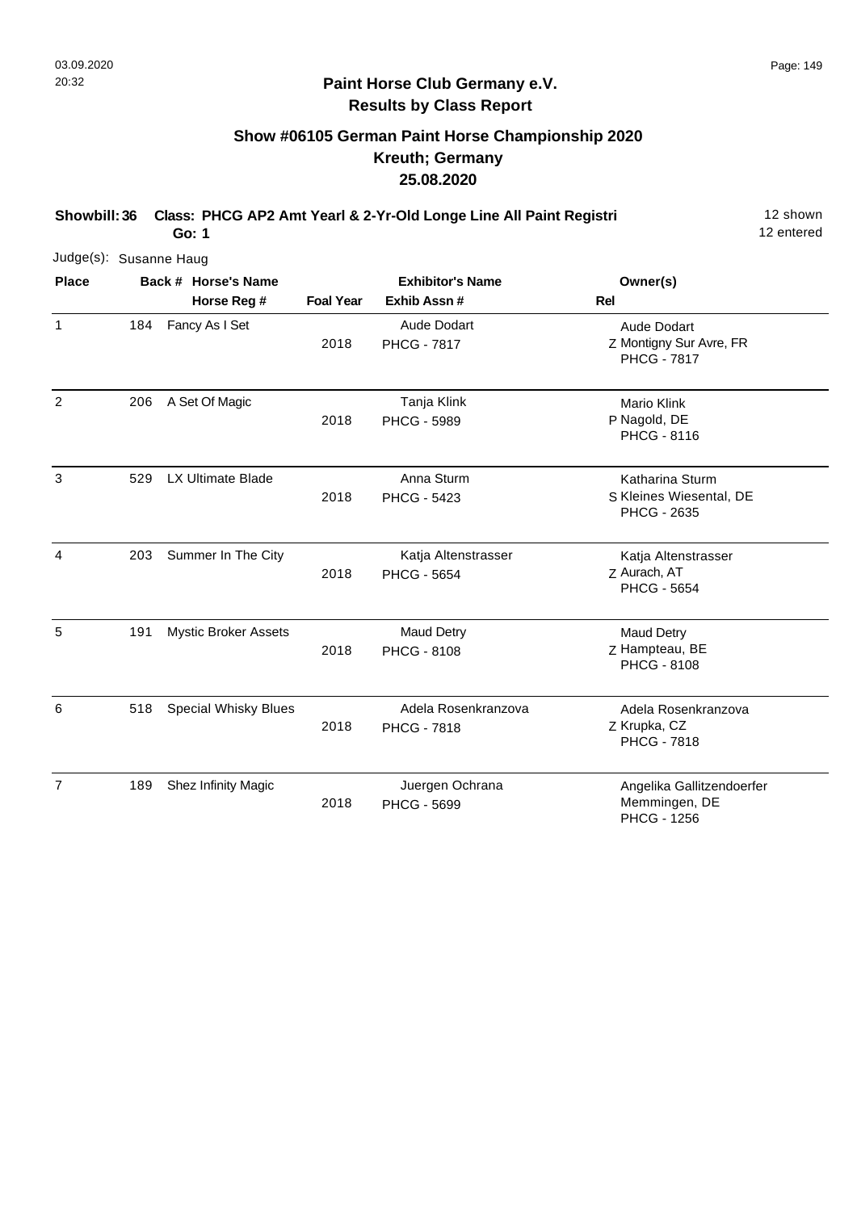## Paint Horse Club Germany e.V.
## Results by Class Report

### Show #06105 German Paint Horse Championship 2020
### Kreuth; Germany
### 25.08.2020

**Showbill: 36 Class: PHCG AP2 Amt Yearl & 2-Yr-Old Longe Line All Paint Registri** 12 shown
**Go: 1** 12 entered

Judge(s): Susanne Haug

| Place | Back # | Horse's Name / Horse Reg # | Foal Year | Exhibitor's Name / Exhib Assn # | Rel | Owner(s) |
|---|---|---|---|---|---|---|
| 1 | 184 | Fancy As I Set | 2018 | Aude Dodart<br>PHCG - 7817 | Z | Aude Dodart<br>Montigny Sur Avre, FR<br>PHCG - 7817 |
| 2 | 206 | A Set Of Magic | 2018 | Tanja Klink<br>PHCG - 5989 | P | Mario Klink<br>Nagold, DE<br>PHCG - 8116 |
| 3 | 529 | LX Ultimate Blade | 2018 | Anna Sturm<br>PHCG - 5423 | S | Katharina Sturm<br>Kleines Wiesental, DE<br>PHCG - 2635 |
| 4 | 203 | Summer In The City | 2018 | Katja Altenstrasser<br>PHCG - 5654 | Z | Katja Altenstrasser<br>Aurach, AT<br>PHCG - 5654 |
| 5 | 191 | Mystic Broker Assets | 2018 | Maud Detry<br>PHCG - 8108 | Z | Maud Detry<br>Hampteau, BE<br>PHCG - 8108 |
| 6 | 518 | Special Whisky Blues | 2018 | Adela Rosenkranzova<br>PHCG - 7818 | Z | Adela Rosenkranzova<br>Krupka, CZ<br>PHCG - 7818 |
| 7 | 189 | Shez Infinity Magic | 2018 | Juergen Ochrana<br>PHCG - 5699 | | Angelika Gallitzendoerfer<br>Memmingen, DE<br>PHCG - 1256 |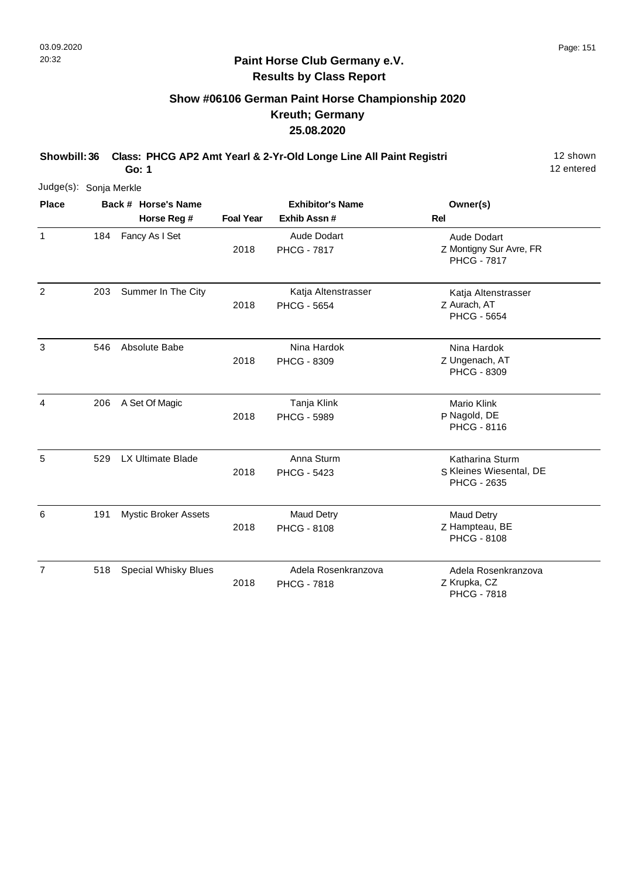## Paint Horse Club Germany e.V.
## Results by Class Report

### Show #06106 German Paint Horse Championship 2020
### Kreuth; Germany
### 25.08.2020

**Showbill: 36 Class: PHCG AP2 Amt Yearl & 2-Yr-Old Longe Line All Paint Registri** 12 shown
**Go: 1** 12 entered

Judge(s): Sonja Merkle

| Place | Back # | Horse's Name / Horse Reg # | Foal Year | Exhibitor's Name / Exhib Assn # | Rel | Owner(s) |
|---|---|---|---|---|---|---|
| 1 | 184 | Fancy As I Set | 2018 | Aude Dodart<br>PHCG - 7817 | Z | Aude Dodart<br>Montigny Sur Avre, FR<br>PHCG - 7817 |
| 2 | 203 | Summer In The City | 2018 | Katja Altenstrasser<br>PHCG - 5654 | Z | Katja Altenstrasser<br>Aurach, AT<br>PHCG - 5654 |
| 3 | 546 | Absolute Babe | 2018 | Nina Hardok<br>PHCG - 8309 | Z | Nina Hardok<br>Ungenach, AT<br>PHCG - 8309 |
| 4 | 206 | A Set Of Magic | 2018 | Tanja Klink<br>PHCG - 5989 | P | Mario Klink<br>Nagold, DE<br>PHCG - 8116 |
| 5 | 529 | LX Ultimate Blade | 2018 | Anna Sturm<br>PHCG - 5423 | S | Katharina Sturm<br>Kleines Wiesental, DE<br>PHCG - 2635 |
| 6 | 191 | Mystic Broker Assets | 2018 | Maud Detry<br>PHCG - 8108 | Z | Maud Detry<br>Hampteau, BE<br>PHCG - 8108 |
| 7 | 518 | Special Whisky Blues | 2018 | Adela Rosenkranzova<br>PHCG - 7818 | Z | Adela Rosenkranzova<br>Krupka, CZ<br>PHCG - 7818 |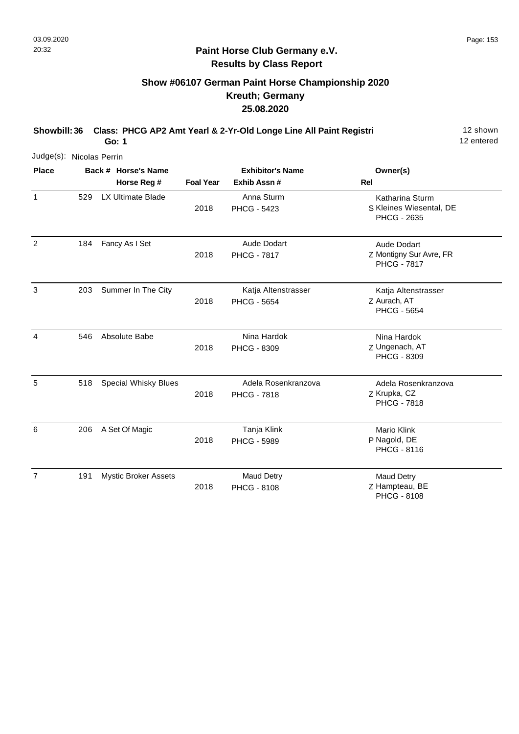## Paint Horse Club Germany e.V.
## Results by Class Report

### Show #06107 German Paint Horse Championship 2020
### Kreuth; Germany
### 25.08.2020

**Showbill: 36 Class: PHCG AP2 Amt Yearl & 2-Yr-Old Longe Line All Paint Registri** — 12 shown, 12 entered

**Go: 1**

Judge(s): Nicolas Perrin

| Place | Back # | Horse's Name / Horse Reg # | Foal Year | Exhibitor's Name / Exhib Assn # | Rel | Owner(s) |
|---|---|---|---|---|---|---|
| 1 | 529 | LX Ultimate Blade | 2018 | Anna Sturm<br>PHCG - 5423 | S | Katharina Sturm<br>Kleines Wiesental, DE<br>PHCG - 2635 |
| 2 | 184 | Fancy As I Set | 2018 | Aude Dodart<br>PHCG - 7817 | Z | Aude Dodart<br>Montigny Sur Avre, FR<br>PHCG - 7817 |
| 3 | 203 | Summer In The City | 2018 | Katja Altenstrasser<br>PHCG - 5654 | Z | Katja Altenstrasser<br>Aurach, AT<br>PHCG - 5654 |
| 4 | 546 | Absolute Babe | 2018 | Nina Hardok<br>PHCG - 8309 | Z | Nina Hardok<br>Ungenach, AT<br>PHCG - 8309 |
| 5 | 518 | Special Whisky Blues | 2018 | Adela Rosenkranzova<br>PHCG - 7818 | Z | Adela Rosenkranzova<br>Krupka, CZ<br>PHCG - 7818 |
| 6 | 206 | A Set Of Magic | 2018 | Tanja Klink<br>PHCG - 5989 | P | Mario Klink<br>Nagold, DE<br>PHCG - 8116 |
| 7 | 191 | Mystic Broker Assets | 2018 | Maud Detry<br>PHCG - 8108 | Z | Maud Detry<br>Hampteau, BE<br>PHCG - 8108 |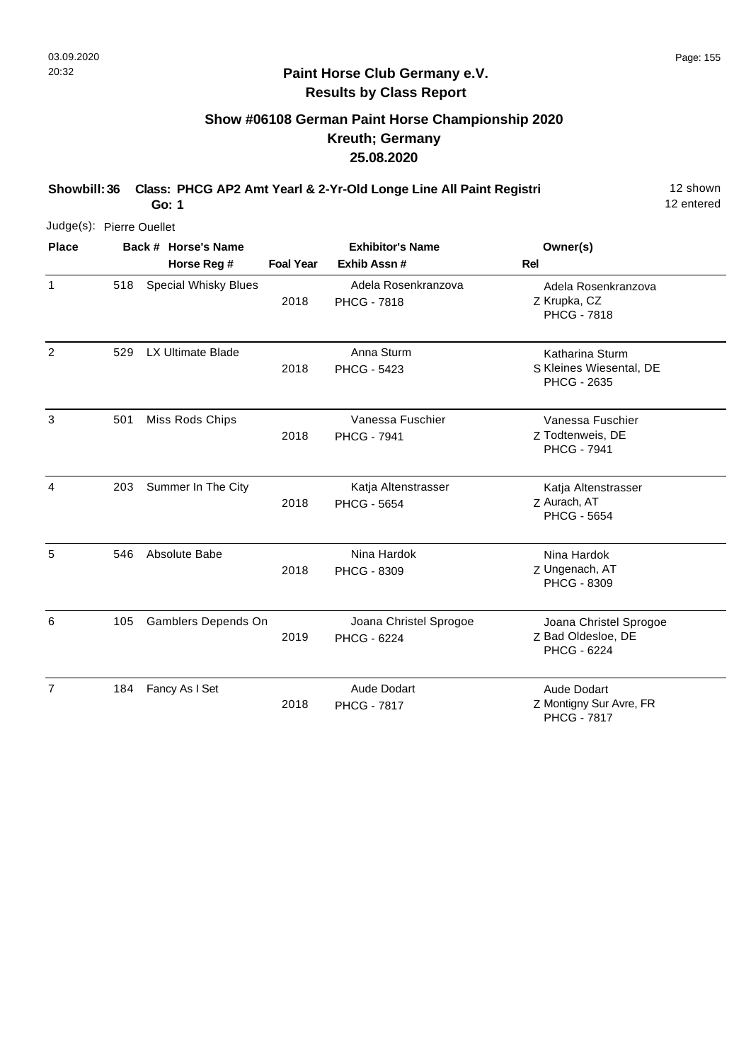**Paint Horse Club Germany e.V.**
**Results by Class Report**

## Show #06108 German Paint Horse Championship 2020
## Kreuth; Germany
## 25.08.2020

**Showbill: 36 Class: PHCG AP2 Amt Yearl & 2-Yr-Old Longe Line All Paint Registri** 12 shown
**Go: 1** 12 entered

Judge(s): Pierre Ouellet

| Place | Back # | Horse's Name / Horse Reg # | Foal Year | Exhibitor's Name / Exhib Assn # | Rel | Owner(s) |
|---|---|---|---|---|---|---|
| 1 | 518 | Special Whisky Blues | 2018 | Adela Rosenkranzova<br>PHCG - 7818 | Z | Adela Rosenkranzova<br>Krupka, CZ<br>PHCG - 7818 |
| 2 | 529 | LX Ultimate Blade | 2018 | Anna Sturm<br>PHCG - 5423 | S | Katharina Sturm<br>Kleines Wiesental, DE<br>PHCG - 2635 |
| 3 | 501 | Miss Rods Chips | 2018 | Vanessa Fuschier<br>PHCG - 7941 | Z | Vanessa Fuschier<br>Todtenweis, DE<br>PHCG - 7941 |
| 4 | 203 | Summer In The City | 2018 | Katja Altenstrasser<br>PHCG - 5654 | Z | Katja Altenstrasser<br>Aurach, AT<br>PHCG - 5654 |
| 5 | 546 | Absolute Babe | 2018 | Nina Hardok<br>PHCG - 8309 | Z | Nina Hardok<br>Ungenach, AT<br>PHCG - 8309 |
| 6 | 105 | Gamblers Depends On | 2019 | Joana Christel Sprogoe<br>PHCG - 6224 | Z | Joana Christel Sprogoe<br>Bad Oldesloe, DE<br>PHCG - 6224 |
| 7 | 184 | Fancy As I Set | 2018 | Aude Dodart<br>PHCG - 7817 | Z | Aude Dodart<br>Montigny Sur Avre, FR<br>PHCG - 7817 |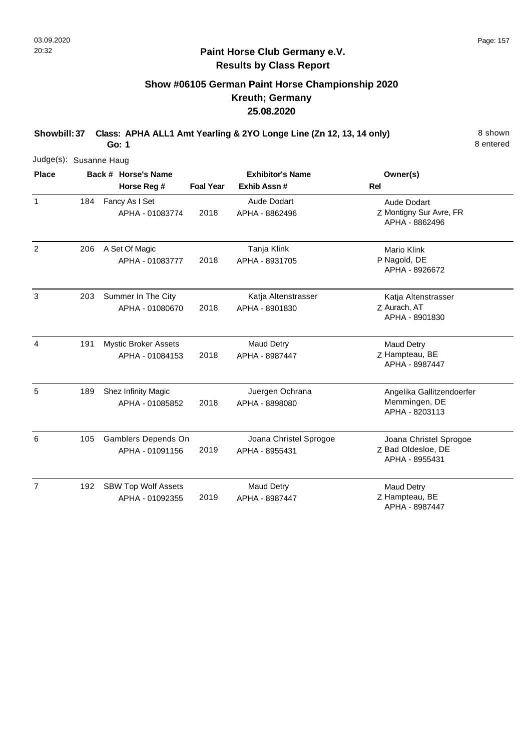## Paint Horse Club Germany e.V.
## Results by Class Report

### Show #06105 German Paint Horse Championship 2020
### Kreuth; Germany
### 25.08.2020

**Showbill: 37 Class: APHA ALL1 Amt Yearling & 2YO Longe Line (Zn 12, 13, 14 only)** 8 shown
**Go: 1** 8 entered

Judge(s): Susanne Haug

| Place | Back # | Horse's Name / Horse Reg # | Foal Year | Exhibitor's Name / Exhib Assn # | Rel | Owner(s) |
|---|---|---|---|---|---|---|
| 1 | 184 | Fancy As I Set<br>APHA - 01083774 | 2018 | Aude Dodart<br>APHA - 8862496 | Z | Aude Dodart<br>Montigny Sur Avre, FR<br>APHA - 8862496 |
| 2 | 206 | A Set Of Magic<br>APHA - 01083777 | 2018 | Tanja Klink<br>APHA - 8931705 | P | Mario Klink<br>Nagold, DE<br>APHA - 8926672 |
| 3 | 203 | Summer In The City<br>APHA - 01080670 | 2018 | Katja Altenstrasser<br>APHA - 8901830 | Z | Katja Altenstrasser<br>Aurach, AT<br>APHA - 8901830 |
| 4 | 191 | Mystic Broker Assets<br>APHA - 01084153 | 2018 | Maud Detry<br>APHA - 8987447 | Z | Maud Detry<br>Hampteau, BE<br>APHA - 8987447 |
| 5 | 189 | Shez Infinity Magic<br>APHA - 01085852 | 2018 | Juergen Ochrana<br>APHA - 8898080 | | Angelika Gallitzendoerfer<br>Memmingen, DE<br>APHA - 8203113 |
| 6 | 105 | Gamblers Depends On<br>APHA - 01091156 | 2019 | Joana Christel Sprogoe<br>APHA - 8955431 | Z | Joana Christel Sprogoe<br>Bad Oldesloe, DE<br>APHA - 8955431 |
| 7 | 192 | SBW Top Wolf Assets<br>APHA - 01092355 | 2019 | Maud Detry<br>APHA - 8987447 | Z | Maud Detry<br>Hampteau, BE<br>APHA - 8987447 |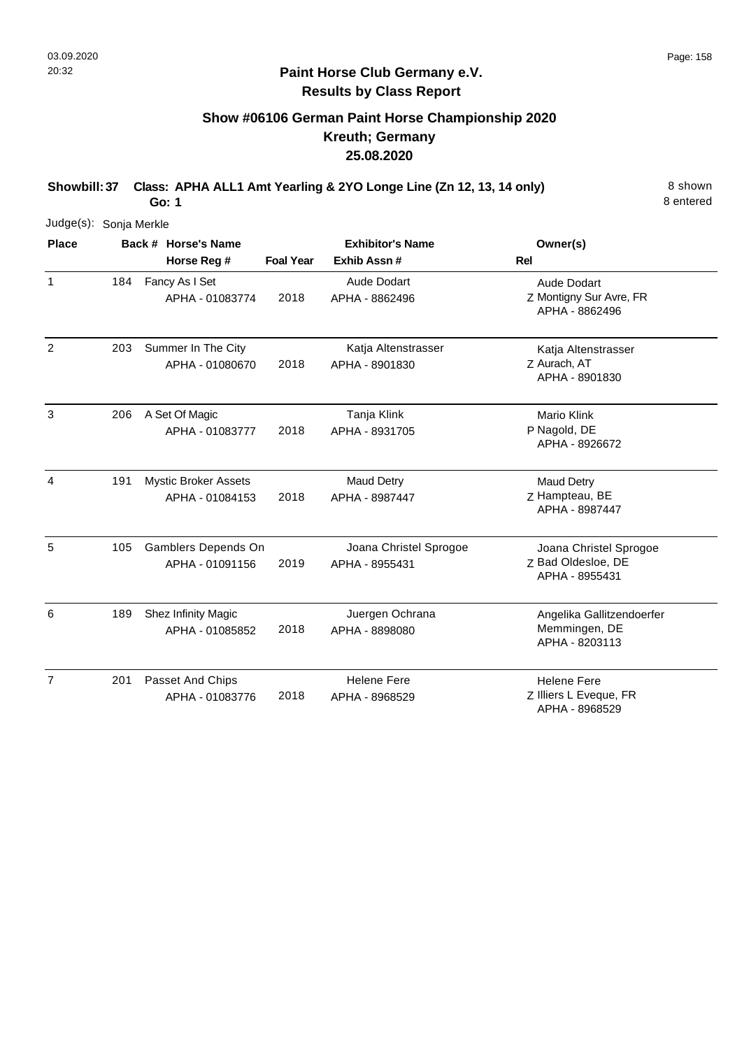**Paint Horse Club Germany e.V.**
**Results by Class Report**

## Show #06106 German Paint Horse Championship 2020
## Kreuth; Germany
## 25.08.2020

**Showbill: 37 Class: APHA ALL1 Amt Yearling & 2YO Longe Line (Zn 12, 13, 14 only)** 8 shown
**Go: 1** 8 entered

Judge(s): Sonja Merkle

| Place | Back # | Horse's Name / Horse Reg # | Foal Year | Exhibitor's Name / Exhib Assn # | Rel | Owner(s) |
|---|---|---|---|---|---|---|
| 1 | 184 | Fancy As I Set<br>APHA - 01083774 | 2018 | Aude Dodart<br>APHA - 8862496 | Z | Aude Dodart<br>Montigny Sur Avre, FR<br>APHA - 8862496 |
| 2 | 203 | Summer In The City<br>APHA - 01080670 | 2018 | Katja Altenstrasser<br>APHA - 8901830 | Z | Katja Altenstrasser<br>Aurach, AT<br>APHA - 8901830 |
| 3 | 206 | A Set Of Magic<br>APHA - 01083777 | 2018 | Tanja Klink<br>APHA - 8931705 | P | Mario Klink<br>Nagold, DE<br>APHA - 8926672 |
| 4 | 191 | Mystic Broker Assets<br>APHA - 01084153 | 2018 | Maud Detry<br>APHA - 8987447 | Z | Maud Detry<br>Hampteau, BE<br>APHA - 8987447 |
| 5 | 105 | Gamblers Depends On<br>APHA - 01091156 | 2019 | Joana Christel Sprogoe<br>APHA - 8955431 | Z | Joana Christel Sprogoe<br>Bad Oldesloe, DE<br>APHA - 8955431 |
| 6 | 189 | Shez Infinity Magic<br>APHA - 01085852 | 2018 | Juergen Ochrana<br>APHA - 8898080 | | Angelika Gallitzendoerfer<br>Memmingen, DE<br>APHA - 8203113 |
| 7 | 201 | Passet And Chips<br>APHA - 01083776 | 2018 | Helene Fere<br>APHA - 8968529 | Z | Helene Fere<br>Illiers L Eveque, FR<br>APHA - 8968529 |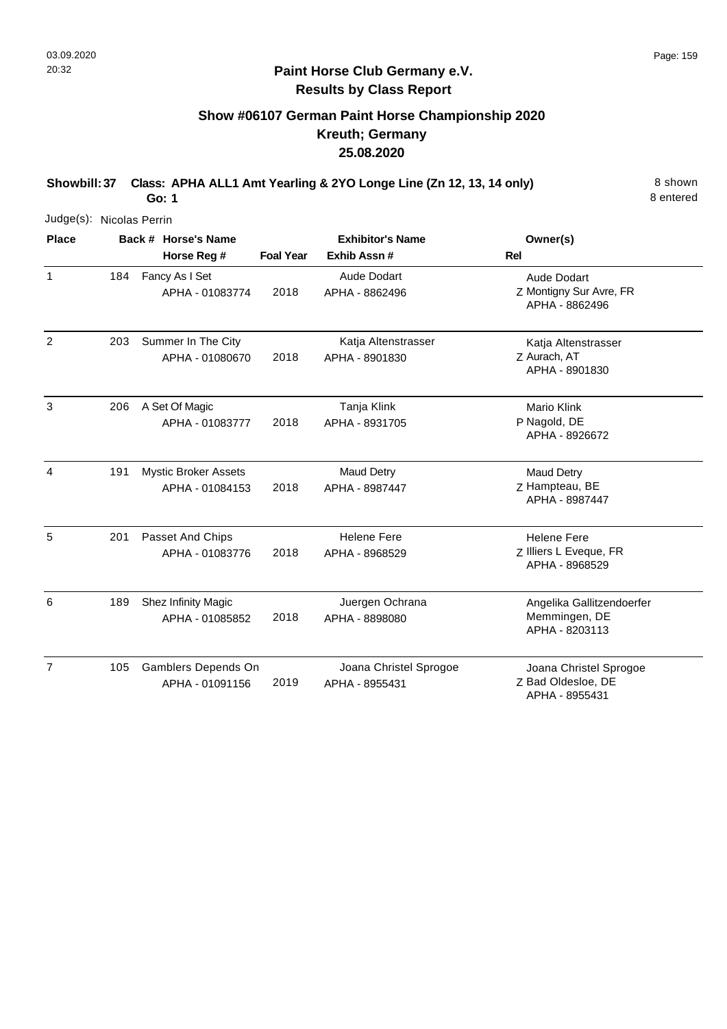## Paint Horse Club Germany e.V.

**Results by Class Report**

### Show #06107 German Paint Horse Championship 2020
### Kreuth; Germany
### 25.08.2020

**Showbill: 37 Class: APHA ALL1 Amt Yearling & 2YO Longe Line (Zn 12, 13, 14 only)** 8 shown

**Go: 1** 8 entered

Judge(s): Nicolas Perrin

| Place | Back # | Horse's Name / Horse Reg # | Foal Year | Exhibitor's Name / Exhib Assn # | Rel | Owner(s) |
|---|---|---|---|---|---|---|
| 1 | 184 | Fancy As I Set<br>APHA - 01083774 | 2018 | Aude Dodart<br>APHA - 8862496 | Z | Aude Dodart<br>Montigny Sur Avre, FR<br>APHA - 8862496 |
| 2 | 203 | Summer In The City<br>APHA - 01080670 | 2018 | Katja Altenstrasser<br>APHA - 8901830 | Z | Katja Altenstrasser<br>Aurach, AT<br>APHA - 8901830 |
| 3 | 206 | A Set Of Magic<br>APHA - 01083777 | 2018 | Tanja Klink<br>APHA - 8931705 | P | Mario Klink<br>Nagold, DE<br>APHA - 8926672 |
| 4 | 191 | Mystic Broker Assets<br>APHA - 01084153 | 2018 | Maud Detry<br>APHA - 8987447 | Z | Maud Detry<br>Hampteau, BE<br>APHA - 8987447 |
| 5 | 201 | Passet And Chips<br>APHA - 01083776 | 2018 | Helene Fere<br>APHA - 8968529 | Z | Helene Fere<br>Illiers L Eveque, FR<br>APHA - 8968529 |
| 6 | 189 | Shez Infinity Magic<br>APHA - 01085852 | 2018 | Juergen Ochrana<br>APHA - 8898080 | | Angelika Gallitzendoerfer<br>Memmingen, DE<br>APHA - 8203113 |
| 7 | 105 | Gamblers Depends On<br>APHA - 01091156 | 2019 | Joana Christel Sprogoe<br>APHA - 8955431 | Z | Joana Christel Sprogoe<br>Bad Oldesloe, DE<br>APHA - 8955431 |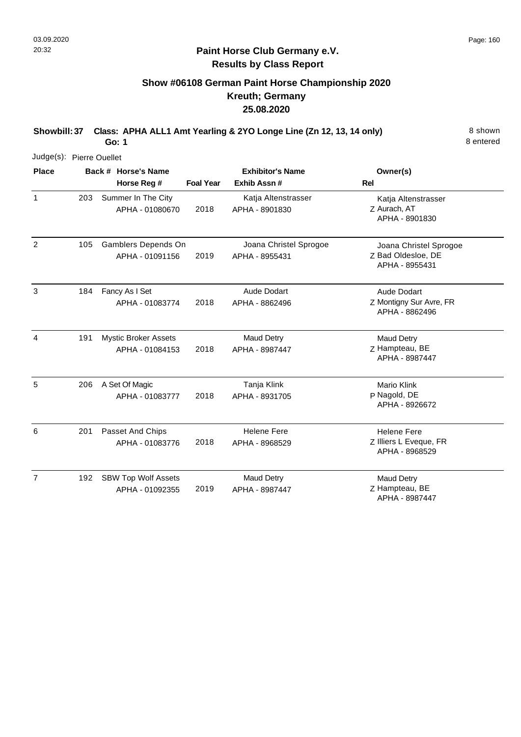## Paint Horse Club Germany e.V.
## Results by Class Report

### Show #06108 German Paint Horse Championship 2020
### Kreuth; Germany
### 25.08.2020

**Showbill: 37 Class: APHA ALL1 Amt Yearling & 2YO Longe Line (Zn 12, 13, 14 only)** 8 shown
**Go: 1** 8 entered

Judge(s): Pierre Ouellet

| Place | Back # | Horse's Name / Horse Reg # | Foal Year | Exhibitor's Name / Exhib Assn # | Rel | Owner(s) |
|---|---|---|---|---|---|---|
| 1 | 203 | Summer In The City<br>APHA - 01080670 | 2018 | Katja Altenstrasser<br>APHA - 8901830 | Z | Katja Altenstrasser<br>Aurach, AT<br>APHA - 8901830 |
| 2 | 105 | Gamblers Depends On<br>APHA - 01091156 | 2019 | Joana Christel Sprogoe<br>APHA - 8955431 | Z | Joana Christel Sprogoe<br>Bad Oldesloe, DE<br>APHA - 8955431 |
| 3 | 184 | Fancy As I Set<br>APHA - 01083774 | 2018 | Aude Dodart<br>APHA - 8862496 | Z | Aude Dodart<br>Montigny Sur Avre, FR<br>APHA - 8862496 |
| 4 | 191 | Mystic Broker Assets<br>APHA - 01084153 | 2018 | Maud Detry<br>APHA - 8987447 | Z | Maud Detry<br>Hampteau, BE<br>APHA - 8987447 |
| 5 | 206 | A Set Of Magic<br>APHA - 01083777 | 2018 | Tanja Klink<br>APHA - 8931705 | P | Mario Klink<br>Nagold, DE<br>APHA - 8926672 |
| 6 | 201 | Passet And Chips<br>APHA - 01083776 | 2018 | Helene Fere<br>APHA - 8968529 | Z | Helene Fere<br>Illiers L Eveque, FR<br>APHA - 8968529 |
| 7 | 192 | SBW Top Wolf Assets<br>APHA - 01092355 | 2019 | Maud Detry<br>APHA - 8987447 | Z | Maud Detry<br>Hampteau, BE<br>APHA - 8987447 |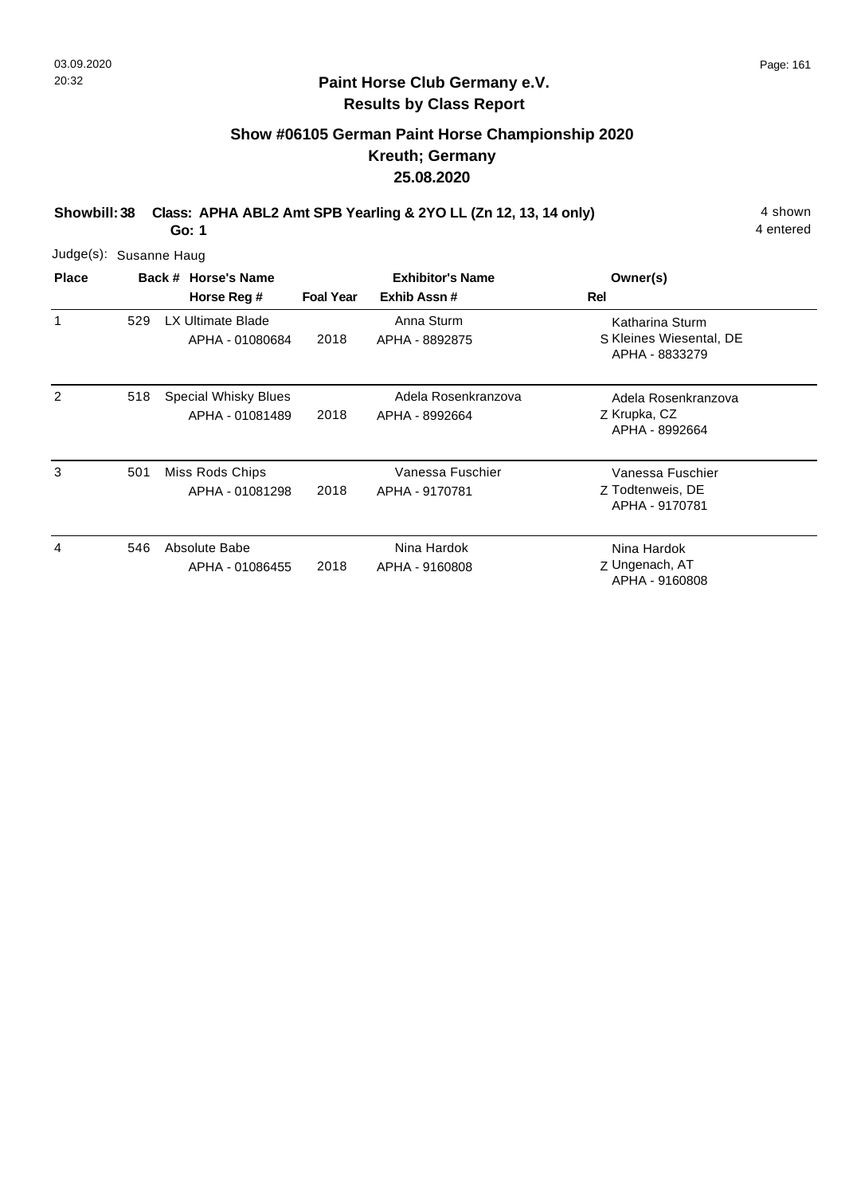## Paint Horse Club Germany e.V.
## Results by Class Report

### Show #06105 German Paint Horse Championship 2020
### Kreuth; Germany
### 25.08.2020

**Showbill: 38 Class: APHA ABL2 Amt SPB Yearling & 2YO LL (Zn 12, 13, 14 only)** 4 shown
**Go: 1** 4 entered

Judge(s): Susanne Haug

| Place | Back # | Horse's Name / Horse Reg # | Foal Year | Exhibitor's Name / Exhib Assn # | Rel | Owner(s) |
|---|---|---|---|---|---|---|
| 1 | 529 | LX Ultimate Blade<br>APHA - 01080684 | 2018 | Anna Sturm<br>APHA - 8892875 | S | Katharina Sturm<br>Kleines Wiesental, DE<br>APHA - 8833279 |
| 2 | 518 | Special Whisky Blues<br>APHA - 01081489 | 2018 | Adela Rosenkranzova<br>APHA - 8992664 | Z | Adela Rosenkranzova<br>Krupka, CZ<br>APHA - 8992664 |
| 3 | 501 | Miss Rods Chips<br>APHA - 01081298 | 2018 | Vanessa Fuschier<br>APHA - 9170781 | Z | Vanessa Fuschier<br>Todtenweis, DE<br>APHA - 9170781 |
| 4 | 546 | Absolute Babe<br>APHA - 01086455 | 2018 | Nina Hardok<br>APHA - 9160808 | Z | Nina Hardok<br>Ungenach, AT<br>APHA - 9160808 |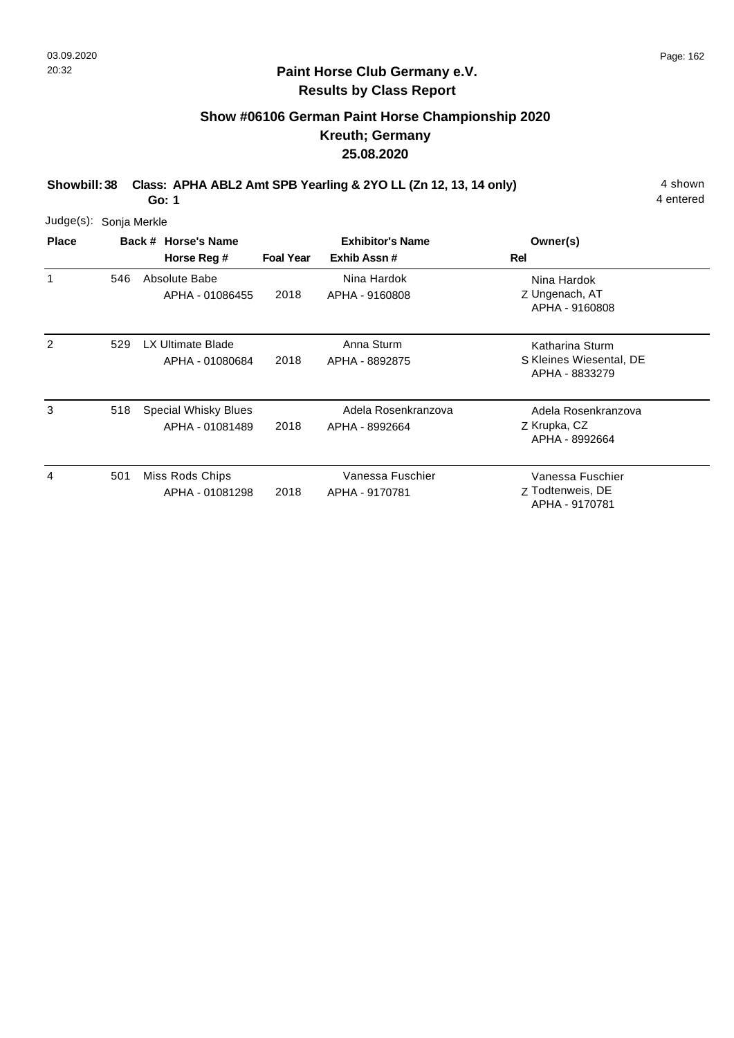**Paint Horse Club Germany e.V.**
**Results by Class Report**

## Show #06106 German Paint Horse Championship 2020
## Kreuth; Germany
## 25.08.2020

**Showbill: 38 Class: APHA ABL2 Amt SPB Yearling & 2YO LL (Zn 12, 13, 14 only)** 4 shown
**Go: 1** 4 entered

Judge(s): Sonja Merkle

| Place | Back # | Horse's Name / Horse Reg # | Foal Year | Exhibitor's Name / Exhib Assn # | Rel | Owner(s) |
|---|---|---|---|---|---|---|
| 1 | 546 | Absolute Babe<br>APHA - 01086455 | 2018 | Nina Hardok<br>APHA - 9160808 | Z | Nina Hardok<br>Ungenach, AT<br>APHA - 9160808 |
| 2 | 529 | LX Ultimate Blade<br>APHA - 01080684 | 2018 | Anna Sturm<br>APHA - 8892875 | S | Katharina Sturm<br>Kleines Wiesental, DE<br>APHA - 8833279 |
| 3 | 518 | Special Whisky Blues<br>APHA - 01081489 | 2018 | Adela Rosenkranzova<br>APHA - 8992664 | Z | Adela Rosenkranzova<br>Krupka, CZ<br>APHA - 8992664 |
| 4 | 501 | Miss Rods Chips<br>APHA - 01081298 | 2018 | Vanessa Fuschier<br>APHA - 9170781 | Z | Vanessa Fuschier<br>Todtenweis, DE<br>APHA - 9170781 |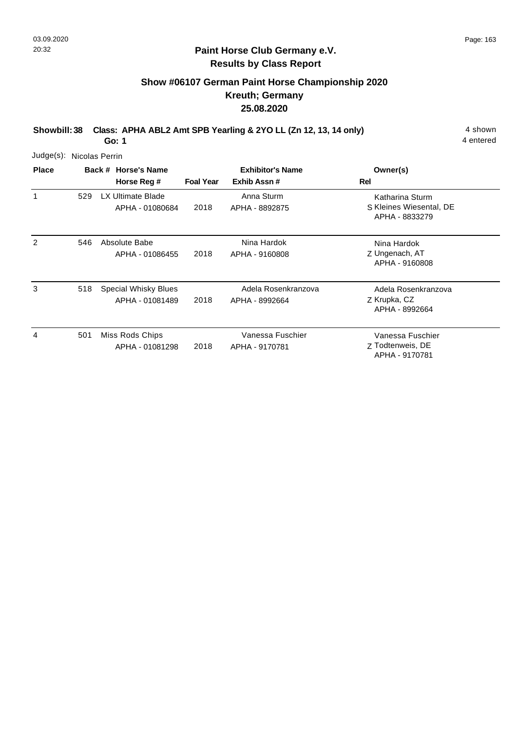## Paint Horse Club Germany e.V.
## Results by Class Report

### Show #06107 German Paint Horse Championship 2020
### Kreuth; Germany
### 25.08.2020

**Showbill: 38 Class: APHA ABL2 Amt SPB Yearling & 2YO LL (Zn 12, 13, 14 only)** 4 shown
**Go: 1** 4 entered

Judge(s): Nicolas Perrin

| Place | Back # | Horse's Name / Horse Reg # | Foal Year | Exhibitor's Name / Exhib Assn # | Rel | Owner(s) |
|---|---|---|---|---|---|---|
| 1 | 529 | LX Ultimate Blade<br>APHA - 01080684 | 2018 | Anna Sturm<br>APHA - 8892875 | S | Katharina Sturm<br>Kleines Wiesental, DE<br>APHA - 8833279 |
| 2 | 546 | Absolute Babe<br>APHA - 01086455 | 2018 | Nina Hardok<br>APHA - 9160808 | Z | Nina Hardok<br>Ungenach, AT<br>APHA - 9160808 |
| 3 | 518 | Special Whisky Blues<br>APHA - 01081489 | 2018 | Adela Rosenkranzova<br>APHA - 8992664 | Z | Adela Rosenkranzova<br>Krupka, CZ<br>APHA - 8992664 |
| 4 | 501 | Miss Rods Chips<br>APHA - 01081298 | 2018 | Vanessa Fuschier<br>APHA - 9170781 | Z | Vanessa Fuschier<br>Todtenweis, DE<br>APHA - 9170781 |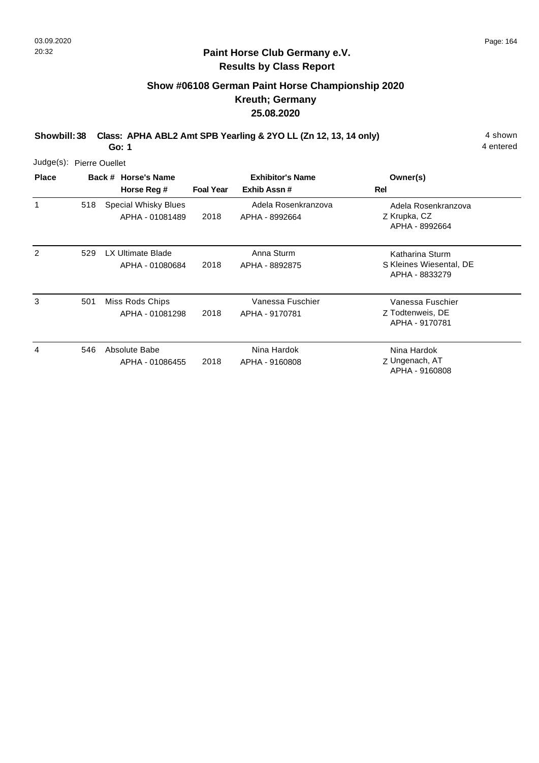## Paint Horse Club Germany e.V.
## Results by Class Report

### Show #06108 German Paint Horse Championship 2020
### Kreuth; Germany
### 25.08.2020

**Showbill: 38 Class: APHA ABL2 Amt SPB Yearling & 2YO LL (Zn 12, 13, 14 only)** 4 shown
**Go: 1** 4 entered

Judge(s): Pierre Ouellet

| Place | Back # | Horse's Name / Horse Reg # | Foal Year | Exhibitor's Name / Exhib Assn # | Rel | Owner(s) |
|---|---|---|---|---|---|---|
| 1 | 518 | Special Whisky Blues<br>APHA - 01081489 | 2018 | Adela Rosenkranzova<br>APHA - 8992664 | Z | Adela Rosenkranzova<br>Krupka, CZ<br>APHA - 8992664 |
| 2 | 529 | LX Ultimate Blade<br>APHA - 01080684 | 2018 | Anna Sturm<br>APHA - 8892875 | S | Katharina Sturm<br>Kleines Wiesental, DE<br>APHA - 8833279 |
| 3 | 501 | Miss Rods Chips<br>APHA - 01081298 | 2018 | Vanessa Fuschier<br>APHA - 9170781 | Z | Vanessa Fuschier<br>Todtenweis, DE<br>APHA - 9170781 |
| 4 | 546 | Absolute Babe<br>APHA - 01086455 | 2018 | Nina Hardok<br>APHA - 9160808 | Z | Nina Hardok<br>Ungenach, AT<br>APHA - 9160808 |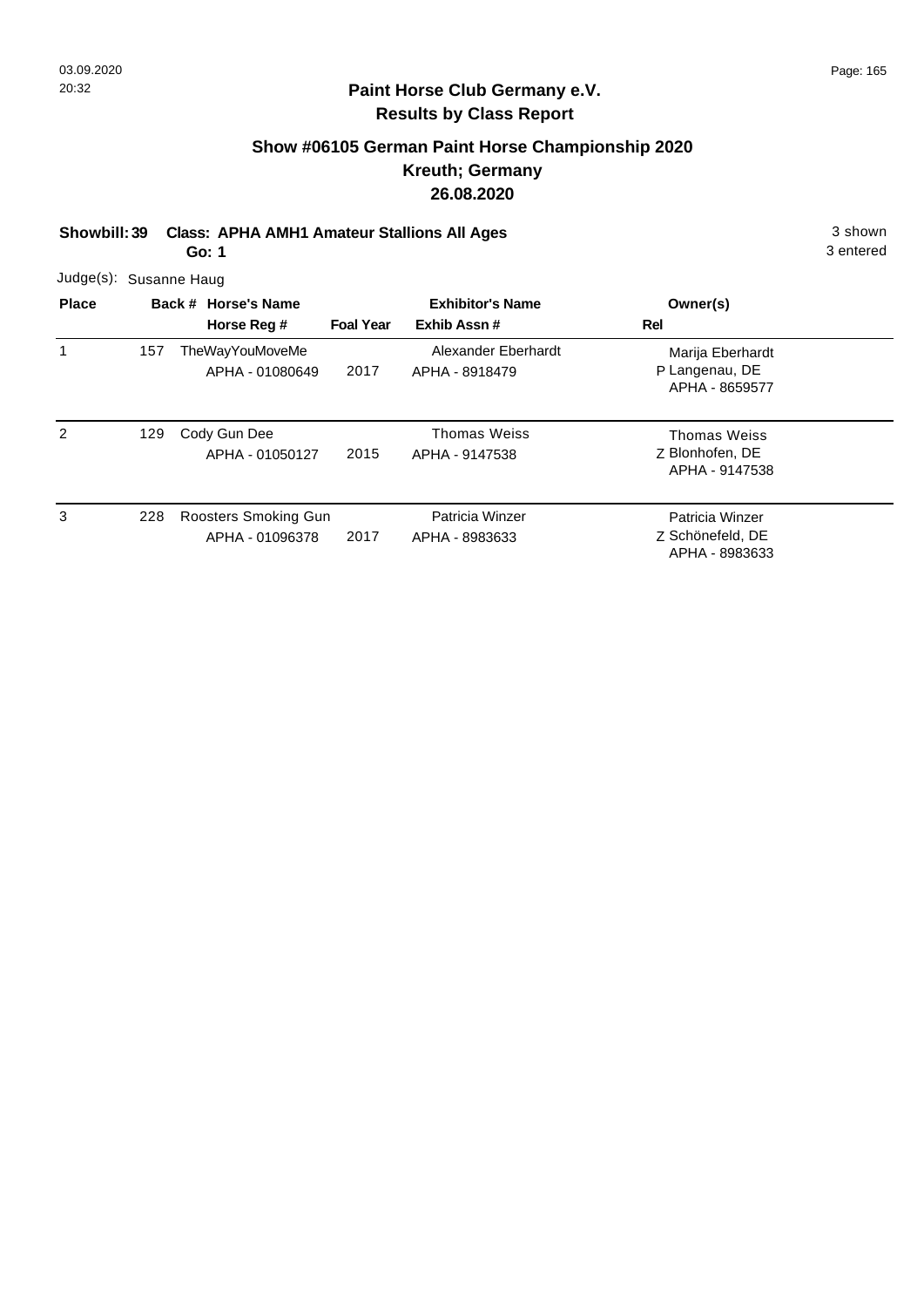**Paint Horse Club Germany e.V.**
**Results by Class Report**

## Show #06105 German Paint Horse Championship 2020
## Kreuth; Germany
## 26.08.2020

**Showbill: 39 Class: APHA AMH1 Amateur Stallions All Ages** 3 shown
**Go: 1** 3 entered

Judge(s): Susanne Haug

| Place | Back # | Horse's Name / Horse Reg # | Foal Year | Exhibitor's Name / Exhib Assn # | Rel | Owner(s) |
|---|---|---|---|---|---|---|
| 1 | 157 | TheWayYouMoveMe<br>APHA - 01080649 | 2017 | Alexander Eberhardt<br>APHA - 8918479 | P | Marija Eberhardt<br>Langenau, DE<br>APHA - 8659577 |
| 2 | 129 | Cody Gun Dee<br>APHA - 01050127 | 2015 | Thomas Weiss<br>APHA - 9147538 | Z | Thomas Weiss<br>Blonhofen, DE<br>APHA - 9147538 |
| 3 | 228 | Roosters Smoking Gun<br>APHA - 01096378 | 2017 | Patricia Winzer<br>APHA - 8983633 | Z | Patricia Winzer<br>Schönefeld, DE<br>APHA - 8983633 |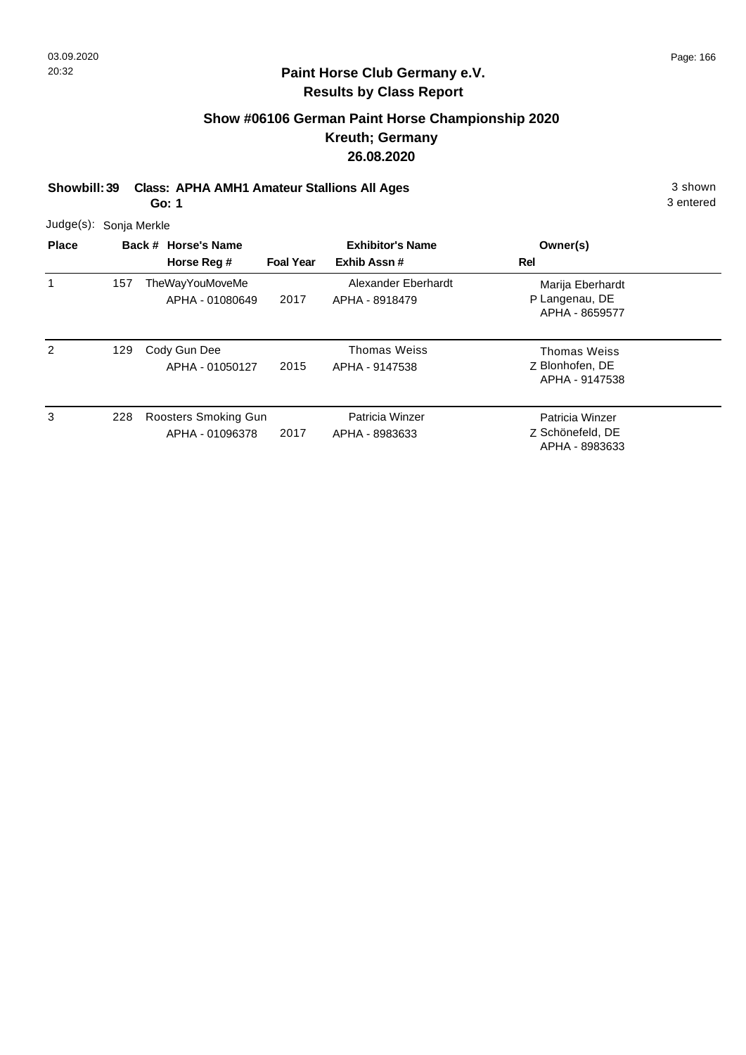## Paint Horse Club Germany e.V.
## Results by Class Report

### Show #06106 German Paint Horse Championship 2020
### Kreuth; Germany
### 26.08.2020

**Showbill: 39 Class: APHA AMH1 Amateur Stallions All Ages** 3 shown
**Go: 1** 3 entered

Judge(s): Sonja Merkle

| Place | Back # | Horse's Name / Horse Reg # | Foal Year | Exhibitor's Name / Exhib Assn # | Rel | Owner(s) |
|---|---|---|---|---|---|---|
| 1 | 157 | TheWayYouMoveMe<br>APHA - 01080649 | 2017 | Alexander Eberhardt<br>APHA - 8918479 | P | Marija Eberhardt<br>Langenau, DE<br>APHA - 8659577 |
| 2 | 129 | Cody Gun Dee<br>APHA - 01050127 | 2015 | Thomas Weiss<br>APHA - 9147538 | Z | Thomas Weiss<br>Blonhofen, DE<br>APHA - 9147538 |
| 3 | 228 | Roosters Smoking Gun<br>APHA - 01096378 | 2017 | Patricia Winzer<br>APHA - 8983633 | Z | Patricia Winzer<br>Schönefeld, DE<br>APHA - 8983633 |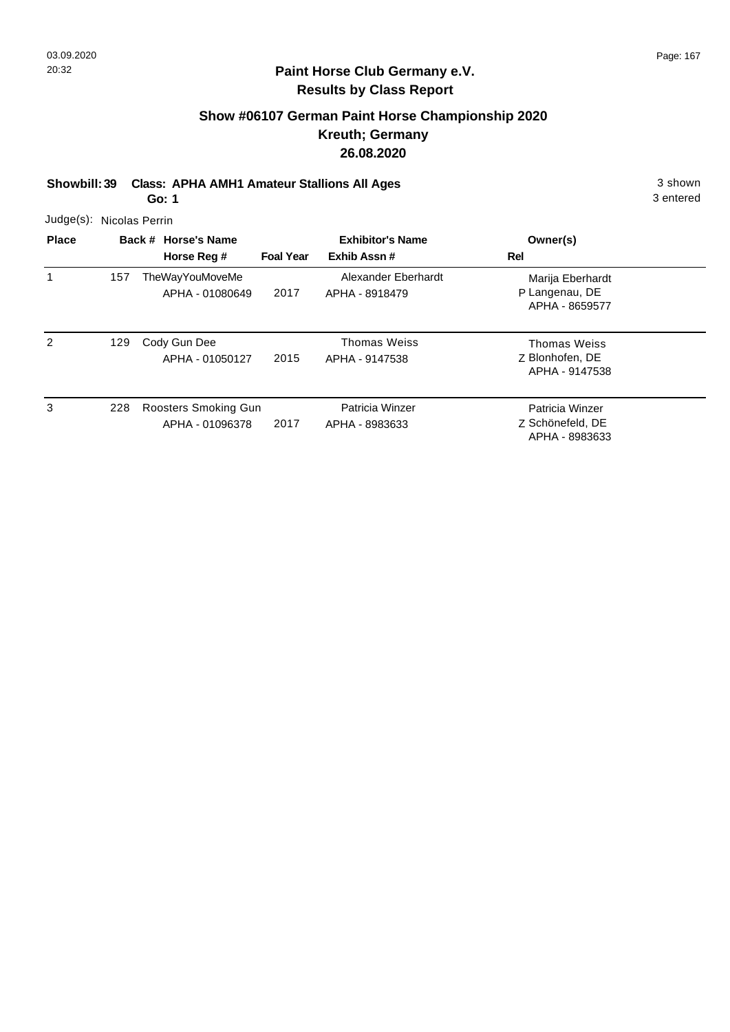## Paint Horse Club Germany e.V.
## Results by Class Report

### Show #06107 German Paint Horse Championship 2020
### Kreuth; Germany
### 26.08.2020

**Showbill: 39 Class: APHA AMH1 Amateur Stallions All Ages** 3 shown
**Go: 1** 3 entered

Judge(s): Nicolas Perrin

| Place | Back # | Horse's Name / Horse Reg # | Foal Year | Exhibitor's Name / Exhib Assn # | Rel | Owner(s) |
|---|---|---|---|---|---|---|
| 1 | 157 | TheWayYouMoveMe<br>APHA - 01080649 | 2017 | Alexander Eberhardt<br>APHA - 8918479 | P | Marija Eberhardt<br>Langenau, DE<br>APHA - 8659577 |
| 2 | 129 | Cody Gun Dee<br>APHA - 01050127 | 2015 | Thomas Weiss<br>APHA - 9147538 | Z | Thomas Weiss<br>Blonhofen, DE<br>APHA - 9147538 |
| 3 | 228 | Roosters Smoking Gun<br>APHA - 01096378 | 2017 | Patricia Winzer<br>APHA - 8983633 | Z | Patricia Winzer<br>Schönefeld, DE<br>APHA - 8983633 |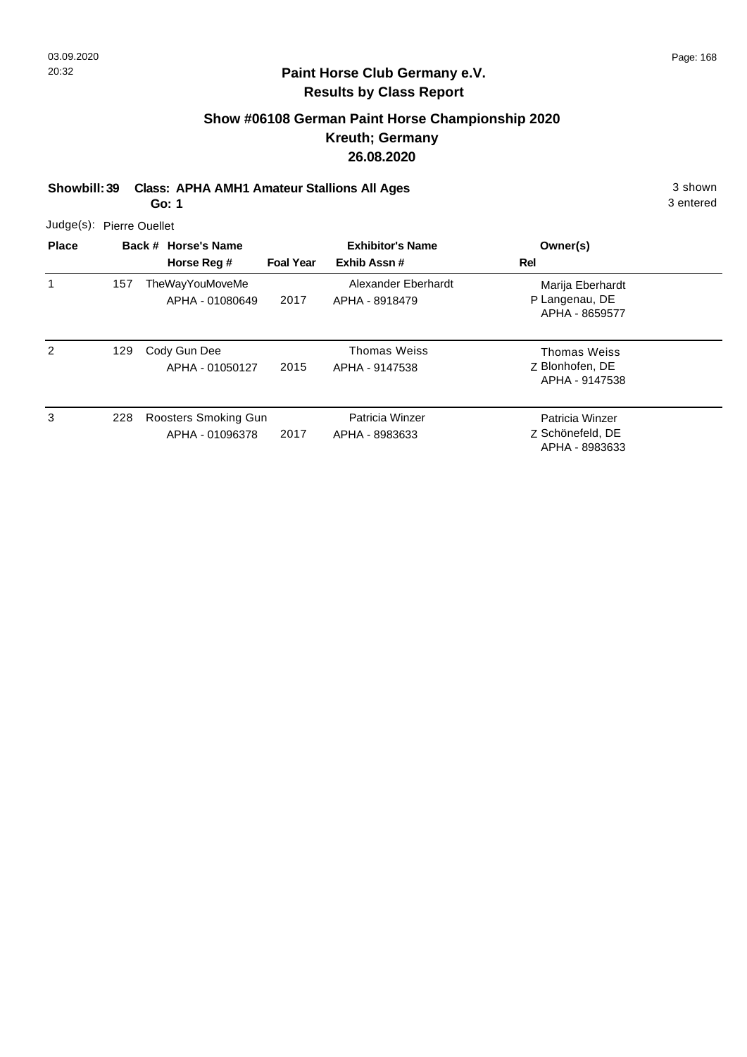## Paint Horse Club Germany e.V.
## Results by Class Report

### Show #06108 German Paint Horse Championship 2020
### Kreuth; Germany
### 26.08.2020

**Showbill: 39 Class: APHA AMH1 Amateur Stallions All Ages** 3 shown
**Go: 1** 3 entered

Judge(s): Pierre Ouellet

| Place | Back # | Horse's Name / Horse Reg # | Foal Year | Exhibitor's Name / Exhib Assn # | Rel | Owner(s) |
|---|---|---|---|---|---|---|
| 1 | 157 | TheWayYouMoveMe<br>APHA - 01080649 | 2017 | Alexander Eberhardt<br>APHA - 8918479 | P | Marija Eberhardt<br>Langenau, DE<br>APHA - 8659577 |
| 2 | 129 | Cody Gun Dee<br>APHA - 01050127 | 2015 | Thomas Weiss<br>APHA - 9147538 | Z | Thomas Weiss<br>Blonhofen, DE<br>APHA - 9147538 |
| 3 | 228 | Roosters Smoking Gun<br>APHA - 01096378 | 2017 | Patricia Winzer<br>APHA - 8983633 | Z | Patricia Winzer<br>Schönefeld, DE<br>APHA - 8983633 |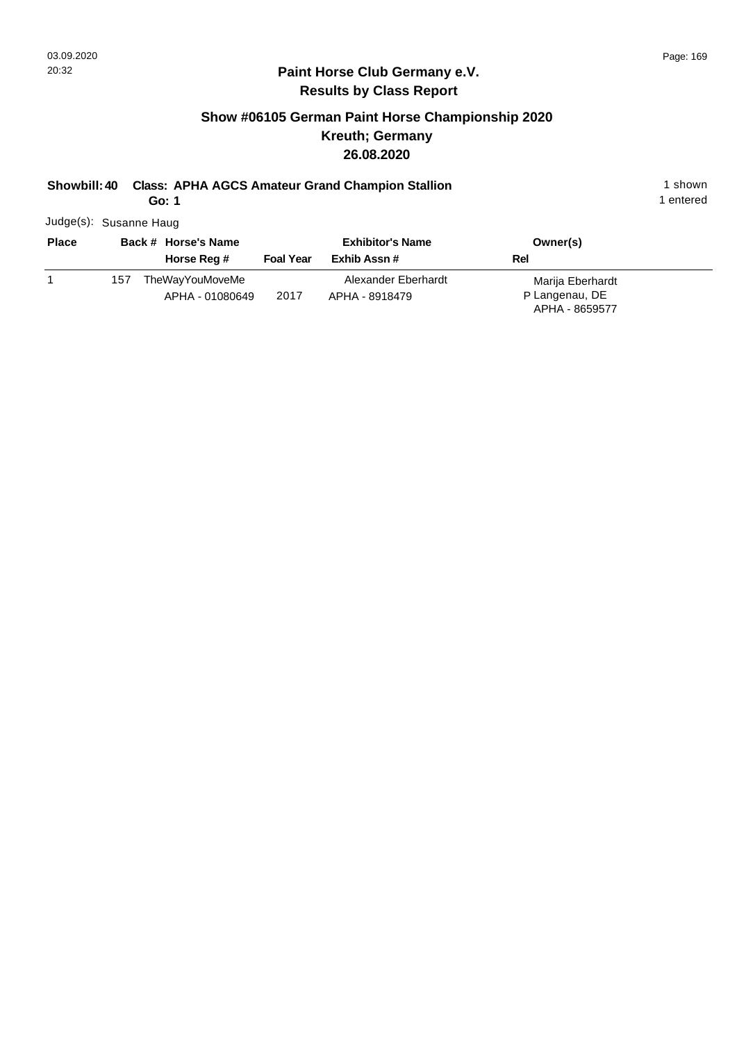## Paint Horse Club Germany e.V.
## Results by Class Report

### Show #06105 German Paint Horse Championship 2020
### Kreuth; Germany
### 26.08.2020

**Showbill: 40 Class: APHA AGCS Amateur Grand Champion Stallion** 1 shown
**Go: 1** 1 entered

Judge(s): Susanne Haug

| Place | Back # | Horse's Name / Horse Reg # | Foal Year | Exhibitor's Name / Exhib Assn # | Rel | Owner(s) |
|---|---|---|---|---|---|---|
| 1 | 157 | TheWayYouMoveMe<br>APHA - 01080649 | 2017 | Alexander Eberhardt<br>APHA - 8918479 | P | Marija Eberhardt<br>Langenau, DE<br>APHA - 8659577 |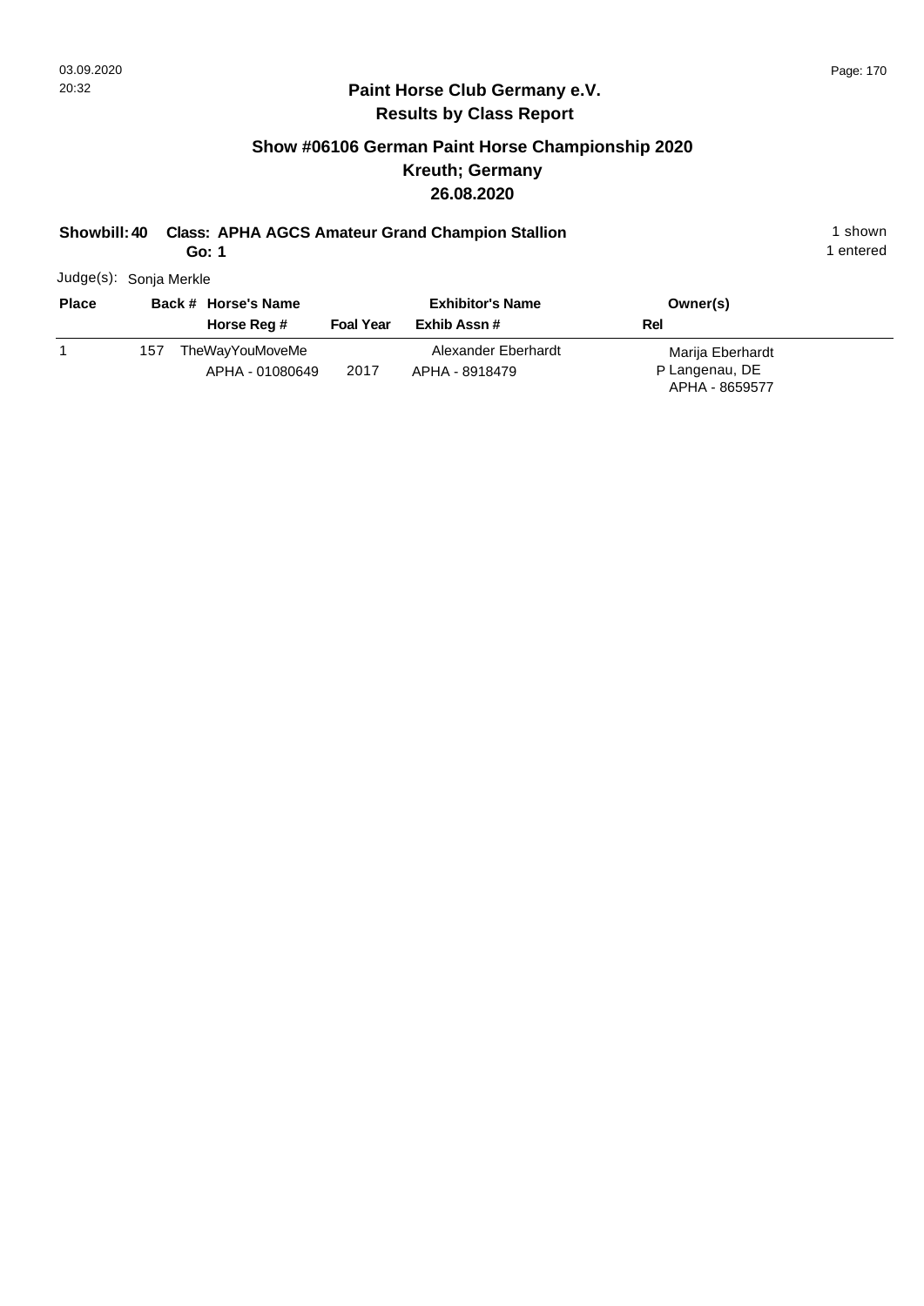## Paint Horse Club Germany e.V.
## Results by Class Report

### Show #06106 German Paint Horse Championship 2020
### Kreuth; Germany
### 26.08.2020

**Showbill: 40 Class: APHA AGCS Amateur Grand Champion Stallion** 1 shown
**Go: 1** 1 entered

Judge(s): Sonja Merkle

| Place | Back # | Horse's Name / Horse Reg # | Foal Year | Exhibitor's Name / Exhib Assn # | Owner(s) / Rel |
|---|---|---|---|---|---|
| 1 | 157 | TheWayYouMoveMe<br>APHA - 01080649 | 2017 | Alexander Eberhardt<br>APHA - 8918479 | Marija Eberhardt<br>P Langenau, DE<br>APHA - 8659577 |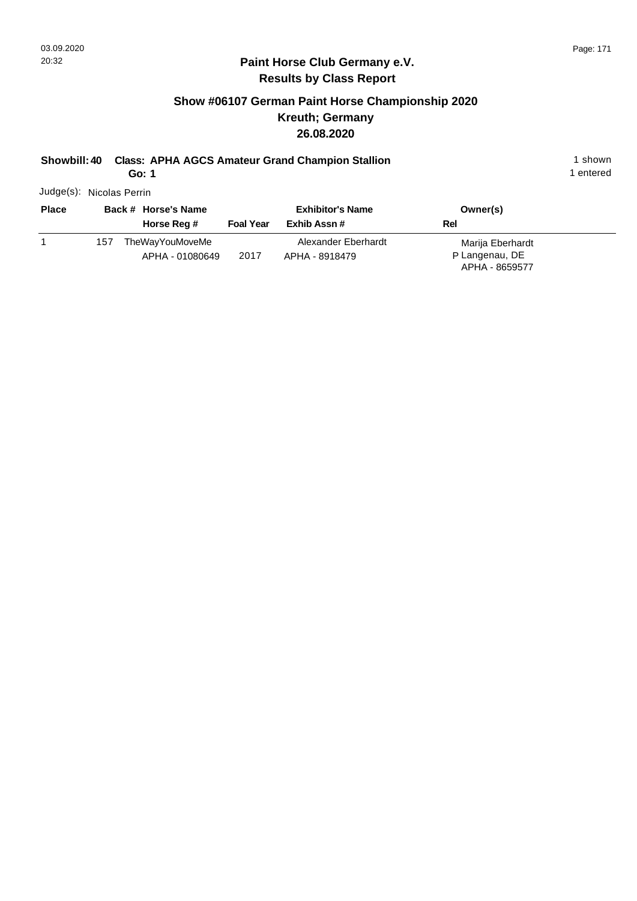## Paint Horse Club Germany e.V.
## Results by Class Report

### Show #06107 German Paint Horse Championship 2020
### Kreuth; Germany
### 26.08.2020

**Showbill: 40 Class: APHA AGCS Amateur Grand Champion Stallion** — 1 shown

**Go: 1** — 1 entered

Judge(s): Nicolas Perrin

| Place | Back # | Horse's Name / Horse Reg # | Foal Year | Exhibitor's Name / Exhib Assn # | Rel | Owner(s) |
|---|---|---|---|---|---|---|
| 1 | 157 | TheWayYouMoveMe<br>APHA - 01080649 | 2017 | Alexander Eberhardt<br>APHA - 8918479 | P | Marija Eberhardt<br>Langenau, DE<br>APHA - 8659577 |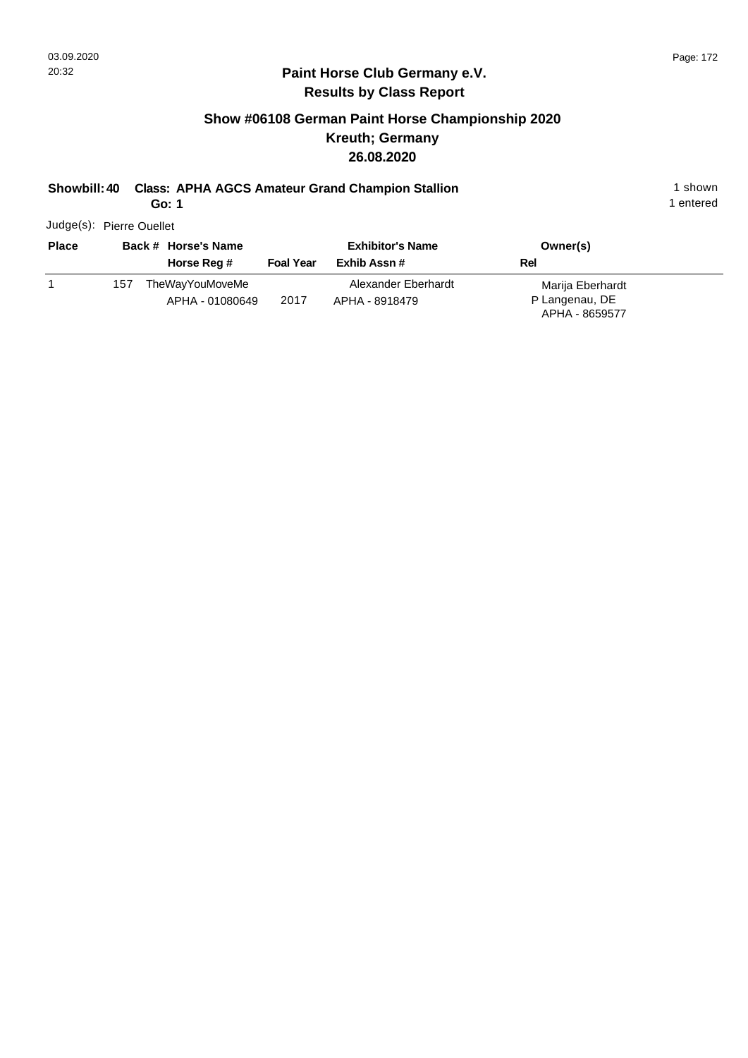**Paint Horse Club Germany e.V.**
**Results by Class Report**

## Show #06108 German Paint Horse Championship 2020
## Kreuth; Germany
## 26.08.2020

**Showbill: 40 Class: APHA AGCS Amateur Grand Champion Stallion** 1 shown
**Go: 1** 1 entered

Judge(s): Pierre Ouellet

| Place | Back # | Horse's Name / Horse Reg # | Foal Year | Exhibitor's Name / Exhib Assn # | Rel | Owner(s) |
|---|---|---|---|---|---|---|
| 1 | 157 | TheWayYouMoveMe<br>APHA - 01080649 | 2017 | Alexander Eberhardt<br>APHA - 8918479 | P | Marija Eberhardt<br>Langenau, DE<br>APHA - 8659577 |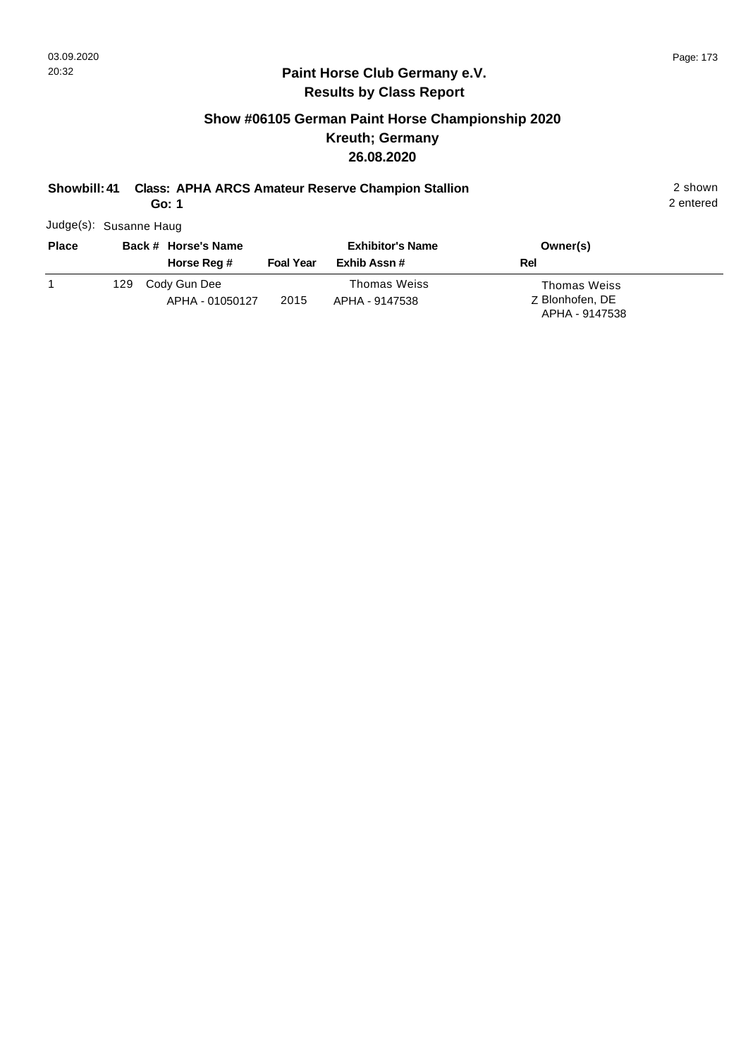## Paint Horse Club Germany e.V.
## Results by Class Report

### Show #06105 German Paint Horse Championship 2020
### Kreuth; Germany
### 26.08.2020

**Showbill: 41 Class: APHA ARCS Amateur Reserve Champion Stallion** 2 shown
**Go: 1** 2 entered

Judge(s): Susanne Haug

| Place | Back # | Horse's Name / Horse Reg # | Foal Year | Exhibitor's Name / Exhib Assn # | Owner(s) / Rel |
|---|---|---|---|---|---|
| 1 | 129 | Cody Gun Dee<br>APHA - 01050127 | 2015 | Thomas Weiss<br>APHA - 9147538 | Thomas Weiss<br>Z Blonhofen, DE<br>APHA - 9147538 |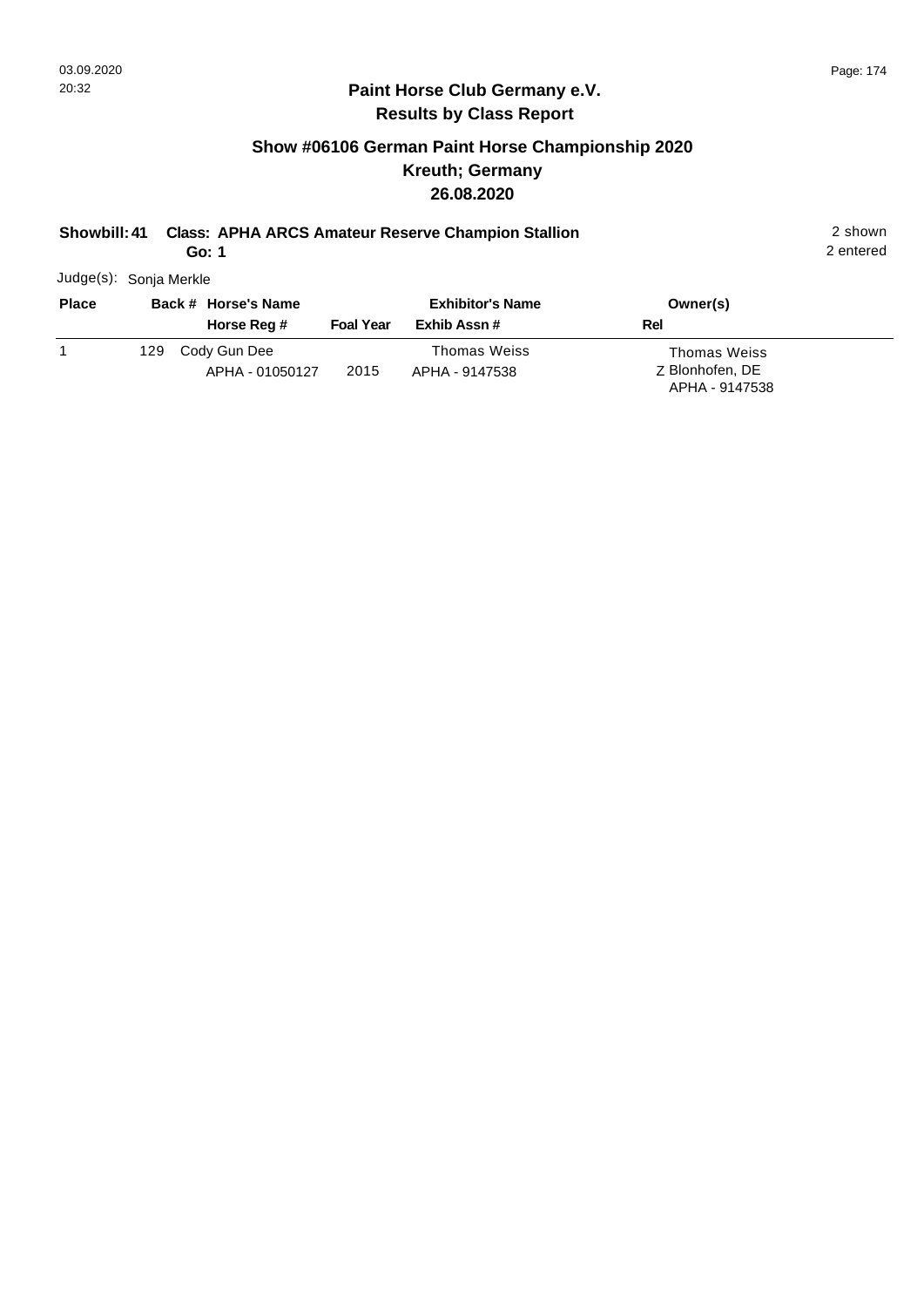**Paint Horse Club Germany e.V.**
**Results by Class Report**

## Show #06106 German Paint Horse Championship 2020
## Kreuth; Germany
## 26.08.2020

**Showbill: 41 Class: APHA ARCS Amateur Reserve Champion Stallion** 2 shown
**Go: 1** 2 entered

Judge(s): Sonja Merkle

| Place | Back # | Horse's Name / Horse Reg # | Foal Year | Exhibitor's Name / Exhib Assn # | Rel | Owner(s) |
|---|---|---|---|---|---|---|
| 1 | 129 | Cody Gun Dee<br>APHA - 01050127 | 2015 | Thomas Weiss<br>APHA - 9147538 | Z | Thomas Weiss<br>Blonhofen, DE<br>APHA - 9147538 |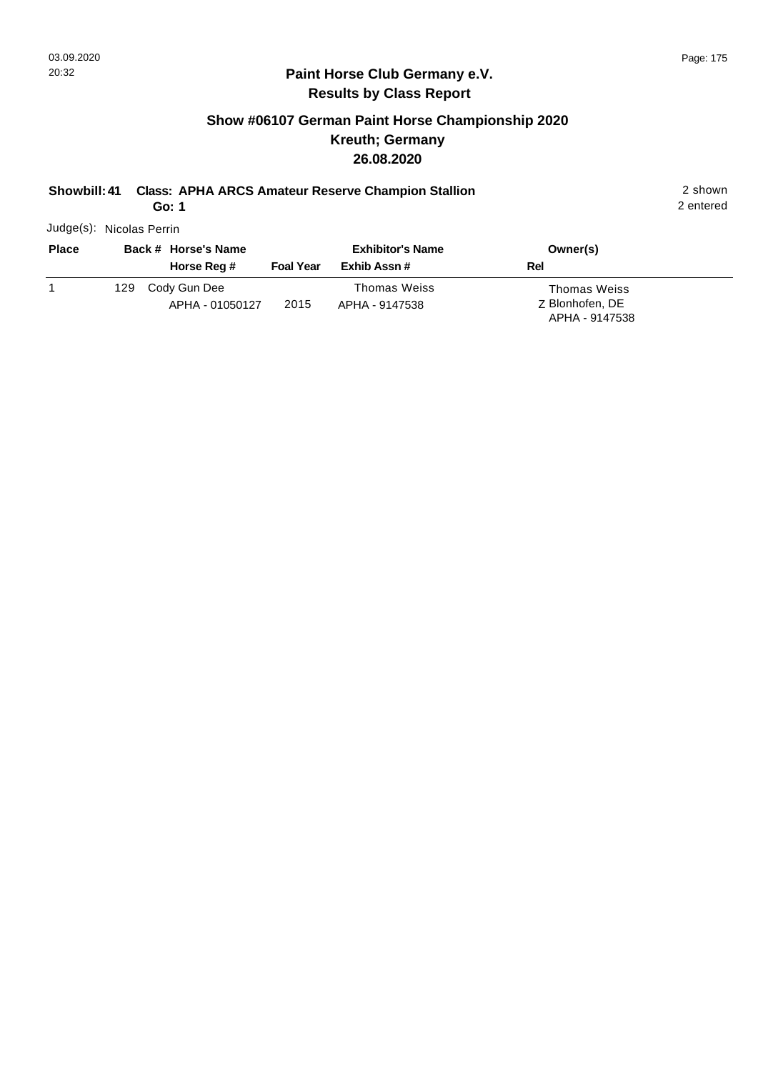**Paint Horse Club Germany e.V.**
**Results by Class Report**

## Show #06107 German Paint Horse Championship 2020
## Kreuth; Germany
## 26.08.2020

**Showbill: 41 Class: APHA ARCS Amateur Reserve Champion Stallion** 2 shown
**Go: 1** 2 entered

Judge(s): Nicolas Perrin

| Place | Back # | Horse's Name / Horse Reg # | Foal Year | Exhibitor's Name / Exhib Assn # | Owner(s) / Rel |
|---|---|---|---|---|---|
| 1 | 129 | Cody Gun Dee<br>APHA - 01050127 | 2015 | Thomas Weiss<br>APHA - 9147538 | Thomas Weiss<br>Z Blonhofen, DE<br>APHA - 9147538 |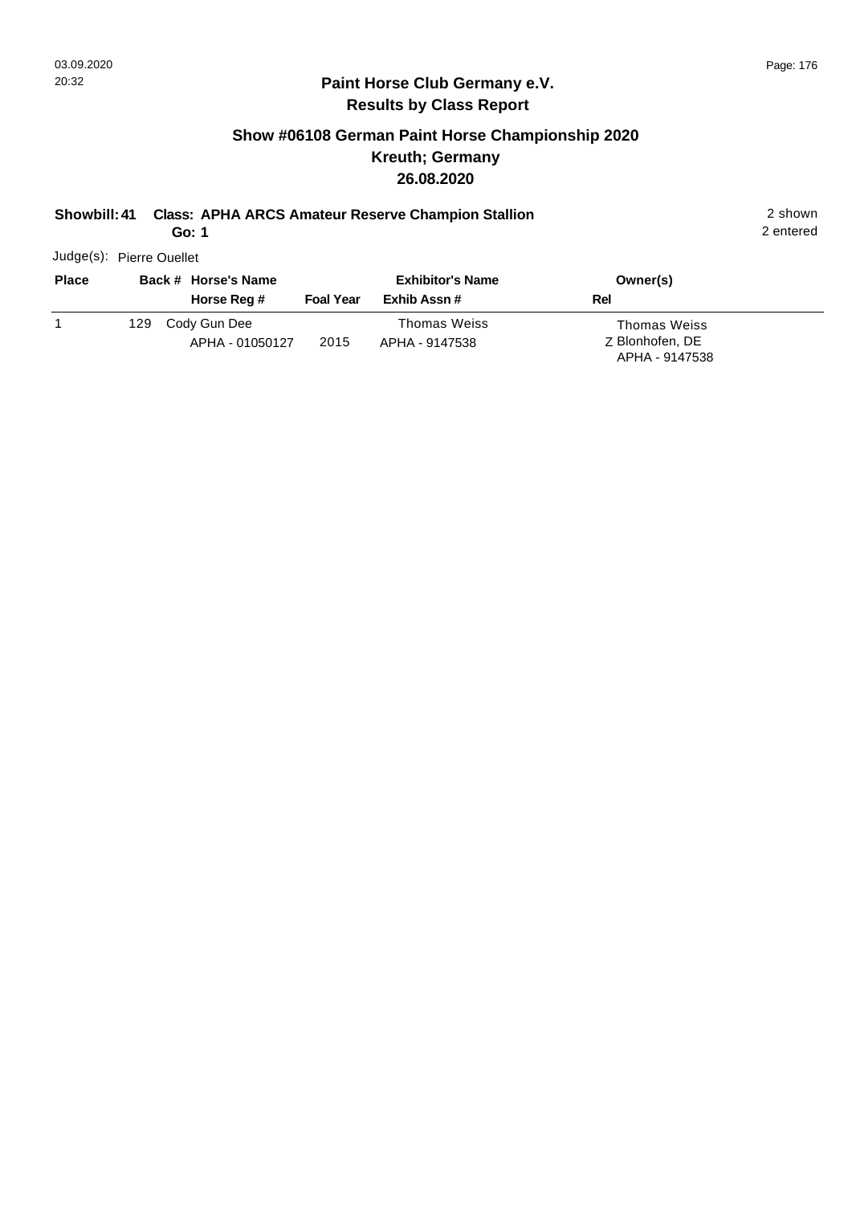## Paint Horse Club Germany e.V.
## Results by Class Report

### Show #06108 German Paint Horse Championship 2020
### Kreuth; Germany
### 26.08.2020

**Showbill: 41 Class: APHA ARCS Amateur Reserve Champion Stallion** 2 shown

**Go: 1** 2 entered

Judge(s): Pierre Ouellet

| Place | Back # | Horse's Name / Horse Reg # | Foal Year | Exhibitor's Name / Exhib Assn # | Owner(s) / Rel |
|---|---|---|---|---|---|
| 1 | 129 | Cody Gun Dee<br>APHA - 01050127 | 2015 | Thomas Weiss<br>APHA - 9147538 | Thomas Weiss<br>Z Blonhofen, DE<br>APHA - 9147538 |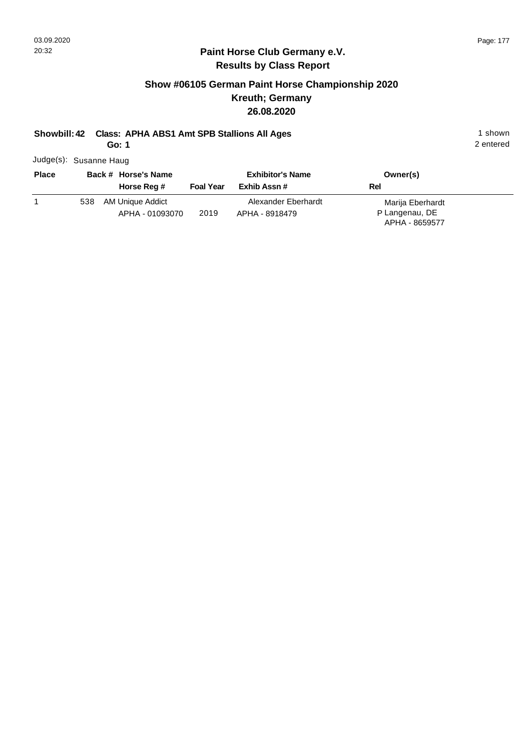## Paint Horse Club Germany e.V.
## Results by Class Report

### Show #06105 German Paint Horse Championship 2020
### Kreuth; Germany
### 26.08.2020

**Showbill: 42 Class: APHA ABS1 Amt SPB Stallions All Ages** 1 shown

**Go: 1** 2 entered

Judge(s): Susanne Haug

| Place | Back # | Horse's Name / Horse Reg # | Foal Year | Exhibitor's Name / Exhib Assn # | Owner(s) / Rel |
|---|---|---|---|---|---|
| 1 | 538 | AM Unique Addict<br>APHA - 01093070 | 2019 | Alexander Eberhardt<br>APHA - 8918479 | Marija Eberhardt<br>P Langenau, DE<br>APHA - 8659577 |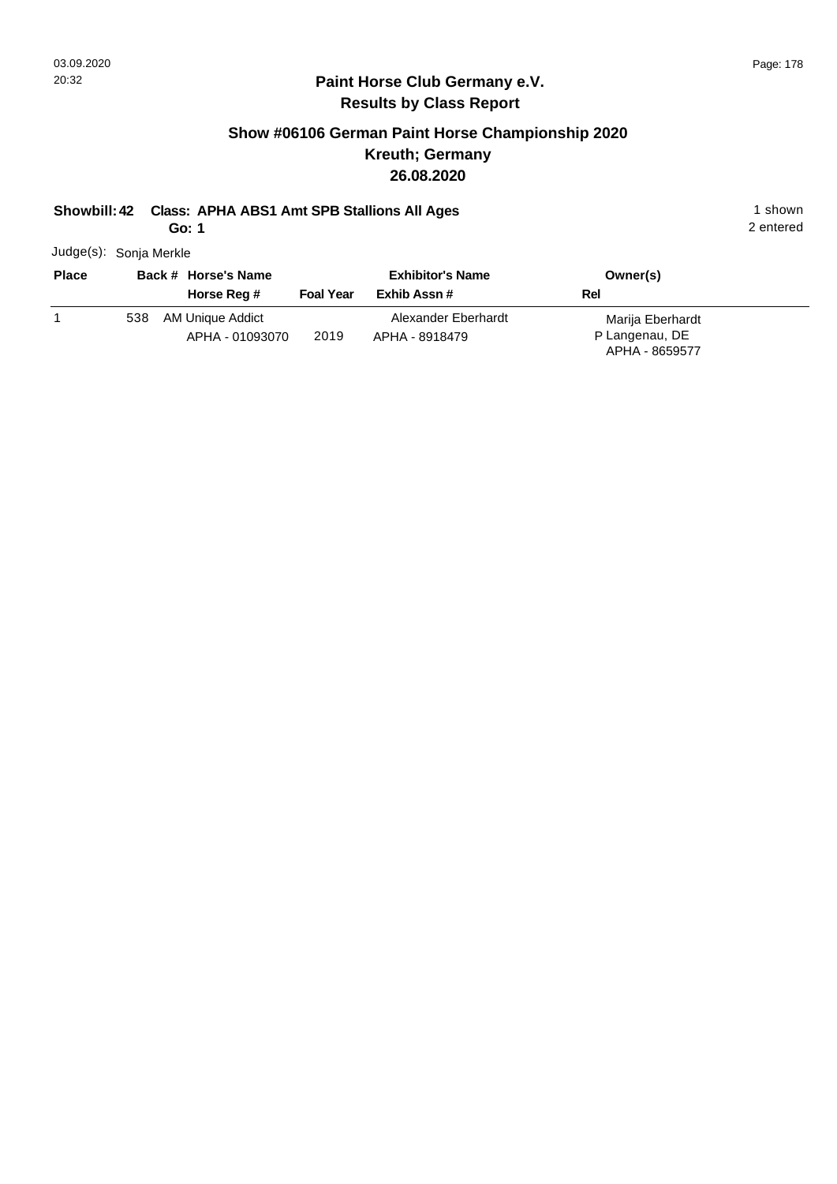## Paint Horse Club Germany e.V.
## Results by Class Report

### Show #06106 German Paint Horse Championship 2020
### Kreuth; Germany
### 26.08.2020

**Showbill: 42 Class: APHA ABS1 Amt SPB Stallions All Ages** — 1 shown

**Go: 1** — 2 entered

Judge(s): Sonja Merkle

| Place | Back # | Horse's Name / Horse Reg # | Foal Year | Exhibitor's Name / Exhib Assn # | Rel | Owner(s) |
|---|---|---|---|---|---|---|
| 1 | 538 | AM Unique Addict<br>APHA - 01093070 | 2019 | Alexander Eberhardt<br>APHA - 8918479 | P | Marija Eberhardt<br>Langenau, DE<br>APHA - 8659577 |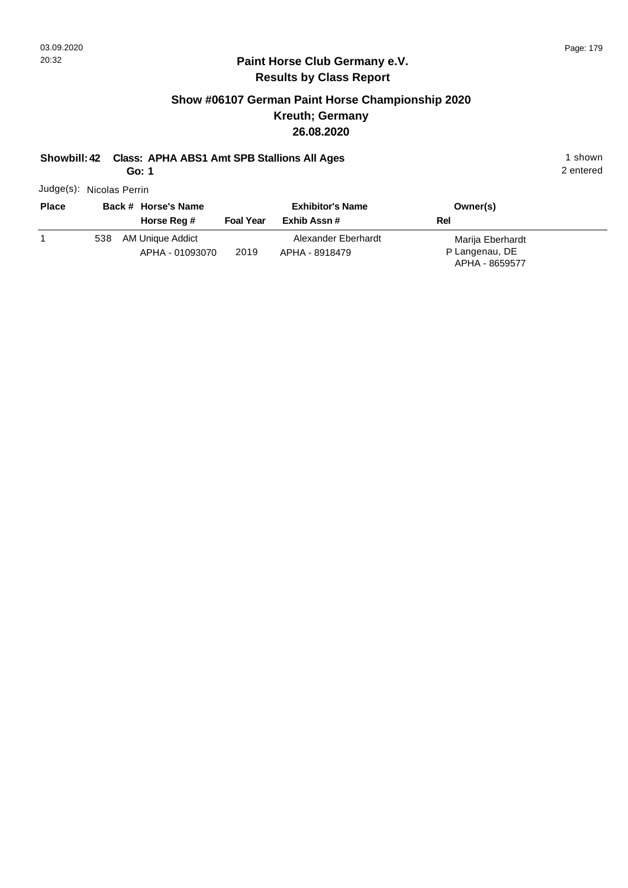## Paint Horse Club Germany e.V.
## Results by Class Report

### Show #06107 German Paint Horse Championship 2020
### Kreuth; Germany
### 26.08.2020

**Showbill: 42 Class: APHA ABS1 Amt SPB Stallions All Ages** 1 shown

**Go: 1** 2 entered

Judge(s): Nicolas Perrin

| Place | Back # | Horse's Name / Horse Reg # | Foal Year | Exhibitor's Name / Exhib Assn # | Rel | Owner(s) |
|---|---|---|---|---|---|---|
| 1 | 538 | AM Unique Addict<br>APHA - 01093070 | 2019 | Alexander Eberhardt<br>APHA - 8918479 | P | Marija Eberhardt<br>Langenau, DE<br>APHA - 8659577 |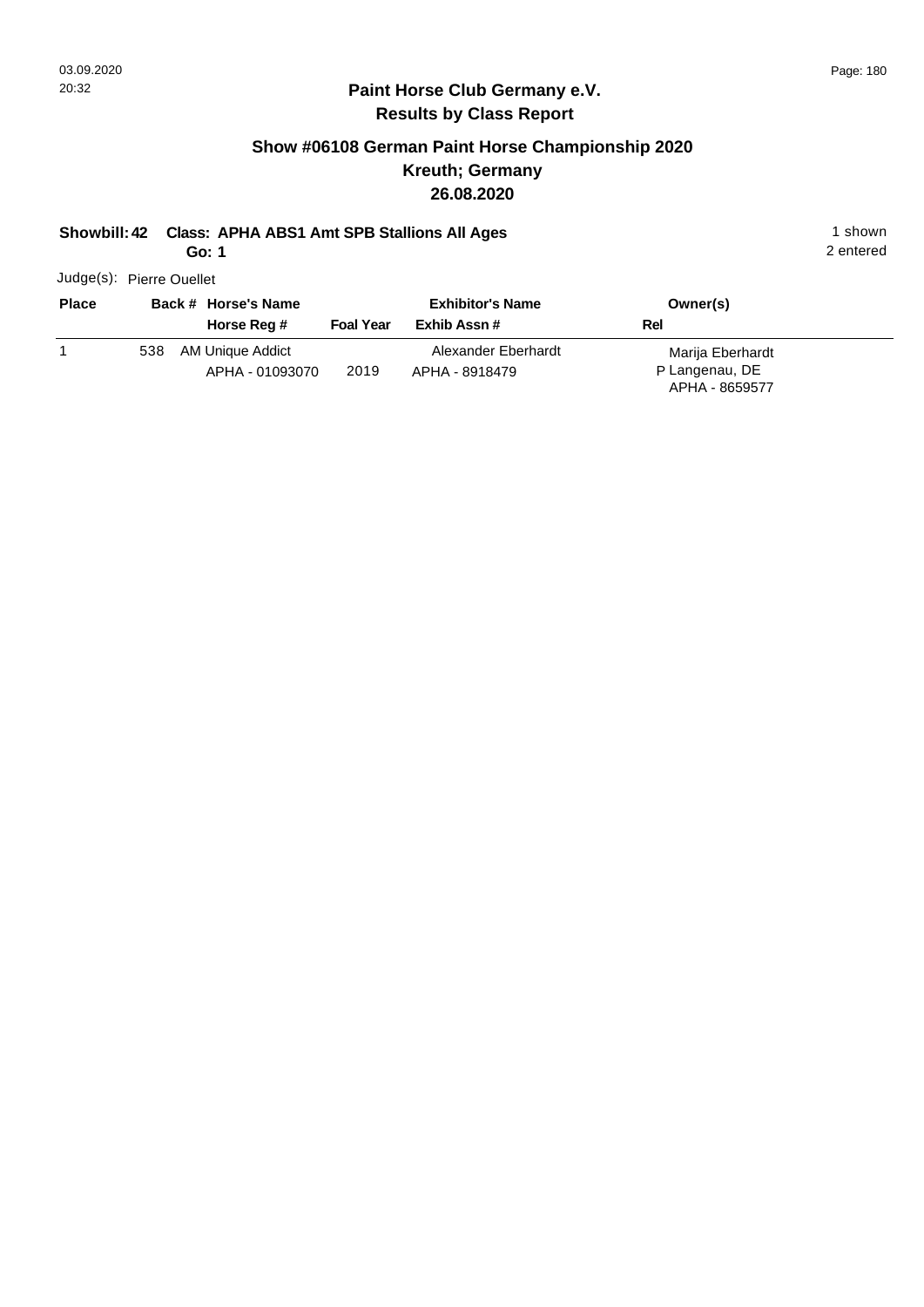## Paint Horse Club Germany e.V.
## Results by Class Report

### Show #06108 German Paint Horse Championship 2020
### Kreuth; Germany
### 26.08.2020

**Showbill: 42 Class: APHA ABS1 Amt SPB Stallions All Ages** 1 shown

**Go: 1** 2 entered

Judge(s): Pierre Ouellet

| Place | Back # | Horse's Name / Horse Reg # | Foal Year | Exhibitor's Name / Exhib Assn # | Owner(s) / Rel |
|---|---|---|---|---|---|
| 1 | 538 | AM Unique Addict<br>APHA - 01093070 | 2019 | Alexander Eberhardt<br>APHA - 8918479 | Marija Eberhardt<br>P Langenau, DE<br>APHA - 8659577 |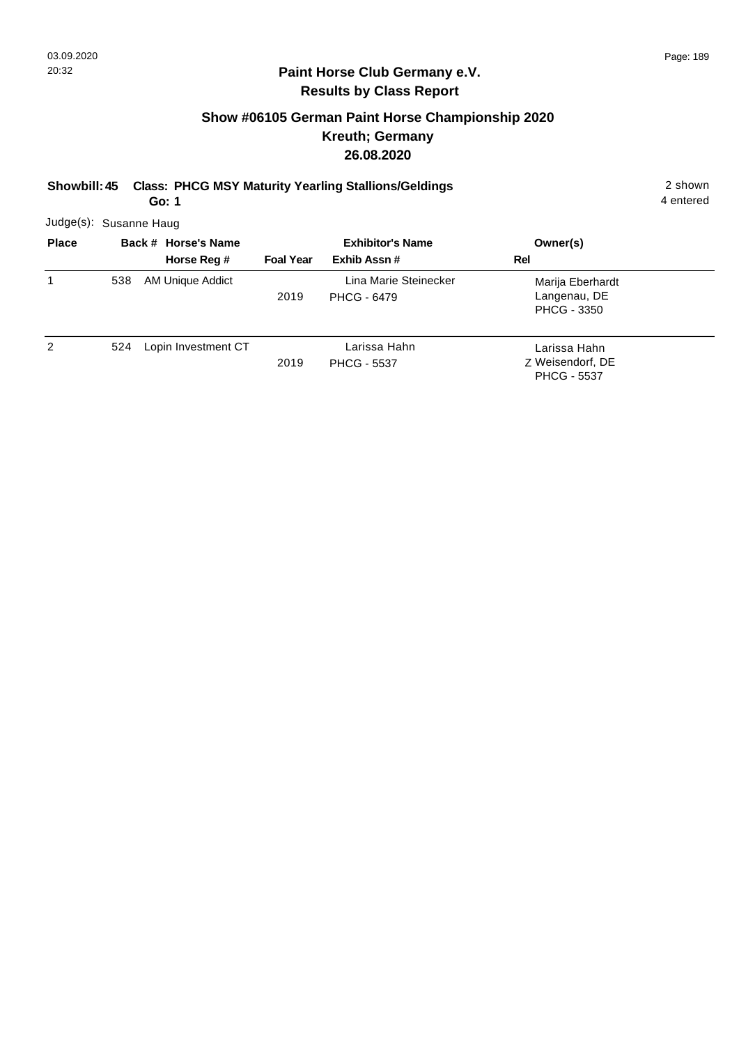# Paint Horse Club Germany e.V.

## Results by Class Report

### Show #06105 German Paint Horse Championship 2020

### Kreuth; Germany

### 26.08.2020

**Showbill: 45 Class: PHCG MSY Maturity Yearling Stallions/Geldings** 2 shown

**Go: 1** 4 entered

Judge(s): Susanne Haug

| Place | Back # | Horse's Name / Horse Reg # | Foal Year | Exhibitor's Name / Exhib Assn # | Owner(s) / Rel |
|---|---|---|---|---|---|
| 1 | 538 | AM Unique Addict | 2019 | Lina Marie Steinecker<br>PHCG - 6479 | Marija Eberhardt<br>Langenau, DE<br>PHCG - 3350 |
| 2 | 524 | Lopin Investment CT | 2019 | Larissa Hahn<br>PHCG - 5537 | Larissa Hahn<br>Z Weisendorf, DE<br>PHCG - 5537 |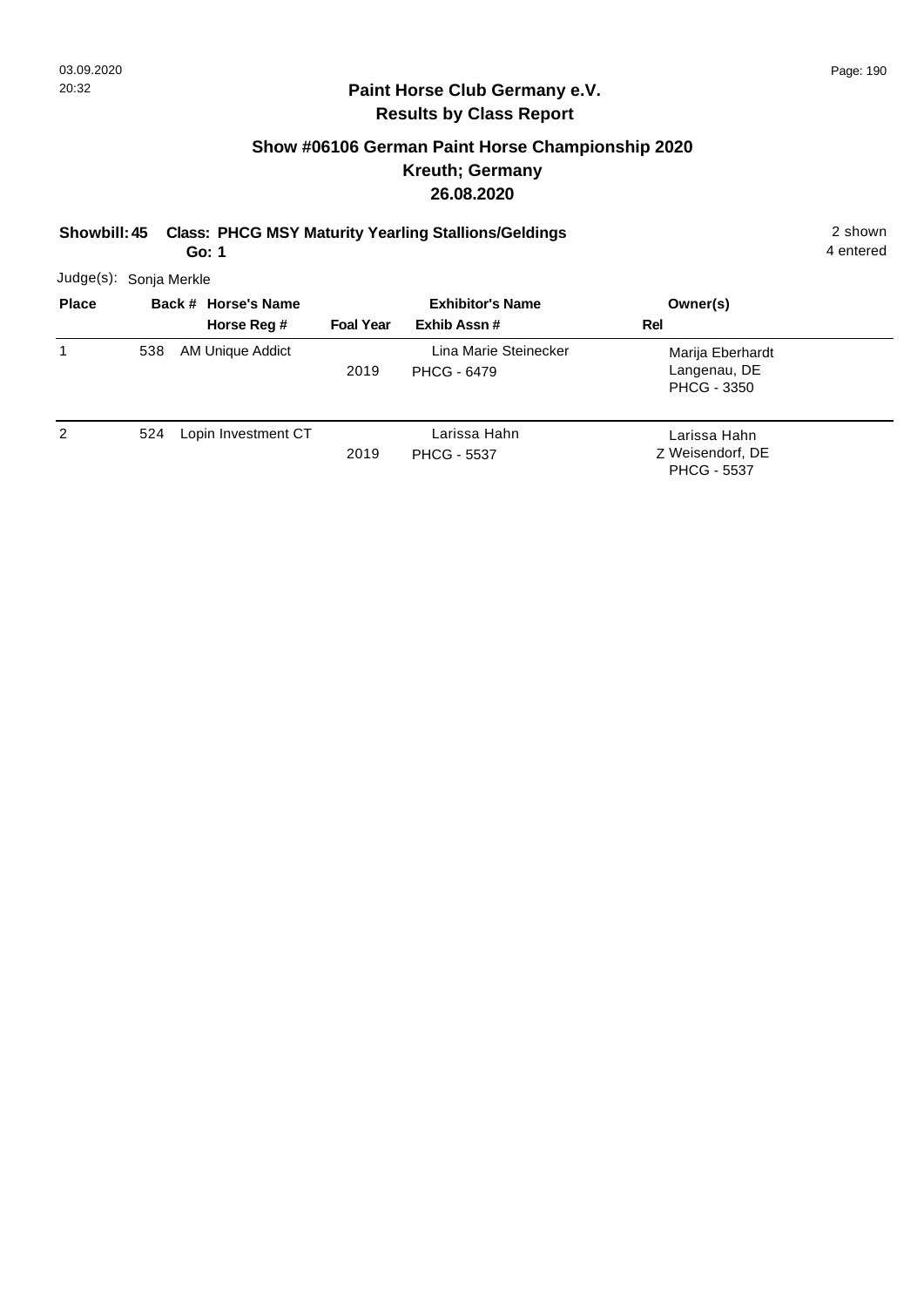## Paint Horse Club Germany e.V.
## Results by Class Report

### Show #06106 German Paint Horse Championship 2020
### Kreuth; Germany
### 26.08.2020

**Showbill: 45 Class: PHCG MSY Maturity Yearling Stallions/Geldings** 2 shown
**Go: 1** 4 entered

Judge(s): Sonja Merkle

| Place | Back # | Horse's Name / Horse Reg # | Foal Year | Exhibitor's Name / Exhib Assn # | Rel | Owner(s) |
|---|---|---|---|---|---|---|
| 1 | 538 | AM Unique Addict | 2019 | Lina Marie Steinecker<br>PHCG - 6479 | | Marija Eberhardt<br>Langenau, DE<br>PHCG - 3350 |
| 2 | 524 | Lopin Investment CT | 2019 | Larissa Hahn<br>PHCG - 5537 | Z | Larissa Hahn<br>Weisendorf, DE<br>PHCG - 5537 |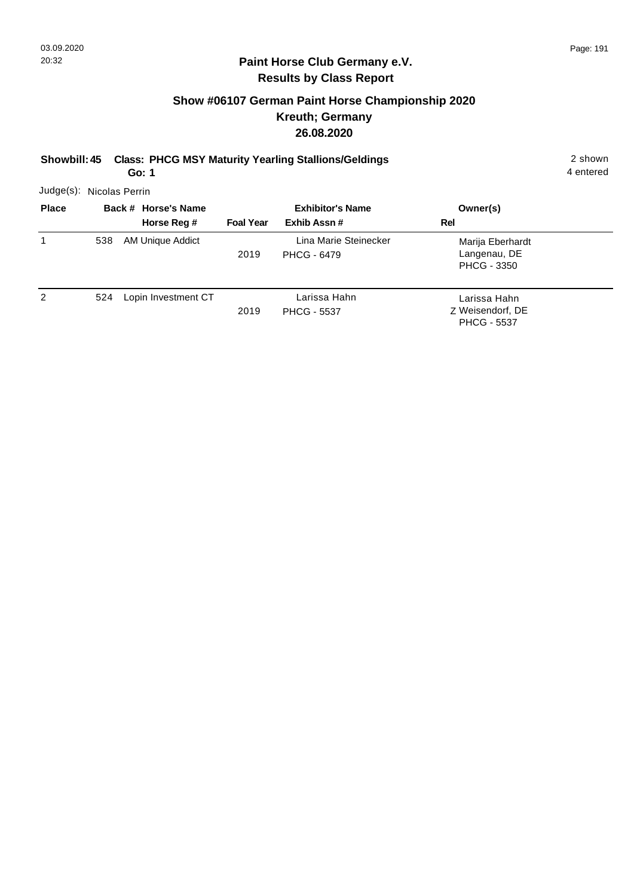## Paint Horse Club Germany e.V.
## Results by Class Report

### Show #06107 German Paint Horse Championship 2020
### Kreuth; Germany
### 26.08.2020

**Showbill: 45 Class: PHCG MSY Maturity Yearling Stallions/Geldings** — 2 shown, 4 entered

**Go: 1**

Judge(s): Nicolas Perrin

| Place | Back # | Horse's Name / Horse Reg # | Foal Year | Exhibitor's Name / Exhib Assn # | Owner(s) / Rel |
|---|---|---|---|---|---|
| 1 | 538 | AM Unique Addict | 2019 | Lina Marie Steinecker<br>PHCG - 6479 | Marija Eberhardt<br>Langenau, DE<br>PHCG - 3350 |
| 2 | 524 | Lopin Investment CT | 2019 | Larissa Hahn<br>PHCG - 5537 | Larissa Hahn<br>Z Weisendorf, DE<br>PHCG - 5537 |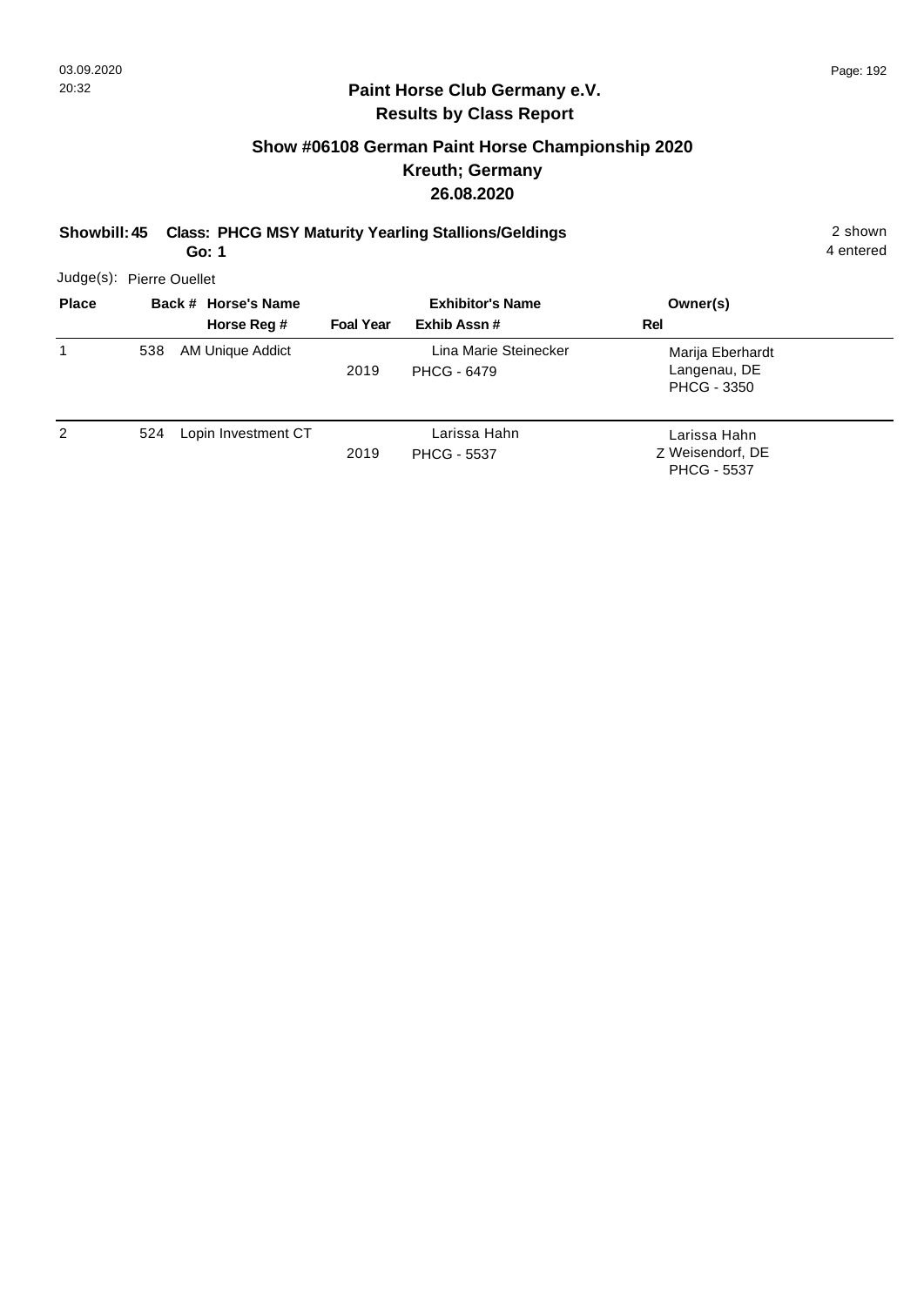# Paint Horse Club Germany e.V.
## Results by Class Report

### Show #06108 German Paint Horse Championship 2020
### Kreuth; Germany
### 26.08.2020

**Showbill: 45 Class: PHCG MSY Maturity Yearling Stallions/Geldings** — 2 shown, 4 entered

**Go: 1**

Judge(s): Pierre Ouellet

| Place | Back # | Horse's Name / Horse Reg # | Foal Year | Exhibitor's Name / Exhib Assn # | Owner(s) / Rel |
|---|---|---|---|---|---|
| 1 | 538 | AM Unique Addict | 2019 | Lina Marie Steinecker<br>PHCG - 6479 | Marija Eberhardt<br>Langenau, DE<br>PHCG - 3350 |
| 2 | 524 | Lopin Investment CT | 2019 | Larissa Hahn<br>PHCG - 5537 | Larissa Hahn<br>Z Weisendorf, DE<br>PHCG - 5537 |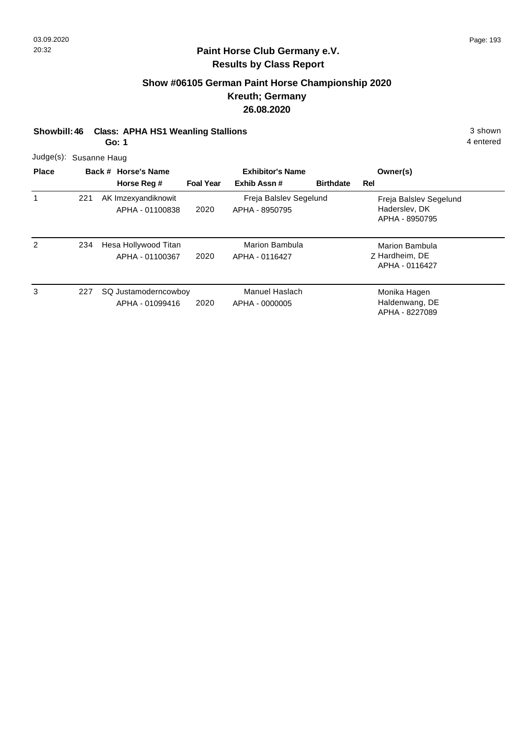# Paint Horse Club Germany e.V.

## Results by Class Report

### Show #06105 German Paint Horse Championship 2020
### Kreuth; Germany
### 26.08.2020

**Showbill: 46** **Class: APHA HS1 Weanling Stallions** 3 shown

**Go: 1** 4 entered

Judge(s): Susanne Haug

| Place | Back # | Horse's Name / Horse Reg # | Foal Year | Exhibitor's Name / Exhib Assn # | Birthdate | Rel | Owner(s) |
|---|---|---|---|---|---|---|---|
| 1 | 221 | AK Imzexyandiknowit<br>APHA - 01100838 | 2020 | Freja Balslev Segelund<br>APHA - 8950795 | | | Freja Balslev Segelund<br>Haderslev, DK<br>APHA - 8950795 |
| 2 | 234 | Hesa Hollywood Titan<br>APHA - 01100367 | 2020 | Marion Bambula<br>APHA - 0116427 | | Z | Marion Bambula<br>Hardheim, DE<br>APHA - 0116427 |
| 3 | 227 | SQ Justamoderncowboy<br>APHA - 01099416 | 2020 | Manuel Haslach<br>APHA - 0000005 | | | Monika Hagen<br>Haldenwang, DE<br>APHA - 8227089 |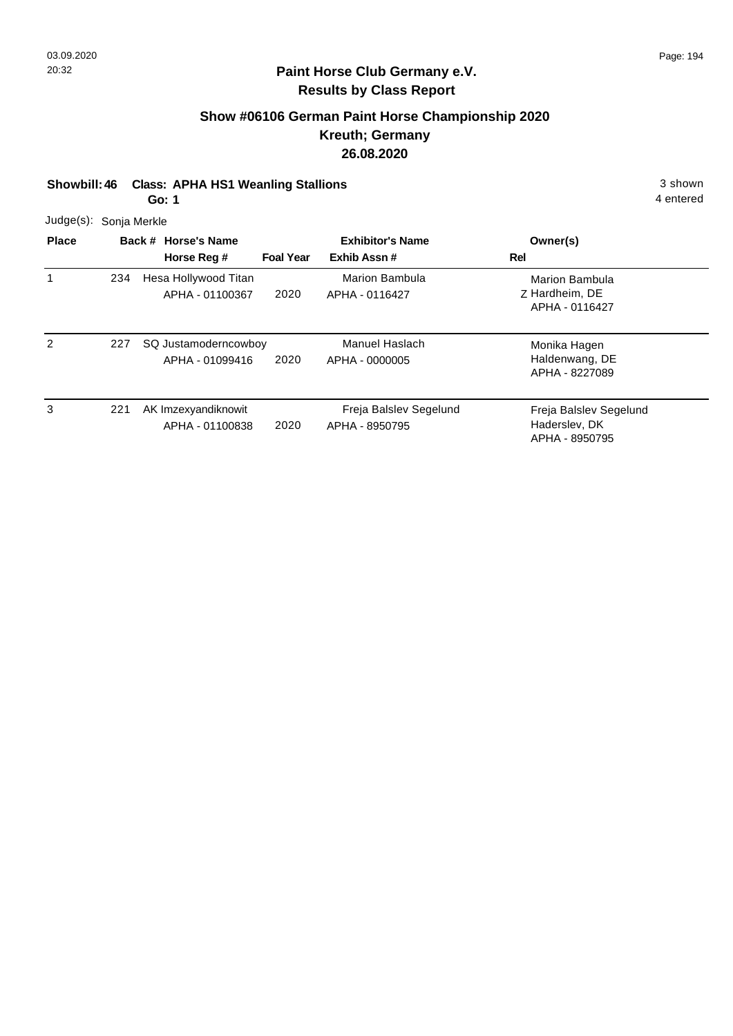## Paint Horse Club Germany e.V.
## Results by Class Report

### Show #06106 German Paint Horse Championship 2020
### Kreuth; Germany
### 26.08.2020

**Showbill: 46 Class: APHA HS1 Weanling Stallions** 3 shown

**Go: 1** 4 entered

Judge(s): Sonja Merkle

| Place | Back # | Horse's Name / Horse Reg # | Foal Year | Exhibitor's Name / Exhib Assn # | Rel | Owner(s) |
|---|---|---|---|---|---|---|
| 1 | 234 | Hesa Hollywood Titan<br>APHA - 01100367 | 2020 | Marion Bambula<br>APHA - 0116427 | Z | Marion Bambula<br>Hardheim, DE<br>APHA - 0116427 |
| 2 | 227 | SQ Justamoderncowboy<br>APHA - 01099416 | 2020 | Manuel Haslach<br>APHA - 0000005 | | Monika Hagen<br>Haldenwang, DE<br>APHA - 8227089 |
| 3 | 221 | AK Imzexyandiknowit<br>APHA - 01100838 | 2020 | Freja Balslev Segelund<br>APHA - 8950795 | | Freja Balslev Segelund<br>Haderslev, DK<br>APHA - 8950795 |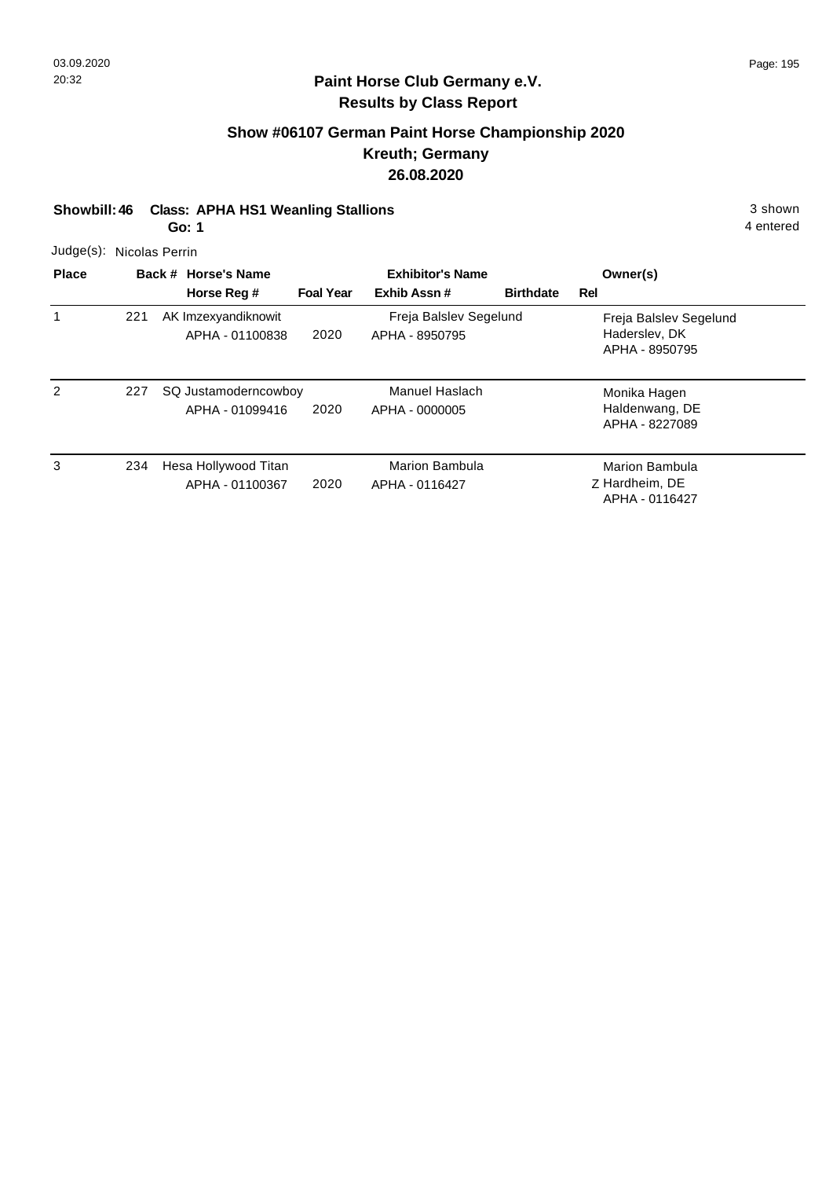## Paint Horse Club Germany e.V.
## Results by Class Report

### Show #06107 German Paint Horse Championship 2020
### Kreuth; Germany
### 26.08.2020

**Showbill: 46** **Class: APHA HS1 Weanling Stallions** 3 shown
**Go: 1** 4 entered

Judge(s): Nicolas Perrin

| Place | Back # | Horse's Name / Horse Reg # | Foal Year | Exhibitor's Name / Exhib Assn # | Birthdate | Rel | Owner(s) |
|---|---|---|---|---|---|---|---|
| 1 | 221 | AK Imzexyandiknowit<br>APHA - 01100838 | 2020 | Freja Balslev Segelund<br>APHA - 8950795 | | | Freja Balslev Segelund<br>Haderslev, DK<br>APHA - 8950795 |
| 2 | 227 | SQ Justamoderncowboy<br>APHA - 01099416 | 2020 | Manuel Haslach<br>APHA - 0000005 | | | Monika Hagen<br>Haldenwang, DE<br>APHA - 8227089 |
| 3 | 234 | Hesa Hollywood Titan<br>APHA - 01100367 | 2020 | Marion Bambula<br>APHA - 0116427 | | Z | Marion Bambula<br>Hardheim, DE<br>APHA - 0116427 |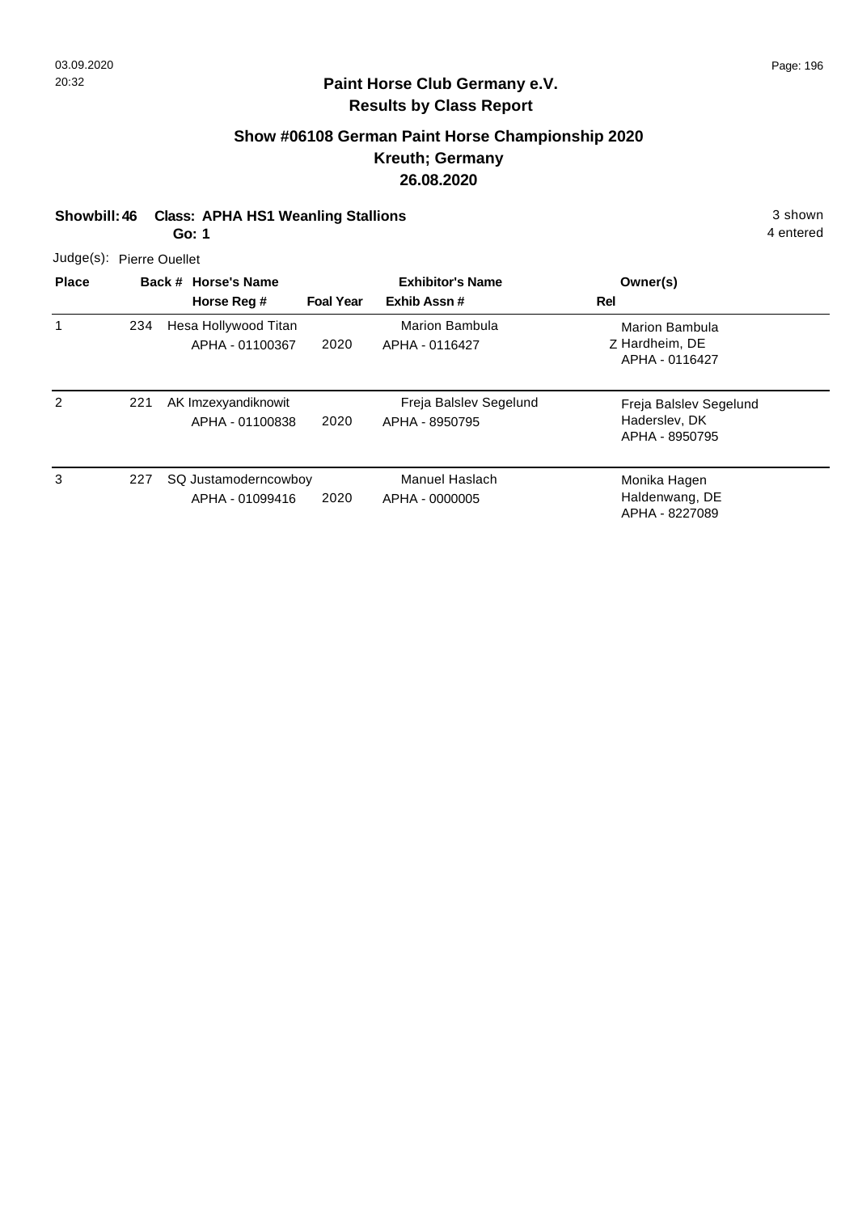## Paint Horse Club Germany e.V.
## Results by Class Report

### Show #06108 German Paint Horse Championship 2020
### Kreuth; Germany
### 26.08.2020

**Showbill: 46 Class: APHA HS1 Weanling Stallions** 3 shown
**Go: 1** 4 entered

Judge(s): Pierre Ouellet

| Place | Back # | Horse's Name / Horse Reg # | Foal Year | Exhibitor's Name / Exhib Assn # | Rel | Owner(s) |
|---|---|---|---|---|---|---|
| 1 | 234 | Hesa Hollywood Titan<br>APHA - 01100367 | 2020 | Marion Bambula<br>APHA - 0116427 | Z | Marion Bambula<br>Hardheim, DE<br>APHA - 0116427 |
| 2 | 221 | AK Imzexyandiknowit<br>APHA - 01100838 | 2020 | Freja Balslev Segelund<br>APHA - 8950795 | | Freja Balslev Segelund<br>Haderslev, DK<br>APHA - 8950795 |
| 3 | 227 | SQ Justamoderncowboy<br>APHA - 01099416 | 2020 | Manuel Haslach<br>APHA - 0000005 | | Monika Hagen<br>Haldenwang, DE<br>APHA - 8227089 |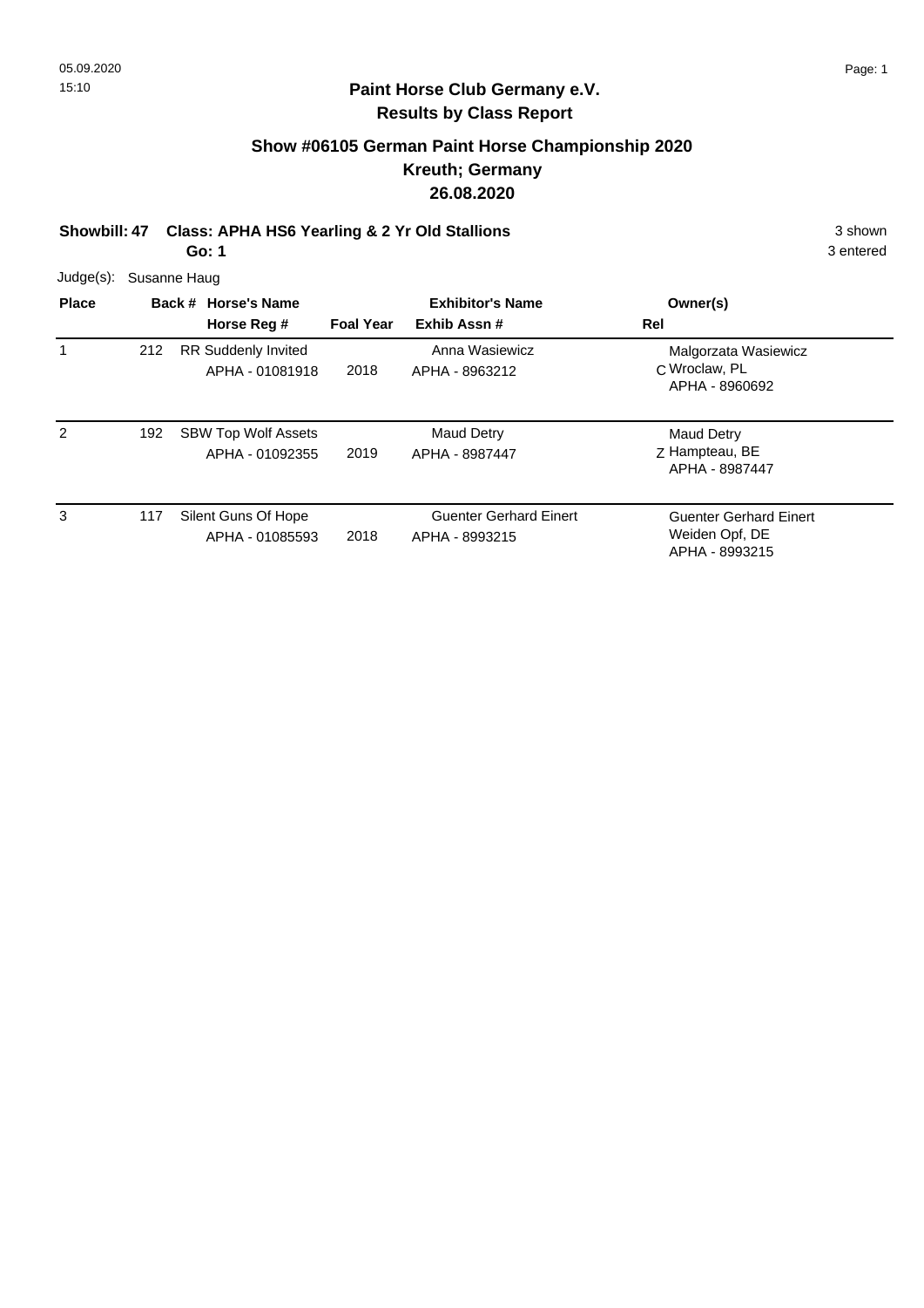## Paint Horse Club Germany e.V.
## Results by Class Report

### Show #06105 German Paint Horse Championship 2020
### Kreuth; Germany
### 26.08.2020

**Showbill: 47 Class: APHA HS6 Yearling & 2 Yr Old Stallions** — 3 shown, 3 entered

**Go: 1**

Judge(s): Susanne Haug

| Place | Back # | Horse's Name / Horse Reg # | Foal Year | Exhibitor's Name / Exhib Assn # | Rel | Owner(s) |
|---|---|---|---|---|---|---|
| 1 | 212 | RR Suddenly Invited<br>APHA - 01081918 | 2018 | Anna Wasiewicz<br>APHA - 8963212 | C | Malgorzata Wasiewicz<br>Wroclaw, PL<br>APHA - 8960692 |
| 2 | 192 | SBW Top Wolf Assets<br>APHA - 01092355 | 2019 | Maud Detry<br>APHA - 8987447 | Z | Maud Detry<br>Hampteau, BE<br>APHA - 8987447 |
| 3 | 117 | Silent Guns Of Hope<br>APHA - 01085593 | 2018 | Guenter Gerhard Einert<br>APHA - 8993215 | | Guenter Gerhard Einert<br>Weiden Opf, DE<br>APHA - 8993215 |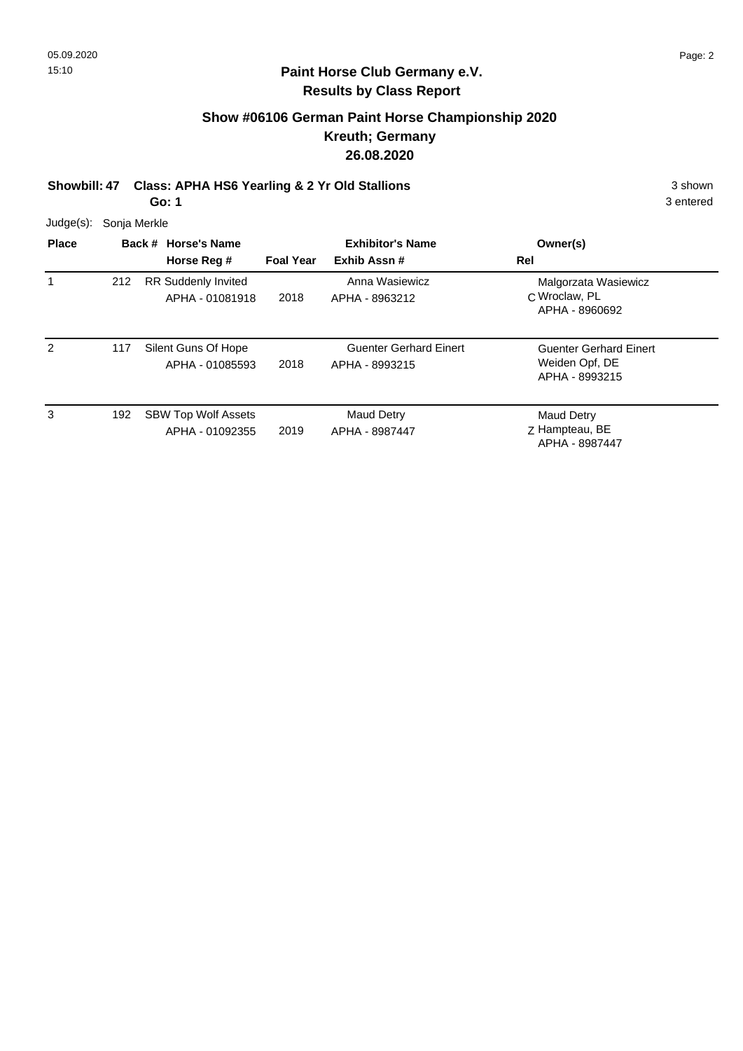## Paint Horse Club Germany e.V.
### Results by Class Report

### Show #06106 German Paint Horse Championship 2020
### Kreuth; Germany
### 26.08.2020

**Showbill: 47 Class: APHA HS6 Yearling & 2 Yr Old Stallions** 3 shown

**Go: 1** 3 entered

Judge(s): Sonja Merkle

| Place | Back # | Horse's Name / Horse Reg # | Foal Year | Exhibitor's Name / Exhib Assn # | Rel | Owner(s) |
|---|---|---|---|---|---|---|
| 1 | 212 | RR Suddenly Invited<br>APHA - 01081918 | 2018 | Anna Wasiewicz<br>APHA - 8963212 | C | Malgorzata Wasiewicz<br>Wroclaw, PL<br>APHA - 8960692 |
| 2 | 117 | Silent Guns Of Hope<br>APHA - 01085593 | 2018 | Guenter Gerhard Einert<br>APHA - 8993215 | | Guenter Gerhard Einert<br>Weiden Opf, DE<br>APHA - 8993215 |
| 3 | 192 | SBW Top Wolf Assets<br>APHA - 01092355 | 2019 | Maud Detry<br>APHA - 8987447 | Z | Maud Detry<br>Hampteau, BE<br>APHA - 8987447 |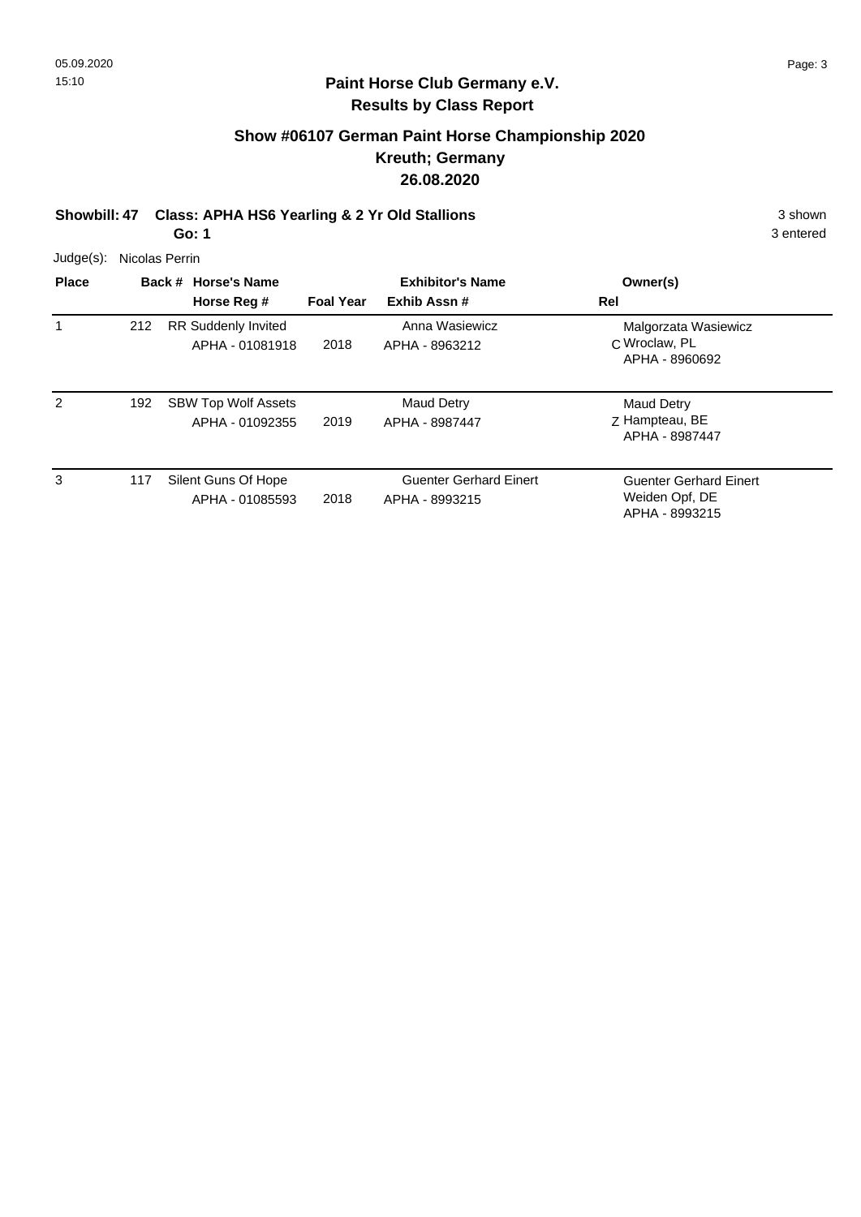## Paint Horse Club Germany e.V.
## Results by Class Report

### Show #06107 German Paint Horse Championship 2020
### Kreuth; Germany
### 26.08.2020

**Showbill: 47 Class: APHA HS6 Yearling & 2 Yr Old Stallions** 3 shown

**Go: 1** 3 entered

Judge(s): Nicolas Perrin

| Place | Back # | Horse's Name / Horse Reg # | Foal Year | Exhibitor's Name / Exhib Assn # | Rel | Owner(s) |
|---|---|---|---|---|---|---|
| 1 | 212 | RR Suddenly Invited<br>APHA - 01081918 | 2018 | Anna Wasiewicz<br>APHA - 8963212 | C | Malgorzata Wasiewicz<br>Wroclaw, PL<br>APHA - 8960692 |
| 2 | 192 | SBW Top Wolf Assets<br>APHA - 01092355 | 2019 | Maud Detry<br>APHA - 8987447 | Z | Maud Detry<br>Hampteau, BE<br>APHA - 8987447 |
| 3 | 117 | Silent Guns Of Hope<br>APHA - 01085593 | 2018 | Guenter Gerhard Einert<br>APHA - 8993215 | | Guenter Gerhard Einert<br>Weiden Opf, DE<br>APHA - 8993215 |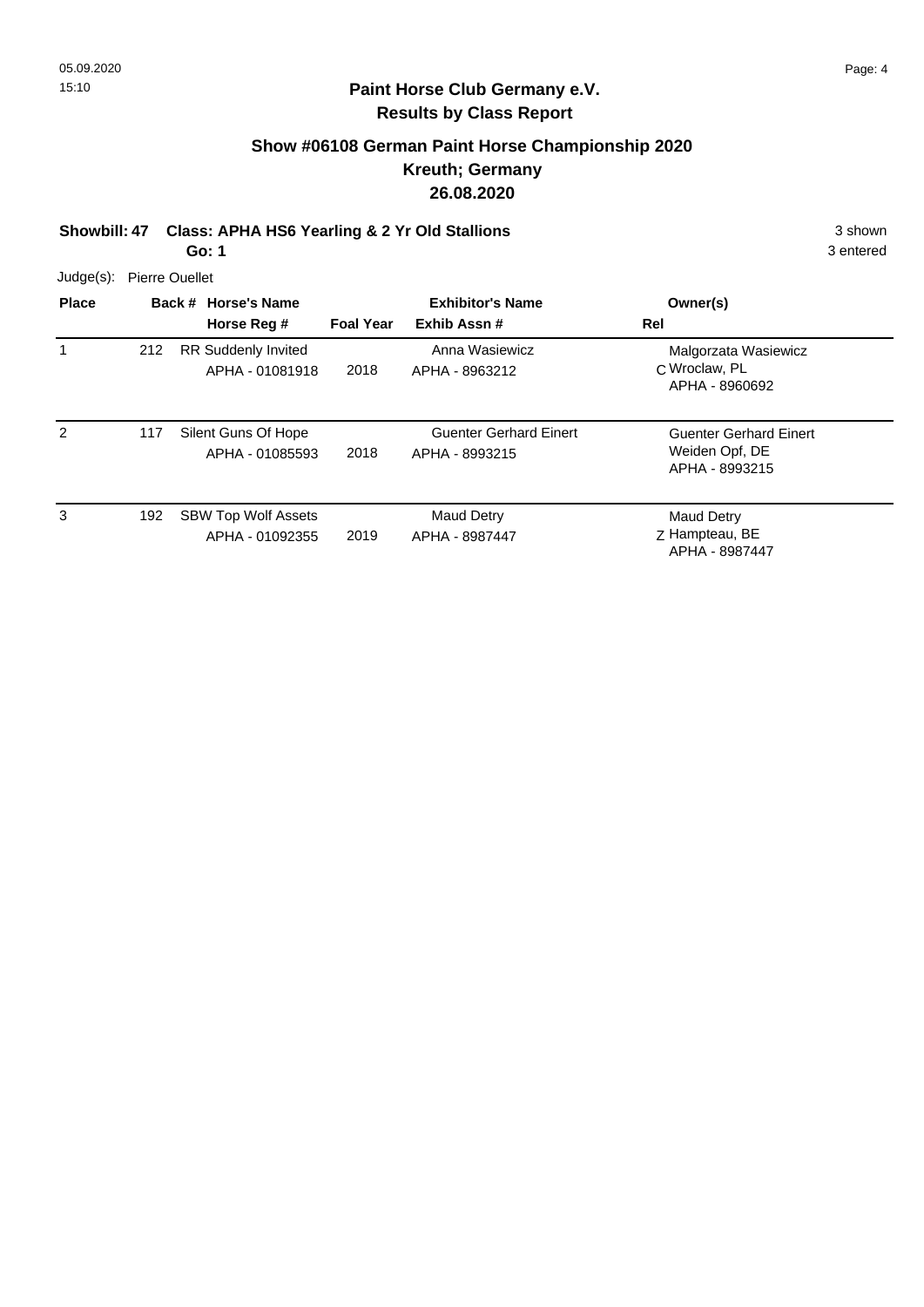## Paint Horse Club Germany e.V.
## Results by Class Report

### Show #06108 German Paint Horse Championship 2020
### Kreuth; Germany
### 26.08.2020

**Showbill: 47 Class: APHA HS6 Yearling & 2 Yr Old Stallions** 3 shown

**Go: 1** 3 entered

Judge(s): Pierre Ouellet

| Place | Back # | Horse's Name / Horse Reg # | Foal Year | Exhibitor's Name / Exhib Assn # | Rel | Owner(s) |
|---|---|---|---|---|---|---|
| 1 | 212 | RR Suddenly Invited<br>APHA - 01081918 | 2018 | Anna Wasiewicz<br>APHA - 8963212 | C | Malgorzata Wasiewicz<br>Wroclaw, PL<br>APHA - 8960692 |
| 2 | 117 | Silent Guns Of Hope<br>APHA - 01085593 | 2018 | Guenter Gerhard Einert<br>APHA - 8993215 | | Guenter Gerhard Einert<br>Weiden Opf, DE<br>APHA - 8993215 |
| 3 | 192 | SBW Top Wolf Assets<br>APHA - 01092355 | 2019 | Maud Detry<br>APHA - 8987447 | Z | Maud Detry<br>Hampteau, BE<br>APHA - 8987447 |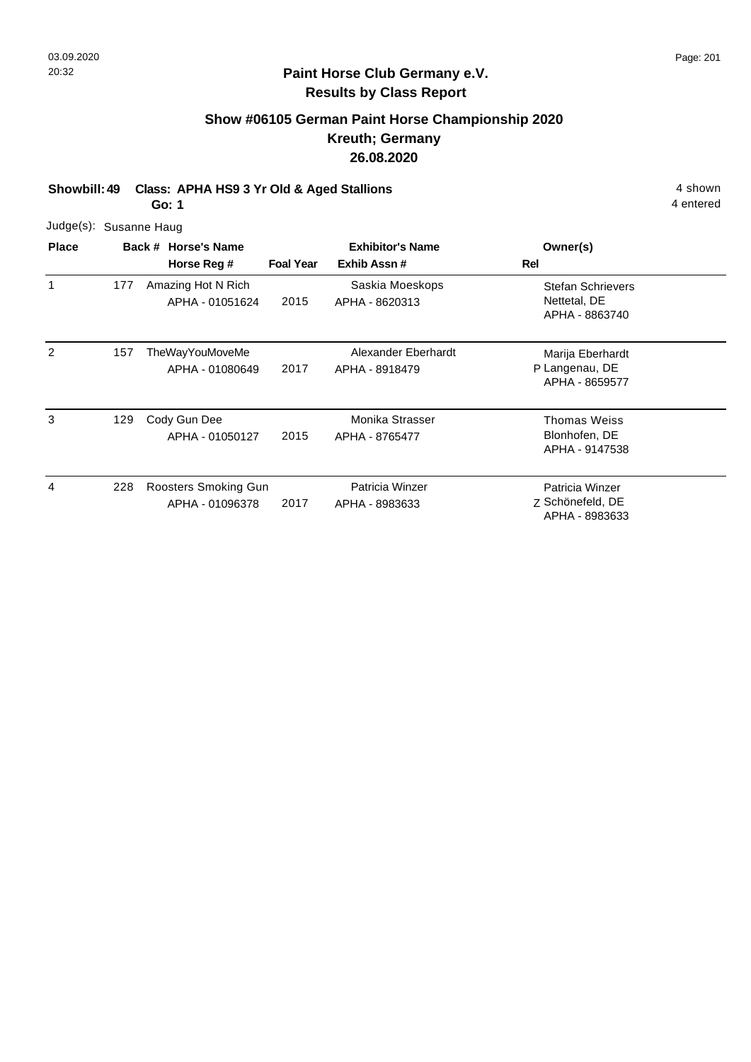# Paint Horse Club Germany e.V.
## Results by Class Report

### Show #06105 German Paint Horse Championship 2020
### Kreuth; Germany
### 26.08.2020

**Showbill: 49 Class: APHA HS9 3 Yr Old & Aged Stallions** — 4 shown, 4 entered

**Go: 1**

Judge(s): Susanne Haug

| Place | Back # | Horse's Name / Horse Reg # | Foal Year | Exhibitor's Name / Exhib Assn # | Rel | Owner(s) |
|---|---|---|---|---|---|---|
| 1 | 177 | Amazing Hot N Rich<br>APHA - 01051624 | 2015 | Saskia Moeskops<br>APHA - 8620313 | | Stefan Schrievers<br>Nettetal, DE<br>APHA - 8863740 |
| 2 | 157 | TheWayYouMoveMe<br>APHA - 01080649 | 2017 | Alexander Eberhardt<br>APHA - 8918479 | P | Marija Eberhardt<br>Langenau, DE<br>APHA - 8659577 |
| 3 | 129 | Cody Gun Dee<br>APHA - 01050127 | 2015 | Monika Strasser<br>APHA - 8765477 | | Thomas Weiss<br>Blonhofen, DE<br>APHA - 9147538 |
| 4 | 228 | Roosters Smoking Gun<br>APHA - 01096378 | 2017 | Patricia Winzer<br>APHA - 8983633 | Z | Patricia Winzer<br>Schönefeld, DE<br>APHA - 8983633 |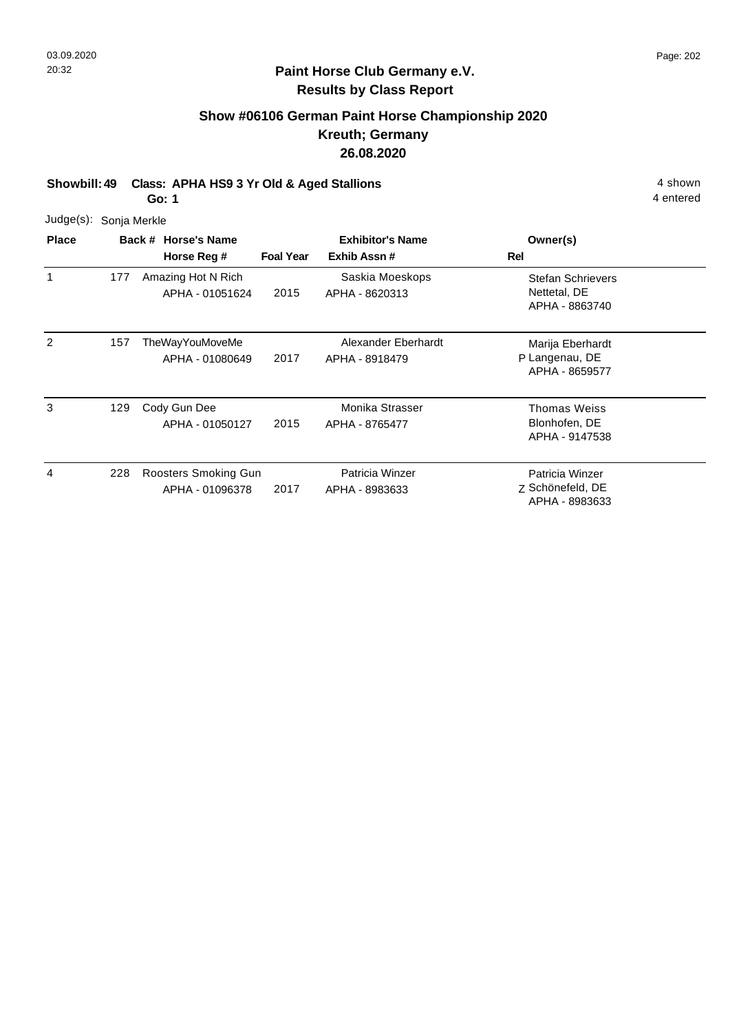**Paint Horse Club Germany e.V.**
**Results by Class Report**

## Show #06106 German Paint Horse Championship 2020
## Kreuth; Germany
## 26.08.2020

**Showbill: 49 Class: APHA HS9 3 Yr Old & Aged Stallions** 4 shown

**Go: 1** 4 entered

Judge(s): Sonja Merkle

| Place | Back # | Horse's Name / Horse Reg # | Foal Year | Exhibitor's Name / Exhib Assn # | Rel | Owner(s) |
|---|---|---|---|---|---|---|
| 1 | 177 | Amazing Hot N Rich<br>APHA - 01051624 | 2015 | Saskia Moeskops<br>APHA - 8620313 | | Stefan Schrievers<br>Nettetal, DE<br>APHA - 8863740 |
| 2 | 157 | TheWayYouMoveMe<br>APHA - 01080649 | 2017 | Alexander Eberhardt<br>APHA - 8918479 | P | Marija Eberhardt<br>Langenau, DE<br>APHA - 8659577 |
| 3 | 129 | Cody Gun Dee<br>APHA - 01050127 | 2015 | Monika Strasser<br>APHA - 8765477 | | Thomas Weiss<br>Blonhofen, DE<br>APHA - 9147538 |
| 4 | 228 | Roosters Smoking Gun<br>APHA - 01096378 | 2017 | Patricia Winzer<br>APHA - 8983633 | Z | Patricia Winzer<br>Schönefeld, DE<br>APHA - 8983633 |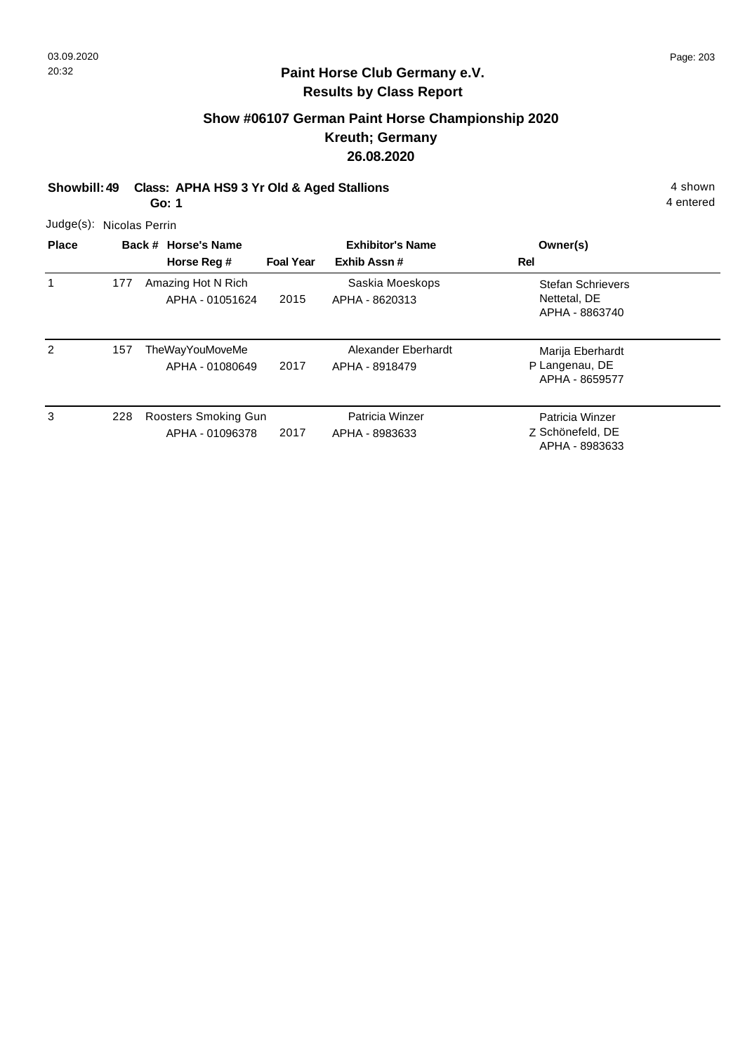**Paint Horse Club Germany e.V.**
**Results by Class Report**

## Show #06107 German Paint Horse Championship 2020
## Kreuth; Germany
## 26.08.2020

**Showbill: 49 Class: APHA HS9 3 Yr Old & Aged Stallions** 4 shown
**Go: 1** 4 entered

Judge(s): Nicolas Perrin

| Place | Back # | Horse's Name / Horse Reg # | Foal Year | Exhibitor's Name / Exhib Assn # | Rel | Owner(s) |
|---|---|---|---|---|---|---|
| 1 | 177 | Amazing Hot N Rich<br>APHA - 01051624 | 2015 | Saskia Moeskops<br>APHA - 8620313 | | Stefan Schrievers<br>Nettetal, DE<br>APHA - 8863740 |
| 2 | 157 | TheWayYouMoveMe<br>APHA - 01080649 | 2017 | Alexander Eberhardt<br>APHA - 8918479 | P | Marija Eberhardt<br>Langenau, DE<br>APHA - 8659577 |
| 3 | 228 | Roosters Smoking Gun<br>APHA - 01096378 | 2017 | Patricia Winzer<br>APHA - 8983633 | Z | Patricia Winzer<br>Schönefeld, DE<br>APHA - 8983633 |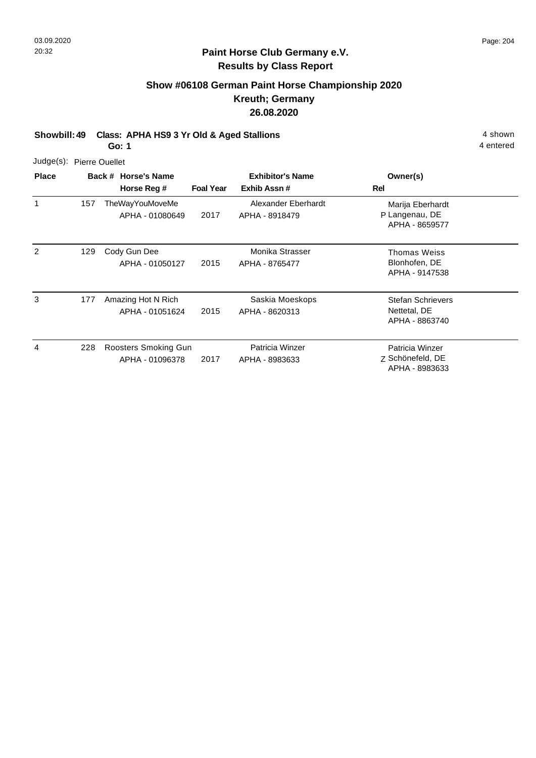# Paint Horse Club Germany e.V.

## Results by Class Report

### Show #06108 German Paint Horse Championship 2020
### Kreuth; Germany
### 26.08.2020

**Showbill: 49 Class: APHA HS9 3 Yr Old & Aged Stallions** 4 shown

**Go: 1** 4 entered

Judge(s): Pierre Ouellet

| Place | Back # | Horse's Name / Horse Reg # | Foal Year | Exhibitor's Name / Exhib Assn # | Rel | Owner(s) |
|---|---|---|---|---|---|---|
| 1 | 157 | TheWayYouMoveMe<br>APHA - 01080649 | 2017 | Alexander Eberhardt<br>APHA - 8918479 | P | Marija Eberhardt<br>Langenau, DE<br>APHA - 8659577 |
| 2 | 129 | Cody Gun Dee<br>APHA - 01050127 | 2015 | Monika Strasser<br>APHA - 8765477 | | Thomas Weiss<br>Blonhofen, DE<br>APHA - 9147538 |
| 3 | 177 | Amazing Hot N Rich<br>APHA - 01051624 | 2015 | Saskia Moeskops<br>APHA - 8620313 | | Stefan Schrievers<br>Nettetal, DE<br>APHA - 8863740 |
| 4 | 228 | Roosters Smoking Gun<br>APHA - 01096378 | 2017 | Patricia Winzer<br>APHA - 8983633 | Z | Patricia Winzer<br>Schönefeld, DE<br>APHA - 8983633 |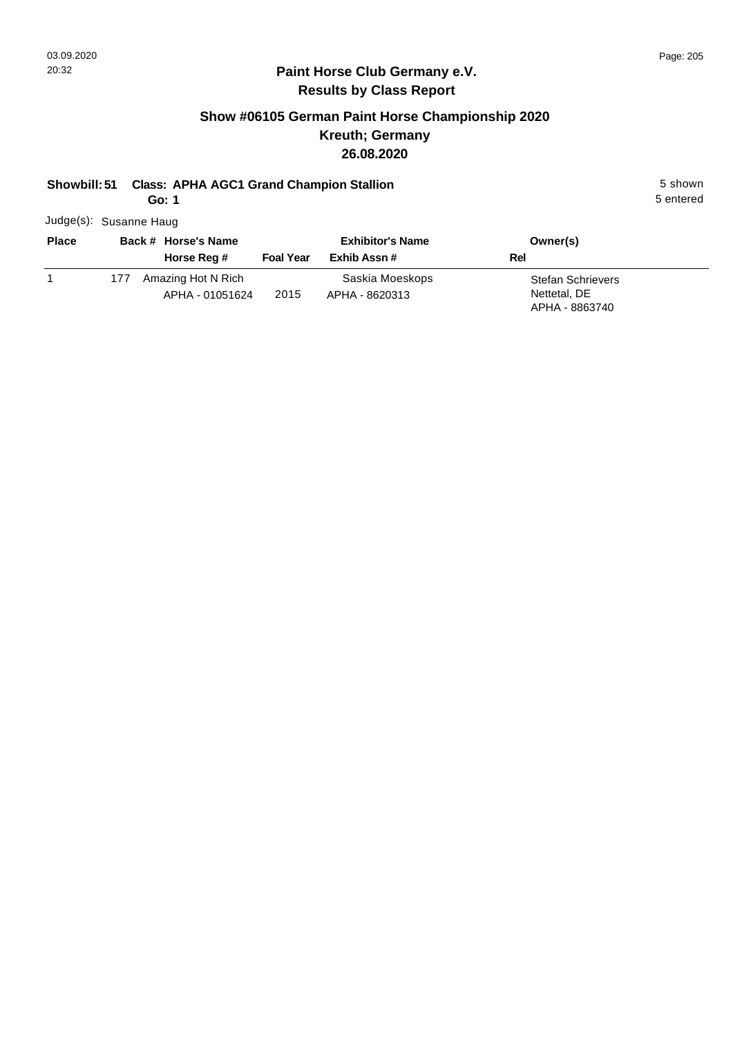## Paint Horse Club Germany e.V.
## Results by Class Report

### Show #06105 German Paint Horse Championship 2020
### Kreuth; Germany
### 26.08.2020

**Showbill: 51** **Class: APHA AGC1 Grand Champion Stallion** 5 shown
**Go: 1** 5 entered

Judge(s): Susanne Haug

| Place | Back # | Horse's Name / Horse Reg # | Foal Year | Exhibitor's Name / Exhib Assn # | Owner(s) / Rel |
|---|---|---|---|---|---|
| 1 | 177 | Amazing Hot N Rich<br>APHA - 01051624 | 2015 | Saskia Moeskops<br>APHA - 8620313 | Stefan Schrievers<br>Nettetal, DE<br>APHA - 8863740 |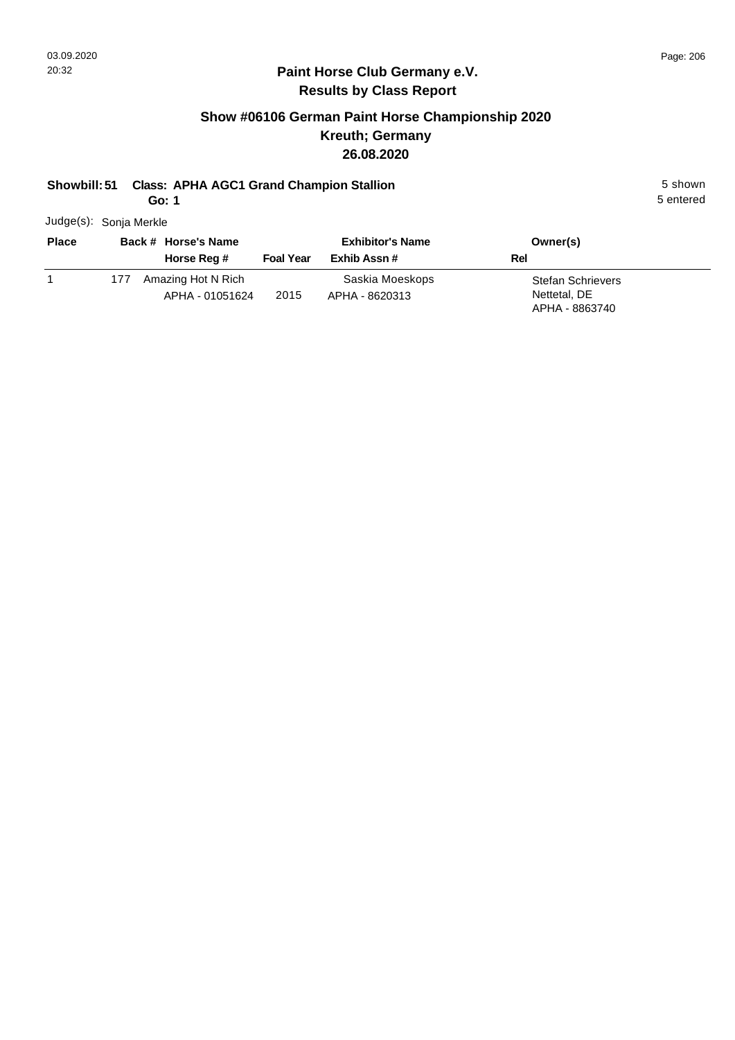## Paint Horse Club Germany e.V.
## Results by Class Report

### Show #06106 German Paint Horse Championship 2020
### Kreuth; Germany
### 26.08.2020

**Showbill: 51 Class: APHA AGC1 Grand Champion Stallion** 5 shown
**Go: 1** 5 entered

Judge(s): Sonja Merkle

| Place | Back # | Horse's Name / Horse Reg # | Foal Year | Exhibitor's Name / Exhib Assn # | Owner(s) / Rel |
|---|---|---|---|---|---|
| 1 | 177 | Amazing Hot N Rich<br>APHA - 01051624 | 2015 | Saskia Moeskops<br>APHA - 8620313 | Stefan Schrievers<br>Nettetal, DE<br>APHA - 8863740 |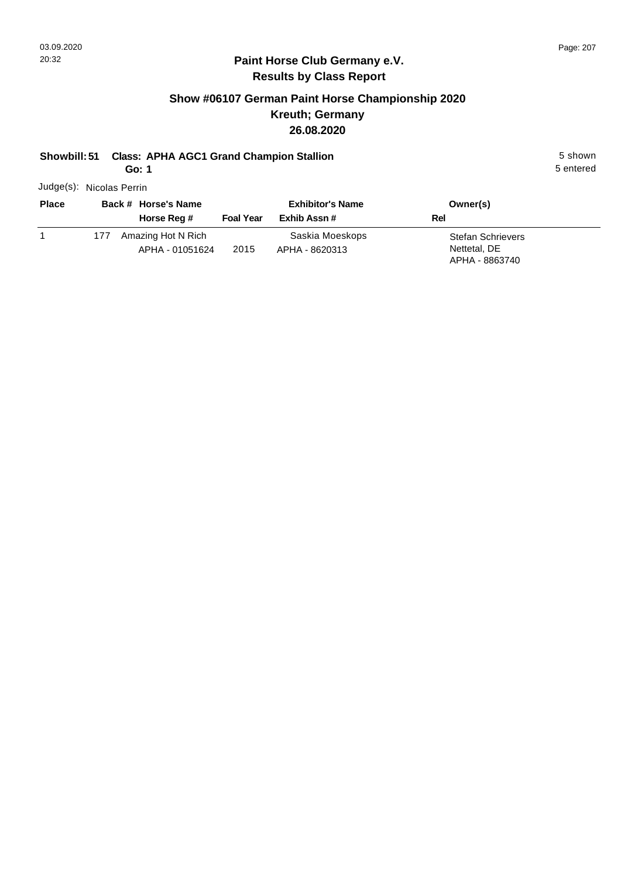# Paint Horse Club Germany e.V.

## Results by Class Report

### Show #06107 German Paint Horse Championship 2020
### Kreuth; Germany
### 26.08.2020

**Showbill: 51 Class: APHA AGC1 Grand Champion Stallion** 5 shown

**Go: 1** 5 entered

Judge(s): Nicolas Perrin

| Place | Back # | Horse's Name / Horse Reg # | Foal Year | Exhibitor's Name / Exhib Assn # | Owner(s) / Rel |
|---|---|---|---|---|---|
| 1 | 177 | Amazing Hot N Rich<br>APHA - 01051624 | 2015 | Saskia Moeskops<br>APHA - 8620313 | Stefan Schrievers<br>Nettetal, DE<br>APHA - 8863740 |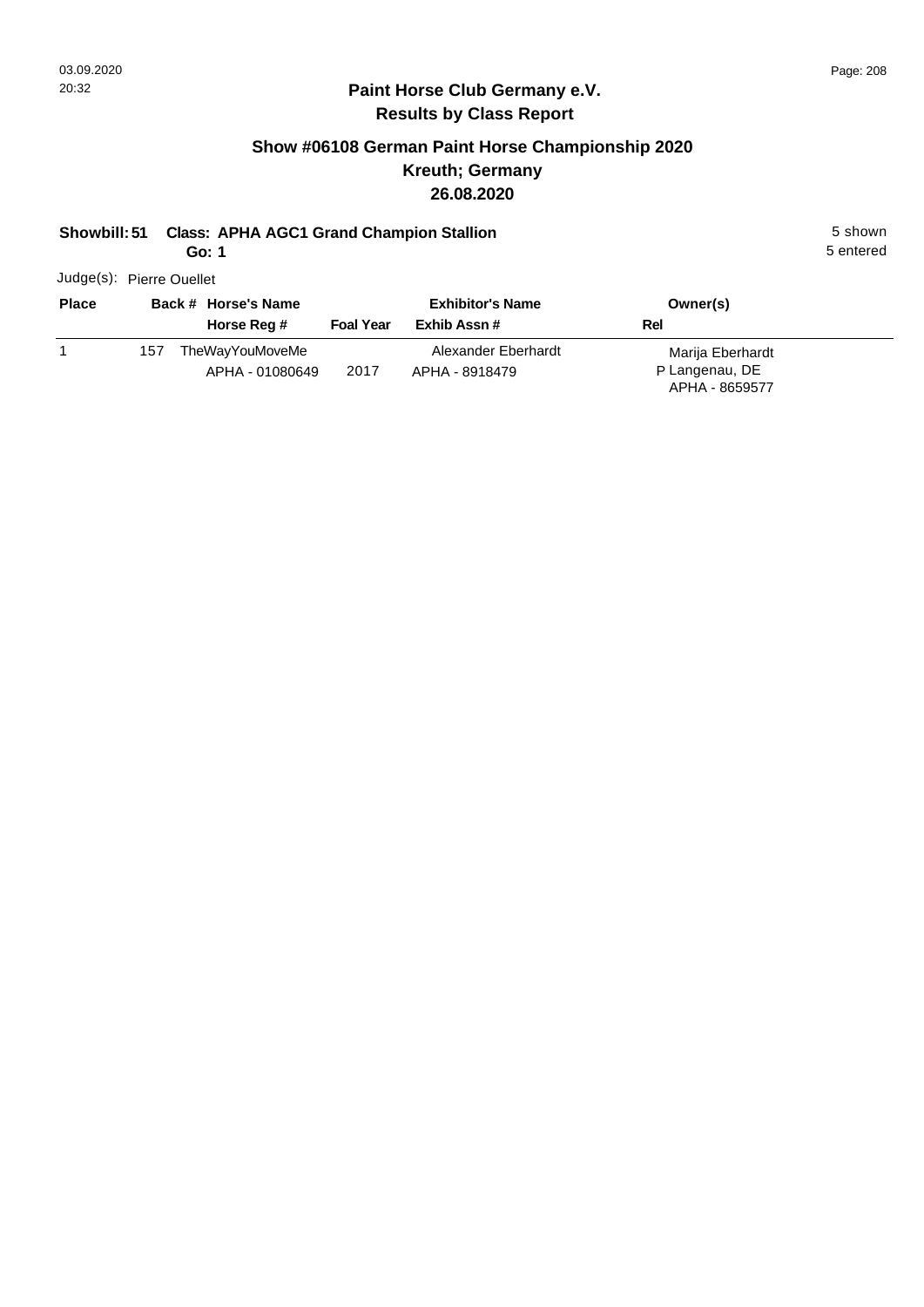**Paint Horse Club Germany e.V.**
**Results by Class Report**

## Show #06108 German Paint Horse Championship 2020
## Kreuth; Germany
## 26.08.2020

**Showbill: 51 Class: APHA AGC1 Grand Champion Stallion** 5 shown
**Go: 1** 5 entered

Judge(s): Pierre Ouellet

| Place | Back # | Horse's Name / Horse Reg # | Foal Year | Exhibitor's Name / Exhib Assn # | Rel | Owner(s) |
|---|---|---|---|---|---|---|
| 1 | 157 | TheWayYouMoveMe / APHA - 01080649 | 2017 | Alexander Eberhardt / APHA - 8918479 | P | Marija Eberhardt / Langenau, DE / APHA - 8659577 |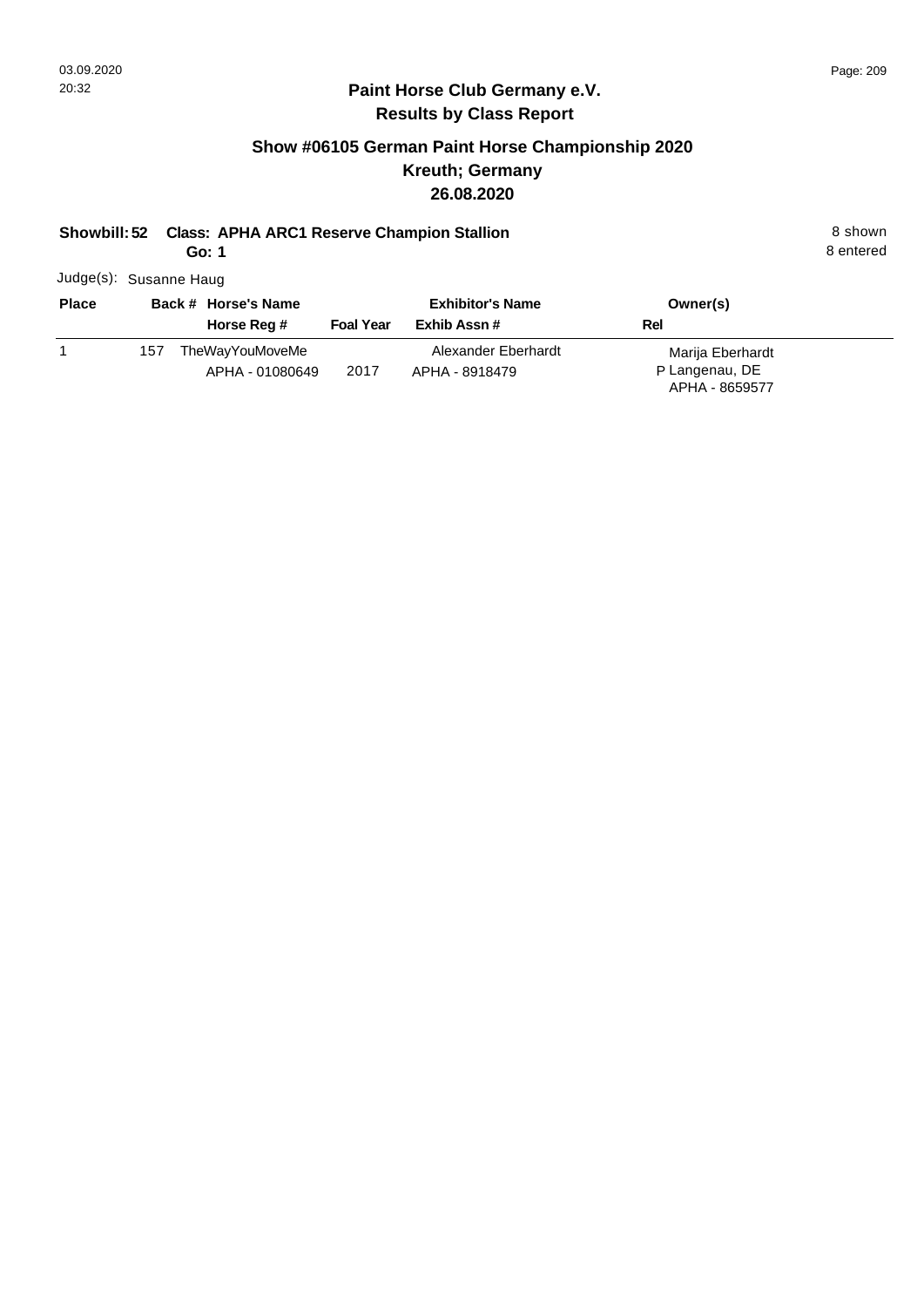## Paint Horse Club Germany e.V.
## Results by Class Report

### Show #06105 German Paint Horse Championship 2020
### Kreuth; Germany
### 26.08.2020

**Showbill: 52 Class: APHA ARC1 Reserve Champion Stallion** 8 shown

**Go: 1** 8 entered

Judge(s): Susanne Haug

| Place | Back # | Horse's Name / Horse Reg # | Foal Year | Exhibitor's Name / Exhib Assn # | Rel | Owner(s) |
|---|---|---|---|---|---|---|
| 1 | 157 | TheWayYouMoveMe<br>APHA - 01080649 | 2017 | Alexander Eberhardt<br>APHA - 8918479 | P | Marija Eberhardt<br>Langenau, DE<br>APHA - 8659577 |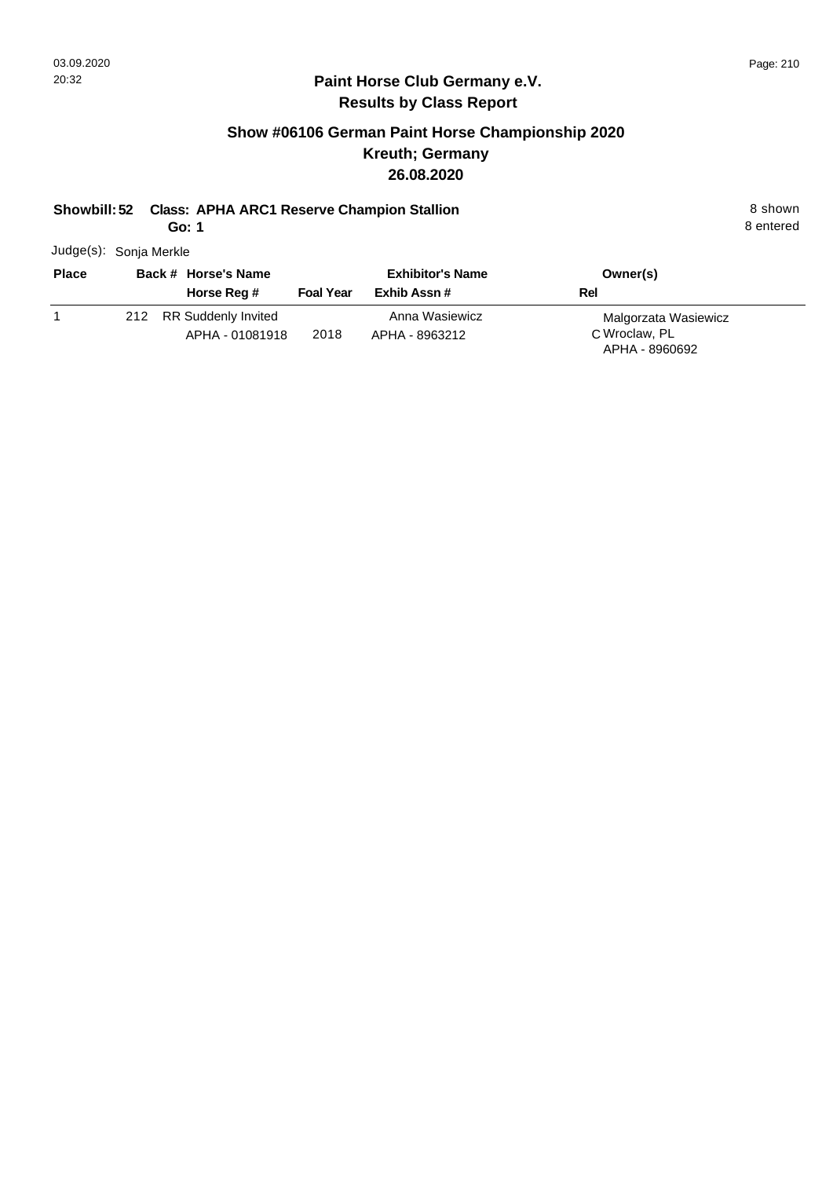## Paint Horse Club Germany e.V.
## Results by Class Report

### Show #06106 German Paint Horse Championship 2020
### Kreuth; Germany
### 26.08.2020

**Showbill: 52 Class: APHA ARC1 Reserve Champion Stallion** 8 shown

**Go: 1** 8 entered

Judge(s): Sonja Merkle

| Place | Back # | Horse's Name / Horse Reg # | Foal Year | Exhibitor's Name / Exhib Assn # | Rel | Owner(s) |
|---|---|---|---|---|---|---|
| 1 | 212 | RR Suddenly Invited<br>APHA - 01081918 | 2018 | Anna Wasiewicz<br>APHA - 8963212 | C | Malgorzata Wasiewicz<br>Wroclaw, PL<br>APHA - 8960692 |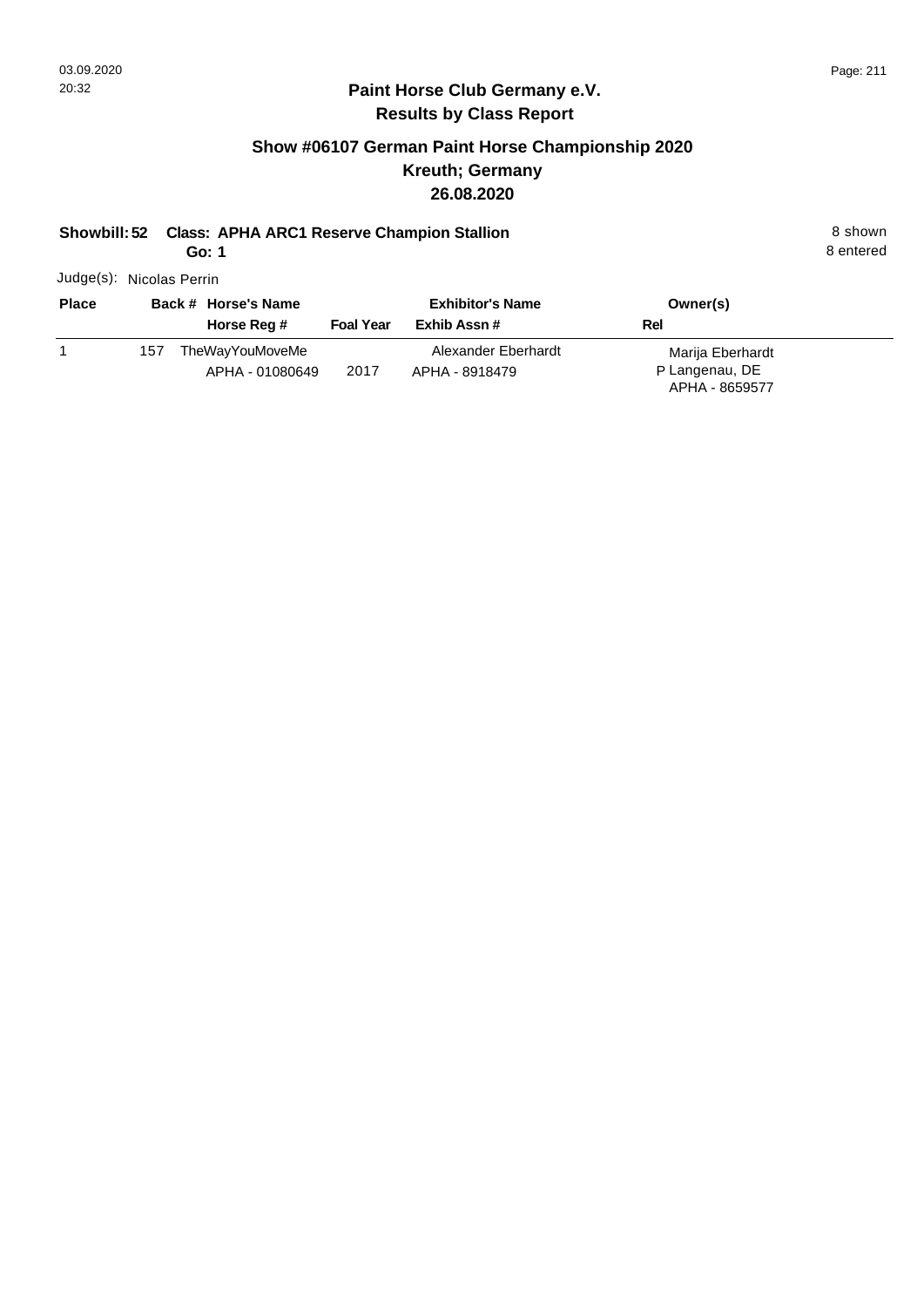## Paint Horse Club Germany e.V.
## Results by Class Report

### Show #06107 German Paint Horse Championship 2020
### Kreuth; Germany
### 26.08.2020

**Showbill: 52 Class: APHA ARC1 Reserve Champion Stallion** 8 shown

**Go: 1** 8 entered

Judge(s): Nicolas Perrin

| Place | Back # | Horse's Name / Horse Reg # | Foal Year | Exhibitor's Name / Exhib Assn # | Rel | Owner(s) |
|---|---|---|---|---|---|---|
| 1 | 157 | TheWayYouMoveMe<br>APHA - 01080649 | 2017 | Alexander Eberhardt<br>APHA - 8918479 | P | Marija Eberhardt<br>Langenau, DE<br>APHA - 8659577 |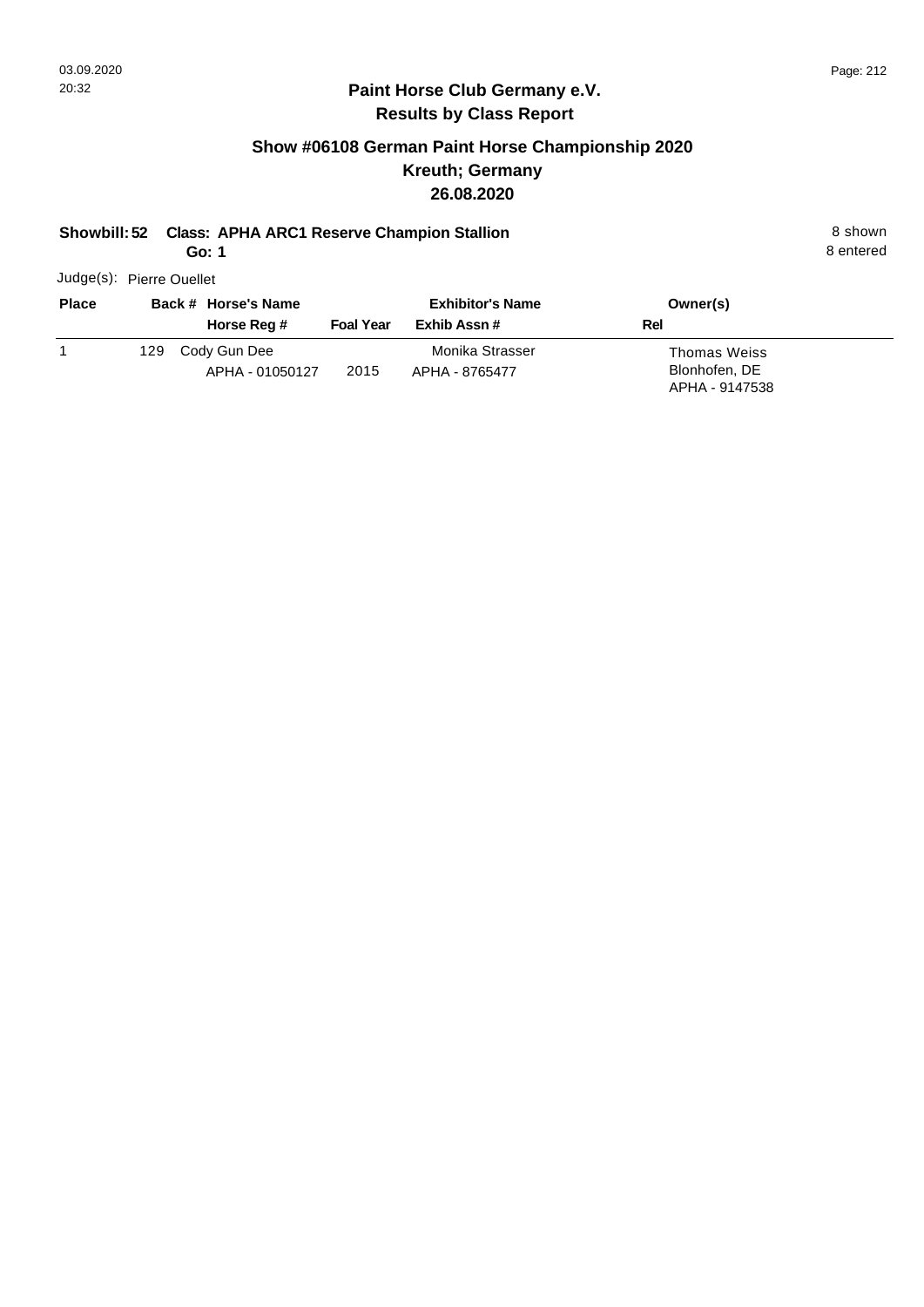## Paint Horse Club Germany e.V.
## Results by Class Report

### Show #06108 German Paint Horse Championship 2020
### Kreuth; Germany
### 26.08.2020

**Showbill: 52 Class: APHA ARC1 Reserve Champion Stallion** 8 shown
**Go: 1** 8 entered

Judge(s): Pierre Ouellet

| Place | Back # | Horse's Name / Horse Reg # | Foal Year | Exhibitor's Name / Exhib Assn # | Owner(s) / Rel |
|---|---|---|---|---|---|
| 1 | 129 | Cody Gun Dee<br>APHA - 01050127 | 2015 | Monika Strasser<br>APHA - 8765477 | Thomas Weiss<br>Blonhofen, DE<br>APHA - 9147538 |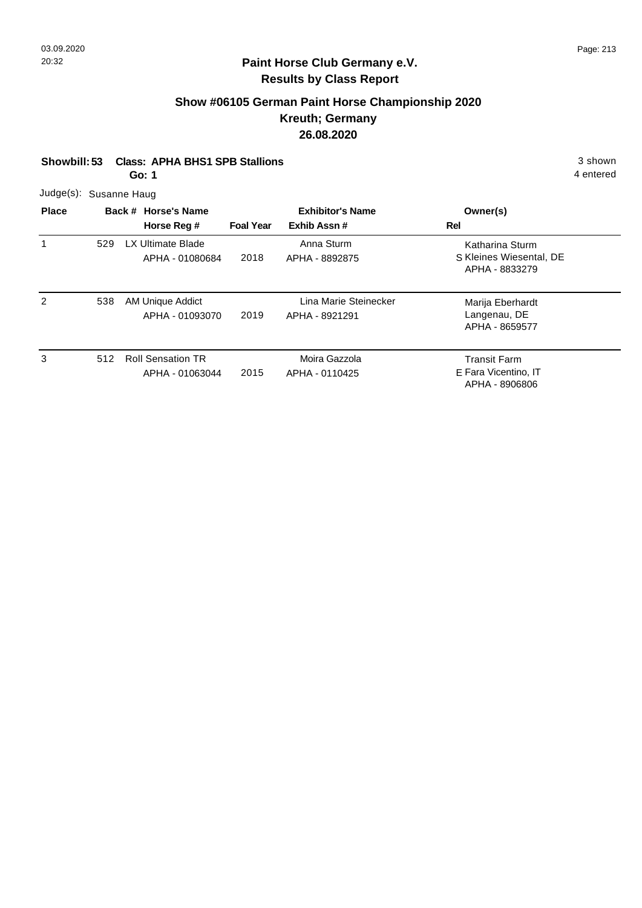## Paint Horse Club Germany e.V.
## Results by Class Report

### Show #06105 German Paint Horse Championship 2020
### Kreuth; Germany
### 26.08.2020

**Showbill: 53 Class: APHA BHS1 SPB Stallions** 3 shown
**Go: 1** 4 entered

Judge(s): Susanne Haug

| Place | Back # | Horse's Name / Horse Reg # | Foal Year | Exhibitor's Name / Exhib Assn # | Rel | Owner(s) |
|---|---|---|---|---|---|---|
| 1 | 529 | LX Ultimate Blade<br>APHA - 01080684 | 2018 | Anna Sturm<br>APHA - 8892875 | S | Katharina Sturm<br>Kleines Wiesental, DE<br>APHA - 8833279 |
| 2 | 538 | AM Unique Addict<br>APHA - 01093070 | 2019 | Lina Marie Steinecker<br>APHA - 8921291 | | Marija Eberhardt<br>Langenau, DE<br>APHA - 8659577 |
| 3 | 512 | Roll Sensation TR<br>APHA - 01063044 | 2015 | Moira Gazzola<br>APHA - 0110425 | E | Transit Farm<br>Fara Vicentino, IT<br>APHA - 8906806 |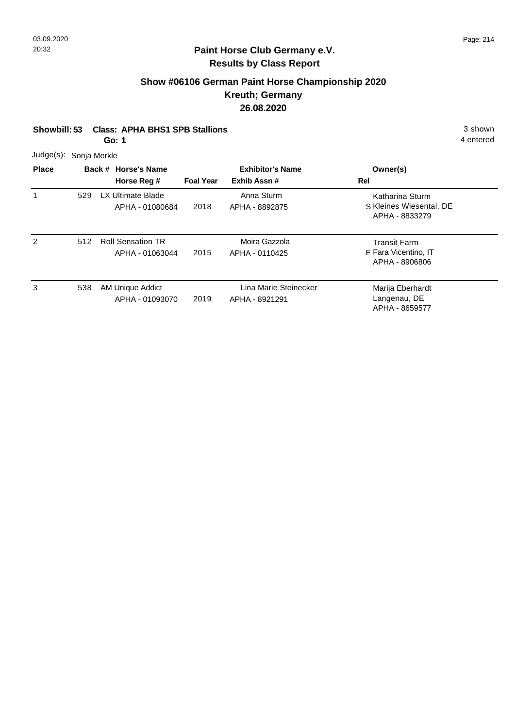## Paint Horse Club Germany e.V.
## Results by Class Report

### Show #06106 German Paint Horse Championship 2020
### Kreuth; Germany
### 26.08.2020

**Showbill: 53** **Class: APHA BHS1 SPB Stallions** 3 shown
**Go: 1** 4 entered

Judge(s): Sonja Merkle

| Place | Back # | Horse's Name / Horse Reg # | Foal Year | Exhibitor's Name / Exhib Assn # | Rel | Owner(s) |
|---|---|---|---|---|---|---|
| 1 | 529 | LX Ultimate Blade<br>APHA - 01080684 | 2018 | Anna Sturm<br>APHA - 8892875 | S | Katharina Sturm<br>Kleines Wiesental, DE<br>APHA - 8833279 |
| 2 | 512 | Roll Sensation TR<br>APHA - 01063044 | 2015 | Moira Gazzola<br>APHA - 0110425 | E | Transit Farm<br>Fara Vicentino, IT<br>APHA - 8906806 |
| 3 | 538 | AM Unique Addict<br>APHA - 01093070 | 2019 | Lina Marie Steinecker<br>APHA - 8921291 | | Marija Eberhardt<br>Langenau, DE<br>APHA - 8659577 |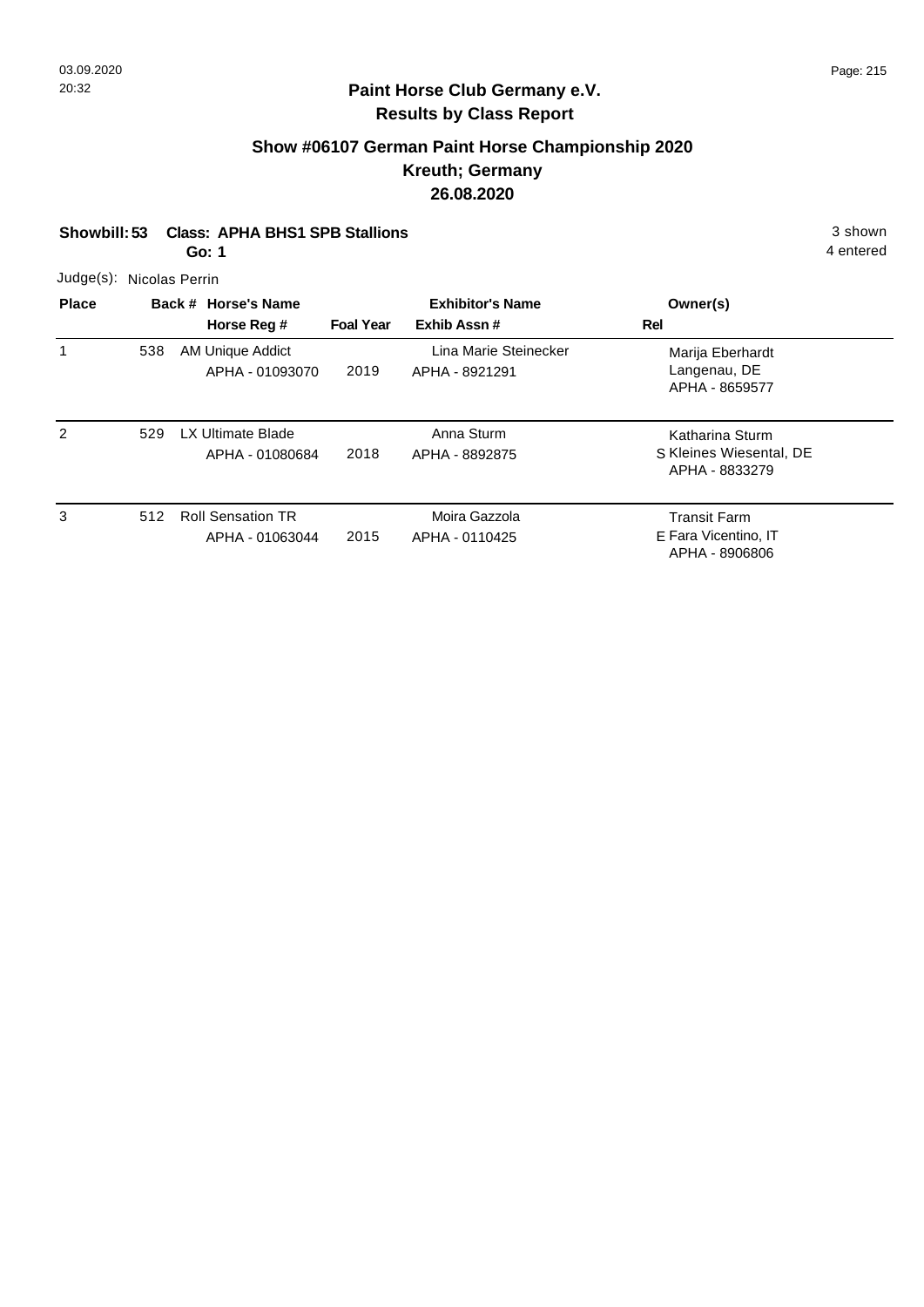# Paint Horse Club Germany e.V.
## Results by Class Report

### Show #06107 German Paint Horse Championship 2020
### Kreuth; Germany
### 26.08.2020

**Showbill: 53 Class: APHA BHS1 SPB Stallions** 3 shown

**Go: 1** 4 entered

Judge(s): Nicolas Perrin

| Place | Back # | Horse's Name / Horse Reg # | Foal Year | Exhibitor's Name / Exhib Assn # | Rel | Owner(s) |
|---|---|---|---|---|---|---|
| 1 | 538 | AM Unique Addict<br>APHA - 01093070 | 2019 | Lina Marie Steinecker<br>APHA - 8921291 | | Marija Eberhardt<br>Langenau, DE<br>APHA - 8659577 |
| 2 | 529 | LX Ultimate Blade<br>APHA - 01080684 | 2018 | Anna Sturm<br>APHA - 8892875 | S | Katharina Sturm<br>Kleines Wiesental, DE<br>APHA - 8833279 |
| 3 | 512 | Roll Sensation TR<br>APHA - 01063044 | 2015 | Moira Gazzola<br>APHA - 0110425 | E | Transit Farm<br>Fara Vicentino, IT<br>APHA - 8906806 |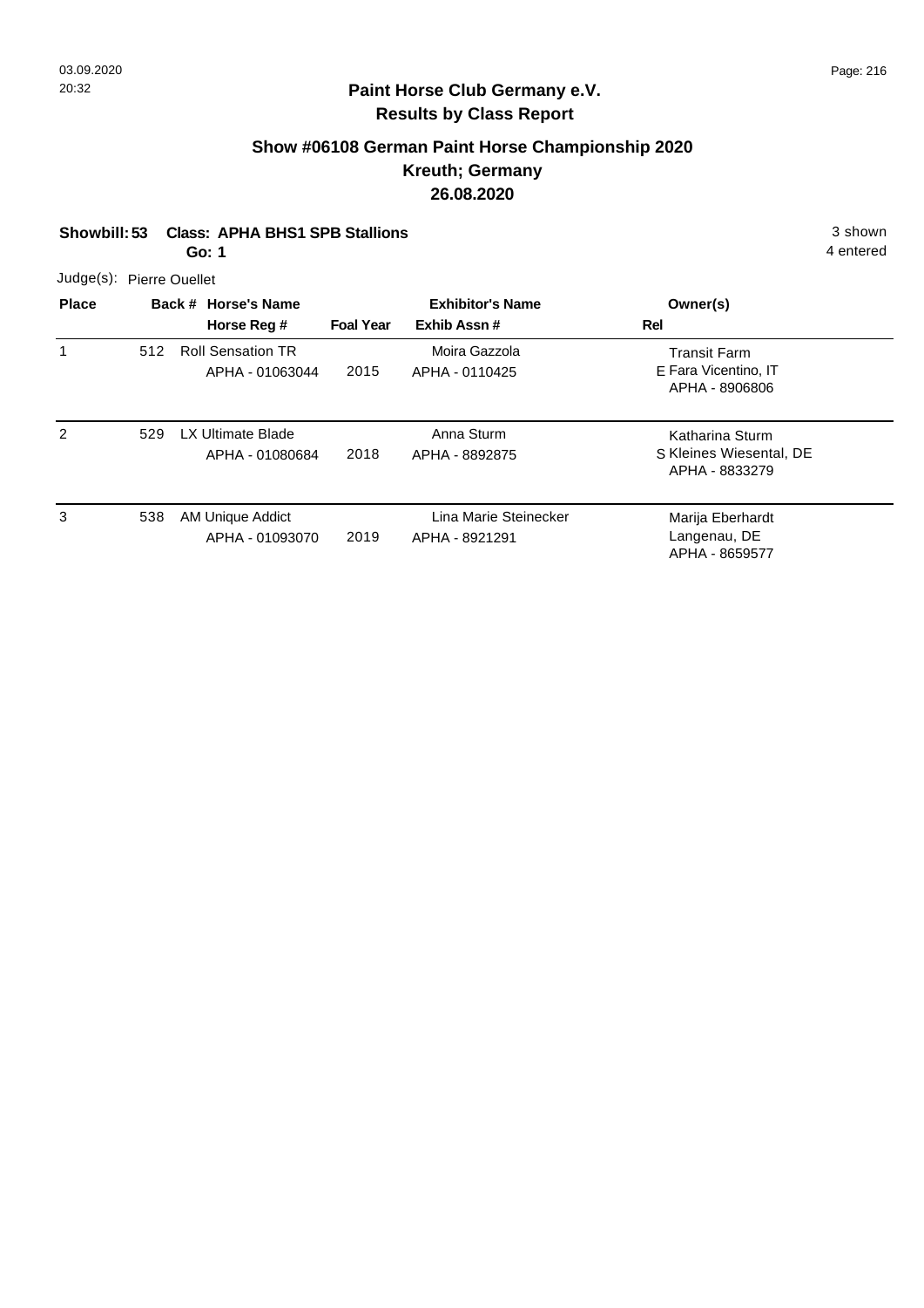## Paint Horse Club Germany e.V.
## Results by Class Report

### Show #06108 German Paint Horse Championship 2020
### Kreuth; Germany
### 26.08.2020

**Showbill: 53 Class: APHA BHS1 SPB Stallions** — 3 shown, 4 entered

**Go: 1**

Judge(s): Pierre Ouellet

| Place | Back # | Horse's Name / Horse Reg # | Foal Year | Exhibitor's Name / Exhib Assn # | Rel | Owner(s) |
|---|---|---|---|---|---|---|
| 1 | 512 | Roll Sensation TR<br>APHA - 01063044 | 2015 | Moira Gazzola<br>APHA - 0110425 | E | Transit Farm<br>Fara Vicentino, IT<br>APHA - 8906806 |
| 2 | 529 | LX Ultimate Blade<br>APHA - 01080684 | 2018 | Anna Sturm<br>APHA - 8892875 | S | Katharina Sturm<br>Kleines Wiesental, DE<br>APHA - 8833279 |
| 3 | 538 | AM Unique Addict<br>APHA - 01093070 | 2019 | Lina Marie Steinecker<br>APHA - 8921291 | | Marija Eberhardt<br>Langenau, DE<br>APHA - 8659577 |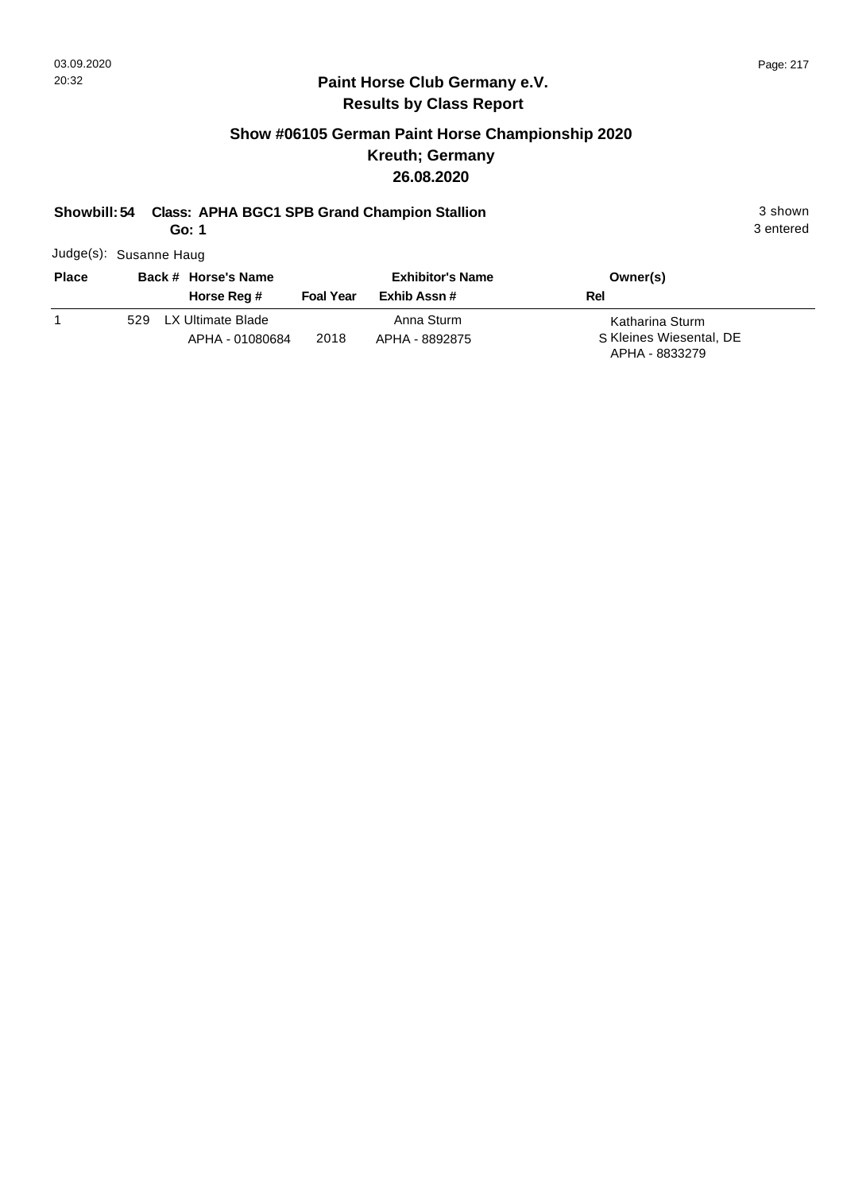## Paint Horse Club Germany e.V.
## Results by Class Report

### Show #06105 German Paint Horse Championship 2020
### Kreuth; Germany
### 26.08.2020

**Showbill: 54 Class: APHA BGC1 SPB Grand Champion Stallion** 3 shown
**Go: 1** 3 entered

Judge(s): Susanne Haug

| Place | Back # | Horse's Name / Horse Reg # | Foal Year | Exhibitor's Name / Exhib Assn # | Rel | Owner(s) |
|---|---|---|---|---|---|---|
| 1 | 529 | LX Ultimate Blade<br>APHA - 01080684 | 2018 | Anna Sturm<br>APHA - 8892875 | S | Katharina Sturm<br>Kleines Wiesental, DE<br>APHA - 8833279 |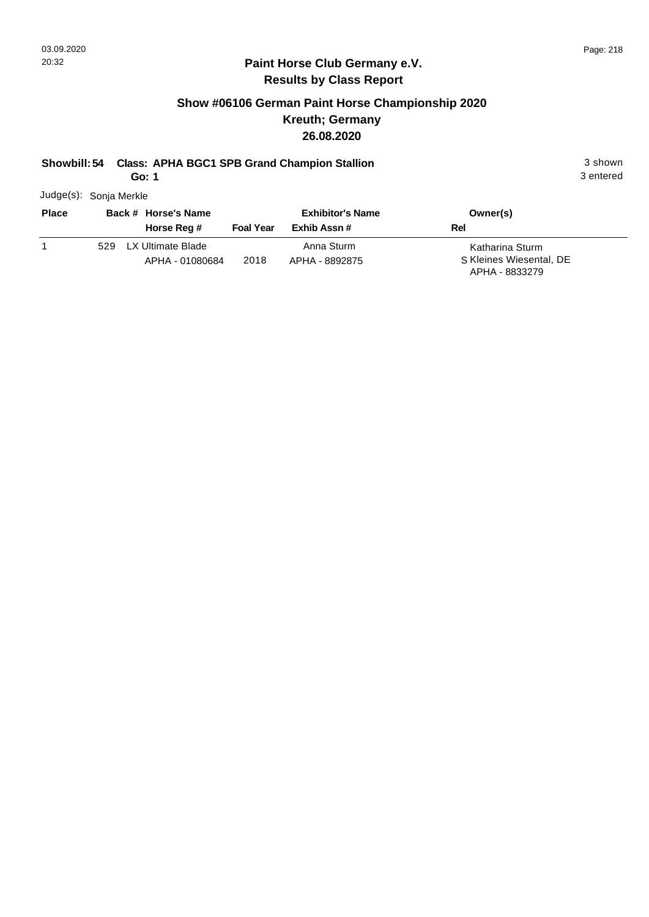## Paint Horse Club Germany e.V.
## Results by Class Report

### Show #06106 German Paint Horse Championship 2020
### Kreuth; Germany
### 26.08.2020

**Showbill: 54 Class: APHA BGC1 SPB Grand Champion Stallion** 3 shown

**Go: 1** 3 entered

Judge(s): Sonja Merkle

| Place | Back # | Horse's Name / Horse Reg # | Foal Year | Exhibitor's Name / Exhib Assn # | Rel | Owner(s) |
|---|---|---|---|---|---|---|
| 1 | 529 | LX Ultimate Blade<br>APHA - 01080684 | 2018 | Anna Sturm<br>APHA - 8892875 | S | Katharina Sturm<br>Kleines Wiesental, DE<br>APHA - 8833279 |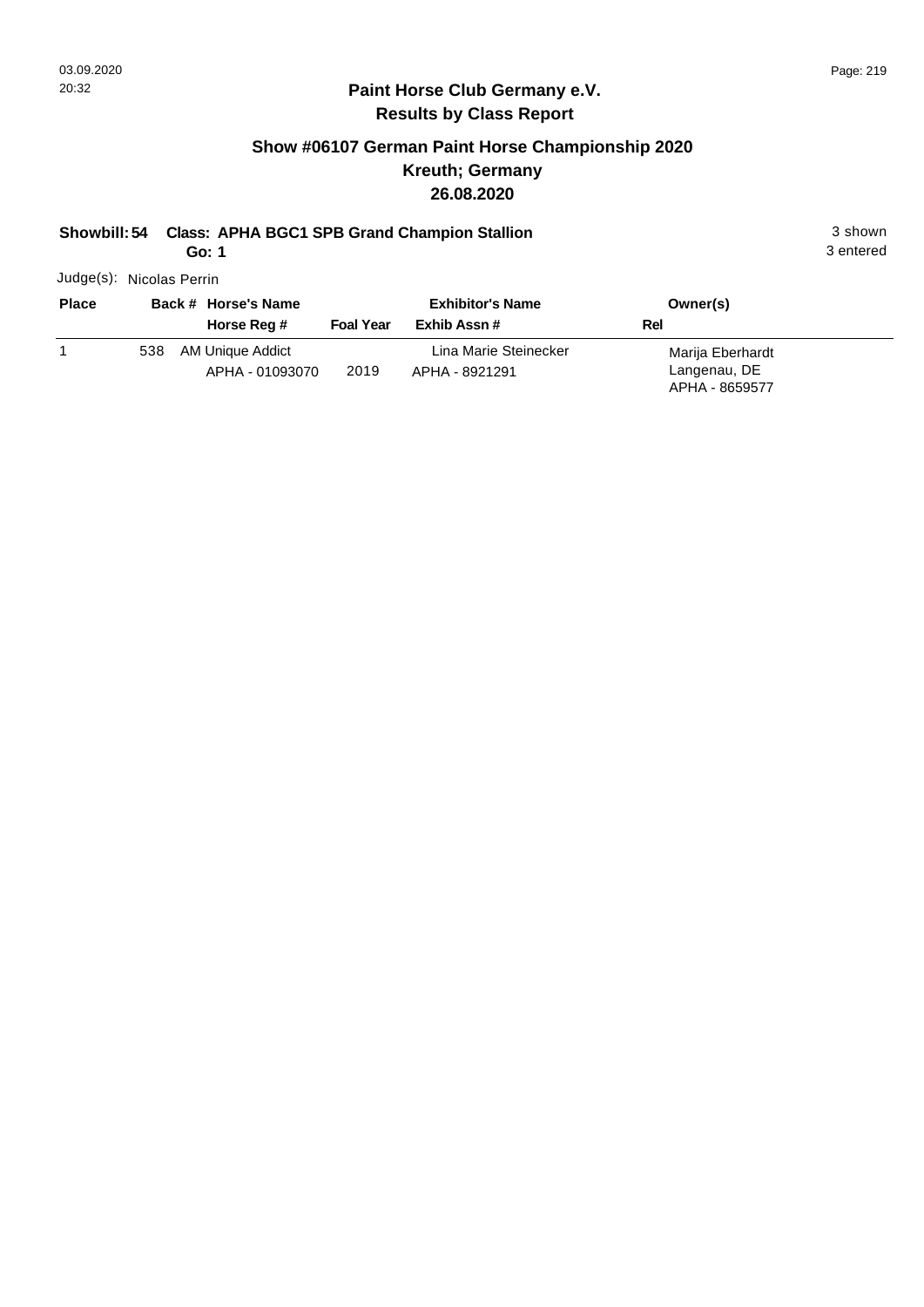# Paint Horse Club Germany e.V.

## Results by Class Report

### Show #06107 German Paint Horse Championship 2020
### Kreuth; Germany
### 26.08.2020

**Showbill: 54 Class: APHA BGC1 SPB Grand Champion Stallion** 3 shown

**Go: 1** 3 entered

Judge(s): Nicolas Perrin

| Place | Back # | Horse's Name / Horse Reg # | Foal Year | Exhibitor's Name / Exhib Assn # | Owner(s) / Rel |
|---|---|---|---|---|---|
| 1 | 538 | AM Unique Addict<br>APHA - 01093070 | 2019 | Lina Marie Steinecker<br>APHA - 8921291 | Marija Eberhardt<br>Langenau, DE<br>APHA - 8659577 |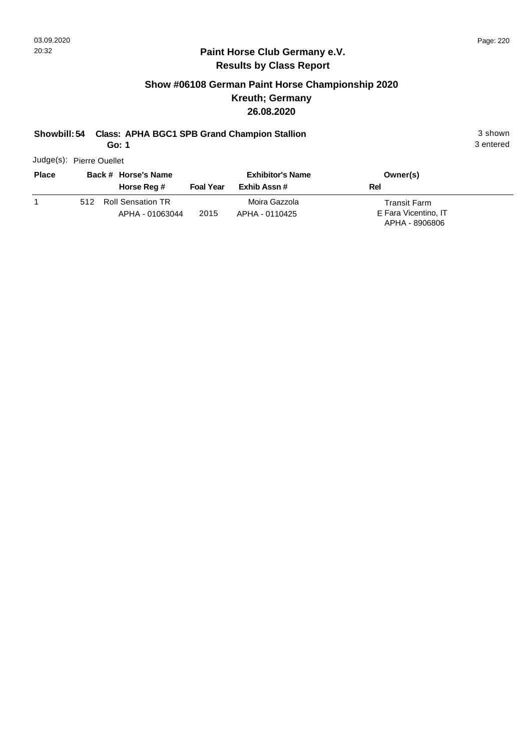## Paint Horse Club Germany e.V.
## Results by Class Report

### Show #06108 German Paint Horse Championship 2020
### Kreuth; Germany
### 26.08.2020

**Showbill: 54 Class: APHA BGC1 SPB Grand Champion Stallion** 3 shown
**Go: 1** 3 entered

Judge(s): Pierre Ouellet

| Place | Back # | Horse's Name / Horse Reg # | Foal Year | Exhibitor's Name / Exhib Assn # | Owner(s) / Rel |
|---|---|---|---|---|---|
| 1 | 512 | Roll Sensation TR<br>APHA - 01063044 | 2015 | Moira Gazzola<br>APHA - 0110425 | Transit Farm<br>E Fara Vicentino, IT<br>APHA - 8906806 |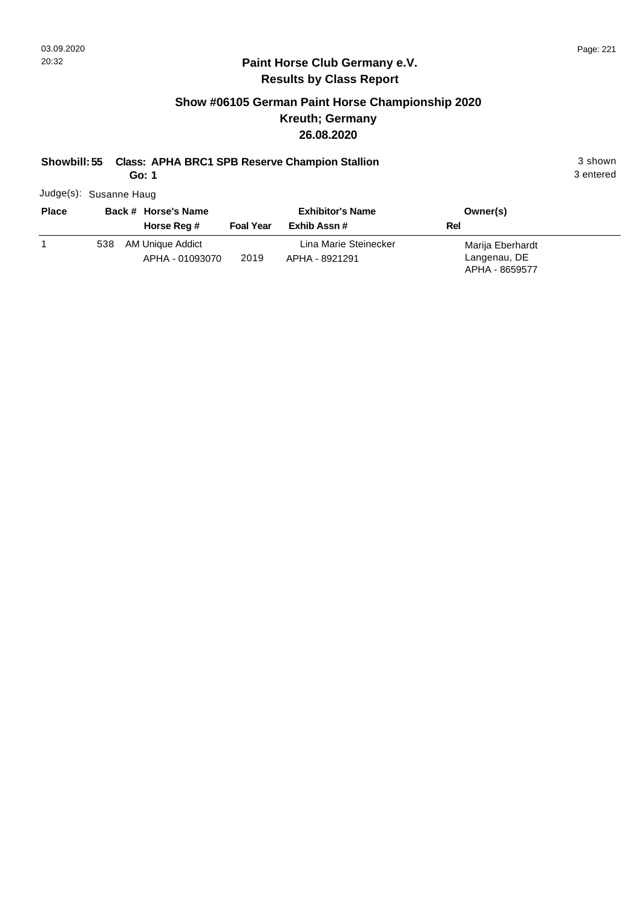## Paint Horse Club Germany e.V.

## Results by Class Report

### Show #06105 German Paint Horse Championship 2020
### Kreuth; Germany
### 26.08.2020

**Showbill: 55 Class: APHA BRC1 SPB Reserve Champion Stallion** 3 shown

**Go: 1** 3 entered

Judge(s): Susanne Haug

| Place | Back # | Horse's Name / Horse Reg # | Foal Year | Exhibitor's Name / Exhib Assn # | Owner(s) / Rel |
|---|---|---|---|---|---|
| 1 | 538 | AM Unique Addict<br>APHA - 01093070 | 2019 | Lina Marie Steinecker<br>APHA - 8921291 | Marija Eberhardt<br>Langenau, DE<br>APHA - 8659577 |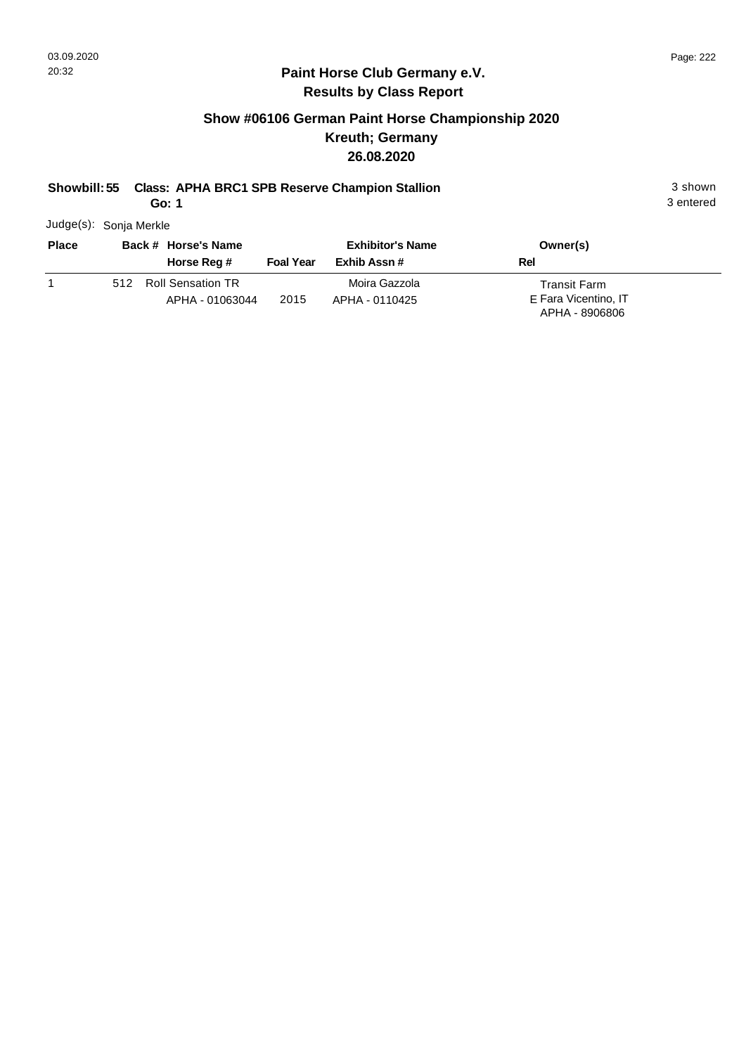## Paint Horse Club Germany e.V.

### Results by Class Report

## Show #06106 German Paint Horse Championship 2020

### Kreuth; Germany

### 26.08.2020

**Showbill: 55 Class: APHA BRC1 SPB Reserve Champion Stallion** 3 shown

**Go: 1** 3 entered

Judge(s): Sonja Merkle

| Place | Back # | Horse's Name / Horse Reg # | Foal Year | Exhibitor's Name / Exhib Assn # | Owner(s) / Rel |
|---|---|---|---|---|---|
| 1 | 512 | Roll Sensation TR<br>APHA - 01063044 | 2015 | Moira Gazzola<br>APHA - 0110425 | Transit Farm<br>E Fara Vicentino, IT<br>APHA - 8906806 |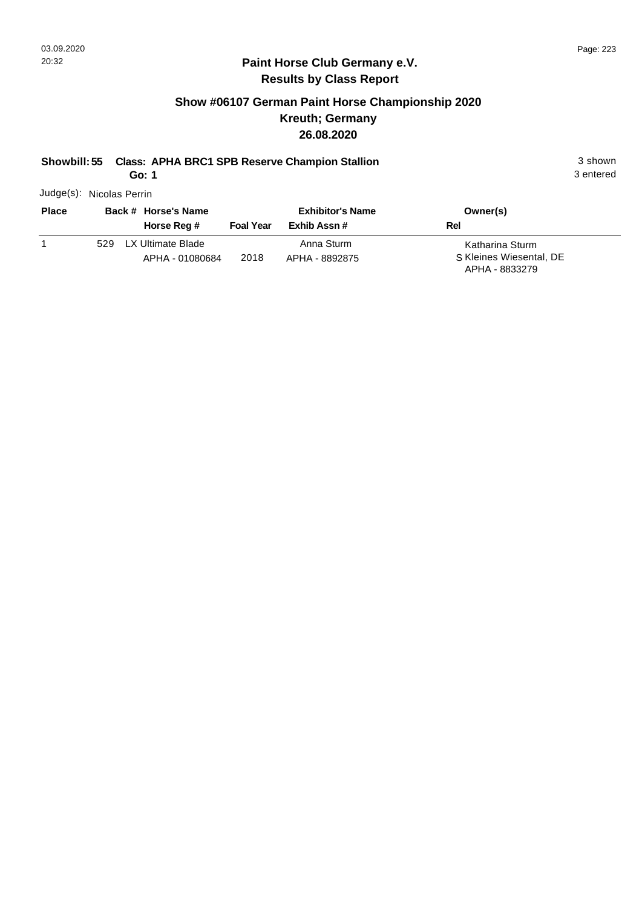## Paint Horse Club Germany e.V.
## Results by Class Report

### Show #06107 German Paint Horse Championship 2020
### Kreuth; Germany
### 26.08.2020

**Showbill: 55 Class: APHA BRC1 SPB Reserve Champion Stallion** 3 shown
**Go: 1** 3 entered

Judge(s): Nicolas Perrin

| Place | Back # | Horse's Name / Horse Reg # | Foal Year | Exhibitor's Name / Exhib Assn # | Rel | Owner(s) |
|---|---|---|---|---|---|---|
| 1 | 529 | LX Ultimate Blade<br>APHA - 01080684 | 2018 | Anna Sturm<br>APHA - 8892875 | S | Katharina Sturm<br>Kleines Wiesental, DE<br>APHA - 8833279 |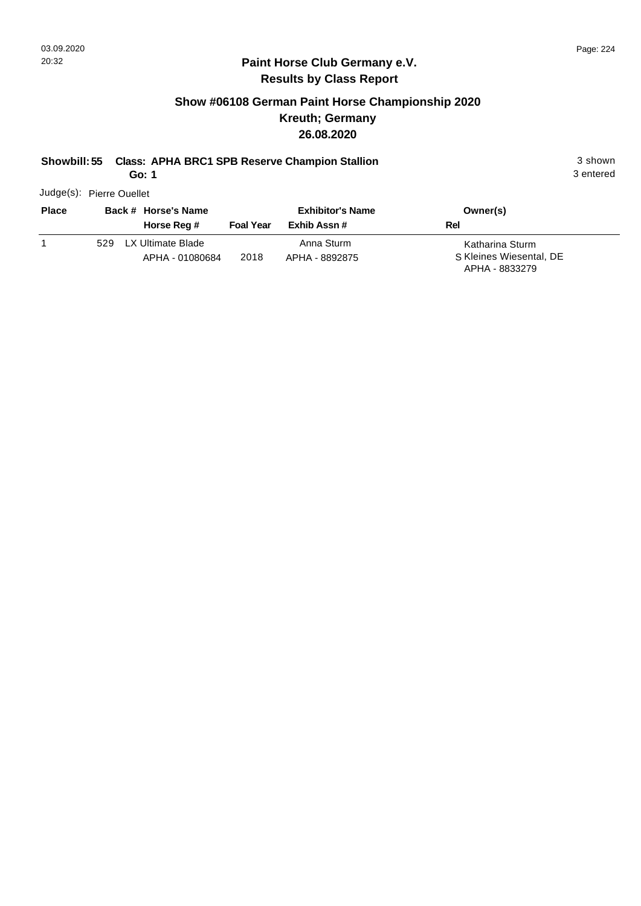**Paint Horse Club Germany e.V.**
**Results by Class Report**

## Show #06108 German Paint Horse Championship 2020
## Kreuth; Germany
## 26.08.2020

**Showbill: 55 Class: APHA BRC1 SPB Reserve Champion Stallion** 3 shown
**Go: 1** 3 entered

Judge(s): Pierre Ouellet

| Place | Back # | Horse's Name / Horse Reg # | Foal Year | Exhibitor's Name / Exhib Assn # | Rel | Owner(s) |
|---|---|---|---|---|---|---|
| 1 | 529 | LX Ultimate Blade<br>APHA - 01080684 | 2018 | Anna Sturm<br>APHA - 8892875 | S | Katharina Sturm<br>Kleines Wiesental, DE<br>APHA - 8833279 |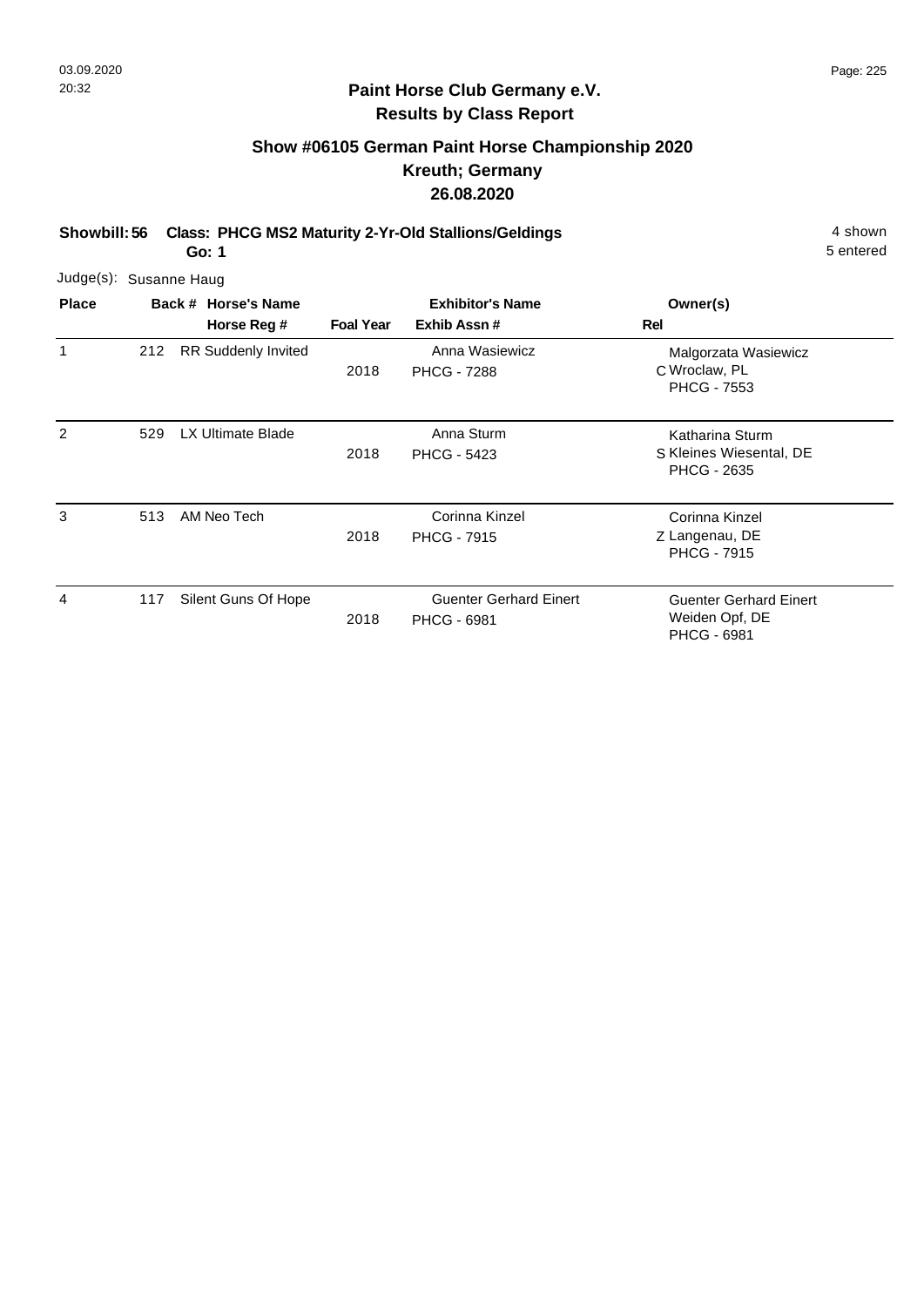## Paint Horse Club Germany e.V.
## Results by Class Report

### Show #06105 German Paint Horse Championship 2020
### Kreuth; Germany
### 26.08.2020

**Showbill: 56 Class: PHCG MS2 Maturity 2-Yr-Old Stallions/Geldings** 4 shown
**Go: 1** 5 entered

Judge(s): Susanne Haug

| Place | Back # | Horse's Name / Horse Reg # | Foal Year | Exhibitor's Name / Exhib Assn # | Rel | Owner(s) |
|---|---|---|---|---|---|---|
| 1 | 212 | RR Suddenly Invited | 2018 | Anna Wasiewicz<br>PHCG - 7288 | C | Malgorzata Wasiewicz<br>Wroclaw, PL<br>PHCG - 7553 |
| 2 | 529 | LX Ultimate Blade | 2018 | Anna Sturm<br>PHCG - 5423 | S | Katharina Sturm<br>Kleines Wiesental, DE<br>PHCG - 2635 |
| 3 | 513 | AM Neo Tech | 2018 | Corinna Kinzel<br>PHCG - 7915 | Z | Corinna Kinzel<br>Langenau, DE<br>PHCG - 7915 |
| 4 | 117 | Silent Guns Of Hope | 2018 | Guenter Gerhard Einert<br>PHCG - 6981 | | Guenter Gerhard Einert<br>Weiden Opf, DE<br>PHCG - 6981 |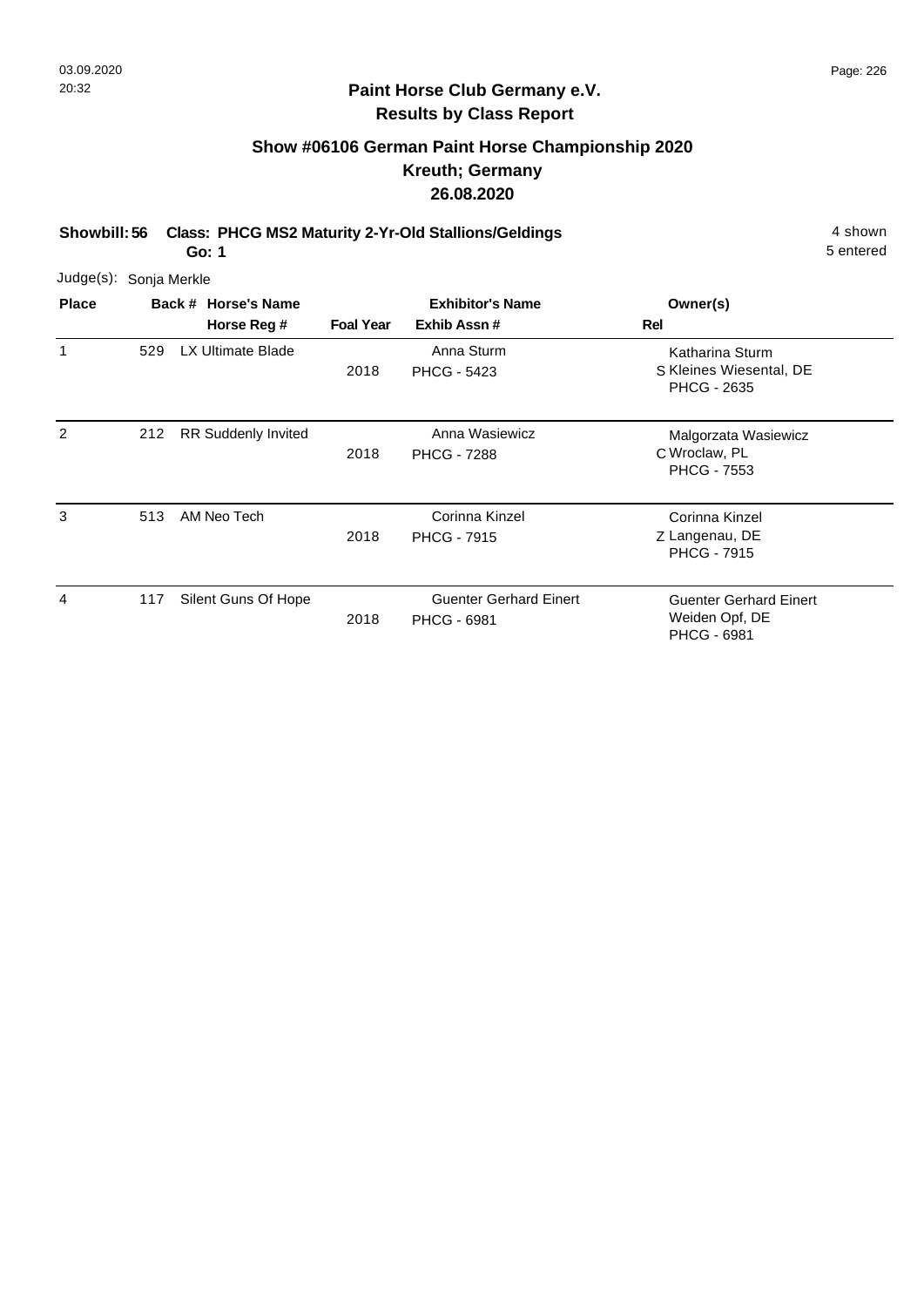**Paint Horse Club Germany e.V.**
**Results by Class Report**

## Show #06106 German Paint Horse Championship 2020
## Kreuth; Germany
## 26.08.2020

**Showbill: 56 Class: PHCG MS2 Maturity 2-Yr-Old Stallions/Geldings** 4 shown
**Go: 1** 5 entered

Judge(s): Sonja Merkle

| Place | Back # | Horse's Name / Horse Reg # | Foal Year | Exhibitor's Name / Exhib Assn # | Rel | Owner(s) |
|---|---|---|---|---|---|---|
| 1 | 529 | LX Ultimate Blade | 2018 | Anna Sturm<br>PHCG - 5423 | S | Katharina Sturm<br>Kleines Wiesental, DE<br>PHCG - 2635 |
| 2 | 212 | RR Suddenly Invited | 2018 | Anna Wasiewicz<br>PHCG - 7288 | C | Malgorzata Wasiewicz<br>Wroclaw, PL<br>PHCG - 7553 |
| 3 | 513 | AM Neo Tech | 2018 | Corinna Kinzel<br>PHCG - 7915 | Z | Corinna Kinzel<br>Langenau, DE<br>PHCG - 7915 |
| 4 | 117 | Silent Guns Of Hope | 2018 | Guenter Gerhard Einert<br>PHCG - 6981 | | Guenter Gerhard Einert<br>Weiden Opf, DE<br>PHCG - 6981 |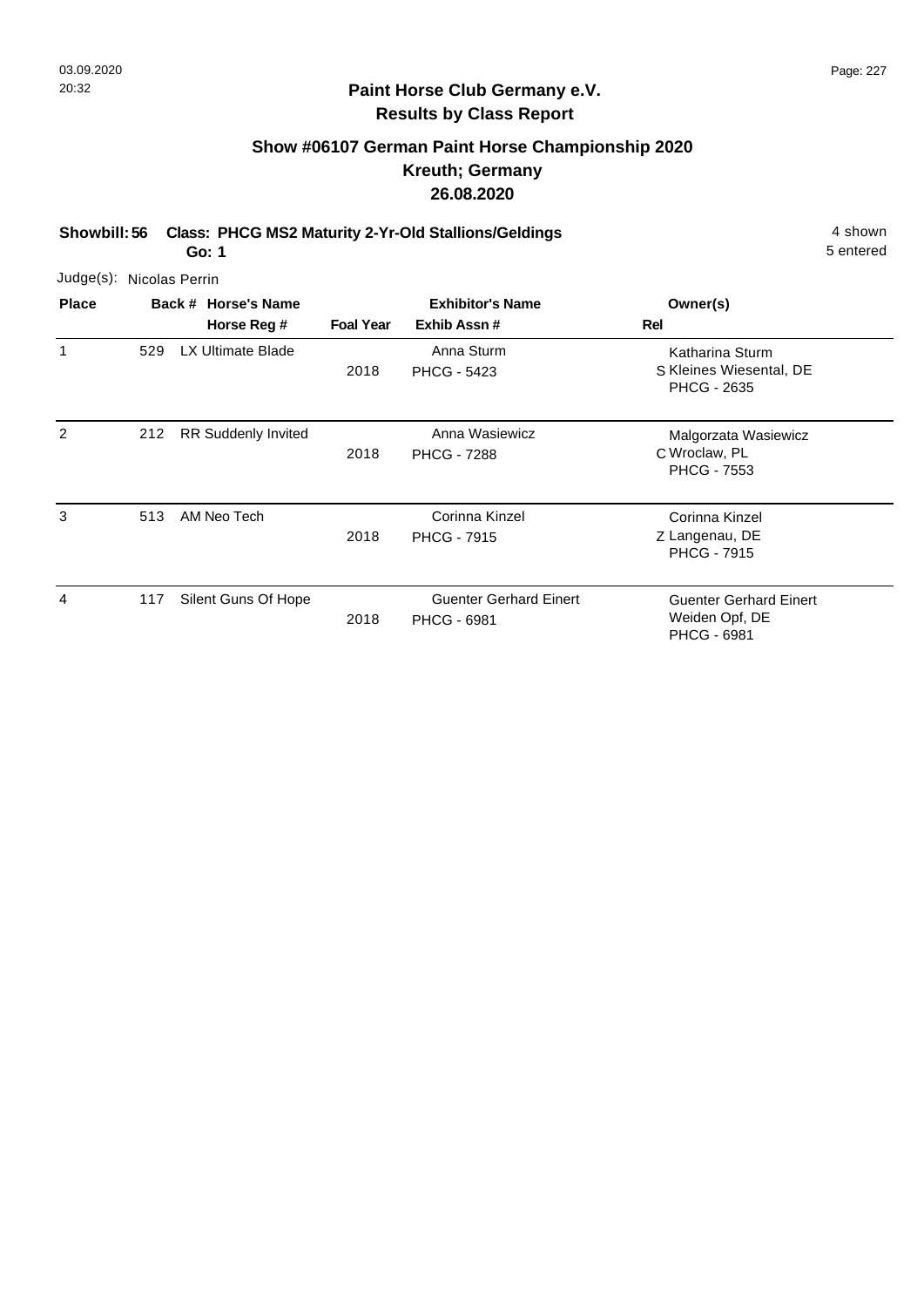## Paint Horse Club Germany e.V.
## Results by Class Report

### Show #06107 German Paint Horse Championship 2020
### Kreuth; Germany
### 26.08.2020

**Showbill: 56 Class: PHCG MS2 Maturity 2-Yr-Old Stallions/Geldings** — 4 shown, 5 entered

**Go: 1**

Judge(s): Nicolas Perrin

| Place | Back # | Horse's Name / Horse Reg # | Foal Year | Exhibitor's Name / Exhib Assn # | Rel | Owner(s) |
|---|---|---|---|---|---|---|
| 1 | 529 | LX Ultimate Blade | 2018 | Anna Sturm<br>PHCG - 5423 | S | Katharina Sturm<br>Kleines Wiesental, DE<br>PHCG - 2635 |
| 2 | 212 | RR Suddenly Invited | 2018 | Anna Wasiewicz<br>PHCG - 7288 | C | Malgorzata Wasiewicz<br>Wroclaw, PL<br>PHCG - 7553 |
| 3 | 513 | AM Neo Tech | 2018 | Corinna Kinzel<br>PHCG - 7915 | Z | Corinna Kinzel<br>Langenau, DE<br>PHCG - 7915 |
| 4 | 117 | Silent Guns Of Hope | 2018 | Guenter Gerhard Einert<br>PHCG - 6981 | | Guenter Gerhard Einert<br>Weiden Opf, DE<br>PHCG - 6981 |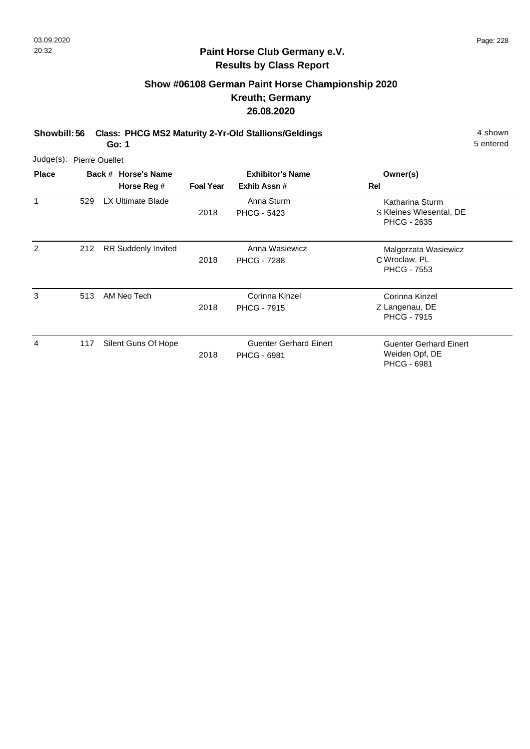## Paint Horse Club Germany e.V.
## Results by Class Report

### Show #06108 German Paint Horse Championship 2020
### Kreuth; Germany
### 26.08.2020

**Showbill: 56 Class: PHCG MS2 Maturity 2-Yr-Old Stallions/Geldings** 4 shown
**Go: 1** 5 entered

Judge(s): Pierre Ouellet

| Place | Back # | Horse's Name / Horse Reg # | Foal Year | Exhibitor's Name / Exhib Assn # | Rel | Owner(s) |
|---|---|---|---|---|---|---|
| 1 | 529 | LX Ultimate Blade | 2018 | Anna Sturm<br>PHCG - 5423 | S | Katharina Sturm<br>Kleines Wiesental, DE<br>PHCG - 2635 |
| 2 | 212 | RR Suddenly Invited | 2018 | Anna Wasiewicz<br>PHCG - 7288 | C | Malgorzata Wasiewicz<br>Wroclaw, PL<br>PHCG - 7553 |
| 3 | 513 | AM Neo Tech | 2018 | Corinna Kinzel<br>PHCG - 7915 | Z | Corinna Kinzel<br>Langenau, DE<br>PHCG - 7915 |
| 4 | 117 | Silent Guns Of Hope | 2018 | Guenter Gerhard Einert<br>PHCG - 6981 | | Guenter Gerhard Einert<br>Weiden Opf, DE<br>PHCG - 6981 |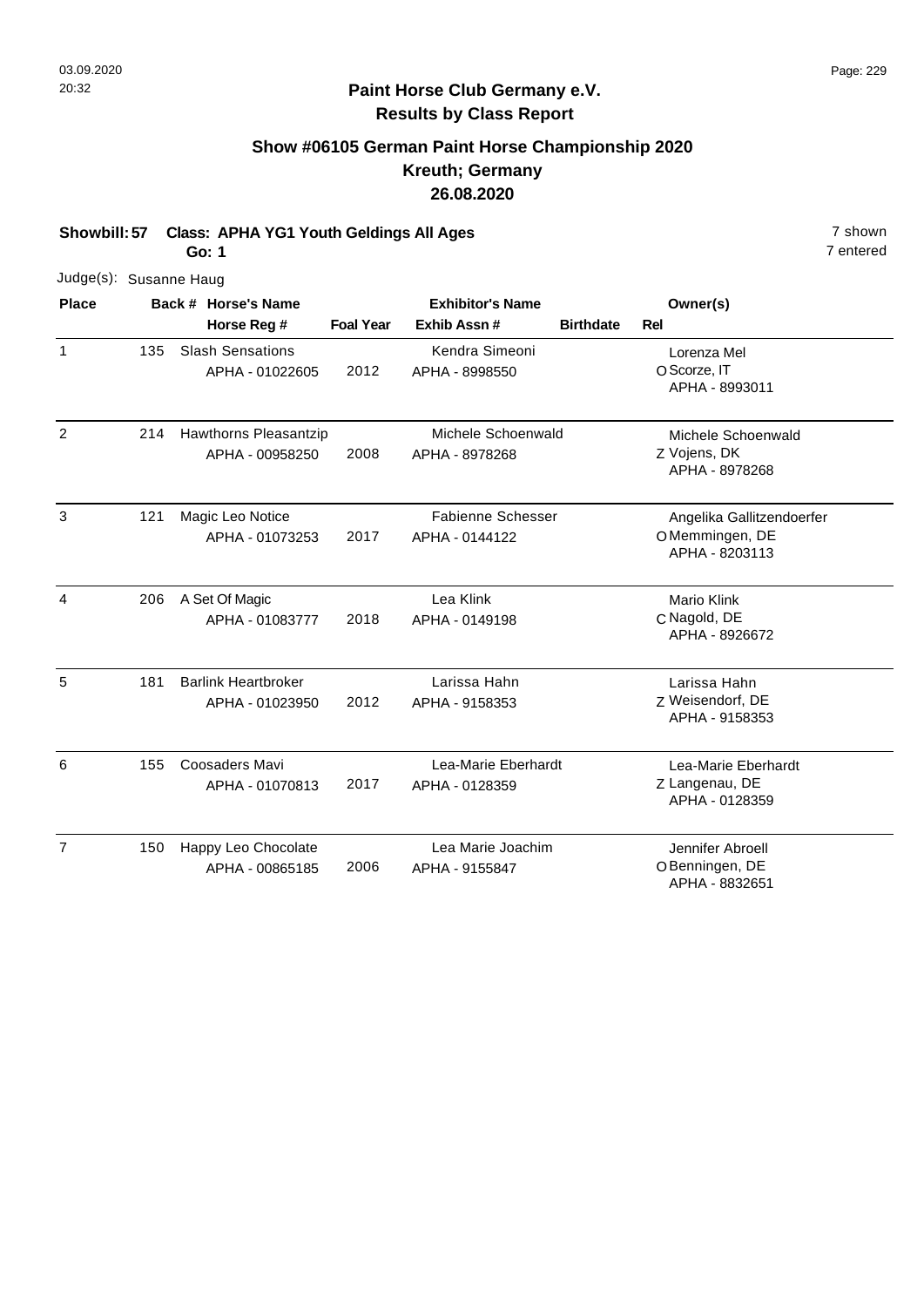# Paint Horse Club Germany e.V.

## Results by Class Report

### Show #06105 German Paint Horse Championship 2020
### Kreuth; Germany
### 26.08.2020

**Showbill: 57 Class: APHA YG1 Youth Geldings All Ages** 7 shown

**Go: 1** 7 entered

Judge(s): Susanne Haug

| Place | Back # | Horse's Name / Horse Reg # | Foal Year | Exhibitor's Name / Exhib Assn # | Birthdate | Rel | Owner(s) |
|---|---|---|---|---|---|---|---|
| 1 | 135 | Slash Sensations<br>APHA - 01022605 | 2012 | Kendra Simeoni<br>APHA - 8998550 | | O | Lorenza Mel<br>Scorze, IT<br>APHA - 8993011 |
| 2 | 214 | Hawthorns Pleasantzip<br>APHA - 00958250 | 2008 | Michele Schoenwald<br>APHA - 8978268 | | Z | Michele Schoenwald<br>Vojens, DK<br>APHA - 8978268 |
| 3 | 121 | Magic Leo Notice<br>APHA - 01073253 | 2017 | Fabienne Schesser<br>APHA - 0144122 | | O | Angelika Gallitzendoerfer<br>Memmingen, DE<br>APHA - 8203113 |
| 4 | 206 | A Set Of Magic<br>APHA - 01083777 | 2018 | Lea Klink<br>APHA - 0149198 | | C | Mario Klink<br>Nagold, DE<br>APHA - 8926672 |
| 5 | 181 | Barlink Heartbroker<br>APHA - 01023950 | 2012 | Larissa Hahn<br>APHA - 9158353 | | Z | Larissa Hahn<br>Weisendorf, DE<br>APHA - 9158353 |
| 6 | 155 | Coosaders Mavi<br>APHA - 01070813 | 2017 | Lea-Marie Eberhardt<br>APHA - 0128359 | | Z | Lea-Marie Eberhardt<br>Langenau, DE<br>APHA - 0128359 |
| 7 | 150 | Happy Leo Chocolate<br>APHA - 00865185 | 2006 | Lea Marie Joachim<br>APHA - 9155847 | | O | Jennifer Abroell<br>Benningen, DE<br>APHA - 8832651 |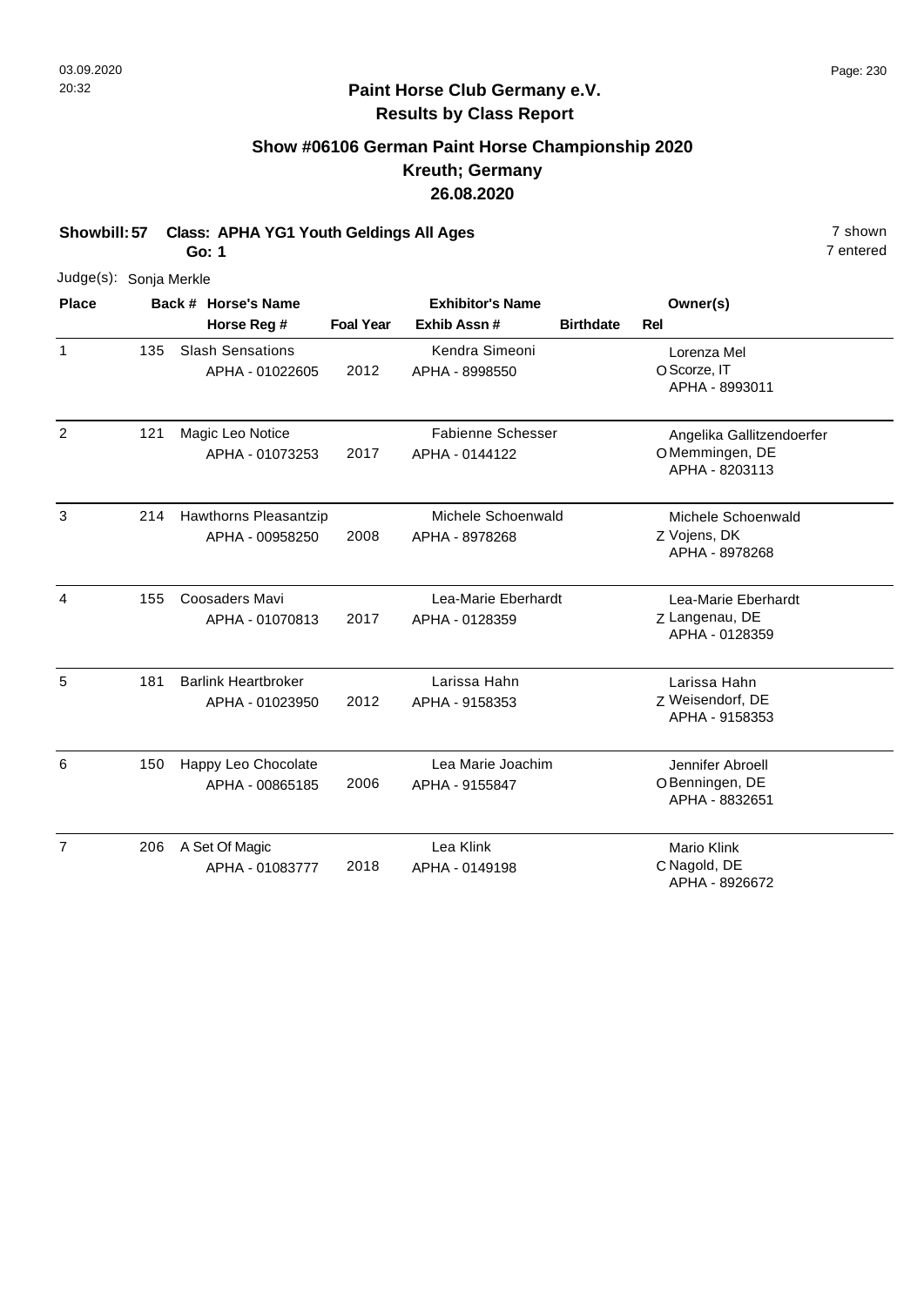**Paint Horse Club Germany e.V.**
**Results by Class Report**

## Show #06106 German Paint Horse Championship 2020
## Kreuth; Germany
## 26.08.2020

**Showbill: 57 Class: APHA YG1 Youth Geldings All Ages** — 7 shown, 7 entered

**Go: 1**

Judge(s): Sonja Merkle

| Place | Back # | Horse's Name / Horse Reg # | Foal Year | Exhibitor's Name / Exhib Assn # | Birthdate | Rel | Owner(s) |
|---|---|---|---|---|---|---|---|
| 1 | 135 | Slash Sensations<br>APHA - 01022605 | 2012 | Kendra Simeoni<br>APHA - 8998550 | | O | Lorenza Mel<br>Scorze, IT<br>APHA - 8993011 |
| 2 | 121 | Magic Leo Notice<br>APHA - 01073253 | 2017 | Fabienne Schesser<br>APHA - 0144122 | | O | Angelika Gallitzendoerfer<br>Memmingen, DE<br>APHA - 8203113 |
| 3 | 214 | Hawthorns Pleasantzip<br>APHA - 00958250 | 2008 | Michele Schoenwald<br>APHA - 8978268 | | Z | Michele Schoenwald<br>Vojens, DK<br>APHA - 8978268 |
| 4 | 155 | Coosaders Mavi<br>APHA - 01070813 | 2017 | Lea-Marie Eberhardt<br>APHA - 0128359 | | Z | Lea-Marie Eberhardt<br>Langenau, DE<br>APHA - 0128359 |
| 5 | 181 | Barlink Heartbroker<br>APHA - 01023950 | 2012 | Larissa Hahn<br>APHA - 9158353 | | Z | Larissa Hahn<br>Weisendorf, DE<br>APHA - 9158353 |
| 6 | 150 | Happy Leo Chocolate<br>APHA - 00865185 | 2006 | Lea Marie Joachim<br>APHA - 9155847 | | O | Jennifer Abroell<br>Benningen, DE<br>APHA - 8832651 |
| 7 | 206 | A Set Of Magic<br>APHA - 01083777 | 2018 | Lea Klink<br>APHA - 0149198 | | C | Mario Klink<br>Nagold, DE<br>APHA - 8926672 |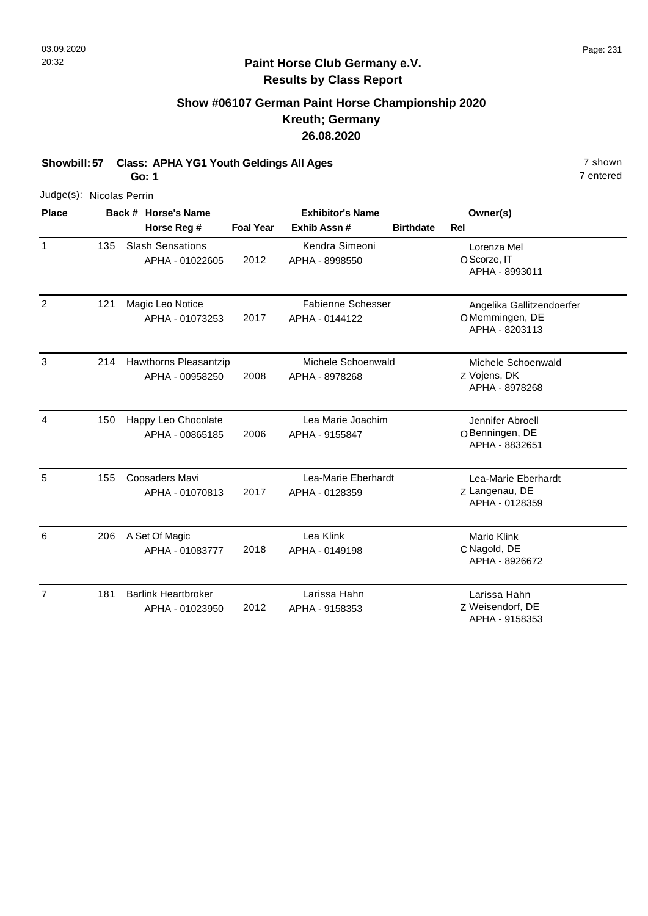# Paint Horse Club Germany e.V.
## Results by Class Report

### Show #06107 German Paint Horse Championship 2020
### Kreuth; Germany
### 26.08.2020

**Showbill: 57 Class: APHA YG1 Youth Geldings All Ages** 7 shown
**Go: 1** 7 entered

Judge(s): Nicolas Perrin

| Place | Back # | Horse's Name / Horse Reg # | Foal Year | Exhibitor's Name / Exhib Assn # | Birthdate | Rel | Owner(s) |
|---|---|---|---|---|---|---|---|
| 1 | 135 | Slash Sensations<br>APHA - 01022605 | 2012 | Kendra Simeoni<br>APHA - 8998550 | | O | Lorenza Mel<br>Scorze, IT<br>APHA - 8993011 |
| 2 | 121 | Magic Leo Notice<br>APHA - 01073253 | 2017 | Fabienne Schesser<br>APHA - 0144122 | | O | Angelika Gallitzendoerfer<br>Memmingen, DE<br>APHA - 8203113 |
| 3 | 214 | Hawthorns Pleasantzip<br>APHA - 00958250 | 2008 | Michele Schoenwald<br>APHA - 8978268 | | Z | Michele Schoenwald<br>Vojens, DK<br>APHA - 8978268 |
| 4 | 150 | Happy Leo Chocolate<br>APHA - 00865185 | 2006 | Lea Marie Joachim<br>APHA - 9155847 | | O | Jennifer Abroell<br>Benningen, DE<br>APHA - 8832651 |
| 5 | 155 | Coosaders Mavi<br>APHA - 01070813 | 2017 | Lea-Marie Eberhardt<br>APHA - 0128359 | | Z | Lea-Marie Eberhardt<br>Langenau, DE<br>APHA - 0128359 |
| 6 | 206 | A Set Of Magic<br>APHA - 01083777 | 2018 | Lea Klink<br>APHA - 0149198 | | C | Mario Klink<br>Nagold, DE<br>APHA - 8926672 |
| 7 | 181 | Barlink Heartbroker<br>APHA - 01023950 | 2012 | Larissa Hahn<br>APHA - 9158353 | | Z | Larissa Hahn<br>Weisendorf, DE<br>APHA - 9158353 |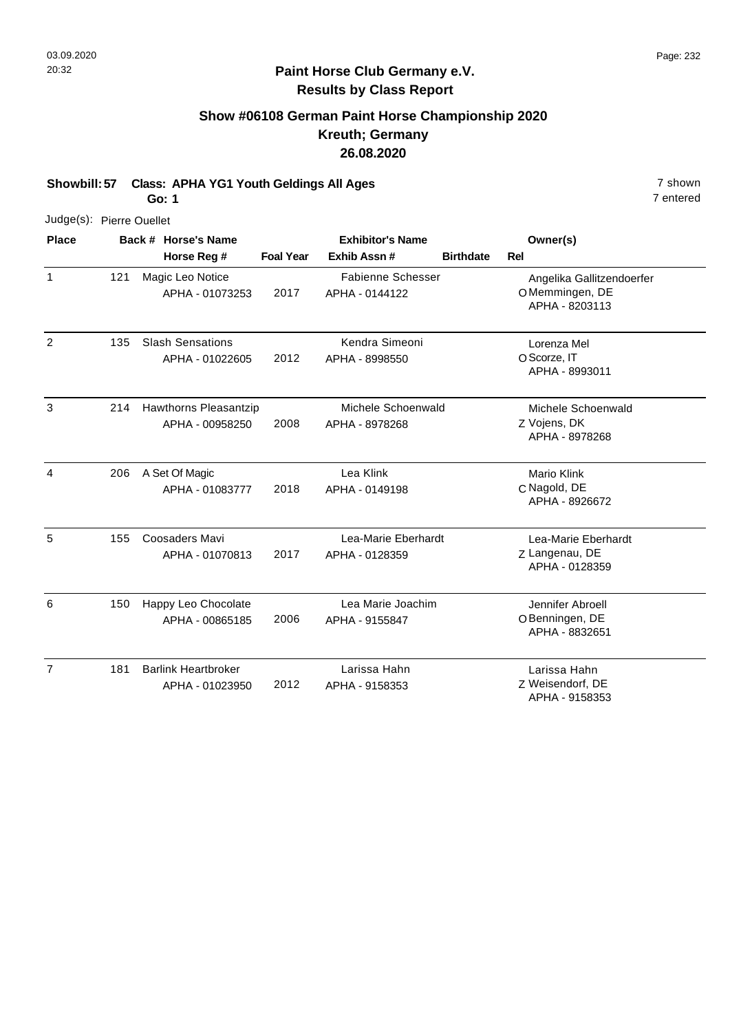**Paint Horse Club Germany e.V.**
**Results by Class Report**

## Show #06108 German Paint Horse Championship 2020
## Kreuth; Germany
## 26.08.2020

**Showbill: 57 Class: APHA YG1 Youth Geldings All Ages** 7 shown
**Go: 1** 7 entered

Judge(s): Pierre Ouellet

| Place | Back # | Horse's Name / Horse Reg # | Foal Year | Exhibitor's Name / Exhib Assn # | Birthdate | Rel | Owner(s) |
|---|---|---|---|---|---|---|---|
| 1 | 121 | Magic Leo Notice<br>APHA - 01073253 | 2017 | Fabienne Schesser<br>APHA - 0144122 | | O | Angelika Gallitzendoerfer<br>Memmingen, DE<br>APHA - 8203113 |
| 2 | 135 | Slash Sensations<br>APHA - 01022605 | 2012 | Kendra Simeoni<br>APHA - 8998550 | | O | Lorenza Mel<br>Scorze, IT<br>APHA - 8993011 |
| 3 | 214 | Hawthorns Pleasantzip<br>APHA - 00958250 | 2008 | Michele Schoenwald<br>APHA - 8978268 | | Z | Michele Schoenwald<br>Vojens, DK<br>APHA - 8978268 |
| 4 | 206 | A Set Of Magic<br>APHA - 01083777 | 2018 | Lea Klink<br>APHA - 0149198 | | C | Mario Klink<br>Nagold, DE<br>APHA - 8926672 |
| 5 | 155 | Coosaders Mavi<br>APHA - 01070813 | 2017 | Lea-Marie Eberhardt<br>APHA - 0128359 | | Z | Lea-Marie Eberhardt<br>Langenau, DE<br>APHA - 0128359 |
| 6 | 150 | Happy Leo Chocolate<br>APHA - 00865185 | 2006 | Lea Marie Joachim<br>APHA - 9155847 | | O | Jennifer Abroell<br>Benningen, DE<br>APHA - 8832651 |
| 7 | 181 | Barlink Heartbroker<br>APHA - 01023950 | 2012 | Larissa Hahn<br>APHA - 9158353 | | Z | Larissa Hahn<br>Weisendorf, DE<br>APHA - 9158353 |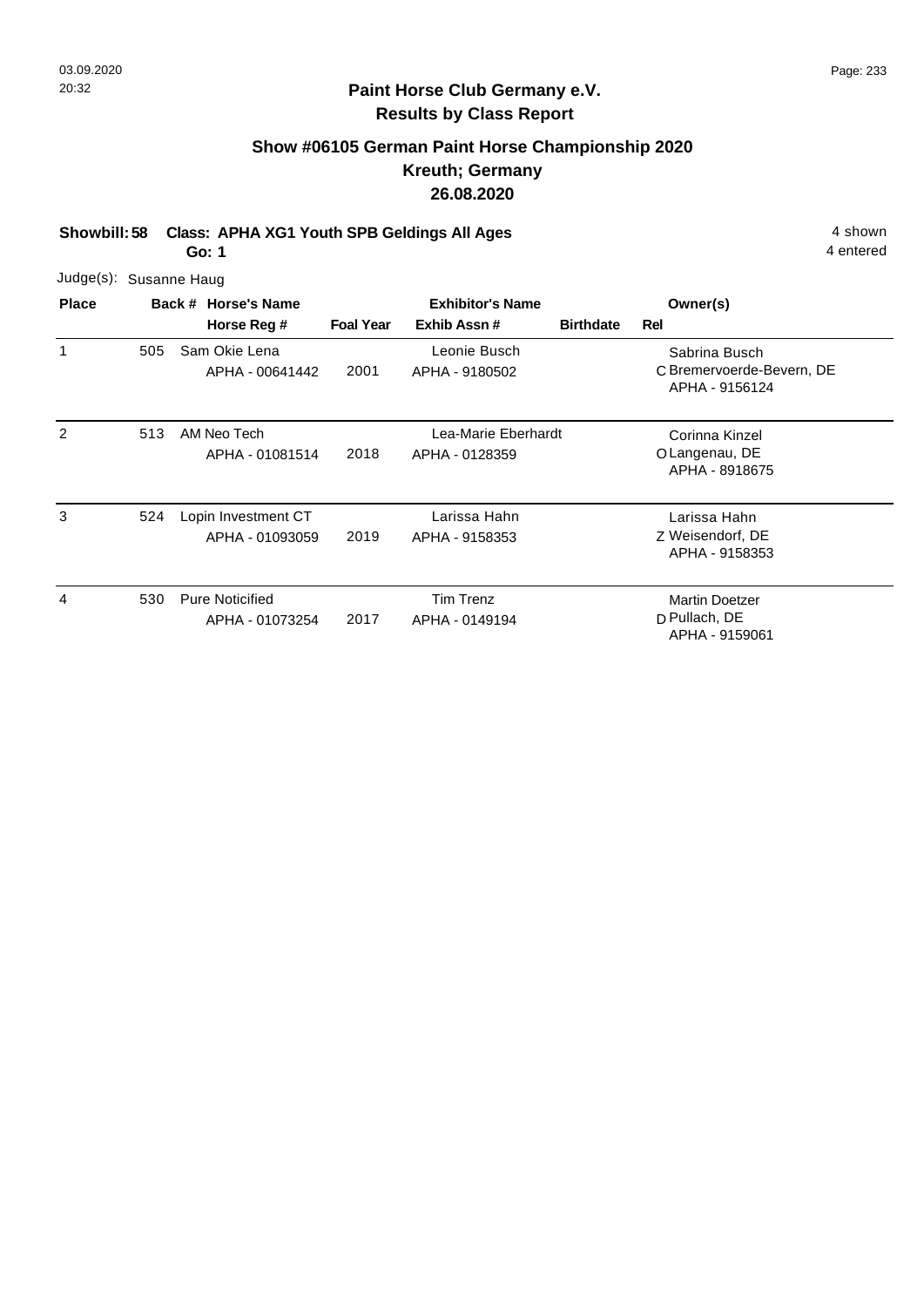## Paint Horse Club Germany e.V.
## Results by Class Report

### Show #06105 German Paint Horse Championship 2020
### Kreuth; Germany
### 26.08.2020

**Showbill: 58 Class: APHA XG1 Youth SPB Geldings All Ages** 4 shown
**Go: 1** 4 entered

Judge(s): Susanne Haug

| Place | Back # | Horse's Name / Horse Reg # | Foal Year | Exhibitor's Name / Exhib Assn # | Birthdate | Rel | Owner(s) |
|---|---|---|---|---|---|---|---|
| 1 | 505 | Sam Okie Lena<br>APHA - 00641442 | 2001 | Leonie Busch<br>APHA - 9180502 | | C | Sabrina Busch<br>Bremervoerde-Bevern, DE<br>APHA - 9156124 |
| 2 | 513 | AM Neo Tech<br>APHA - 01081514 | 2018 | Lea-Marie Eberhardt<br>APHA - 0128359 | | O | Corinna Kinzel<br>Langenau, DE<br>APHA - 8918675 |
| 3 | 524 | Lopin Investment CT<br>APHA - 01093059 | 2019 | Larissa Hahn<br>APHA - 9158353 | | Z | Larissa Hahn<br>Weisendorf, DE<br>APHA - 9158353 |
| 4 | 530 | Pure Noticified<br>APHA - 01073254 | 2017 | Tim Trenz<br>APHA - 0149194 | | D | Martin Doetzer<br>Pullach, DE<br>APHA - 9159061 |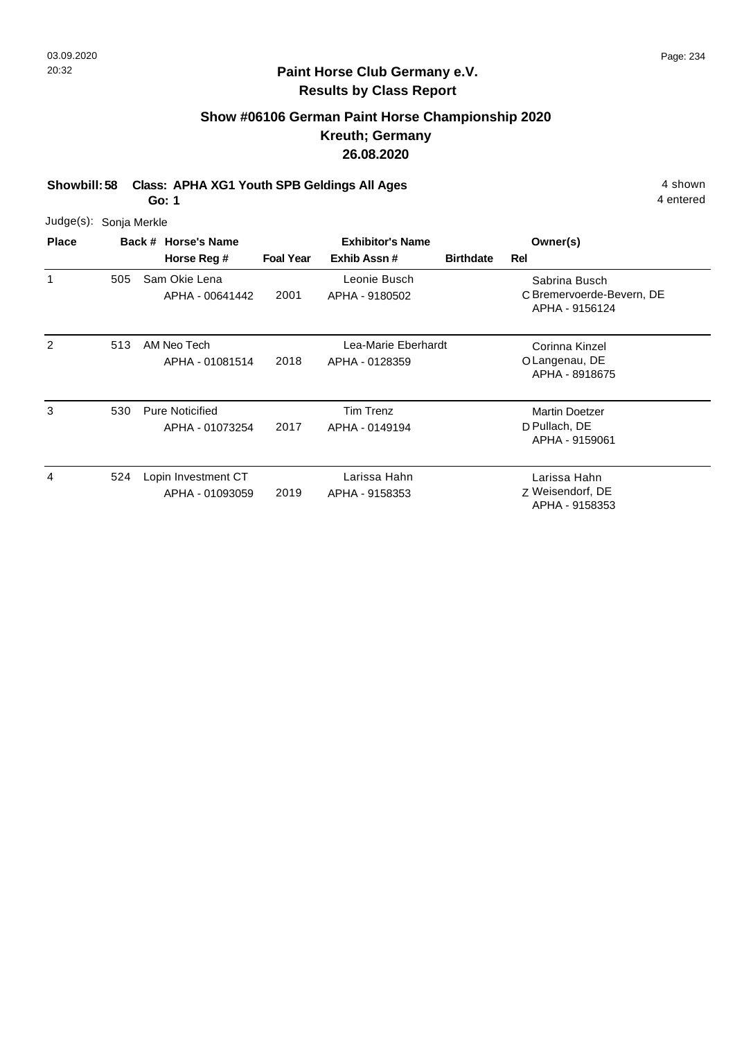## Paint Horse Club Germany e.V.
## Results by Class Report

### Show #06106 German Paint Horse Championship 2020
### Kreuth; Germany
### 26.08.2020

**Showbill: 58 Class: APHA XG1 Youth SPB Geldings All Ages** 4 shown
**Go: 1** 4 entered

Judge(s): Sonja Merkle

| Place | Back # | Horse's Name / Horse Reg # | Foal Year | Exhibitor's Name / Exhib Assn # | Birthdate | Rel | Owner(s) |
|---|---|---|---|---|---|---|---|
| 1 | 505 | Sam Okie Lena<br>APHA - 00641442 | 2001 | Leonie Busch<br>APHA - 9180502 | | C | Sabrina Busch<br>Bremervoerde-Bevern, DE<br>APHA - 9156124 |
| 2 | 513 | AM Neo Tech<br>APHA - 01081514 | 2018 | Lea-Marie Eberhardt<br>APHA - 0128359 | | O | Corinna Kinzel<br>Langenau, DE<br>APHA - 8918675 |
| 3 | 530 | Pure Noticified<br>APHA - 01073254 | 2017 | Tim Trenz<br>APHA - 0149194 | | D | Martin Doetzer<br>Pullach, DE<br>APHA - 9159061 |
| 4 | 524 | Lopin Investment CT<br>APHA - 01093059 | 2019 | Larissa Hahn<br>APHA - 9158353 | | Z | Larissa Hahn<br>Weisendorf, DE<br>APHA - 9158353 |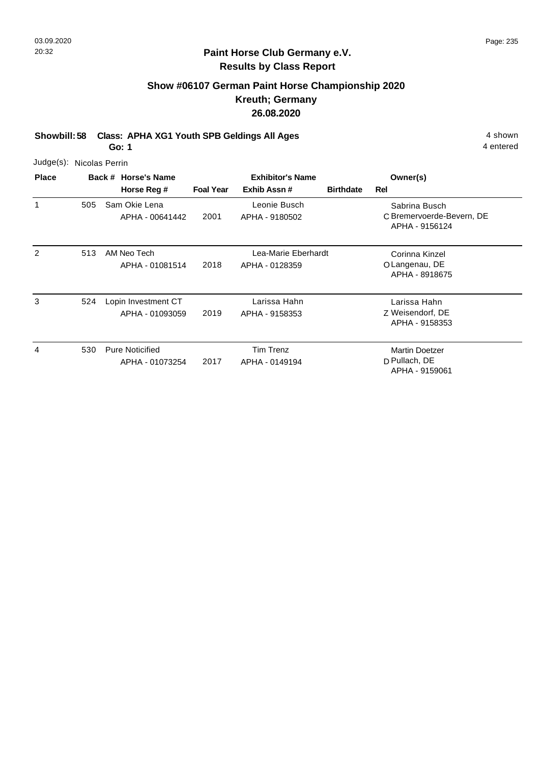## Paint Horse Club Germany e.V.
## Results by Class Report

### Show #06107 German Paint Horse Championship 2020
### Kreuth; Germany
### 26.08.2020

**Showbill: 58 Class: APHA XG1 Youth SPB Geldings All Ages** 4 shown
**Go: 1** 4 entered

Judge(s): Nicolas Perrin

| Place | Back # | Horse's Name / Horse Reg # | Foal Year | Exhibitor's Name / Exhib Assn # | Birthdate | Rel | Owner(s) |
|---|---|---|---|---|---|---|---|
| 1 | 505 | Sam Okie Lena<br>APHA - 00641442 | 2001 | Leonie Busch<br>APHA - 9180502 | | C | Sabrina Busch<br>Bremervoerde-Bevern, DE<br>APHA - 9156124 |
| 2 | 513 | AM Neo Tech<br>APHA - 01081514 | 2018 | Lea-Marie Eberhardt<br>APHA - 0128359 | | O | Corinna Kinzel<br>Langenau, DE<br>APHA - 8918675 |
| 3 | 524 | Lopin Investment CT<br>APHA - 01093059 | 2019 | Larissa Hahn<br>APHA - 9158353 | | Z | Larissa Hahn<br>Weisendorf, DE<br>APHA - 9158353 |
| 4 | 530 | Pure Noticified<br>APHA - 01073254 | 2017 | Tim Trenz<br>APHA - 0149194 | | D | Martin Doetzer<br>Pullach, DE<br>APHA - 9159061 |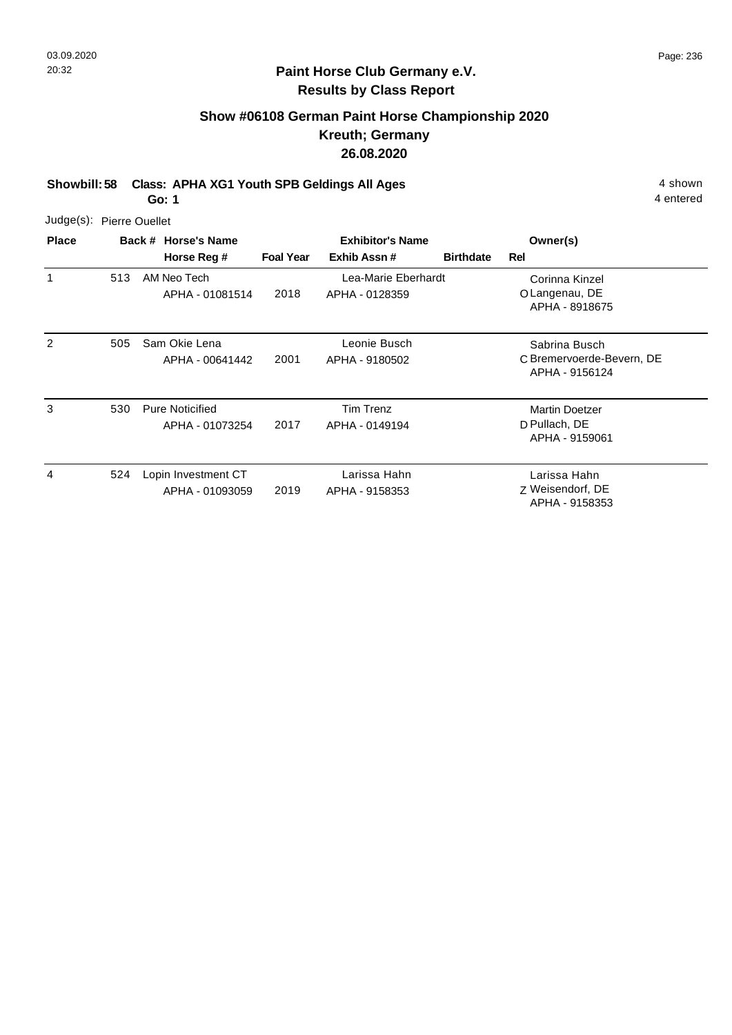**Paint Horse Club Germany e.V.**
**Results by Class Report**

## Show #06108 German Paint Horse Championship 2020
## Kreuth; Germany
## 26.08.2020

**Showbill: 58 Class: APHA XG1 Youth SPB Geldings All Ages** — 4 shown, 4 entered
**Go: 1**

Judge(s): Pierre Ouellet

| Place | Back # | Horse's Name / Horse Reg # | Foal Year | Exhibitor's Name / Exhib Assn # | Birthdate | Rel | Owner(s) |
|---|---|---|---|---|---|---|---|
| 1 | 513 | AM Neo Tech<br>APHA - 01081514 | 2018 | Lea-Marie Eberhardt<br>APHA - 0128359 | | O | Corinna Kinzel<br>Langenau, DE<br>APHA - 8918675 |
| 2 | 505 | Sam Okie Lena<br>APHA - 00641442 | 2001 | Leonie Busch<br>APHA - 9180502 | | C | Sabrina Busch<br>Bremervoerde-Bevern, DE<br>APHA - 9156124 |
| 3 | 530 | Pure Noticified<br>APHA - 01073254 | 2017 | Tim Trenz<br>APHA - 0149194 | | D | Martin Doetzer<br>Pullach, DE<br>APHA - 9159061 |
| 4 | 524 | Lopin Investment CT<br>APHA - 01093059 | 2019 | Larissa Hahn<br>APHA - 9158353 | | Z | Larissa Hahn<br>Weisendorf, DE<br>APHA - 9158353 |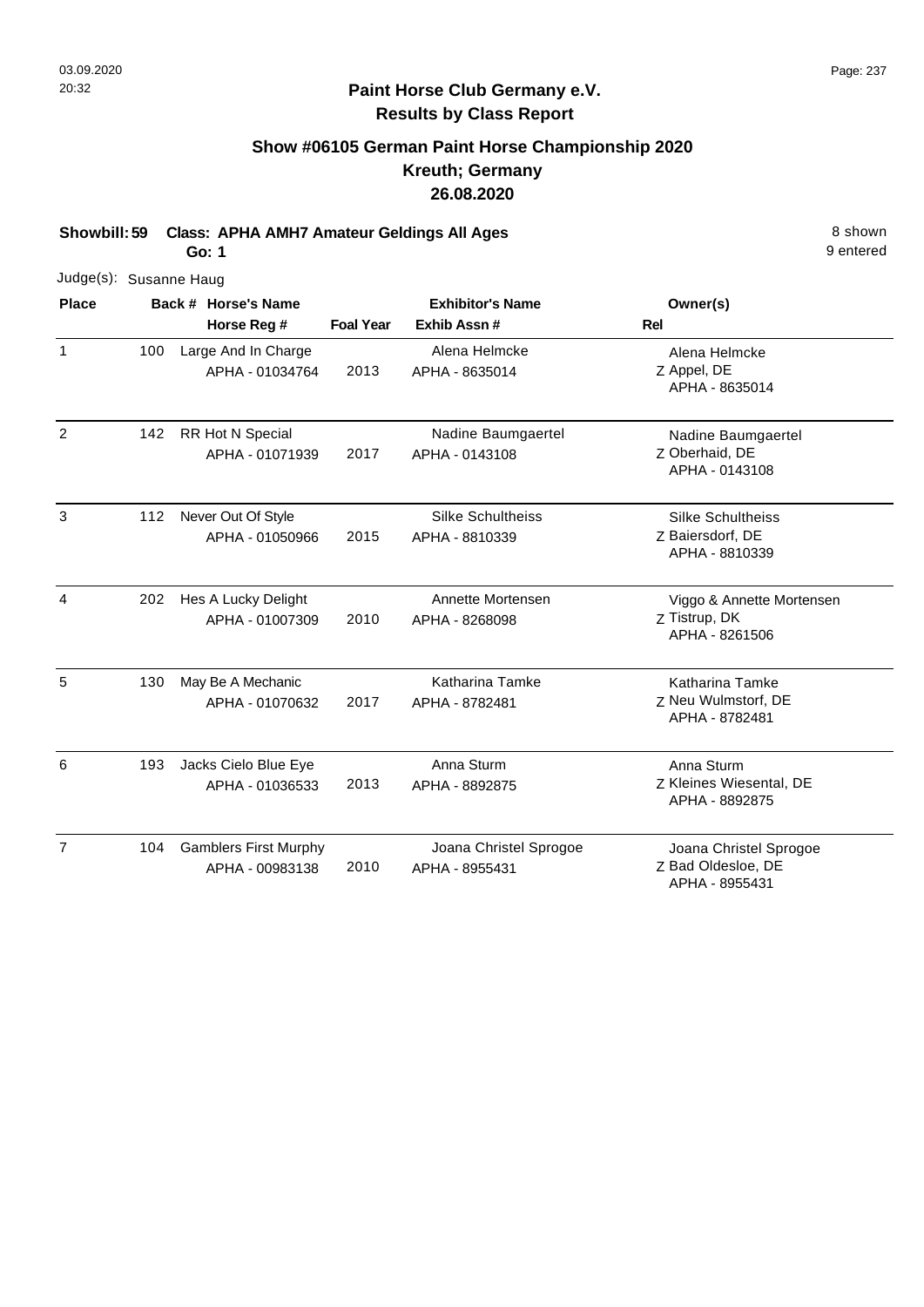**Paint Horse Club Germany e.V.**
**Results by Class Report**

## Show #06105 German Paint Horse Championship 2020
## Kreuth; Germany
## 26.08.2020

**Showbill: 59 Class: APHA AMH7 Amateur Geldings All Ages** — 8 shown, 9 entered
**Go: 1**

Judge(s): Susanne Haug

| Place | Back # | Horse's Name / Horse Reg # | Foal Year | Exhibitor's Name / Exhib Assn # | Rel | Owner(s) |
|---|---|---|---|---|---|---|
| 1 | 100 | Large And In Charge<br>APHA - 01034764 | 2013 | Alena Helmcke<br>APHA - 8635014 | Z | Alena Helmcke<br>Appel, DE<br>APHA - 8635014 |
| 2 | 142 | RR Hot N Special<br>APHA - 01071939 | 2017 | Nadine Baumgaertel<br>APHA - 0143108 | Z | Nadine Baumgaertel<br>Oberhaid, DE<br>APHA - 0143108 |
| 3 | 112 | Never Out Of Style<br>APHA - 01050966 | 2015 | Silke Schultheiss<br>APHA - 8810339 | Z | Silke Schultheiss<br>Baiersdorf, DE<br>APHA - 8810339 |
| 4 | 202 | Hes A Lucky Delight<br>APHA - 01007309 | 2010 | Annette Mortensen<br>APHA - 8268098 | Z | Viggo & Annette Mortensen<br>Tistrup, DK<br>APHA - 8261506 |
| 5 | 130 | May Be A Mechanic<br>APHA - 01070632 | 2017 | Katharina Tamke<br>APHA - 8782481 | Z | Katharina Tamke<br>Neu Wulmstorf, DE<br>APHA - 8782481 |
| 6 | 193 | Jacks Cielo Blue Eye<br>APHA - 01036533 | 2013 | Anna Sturm<br>APHA - 8892875 | Z | Anna Sturm<br>Kleines Wiesental, DE<br>APHA - 8892875 |
| 7 | 104 | Gamblers First Murphy<br>APHA - 00983138 | 2010 | Joana Christel Sprogoe<br>APHA - 8955431 | Z | Joana Christel Sprogoe<br>Bad Oldesloe, DE<br>APHA - 8955431 |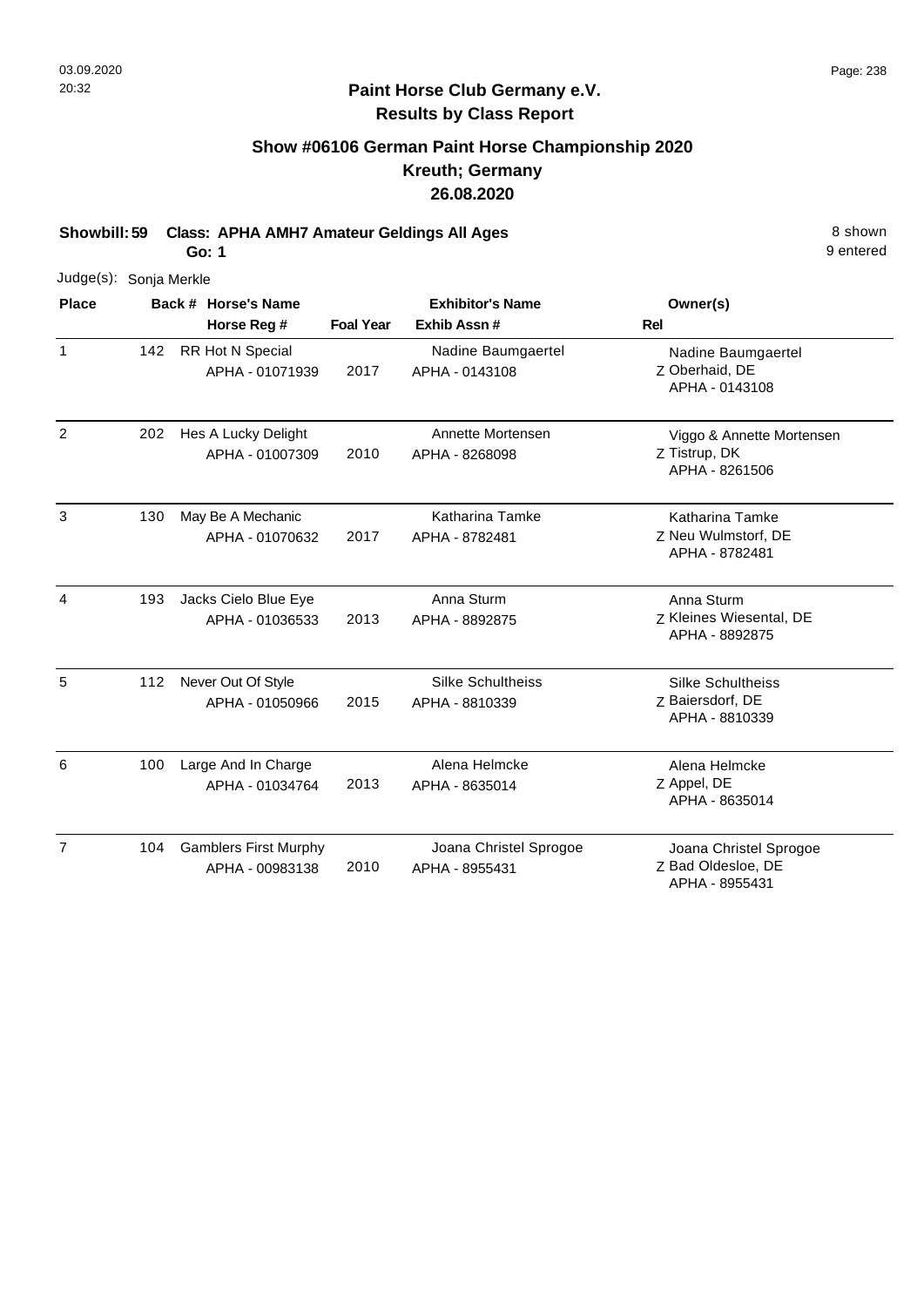## Paint Horse Club Germany e.V.
## Results by Class Report

### Show #06106 German Paint Horse Championship 2020
### Kreuth; Germany
### 26.08.2020

**Showbill: 59 Class: APHA AMH7 Amateur Geldings All Ages** — 8 shown, 9 entered

**Go: 1**

Judge(s): Sonja Merkle

| Place | Back # | Horse's Name / Horse Reg # | Foal Year | Exhibitor's Name / Exhib Assn # | Owner(s) / Rel |
|---|---|---|---|---|---|
| 1 | 142 | RR Hot N Special<br>APHA - 01071939 | 2017 | Nadine Baumgaertel<br>APHA - 0143108 | Nadine Baumgaertel<br>Z Oberhaid, DE<br>APHA - 0143108 |
| 2 | 202 | Hes A Lucky Delight<br>APHA - 01007309 | 2010 | Annette Mortensen<br>APHA - 8268098 | Viggo & Annette Mortensen<br>Z Tistrup, DK<br>APHA - 8261506 |
| 3 | 130 | May Be A Mechanic<br>APHA - 01070632 | 2017 | Katharina Tamke<br>APHA - 8782481 | Katharina Tamke<br>Z Neu Wulmstorf, DE<br>APHA - 8782481 |
| 4 | 193 | Jacks Cielo Blue Eye<br>APHA - 01036533 | 2013 | Anna Sturm<br>APHA - 8892875 | Anna Sturm<br>Z Kleines Wiesental, DE<br>APHA - 8892875 |
| 5 | 112 | Never Out Of Style<br>APHA - 01050966 | 2015 | Silke Schultheiss<br>APHA - 8810339 | Silke Schultheiss<br>Z Baiersdorf, DE<br>APHA - 8810339 |
| 6 | 100 | Large And In Charge<br>APHA - 01034764 | 2013 | Alena Helmcke<br>APHA - 8635014 | Alena Helmcke<br>Z Appel, DE<br>APHA - 8635014 |
| 7 | 104 | Gamblers First Murphy<br>APHA - 00983138 | 2010 | Joana Christel Sprogoe<br>APHA - 8955431 | Joana Christel Sprogoe<br>Z Bad Oldesloe, DE<br>APHA - 8955431 |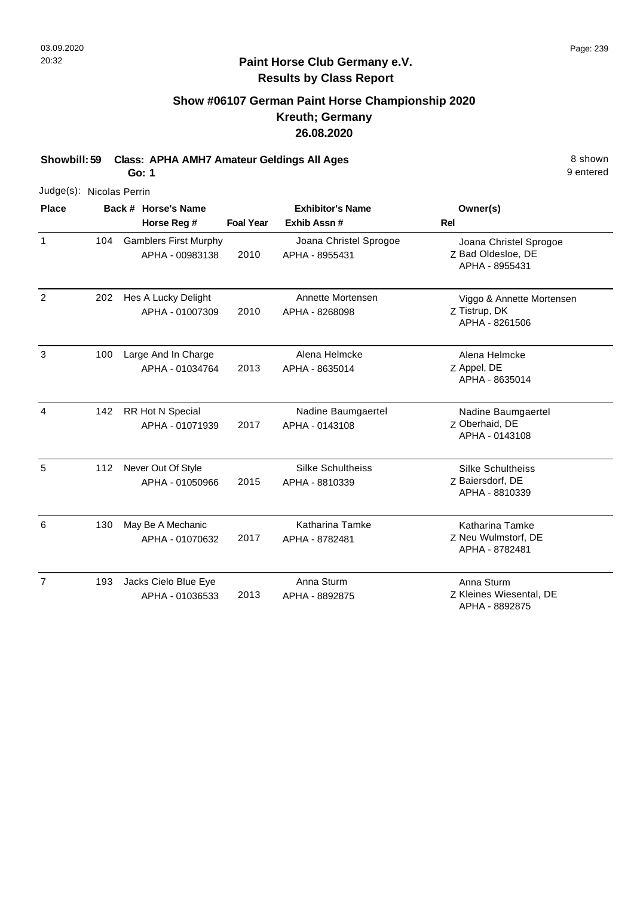**Paint Horse Club Germany e.V.**
**Results by Class Report**

## Show #06107 German Paint Horse Championship 2020
## Kreuth; Germany
## 26.08.2020

**Showbill: 59 Class: APHA AMH7 Amateur Geldings All Ages** — 8 shown, 9 entered
**Go: 1**

Judge(s): Nicolas Perrin

| Place | Back # | Horse's Name / Horse Reg # | Foal Year | Exhibitor's Name / Exhib Assn # | Rel | Owner(s) |
|---|---|---|---|---|---|---|
| 1 | 104 | Gamblers First Murphy<br>APHA - 00983138 | 2010 | Joana Christel Sprogoe<br>APHA - 8955431 | Z | Joana Christel Sprogoe<br>Bad Oldesloe, DE<br>APHA - 8955431 |
| 2 | 202 | Hes A Lucky Delight<br>APHA - 01007309 | 2010 | Annette Mortensen<br>APHA - 8268098 | Z | Viggo & Annette Mortensen<br>Tistrup, DK<br>APHA - 8261506 |
| 3 | 100 | Large And In Charge<br>APHA - 01034764 | 2013 | Alena Helmcke<br>APHA - 8635014 | Z | Alena Helmcke<br>Appel, DE<br>APHA - 8635014 |
| 4 | 142 | RR Hot N Special<br>APHA - 01071939 | 2017 | Nadine Baumgaertel<br>APHA - 0143108 | Z | Nadine Baumgaertel<br>Oberhaid, DE<br>APHA - 0143108 |
| 5 | 112 | Never Out Of Style<br>APHA - 01050966 | 2015 | Silke Schultheiss<br>APHA - 8810339 | Z | Silke Schultheiss<br>Baiersdorf, DE<br>APHA - 8810339 |
| 6 | 130 | May Be A Mechanic<br>APHA - 01070632 | 2017 | Katharina Tamke<br>APHA - 8782481 | Z | Katharina Tamke<br>Neu Wulmstorf, DE<br>APHA - 8782481 |
| 7 | 193 | Jacks Cielo Blue Eye<br>APHA - 01036533 | 2013 | Anna Sturm<br>APHA - 8892875 | Z | Anna Sturm<br>Kleines Wiesental, DE<br>APHA - 8892875 |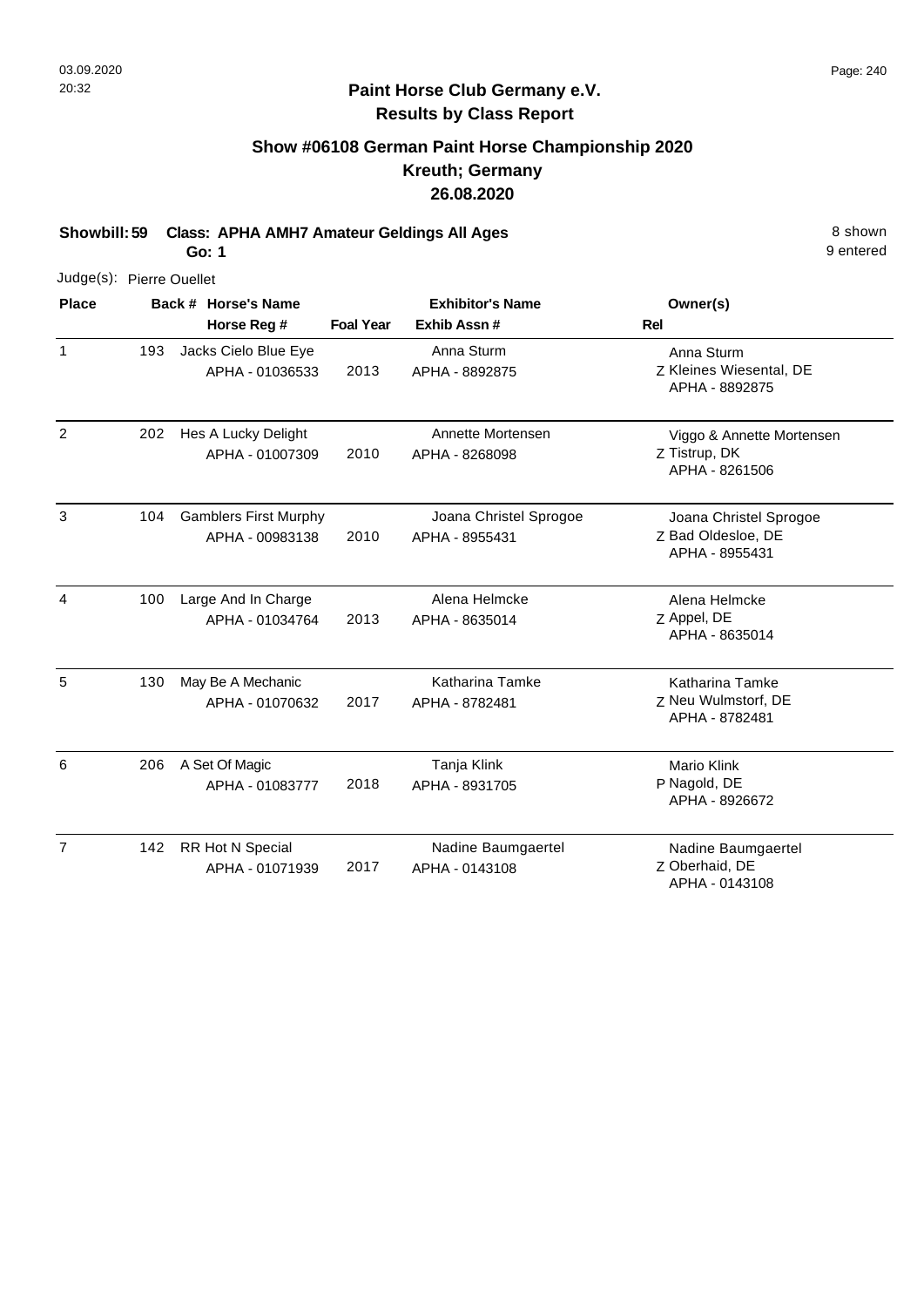# Paint Horse Club Germany e.V.
## Results by Class Report

### Show #06108 German Paint Horse Championship 2020
### Kreuth; Germany
### 26.08.2020

**Showbill: 59 Class: APHA AMH7 Amateur Geldings All Ages** — 8 shown, 9 entered

**Go: 1**

Judge(s): Pierre Ouellet

| Place | Back # | Horse's Name / Horse Reg # | Foal Year | Exhibitor's Name / Exhib Assn # | Rel | Owner(s) |
|---|---|---|---|---|---|---|
| 1 | 193 | Jacks Cielo Blue Eye<br>APHA - 01036533 | 2013 | Anna Sturm<br>APHA - 8892875 | Z | Anna Sturm<br>Kleines Wiesental, DE<br>APHA - 8892875 |
| 2 | 202 | Hes A Lucky Delight<br>APHA - 01007309 | 2010 | Annette Mortensen<br>APHA - 8268098 | Z | Viggo & Annette Mortensen<br>Tistrup, DK<br>APHA - 8261506 |
| 3 | 104 | Gamblers First Murphy<br>APHA - 00983138 | 2010 | Joana Christel Sprogoe<br>APHA - 8955431 | Z | Joana Christel Sprogoe<br>Bad Oldesloe, DE<br>APHA - 8955431 |
| 4 | 100 | Large And In Charge<br>APHA - 01034764 | 2013 | Alena Helmcke<br>APHA - 8635014 | Z | Alena Helmcke<br>Appel, DE<br>APHA - 8635014 |
| 5 | 130 | May Be A Mechanic<br>APHA - 01070632 | 2017 | Katharina Tamke<br>APHA - 8782481 | Z | Katharina Tamke<br>Neu Wulmstorf, DE<br>APHA - 8782481 |
| 6 | 206 | A Set Of Magic<br>APHA - 01083777 | 2018 | Tanja Klink<br>APHA - 8931705 | P | Mario Klink<br>Nagold, DE<br>APHA - 8926672 |
| 7 | 142 | RR Hot N Special<br>APHA - 01071939 | 2017 | Nadine Baumgaertel<br>APHA - 0143108 | Z | Nadine Baumgaertel<br>Oberhaid, DE<br>APHA - 0143108 |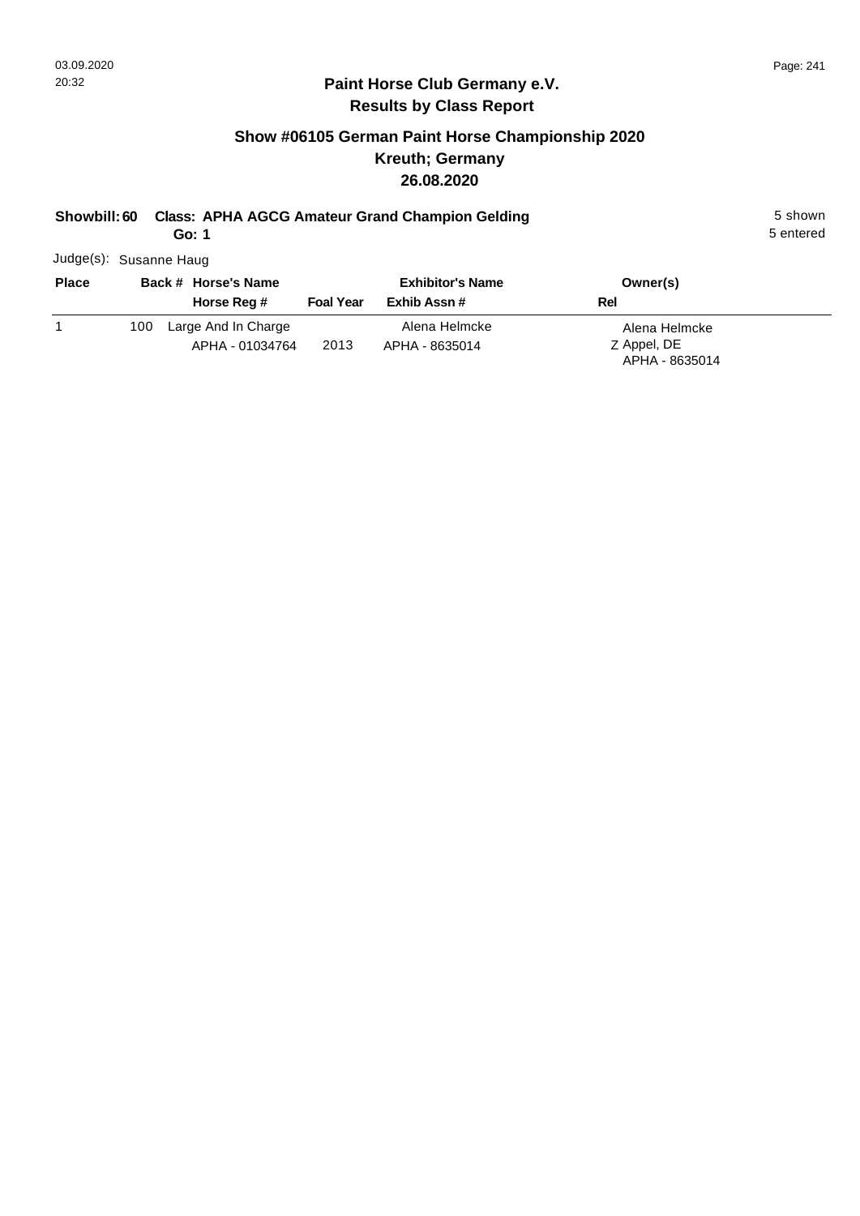# Paint Horse Club Germany e.V.

## Results by Class Report

### Show #06105 German Paint Horse Championship 2020

### Kreuth; Germany

### 26.08.2020

**Showbill: 60 Class: APHA AGCG Amateur Grand Champion Gelding** 5 shown

**Go: 1** 5 entered

Judge(s): Susanne Haug

| Place | Back # | Horse's Name / Horse Reg # | Foal Year | Exhibitor's Name / Exhib Assn # | Owner(s) / Rel |
|---|---|---|---|---|---|
| 1 | 100 | Large And In Charge<br>APHA - 01034764 | 2013 | Alena Helmcke<br>APHA - 8635014 | Alena Helmcke<br>Z Appel, DE<br>APHA - 8635014 |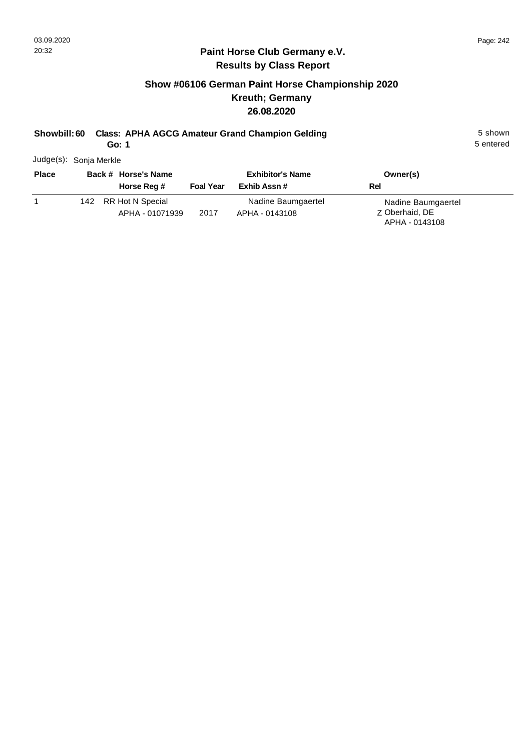## Paint Horse Club Germany e.V.
## Results by Class Report

### Show #06106 German Paint Horse Championship 2020
### Kreuth; Germany
### 26.08.2020

**Showbill: 60 Class: APHA AGCG Amateur Grand Champion Gelding** 5 shown
**Go: 1** 5 entered

Judge(s): Sonja Merkle

| Place | Back # | Horse's Name / Horse Reg # | Foal Year | Exhibitor's Name / Exhib Assn # | Rel | Owner(s) |
|---|---|---|---|---|---|---|
| 1 | 142 | RR Hot N Special<br>APHA - 01071939 | 2017 | Nadine Baumgaertel<br>APHA - 0143108 | Z | Nadine Baumgaertel<br>Oberhaid, DE<br>APHA - 0143108 |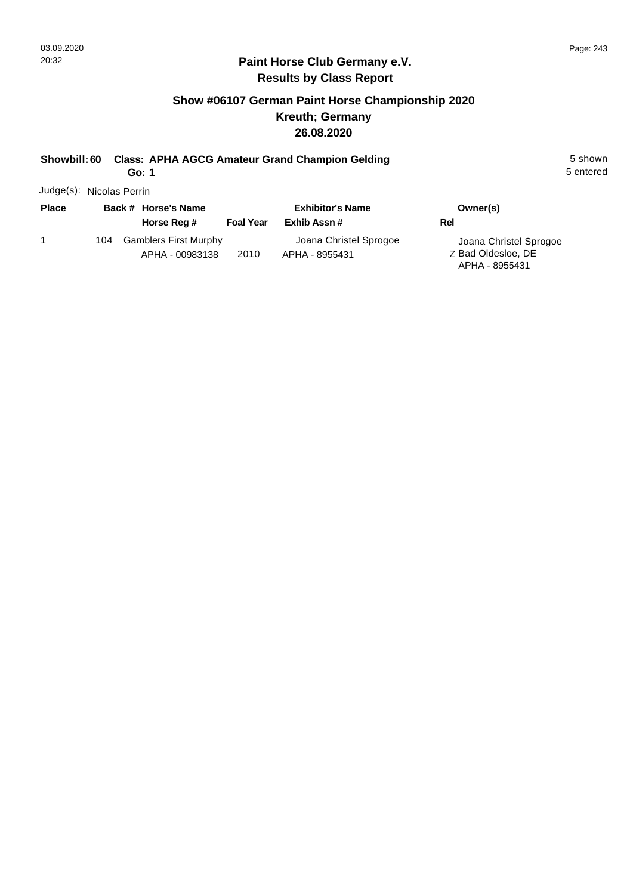## Paint Horse Club Germany e.V.
## Results by Class Report

### Show #06107 German Paint Horse Championship 2020
### Kreuth; Germany
### 26.08.2020

**Showbill: 60 Class: APHA AGCG Amateur Grand Champion Gelding** 5 shown
**Go: 1** 5 entered

Judge(s): Nicolas Perrin

| Place | Back # | Horse's Name / Horse Reg # | Foal Year | Exhibitor's Name / Exhib Assn # | Owner(s) / Rel |
|---|---|---|---|---|---|
| 1 | 104 | Gamblers First Murphy<br>APHA - 00983138 | 2010 | Joana Christel Sprogoe<br>APHA - 8955431 | Joana Christel Sprogoe<br>Z Bad Oldesloe, DE<br>APHA - 8955431 |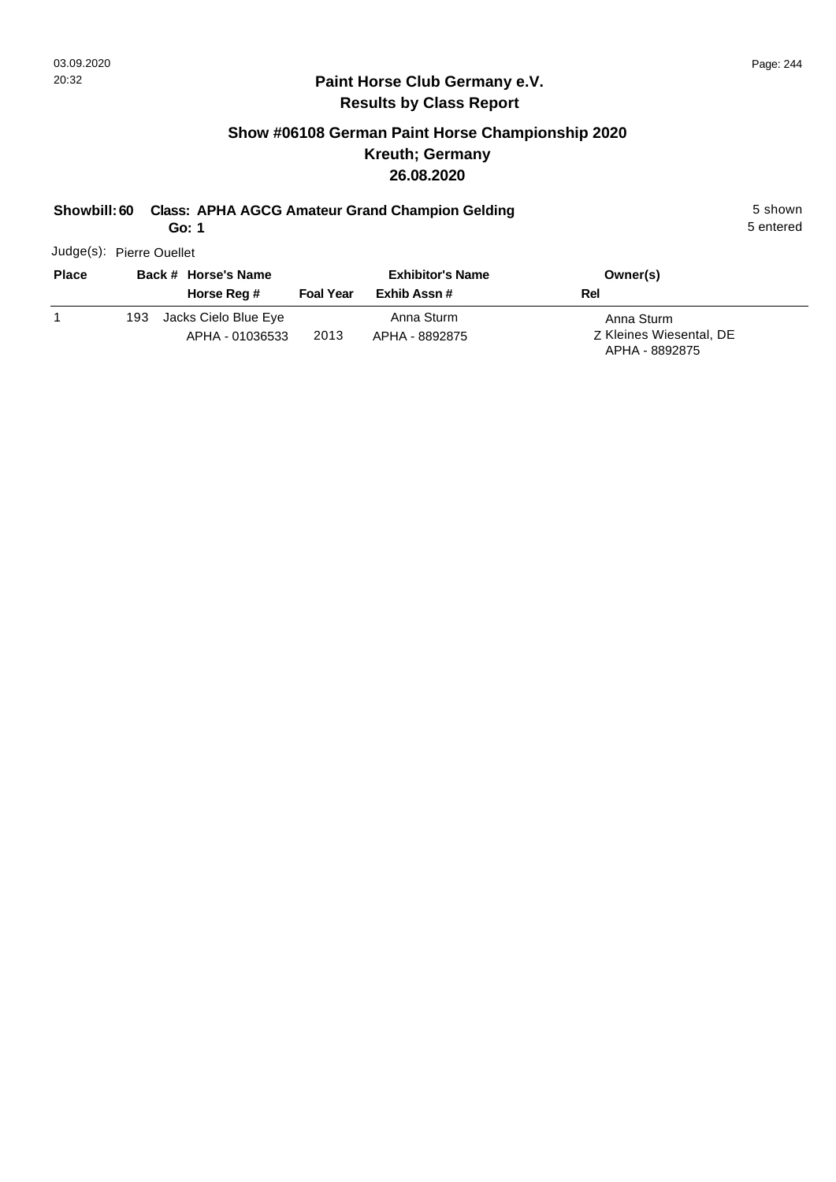## Paint Horse Club Germany e.V.
## Results by Class Report

### Show #06108 German Paint Horse Championship 2020
### Kreuth; Germany
### 26.08.2020

**Showbill: 60 Class: APHA AGCG Amateur Grand Champion Gelding** 5 shown
**Go: 1** 5 entered

Judge(s): Pierre Ouellet

| Place | Back # | Horse's Name / Horse Reg # | Foal Year | Exhibitor's Name / Exhib Assn # | Owner(s) / Rel |
|---|---|---|---|---|---|
| 1 | 193 | Jacks Cielo Blue Eye<br>APHA - 01036533 | 2013 | Anna Sturm<br>APHA - 8892875 | Anna Sturm<br>Z Kleines Wiesental, DE<br>APHA - 8892875 |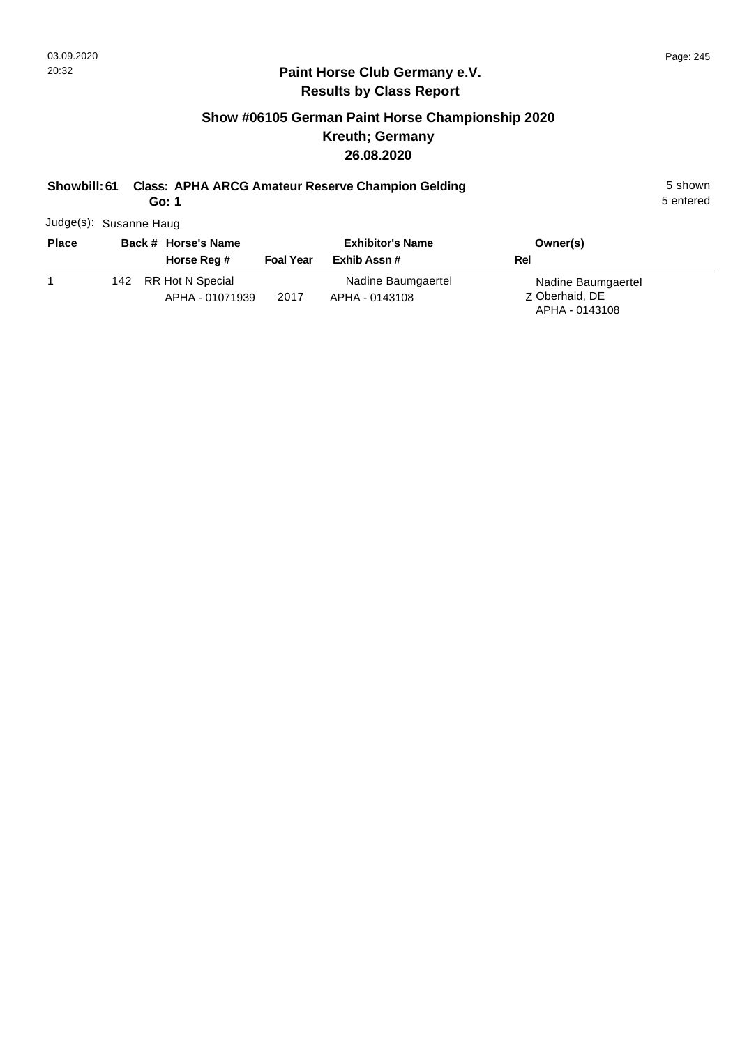## Paint Horse Club Germany e.V.
## Results by Class Report

### Show #06105 German Paint Horse Championship 2020
### Kreuth; Germany
### 26.08.2020

**Showbill: 61 Class: APHA ARCG Amateur Reserve Champion Gelding** 5 shown
**Go: 1** 5 entered

Judge(s): Susanne Haug

| Place | Back # | Horse's Name / Horse Reg # | Foal Year | Exhibitor's Name / Exhib Assn # | Rel | Owner(s) |
|---|---|---|---|---|---|---|
| 1 | 142 | RR Hot N Special<br>APHA - 01071939 | 2017 | Nadine Baumgaertel<br>APHA - 0143108 | Z | Nadine Baumgaertel<br>Oberhaid, DE<br>APHA - 0143108 |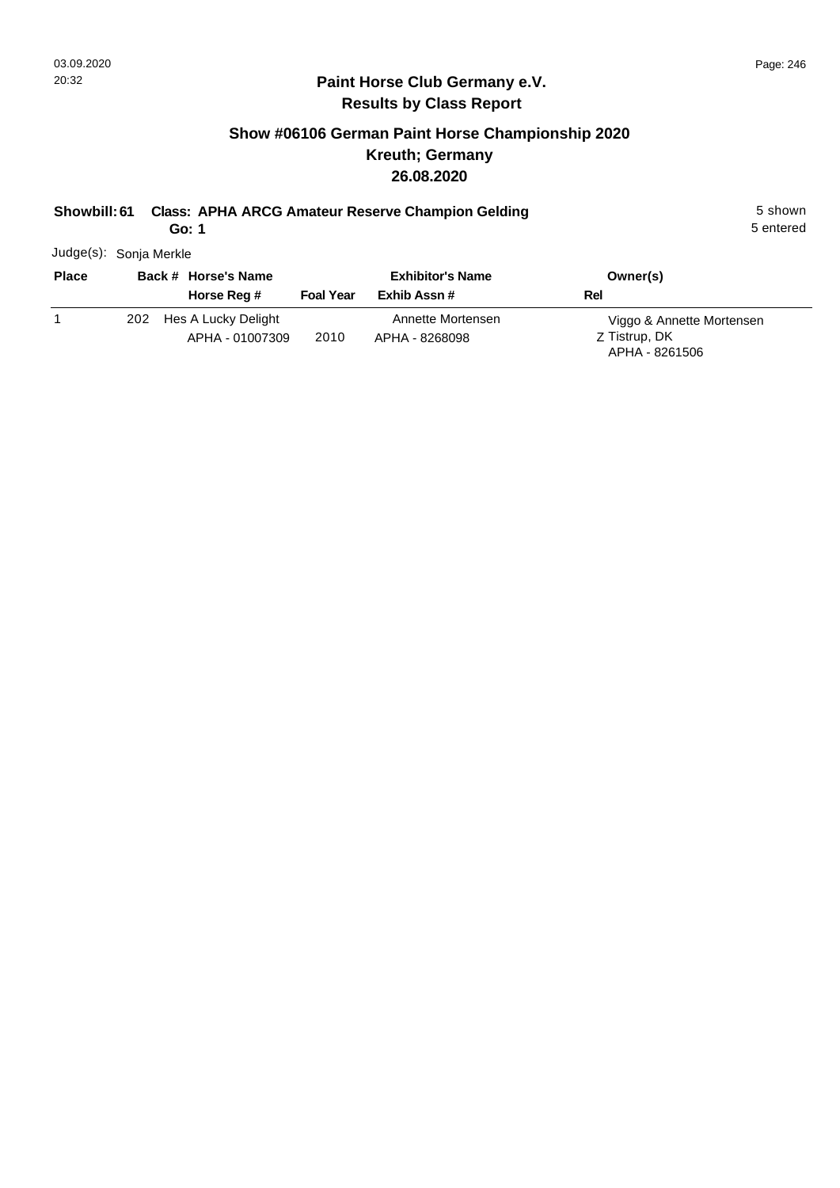## Paint Horse Club Germany e.V.
## Results by Class Report

### Show #06106 German Paint Horse Championship 2020
### Kreuth; Germany
### 26.08.2020

**Showbill: 61 Class: APHA ARCG Amateur Reserve Champion Gelding** 5 shown
**Go: 1** 5 entered

Judge(s): Sonja Merkle

| Place | Back # | Horse's Name / Horse Reg # | Foal Year | Exhibitor's Name / Exhib Assn # | Rel | Owner(s) |
|---|---|---|---|---|---|---|
| 1 | 202 | Hes A Lucky Delight<br>APHA - 01007309 | 2010 | Annette Mortensen<br>APHA - 8268098 | Z | Viggo & Annette Mortensen<br>Tistrup, DK<br>APHA - 8261506 |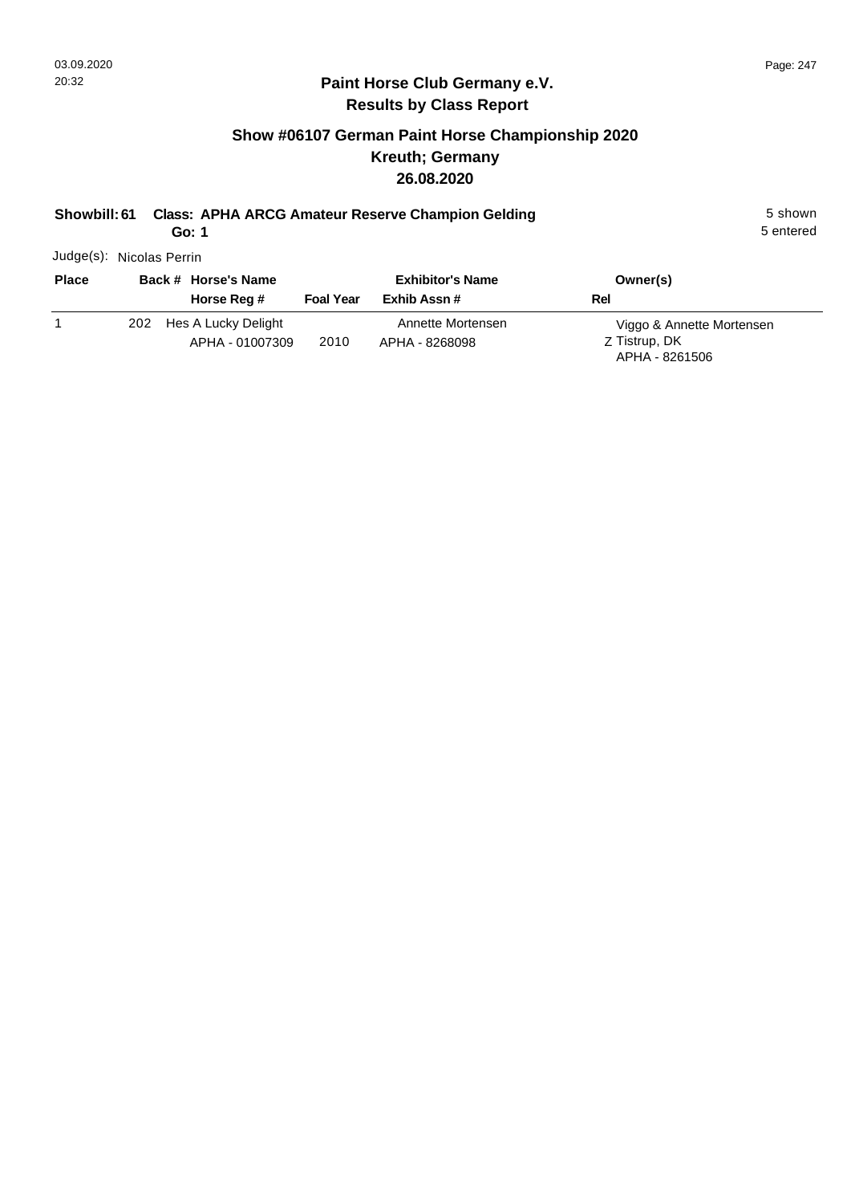## Paint Horse Club Germany e.V.
## Results by Class Report

### Show #06107 German Paint Horse Championship 2020
### Kreuth; Germany
### 26.08.2020

**Showbill: 61 Class: APHA ARCG Amateur Reserve Champion Gelding** 5 shown

**Go: 1** 5 entered

Judge(s): Nicolas Perrin

| Place | Back # | Horse's Name / Horse Reg # | Foal Year | Exhibitor's Name / Exhib Assn # | Rel | Owner(s) |
|---|---|---|---|---|---|---|
| 1 | 202 | Hes A Lucky Delight<br>APHA - 01007309 | 2010 | Annette Mortensen<br>APHA - 8268098 | Z | Viggo & Annette Mortensen<br>Tistrup, DK<br>APHA - 8261506 |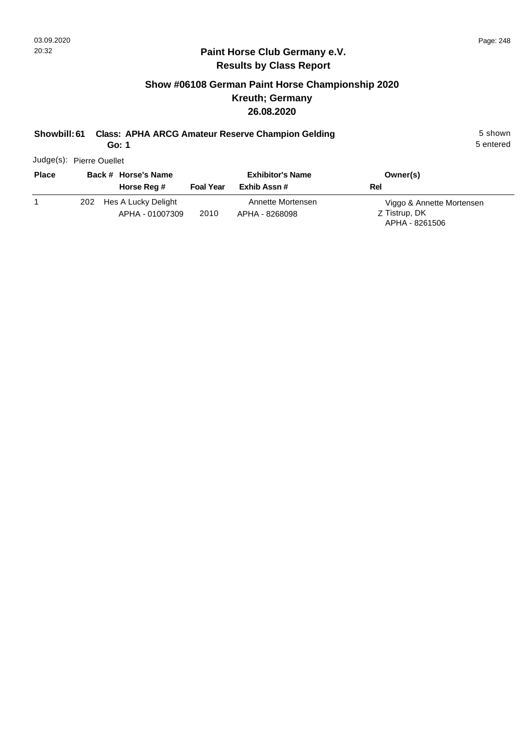## Paint Horse Club Germany e.V.
## Results by Class Report

### Show #06108 German Paint Horse Championship 2020
### Kreuth; Germany
### 26.08.2020

**Showbill: 61 Class: APHA ARCG Amateur Reserve Champion Gelding** 5 shown

**Go: 1** 5 entered

Judge(s): Pierre Ouellet

| Place | Back # | Horse's Name / Horse Reg # | Foal Year | Exhibitor's Name / Exhib Assn # | Rel | Owner(s) |
|---|---|---|---|---|---|---|
| 1 | 202 | Hes A Lucky Delight<br>APHA - 01007309 | 2010 | Annette Mortensen<br>APHA - 8268098 | Z | Viggo & Annette Mortensen<br>Tistrup, DK<br>APHA - 8261506 |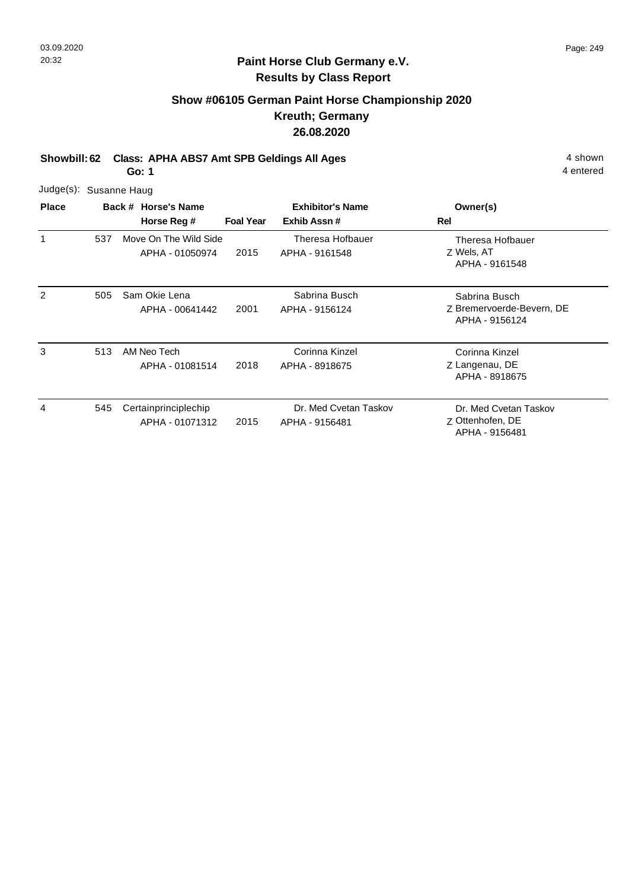## Paint Horse Club Germany e.V.
## Results by Class Report

### Show #06105 German Paint Horse Championship 2020
### Kreuth; Germany
### 26.08.2020

**Showbill: 62 Class: APHA ABS7 Amt SPB Geldings All Ages** 4 shown

**Go: 1** 4 entered

Judge(s): Susanne Haug

| Place | Back # | Horse's Name / Horse Reg # | Foal Year | Exhibitor's Name / Exhib Assn # | Owner(s) / Rel |
|---|---|---|---|---|---|
| 1 | 537 | Move On The Wild Side<br>APHA - 01050974 | 2015 | Theresa Hofbauer<br>APHA - 9161548 | Theresa Hofbauer<br>Z Wels, AT<br>APHA - 9161548 |
| 2 | 505 | Sam Okie Lena<br>APHA - 00641442 | 2001 | Sabrina Busch<br>APHA - 9156124 | Sabrina Busch<br>Z Bremervoerde-Bevern, DE<br>APHA - 9156124 |
| 3 | 513 | AM Neo Tech<br>APHA - 01081514 | 2018 | Corinna Kinzel<br>APHA - 8918675 | Corinna Kinzel<br>Z Langenau, DE<br>APHA - 8918675 |
| 4 | 545 | Certainprinciplechip<br>APHA - 01071312 | 2015 | Dr. Med Cvetan Taskov<br>APHA - 9156481 | Dr. Med Cvetan Taskov<br>Z Ottenhofen, DE<br>APHA - 9156481 |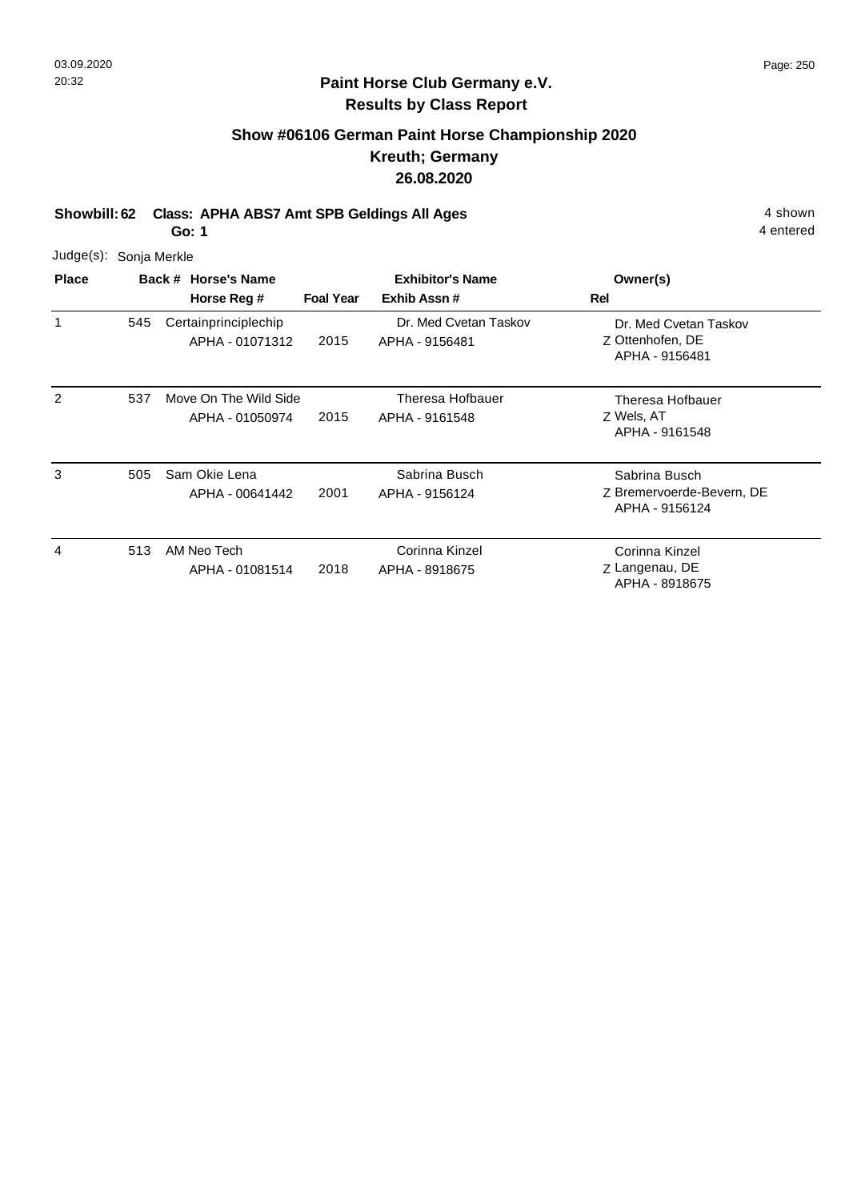# Paint Horse Club Germany e.V.

## Results by Class Report

### Show #06106 German Paint Horse Championship 2020

### Kreuth; Germany

### 26.08.2020

**Showbill: 62 Class: APHA ABS7 Amt SPB Geldings All Ages** — 4 shown

**Go: 1** — 4 entered

Judge(s): Sonja Merkle

| Place | Back # | Horse's Name / Horse Reg # | Foal Year | Exhibitor's Name / Exhib Assn # | Rel | Owner(s) |
|---|---|---|---|---|---|---|
| 1 | 545 | Certainprinciplechip<br>APHA - 01071312 | 2015 | Dr. Med Cvetan Taskov<br>APHA - 9156481 | Z | Dr. Med Cvetan Taskov<br>Ottenhofen, DE<br>APHA - 9156481 |
| 2 | 537 | Move On The Wild Side<br>APHA - 01050974 | 2015 | Theresa Hofbauer<br>APHA - 9161548 | Z | Theresa Hofbauer<br>Wels, AT<br>APHA - 9161548 |
| 3 | 505 | Sam Okie Lena<br>APHA - 00641442 | 2001 | Sabrina Busch<br>APHA - 9156124 | Z | Sabrina Busch<br>Bremervoerde-Bevern, DE<br>APHA - 9156124 |
| 4 | 513 | AM Neo Tech<br>APHA - 01081514 | 2018 | Corinna Kinzel<br>APHA - 8918675 | Z | Corinna Kinzel<br>Langenau, DE<br>APHA - 8918675 |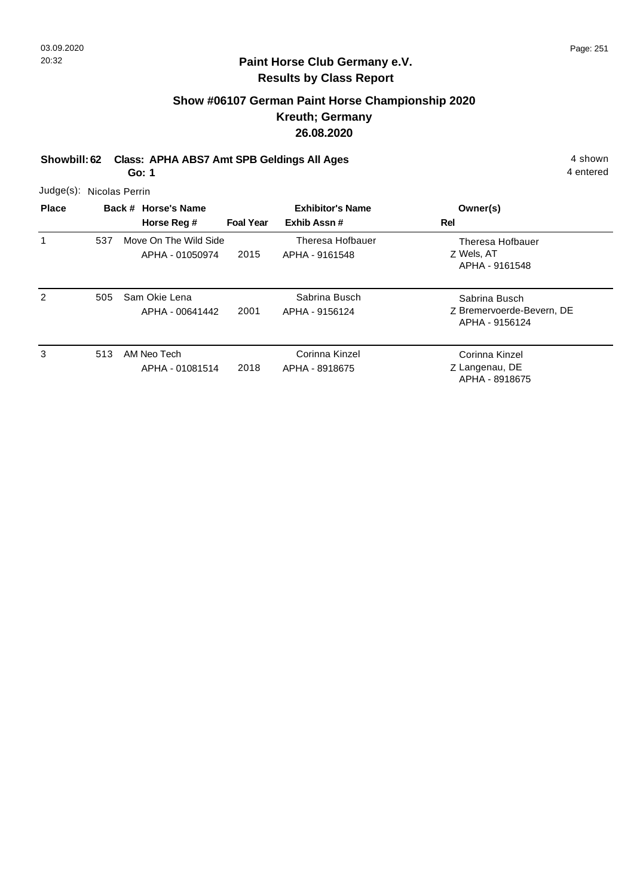## Paint Horse Club Germany e.V.
## Results by Class Report

### Show #06107 German Paint Horse Championship 2020
### Kreuth; Germany
### 26.08.2020

**Showbill: 62 Class: APHA ABS7 Amt SPB Geldings All Ages** 4 shown
**Go: 1** 4 entered

Judge(s): Nicolas Perrin

| Place | Back # | Horse's Name / Horse Reg # | Foal Year | Exhibitor's Name / Exhib Assn # | Owner(s) / Rel |
|---|---|---|---|---|---|
| 1 | 537 | Move On The Wild Side<br>APHA - 01050974 | 2015 | Theresa Hofbauer<br>APHA - 9161548 | Theresa Hofbauer<br>Z Wels, AT<br>APHA - 9161548 |
| 2 | 505 | Sam Okie Lena<br>APHA - 00641442 | 2001 | Sabrina Busch<br>APHA - 9156124 | Sabrina Busch<br>Z Bremervoerde-Bevern, DE<br>APHA - 9156124 |
| 3 | 513 | AM Neo Tech<br>APHA - 01081514 | 2018 | Corinna Kinzel<br>APHA - 8918675 | Corinna Kinzel<br>Z Langenau, DE<br>APHA - 8918675 |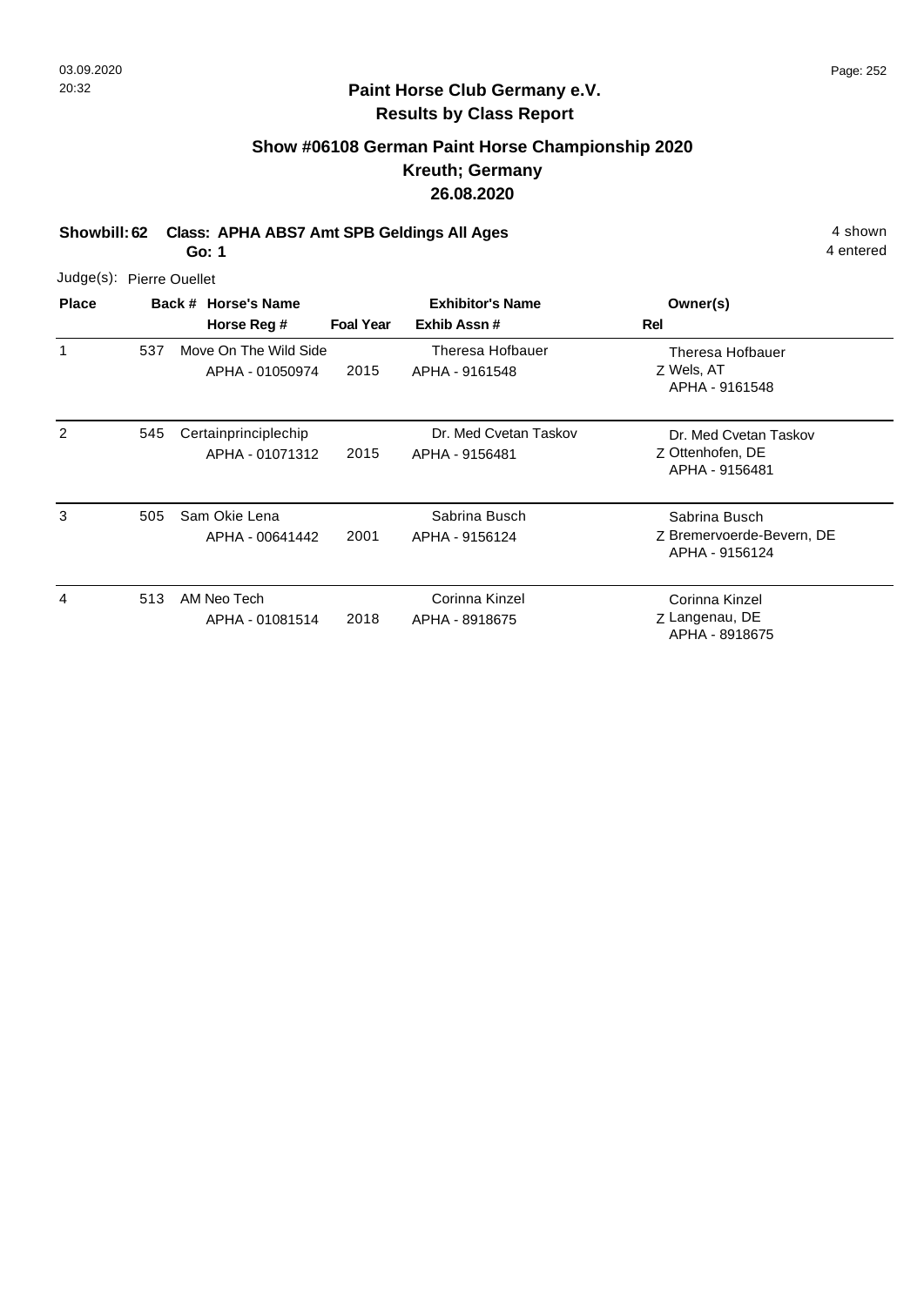## Paint Horse Club Germany e.V.
## Results by Class Report

### Show #06108 German Paint Horse Championship 2020
### Kreuth; Germany
### 26.08.2020

**Showbill: 62 Class: APHA ABS7 Amt SPB Geldings All Ages** 4 shown
**Go: 1** 4 entered

Judge(s): Pierre Ouellet

| Place | Back # | Horse's Name / Horse Reg # | Foal Year | Exhibitor's Name / Exhib Assn # | Owner(s) / Rel |
|---|---|---|---|---|---|
| 1 | 537 | Move On The Wild Side<br>APHA - 01050974 | 2015 | Theresa Hofbauer<br>APHA - 9161548 | Theresa Hofbauer<br>Z Wels, AT<br>APHA - 9161548 |
| 2 | 545 | Certainprinciplechip<br>APHA - 01071312 | 2015 | Dr. Med Cvetan Taskov<br>APHA - 9156481 | Dr. Med Cvetan Taskov<br>Z Ottenhofen, DE<br>APHA - 9156481 |
| 3 | 505 | Sam Okie Lena<br>APHA - 00641442 | 2001 | Sabrina Busch<br>APHA - 9156124 | Sabrina Busch<br>Z Bremervoerde-Bevern, DE<br>APHA - 9156124 |
| 4 | 513 | AM Neo Tech<br>APHA - 01081514 | 2018 | Corinna Kinzel<br>APHA - 8918675 | Corinna Kinzel<br>Z Langenau, DE<br>APHA - 8918675 |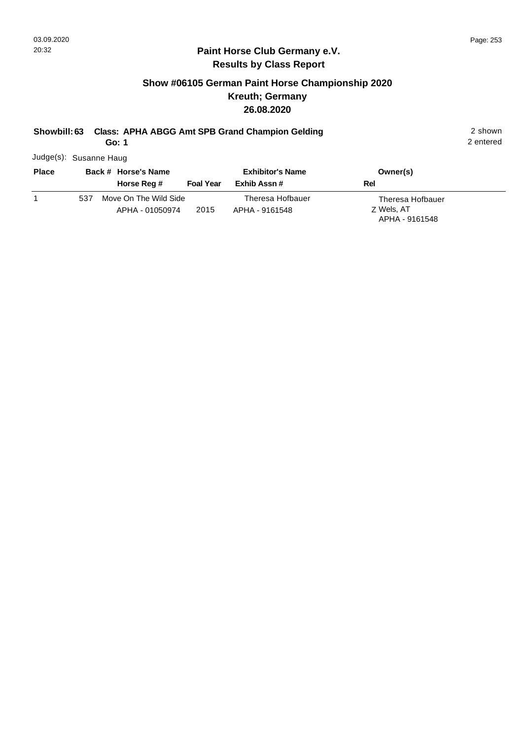## Paint Horse Club Germany e.V.
## Results by Class Report

### Show #06105 German Paint Horse Championship 2020
### Kreuth; Germany
### 26.08.2020

**Showbill: 63** **Class: APHA ABGG Amt SPB Grand Champion Gelding** 2 shown
**Go: 1** 2 entered

Judge(s): Susanne Haug

| Place | Back # | Horse's Name / Horse Reg # | Foal Year | Exhibitor's Name / Exhib Assn # | Owner(s) / Rel |
|---|---|---|---|---|---|
| 1 | 537 | Move On The Wild Side / APHA - 01050974 | 2015 | Theresa Hofbauer / APHA - 9161548 | Theresa Hofbauer / Z Wels, AT / APHA - 9161548 |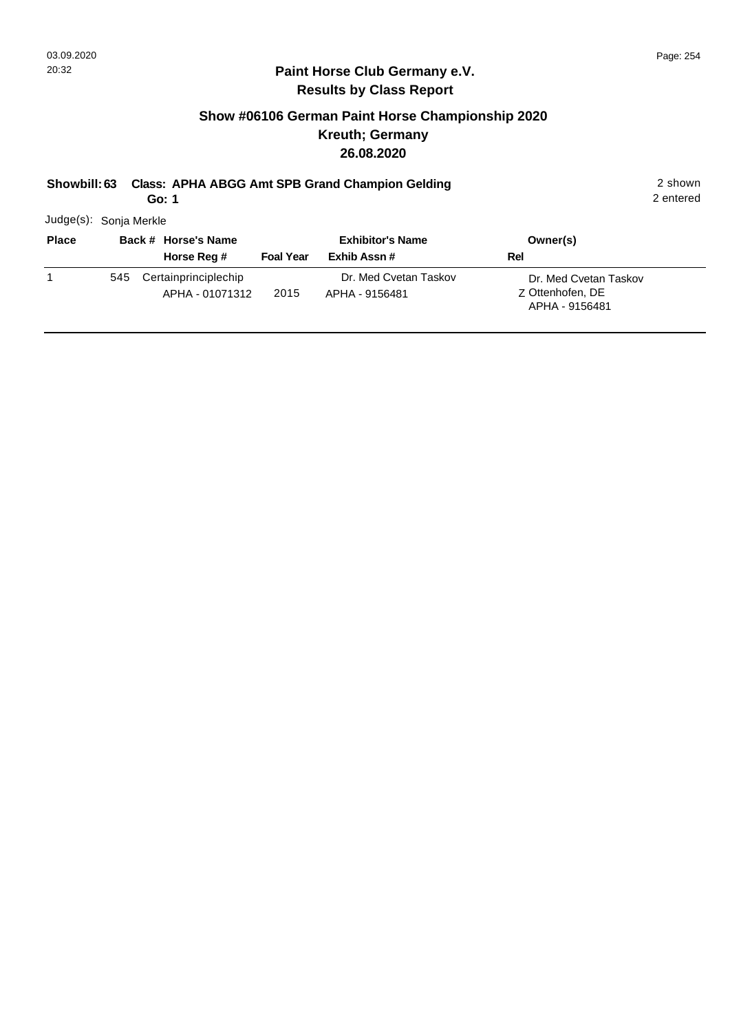**Paint Horse Club Germany e.V.**
**Results by Class Report**

## Show #06106 German Paint Horse Championship 2020
## Kreuth; Germany
## 26.08.2020

**Showbill: 63** **Class: APHA ABGG Amt SPB Grand Champion Gelding** 2 shown

**Go: 1** 2 entered

Judge(s): Sonja Merkle

| Place | Back # | Horse's Name / Horse Reg # | Foal Year | Exhibitor's Name / Exhib Assn # | Rel | Owner(s) |
|---|---|---|---|---|---|---|
| 1 | 545 | Certainprinciplechip<br>APHA - 01071312 | 2015 | Dr. Med Cvetan Taskov<br>APHA - 9156481 | Z | Dr. Med Cvetan Taskov<br>Ottenhofen, DE<br>APHA - 9156481 |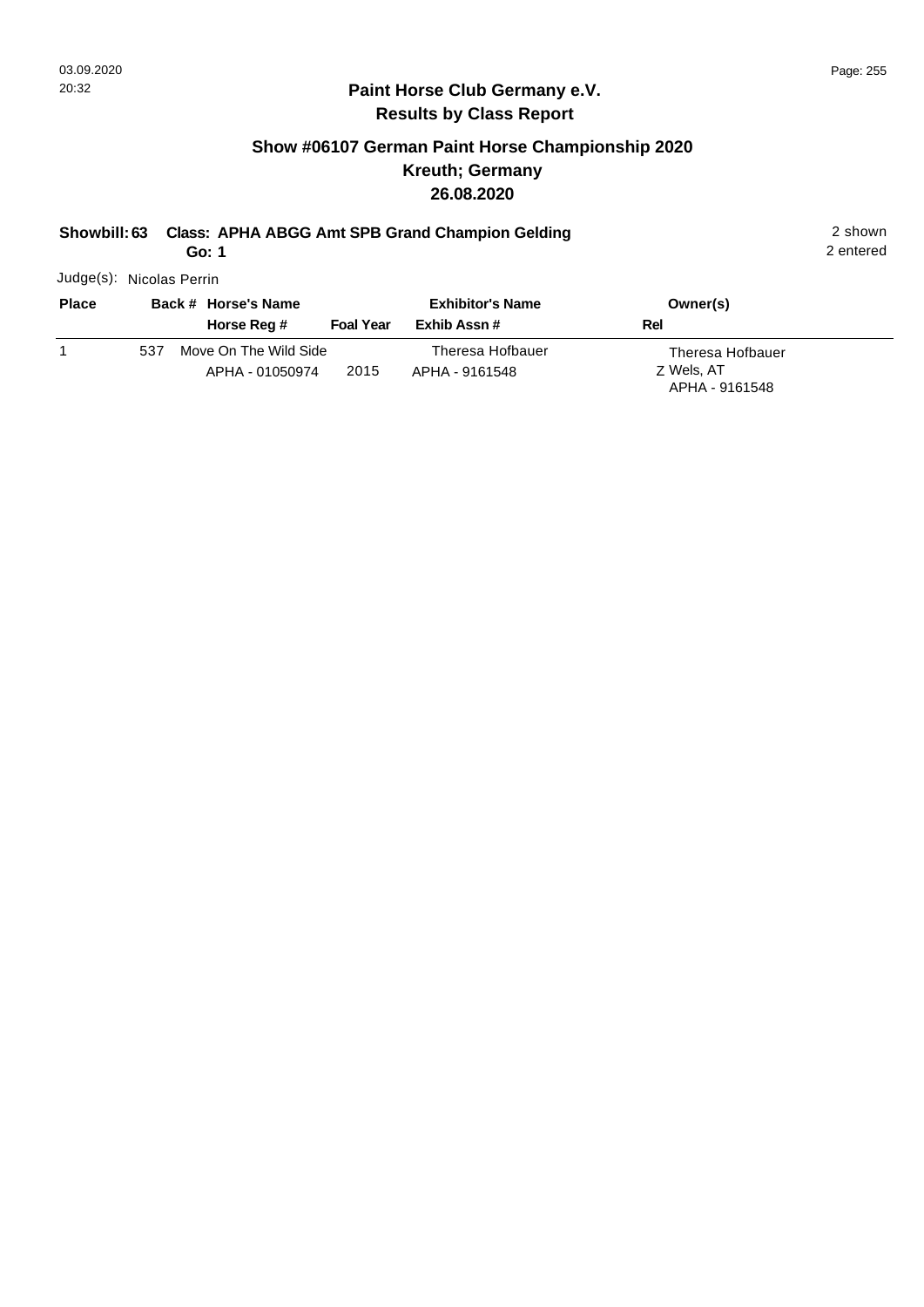**Paint Horse Club Germany e.V.**
**Results by Class Report**

## Show #06107 German Paint Horse Championship 2020
## Kreuth; Germany
## 26.08.2020

**Showbill: 63 Class: APHA ABGG Amt SPB Grand Champion Gelding** 2 shown
**Go: 1** 2 entered

Judge(s): Nicolas Perrin

| Place | Back # | Horse's Name / Horse Reg # | Foal Year | Exhibitor's Name / Exhib Assn # | Owner(s) / Rel |
|---|---|---|---|---|---|
| 1 | 537 | Move On The Wild Side<br>APHA - 01050974 | 2015 | Theresa Hofbauer<br>APHA - 9161548 | Theresa Hofbauer<br>Z Wels, AT<br>APHA - 9161548 |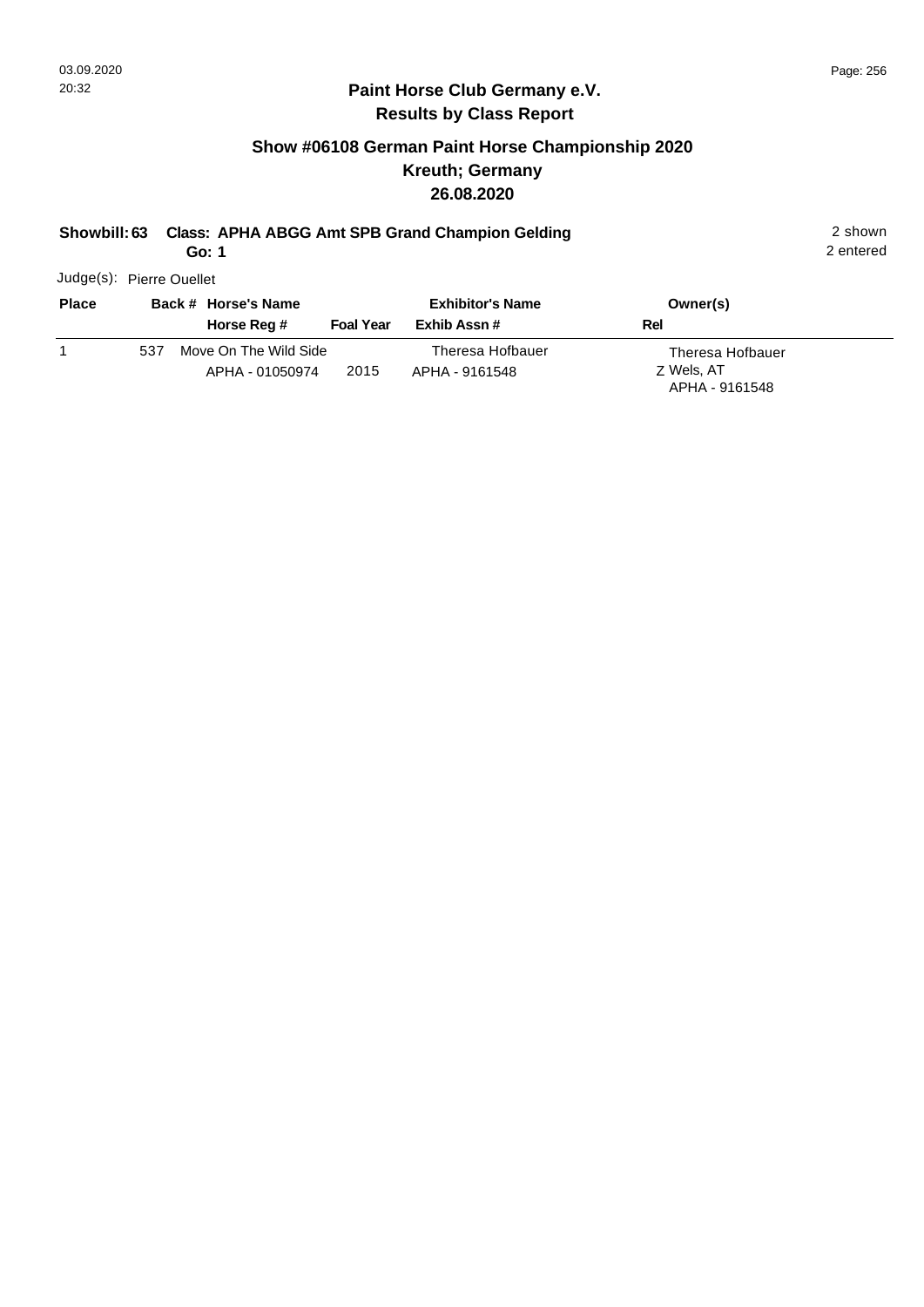## Paint Horse Club Germany e.V.
## Results by Class Report

### Show #06108 German Paint Horse Championship 2020
### Kreuth; Germany
### 26.08.2020

**Showbill: 63** **Class: APHA ABGG Amt SPB Grand Champion Gelding** 2 shown
**Go: 1** 2 entered

Judge(s): Pierre Ouellet

| Place | Back # | Horse's Name / Horse Reg # | Foal Year | Exhibitor's Name / Exhib Assn # | Owner(s) / Rel |
|---|---|---|---|---|---|
| 1 | 537 | Move On The Wild Side<br>APHA - 01050974 | 2015 | Theresa Hofbauer<br>APHA - 9161548 | Theresa Hofbauer<br>Z Wels, AT<br>APHA - 9161548 |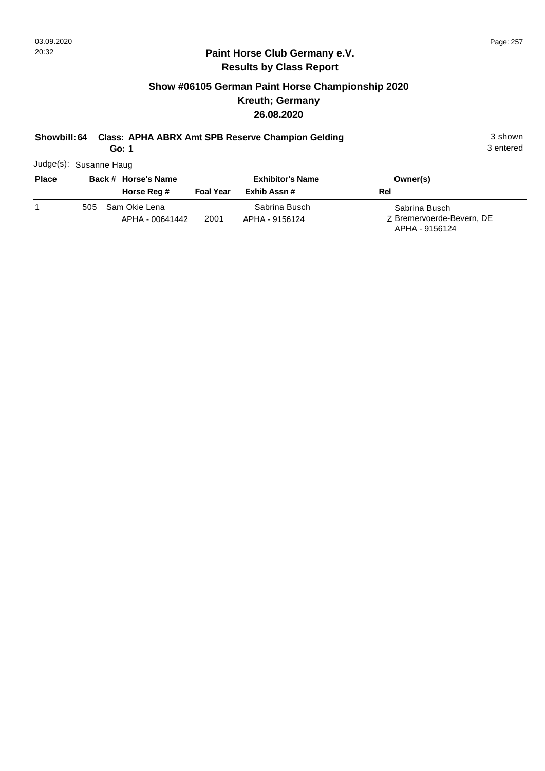**Paint Horse Club Germany e.V.**
**Results by Class Report**

## Show #06105 German Paint Horse Championship 2020
## Kreuth; Germany
## 26.08.2020

**Showbill: 64 Class: APHA ABRX Amt SPB Reserve Champion Gelding** 3 shown
**Go: 1** 3 entered

Judge(s): Susanne Haug

| Place | Back # | Horse's Name / Horse Reg # | Foal Year | Exhibitor's Name / Exhib Assn # | Rel | Owner(s) |
|---|---|---|---|---|---|---|
| 1 | 505 | Sam Okie Lena<br>APHA - 00641442 | 2001 | Sabrina Busch<br>APHA - 9156124 | Z | Sabrina Busch<br>Bremervoerde-Bevern, DE<br>APHA - 9156124 |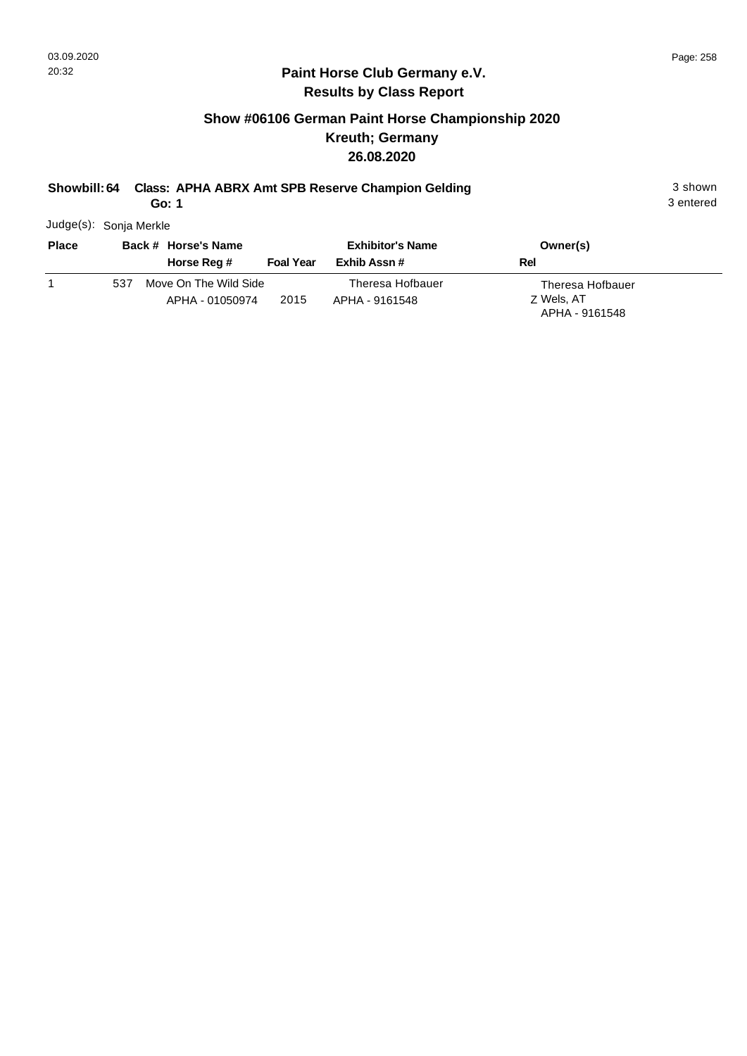## Paint Horse Club Germany e.V.

### Results by Class Report

### Show #06106 German Paint Horse Championship 2020

### Kreuth; Germany

### 26.08.2020

**Showbill: 64 Class: APHA ABRX Amt SPB Reserve Champion Gelding** 3 shown

**Go: 1** 3 entered

Judge(s): Sonja Merkle

| Place | Back # | Horse's Name / Horse Reg # | Foal Year | Exhibitor's Name / Exhib Assn # | Owner(s) / Rel |
|---|---|---|---|---|---|
| 1 | 537 | Move On The Wild Side<br>APHA - 01050974 | 2015 | Theresa Hofbauer<br>APHA - 9161548 | Theresa Hofbauer<br>Z Wels, AT<br>APHA - 9161548 |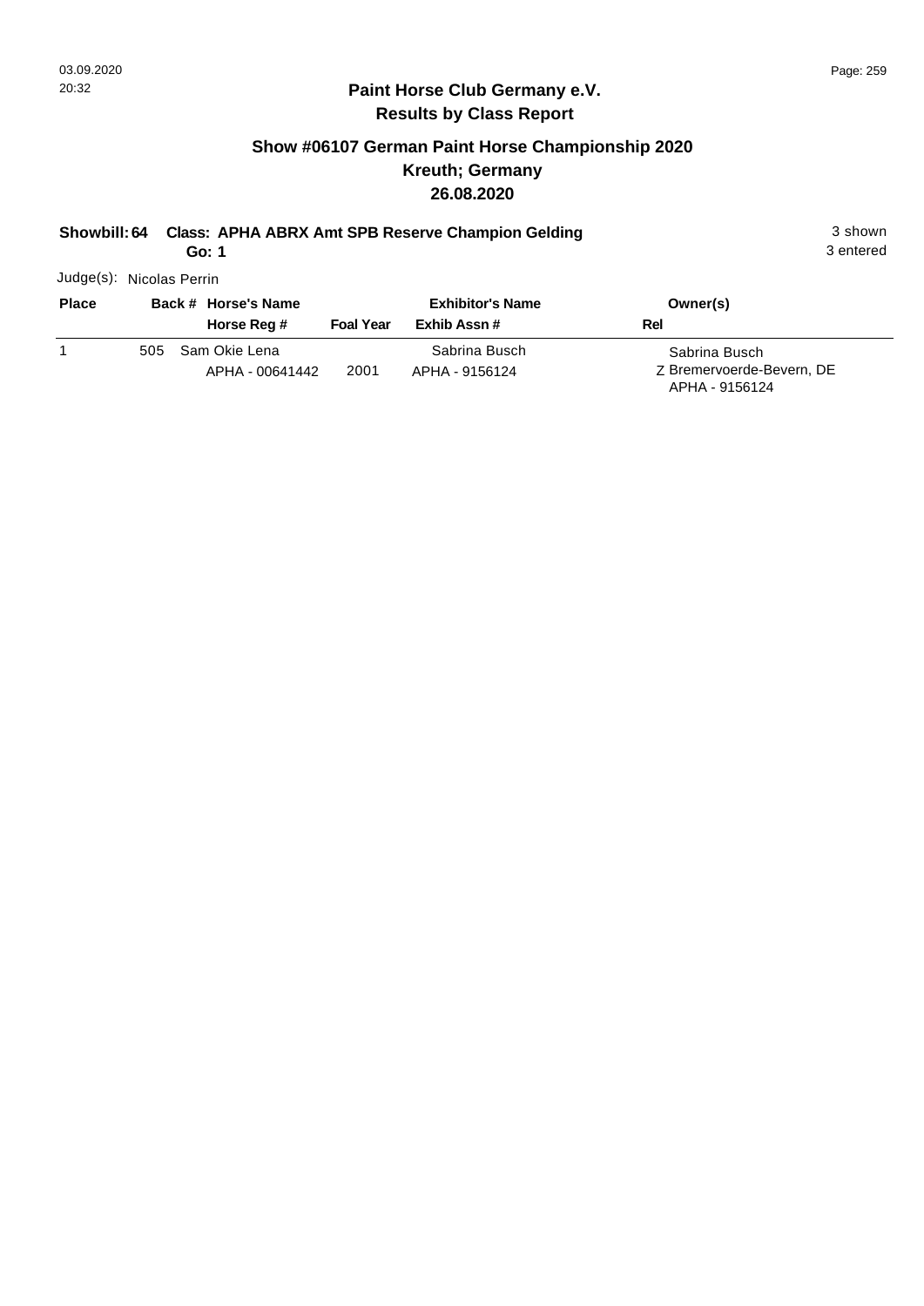## Paint Horse Club Germany e.V.
## Results by Class Report

### Show #06107 German Paint Horse Championship 2020
### Kreuth; Germany
### 26.08.2020

**Showbill: 64 Class: APHA ABRX Amt SPB Reserve Champion Gelding** 3 shown
**Go: 1** 3 entered

Judge(s): Nicolas Perrin

| Place | Back # | Horse's Name / Horse Reg # | Foal Year | Exhibitor's Name / Exhib Assn # | Owner(s) / Rel |
|---|---|---|---|---|---|
| 1 | 505 | Sam Okie Lena<br>APHA - 00641442 | 2001 | Sabrina Busch<br>APHA - 9156124 | Sabrina Busch<br>Z Bremervoerde-Bevern, DE<br>APHA - 9156124 |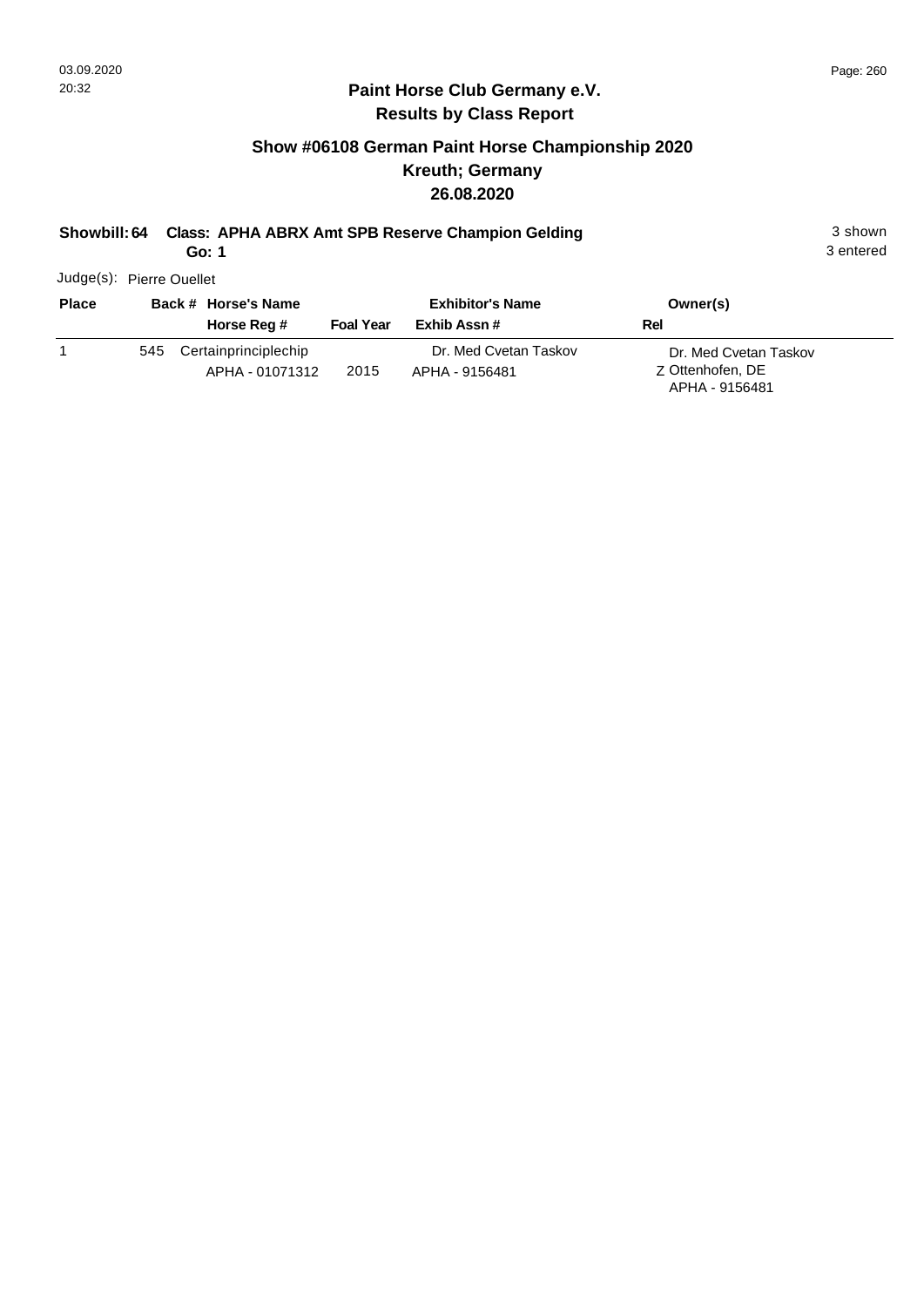## Paint Horse Club Germany e.V.
## Results by Class Report

### Show #06108 German Paint Horse Championship 2020
### Kreuth; Germany
### 26.08.2020

**Showbill: 64 Class: APHA ABRX Amt SPB Reserve Champion Gelding** 3 shown
**Go: 1** 3 entered

Judge(s): Pierre Ouellet

| Place | Back # | Horse's Name / Horse Reg # | Foal Year | Exhibitor's Name / Exhib Assn # | Rel | Owner(s) |
|---|---|---|---|---|---|---|
| 1 | 545 | Certainprinciplechip<br>APHA - 01071312 | 2015 | Dr. Med Cvetan Taskov<br>APHA - 9156481 | Z | Dr. Med Cvetan Taskov<br>Ottenhofen, DE<br>APHA - 9156481 |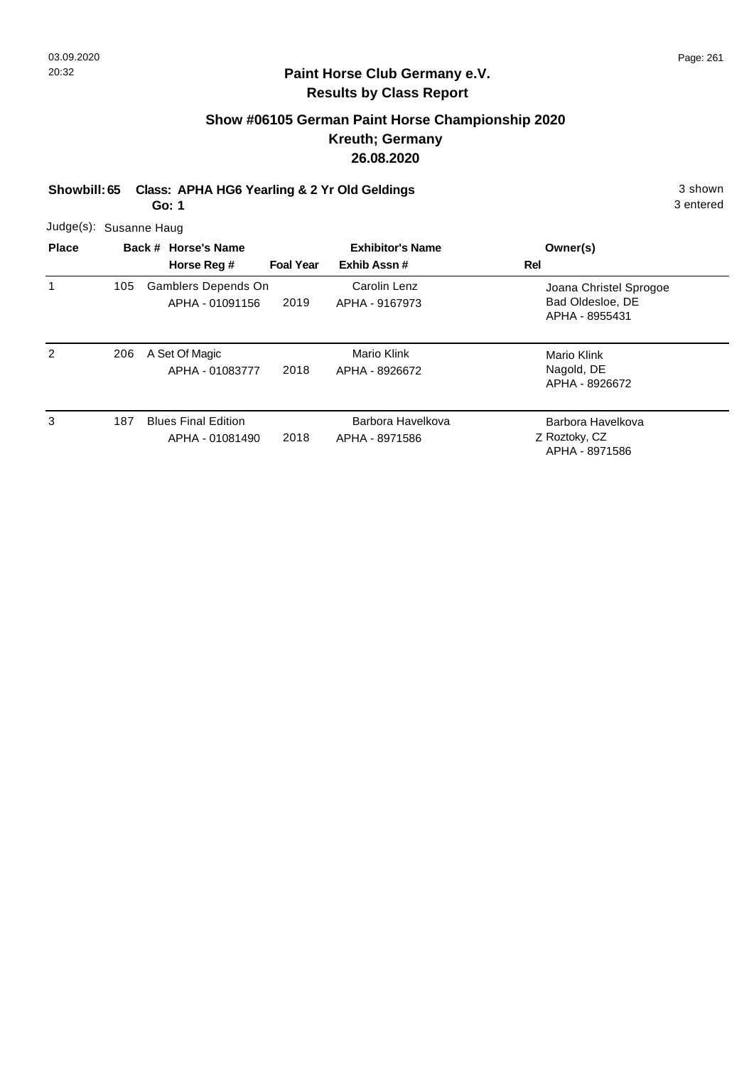# Paint Horse Club Germany e.V.

## Results by Class Report

### Show #06105 German Paint Horse Championship 2020
### Kreuth; Germany
### 26.08.2020

**Showbill: 65 Class: APHA HG6 Yearling & 2 Yr Old Geldings** — 3 shown

**Go: 1** — 3 entered

Judge(s): Susanne Haug

| Place | Back # | Horse's Name / Horse Reg # | Foal Year | Exhibitor's Name / Exhib Assn # | Owner(s) / Rel |
|---|---|---|---|---|---|
| 1 | 105 | Gamblers Depends On<br>APHA - 01091156 | 2019 | Carolin Lenz<br>APHA - 9167973 | Joana Christel Sprogoe<br>Bad Oldesloe, DE<br>APHA - 8955431 |
| 2 | 206 | A Set Of Magic<br>APHA - 01083777 | 2018 | Mario Klink<br>APHA - 8926672 | Mario Klink<br>Nagold, DE<br>APHA - 8926672 |
| 3 | 187 | Blues Final Edition<br>APHA - 01081490 | 2018 | Barbora Havelkova<br>APHA - 8971586 | Barbora Havelkova<br>Z Roztoky, CZ<br>APHA - 8971586 |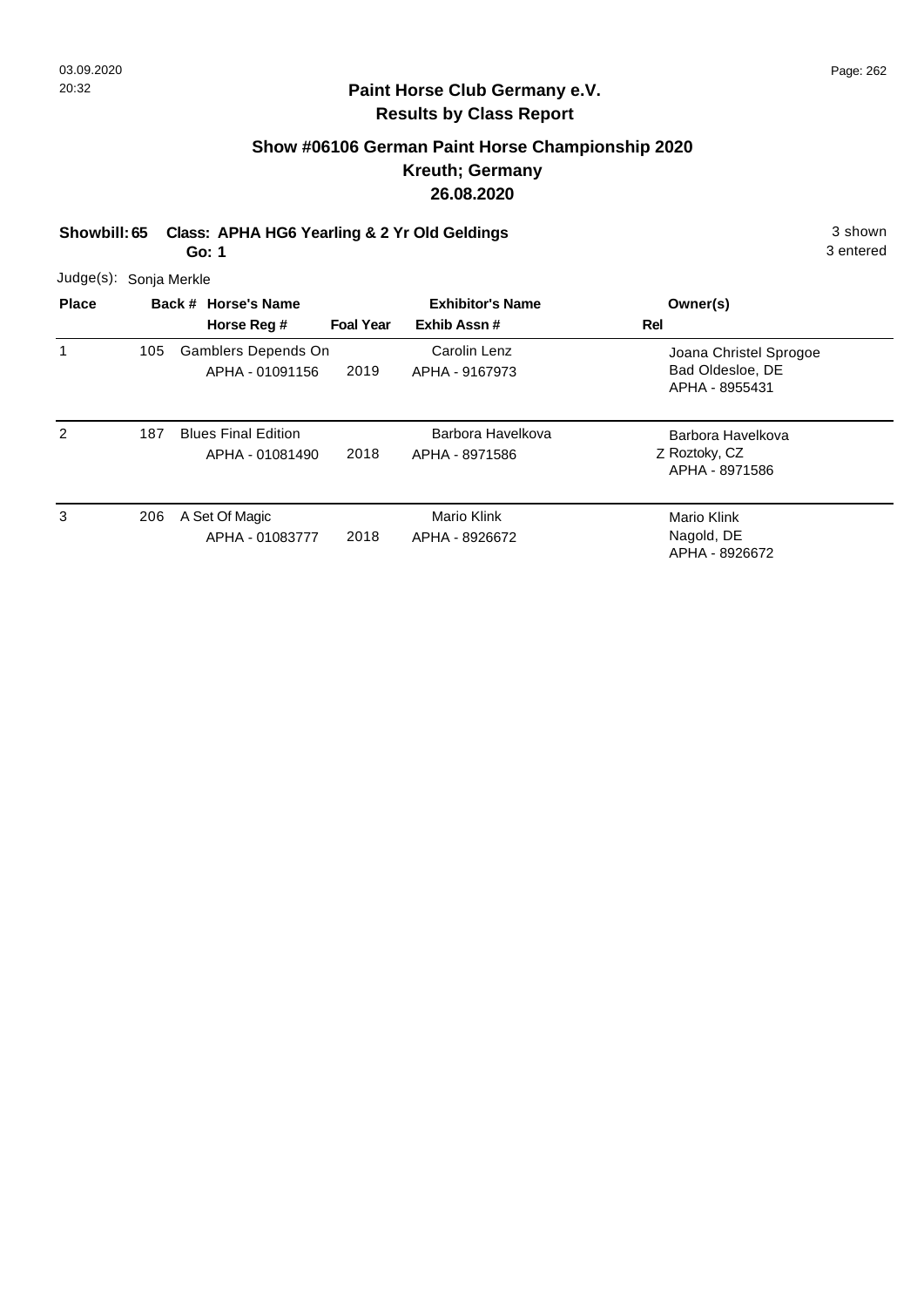## Paint Horse Club Germany e.V.
### Results by Class Report

### Show #06106 German Paint Horse Championship 2020
### Kreuth; Germany
### 26.08.2020

**Showbill: 65 Class: APHA HG6 Yearling & 2 Yr Old Geldings** 3 shown
**Go: 1** 3 entered

Judge(s): Sonja Merkle

| Place | Back # | Horse's Name / Horse Reg # | Foal Year | Exhibitor's Name / Exhib Assn # | Rel | Owner(s) |
|---|---|---|---|---|---|---|
| 1 | 105 | Gamblers Depends On<br>APHA - 01091156 | 2019 | Carolin Lenz<br>APHA - 9167973 | | Joana Christel Sprogoe<br>Bad Oldesloe, DE<br>APHA - 8955431 |
| 2 | 187 | Blues Final Edition<br>APHA - 01081490 | 2018 | Barbora Havelkova<br>APHA - 8971586 | Z | Barbora Havelkova<br>Roztoky, CZ<br>APHA - 8971586 |
| 3 | 206 | A Set Of Magic<br>APHA - 01083777 | 2018 | Mario Klink<br>APHA - 8926672 | | Mario Klink<br>Nagold, DE<br>APHA - 8926672 |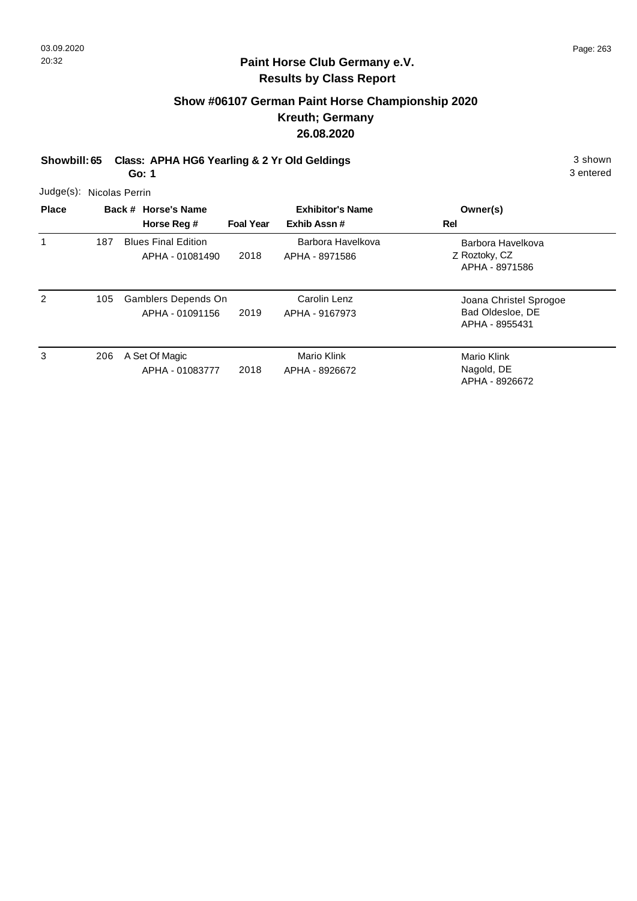**Paint Horse Club Germany e.V.**
**Results by Class Report**

## Show #06107 German Paint Horse Championship 2020
## Kreuth; Germany
## 26.08.2020

**Showbill: 65 Class: APHA HG6 Yearling & 2 Yr Old Geldings** 3 shown
**Go: 1** 3 entered

Judge(s): Nicolas Perrin

| Place | Back # | Horse's Name / Horse Reg # | Foal Year | Exhibitor's Name / Exhib Assn # | Rel | Owner(s) |
|---|---|---|---|---|---|---|
| 1 | 187 | Blues Final Edition<br>APHA - 01081490 | 2018 | Barbora Havelkova<br>APHA - 8971586 | Z | Barbora Havelkova<br>Roztoky, CZ<br>APHA - 8971586 |
| 2 | 105 | Gamblers Depends On<br>APHA - 01091156 | 2019 | Carolin Lenz<br>APHA - 9167973 | | Joana Christel Sprogoe<br>Bad Oldesloe, DE<br>APHA - 8955431 |
| 3 | 206 | A Set Of Magic<br>APHA - 01083777 | 2018 | Mario Klink<br>APHA - 8926672 | | Mario Klink<br>Nagold, DE<br>APHA - 8926672 |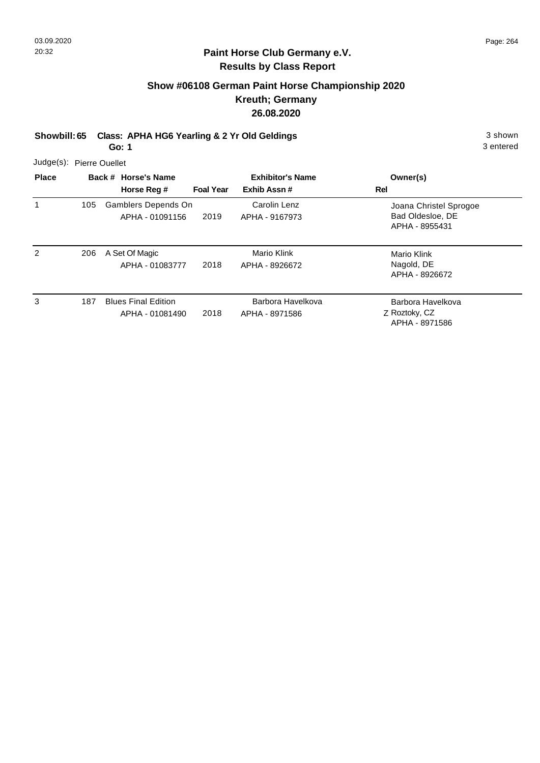## Paint Horse Club Germany e.V.
### Results by Class Report

### Show #06108 German Paint Horse Championship 2020
### Kreuth; Germany
### 26.08.2020

**Showbill: 65 Class: APHA HG6 Yearling & 2 Yr Old Geldings** 3 shown
**Go: 1** 3 entered

Judge(s): Pierre Ouellet

| Place | Back # | Horse's Name / Horse Reg # | Foal Year | Exhibitor's Name / Exhib Assn # | Rel | Owner(s) |
|---|---|---|---|---|---|---|
| 1 | 105 | Gamblers Depends On<br>APHA - 01091156 | 2019 | Carolin Lenz<br>APHA - 9167973 | | Joana Christel Sprogoe<br>Bad Oldesloe, DE<br>APHA - 8955431 |
| 2 | 206 | A Set Of Magic<br>APHA - 01083777 | 2018 | Mario Klink<br>APHA - 8926672 | | Mario Klink<br>Nagold, DE<br>APHA - 8926672 |
| 3 | 187 | Blues Final Edition<br>APHA - 01081490 | 2018 | Barbora Havelkova<br>APHA - 8971586 | Z | Barbora Havelkova<br>Roztoky, CZ<br>APHA - 8971586 |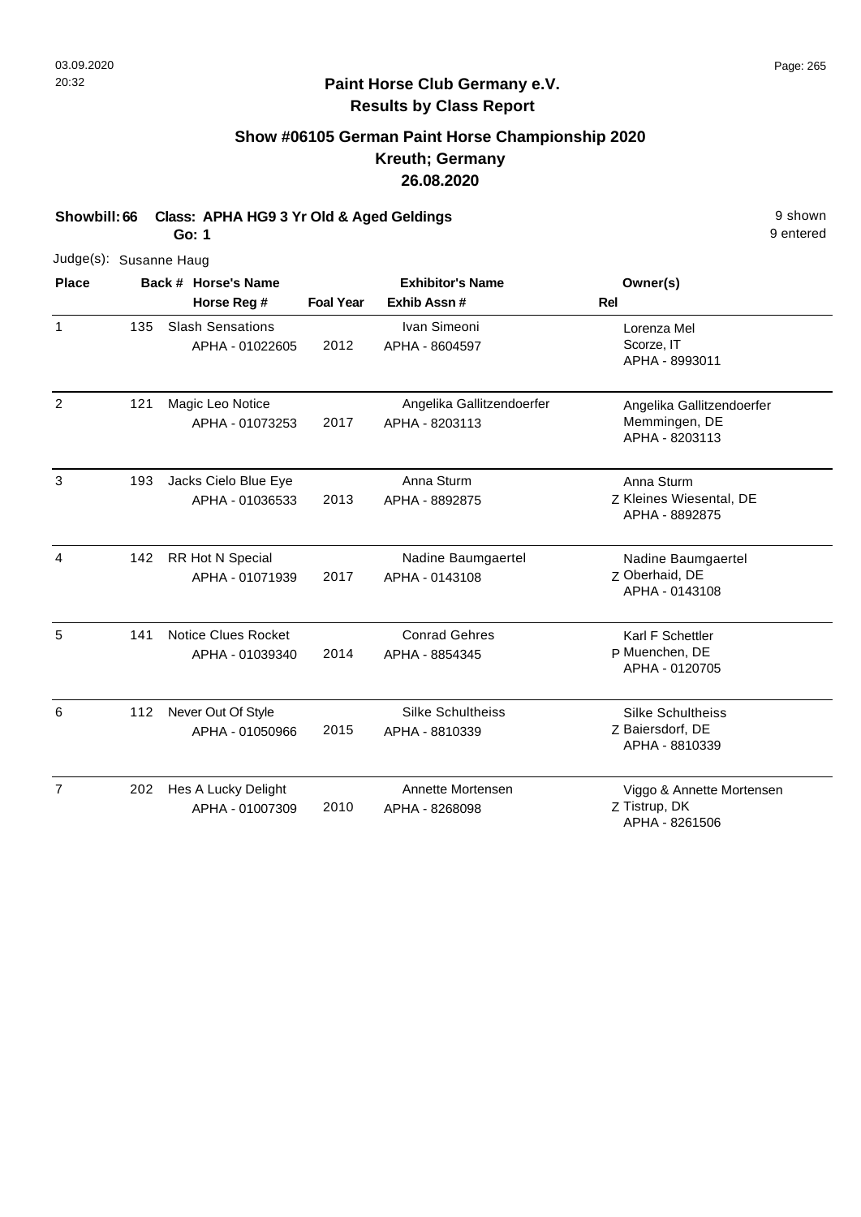## Paint Horse Club Germany e.V.
## Results by Class Report

### Show #06105 German Paint Horse Championship 2020
### Kreuth; Germany
### 26.08.2020

**Showbill: 66 Class: APHA HG9 3 Yr Old & Aged Geldings** — 9 shown

**Go: 1** — 9 entered

Judge(s): Susanne Haug

| Place | Back # | Horse's Name / Horse Reg # | Foal Year | Exhibitor's Name / Exhib Assn # | Rel | Owner(s) |
|---|---|---|---|---|---|---|
| 1 | 135 | Slash Sensations<br>APHA - 01022605 | 2012 | Ivan Simeoni<br>APHA - 8604597 | | Lorenza Mel<br>Scorze, IT<br>APHA - 8993011 |
| 2 | 121 | Magic Leo Notice<br>APHA - 01073253 | 2017 | Angelika Gallitzendoerfer<br>APHA - 8203113 | | Angelika Gallitzendoerfer<br>Memmingen, DE<br>APHA - 8203113 |
| 3 | 193 | Jacks Cielo Blue Eye<br>APHA - 01036533 | 2013 | Anna Sturm<br>APHA - 8892875 | Z | Anna Sturm<br>Kleines Wiesental, DE<br>APHA - 8892875 |
| 4 | 142 | RR Hot N Special<br>APHA - 01071939 | 2017 | Nadine Baumgaertel<br>APHA - 0143108 | Z | Nadine Baumgaertel<br>Oberhaid, DE<br>APHA - 0143108 |
| 5 | 141 | Notice Clues Rocket<br>APHA - 01039340 | 2014 | Conrad Gehres<br>APHA - 8854345 | P | Karl F Schettler<br>Muenchen, DE<br>APHA - 0120705 |
| 6 | 112 | Never Out Of Style<br>APHA - 01050966 | 2015 | Silke Schultheiss<br>APHA - 8810339 | Z | Silke Schultheiss<br>Baiersdorf, DE<br>APHA - 8810339 |
| 7 | 202 | Hes A Lucky Delight<br>APHA - 01007309 | 2010 | Annette Mortensen<br>APHA - 8268098 | Z | Viggo & Annette Mortensen<br>Tistrup, DK<br>APHA - 8261506 |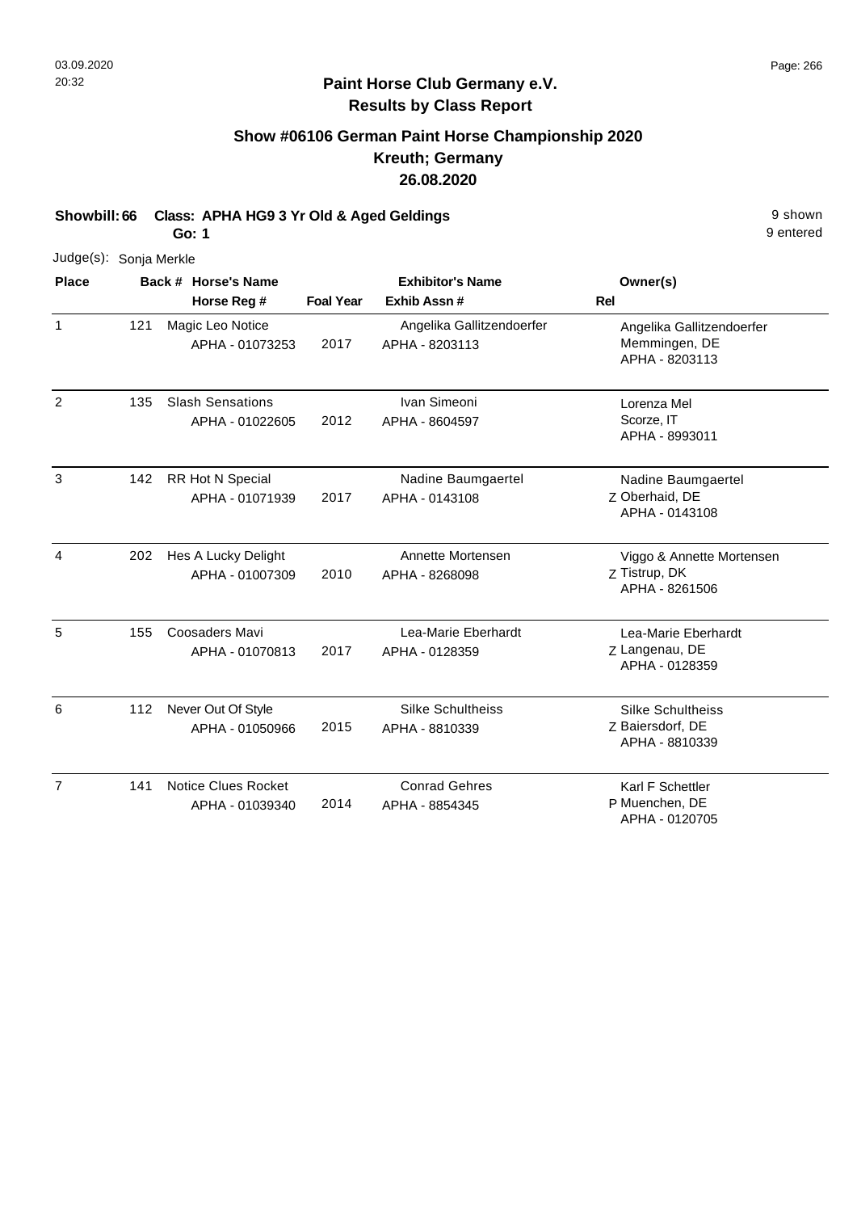## Paint Horse Club Germany e.V.
### Results by Class Report

## Show #06106 German Paint Horse Championship 2020
## Kreuth; Germany
## 26.08.2020

**Showbill: 66 Class: APHA HG9 3 Yr Old & Aged Geldings** 9 shown
**Go: 1** 9 entered

Judge(s): Sonja Merkle

| Place | Back # | Horse's Name / Horse Reg # | Foal Year | Exhibitor's Name / Exhib Assn # | Rel | Owner(s) |
|---|---|---|---|---|---|---|
| 1 | 121 | Magic Leo Notice<br>APHA - 01073253 | 2017 | Angelika Gallitzendoerfer<br>APHA - 8203113 | | Angelika Gallitzendoerfer<br>Memmingen, DE<br>APHA - 8203113 |
| 2 | 135 | Slash Sensations<br>APHA - 01022605 | 2012 | Ivan Simeoni<br>APHA - 8604597 | | Lorenza Mel<br>Scorze, IT<br>APHA - 8993011 |
| 3 | 142 | RR Hot N Special<br>APHA - 01071939 | 2017 | Nadine Baumgaertel<br>APHA - 0143108 | Z | Nadine Baumgaertel<br>Oberhaid, DE<br>APHA - 0143108 |
| 4 | 202 | Hes A Lucky Delight<br>APHA - 01007309 | 2010 | Annette Mortensen<br>APHA - 8268098 | Z | Viggo & Annette Mortensen<br>Tistrup, DK<br>APHA - 8261506 |
| 5 | 155 | Coosaders Mavi<br>APHA - 01070813 | 2017 | Lea-Marie Eberhardt<br>APHA - 0128359 | Z | Lea-Marie Eberhardt<br>Langenau, DE<br>APHA - 0128359 |
| 6 | 112 | Never Out Of Style<br>APHA - 01050966 | 2015 | Silke Schultheiss<br>APHA - 8810339 | Z | Silke Schultheiss<br>Baiersdorf, DE<br>APHA - 8810339 |
| 7 | 141 | Notice Clues Rocket<br>APHA - 01039340 | 2014 | Conrad Gehres<br>APHA - 8854345 | P | Karl F Schettler<br>Muenchen, DE<br>APHA - 0120705 |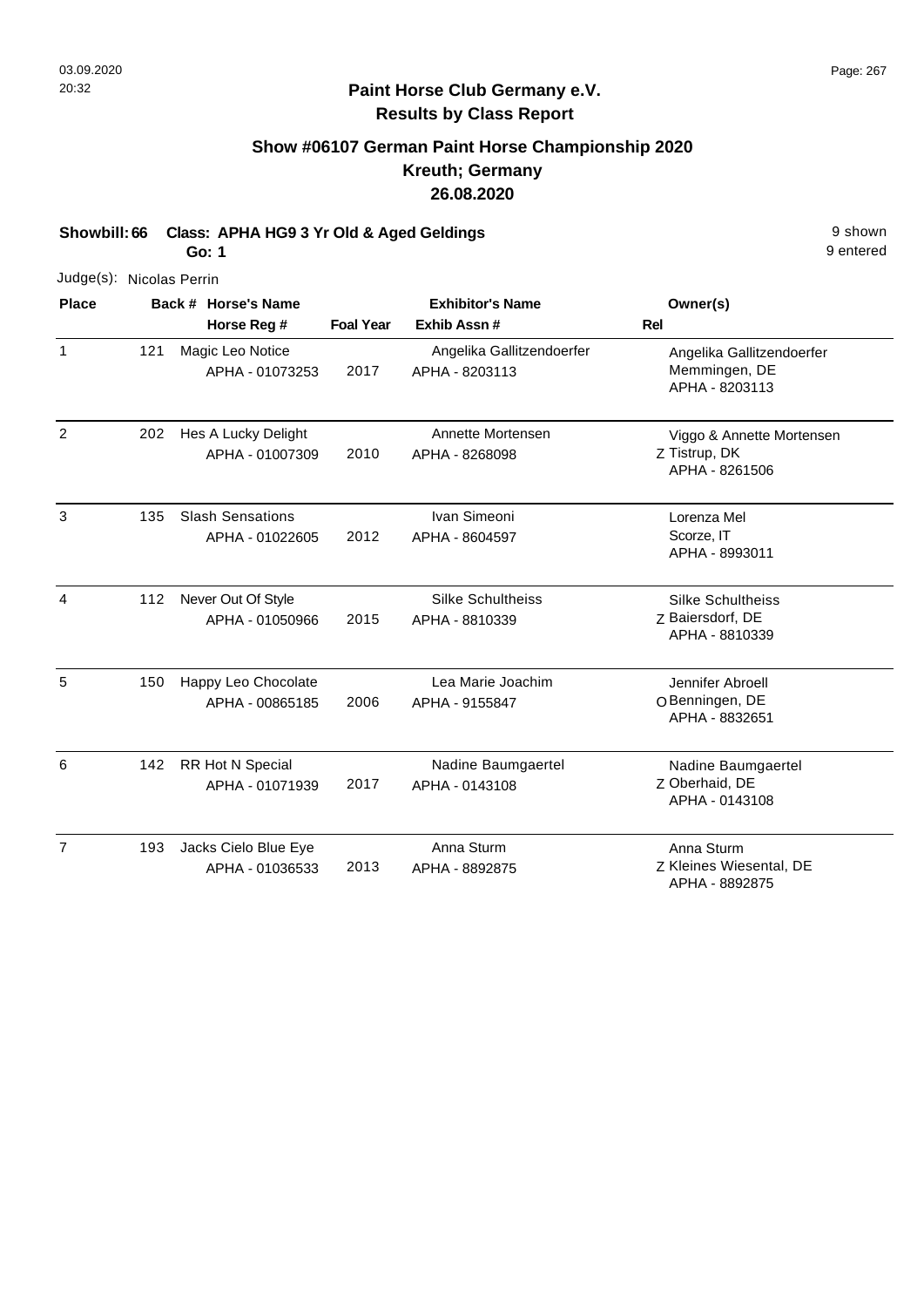**Paint Horse Club Germany e.V.**
**Results by Class Report**

## Show #06107 German Paint Horse Championship 2020
## Kreuth; Germany
## 26.08.2020

**Showbill: 66 Class: APHA HG9 3 Yr Old & Aged Geldings** 9 shown
**Go: 1** 9 entered

Judge(s): Nicolas Perrin

| Place | Back # | Horse's Name / Horse Reg # | Foal Year | Exhibitor's Name / Exhib Assn # | Rel | Owner(s) |
|---|---|---|---|---|---|---|
| 1 | 121 | Magic Leo Notice<br>APHA - 01073253 | 2017 | Angelika Gallitzendoerfer<br>APHA - 8203113 | | Angelika Gallitzendoerfer<br>Memmingen, DE<br>APHA - 8203113 |
| 2 | 202 | Hes A Lucky Delight<br>APHA - 01007309 | 2010 | Annette Mortensen<br>APHA - 8268098 | Z | Viggo & Annette Mortensen<br>Tistrup, DK<br>APHA - 8261506 |
| 3 | 135 | Slash Sensations<br>APHA - 01022605 | 2012 | Ivan Simeoni<br>APHA - 8604597 | | Lorenza Mel<br>Scorze, IT<br>APHA - 8993011 |
| 4 | 112 | Never Out Of Style<br>APHA - 01050966 | 2015 | Silke Schultheiss<br>APHA - 8810339 | Z | Silke Schultheiss<br>Baiersdorf, DE<br>APHA - 8810339 |
| 5 | 150 | Happy Leo Chocolate<br>APHA - 00865185 | 2006 | Lea Marie Joachim<br>APHA - 9155847 | O | Jennifer Abroell<br>Benningen, DE<br>APHA - 8832651 |
| 6 | 142 | RR Hot N Special<br>APHA - 01071939 | 2017 | Nadine Baumgaertel<br>APHA - 0143108 | Z | Nadine Baumgaertel<br>Oberhaid, DE<br>APHA - 0143108 |
| 7 | 193 | Jacks Cielo Blue Eye<br>APHA - 01036533 | 2013 | Anna Sturm<br>APHA - 8892875 | Z | Anna Sturm<br>Kleines Wiesental, DE<br>APHA - 8892875 |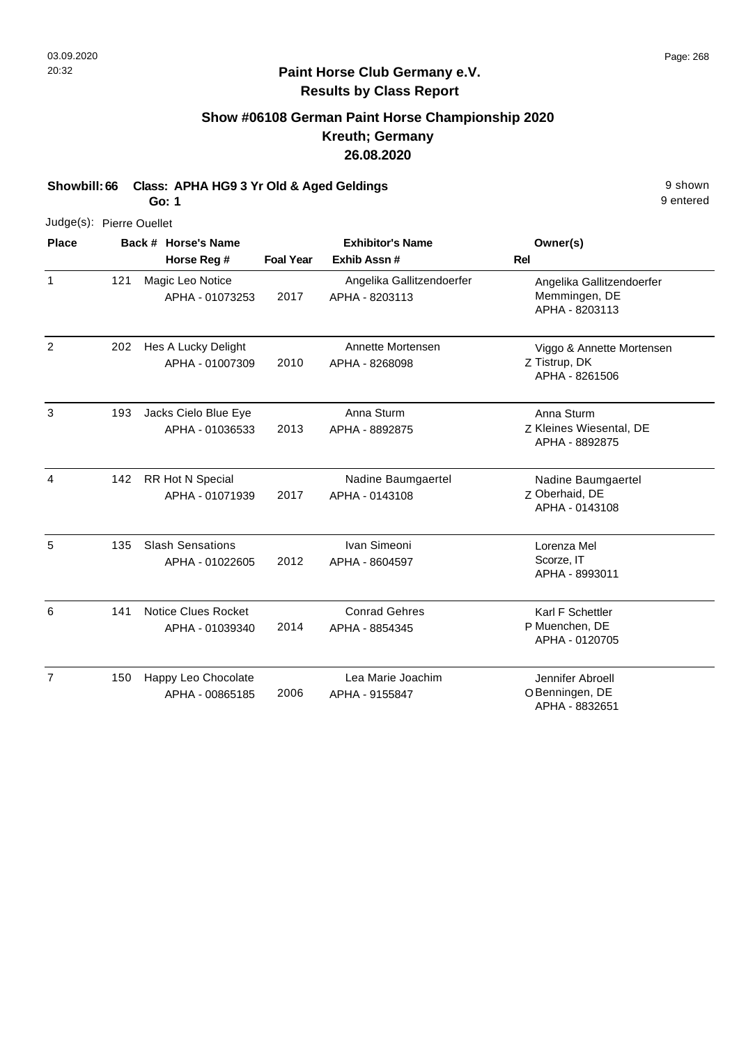## Paint Horse Club Germany e.V.
## Results by Class Report

### Show #06108 German Paint Horse Championship 2020
### Kreuth; Germany
### 26.08.2020

**Showbill: 66 Class: APHA HG9 3 Yr Old & Aged Geldings** — 9 shown, 9 entered

**Go: 1**

Judge(s): Pierre Ouellet

| Place | Back # | Horse's Name / Horse Reg # | Foal Year | Exhibitor's Name / Exhib Assn # | Rel | Owner(s) |
|---|---|---|---|---|---|---|
| 1 | 121 | Magic Leo Notice<br>APHA - 01073253 | 2017 | Angelika Gallitzendoerfer<br>APHA - 8203113 | | Angelika Gallitzendoerfer<br>Memmingen, DE<br>APHA - 8203113 |
| 2 | 202 | Hes A Lucky Delight<br>APHA - 01007309 | 2010 | Annette Mortensen<br>APHA - 8268098 | Z | Viggo & Annette Mortensen<br>Tistrup, DK<br>APHA - 8261506 |
| 3 | 193 | Jacks Cielo Blue Eye<br>APHA - 01036533 | 2013 | Anna Sturm<br>APHA - 8892875 | Z | Anna Sturm<br>Kleines Wiesental, DE<br>APHA - 8892875 |
| 4 | 142 | RR Hot N Special<br>APHA - 01071939 | 2017 | Nadine Baumgaertel<br>APHA - 0143108 | Z | Nadine Baumgaertel<br>Oberhaid, DE<br>APHA - 0143108 |
| 5 | 135 | Slash Sensations<br>APHA - 01022605 | 2012 | Ivan Simeoni<br>APHA - 8604597 | | Lorenza Mel<br>Scorze, IT<br>APHA - 8993011 |
| 6 | 141 | Notice Clues Rocket<br>APHA - 01039340 | 2014 | Conrad Gehres<br>APHA - 8854345 | P | Karl F Schettler<br>Muenchen, DE<br>APHA - 0120705 |
| 7 | 150 | Happy Leo Chocolate<br>APHA - 00865185 | 2006 | Lea Marie Joachim<br>APHA - 9155847 | O | Jennifer Abroell<br>Benningen, DE<br>APHA - 8832651 |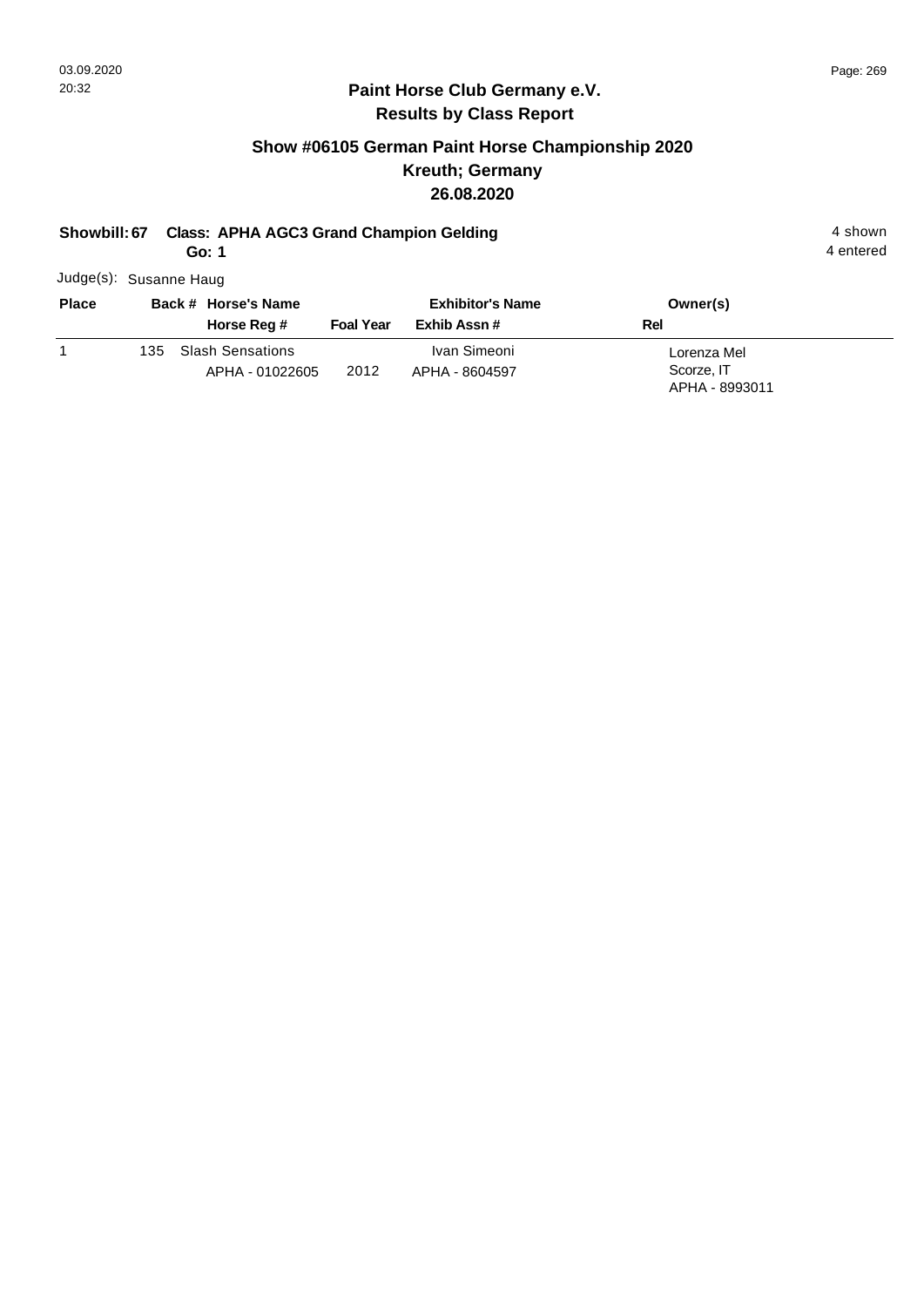## Paint Horse Club Germany e.V.
## Results by Class Report

### Show #06105 German Paint Horse Championship 2020
### Kreuth; Germany
### 26.08.2020

**Showbill: 67 Class: APHA AGC3 Grand Champion Gelding** 4 shown
**Go: 1** 4 entered

Judge(s): Susanne Haug

| Place | Back # | Horse's Name / Horse Reg # | Foal Year | Exhibitor's Name / Exhib Assn # | Owner(s) / Rel |
|---|---|---|---|---|---|
| 1 | 135 | Slash Sensations<br>APHA - 01022605 | 2012 | Ivan Simeoni<br>APHA - 8604597 | Lorenza Mel<br>Scorze, IT<br>APHA - 8993011 |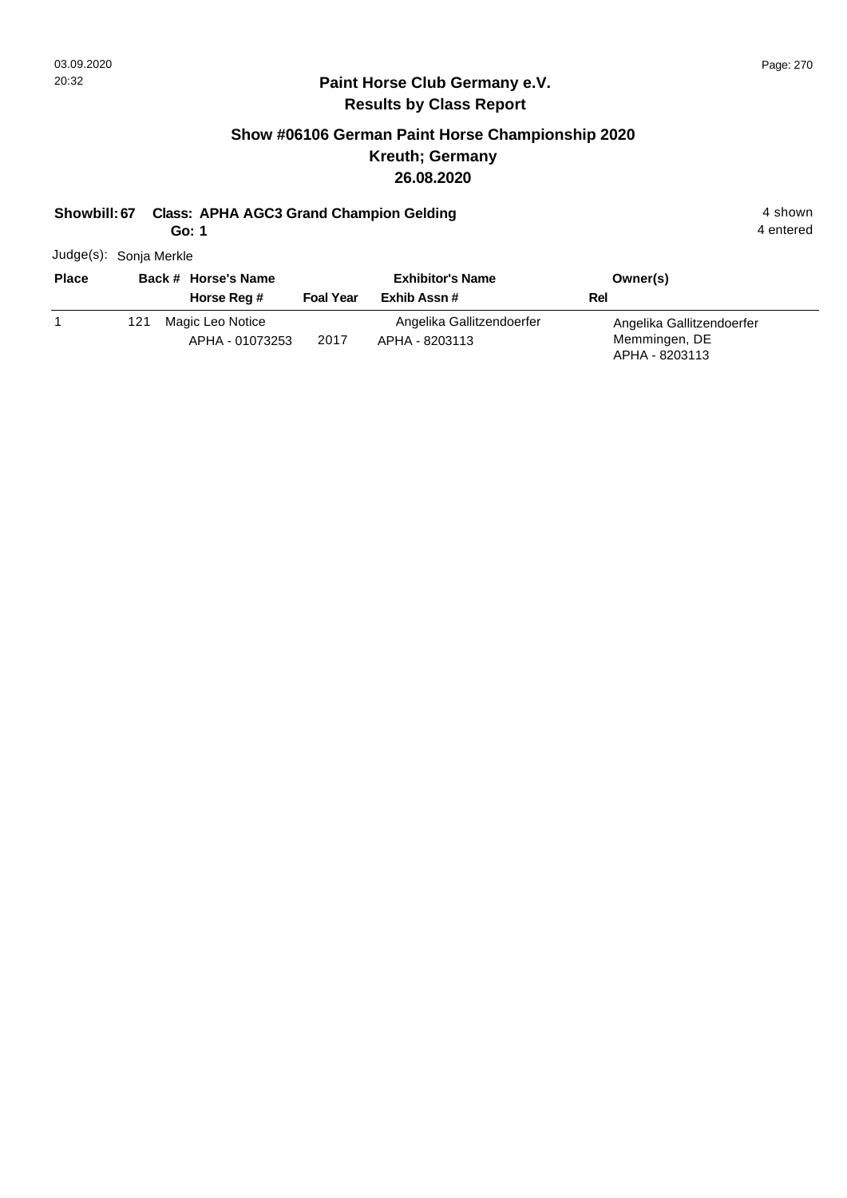## Paint Horse Club Germany e.V.
## Results by Class Report

### Show #06106 German Paint Horse Championship 2020
### Kreuth; Germany
### 26.08.2020

**Showbill: 67 Class: APHA AGC3 Grand Champion Gelding** — 4 shown, 4 entered

**Go: 1**

Judge(s): Sonja Merkle

| Place | Back # | Horse's Name / Horse Reg # | Foal Year | Exhibitor's Name / Exhib Assn # | Owner(s) / Rel |
|---|---|---|---|---|---|
| 1 | 121 | Magic Leo Notice<br>APHA - 01073253 | 2017 | Angelika Gallitzendoerfer<br>APHA - 8203113 | Angelika Gallitzendoerfer<br>Memmingen, DE<br>APHA - 8203113 |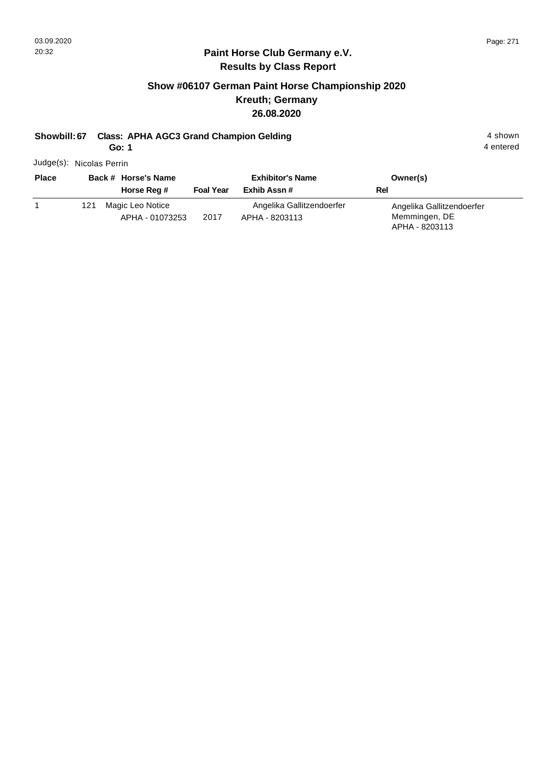**Paint Horse Club Germany e.V.**
**Results by Class Report**

## Show #06107 German Paint Horse Championship 2020
## Kreuth; Germany
## 26.08.2020

**Showbill: 67 Class: APHA AGC3 Grand Champion Gelding** 4 shown
**Go: 1** 4 entered

Judge(s): Nicolas Perrin

| Place | Back # | Horse's Name / Horse Reg # | Foal Year | Exhibitor's Name / Exhib Assn # | Rel | Owner(s) |
|---|---|---|---|---|---|---|
| 1 | 121 | Magic Leo Notice<br>APHA - 01073253 | 2017 | Angelika Gallitzendoerfer<br>APHA - 8203113 | | Angelika Gallitzendoerfer<br>Memmingen, DE<br>APHA - 8203113 |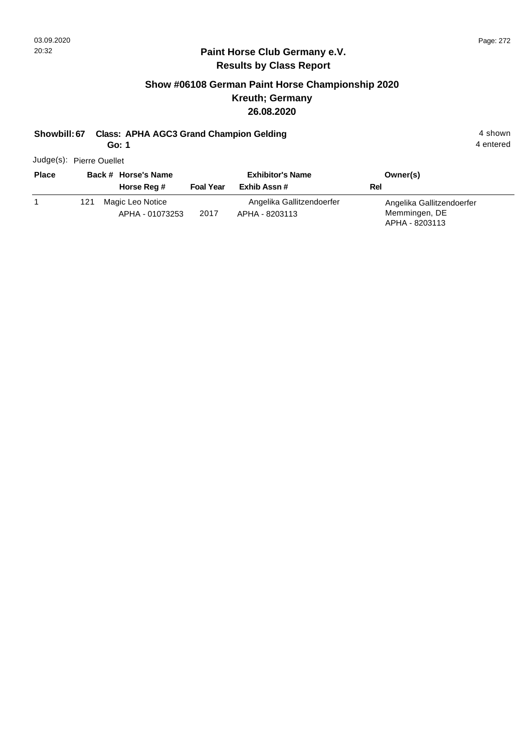## Paint Horse Club Germany e.V.
## Results by Class Report

### Show #06108 German Paint Horse Championship 2020
### Kreuth; Germany
### 26.08.2020

**Showbill: 67 Class: APHA AGC3 Grand Champion Gelding** 4 shown
**Go: 1** 4 entered

Judge(s): Pierre Ouellet

| Place | Back # | Horse's Name / Horse Reg # | Foal Year | Exhibitor's Name / Exhib Assn # | Owner(s) / Rel |
|---|---|---|---|---|---|
| 1 | 121 | Magic Leo Notice<br>APHA - 01073253 | 2017 | Angelika Gallitzendoerfer<br>APHA - 8203113 | Angelika Gallitzendoerfer<br>Memmingen, DE<br>APHA - 8203113 |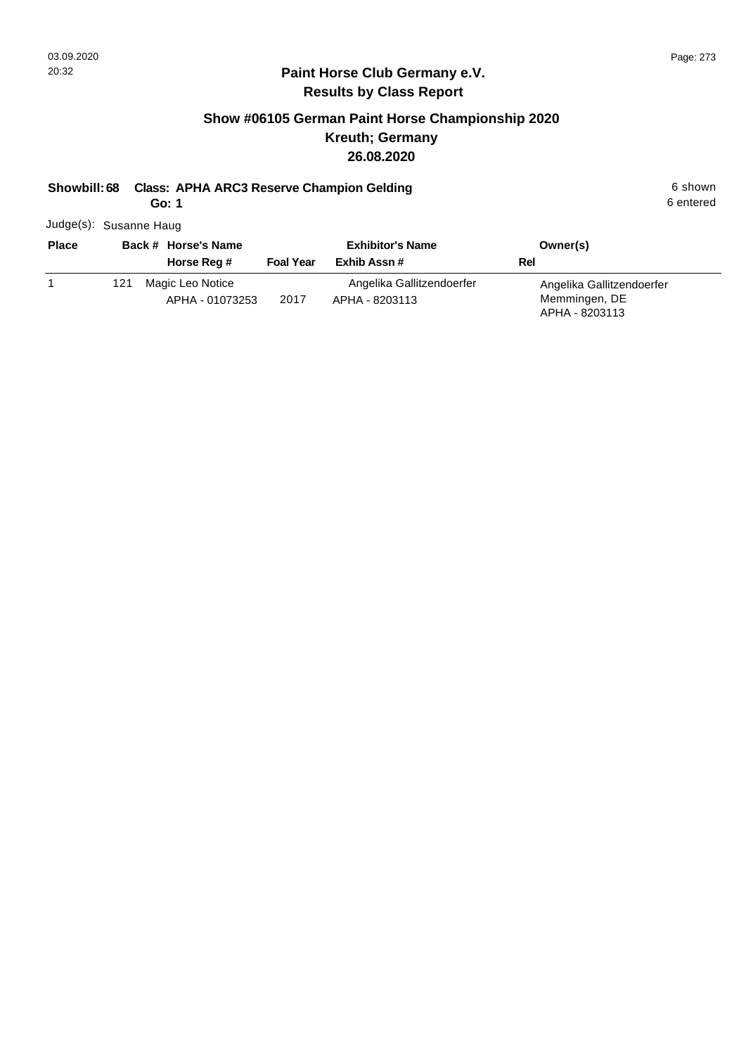## Paint Horse Club Germany e.V.
## Results by Class Report

### Show #06105 German Paint Horse Championship 2020
### Kreuth; Germany
### 26.08.2020

**Showbill: 68 Class: APHA ARC3 Reserve Champion Gelding** 6 shown

**Go: 1** 6 entered

Judge(s): Susanne Haug

| Place | Back # | Horse's Name / Horse Reg # | Foal Year | Exhibitor's Name / Exhib Assn # | Owner(s) / Rel |
|---|---|---|---|---|---|
| 1 | 121 | Magic Leo Notice<br>APHA - 01073253 | 2017 | Angelika Gallitzendoerfer<br>APHA - 8203113 | Angelika Gallitzendoerfer<br>Memmingen, DE<br>APHA - 8203113 |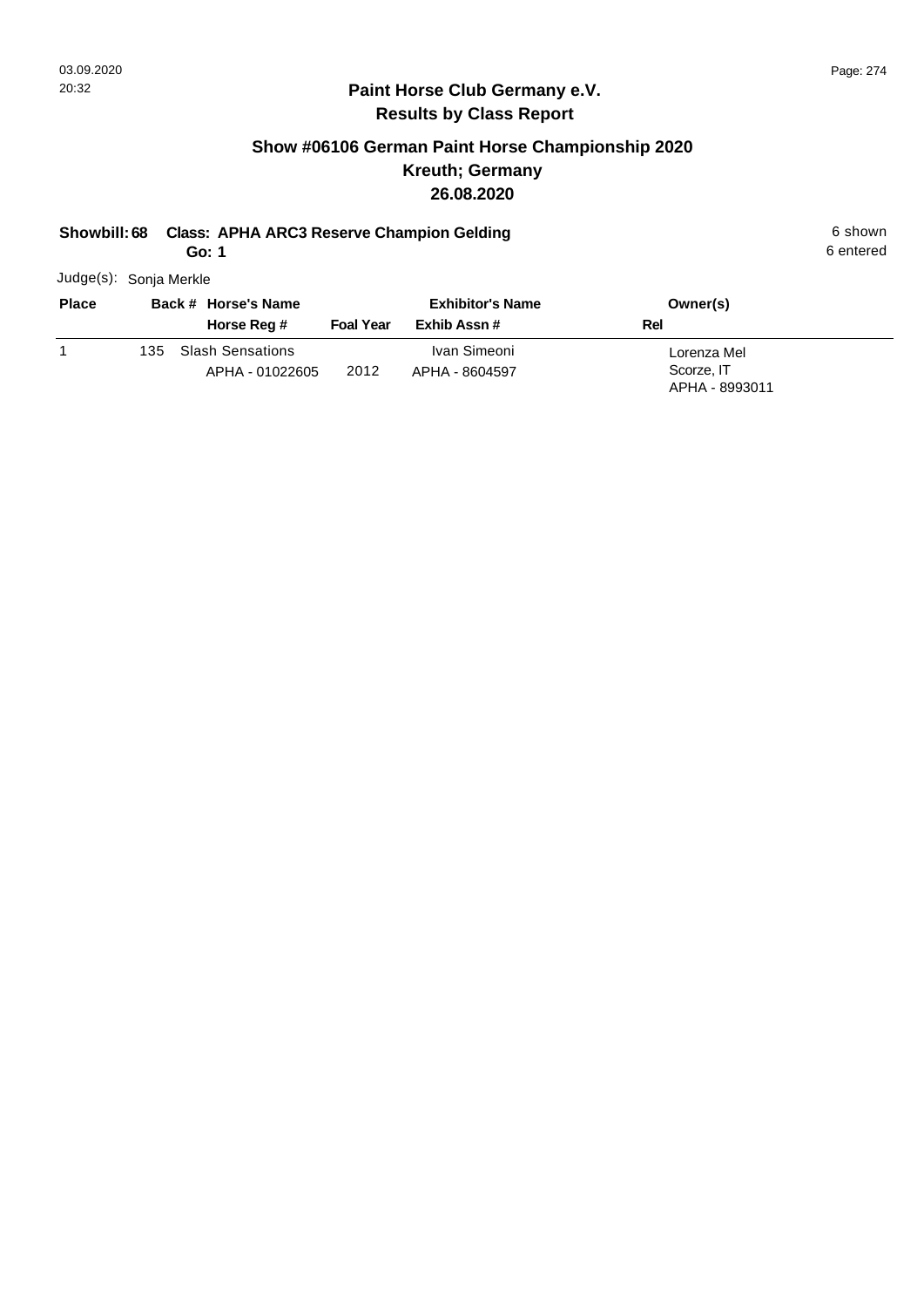## Paint Horse Club Germany e.V.
## Results by Class Report

### Show #06106 German Paint Horse Championship 2020
### Kreuth; Germany
### 26.08.2020

**Showbill: 68 Class: APHA ARC3 Reserve Champion Gelding** 6 shown
**Go: 1** 6 entered

Judge(s): Sonja Merkle

| Place | Back # | Horse's Name / Horse Reg # | Foal Year | Exhibitor's Name / Exhib Assn # | Owner(s) / Rel |
|---|---|---|---|---|---|
| 1 | 135 | Slash Sensations<br>APHA - 01022605 | 2012 | Ivan Simeoni<br>APHA - 8604597 | Lorenza Mel<br>Scorze, IT<br>APHA - 8993011 |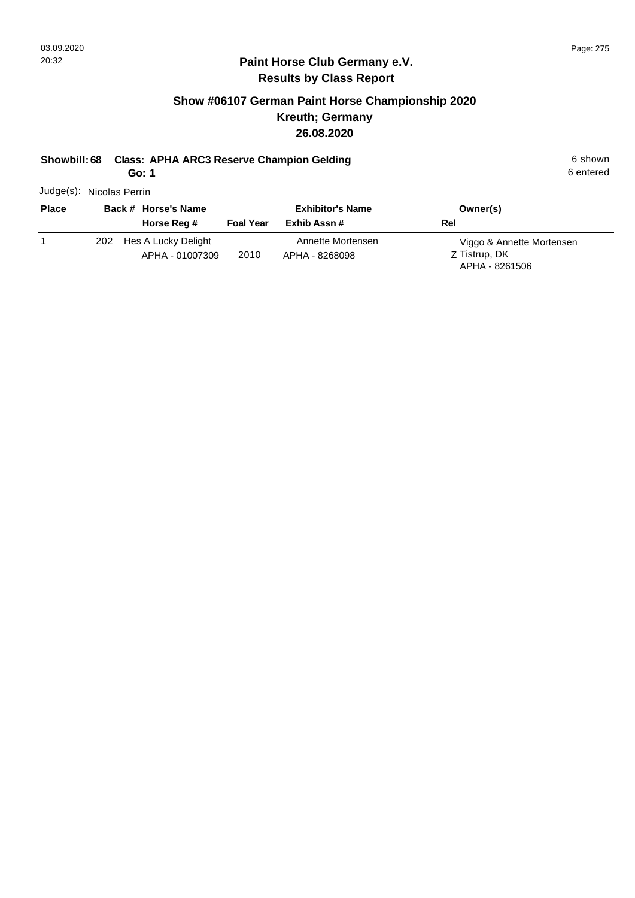## Paint Horse Club Germany e.V.
## Results by Class Report

### Show #06107 German Paint Horse Championship 2020
### Kreuth; Germany
### 26.08.2020

**Showbill: 68 Class: APHA ARC3 Reserve Champion Gelding** 6 shown
**Go: 1** 6 entered

Judge(s): Nicolas Perrin

| Place | Back # | Horse's Name / Horse Reg # | Foal Year | Exhibitor's Name / Exhib Assn # | Rel | Owner(s) |
|---|---|---|---|---|---|---|
| 1 | 202 | Hes A Lucky Delight<br>APHA - 01007309 | 2010 | Annette Mortensen<br>APHA - 8268098 | Z | Viggo & Annette Mortensen<br>Tistrup, DK<br>APHA - 8261506 |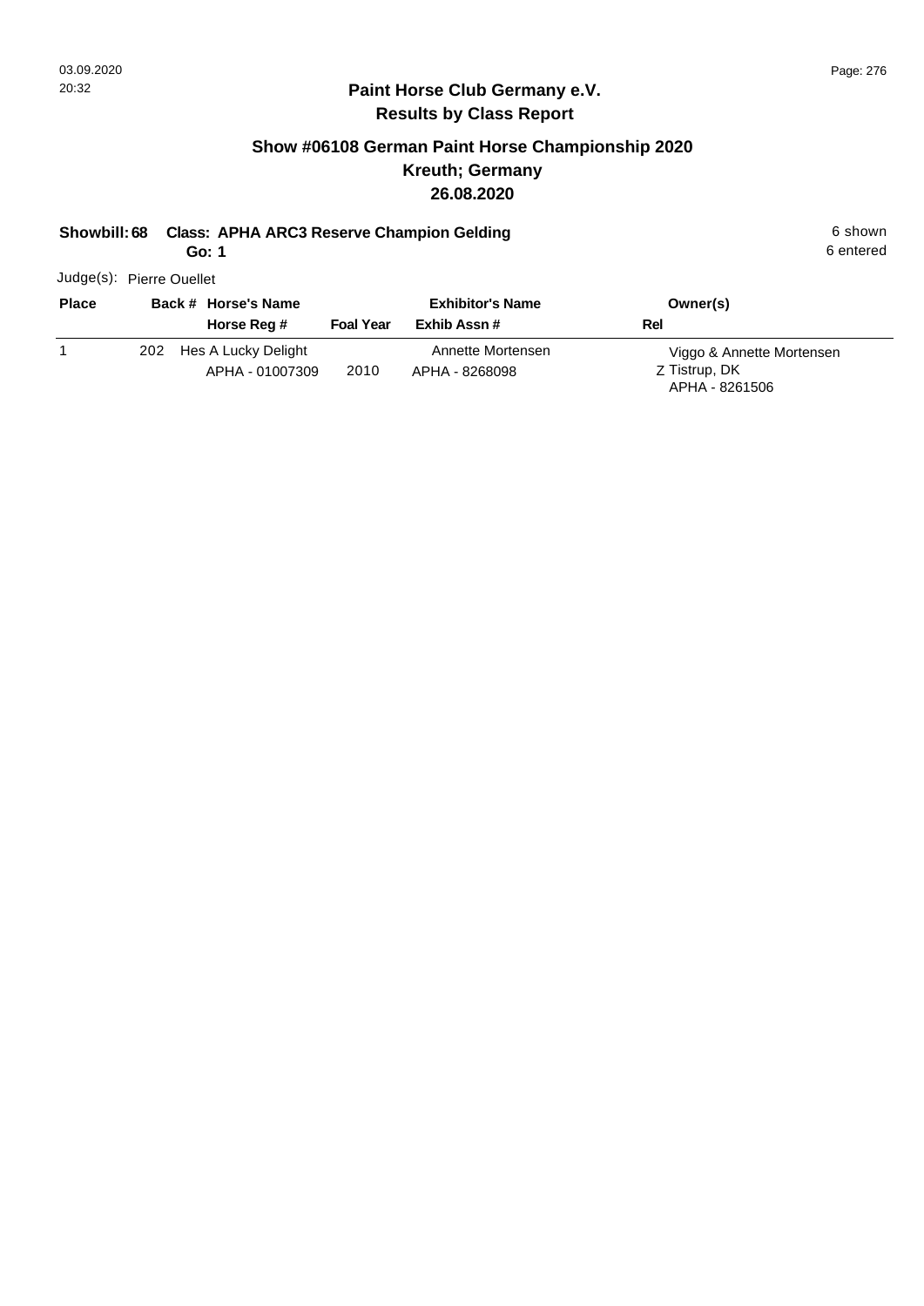## Paint Horse Club Germany e.V.

## Results by Class Report

### Show #06108 German Paint Horse Championship 2020

### Kreuth; Germany

### 26.08.2020

**Showbill: 68 Class: APHA ARC3 Reserve Champion Gelding** 6 shown

**Go: 1** 6 entered

Judge(s): Pierre Ouellet

| Place | Back # | Horse's Name / Horse Reg # | Foal Year | Exhibitor's Name / Exhib Assn # | Rel | Owner(s) |
|---|---|---|---|---|---|---|
| 1 | 202 | Hes A Lucky Delight<br>APHA - 01007309 | 2010 | Annette Mortensen<br>APHA - 8268098 | Z | Viggo & Annette Mortensen<br>Tistrup, DK<br>APHA - 8261506 |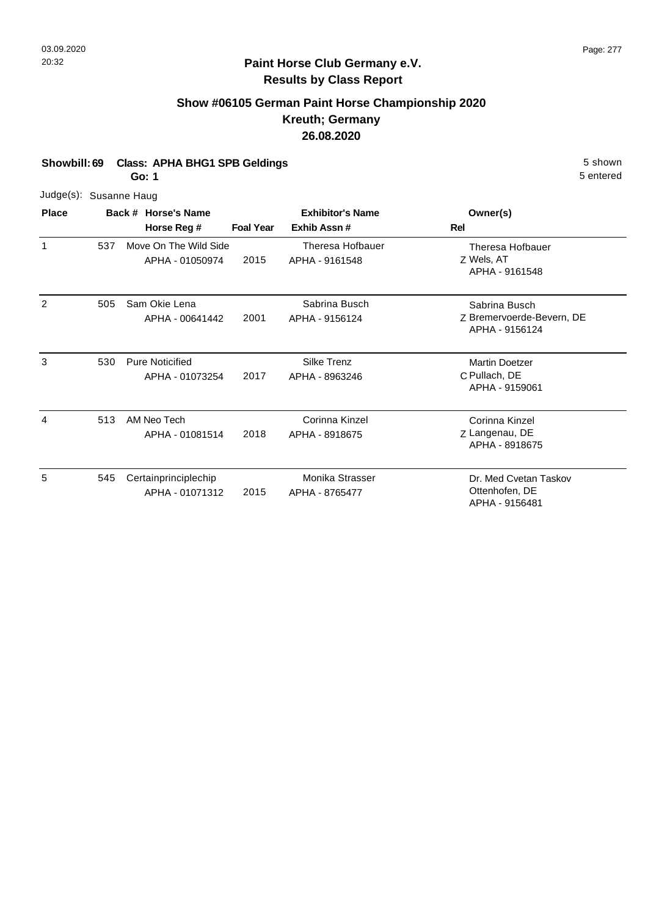## Paint Horse Club Germany e.V.
## Results by Class Report

### Show #06105 German Paint Horse Championship 2020
### Kreuth; Germany
### 26.08.2020

**Showbill: 69 Class: APHA BHG1 SPB Geldings** 5 shown
**Go: 1** 5 entered

Judge(s): Susanne Haug

| Place | Back # | Horse's Name / Horse Reg # | Foal Year | Exhibitor's Name / Exhib Assn # | Rel | Owner(s) |
|---|---|---|---|---|---|---|
| 1 | 537 | Move On The Wild Side<br>APHA - 01050974 | 2015 | Theresa Hofbauer<br>APHA - 9161548 | Z | Theresa Hofbauer<br>Wels, AT<br>APHA - 9161548 |
| 2 | 505 | Sam Okie Lena<br>APHA - 00641442 | 2001 | Sabrina Busch<br>APHA - 9156124 | Z | Sabrina Busch<br>Bremervoerde-Bevern, DE<br>APHA - 9156124 |
| 3 | 530 | Pure Noticified<br>APHA - 01073254 | 2017 | Silke Trenz<br>APHA - 8963246 | C | Martin Doetzer<br>Pullach, DE<br>APHA - 9159061 |
| 4 | 513 | AM Neo Tech<br>APHA - 01081514 | 2018 | Corinna Kinzel<br>APHA - 8918675 | Z | Corinna Kinzel<br>Langenau, DE<br>APHA - 8918675 |
| 5 | 545 | Certainprinciplechip<br>APHA - 01071312 | 2015 | Monika Strasser<br>APHA - 8765477 | | Dr. Med Cvetan Taskov<br>Ottenhofen, DE<br>APHA - 9156481 |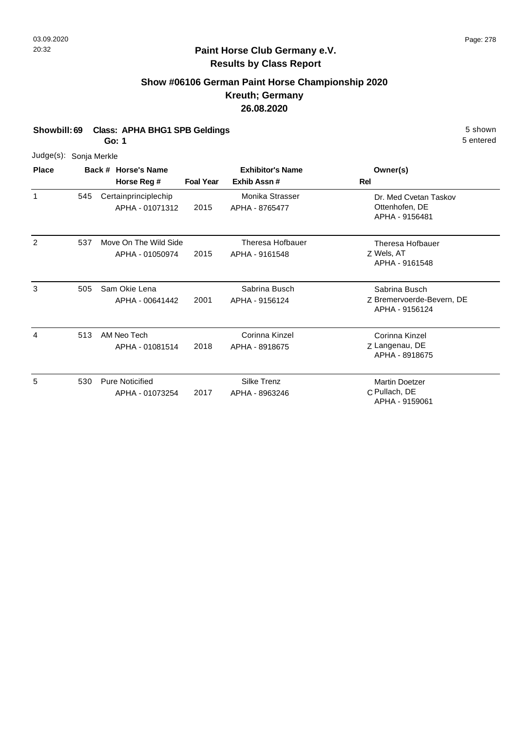## Paint Horse Club Germany e.V.
## Results by Class Report

### Show #06106 German Paint Horse Championship 2020
### Kreuth; Germany
### 26.08.2020

**Showbill: 69 Class: APHA BHG1 SPB Geldings** 5 shown
**Go: 1** 5 entered

Judge(s): Sonja Merkle

| Place | Back # | Horse's Name / Horse Reg # | Foal Year | Exhibitor's Name / Exhib Assn # | Rel | Owner(s) |
|---|---|---|---|---|---|---|
| 1 | 545 | Certainprinciplechip<br>APHA - 01071312 | 2015 | Monika Strasser<br>APHA - 8765477 | | Dr. Med Cvetan Taskov<br>Ottenhofen, DE<br>APHA - 9156481 |
| 2 | 537 | Move On The Wild Side<br>APHA - 01050974 | 2015 | Theresa Hofbauer<br>APHA - 9161548 | Z | Theresa Hofbauer<br>Wels, AT<br>APHA - 9161548 |
| 3 | 505 | Sam Okie Lena<br>APHA - 00641442 | 2001 | Sabrina Busch<br>APHA - 9156124 | Z | Sabrina Busch<br>Bremervoerde-Bevern, DE<br>APHA - 9156124 |
| 4 | 513 | AM Neo Tech<br>APHA - 01081514 | 2018 | Corinna Kinzel<br>APHA - 8918675 | Z | Corinna Kinzel<br>Langenau, DE<br>APHA - 8918675 |
| 5 | 530 | Pure Noticified<br>APHA - 01073254 | 2017 | Silke Trenz<br>APHA - 8963246 | C | Martin Doetzer<br>Pullach, DE<br>APHA - 9159061 |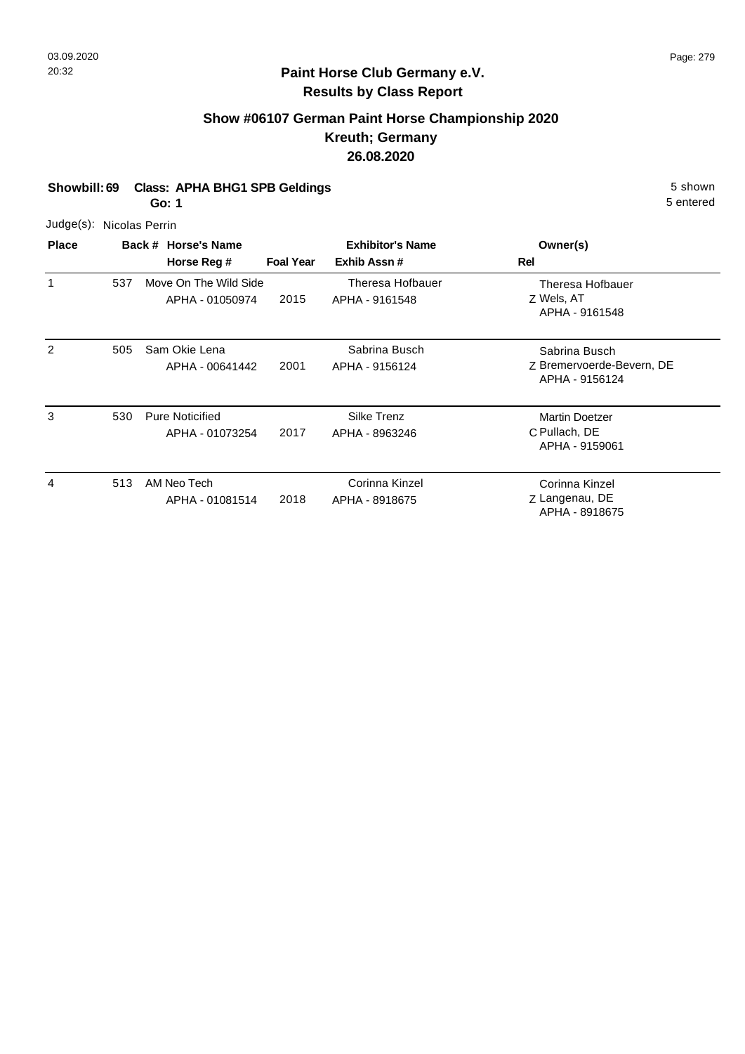## Paint Horse Club Germany e.V.
## Results by Class Report

### Show #06107 German Paint Horse Championship 2020
### Kreuth; Germany
### 26.08.2020

**Showbill: 69 Class: APHA BHG1 SPB Geldings** 5 shown
**Go: 1** 5 entered

Judge(s): Nicolas Perrin

| Place | Back # | Horse's Name / Horse Reg # | Foal Year | Exhibitor's Name / Exhib Assn # | Rel | Owner(s) |
|---|---|---|---|---|---|---|
| 1 | 537 | Move On The Wild Side<br>APHA - 01050974 | 2015 | Theresa Hofbauer<br>APHA - 9161548 | Z | Theresa Hofbauer<br>Wels, AT<br>APHA - 9161548 |
| 2 | 505 | Sam Okie Lena<br>APHA - 00641442 | 2001 | Sabrina Busch<br>APHA - 9156124 | Z | Sabrina Busch<br>Bremervoerde-Bevern, DE<br>APHA - 9156124 |
| 3 | 530 | Pure Noticified<br>APHA - 01073254 | 2017 | Silke Trenz<br>APHA - 8963246 | C | Martin Doetzer<br>Pullach, DE<br>APHA - 9159061 |
| 4 | 513 | AM Neo Tech<br>APHA - 01081514 | 2018 | Corinna Kinzel<br>APHA - 8918675 | Z | Corinna Kinzel<br>Langenau, DE<br>APHA - 8918675 |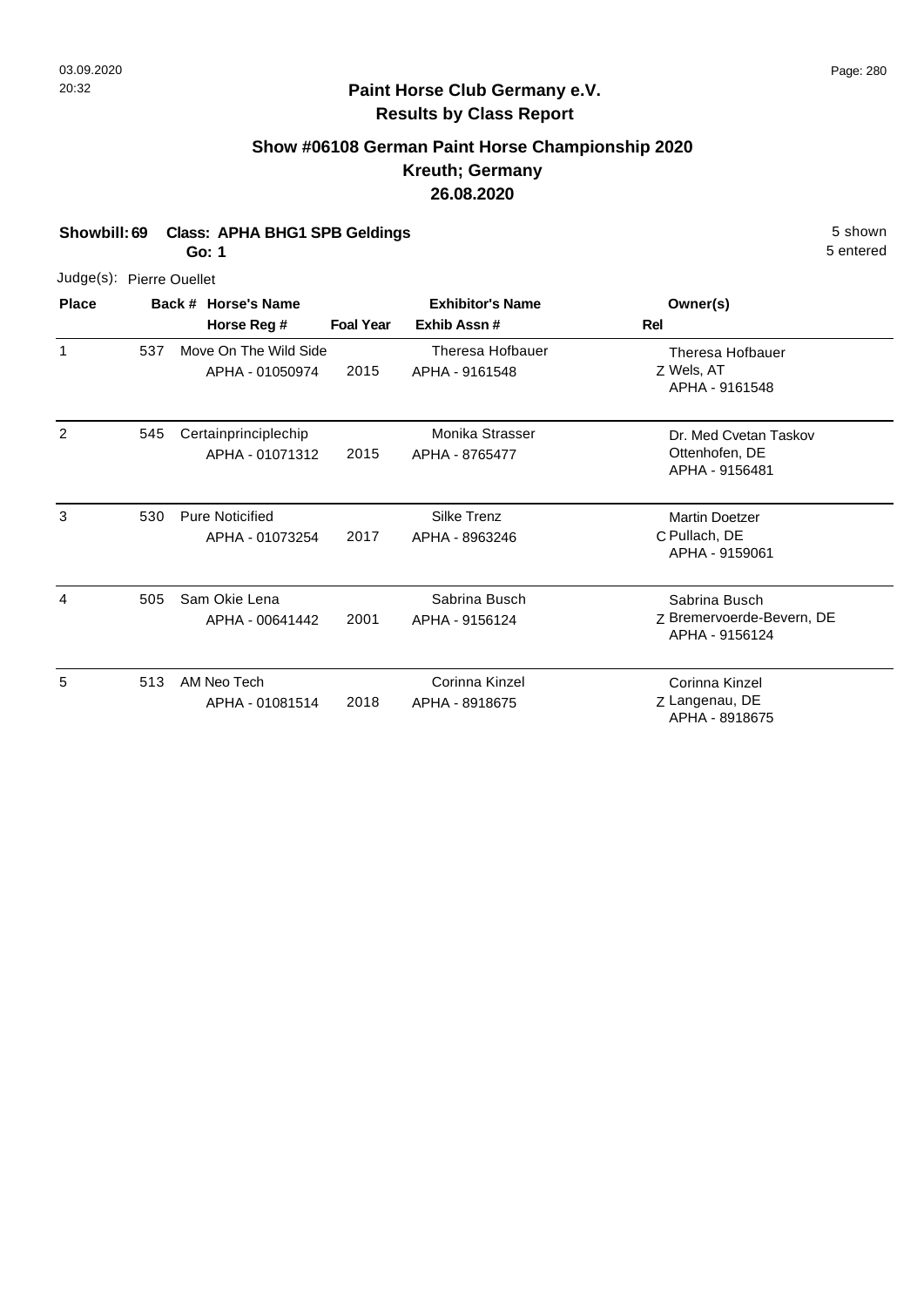# Paint Horse Club Germany e.V.
## Results by Class Report

### Show #06108 German Paint Horse Championship 2020
### Kreuth; Germany
### 26.08.2020

**Showbill: 69 Class: APHA BHG1 SPB Geldings** 5 shown
**Go: 1** 5 entered

Judge(s): Pierre Ouellet

| Place | Back # | Horse's Name / Horse Reg # | Foal Year | Exhibitor's Name / Exhib Assn # | Rel | Owner(s) |
|---|---|---|---|---|---|---|
| 1 | 537 | Move On The Wild Side<br>APHA - 01050974 | 2015 | Theresa Hofbauer<br>APHA - 9161548 | Z | Theresa Hofbauer<br>Wels, AT<br>APHA - 9161548 |
| 2 | 545 | Certainprinciplechip<br>APHA - 01071312 | 2015 | Monika Strasser<br>APHA - 8765477 | | Dr. Med Cvetan Taskov<br>Ottenhofen, DE<br>APHA - 9156481 |
| 3 | 530 | Pure Noticified<br>APHA - 01073254 | 2017 | Silke Trenz<br>APHA - 8963246 | C | Martin Doetzer<br>Pullach, DE<br>APHA - 9159061 |
| 4 | 505 | Sam Okie Lena<br>APHA - 00641442 | 2001 | Sabrina Busch<br>APHA - 9156124 | Z | Sabrina Busch<br>Bremervoerde-Bevern, DE<br>APHA - 9156124 |
| 5 | 513 | AM Neo Tech<br>APHA - 01081514 | 2018 | Corinna Kinzel<br>APHA - 8918675 | Z | Corinna Kinzel<br>Langenau, DE<br>APHA - 8918675 |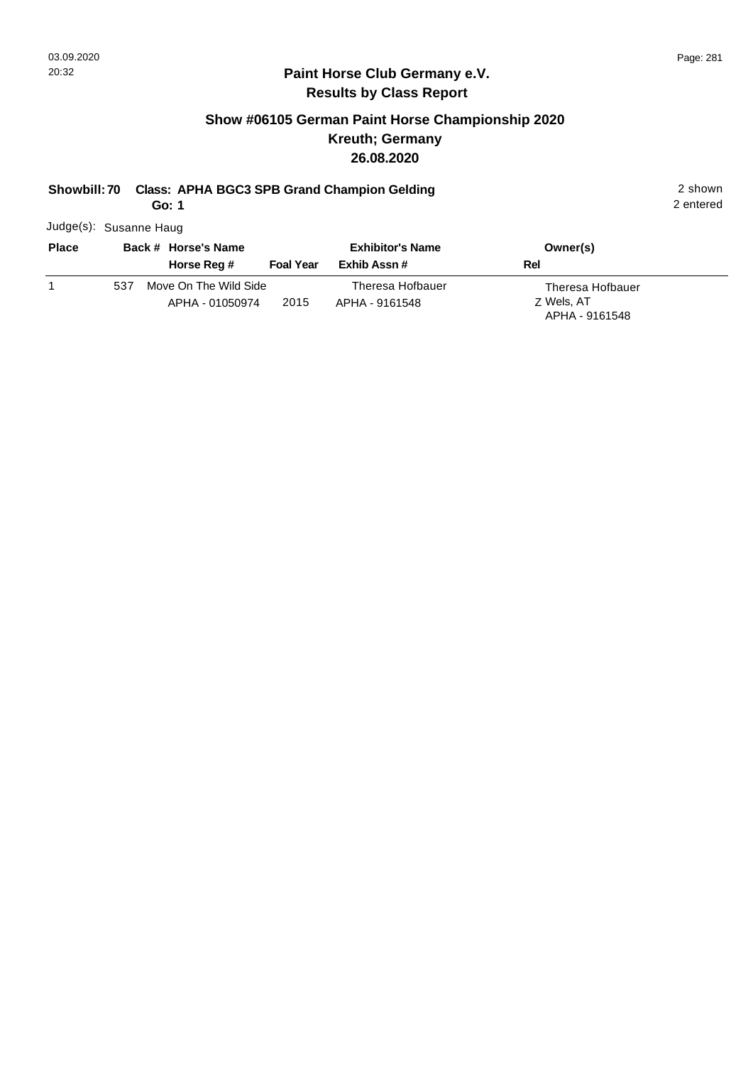## Paint Horse Club Germany e.V.
## Results by Class Report

### Show #06105 German Paint Horse Championship 2020
### Kreuth; Germany
### 26.08.2020

**Showbill: 70 Class: APHA BGC3 SPB Grand Champion Gelding** 2 shown
**Go: 1** 2 entered

Judge(s): Susanne Haug

| Place | Back # | Horse's Name / Horse Reg # | Foal Year | Exhibitor's Name / Exhib Assn # | Rel | Owner(s) |
|---|---|---|---|---|---|---|
| 1 | 537 | Move On The Wild Side<br>APHA - 01050974 | 2015 | Theresa Hofbauer<br>APHA - 9161548 | Z | Theresa Hofbauer<br>Wels, AT<br>APHA - 9161548 |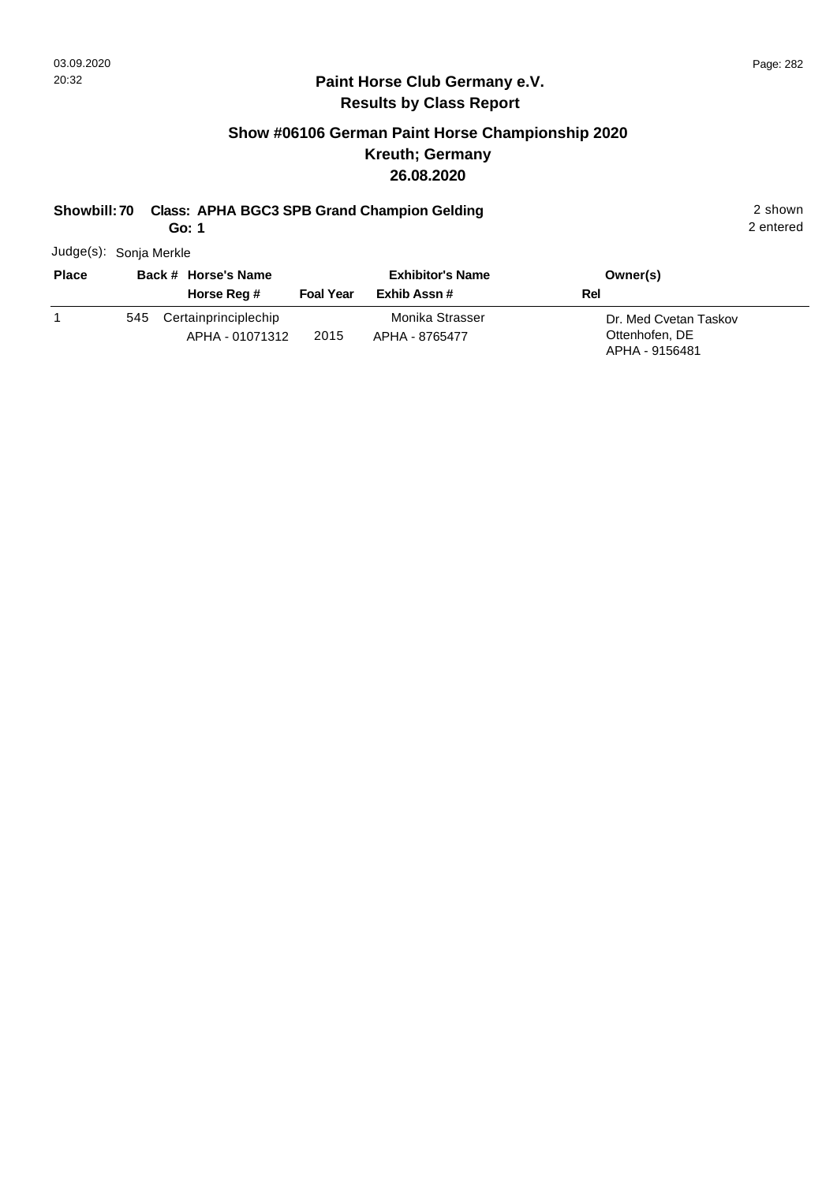## Paint Horse Club Germany e.V.
## Results by Class Report

### Show #06106 German Paint Horse Championship 2020
### Kreuth; Germany
### 26.08.2020

**Showbill: 70 Class: APHA BGC3 SPB Grand Champion Gelding** 2 shown
**Go: 1** 2 entered

Judge(s): Sonja Merkle

| Place | Back # | Horse's Name / Horse Reg # | Foal Year | Exhibitor's Name / Exhib Assn # | Owner(s) / Rel |
|---|---|---|---|---|---|
| 1 | 545 | Certainprinciplechip<br>APHA - 01071312 | 2015 | Monika Strasser<br>APHA - 8765477 | Dr. Med Cvetan Taskov<br>Ottenhofen, DE<br>APHA - 9156481 |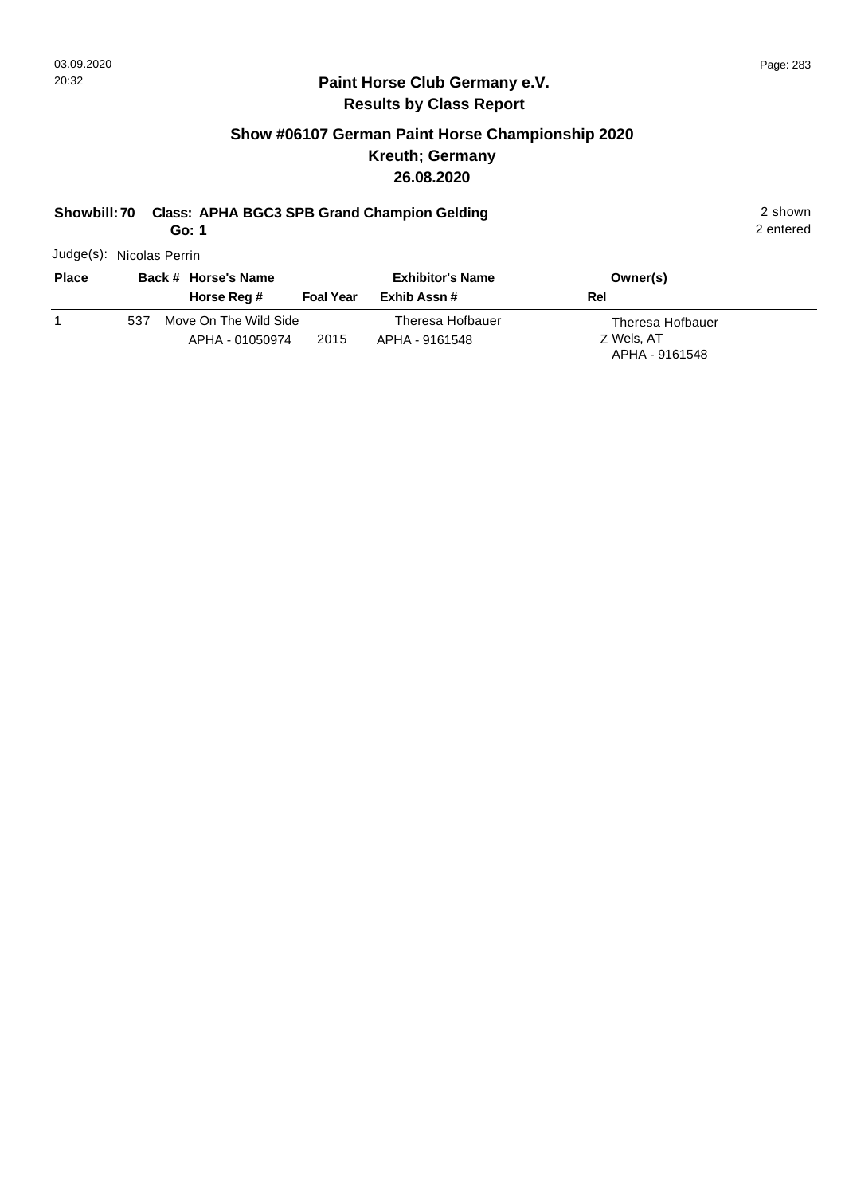**Paint Horse Club Germany e.V.**
**Results by Class Report**

## Show #06107 German Paint Horse Championship 2020
## Kreuth; Germany
## 26.08.2020

**Showbill: 70 Class: APHA BGC3 SPB Grand Champion Gelding** 2 shown

**Go: 1** 2 entered

Judge(s): Nicolas Perrin

| Place | Back # | Horse's Name / Horse Reg # | Foal Year | Exhibitor's Name / Exhib Assn # | Owner(s) / Rel |
|---|---|---|---|---|---|
| 1 | 537 | Move On The Wild Side<br>APHA - 01050974 | 2015 | Theresa Hofbauer<br>APHA - 9161548 | Theresa Hofbauer<br>Z Wels, AT<br>APHA - 9161548 |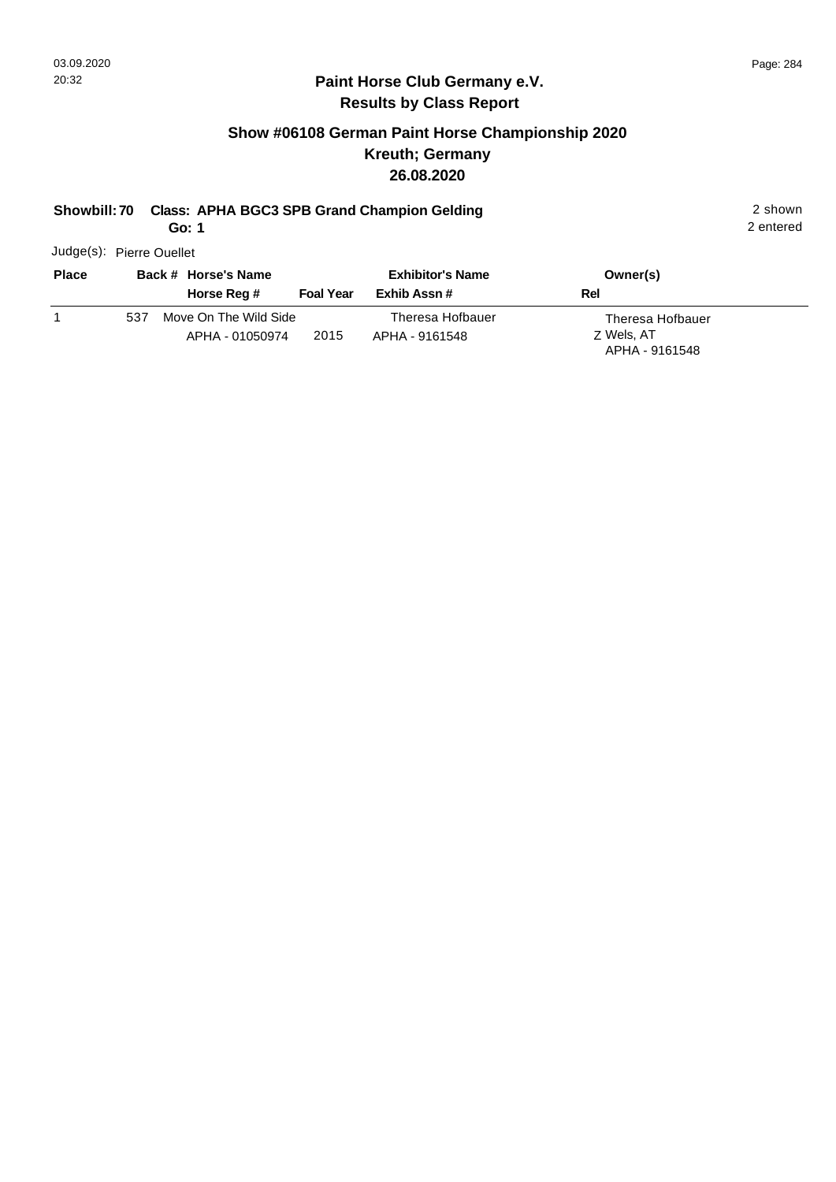## Paint Horse Club Germany e.V.
## Results by Class Report

### Show #06108 German Paint Horse Championship 2020
### Kreuth; Germany
### 26.08.2020

**Showbill: 70 Class: APHA BGC3 SPB Grand Champion Gelding** 2 shown
**Go: 1** 2 entered

Judge(s): Pierre Ouellet

| Place | Back # | Horse's Name / Horse Reg # | Foal Year | Exhibitor's Name / Exhib Assn # | Owner(s) / Rel |
|---|---|---|---|---|---|
| 1 | 537 | Move On The Wild Side<br>APHA - 01050974 | 2015 | Theresa Hofbauer<br>APHA - 9161548 | Theresa Hofbauer<br>Z Wels, AT<br>APHA - 9161548 |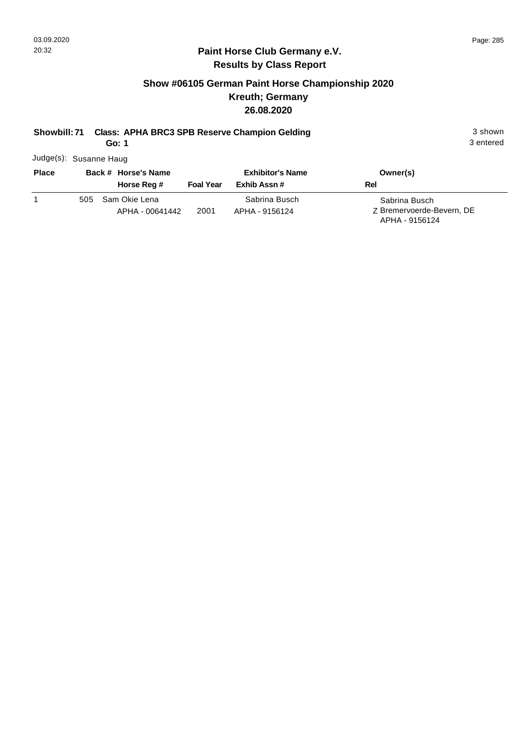## Paint Horse Club Germany e.V.

### Results by Class Report

## Show #06105 German Paint Horse Championship 2020

### Kreuth; Germany

### 26.08.2020

**Showbill: 71 Class: APHA BRC3 SPB Reserve Champion Gelding** 3 shown

**Go: 1** 3 entered

Judge(s): Susanne Haug

| Place | Back # | Horse's Name / Horse Reg # | Foal Year | Exhibitor's Name / Exhib Assn # | Rel | Owner(s) |
|---|---|---|---|---|---|---|
| 1 | 505 | Sam Okie Lena<br>APHA - 00641442 | 2001 | Sabrina Busch<br>APHA - 9156124 | Z | Sabrina Busch<br>Bremervoerde-Bevern, DE<br>APHA - 9156124 |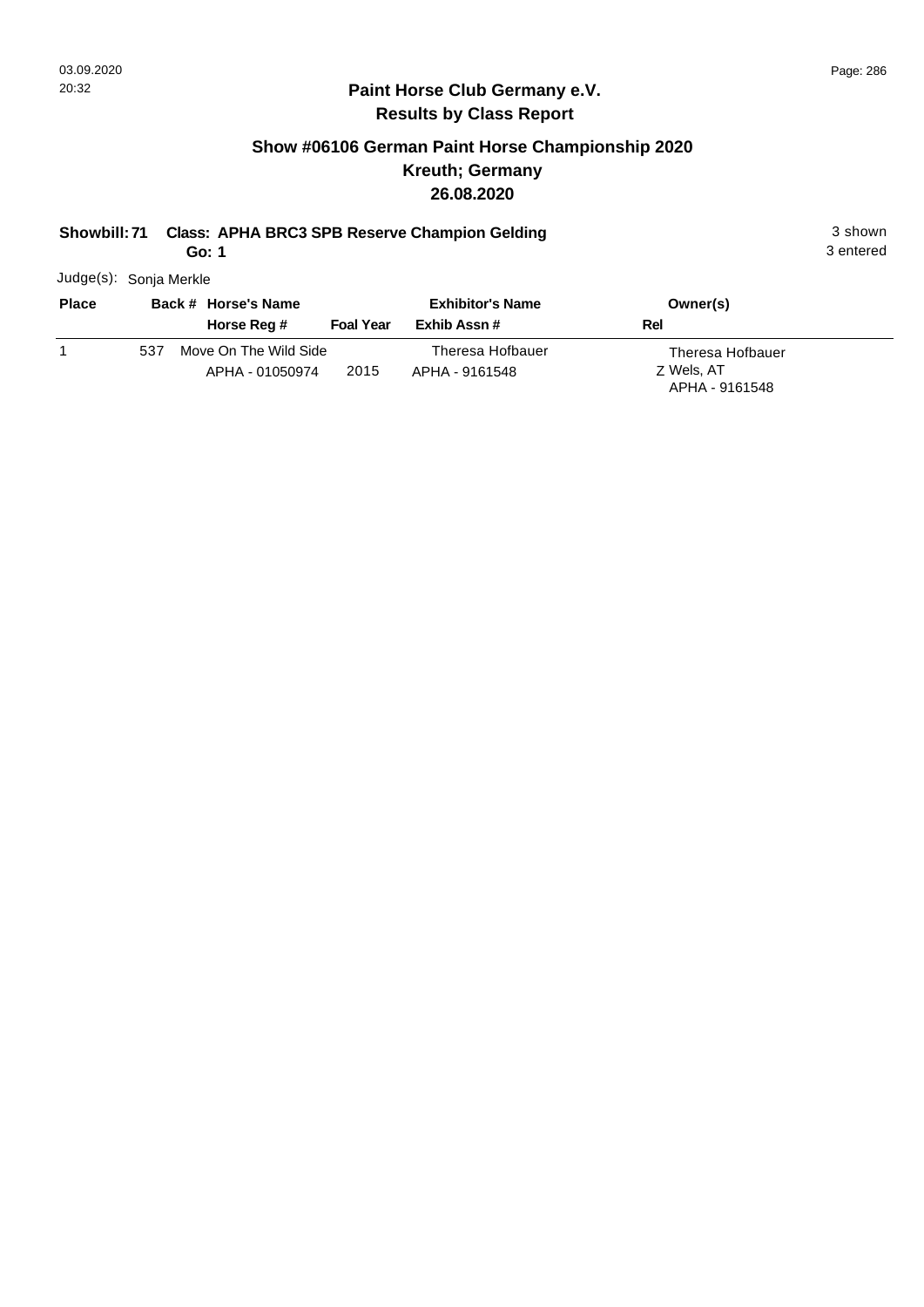# Paint Horse Club Germany e.V.

## Results by Class Report

### Show #06106 German Paint Horse Championship 2020
### Kreuth; Germany
### 26.08.2020

**Showbill: 71 Class: APHA BRC3 SPB Reserve Champion Gelding**
**Go: 1**

3 shown
3 entered

Judge(s): Sonja Merkle

| Place | Back # | Horse's Name / Horse Reg # | Foal Year | Exhibitor's Name / Exhib Assn # | Owner(s) / Rel |
|---|---|---|---|---|---|
| 1 | 537 | Move On The Wild Side<br>APHA - 01050974 | 2015 | Theresa Hofbauer<br>APHA - 9161548 | Theresa Hofbauer<br>Z Wels, AT<br>APHA - 9161548 |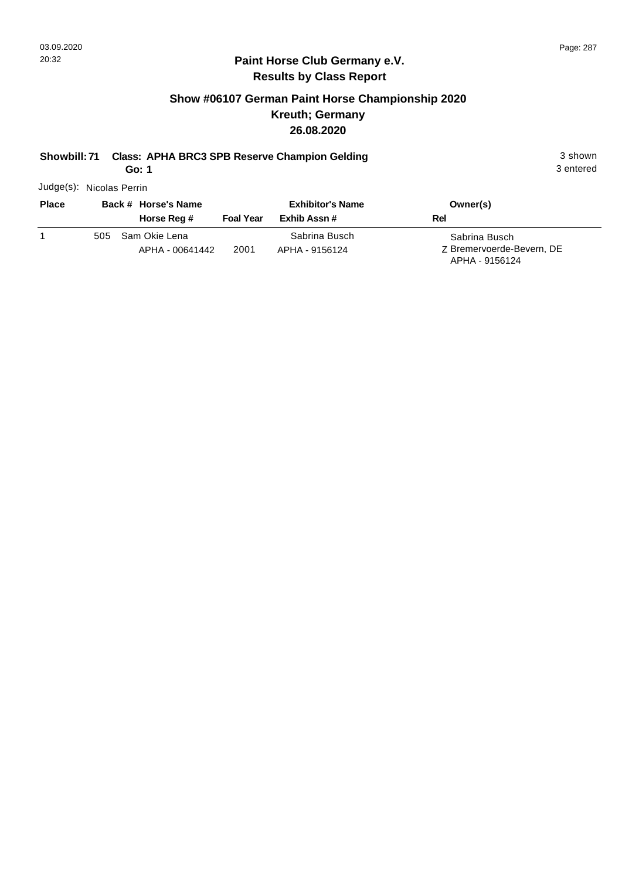## Paint Horse Club Germany e.V.
## Results by Class Report

### Show #06107 German Paint Horse Championship 2020
### Kreuth; Germany
### 26.08.2020

**Showbill: 71 Class: APHA BRC3 SPB Reserve Champion Gelding** 3 shown
**Go: 1** 3 entered

Judge(s): Nicolas Perrin

| Place | Back # | Horse's Name / Horse Reg # | Foal Year | Exhibitor's Name / Exhib Assn # | Rel | Owner(s) |
|---|---|---|---|---|---|---|
| 1 | 505 | Sam Okie Lena<br>APHA - 00641442 | 2001 | Sabrina Busch<br>APHA - 9156124 | Z | Sabrina Busch<br>Bremervoerde-Bevern, DE<br>APHA - 9156124 |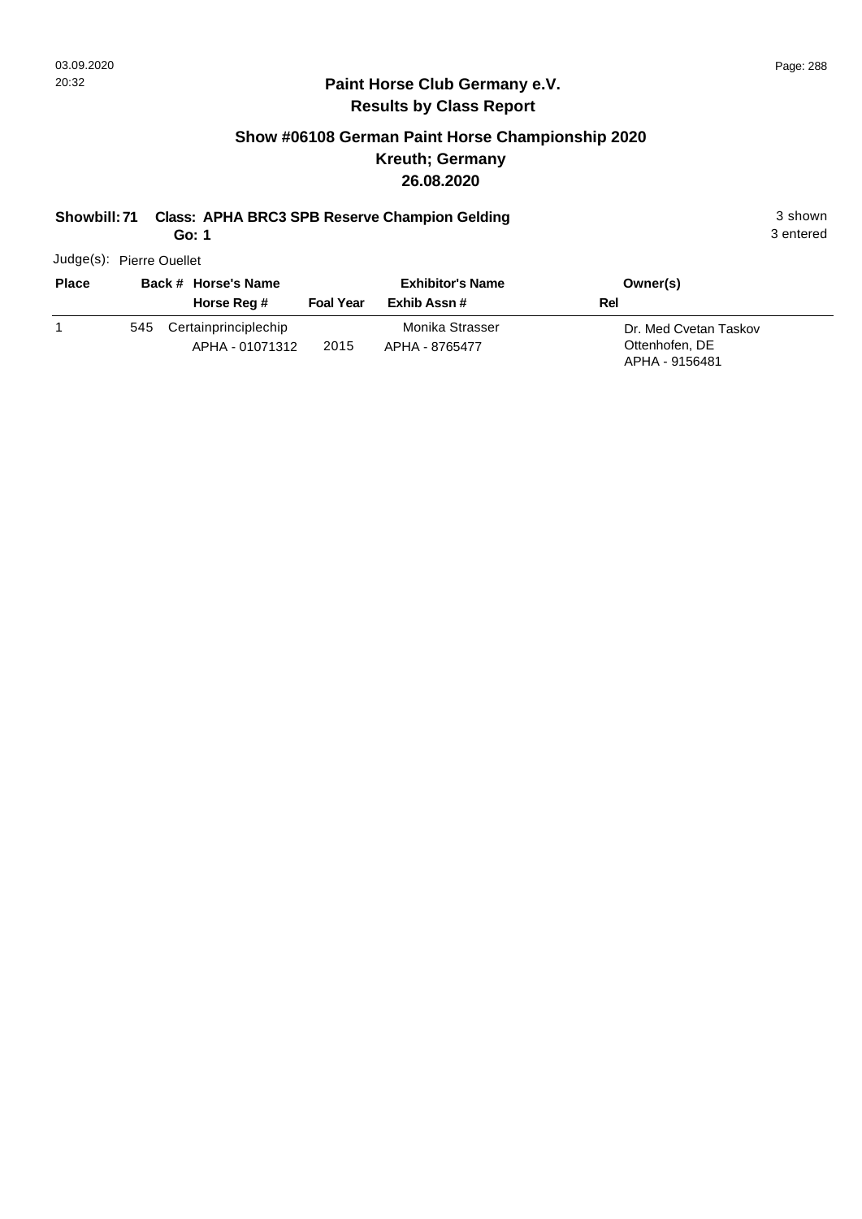## Paint Horse Club Germany e.V.
## Results by Class Report

### Show #06108 German Paint Horse Championship 2020
### Kreuth; Germany
### 26.08.2020

**Showbill: 71 Class: APHA BRC3 SPB Reserve Champion Gelding** — 3 shown

**Go: 1** — 3 entered

Judge(s): Pierre Ouellet

| Place | Back # | Horse's Name / Horse Reg # | Foal Year | Exhibitor's Name / Exhib Assn # | Owner(s) / Rel |
|---|---|---|---|---|---|
| 1 | 545 | Certainprinciplechip<br>APHA - 01071312 | 2015 | Monika Strasser<br>APHA - 8765477 | Dr. Med Cvetan Taskov<br>Ottenhofen, DE<br>APHA - 9156481 |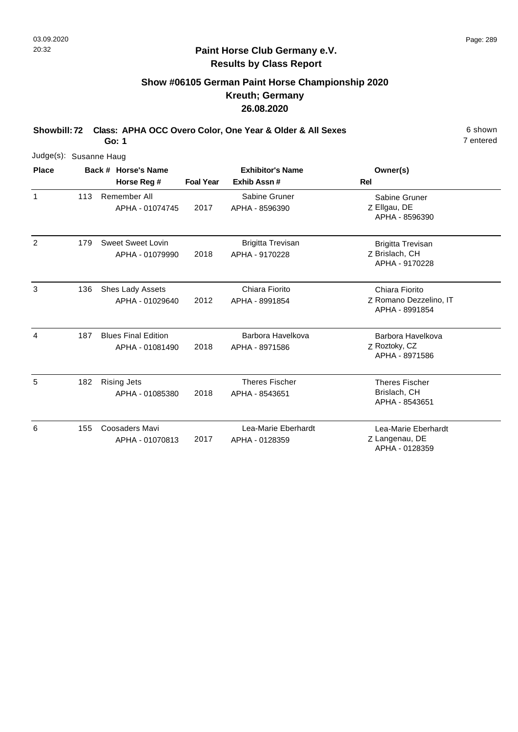## Paint Horse Club Germany e.V.
## Results by Class Report

### Show #06105 German Paint Horse Championship 2020
### Kreuth; Germany
### 26.08.2020

**Showbill: 72 Class: APHA OCC Overo Color, One Year & Older & All Sexes** 6 shown

**Go: 1** 7 entered

Judge(s): Susanne Haug

| Place | Back # | Horse's Name / Horse Reg # | Foal Year | Exhibitor's Name / Exhib Assn # | Rel | Owner(s) |
|---|---|---|---|---|---|---|
| 1 | 113 | Remember All<br>APHA - 01074745 | 2017 | Sabine Gruner<br>APHA - 8596390 | Z | Sabine Gruner<br>Ellgau, DE<br>APHA - 8596390 |
| 2 | 179 | Sweet Sweet Lovin<br>APHA - 01079990 | 2018 | Brigitta Trevisan<br>APHA - 9170228 | Z | Brigitta Trevisan<br>Brislach, CH<br>APHA - 9170228 |
| 3 | 136 | Shes Lady Assets<br>APHA - 01029640 | 2012 | Chiara Fiorito<br>APHA - 8991854 | Z | Chiara Fiorito<br>Romano Dezzelino, IT<br>APHA - 8991854 |
| 4 | 187 | Blues Final Edition<br>APHA - 01081490 | 2018 | Barbora Havelkova<br>APHA - 8971586 | Z | Barbora Havelkova<br>Roztoky, CZ<br>APHA - 8971586 |
| 5 | 182 | Rising Jets<br>APHA - 01085380 | 2018 | Theres Fischer<br>APHA - 8543651 | | Theres Fischer<br>Brislach, CH<br>APHA - 8543651 |
| 6 | 155 | Coosaders Mavi<br>APHA - 01070813 | 2017 | Lea-Marie Eberhardt<br>APHA - 0128359 | Z | Lea-Marie Eberhardt<br>Langenau, DE<br>APHA - 0128359 |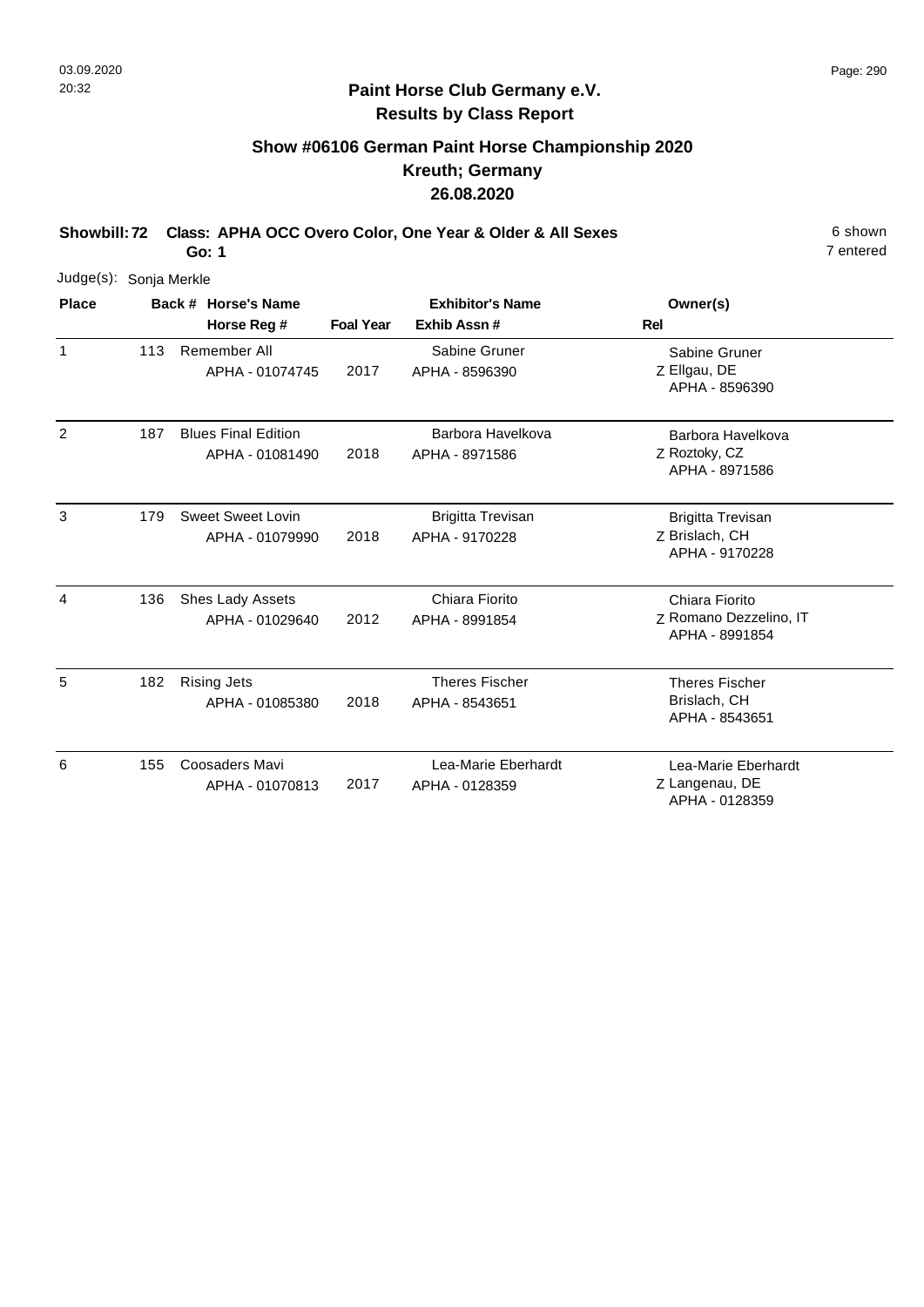**Paint Horse Club Germany e.V.**
**Results by Class Report**

## Show #06106 German Paint Horse Championship 2020
## Kreuth; Germany
## 26.08.2020

**Showbill: 72 Class: APHA OCC Overo Color, One Year & Older & All Sexes** 6 shown
**Go: 1** 7 entered

Judge(s): Sonja Merkle

| Place | Back # | Horse's Name / Horse Reg # | Foal Year | Exhibitor's Name / Exhib Assn # | Rel | Owner(s) |
|---|---|---|---|---|---|---|
| 1 | 113 | Remember All<br>APHA - 01074745 | 2017 | Sabine Gruner<br>APHA - 8596390 | Z | Sabine Gruner<br>Ellgau, DE<br>APHA - 8596390 |
| 2 | 187 | Blues Final Edition<br>APHA - 01081490 | 2018 | Barbora Havelkova<br>APHA - 8971586 | Z | Barbora Havelkova<br>Roztoky, CZ<br>APHA - 8971586 |
| 3 | 179 | Sweet Sweet Lovin<br>APHA - 01079990 | 2018 | Brigitta Trevisan<br>APHA - 9170228 | Z | Brigitta Trevisan<br>Brislach, CH<br>APHA - 9170228 |
| 4 | 136 | Shes Lady Assets<br>APHA - 01029640 | 2012 | Chiara Fiorito<br>APHA - 8991854 | Z | Chiara Fiorito<br>Romano Dezzelino, IT<br>APHA - 8991854 |
| 5 | 182 | Rising Jets<br>APHA - 01085380 | 2018 | Theres Fischer<br>APHA - 8543651 | | Theres Fischer<br>Brislach, CH<br>APHA - 8543651 |
| 6 | 155 | Coosaders Mavi<br>APHA - 01070813 | 2017 | Lea-Marie Eberhardt<br>APHA - 0128359 | Z | Lea-Marie Eberhardt<br>Langenau, DE<br>APHA - 0128359 |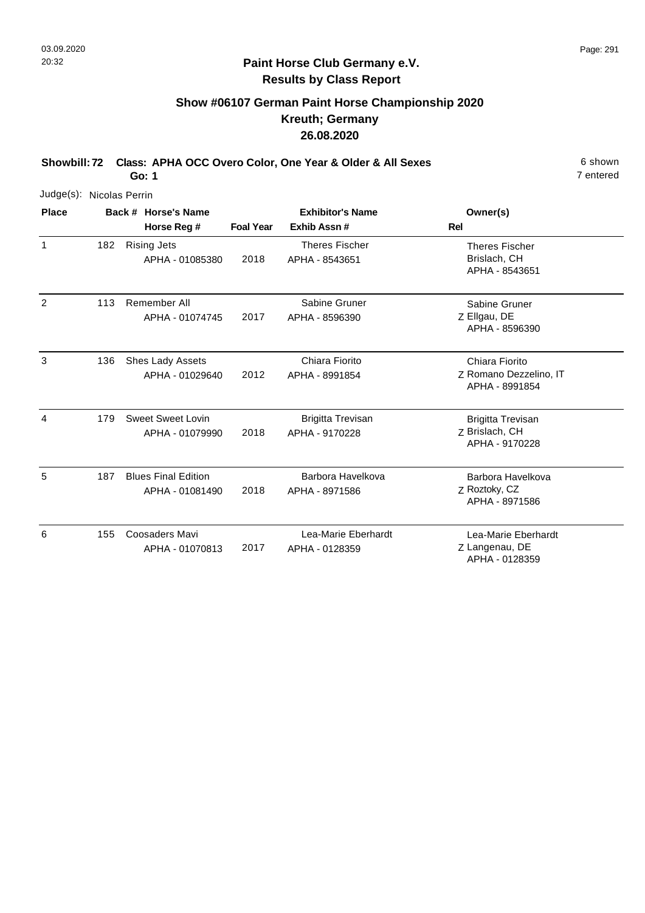## Paint Horse Club Germany e.V.
### Results by Class Report

### Show #06107 German Paint Horse Championship 2020
### Kreuth; Germany
### 26.08.2020

**Showbill: 72 Class: APHA OCC Overo Color, One Year & Older & All Sexes** 6 shown

**Go: 1** 7 entered

Judge(s): Nicolas Perrin

| Place | Back # | Horse's Name / Horse Reg # | Foal Year | Exhibitor's Name / Exhib Assn # | Rel | Owner(s) |
|---|---|---|---|---|---|---|
| 1 | 182 | Rising Jets<br>APHA - 01085380 | 2018 | Theres Fischer<br>APHA - 8543651 | | Theres Fischer<br>Brislach, CH<br>APHA - 8543651 |
| 2 | 113 | Remember All<br>APHA - 01074745 | 2017 | Sabine Gruner<br>APHA - 8596390 | Z | Sabine Gruner<br>Ellgau, DE<br>APHA - 8596390 |
| 3 | 136 | Shes Lady Assets<br>APHA - 01029640 | 2012 | Chiara Fiorito<br>APHA - 8991854 | Z | Chiara Fiorito<br>Romano Dezzelino, IT<br>APHA - 8991854 |
| 4 | 179 | Sweet Sweet Lovin<br>APHA - 01079990 | 2018 | Brigitta Trevisan<br>APHA - 9170228 | Z | Brigitta Trevisan<br>Brislach, CH<br>APHA - 9170228 |
| 5 | 187 | Blues Final Edition<br>APHA - 01081490 | 2018 | Barbora Havelkova<br>APHA - 8971586 | Z | Barbora Havelkova<br>Roztoky, CZ<br>APHA - 8971586 |
| 6 | 155 | Coosaders Mavi<br>APHA - 01070813 | 2017 | Lea-Marie Eberhardt<br>APHA - 0128359 | Z | Lea-Marie Eberhardt<br>Langenau, DE<br>APHA - 0128359 |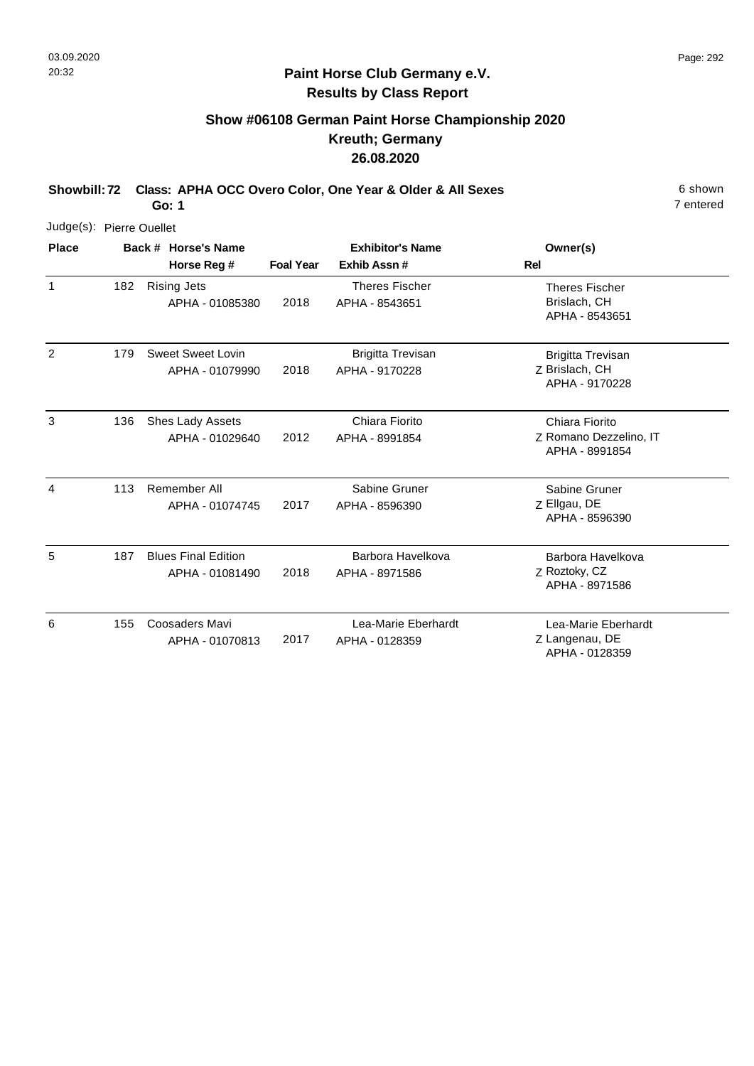## Paint Horse Club Germany e.V.
## Results by Class Report

### Show #06108 German Paint Horse Championship 2020
### Kreuth; Germany
### 26.08.2020

**Showbill: 72 Class: APHA OCC Overo Color, One Year & Older & All Sexes** 6 shown
**Go: 1** 7 entered

Judge(s): Pierre Ouellet

| Place | Back # | Horse's Name / Horse Reg # | Foal Year | Exhibitor's Name / Exhib Assn # | Rel | Owner(s) |
|---|---|---|---|---|---|---|
| 1 | 182 | Rising Jets<br>APHA - 01085380 | 2018 | Theres Fischer<br>APHA - 8543651 | | Theres Fischer<br>Brislach, CH<br>APHA - 8543651 |
| 2 | 179 | Sweet Sweet Lovin<br>APHA - 01079990 | 2018 | Brigitta Trevisan<br>APHA - 9170228 | Z | Brigitta Trevisan<br>Brislach, CH<br>APHA - 9170228 |
| 3 | 136 | Shes Lady Assets<br>APHA - 01029640 | 2012 | Chiara Fiorito<br>APHA - 8991854 | Z | Chiara Fiorito<br>Romano Dezzelino, IT<br>APHA - 8991854 |
| 4 | 113 | Remember All<br>APHA - 01074745 | 2017 | Sabine Gruner<br>APHA - 8596390 | Z | Sabine Gruner<br>Ellgau, DE<br>APHA - 8596390 |
| 5 | 187 | Blues Final Edition<br>APHA - 01081490 | 2018 | Barbora Havelkova<br>APHA - 8971586 | Z | Barbora Havelkova<br>Roztoky, CZ<br>APHA - 8971586 |
| 6 | 155 | Coosaders Mavi<br>APHA - 01070813 | 2017 | Lea-Marie Eberhardt<br>APHA - 0128359 | Z | Lea-Marie Eberhardt<br>Langenau, DE<br>APHA - 0128359 |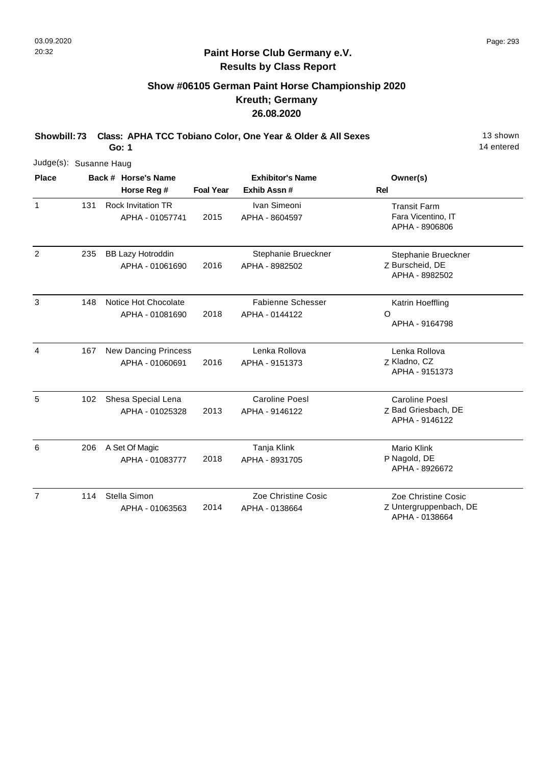**Paint Horse Club Germany e.V.**
**Results by Class Report**

## Show #06105 German Paint Horse Championship 2020
## Kreuth; Germany
## 26.08.2020

**Showbill: 73 Class: APHA TCC Tobiano Color, One Year & Older & All Sexes** 13 shown
**Go: 1** 14 entered

Judge(s): Susanne Haug

| Place | Back # | Horse's Name / Horse Reg # | Foal Year | Exhibitor's Name / Exhib Assn # | Rel | Owner(s) |
|---|---|---|---|---|---|---|
| 1 | 131 | Rock Invitation TR<br>APHA - 01057741 | 2015 | Ivan Simeoni<br>APHA - 8604597 | | Transit Farm<br>Fara Vicentino, IT<br>APHA - 8906806 |
| 2 | 235 | BB Lazy Hotroddin<br>APHA - 01061690 | 2016 | Stephanie Brueckner<br>APHA - 8982502 | Z | Stephanie Brueckner<br>Burscheid, DE<br>APHA - 8982502 |
| 3 | 148 | Notice Hot Chocolate<br>APHA - 01081690 | 2018 | Fabienne Schesser<br>APHA - 0144122 | O | Katrin Hoeffling<br>APHA - 9164798 |
| 4 | 167 | New Dancing Princess<br>APHA - 01060691 | 2016 | Lenka Rollova<br>APHA - 9151373 | Z | Lenka Rollova<br>Kladno, CZ<br>APHA - 9151373 |
| 5 | 102 | Shesa Special Lena<br>APHA - 01025328 | 2013 | Caroline Poesl<br>APHA - 9146122 | Z | Caroline Poesl<br>Bad Griesbach, DE<br>APHA - 9146122 |
| 6 | 206 | A Set Of Magic<br>APHA - 01083777 | 2018 | Tanja Klink<br>APHA - 8931705 | P | Mario Klink<br>Nagold, DE<br>APHA - 8926672 |
| 7 | 114 | Stella Simon<br>APHA - 01063563 | 2014 | Zoe Christine Cosic<br>APHA - 0138664 | Z | Zoe Christine Cosic<br>Untergruppenbach, DE<br>APHA - 0138664 |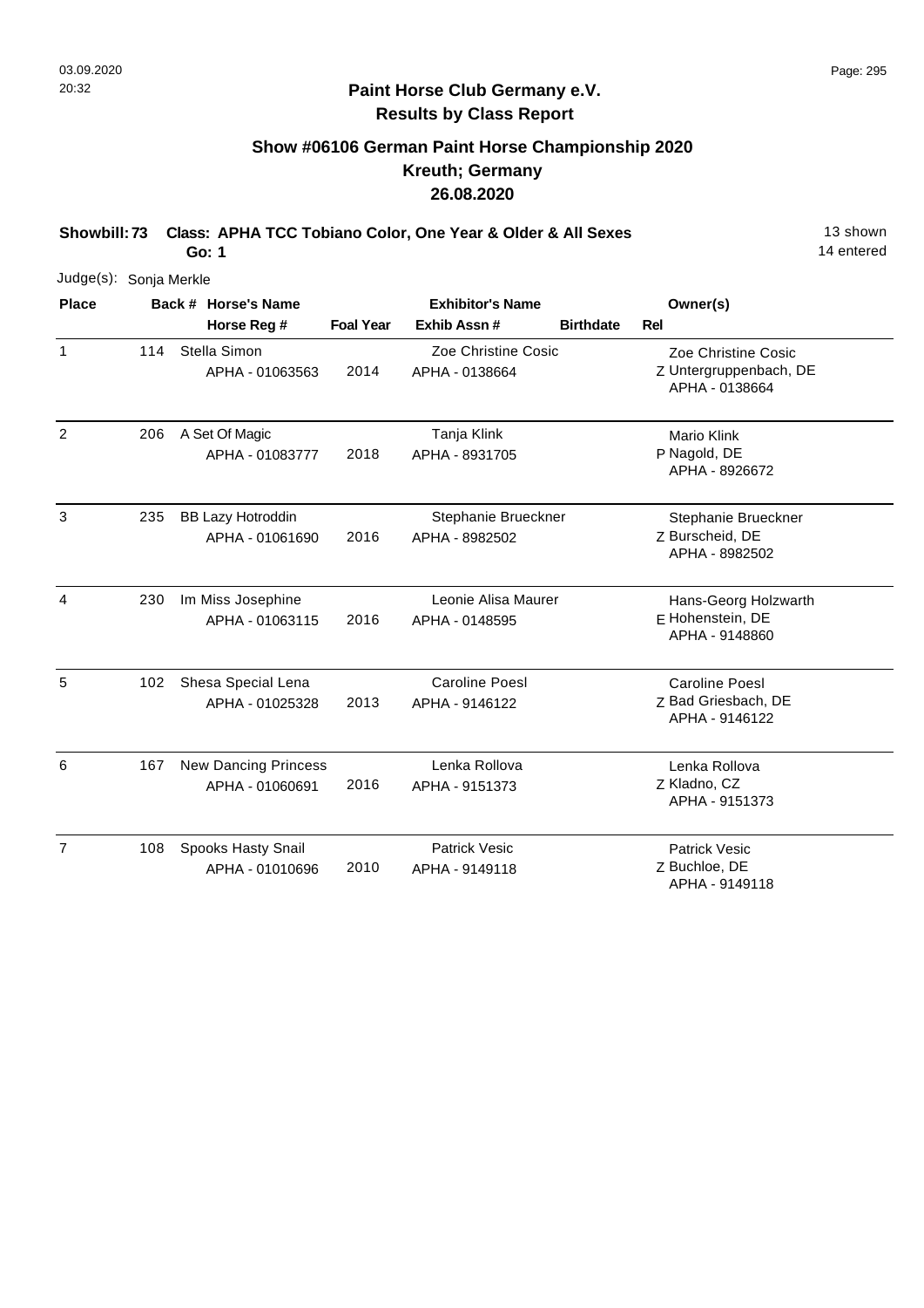## Paint Horse Club Germany e.V.
## Results by Class Report

### Show #06106 German Paint Horse Championship 2020
### Kreuth; Germany
### 26.08.2020

**Showbill: 73 Class: APHA TCC Tobiano Color, One Year & Older & All Sexes** — 13 shown, 14 entered

**Go: 1**

Judge(s): Sonja Merkle

| Place | Back # | Horse's Name / Horse Reg # | Foal Year | Exhibitor's Name / Exhib Assn # | Birthdate | Rel | Owner(s) |
|---|---|---|---|---|---|---|---|
| 1 | 114 | Stella Simon<br>APHA - 01063563 | 2014 | Zoe Christine Cosic<br>APHA - 0138664 | | Z | Zoe Christine Cosic<br>Untergruppenbach, DE<br>APHA - 0138664 |
| 2 | 206 | A Set Of Magic<br>APHA - 01083777 | 2018 | Tanja Klink<br>APHA - 8931705 | | P | Mario Klink<br>Nagold, DE<br>APHA - 8926672 |
| 3 | 235 | BB Lazy Hotroddin<br>APHA - 01061690 | 2016 | Stephanie Brueckner<br>APHA - 8982502 | | Z | Stephanie Brueckner<br>Burscheid, DE<br>APHA - 8982502 |
| 4 | 230 | Im Miss Josephine<br>APHA - 01063115 | 2016 | Leonie Alisa Maurer<br>APHA - 0148595 | | E | Hans-Georg Holzwarth<br>Hohenstein, DE<br>APHA - 9148860 |
| 5 | 102 | Shesa Special Lena<br>APHA - 01025328 | 2013 | Caroline Poesl<br>APHA - 9146122 | | Z | Caroline Poesl<br>Bad Griesbach, DE<br>APHA - 9146122 |
| 6 | 167 | New Dancing Princess<br>APHA - 01060691 | 2016 | Lenka Rollova<br>APHA - 9151373 | | Z | Lenka Rollova<br>Kladno, CZ<br>APHA - 9151373 |
| 7 | 108 | Spooks Hasty Snail<br>APHA - 01010696 | 2010 | Patrick Vesic<br>APHA - 9149118 | | Z | Patrick Vesic<br>Buchloe, DE<br>APHA - 9149118 |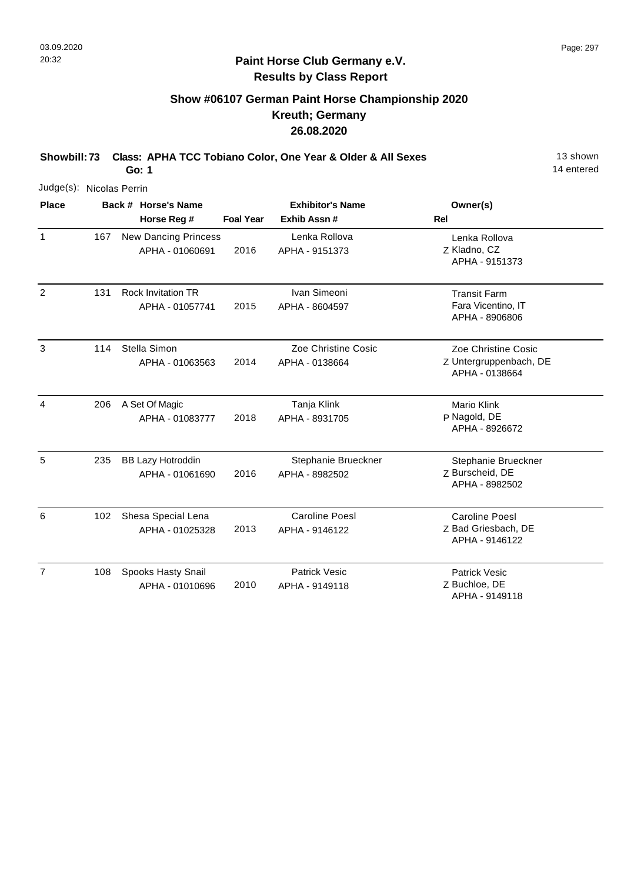## Paint Horse Club Germany e.V.
## Results by Class Report

### Show #06107 German Paint Horse Championship 2020
### Kreuth; Germany
### 26.08.2020

**Showbill: 73 Class: APHA TCC Tobiano Color, One Year & Older & All Sexes** 13 shown
**Go: 1** 14 entered

Judge(s): Nicolas Perrin

| Place | Back # | Horse's Name / Horse Reg # | Foal Year | Exhibitor's Name / Exhib Assn # | Rel | Owner(s) |
|---|---|---|---|---|---|---|
| 1 | 167 | New Dancing Princess<br>APHA - 01060691 | 2016 | Lenka Rollova<br>APHA - 9151373 | Z | Lenka Rollova<br>Kladno, CZ<br>APHA - 9151373 |
| 2 | 131 | Rock Invitation TR<br>APHA - 01057741 | 2015 | Ivan Simeoni<br>APHA - 8604597 | | Transit Farm<br>Fara Vicentino, IT<br>APHA - 8906806 |
| 3 | 114 | Stella Simon<br>APHA - 01063563 | 2014 | Zoe Christine Cosic<br>APHA - 0138664 | Z | Zoe Christine Cosic<br>Untergruppenbach, DE<br>APHA - 0138664 |
| 4 | 206 | A Set Of Magic<br>APHA - 01083777 | 2018 | Tanja Klink<br>APHA - 8931705 | P | Mario Klink<br>Nagold, DE<br>APHA - 8926672 |
| 5 | 235 | BB Lazy Hotroddin<br>APHA - 01061690 | 2016 | Stephanie Brueckner<br>APHA - 8982502 | Z | Stephanie Brueckner<br>Burscheid, DE<br>APHA - 8982502 |
| 6 | 102 | Shesa Special Lena<br>APHA - 01025328 | 2013 | Caroline Poesl<br>APHA - 9146122 | Z | Caroline Poesl<br>Bad Griesbach, DE<br>APHA - 9146122 |
| 7 | 108 | Spooks Hasty Snail<br>APHA - 01010696 | 2010 | Patrick Vesic<br>APHA - 9149118 | Z | Patrick Vesic<br>Buchloe, DE<br>APHA - 9149118 |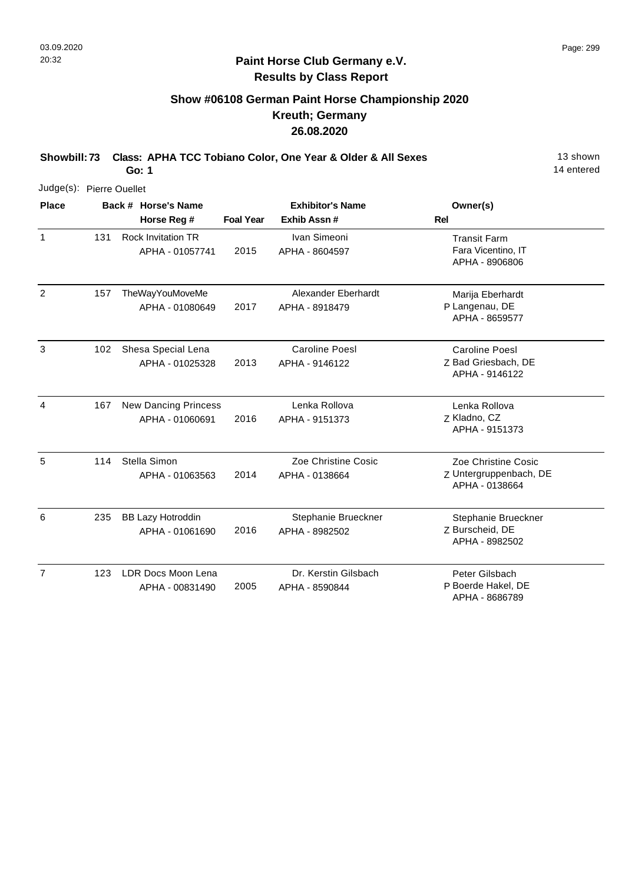## Paint Horse Club Germany e.V.
## Results by Class Report

### Show #06108 German Paint Horse Championship 2020
### Kreuth; Germany
### 26.08.2020

**Showbill: 73 Class: APHA TCC Tobiano Color, One Year & Older & All Sexes** 13 shown
**Go: 1** 14 entered

Judge(s): Pierre Ouellet

| Place | Back # | Horse's Name / Horse Reg # | Foal Year | Exhibitor's Name / Exhib Assn # | Rel | Owner(s) |
|---|---|---|---|---|---|---|
| 1 | 131 | Rock Invitation TR<br>APHA - 01057741 | 2015 | Ivan Simeoni<br>APHA - 8604597 | | Transit Farm<br>Fara Vicentino, IT<br>APHA - 8906806 |
| 2 | 157 | TheWayYouMoveMe<br>APHA - 01080649 | 2017 | Alexander Eberhardt<br>APHA - 8918479 | P | Marija Eberhardt<br>Langenau, DE<br>APHA - 8659577 |
| 3 | 102 | Shesa Special Lena<br>APHA - 01025328 | 2013 | Caroline Poesl<br>APHA - 9146122 | Z | Caroline Poesl<br>Bad Griesbach, DE<br>APHA - 9146122 |
| 4 | 167 | New Dancing Princess<br>APHA - 01060691 | 2016 | Lenka Rollova<br>APHA - 9151373 | Z | Lenka Rollova<br>Kladno, CZ<br>APHA - 9151373 |
| 5 | 114 | Stella Simon<br>APHA - 01063563 | 2014 | Zoe Christine Cosic<br>APHA - 0138664 | Z | Zoe Christine Cosic<br>Untergruppenbach, DE<br>APHA - 0138664 |
| 6 | 235 | BB Lazy Hotroddin<br>APHA - 01061690 | 2016 | Stephanie Brueckner<br>APHA - 8982502 | Z | Stephanie Brueckner<br>Burscheid, DE<br>APHA - 8982502 |
| 7 | 123 | LDR Docs Moon Lena<br>APHA - 00831490 | 2005 | Dr. Kerstin Gilsbach<br>APHA - 8590844 | P | Peter Gilsbach<br>Boerde Hakel, DE<br>APHA - 8686789 |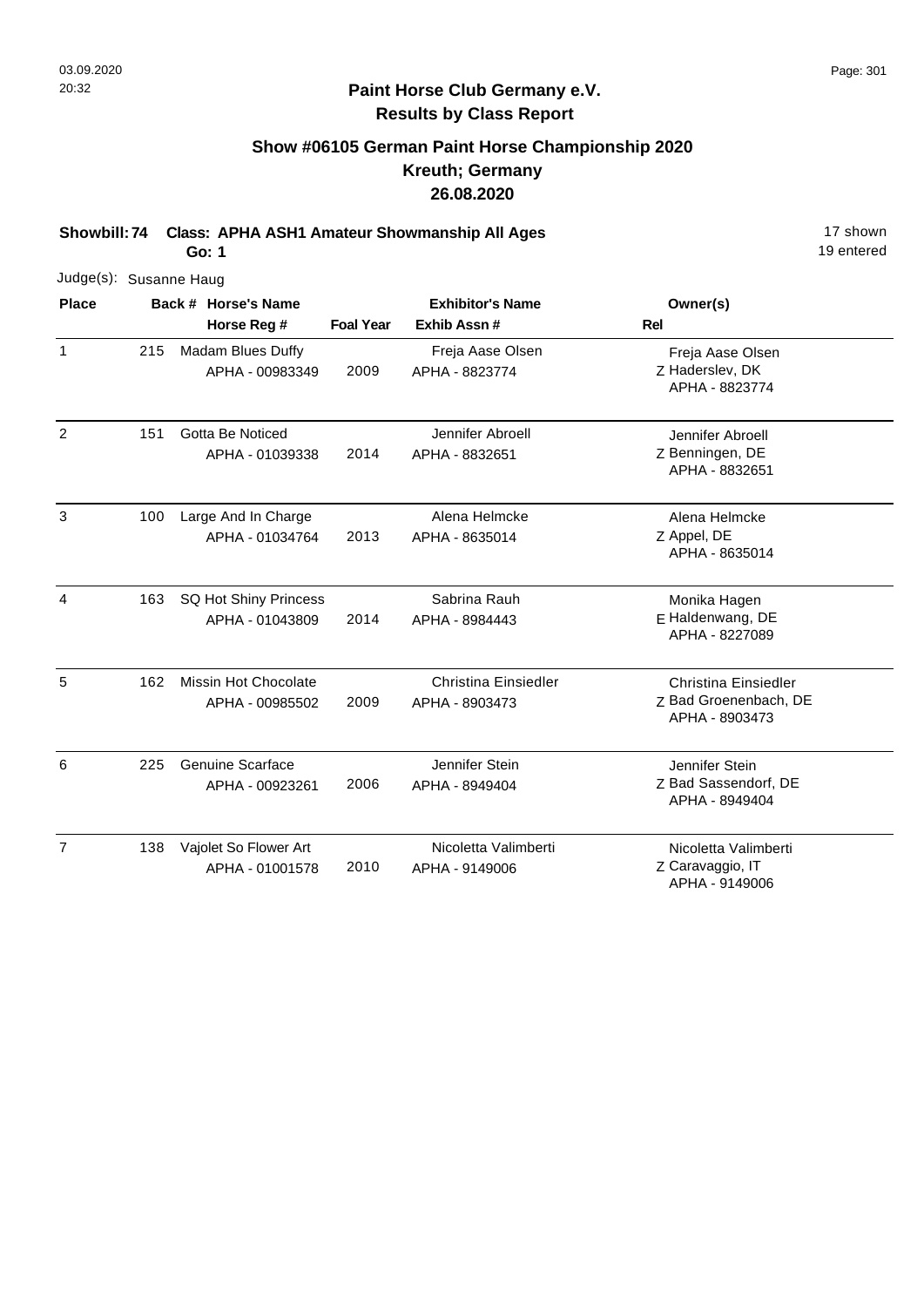## Paint Horse Club Germany e.V.
## Results by Class Report

### Show #06105 German Paint Horse Championship 2020
### Kreuth; Germany
### 26.08.2020

**Showbill: 74 Class: APHA ASH1 Amateur Showmanship All Ages** 17 shown
**Go: 1** 19 entered

Judge(s): Susanne Haug

| Place | Back # | Horse's Name / Horse Reg # | Foal Year | Exhibitor's Name / Exhib Assn # | Rel | Owner(s) |
|---|---|---|---|---|---|---|
| 1 | 215 | Madam Blues Duffy<br>APHA - 00983349 | 2009 | Freja Aase Olsen<br>APHA - 8823774 | Z | Freja Aase Olsen<br>Haderslev, DK<br>APHA - 8823774 |
| 2 | 151 | Gotta Be Noticed<br>APHA - 01039338 | 2014 | Jennifer Abroell<br>APHA - 8832651 | Z | Jennifer Abroell<br>Benningen, DE<br>APHA - 8832651 |
| 3 | 100 | Large And In Charge<br>APHA - 01034764 | 2013 | Alena Helmcke<br>APHA - 8635014 | Z | Alena Helmcke<br>Appel, DE<br>APHA - 8635014 |
| 4 | 163 | SQ Hot Shiny Princess<br>APHA - 01043809 | 2014 | Sabrina Rauh<br>APHA - 8984443 | E | Monika Hagen<br>Haldenwang, DE<br>APHA - 8227089 |
| 5 | 162 | Missin Hot Chocolate<br>APHA - 00985502 | 2009 | Christina Einsiedler<br>APHA - 8903473 | Z | Christina Einsiedler<br>Bad Groenenbach, DE<br>APHA - 8903473 |
| 6 | 225 | Genuine Scarface<br>APHA - 00923261 | 2006 | Jennifer Stein<br>APHA - 8949404 | Z | Jennifer Stein<br>Bad Sassendorf, DE<br>APHA - 8949404 |
| 7 | 138 | Vajolet So Flower Art<br>APHA - 01001578 | 2010 | Nicoletta Valimberti<br>APHA - 9149006 | Z | Nicoletta Valimberti<br>Caravaggio, IT<br>APHA - 9149006 |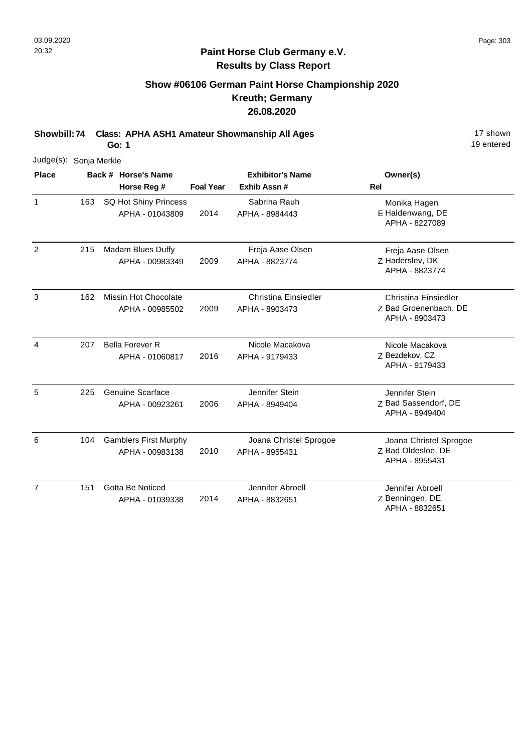**Paint Horse Club Germany e.V.**
**Results by Class Report**

## Show #06106 German Paint Horse Championship 2020
## Kreuth; Germany
## 26.08.2020

**Showbill: 74 Class: APHA ASH1 Amateur Showmanship All Ages** 17 shown
**Go: 1** 19 entered

Judge(s): Sonja Merkle

| Place | Back # | Horse's Name / Horse Reg # | Foal Year | Exhibitor's Name / Exhib Assn # | Rel | Owner(s) |
|---|---|---|---|---|---|---|
| 1 | 163 | SQ Hot Shiny Princess<br>APHA - 01043809 | 2014 | Sabrina Rauh<br>APHA - 8984443 | E | Monika Hagen<br>Haldenwang, DE<br>APHA - 8227089 |
| 2 | 215 | Madam Blues Duffy<br>APHA - 00983349 | 2009 | Freja Aase Olsen<br>APHA - 8823774 | Z | Freja Aase Olsen<br>Haderslev, DK<br>APHA - 8823774 |
| 3 | 162 | Missin Hot Chocolate<br>APHA - 00985502 | 2009 | Christina Einsiedler<br>APHA - 8903473 | Z | Christina Einsiedler<br>Bad Groenenbach, DE<br>APHA - 8903473 |
| 4 | 207 | Bella Forever R<br>APHA - 01060817 | 2016 | Nicole Macakova<br>APHA - 9179433 | Z | Nicole Macakova<br>Bezdekov, CZ<br>APHA - 9179433 |
| 5 | 225 | Genuine Scarface<br>APHA - 00923261 | 2006 | Jennifer Stein<br>APHA - 8949404 | Z | Jennifer Stein<br>Bad Sassendorf, DE<br>APHA - 8949404 |
| 6 | 104 | Gamblers First Murphy<br>APHA - 00983138 | 2010 | Joana Christel Sprogoe<br>APHA - 8955431 | Z | Joana Christel Sprogoe<br>Bad Oldesloe, DE<br>APHA - 8955431 |
| 7 | 151 | Gotta Be Noticed<br>APHA - 01039338 | 2014 | Jennifer Abroell<br>APHA - 8832651 | Z | Jennifer Abroell<br>Benningen, DE<br>APHA - 8832651 |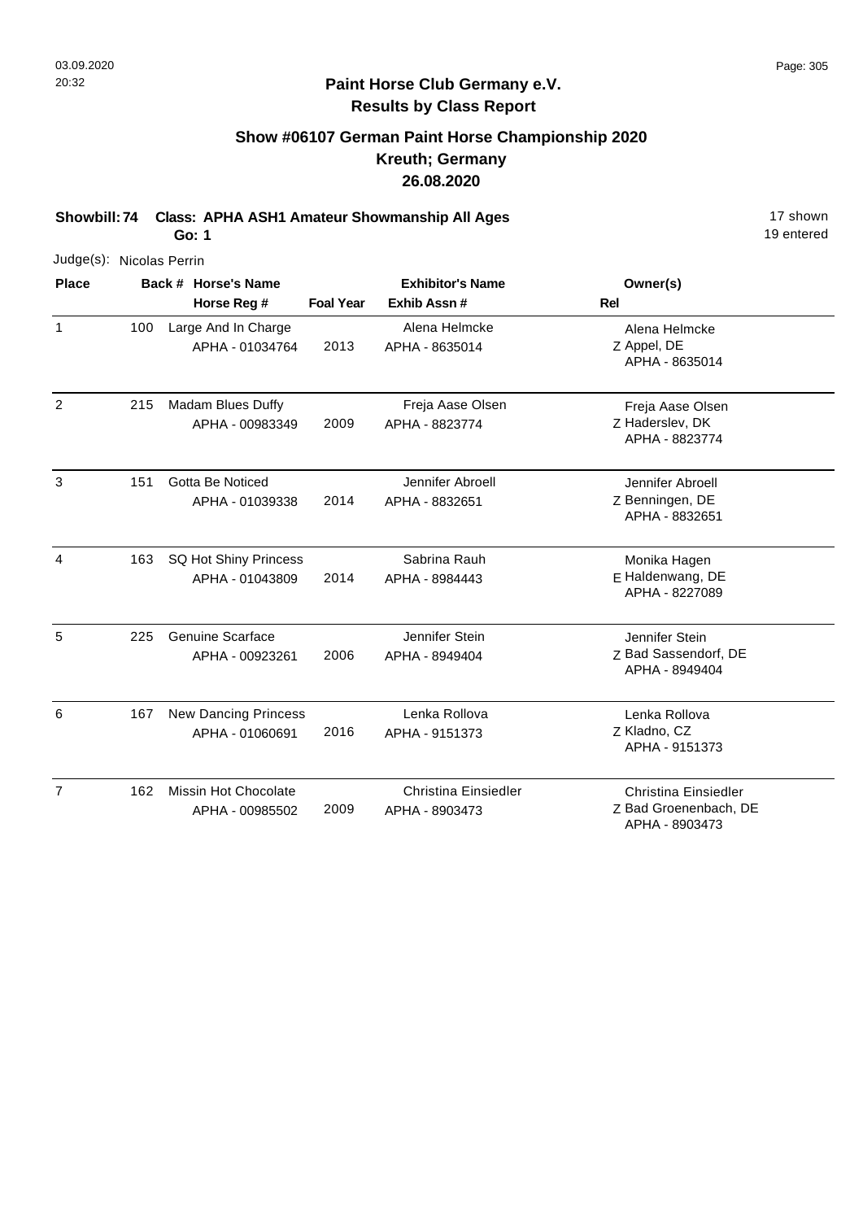## Paint Horse Club Germany e.V.
## Results by Class Report

### Show #06107 German Paint Horse Championship 2020
### Kreuth; Germany
### 26.08.2020

**Showbill: 74 Class: APHA ASH1 Amateur Showmanship All Ages** 17 shown
**Go: 1** 19 entered

Judge(s): Nicolas Perrin

| Place | Back # | Horse's Name / Horse Reg # | Foal Year | Exhibitor's Name / Exhib Assn # | Rel | Owner(s) |
|---|---|---|---|---|---|---|
| 1 | 100 | Large And In Charge<br>APHA - 01034764 | 2013 | Alena Helmcke<br>APHA - 8635014 | Z | Alena Helmcke<br>Appel, DE<br>APHA - 8635014 |
| 2 | 215 | Madam Blues Duffy<br>APHA - 00983349 | 2009 | Freja Aase Olsen<br>APHA - 8823774 | Z | Freja Aase Olsen<br>Haderslev, DK<br>APHA - 8823774 |
| 3 | 151 | Gotta Be Noticed<br>APHA - 01039338 | 2014 | Jennifer Abroell<br>APHA - 8832651 | Z | Jennifer Abroell<br>Benningen, DE<br>APHA - 8832651 |
| 4 | 163 | SQ Hot Shiny Princess<br>APHA - 01043809 | 2014 | Sabrina Rauh<br>APHA - 8984443 | E | Monika Hagen<br>Haldenwang, DE<br>APHA - 8227089 |
| 5 | 225 | Genuine Scarface<br>APHA - 00923261 | 2006 | Jennifer Stein<br>APHA - 8949404 | Z | Jennifer Stein<br>Bad Sassendorf, DE<br>APHA - 8949404 |
| 6 | 167 | New Dancing Princess<br>APHA - 01060691 | 2016 | Lenka Rollova<br>APHA - 9151373 | Z | Lenka Rollova<br>Kladno, CZ<br>APHA - 9151373 |
| 7 | 162 | Missin Hot Chocolate<br>APHA - 00985502 | 2009 | Christina Einsiedler<br>APHA - 8903473 | Z | Christina Einsiedler<br>Bad Groenenbach, DE<br>APHA - 8903473 |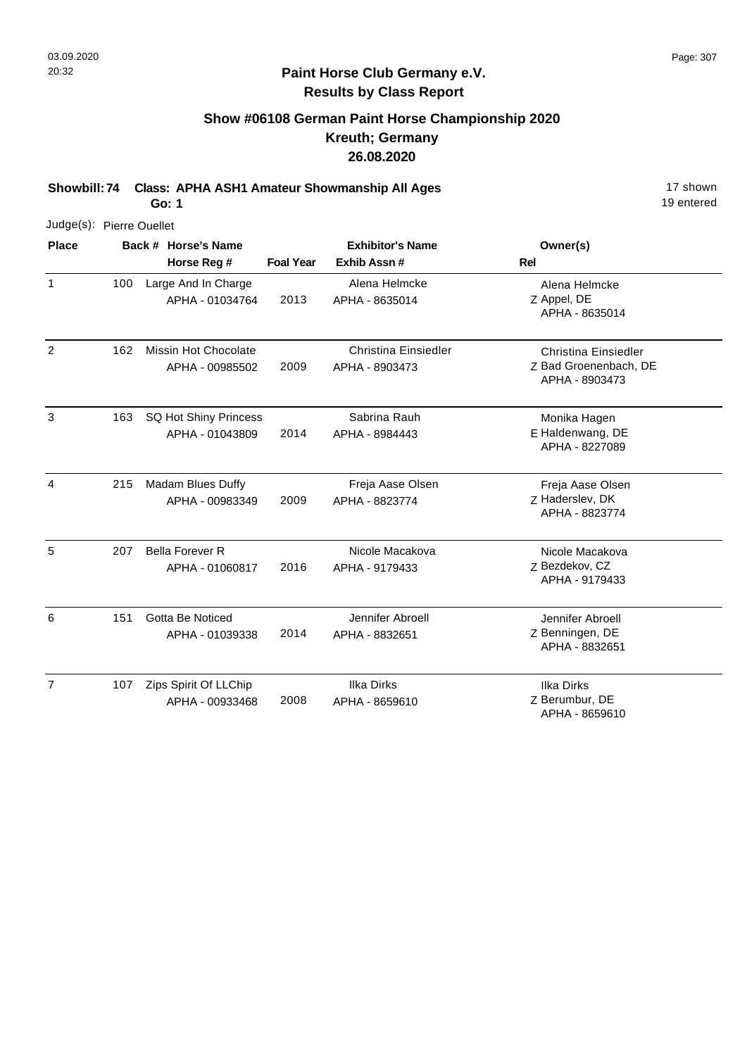# Paint Horse Club Germany e.V.

## Results by Class Report

### Show #06108 German Paint Horse Championship 2020
### Kreuth; Germany
### 26.08.2020

**Showbill: 74 Class: APHA ASH1 Amateur Showmanship All Ages** 17 shown
**Go: 1** 19 entered

Judge(s): Pierre Ouellet

| Place | Back # | Horse's Name / Horse Reg # | Foal Year | Exhibitor's Name / Exhib Assn # | Rel | Owner(s) |
|---|---|---|---|---|---|---|
| 1 | 100 | Large And In Charge<br>APHA - 01034764 | 2013 | Alena Helmcke<br>APHA - 8635014 | Z | Alena Helmcke<br>Appel, DE<br>APHA - 8635014 |
| 2 | 162 | Missin Hot Chocolate<br>APHA - 00985502 | 2009 | Christina Einsiedler<br>APHA - 8903473 | Z | Christina Einsiedler<br>Bad Groenenbach, DE<br>APHA - 8903473 |
| 3 | 163 | SQ Hot Shiny Princess<br>APHA - 01043809 | 2014 | Sabrina Rauh<br>APHA - 8984443 | E | Monika Hagen<br>Haldenwang, DE<br>APHA - 8227089 |
| 4 | 215 | Madam Blues Duffy<br>APHA - 00983349 | 2009 | Freja Aase Olsen<br>APHA - 8823774 | Z | Freja Aase Olsen<br>Haderslev, DK<br>APHA - 8823774 |
| 5 | 207 | Bella Forever R<br>APHA - 01060817 | 2016 | Nicole Macakova<br>APHA - 9179433 | Z | Nicole Macakova<br>Bezdekov, CZ<br>APHA - 9179433 |
| 6 | 151 | Gotta Be Noticed<br>APHA - 01039338 | 2014 | Jennifer Abroell<br>APHA - 8832651 | Z | Jennifer Abroell<br>Benningen, DE<br>APHA - 8832651 |
| 7 | 107 | Zips Spirit Of LLChip<br>APHA - 00933468 | 2008 | Ilka Dirks<br>APHA - 8659610 | Z | Ilka Dirks<br>Berumbur, DE<br>APHA - 8659610 |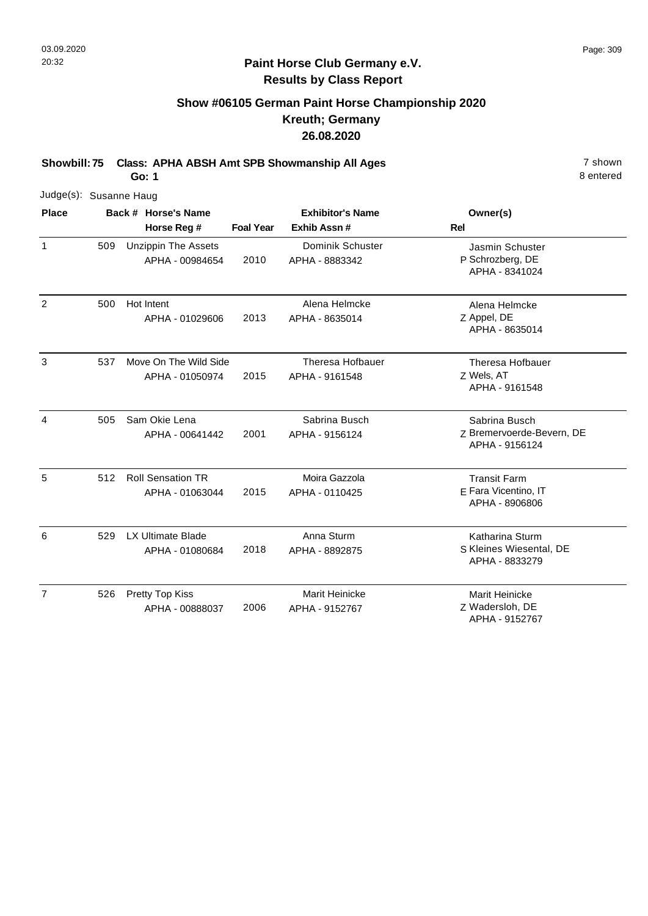## Paint Horse Club Germany e.V.
## Results by Class Report

### Show #06105 German Paint Horse Championship 2020
### Kreuth; Germany
### 26.08.2020

**Showbill: 75 Class: APHA ABSH Amt SPB Showmanship All Ages** — 7 shown, 8 entered

**Go: 1**

Judge(s): Susanne Haug

| Place | Back # | Horse's Name / Horse Reg # | Foal Year | Exhibitor's Name / Exhib Assn # | Rel | Owner(s) |
|---|---|---|---|---|---|---|
| 1 | 509 | Unzippin The Assets<br>APHA - 00984654 | 2010 | Dominik Schuster<br>APHA - 8883342 | P | Jasmin Schuster<br>Schrozberg, DE<br>APHA - 8341024 |
| 2 | 500 | Hot Intent<br>APHA - 01029606 | 2013 | Alena Helmcke<br>APHA - 8635014 | Z | Alena Helmcke<br>Appel, DE<br>APHA - 8635014 |
| 3 | 537 | Move On The Wild Side<br>APHA - 01050974 | 2015 | Theresa Hofbauer<br>APHA - 9161548 | Z | Theresa Hofbauer<br>Wels, AT<br>APHA - 9161548 |
| 4 | 505 | Sam Okie Lena<br>APHA - 00641442 | 2001 | Sabrina Busch<br>APHA - 9156124 | Z | Sabrina Busch<br>Bremervoerde-Bevern, DE<br>APHA - 9156124 |
| 5 | 512 | Roll Sensation TR<br>APHA - 01063044 | 2015 | Moira Gazzola<br>APHA - 0110425 | E | Transit Farm<br>Fara Vicentino, IT<br>APHA - 8906806 |
| 6 | 529 | LX Ultimate Blade<br>APHA - 01080684 | 2018 | Anna Sturm<br>APHA - 8892875 | S | Katharina Sturm<br>Kleines Wiesental, DE<br>APHA - 8833279 |
| 7 | 526 | Pretty Top Kiss<br>APHA - 00888037 | 2006 | Marit Heinicke<br>APHA - 9152767 | Z | Marit Heinicke<br>Wadersloh, DE<br>APHA - 9152767 |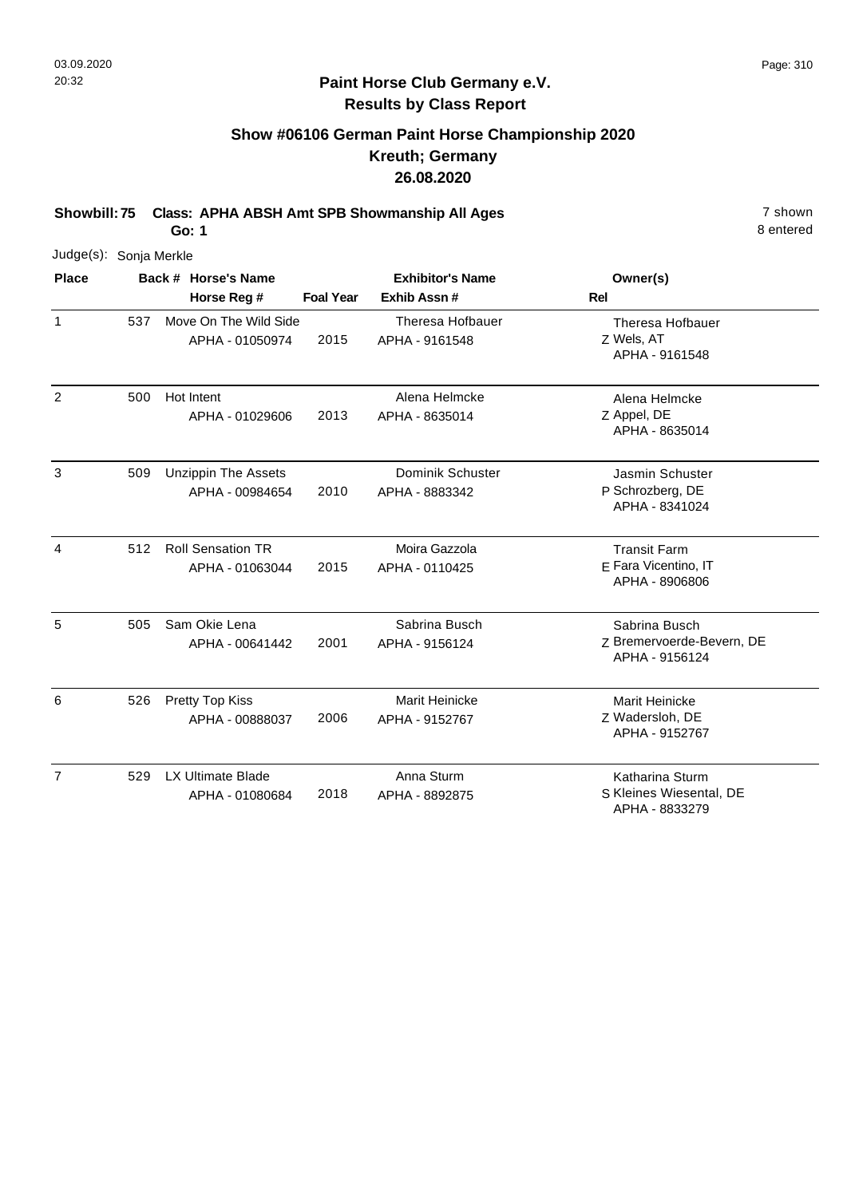**Paint Horse Club Germany e.V.**
**Results by Class Report**

## Show #06106 German Paint Horse Championship 2020
## Kreuth; Germany
## 26.08.2020

**Showbill: 75 Class: APHA ABSH Amt SPB Showmanship All Ages** 7 shown
**Go: 1** 8 entered

Judge(s): Sonja Merkle

| Place | Back # | Horse's Name / Horse Reg # | Foal Year | Exhibitor's Name / Exhib Assn # | Rel | Owner(s) |
|---|---|---|---|---|---|---|
| 1 | 537 | Move On The Wild Side<br>APHA - 01050974 | 2015 | Theresa Hofbauer<br>APHA - 9161548 | Z | Theresa Hofbauer<br>Wels, AT<br>APHA - 9161548 |
| 2 | 500 | Hot Intent<br>APHA - 01029606 | 2013 | Alena Helmcke<br>APHA - 8635014 | Z | Alena Helmcke<br>Appel, DE<br>APHA - 8635014 |
| 3 | 509 | Unzippin The Assets<br>APHA - 00984654 | 2010 | Dominik Schuster<br>APHA - 8883342 | P | Jasmin Schuster<br>Schrozberg, DE<br>APHA - 8341024 |
| 4 | 512 | Roll Sensation TR<br>APHA - 01063044 | 2015 | Moira Gazzola<br>APHA - 0110425 | E | Transit Farm<br>Fara Vicentino, IT<br>APHA - 8906806 |
| 5 | 505 | Sam Okie Lena<br>APHA - 00641442 | 2001 | Sabrina Busch<br>APHA - 9156124 | Z | Sabrina Busch<br>Bremervoerde-Bevern, DE<br>APHA - 9156124 |
| 6 | 526 | Pretty Top Kiss<br>APHA - 00888037 | 2006 | Marit Heinicke<br>APHA - 9152767 | Z | Marit Heinicke<br>Wadersloh, DE<br>APHA - 9152767 |
| 7 | 529 | LX Ultimate Blade<br>APHA - 01080684 | 2018 | Anna Sturm<br>APHA - 8892875 | S | Katharina Sturm<br>Kleines Wiesental, DE<br>APHA - 8833279 |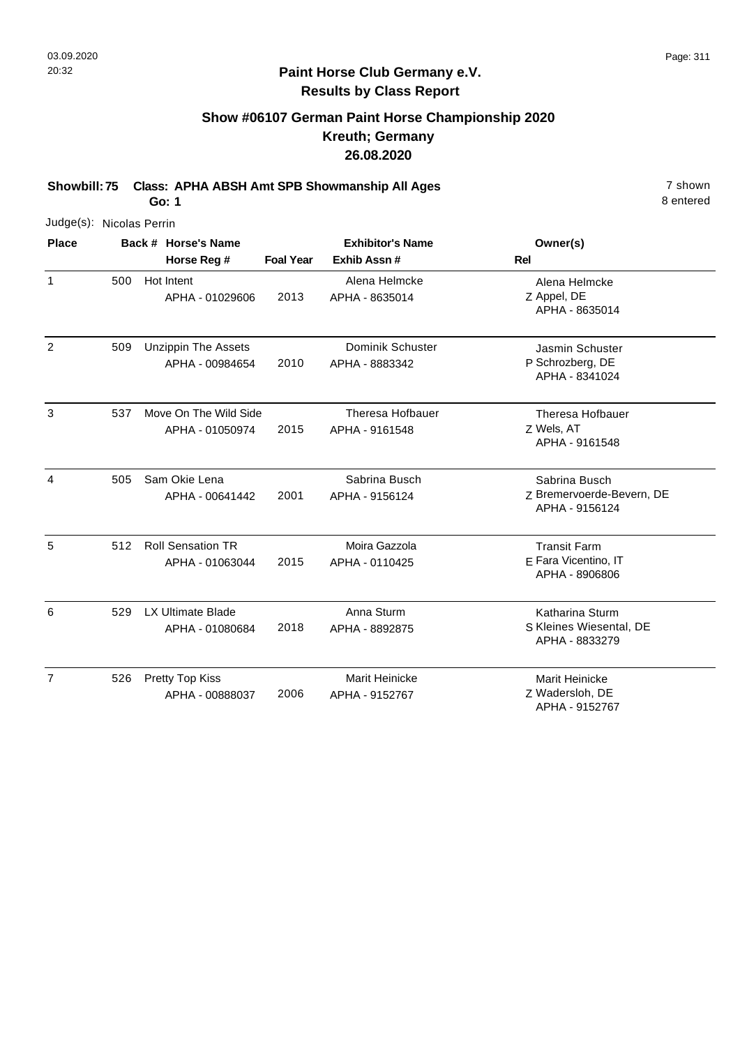# Paint Horse Club Germany e.V.
## Results by Class Report

### Show #06107 German Paint Horse Championship 2020
### Kreuth; Germany
### 26.08.2020

**Showbill: 75 Class: APHA ABSH Amt SPB Showmanship All Ages** — 7 shown
**Go: 1** — 8 entered

Judge(s): Nicolas Perrin

| Place | Back # | Horse's Name / Horse Reg # | Foal Year | Exhibitor's Name / Exhib Assn # | Rel | Owner(s) |
|---|---|---|---|---|---|---|
| 1 | 500 | Hot Intent<br>APHA - 01029606 | 2013 | Alena Helmcke<br>APHA - 8635014 | Z | Alena Helmcke<br>Appel, DE<br>APHA - 8635014 |
| 2 | 509 | Unzippin The Assets<br>APHA - 00984654 | 2010 | Dominik Schuster<br>APHA - 8883342 | P | Jasmin Schuster<br>Schrozberg, DE<br>APHA - 8341024 |
| 3 | 537 | Move On The Wild Side<br>APHA - 01050974 | 2015 | Theresa Hofbauer<br>APHA - 9161548 | Z | Theresa Hofbauer<br>Wels, AT<br>APHA - 9161548 |
| 4 | 505 | Sam Okie Lena<br>APHA - 00641442 | 2001 | Sabrina Busch<br>APHA - 9156124 | Z | Sabrina Busch<br>Bremervoerde-Bevern, DE<br>APHA - 9156124 |
| 5 | 512 | Roll Sensation TR<br>APHA - 01063044 | 2015 | Moira Gazzola<br>APHA - 0110425 | E | Transit Farm<br>Fara Vicentino, IT<br>APHA - 8906806 |
| 6 | 529 | LX Ultimate Blade<br>APHA - 01080684 | 2018 | Anna Sturm<br>APHA - 8892875 | S | Katharina Sturm<br>Kleines Wiesental, DE<br>APHA - 8833279 |
| 7 | 526 | Pretty Top Kiss<br>APHA - 00888037 | 2006 | Marit Heinicke<br>APHA - 9152767 | Z | Marit Heinicke<br>Wadersloh, DE<br>APHA - 9152767 |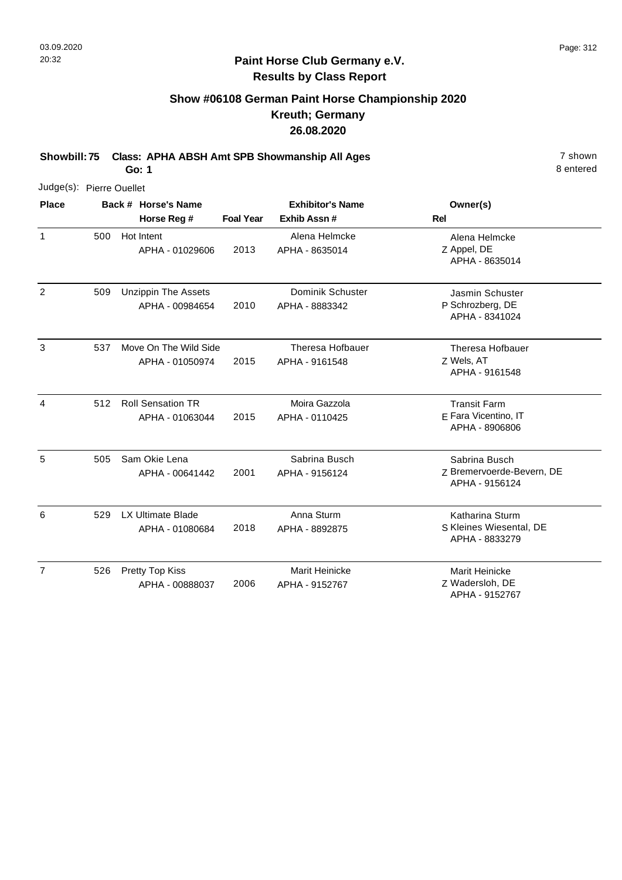## Paint Horse Club Germany e.V.
## Results by Class Report

### Show #06108 German Paint Horse Championship 2020
### Kreuth; Germany
### 26.08.2020

**Showbill: 75 Class: APHA ABSH Amt SPB Showmanship All Ages** 7 shown
**Go: 1** 8 entered

Judge(s): Pierre Ouellet

| Place | Back # | Horse's Name / Horse Reg # | Foal Year | Exhibitor's Name / Exhib Assn # | Rel | Owner(s) |
|---|---|---|---|---|---|---|
| 1 | 500 | Hot Intent<br>APHA - 01029606 | 2013 | Alena Helmcke<br>APHA - 8635014 | Z | Alena Helmcke<br>Appel, DE<br>APHA - 8635014 |
| 2 | 509 | Unzippin The Assets<br>APHA - 00984654 | 2010 | Dominik Schuster<br>APHA - 8883342 | P | Jasmin Schuster<br>Schrozberg, DE<br>APHA - 8341024 |
| 3 | 537 | Move On The Wild Side<br>APHA - 01050974 | 2015 | Theresa Hofbauer<br>APHA - 9161548 | Z | Theresa Hofbauer<br>Wels, AT<br>APHA - 9161548 |
| 4 | 512 | Roll Sensation TR<br>APHA - 01063044 | 2015 | Moira Gazzola<br>APHA - 0110425 | E | Transit Farm<br>Fara Vicentino, IT<br>APHA - 8906806 |
| 5 | 505 | Sam Okie Lena<br>APHA - 00641442 | 2001 | Sabrina Busch<br>APHA - 9156124 | Z | Sabrina Busch<br>Bremervoerde-Bevern, DE<br>APHA - 9156124 |
| 6 | 529 | LX Ultimate Blade<br>APHA - 01080684 | 2018 | Anna Sturm<br>APHA - 8892875 | S | Katharina Sturm<br>Kleines Wiesental, DE<br>APHA - 8833279 |
| 7 | 526 | Pretty Top Kiss<br>APHA - 00888037 | 2006 | Marit Heinicke<br>APHA - 9152767 | Z | Marit Heinicke<br>Wadersloh, DE<br>APHA - 9152767 |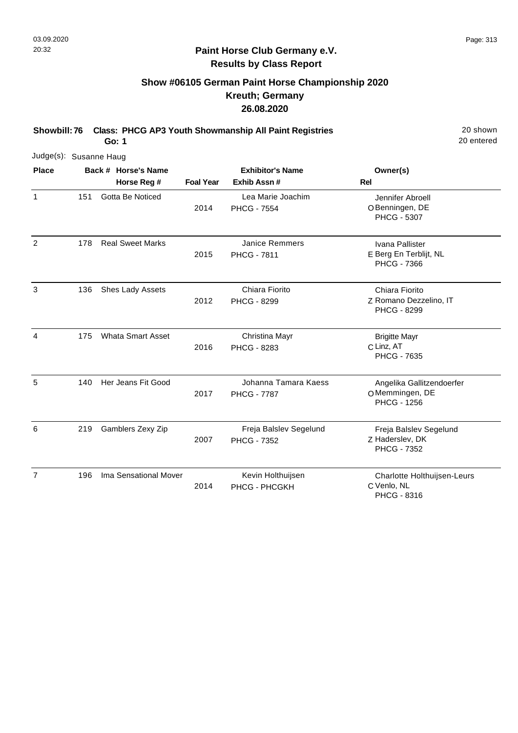## Paint Horse Club Germany e.V.
## Results by Class Report

### Show #06105 German Paint Horse Championship 2020
### Kreuth; Germany
### 26.08.2020

**Showbill: 76 Class: PHCG AP3 Youth Showmanship All Paint Registries** 20 shown
**Go: 1** 20 entered

Judge(s): Susanne Haug

| Place | Back # | Horse's Name / Horse Reg # | Foal Year | Exhibitor's Name / Exhib Assn # | Rel | Owner(s) |
|---|---|---|---|---|---|---|
| 1 | 151 | Gotta Be Noticed | 2014 | Lea Marie Joachim<br>PHCG - 7554 | O | Jennifer Abroell<br>Benningen, DE<br>PHCG - 5307 |
| 2 | 178 | Real Sweet Marks | 2015 | Janice Remmers<br>PHCG - 7811 | E | Ivana Pallister<br>Berg En Terblijt, NL<br>PHCG - 7366 |
| 3 | 136 | Shes Lady Assets | 2012 | Chiara Fiorito<br>PHCG - 8299 | Z | Chiara Fiorito<br>Romano Dezzelino, IT<br>PHCG - 8299 |
| 4 | 175 | Whata Smart Asset | 2016 | Christina Mayr<br>PHCG - 8283 | C | Brigitte Mayr<br>Linz, AT<br>PHCG - 7635 |
| 5 | 140 | Her Jeans Fit Good | 2017 | Johanna Tamara Kaess<br>PHCG - 7787 | O | Angelika Gallitzendoerfer<br>Memmingen, DE<br>PHCG - 1256 |
| 6 | 219 | Gamblers Zexy Zip | 2007 | Freja Balslev Segelund<br>PHCG - 7352 | Z | Freja Balslev Segelund<br>Haderslev, DK<br>PHCG - 7352 |
| 7 | 196 | Ima Sensational Mover | 2014 | Kevin Holthuijsen<br>PHCG - PHCGKH | C | Charlotte Holthuijsen-Leurs<br>Venlo, NL<br>PHCG - 8316 |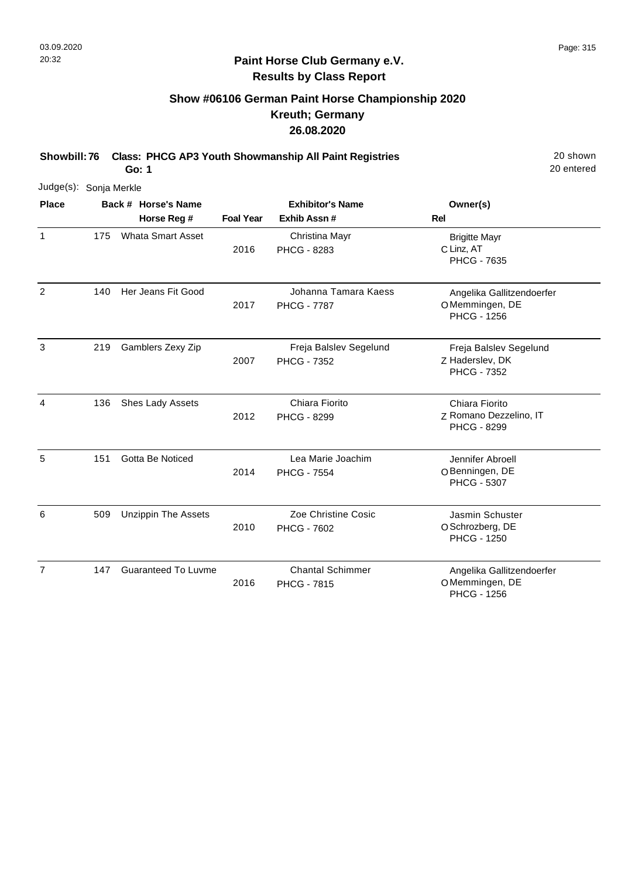**Paint Horse Club Germany e.V.**
**Results by Class Report**

## Show #06106 German Paint Horse Championship 2020
## Kreuth; Germany
## 26.08.2020

**Showbill: 76 Class: PHCG AP3 Youth Showmanship All Paint Registries** 20 shown
**Go: 1** 20 entered

Judge(s): Sonja Merkle

| Place | Back # | Horse's Name / Horse Reg # | Foal Year | Exhibitor's Name / Exhib Assn # | Rel | Owner(s) |
|---|---|---|---|---|---|---|
| 1 | 175 | Whata Smart Asset | 2016 | Christina Mayr<br>PHCG - 8283 | C | Brigitte Mayr<br>Linz, AT<br>PHCG - 7635 |
| 2 | 140 | Her Jeans Fit Good | 2017 | Johanna Tamara Kaess<br>PHCG - 7787 | O | Angelika Gallitzendoerfer<br>Memmingen, DE<br>PHCG - 1256 |
| 3 | 219 | Gamblers Zexy Zip | 2007 | Freja Balslev Segelund<br>PHCG - 7352 | Z | Freja Balslev Segelund<br>Haderslev, DK<br>PHCG - 7352 |
| 4 | 136 | Shes Lady Assets | 2012 | Chiara Fiorito<br>PHCG - 8299 | Z | Chiara Fiorito<br>Romano Dezzelino, IT<br>PHCG - 8299 |
| 5 | 151 | Gotta Be Noticed | 2014 | Lea Marie Joachim<br>PHCG - 7554 | O | Jennifer Abroell<br>Benningen, DE<br>PHCG - 5307 |
| 6 | 509 | Unzippin The Assets | 2010 | Zoe Christine Cosic<br>PHCG - 7602 | O | Jasmin Schuster<br>Schrozberg, DE<br>PHCG - 1250 |
| 7 | 147 | Guaranteed To Luvme | 2016 | Chantal Schimmer<br>PHCG - 7815 | O | Angelika Gallitzendoerfer<br>Memmingen, DE<br>PHCG - 1256 |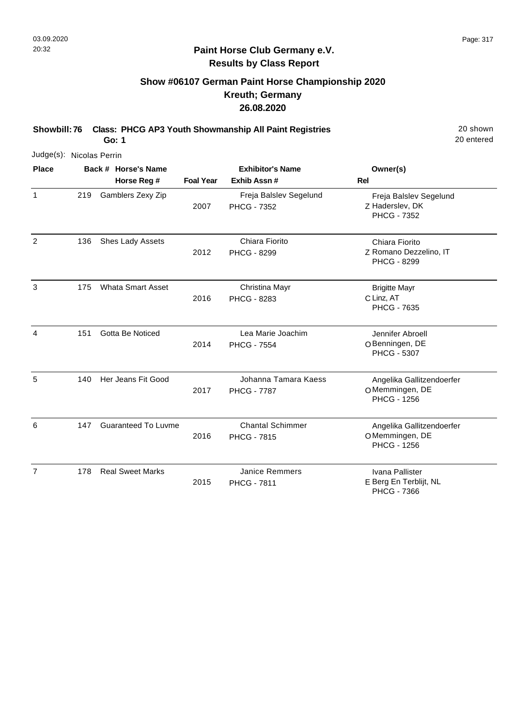## Paint Horse Club Germany e.V.
## Results by Class Report

### Show #06107 German Paint Horse Championship 2020
### Kreuth; Germany
### 26.08.2020

**Showbill: 76 Class: PHCG AP3 Youth Showmanship All Paint Registries** 20 shown
**Go: 1** 20 entered

Judge(s): Nicolas Perrin

| Place | Back # | Horse's Name / Horse Reg # | Foal Year | Exhibitor's Name / Exhib Assn # | Rel | Owner(s) |
|---|---|---|---|---|---|---|
| 1 | 219 | Gamblers Zexy Zip | 2007 | Freja Balslev Segelund<br>PHCG - 7352 | Z | Freja Balslev Segelund<br>Haderslev, DK<br>PHCG - 7352 |
| 2 | 136 | Shes Lady Assets | 2012 | Chiara Fiorito<br>PHCG - 8299 | Z | Chiara Fiorito<br>Romano Dezzelino, IT<br>PHCG - 8299 |
| 3 | 175 | Whata Smart Asset | 2016 | Christina Mayr<br>PHCG - 8283 | C | Brigitte Mayr<br>Linz, AT<br>PHCG - 7635 |
| 4 | 151 | Gotta Be Noticed | 2014 | Lea Marie Joachim<br>PHCG - 7554 | O | Jennifer Abroell<br>Benningen, DE<br>PHCG - 5307 |
| 5 | 140 | Her Jeans Fit Good | 2017 | Johanna Tamara Kaess<br>PHCG - 7787 | O | Angelika Gallitzendoerfer<br>Memmingen, DE<br>PHCG - 1256 |
| 6 | 147 | Guaranteed To Luvme | 2016 | Chantal Schimmer<br>PHCG - 7815 | O | Angelika Gallitzendoerfer<br>Memmingen, DE<br>PHCG - 1256 |
| 7 | 178 | Real Sweet Marks | 2015 | Janice Remmers<br>PHCG - 7811 | E | Ivana Pallister<br>Berg En Terblijt, NL<br>PHCG - 7366 |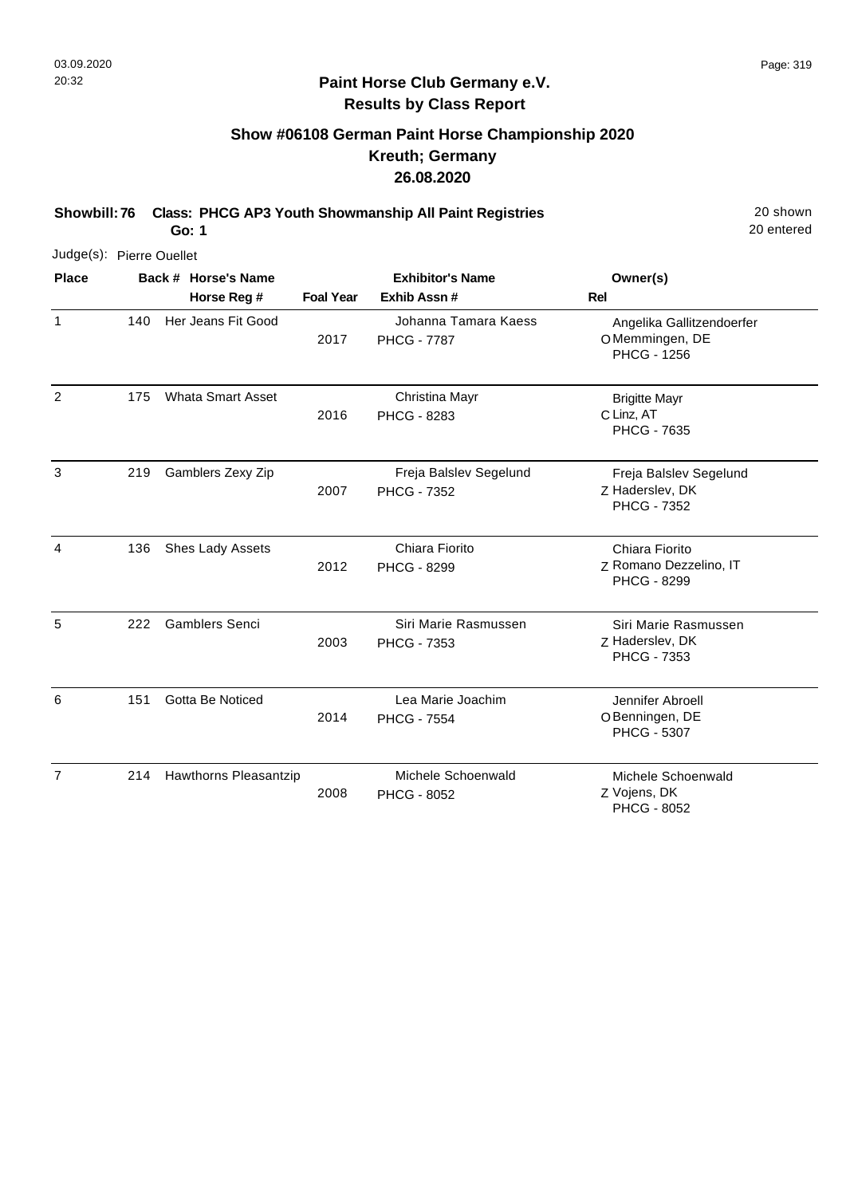## Paint Horse Club Germany e.V.
### Results by Class Report

### Show #06108 German Paint Horse Championship 2020
### Kreuth; Germany
### 26.08.2020

**Showbill: 76** **Class: PHCG AP3 Youth Showmanship All Paint Registries** 20 shown
**Go: 1** 20 entered

Judge(s): Pierre Ouellet

| Place | Back # | Horse's Name / Horse Reg # | Foal Year | Exhibitor's Name / Exhib Assn # | Rel | Owner(s) |
|---|---|---|---|---|---|---|
| 1 | 140 | Her Jeans Fit Good | 2017 | Johanna Tamara Kaess<br>PHCG - 7787 | O | Angelika Gallitzendoerfer<br>Memmingen, DE<br>PHCG - 1256 |
| 2 | 175 | Whata Smart Asset | 2016 | Christina Mayr<br>PHCG - 8283 | C | Brigitte Mayr<br>Linz, AT<br>PHCG - 7635 |
| 3 | 219 | Gamblers Zexy Zip | 2007 | Freja Balslev Segelund<br>PHCG - 7352 | Z | Freja Balslev Segelund<br>Haderslev, DK<br>PHCG - 7352 |
| 4 | 136 | Shes Lady Assets | 2012 | Chiara Fiorito<br>PHCG - 8299 | Z | Chiara Fiorito<br>Romano Dezzelino, IT<br>PHCG - 8299 |
| 5 | 222 | Gamblers Senci | 2003 | Siri Marie Rasmussen<br>PHCG - 7353 | Z | Siri Marie Rasmussen<br>Haderslev, DK<br>PHCG - 7353 |
| 6 | 151 | Gotta Be Noticed | 2014 | Lea Marie Joachim<br>PHCG - 7554 | O | Jennifer Abroell<br>Benningen, DE<br>PHCG - 5307 |
| 7 | 214 | Hawthorns Pleasantzip | 2008 | Michele Schoenwald<br>PHCG - 8052 | Z | Michele Schoenwald<br>Vojens, DK<br>PHCG - 8052 |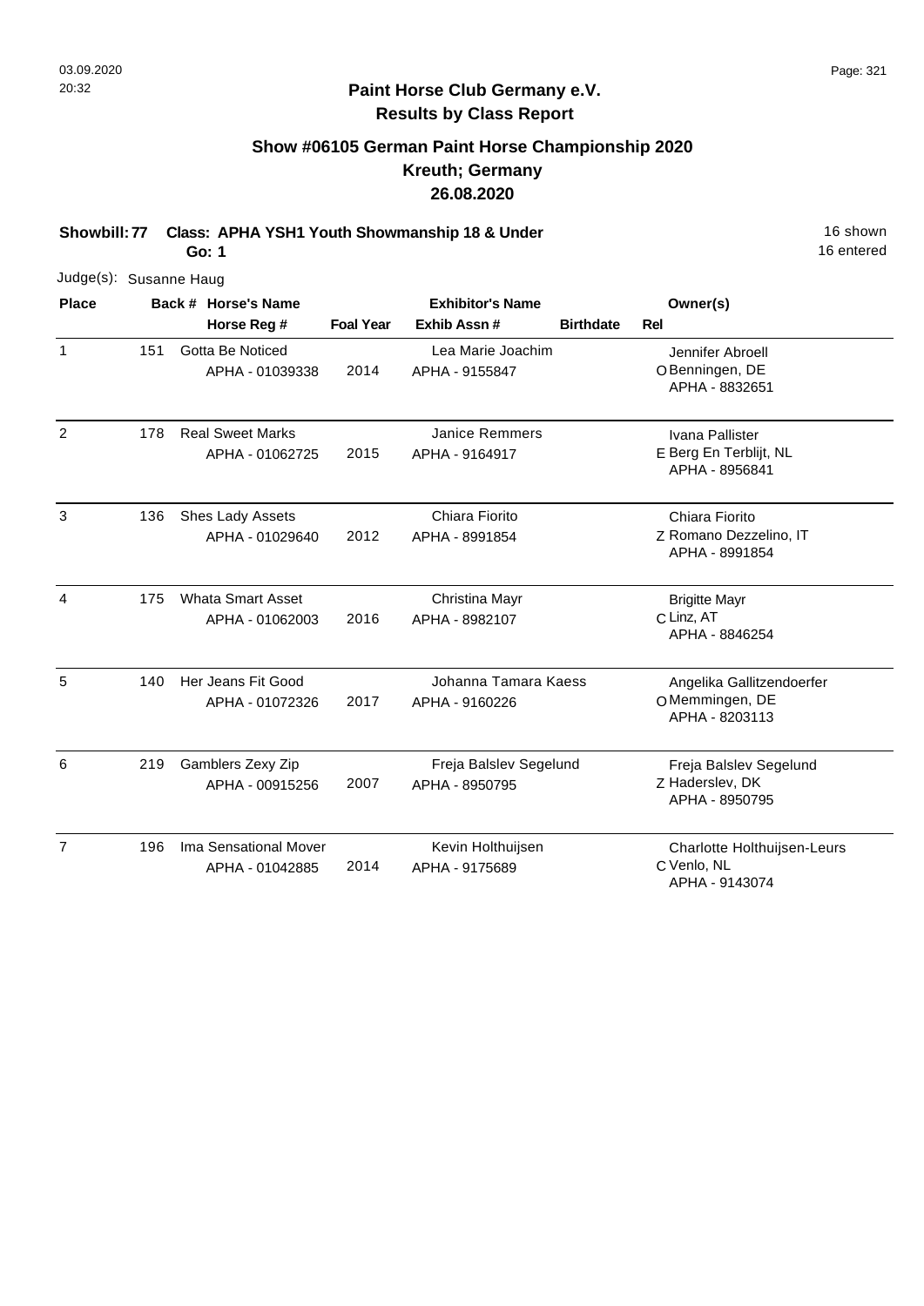**Paint Horse Club Germany e.V.**
**Results by Class Report**

## Show #06105 German Paint Horse Championship 2020
## Kreuth; Germany
## 26.08.2020

**Showbill: 77 Class: APHA YSH1 Youth Showmanship 18 & Under** 16 shown
**Go: 1** 16 entered

Judge(s): Susanne Haug

| Place | Back # | Horse's Name / Horse Reg # | Foal Year | Exhibitor's Name / Exhib Assn # | Birthdate | Rel | Owner(s) |
|---|---|---|---|---|---|---|---|
| 1 | 151 | Gotta Be Noticed<br>APHA - 01039338 | 2014 | Lea Marie Joachim<br>APHA - 9155847 | | O | Jennifer Abroell<br>Benningen, DE<br>APHA - 8832651 |
| 2 | 178 | Real Sweet Marks<br>APHA - 01062725 | 2015 | Janice Remmers<br>APHA - 9164917 | | E | Ivana Pallister<br>Berg En Terblijt, NL<br>APHA - 8956841 |
| 3 | 136 | Shes Lady Assets<br>APHA - 01029640 | 2012 | Chiara Fiorito<br>APHA - 8991854 | | Z | Chiara Fiorito<br>Romano Dezzelino, IT<br>APHA - 8991854 |
| 4 | 175 | Whata Smart Asset<br>APHA - 01062003 | 2016 | Christina Mayr<br>APHA - 8982107 | | C | Brigitte Mayr<br>Linz, AT<br>APHA - 8846254 |
| 5 | 140 | Her Jeans Fit Good<br>APHA - 01072326 | 2017 | Johanna Tamara Kaess<br>APHA - 9160226 | | O | Angelika Gallitzendoerfer<br>Memmingen, DE<br>APHA - 8203113 |
| 6 | 219 | Gamblers Zexy Zip<br>APHA - 00915256 | 2007 | Freja Balslev Segelund<br>APHA - 8950795 | | Z | Freja Balslev Segelund<br>Haderslev, DK<br>APHA - 8950795 |
| 7 | 196 | Ima Sensational Mover<br>APHA - 01042885 | 2014 | Kevin Holthuijsen<br>APHA - 9175689 | | C | Charlotte Holthuijsen-Leurs<br>Venlo, NL<br>APHA - 9143074 |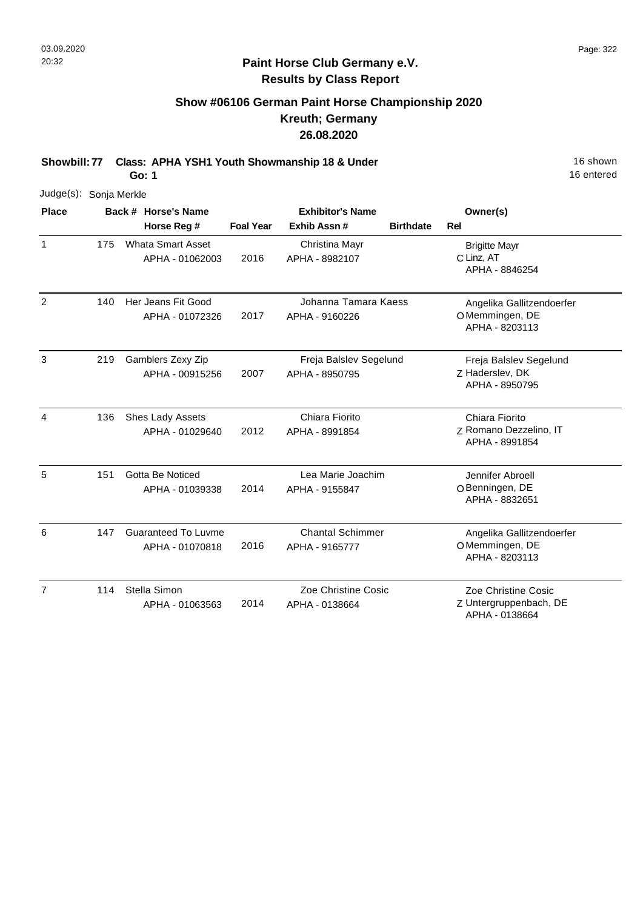**Paint Horse Club Germany e.V.**
**Results by Class Report**

## Show #06106 German Paint Horse Championship 2020
## Kreuth; Germany
## 26.08.2020

**Showbill: 77 Class: APHA YSH1 Youth Showmanship 18 & Under** — 16 shown
**Go: 1** — 16 entered

Judge(s): Sonja Merkle

| Place | Back # | Horse's Name / Horse Reg # | Foal Year | Exhibitor's Name / Exhib Assn # | Birthdate | Rel | Owner(s) |
|---|---|---|---|---|---|---|---|
| 1 | 175 | Whata Smart Asset<br>APHA - 01062003 | 2016 | Christina Mayr<br>APHA - 8982107 | | C | Brigitte Mayr<br>Linz, AT<br>APHA - 8846254 |
| 2 | 140 | Her Jeans Fit Good<br>APHA - 01072326 | 2017 | Johanna Tamara Kaess<br>APHA - 9160226 | | O | Angelika Gallitzendoerfer<br>Memmingen, DE<br>APHA - 8203113 |
| 3 | 219 | Gamblers Zexy Zip<br>APHA - 00915256 | 2007 | Freja Balslev Segelund<br>APHA - 8950795 | | Z | Freja Balslev Segelund<br>Haderslev, DK<br>APHA - 8950795 |
| 4 | 136 | Shes Lady Assets<br>APHA - 01029640 | 2012 | Chiara Fiorito<br>APHA - 8991854 | | Z | Chiara Fiorito<br>Romano Dezzelino, IT<br>APHA - 8991854 |
| 5 | 151 | Gotta Be Noticed<br>APHA - 01039338 | 2014 | Lea Marie Joachim<br>APHA - 9155847 | | O | Jennifer Abroell<br>Benningen, DE<br>APHA - 8832651 |
| 6 | 147 | Guaranteed To Luvme<br>APHA - 01070818 | 2016 | Chantal Schimmer<br>APHA - 9165777 | | O | Angelika Gallitzendoerfer<br>Memmingen, DE<br>APHA - 8203113 |
| 7 | 114 | Stella Simon<br>APHA - 01063563 | 2014 | Zoe Christine Cosic<br>APHA - 0138664 | | Z | Zoe Christine Cosic<br>Untergruppenbach, DE<br>APHA - 0138664 |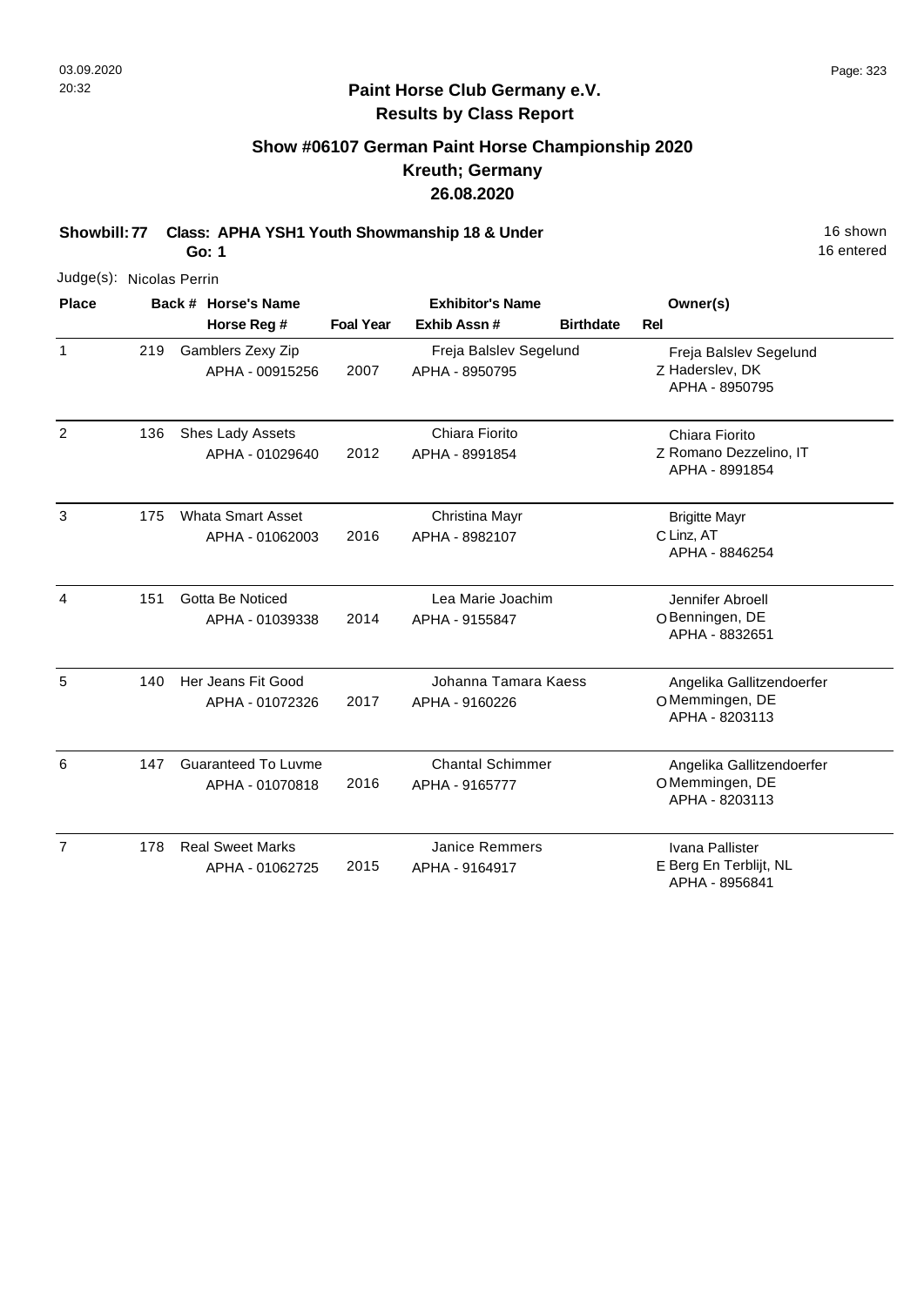## Paint Horse Club Germany e.V.
## Results by Class Report

### Show #06107 German Paint Horse Championship 2020
### Kreuth; Germany
### 26.08.2020

**Showbill: 77 Class: APHA YSH1 Youth Showmanship 18 & Under** 16 shown
**Go: 1** 16 entered

Judge(s): Nicolas Perrin

| Place | Back # | Horse's Name / Horse Reg # | Foal Year | Exhibitor's Name / Exhib Assn # | Birthdate | Rel | Owner(s) |
|---|---|---|---|---|---|---|---|
| 1 | 219 | Gamblers Zexy Zip<br>APHA - 00915256 | 2007 | Freja Balslev Segelund<br>APHA - 8950795 | | Z | Freja Balslev Segelund<br>Haderslev, DK<br>APHA - 8950795 |
| 2 | 136 | Shes Lady Assets<br>APHA - 01029640 | 2012 | Chiara Fiorito<br>APHA - 8991854 | | Z | Chiara Fiorito<br>Romano Dezzelino, IT<br>APHA - 8991854 |
| 3 | 175 | Whata Smart Asset<br>APHA - 01062003 | 2016 | Christina Mayr<br>APHA - 8982107 | | C | Brigitte Mayr<br>Linz, AT<br>APHA - 8846254 |
| 4 | 151 | Gotta Be Noticed<br>APHA - 01039338 | 2014 | Lea Marie Joachim<br>APHA - 9155847 | | O | Jennifer Abroell<br>Benningen, DE<br>APHA - 8832651 |
| 5 | 140 | Her Jeans Fit Good<br>APHA - 01072326 | 2017 | Johanna Tamara Kaess<br>APHA - 9160226 | | O | Angelika Gallitzendoerfer<br>Memmingen, DE<br>APHA - 8203113 |
| 6 | 147 | Guaranteed To Luvme<br>APHA - 01070818 | 2016 | Chantal Schimmer<br>APHA - 9165777 | | O | Angelika Gallitzendoerfer<br>Memmingen, DE<br>APHA - 8203113 |
| 7 | 178 | Real Sweet Marks<br>APHA - 01062725 | 2015 | Janice Remmers<br>APHA - 9164917 | | E | Ivana Pallister<br>Berg En Terblijt, NL<br>APHA - 8956841 |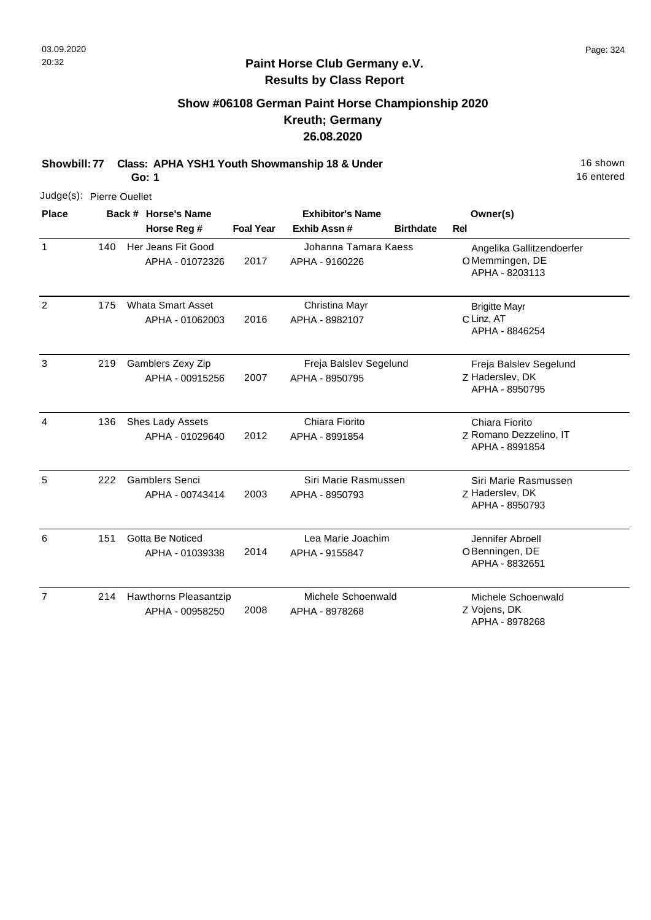## Paint Horse Club Germany e.V.
## Results by Class Report

### Show #06108 German Paint Horse Championship 2020
### Kreuth; Germany
### 26.08.2020

**Showbill: 77 Class: APHA YSH1 Youth Showmanship 18 & Under** 16 shown
**Go: 1** 16 entered

Judge(s): Pierre Ouellet

| Place | Back # | Horse's Name / Horse Reg # | Foal Year | Exhibitor's Name / Exhib Assn # | Birthdate | Rel | Owner(s) |
|---|---|---|---|---|---|---|---|
| 1 | 140 | Her Jeans Fit Good<br>APHA - 01072326 | 2017 | Johanna Tamara Kaess<br>APHA - 9160226 | | O | Angelika Gallitzendoerfer<br>Memmingen, DE<br>APHA - 8203113 |
| 2 | 175 | Whata Smart Asset<br>APHA - 01062003 | 2016 | Christina Mayr<br>APHA - 8982107 | | C | Brigitte Mayr<br>Linz, AT<br>APHA - 8846254 |
| 3 | 219 | Gamblers Zexy Zip<br>APHA - 00915256 | 2007 | Freja Balslev Segelund<br>APHA - 8950795 | | Z | Freja Balslev Segelund<br>Haderslev, DK<br>APHA - 8950795 |
| 4 | 136 | Shes Lady Assets<br>APHA - 01029640 | 2012 | Chiara Fiorito<br>APHA - 8991854 | | Z | Chiara Fiorito<br>Romano Dezzelino, IT<br>APHA - 8991854 |
| 5 | 222 | Gamblers Senci<br>APHA - 00743414 | 2003 | Siri Marie Rasmussen<br>APHA - 8950793 | | Z | Siri Marie Rasmussen<br>Haderslev, DK<br>APHA - 8950793 |
| 6 | 151 | Gotta Be Noticed<br>APHA - 01039338 | 2014 | Lea Marie Joachim<br>APHA - 9155847 | | O | Jennifer Abroell<br>Benningen, DE<br>APHA - 8832651 |
| 7 | 214 | Hawthorns Pleasantzip<br>APHA - 00958250 | 2008 | Michele Schoenwald<br>APHA - 8978268 | | Z | Michele Schoenwald<br>Vojens, DK<br>APHA - 8978268 |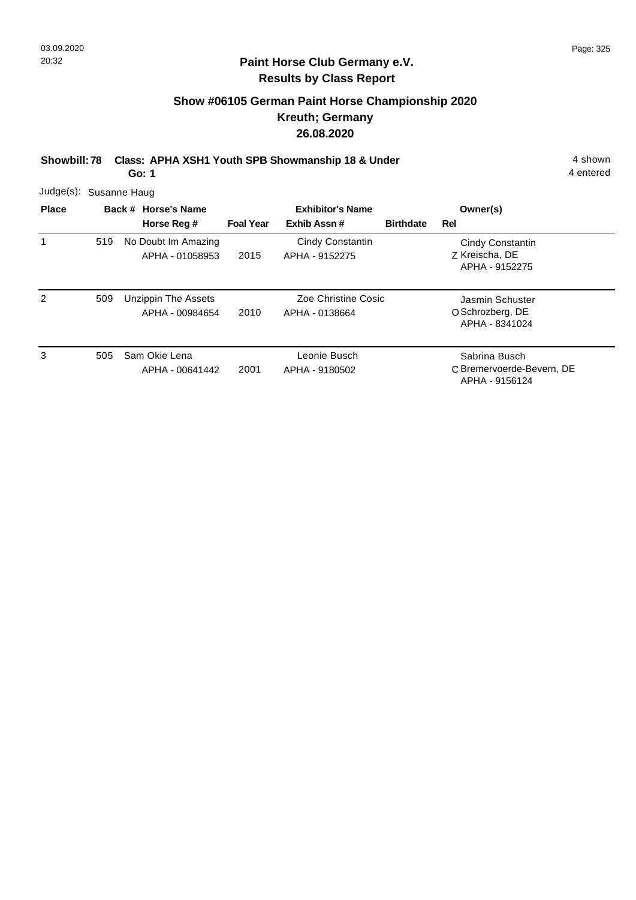## Paint Horse Club Germany e.V.
## Results by Class Report

### Show #06105 German Paint Horse Championship 2020
### Kreuth; Germany
### 26.08.2020

**Showbill: 78 Class: APHA XSH1 Youth SPB Showmanship 18 & Under** 4 shown
**Go: 1** 4 entered

Judge(s): Susanne Haug

| Place | Back # | Horse's Name / Horse Reg # | Foal Year | Exhibitor's Name / Exhib Assn # | Birthdate | Rel | Owner(s) |
|---|---|---|---|---|---|---|---|
| 1 | 519 | No Doubt Im Amazing<br>APHA - 01058953 | 2015 | Cindy Constantin<br>APHA - 9152275 | | Z | Cindy Constantin<br>Kreischa, DE<br>APHA - 9152275 |
| 2 | 509 | Unzippin The Assets<br>APHA - 00984654 | 2010 | Zoe Christine Cosic<br>APHA - 0138664 | | O | Jasmin Schuster<br>Schrozberg, DE<br>APHA - 8341024 |
| 3 | 505 | Sam Okie Lena<br>APHA - 00641442 | 2001 | Leonie Busch<br>APHA - 9180502 | | C | Sabrina Busch<br>Bremervoerde-Bevern, DE<br>APHA - 9156124 |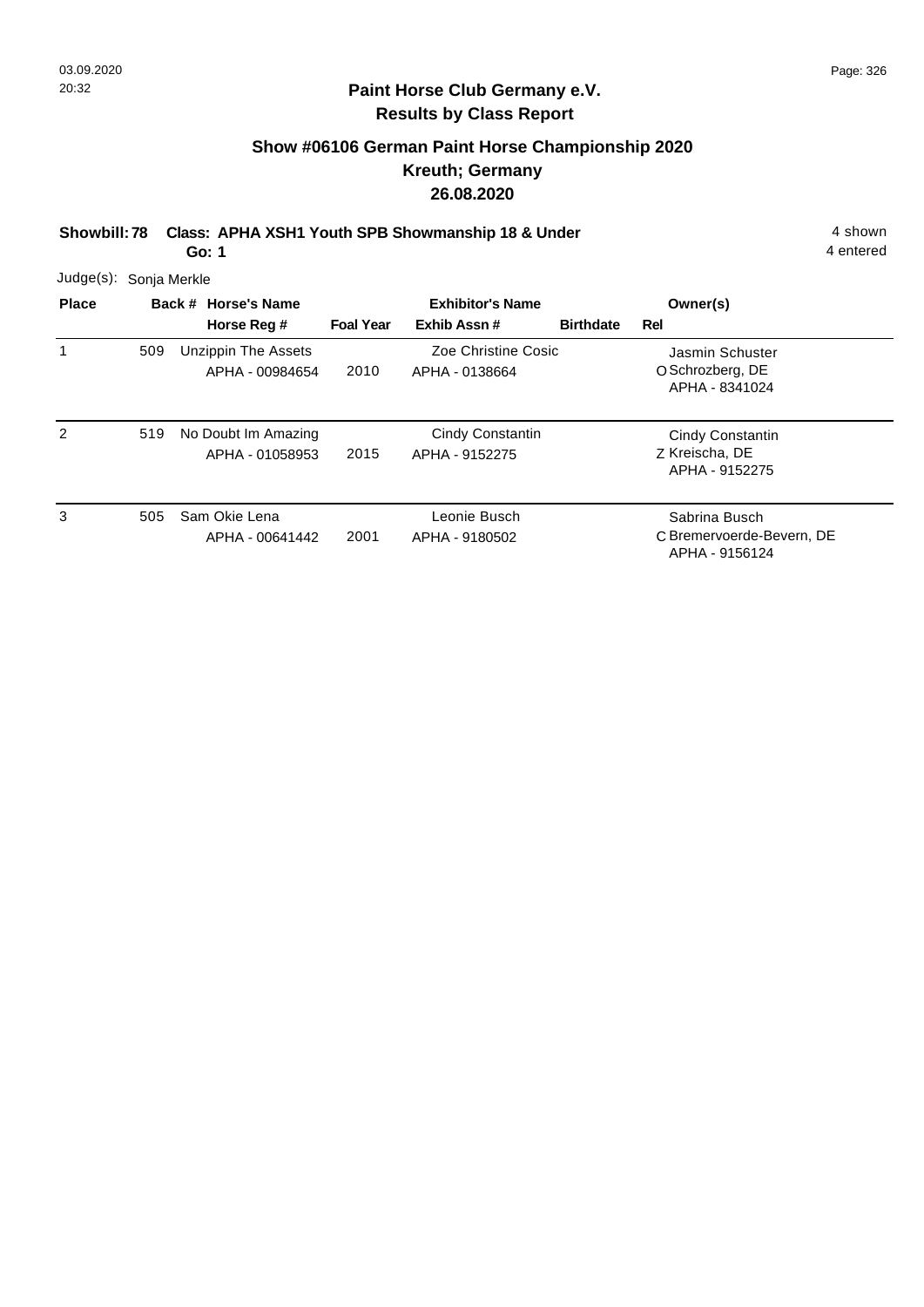## Paint Horse Club Germany e.V.
## Results by Class Report

### Show #06106 German Paint Horse Championship 2020
### Kreuth; Germany
### 26.08.2020

**Showbill: 78** **Class: APHA XSH1 Youth SPB Showmanship 18 & Under** 4 shown
**Go: 1** 4 entered

Judge(s): Sonja Merkle

| Place | Back # | Horse's Name / Horse Reg # | Foal Year | Exhibitor's Name / Exhib Assn # | Birthdate | Rel | Owner(s) |
|---|---|---|---|---|---|---|---|
| 1 | 509 | Unzippin The Assets<br>APHA - 00984654 | 2010 | Zoe Christine Cosic<br>APHA - 0138664 | | O | Jasmin Schuster<br>Schrozberg, DE<br>APHA - 8341024 |
| 2 | 519 | No Doubt Im Amazing<br>APHA - 01058953 | 2015 | Cindy Constantin<br>APHA - 9152275 | | Z | Cindy Constantin<br>Kreischa, DE<br>APHA - 9152275 |
| 3 | 505 | Sam Okie Lena<br>APHA - 00641442 | 2001 | Leonie Busch<br>APHA - 9180502 | | C | Sabrina Busch<br>Bremervoerde-Bevern, DE<br>APHA - 9156124 |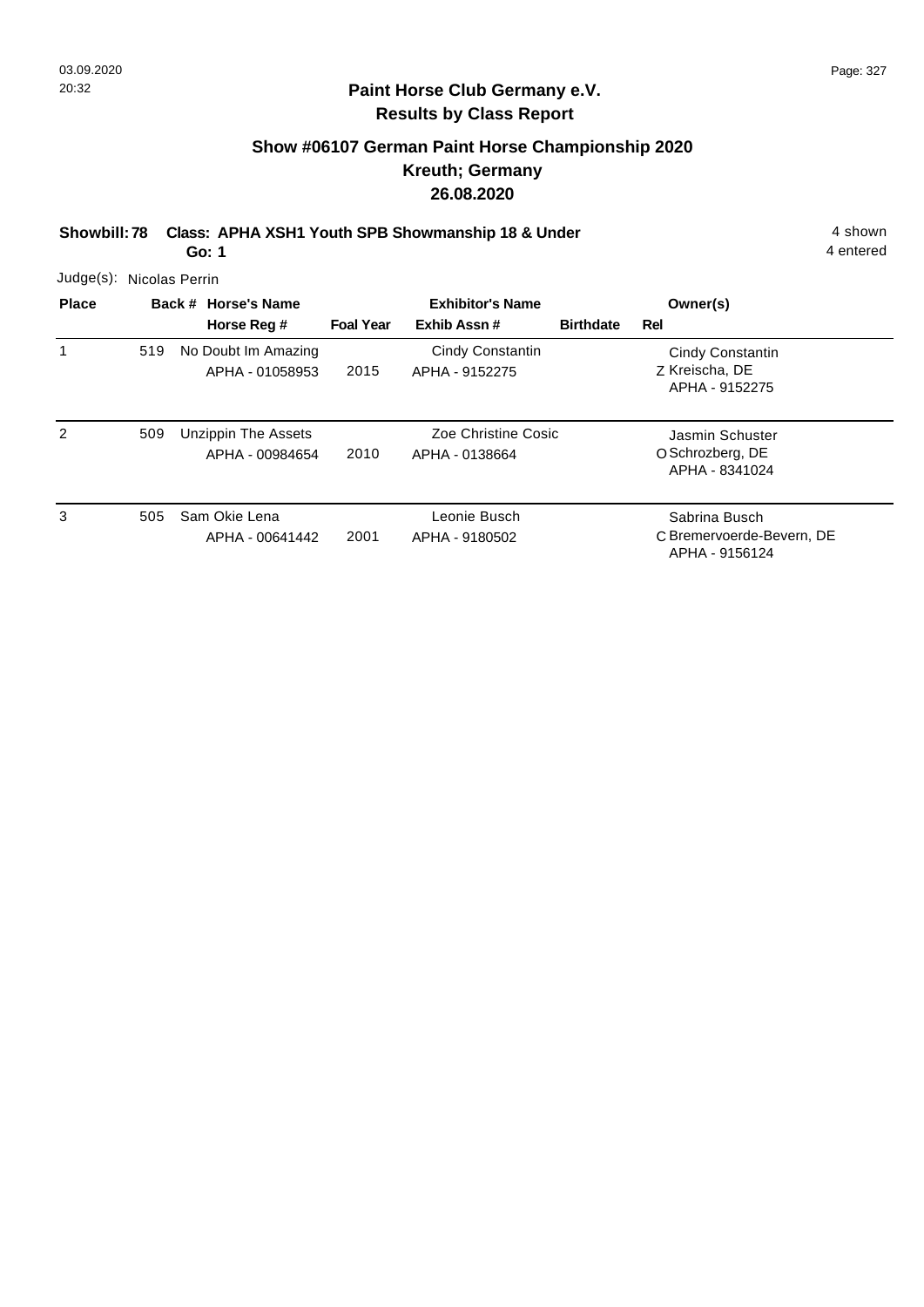## Paint Horse Club Germany e.V.
### Results by Class Report

## Show #06107 German Paint Horse Championship 2020
### Kreuth; Germany
### 26.08.2020

**Showbill: 78 Class: APHA XSH1 Youth SPB Showmanship 18 & Under** — 4 shown

**Go: 1** — 4 entered

Judge(s): Nicolas Perrin

| Place | Back # | Horse's Name / Horse Reg # | Foal Year | Exhibitor's Name / Exhib Assn # | Birthdate | Rel | Owner(s) |
|---|---|---|---|---|---|---|---|
| 1 | 519 | No Doubt Im Amazing<br>APHA - 01058953 | 2015 | Cindy Constantin<br>APHA - 9152275 | | Z | Cindy Constantin<br>Kreischa, DE<br>APHA - 9152275 |
| 2 | 509 | Unzippin The Assets<br>APHA - 00984654 | 2010 | Zoe Christine Cosic<br>APHA - 0138664 | | O | Jasmin Schuster<br>Schrozberg, DE<br>APHA - 8341024 |
| 3 | 505 | Sam Okie Lena<br>APHA - 00641442 | 2001 | Leonie Busch<br>APHA - 9180502 | | C | Sabrina Busch<br>Bremervoerde-Bevern, DE<br>APHA - 9156124 |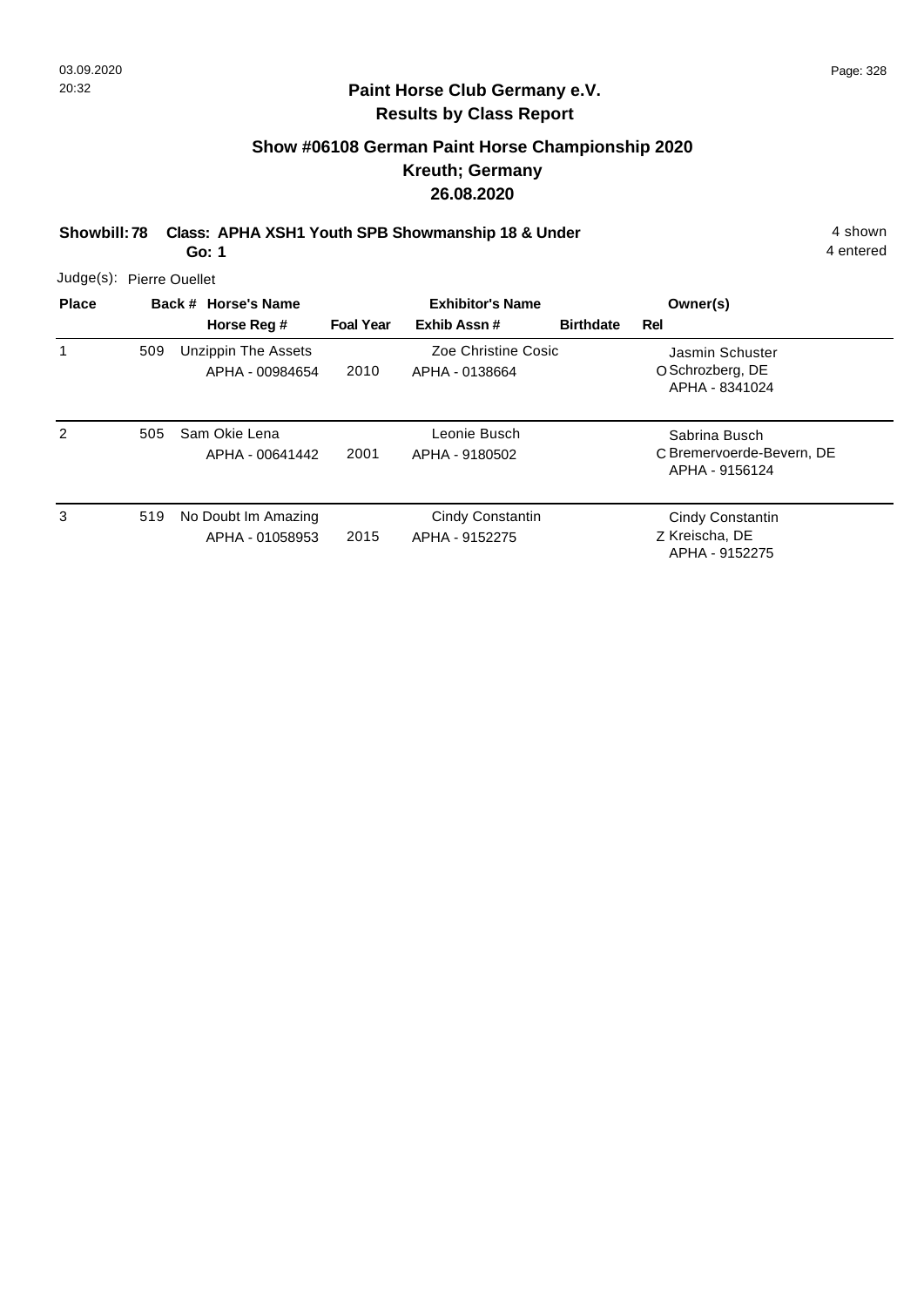# Paint Horse Club Germany e.V.

## Results by Class Report

### Show #06108 German Paint Horse Championship 2020
### Kreuth; Germany
### 26.08.2020

**Showbill: 78 Class: APHA XSH1 Youth SPB Showmanship 18 & Under** — 4 shown, 4 entered

**Go: 1**

Judge(s): Pierre Ouellet

| Place | Back # | Horse's Name / Horse Reg # | Foal Year | Exhibitor's Name / Exhib Assn # | Birthdate | Rel | Owner(s) |
|---|---|---|---|---|---|---|---|
| 1 | 509 | Unzippin The Assets<br>APHA - 00984654 | 2010 | Zoe Christine Cosic<br>APHA - 0138664 | | O | Jasmin Schuster<br>Schrozberg, DE<br>APHA - 8341024 |
| 2 | 505 | Sam Okie Lena<br>APHA - 00641442 | 2001 | Leonie Busch<br>APHA - 9180502 | | C | Sabrina Busch<br>Bremervoerde-Bevern, DE<br>APHA - 9156124 |
| 3 | 519 | No Doubt Im Amazing<br>APHA - 01058953 | 2015 | Cindy Constantin<br>APHA - 9152275 | | Z | Cindy Constantin<br>Kreischa, DE<br>APHA - 9152275 |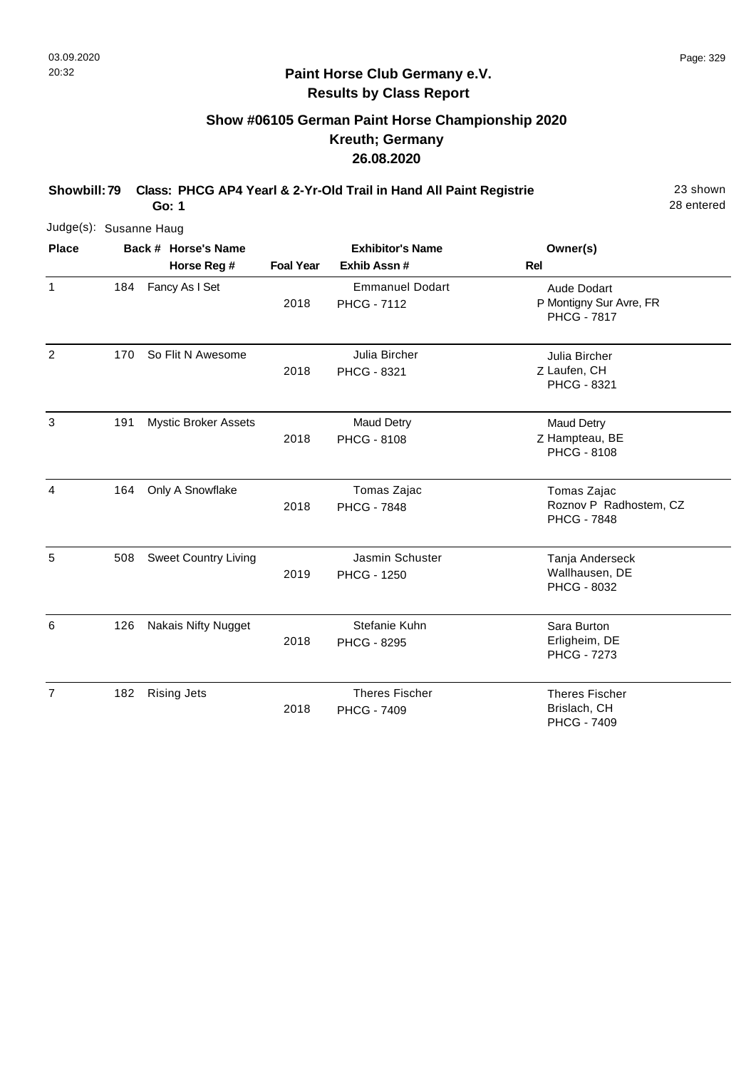## Paint Horse Club Germany e.V.
## Results by Class Report

### Show #06105 German Paint Horse Championship 2020
### Kreuth; Germany
### 26.08.2020

**Showbill: 79 Class: PHCG AP4 Yearl & 2-Yr-Old Trail in Hand All Paint Registrie** 23 shown
**Go: 1** 28 entered

Judge(s): Susanne Haug

| Place | Back # | Horse's Name / Horse Reg # | Foal Year | Exhibitor's Name / Exhib Assn # | Rel | Owner(s) |
|---|---|---|---|---|---|---|
| 1 | 184 | Fancy As I Set | 2018 | Emmanuel Dodart<br>PHCG - 7112 | P | Aude Dodart<br>Montigny Sur Avre, FR<br>PHCG - 7817 |
| 2 | 170 | So Flit N Awesome | 2018 | Julia Bircher<br>PHCG - 8321 | Z | Julia Bircher<br>Laufen, CH<br>PHCG - 8321 |
| 3 | 191 | Mystic Broker Assets | 2018 | Maud Detry<br>PHCG - 8108 | Z | Maud Detry<br>Hampteau, BE<br>PHCG - 8108 |
| 4 | 164 | Only A Snowflake | 2018 | Tomas Zajac<br>PHCG - 7848 | | Tomas Zajac<br>Roznov P Radhostem, CZ<br>PHCG - 7848 |
| 5 | 508 | Sweet Country Living | 2019 | Jasmin Schuster<br>PHCG - 1250 | | Tanja Anderseck<br>Wallhausen, DE<br>PHCG - 8032 |
| 6 | 126 | Nakais Nifty Nugget | 2018 | Stefanie Kuhn<br>PHCG - 8295 | | Sara Burton<br>Erligheim, DE<br>PHCG - 7273 |
| 7 | 182 | Rising Jets | 2018 | Theres Fischer<br>PHCG - 7409 | | Theres Fischer<br>Brislach, CH<br>PHCG - 7409 |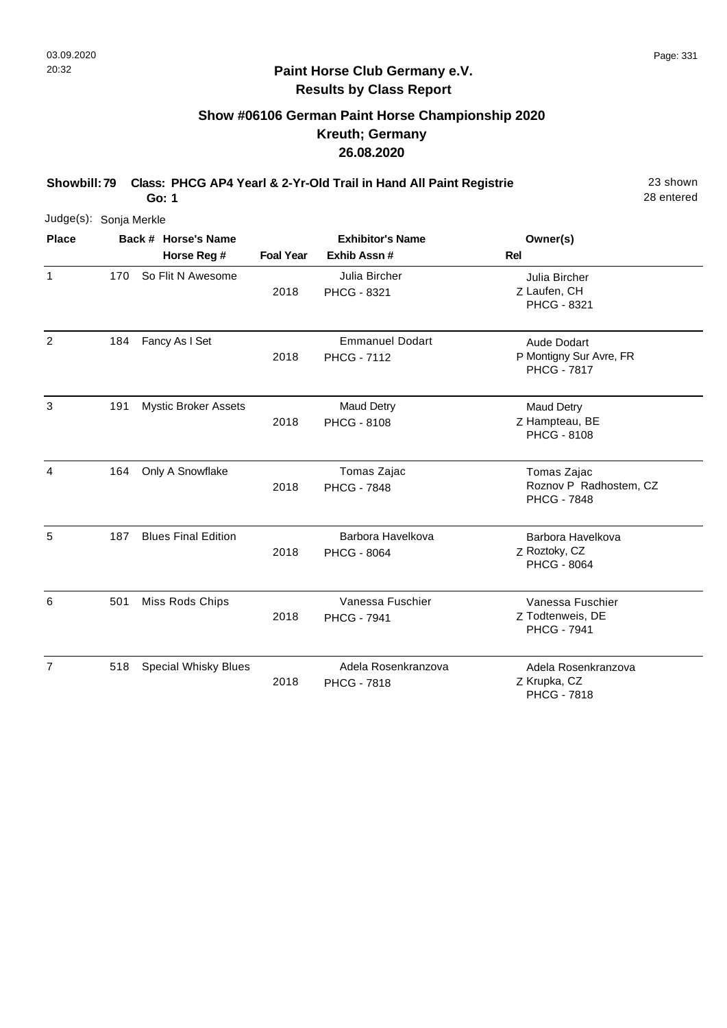# Paint Horse Club Germany e.V.

## Results by Class Report

### Show #06106 German Paint Horse Championship 2020
### Kreuth; Germany
### 26.08.2020

**Showbill: 79 Class: PHCG AP4 Yearl & 2-Yr-Old Trail in Hand All Paint Registrie** 23 shown
**Go: 1** 28 entered

Judge(s): Sonja Merkle

| Place | Back # | Horse's Name / Horse Reg # | Foal Year | Exhibitor's Name / Exhib Assn # | Rel | Owner(s) |
|---|---|---|---|---|---|---|
| 1 | 170 | So Flit N Awesome | 2018 | Julia Bircher<br>PHCG - 8321 | Z | Julia Bircher<br>Laufen, CH<br>PHCG - 8321 |
| 2 | 184 | Fancy As I Set | 2018 | Emmanuel Dodart<br>PHCG - 7112 | P | Aude Dodart<br>Montigny Sur Avre, FR<br>PHCG - 7817 |
| 3 | 191 | Mystic Broker Assets | 2018 | Maud Detry<br>PHCG - 8108 | Z | Maud Detry<br>Hampteau, BE<br>PHCG - 8108 |
| 4 | 164 | Only A Snowflake | 2018 | Tomas Zajac<br>PHCG - 7848 | | Tomas Zajac<br>Roznov P Radhostem, CZ<br>PHCG - 7848 |
| 5 | 187 | Blues Final Edition | 2018 | Barbora Havelkova<br>PHCG - 8064 | Z | Barbora Havelkova<br>Roztoky, CZ<br>PHCG - 8064 |
| 6 | 501 | Miss Rods Chips | 2018 | Vanessa Fuschier<br>PHCG - 7941 | Z | Vanessa Fuschier<br>Todtenweis, DE<br>PHCG - 7941 |
| 7 | 518 | Special Whisky Blues | 2018 | Adela Rosenkranzova<br>PHCG - 7818 | Z | Adela Rosenkranzova<br>Krupka, CZ<br>PHCG - 7818 |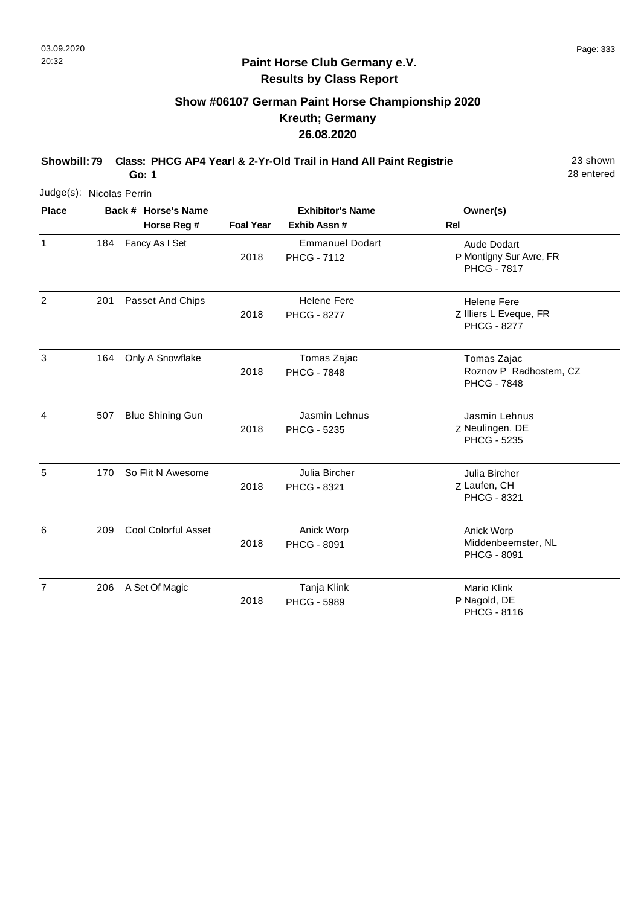## Paint Horse Club Germany e.V.
## Results by Class Report

### Show #06107 German Paint Horse Championship 2020
### Kreuth; Germany
### 26.08.2020

**Showbill: 79 Class: PHCG AP4 Yearl & 2-Yr-Old Trail in Hand All Paint Registrie** 23 shown
**Go: 1** 28 entered

Judge(s): Nicolas Perrin

| Place | Back # | Horse's Name / Horse Reg # | Foal Year | Exhibitor's Name / Exhib Assn # | Rel | Owner(s) |
|---|---|---|---|---|---|---|
| 1 | 184 | Fancy As I Set | 2018 | Emmanuel Dodart<br>PHCG - 7112 | P | Aude Dodart<br>Montigny Sur Avre, FR<br>PHCG - 7817 |
| 2 | 201 | Passet And Chips | 2018 | Helene Fere<br>PHCG - 8277 | Z | Helene Fere<br>Illiers L Eveque, FR<br>PHCG - 8277 |
| 3 | 164 | Only A Snowflake | 2018 | Tomas Zajac<br>PHCG - 7848 | | Tomas Zajac<br>Roznov P Radhostem, CZ<br>PHCG - 7848 |
| 4 | 507 | Blue Shining Gun | 2018 | Jasmin Lehnus<br>PHCG - 5235 | Z | Jasmin Lehnus<br>Neulingen, DE<br>PHCG - 5235 |
| 5 | 170 | So Flit N Awesome | 2018 | Julia Bircher<br>PHCG - 8321 | Z | Julia Bircher<br>Laufen, CH<br>PHCG - 8321 |
| 6 | 209 | Cool Colorful Asset | 2018 | Anick Worp<br>PHCG - 8091 | | Anick Worp<br>Middenbeemster, NL<br>PHCG - 8091 |
| 7 | 206 | A Set Of Magic | 2018 | Tanja Klink<br>PHCG - 5989 | P | Mario Klink<br>Nagold, DE<br>PHCG - 8116 |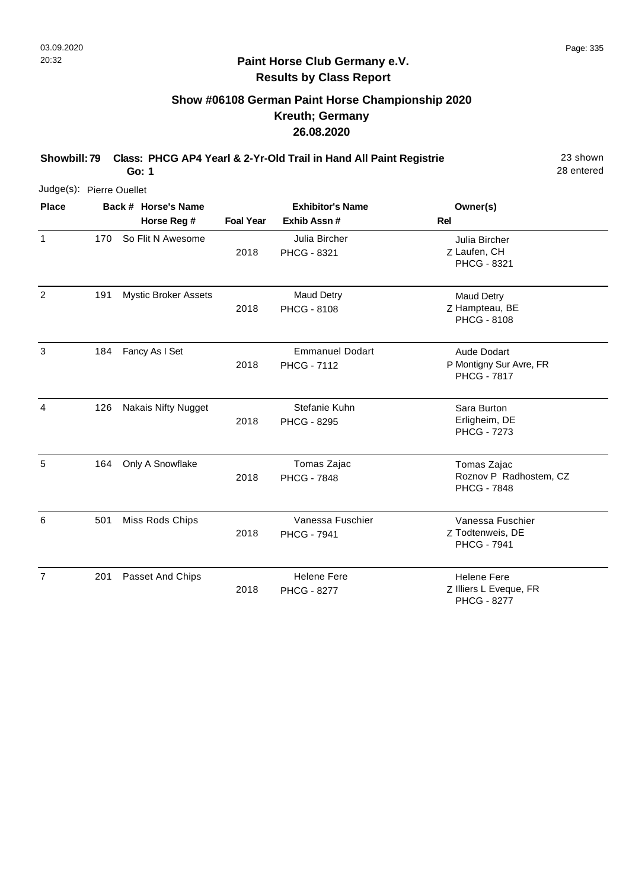## Paint Horse Club Germany e.V.
## Results by Class Report

### Show #06108 German Paint Horse Championship 2020
### Kreuth; Germany
### 26.08.2020

**Showbill: 79 Class: PHCG AP4 Yearl & 2-Yr-Old Trail in Hand All Paint Registrie** 23 shown
**Go: 1** 28 entered

Judge(s): Pierre Ouellet

| Place | Back # | Horse's Name / Horse Reg # | Foal Year | Exhibitor's Name / Exhib Assn # | Rel | Owner(s) |
|---|---|---|---|---|---|---|
| 1 | 170 | So Flit N Awesome | 2018 | Julia Bircher<br>PHCG - 8321 | Z | Julia Bircher<br>Laufen, CH<br>PHCG - 8321 |
| 2 | 191 | Mystic Broker Assets | 2018 | Maud Detry<br>PHCG - 8108 | Z | Maud Detry<br>Hampteau, BE<br>PHCG - 8108 |
| 3 | 184 | Fancy As I Set | 2018 | Emmanuel Dodart<br>PHCG - 7112 | P | Aude Dodart<br>Montigny Sur Avre, FR<br>PHCG - 7817 |
| 4 | 126 | Nakais Nifty Nugget | 2018 | Stefanie Kuhn<br>PHCG - 8295 | | Sara Burton<br>Erligheim, DE<br>PHCG - 7273 |
| 5 | 164 | Only A Snowflake | 2018 | Tomas Zajac<br>PHCG - 7848 | | Tomas Zajac<br>Roznov P Radhostem, CZ<br>PHCG - 7848 |
| 6 | 501 | Miss Rods Chips | 2018 | Vanessa Fuschier<br>PHCG - 7941 | Z | Vanessa Fuschier<br>Todtenweis, DE<br>PHCG - 7941 |
| 7 | 201 | Passet And Chips | 2018 | Helene Fere<br>PHCG - 8277 | Z | Helene Fere<br>Illiers L Eveque, FR<br>PHCG - 8277 |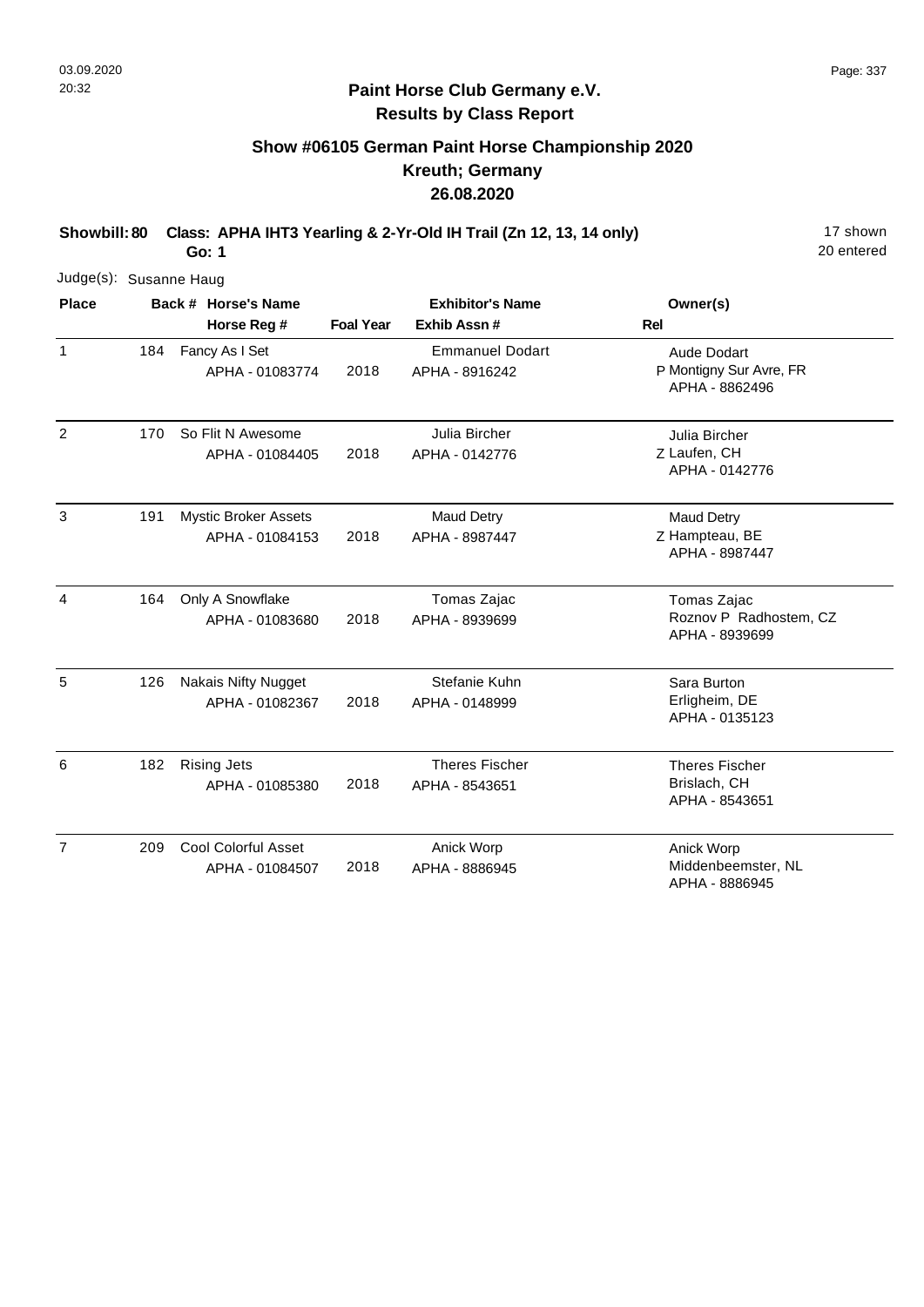## Paint Horse Club Germany e.V.
## Results by Class Report

### Show #06105 German Paint Horse Championship 2020
### Kreuth; Germany
### 26.08.2020

**Showbill: 80 Class: APHA IHT3 Yearling & 2-Yr-Old IH Trail (Zn 12, 13, 14 only)** 17 shown
**Go: 1** 20 entered

Judge(s): Susanne Haug

| Place | Back # | Horse's Name / Horse Reg # | Foal Year | Exhibitor's Name / Exhib Assn # | Rel | Owner(s) |
|---|---|---|---|---|---|---|
| 1 | 184 | Fancy As I Set<br>APHA - 01083774 | 2018 | Emmanuel Dodart<br>APHA - 8916242 | P | Aude Dodart<br>Montigny Sur Avre, FR<br>APHA - 8862496 |
| 2 | 170 | So Flit N Awesome<br>APHA - 01084405 | 2018 | Julia Bircher<br>APHA - 0142776 | Z | Julia Bircher<br>Laufen, CH<br>APHA - 0142776 |
| 3 | 191 | Mystic Broker Assets<br>APHA - 01084153 | 2018 | Maud Detry<br>APHA - 8987447 | Z | Maud Detry<br>Hampteau, BE<br>APHA - 8987447 |
| 4 | 164 | Only A Snowflake<br>APHA - 01083680 | 2018 | Tomas Zajac<br>APHA - 8939699 | | Tomas Zajac<br>Roznov P Radhostem, CZ<br>APHA - 8939699 |
| 5 | 126 | Nakais Nifty Nugget<br>APHA - 01082367 | 2018 | Stefanie Kuhn<br>APHA - 0148999 | | Sara Burton<br>Erligheim, DE<br>APHA - 0135123 |
| 6 | 182 | Rising Jets<br>APHA - 01085380 | 2018 | Theres Fischer<br>APHA - 8543651 | | Theres Fischer<br>Brislach, CH<br>APHA - 8543651 |
| 7 | 209 | Cool Colorful Asset<br>APHA - 01084507 | 2018 | Anick Worp<br>APHA - 8886945 | | Anick Worp<br>Middenbeemster, NL<br>APHA - 8886945 |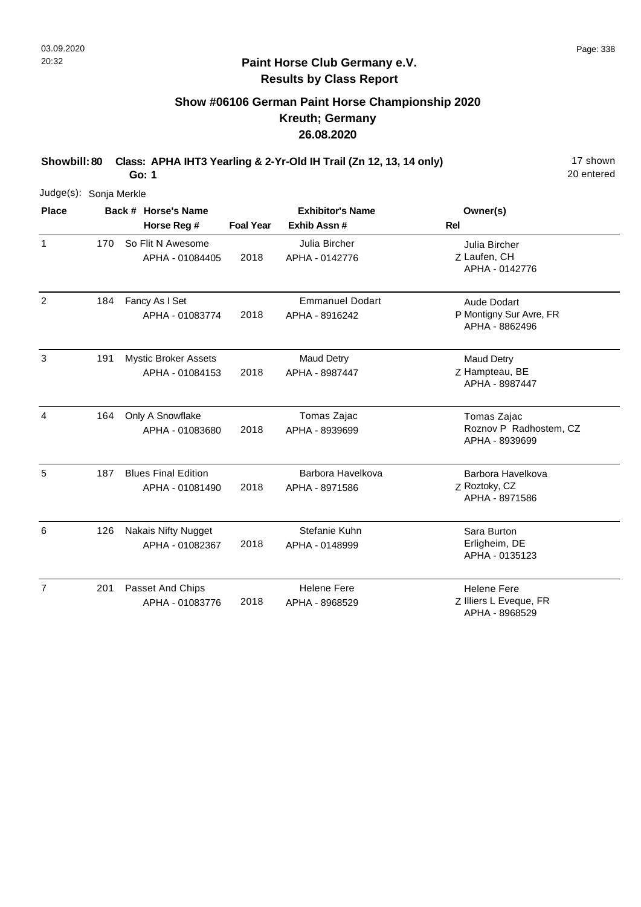## Paint Horse Club Germany e.V.
## Results by Class Report

### Show #06106 German Paint Horse Championship 2020
### Kreuth; Germany
### 26.08.2020

**Showbill: 80 Class: APHA IHT3 Yearling & 2-Yr-Old IH Trail (Zn 12, 13, 14 only)** 17 shown
**Go: 1** 20 entered

Judge(s): Sonja Merkle

| Place | Back # | Horse's Name / Horse Reg # | Foal Year | Exhibitor's Name / Exhib Assn # | Rel | Owner(s) |
|---|---|---|---|---|---|---|
| 1 | 170 | So Flit N Awesome<br>APHA - 01084405 | 2018 | Julia Bircher<br>APHA - 0142776 | Z | Julia Bircher<br>Laufen, CH<br>APHA - 0142776 |
| 2 | 184 | Fancy As I Set<br>APHA - 01083774 | 2018 | Emmanuel Dodart<br>APHA - 8916242 | P | Aude Dodart<br>Montigny Sur Avre, FR<br>APHA - 8862496 |
| 3 | 191 | Mystic Broker Assets<br>APHA - 01084153 | 2018 | Maud Detry<br>APHA - 8987447 | Z | Maud Detry<br>Hampteau, BE<br>APHA - 8987447 |
| 4 | 164 | Only A Snowflake<br>APHA - 01083680 | 2018 | Tomas Zajac<br>APHA - 8939699 | | Tomas Zajac<br>Roznov P Radhostem, CZ<br>APHA - 8939699 |
| 5 | 187 | Blues Final Edition<br>APHA - 01081490 | 2018 | Barbora Havelkova<br>APHA - 8971586 | Z | Barbora Havelkova<br>Roztoky, CZ<br>APHA - 8971586 |
| 6 | 126 | Nakais Nifty Nugget<br>APHA - 01082367 | 2018 | Stefanie Kuhn<br>APHA - 0148999 | | Sara Burton<br>Erligheim, DE<br>APHA - 0135123 |
| 7 | 201 | Passet And Chips<br>APHA - 01083776 | 2018 | Helene Fere<br>APHA - 8968529 | Z | Helene Fere<br>Illiers L Eveque, FR<br>APHA - 8968529 |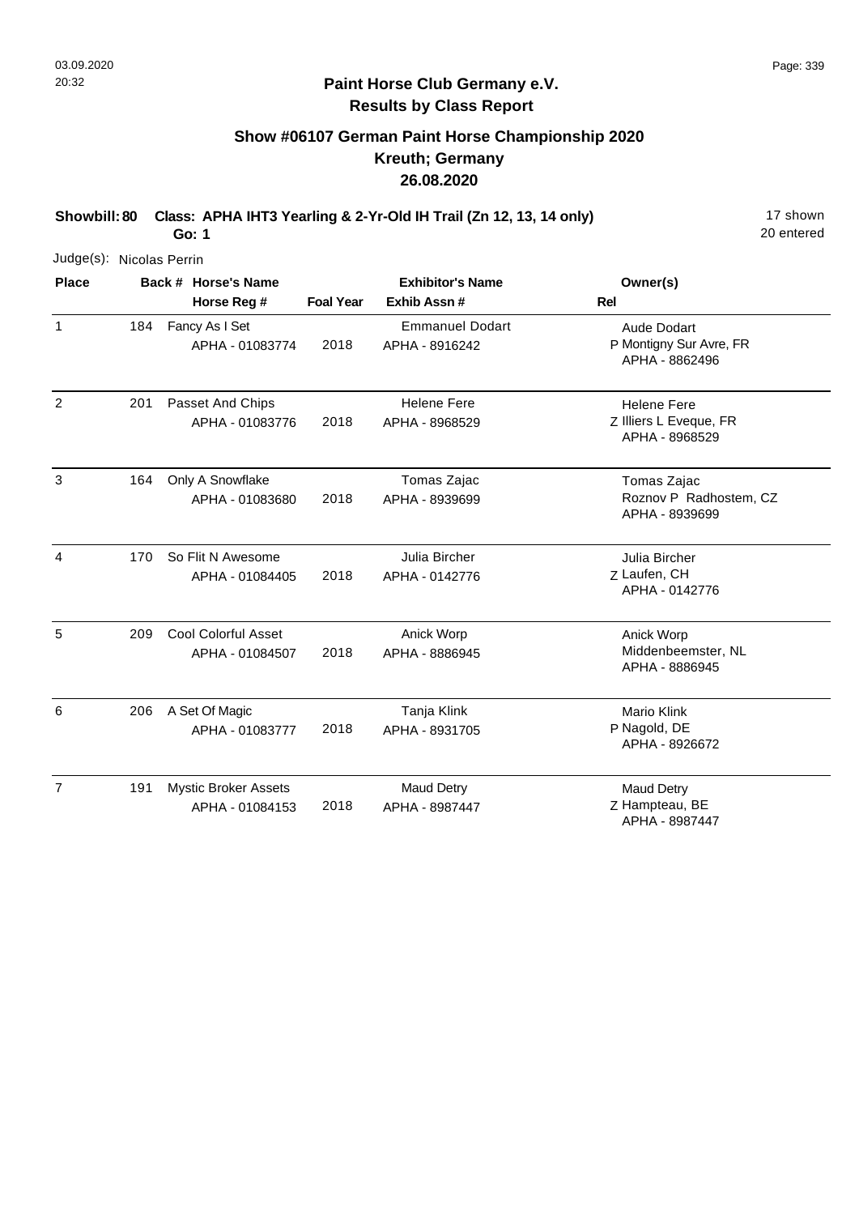# Paint Horse Club Germany e.V.

## Results by Class Report

### Show #06107 German Paint Horse Championship 2020
### Kreuth; Germany
### 26.08.2020

**Showbill: 80 Class: APHA IHT3 Yearling & 2-Yr-Old IH Trail (Zn 12, 13, 14 only)** 17 shown
**Go: 1** 20 entered

Judge(s): Nicolas Perrin

| Place | Back # | Horse's Name / Horse Reg # | Foal Year | Exhibitor's Name / Exhib Assn # | Rel | Owner(s) |
|---|---|---|---|---|---|---|
| 1 | 184 | Fancy As I Set<br>APHA - 01083774 | 2018 | Emmanuel Dodart<br>APHA - 8916242 | P | Aude Dodart<br>Montigny Sur Avre, FR<br>APHA - 8862496 |
| 2 | 201 | Passet And Chips<br>APHA - 01083776 | 2018 | Helene Fere<br>APHA - 8968529 | Z | Helene Fere<br>Illiers L Eveque, FR<br>APHA - 8968529 |
| 3 | 164 | Only A Snowflake<br>APHA - 01083680 | 2018 | Tomas Zajac<br>APHA - 8939699 | | Tomas Zajac<br>Roznov P Radhostem, CZ<br>APHA - 8939699 |
| 4 | 170 | So Flit N Awesome<br>APHA - 01084405 | 2018 | Julia Bircher<br>APHA - 0142776 | Z | Julia Bircher<br>Laufen, CH<br>APHA - 0142776 |
| 5 | 209 | Cool Colorful Asset<br>APHA - 01084507 | 2018 | Anick Worp<br>APHA - 8886945 | | Anick Worp<br>Middenbeemster, NL<br>APHA - 8886945 |
| 6 | 206 | A Set Of Magic<br>APHA - 01083777 | 2018 | Tanja Klink<br>APHA - 8931705 | P | Mario Klink<br>Nagold, DE<br>APHA - 8926672 |
| 7 | 191 | Mystic Broker Assets<br>APHA - 01084153 | 2018 | Maud Detry<br>APHA - 8987447 | Z | Maud Detry<br>Hampteau, BE<br>APHA - 8987447 |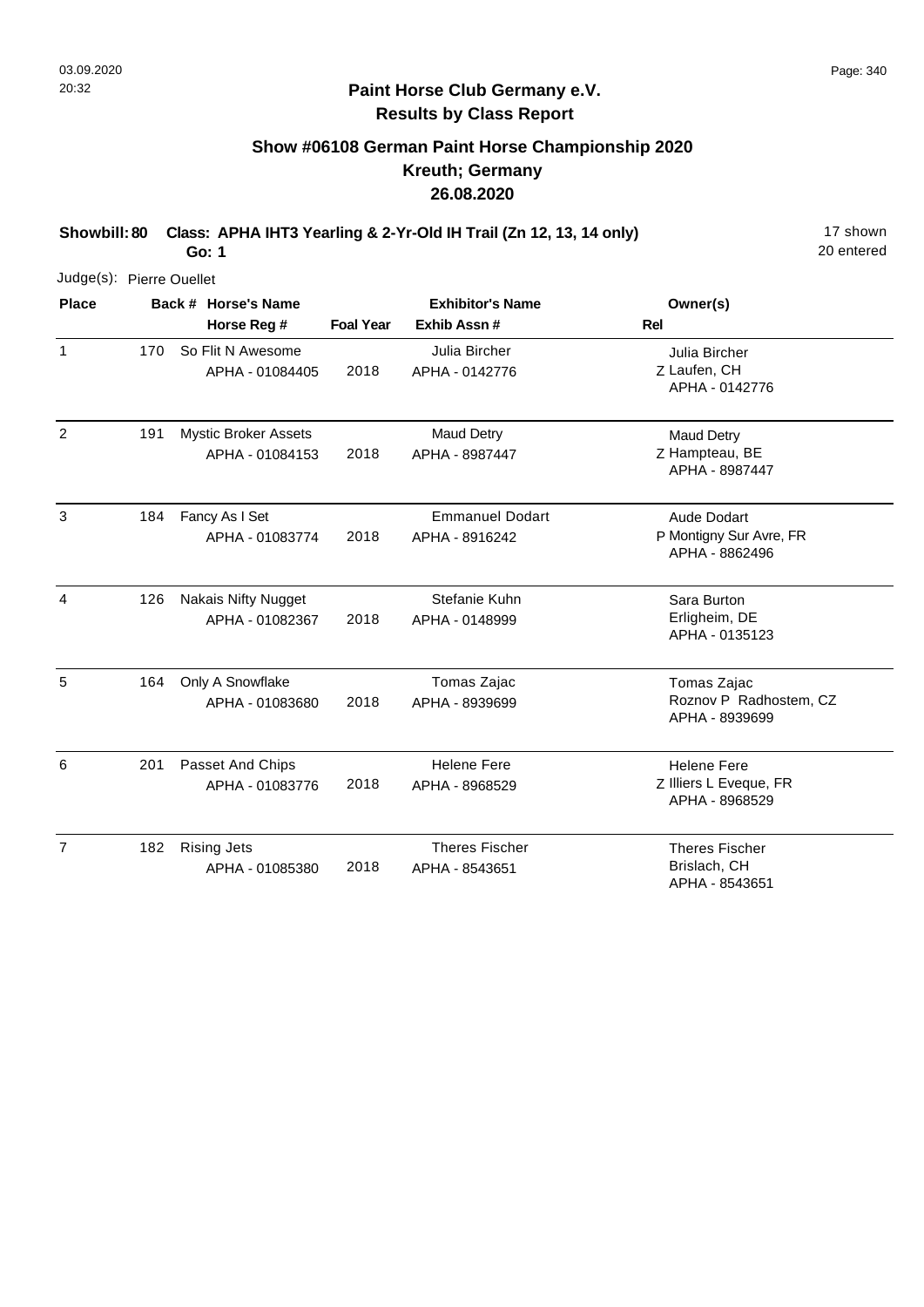# Paint Horse Club Germany e.V.

## Results by Class Report

### Show #06108 German Paint Horse Championship 2020
### Kreuth; Germany
### 26.08.2020

**Showbill: 80 Class: APHA IHT3 Yearling & 2-Yr-Old IH Trail (Zn 12, 13, 14 only)** 17 shown

**Go: 1** 20 entered

Judge(s): Pierre Ouellet

| Place | Back # | Horse's Name / Horse Reg # | Foal Year | Exhibitor's Name / Exhib Assn # | Rel | Owner(s) |
|---|---|---|---|---|---|---|
| 1 | 170 | So Flit N Awesome<br>APHA - 01084405 | 2018 | Julia Bircher<br>APHA - 0142776 | Z | Julia Bircher<br>Laufen, CH<br>APHA - 0142776 |
| 2 | 191 | Mystic Broker Assets<br>APHA - 01084153 | 2018 | Maud Detry<br>APHA - 8987447 | Z | Maud Detry<br>Hampteau, BE<br>APHA - 8987447 |
| 3 | 184 | Fancy As I Set<br>APHA - 01083774 | 2018 | Emmanuel Dodart<br>APHA - 8916242 | P | Aude Dodart<br>Montigny Sur Avre, FR<br>APHA - 8862496 |
| 4 | 126 | Nakais Nifty Nugget<br>APHA - 01082367 | 2018 | Stefanie Kuhn<br>APHA - 0148999 | | Sara Burton<br>Erligheim, DE<br>APHA - 0135123 |
| 5 | 164 | Only A Snowflake<br>APHA - 01083680 | 2018 | Tomas Zajac<br>APHA - 8939699 | | Tomas Zajac<br>Roznov P Radhostem, CZ<br>APHA - 8939699 |
| 6 | 201 | Passet And Chips<br>APHA - 01083776 | 2018 | Helene Fere<br>APHA - 8968529 | Z | Helene Fere<br>Illiers L Eveque, FR<br>APHA - 8968529 |
| 7 | 182 | Rising Jets<br>APHA - 01085380 | 2018 | Theres Fischer<br>APHA - 8543651 | | Theres Fischer<br>Brislach, CH<br>APHA - 8543651 |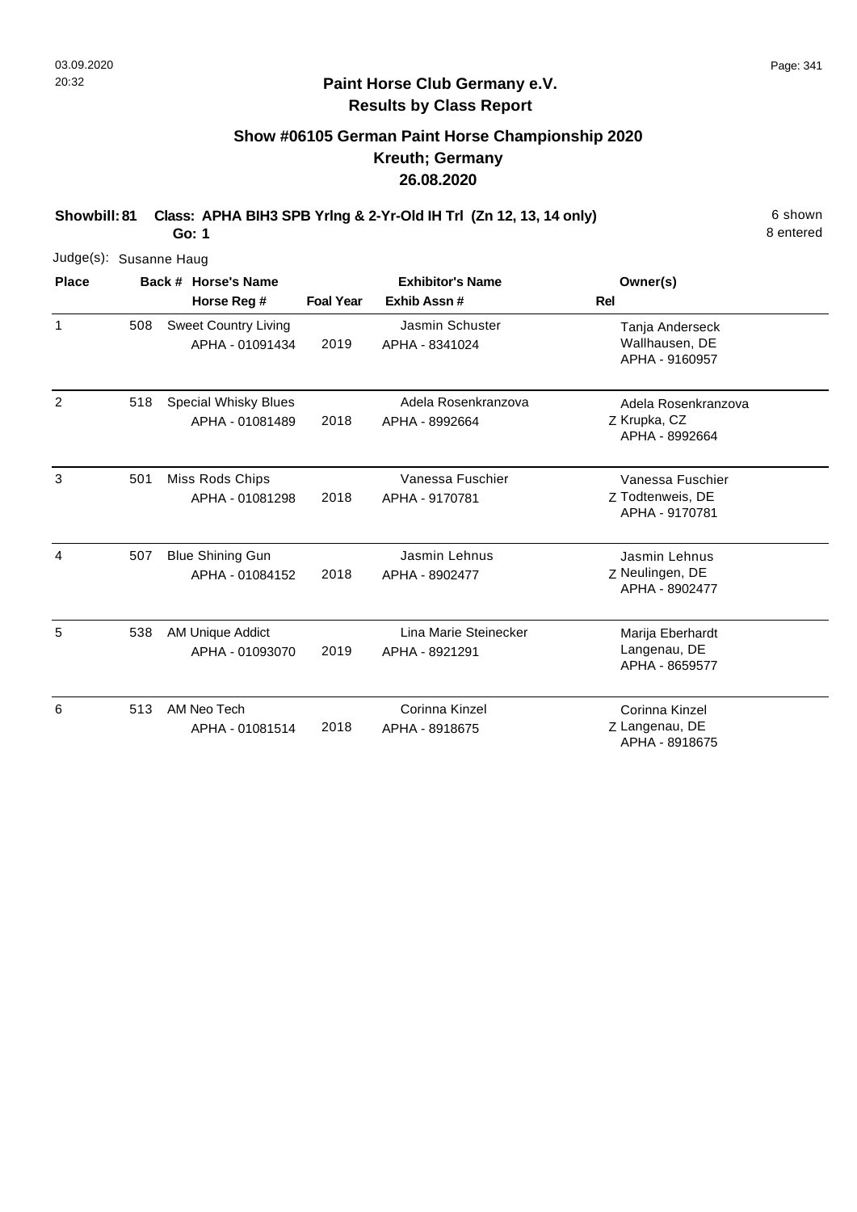# Paint Horse Club Germany e.V.
## Results by Class Report

### Show #06105 German Paint Horse Championship 2020
### Kreuth; Germany
### 26.08.2020

**Showbill: 81 Class: APHA BIH3 SPB Yrlng & 2-Yr-Old IH Trl (Zn 12, 13, 14 only)** 6 shown
**Go: 1** 8 entered

Judge(s): Susanne Haug

| Place | Back # | Horse's Name / Horse Reg # | Foal Year | Exhibitor's Name / Exhib Assn # | Rel | Owner(s) |
|---|---|---|---|---|---|---|
| 1 | 508 | Sweet Country Living<br>APHA - 01091434 | 2019 | Jasmin Schuster<br>APHA - 8341024 | | Tanja Anderseck<br>Wallhausen, DE<br>APHA - 9160957 |
| 2 | 518 | Special Whisky Blues<br>APHA - 01081489 | 2018 | Adela Rosenkranzova<br>APHA - 8992664 | Z | Adela Rosenkranzova<br>Krupka, CZ<br>APHA - 8992664 |
| 3 | 501 | Miss Rods Chips<br>APHA - 01081298 | 2018 | Vanessa Fuschier<br>APHA - 9170781 | Z | Vanessa Fuschier<br>Todtenweis, DE<br>APHA - 9170781 |
| 4 | 507 | Blue Shining Gun<br>APHA - 01084152 | 2018 | Jasmin Lehnus<br>APHA - 8902477 | Z | Jasmin Lehnus<br>Neulingen, DE<br>APHA - 8902477 |
| 5 | 538 | AM Unique Addict<br>APHA - 01093070 | 2019 | Lina Marie Steinecker<br>APHA - 8921291 | | Marija Eberhardt<br>Langenau, DE<br>APHA - 8659577 |
| 6 | 513 | AM Neo Tech<br>APHA - 01081514 | 2018 | Corinna Kinzel<br>APHA - 8918675 | Z | Corinna Kinzel<br>Langenau, DE<br>APHA - 8918675 |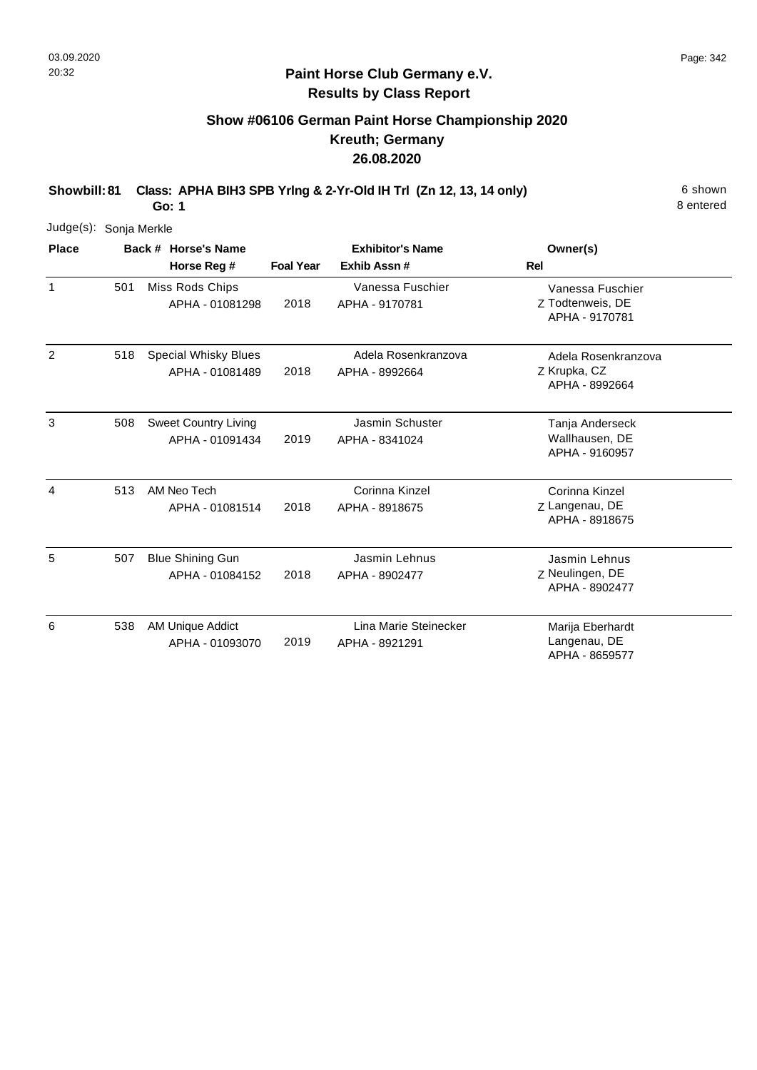**Paint Horse Club Germany e.V.**
**Results by Class Report**

## Show #06106 German Paint Horse Championship 2020
## Kreuth; Germany
## 26.08.2020

**Showbill: 81 Class: APHA BIH3 SPB Yrlng & 2-Yr-Old IH Trl (Zn 12, 13, 14 only)** 6 shown
**Go: 1** 8 entered

Judge(s): Sonja Merkle

| Place | Back # | Horse's Name / Horse Reg # | Foal Year | Exhibitor's Name / Exhib Assn # | Rel | Owner(s) |
|---|---|---|---|---|---|---|
| 1 | 501 | Miss Rods Chips<br>APHA - 01081298 | 2018 | Vanessa Fuschier<br>APHA - 9170781 | Z | Vanessa Fuschier<br>Todtenweis, DE<br>APHA - 9170781 |
| 2 | 518 | Special Whisky Blues<br>APHA - 01081489 | 2018 | Adela Rosenkranzova<br>APHA - 8992664 | Z | Adela Rosenkranzova<br>Krupka, CZ<br>APHA - 8992664 |
| 3 | 508 | Sweet Country Living<br>APHA - 01091434 | 2019 | Jasmin Schuster<br>APHA - 8341024 | | Tanja Anderseck<br>Wallhausen, DE<br>APHA - 9160957 |
| 4 | 513 | AM Neo Tech<br>APHA - 01081514 | 2018 | Corinna Kinzel<br>APHA - 8918675 | Z | Corinna Kinzel<br>Langenau, DE<br>APHA - 8918675 |
| 5 | 507 | Blue Shining Gun<br>APHA - 01084152 | 2018 | Jasmin Lehnus<br>APHA - 8902477 | Z | Jasmin Lehnus<br>Neulingen, DE<br>APHA - 8902477 |
| 6 | 538 | AM Unique Addict<br>APHA - 01093070 | 2019 | Lina Marie Steinecker<br>APHA - 8921291 | | Marija Eberhardt<br>Langenau, DE<br>APHA - 8659577 |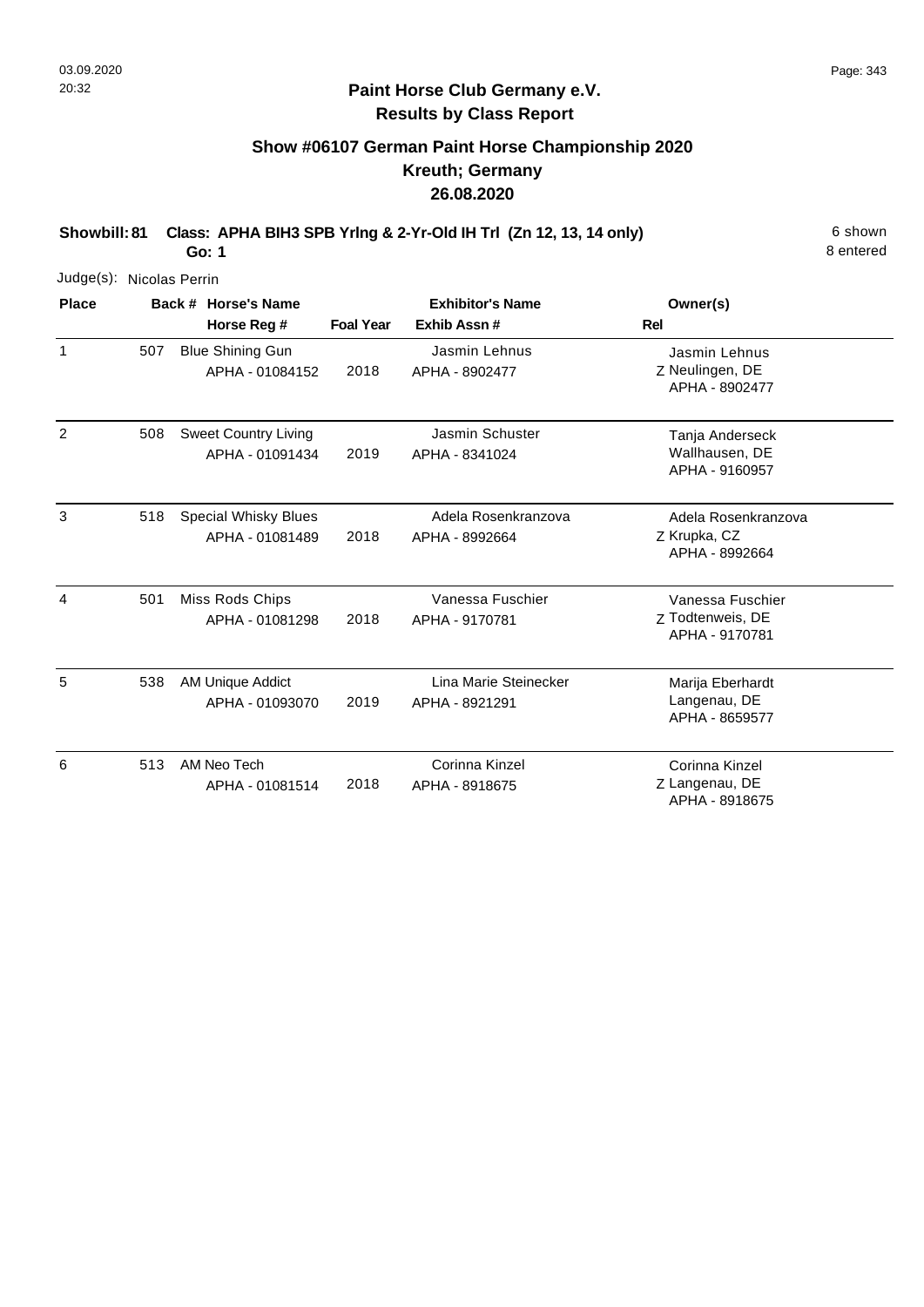## Paint Horse Club Germany e.V.
## Results by Class Report

### Show #06107 German Paint Horse Championship 2020
### Kreuth; Germany
### 26.08.2020

**Showbill: 81 Class: APHA BIH3 SPB Yrlng & 2-Yr-Old IH Trl (Zn 12, 13, 14 only)** 6 shown
**Go: 1** 8 entered

Judge(s): Nicolas Perrin

| Place | Back # | Horse's Name / Horse Reg # | Foal Year | Exhibitor's Name / Exhib Assn # | Rel | Owner(s) |
|---|---|---|---|---|---|---|
| 1 | 507 | Blue Shining Gun<br>APHA - 01084152 | 2018 | Jasmin Lehnus<br>APHA - 8902477 | Z | Jasmin Lehnus<br>Neulingen, DE<br>APHA - 8902477 |
| 2 | 508 | Sweet Country Living<br>APHA - 01091434 | 2019 | Jasmin Schuster<br>APHA - 8341024 | | Tanja Anderseck<br>Wallhausen, DE<br>APHA - 9160957 |
| 3 | 518 | Special Whisky Blues<br>APHA - 01081489 | 2018 | Adela Rosenkranzova<br>APHA - 8992664 | Z | Adela Rosenkranzova<br>Krupka, CZ<br>APHA - 8992664 |
| 4 | 501 | Miss Rods Chips<br>APHA - 01081298 | 2018 | Vanessa Fuschier<br>APHA - 9170781 | Z | Vanessa Fuschier<br>Todtenweis, DE<br>APHA - 9170781 |
| 5 | 538 | AM Unique Addict<br>APHA - 01093070 | 2019 | Lina Marie Steinecker<br>APHA - 8921291 | | Marija Eberhardt<br>Langenau, DE<br>APHA - 8659577 |
| 6 | 513 | AM Neo Tech<br>APHA - 01081514 | 2018 | Corinna Kinzel<br>APHA - 8918675 | Z | Corinna Kinzel<br>Langenau, DE<br>APHA - 8918675 |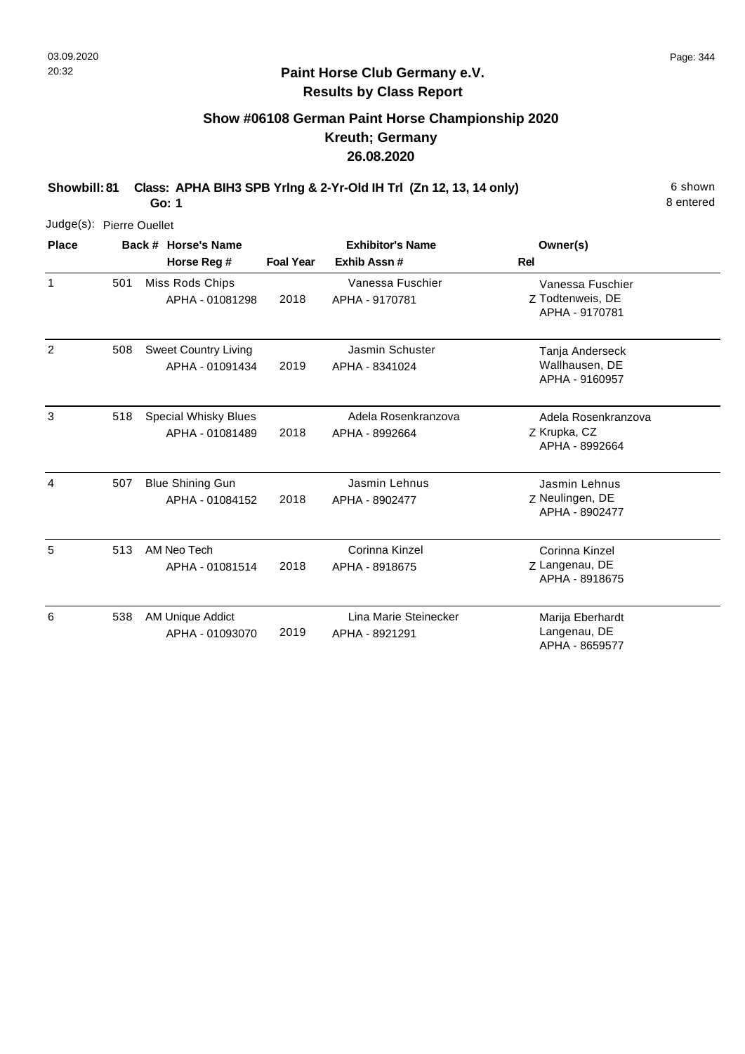## Paint Horse Club Germany e.V.
## Results by Class Report

### Show #06108 German Paint Horse Championship 2020
### Kreuth; Germany
### 26.08.2020

**Showbill: 81 Class: APHA BIH3 SPB Yrlng & 2-Yr-Old IH Trl (Zn 12, 13, 14 only)** 6 shown

**Go: 1** 8 entered

Judge(s): Pierre Ouellet

| Place | Back # | Horse's Name / Horse Reg # | Foal Year | Exhibitor's Name / Exhib Assn # | Rel | Owner(s) |
|---|---|---|---|---|---|---|
| 1 | 501 | Miss Rods Chips<br>APHA - 01081298 | 2018 | Vanessa Fuschier<br>APHA - 9170781 | Z | Vanessa Fuschier<br>Todtenweis, DE<br>APHA - 9170781 |
| 2 | 508 | Sweet Country Living<br>APHA - 01091434 | 2019 | Jasmin Schuster<br>APHA - 8341024 | | Tanja Anderseck<br>Wallhausen, DE<br>APHA - 9160957 |
| 3 | 518 | Special Whisky Blues<br>APHA - 01081489 | 2018 | Adela Rosenkranzova<br>APHA - 8992664 | Z | Adela Rosenkranzova<br>Krupka, CZ<br>APHA - 8992664 |
| 4 | 507 | Blue Shining Gun<br>APHA - 01084152 | 2018 | Jasmin Lehnus<br>APHA - 8902477 | Z | Jasmin Lehnus<br>Neulingen, DE<br>APHA - 8902477 |
| 5 | 513 | AM Neo Tech<br>APHA - 01081514 | 2018 | Corinna Kinzel<br>APHA - 8918675 | Z | Corinna Kinzel<br>Langenau, DE<br>APHA - 8918675 |
| 6 | 538 | AM Unique Addict<br>APHA - 01093070 | 2019 | Lina Marie Steinecker<br>APHA - 8921291 | | Marija Eberhardt<br>Langenau, DE<br>APHA - 8659577 |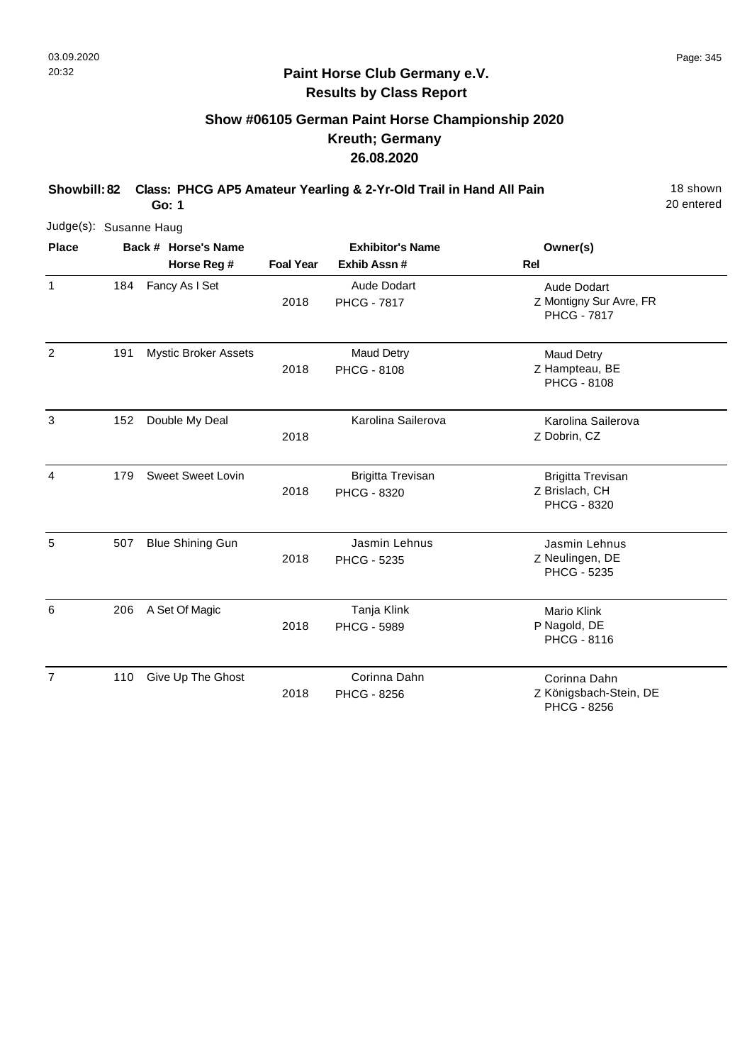## Paint Horse Club Germany e.V.
## Results by Class Report

### Show #06105 German Paint Horse Championship 2020
### Kreuth; Germany
### 26.08.2020

**Showbill: 82 Class: PHCG AP5 Amateur Yearling & 2-Yr-Old Trail in Hand All Pain** 18 shown
**Go: 1** 20 entered

Judge(s): Susanne Haug

| Place | Back # | Horse's Name / Horse Reg # | Foal Year | Exhibitor's Name / Exhib Assn # | Rel | Owner(s) |
|---|---|---|---|---|---|---|
| 1 | 184 | Fancy As I Set | 2018 | Aude Dodart<br>PHCG - 7817 | Z | Aude Dodart<br>Montigny Sur Avre, FR<br>PHCG - 7817 |
| 2 | 191 | Mystic Broker Assets | 2018 | Maud Detry<br>PHCG - 8108 | Z | Maud Detry<br>Hampteau, BE<br>PHCG - 8108 |
| 3 | 152 | Double My Deal | 2018 | Karolina Sailerova | Z | Karolina Sailerova<br>Dobrin, CZ |
| 4 | 179 | Sweet Sweet Lovin | 2018 | Brigitta Trevisan<br>PHCG - 8320 | Z | Brigitta Trevisan<br>Brislach, CH<br>PHCG - 8320 |
| 5 | 507 | Blue Shining Gun | 2018 | Jasmin Lehnus<br>PHCG - 5235 | Z | Jasmin Lehnus<br>Neulingen, DE<br>PHCG - 5235 |
| 6 | 206 | A Set Of Magic | 2018 | Tanja Klink<br>PHCG - 5989 | P | Mario Klink<br>Nagold, DE<br>PHCG - 8116 |
| 7 | 110 | Give Up The Ghost | 2018 | Corinna Dahn<br>PHCG - 8256 | Z | Corinna Dahn<br>Königsbach-Stein, DE<br>PHCG - 8256 |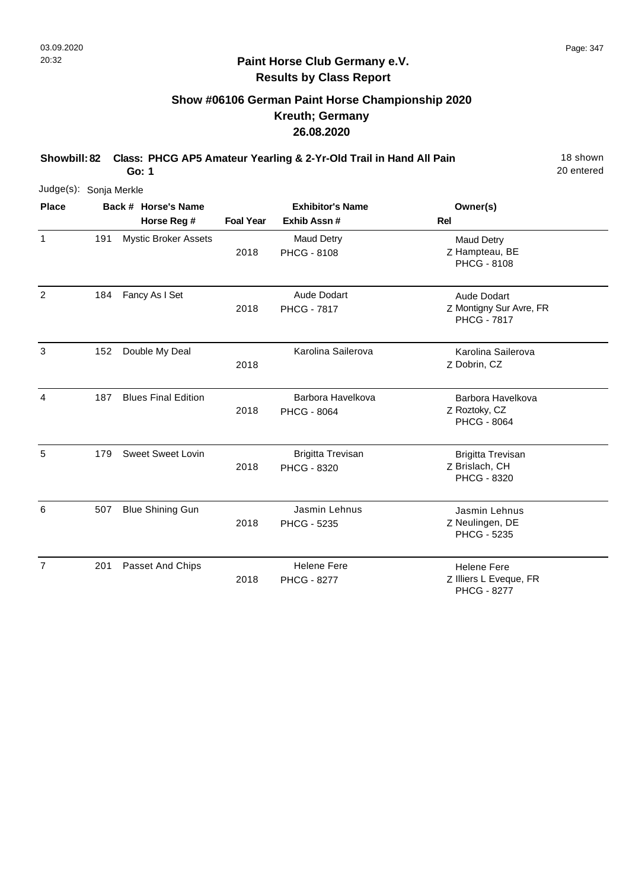## Paint Horse Club Germany e.V.
### Results by Class Report

## Show #06106 German Paint Horse Championship 2020
## Kreuth; Germany
## 26.08.2020

**Showbill: 82 Class: PHCG AP5 Amateur Yearling & 2-Yr-Old Trail in Hand All Pain** 18 shown
**Go: 1** 20 entered

Judge(s): Sonja Merkle

| Place | Back # | Horse's Name / Horse Reg # | Foal Year | Exhibitor's Name / Exhib Assn # | Rel | Owner(s) |
|---|---|---|---|---|---|---|
| 1 | 191 | Mystic Broker Assets | 2018 | Maud Detry<br>PHCG - 8108 | Z | Maud Detry<br>Hampteau, BE<br>PHCG - 8108 |
| 2 | 184 | Fancy As I Set | 2018 | Aude Dodart<br>PHCG - 7817 | Z | Aude Dodart<br>Montigny Sur Avre, FR<br>PHCG - 7817 |
| 3 | 152 | Double My Deal | 2018 | Karolina Sailerova | Z | Karolina Sailerova<br>Dobrin, CZ |
| 4 | 187 | Blues Final Edition | 2018 | Barbora Havelkova<br>PHCG - 8064 | Z | Barbora Havelkova<br>Roztoky, CZ<br>PHCG - 8064 |
| 5 | 179 | Sweet Sweet Lovin | 2018 | Brigitta Trevisan<br>PHCG - 8320 | Z | Brigitta Trevisan<br>Brislach, CH<br>PHCG - 8320 |
| 6 | 507 | Blue Shining Gun | 2018 | Jasmin Lehnus<br>PHCG - 5235 | Z | Jasmin Lehnus<br>Neulingen, DE<br>PHCG - 5235 |
| 7 | 201 | Passet And Chips | 2018 | Helene Fere<br>PHCG - 8277 | Z | Helene Fere<br>Illiers L Eveque, FR<br>PHCG - 8277 |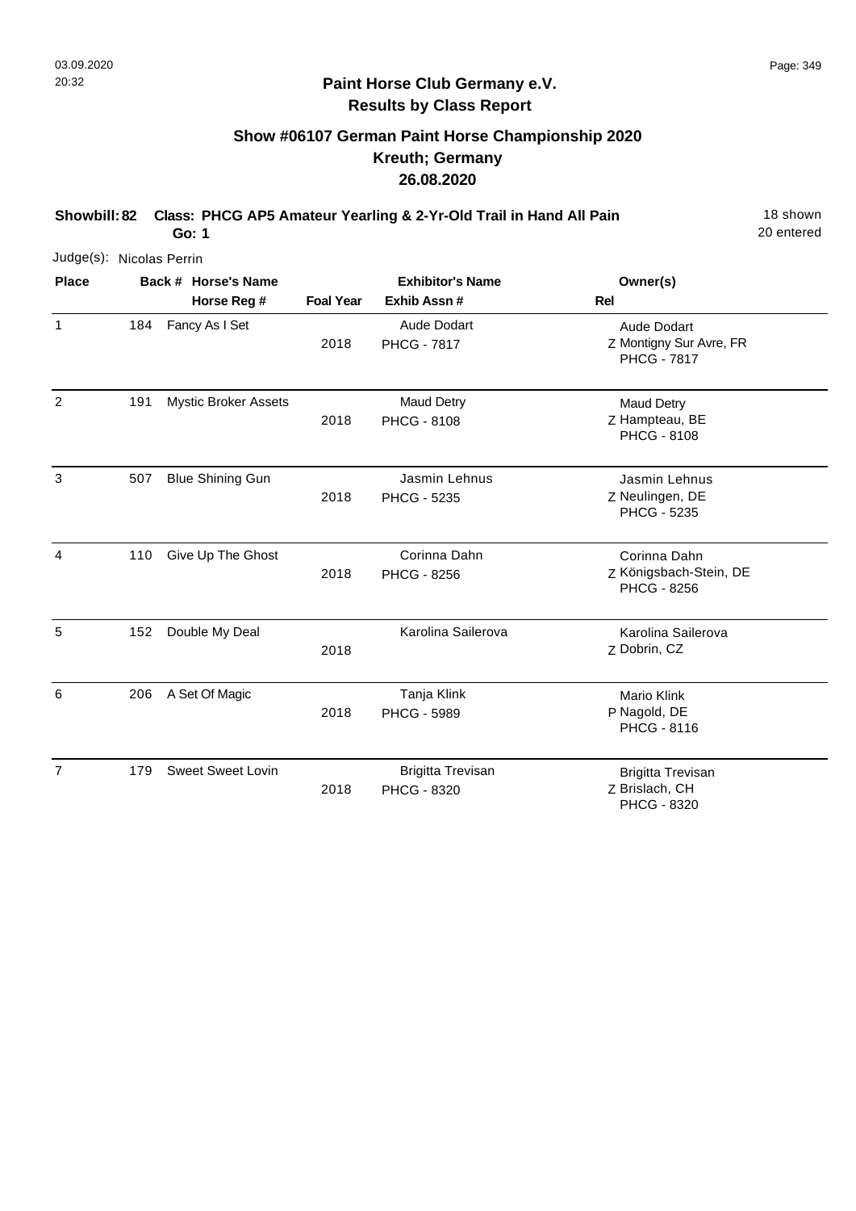# Paint Horse Club Germany e.V.

## Results by Class Report

### Show #06107 German Paint Horse Championship 2020

### Kreuth; Germany

### 26.08.2020

**Showbill: 82 Class: PHCG AP5 Amateur Yearling & 2-Yr-Old Trail in Hand All Pain** 18 shown

**Go: 1** 20 entered

Judge(s): Nicolas Perrin

| Place | Back # | Horse's Name / Horse Reg # | Foal Year | Exhibitor's Name / Exhib Assn # | Rel | Owner(s) |
|---|---|---|---|---|---|---|
| 1 | 184 | Fancy As I Set | 2018 | Aude Dodart<br>PHCG - 7817 | Z | Aude Dodart<br>Montigny Sur Avre, FR<br>PHCG - 7817 |
| 2 | 191 | Mystic Broker Assets | 2018 | Maud Detry<br>PHCG - 8108 | Z | Maud Detry<br>Hampteau, BE<br>PHCG - 8108 |
| 3 | 507 | Blue Shining Gun | 2018 | Jasmin Lehnus<br>PHCG - 5235 | Z | Jasmin Lehnus<br>Neulingen, DE<br>PHCG - 5235 |
| 4 | 110 | Give Up The Ghost | 2018 | Corinna Dahn<br>PHCG - 8256 | Z | Corinna Dahn<br>Königsbach-Stein, DE<br>PHCG - 8256 |
| 5 | 152 | Double My Deal | 2018 | Karolina Sailerova | Z | Karolina Sailerova<br>Dobrin, CZ |
| 6 | 206 | A Set Of Magic | 2018 | Tanja Klink<br>PHCG - 5989 | P | Mario Klink<br>Nagold, DE<br>PHCG - 8116 |
| 7 | 179 | Sweet Sweet Lovin | 2018 | Brigitta Trevisan<br>PHCG - 8320 | Z | Brigitta Trevisan<br>Brislach, CH<br>PHCG - 8320 |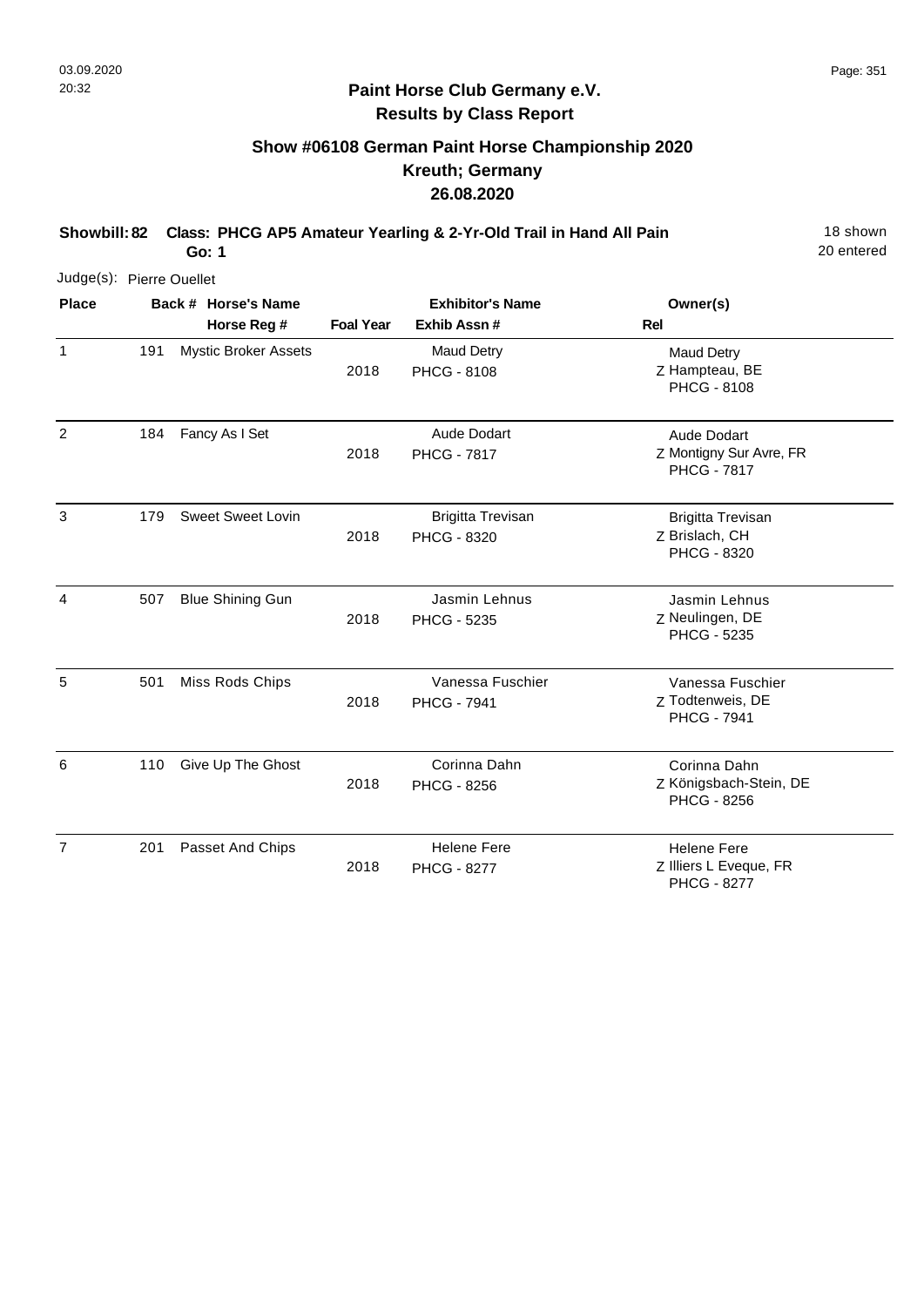## Paint Horse Club Germany e.V.
### Results by Class Report

### Show #06108 German Paint Horse Championship 2020
### Kreuth; Germany
### 26.08.2020

**Showbill: 82 Class: PHCG AP5 Amateur Yearling & 2-Yr-Old Trail in Hand All Pain** — 18 shown, 20 entered

**Go: 1**

Judge(s): Pierre Ouellet

| Place | Back # | Horse's Name / Horse Reg # | Foal Year | Exhibitor's Name / Exhib Assn # | Owner(s) / Rel |
|---|---|---|---|---|---|
| 1 | 191 | Mystic Broker Assets | 2018 | Maud Detry<br>PHCG - 8108 | Maud Detry<br>Z Hampteau, BE<br>PHCG - 8108 |
| 2 | 184 | Fancy As I Set | 2018 | Aude Dodart<br>PHCG - 7817 | Aude Dodart<br>Z Montigny Sur Avre, FR<br>PHCG - 7817 |
| 3 | 179 | Sweet Sweet Lovin | 2018 | Brigitta Trevisan<br>PHCG - 8320 | Brigitta Trevisan<br>Z Brislach, CH<br>PHCG - 8320 |
| 4 | 507 | Blue Shining Gun | 2018 | Jasmin Lehnus<br>PHCG - 5235 | Jasmin Lehnus<br>Z Neulingen, DE<br>PHCG - 5235 |
| 5 | 501 | Miss Rods Chips | 2018 | Vanessa Fuschier<br>PHCG - 7941 | Vanessa Fuschier<br>Z Todtenweis, DE<br>PHCG - 7941 |
| 6 | 110 | Give Up The Ghost | 2018 | Corinna Dahn<br>PHCG - 8256 | Corinna Dahn<br>Z Königsbach-Stein, DE<br>PHCG - 8256 |
| 7 | 201 | Passet And Chips | 2018 | Helene Fere<br>PHCG - 8277 | Helene Fere<br>Z Illiers L Eveque, FR<br>PHCG - 8277 |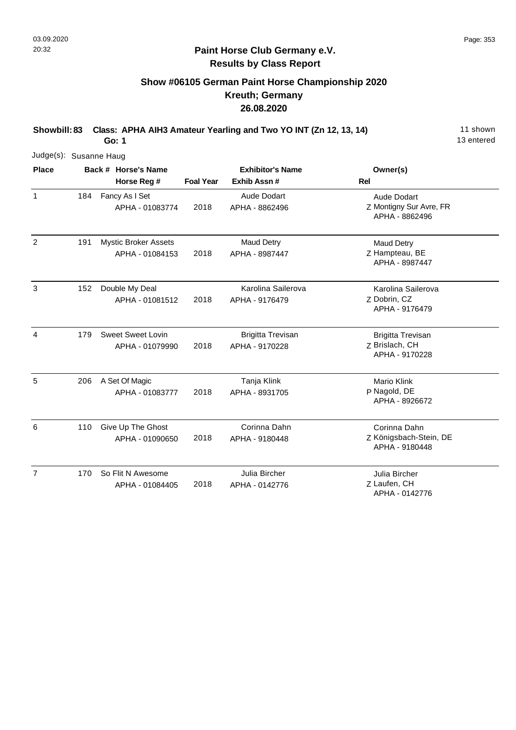## Paint Horse Club Germany e.V.
## Results by Class Report

### Show #06105 German Paint Horse Championship 2020
### Kreuth; Germany
### 26.08.2020

**Showbill: 83 Class: APHA AIH3 Amateur Yearling and Two YO INT (Zn 12, 13, 14)** 11 shown
**Go: 1** 13 entered

Judge(s): Susanne Haug

| Place | Back # | Horse's Name / Horse Reg # | Foal Year | Exhibitor's Name / Exhib Assn # | Rel | Owner(s) |
|---|---|---|---|---|---|---|
| 1 | 184 | Fancy As I Set<br>APHA - 01083774 | 2018 | Aude Dodart<br>APHA - 8862496 | Z | Aude Dodart<br>Montigny Sur Avre, FR<br>APHA - 8862496 |
| 2 | 191 | Mystic Broker Assets<br>APHA - 01084153 | 2018 | Maud Detry<br>APHA - 8987447 | Z | Maud Detry<br>Hampteau, BE<br>APHA - 8987447 |
| 3 | 152 | Double My Deal<br>APHA - 01081512 | 2018 | Karolina Sailerova<br>APHA - 9176479 | Z | Karolina Sailerova<br>Dobrin, CZ<br>APHA - 9176479 |
| 4 | 179 | Sweet Sweet Lovin<br>APHA - 01079990 | 2018 | Brigitta Trevisan<br>APHA - 9170228 | Z | Brigitta Trevisan<br>Brislach, CH<br>APHA - 9170228 |
| 5 | 206 | A Set Of Magic<br>APHA - 01083777 | 2018 | Tanja Klink<br>APHA - 8931705 | P | Mario Klink<br>Nagold, DE<br>APHA - 8926672 |
| 6 | 110 | Give Up The Ghost<br>APHA - 01090650 | 2018 | Corinna Dahn<br>APHA - 9180448 | Z | Corinna Dahn<br>Königsbach-Stein, DE<br>APHA - 9180448 |
| 7 | 170 | So Flit N Awesome<br>APHA - 01084405 | 2018 | Julia Bircher<br>APHA - 0142776 | Z | Julia Bircher<br>Laufen, CH<br>APHA - 0142776 |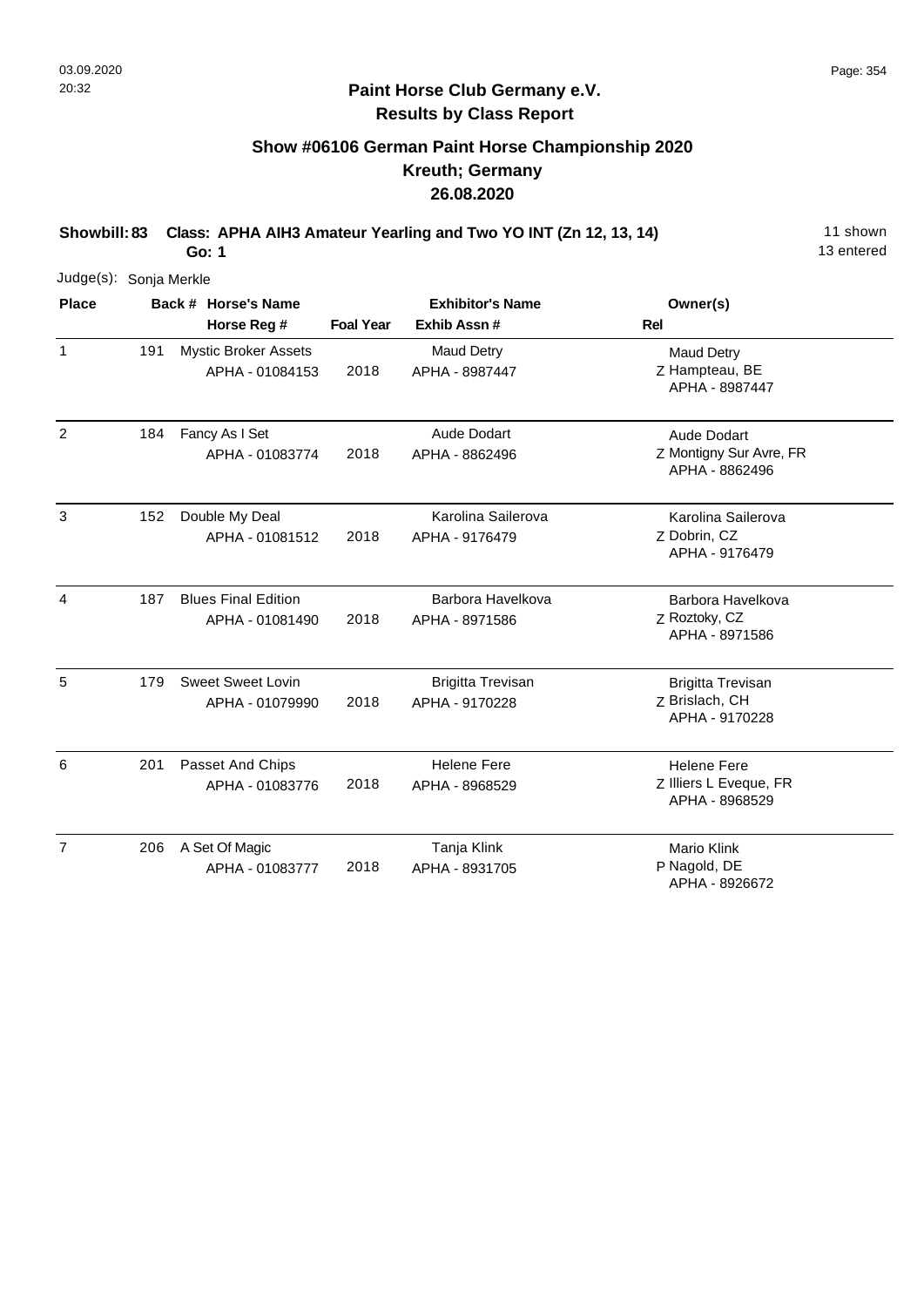03.09.2020
20:32

**Paint Horse Club Germany e.V.**
**Results by Class Report**

## Show #06106 German Paint Horse Championship 2020
## Kreuth; Germany
## 26.08.2020

**Showbill: 83 Class: APHA AIH3 Amateur Yearling and Two YO INT (Zn 12, 13, 14)** 11 shown
**Go: 1** 13 entered

Judge(s): Sonja Merkle

| Place | Back # | Horse's Name / Horse Reg # | Foal Year | Exhibitor's Name / Exhib Assn # | Rel | Owner(s) |
|---|---|---|---|---|---|---|
| 1 | 191 | Mystic Broker Assets<br>APHA - 01084153 | 2018 | Maud Detry<br>APHA - 8987447 | Z | Maud Detry<br>Hampteau, BE<br>APHA - 8987447 |
| 2 | 184 | Fancy As I Set<br>APHA - 01083774 | 2018 | Aude Dodart<br>APHA - 8862496 | Z | Aude Dodart<br>Montigny Sur Avre, FR<br>APHA - 8862496 |
| 3 | 152 | Double My Deal<br>APHA - 01081512 | 2018 | Karolina Sailerova<br>APHA - 9176479 | Z | Karolina Sailerova<br>Dobrin, CZ<br>APHA - 9176479 |
| 4 | 187 | Blues Final Edition<br>APHA - 01081490 | 2018 | Barbora Havelkova<br>APHA - 8971586 | Z | Barbora Havelkova<br>Roztoky, CZ<br>APHA - 8971586 |
| 5 | 179 | Sweet Sweet Lovin<br>APHA - 01079990 | 2018 | Brigitta Trevisan<br>APHA - 9170228 | Z | Brigitta Trevisan<br>Brislach, CH<br>APHA - 9170228 |
| 6 | 201 | Passet And Chips<br>APHA - 01083776 | 2018 | Helene Fere<br>APHA - 8968529 | Z | Helene Fere<br>Illiers L Eveque, FR<br>APHA - 8968529 |
| 7 | 206 | A Set Of Magic<br>APHA - 01083777 | 2018 | Tanja Klink<br>APHA - 8931705 | P | Mario Klink<br>Nagold, DE<br>APHA - 8926672 |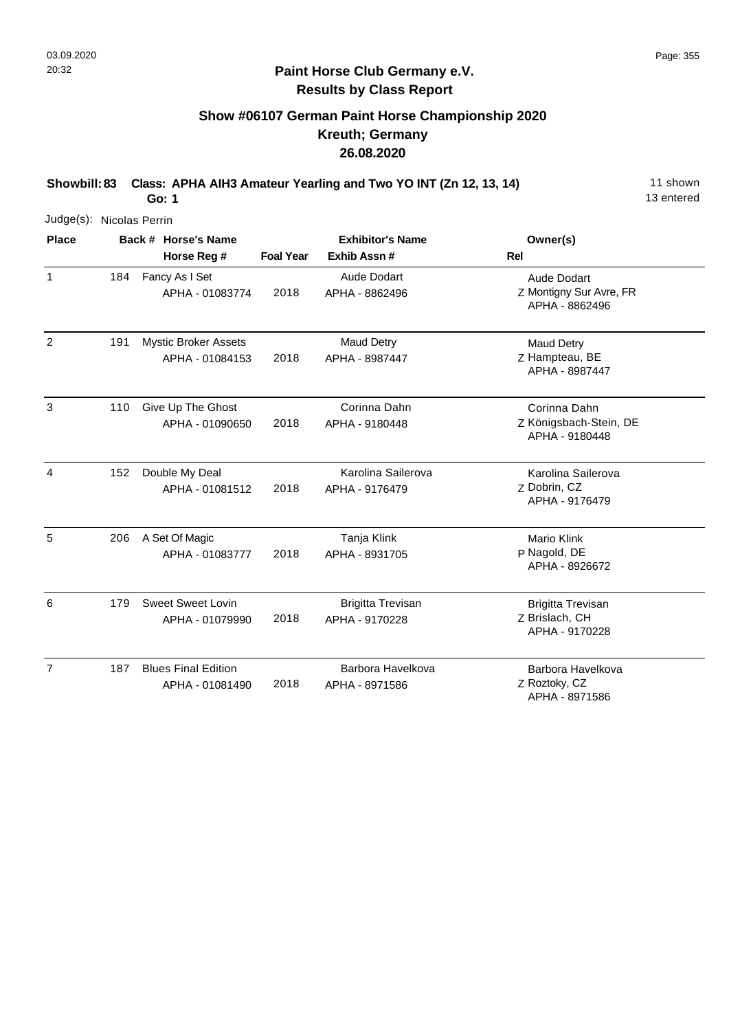**Paint Horse Club Germany e.V.**
**Results by Class Report**

## Show #06107 German Paint Horse Championship 2020
## Kreuth; Germany
## 26.08.2020

**Showbill: 83 Class: APHA AIH3 Amateur Yearling and Two YO INT (Zn 12, 13, 14)** 11 shown
**Go: 1** 13 entered

Judge(s): Nicolas Perrin

| Place | Back # | Horse's Name / Horse Reg # | Foal Year | Exhibitor's Name / Exhib Assn # | Rel | Owner(s) |
|---|---|---|---|---|---|---|
| 1 | 184 | Fancy As I Set<br>APHA - 01083774 | 2018 | Aude Dodart<br>APHA - 8862496 | Z | Aude Dodart<br>Montigny Sur Avre, FR<br>APHA - 8862496 |
| 2 | 191 | Mystic Broker Assets<br>APHA - 01084153 | 2018 | Maud Detry<br>APHA - 8987447 | Z | Maud Detry<br>Hampteau, BE<br>APHA - 8987447 |
| 3 | 110 | Give Up The Ghost<br>APHA - 01090650 | 2018 | Corinna Dahn<br>APHA - 9180448 | Z | Corinna Dahn<br>Königsbach-Stein, DE<br>APHA - 9180448 |
| 4 | 152 | Double My Deal<br>APHA - 01081512 | 2018 | Karolina Sailerova<br>APHA - 9176479 | Z | Karolina Sailerova<br>Dobrin, CZ<br>APHA - 9176479 |
| 5 | 206 | A Set Of Magic<br>APHA - 01083777 | 2018 | Tanja Klink<br>APHA - 8931705 | P | Mario Klink<br>Nagold, DE<br>APHA - 8926672 |
| 6 | 179 | Sweet Sweet Lovin<br>APHA - 01079990 | 2018 | Brigitta Trevisan<br>APHA - 9170228 | Z | Brigitta Trevisan<br>Brislach, CH<br>APHA - 9170228 |
| 7 | 187 | Blues Final Edition<br>APHA - 01081490 | 2018 | Barbora Havelkova<br>APHA - 8971586 | Z | Barbora Havelkova<br>Roztoky, CZ<br>APHA - 8971586 |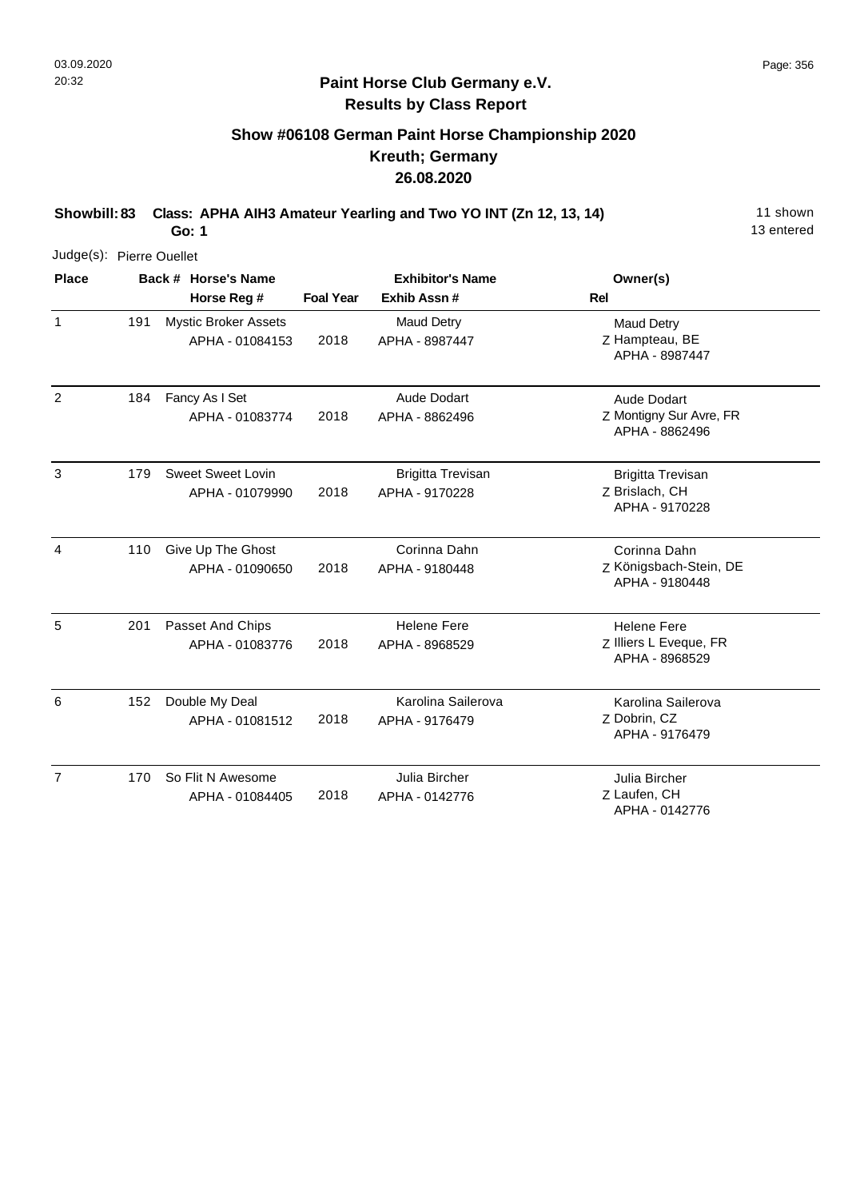## Paint Horse Club Germany e.V.
## Results by Class Report

### Show #06108 German Paint Horse Championship 2020
### Kreuth; Germany
### 26.08.2020

**Showbill: 83 Class: APHA AIH3 Amateur Yearling and Two YO INT (Zn 12, 13, 14)** 11 shown
**Go: 1** 13 entered

Judge(s): Pierre Ouellet

| Place | Back # | Horse's Name / Horse Reg # | Foal Year | Exhibitor's Name / Exhib Assn # | Rel | Owner(s) |
|---|---|---|---|---|---|---|
| 1 | 191 | Mystic Broker Assets<br>APHA - 01084153 | 2018 | Maud Detry<br>APHA - 8987447 | Z | Maud Detry<br>Hampteau, BE<br>APHA - 8987447 |
| 2 | 184 | Fancy As I Set<br>APHA - 01083774 | 2018 | Aude Dodart<br>APHA - 8862496 | Z | Aude Dodart<br>Montigny Sur Avre, FR<br>APHA - 8862496 |
| 3 | 179 | Sweet Sweet Lovin<br>APHA - 01079990 | 2018 | Brigitta Trevisan<br>APHA - 9170228 | Z | Brigitta Trevisan<br>Brislach, CH<br>APHA - 9170228 |
| 4 | 110 | Give Up The Ghost<br>APHA - 01090650 | 2018 | Corinna Dahn<br>APHA - 9180448 | Z | Corinna Dahn<br>Königsbach-Stein, DE<br>APHA - 9180448 |
| 5 | 201 | Passet And Chips<br>APHA - 01083776 | 2018 | Helene Fere<br>APHA - 8968529 | Z | Helene Fere<br>Illiers L Eveque, FR<br>APHA - 8968529 |
| 6 | 152 | Double My Deal<br>APHA - 01081512 | 2018 | Karolina Sailerova<br>APHA - 9176479 | Z | Karolina Sailerova<br>Dobrin, CZ<br>APHA - 9176479 |
| 7 | 170 | So Flit N Awesome<br>APHA - 01084405 | 2018 | Julia Bircher<br>APHA - 0142776 | Z | Julia Bircher<br>Laufen, CH<br>APHA - 0142776 |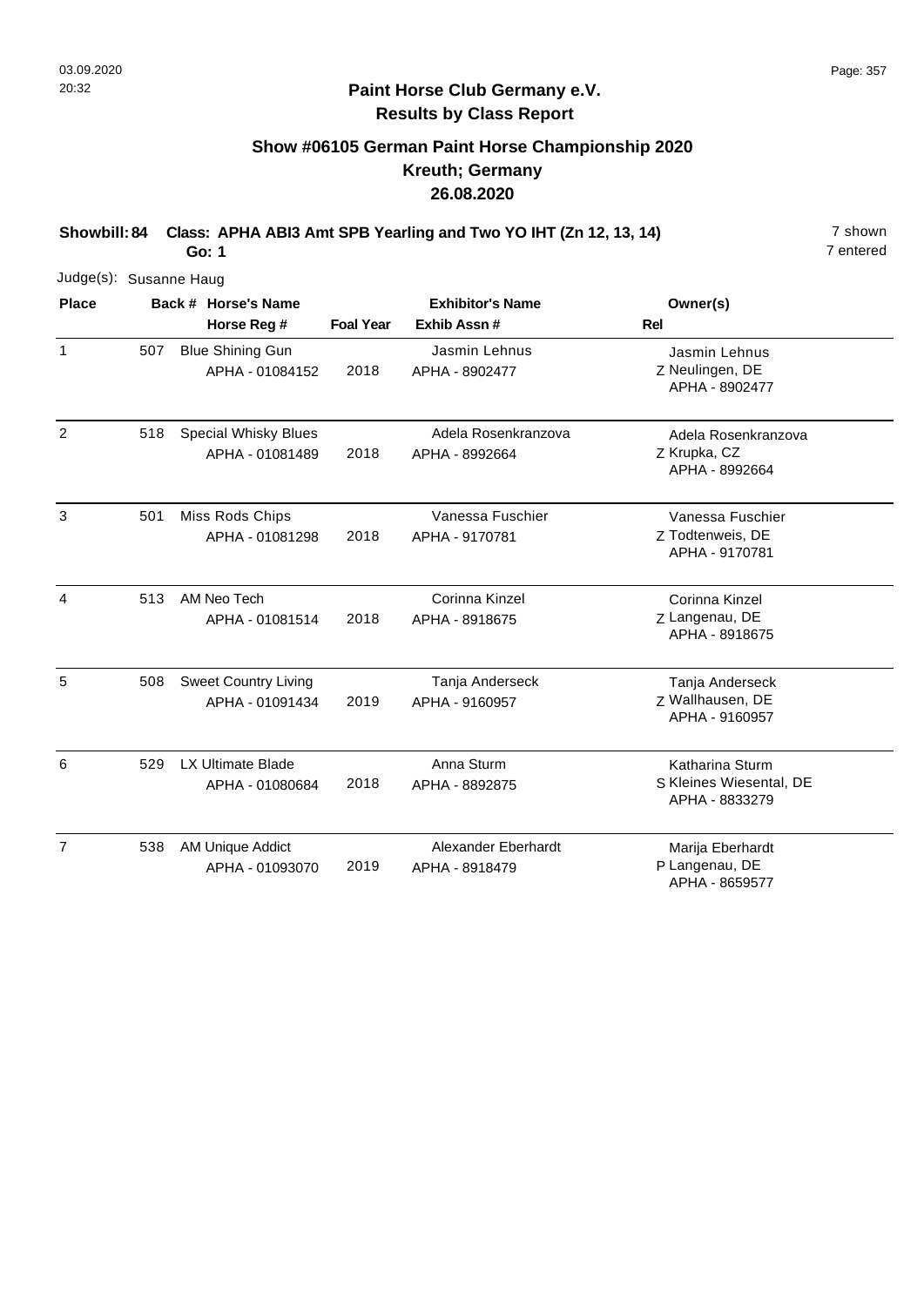## Paint Horse Club Germany e.V.
## Results by Class Report

### Show #06105 German Paint Horse Championship 2020
### Kreuth; Germany
### 26.08.2020

**Showbill: 84 Class: APHA ABI3 Amt SPB Yearling and Two YO IHT (Zn 12, 13, 14)** 7 shown
**Go: 1** 7 entered

Judge(s): Susanne Haug

| Place | Back # | Horse's Name / Horse Reg # | Foal Year | Exhibitor's Name / Exhib Assn # | Rel | Owner(s) |
|---|---|---|---|---|---|---|
| 1 | 507 | Blue Shining Gun<br>APHA - 01084152 | 2018 | Jasmin Lehnus<br>APHA - 8902477 | Z | Jasmin Lehnus<br>Neulingen, DE<br>APHA - 8902477 |
| 2 | 518 | Special Whisky Blues<br>APHA - 01081489 | 2018 | Adela Rosenkranzova<br>APHA - 8992664 | Z | Adela Rosenkranzova<br>Krupka, CZ<br>APHA - 8992664 |
| 3 | 501 | Miss Rods Chips<br>APHA - 01081298 | 2018 | Vanessa Fuschier<br>APHA - 9170781 | Z | Vanessa Fuschier<br>Todtenweis, DE<br>APHA - 9170781 |
| 4 | 513 | AM Neo Tech<br>APHA - 01081514 | 2018 | Corinna Kinzel<br>APHA - 8918675 | Z | Corinna Kinzel<br>Langenau, DE<br>APHA - 8918675 |
| 5 | 508 | Sweet Country Living<br>APHA - 01091434 | 2019 | Tanja Anderseck<br>APHA - 9160957 | Z | Tanja Anderseck<br>Wallhausen, DE<br>APHA - 9160957 |
| 6 | 529 | LX Ultimate Blade<br>APHA - 01080684 | 2018 | Anna Sturm<br>APHA - 8892875 | S | Katharina Sturm<br>Kleines Wiesental, DE<br>APHA - 8833279 |
| 7 | 538 | AM Unique Addict<br>APHA - 01093070 | 2019 | Alexander Eberhardt<br>APHA - 8918479 | P | Marija Eberhardt<br>Langenau, DE<br>APHA - 8659577 |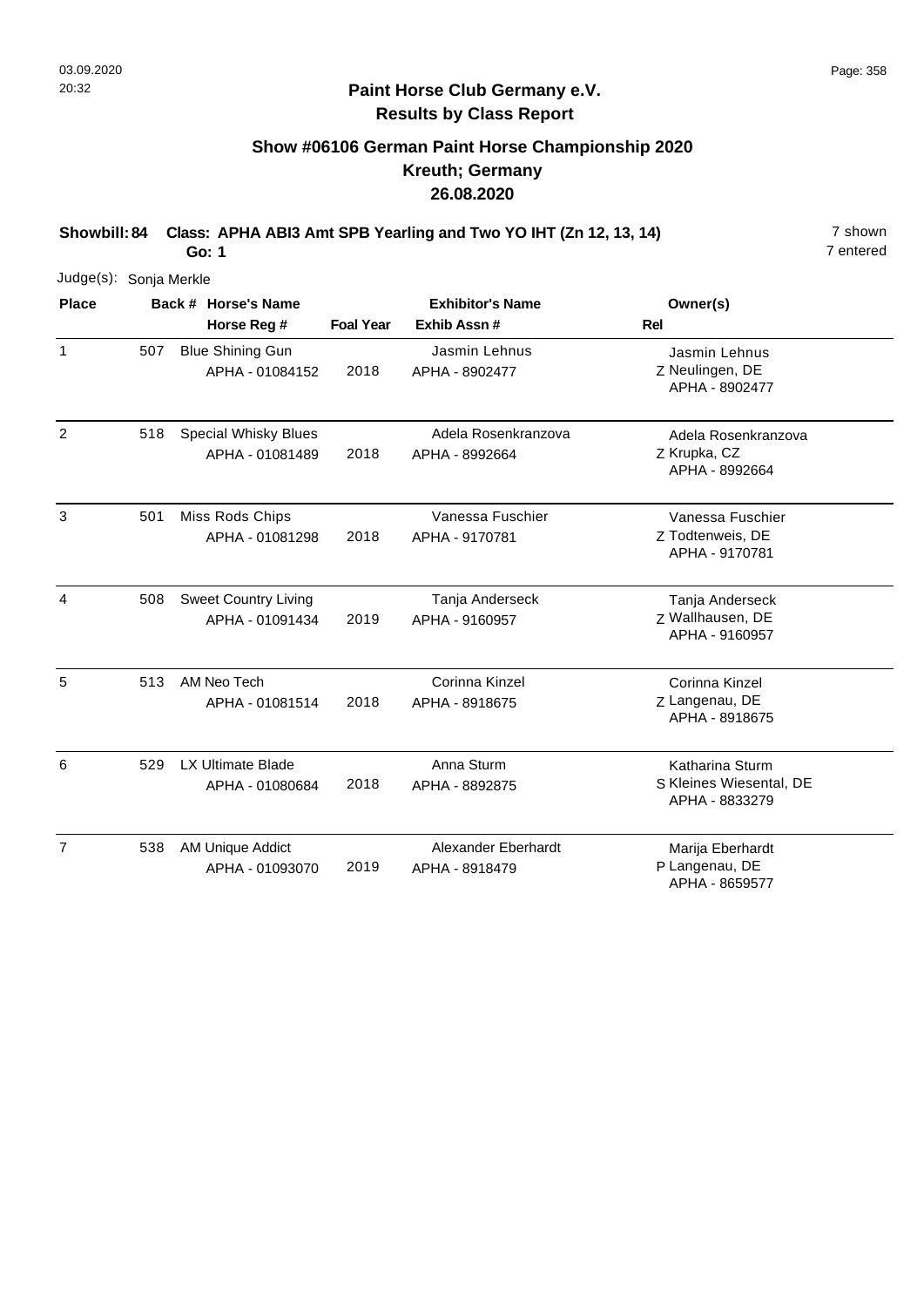**Paint Horse Club Germany e.V.**
**Results by Class Report**

## Show #06106 German Paint Horse Championship 2020
## Kreuth; Germany
## 26.08.2020

**Showbill: 84 Class: APHA ABI3 Amt SPB Yearling and Two YO IHT (Zn 12, 13, 14)** 7 shown
**Go: 1** 7 entered

Judge(s): Sonja Merkle

| Place | Back # | Horse's Name / Horse Reg # | Foal Year | Exhibitor's Name / Exhib Assn # | Rel | Owner(s) |
|---|---|---|---|---|---|---|
| 1 | 507 | Blue Shining Gun<br>APHA - 01084152 | 2018 | Jasmin Lehnus<br>APHA - 8902477 | Z | Jasmin Lehnus<br>Neulingen, DE<br>APHA - 8902477 |
| 2 | 518 | Special Whisky Blues<br>APHA - 01081489 | 2018 | Adela Rosenkranzova<br>APHA - 8992664 | Z | Adela Rosenkranzova<br>Krupka, CZ<br>APHA - 8992664 |
| 3 | 501 | Miss Rods Chips<br>APHA - 01081298 | 2018 | Vanessa Fuschier<br>APHA - 9170781 | Z | Vanessa Fuschier<br>Todtenweis, DE<br>APHA - 9170781 |
| 4 | 508 | Sweet Country Living<br>APHA - 01091434 | 2019 | Tanja Anderseck<br>APHA - 9160957 | Z | Tanja Anderseck<br>Wallhausen, DE<br>APHA - 9160957 |
| 5 | 513 | AM Neo Tech<br>APHA - 01081514 | 2018 | Corinna Kinzel<br>APHA - 8918675 | Z | Corinna Kinzel<br>Langenau, DE<br>APHA - 8918675 |
| 6 | 529 | LX Ultimate Blade<br>APHA - 01080684 | 2018 | Anna Sturm<br>APHA - 8892875 | S | Katharina Sturm<br>Kleines Wiesental, DE<br>APHA - 8833279 |
| 7 | 538 | AM Unique Addict<br>APHA - 01093070 | 2019 | Alexander Eberhardt<br>APHA - 8918479 | P | Marija Eberhardt<br>Langenau, DE<br>APHA - 8659577 |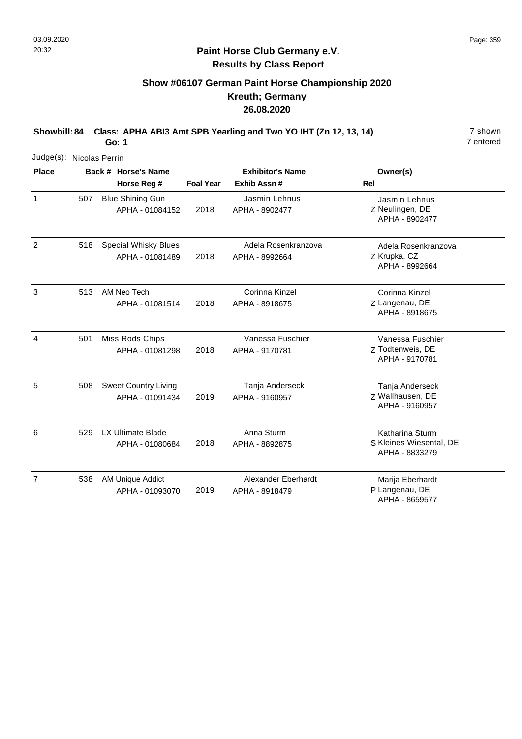**Paint Horse Club Germany e.V.**
**Results by Class Report**

## Show #06107 German Paint Horse Championship 2020
## Kreuth; Germany
## 26.08.2020

**Showbill: 84 Class: APHA ABI3 Amt SPB Yearling and Two YO IHT (Zn 12, 13, 14)** 7 shown
**Go: 1** 7 entered

Judge(s): Nicolas Perrin

| Place | Back # | Horse's Name / Horse Reg # | Foal Year | Exhibitor's Name / Exhib Assn # | Rel | Owner(s) |
|---|---|---|---|---|---|---|
| 1 | 507 | Blue Shining Gun<br>APHA - 01084152 | 2018 | Jasmin Lehnus<br>APHA - 8902477 | Z | Jasmin Lehnus<br>Neulingen, DE<br>APHA - 8902477 |
| 2 | 518 | Special Whisky Blues<br>APHA - 01081489 | 2018 | Adela Rosenkranzova<br>APHA - 8992664 | Z | Adela Rosenkranzova<br>Krupka, CZ<br>APHA - 8992664 |
| 3 | 513 | AM Neo Tech<br>APHA - 01081514 | 2018 | Corinna Kinzel<br>APHA - 8918675 | Z | Corinna Kinzel<br>Langenau, DE<br>APHA - 8918675 |
| 4 | 501 | Miss Rods Chips<br>APHA - 01081298 | 2018 | Vanessa Fuschier<br>APHA - 9170781 | Z | Vanessa Fuschier<br>Todtenweis, DE<br>APHA - 9170781 |
| 5 | 508 | Sweet Country Living<br>APHA - 01091434 | 2019 | Tanja Anderseck<br>APHA - 9160957 | Z | Tanja Anderseck<br>Wallhausen, DE<br>APHA - 9160957 |
| 6 | 529 | LX Ultimate Blade<br>APHA - 01080684 | 2018 | Anna Sturm<br>APHA - 8892875 | S | Katharina Sturm<br>Kleines Wiesental, DE<br>APHA - 8833279 |
| 7 | 538 | AM Unique Addict<br>APHA - 01093070 | 2019 | Alexander Eberhardt<br>APHA - 8918479 | P | Marija Eberhardt<br>Langenau, DE<br>APHA - 8659577 |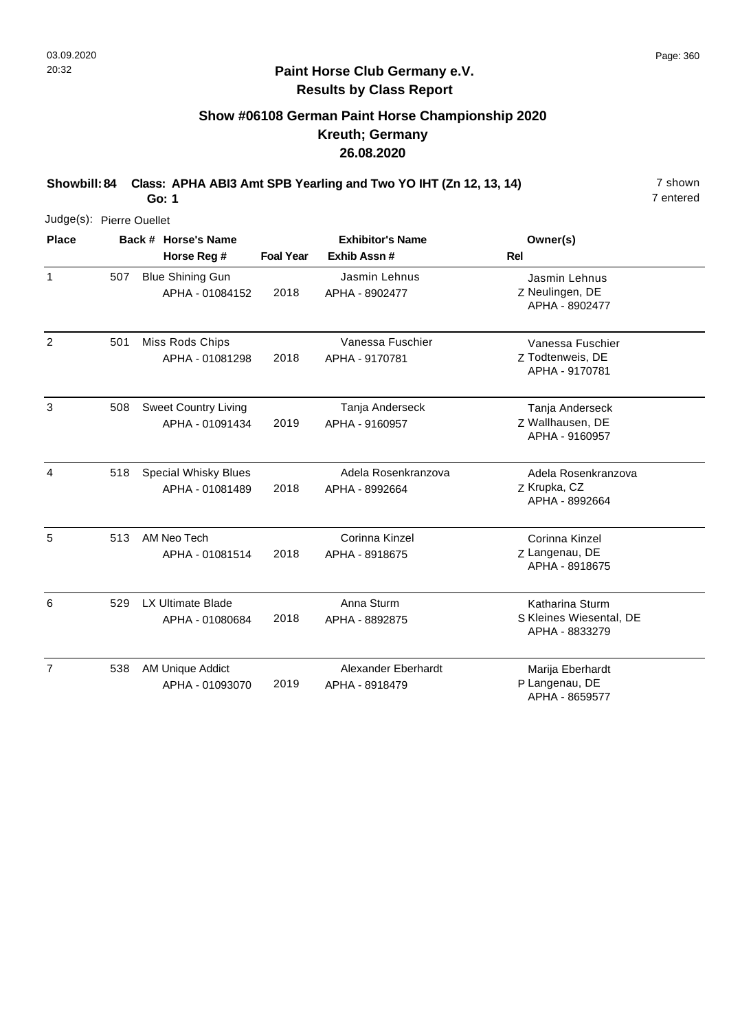**Paint Horse Club Germany e.V.**
**Results by Class Report**

## Show #06108 German Paint Horse Championship 2020
## Kreuth; Germany
## 26.08.2020

**Showbill: 84 Class: APHA ABI3 Amt SPB Yearling and Two YO IHT (Zn 12, 13, 14)** 7 shown
**Go: 1** 7 entered

Judge(s): Pierre Ouellet

| Place | Back # | Horse's Name / Horse Reg # | Foal Year | Exhibitor's Name / Exhib Assn # | Rel | Owner(s) |
|---|---|---|---|---|---|---|
| 1 | 507 | Blue Shining Gun<br>APHA - 01084152 | 2018 | Jasmin Lehnus<br>APHA - 8902477 | Z | Jasmin Lehnus<br>Neulingen, DE<br>APHA - 8902477 |
| 2 | 501 | Miss Rods Chips<br>APHA - 01081298 | 2018 | Vanessa Fuschier<br>APHA - 9170781 | Z | Vanessa Fuschier<br>Todtenweis, DE<br>APHA - 9170781 |
| 3 | 508 | Sweet Country Living<br>APHA - 01091434 | 2019 | Tanja Anderseck<br>APHA - 9160957 | Z | Tanja Anderseck<br>Wallhausen, DE<br>APHA - 9160957 |
| 4 | 518 | Special Whisky Blues<br>APHA - 01081489 | 2018 | Adela Rosenkranzova<br>APHA - 8992664 | Z | Adela Rosenkranzova<br>Krupka, CZ<br>APHA - 8992664 |
| 5 | 513 | AM Neo Tech<br>APHA - 01081514 | 2018 | Corinna Kinzel<br>APHA - 8918675 | Z | Corinna Kinzel<br>Langenau, DE<br>APHA - 8918675 |
| 6 | 529 | LX Ultimate Blade<br>APHA - 01080684 | 2018 | Anna Sturm<br>APHA - 8892875 | S | Katharina Sturm<br>Kleines Wiesental, DE<br>APHA - 8833279 |
| 7 | 538 | AM Unique Addict<br>APHA - 01093070 | 2019 | Alexander Eberhardt<br>APHA - 8918479 | P | Marija Eberhardt<br>Langenau, DE<br>APHA - 8659577 |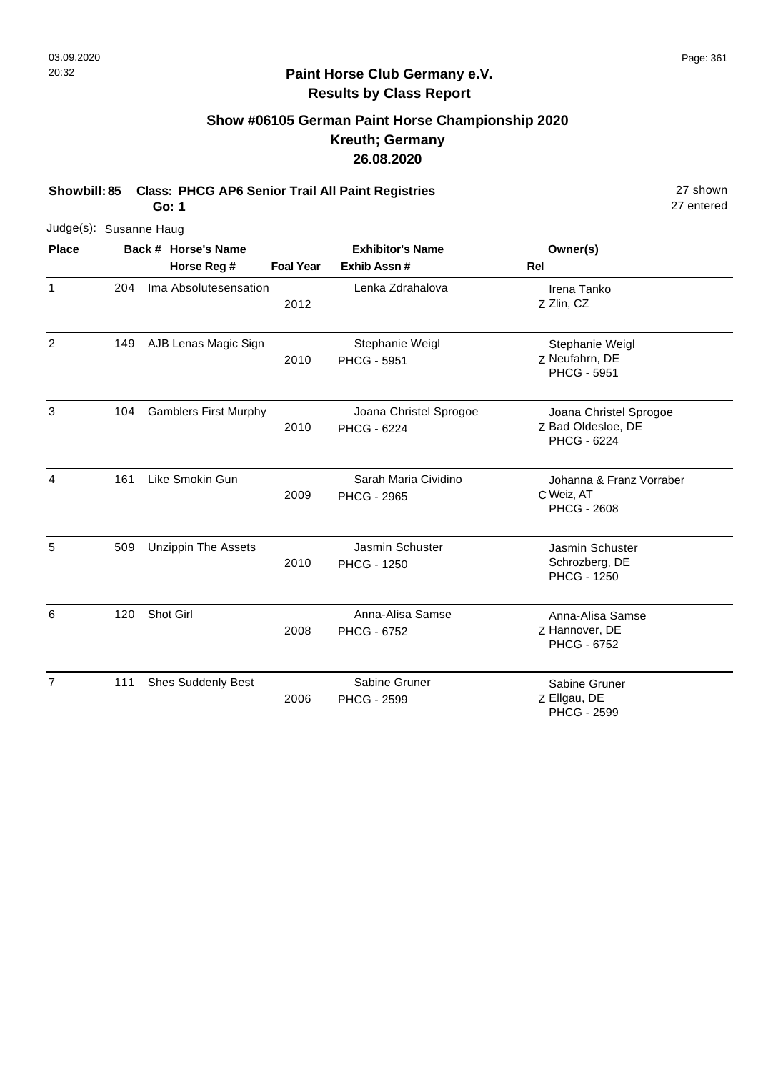03.09.2020
20:32

## Paint Horse Club Germany e.V.
## Results by Class Report

### Show #06105 German Paint Horse Championship 2020
### Kreuth; Germany
### 26.08.2020

**Showbill: 85 Class: PHCG AP6 Senior Trail All Paint Registries** 27 shown
**Go: 1** 27 entered

Judge(s): Susanne Haug

| Place | Back # | Horse's Name / Horse Reg # | Foal Year | Exhibitor's Name / Exhib Assn # | Rel | Owner(s) |
|---|---|---|---|---|---|---|
| 1 | 204 | Ima Absolutesensation | 2012 | Lenka Zdrahalova | Z | Irena Tanko<br>Zlin, CZ |
| 2 | 149 | AJB Lenas Magic Sign | 2010 | Stephanie Weigl<br>PHCG - 5951 | Z | Stephanie Weigl<br>Neufahrn, DE<br>PHCG - 5951 |
| 3 | 104 | Gamblers First Murphy | 2010 | Joana Christel Sprogoe<br>PHCG - 6224 | Z | Joana Christel Sprogoe<br>Bad Oldesloe, DE<br>PHCG - 6224 |
| 4 | 161 | Like Smokin Gun | 2009 | Sarah Maria Cividino<br>PHCG - 2965 | C | Johanna & Franz Vorraber<br>Weiz, AT<br>PHCG - 2608 |
| 5 | 509 | Unzippin The Assets | 2010 | Jasmin Schuster<br>PHCG - 1250 | | Jasmin Schuster<br>Schrozberg, DE<br>PHCG - 1250 |
| 6 | 120 | Shot Girl | 2008 | Anna-Alisa Samse<br>PHCG - 6752 | Z | Anna-Alisa Samse<br>Hannover, DE<br>PHCG - 6752 |
| 7 | 111 | Shes Suddenly Best | 2006 | Sabine Gruner<br>PHCG - 2599 | Z | Sabine Gruner<br>Ellgau, DE<br>PHCG - 2599 |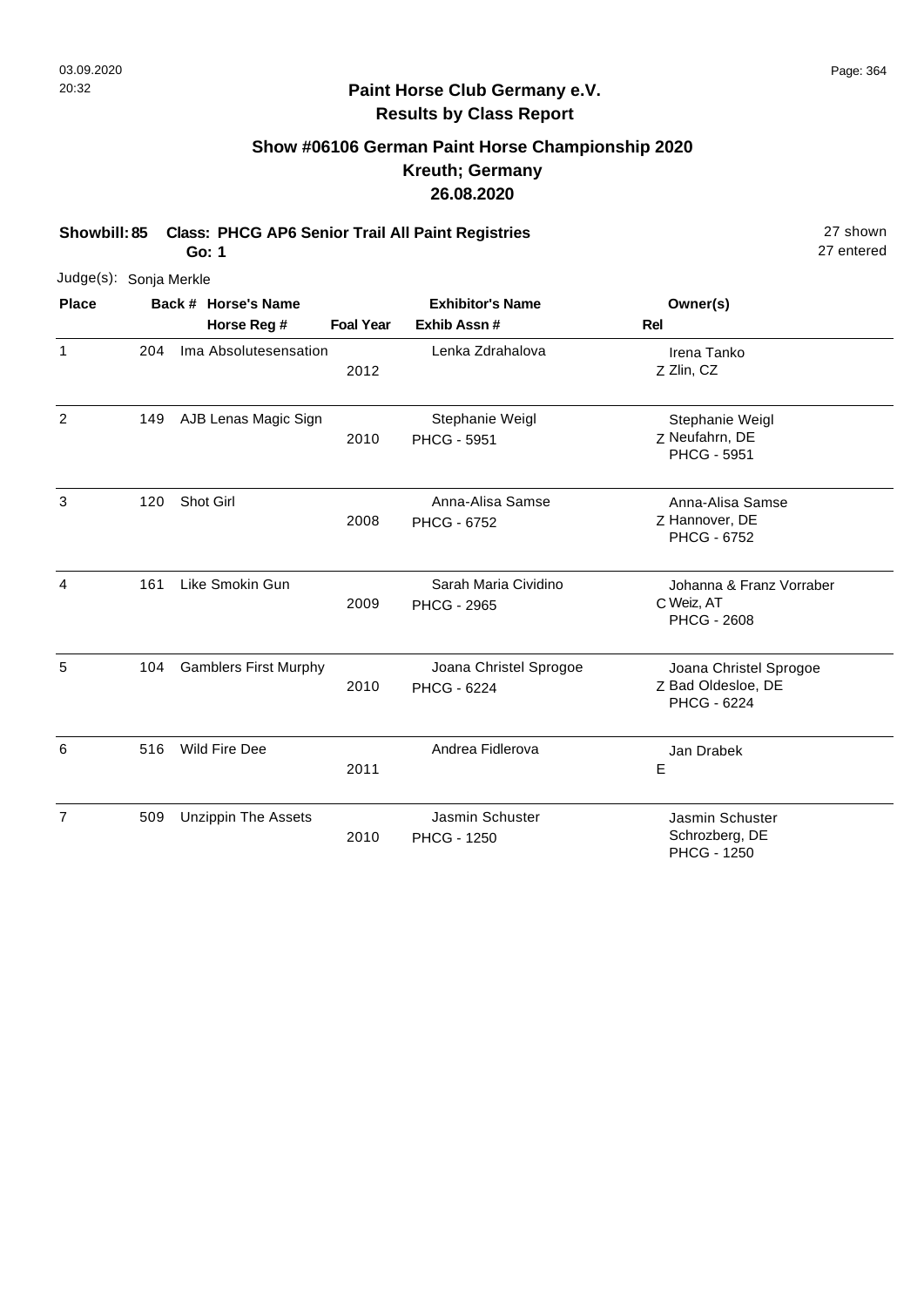## Paint Horse Club Germany e.V.
## Results by Class Report

### Show #06106 German Paint Horse Championship 2020
### Kreuth; Germany
### 26.08.2020

**Showbill: 85 Class: PHCG AP6 Senior Trail All Paint Registries** 27 shown
**Go: 1** 27 entered

Judge(s): Sonja Merkle

| Place | Back # | Horse's Name / Horse Reg # | Foal Year | Exhibitor's Name / Exhib Assn # | Rel | Owner(s) |
|---|---|---|---|---|---|---|
| 1 | 204 | Ima Absolutesensation | 2012 | Lenka Zdrahalova | Z | Irena Tanko, Zlin, CZ |
| 2 | 149 | AJB Lenas Magic Sign | 2010 | Stephanie Weigl, PHCG - 5951 | Z | Stephanie Weigl, Neufahrn, DE, PHCG - 5951 |
| 3 | 120 | Shot Girl | 2008 | Anna-Alisa Samse, PHCG - 6752 | Z | Anna-Alisa Samse, Hannover, DE, PHCG - 6752 |
| 4 | 161 | Like Smokin Gun | 2009 | Sarah Maria Cividino, PHCG - 2965 | C | Johanna & Franz Vorraber, Weiz, AT, PHCG - 2608 |
| 5 | 104 | Gamblers First Murphy | 2010 | Joana Christel Sprogoe, PHCG - 6224 | Z | Joana Christel Sprogoe, Bad Oldesloe, DE, PHCG - 6224 |
| 6 | 516 | Wild Fire Dee | 2011 | Andrea Fidlerova | E | Jan Drabek |
| 7 | 509 | Unzippin The Assets | 2010 | Jasmin Schuster, PHCG - 1250 | | Jasmin Schuster, Schrozberg, DE, PHCG - 1250 |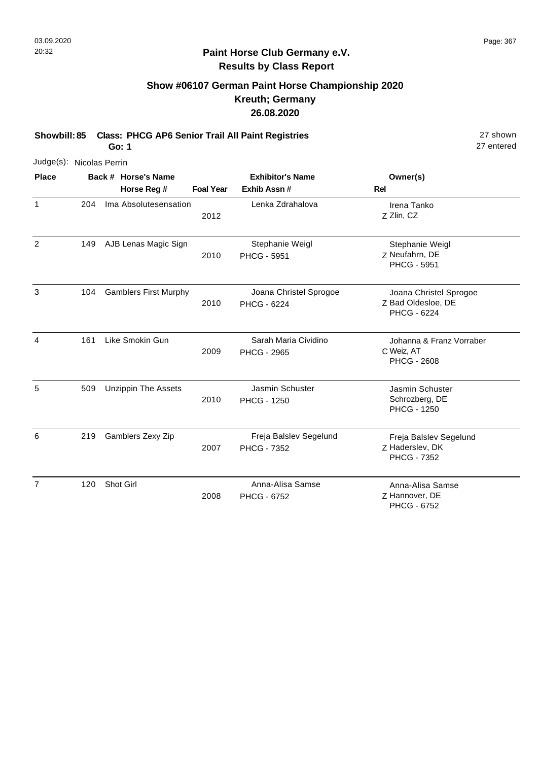# Paint Horse Club Germany e.V.

## Results by Class Report

### Show #06107 German Paint Horse Championship 2020
### Kreuth; Germany
### 26.08.2020

**Showbill: 85 Class: PHCG AP6 Senior Trail All Paint Registries** — 27 shown

**Go: 1** — 27 entered

Judge(s): Nicolas Perrin

| Place | Back # | Horse's Name / Horse Reg # | Foal Year | Exhibitor's Name / Exhib Assn # | Rel | Owner(s) |
|---|---|---|---|---|---|---|
| 1 | 204 | Ima Absolutesensation | 2012 | Lenka Zdrahalova | Z | Irena Tanko<br>Zlin, CZ |
| 2 | 149 | AJB Lenas Magic Sign | 2010 | Stephanie Weigl<br>PHCG - 5951 | Z | Stephanie Weigl<br>Neufahrn, DE<br>PHCG - 5951 |
| 3 | 104 | Gamblers First Murphy | 2010 | Joana Christel Sprogoe<br>PHCG - 6224 | Z | Joana Christel Sprogoe<br>Bad Oldesloe, DE<br>PHCG - 6224 |
| 4 | 161 | Like Smokin Gun | 2009 | Sarah Maria Cividino<br>PHCG - 2965 | C | Johanna & Franz Vorraber<br>Weiz, AT<br>PHCG - 2608 |
| 5 | 509 | Unzippin The Assets | 2010 | Jasmin Schuster<br>PHCG - 1250 | | Jasmin Schuster<br>Schrozberg, DE<br>PHCG - 1250 |
| 6 | 219 | Gamblers Zexy Zip | 2007 | Freja Balslev Segelund<br>PHCG - 7352 | Z | Freja Balslev Segelund<br>Haderslev, DK<br>PHCG - 7352 |
| 7 | 120 | Shot Girl | 2008 | Anna-Alisa Samse<br>PHCG - 6752 | Z | Anna-Alisa Samse<br>Hannover, DE<br>PHCG - 6752 |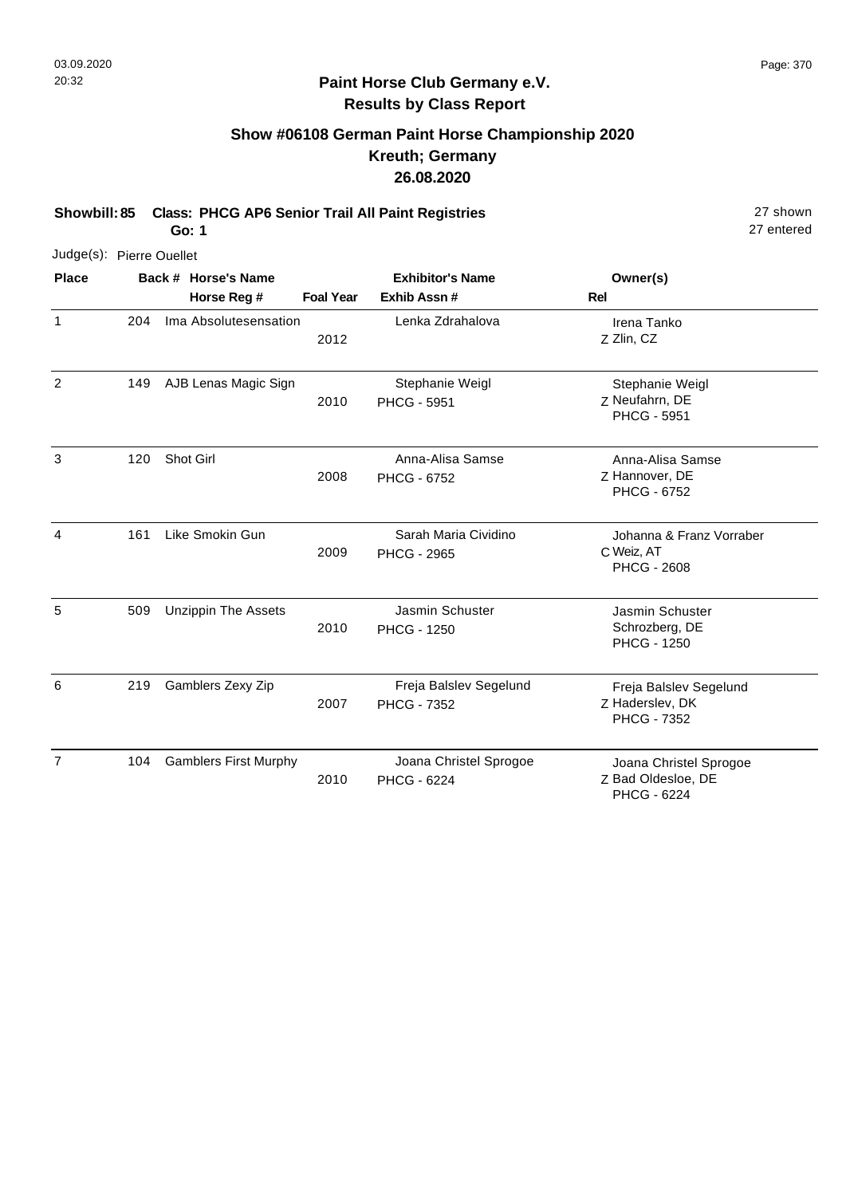## Paint Horse Club Germany e.V.
## Results by Class Report

### Show #06108 German Paint Horse Championship 2020
### Kreuth; Germany
### 26.08.2020

**Showbill: 85 Class: PHCG AP6 Senior Trail All Paint Registries** 27 shown
**Go: 1** 27 entered

Judge(s): Pierre Ouellet

| Place | Back # | Horse's Name / Horse Reg # | Foal Year | Exhibitor's Name / Exhib Assn # | Rel | Owner(s) |
|---|---|---|---|---|---|---|
| 1 | 204 | Ima Absolutesensation | 2012 | Lenka Zdrahalova | Z | Irena Tanko, Zlin, CZ |
| 2 | 149 | AJB Lenas Magic Sign | 2010 | Stephanie Weigl, PHCG - 5951 | Z | Stephanie Weigl, Neufahrn, DE, PHCG - 5951 |
| 3 | 120 | Shot Girl | 2008 | Anna-Alisa Samse, PHCG - 6752 | Z | Anna-Alisa Samse, Hannover, DE, PHCG - 6752 |
| 4 | 161 | Like Smokin Gun | 2009 | Sarah Maria Cividino, PHCG - 2965 | C | Johanna & Franz Vorraber, Weiz, AT, PHCG - 2608 |
| 5 | 509 | Unzippin The Assets | 2010 | Jasmin Schuster, PHCG - 1250 | | Jasmin Schuster, Schrozberg, DE, PHCG - 1250 |
| 6 | 219 | Gamblers Zexy Zip | 2007 | Freja Balslev Segelund, PHCG - 7352 | Z | Freja Balslev Segelund, Haderslev, DK, PHCG - 7352 |
| 7 | 104 | Gamblers First Murphy | 2010 | Joana Christel Sprogoe, PHCG - 6224 | Z | Joana Christel Sprogoe, Bad Oldesloe, DE, PHCG - 6224 |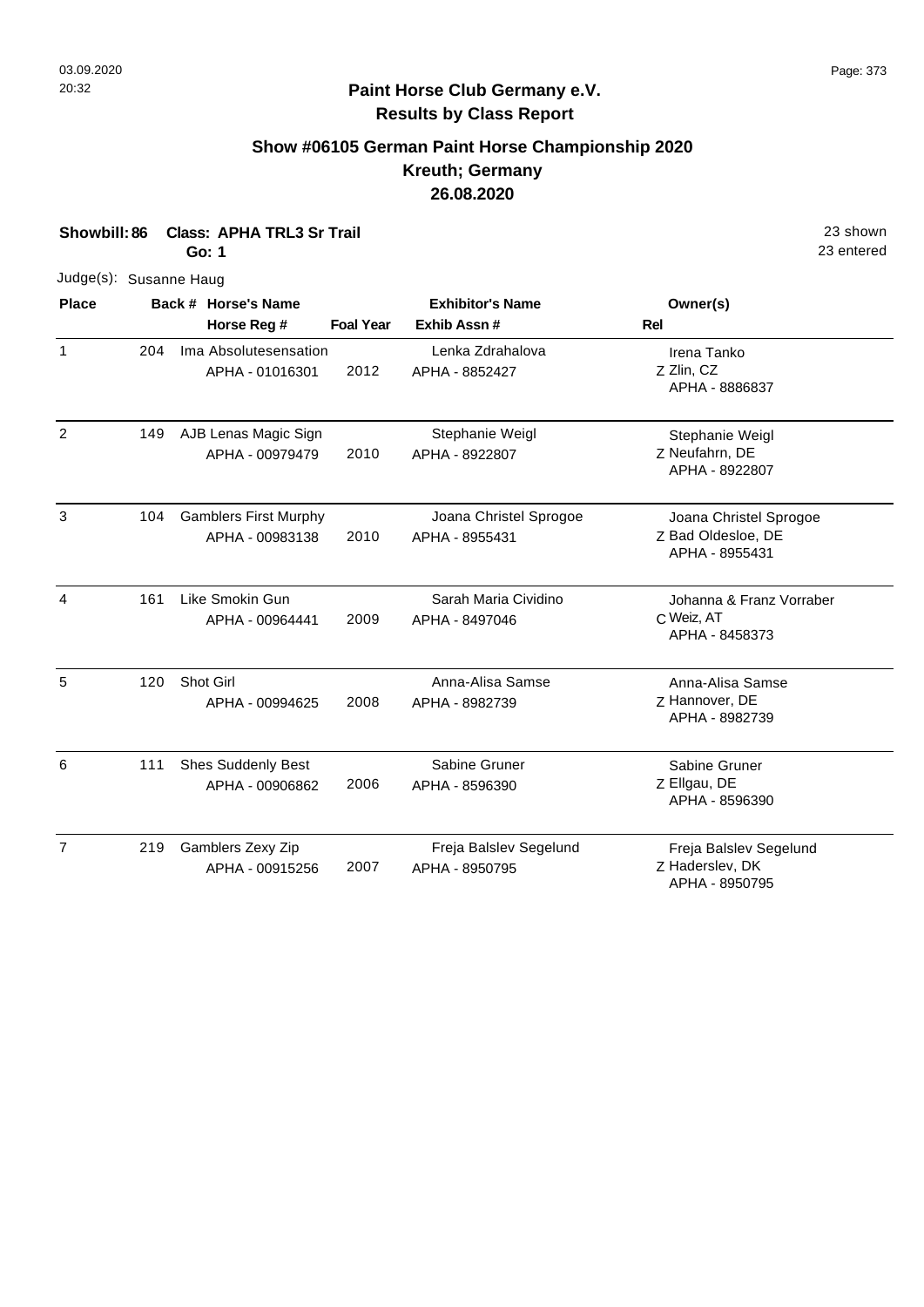**Paint Horse Club Germany e.V.**
**Results by Class Report**

## Show #06105 German Paint Horse Championship 2020
## Kreuth; Germany
## 26.08.2020

**Showbill: 86 Class: APHA TRL3 Sr Trail** — 23 shown, 23 entered
**Go: 1**

Judge(s): Susanne Haug

| Place | Back # | Horse's Name / Horse Reg # | Foal Year | Exhibitor's Name / Exhib Assn # | Rel | Owner(s) |
|---|---|---|---|---|---|---|
| 1 | 204 | Ima Absolutesensation<br>APHA - 01016301 | 2012 | Lenka Zdrahalova<br>APHA - 8852427 | Z | Irena Tanko<br>Zlin, CZ<br>APHA - 8886837 |
| 2 | 149 | AJB Lenas Magic Sign<br>APHA - 00979479 | 2010 | Stephanie Weigl<br>APHA - 8922807 | Z | Stephanie Weigl<br>Neufahrn, DE<br>APHA - 8922807 |
| 3 | 104 | Gamblers First Murphy<br>APHA - 00983138 | 2010 | Joana Christel Sprogoe<br>APHA - 8955431 | Z | Joana Christel Sprogoe<br>Bad Oldesloe, DE<br>APHA - 8955431 |
| 4 | 161 | Like Smokin Gun<br>APHA - 00964441 | 2009 | Sarah Maria Cividino<br>APHA - 8497046 | C | Johanna & Franz Vorraber<br>Weiz, AT<br>APHA - 8458373 |
| 5 | 120 | Shot Girl<br>APHA - 00994625 | 2008 | Anna-Alisa Samse<br>APHA - 8982739 | Z | Anna-Alisa Samse<br>Hannover, DE<br>APHA - 8982739 |
| 6 | 111 | Shes Suddenly Best<br>APHA - 00906862 | 2006 | Sabine Gruner<br>APHA - 8596390 | Z | Sabine Gruner<br>Ellgau, DE<br>APHA - 8596390 |
| 7 | 219 | Gamblers Zexy Zip<br>APHA - 00915256 | 2007 | Freja Balslev Segelund<br>APHA - 8950795 | Z | Freja Balslev Segelund<br>Haderslev, DK<br>APHA - 8950795 |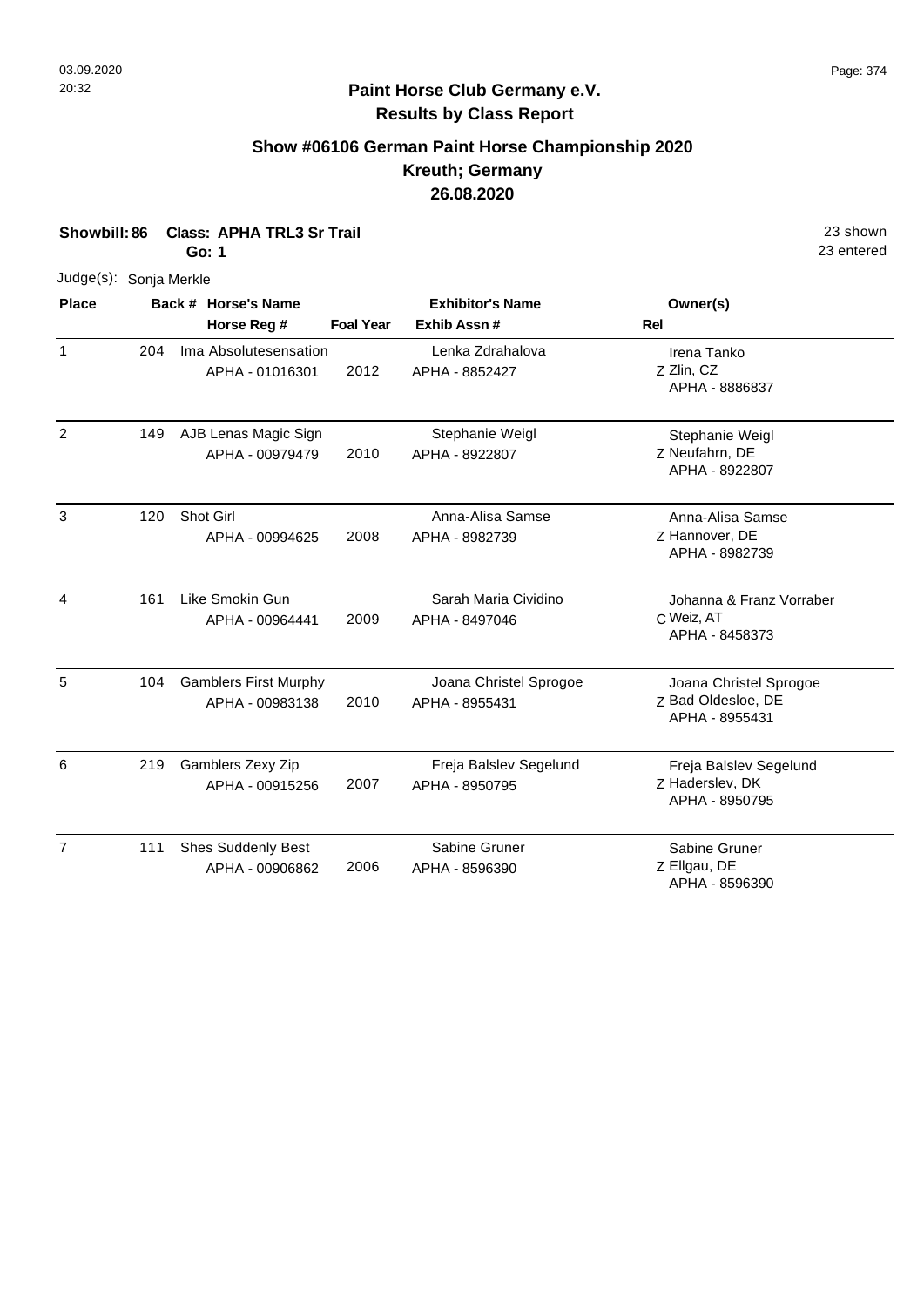## Paint Horse Club Germany e.V.
## Results by Class Report

### Show #06106 German Paint Horse Championship 2020
### Kreuth; Germany
### 26.08.2020

**Showbill: 86** **Class: APHA TRL3 Sr Trail** 23 shown
**Go: 1** 23 entered

Judge(s): Sonja Merkle

| Place | Back # | Horse's Name / Horse Reg # | Foal Year | Exhibitor's Name / Exhib Assn # | Rel | Owner(s) |
|---|---|---|---|---|---|---|
| 1 | 204 | Ima Absolutesensation<br>APHA - 01016301 | 2012 | Lenka Zdrahalova<br>APHA - 8852427 | Z | Irena Tanko<br>Zlin, CZ<br>APHA - 8886837 |
| 2 | 149 | AJB Lenas Magic Sign<br>APHA - 00979479 | 2010 | Stephanie Weigl<br>APHA - 8922807 | Z | Stephanie Weigl<br>Neufahrn, DE<br>APHA - 8922807 |
| 3 | 120 | Shot Girl<br>APHA - 00994625 | 2008 | Anna-Alisa Samse<br>APHA - 8982739 | Z | Anna-Alisa Samse<br>Hannover, DE<br>APHA - 8982739 |
| 4 | 161 | Like Smokin Gun<br>APHA - 00964441 | 2009 | Sarah Maria Cividino<br>APHA - 8497046 | C | Johanna & Franz Vorraber<br>Weiz, AT<br>APHA - 8458373 |
| 5 | 104 | Gamblers First Murphy<br>APHA - 00983138 | 2010 | Joana Christel Sprogoe<br>APHA - 8955431 | Z | Joana Christel Sprogoe<br>Bad Oldesloe, DE<br>APHA - 8955431 |
| 6 | 219 | Gamblers Zexy Zip<br>APHA - 00915256 | 2007 | Freja Balslev Segelund<br>APHA - 8950795 | Z | Freja Balslev Segelund<br>Haderslev, DK<br>APHA - 8950795 |
| 7 | 111 | Shes Suddenly Best<br>APHA - 00906862 | 2006 | Sabine Gruner<br>APHA - 8596390 | Z | Sabine Gruner<br>Ellgau, DE<br>APHA - 8596390 |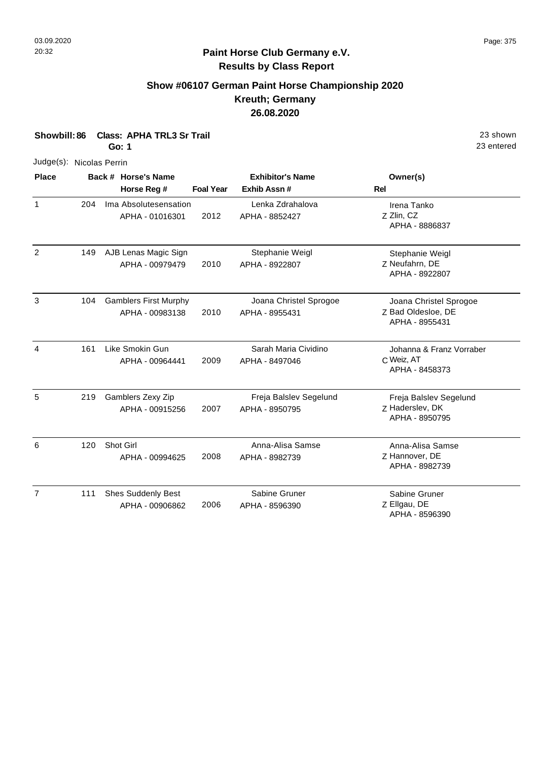**Paint Horse Club Germany e.V.**
**Results by Class Report**

## Show #06107 German Paint Horse Championship 2020
## Kreuth; Germany
## 26.08.2020

**Showbill: 86 Class: APHA TRL3 Sr Trail** 23 shown
**Go: 1** 23 entered

Judge(s): Nicolas Perrin

| Place | Back # | Horse's Name / Horse Reg # | Foal Year | Exhibitor's Name / Exhib Assn # | Rel | Owner(s) |
|---|---|---|---|---|---|---|
| 1 | 204 | Ima Absolutesensation<br>APHA - 01016301 | 2012 | Lenka Zdrahalova<br>APHA - 8852427 | Z | Irena Tanko<br>Zlin, CZ<br>APHA - 8886837 |
| 2 | 149 | AJB Lenas Magic Sign<br>APHA - 00979479 | 2010 | Stephanie Weigl<br>APHA - 8922807 | Z | Stephanie Weigl<br>Neufahrn, DE<br>APHA - 8922807 |
| 3 | 104 | Gamblers First Murphy<br>APHA - 00983138 | 2010 | Joana Christel Sprogoe<br>APHA - 8955431 | Z | Joana Christel Sprogoe<br>Bad Oldesloe, DE<br>APHA - 8955431 |
| 4 | 161 | Like Smokin Gun<br>APHA - 00964441 | 2009 | Sarah Maria Cividino<br>APHA - 8497046 | C | Johanna & Franz Vorraber<br>Weiz, AT<br>APHA - 8458373 |
| 5 | 219 | Gamblers Zexy Zip<br>APHA - 00915256 | 2007 | Freja Balslev Segelund<br>APHA - 8950795 | Z | Freja Balslev Segelund<br>Haderslev, DK<br>APHA - 8950795 |
| 6 | 120 | Shot Girl<br>APHA - 00994625 | 2008 | Anna-Alisa Samse<br>APHA - 8982739 | Z | Anna-Alisa Samse<br>Hannover, DE<br>APHA - 8982739 |
| 7 | 111 | Shes Suddenly Best<br>APHA - 00906862 | 2006 | Sabine Gruner<br>APHA - 8596390 | Z | Sabine Gruner<br>Ellgau, DE<br>APHA - 8596390 |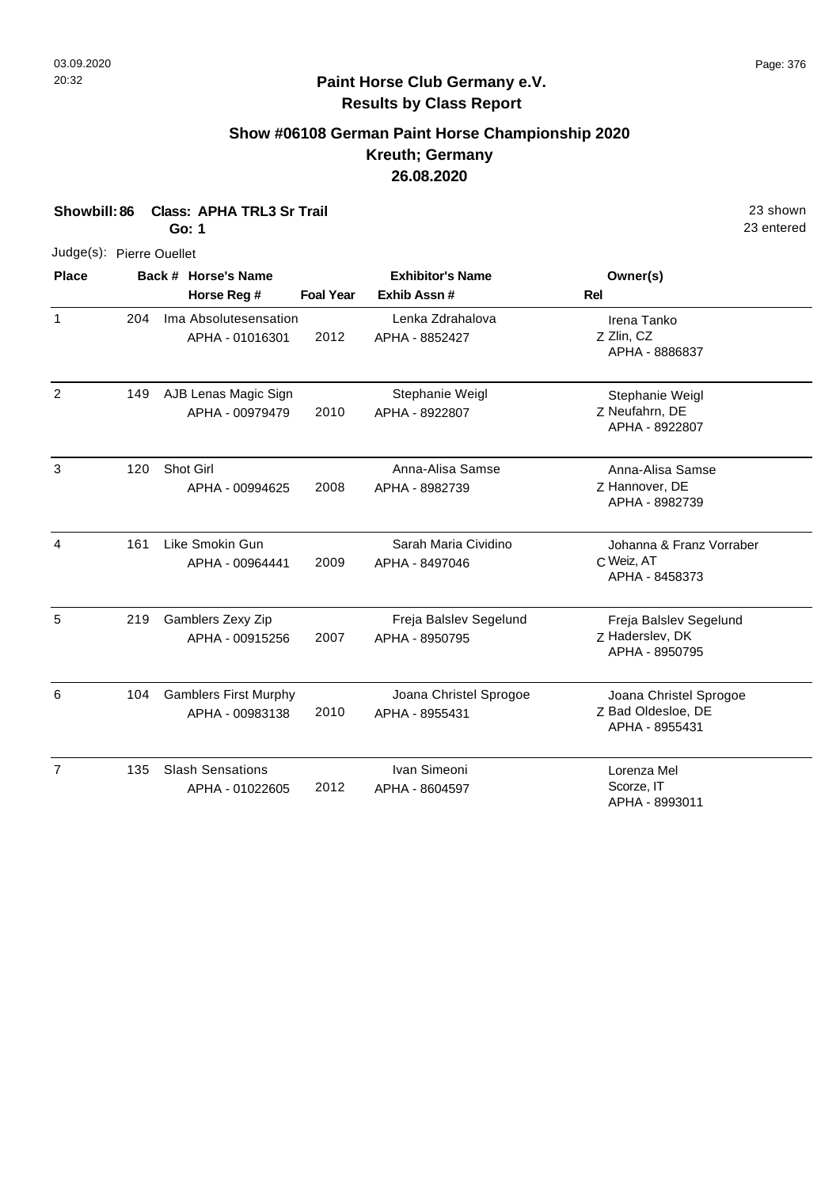# Paint Horse Club Germany e.V.
## Results by Class Report

### Show #06108 German Paint Horse Championship 2020
### Kreuth; Germany
### 26.08.2020

**Showbill: 86 Class: APHA TRL3 Sr Trail** 23 shown
**Go: 1** 23 entered

Judge(s): Pierre Ouellet

| Place | Back # | Horse's Name / Horse Reg # | Foal Year | Exhibitor's Name / Exhib Assn # | Rel | Owner(s) |
|---|---|---|---|---|---|---|
| 1 | 204 | Ima Absolutesensation<br>APHA - 01016301 | 2012 | Lenka Zdrahalova<br>APHA - 8852427 | Z | Irena Tanko<br>Zlin, CZ<br>APHA - 8886837 |
| 2 | 149 | AJB Lenas Magic Sign<br>APHA - 00979479 | 2010 | Stephanie Weigl<br>APHA - 8922807 | Z | Stephanie Weigl<br>Neufahrn, DE<br>APHA - 8922807 |
| 3 | 120 | Shot Girl<br>APHA - 00994625 | 2008 | Anna-Alisa Samse<br>APHA - 8982739 | Z | Anna-Alisa Samse<br>Hannover, DE<br>APHA - 8982739 |
| 4 | 161 | Like Smokin Gun<br>APHA - 00964441 | 2009 | Sarah Maria Cividino<br>APHA - 8497046 | C | Johanna & Franz Vorraber<br>Weiz, AT<br>APHA - 8458373 |
| 5 | 219 | Gamblers Zexy Zip<br>APHA - 00915256 | 2007 | Freja Balslev Segelund<br>APHA - 8950795 | Z | Freja Balslev Segelund<br>Haderslev, DK<br>APHA - 8950795 |
| 6 | 104 | Gamblers First Murphy<br>APHA - 00983138 | 2010 | Joana Christel Sprogoe<br>APHA - 8955431 | Z | Joana Christel Sprogoe<br>Bad Oldesloe, DE<br>APHA - 8955431 |
| 7 | 135 | Slash Sensations<br>APHA - 01022605 | 2012 | Ivan Simeoni<br>APHA - 8604597 | | Lorenza Mel<br>Scorze, IT<br>APHA - 8993011 |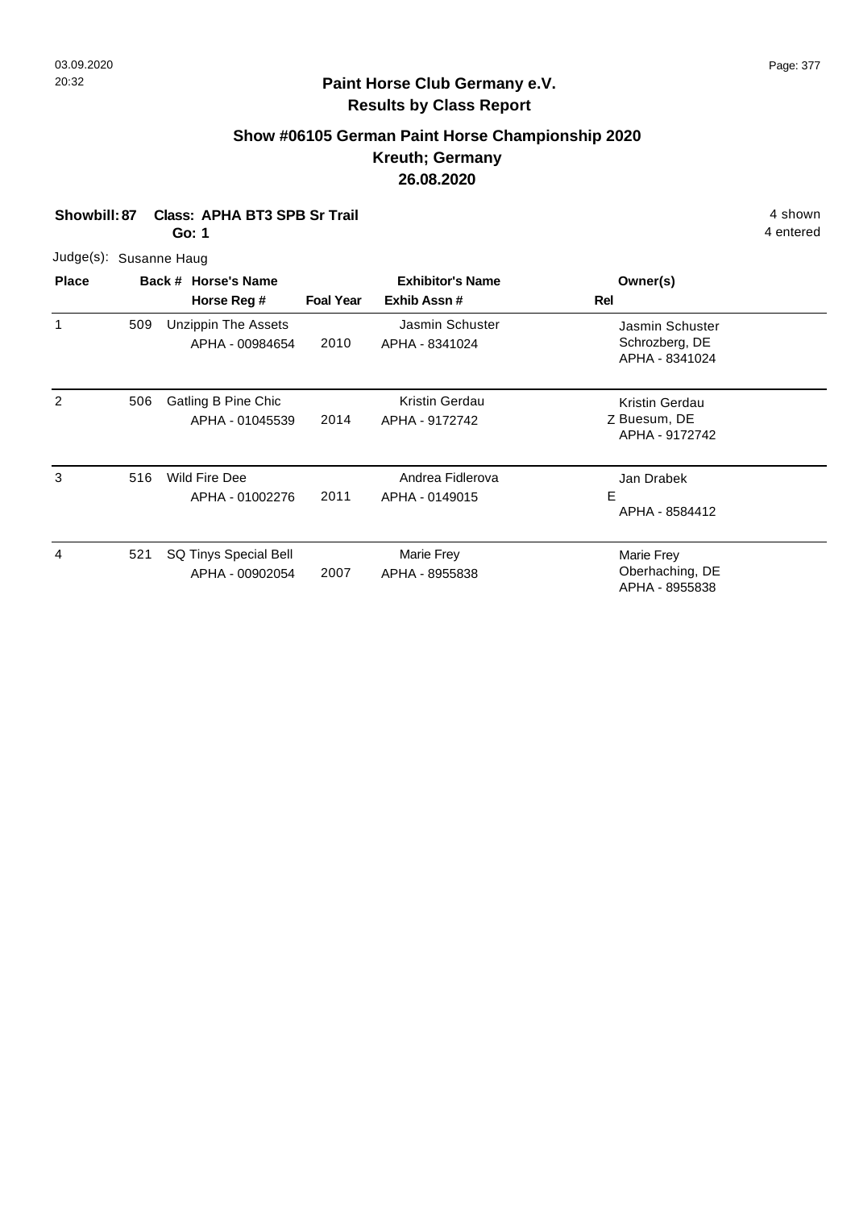## Paint Horse Club Germany e.V.
## Results by Class Report

### Show #06105 German Paint Horse Championship 2020
### Kreuth; Germany
### 26.08.2020

**Showbill: 87 Class: APHA BT3 SPB Sr Trail** 4 shown

**Go: 1** 4 entered

Judge(s): Susanne Haug

| Place | Back # | Horse's Name / Horse Reg # | Foal Year | Exhibitor's Name / Exhib Assn # | Rel | Owner(s) |
|---|---|---|---|---|---|---|
| 1 | 509 | Unzippin The Assets<br>APHA - 00984654 | 2010 | Jasmin Schuster<br>APHA - 8341024 | | Jasmin Schuster<br>Schrozberg, DE<br>APHA - 8341024 |
| 2 | 506 | Gatling B Pine Chic<br>APHA - 01045539 | 2014 | Kristin Gerdau<br>APHA - 9172742 | Z | Kristin Gerdau<br>Buesum, DE<br>APHA - 9172742 |
| 3 | 516 | Wild Fire Dee<br>APHA - 01002276 | 2011 | Andrea Fidlerova<br>APHA - 0149015 | E | Jan Drabek<br>APHA - 8584412 |
| 4 | 521 | SQ Tinys Special Bell<br>APHA - 00902054 | 2007 | Marie Frey<br>APHA - 8955838 | | Marie Frey<br>Oberhaching, DE<br>APHA - 8955838 |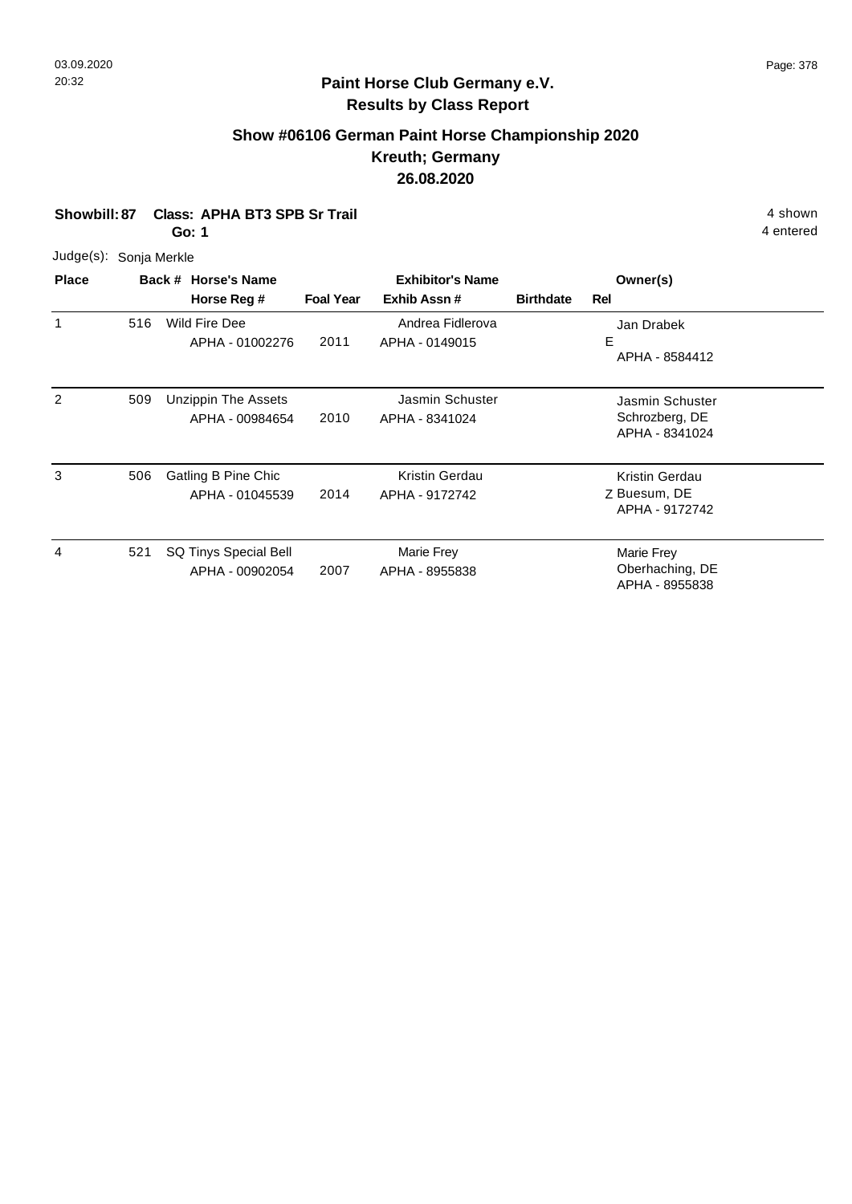## Paint Horse Club Germany e.V.
## Results by Class Report

### Show #06106 German Paint Horse Championship 2020
### Kreuth; Germany
### 26.08.2020

**Showbill: 87 Class: APHA BT3 SPB Sr Trail** 4 shown
**Go: 1** 4 entered

Judge(s): Sonja Merkle

| Place | Back # | Horse's Name / Horse Reg # | Foal Year | Exhibitor's Name / Exhib Assn # | Birthdate | Rel | Owner(s) |
|---|---|---|---|---|---|---|---|
| 1 | 516 | Wild Fire Dee<br>APHA - 01002276 | 2011 | Andrea Fidlerova<br>APHA - 0149015 | | E | Jan Drabek<br>APHA - 8584412 |
| 2 | 509 | Unzippin The Assets<br>APHA - 00984654 | 2010 | Jasmin Schuster<br>APHA - 8341024 | | | Jasmin Schuster<br>Schrozberg, DE<br>APHA - 8341024 |
| 3 | 506 | Gatling B Pine Chic<br>APHA - 01045539 | 2014 | Kristin Gerdau<br>APHA - 9172742 | | Z | Kristin Gerdau<br>Buesum, DE<br>APHA - 9172742 |
| 4 | 521 | SQ Tinys Special Bell<br>APHA - 00902054 | 2007 | Marie Frey<br>APHA - 8955838 | | | Marie Frey<br>Oberhaching, DE<br>APHA - 8955838 |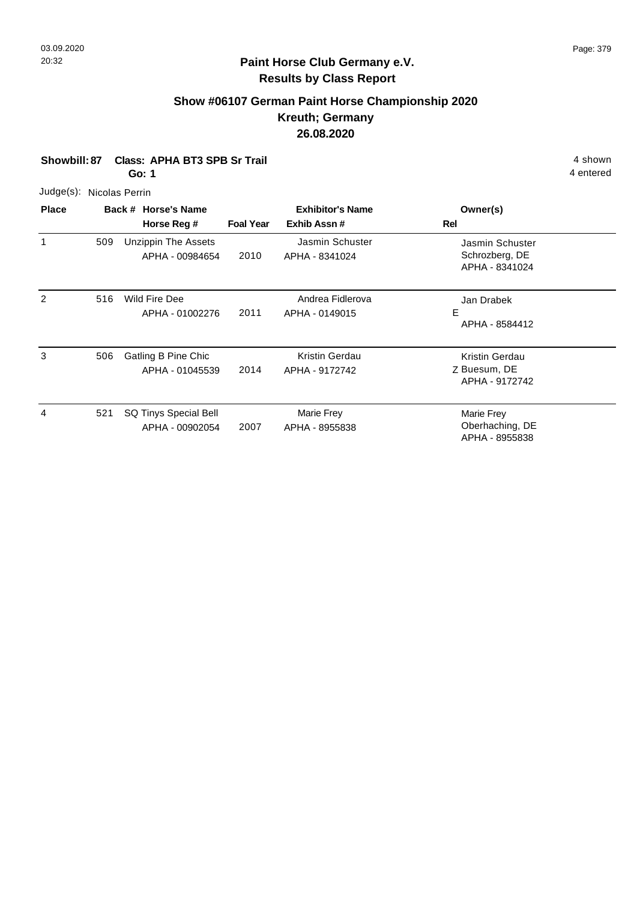**Paint Horse Club Germany e.V.**
**Results by Class Report**

## Show #06107 German Paint Horse Championship 2020
## Kreuth; Germany
## 26.08.2020

**Showbill: 87** **Class: APHA BT3 SPB Sr Trail** 4 shown
**Go: 1** 4 entered

Judge(s): Nicolas Perrin

| Place | Back # | Horse's Name / Horse Reg # | Foal Year | Exhibitor's Name / Exhib Assn # | Owner(s) / Rel |
|---|---|---|---|---|---|
| 1 | 509 | Unzippin The Assets<br>APHA - 00984654 | 2010 | Jasmin Schuster<br>APHA - 8341024 | Jasmin Schuster<br>Schrozberg, DE<br>APHA - 8341024 |
| 2 | 516 | Wild Fire Dee<br>APHA - 01002276 | 2011 | Andrea Fidlerova<br>APHA - 0149015 | Jan Drabek<br>E<br>APHA - 8584412 |
| 3 | 506 | Gatling B Pine Chic<br>APHA - 01045539 | 2014 | Kristin Gerdau<br>APHA - 9172742 | Kristin Gerdau<br>Z Buesum, DE<br>APHA - 9172742 |
| 4 | 521 | SQ Tinys Special Bell<br>APHA - 00902054 | 2007 | Marie Frey<br>APHA - 8955838 | Marie Frey<br>Oberhaching, DE<br>APHA - 8955838 |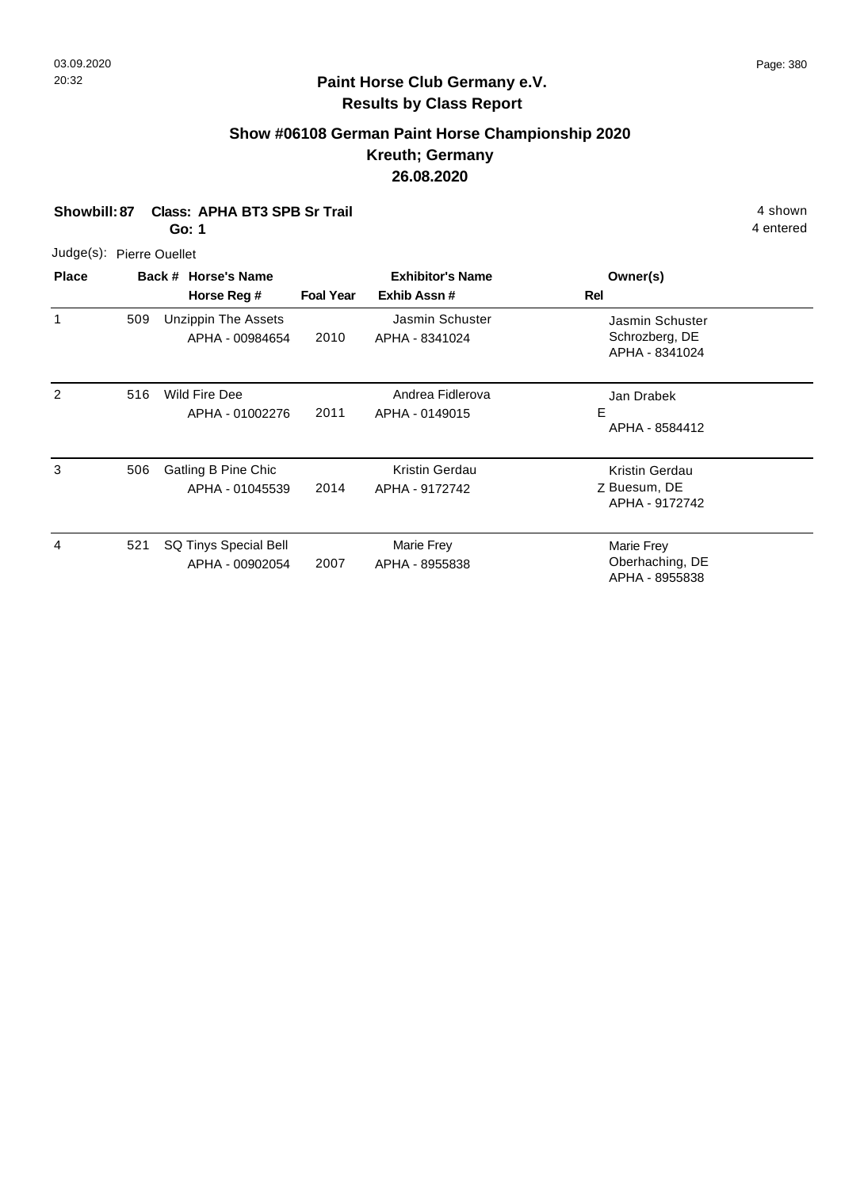**Paint Horse Club Germany e.V.**
**Results by Class Report**

## Show #06108 German Paint Horse Championship 2020
## Kreuth; Germany
## 26.08.2020

**Showbill: 87** **Class: APHA BT3 SPB Sr Trail** 4 shown
**Go: 1** 4 entered

Judge(s): Pierre Ouellet

| Place | Back # | Horse's Name / Horse Reg # | Foal Year | Exhibitor's Name / Exhib Assn # | Rel | Owner(s) |
|---|---|---|---|---|---|---|
| 1 | 509 | Unzippin The Assets<br>APHA - 00984654 | 2010 | Jasmin Schuster<br>APHA - 8341024 | | Jasmin Schuster<br>Schrozberg, DE<br>APHA - 8341024 |
| 2 | 516 | Wild Fire Dee<br>APHA - 01002276 | 2011 | Andrea Fidlerova<br>APHA - 0149015 | E | Jan Drabek<br>APHA - 8584412 |
| 3 | 506 | Gatling B Pine Chic<br>APHA - 01045539 | 2014 | Kristin Gerdau<br>APHA - 9172742 | Z | Kristin Gerdau<br>Buesum, DE<br>APHA - 9172742 |
| 4 | 521 | SQ Tinys Special Bell<br>APHA - 00902054 | 2007 | Marie Frey<br>APHA - 8955838 | | Marie Frey<br>Oberhaching, DE<br>APHA - 8955838 |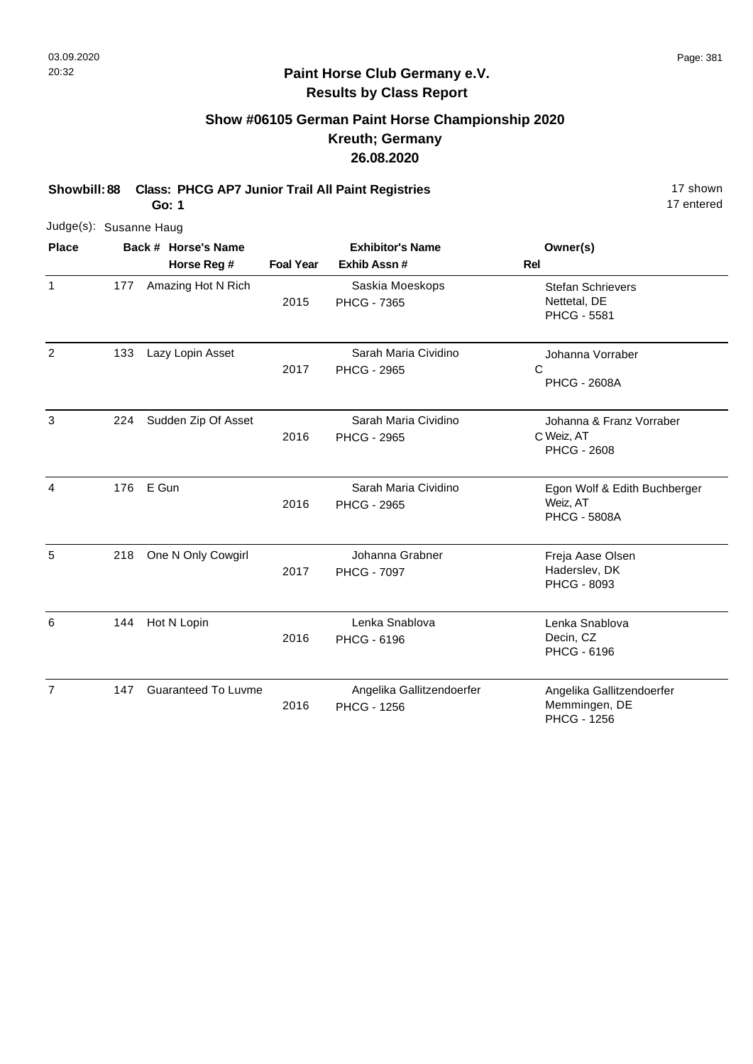# Paint Horse Club Germany e.V.

## Results by Class Report

### Show #06105 German Paint Horse Championship 2020
### Kreuth; Germany
### 26.08.2020

**Showbill: 88** **Class: PHCG AP7 Junior Trail All Paint Registries** 17 shown
**Go: 1** 17 entered

Judge(s): Susanne Haug

| Place | Back # | Horse's Name / Horse Reg # | Foal Year | Exhibitor's Name / Exhib Assn # | Rel | Owner(s) |
|---|---|---|---|---|---|---|
| 1 | 177 | Amazing Hot N Rich | 2015 | Saskia Moeskops<br>PHCG - 7365 | | Stefan Schrievers<br>Nettetal, DE<br>PHCG - 5581 |
| 2 | 133 | Lazy Lopin Asset | 2017 | Sarah Maria Cividino<br>PHCG - 2965 | C | Johanna Vorraber<br>PHCG - 2608A |
| 3 | 224 | Sudden Zip Of Asset | 2016 | Sarah Maria Cividino<br>PHCG - 2965 | C | Johanna & Franz Vorraber<br>Weiz, AT<br>PHCG - 2608 |
| 4 | 176 | E Gun | 2016 | Sarah Maria Cividino<br>PHCG - 2965 | | Egon Wolf & Edith Buchberger<br>Weiz, AT<br>PHCG - 5808A |
| 5 | 218 | One N Only Cowgirl | 2017 | Johanna Grabner<br>PHCG - 7097 | | Freja Aase Olsen<br>Haderslev, DK<br>PHCG - 8093 |
| 6 | 144 | Hot N Lopin | 2016 | Lenka Snablova<br>PHCG - 6196 | | Lenka Snablova<br>Decin, CZ<br>PHCG - 6196 |
| 7 | 147 | Guaranteed To Luvme | 2016 | Angelika Gallitzendoerfer<br>PHCG - 1256 | | Angelika Gallitzendoerfer<br>Memmingen, DE<br>PHCG - 1256 |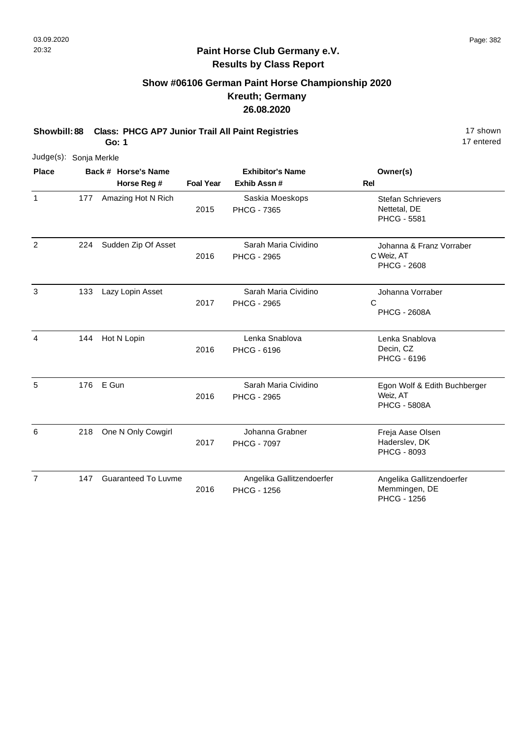# Paint Horse Club Germany e.V.
## Results by Class Report

### Show #06106 German Paint Horse Championship 2020
### Kreuth; Germany
### 26.08.2020

**Showbill: 88 Class: PHCG AP7 Junior Trail All Paint Registries** 17 shown
**Go: 1** 17 entered

Judge(s): Sonja Merkle

| Place | Back # | Horse's Name / Horse Reg # | Foal Year | Exhibitor's Name / Exhib Assn # | Rel | Owner(s) |
|---|---|---|---|---|---|---|
| 1 | 177 | Amazing Hot N Rich | 2015 | Saskia Moeskops<br>PHCG - 7365 | | Stefan Schrievers<br>Nettetal, DE<br>PHCG - 5581 |
| 2 | 224 | Sudden Zip Of Asset | 2016 | Sarah Maria Cividino<br>PHCG - 2965 | C | Johanna & Franz Vorraber<br>Weiz, AT<br>PHCG - 2608 |
| 3 | 133 | Lazy Lopin Asset | 2017 | Sarah Maria Cividino<br>PHCG - 2965 | C | Johanna Vorraber<br>PHCG - 2608A |
| 4 | 144 | Hot N Lopin | 2016 | Lenka Snablova<br>PHCG - 6196 | | Lenka Snablova<br>Decin, CZ<br>PHCG - 6196 |
| 5 | 176 | E Gun | 2016 | Sarah Maria Cividino<br>PHCG - 2965 | | Egon Wolf & Edith Buchberger<br>Weiz, AT<br>PHCG - 5808A |
| 6 | 218 | One N Only Cowgirl | 2017 | Johanna Grabner<br>PHCG - 7097 | | Freja Aase Olsen<br>Haderslev, DK<br>PHCG - 8093 |
| 7 | 147 | Guaranteed To Luvme | 2016 | Angelika Gallitzendoerfer<br>PHCG - 1256 | | Angelika Gallitzendoerfer<br>Memmingen, DE<br>PHCG - 1256 |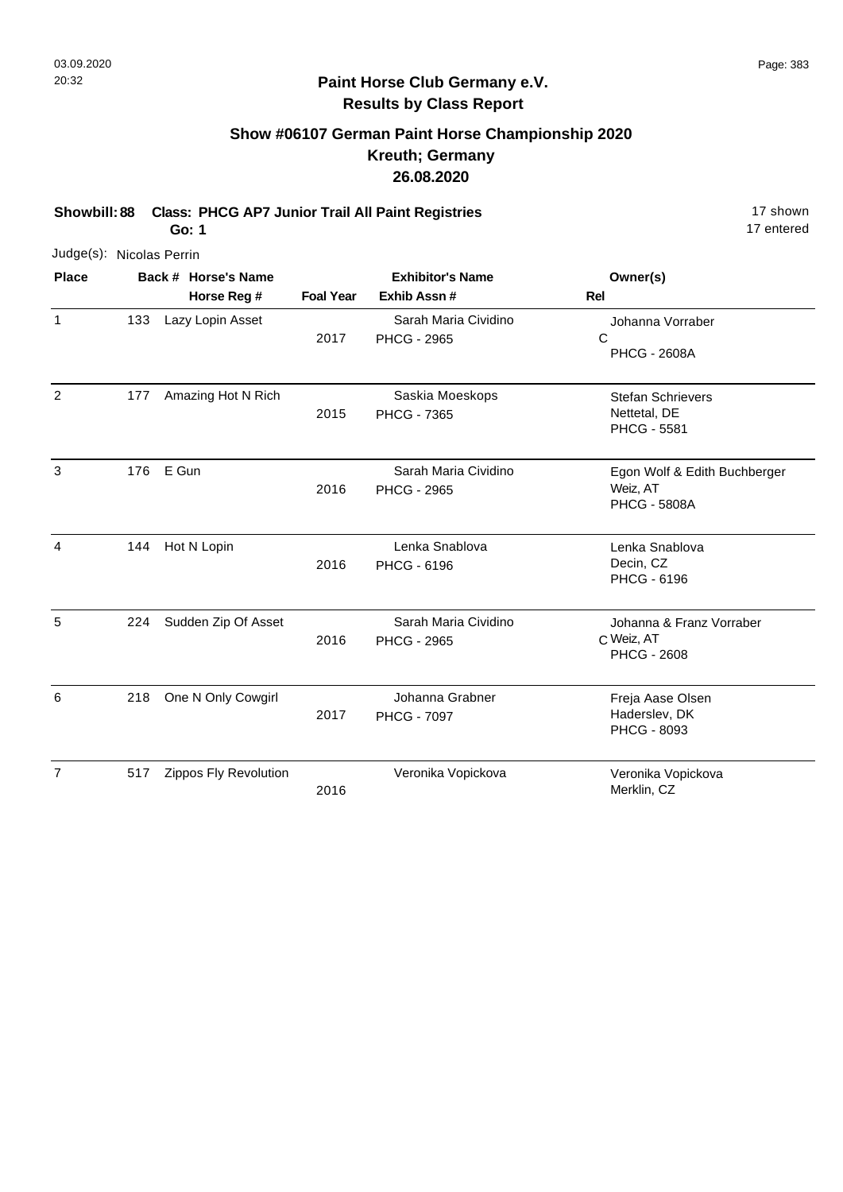**Paint Horse Club Germany e.V.**
**Results by Class Report**

## Show #06107 German Paint Horse Championship 2020
## Kreuth; Germany
## 26.08.2020

**Showbill: 88 Class: PHCG AP7 Junior Trail All Paint Registries** 17 shown
**Go: 1** 17 entered

Judge(s): Nicolas Perrin

| Place | Back # | Horse's Name / Horse Reg # | Foal Year | Exhibitor's Name / Exhib Assn # | Rel | Owner(s) |
|---|---|---|---|---|---|---|
| 1 | 133 | Lazy Lopin Asset | 2017 | Sarah Maria Cividino PHCG - 2965 | C | Johanna Vorraber PHCG - 2608A |
| 2 | 177 | Amazing Hot N Rich | 2015 | Saskia Moeskops PHCG - 7365 | | Stefan Schrievers Nettetal, DE PHCG - 5581 |
| 3 | 176 | E Gun | 2016 | Sarah Maria Cividino PHCG - 2965 | | Egon Wolf & Edith Buchberger Weiz, AT PHCG - 5808A |
| 4 | 144 | Hot N Lopin | 2016 | Lenka Snablova PHCG - 6196 | | Lenka Snablova Decin, CZ PHCG - 6196 |
| 5 | 224 | Sudden Zip Of Asset | 2016 | Sarah Maria Cividino PHCG - 2965 | C | Johanna & Franz Vorraber Weiz, AT PHCG - 2608 |
| 6 | 218 | One N Only Cowgirl | 2017 | Johanna Grabner PHCG - 7097 | | Freja Aase Olsen Haderslev, DK PHCG - 8093 |
| 7 | 517 | Zippos Fly Revolution | 2016 | Veronika Vopickova | | Veronika Vopickova Merklin, CZ |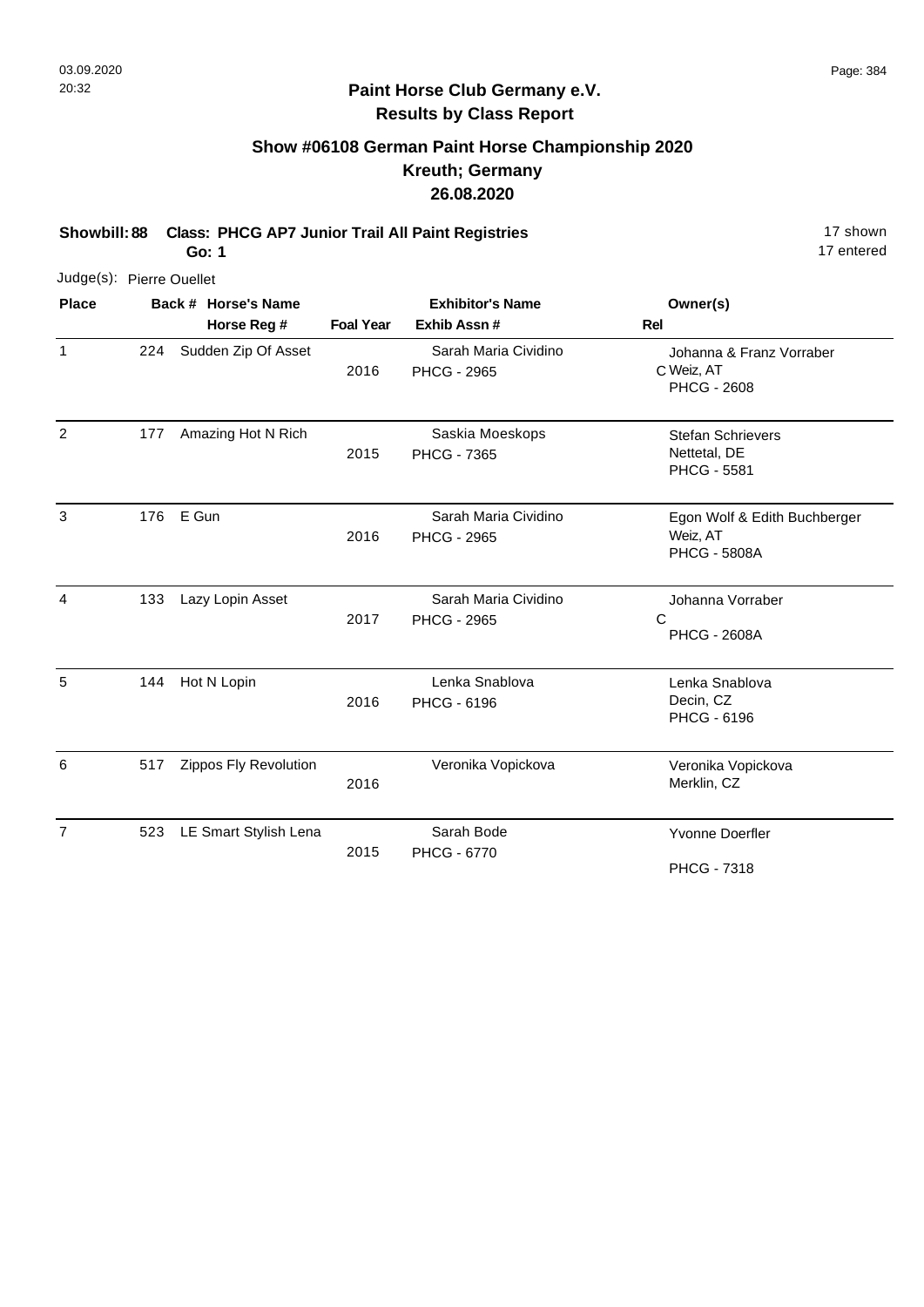03.09.2020
20:32

**Paint Horse Club Germany e.V.**
**Results by Class Report**

## Show #06108 German Paint Horse Championship 2020
## Kreuth; Germany
## 26.08.2020

**Showbill: 88 Class: PHCG AP7 Junior Trail All Paint Registries** — 17 shown
**Go: 1** — 17 entered

Judge(s): Pierre Ouellet

| Place | Back # | Horse's Name / Horse Reg # | Foal Year | Exhibitor's Name / Exhib Assn # | Rel | Owner(s) |
|---|---|---|---|---|---|---|
| 1 | 224 | Sudden Zip Of Asset | 2016 | Sarah Maria Cividino<br>PHCG - 2965 | C | Johanna & Franz Vorraber<br>Weiz, AT<br>PHCG - 2608 |
| 2 | 177 | Amazing Hot N Rich | 2015 | Saskia Moeskops<br>PHCG - 7365 | | Stefan Schrievers<br>Nettetal, DE<br>PHCG - 5581 |
| 3 | 176 | E Gun | 2016 | Sarah Maria Cividino<br>PHCG - 2965 | | Egon Wolf & Edith Buchberger<br>Weiz, AT<br>PHCG - 5808A |
| 4 | 133 | Lazy Lopin Asset | 2017 | Sarah Maria Cividino<br>PHCG - 2965 | C | Johanna Vorraber<br>PHCG - 2608A |
| 5 | 144 | Hot N Lopin | 2016 | Lenka Snablova<br>PHCG - 6196 | | Lenka Snablova<br>Decin, CZ<br>PHCG - 6196 |
| 6 | 517 | Zippos Fly Revolution | 2016 | Veronika Vopickova | | Veronika Vopickova<br>Merklin, CZ |
| 7 | 523 | LE Smart Stylish Lena | 2015 | Sarah Bode<br>PHCG - 6770 | | Yvonne Doerfler<br>PHCG - 7318 |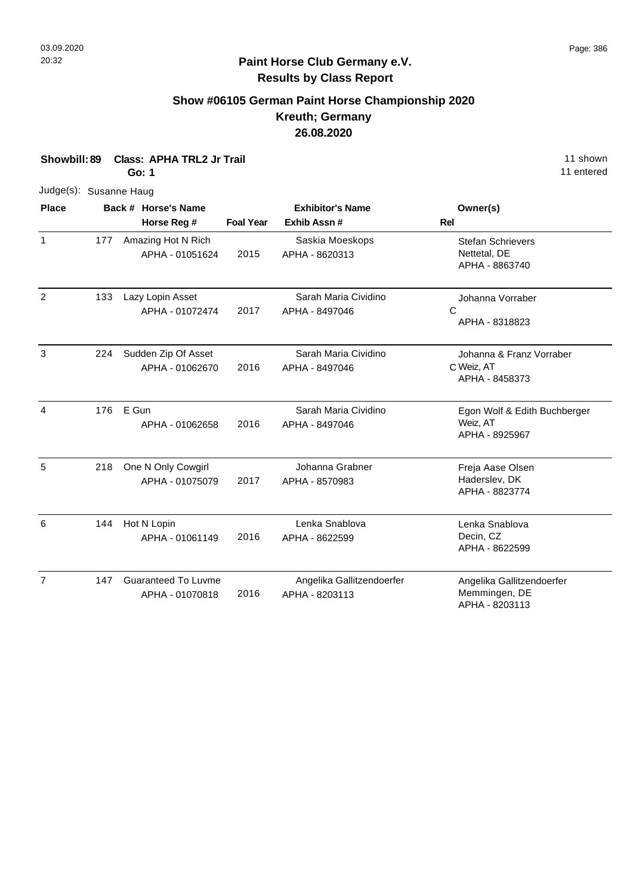**Paint Horse Club Germany e.V.**
**Results by Class Report**

## Show #06105 German Paint Horse Championship 2020
## Kreuth; Germany
## 26.08.2020

**Showbill: 89 Class: APHA TRL2 Jr Trail** — 11 shown
**Go: 1** — 11 entered

Judge(s): Susanne Haug

| Place | Back # | Horse's Name / Horse Reg # | Foal Year | Exhibitor's Name / Exhib Assn # | Rel | Owner(s) |
|---|---|---|---|---|---|---|
| 1 | 177 | Amazing Hot N Rich<br>APHA - 01051624 | 2015 | Saskia Moeskops<br>APHA - 8620313 | | Stefan Schrievers<br>Nettetal, DE<br>APHA - 8863740 |
| 2 | 133 | Lazy Lopin Asset<br>APHA - 01072474 | 2017 | Sarah Maria Cividino<br>APHA - 8497046 | C | Johanna Vorraber<br>APHA - 8318823 |
| 3 | 224 | Sudden Zip Of Asset<br>APHA - 01062670 | 2016 | Sarah Maria Cividino<br>APHA - 8497046 | C | Johanna & Franz Vorraber<br>Weiz, AT<br>APHA - 8458373 |
| 4 | 176 | E Gun<br>APHA - 01062658 | 2016 | Sarah Maria Cividino<br>APHA - 8497046 | | Egon Wolf & Edith Buchberger<br>Weiz, AT<br>APHA - 8925967 |
| 5 | 218 | One N Only Cowgirl<br>APHA - 01075079 | 2017 | Johanna Grabner<br>APHA - 8570983 | | Freja Aase Olsen<br>Haderslev, DK<br>APHA - 8823774 |
| 6 | 144 | Hot N Lopin<br>APHA - 01061149 | 2016 | Lenka Snablova<br>APHA - 8622599 | | Lenka Snablova<br>Decin, CZ<br>APHA - 8622599 |
| 7 | 147 | Guaranteed To Luvme<br>APHA - 01070818 | 2016 | Angelika Gallitzendoerfer<br>APHA - 8203113 | | Angelika Gallitzendoerfer<br>Memmingen, DE<br>APHA - 8203113 |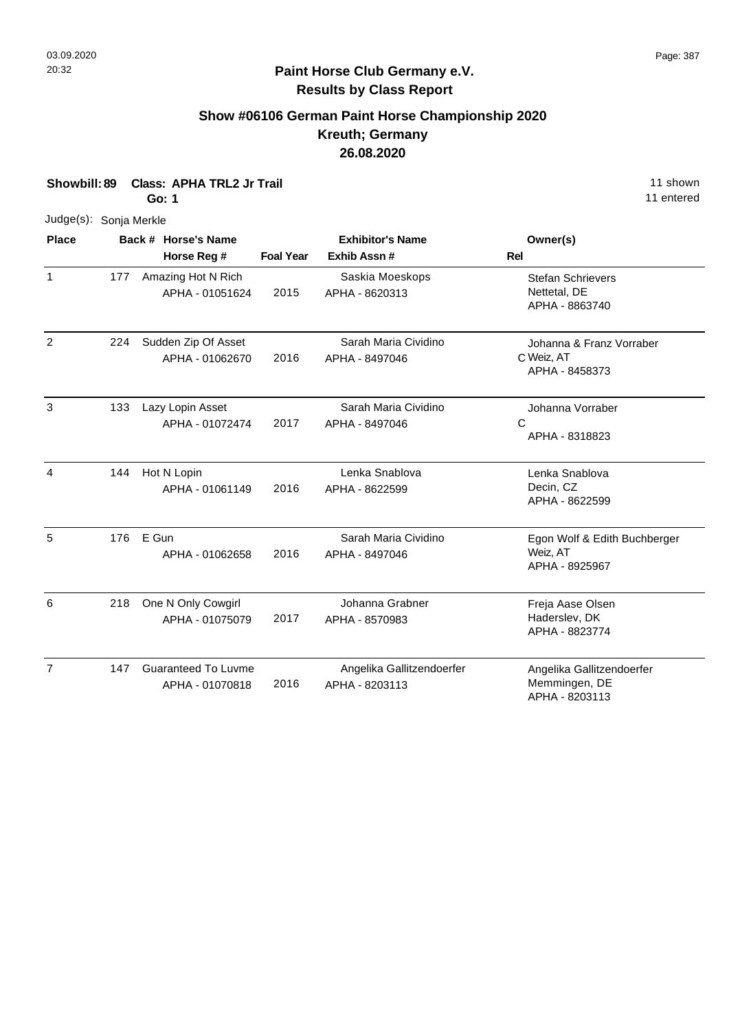## Paint Horse Club Germany e.V.
## Results by Class Report

### Show #06106 German Paint Horse Championship 2020
### Kreuth; Germany
### 26.08.2020

**Showbill: 89 Class: APHA TRL2 Jr Trail** 11 shown
**Go: 1** 11 entered

Judge(s): Sonja Merkle

| Place | Back # | Horse's Name / Horse Reg # | Foal Year | Exhibitor's Name / Exhib Assn # | Rel | Owner(s) |
|---|---|---|---|---|---|---|
| 1 | 177 | Amazing Hot N Rich<br>APHA - 01051624 | 2015 | Saskia Moeskops<br>APHA - 8620313 | | Stefan Schrievers<br>Nettetal, DE<br>APHA - 8863740 |
| 2 | 224 | Sudden Zip Of Asset<br>APHA - 01062670 | 2016 | Sarah Maria Cividino<br>APHA - 8497046 | C | Johanna & Franz Vorraber<br>Weiz, AT<br>APHA - 8458373 |
| 3 | 133 | Lazy Lopin Asset<br>APHA - 01072474 | 2017 | Sarah Maria Cividino<br>APHA - 8497046 | C | Johanna Vorraber<br>APHA - 8318823 |
| 4 | 144 | Hot N Lopin<br>APHA - 01061149 | 2016 | Lenka Snablova<br>APHA - 8622599 | | Lenka Snablova<br>Decin, CZ<br>APHA - 8622599 |
| 5 | 176 | E Gun<br>APHA - 01062658 | 2016 | Sarah Maria Cividino<br>APHA - 8497046 | | Egon Wolf & Edith Buchberger<br>Weiz, AT<br>APHA - 8925967 |
| 6 | 218 | One N Only Cowgirl<br>APHA - 01075079 | 2017 | Johanna Grabner<br>APHA - 8570983 | | Freja Aase Olsen<br>Haderslev, DK<br>APHA - 8823774 |
| 7 | 147 | Guaranteed To Luvme<br>APHA - 01070818 | 2016 | Angelika Gallitzendoerfer<br>APHA - 8203113 | | Angelika Gallitzendoerfer<br>Memmingen, DE<br>APHA - 8203113 |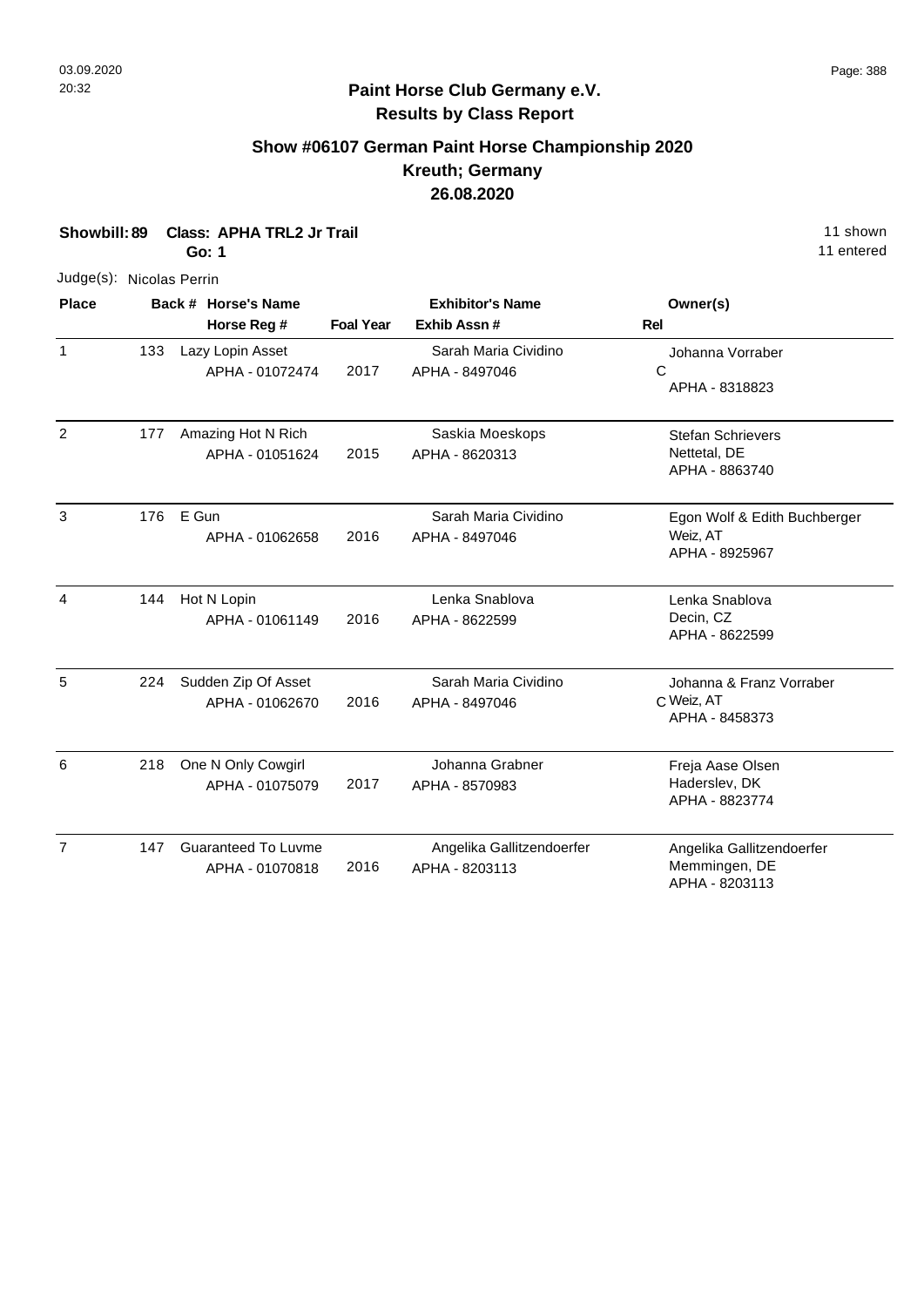**Paint Horse Club Germany e.V.**
**Results by Class Report**

## Show #06107 German Paint Horse Championship 2020
## Kreuth; Germany
## 26.08.2020

**Showbill: 89 Class: APHA TRL2 Jr Trail** 11 shown
**Go: 1** 11 entered

Judge(s): Nicolas Perrin

| Place | Back # | Horse's Name / Horse Reg # | Foal Year | Exhibitor's Name / Exhib Assn # | Rel | Owner(s) |
|---|---|---|---|---|---|---|
| 1 | 133 | Lazy Lopin Asset<br>APHA - 01072474 | 2017 | Sarah Maria Cividino<br>APHA - 8497046 | C | Johanna Vorraber<br>APHA - 8318823 |
| 2 | 177 | Amazing Hot N Rich<br>APHA - 01051624 | 2015 | Saskia Moeskops<br>APHA - 8620313 | | Stefan Schrievers<br>Nettetal, DE<br>APHA - 8863740 |
| 3 | 176 | E Gun<br>APHA - 01062658 | 2016 | Sarah Maria Cividino<br>APHA - 8497046 | | Egon Wolf & Edith Buchberger<br>Weiz, AT<br>APHA - 8925967 |
| 4 | 144 | Hot N Lopin<br>APHA - 01061149 | 2016 | Lenka Snablova<br>APHA - 8622599 | | Lenka Snablova<br>Decin, CZ<br>APHA - 8622599 |
| 5 | 224 | Sudden Zip Of Asset<br>APHA - 01062670 | 2016 | Sarah Maria Cividino<br>APHA - 8497046 | C | Johanna & Franz Vorraber<br>Weiz, AT<br>APHA - 8458373 |
| 6 | 218 | One N Only Cowgirl<br>APHA - 01075079 | 2017 | Johanna Grabner<br>APHA - 8570983 | | Freja Aase Olsen<br>Haderslev, DK<br>APHA - 8823774 |
| 7 | 147 | Guaranteed To Luvme<br>APHA - 01070818 | 2016 | Angelika Gallitzendoerfer<br>APHA - 8203113 | | Angelika Gallitzendoerfer<br>Memmingen, DE<br>APHA - 8203113 |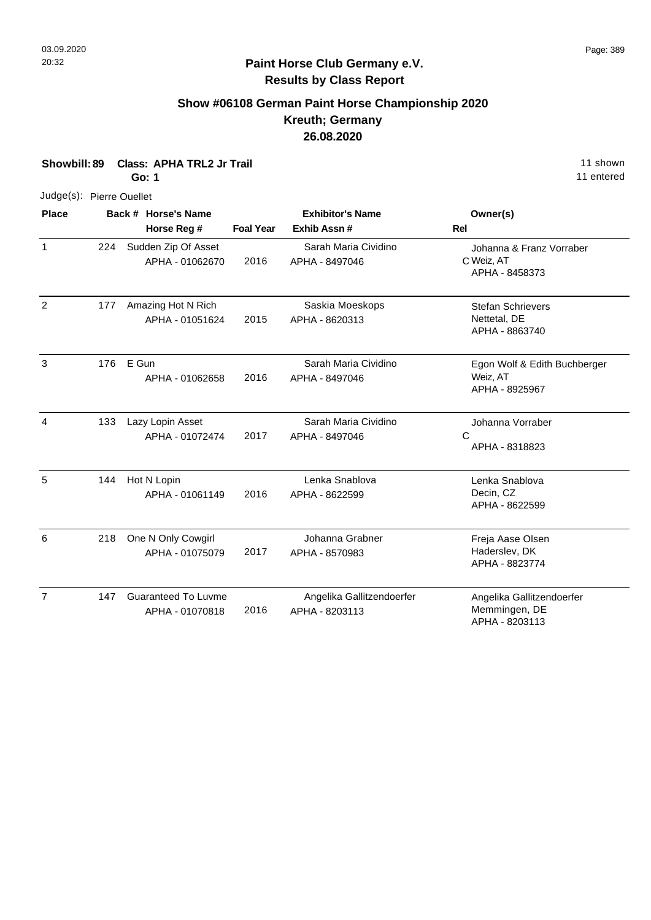**Paint Horse Club Germany e.V.**
**Results by Class Report**

## Show #06108 German Paint Horse Championship 2020
## Kreuth; Germany
## 26.08.2020

**Showbill: 89 Class: APHA TRL2 Jr Trail** 11 shown
**Go: 1** 11 entered

Judge(s): Pierre Ouellet

| Place | Back # | Horse's Name / Horse Reg # | Foal Year | Exhibitor's Name / Exhib Assn # | Rel | Owner(s) |
|---|---|---|---|---|---|---|
| 1 | 224 | Sudden Zip Of Asset<br>APHA - 01062670 | 2016 | Sarah Maria Cividino<br>APHA - 8497046 | C | Johanna & Franz Vorraber<br>Weiz, AT<br>APHA - 8458373 |
| 2 | 177 | Amazing Hot N Rich<br>APHA - 01051624 | 2015 | Saskia Moeskops<br>APHA - 8620313 | | Stefan Schrievers<br>Nettetal, DE<br>APHA - 8863740 |
| 3 | 176 | E Gun<br>APHA - 01062658 | 2016 | Sarah Maria Cividino<br>APHA - 8497046 | | Egon Wolf & Edith Buchberger<br>Weiz, AT<br>APHA - 8925967 |
| 4 | 133 | Lazy Lopin Asset<br>APHA - 01072474 | 2017 | Sarah Maria Cividino<br>APHA - 8497046 | C | Johanna Vorraber<br>APHA - 8318823 |
| 5 | 144 | Hot N Lopin<br>APHA - 01061149 | 2016 | Lenka Snablova<br>APHA - 8622599 | | Lenka Snablova<br>Decin, CZ<br>APHA - 8622599 |
| 6 | 218 | One N Only Cowgirl<br>APHA - 01075079 | 2017 | Johanna Grabner<br>APHA - 8570983 | | Freja Aase Olsen<br>Haderslev, DK<br>APHA - 8823774 |
| 7 | 147 | Guaranteed To Luvme<br>APHA - 01070818 | 2016 | Angelika Gallitzendoerfer<br>APHA - 8203113 | | Angelika Gallitzendoerfer<br>Memmingen, DE<br>APHA - 8203113 |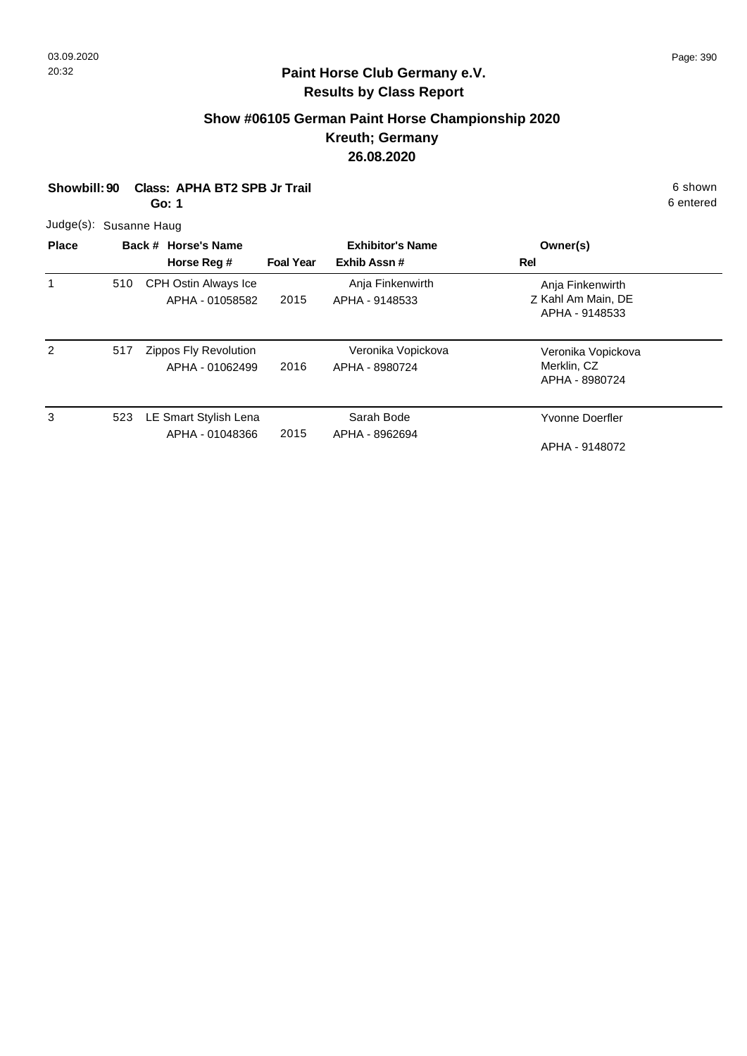**Paint Horse Club Germany e.V.**
**Results by Class Report**

## Show #06105 German Paint Horse Championship 2020
## Kreuth; Germany
## 26.08.2020

**Showbill: 90** **Class: APHA BT2 SPB Jr Trail** 6 shown
**Go: 1** 6 entered

Judge(s): Susanne Haug

| Place | Back # | Horse's Name / Horse Reg # | Foal Year | Exhibitor's Name / Exhib Assn # | Owner(s) / Rel |
|---|---|---|---|---|---|
| 1 | 510 | CPH Ostin Always Ice<br>APHA - 01058582 | 2015 | Anja Finkenwirth<br>APHA - 9148533 | Anja Finkenwirth<br>Z Kahl Am Main, DE<br>APHA - 9148533 |
| 2 | 517 | Zippos Fly Revolution<br>APHA - 01062499 | 2016 | Veronika Vopickova<br>APHA - 8980724 | Veronika Vopickova<br>Merklin, CZ<br>APHA - 8980724 |
| 3 | 523 | LE Smart Stylish Lena<br>APHA - 01048366 | 2015 | Sarah Bode<br>APHA - 8962694 | Yvonne Doerfler<br>APHA - 9148072 |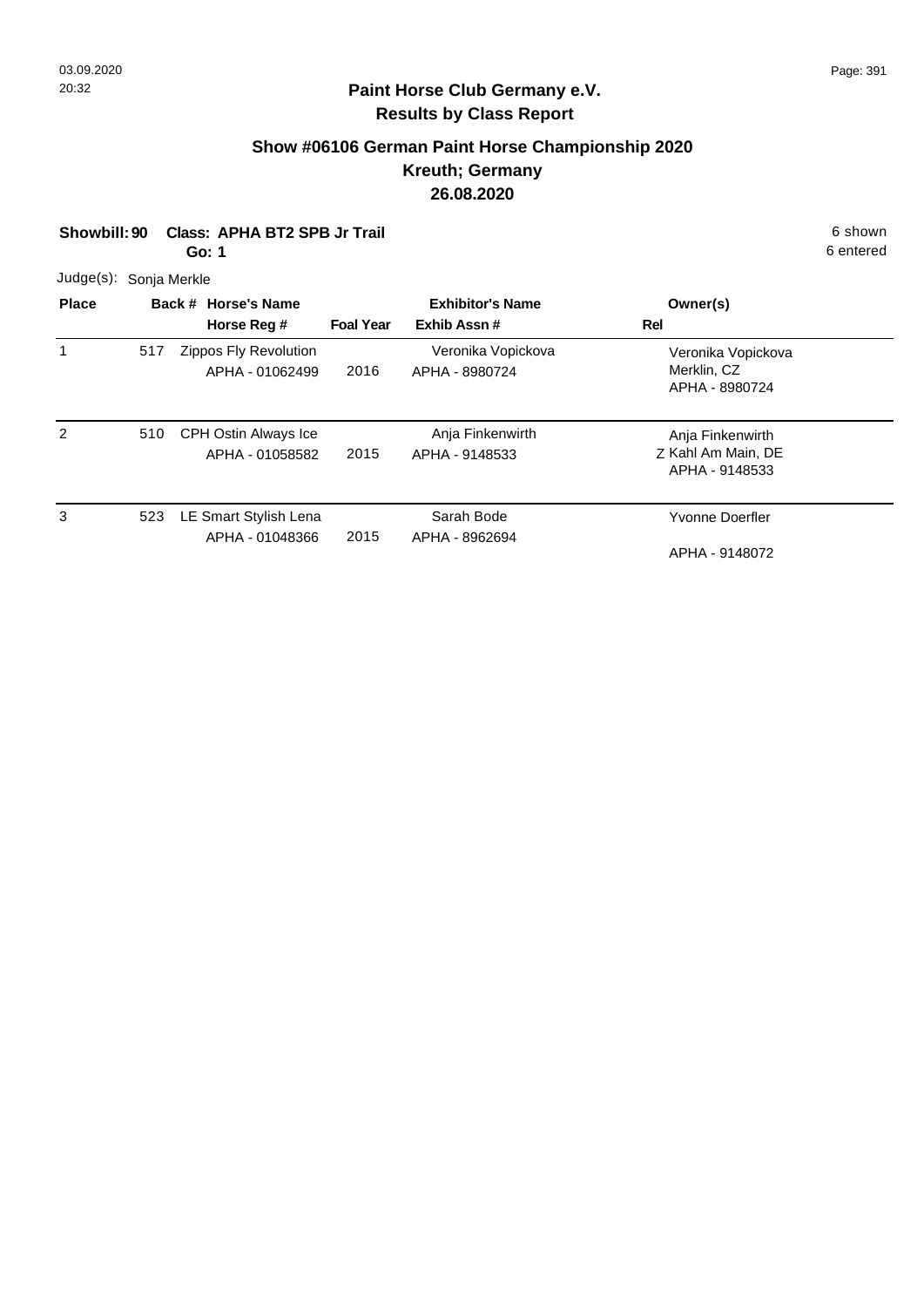**Paint Horse Club Germany e.V.**
**Results by Class Report**

## Show #06106 German Paint Horse Championship 2020
## Kreuth; Germany
## 26.08.2020

**Showbill: 90 Class: APHA BT2 SPB Jr Trail** 6 shown
**Go: 1** 6 entered

Judge(s): Sonja Merkle

| Place | Back # | Horse's Name / Horse Reg # | Foal Year | Exhibitor's Name / Exhib Assn # | Rel | Owner(s) |
|---|---|---|---|---|---|---|
| 1 | 517 | Zippos Fly Revolution<br>APHA - 01062499 | 2016 | Veronika Vopickova<br>APHA - 8980724 | | Veronika Vopickova<br>Merklin, CZ<br>APHA - 8980724 |
| 2 | 510 | CPH Ostin Always Ice<br>APHA - 01058582 | 2015 | Anja Finkenwirth<br>APHA - 9148533 | Z | Anja Finkenwirth<br>Kahl Am Main, DE<br>APHA - 9148533 |
| 3 | 523 | LE Smart Stylish Lena<br>APHA - 01048366 | 2015 | Sarah Bode<br>APHA - 8962694 | | Yvonne Doerfler<br>APHA - 9148072 |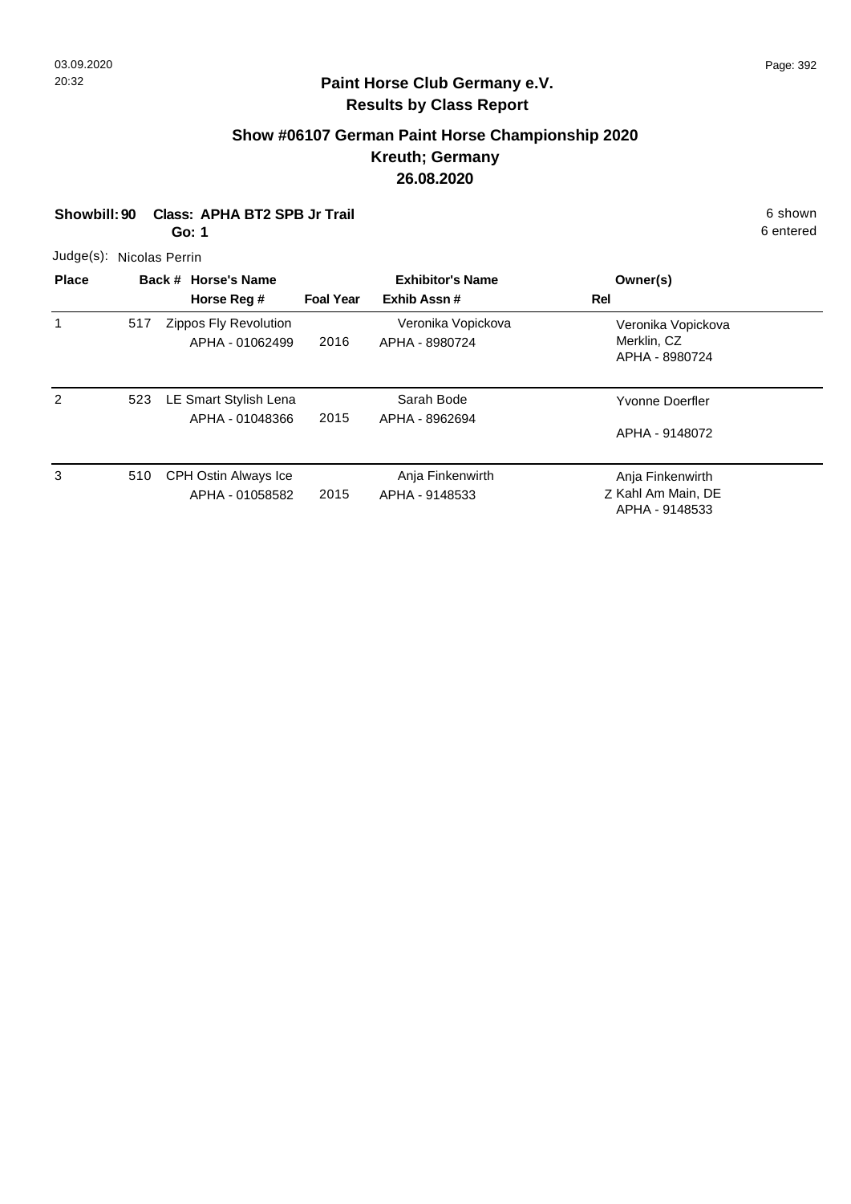## Paint Horse Club Germany e.V.
## Results by Class Report

### Show #06107 German Paint Horse Championship 2020
### Kreuth; Germany
### 26.08.2020

**Showbill: 90 Class: APHA BT2 SPB Jr Trail** 6 shown
**Go: 1** 6 entered

Judge(s): Nicolas Perrin

| Place | Back # | Horse's Name / Horse Reg # | Foal Year | Exhibitor's Name / Exhib Assn # | Owner(s) / Rel |
|---|---|---|---|---|---|
| 1 | 517 | Zippos Fly Revolution<br>APHA - 01062499 | 2016 | Veronika Vopickova<br>APHA - 8980724 | Veronika Vopickova<br>Merklin, CZ<br>APHA - 8980724 |
| 2 | 523 | LE Smart Stylish Lena<br>APHA - 01048366 | 2015 | Sarah Bode<br>APHA - 8962694 | Yvonne Doerfler<br>APHA - 9148072 |
| 3 | 510 | CPH Ostin Always Ice<br>APHA - 01058582 | 2015 | Anja Finkenwirth<br>APHA - 9148533 | Anja Finkenwirth<br>Kahl Am Main, DE<br>APHA - 9148533<br>Z |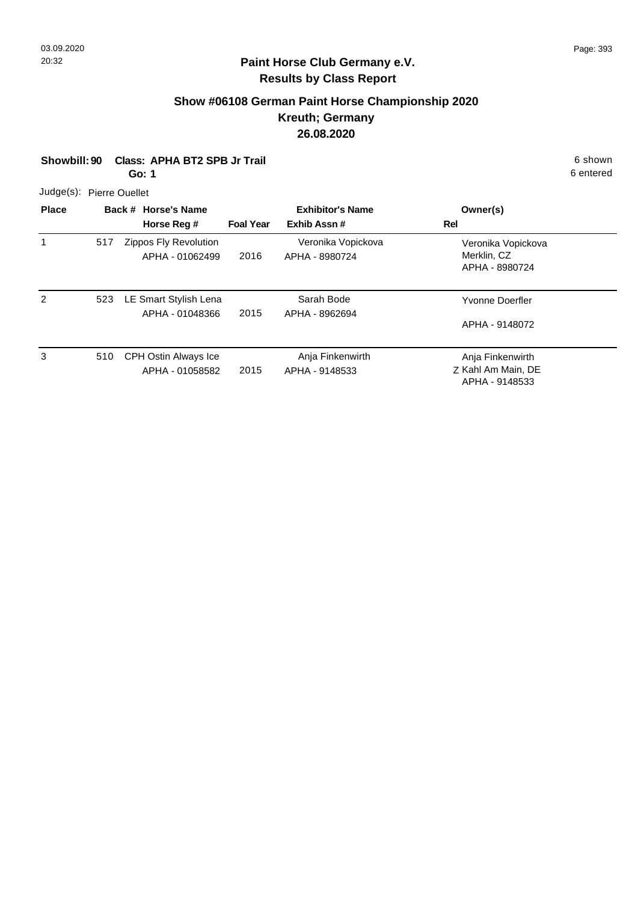**Paint Horse Club Germany e.V.**
**Results by Class Report**

## Show #06108 German Paint Horse Championship 2020
## Kreuth; Germany
## 26.08.2020

**Showbill: 90** **Class: APHA BT2 SPB Jr Trail** 6 shown
**Go: 1** 6 entered

Judge(s): Pierre Ouellet

| Place | Back # | Horse's Name / Horse Reg # | Foal Year | Exhibitor's Name / Exhib Assn # | Owner(s) / Rel |
|---|---|---|---|---|---|
| 1 | 517 | Zippos Fly Revolution<br>APHA - 01062499 | 2016 | Veronika Vopickova<br>APHA - 8980724 | Veronika Vopickova<br>Merklin, CZ<br>APHA - 8980724 |
| 2 | 523 | LE Smart Stylish Lena<br>APHA - 01048366 | 2015 | Sarah Bode<br>APHA - 8962694 | Yvonne Doerfler<br><br>APHA - 9148072 |
| 3 | 510 | CPH Ostin Always Ice<br>APHA - 01058582 | 2015 | Anja Finkenwirth<br>APHA - 9148533 | Anja Finkenwirth<br>Z Kahl Am Main, DE<br>APHA - 9148533 |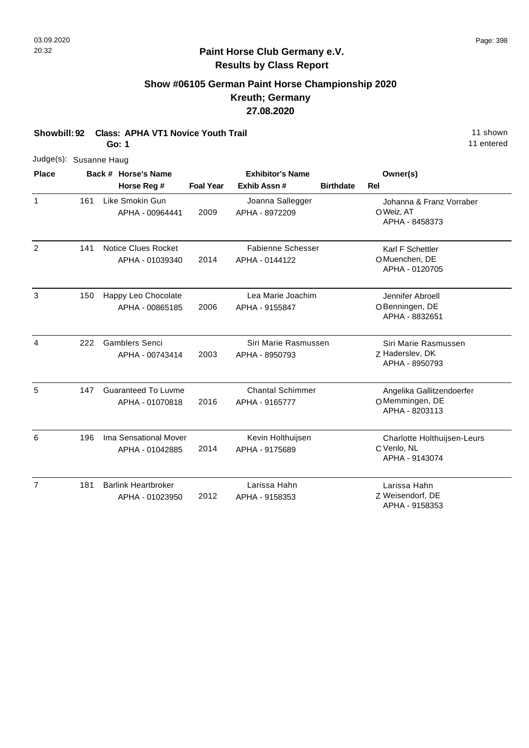# Paint Horse Club Germany e.V.
## Results by Class Report

### Show #06105 German Paint Horse Championship 2020
### Kreuth; Germany
### 27.08.2020

**Showbill: 92 Class: APHA VT1 Novice Youth Trail** 11 shown
**Go: 1** 11 entered

Judge(s): Susanne Haug

| Place | Back # | Horse's Name / Horse Reg # | Foal Year | Exhibitor's Name / Exhib Assn # | Birthdate | Rel | Owner(s) |
|---|---|---|---|---|---|---|---|
| 1 | 161 | Like Smokin Gun<br>APHA - 00964441 | 2009 | Joanna Sallegger<br>APHA - 8972209 | | O | Johanna & Franz Vorraber<br>Weiz, AT<br>APHA - 8458373 |
| 2 | 141 | Notice Clues Rocket<br>APHA - 01039340 | 2014 | Fabienne Schesser<br>APHA - 0144122 | | O | Karl F Schettler<br>Muenchen, DE<br>APHA - 0120705 |
| 3 | 150 | Happy Leo Chocolate<br>APHA - 00865185 | 2006 | Lea Marie Joachim<br>APHA - 9155847 | | O | Jennifer Abroell<br>Benningen, DE<br>APHA - 8832651 |
| 4 | 222 | Gamblers Senci<br>APHA - 00743414 | 2003 | Siri Marie Rasmussen<br>APHA - 8950793 | | Z | Siri Marie Rasmussen<br>Haderslev, DK<br>APHA - 8950793 |
| 5 | 147 | Guaranteed To Luvme<br>APHA - 01070818 | 2016 | Chantal Schimmer<br>APHA - 9165777 | | O | Angelika Gallitzendoerfer<br>Memmingen, DE<br>APHA - 8203113 |
| 6 | 196 | Ima Sensational Mover<br>APHA - 01042885 | 2014 | Kevin Holthuijsen<br>APHA - 9175689 | | C | Charlotte Holthuijsen-Leurs<br>Venlo, NL<br>APHA - 9143074 |
| 7 | 181 | Barlink Heartbroker<br>APHA - 01023950 | 2012 | Larissa Hahn<br>APHA - 9158353 | | Z | Larissa Hahn<br>Weisendorf, DE<br>APHA - 9158353 |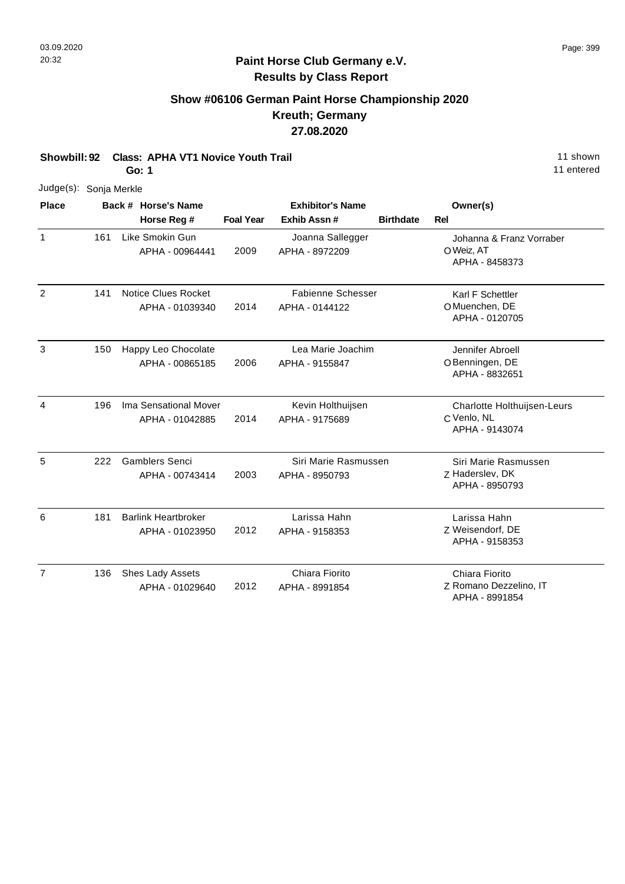## Paint Horse Club Germany e.V.
## Results by Class Report

### Show #06106 German Paint Horse Championship 2020
### Kreuth; Germany
### 27.08.2020

**Showbill: 92 Class: APHA VT1 Novice Youth Trail** 11 shown
**Go: 1** 11 entered

Judge(s): Sonja Merkle

| Place | Back # | Horse's Name / Horse Reg # | Foal Year | Exhibitor's Name / Exhib Assn # | Birthdate | Rel | Owner(s) |
|---|---|---|---|---|---|---|---|
| 1 | 161 | Like Smokin Gun<br>APHA - 00964441 | 2009 | Joanna Sallegger<br>APHA - 8972209 | | O | Johanna & Franz Vorraber<br>Weiz, AT<br>APHA - 8458373 |
| 2 | 141 | Notice Clues Rocket<br>APHA - 01039340 | 2014 | Fabienne Schesser<br>APHA - 0144122 | | O | Karl F Schettler<br>Muenchen, DE<br>APHA - 0120705 |
| 3 | 150 | Happy Leo Chocolate<br>APHA - 00865185 | 2006 | Lea Marie Joachim<br>APHA - 9155847 | | O | Jennifer Abroell<br>Benningen, DE<br>APHA - 8832651 |
| 4 | 196 | Ima Sensational Mover<br>APHA - 01042885 | 2014 | Kevin Holthuijsen<br>APHA - 9175689 | | C | Charlotte Holthuijsen-Leurs<br>Venlo, NL<br>APHA - 9143074 |
| 5 | 222 | Gamblers Senci<br>APHA - 00743414 | 2003 | Siri Marie Rasmussen<br>APHA - 8950793 | | Z | Siri Marie Rasmussen<br>Haderslev, DK<br>APHA - 8950793 |
| 6 | 181 | Barlink Heartbroker<br>APHA - 01023950 | 2012 | Larissa Hahn<br>APHA - 9158353 | | Z | Larissa Hahn<br>Weisendorf, DE<br>APHA - 9158353 |
| 7 | 136 | Shes Lady Assets<br>APHA - 01029640 | 2012 | Chiara Fiorito<br>APHA - 8991854 | | Z | Chiara Fiorito<br>Romano Dezzelino, IT<br>APHA - 8991854 |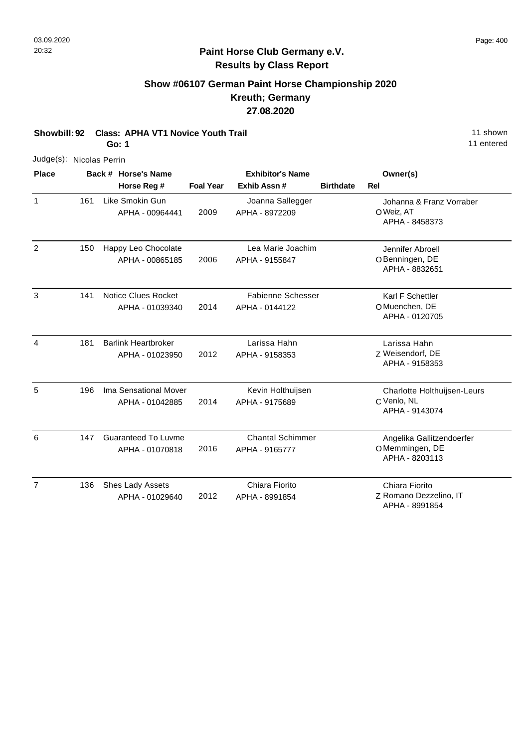# Paint Horse Club Germany e.V.

## Results by Class Report

### Show #06107 German Paint Horse Championship 2020
### Kreuth; Germany
### 27.08.2020

**Showbill: 92 Class: APHA VT1 Novice Youth Trail** 11 shown
**Go: 1** 11 entered

Judge(s): Nicolas Perrin

| Place | Back # | Horse's Name / Horse Reg # | Foal Year | Exhibitor's Name / Exhib Assn # | Birthdate | Rel | Owner(s) |
|---|---|---|---|---|---|---|---|
| 1 | 161 | Like Smokin Gun<br>APHA - 00964441 | 2009 | Joanna Sallegger<br>APHA - 8972209 | | O | Johanna & Franz Vorraber<br>Weiz, AT<br>APHA - 8458373 |
| 2 | 150 | Happy Leo Chocolate<br>APHA - 00865185 | 2006 | Lea Marie Joachim<br>APHA - 9155847 | | O | Jennifer Abroell<br>Benningen, DE<br>APHA - 8832651 |
| 3 | 141 | Notice Clues Rocket<br>APHA - 01039340 | 2014 | Fabienne Schesser<br>APHA - 0144122 | | O | Karl F Schettler<br>Muenchen, DE<br>APHA - 0120705 |
| 4 | 181 | Barlink Heartbroker<br>APHA - 01023950 | 2012 | Larissa Hahn<br>APHA - 9158353 | | Z | Larissa Hahn<br>Weisendorf, DE<br>APHA - 9158353 |
| 5 | 196 | Ima Sensational Mover<br>APHA - 01042885 | 2014 | Kevin Holthuijsen<br>APHA - 9175689 | | C | Charlotte Holthuijsen-Leurs<br>Venlo, NL<br>APHA - 9143074 |
| 6 | 147 | Guaranteed To Luvme<br>APHA - 01070818 | 2016 | Chantal Schimmer<br>APHA - 9165777 | | O | Angelika Gallitzendoerfer<br>Memmingen, DE<br>APHA - 8203113 |
| 7 | 136 | Shes Lady Assets<br>APHA - 01029640 | 2012 | Chiara Fiorito<br>APHA - 8991854 | | Z | Chiara Fiorito<br>Romano Dezzelino, IT<br>APHA - 8991854 |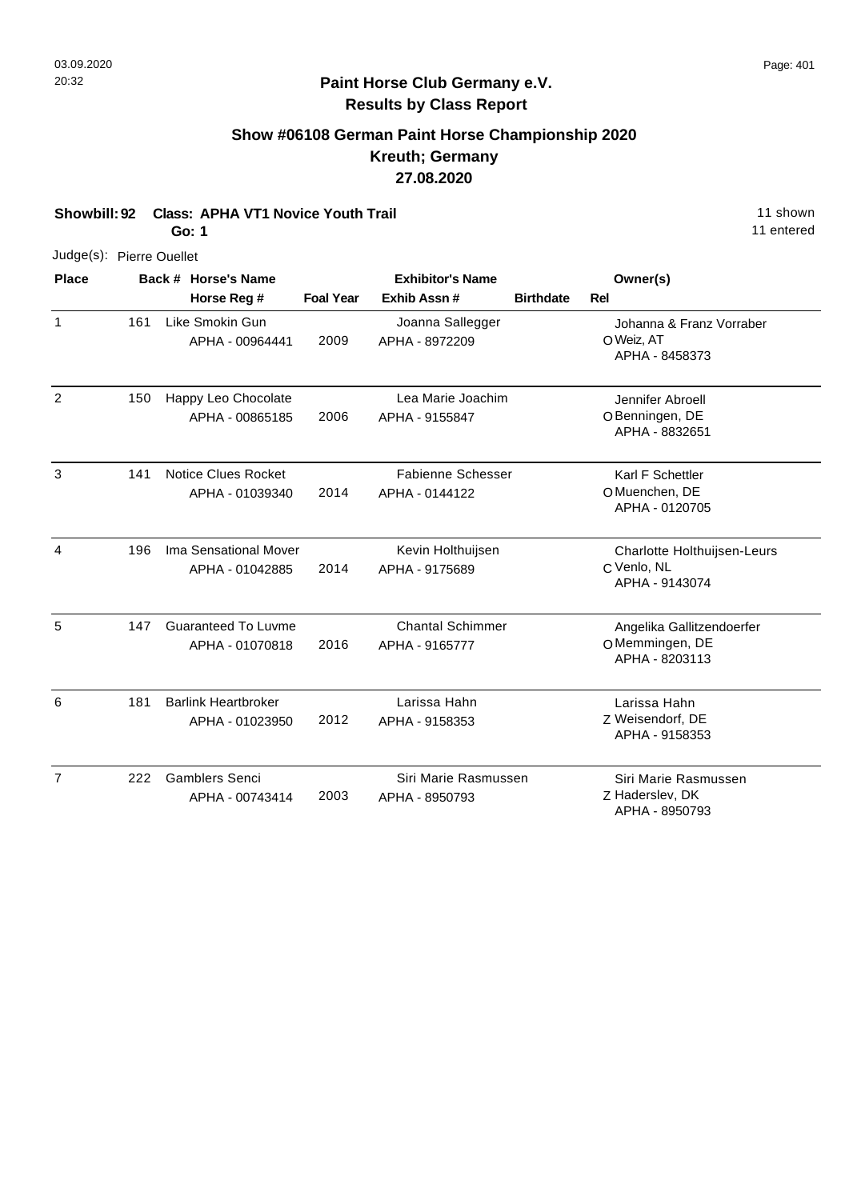# Paint Horse Club Germany e.V.

## Results by Class Report

### Show #06108 German Paint Horse Championship 2020
### Kreuth; Germany
### 27.08.2020

**Showbill: 92 Class: APHA VT1 Novice Youth Trail** 11 shown

**Go: 1** 11 entered

Judge(s): Pierre Ouellet

| Place | Back # | Horse's Name / Horse Reg # | Foal Year | Exhibitor's Name / Exhib Assn # | Birthdate | Rel | Owner(s) |
|---|---|---|---|---|---|---|---|
| 1 | 161 | Like Smokin Gun<br>APHA - 00964441 | 2009 | Joanna Sallegger<br>APHA - 8972209 | | O | Johanna & Franz Vorraber<br>Weiz, AT<br>APHA - 8458373 |
| 2 | 150 | Happy Leo Chocolate<br>APHA - 00865185 | 2006 | Lea Marie Joachim<br>APHA - 9155847 | | O | Jennifer Abroell<br>Benningen, DE<br>APHA - 8832651 |
| 3 | 141 | Notice Clues Rocket<br>APHA - 01039340 | 2014 | Fabienne Schesser<br>APHA - 0144122 | | O | Karl F Schettler<br>Muenchen, DE<br>APHA - 0120705 |
| 4 | 196 | Ima Sensational Mover<br>APHA - 01042885 | 2014 | Kevin Holthuijsen<br>APHA - 9175689 | | C | Charlotte Holthuijsen-Leurs<br>Venlo, NL<br>APHA - 9143074 |
| 5 | 147 | Guaranteed To Luvme<br>APHA - 01070818 | 2016 | Chantal Schimmer<br>APHA - 9165777 | | O | Angelika Gallitzendoerfer<br>Memmingen, DE<br>APHA - 8203113 |
| 6 | 181 | Barlink Heartbroker<br>APHA - 01023950 | 2012 | Larissa Hahn<br>APHA - 9158353 | | Z | Larissa Hahn<br>Weisendorf, DE<br>APHA - 9158353 |
| 7 | 222 | Gamblers Senci<br>APHA - 00743414 | 2003 | Siri Marie Rasmussen<br>APHA - 8950793 | | Z | Siri Marie Rasmussen<br>Haderslev, DK<br>APHA - 8950793 |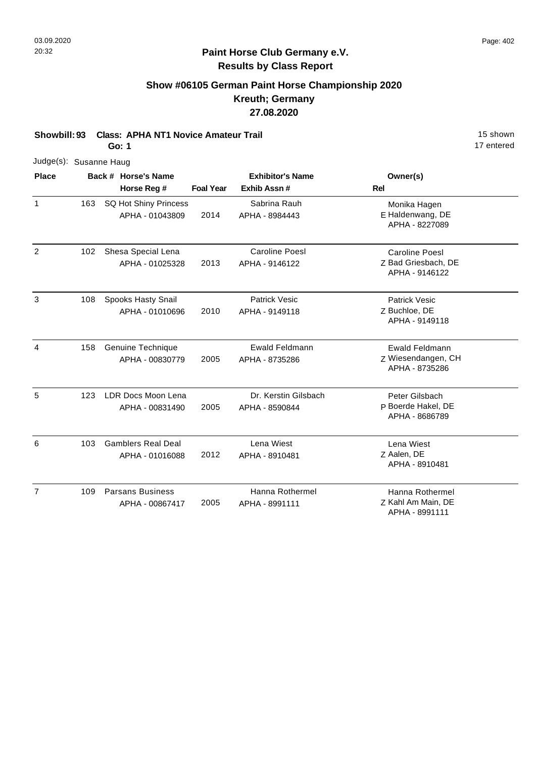**Paint Horse Club Germany e.V.**
**Results by Class Report**

## Show #06105 German Paint Horse Championship 2020
## Kreuth; Germany
## 27.08.2020

**Showbill: 93 Class: APHA NT1 Novice Amateur Trail** 15 shown
**Go: 1** 17 entered

Judge(s): Susanne Haug

| Place | Back # | Horse's Name / Horse Reg # | Foal Year | Exhibitor's Name / Exhib Assn # | Rel | Owner(s) |
|---|---|---|---|---|---|---|
| 1 | 163 | SQ Hot Shiny Princess<br>APHA - 01043809 | 2014 | Sabrina Rauh<br>APHA - 8984443 | E | Monika Hagen<br>Haldenwang, DE<br>APHA - 8227089 |
| 2 | 102 | Shesa Special Lena<br>APHA - 01025328 | 2013 | Caroline Poesl<br>APHA - 9146122 | Z | Caroline Poesl<br>Bad Griesbach, DE<br>APHA - 9146122 |
| 3 | 108 | Spooks Hasty Snail<br>APHA - 01010696 | 2010 | Patrick Vesic<br>APHA - 9149118 | Z | Patrick Vesic<br>Buchloe, DE<br>APHA - 9149118 |
| 4 | 158 | Genuine Technique<br>APHA - 00830779 | 2005 | Ewald Feldmann<br>APHA - 8735286 | Z | Ewald Feldmann<br>Wiesendangen, CH<br>APHA - 8735286 |
| 5 | 123 | LDR Docs Moon Lena<br>APHA - 00831490 | 2005 | Dr. Kerstin Gilsbach<br>APHA - 8590844 | P | Peter Gilsbach<br>Boerde Hakel, DE<br>APHA - 8686789 |
| 6 | 103 | Gamblers Real Deal<br>APHA - 01016088 | 2012 | Lena Wiest<br>APHA - 8910481 | Z | Lena Wiest<br>Aalen, DE<br>APHA - 8910481 |
| 7 | 109 | Parsans Business<br>APHA - 00867417 | 2005 | Hanna Rothermel<br>APHA - 8991111 | Z | Hanna Rothermel<br>Kahl Am Main, DE<br>APHA - 8991111 |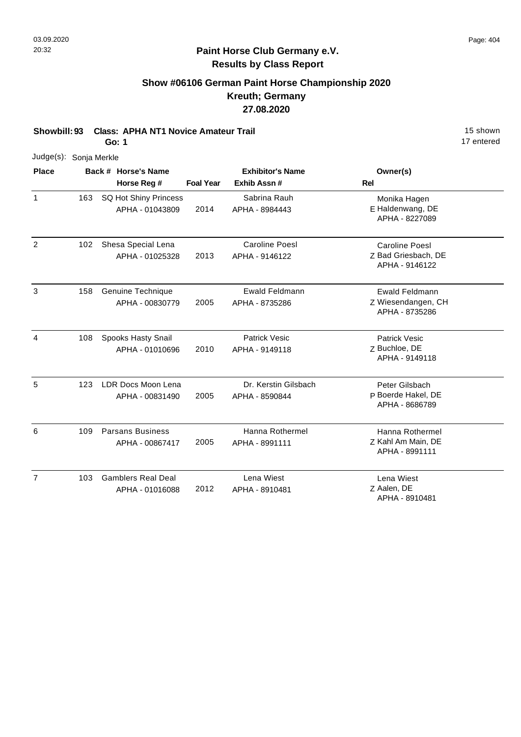**Paint Horse Club Germany e.V.**
**Results by Class Report**

## Show #06106 German Paint Horse Championship 2020
## Kreuth; Germany
## 27.08.2020

**Showbill: 93 Class: APHA NT1 Novice Amateur Trail** 15 shown
**Go: 1** 17 entered

Judge(s): Sonja Merkle

| Place | Back # | Horse's Name / Horse Reg # | Foal Year | Exhibitor's Name / Exhib Assn # | Rel | Owner(s) |
|---|---|---|---|---|---|---|
| 1 | 163 | SQ Hot Shiny Princess<br>APHA - 01043809 | 2014 | Sabrina Rauh<br>APHA - 8984443 | E | Monika Hagen<br>Haldenwang, DE<br>APHA - 8227089 |
| 2 | 102 | Shesa Special Lena<br>APHA - 01025328 | 2013 | Caroline Poesl<br>APHA - 9146122 | Z | Caroline Poesl<br>Bad Griesbach, DE<br>APHA - 9146122 |
| 3 | 158 | Genuine Technique<br>APHA - 00830779 | 2005 | Ewald Feldmann<br>APHA - 8735286 | Z | Ewald Feldmann<br>Wiesendangen, CH<br>APHA - 8735286 |
| 4 | 108 | Spooks Hasty Snail<br>APHA - 01010696 | 2010 | Patrick Vesic<br>APHA - 9149118 | Z | Patrick Vesic<br>Buchloe, DE<br>APHA - 9149118 |
| 5 | 123 | LDR Docs Moon Lena<br>APHA - 00831490 | 2005 | Dr. Kerstin Gilsbach<br>APHA - 8590844 | P | Peter Gilsbach<br>Boerde Hakel, DE<br>APHA - 8686789 |
| 6 | 109 | Parsans Business<br>APHA - 00867417 | 2005 | Hanna Rothermel<br>APHA - 8991111 | Z | Hanna Rothermel<br>Kahl Am Main, DE<br>APHA - 8991111 |
| 7 | 103 | Gamblers Real Deal<br>APHA - 01016088 | 2012 | Lena Wiest<br>APHA - 8910481 | Z | Lena Wiest<br>Aalen, DE<br>APHA - 8910481 |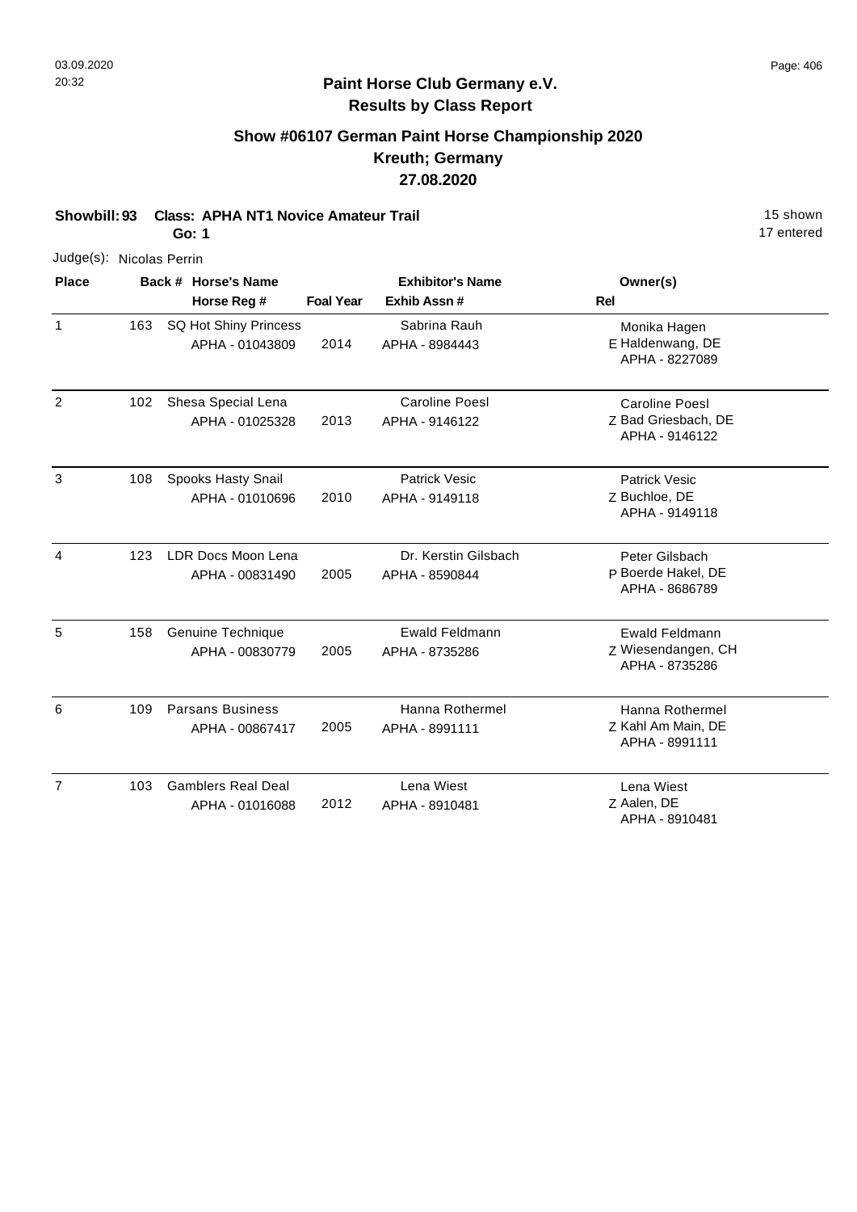03.09.2020
20:32

**Paint Horse Club Germany e.V.**
**Results by Class Report**

## Show #06107 German Paint Horse Championship 2020
## Kreuth; Germany
## 27.08.2020

**Showbill: 93 Class: APHA NT1 Novice Amateur Trail** — 15 shown, 17 entered
**Go: 1**

Judge(s): Nicolas Perrin

| Place | Back # | Horse's Name / Horse Reg # | Foal Year | Exhibitor's Name / Exhib Assn # | Rel | Owner(s) |
|---|---|---|---|---|---|---|
| 1 | 163 | SQ Hot Shiny Princess<br>APHA - 01043809 | 2014 | Sabrina Rauh<br>APHA - 8984443 | E | Monika Hagen<br>Haldenwang, DE<br>APHA - 8227089 |
| 2 | 102 | Shesa Special Lena<br>APHA - 01025328 | 2013 | Caroline Poesl<br>APHA - 9146122 | Z | Caroline Poesl<br>Bad Griesbach, DE<br>APHA - 9146122 |
| 3 | 108 | Spooks Hasty Snail<br>APHA - 01010696 | 2010 | Patrick Vesic<br>APHA - 9149118 | Z | Patrick Vesic<br>Buchloe, DE<br>APHA - 9149118 |
| 4 | 123 | LDR Docs Moon Lena<br>APHA - 00831490 | 2005 | Dr. Kerstin Gilsbach<br>APHA - 8590844 | P | Peter Gilsbach<br>Boerde Hakel, DE<br>APHA - 8686789 |
| 5 | 158 | Genuine Technique<br>APHA - 00830779 | 2005 | Ewald Feldmann<br>APHA - 8735286 | Z | Ewald Feldmann<br>Wiesendangen, CH<br>APHA - 8735286 |
| 6 | 109 | Parsans Business<br>APHA - 00867417 | 2005 | Hanna Rothermel<br>APHA - 8991111 | Z | Hanna Rothermel<br>Kahl Am Main, DE<br>APHA - 8991111 |
| 7 | 103 | Gamblers Real Deal<br>APHA - 01016088 | 2012 | Lena Wiest<br>APHA - 8910481 | Z | Lena Wiest<br>Aalen, DE<br>APHA - 8910481 |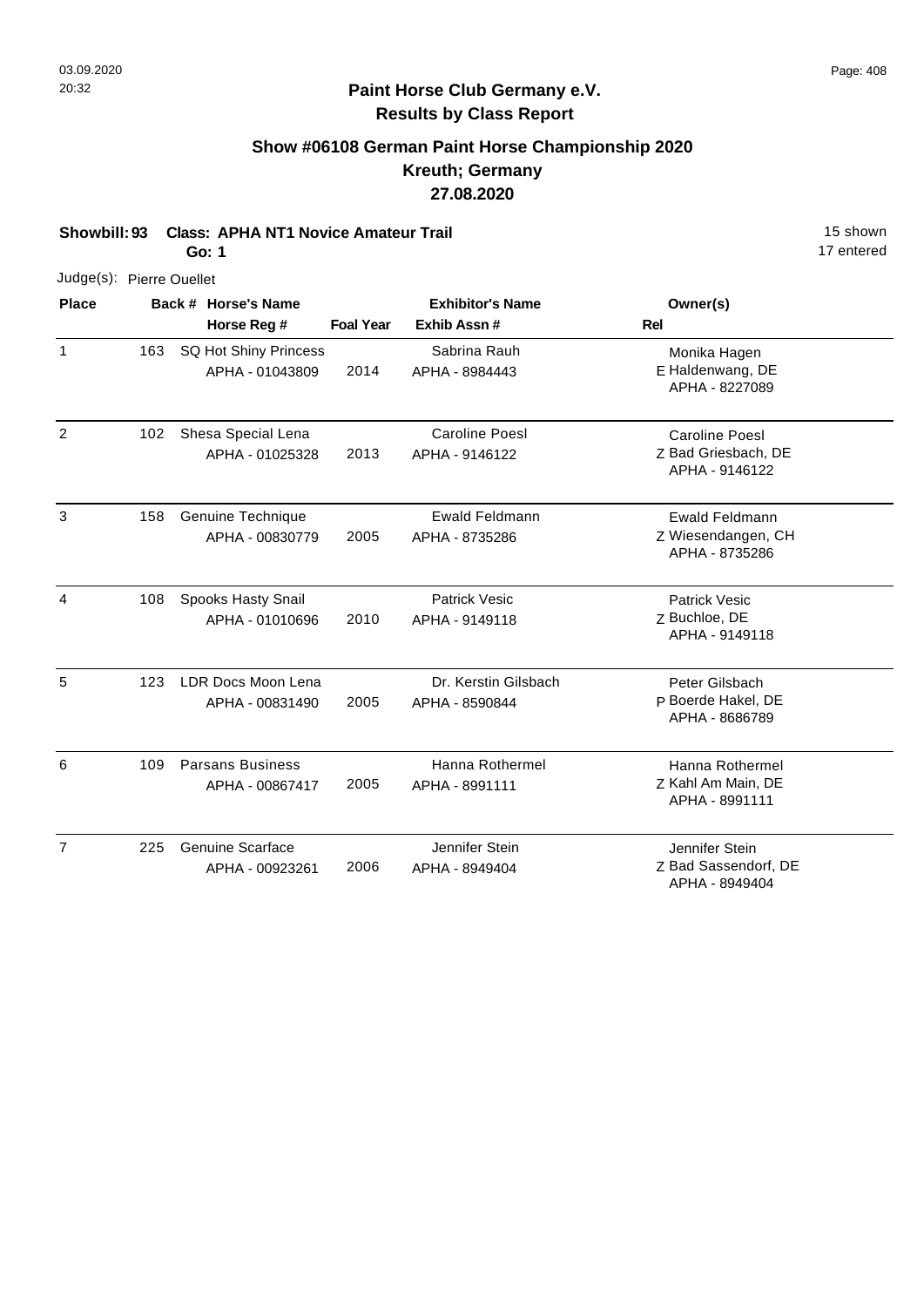**Paint Horse Club Germany e.V.**
**Results by Class Report**

## Show #06108 German Paint Horse Championship 2020
## Kreuth; Germany
## 27.08.2020

**Showbill: 93 Class: APHA NT1 Novice Amateur Trail** 15 shown
**Go: 1** 17 entered

Judge(s): Pierre Ouellet

| Place | Back # | Horse's Name / Horse Reg # | Foal Year | Exhibitor's Name / Exhib Assn # | Rel | Owner(s) |
|---|---|---|---|---|---|---|
| 1 | 163 | SQ Hot Shiny Princess<br>APHA - 01043809 | 2014 | Sabrina Rauh<br>APHA - 8984443 | E | Monika Hagen<br>Haldenwang, DE<br>APHA - 8227089 |
| 2 | 102 | Shesa Special Lena<br>APHA - 01025328 | 2013 | Caroline Poesl<br>APHA - 9146122 | Z | Caroline Poesl<br>Bad Griesbach, DE<br>APHA - 9146122 |
| 3 | 158 | Genuine Technique<br>APHA - 00830779 | 2005 | Ewald Feldmann<br>APHA - 8735286 | Z | Ewald Feldmann<br>Wiesendangen, CH<br>APHA - 8735286 |
| 4 | 108 | Spooks Hasty Snail<br>APHA - 01010696 | 2010 | Patrick Vesic<br>APHA - 9149118 | Z | Patrick Vesic<br>Buchloe, DE<br>APHA - 9149118 |
| 5 | 123 | LDR Docs Moon Lena<br>APHA - 00831490 | 2005 | Dr. Kerstin Gilsbach<br>APHA - 8590844 | P | Peter Gilsbach<br>Boerde Hakel, DE<br>APHA - 8686789 |
| 6 | 109 | Parsans Business<br>APHA - 00867417 | 2005 | Hanna Rothermel<br>APHA - 8991111 | Z | Hanna Rothermel<br>Kahl Am Main, DE<br>APHA - 8991111 |
| 7 | 225 | Genuine Scarface<br>APHA - 00923261 | 2006 | Jennifer Stein<br>APHA - 8949404 | Z | Jennifer Stein<br>Bad Sassendorf, DE<br>APHA - 8949404 |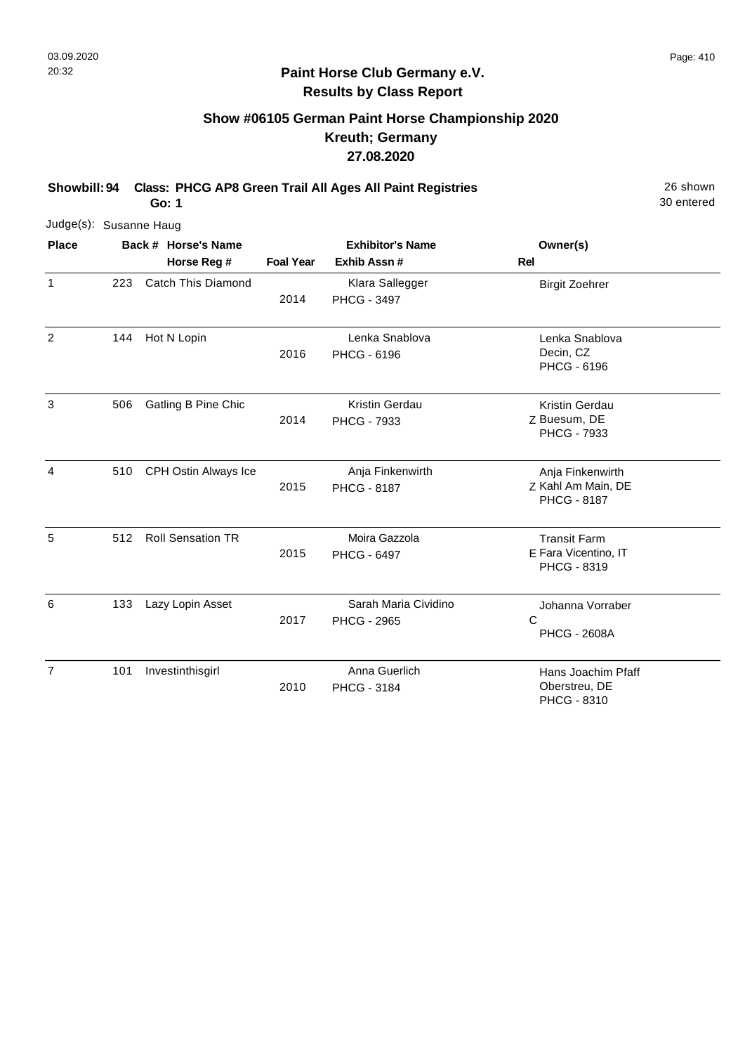## Paint Horse Club Germany e.V.
## Results by Class Report

### Show #06105 German Paint Horse Championship 2020
### Kreuth; Germany
### 27.08.2020

**Showbill: 94 Class: PHCG AP8 Green Trail All Ages All Paint Registries** 26 shown
**Go: 1** 30 entered

Judge(s): Susanne Haug

| Place | Back # | Horse's Name / Horse Reg # | Foal Year | Exhibitor's Name / Exhib Assn # | Rel | Owner(s) |
|---|---|---|---|---|---|---|
| 1 | 223 | Catch This Diamond | 2014 | Klara Sallegger<br>PHCG - 3497 | | Birgit Zoehrer |
| 2 | 144 | Hot N Lopin | 2016 | Lenka Snablova<br>PHCG - 6196 | | Lenka Snablova<br>Decin, CZ<br>PHCG - 6196 |
| 3 | 506 | Gatling B Pine Chic | 2014 | Kristin Gerdau<br>PHCG - 7933 | Z | Kristin Gerdau<br>Buesum, DE<br>PHCG - 7933 |
| 4 | 510 | CPH Ostin Always Ice | 2015 | Anja Finkenwirth<br>PHCG - 8187 | Z | Anja Finkenwirth<br>Kahl Am Main, DE<br>PHCG - 8187 |
| 5 | 512 | Roll Sensation TR | 2015 | Moira Gazzola<br>PHCG - 6497 | E | Transit Farm<br>Fara Vicentino, IT<br>PHCG - 8319 |
| 6 | 133 | Lazy Lopin Asset | 2017 | Sarah Maria Cividino<br>PHCG - 2965 | C | Johanna Vorraber<br>PHCG - 2608A |
| 7 | 101 | Investinthisgirl | 2010 | Anna Guerlich<br>PHCG - 3184 | | Hans Joachim Pfaff<br>Oberstreu, DE<br>PHCG - 8310 |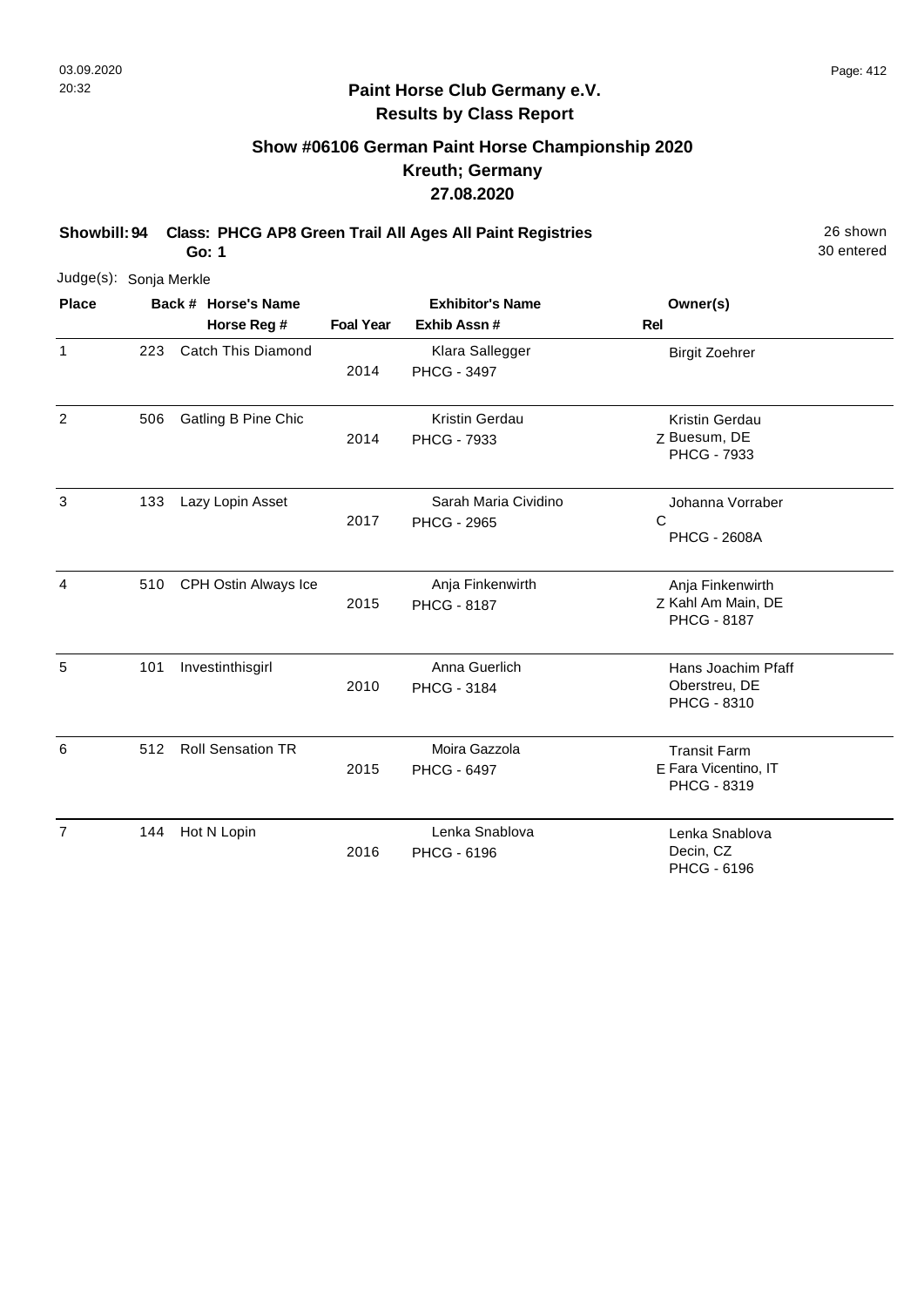## Paint Horse Club Germany e.V.
## Results by Class Report

### Show #06106 German Paint Horse Championship 2020
### Kreuth; Germany
### 27.08.2020

**Showbill: 94 Class: PHCG AP8 Green Trail All Ages All Paint Registries** 26 shown
**Go: 1** 30 entered

Judge(s): Sonja Merkle

| Place | Back # | Horse's Name / Horse Reg # | Foal Year | Exhibitor's Name / Exhib Assn # | Rel | Owner(s) |
|---|---|---|---|---|---|---|
| 1 | 223 | Catch This Diamond | 2014 | Klara Sallegger<br>PHCG - 3497 | | Birgit Zoehrer |
| 2 | 506 | Gatling B Pine Chic | 2014 | Kristin Gerdau<br>PHCG - 7933 | Z | Kristin Gerdau<br>Buesum, DE<br>PHCG - 7933 |
| 3 | 133 | Lazy Lopin Asset | 2017 | Sarah Maria Cividino<br>PHCG - 2965 | C | Johanna Vorraber<br>PHCG - 2608A |
| 4 | 510 | CPH Ostin Always Ice | 2015 | Anja Finkenwirth<br>PHCG - 8187 | Z | Anja Finkenwirth<br>Kahl Am Main, DE<br>PHCG - 8187 |
| 5 | 101 | Investinthisgirl | 2010 | Anna Guerlich<br>PHCG - 3184 | | Hans Joachim Pfaff<br>Oberstreu, DE<br>PHCG - 8310 |
| 6 | 512 | Roll Sensation TR | 2015 | Moira Gazzola<br>PHCG - 6497 | E | Transit Farm<br>Fara Vicentino, IT<br>PHCG - 8319 |
| 7 | 144 | Hot N Lopin | 2016 | Lenka Snablova<br>PHCG - 6196 | | Lenka Snablova<br>Decin, CZ<br>PHCG - 6196 |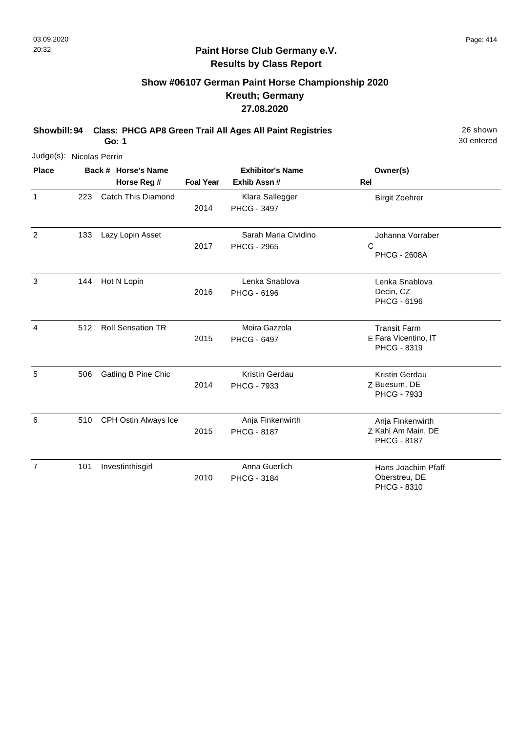## Paint Horse Club Germany e.V.
## Results by Class Report

### Show #06107 German Paint Horse Championship 2020
### Kreuth; Germany
### 27.08.2020

**Showbill: 94 Class: PHCG AP8 Green Trail All Ages All Paint Registries** 26 shown
**Go: 1** 30 entered

Judge(s): Nicolas Perrin

| Place | Back # | Horse's Name / Horse Reg # | Foal Year | Exhibitor's Name / Exhib Assn # | Rel | Owner(s) |
|---|---|---|---|---|---|---|
| 1 | 223 | Catch This Diamond | 2014 | Klara Sallegger PHCG - 3497 | | Birgit Zoehrer |
| 2 | 133 | Lazy Lopin Asset | 2017 | Sarah Maria Cividino PHCG - 2965 | C | Johanna Vorraber PHCG - 2608A |
| 3 | 144 | Hot N Lopin | 2016 | Lenka Snablova PHCG - 6196 | | Lenka Snablova Decin, CZ PHCG - 6196 |
| 4 | 512 | Roll Sensation TR | 2015 | Moira Gazzola PHCG - 6497 | E | Transit Farm Fara Vicentino, IT PHCG - 8319 |
| 5 | 506 | Gatling B Pine Chic | 2014 | Kristin Gerdau PHCG - 7933 | Z | Kristin Gerdau Buesum, DE PHCG - 7933 |
| 6 | 510 | CPH Ostin Always Ice | 2015 | Anja Finkenwirth PHCG - 8187 | Z | Anja Finkenwirth Kahl Am Main, DE PHCG - 8187 |
| 7 | 101 | Investinthisgirl | 2010 | Anna Guerlich PHCG - 3184 | | Hans Joachim Pfaff Oberstreu, DE PHCG - 8310 |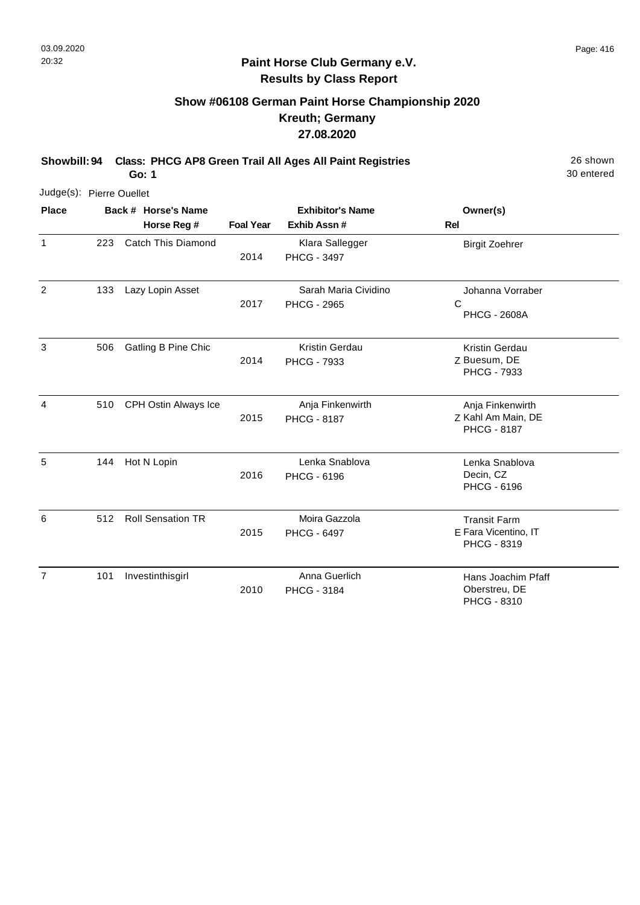## Paint Horse Club Germany e.V.
## Results by Class Report

### Show #06108 German Paint Horse Championship 2020
### Kreuth; Germany
### 27.08.2020

**Showbill: 94 Class: PHCG AP8 Green Trail All Ages All Paint Registries** 26 shown

**Go: 1** 30 entered

Judge(s): Pierre Ouellet

| Place | Back # | Horse's Name / Horse Reg # | Foal Year | Exhibitor's Name / Exhib Assn # | Rel | Owner(s) |
|---|---|---|---|---|---|---|
| 1 | 223 | Catch This Diamond | 2014 | Klara Sallegger<br>PHCG - 3497 | | Birgit Zoehrer |
| 2 | 133 | Lazy Lopin Asset | 2017 | Sarah Maria Cividino<br>PHCG - 2965 | C | Johanna Vorraber<br>PHCG - 2608A |
| 3 | 506 | Gatling B Pine Chic | 2014 | Kristin Gerdau<br>PHCG - 7933 | Z | Kristin Gerdau<br>Buesum, DE<br>PHCG - 7933 |
| 4 | 510 | CPH Ostin Always Ice | 2015 | Anja Finkenwirth<br>PHCG - 8187 | Z | Anja Finkenwirth<br>Kahl Am Main, DE<br>PHCG - 8187 |
| 5 | 144 | Hot N Lopin | 2016 | Lenka Snablova<br>PHCG - 6196 | | Lenka Snablova<br>Decin, CZ<br>PHCG - 6196 |
| 6 | 512 | Roll Sensation TR | 2015 | Moira Gazzola<br>PHCG - 6497 | E | Transit Farm<br>Fara Vicentino, IT<br>PHCG - 8319 |
| 7 | 101 | Investinthisgirl | 2010 | Anna Guerlich<br>PHCG - 3184 | | Hans Joachim Pfaff<br>Oberstreu, DE<br>PHCG - 8310 |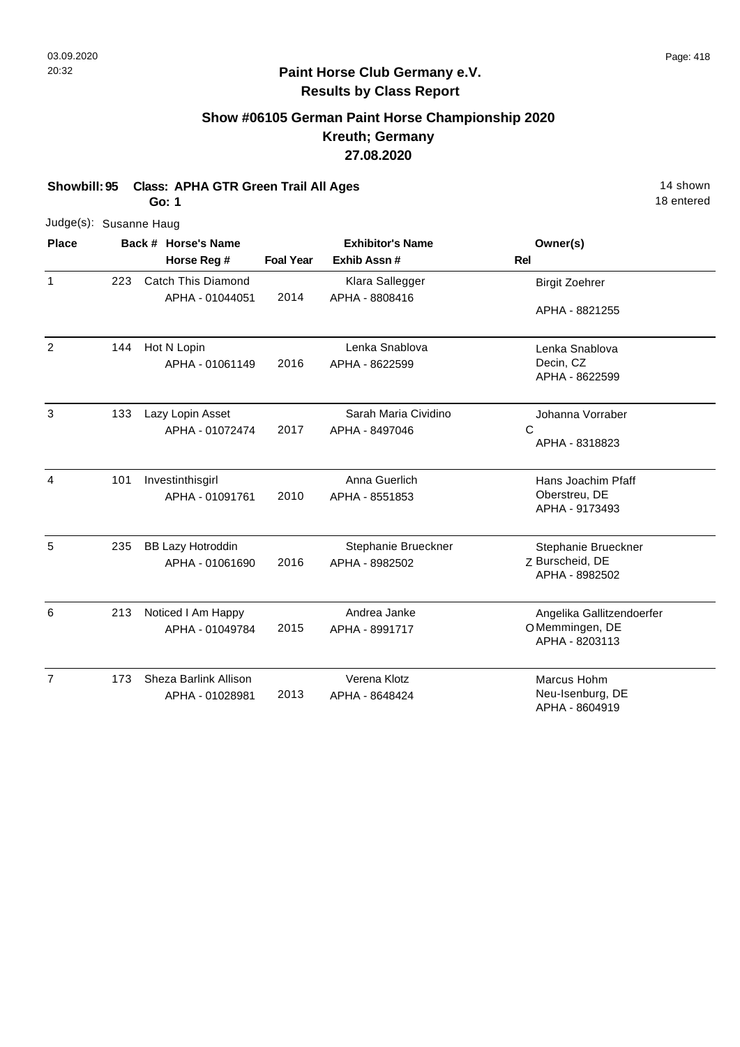**Paint Horse Club Germany e.V.**
**Results by Class Report**

## Show #06105 German Paint Horse Championship 2020
## Kreuth; Germany
## 27.08.2020

**Showbill: 95 Class: APHA GTR Green Trail All Ages** 14 shown
**Go: 1** 18 entered

Judge(s): Susanne Haug

| Place | Back # | Horse's Name / Horse Reg # | Foal Year | Exhibitor's Name / Exhib Assn # | Rel | Owner(s) |
|---|---|---|---|---|---|---|
| 1 | 223 | Catch This Diamond<br>APHA - 01044051 | 2014 | Klara Sallegger<br>APHA - 8808416 | | Birgit Zoehrer<br>APHA - 8821255 |
| 2 | 144 | Hot N Lopin<br>APHA - 01061149 | 2016 | Lenka Snablova<br>APHA - 8622599 | | Lenka Snablova<br>Decin, CZ<br>APHA - 8622599 |
| 3 | 133 | Lazy Lopin Asset<br>APHA - 01072474 | 2017 | Sarah Maria Cividino<br>APHA - 8497046 | C | Johanna Vorraber<br>APHA - 8318823 |
| 4 | 101 | Investinthisgirl<br>APHA - 01091761 | 2010 | Anna Guerlich<br>APHA - 8551853 | | Hans Joachim Pfaff<br>Oberstreu, DE<br>APHA - 9173493 |
| 5 | 235 | BB Lazy Hotroddin<br>APHA - 01061690 | 2016 | Stephanie Brueckner<br>APHA - 8982502 | Z | Stephanie Brueckner<br>Burscheid, DE<br>APHA - 8982502 |
| 6 | 213 | Noticed I Am Happy<br>APHA - 01049784 | 2015 | Andrea Janke<br>APHA - 8991717 | O | Angelika Gallitzendoerfer<br>Memmingen, DE<br>APHA - 8203113 |
| 7 | 173 | Sheza Barlink Allison<br>APHA - 01028981 | 2013 | Verena Klotz<br>APHA - 8648424 | | Marcus Hohm<br>Neu-Isenburg, DE<br>APHA - 8604919 |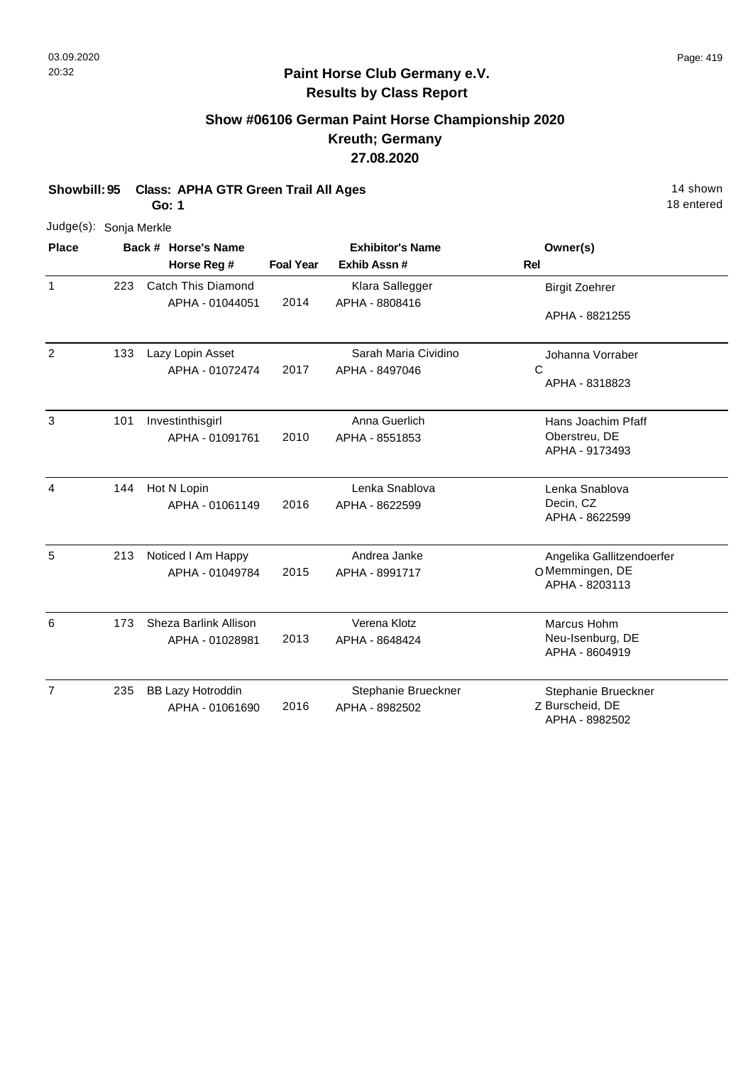**Paint Horse Club Germany e.V.**
**Results by Class Report**

## Show #06106 German Paint Horse Championship 2020
## Kreuth; Germany
## 27.08.2020

**Showbill: 95 Class: APHA GTR Green Trail All Ages** 14 shown
**Go: 1** 18 entered

Judge(s): Sonja Merkle

| Place | Back # | Horse's Name / Horse Reg # | Foal Year | Exhibitor's Name / Exhib Assn # | Rel | Owner(s) |
|---|---|---|---|---|---|---|
| 1 | 223 | Catch This Diamond<br>APHA - 01044051 | 2014 | Klara Sallegger<br>APHA - 8808416 | | Birgit Zoehrer<br>APHA - 8821255 |
| 2 | 133 | Lazy Lopin Asset<br>APHA - 01072474 | 2017 | Sarah Maria Cividino<br>APHA - 8497046 | C | Johanna Vorraber<br>APHA - 8318823 |
| 3 | 101 | Investinthisgirl<br>APHA - 01091761 | 2010 | Anna Guerlich<br>APHA - 8551853 | | Hans Joachim Pfaff<br>Oberstreu, DE<br>APHA - 9173493 |
| 4 | 144 | Hot N Lopin<br>APHA - 01061149 | 2016 | Lenka Snablova<br>APHA - 8622599 | | Lenka Snablova<br>Decin, CZ<br>APHA - 8622599 |
| 5 | 213 | Noticed I Am Happy<br>APHA - 01049784 | 2015 | Andrea Janke<br>APHA - 8991717 | O | Angelika Gallitzendoerfer<br>Memmingen, DE<br>APHA - 8203113 |
| 6 | 173 | Sheza Barlink Allison<br>APHA - 01028981 | 2013 | Verena Klotz<br>APHA - 8648424 | | Marcus Hohm<br>Neu-Isenburg, DE<br>APHA - 8604919 |
| 7 | 235 | BB Lazy Hotroddin<br>APHA - 01061690 | 2016 | Stephanie Brueckner<br>APHA - 8982502 | Z | Stephanie Brueckner<br>Burscheid, DE<br>APHA - 8982502 |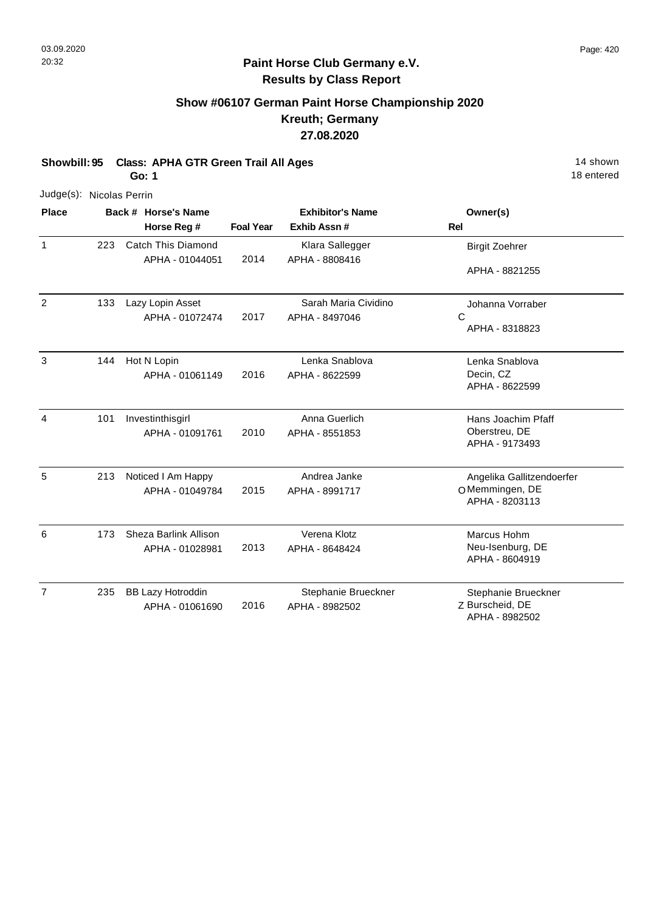03.09.2020
20:32

**Paint Horse Club Germany e.V.**
**Results by Class Report**

## Show #06107 German Paint Horse Championship 2020
## Kreuth; Germany
## 27.08.2020

**Showbill: 95 Class: APHA GTR Green Trail All Ages** — 14 shown, 18 entered
**Go: 1**

Judge(s): Nicolas Perrin

| Place | Back # | Horse's Name / Horse Reg # | Foal Year | Exhibitor's Name / Exhib Assn # | Rel | Owner(s) |
|---|---|---|---|---|---|---|
| 1 | 223 | Catch This Diamond<br>APHA - 01044051 | 2014 | Klara Sallegger<br>APHA - 8808416 | | Birgit Zoehrer<br>APHA - 8821255 |
| 2 | 133 | Lazy Lopin Asset<br>APHA - 01072474 | 2017 | Sarah Maria Cividino<br>APHA - 8497046 | C | Johanna Vorraber<br>APHA - 8318823 |
| 3 | 144 | Hot N Lopin<br>APHA - 01061149 | 2016 | Lenka Snablova<br>APHA - 8622599 | | Lenka Snablova<br>Decin, CZ<br>APHA - 8622599 |
| 4 | 101 | Investinthisgirl<br>APHA - 01091761 | 2010 | Anna Guerlich<br>APHA - 8551853 | | Hans Joachim Pfaff<br>Oberstreu, DE<br>APHA - 9173493 |
| 5 | 213 | Noticed I Am Happy<br>APHA - 01049784 | 2015 | Andrea Janke<br>APHA - 8991717 | O | Angelika Gallitzendoerfer<br>Memmingen, DE<br>APHA - 8203113 |
| 6 | 173 | Sheza Barlink Allison<br>APHA - 01028981 | 2013 | Verena Klotz<br>APHA - 8648424 | | Marcus Hohm<br>Neu-Isenburg, DE<br>APHA - 8604919 |
| 7 | 235 | BB Lazy Hotroddin<br>APHA - 01061690 | 2016 | Stephanie Brueckner<br>APHA - 8982502 | Z | Stephanie Brueckner<br>Burscheid, DE<br>APHA - 8982502 |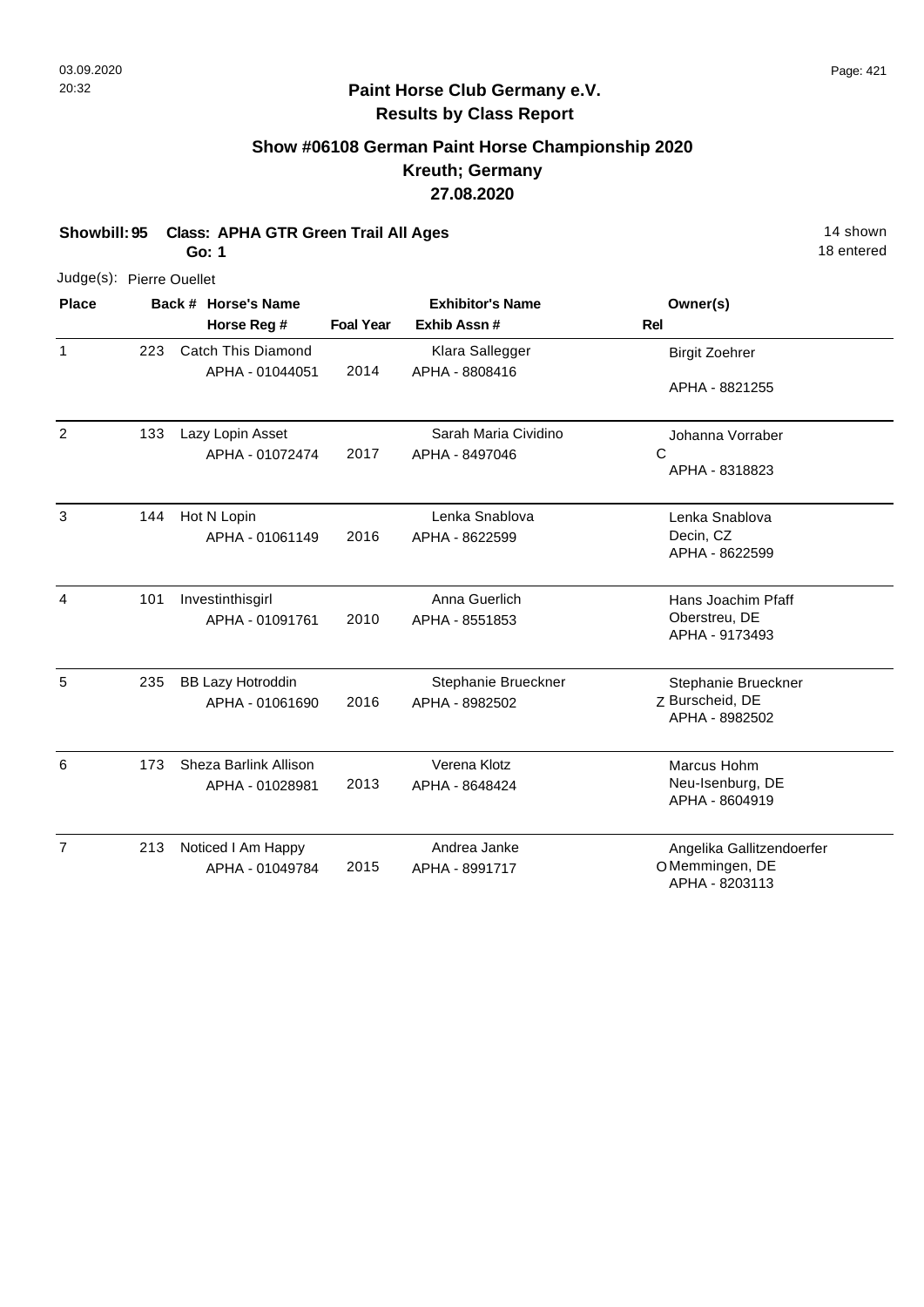## Paint Horse Club Germany e.V.
## Results by Class Report

### Show #06108 German Paint Horse Championship 2020
### Kreuth; Germany
### 27.08.2020

**Showbill: 95 Class: APHA GTR Green Trail All Ages** — 14 shown

**Go: 1** — 18 entered

Judge(s): Pierre Ouellet

| Place | Back # | Horse's Name / Horse Reg # | Foal Year | Exhibitor's Name / Exhib Assn # | Rel | Owner(s) |
|---|---|---|---|---|---|---|
| 1 | 223 | Catch This Diamond<br>APHA - 01044051 | 2014 | Klara Sallegger<br>APHA - 8808416 | | Birgit Zoehrer<br>APHA - 8821255 |
| 2 | 133 | Lazy Lopin Asset<br>APHA - 01072474 | 2017 | Sarah Maria Cividino<br>APHA - 8497046 | C | Johanna Vorraber<br>APHA - 8318823 |
| 3 | 144 | Hot N Lopin<br>APHA - 01061149 | 2016 | Lenka Snablova<br>APHA - 8622599 | | Lenka Snablova<br>Decin, CZ<br>APHA - 8622599 |
| 4 | 101 | Investinthisgirl<br>APHA - 01091761 | 2010 | Anna Guerlich<br>APHA - 8551853 | | Hans Joachim Pfaff<br>Oberstreu, DE<br>APHA - 9173493 |
| 5 | 235 | BB Lazy Hotroddin<br>APHA - 01061690 | 2016 | Stephanie Brueckner<br>APHA - 8982502 | Z | Stephanie Brueckner<br>Burscheid, DE<br>APHA - 8982502 |
| 6 | 173 | Sheza Barlink Allison<br>APHA - 01028981 | 2013 | Verena Klotz<br>APHA - 8648424 | | Marcus Hohm<br>Neu-Isenburg, DE<br>APHA - 8604919 |
| 7 | 213 | Noticed I Am Happy<br>APHA - 01049784 | 2015 | Andrea Janke<br>APHA - 8991717 | O | Angelika Gallitzendoerfer<br>Memmingen, DE<br>APHA - 8203113 |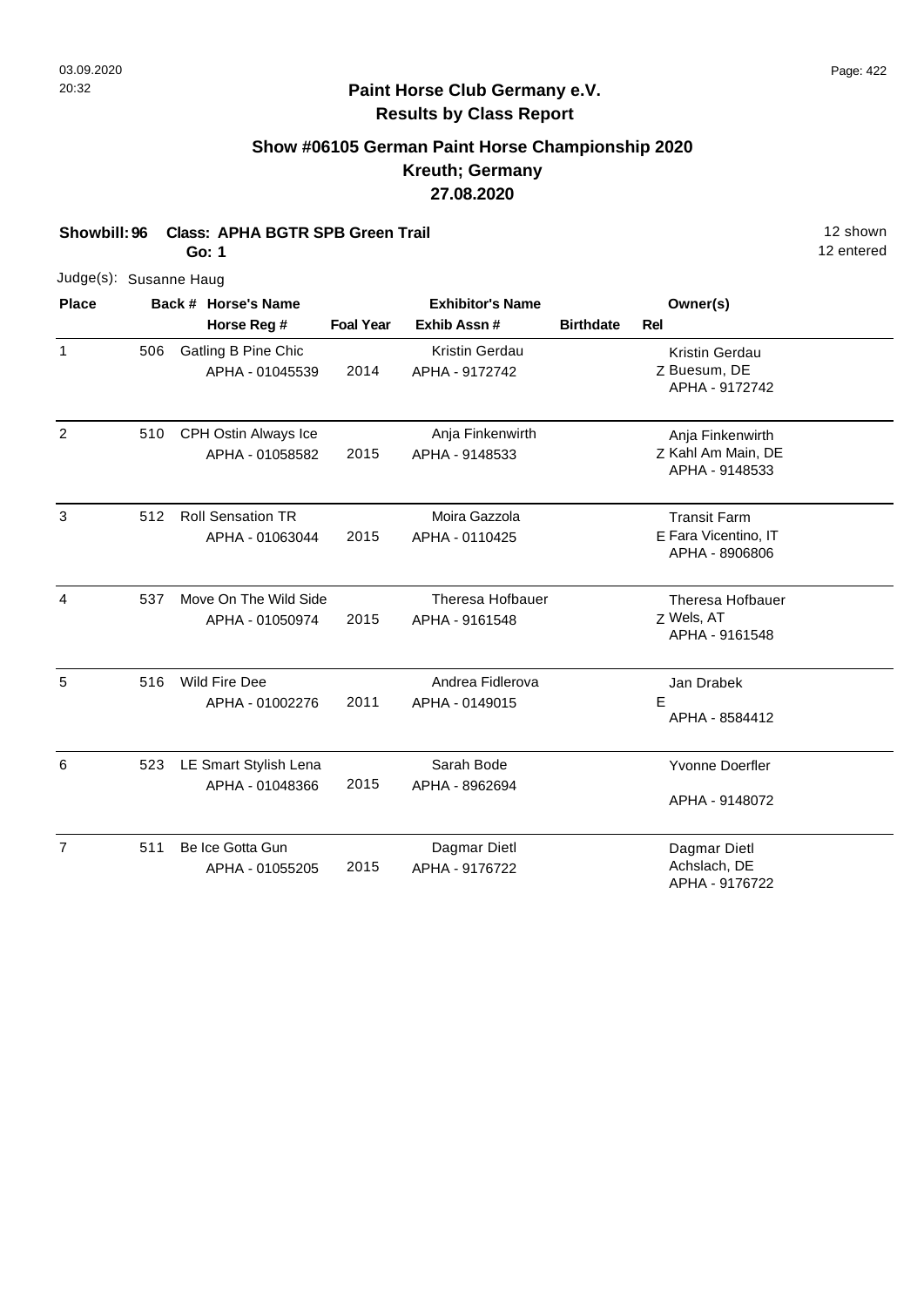**Paint Horse Club Germany e.V.**
**Results by Class Report**

## Show #06105 German Paint Horse Championship 2020
## Kreuth; Germany
## 27.08.2020

**Showbill: 96 Class: APHA BGTR SPB Green Trail** — 12 shown, 12 entered

**Go: 1**

Judge(s): Susanne Haug

| Place | Back # | Horse's Name / Horse Reg # | Foal Year | Exhibitor's Name / Exhib Assn # | Birthdate | Rel | Owner(s) |
|---|---|---|---|---|---|---|---|
| 1 | 506 | Gatling B Pine Chic<br>APHA - 01045539 | 2014 | Kristin Gerdau<br>APHA - 9172742 | | Z | Kristin Gerdau<br>Buesum, DE<br>APHA - 9172742 |
| 2 | 510 | CPH Ostin Always Ice<br>APHA - 01058582 | 2015 | Anja Finkenwirth<br>APHA - 9148533 | | Z | Anja Finkenwirth<br>Kahl Am Main, DE<br>APHA - 9148533 |
| 3 | 512 | Roll Sensation TR<br>APHA - 01063044 | 2015 | Moira Gazzola<br>APHA - 0110425 | | E | Transit Farm<br>Fara Vicentino, IT<br>APHA - 8906806 |
| 4 | 537 | Move On The Wild Side<br>APHA - 01050974 | 2015 | Theresa Hofbauer<br>APHA - 9161548 | | Z | Theresa Hofbauer<br>Wels, AT<br>APHA - 9161548 |
| 5 | 516 | Wild Fire Dee<br>APHA - 01002276 | 2011 | Andrea Fidlerova<br>APHA - 0149015 | | E | Jan Drabek<br>APHA - 8584412 |
| 6 | 523 | LE Smart Stylish Lena<br>APHA - 01048366 | 2015 | Sarah Bode<br>APHA - 8962694 | | | Yvonne Doerfler<br>APHA - 9148072 |
| 7 | 511 | Be Ice Gotta Gun<br>APHA - 01055205 | 2015 | Dagmar Dietl<br>APHA - 9176722 | | | Dagmar Dietl<br>Achslach, DE<br>APHA - 9176722 |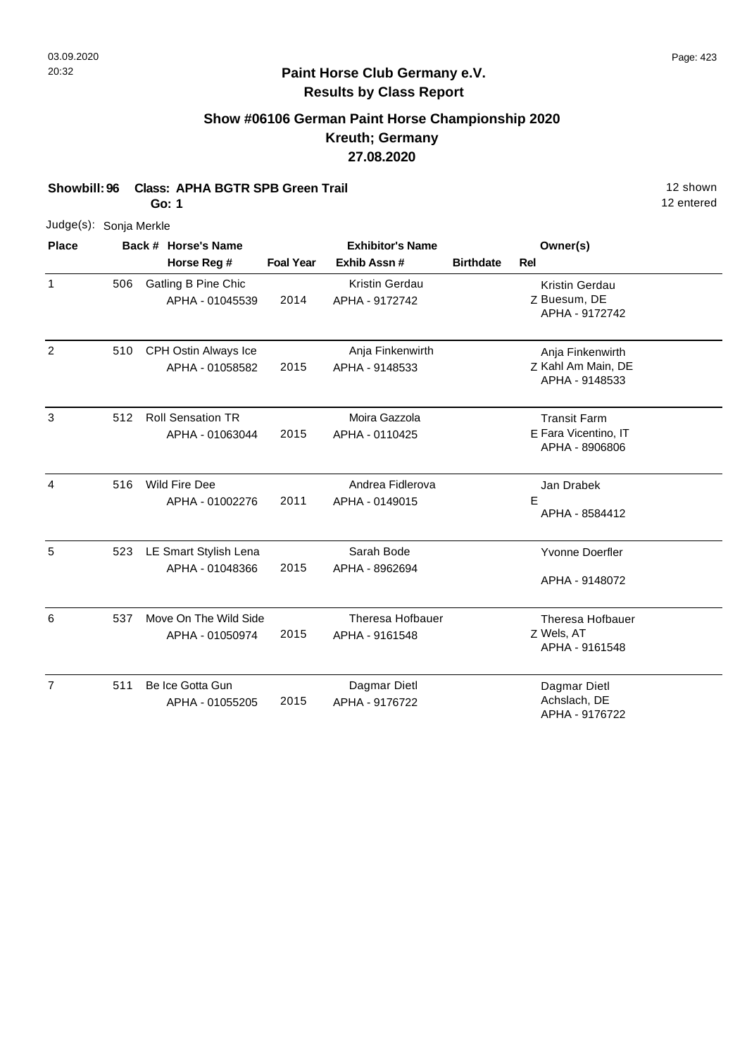**Paint Horse Club Germany e.V.**
**Results by Class Report**

## Show #06106 German Paint Horse Championship 2020
## Kreuth; Germany
## 27.08.2020

**Showbill: 96 Class: APHA BGTR SPB Green Trail** 12 shown
**Go: 1** 12 entered

Judge(s): Sonja Merkle

| Place | Back # | Horse's Name / Horse Reg # | Foal Year | Exhibitor's Name / Exhib Assn # | Birthdate | Rel | Owner(s) |
|---|---|---|---|---|---|---|---|
| 1 | 506 | Gatling B Pine Chic<br>APHA - 01045539 | 2014 | Kristin Gerdau<br>APHA - 9172742 | | Z | Kristin Gerdau<br>Buesum, DE<br>APHA - 9172742 |
| 2 | 510 | CPH Ostin Always Ice<br>APHA - 01058582 | 2015 | Anja Finkenwirth<br>APHA - 9148533 | | Z | Anja Finkenwirth<br>Kahl Am Main, DE<br>APHA - 9148533 |
| 3 | 512 | Roll Sensation TR<br>APHA - 01063044 | 2015 | Moira Gazzola<br>APHA - 0110425 | | E | Transit Farm<br>Fara Vicentino, IT<br>APHA - 8906806 |
| 4 | 516 | Wild Fire Dee<br>APHA - 01002276 | 2011 | Andrea Fidlerova<br>APHA - 0149015 | | E | Jan Drabek<br>APHA - 8584412 |
| 5 | 523 | LE Smart Stylish Lena<br>APHA - 01048366 | 2015 | Sarah Bode<br>APHA - 8962694 | | | Yvonne Doerfler<br>APHA - 9148072 |
| 6 | 537 | Move On The Wild Side<br>APHA - 01050974 | 2015 | Theresa Hofbauer<br>APHA - 9161548 | | Z | Theresa Hofbauer<br>Wels, AT<br>APHA - 9161548 |
| 7 | 511 | Be Ice Gotta Gun<br>APHA - 01055205 | 2015 | Dagmar Dietl<br>APHA - 9176722 | | | Dagmar Dietl<br>Achslach, DE<br>APHA - 9176722 |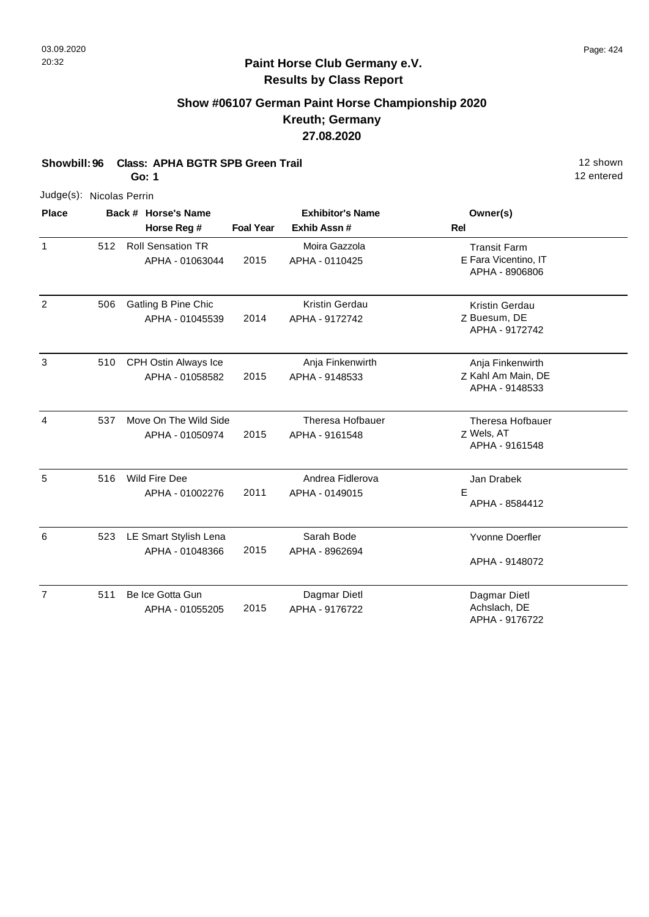**Paint Horse Club Germany e.V.**
**Results by Class Report**

## Show #06107 German Paint Horse Championship 2020
## Kreuth; Germany
## 27.08.2020

**Showbill: 96 Class: APHA BGTR SPB Green Trail** 12 shown
**Go: 1** 12 entered

Judge(s): Nicolas Perrin

| Place | Back # | Horse's Name / Horse Reg # | Foal Year | Exhibitor's Name / Exhib Assn # | Rel | Owner(s) |
|---|---|---|---|---|---|---|
| 1 | 512 | Roll Sensation TR<br>APHA - 01063044 | 2015 | Moira Gazzola<br>APHA - 0110425 | E | Transit Farm<br>Fara Vicentino, IT<br>APHA - 8906806 |
| 2 | 506 | Gatling B Pine Chic<br>APHA - 01045539 | 2014 | Kristin Gerdau<br>APHA - 9172742 | Z | Kristin Gerdau<br>Buesum, DE<br>APHA - 9172742 |
| 3 | 510 | CPH Ostin Always Ice<br>APHA - 01058582 | 2015 | Anja Finkenwirth<br>APHA - 9148533 | Z | Anja Finkenwirth<br>Kahl Am Main, DE<br>APHA - 9148533 |
| 4 | 537 | Move On The Wild Side<br>APHA - 01050974 | 2015 | Theresa Hofbauer<br>APHA - 9161548 | Z | Theresa Hofbauer<br>Wels, AT<br>APHA - 9161548 |
| 5 | 516 | Wild Fire Dee<br>APHA - 01002276 | 2011 | Andrea Fidlerova<br>APHA - 0149015 | E | Jan Drabek<br>APHA - 8584412 |
| 6 | 523 | LE Smart Stylish Lena<br>APHA - 01048366 | 2015 | Sarah Bode<br>APHA - 8962694 | | Yvonne Doerfler<br>APHA - 9148072 |
| 7 | 511 | Be Ice Gotta Gun<br>APHA - 01055205 | 2015 | Dagmar Dietl<br>APHA - 9176722 | | Dagmar Dietl<br>Achslach, DE<br>APHA - 9176722 |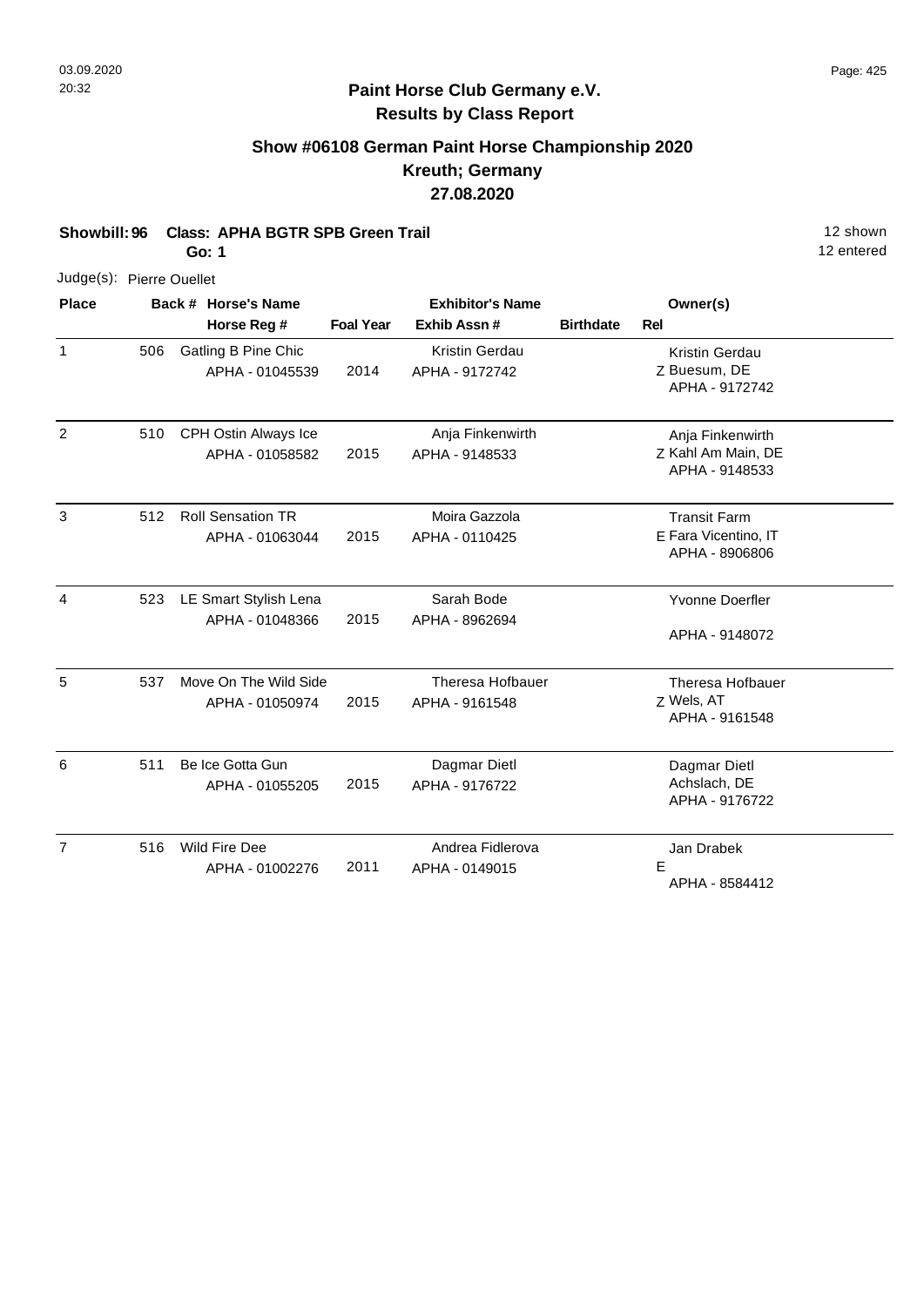**Paint Horse Club Germany e.V.**
**Results by Class Report**

## Show #06108 German Paint Horse Championship 2020
## Kreuth; Germany
## 27.08.2020

**Showbill: 96 Class: APHA BGTR SPB Green Trail** 12 shown
**Go: 1** 12 entered

Judge(s): Pierre Ouellet

| Place | Back # | Horse's Name / Horse Reg # | Foal Year | Exhibitor's Name / Exhib Assn # | Birthdate | Rel | Owner(s) |
|---|---|---|---|---|---|---|---|
| 1 | 506 | Gatling B Pine Chic<br>APHA - 01045539 | 2014 | Kristin Gerdau<br>APHA - 9172742 | | Z | Kristin Gerdau<br>Buesum, DE<br>APHA - 9172742 |
| 2 | 510 | CPH Ostin Always Ice<br>APHA - 01058582 | 2015 | Anja Finkenwirth<br>APHA - 9148533 | | Z | Anja Finkenwirth<br>Kahl Am Main, DE<br>APHA - 9148533 |
| 3 | 512 | Roll Sensation TR<br>APHA - 01063044 | 2015 | Moira Gazzola<br>APHA - 0110425 | | E | Transit Farm<br>Fara Vicentino, IT<br>APHA - 8906806 |
| 4 | 523 | LE Smart Stylish Lena<br>APHA - 01048366 | 2015 | Sarah Bode<br>APHA - 8962694 | | | Yvonne Doerfler<br>APHA - 9148072 |
| 5 | 537 | Move On The Wild Side<br>APHA - 01050974 | 2015 | Theresa Hofbauer<br>APHA - 9161548 | | Z | Theresa Hofbauer<br>Wels, AT<br>APHA - 9161548 |
| 6 | 511 | Be Ice Gotta Gun<br>APHA - 01055205 | 2015 | Dagmar Dietl<br>APHA - 9176722 | | | Dagmar Dietl<br>Achslach, DE<br>APHA - 9176722 |
| 7 | 516 | Wild Fire Dee<br>APHA - 01002276 | 2011 | Andrea Fidlerova<br>APHA - 0149015 | | E | Jan Drabek<br>APHA - 8584412 |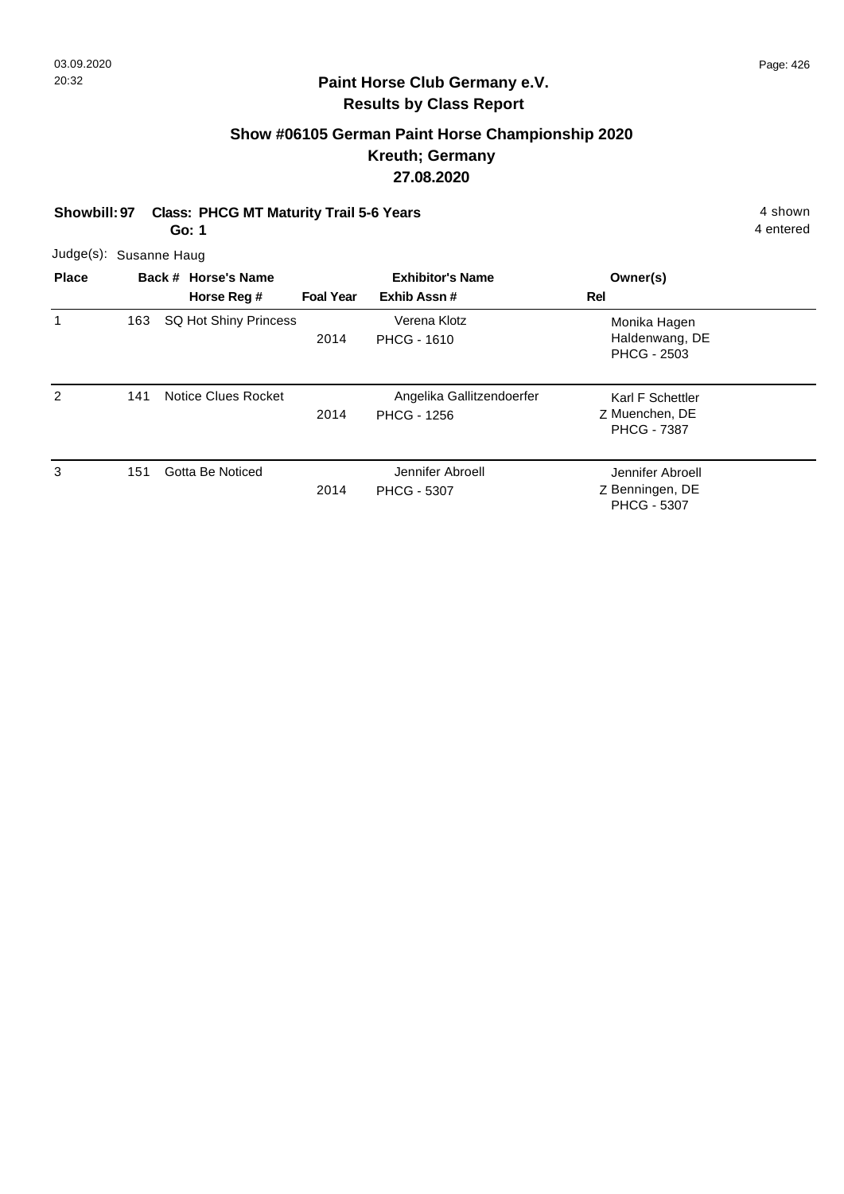## Paint Horse Club Germany e.V.

## Results by Class Report

### Show #06105 German Paint Horse Championship 2020

### Kreuth; Germany

### 27.08.2020

**Showbill: 97** **Class: PHCG MT Maturity Trail 5-6 Years** 4 shown

**Go: 1** 4 entered

Judge(s): Susanne Haug

| Place | Back # | Horse's Name / Horse Reg # | Foal Year | Exhibitor's Name / Exhib Assn # | Owner(s) / Rel |
|---|---|---|---|---|---|
| 1 | 163 | SQ Hot Shiny Princess | 2014 | Verena Klotz<br>PHCG - 1610 | Monika Hagen<br>Haldenwang, DE<br>PHCG - 2503 |
| 2 | 141 | Notice Clues Rocket | 2014 | Angelika Gallitzendoerfer<br>PHCG - 1256 | Karl F Schettler<br>Z Muenchen, DE<br>PHCG - 7387 |
| 3 | 151 | Gotta Be Noticed | 2014 | Jennifer Abroell<br>PHCG - 5307 | Jennifer Abroell<br>Z Benningen, DE<br>PHCG - 5307 |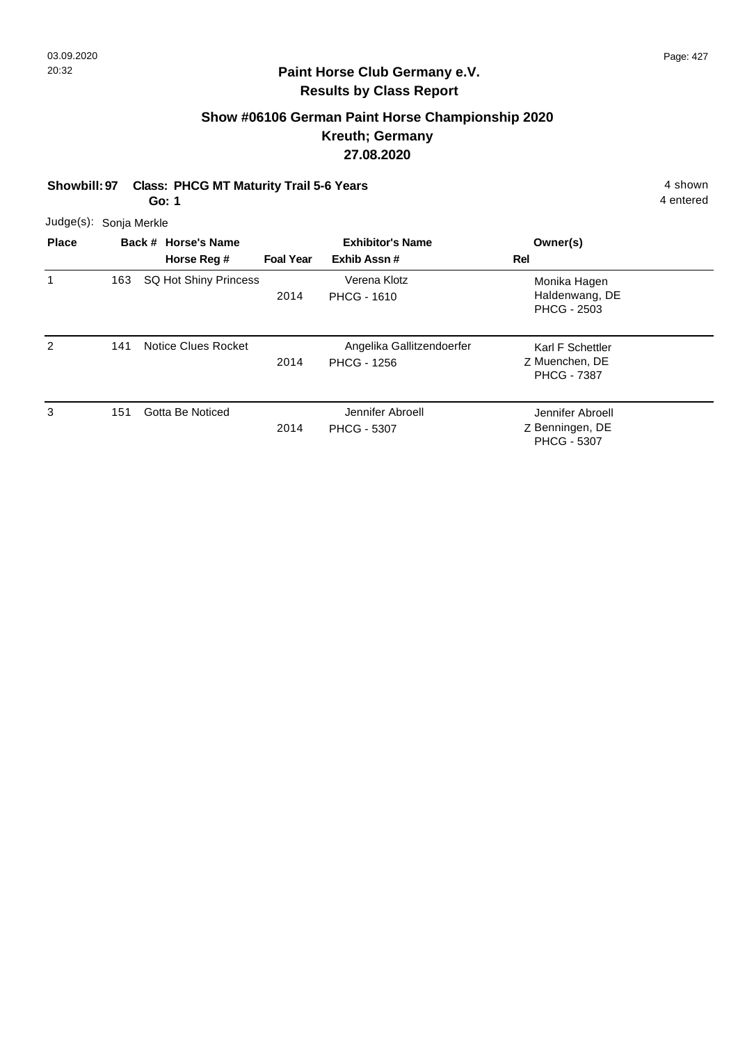## Paint Horse Club Germany e.V.
## Results by Class Report

### Show #06106 German Paint Horse Championship 2020
### Kreuth; Germany
### 27.08.2020

**Showbill: 97 Class: PHCG MT Maturity Trail 5-6 Years** — 4 shown, 4 entered

**Go: 1**

Judge(s): Sonja Merkle

| Place | Back # | Horse's Name / Horse Reg # | Foal Year | Exhibitor's Name / Exhib Assn # | Rel | Owner(s) |
|---|---|---|---|---|---|---|
| 1 | 163 | SQ Hot Shiny Princess | 2014 | Verena Klotz / PHCG - 1610 | | Monika Hagen, Haldenwang, DE, PHCG - 2503 |
| 2 | 141 | Notice Clues Rocket | 2014 | Angelika Gallitzendoerfer / PHCG - 1256 | Z | Karl F Schettler, Muenchen, DE, PHCG - 7387 |
| 3 | 151 | Gotta Be Noticed | 2014 | Jennifer Abroell / PHCG - 5307 | Z | Jennifer Abroell, Benningen, DE, PHCG - 5307 |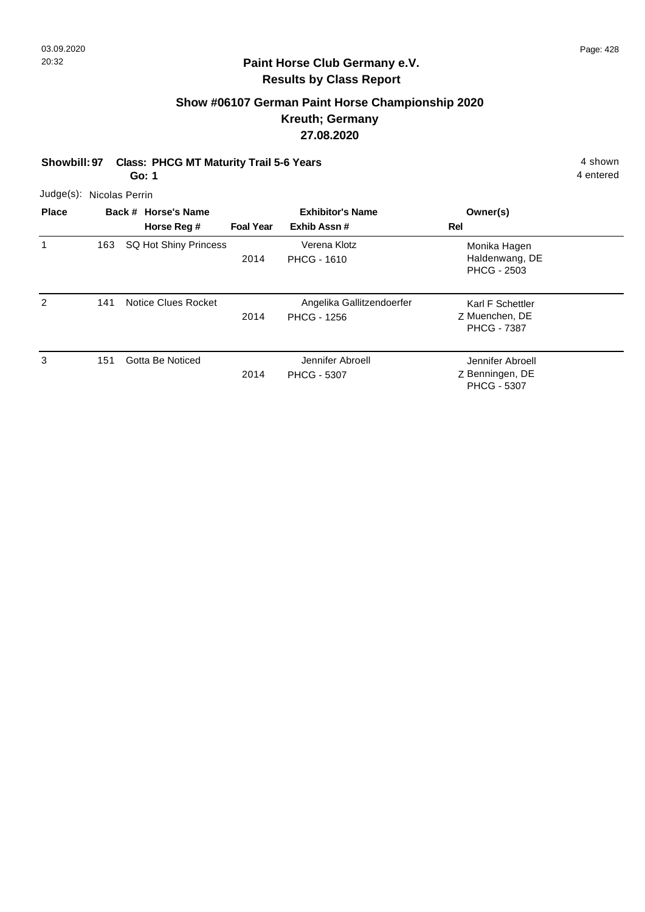**Paint Horse Club Germany e.V.**
**Results by Class Report**

## Show #06107 German Paint Horse Championship 2020
## Kreuth; Germany
## 27.08.2020

**Showbill: 97** **Class: PHCG MT Maturity Trail 5-6 Years** 4 shown
**Go: 1** 4 entered

Judge(s): Nicolas Perrin

| Place | Back # | Horse's Name / Horse Reg # | Foal Year | Exhibitor's Name / Exhib Assn # | Owner(s) | Rel |
|---|---|---|---|---|---|---|
| 1 | 163 | SQ Hot Shiny Princess | 2014 | Verena Klotz<br>PHCG - 1610 | Monika Hagen<br>Haldenwang, DE<br>PHCG - 2503 | |
| 2 | 141 | Notice Clues Rocket | 2014 | Angelika Gallitzendoerfer<br>PHCG - 1256 | Karl F Schettler<br>Muenchen, DE<br>PHCG - 7387 | Z |
| 3 | 151 | Gotta Be Noticed | 2014 | Jennifer Abroell<br>PHCG - 5307 | Jennifer Abroell<br>Benningen, DE<br>PHCG - 5307 | Z |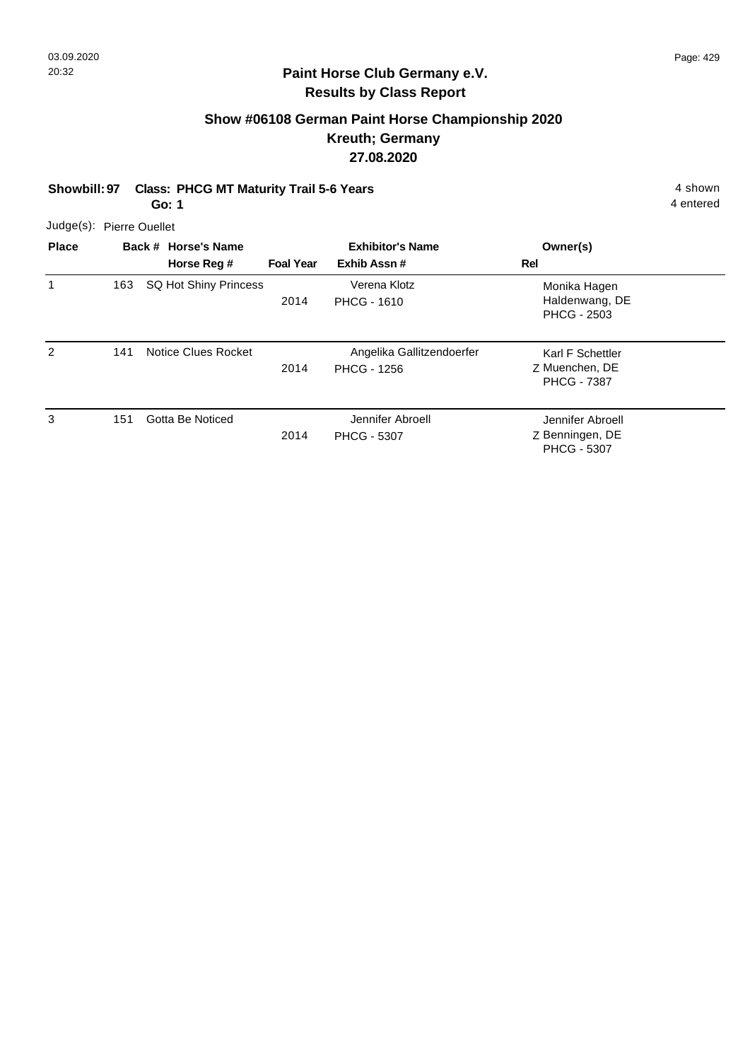## Paint Horse Club Germany e.V.

## Results by Class Report

### Show #06108 German Paint Horse Championship 2020

### Kreuth; Germany

### 27.08.2020

**Showbill: 97 Class: PHCG MT Maturity Trail 5-6 Years** 4 shown

**Go: 1** 4 entered

Judge(s): Pierre Ouellet

| Place | Back # | Horse's Name / Horse Reg # | Foal Year | Exhibitor's Name / Exhib Assn # | Owner(s) / Rel |
|---|---|---|---|---|---|
| 1 | 163 | SQ Hot Shiny Princess | 2014 | Verena Klotz<br>PHCG - 1610 | Monika Hagen<br>Haldenwang, DE<br>PHCG - 2503 |
| 2 | 141 | Notice Clues Rocket | 2014 | Angelika Gallitzendoerfer<br>PHCG - 1256 | Karl F Schettler<br>Z Muenchen, DE<br>PHCG - 7387 |
| 3 | 151 | Gotta Be Noticed | 2014 | Jennifer Abroell<br>PHCG - 5307 | Jennifer Abroell<br>Z Benningen, DE<br>PHCG - 5307 |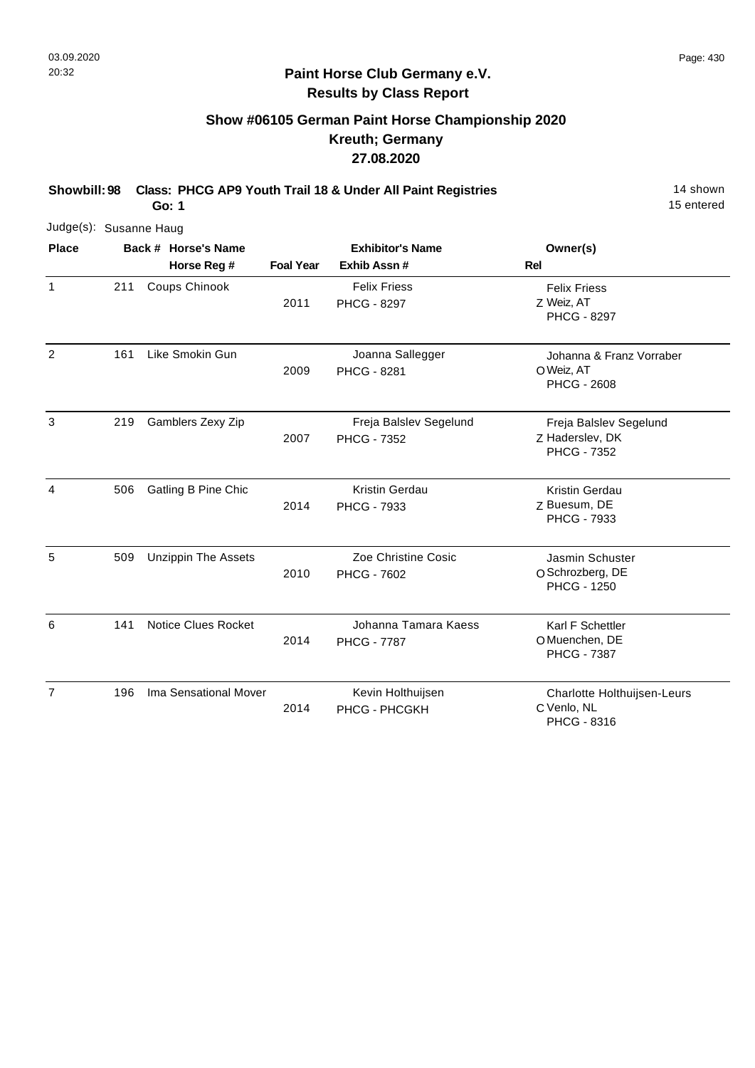**Paint Horse Club Germany e.V.**
**Results by Class Report**

## Show #06105 German Paint Horse Championship 2020
## Kreuth; Germany
## 27.08.2020

**Showbill: 98 Class: PHCG AP9 Youth Trail 18 & Under All Paint Registries** 14 shown
**Go: 1** 15 entered

Judge(s): Susanne Haug

| Place | Back # | Horse's Name / Horse Reg # | Foal Year | Exhibitor's Name / Exhib Assn # | Rel | Owner(s) |
|---|---|---|---|---|---|---|
| 1 | 211 | Coups Chinook | 2011 | Felix Friess<br>PHCG - 8297 | Z | Felix Friess<br>Weiz, AT<br>PHCG - 8297 |
| 2 | 161 | Like Smokin Gun | 2009 | Joanna Sallegger<br>PHCG - 8281 | O | Johanna & Franz Vorraber<br>Weiz, AT<br>PHCG - 2608 |
| 3 | 219 | Gamblers Zexy Zip | 2007 | Freja Balslev Segelund<br>PHCG - 7352 | Z | Freja Balslev Segelund<br>Haderslev, DK<br>PHCG - 7352 |
| 4 | 506 | Gatling B Pine Chic | 2014 | Kristin Gerdau<br>PHCG - 7933 | Z | Kristin Gerdau<br>Buesum, DE<br>PHCG - 7933 |
| 5 | 509 | Unzippin The Assets | 2010 | Zoe Christine Cosic<br>PHCG - 7602 | O | Jasmin Schuster<br>Schrozberg, DE<br>PHCG - 1250 |
| 6 | 141 | Notice Clues Rocket | 2014 | Johanna Tamara Kaess<br>PHCG - 7787 | O | Karl F Schettler<br>Muenchen, DE<br>PHCG - 7387 |
| 7 | 196 | Ima Sensational Mover | 2014 | Kevin Holthuijsen<br>PHCG - PHCGKH | C | Charlotte Holthuijsen-Leurs<br>Venlo, NL<br>PHCG - 8316 |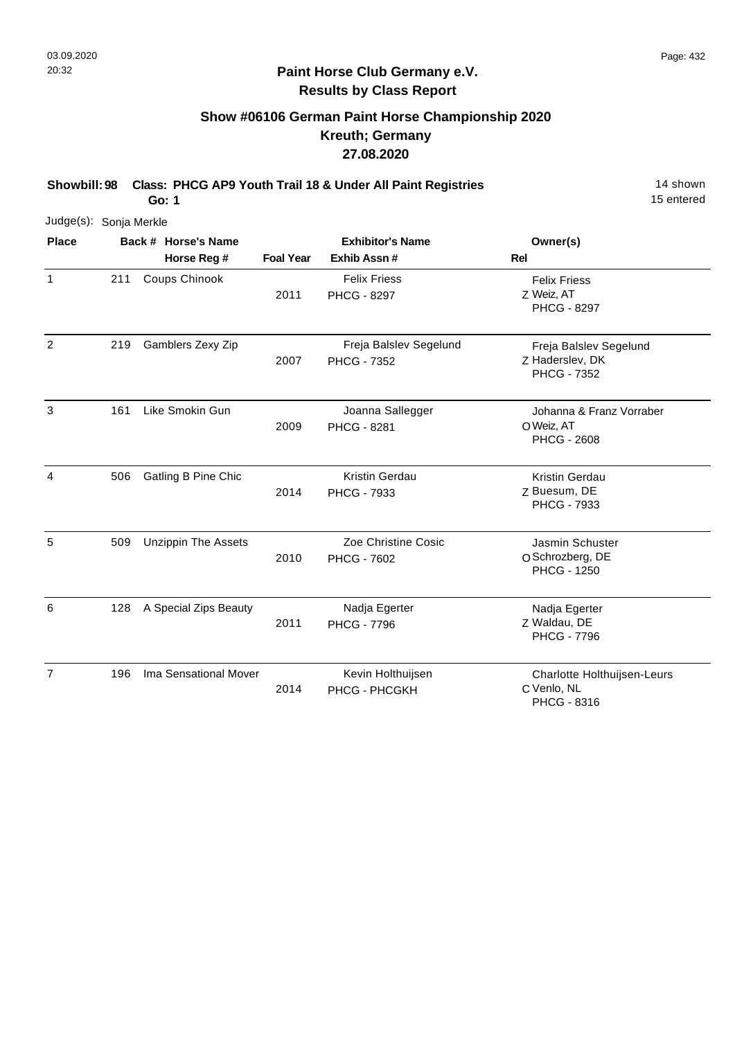## Paint Horse Club Germany e.V.
## Results by Class Report

### Show #06106 German Paint Horse Championship 2020
### Kreuth; Germany
### 27.08.2020

**Showbill: 98 Class: PHCG AP9 Youth Trail 18 & Under All Paint Registries** 14 shown
**Go: 1** 15 entered

Judge(s): Sonja Merkle

| Place | Back # | Horse's Name / Horse Reg # | Foal Year | Exhibitor's Name / Exhib Assn # | Rel | Owner(s) |
|---|---|---|---|---|---|---|
| 1 | 211 | Coups Chinook | 2011 | Felix Friess<br>PHCG - 8297 | Z | Felix Friess<br>Weiz, AT<br>PHCG - 8297 |
| 2 | 219 | Gamblers Zexy Zip | 2007 | Freja Balslev Segelund<br>PHCG - 7352 | Z | Freja Balslev Segelund<br>Haderslev, DK<br>PHCG - 7352 |
| 3 | 161 | Like Smokin Gun | 2009 | Joanna Sallegger<br>PHCG - 8281 | O | Johanna & Franz Vorraber<br>Weiz, AT<br>PHCG - 2608 |
| 4 | 506 | Gatling B Pine Chic | 2014 | Kristin Gerdau<br>PHCG - 7933 | Z | Kristin Gerdau<br>Buesum, DE<br>PHCG - 7933 |
| 5 | 509 | Unzippin The Assets | 2010 | Zoe Christine Cosic<br>PHCG - 7602 | O | Jasmin Schuster<br>Schrozberg, DE<br>PHCG - 1250 |
| 6 | 128 | A Special Zips Beauty | 2011 | Nadja Egerter<br>PHCG - 7796 | Z | Nadja Egerter<br>Waldau, DE<br>PHCG - 7796 |
| 7 | 196 | Ima Sensational Mover | 2014 | Kevin Holthuijsen<br>PHCG - PHCGKH | C | Charlotte Holthuijsen-Leurs<br>Venlo, NL<br>PHCG - 8316 |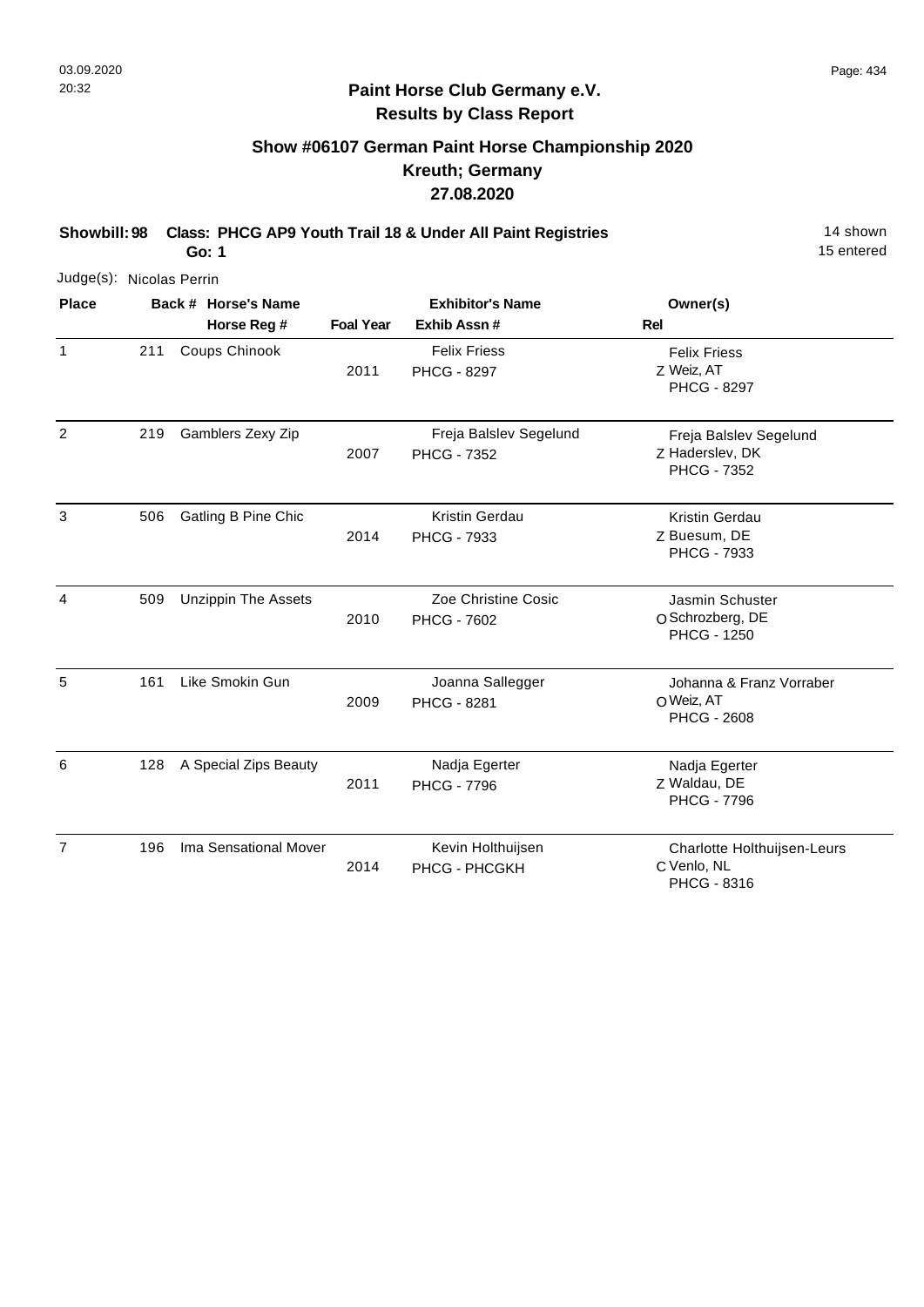## Paint Horse Club Germany e.V.
## Results by Class Report

### Show #06107 German Paint Horse Championship 2020
### Kreuth; Germany
### 27.08.2020

**Showbill: 98 Class: PHCG AP9 Youth Trail 18 & Under All Paint Registries** — 14 shown, 15 entered

**Go: 1**

Judge(s): Nicolas Perrin

| Place | Back # | Horse's Name / Horse Reg # | Foal Year | Exhibitor's Name / Exhib Assn # | Rel | Owner(s) |
|---|---|---|---|---|---|---|
| 1 | 211 | Coups Chinook | 2011 | Felix Friess / PHCG - 8297 | Z | Felix Friess, Weiz, AT, PHCG - 8297 |
| 2 | 219 | Gamblers Zexy Zip | 2007 | Freja Balslev Segelund / PHCG - 7352 | Z | Freja Balslev Segelund, Haderslev, DK, PHCG - 7352 |
| 3 | 506 | Gatling B Pine Chic | 2014 | Kristin Gerdau / PHCG - 7933 | Z | Kristin Gerdau, Buesum, DE, PHCG - 7933 |
| 4 | 509 | Unzippin The Assets | 2010 | Zoe Christine Cosic / PHCG - 7602 | O | Jasmin Schuster, Schrozberg, DE, PHCG - 1250 |
| 5 | 161 | Like Smokin Gun | 2009 | Joanna Sallegger / PHCG - 8281 | O | Johanna & Franz Vorraber, Weiz, AT, PHCG - 2608 |
| 6 | 128 | A Special Zips Beauty | 2011 | Nadja Egerter / PHCG - 7796 | Z | Nadja Egerter, Waldau, DE, PHCG - 7796 |
| 7 | 196 | Ima Sensational Mover | 2014 | Kevin Holthuijsen / PHCG - PHCGKH | C | Charlotte Holthuijsen-Leurs, Venlo, NL, PHCG - 8316 |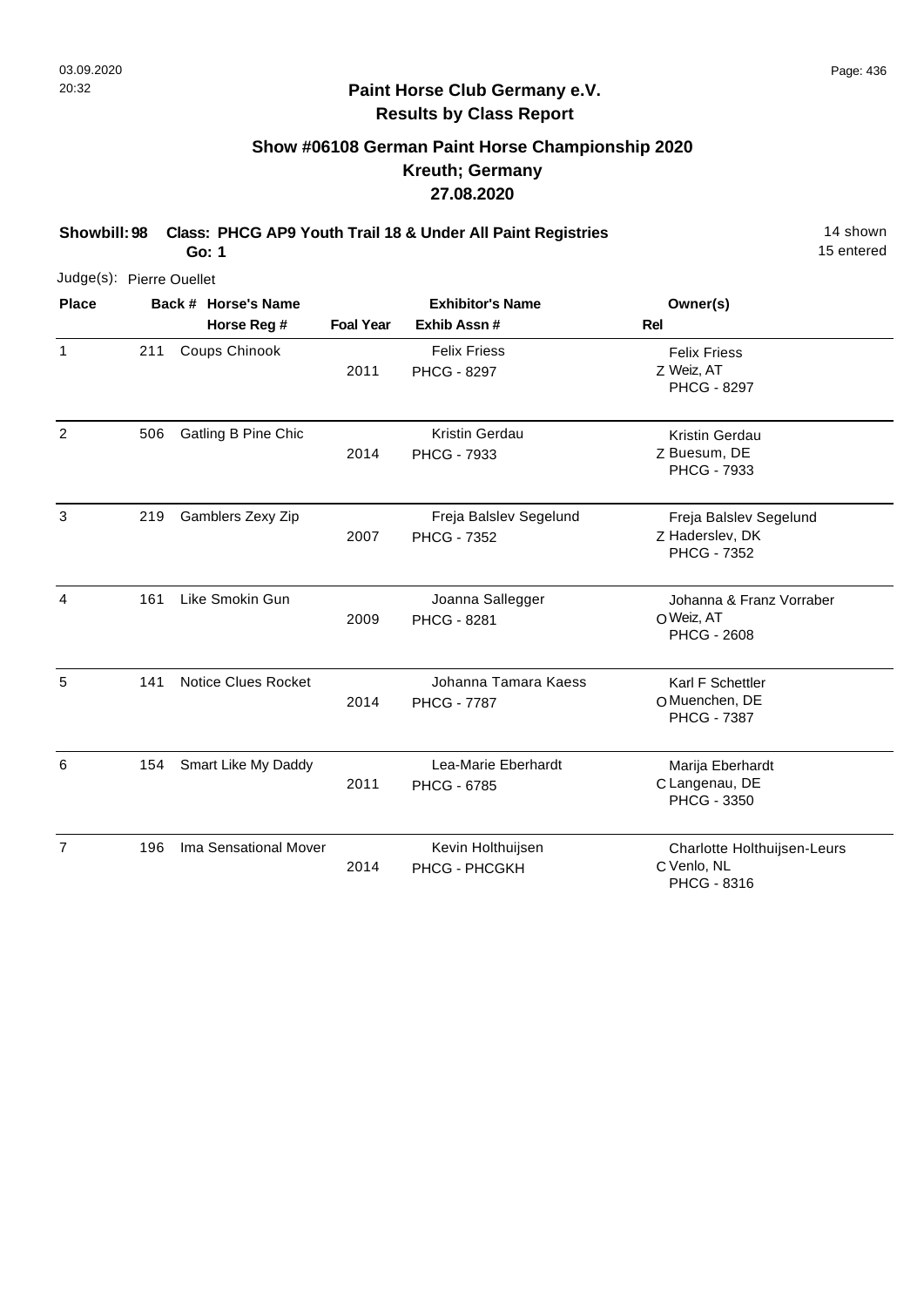## Paint Horse Club Germany e.V.
## Results by Class Report

### Show #06108 German Paint Horse Championship 2020
### Kreuth; Germany
### 27.08.2020

**Showbill: 98 Class: PHCG AP9 Youth Trail 18 & Under All Paint Registries** 14 shown
**Go: 1** 15 entered

Judge(s): Pierre Ouellet

| Place | Back # | Horse's Name / Horse Reg # | Foal Year | Exhibitor's Name / Exhib Assn # | Rel | Owner(s) |
|---|---|---|---|---|---|---|
| 1 | 211 | Coups Chinook | 2011 | Felix Friess<br>PHCG - 8297 | Z | Felix Friess<br>Weiz, AT<br>PHCG - 8297 |
| 2 | 506 | Gatling B Pine Chic | 2014 | Kristin Gerdau<br>PHCG - 7933 | Z | Kristin Gerdau<br>Buesum, DE<br>PHCG - 7933 |
| 3 | 219 | Gamblers Zexy Zip | 2007 | Freja Balslev Segelund<br>PHCG - 7352 | Z | Freja Balslev Segelund<br>Haderslev, DK<br>PHCG - 7352 |
| 4 | 161 | Like Smokin Gun | 2009 | Joanna Sallegger<br>PHCG - 8281 | O | Johanna & Franz Vorraber<br>Weiz, AT<br>PHCG - 2608 |
| 5 | 141 | Notice Clues Rocket | 2014 | Johanna Tamara Kaess<br>PHCG - 7787 | O | Karl F Schettler<br>Muenchen, DE<br>PHCG - 7387 |
| 6 | 154 | Smart Like My Daddy | 2011 | Lea-Marie Eberhardt<br>PHCG - 6785 | C | Marija Eberhardt<br>Langenau, DE<br>PHCG - 3350 |
| 7 | 196 | Ima Sensational Mover | 2014 | Kevin Holthuijsen<br>PHCG - PHCGKH | C | Charlotte Holthuijsen-Leurs<br>Venlo, NL<br>PHCG - 8316 |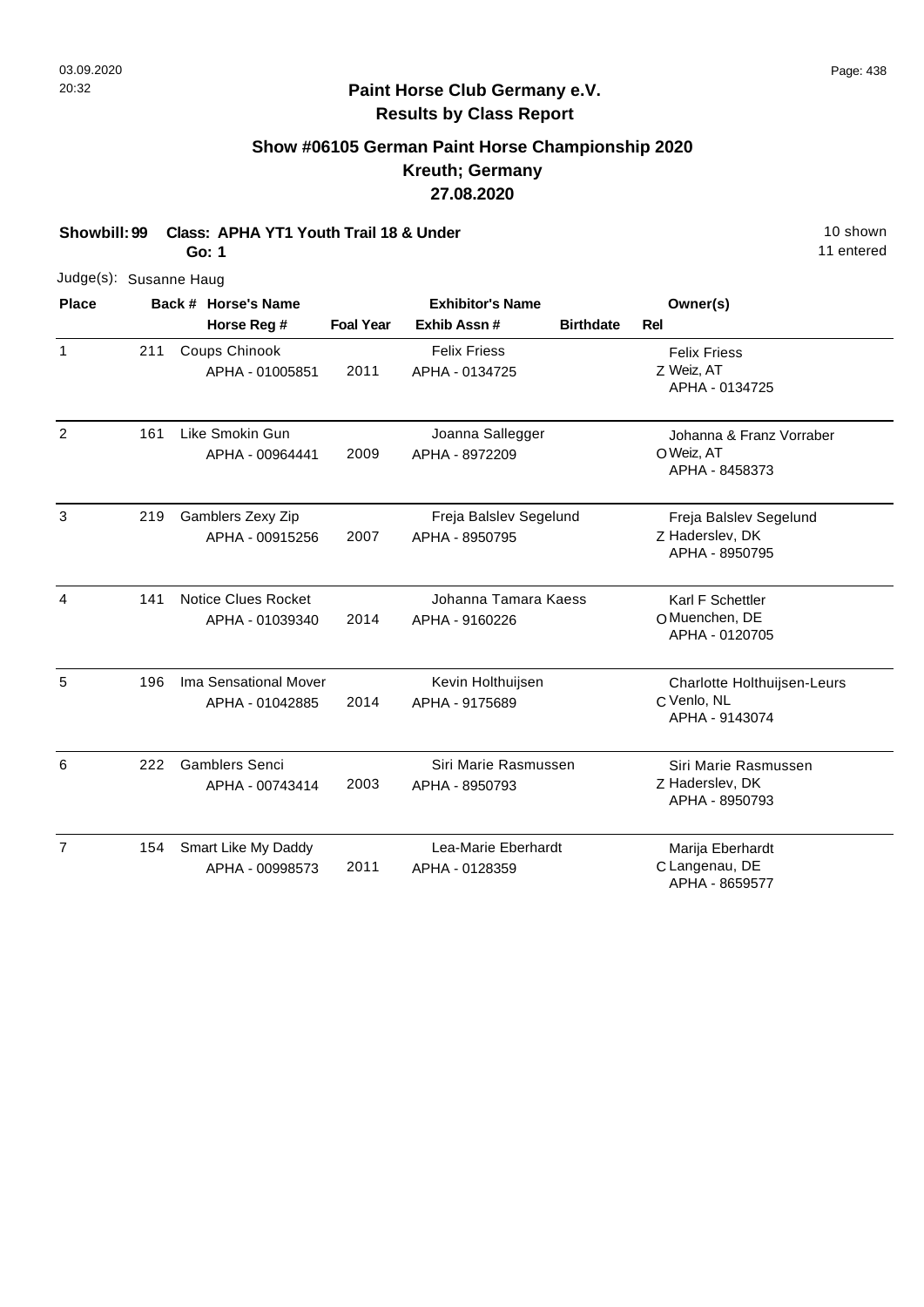## Paint Horse Club Germany e.V.
## Results by Class Report

### Show #06105 German Paint Horse Championship 2020
### Kreuth; Germany
### 27.08.2020

**Showbill: 99** **Class: APHA YT1 Youth Trail 18 & Under** 10 shown
**Go: 1** 11 entered

Judge(s): Susanne Haug

| Place | Back # | Horse's Name / Horse Reg # | Foal Year | Exhibitor's Name / Exhib Assn # | Birthdate | Rel | Owner(s) |
|---|---|---|---|---|---|---|---|
| 1 | 211 | Coups Chinook<br>APHA - 01005851 | 2011 | Felix Friess<br>APHA - 0134725 | | Z | Felix Friess<br>Weiz, AT<br>APHA - 0134725 |
| 2 | 161 | Like Smokin Gun<br>APHA - 00964441 | 2009 | Joanna Sallegger<br>APHA - 8972209 | | O | Johanna & Franz Vorraber<br>Weiz, AT<br>APHA - 8458373 |
| 3 | 219 | Gamblers Zexy Zip<br>APHA - 00915256 | 2007 | Freja Balslev Segelund<br>APHA - 8950795 | | Z | Freja Balslev Segelund<br>Haderslev, DK<br>APHA - 8950795 |
| 4 | 141 | Notice Clues Rocket<br>APHA - 01039340 | 2014 | Johanna Tamara Kaess<br>APHA - 9160226 | | O | Karl F Schettler<br>Muenchen, DE<br>APHA - 0120705 |
| 5 | 196 | Ima Sensational Mover<br>APHA - 01042885 | 2014 | Kevin Holthuijsen<br>APHA - 9175689 | | C | Charlotte Holthuijsen-Leurs<br>Venlo, NL<br>APHA - 9143074 |
| 6 | 222 | Gamblers Senci<br>APHA - 00743414 | 2003 | Siri Marie Rasmussen<br>APHA - 8950793 | | Z | Siri Marie Rasmussen<br>Haderslev, DK<br>APHA - 8950793 |
| 7 | 154 | Smart Like My Daddy<br>APHA - 00998573 | 2011 | Lea-Marie Eberhardt<br>APHA - 0128359 | | C | Marija Eberhardt<br>Langenau, DE<br>APHA - 8659577 |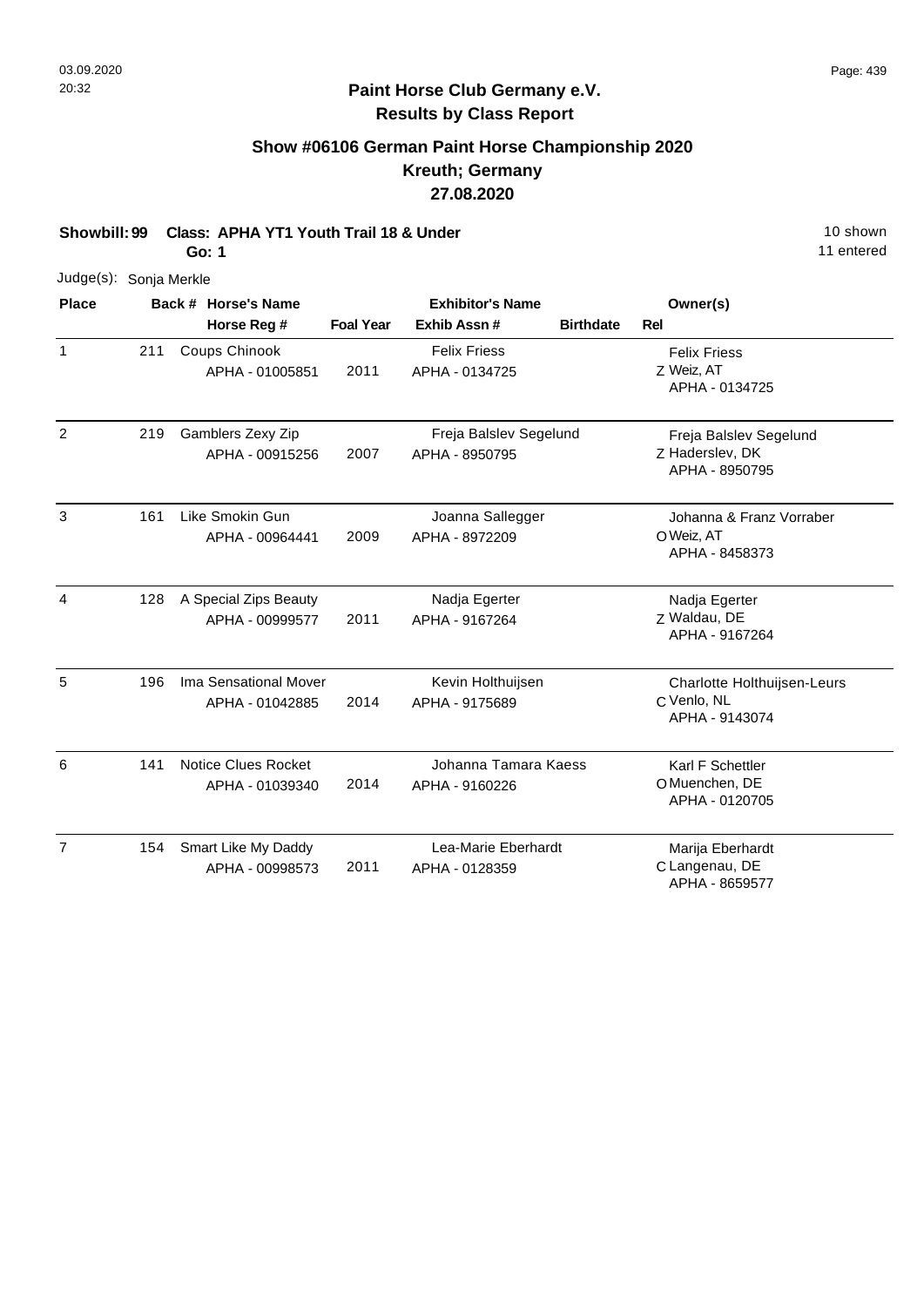**Paint Horse Club Germany e.V.**
**Results by Class Report**

## Show #06106 German Paint Horse Championship 2020
## Kreuth; Germany
## 27.08.2020

**Showbill: 99 Class: APHA YT1 Youth Trail 18 & Under** 10 shown
**Go: 1** 11 entered

Judge(s): Sonja Merkle

| Place | Back # | Horse's Name / Horse Reg # | Foal Year | Exhibitor's Name / Exhib Assn # | Birthdate | Rel | Owner(s) |
|---|---|---|---|---|---|---|---|
| 1 | 211 | Coups Chinook<br>APHA - 01005851 | 2011 | Felix Friess<br>APHA - 0134725 | | Z | Felix Friess<br>Weiz, AT<br>APHA - 0134725 |
| 2 | 219 | Gamblers Zexy Zip<br>APHA - 00915256 | 2007 | Freja Balslev Segelund<br>APHA - 8950795 | | Z | Freja Balslev Segelund<br>Haderslev, DK<br>APHA - 8950795 |
| 3 | 161 | Like Smokin Gun<br>APHA - 00964441 | 2009 | Joanna Sallegger<br>APHA - 8972209 | | O | Johanna & Franz Vorraber<br>Weiz, AT<br>APHA - 8458373 |
| 4 | 128 | A Special Zips Beauty<br>APHA - 00999577 | 2011 | Nadja Egerter<br>APHA - 9167264 | | Z | Nadja Egerter<br>Waldau, DE<br>APHA - 9167264 |
| 5 | 196 | Ima Sensational Mover<br>APHA - 01042885 | 2014 | Kevin Holthuijsen<br>APHA - 9175689 | | C | Charlotte Holthuijsen-Leurs<br>Venlo, NL<br>APHA - 9143074 |
| 6 | 141 | Notice Clues Rocket<br>APHA - 01039340 | 2014 | Johanna Tamara Kaess<br>APHA - 9160226 | | O | Karl F Schettler<br>Muenchen, DE<br>APHA - 0120705 |
| 7 | 154 | Smart Like My Daddy<br>APHA - 00998573 | 2011 | Lea-Marie Eberhardt<br>APHA - 0128359 | | C | Marija Eberhardt<br>Langenau, DE<br>APHA - 8659577 |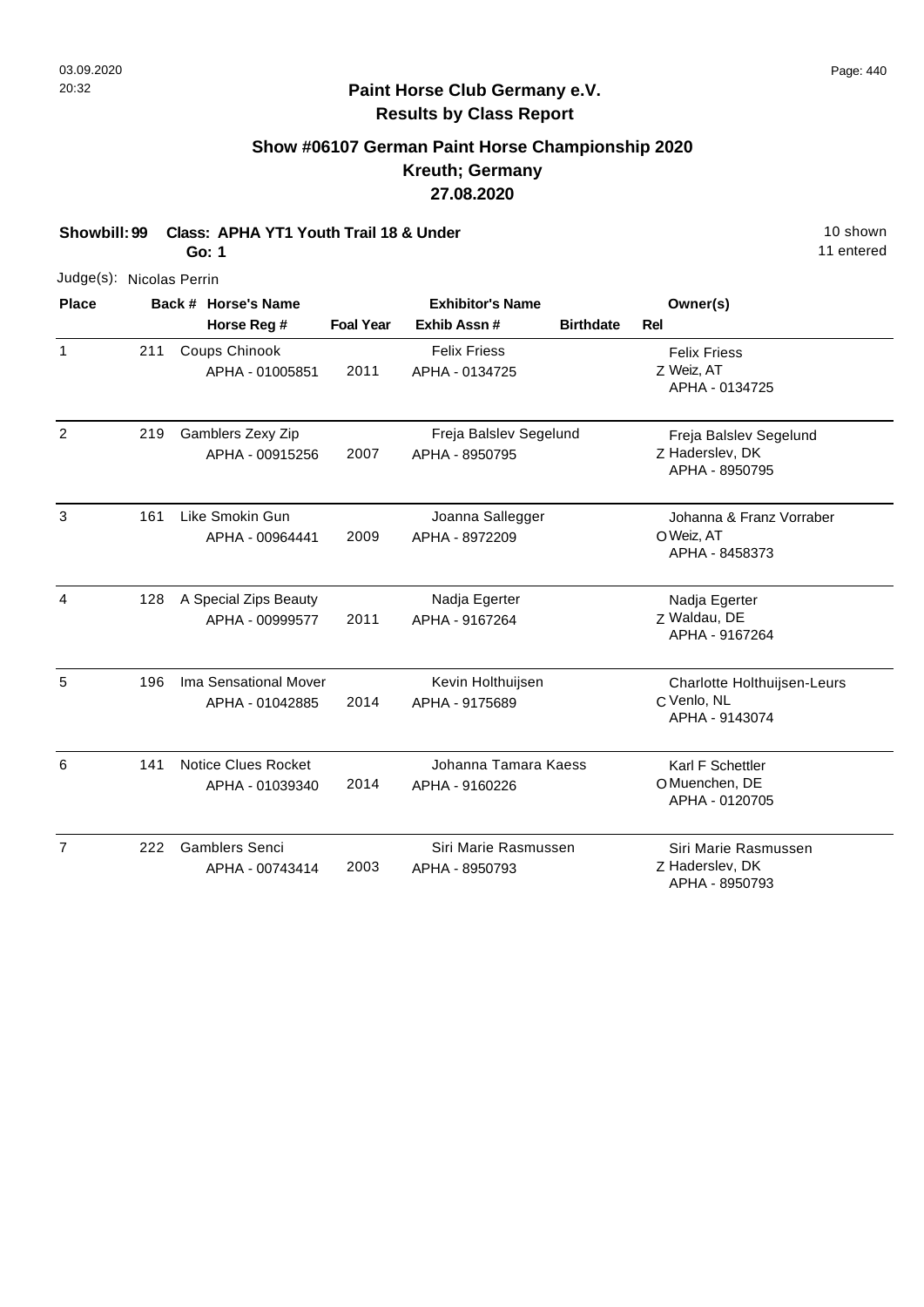# Paint Horse Club Germany e.V.

## Results by Class Report

### Show #06107 German Paint Horse Championship 2020
### Kreuth; Germany
### 27.08.2020

**Showbill: 99** **Class: APHA YT1 Youth Trail 18 & Under** 10 shown

**Go: 1** 11 entered

Judge(s): Nicolas Perrin

| Place | Back # | Horse's Name / Horse Reg # | Foal Year | Exhibitor's Name / Exhib Assn # | Birthdate | Rel | Owner(s) |
|---|---|---|---|---|---|---|---|
| 1 | 211 | Coups Chinook<br>APHA - 01005851 | 2011 | Felix Friess<br>APHA - 0134725 | | Z | Felix Friess<br>Weiz, AT<br>APHA - 0134725 |
| 2 | 219 | Gamblers Zexy Zip<br>APHA - 00915256 | 2007 | Freja Balslev Segelund<br>APHA - 8950795 | | Z | Freja Balslev Segelund<br>Haderslev, DK<br>APHA - 8950795 |
| 3 | 161 | Like Smokin Gun<br>APHA - 00964441 | 2009 | Joanna Sallegger<br>APHA - 8972209 | | O | Johanna & Franz Vorraber<br>Weiz, AT<br>APHA - 8458373 |
| 4 | 128 | A Special Zips Beauty<br>APHA - 00999577 | 2011 | Nadja Egerter<br>APHA - 9167264 | | Z | Nadja Egerter<br>Waldau, DE<br>APHA - 9167264 |
| 5 | 196 | Ima Sensational Mover<br>APHA - 01042885 | 2014 | Kevin Holthuijsen<br>APHA - 9175689 | | C | Charlotte Holthuijsen-Leurs<br>Venlo, NL<br>APHA - 9143074 |
| 6 | 141 | Notice Clues Rocket<br>APHA - 01039340 | 2014 | Johanna Tamara Kaess<br>APHA - 9160226 | | O | Karl F Schettler<br>Muenchen, DE<br>APHA - 0120705 |
| 7 | 222 | Gamblers Senci<br>APHA - 00743414 | 2003 | Siri Marie Rasmussen<br>APHA - 8950793 | | Z | Siri Marie Rasmussen<br>Haderslev, DK<br>APHA - 8950793 |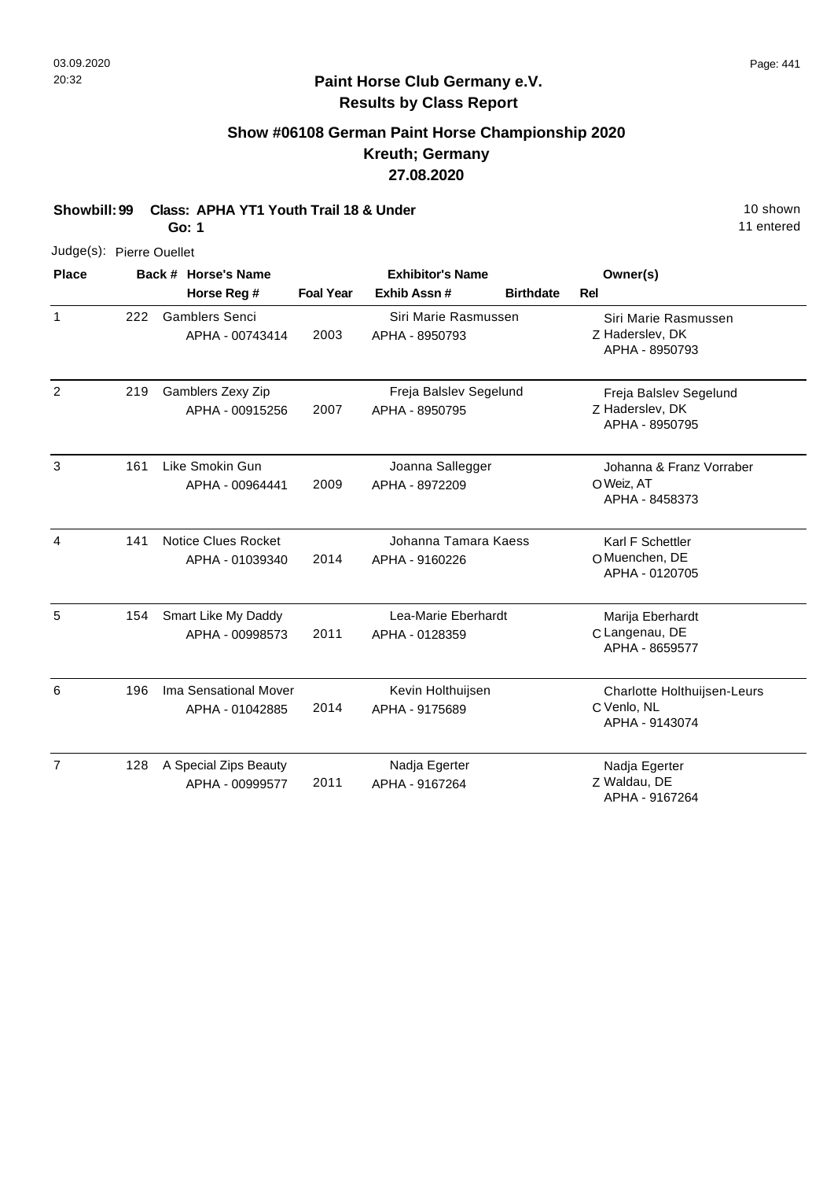## Paint Horse Club Germany e.V.
## Results by Class Report

### Show #06108 German Paint Horse Championship 2020
### Kreuth; Germany
### 27.08.2020

**Showbill: 99 Class: APHA YT1 Youth Trail 18 & Under** 10 shown

**Go: 1** 11 entered

Judge(s): Pierre Ouellet

| Place | Back # | Horse's Name / Horse Reg # | Foal Year | Exhibitor's Name / Exhib Assn # | Birthdate | Rel | Owner(s) |
|---|---|---|---|---|---|---|---|
| 1 | 222 | Gamblers Senci<br>APHA - 00743414 | 2003 | Siri Marie Rasmussen<br>APHA - 8950793 | | Z | Siri Marie Rasmussen<br>Haderslev, DK<br>APHA - 8950793 |
| 2 | 219 | Gamblers Zexy Zip<br>APHA - 00915256 | 2007 | Freja Balslev Segelund<br>APHA - 8950795 | | Z | Freja Balslev Segelund<br>Haderslev, DK<br>APHA - 8950795 |
| 3 | 161 | Like Smokin Gun<br>APHA - 00964441 | 2009 | Joanna Sallegger<br>APHA - 8972209 | | O | Johanna & Franz Vorraber<br>Weiz, AT<br>APHA - 8458373 |
| 4 | 141 | Notice Clues Rocket<br>APHA - 01039340 | 2014 | Johanna Tamara Kaess<br>APHA - 9160226 | | O | Karl F Schettler<br>Muenchen, DE<br>APHA - 0120705 |
| 5 | 154 | Smart Like My Daddy<br>APHA - 00998573 | 2011 | Lea-Marie Eberhardt<br>APHA - 0128359 | | C | Marija Eberhardt<br>Langenau, DE<br>APHA - 8659577 |
| 6 | 196 | Ima Sensational Mover<br>APHA - 01042885 | 2014 | Kevin Holthuijsen<br>APHA - 9175689 | | C | Charlotte Holthuijsen-Leurs<br>Venlo, NL<br>APHA - 9143074 |
| 7 | 128 | A Special Zips Beauty<br>APHA - 00999577 | 2011 | Nadja Egerter<br>APHA - 9167264 | | Z | Nadja Egerter<br>Waldau, DE<br>APHA - 9167264 |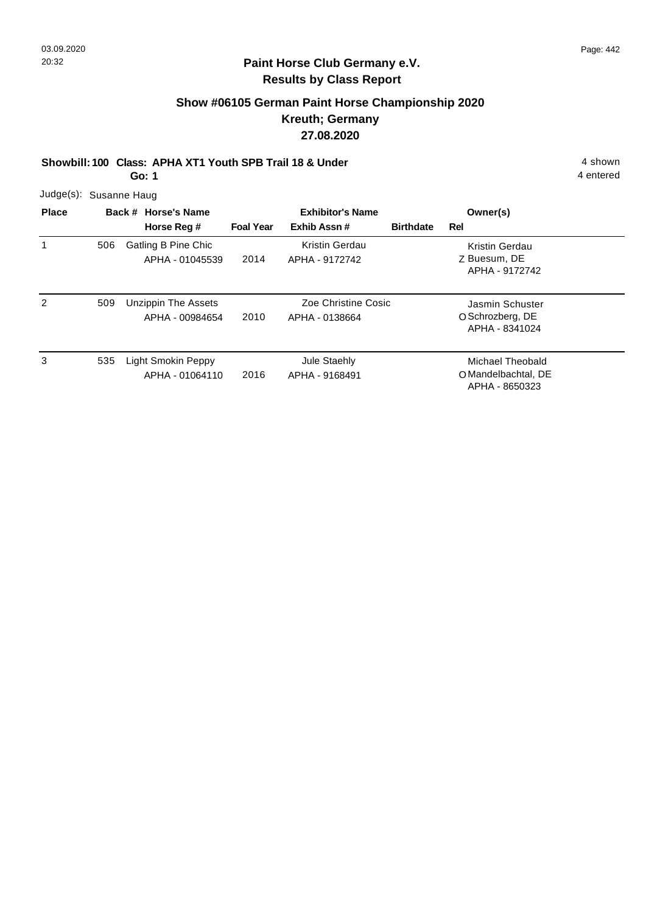# Paint Horse Club Germany e.V.

## Results by Class Report

### Show #06105 German Paint Horse Championship 2020
### Kreuth; Germany
### 27.08.2020

**Showbill: 100 Class: APHA XT1 Youth SPB Trail 18 & Under** 4 shown

**Go: 1** 4 entered

Judge(s): Susanne Haug

| Place | Back # | Horse's Name / Horse Reg # | Foal Year | Exhibitor's Name / Exhib Assn # | Birthdate | Rel | Owner(s) |
|---|---|---|---|---|---|---|---|
| 1 | 506 | Gatling B Pine Chic<br>APHA - 01045539 | 2014 | Kristin Gerdau<br>APHA - 9172742 | | Z | Kristin Gerdau<br>Buesum, DE<br>APHA - 9172742 |
| 2 | 509 | Unzippin The Assets<br>APHA - 00984654 | 2010 | Zoe Christine Cosic<br>APHA - 0138664 | | O | Jasmin Schuster<br>Schrozberg, DE<br>APHA - 8341024 |
| 3 | 535 | Light Smokin Peppy<br>APHA - 01064110 | 2016 | Jule Staehly<br>APHA - 9168491 | | O | Michael Theobald<br>Mandelbachtal, DE<br>APHA - 8650323 |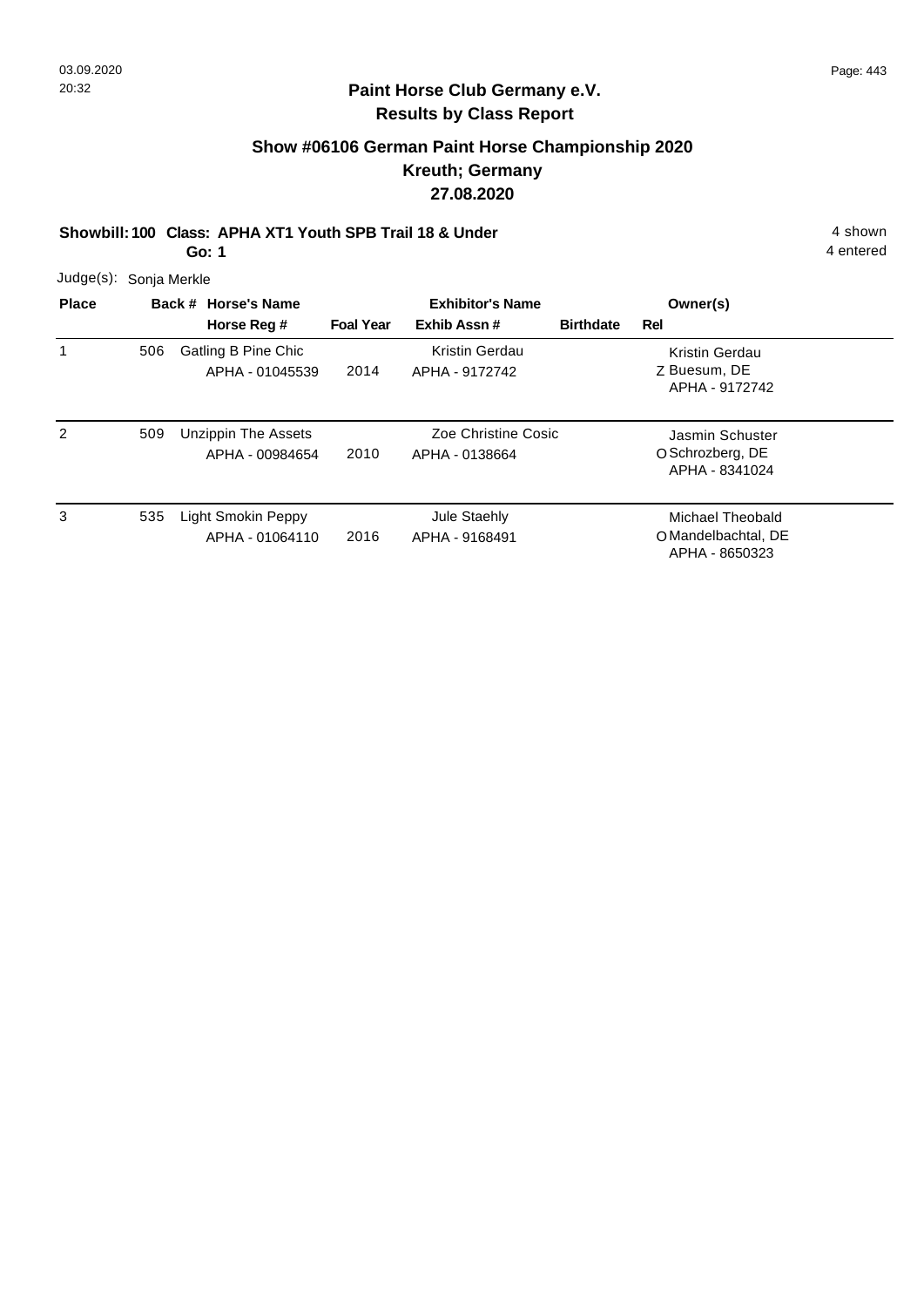## Paint Horse Club Germany e.V.
## Results by Class Report

### Show #06106 German Paint Horse Championship 2020
### Kreuth; Germany
### 27.08.2020

**Showbill: 100 Class: APHA XT1 Youth SPB Trail 18 & Under** 4 shown
**Go: 1** 4 entered

Judge(s): Sonja Merkle

| Place | Back # | Horse's Name / Horse Reg # | Foal Year | Exhibitor's Name / Exhib Assn # | Birthdate | Rel | Owner(s) |
|---|---|---|---|---|---|---|---|
| 1 | 506 | Gatling B Pine Chic<br>APHA - 01045539 | 2014 | Kristin Gerdau<br>APHA - 9172742 | | Z | Kristin Gerdau<br>Buesum, DE<br>APHA - 9172742 |
| 2 | 509 | Unzippin The Assets<br>APHA - 00984654 | 2010 | Zoe Christine Cosic<br>APHA - 0138664 | | O | Jasmin Schuster<br>Schrozberg, DE<br>APHA - 8341024 |
| 3 | 535 | Light Smokin Peppy<br>APHA - 01064110 | 2016 | Jule Staehly<br>APHA - 9168491 | | O | Michael Theobald<br>Mandelbachtal, DE<br>APHA - 8650323 |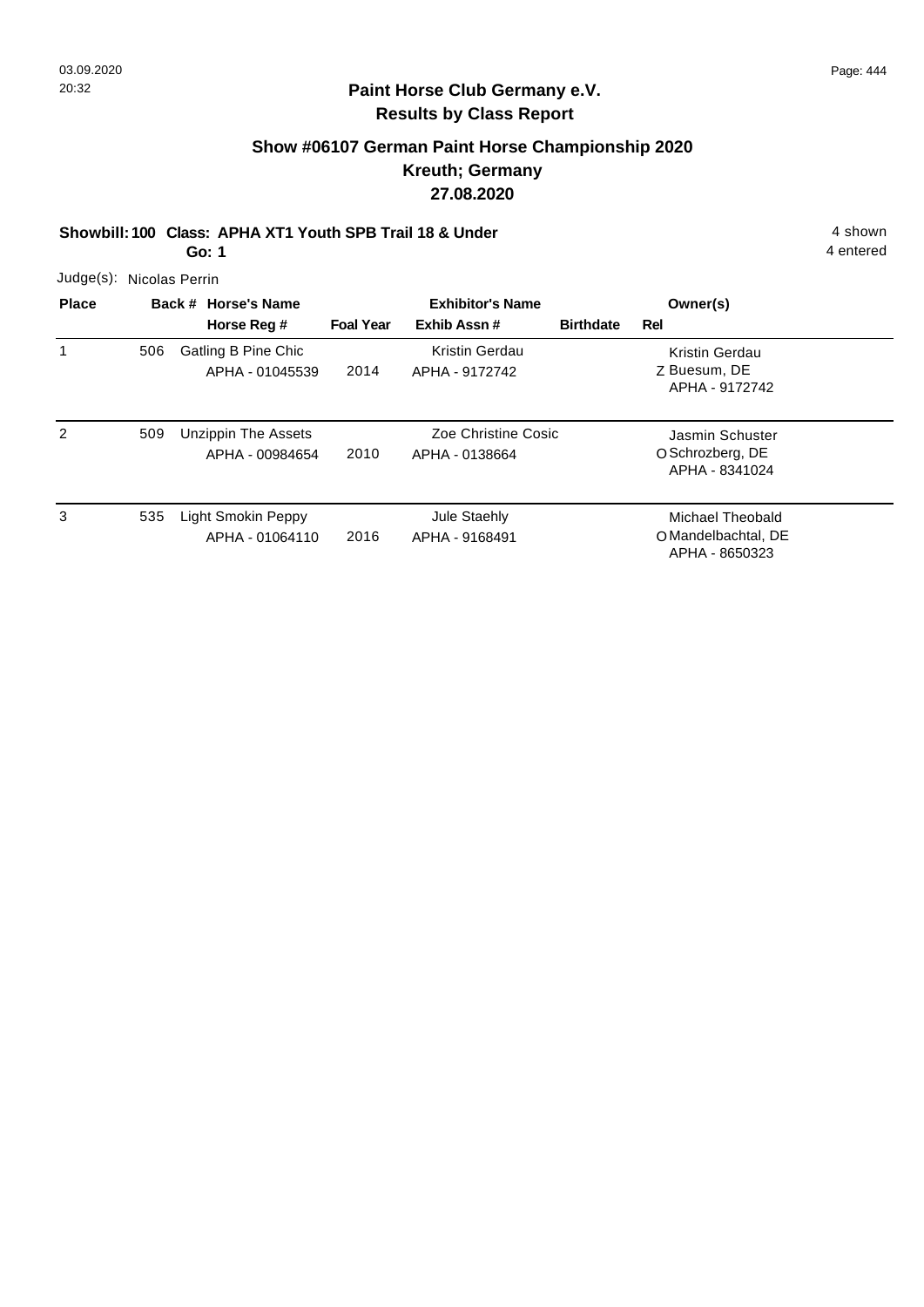## Paint Horse Club Germany e.V.
## Results by Class Report

### Show #06107 German Paint Horse Championship 2020
### Kreuth; Germany
### 27.08.2020

**Showbill: 100 Class: APHA XT1 Youth SPB Trail 18 & Under** — 4 shown, 4 entered

**Go: 1**

Judge(s): Nicolas Perrin

| Place | Back # | Horse's Name / Horse Reg # | Foal Year | Exhibitor's Name / Exhib Assn # | Birthdate | Rel | Owner(s) |
|---|---|---|---|---|---|---|---|
| 1 | 506 | Gatling B Pine Chic<br>APHA - 01045539 | 2014 | Kristin Gerdau<br>APHA - 9172742 | | Z | Kristin Gerdau<br>Buesum, DE<br>APHA - 9172742 |
| 2 | 509 | Unzippin The Assets<br>APHA - 00984654 | 2010 | Zoe Christine Cosic<br>APHA - 0138664 | | O | Jasmin Schuster<br>Schrozberg, DE<br>APHA - 8341024 |
| 3 | 535 | Light Smokin Peppy<br>APHA - 01064110 | 2016 | Jule Staehly<br>APHA - 9168491 | | O | Michael Theobald<br>Mandelbachtal, DE<br>APHA - 8650323 |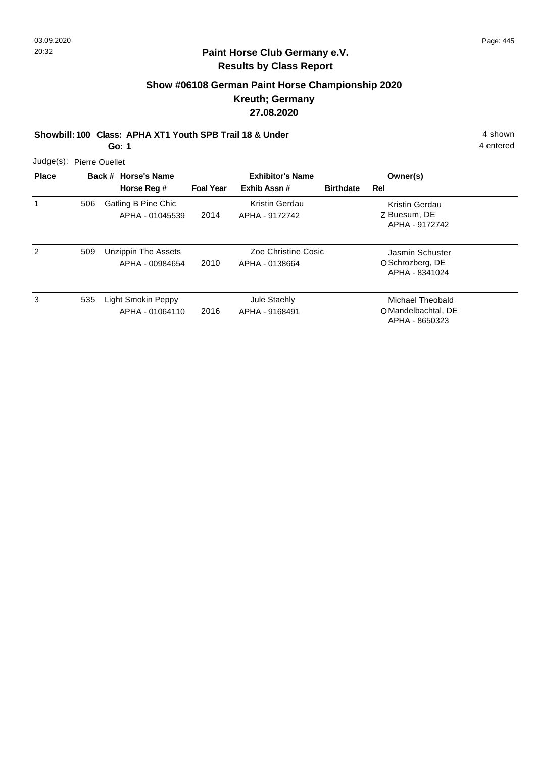## Paint Horse Club Germany e.V.
## Results by Class Report

### Show #06108 German Paint Horse Championship 2020
### Kreuth; Germany
### 27.08.2020

**Showbill: 100 Class: APHA XT1 Youth SPB Trail 18 & Under** 4 shown

**Go: 1** 4 entered

Judge(s): Pierre Ouellet

| Place | Back # | Horse's Name / Horse Reg # | Foal Year | Exhibitor's Name / Exhib Assn # | Birthdate | Rel | Owner(s) |
|---|---|---|---|---|---|---|---|
| 1 | 506 | Gatling B Pine Chic<br>APHA - 01045539 | 2014 | Kristin Gerdau<br>APHA - 9172742 | | Z | Kristin Gerdau<br>Buesum, DE<br>APHA - 9172742 |
| 2 | 509 | Unzippin The Assets<br>APHA - 00984654 | 2010 | Zoe Christine Cosic<br>APHA - 0138664 | | O | Jasmin Schuster<br>Schrozberg, DE<br>APHA - 8341024 |
| 3 | 535 | Light Smokin Peppy<br>APHA - 01064110 | 2016 | Jule Staehly<br>APHA - 9168491 | | O | Michael Theobald<br>Mandelbachtal, DE<br>APHA - 8650323 |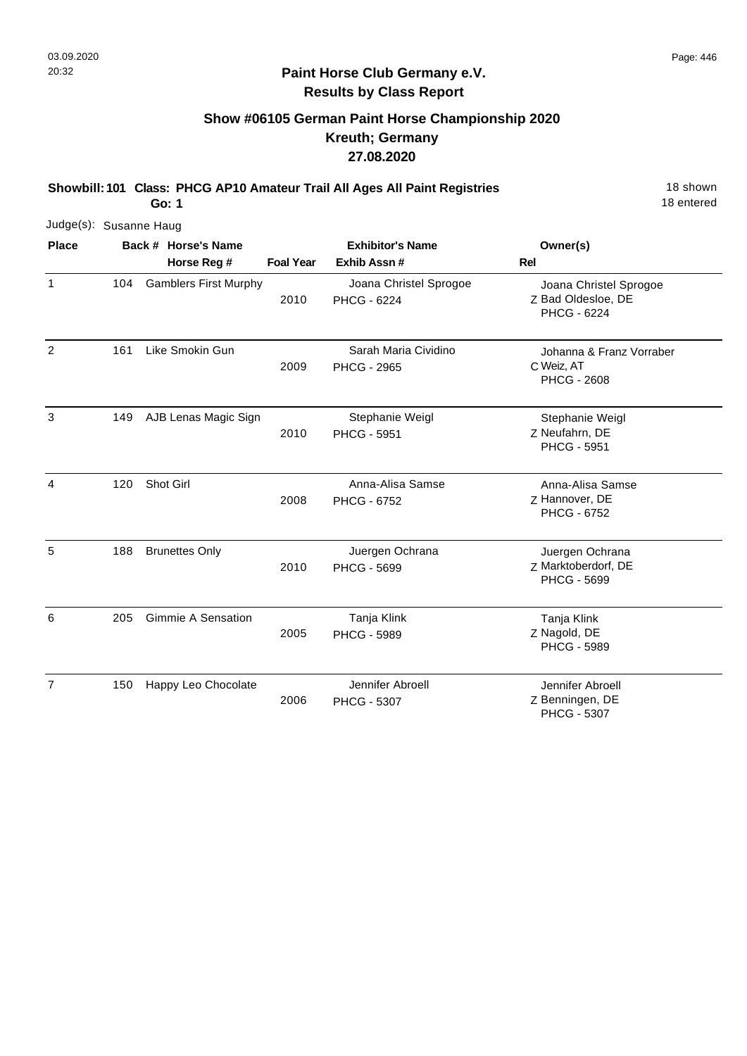**Paint Horse Club Germany e.V.**
**Results by Class Report**

## Show #06105 German Paint Horse Championship 2020
## Kreuth; Germany
## 27.08.2020

**Showbill: 101 Class: PHCG AP10 Amateur Trail All Ages All Paint Registries** 18 shown
**Go: 1** 18 entered

Judge(s): Susanne Haug

| Place | Back # | Horse's Name / Horse Reg # | Foal Year | Exhibitor's Name / Exhib Assn # | Rel | Owner(s) |
|---|---|---|---|---|---|---|
| 1 | 104 | Gamblers First Murphy | 2010 | Joana Christel Sprogoe<br>PHCG - 6224 | Z | Joana Christel Sprogoe<br>Bad Oldesloe, DE<br>PHCG - 6224 |
| 2 | 161 | Like Smokin Gun | 2009 | Sarah Maria Cividino<br>PHCG - 2965 | C | Johanna & Franz Vorraber<br>Weiz, AT<br>PHCG - 2608 |
| 3 | 149 | AJB Lenas Magic Sign | 2010 | Stephanie Weigl<br>PHCG - 5951 | Z | Stephanie Weigl<br>Neufahrn, DE<br>PHCG - 5951 |
| 4 | 120 | Shot Girl | 2008 | Anna-Alisa Samse<br>PHCG - 6752 | Z | Anna-Alisa Samse<br>Hannover, DE<br>PHCG - 6752 |
| 5 | 188 | Brunettes Only | 2010 | Juergen Ochrana<br>PHCG - 5699 | Z | Juergen Ochrana<br>Marktoberdorf, DE<br>PHCG - 5699 |
| 6 | 205 | Gimmie A Sensation | 2005 | Tanja Klink<br>PHCG - 5989 | Z | Tanja Klink<br>Nagold, DE<br>PHCG - 5989 |
| 7 | 150 | Happy Leo Chocolate | 2006 | Jennifer Abroell<br>PHCG - 5307 | Z | Jennifer Abroell<br>Benningen, DE<br>PHCG - 5307 |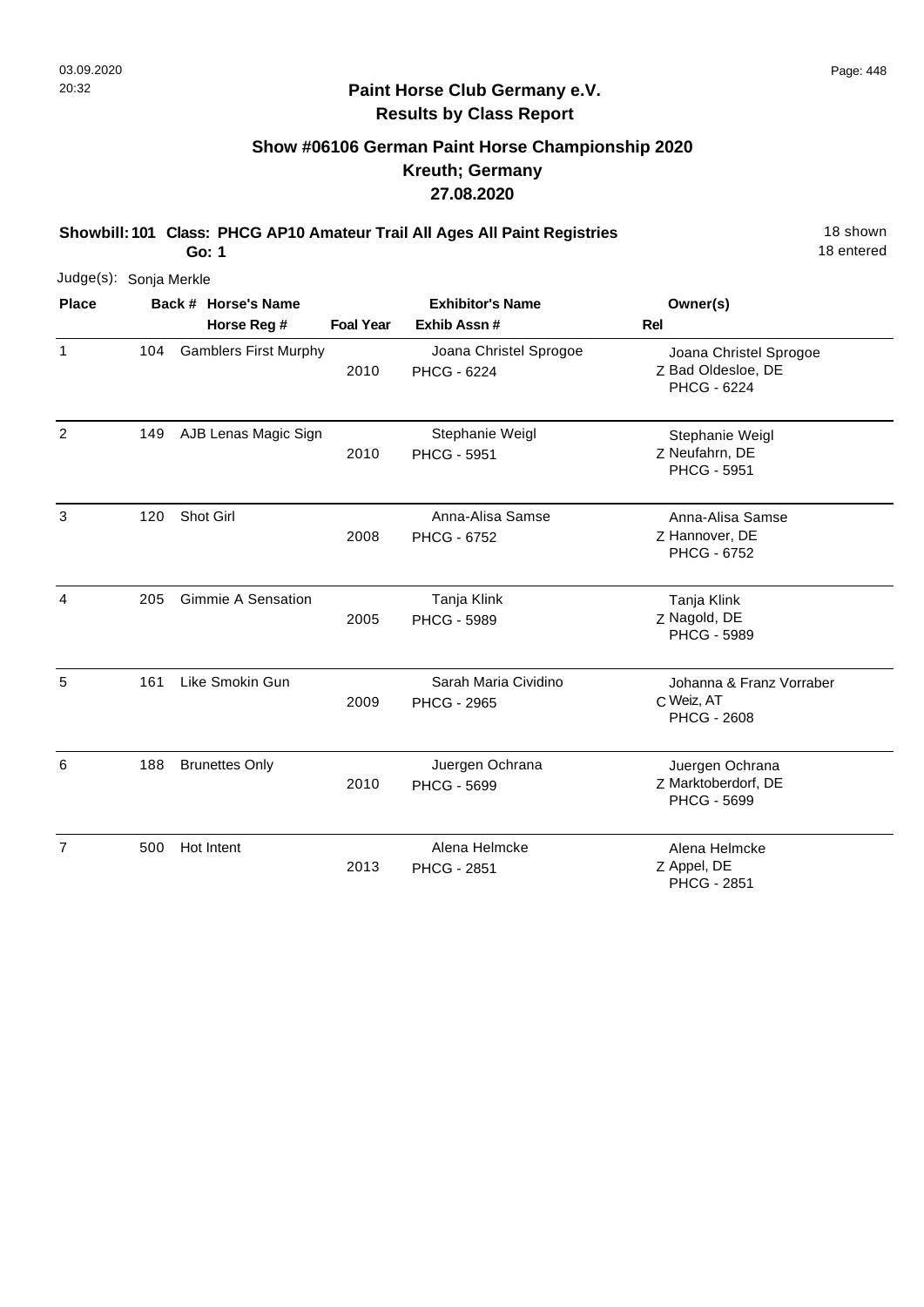## Paint Horse Club Germany e.V.
## Results by Class Report

### Show #06106 German Paint Horse Championship 2020
### Kreuth; Germany
### 27.08.2020

**Showbill: 101 Class: PHCG AP10 Amateur Trail All Ages All Paint Registries** — 18 shown, 18 entered

**Go: 1**

Judge(s): Sonja Merkle

| Place | Back # | Horse's Name / Horse Reg # | Foal Year | Exhibitor's Name / Exhib Assn # | Rel | Owner(s) |
|---|---|---|---|---|---|---|
| 1 | 104 | Gamblers First Murphy | 2010 | Joana Christel Sprogoe<br>PHCG - 6224 | Z | Joana Christel Sprogoe<br>Bad Oldesloe, DE<br>PHCG - 6224 |
| 2 | 149 | AJB Lenas Magic Sign | 2010 | Stephanie Weigl<br>PHCG - 5951 | Z | Stephanie Weigl<br>Neufahrn, DE<br>PHCG - 5951 |
| 3 | 120 | Shot Girl | 2008 | Anna-Alisa Samse<br>PHCG - 6752 | Z | Anna-Alisa Samse<br>Hannover, DE<br>PHCG - 6752 |
| 4 | 205 | Gimmie A Sensation | 2005 | Tanja Klink<br>PHCG - 5989 | Z | Tanja Klink<br>Nagold, DE<br>PHCG - 5989 |
| 5 | 161 | Like Smokin Gun | 2009 | Sarah Maria Cividino<br>PHCG - 2965 | C | Johanna & Franz Vorraber<br>Weiz, AT<br>PHCG - 2608 |
| 6 | 188 | Brunettes Only | 2010 | Juergen Ochrana<br>PHCG - 5699 | Z | Juergen Ochrana<br>Marktoberdorf, DE<br>PHCG - 5699 |
| 7 | 500 | Hot Intent | 2013 | Alena Helmcke<br>PHCG - 2851 | Z | Alena Helmcke<br>Appel, DE<br>PHCG - 2851 |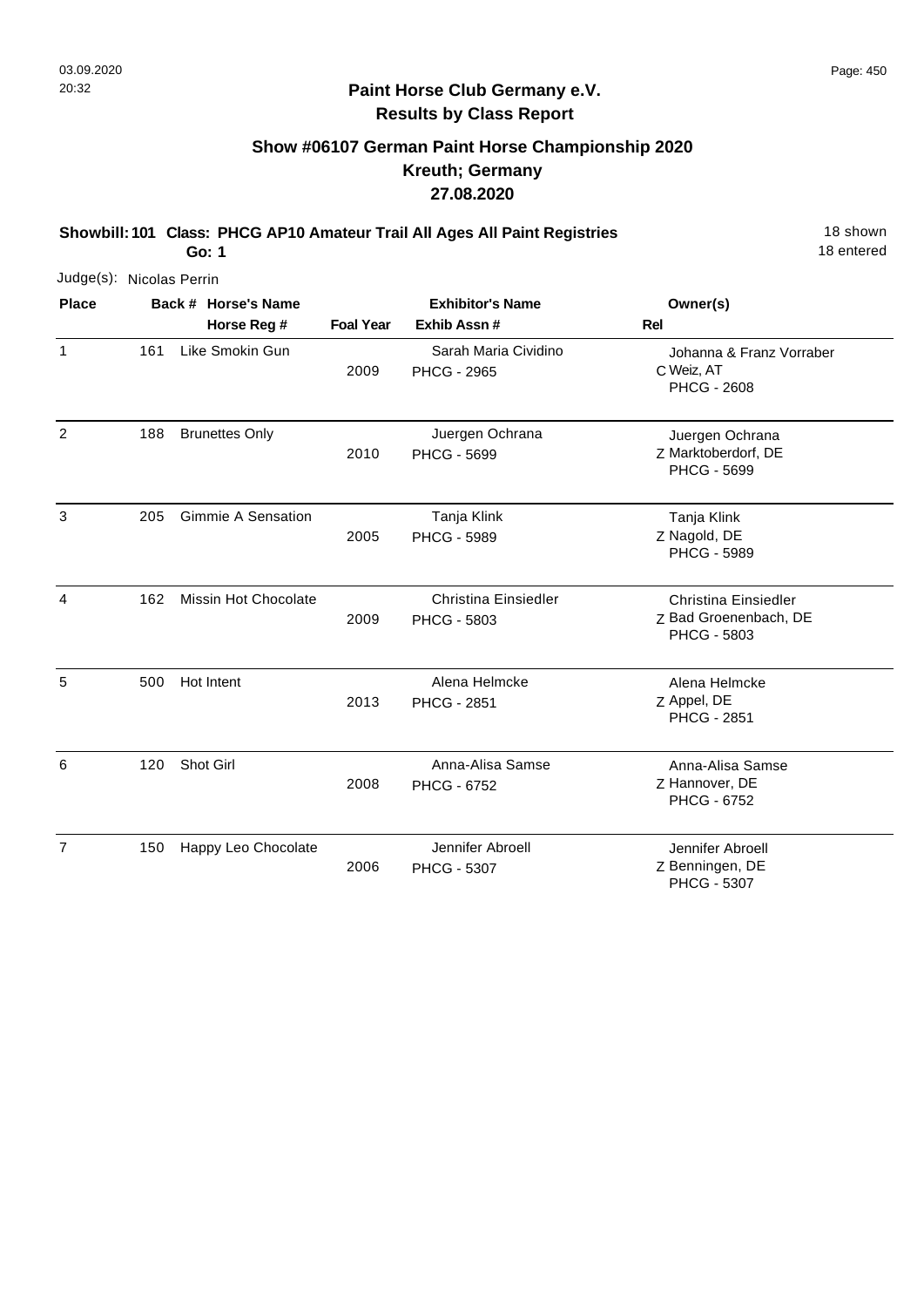## Paint Horse Club Germany e.V.
## Results by Class Report

### Show #06107 German Paint Horse Championship 2020
### Kreuth; Germany
### 27.08.2020

**Showbill: 101 Class: PHCG AP10 Amateur Trail All Ages All Paint Registries** 18 shown
**Go: 1** 18 entered

Judge(s): Nicolas Perrin

| Place | Back # | Horse's Name / Horse Reg # | Foal Year | Exhibitor's Name / Exhib Assn # | Rel | Owner(s) |
|---|---|---|---|---|---|---|
| 1 | 161 | Like Smokin Gun | 2009 | Sarah Maria Cividino<br>PHCG - 2965 | C | Johanna & Franz Vorraber<br>Weiz, AT<br>PHCG - 2608 |
| 2 | 188 | Brunettes Only | 2010 | Juergen Ochrana<br>PHCG - 5699 | Z | Juergen Ochrana<br>Marktoberdorf, DE<br>PHCG - 5699 |
| 3 | 205 | Gimmie A Sensation | 2005 | Tanja Klink<br>PHCG - 5989 | Z | Tanja Klink<br>Nagold, DE<br>PHCG - 5989 |
| 4 | 162 | Missin Hot Chocolate | 2009 | Christina Einsiedler<br>PHCG - 5803 | Z | Christina Einsiedler<br>Bad Groenenbach, DE<br>PHCG - 5803 |
| 5 | 500 | Hot Intent | 2013 | Alena Helmcke<br>PHCG - 2851 | Z | Alena Helmcke<br>Appel, DE<br>PHCG - 2851 |
| 6 | 120 | Shot Girl | 2008 | Anna-Alisa Samse<br>PHCG - 6752 | Z | Anna-Alisa Samse<br>Hannover, DE<br>PHCG - 6752 |
| 7 | 150 | Happy Leo Chocolate | 2006 | Jennifer Abroell<br>PHCG - 5307 | Z | Jennifer Abroell<br>Benningen, DE<br>PHCG - 5307 |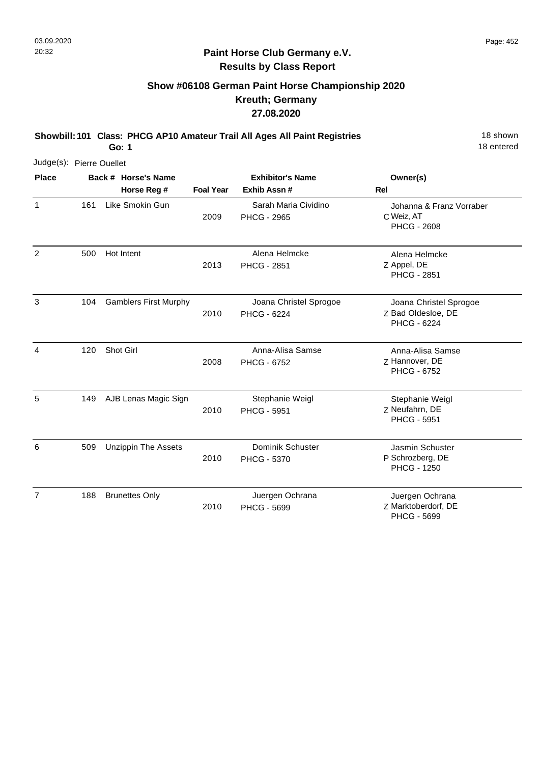**Paint Horse Club Germany e.V.**
**Results by Class Report**

## Show #06108 German Paint Horse Championship 2020
## Kreuth; Germany
## 27.08.2020

**Showbill: 101 Class: PHCG AP10 Amateur Trail All Ages All Paint Registries** — 18 shown, 18 entered
**Go: 1**

Judge(s): Pierre Ouellet

| Place | Back # | Horse's Name / Horse Reg # | Foal Year | Exhibitor's Name / Exhib Assn # | Rel | Owner(s) |
|---|---|---|---|---|---|---|
| 1 | 161 | Like Smokin Gun | 2009 | Sarah Maria Cividino<br>PHCG - 2965 | C | Johanna & Franz Vorraber<br>Weiz, AT<br>PHCG - 2608 |
| 2 | 500 | Hot Intent | 2013 | Alena Helmcke<br>PHCG - 2851 | Z | Alena Helmcke<br>Appel, DE<br>PHCG - 2851 |
| 3 | 104 | Gamblers First Murphy | 2010 | Joana Christel Sprogoe<br>PHCG - 6224 | Z | Joana Christel Sprogoe<br>Bad Oldesloe, DE<br>PHCG - 6224 |
| 4 | 120 | Shot Girl | 2008 | Anna-Alisa Samse<br>PHCG - 6752 | Z | Anna-Alisa Samse<br>Hannover, DE<br>PHCG - 6752 |
| 5 | 149 | AJB Lenas Magic Sign | 2010 | Stephanie Weigl<br>PHCG - 5951 | Z | Stephanie Weigl<br>Neufahrn, DE<br>PHCG - 5951 |
| 6 | 509 | Unzippin The Assets | 2010 | Dominik Schuster<br>PHCG - 5370 | P | Jasmin Schuster<br>Schrozberg, DE<br>PHCG - 1250 |
| 7 | 188 | Brunettes Only | 2010 | Juergen Ochrana<br>PHCG - 5699 | Z | Juergen Ochrana<br>Marktoberdorf, DE<br>PHCG - 5699 |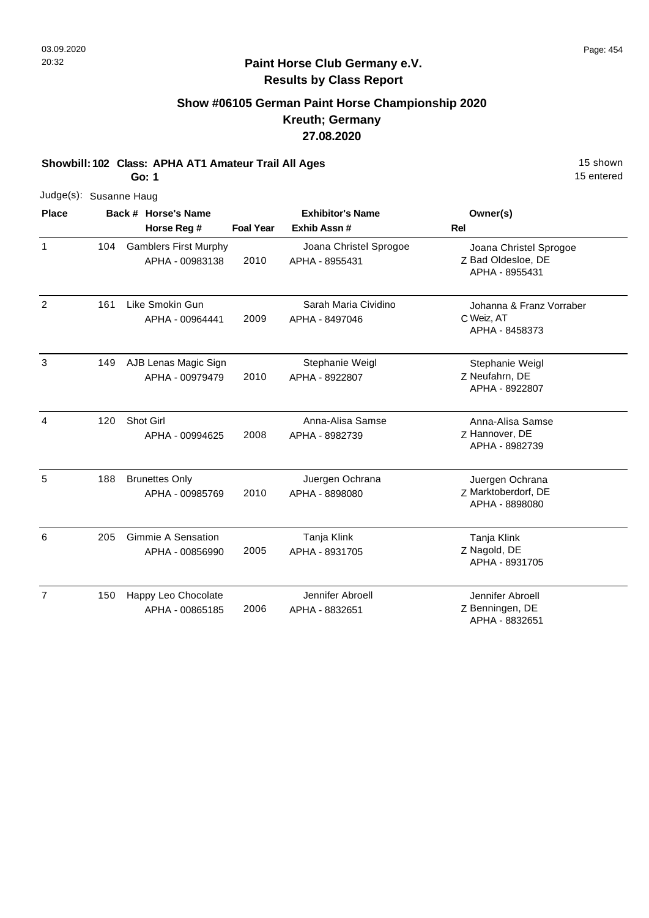## Paint Horse Club Germany e.V.
## Results by Class Report

### Show #06105 German Paint Horse Championship 2020
### Kreuth; Germany
### 27.08.2020

**Showbill: 102 Class: APHA AT1 Amateur Trail All Ages** 15 shown
**Go: 1** 15 entered

Judge(s): Susanne Haug

| Place | Back # | Horse's Name / Horse Reg # | Foal Year | Exhibitor's Name / Exhib Assn # | Rel | Owner(s) |
|---|---|---|---|---|---|---|
| 1 | 104 | Gamblers First Murphy<br>APHA - 00983138 | 2010 | Joana Christel Sprogoe<br>APHA - 8955431 | Z | Joana Christel Sprogoe<br>Bad Oldesloe, DE<br>APHA - 8955431 |
| 2 | 161 | Like Smokin Gun<br>APHA - 00964441 | 2009 | Sarah Maria Cividino<br>APHA - 8497046 | C | Johanna & Franz Vorraber<br>Weiz, AT<br>APHA - 8458373 |
| 3 | 149 | AJB Lenas Magic Sign<br>APHA - 00979479 | 2010 | Stephanie Weigl<br>APHA - 8922807 | Z | Stephanie Weigl<br>Neufahrn, DE<br>APHA - 8922807 |
| 4 | 120 | Shot Girl<br>APHA - 00994625 | 2008 | Anna-Alisa Samse<br>APHA - 8982739 | Z | Anna-Alisa Samse<br>Hannover, DE<br>APHA - 8982739 |
| 5 | 188 | Brunettes Only<br>APHA - 00985769 | 2010 | Juergen Ochrana<br>APHA - 8898080 | Z | Juergen Ochrana<br>Marktoberdorf, DE<br>APHA - 8898080 |
| 6 | 205 | Gimmie A Sensation<br>APHA - 00856990 | 2005 | Tanja Klink<br>APHA - 8931705 | Z | Tanja Klink<br>Nagold, DE<br>APHA - 8931705 |
| 7 | 150 | Happy Leo Chocolate<br>APHA - 00865185 | 2006 | Jennifer Abroell<br>APHA - 8832651 | Z | Jennifer Abroell<br>Benningen, DE<br>APHA - 8832651 |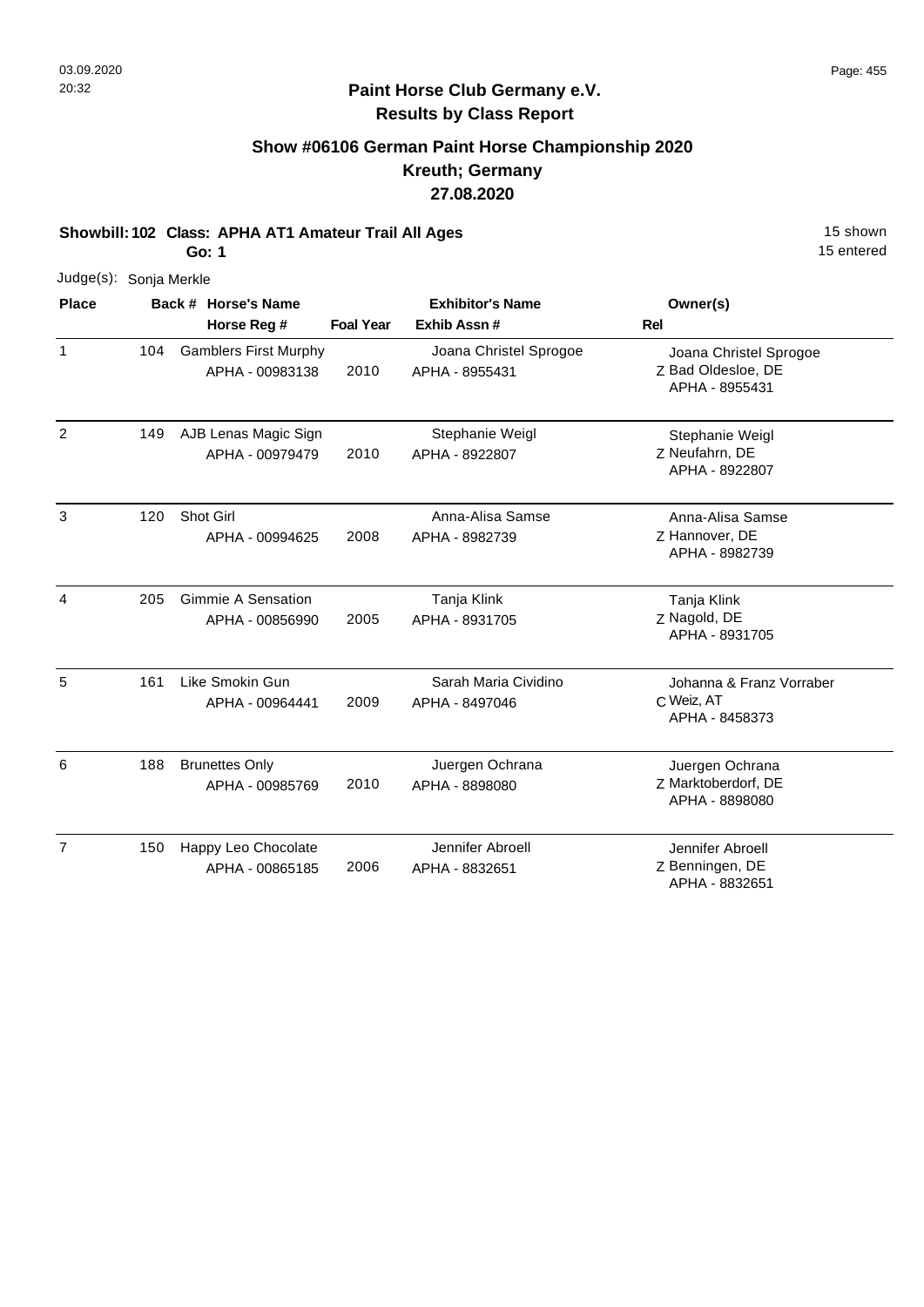# Paint Horse Club Germany e.V.
## Results by Class Report

### Show #06106 German Paint Horse Championship 2020
### Kreuth; Germany
### 27.08.2020

**Showbill: 102 Class: APHA AT1 Amateur Trail All Ages** — 15 shown, 15 entered

**Go: 1**

Judge(s): Sonja Merkle

| Place | Back # | Horse's Name / Horse Reg # | Foal Year | Exhibitor's Name / Exhib Assn # | Rel | Owner(s) |
|---|---|---|---|---|---|---|
| 1 | 104 | Gamblers First Murphy<br>APHA - 00983138 | 2010 | Joana Christel Sprogoe<br>APHA - 8955431 | Z | Joana Christel Sprogoe<br>Bad Oldesloe, DE<br>APHA - 8955431 |
| 2 | 149 | AJB Lenas Magic Sign<br>APHA - 00979479 | 2010 | Stephanie Weigl<br>APHA - 8922807 | Z | Stephanie Weigl<br>Neufahrn, DE<br>APHA - 8922807 |
| 3 | 120 | Shot Girl<br>APHA - 00994625 | 2008 | Anna-Alisa Samse<br>APHA - 8982739 | Z | Anna-Alisa Samse<br>Hannover, DE<br>APHA - 8982739 |
| 4 | 205 | Gimmie A Sensation<br>APHA - 00856990 | 2005 | Tanja Klink<br>APHA - 8931705 | Z | Tanja Klink<br>Nagold, DE<br>APHA - 8931705 |
| 5 | 161 | Like Smokin Gun<br>APHA - 00964441 | 2009 | Sarah Maria Cividino<br>APHA - 8497046 | C | Johanna & Franz Vorraber<br>Weiz, AT<br>APHA - 8458373 |
| 6 | 188 | Brunettes Only<br>APHA - 00985769 | 2010 | Juergen Ochrana<br>APHA - 8898080 | Z | Juergen Ochrana<br>Marktoberdorf, DE<br>APHA - 8898080 |
| 7 | 150 | Happy Leo Chocolate<br>APHA - 00865185 | 2006 | Jennifer Abroell<br>APHA - 8832651 | Z | Jennifer Abroell<br>Benningen, DE<br>APHA - 8832651 |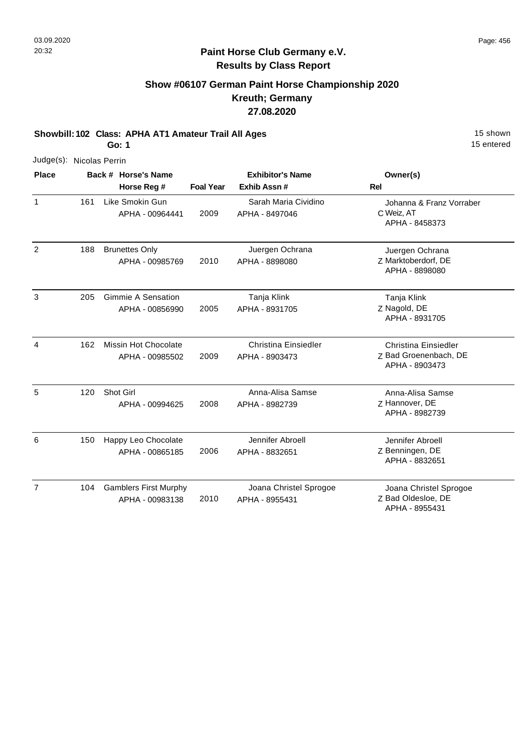## Paint Horse Club Germany e.V.
## Results by Class Report

### Show #06107 German Paint Horse Championship 2020
### Kreuth; Germany
### 27.08.2020

**Showbill: 102 Class: APHA AT1 Amateur Trail All Ages** 15 shown

**Go: 1** 15 entered

Judge(s): Nicolas Perrin

| Place | Back # | Horse's Name / Horse Reg # | Foal Year | Exhibitor's Name / Exhib Assn # | Rel | Owner(s) |
|---|---|---|---|---|---|---|
| 1 | 161 | Like Smokin Gun<br>APHA - 00964441 | 2009 | Sarah Maria Cividino<br>APHA - 8497046 | C | Johanna & Franz Vorraber<br>Weiz, AT<br>APHA - 8458373 |
| 2 | 188 | Brunettes Only<br>APHA - 00985769 | 2010 | Juergen Ochrana<br>APHA - 8898080 | Z | Juergen Ochrana<br>Marktoberdorf, DE<br>APHA - 8898080 |
| 3 | 205 | Gimmie A Sensation<br>APHA - 00856990 | 2005 | Tanja Klink<br>APHA - 8931705 | Z | Tanja Klink<br>Nagold, DE<br>APHA - 8931705 |
| 4 | 162 | Missin Hot Chocolate<br>APHA - 00985502 | 2009 | Christina Einsiedler<br>APHA - 8903473 | Z | Christina Einsiedler<br>Bad Groenenbach, DE<br>APHA - 8903473 |
| 5 | 120 | Shot Girl<br>APHA - 00994625 | 2008 | Anna-Alisa Samse<br>APHA - 8982739 | Z | Anna-Alisa Samse<br>Hannover, DE<br>APHA - 8982739 |
| 6 | 150 | Happy Leo Chocolate<br>APHA - 00865185 | 2006 | Jennifer Abroell<br>APHA - 8832651 | Z | Jennifer Abroell<br>Benningen, DE<br>APHA - 8832651 |
| 7 | 104 | Gamblers First Murphy<br>APHA - 00983138 | 2010 | Joana Christel Sprogoe<br>APHA - 8955431 | Z | Joana Christel Sprogoe<br>Bad Oldesloe, DE<br>APHA - 8955431 |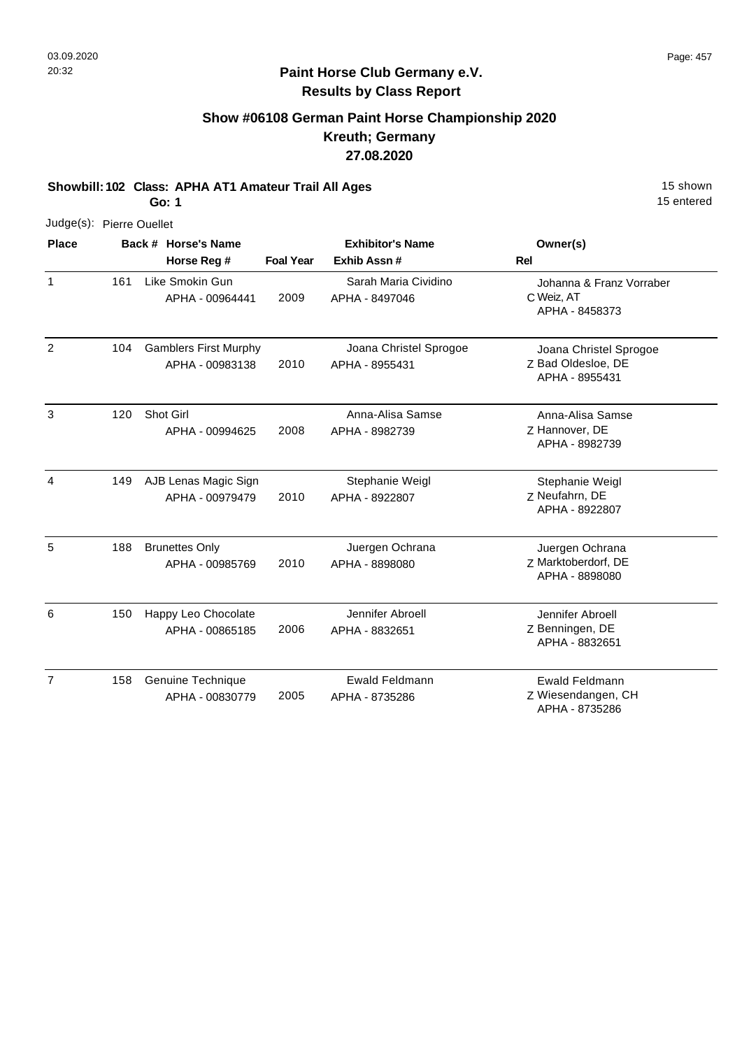03.09.2020
20:32

## Paint Horse Club Germany e.V.
## Results by Class Report

### Show #06108 German Paint Horse Championship 2020
### Kreuth; Germany
### 27.08.2020

**Showbill: 102 Class: APHA AT1 Amateur Trail All Ages** 15 shown
**Go: 1** 15 entered

Judge(s): Pierre Ouellet

| Place | Back # | Horse's Name / Horse Reg # | Foal Year | Exhibitor's Name / Exhib Assn # | Rel | Owner(s) |
|---|---|---|---|---|---|---|
| 1 | 161 | Like Smokin Gun<br>APHA - 00964441 | 2009 | Sarah Maria Cividino<br>APHA - 8497046 | C | Johanna & Franz Vorraber<br>Weiz, AT<br>APHA - 8458373 |
| 2 | 104 | Gamblers First Murphy<br>APHA - 00983138 | 2010 | Joana Christel Sprogoe<br>APHA - 8955431 | Z | Joana Christel Sprogoe<br>Bad Oldesloe, DE<br>APHA - 8955431 |
| 3 | 120 | Shot Girl<br>APHA - 00994625 | 2008 | Anna-Alisa Samse<br>APHA - 8982739 | Z | Anna-Alisa Samse<br>Hannover, DE<br>APHA - 8982739 |
| 4 | 149 | AJB Lenas Magic Sign<br>APHA - 00979479 | 2010 | Stephanie Weigl<br>APHA - 8922807 | Z | Stephanie Weigl<br>Neufahrn, DE<br>APHA - 8922807 |
| 5 | 188 | Brunettes Only<br>APHA - 00985769 | 2010 | Juergen Ochrana<br>APHA - 8898080 | Z | Juergen Ochrana<br>Marktoberdorf, DE<br>APHA - 8898080 |
| 6 | 150 | Happy Leo Chocolate<br>APHA - 00865185 | 2006 | Jennifer Abroell<br>APHA - 8832651 | Z | Jennifer Abroell<br>Benningen, DE<br>APHA - 8832651 |
| 7 | 158 | Genuine Technique<br>APHA - 00830779 | 2005 | Ewald Feldmann<br>APHA - 8735286 | Z | Ewald Feldmann<br>Wiesendangen, CH<br>APHA - 8735286 |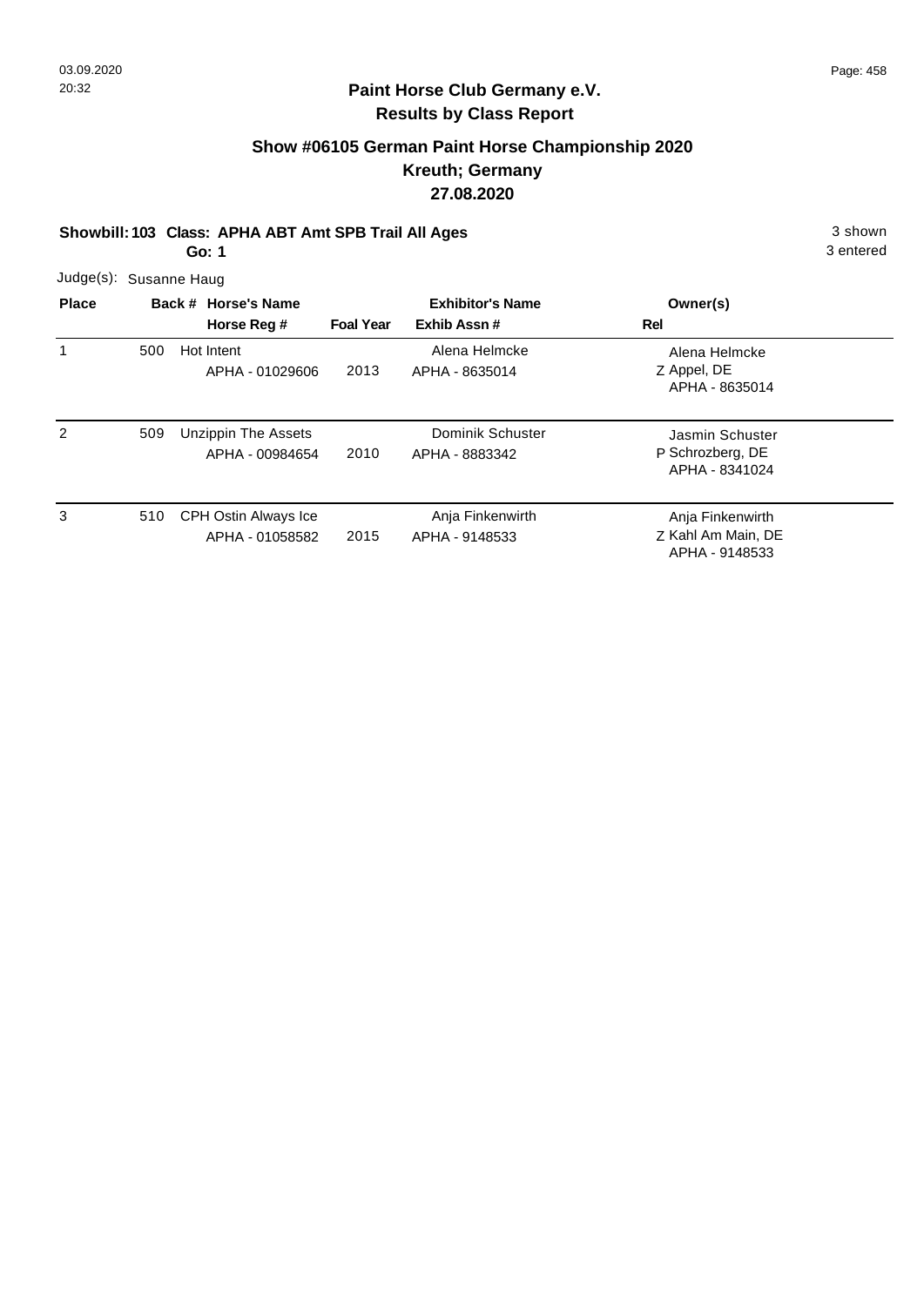## Paint Horse Club Germany e.V.
## Results by Class Report

### Show #06105 German Paint Horse Championship 2020
### Kreuth; Germany
### 27.08.2020

**Showbill: 103 Class: APHA ABT Amt SPB Trail All Ages** 3 shown

**Go: 1** 3 entered

Judge(s): Susanne Haug

| Place | Back # | Horse's Name / Horse Reg # | Foal Year | Exhibitor's Name / Exhib Assn # | Rel | Owner(s) |
|---|---|---|---|---|---|---|
| 1 | 500 | Hot Intent<br>APHA - 01029606 | 2013 | Alena Helmcke<br>APHA - 8635014 | Z | Alena Helmcke<br>Appel, DE<br>APHA - 8635014 |
| 2 | 509 | Unzippin The Assets<br>APHA - 00984654 | 2010 | Dominik Schuster<br>APHA - 8883342 | P | Jasmin Schuster<br>Schrozberg, DE<br>APHA - 8341024 |
| 3 | 510 | CPH Ostin Always Ice<br>APHA - 01058582 | 2015 | Anja Finkenwirth<br>APHA - 9148533 | Z | Anja Finkenwirth<br>Kahl Am Main, DE<br>APHA - 9148533 |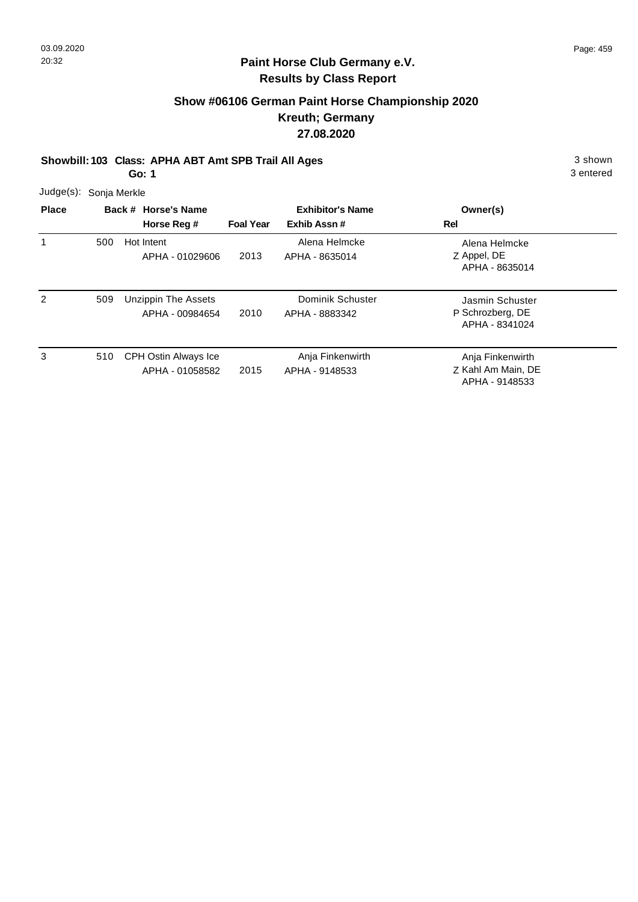## Paint Horse Club Germany e.V.
## Results by Class Report

### Show #06106 German Paint Horse Championship 2020
### Kreuth; Germany
### 27.08.2020

**Showbill: 103 Class: APHA ABT Amt SPB Trail All Ages** 3 shown
**Go: 1** 3 entered

Judge(s): Sonja Merkle

| Place | Back # | Horse's Name / Horse Reg # | Foal Year | Exhibitor's Name / Exhib Assn # | Rel | Owner(s) |
|---|---|---|---|---|---|---|
| 1 | 500 | Hot Intent<br>APHA - 01029606 | 2013 | Alena Helmcke<br>APHA - 8635014 | Z | Alena Helmcke<br>Appel, DE<br>APHA - 8635014 |
| 2 | 509 | Unzippin The Assets<br>APHA - 00984654 | 2010 | Dominik Schuster<br>APHA - 8883342 | P | Jasmin Schuster<br>Schrozberg, DE<br>APHA - 8341024 |
| 3 | 510 | CPH Ostin Always Ice<br>APHA - 01058582 | 2015 | Anja Finkenwirth<br>APHA - 9148533 | Z | Anja Finkenwirth<br>Kahl Am Main, DE<br>APHA - 9148533 |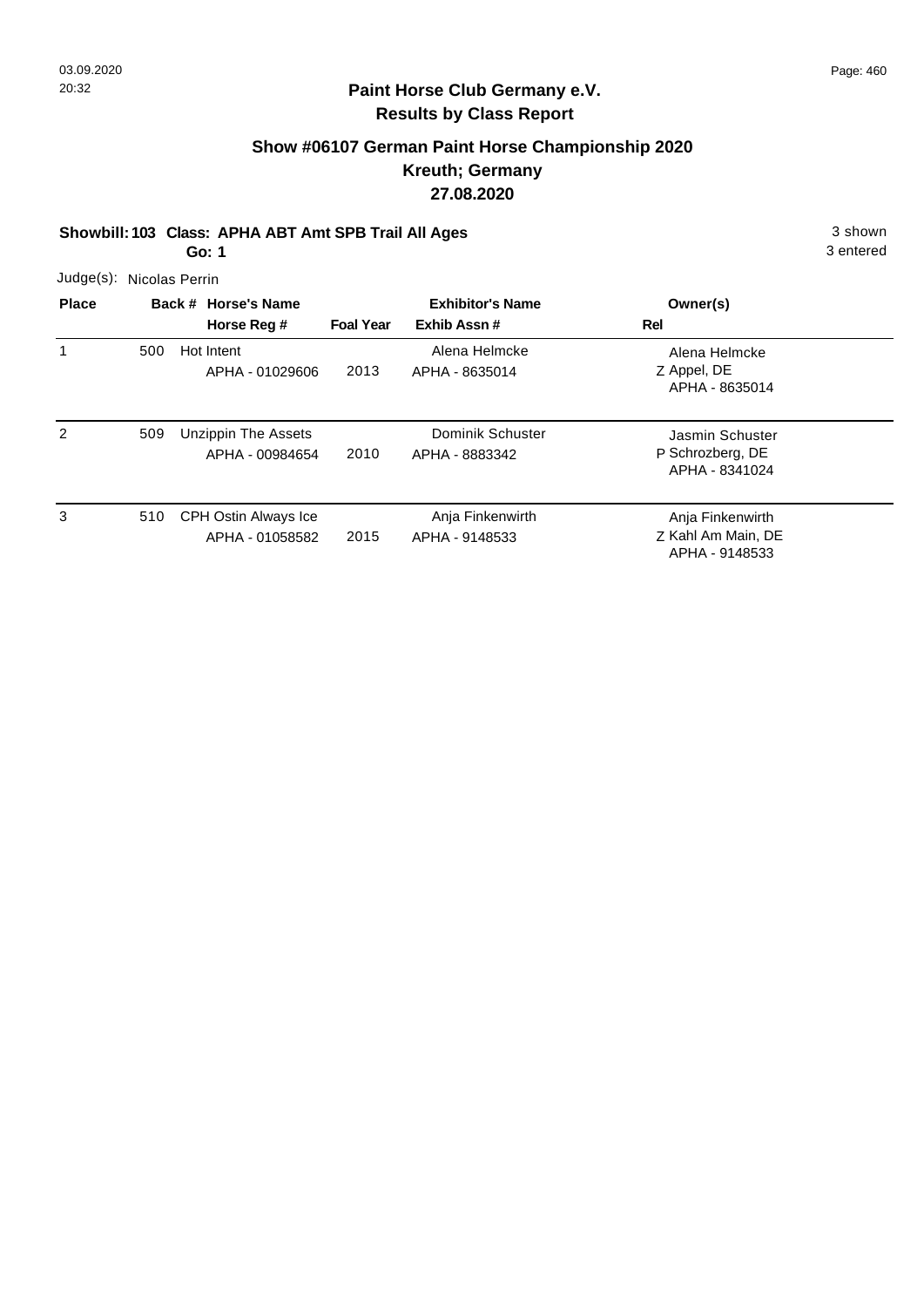## Paint Horse Club Germany e.V.
## Results by Class Report

### Show #06107 German Paint Horse Championship 2020
### Kreuth; Germany
### 27.08.2020

**Showbill: 103 Class: APHA ABT Amt SPB Trail All Ages** — 3 shown, 3 entered

**Go: 1**

Judge(s): Nicolas Perrin

| Place | Back # | Horse's Name / Horse Reg # | Foal Year | Exhibitor's Name / Exhib Assn # | Rel | Owner(s) |
|---|---|---|---|---|---|---|
| 1 | 500 | Hot Intent<br>APHA - 01029606 | 2013 | Alena Helmcke<br>APHA - 8635014 | Z | Alena Helmcke<br>Appel, DE<br>APHA - 8635014 |
| 2 | 509 | Unzippin The Assets<br>APHA - 00984654 | 2010 | Dominik Schuster<br>APHA - 8883342 | P | Jasmin Schuster<br>Schrozberg, DE<br>APHA - 8341024 |
| 3 | 510 | CPH Ostin Always Ice<br>APHA - 01058582 | 2015 | Anja Finkenwirth<br>APHA - 9148533 | Z | Anja Finkenwirth<br>Kahl Am Main, DE<br>APHA - 9148533 |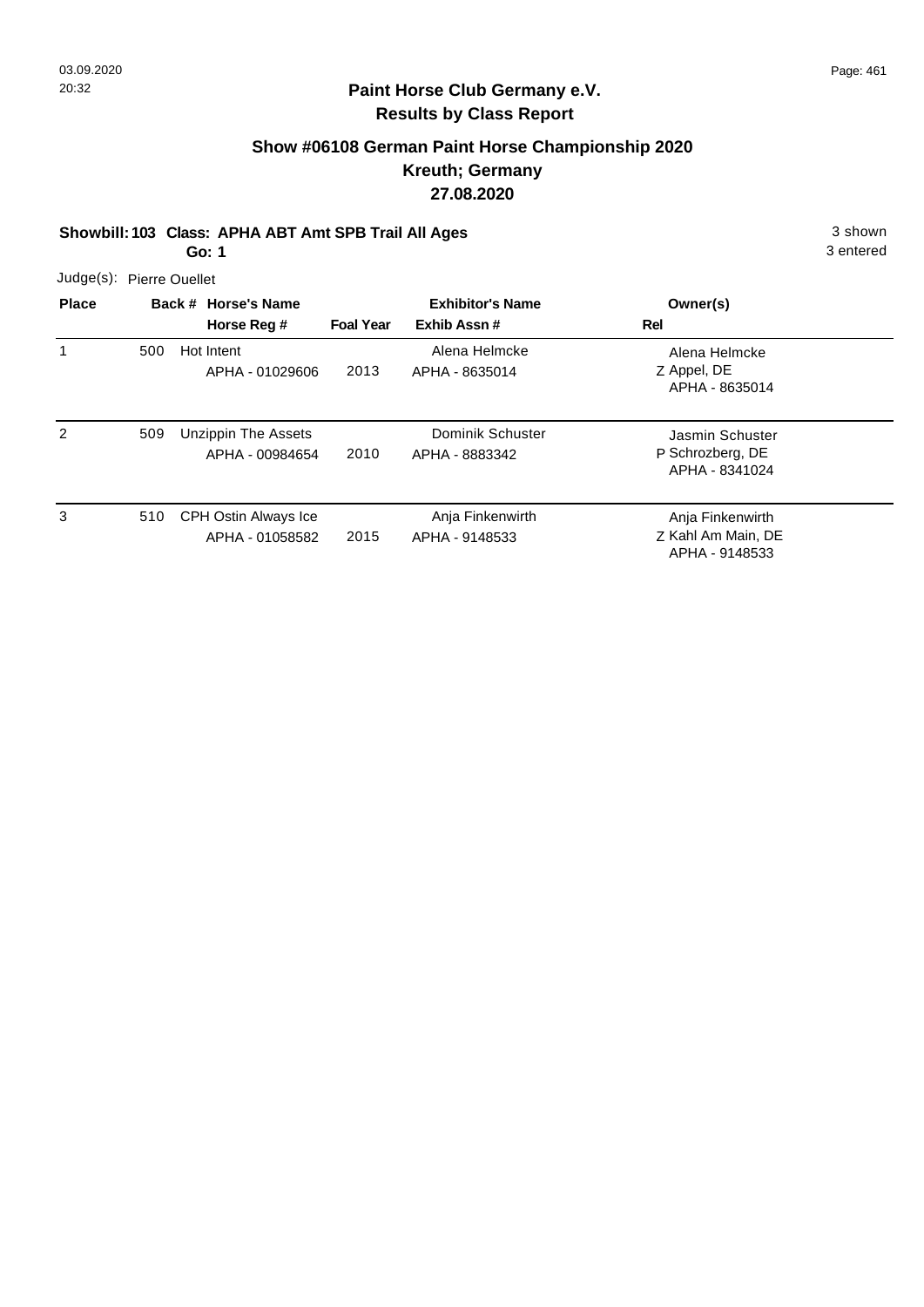## Paint Horse Club Germany e.V.
## Results by Class Report

### Show #06108 German Paint Horse Championship 2020
### Kreuth; Germany
### 27.08.2020

**Showbill: 103 Class: APHA ABT Amt SPB Trail All Ages** 3 shown
**Go: 1** 3 entered

Judge(s): Pierre Ouellet

| Place | Back # | Horse's Name / Horse Reg # | Foal Year | Exhibitor's Name / Exhib Assn # | Rel | Owner(s) |
|---|---|---|---|---|---|---|
| 1 | 500 | Hot Intent<br>APHA - 01029606 | 2013 | Alena Helmcke<br>APHA - 8635014 | Z | Alena Helmcke<br>Appel, DE<br>APHA - 8635014 |
| 2 | 509 | Unzippin The Assets<br>APHA - 00984654 | 2010 | Dominik Schuster<br>APHA - 8883342 | P | Jasmin Schuster<br>Schrozberg, DE<br>APHA - 8341024 |
| 3 | 510 | CPH Ostin Always Ice<br>APHA - 01058582 | 2015 | Anja Finkenwirth<br>APHA - 9148533 | Z | Anja Finkenwirth<br>Kahl Am Main, DE<br>APHA - 9148533 |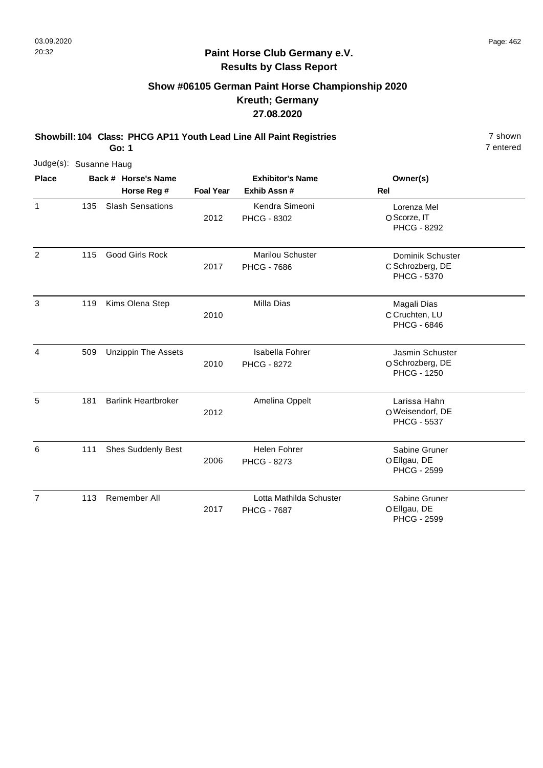# Paint Horse Club Germany e.V.

## Results by Class Report

### Show #06105 German Paint Horse Championship 2020

### Kreuth; Germany

### 27.08.2020

**Showbill: 104 Class: PHCG AP11 Youth Lead Line All Paint Registries** 7 shown

**Go: 1** 7 entered

Judge(s): Susanne Haug

| Place | Back # | Horse's Name / Horse Reg # | Foal Year | Exhibitor's Name / Exhib Assn # | Rel | Owner(s) |
|---|---|---|---|---|---|---|
| 1 | 135 | Slash Sensations | 2012 | Kendra Simeoni<br>PHCG - 8302 | O | Lorenza Mel<br>Scorze, IT<br>PHCG - 8292 |
| 2 | 115 | Good Girls Rock | 2017 | Marilou Schuster<br>PHCG - 7686 | C | Dominik Schuster<br>Schrozberg, DE<br>PHCG - 5370 |
| 3 | 119 | Kims Olena Step | 2010 | Milla Dias | C | Magali Dias<br>Cruchten, LU<br>PHCG - 6846 |
| 4 | 509 | Unzippin The Assets | 2010 | Isabella Fohrer<br>PHCG - 8272 | O | Jasmin Schuster<br>Schrozberg, DE<br>PHCG - 1250 |
| 5 | 181 | Barlink Heartbroker | 2012 | Amelina Oppelt | O | Larissa Hahn<br>Weisendorf, DE<br>PHCG - 5537 |
| 6 | 111 | Shes Suddenly Best | 2006 | Helen Fohrer<br>PHCG - 8273 | O | Sabine Gruner<br>Ellgau, DE<br>PHCG - 2599 |
| 7 | 113 | Remember All | 2017 | Lotta Mathilda Schuster<br>PHCG - 7687 | O | Sabine Gruner<br>Ellgau, DE<br>PHCG - 2599 |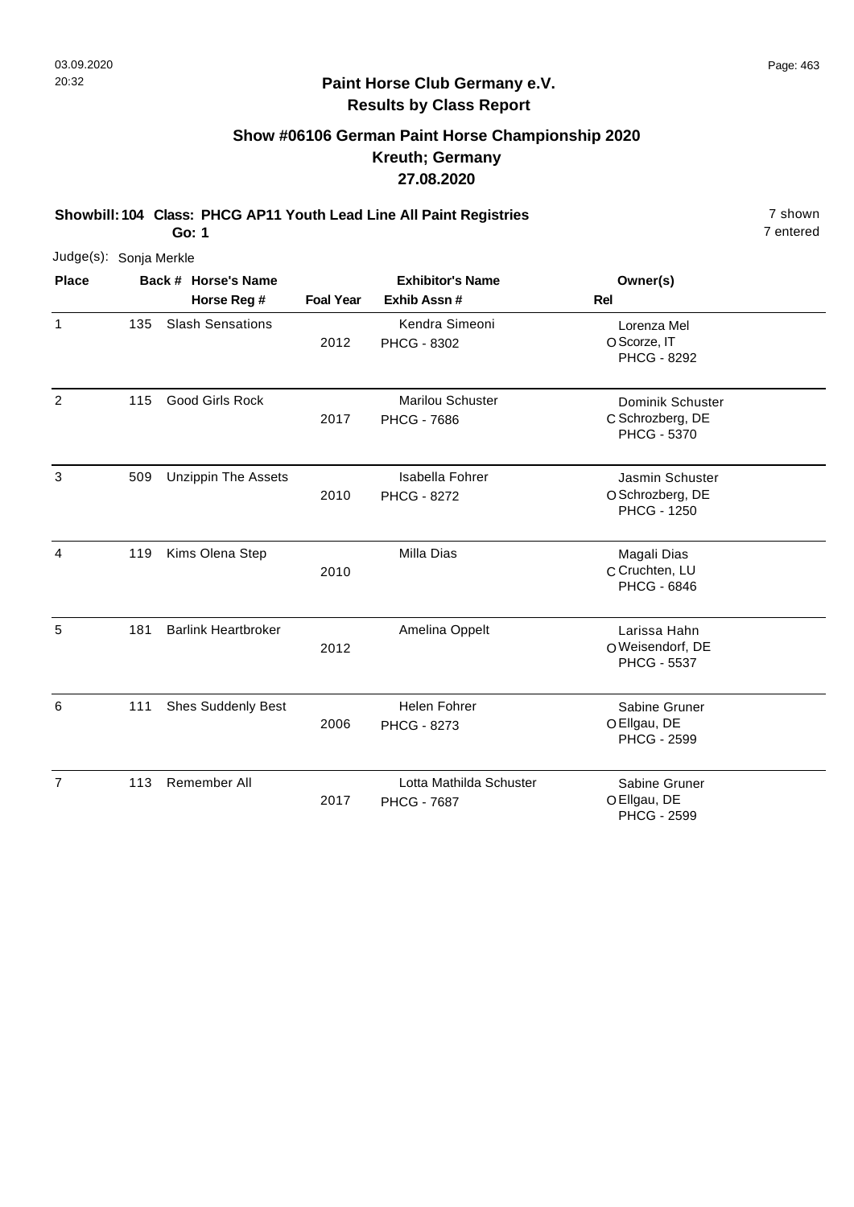**Paint Horse Club Germany e.V.**
**Results by Class Report**

## Show #06106 German Paint Horse Championship 2020
## Kreuth; Germany
## 27.08.2020

**Showbill: 104 Class: PHCG AP11 Youth Lead Line All Paint Registries** — 7 shown
**Go: 1** — 7 entered

Judge(s): Sonja Merkle

| Place | Back # | Horse's Name / Horse Reg # | Foal Year | Exhibitor's Name / Exhib Assn # | Rel | Owner(s) |
|---|---|---|---|---|---|---|
| 1 | 135 | Slash Sensations | 2012 | Kendra Simeoni<br>PHCG - 8302 | O | Lorenza Mel<br>Scorze, IT<br>PHCG - 8292 |
| 2 | 115 | Good Girls Rock | 2017 | Marilou Schuster<br>PHCG - 7686 | C | Dominik Schuster<br>Schrozberg, DE<br>PHCG - 5370 |
| 3 | 509 | Unzippin The Assets | 2010 | Isabella Fohrer<br>PHCG - 8272 | O | Jasmin Schuster<br>Schrozberg, DE<br>PHCG - 1250 |
| 4 | 119 | Kims Olena Step | 2010 | Milla Dias | C | Magali Dias<br>Cruchten, LU<br>PHCG - 6846 |
| 5 | 181 | Barlink Heartbroker | 2012 | Amelina Oppelt | O | Larissa Hahn<br>Weisendorf, DE<br>PHCG - 5537 |
| 6 | 111 | Shes Suddenly Best | 2006 | Helen Fohrer<br>PHCG - 8273 | O | Sabine Gruner<br>Ellgau, DE<br>PHCG - 2599 |
| 7 | 113 | Remember All | 2017 | Lotta Mathilda Schuster<br>PHCG - 7687 | O | Sabine Gruner<br>Ellgau, DE<br>PHCG - 2599 |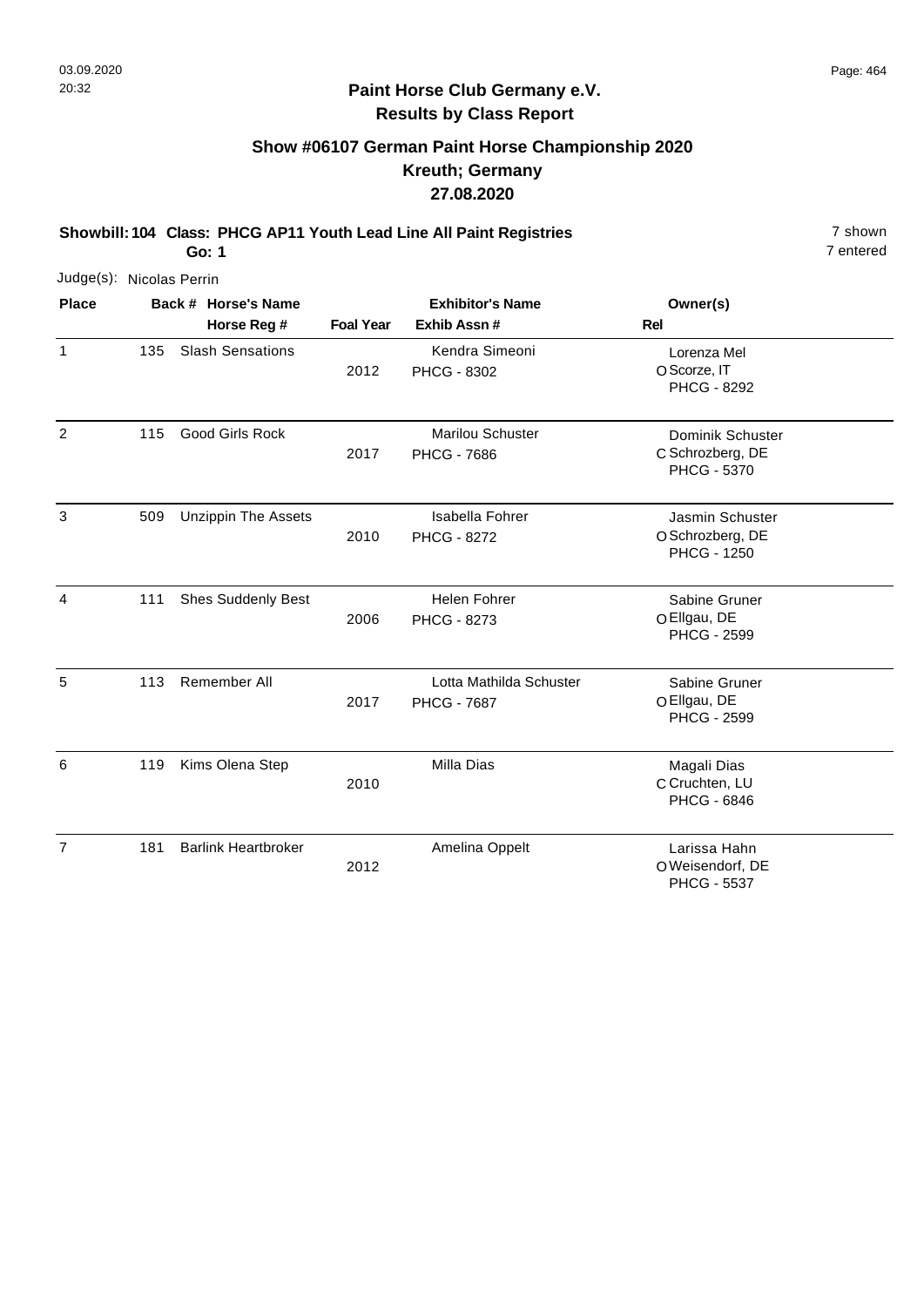# Paint Horse Club Germany e.V.

## Results by Class Report

### Show #06107 German Paint Horse Championship 2020
### Kreuth; Germany
### 27.08.2020

**Showbill: 104 Class: PHCG AP11 Youth Lead Line All Paint Registries** 7 shown

**Go: 1** 7 entered

Judge(s): Nicolas Perrin

| Place | Back # | Horse's Name / Horse Reg # | Foal Year | Exhibitor's Name / Exhib Assn # | Rel | Owner(s) |
|---|---|---|---|---|---|---|
| 1 | 135 | Slash Sensations | 2012 | Kendra Simeoni / PHCG - 8302 | O | Lorenza Mel, Scorze, IT, PHCG - 8292 |
| 2 | 115 | Good Girls Rock | 2017 | Marilou Schuster / PHCG - 7686 | C | Dominik Schuster, Schrozberg, DE, PHCG - 5370 |
| 3 | 509 | Unzippin The Assets | 2010 | Isabella Fohrer / PHCG - 8272 | O | Jasmin Schuster, Schrozberg, DE, PHCG - 1250 |
| 4 | 111 | Shes Suddenly Best | 2006 | Helen Fohrer / PHCG - 8273 | O | Sabine Gruner, Ellgau, DE, PHCG - 2599 |
| 5 | 113 | Remember All | 2017 | Lotta Mathilda Schuster / PHCG - 7687 | O | Sabine Gruner, Ellgau, DE, PHCG - 2599 |
| 6 | 119 | Kims Olena Step | 2010 | Milla Dias | C | Magali Dias, Cruchten, LU, PHCG - 6846 |
| 7 | 181 | Barlink Heartbroker | 2012 | Amelina Oppelt | O | Larissa Hahn, Weisendorf, DE, PHCG - 5537 |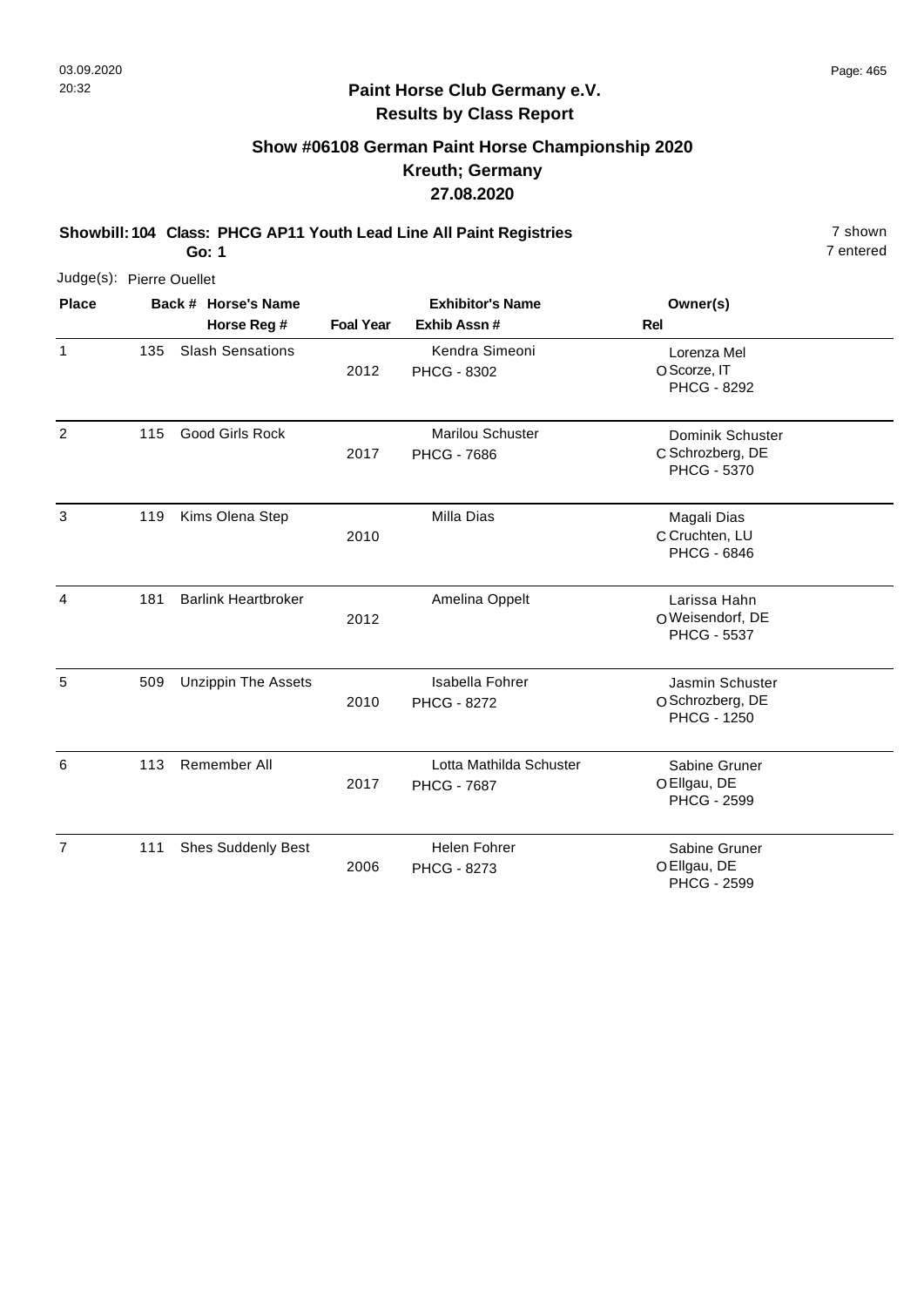## Paint Horse Club Germany e.V.
## Results by Class Report

### Show #06108 German Paint Horse Championship 2020
### Kreuth; Germany
### 27.08.2020

**Showbill: 104 Class: PHCG AP11 Youth Lead Line All Paint Registries** 7 shown
**Go: 1** 7 entered

Judge(s): Pierre Ouellet

| Place | Back # | Horse's Name / Horse Reg # | Foal Year | Exhibitor's Name / Exhib Assn # | Rel | Owner(s) |
|---|---|---|---|---|---|---|
| 1 | 135 | Slash Sensations | 2012 | Kendra Simeoni PHCG - 8302 | O | Lorenza Mel Scorze, IT PHCG - 8292 |
| 2 | 115 | Good Girls Rock | 2017 | Marilou Schuster PHCG - 7686 | C | Dominik Schuster Schrozberg, DE PHCG - 5370 |
| 3 | 119 | Kims Olena Step | 2010 | Milla Dias | C | Magali Dias Cruchten, LU PHCG - 6846 |
| 4 | 181 | Barlink Heartbroker | 2012 | Amelina Oppelt | O | Larissa Hahn Weisendorf, DE PHCG - 5537 |
| 5 | 509 | Unzippin The Assets | 2010 | Isabella Fohrer PHCG - 8272 | O | Jasmin Schuster Schrozberg, DE PHCG - 1250 |
| 6 | 113 | Remember All | 2017 | Lotta Mathilda Schuster PHCG - 7687 | O | Sabine Gruner Ellgau, DE PHCG - 2599 |
| 7 | 111 | Shes Suddenly Best | 2006 | Helen Fohrer PHCG - 8273 | O | Sabine Gruner Ellgau, DE PHCG - 2599 |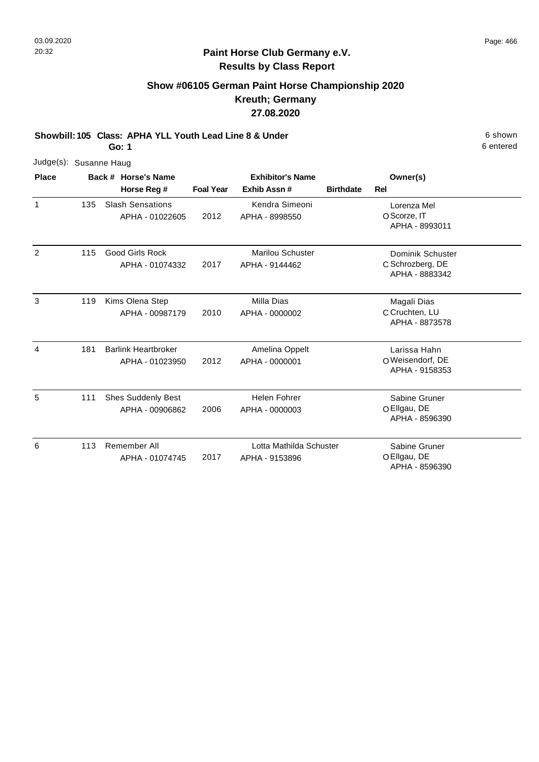**Paint Horse Club Germany e.V.**
**Results by Class Report**

## Show #06105 German Paint Horse Championship 2020
## Kreuth; Germany
## 27.08.2020

**Showbill: 105 Class: APHA YLL Youth Lead Line 8 & Under** — 6 shown, 6 entered

**Go: 1**

Judge(s): Susanne Haug

| Place | Back # | Horse's Name / Horse Reg # | Foal Year | Exhibitor's Name / Exhib Assn # | Birthdate | Rel | Owner(s) |
|---|---|---|---|---|---|---|---|
| 1 | 135 | Slash Sensations<br>APHA - 01022605 | 2012 | Kendra Simeoni<br>APHA - 8998550 | | O | Lorenza Mel<br>Scorze, IT<br>APHA - 8993011 |
| 2 | 115 | Good Girls Rock<br>APHA - 01074332 | 2017 | Marilou Schuster<br>APHA - 9144462 | | C | Dominik Schuster<br>Schrozberg, DE<br>APHA - 8883342 |
| 3 | 119 | Kims Olena Step<br>APHA - 00987179 | 2010 | Milla Dias<br>APHA - 0000002 | | C | Magali Dias<br>Cruchten, LU<br>APHA - 8873578 |
| 4 | 181 | Barlink Heartbroker<br>APHA - 01023950 | 2012 | Amelina Oppelt<br>APHA - 0000001 | | O | Larissa Hahn<br>Weisendorf, DE<br>APHA - 9158353 |
| 5 | 111 | Shes Suddenly Best<br>APHA - 00906862 | 2006 | Helen Fohrer<br>APHA - 0000003 | | O | Sabine Gruner<br>Ellgau, DE<br>APHA - 8596390 |
| 6 | 113 | Remember All<br>APHA - 01074745 | 2017 | Lotta Mathilda Schuster<br>APHA - 9153896 | | O | Sabine Gruner<br>Ellgau, DE<br>APHA - 8596390 |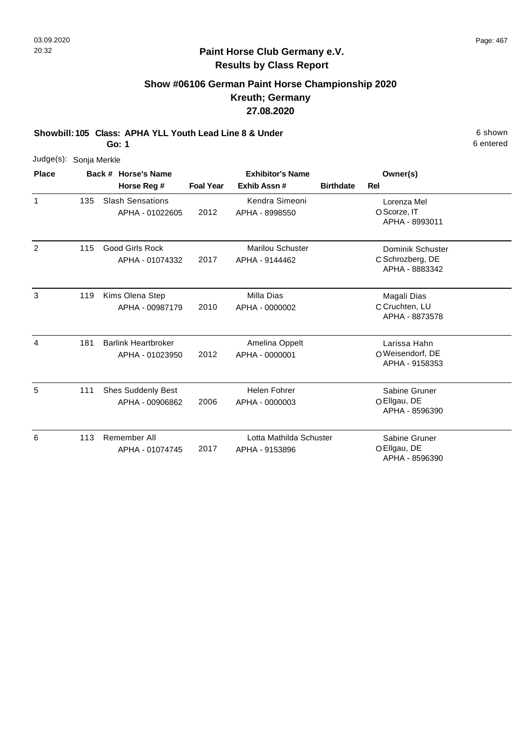**Paint Horse Club Germany e.V.**
**Results by Class Report**

## Show #06106 German Paint Horse Championship 2020
## Kreuth; Germany
## 27.08.2020

**Showbill: 105 Class: APHA YLL Youth Lead Line 8 & Under** 6 shown
**Go: 1** 6 entered

Judge(s): Sonja Merkle

| Place | Back # | Horse's Name / Horse Reg # | Foal Year | Exhibitor's Name / Exhib Assn # | Birthdate | Rel | Owner(s) |
|---|---|---|---|---|---|---|---|
| 1 | 135 | Slash Sensations<br>APHA - 01022605 | 2012 | Kendra Simeoni<br>APHA - 8998550 | | O | Lorenza Mel<br>Scorze, IT<br>APHA - 8993011 |
| 2 | 115 | Good Girls Rock<br>APHA - 01074332 | 2017 | Marilou Schuster<br>APHA - 9144462 | | C | Dominik Schuster<br>Schrozberg, DE<br>APHA - 8883342 |
| 3 | 119 | Kims Olena Step<br>APHA - 00987179 | 2010 | Milla Dias<br>APHA - 0000002 | | C | Magali Dias<br>Cruchten, LU<br>APHA - 8873578 |
| 4 | 181 | Barlink Heartbroker<br>APHA - 01023950 | 2012 | Amelina Oppelt<br>APHA - 0000001 | | O | Larissa Hahn<br>Weisendorf, DE<br>APHA - 9158353 |
| 5 | 111 | Shes Suddenly Best<br>APHA - 00906862 | 2006 | Helen Fohrer<br>APHA - 0000003 | | O | Sabine Gruner<br>Ellgau, DE<br>APHA - 8596390 |
| 6 | 113 | Remember All<br>APHA - 01074745 | 2017 | Lotta Mathilda Schuster<br>APHA - 9153896 | | O | Sabine Gruner<br>Ellgau, DE<br>APHA - 8596390 |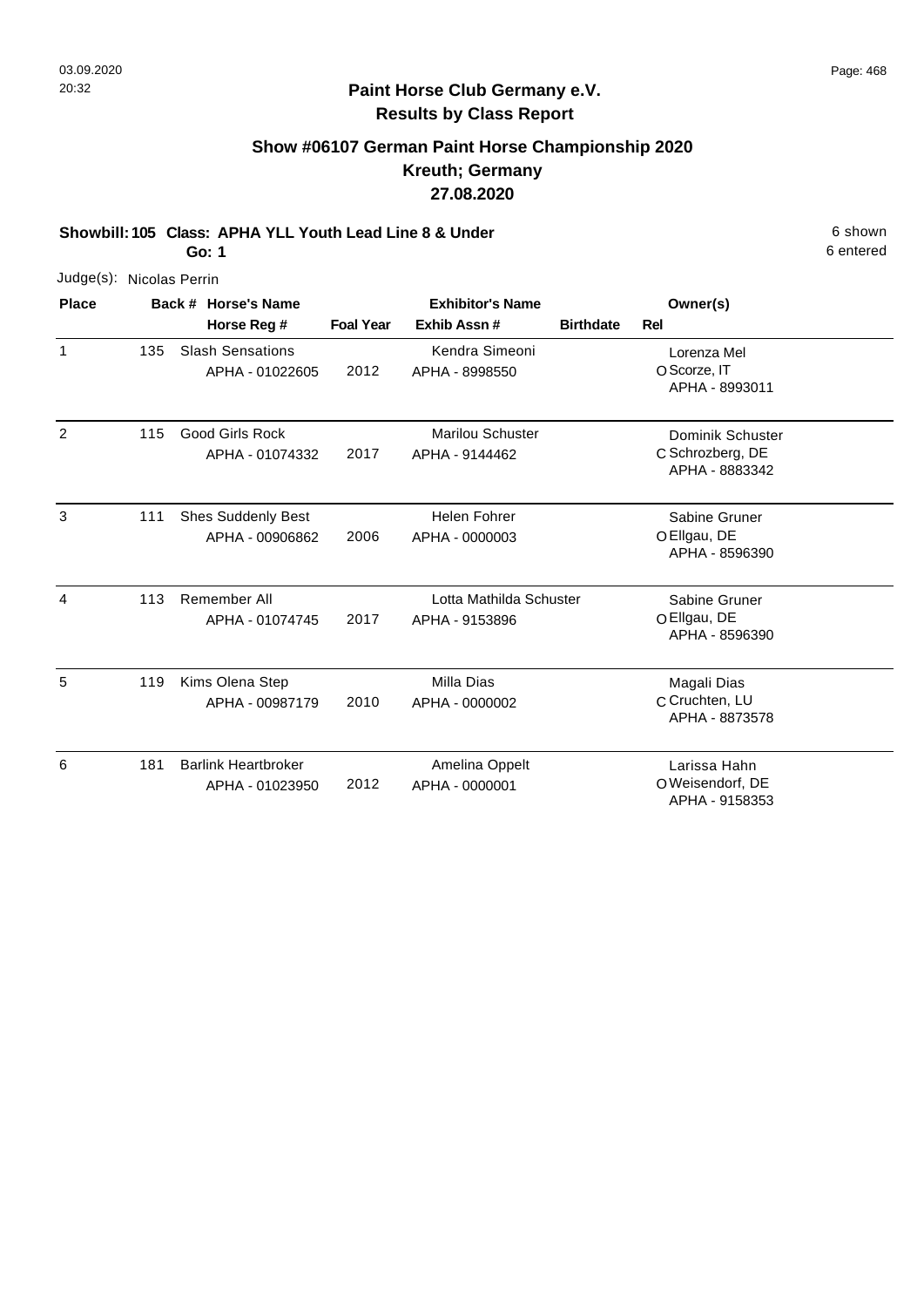# Paint Horse Club Germany e.V.

## Results by Class Report

### Show #06107 German Paint Horse Championship 2020
### Kreuth; Germany
### 27.08.2020

**Showbill: 105 Class: APHA YLL Youth Lead Line 8 & Under** 6 shown
**Go: 1** 6 entered

Judge(s): Nicolas Perrin

| Place | Back # | Horse's Name / Horse Reg # | Foal Year | Exhibitor's Name / Exhib Assn # | Birthdate | Rel | Owner(s) |
|---|---|---|---|---|---|---|---|
| 1 | 135 | Slash Sensations<br>APHA - 01022605 | 2012 | Kendra Simeoni<br>APHA - 8998550 | | O | Lorenza Mel<br>Scorze, IT<br>APHA - 8993011 |
| 2 | 115 | Good Girls Rock<br>APHA - 01074332 | 2017 | Marilou Schuster<br>APHA - 9144462 | | C | Dominik Schuster<br>Schrozberg, DE<br>APHA - 8883342 |
| 3 | 111 | Shes Suddenly Best<br>APHA - 00906862 | 2006 | Helen Fohrer<br>APHA - 0000003 | | O | Sabine Gruner<br>Ellgau, DE<br>APHA - 8596390 |
| 4 | 113 | Remember All<br>APHA - 01074745 | 2017 | Lotta Mathilda Schuster<br>APHA - 9153896 | | O | Sabine Gruner<br>Ellgau, DE<br>APHA - 8596390 |
| 5 | 119 | Kims Olena Step<br>APHA - 00987179 | 2010 | Milla Dias<br>APHA - 0000002 | | C | Magali Dias<br>Cruchten, LU<br>APHA - 8873578 |
| 6 | 181 | Barlink Heartbroker<br>APHA - 01023950 | 2012 | Amelina Oppelt<br>APHA - 0000001 | | O | Larissa Hahn<br>Weisendorf, DE<br>APHA - 9158353 |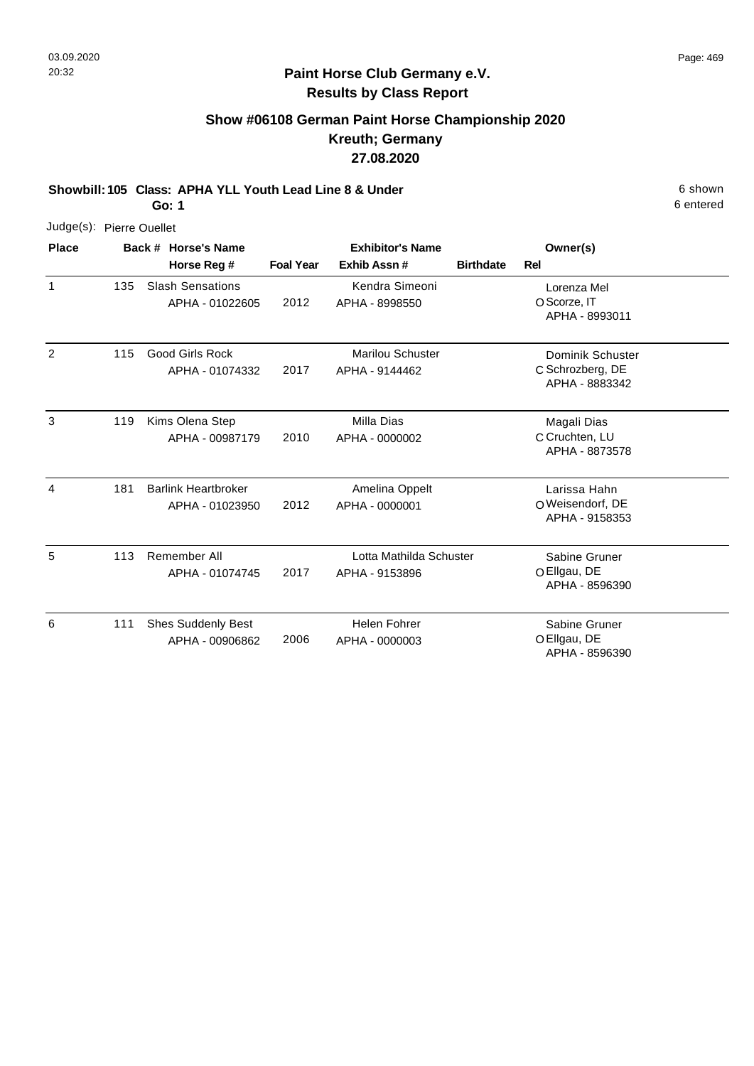## Paint Horse Club Germany e.V.
## Results by Class Report

### Show #06108 German Paint Horse Championship 2020
### Kreuth; Germany
### 27.08.2020

**Showbill: 105 Class: APHA YLL Youth Lead Line 8 & Under** 6 shown
**Go: 1** 6 entered

Judge(s): Pierre Ouellet

| Place | Back # | Horse's Name / Horse Reg # | Foal Year | Exhibitor's Name / Exhib Assn # | Birthdate | Rel | Owner(s) |
|---|---|---|---|---|---|---|---|
| 1 | 135 | Slash Sensations<br>APHA - 01022605 | 2012 | Kendra Simeoni<br>APHA - 8998550 | | O | Lorenza Mel<br>Scorze, IT<br>APHA - 8993011 |
| 2 | 115 | Good Girls Rock<br>APHA - 01074332 | 2017 | Marilou Schuster<br>APHA - 9144462 | | C | Dominik Schuster<br>Schrozberg, DE<br>APHA - 8883342 |
| 3 | 119 | Kims Olena Step<br>APHA - 00987179 | 2010 | Milla Dias<br>APHA - 0000002 | | C | Magali Dias<br>Cruchten, LU<br>APHA - 8873578 |
| 4 | 181 | Barlink Heartbroker<br>APHA - 01023950 | 2012 | Amelina Oppelt<br>APHA - 0000001 | | O | Larissa Hahn<br>Weisendorf, DE<br>APHA - 9158353 |
| 5 | 113 | Remember All<br>APHA - 01074745 | 2017 | Lotta Mathilda Schuster<br>APHA - 9153896 | | O | Sabine Gruner<br>Ellgau, DE<br>APHA - 8596390 |
| 6 | 111 | Shes Suddenly Best<br>APHA - 00906862 | 2006 | Helen Fohrer<br>APHA - 0000003 | | O | Sabine Gruner<br>Ellgau, DE<br>APHA - 8596390 |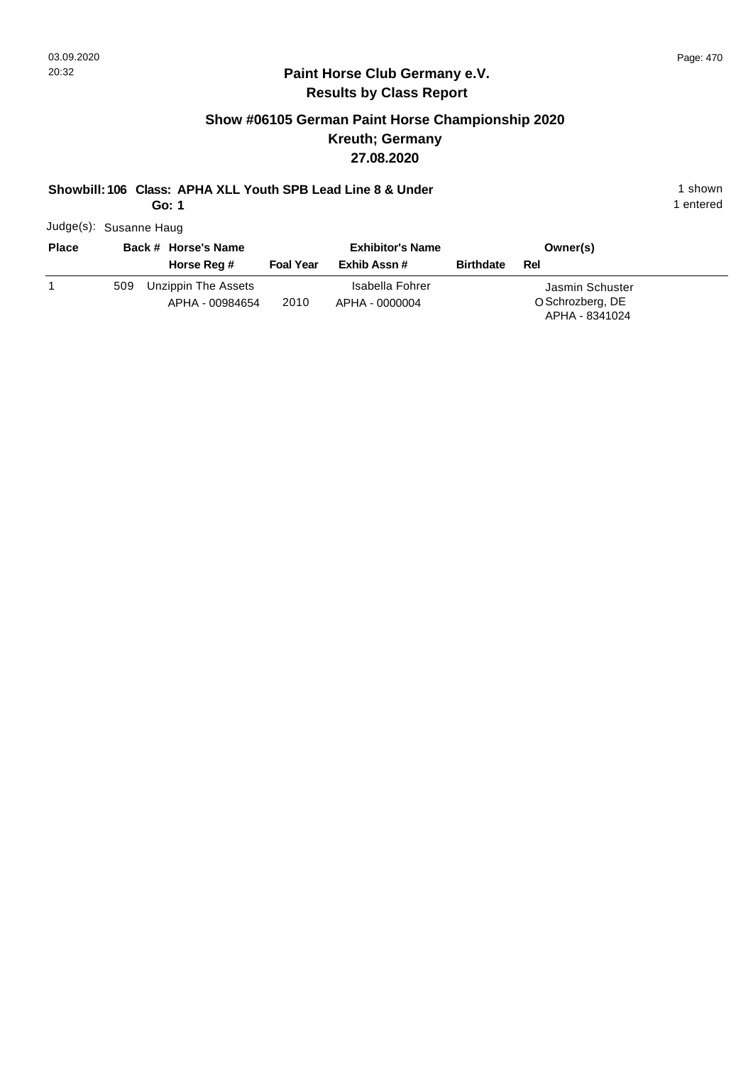## Paint Horse Club Germany e.V.
## Results by Class Report

### Show #06105 German Paint Horse Championship 2020
### Kreuth; Germany
### 27.08.2020

**Showbill: 106 Class: APHA XLL Youth SPB Lead Line 8 & Under** — 1 shown

**Go: 1** — 1 entered

Judge(s): Susanne Haug

| Place | Back # | Horse's Name / Horse Reg # | Foal Year | Exhibitor's Name / Exhib Assn # | Birthdate | Rel | Owner(s) |
|---|---|---|---|---|---|---|---|
| 1 | 509 | Unzippin The Assets<br>APHA - 00984654 | 2010 | Isabella Fohrer<br>APHA - 0000004 | | O | Jasmin Schuster<br>Schrozberg, DE<br>APHA - 8341024 |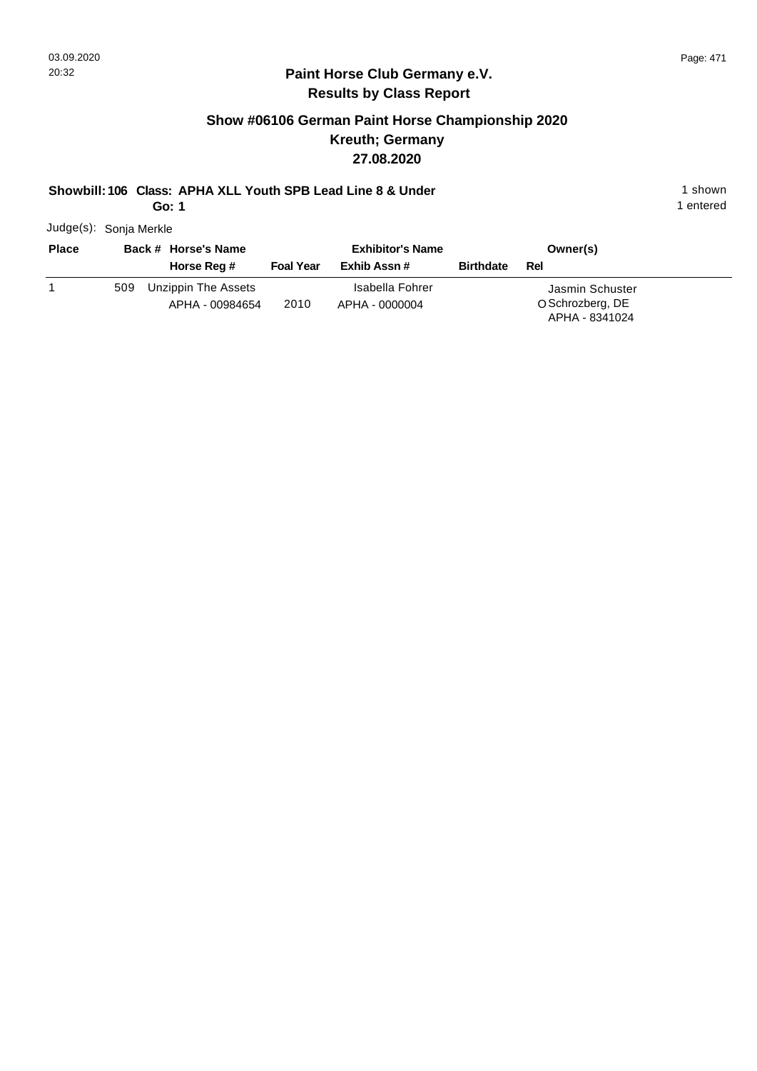## Paint Horse Club Germany e.V.
## Results by Class Report

### Show #06106 German Paint Horse Championship 2020
### Kreuth; Germany
### 27.08.2020

**Showbill: 106 Class: APHA XLL Youth SPB Lead Line 8 & Under** 1 shown
**Go: 1** 1 entered

Judge(s): Sonja Merkle

| Place | Back # | Horse's Name / Horse Reg # | Foal Year | Exhibitor's Name / Exhib Assn # | Birthdate | Rel | Owner(s) |
|---|---|---|---|---|---|---|---|
| 1 | 509 | Unzippin The Assets<br>APHA - 00984654 | 2010 | Isabella Fohrer<br>APHA - 0000004 | | O | Jasmin Schuster<br>Schrozberg, DE<br>APHA - 8341024 |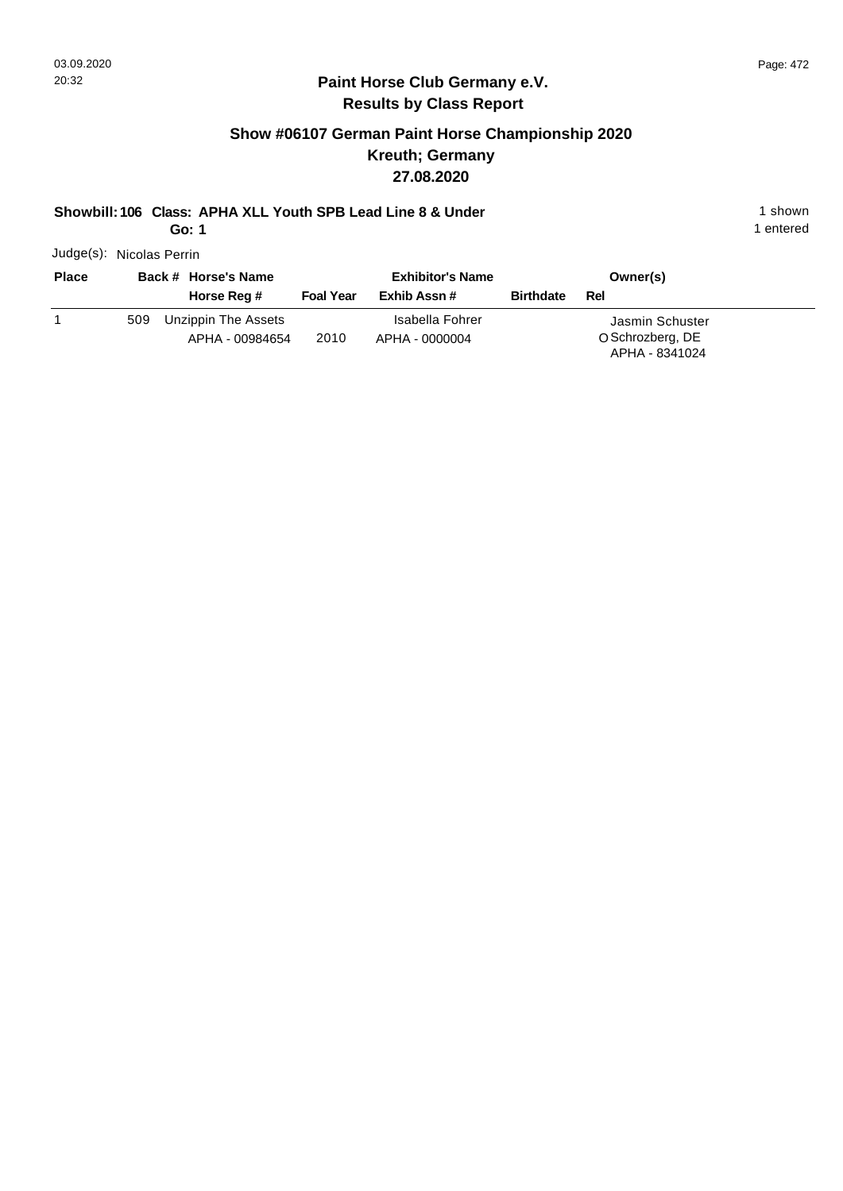## Paint Horse Club Germany e.V.
## Results by Class Report

### Show #06107 German Paint Horse Championship 2020
### Kreuth; Germany
### 27.08.2020

**Showbill: 106 Class: APHA XLL Youth SPB Lead Line 8 & Under** — 1 shown

**Go: 1** — 1 entered

Judge(s): Nicolas Perrin

| Place | Back # | Horse's Name / Horse Reg # | Foal Year | Exhibitor's Name / Exhib Assn # | Birthdate | Rel | Owner(s) |
|---|---|---|---|---|---|---|---|
| 1 | 509 | Unzippin The Assets<br>APHA - 00984654 | 2010 | Isabella Fohrer<br>APHA - 0000004 | | O | Jasmin Schuster<br>Schrozberg, DE<br>APHA - 8341024 |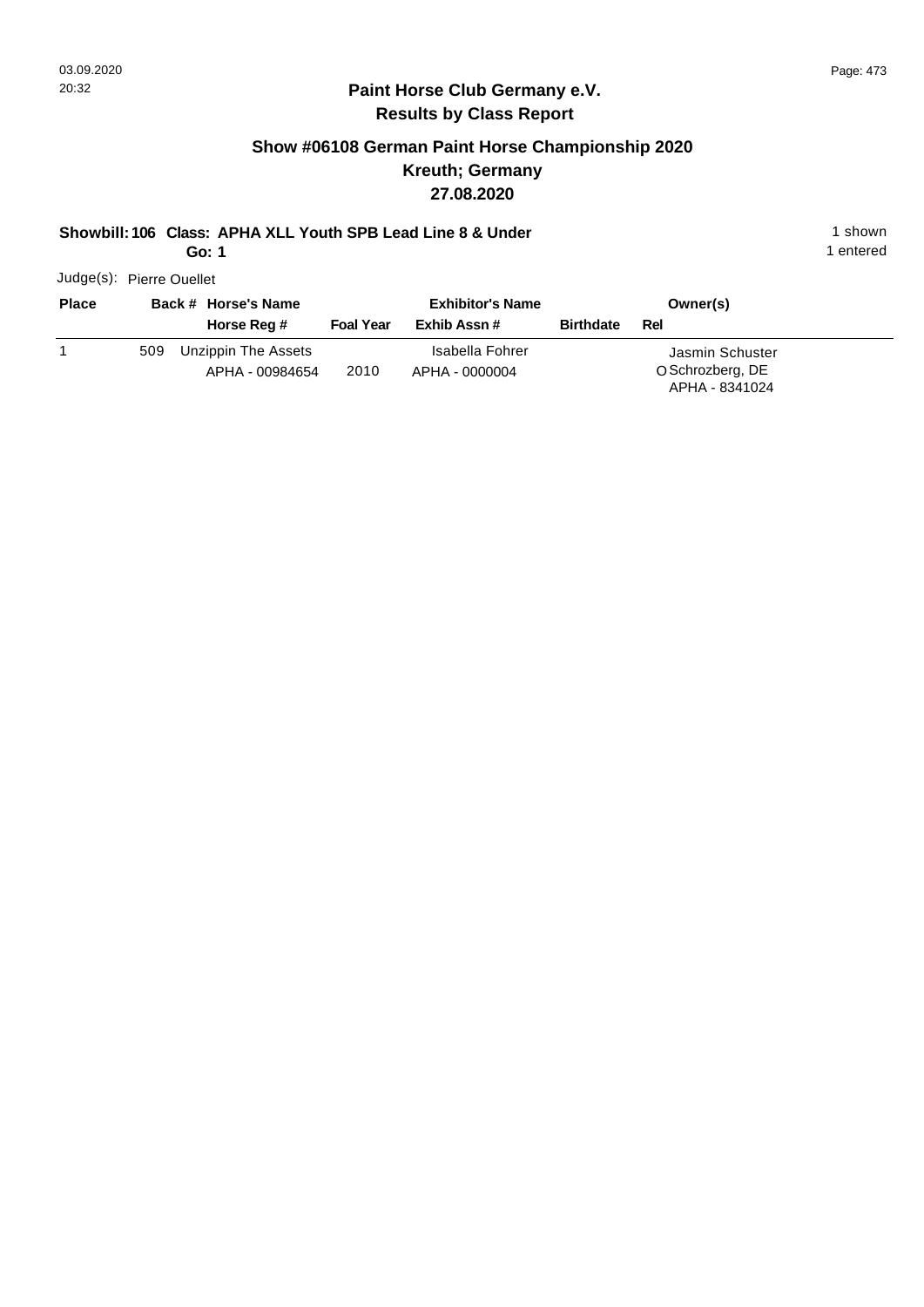## Paint Horse Club Germany e.V.
## Results by Class Report

### Show #06108 German Paint Horse Championship 2020
### Kreuth; Germany
### 27.08.2020

**Showbill: 106 Class: APHA XLL Youth SPB Lead Line 8 & Under** 1 shown
**Go: 1** 1 entered

Judge(s): Pierre Ouellet

| Place | Back # | Horse's Name / Horse Reg # | Foal Year | Exhibitor's Name / Exhib Assn # | Birthdate | Rel | Owner(s) |
|---|---|---|---|---|---|---|---|
| 1 | 509 | Unzippin The Assets<br>APHA - 00984654 | 2010 | Isabella Fohrer<br>APHA - 0000004 | | O | Jasmin Schuster<br>Schrozberg, DE<br>APHA - 8341024 |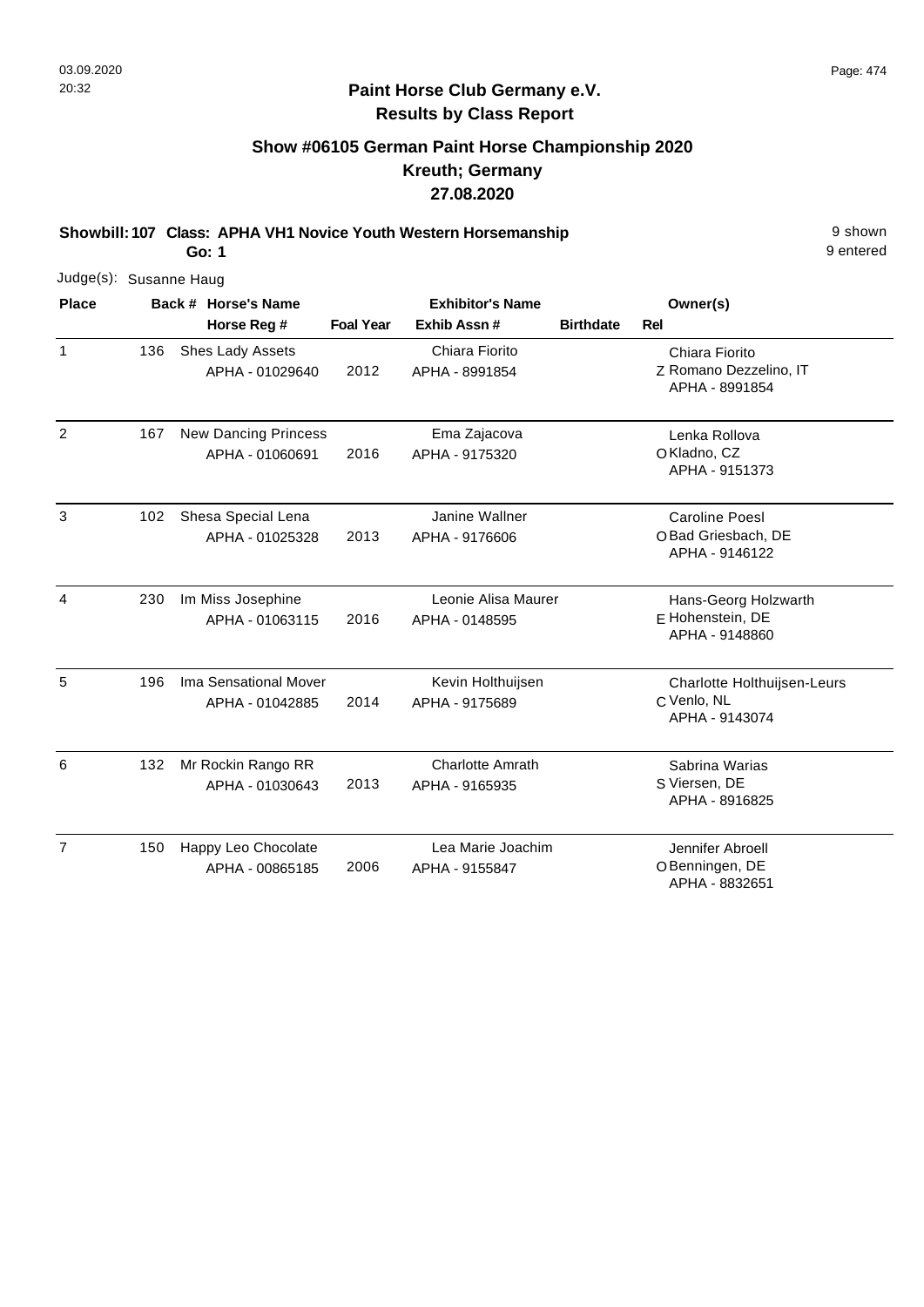03.09.2020
20:32

**Paint Horse Club Germany e.V.**
**Results by Class Report**

## Show #06105 German Paint Horse Championship 2020
## Kreuth; Germany
## 27.08.2020

**Showbill: 107 Class: APHA VH1 Novice Youth Western Horsemanship** — 9 shown
**Go: 1** — 9 entered

Judge(s): Susanne Haug

| Place | Back # | Horse's Name / Horse Reg # | Foal Year | Exhibitor's Name / Exhib Assn # | Birthdate | Rel | Owner(s) |
|---|---|---|---|---|---|---|---|
| 1 | 136 | Shes Lady Assets<br>APHA - 01029640 | 2012 | Chiara Fiorito<br>APHA - 8991854 | | Z | Chiara Fiorito<br>Romano Dezzelino, IT<br>APHA - 8991854 |
| 2 | 167 | New Dancing Princess<br>APHA - 01060691 | 2016 | Ema Zajacova<br>APHA - 9175320 | | O | Lenka Rollova<br>Kladno, CZ<br>APHA - 9151373 |
| 3 | 102 | Shesa Special Lena<br>APHA - 01025328 | 2013 | Janine Wallner<br>APHA - 9176606 | | O | Caroline Poesl<br>Bad Griesbach, DE<br>APHA - 9146122 |
| 4 | 230 | Im Miss Josephine<br>APHA - 01063115 | 2016 | Leonie Alisa Maurer<br>APHA - 0148595 | | E | Hans-Georg Holzwarth<br>Hohenstein, DE<br>APHA - 9148860 |
| 5 | 196 | Ima Sensational Mover<br>APHA - 01042885 | 2014 | Kevin Holthuijsen<br>APHA - 9175689 | | C | Charlotte Holthuijsen-Leurs<br>Venlo, NL<br>APHA - 9143074 |
| 6 | 132 | Mr Rockin Rango RR<br>APHA - 01030643 | 2013 | Charlotte Amrath<br>APHA - 9165935 | | S | Sabrina Warias<br>Viersen, DE<br>APHA - 8916825 |
| 7 | 150 | Happy Leo Chocolate<br>APHA - 00865185 | 2006 | Lea Marie Joachim<br>APHA - 9155847 | | O | Jennifer Abroell<br>Benningen, DE<br>APHA - 8832651 |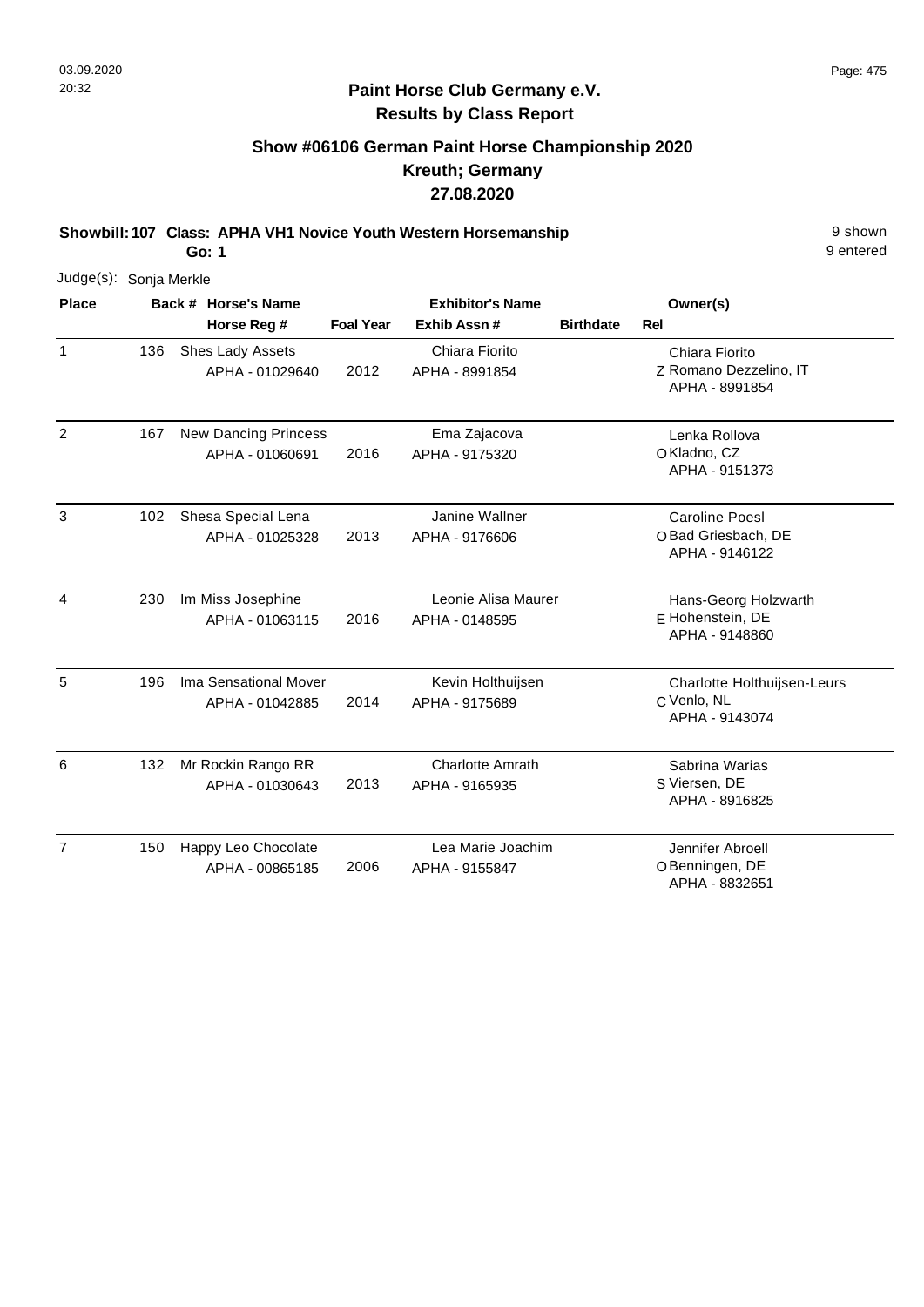**Paint Horse Club Germany e.V.**
**Results by Class Report**

## Show #06106 German Paint Horse Championship 2020
## Kreuth; Germany
## 27.08.2020

**Showbill: 107 Class: APHA VH1 Novice Youth Western Horsemanship** — 9 shown, 9 entered

**Go: 1**

Judge(s): Sonja Merkle

| Place | Back # | Horse's Name / Horse Reg # | Foal Year | Exhibitor's Name / Exhib Assn # | Birthdate | Rel | Owner(s) |
|---|---|---|---|---|---|---|---|
| 1 | 136 | Shes Lady Assets<br>APHA - 01029640 | 2012 | Chiara Fiorito<br>APHA - 8991854 | | Z | Chiara Fiorito<br>Romano Dezzelino, IT<br>APHA - 8991854 |
| 2 | 167 | New Dancing Princess<br>APHA - 01060691 | 2016 | Ema Zajacova<br>APHA - 9175320 | | O | Lenka Rollova<br>Kladno, CZ<br>APHA - 9151373 |
| 3 | 102 | Shesa Special Lena<br>APHA - 01025328 | 2013 | Janine Wallner<br>APHA - 9176606 | | O | Caroline Poesl<br>Bad Griesbach, DE<br>APHA - 9146122 |
| 4 | 230 | Im Miss Josephine<br>APHA - 01063115 | 2016 | Leonie Alisa Maurer<br>APHA - 0148595 | | E | Hans-Georg Holzwarth<br>Hohenstein, DE<br>APHA - 9148860 |
| 5 | 196 | Ima Sensational Mover<br>APHA - 01042885 | 2014 | Kevin Holthuijsen<br>APHA - 9175689 | | C | Charlotte Holthuijsen-Leurs<br>Venlo, NL<br>APHA - 9143074 |
| 6 | 132 | Mr Rockin Rango RR<br>APHA - 01030643 | 2013 | Charlotte Amrath<br>APHA - 9165935 | | S | Sabrina Warias<br>Viersen, DE<br>APHA - 8916825 |
| 7 | 150 | Happy Leo Chocolate<br>APHA - 00865185 | 2006 | Lea Marie Joachim<br>APHA - 9155847 | | O | Jennifer Abroell<br>Benningen, DE<br>APHA - 8832651 |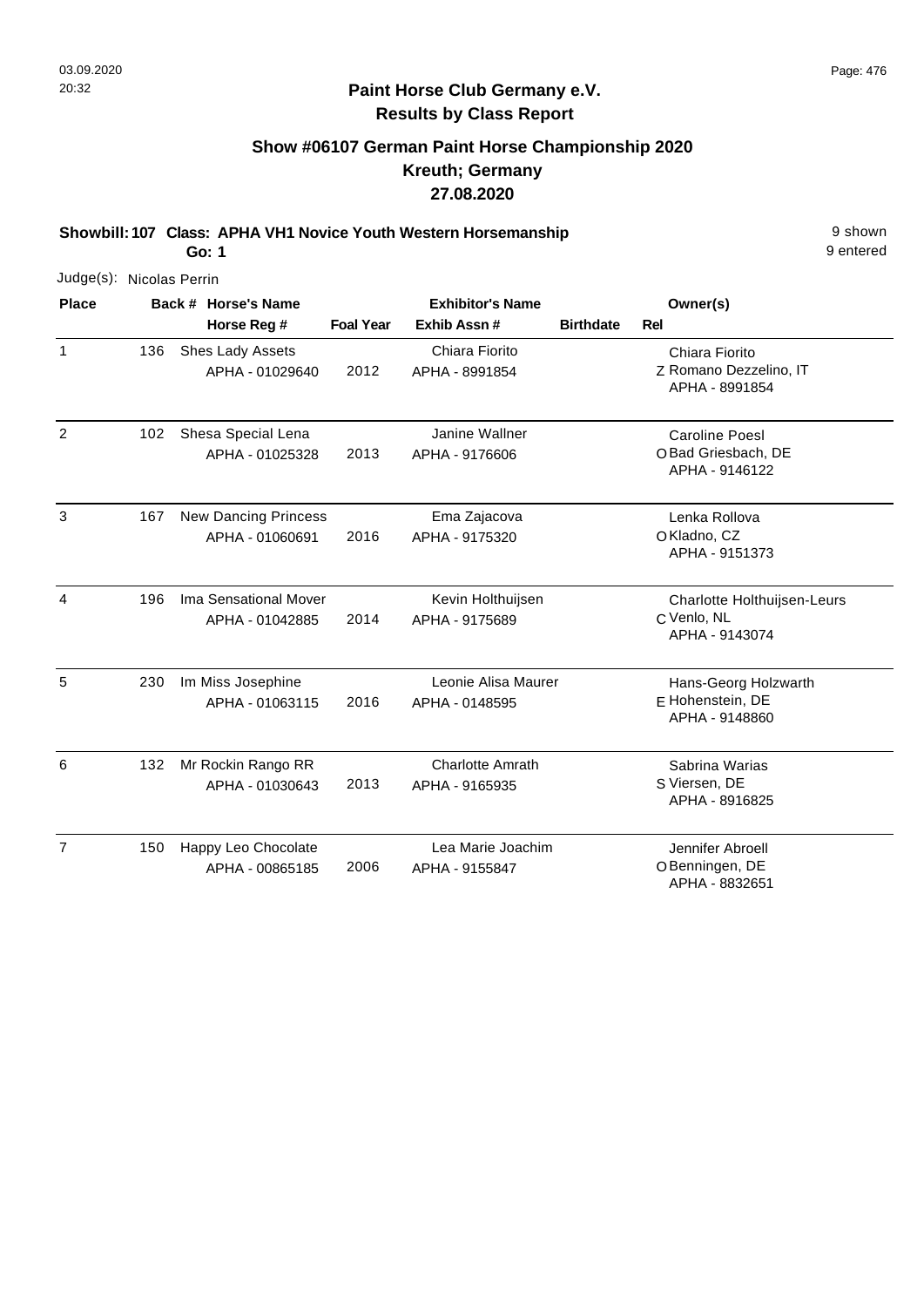## Paint Horse Club Germany e.V.
## Results by Class Report

### Show #06107 German Paint Horse Championship 2020
### Kreuth; Germany
### 27.08.2020

**Showbill: 107 Class: APHA VH1 Novice Youth Western Horsemanship** 9 shown
**Go: 1** 9 entered

Judge(s): Nicolas Perrin

| Place | Back # | Horse's Name / Horse Reg # | Foal Year | Exhibitor's Name / Exhib Assn # | Birthdate | Rel | Owner(s) |
|---|---|---|---|---|---|---|---|
| 1 | 136 | Shes Lady Assets<br>APHA - 01029640 | 2012 | Chiara Fiorito<br>APHA - 8991854 | | Z | Chiara Fiorito<br>Romano Dezzelino, IT<br>APHA - 8991854 |
| 2 | 102 | Shesa Special Lena<br>APHA - 01025328 | 2013 | Janine Wallner<br>APHA - 9176606 | | O | Caroline Poesl<br>Bad Griesbach, DE<br>APHA - 9146122 |
| 3 | 167 | New Dancing Princess<br>APHA - 01060691 | 2016 | Ema Zajacova<br>APHA - 9175320 | | O | Lenka Rollova<br>Kladno, CZ<br>APHA - 9151373 |
| 4 | 196 | Ima Sensational Mover<br>APHA - 01042885 | 2014 | Kevin Holthuijsen<br>APHA - 9175689 | | C | Charlotte Holthuijsen-Leurs<br>Venlo, NL<br>APHA - 9143074 |
| 5 | 230 | Im Miss Josephine<br>APHA - 01063115 | 2016 | Leonie Alisa Maurer<br>APHA - 0148595 | | E | Hans-Georg Holzwarth<br>Hohenstein, DE<br>APHA - 9148860 |
| 6 | 132 | Mr Rockin Rango RR<br>APHA - 01030643 | 2013 | Charlotte Amrath<br>APHA - 9165935 | | S | Sabrina Warias<br>Viersen, DE<br>APHA - 8916825 |
| 7 | 150 | Happy Leo Chocolate<br>APHA - 00865185 | 2006 | Lea Marie Joachim<br>APHA - 9155847 | | O | Jennifer Abroell<br>Benningen, DE<br>APHA - 8832651 |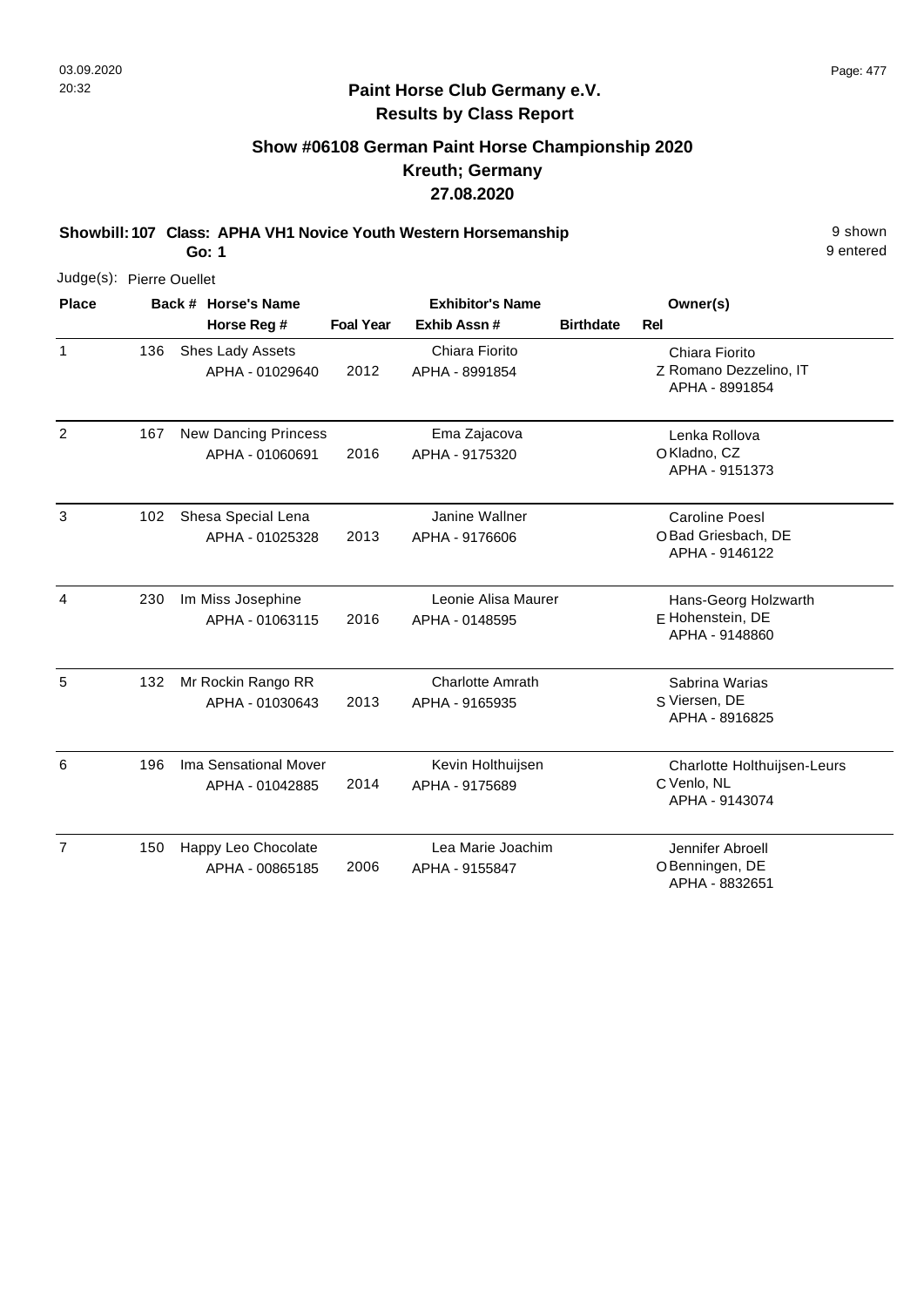## Paint Horse Club Germany e.V.
## Results by Class Report

### Show #06108 German Paint Horse Championship 2020
### Kreuth; Germany
### 27.08.2020

**Showbill: 107 Class: APHA VH1 Novice Youth Western Horsemanship** — 9 shown, 9 entered

**Go: 1**

Judge(s): Pierre Ouellet

| Place | Back # | Horse's Name / Horse Reg # | Foal Year | Exhibitor's Name / Exhib Assn # | Birthdate | Rel | Owner(s) |
|---|---|---|---|---|---|---|---|
| 1 | 136 | Shes Lady Assets<br>APHA - 01029640 | 2012 | Chiara Fiorito<br>APHA - 8991854 | | Z | Chiara Fiorito<br>Romano Dezzelino, IT<br>APHA - 8991854 |
| 2 | 167 | New Dancing Princess<br>APHA - 01060691 | 2016 | Ema Zajacova<br>APHA - 9175320 | | O | Lenka Rollova<br>Kladno, CZ<br>APHA - 9151373 |
| 3 | 102 | Shesa Special Lena<br>APHA - 01025328 | 2013 | Janine Wallner<br>APHA - 9176606 | | O | Caroline Poesl<br>Bad Griesbach, DE<br>APHA - 9146122 |
| 4 | 230 | Im Miss Josephine<br>APHA - 01063115 | 2016 | Leonie Alisa Maurer<br>APHA - 0148595 | | E | Hans-Georg Holzwarth<br>Hohenstein, DE<br>APHA - 9148860 |
| 5 | 132 | Mr Rockin Rango RR<br>APHA - 01030643 | 2013 | Charlotte Amrath<br>APHA - 9165935 | | S | Sabrina Warias<br>Viersen, DE<br>APHA - 8916825 |
| 6 | 196 | Ima Sensational Mover<br>APHA - 01042885 | 2014 | Kevin Holthuijsen<br>APHA - 9175689 | | C | Charlotte Holthuijsen-Leurs<br>Venlo, NL<br>APHA - 9143074 |
| 7 | 150 | Happy Leo Chocolate<br>APHA - 00865185 | 2006 | Lea Marie Joachim<br>APHA - 9155847 | | O | Jennifer Abroell<br>Benningen, DE<br>APHA - 8832651 |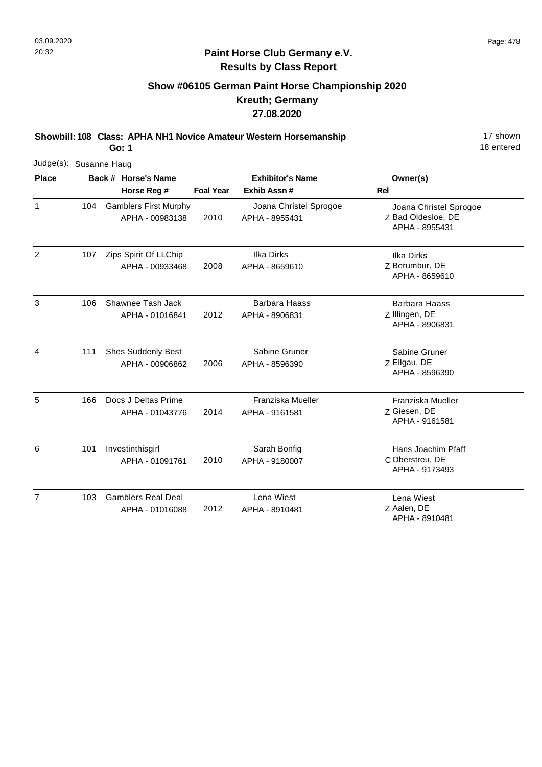## Paint Horse Club Germany e.V.
## Results by Class Report

### Show #06105 German Paint Horse Championship 2020
### Kreuth; Germany
### 27.08.2020

**Showbill: 108 Class: APHA NH1 Novice Amateur Western Horsemanship** 17 shown

**Go: 1** 18 entered

Judge(s): Susanne Haug

| Place | Back # | Horse's Name / Horse Reg # | Foal Year | Exhibitor's Name / Exhib Assn # | Rel | Owner(s) |
|---|---|---|---|---|---|---|
| 1 | 104 | Gamblers First Murphy<br>APHA - 00983138 | 2010 | Joana Christel Sprogoe<br>APHA - 8955431 | Z | Joana Christel Sprogoe<br>Bad Oldesloe, DE<br>APHA - 8955431 |
| 2 | 107 | Zips Spirit Of LLChip<br>APHA - 00933468 | 2008 | Ilka Dirks<br>APHA - 8659610 | Z | Ilka Dirks<br>Berumbur, DE<br>APHA - 8659610 |
| 3 | 106 | Shawnee Tash Jack<br>APHA - 01016841 | 2012 | Barbara Haass<br>APHA - 8906831 | Z | Barbara Haass<br>Illingen, DE<br>APHA - 8906831 |
| 4 | 111 | Shes Suddenly Best<br>APHA - 00906862 | 2006 | Sabine Gruner<br>APHA - 8596390 | Z | Sabine Gruner<br>Ellgau, DE<br>APHA - 8596390 |
| 5 | 166 | Docs J Deltas Prime<br>APHA - 01043776 | 2014 | Franziska Mueller<br>APHA - 9161581 | Z | Franziska Mueller<br>Giesen, DE<br>APHA - 9161581 |
| 6 | 101 | Investinthisgirl<br>APHA - 01091761 | 2010 | Sarah Bonfig<br>APHA - 9180007 | C | Hans Joachim Pfaff<br>Oberstreu, DE<br>APHA - 9173493 |
| 7 | 103 | Gamblers Real Deal<br>APHA - 01016088 | 2012 | Lena Wiest<br>APHA - 8910481 | Z | Lena Wiest<br>Aalen, DE<br>APHA - 8910481 |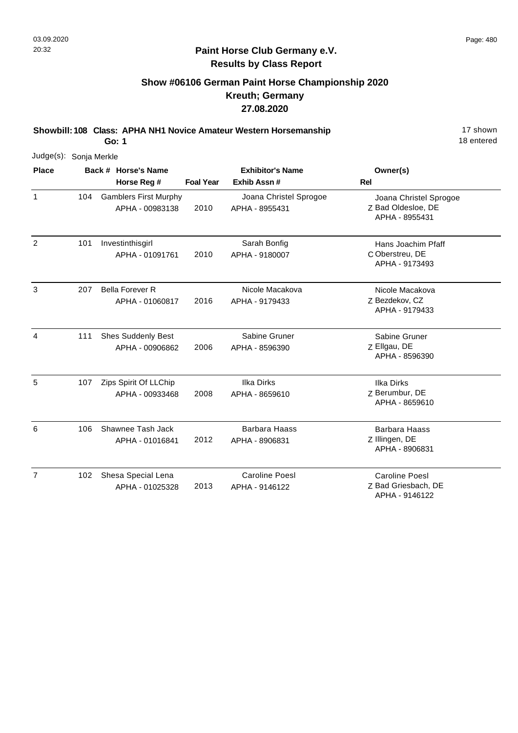# Paint Horse Club Germany e.V.
## Results by Class Report

### Show #06106 German Paint Horse Championship 2020
### Kreuth; Germany
### 27.08.2020

**Showbill: 108 Class: APHA NH1 Novice Amateur Western Horsemanship** 17 shown
**Go: 1** 18 entered

Judge(s): Sonja Merkle

| Place | Back # | Horse's Name / Horse Reg # | Foal Year | Exhibitor's Name / Exhib Assn # | Rel | Owner(s) |
|---|---|---|---|---|---|---|
| 1 | 104 | Gamblers First Murphy<br>APHA - 00983138 | 2010 | Joana Christel Sprogoe<br>APHA - 8955431 | Z | Joana Christel Sprogoe<br>Bad Oldesloe, DE<br>APHA - 8955431 |
| 2 | 101 | Investinthisgirl<br>APHA - 01091761 | 2010 | Sarah Bonfig<br>APHA - 9180007 | C | Hans Joachim Pfaff<br>Oberstreu, DE<br>APHA - 9173493 |
| 3 | 207 | Bella Forever R<br>APHA - 01060817 | 2016 | Nicole Macakova<br>APHA - 9179433 | Z | Nicole Macakova<br>Bezdekov, CZ<br>APHA - 9179433 |
| 4 | 111 | Shes Suddenly Best<br>APHA - 00906862 | 2006 | Sabine Gruner<br>APHA - 8596390 | Z | Sabine Gruner<br>Ellgau, DE<br>APHA - 8596390 |
| 5 | 107 | Zips Spirit Of LLChip<br>APHA - 00933468 | 2008 | Ilka Dirks<br>APHA - 8659610 | Z | Ilka Dirks<br>Berumbur, DE<br>APHA - 8659610 |
| 6 | 106 | Shawnee Tash Jack<br>APHA - 01016841 | 2012 | Barbara Haass<br>APHA - 8906831 | Z | Barbara Haass<br>Illingen, DE<br>APHA - 8906831 |
| 7 | 102 | Shesa Special Lena<br>APHA - 01025328 | 2013 | Caroline Poesl<br>APHA - 9146122 | Z | Caroline Poesl<br>Bad Griesbach, DE<br>APHA - 9146122 |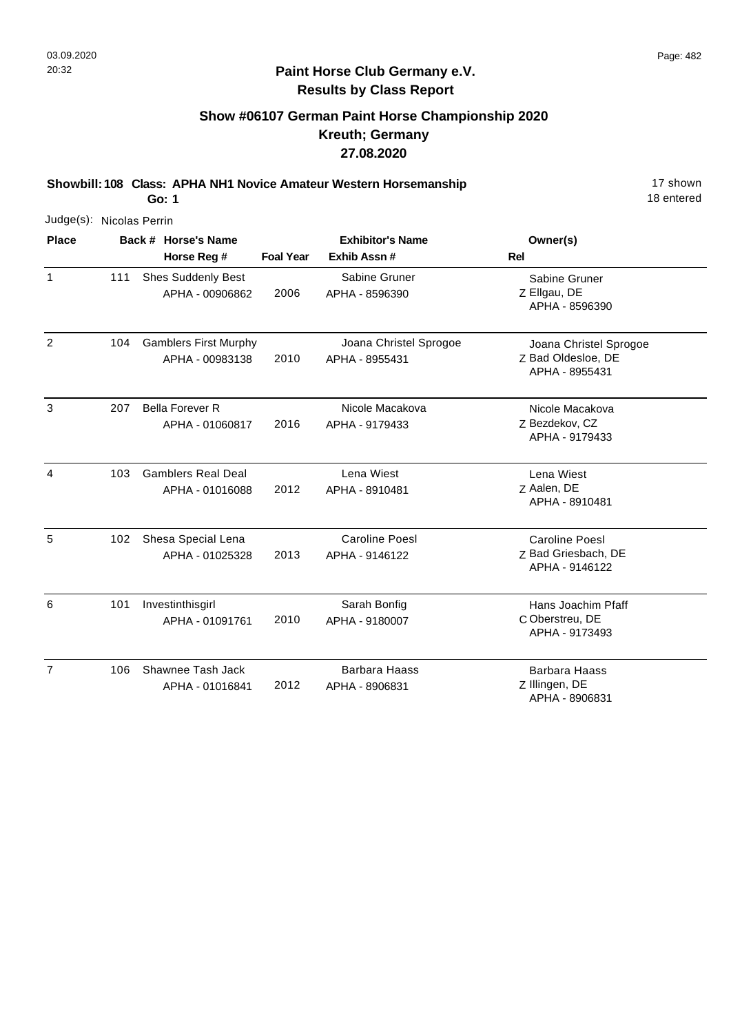## Paint Horse Club Germany e.V.
## Results by Class Report

### Show #06107 German Paint Horse Championship 2020
### Kreuth; Germany
### 27.08.2020

**Showbill: 108 Class: APHA NH1 Novice Amateur Western Horsemanship** 17 shown
**Go: 1** 18 entered

Judge(s): Nicolas Perrin

| Place | Back # | Horse's Name / Horse Reg # | Foal Year | Exhibitor's Name / Exhib Assn # | Rel | Owner(s) |
|---|---|---|---|---|---|---|
| 1 | 111 | Shes Suddenly Best<br>APHA - 00906862 | 2006 | Sabine Gruner<br>APHA - 8596390 | Z | Sabine Gruner<br>Ellgau, DE<br>APHA - 8596390 |
| 2 | 104 | Gamblers First Murphy<br>APHA - 00983138 | 2010 | Joana Christel Sprogoe<br>APHA - 8955431 | Z | Joana Christel Sprogoe<br>Bad Oldesloe, DE<br>APHA - 8955431 |
| 3 | 207 | Bella Forever R<br>APHA - 01060817 | 2016 | Nicole Macakova<br>APHA - 9179433 | Z | Nicole Macakova<br>Bezdekov, CZ<br>APHA - 9179433 |
| 4 | 103 | Gamblers Real Deal<br>APHA - 01016088 | 2012 | Lena Wiest<br>APHA - 8910481 | Z | Lena Wiest<br>Aalen, DE<br>APHA - 8910481 |
| 5 | 102 | Shesa Special Lena<br>APHA - 01025328 | 2013 | Caroline Poesl<br>APHA - 9146122 | Z | Caroline Poesl<br>Bad Griesbach, DE<br>APHA - 9146122 |
| 6 | 101 | Investinthisgirl<br>APHA - 01091761 | 2010 | Sarah Bonfig<br>APHA - 9180007 | C | Hans Joachim Pfaff<br>Oberstreu, DE<br>APHA - 9173493 |
| 7 | 106 | Shawnee Tash Jack<br>APHA - 01016841 | 2012 | Barbara Haass<br>APHA - 8906831 | Z | Barbara Haass<br>Illingen, DE<br>APHA - 8906831 |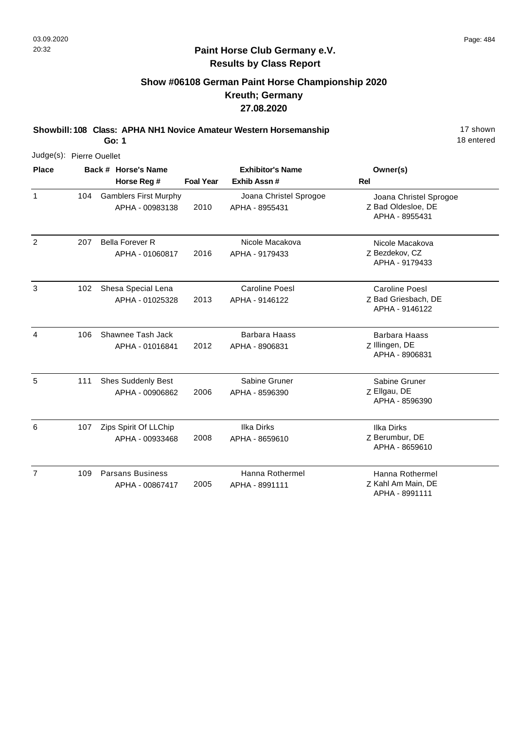**Paint Horse Club Germany e.V.**
**Results by Class Report**

## Show #06108 German Paint Horse Championship 2020
## Kreuth; Germany
## 27.08.2020

**Showbill: 108 Class: APHA NH1 Novice Amateur Western Horsemanship** — 17 shown, 18 entered
**Go: 1**

Judge(s): Pierre Ouellet

| Place | Back # | Horse's Name / Horse Reg # | Foal Year | Exhibitor's Name / Exhib Assn # | Rel | Owner(s) |
|---|---|---|---|---|---|---|
| 1 | 104 | Gamblers First Murphy<br>APHA - 00983138 | 2010 | Joana Christel Sprogoe<br>APHA - 8955431 | Z | Joana Christel Sprogoe<br>Bad Oldesloe, DE<br>APHA - 8955431 |
| 2 | 207 | Bella Forever R<br>APHA - 01060817 | 2016 | Nicole Macakova<br>APHA - 9179433 | Z | Nicole Macakova<br>Bezdekov, CZ<br>APHA - 9179433 |
| 3 | 102 | Shesa Special Lena<br>APHA - 01025328 | 2013 | Caroline Poesl<br>APHA - 9146122 | Z | Caroline Poesl<br>Bad Griesbach, DE<br>APHA - 9146122 |
| 4 | 106 | Shawnee Tash Jack<br>APHA - 01016841 | 2012 | Barbara Haass<br>APHA - 8906831 | Z | Barbara Haass<br>Illingen, DE<br>APHA - 8906831 |
| 5 | 111 | Shes Suddenly Best<br>APHA - 00906862 | 2006 | Sabine Gruner<br>APHA - 8596390 | Z | Sabine Gruner<br>Ellgau, DE<br>APHA - 8596390 |
| 6 | 107 | Zips Spirit Of LLChip<br>APHA - 00933468 | 2008 | Ilka Dirks<br>APHA - 8659610 | Z | Ilka Dirks<br>Berumbur, DE<br>APHA - 8659610 |
| 7 | 109 | Parsans Business<br>APHA - 00867417 | 2005 | Hanna Rothermel<br>APHA - 8991111 | Z | Hanna Rothermel<br>Kahl Am Main, DE<br>APHA - 8991111 |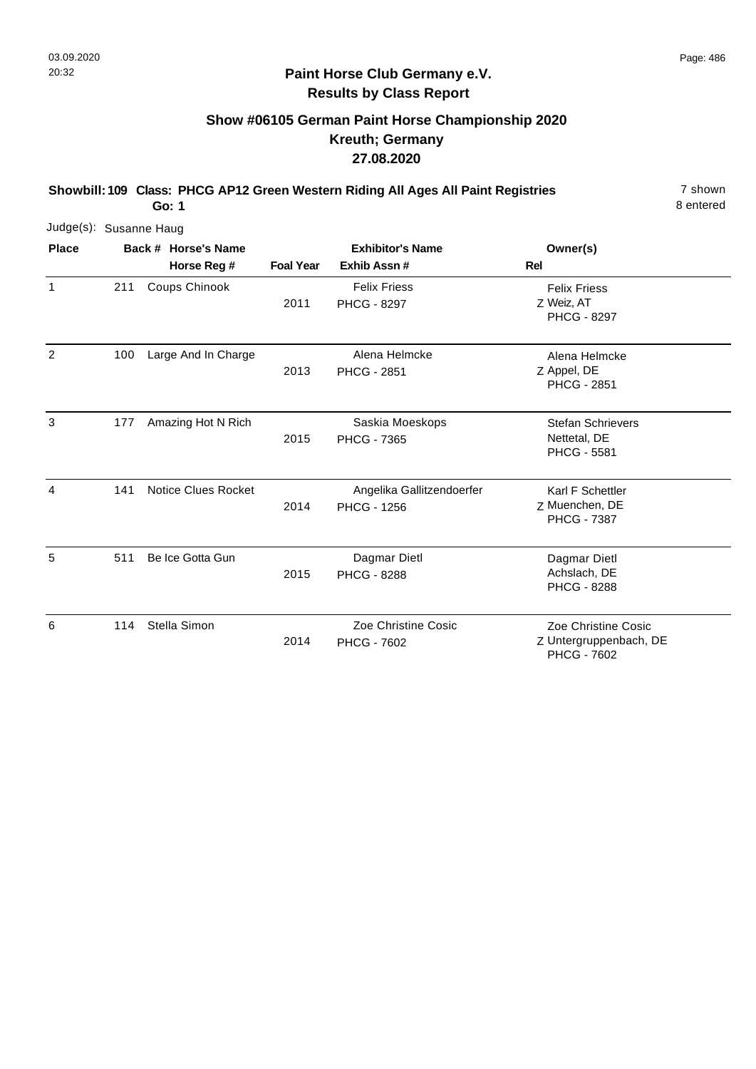## Paint Horse Club Germany e.V.
## Results by Class Report

### Show #06105 German Paint Horse Championship 2020
### Kreuth; Germany
### 27.08.2020

**Showbill: 109 Class: PHCG AP12 Green Western Riding All Ages All Paint Registries** 7 shown
**Go: 1** 8 entered

Judge(s): Susanne Haug

| Place | Back # | Horse's Name / Horse Reg # | Foal Year | Exhibitor's Name / Exhib Assn # | Rel | Owner(s) |
|---|---|---|---|---|---|---|
| 1 | 211 | Coups Chinook | 2011 | Felix Friess<br>PHCG - 8297 | Z | Felix Friess<br>Weiz, AT<br>PHCG - 8297 |
| 2 | 100 | Large And In Charge | 2013 | Alena Helmcke<br>PHCG - 2851 | Z | Alena Helmcke<br>Appel, DE<br>PHCG - 2851 |
| 3 | 177 | Amazing Hot N Rich | 2015 | Saskia Moeskops<br>PHCG - 7365 | | Stefan Schrievers<br>Nettetal, DE<br>PHCG - 5581 |
| 4 | 141 | Notice Clues Rocket | 2014 | Angelika Gallitzendoerfer<br>PHCG - 1256 | Z | Karl F Schettler<br>Muenchen, DE<br>PHCG - 7387 |
| 5 | 511 | Be Ice Gotta Gun | 2015 | Dagmar Dietl<br>PHCG - 8288 | | Dagmar Dietl<br>Achslach, DE<br>PHCG - 8288 |
| 6 | 114 | Stella Simon | 2014 | Zoe Christine Cosic<br>PHCG - 7602 | Z | Zoe Christine Cosic<br>Untergruppenbach, DE<br>PHCG - 7602 |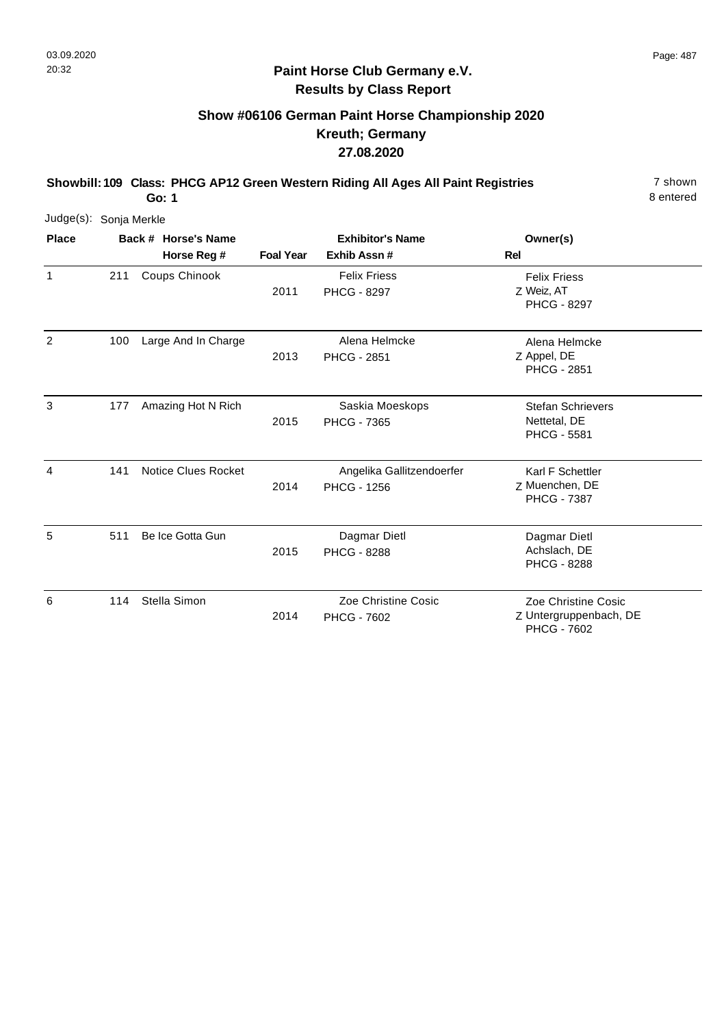# Paint Horse Club Germany e.V.

## Results by Class Report

### Show #06106 German Paint Horse Championship 2020
### Kreuth; Germany
### 27.08.2020

**Showbill: 109 Class: PHCG AP12 Green Western Riding All Ages All Paint Registries** 7 shown

**Go: 1** 8 entered

Judge(s): Sonja Merkle

| Place | Back # | Horse's Name / Horse Reg # | Foal Year | Exhibitor's Name / Exhib Assn # | Rel | Owner(s) |
|---|---|---|---|---|---|---|
| 1 | 211 | Coups Chinook | 2011 | Felix Friess<br>PHCG - 8297 | Z | Felix Friess<br>Weiz, AT<br>PHCG - 8297 |
| 2 | 100 | Large And In Charge | 2013 | Alena Helmcke<br>PHCG - 2851 | Z | Alena Helmcke<br>Appel, DE<br>PHCG - 2851 |
| 3 | 177 | Amazing Hot N Rich | 2015 | Saskia Moeskops<br>PHCG - 7365 | | Stefan Schrievers<br>Nettetal, DE<br>PHCG - 5581 |
| 4 | 141 | Notice Clues Rocket | 2014 | Angelika Gallitzendoerfer<br>PHCG - 1256 | Z | Karl F Schettler<br>Muenchen, DE<br>PHCG - 7387 |
| 5 | 511 | Be Ice Gotta Gun | 2015 | Dagmar Dietl<br>PHCG - 8288 | | Dagmar Dietl<br>Achslach, DE<br>PHCG - 8288 |
| 6 | 114 | Stella Simon | 2014 | Zoe Christine Cosic<br>PHCG - 7602 | Z | Zoe Christine Cosic<br>Untergruppenbach, DE<br>PHCG - 7602 |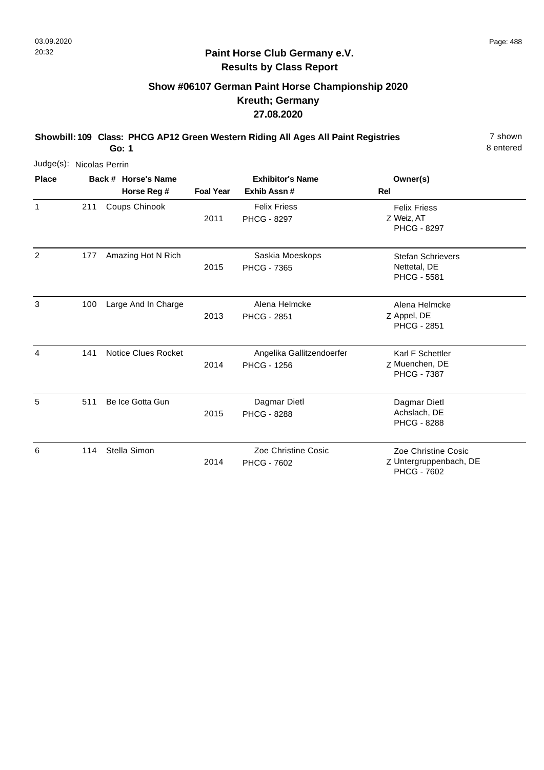## Paint Horse Club Germany e.V.

### Results by Class Report

## Show #06107 German Paint Horse Championship 2020

### Kreuth; Germany

### 27.08.2020

**Showbill: 109 Class: PHCG AP12 Green Western Riding All Ages All Paint Registries** 7 shown

**Go: 1** 8 entered

Judge(s): Nicolas Perrin

| Place | Back # | Horse's Name / Horse Reg # | Foal Year | Exhibitor's Name / Exhib Assn # | Rel | Owner(s) |
|---|---|---|---|---|---|---|
| 1 | 211 | Coups Chinook | 2011 | Felix Friess<br>PHCG - 8297 | Z | Felix Friess<br>Weiz, AT<br>PHCG - 8297 |
| 2 | 177 | Amazing Hot N Rich | 2015 | Saskia Moeskops<br>PHCG - 7365 | | Stefan Schrievers<br>Nettetal, DE<br>PHCG - 5581 |
| 3 | 100 | Large And In Charge | 2013 | Alena Helmcke<br>PHCG - 2851 | Z | Alena Helmcke<br>Appel, DE<br>PHCG - 2851 |
| 4 | 141 | Notice Clues Rocket | 2014 | Angelika Gallitzendoerfer<br>PHCG - 1256 | Z | Karl F Schettler<br>Muenchen, DE<br>PHCG - 7387 |
| 5 | 511 | Be Ice Gotta Gun | 2015 | Dagmar Dietl<br>PHCG - 8288 | | Dagmar Dietl<br>Achslach, DE<br>PHCG - 8288 |
| 6 | 114 | Stella Simon | 2014 | Zoe Christine Cosic<br>PHCG - 7602 | Z | Zoe Christine Cosic<br>Untergruppenbach, DE<br>PHCG - 7602 |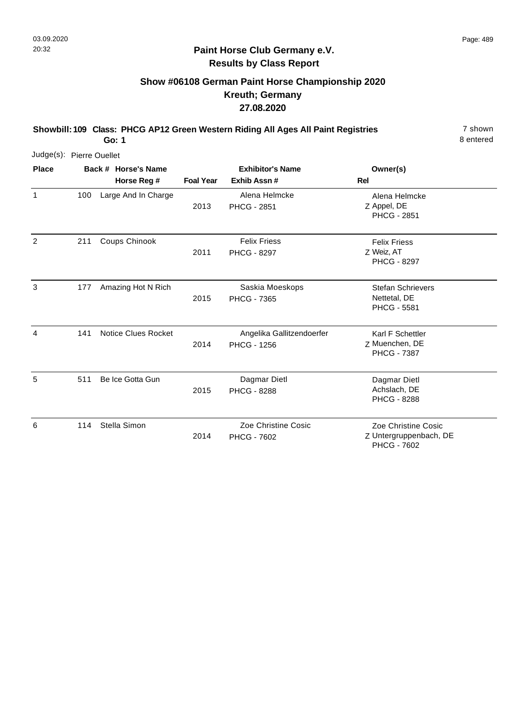# Paint Horse Club Germany e.V.

## Results by Class Report

### Show #06108 German Paint Horse Championship 2020
### Kreuth; Germany
### 27.08.2020

**Showbill: 109 Class: PHCG AP12 Green Western Riding All Ages All Paint Registries** 7 shown
**Go: 1** 8 entered

Judge(s): Pierre Ouellet

| Place | Back # | Horse's Name / Horse Reg # | Foal Year | Exhibitor's Name / Exhib Assn # | Rel | Owner(s) |
|---|---|---|---|---|---|---|
| 1 | 100 | Large And In Charge | 2013 | Alena Helmcke<br>PHCG - 2851 | Z | Alena Helmcke<br>Appel, DE<br>PHCG - 2851 |
| 2 | 211 | Coups Chinook | 2011 | Felix Friess<br>PHCG - 8297 | Z | Felix Friess<br>Weiz, AT<br>PHCG - 8297 |
| 3 | 177 | Amazing Hot N Rich | 2015 | Saskia Moeskops<br>PHCG - 7365 | | Stefan Schrievers<br>Nettetal, DE<br>PHCG - 5581 |
| 4 | 141 | Notice Clues Rocket | 2014 | Angelika Gallitzendoerfer<br>PHCG - 1256 | Z | Karl F Schettler<br>Muenchen, DE<br>PHCG - 7387 |
| 5 | 511 | Be Ice Gotta Gun | 2015 | Dagmar Dietl<br>PHCG - 8288 | | Dagmar Dietl<br>Achslach, DE<br>PHCG - 8288 |
| 6 | 114 | Stella Simon | 2014 | Zoe Christine Cosic<br>PHCG - 7602 | Z | Zoe Christine Cosic<br>Untergruppenbach, DE<br>PHCG - 7602 |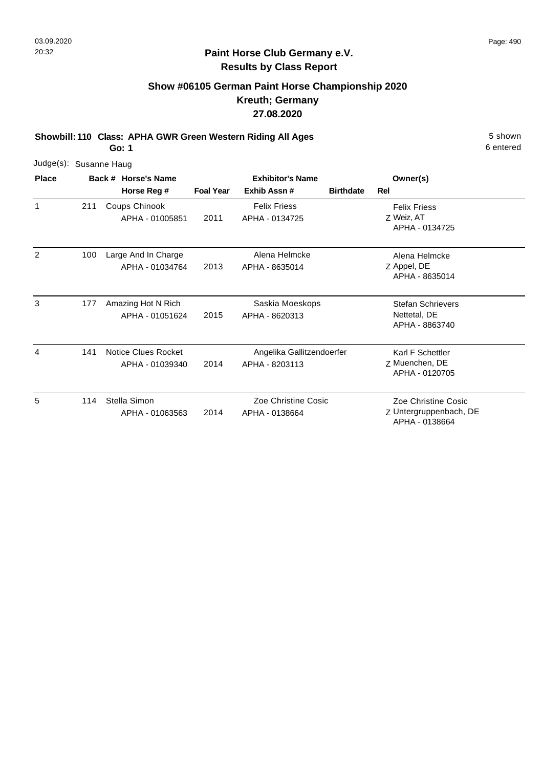# Paint Horse Club Germany e.V.

## Results by Class Report

### Show #06105 German Paint Horse Championship 2020
### Kreuth; Germany
### 27.08.2020

**Showbill: 110 Class: APHA GWR Green Western Riding All Ages** 5 shown

**Go: 1** 6 entered

Judge(s): Susanne Haug

| Place | Back # | Horse's Name / Horse Reg # | Foal Year | Exhibitor's Name / Exhib Assn # | Birthdate | Rel | Owner(s) |
|---|---|---|---|---|---|---|---|
| 1 | 211 | Coups Chinook<br>APHA - 01005851 | 2011 | Felix Friess<br>APHA - 0134725 | | Z | Felix Friess<br>Weiz, AT<br>APHA - 0134725 |
| 2 | 100 | Large And In Charge<br>APHA - 01034764 | 2013 | Alena Helmcke<br>APHA - 8635014 | | Z | Alena Helmcke<br>Appel, DE<br>APHA - 8635014 |
| 3 | 177 | Amazing Hot N Rich<br>APHA - 01051624 | 2015 | Saskia Moeskops<br>APHA - 8620313 | | | Stefan Schrievers<br>Nettetal, DE<br>APHA - 8863740 |
| 4 | 141 | Notice Clues Rocket<br>APHA - 01039340 | 2014 | Angelika Gallitzendoerfer<br>APHA - 8203113 | | Z | Karl F Schettler<br>Muenchen, DE<br>APHA - 0120705 |
| 5 | 114 | Stella Simon<br>APHA - 01063563 | 2014 | Zoe Christine Cosic<br>APHA - 0138664 | | Z | Zoe Christine Cosic<br>Untergruppenbach, DE<br>APHA - 0138664 |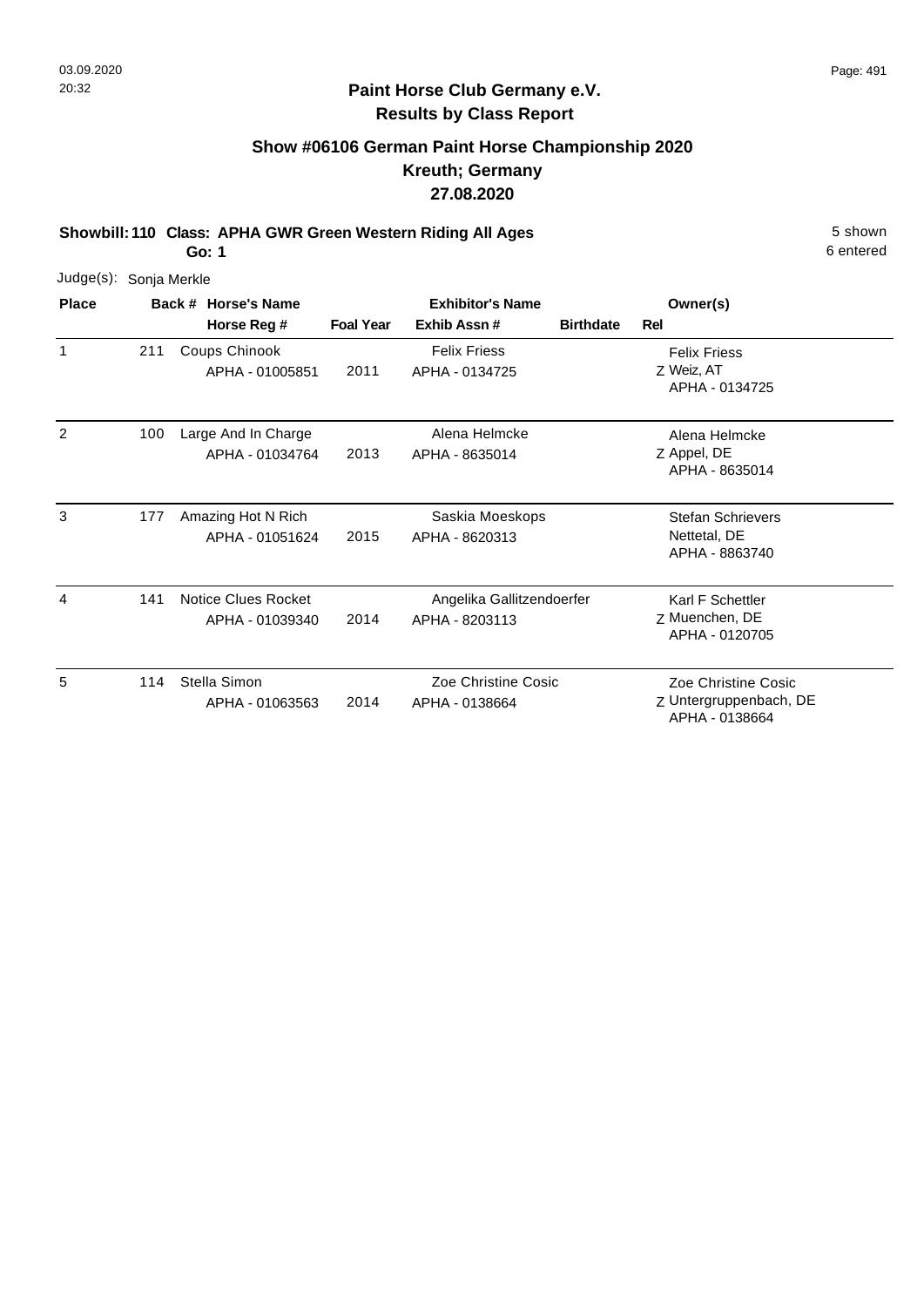**Paint Horse Club Germany e.V.**
**Results by Class Report**

## Show #06106 German Paint Horse Championship 2020
### Kreuth; Germany
### 27.08.2020

**Showbill: 110 Class: APHA GWR Green Western Riding All Ages**
**Go: 1**

5 shown
6 entered

Judge(s): Sonja Merkle

| Place | Back # | Horse's Name / Horse Reg # | Foal Year | Exhibitor's Name / Exhib Assn # | Birthdate | Rel | Owner(s) |
|---|---|---|---|---|---|---|---|
| 1 | 211 | Coups Chinook<br>APHA - 01005851 | 2011 | Felix Friess<br>APHA - 0134725 | | Z | Felix Friess<br>Weiz, AT<br>APHA - 0134725 |
| 2 | 100 | Large And In Charge<br>APHA - 01034764 | 2013 | Alena Helmcke<br>APHA - 8635014 | | Z | Alena Helmcke<br>Appel, DE<br>APHA - 8635014 |
| 3 | 177 | Amazing Hot N Rich<br>APHA - 01051624 | 2015 | Saskia Moeskops<br>APHA - 8620313 | | | Stefan Schrievers<br>Nettetal, DE<br>APHA - 8863740 |
| 4 | 141 | Notice Clues Rocket<br>APHA - 01039340 | 2014 | Angelika Gallitzendoerfer<br>APHA - 8203113 | | Z | Karl F Schettler<br>Muenchen, DE<br>APHA - 0120705 |
| 5 | 114 | Stella Simon<br>APHA - 01063563 | 2014 | Zoe Christine Cosic<br>APHA - 0138664 | | Z | Zoe Christine Cosic<br>Untergruppenbach, DE<br>APHA - 0138664 |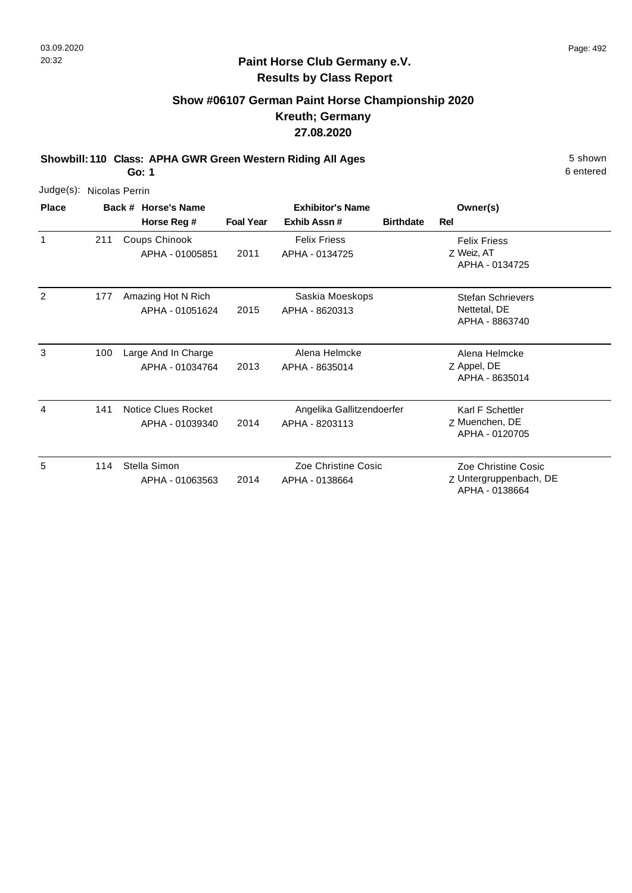## Paint Horse Club Germany e.V.

### Results by Class Report

### Show #06107 German Paint Horse Championship 2020
### Kreuth; Germany
### 27.08.2020

**Showbill: 110 Class: APHA GWR Green Western Riding All Ages** — 5 shown, 6 entered

**Go: 1**

Judge(s): Nicolas Perrin

| Place | Back # | Horse's Name / Horse Reg # | Foal Year | Exhibitor's Name / Exhib Assn # | Birthdate | Rel | Owner(s) |
|---|---|---|---|---|---|---|---|
| 1 | 211 | Coups Chinook<br>APHA - 01005851 | 2011 | Felix Friess<br>APHA - 0134725 | | Z | Felix Friess<br>Weiz, AT<br>APHA - 0134725 |
| 2 | 177 | Amazing Hot N Rich<br>APHA - 01051624 | 2015 | Saskia Moeskops<br>APHA - 8620313 | | | Stefan Schrievers<br>Nettetal, DE<br>APHA - 8863740 |
| 3 | 100 | Large And In Charge<br>APHA - 01034764 | 2013 | Alena Helmcke<br>APHA - 8635014 | | Z | Alena Helmcke<br>Appel, DE<br>APHA - 8635014 |
| 4 | 141 | Notice Clues Rocket<br>APHA - 01039340 | 2014 | Angelika Gallitzendoerfer<br>APHA - 8203113 | | Z | Karl F Schettler<br>Muenchen, DE<br>APHA - 0120705 |
| 5 | 114 | Stella Simon<br>APHA - 01063563 | 2014 | Zoe Christine Cosic<br>APHA - 0138664 | | Z | Zoe Christine Cosic<br>Untergruppenbach, DE<br>APHA - 0138664 |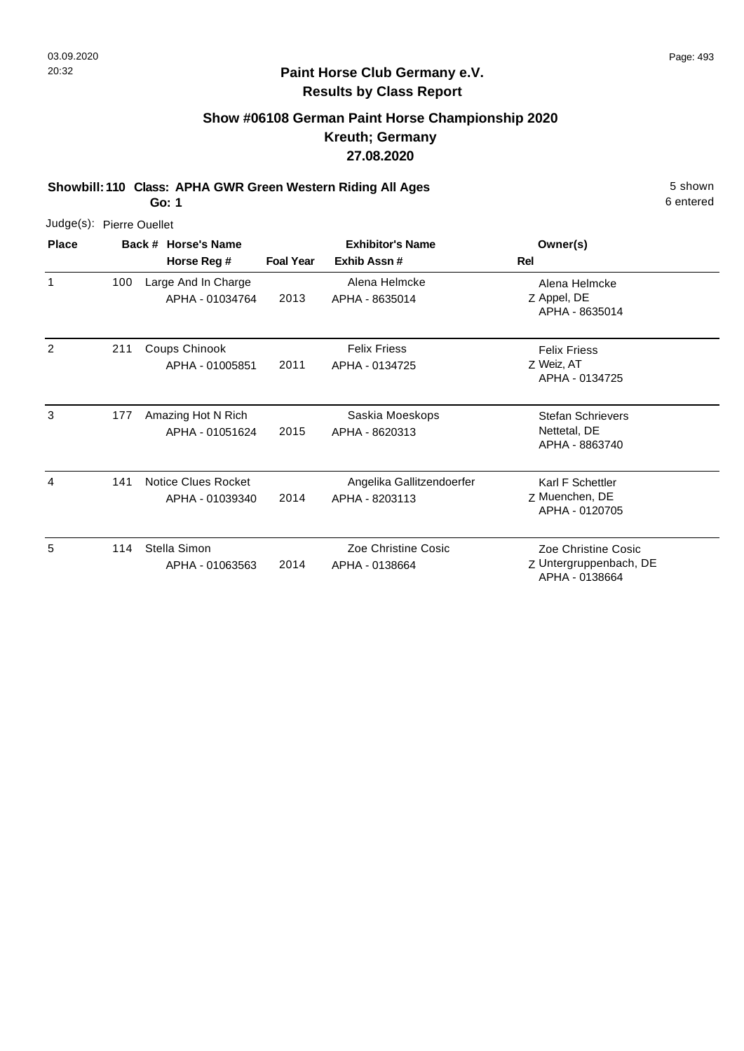## Paint Horse Club Germany e.V.
## Results by Class Report

### Show #06108 German Paint Horse Championship 2020
### Kreuth; Germany
### 27.08.2020

**Showbill: 110 Class: APHA GWR Green Western Riding All Ages** 5 shown
**Go: 1** 6 entered

Judge(s): Pierre Ouellet

| Place | Back # | Horse's Name / Horse Reg # | Foal Year | Exhibitor's Name / Exhib Assn # | Rel | Owner(s) |
|---|---|---|---|---|---|---|
| 1 | 100 | Large And In Charge<br>APHA - 01034764 | 2013 | Alena Helmcke<br>APHA - 8635014 | Z | Alena Helmcke<br>Appel, DE<br>APHA - 8635014 |
| 2 | 211 | Coups Chinook<br>APHA - 01005851 | 2011 | Felix Friess<br>APHA - 0134725 | Z | Felix Friess<br>Weiz, AT<br>APHA - 0134725 |
| 3 | 177 | Amazing Hot N Rich<br>APHA - 01051624 | 2015 | Saskia Moeskops<br>APHA - 8620313 | | Stefan Schrievers<br>Nettetal, DE<br>APHA - 8863740 |
| 4 | 141 | Notice Clues Rocket<br>APHA - 01039340 | 2014 | Angelika Gallitzendoerfer<br>APHA - 8203113 | Z | Karl F Schettler<br>Muenchen, DE<br>APHA - 0120705 |
| 5 | 114 | Stella Simon<br>APHA - 01063563 | 2014 | Zoe Christine Cosic<br>APHA - 0138664 | Z | Zoe Christine Cosic<br>Untergruppenbach, DE<br>APHA - 0138664 |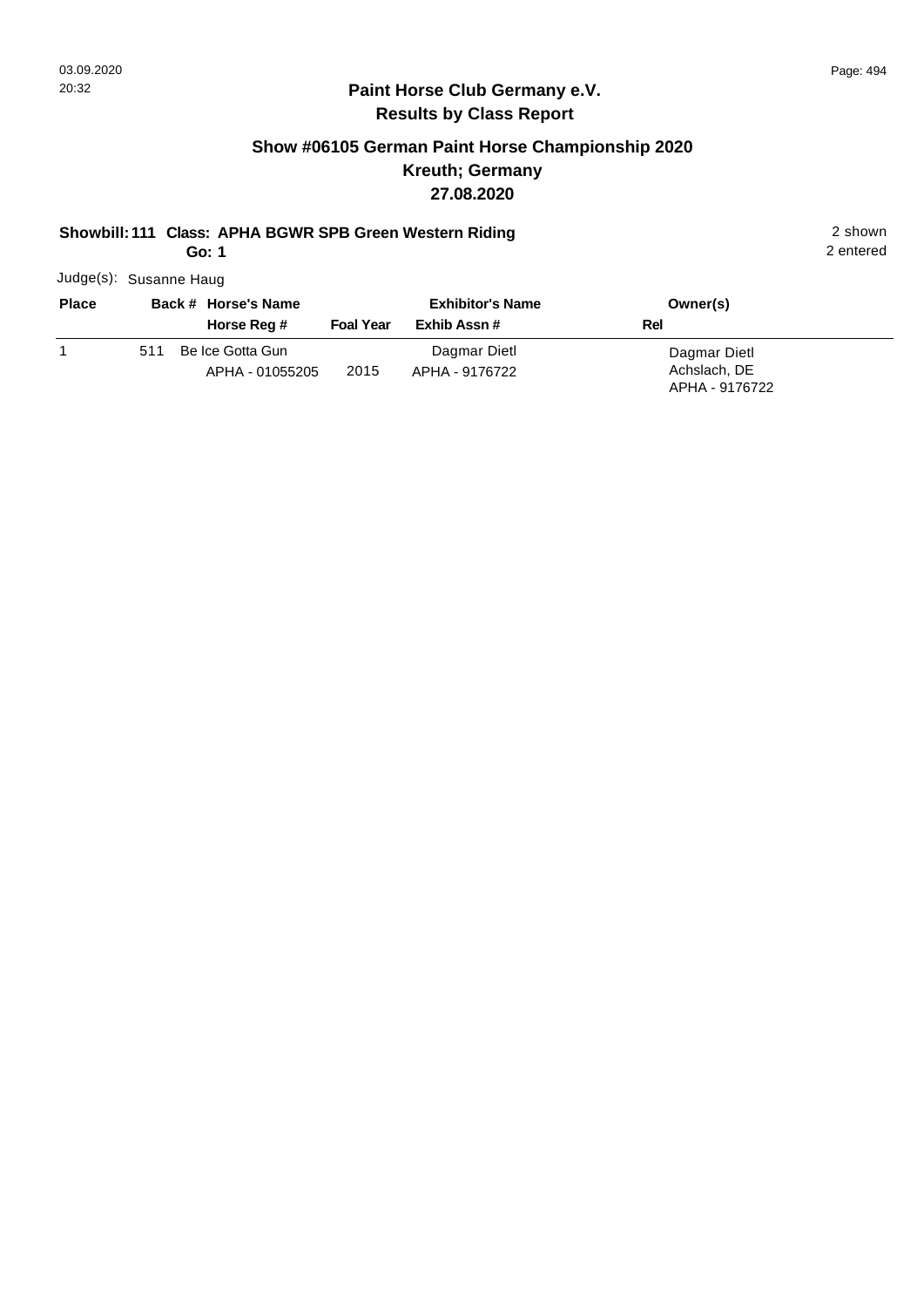## Paint Horse Club Germany e.V.
## Results by Class Report

### Show #06105 German Paint Horse Championship 2020
### Kreuth; Germany
### 27.08.2020

**Showbill: 111 Class: APHA BGWR SPB Green Western Riding** — 2 shown, 2 entered

**Go: 1**

Judge(s): Susanne Haug

| Place | Back # | Horse's Name / Horse Reg # | Foal Year | Exhibitor's Name / Exhib Assn # | Owner(s) / Rel |
|---|---|---|---|---|---|
| 1 | 511 | Be Ice Gotta Gun<br>APHA - 01055205 | 2015 | Dagmar Dietl<br>APHA - 9176722 | Dagmar Dietl<br>Achslach, DE<br>APHA - 9176722 |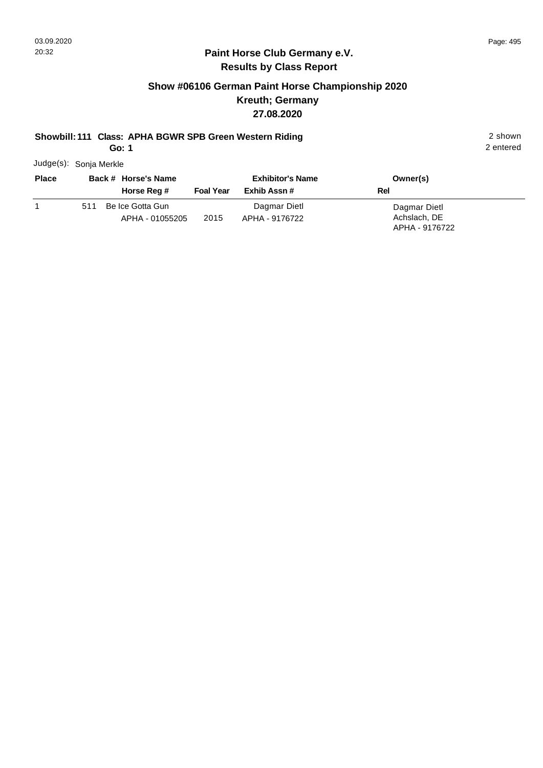# Paint Horse Club Germany e.V.
## Results by Class Report

### Show #06106 German Paint Horse Championship 2020
### Kreuth; Germany
### 27.08.2020

**Showbill: 111 Class: APHA BGWR SPB Green Western Riding** 2 shown
**Go: 1** 2 entered

Judge(s): Sonja Merkle

| Place | Back # | Horse's Name / Horse Reg # | Foal Year | Exhibitor's Name / Exhib Assn # | Owner(s) / Rel |
|---|---|---|---|---|---|
| 1 | 511 | Be Ice Gotta Gun<br>APHA - 01055205 | 2015 | Dagmar Dietl<br>APHA - 9176722 | Dagmar Dietl<br>Achslach, DE<br>APHA - 9176722 |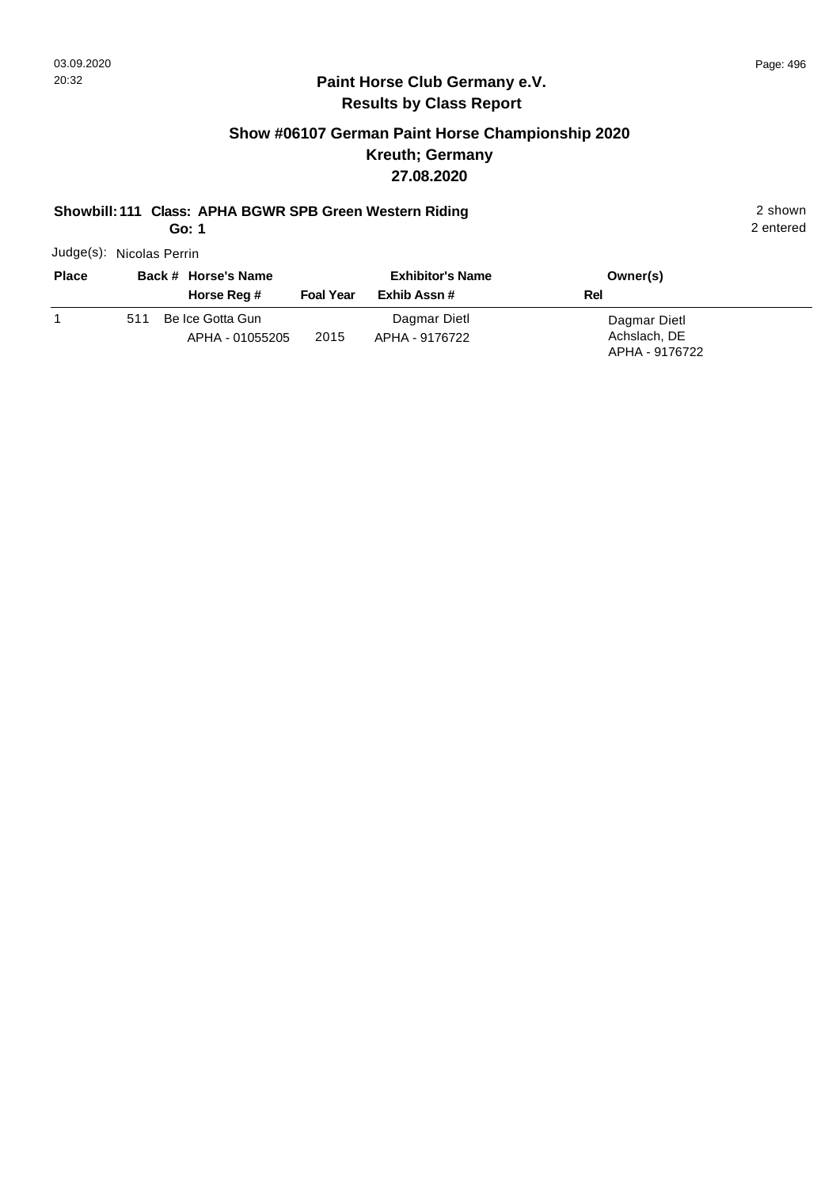## Paint Horse Club Germany e.V.

### Results by Class Report

## Show #06107 German Paint Horse Championship 2020
## Kreuth; Germany
## 27.08.2020

**Showbill: 111 Class: APHA BGWR SPB Green Western Riding** 2 shown

**Go: 1** 2 entered

Judge(s): Nicolas Perrin

| Place | Back # | Horse's Name / Horse Reg # | Foal Year | Exhibitor's Name / Exhib Assn # | Owner(s) / Rel |
|---|---|---|---|---|---|
| 1 | 511 | Be Ice Gotta Gun<br>APHA - 01055205 | 2015 | Dagmar Dietl<br>APHA - 9176722 | Dagmar Dietl<br>Achslach, DE<br>APHA - 9176722 |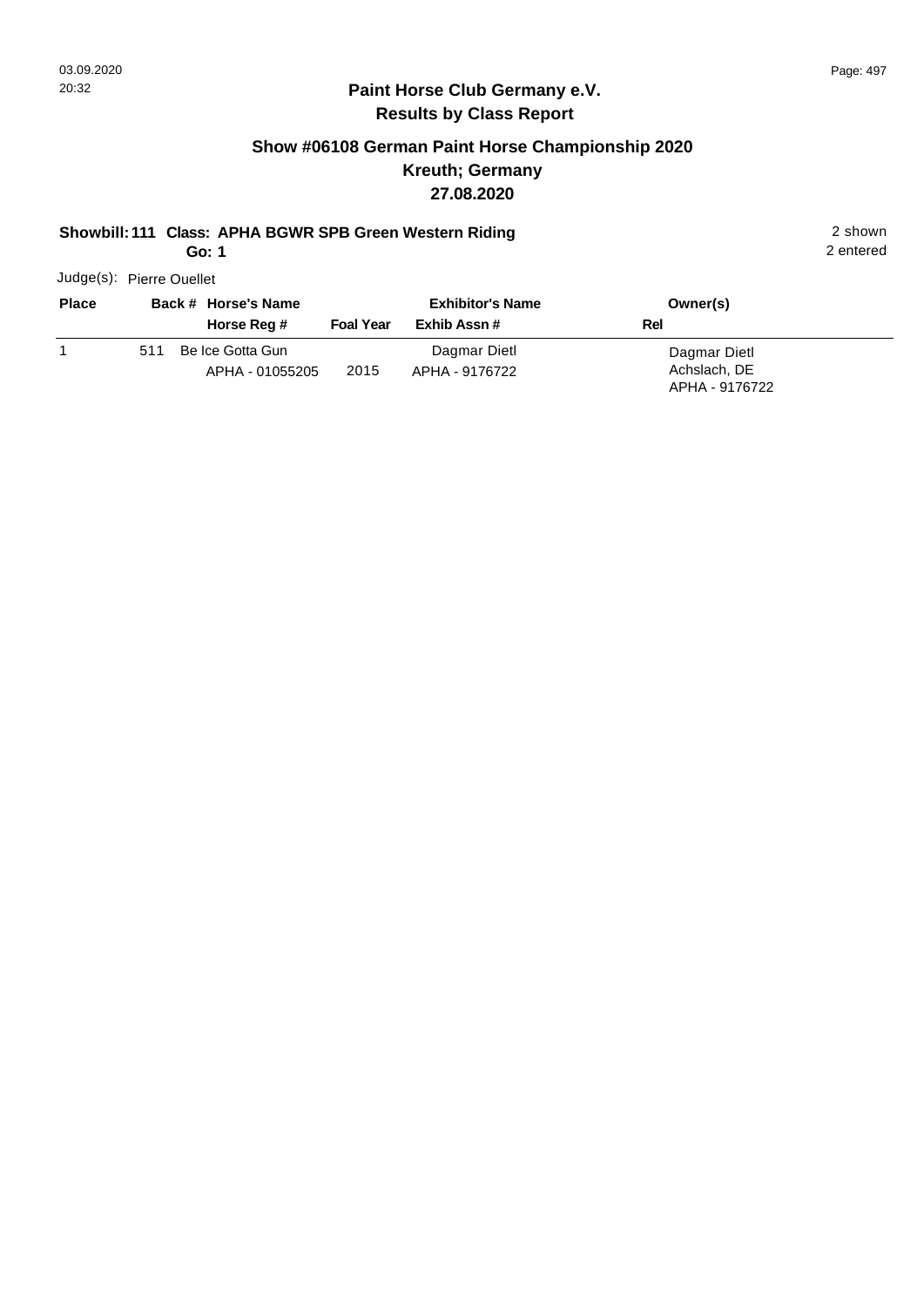## Paint Horse Club Germany e.V.
## Results by Class Report

### Show #06108 German Paint Horse Championship 2020
### Kreuth; Germany
### 27.08.2020

**Showbill: 111 Class: APHA BGWR SPB Green Western Riding** — 2 shown, 2 entered

**Go: 1**

Judge(s): Pierre Ouellet

| Place | Back # | Horse's Name / Horse Reg # | Foal Year | Exhibitor's Name / Exhib Assn # | Owner(s) / Rel |
|---|---|---|---|---|---|
| 1 | 511 | Be Ice Gotta Gun<br>APHA - 01055205 | 2015 | Dagmar Dietl<br>APHA - 9176722 | Dagmar Dietl<br>Achslach, DE<br>APHA - 9176722 |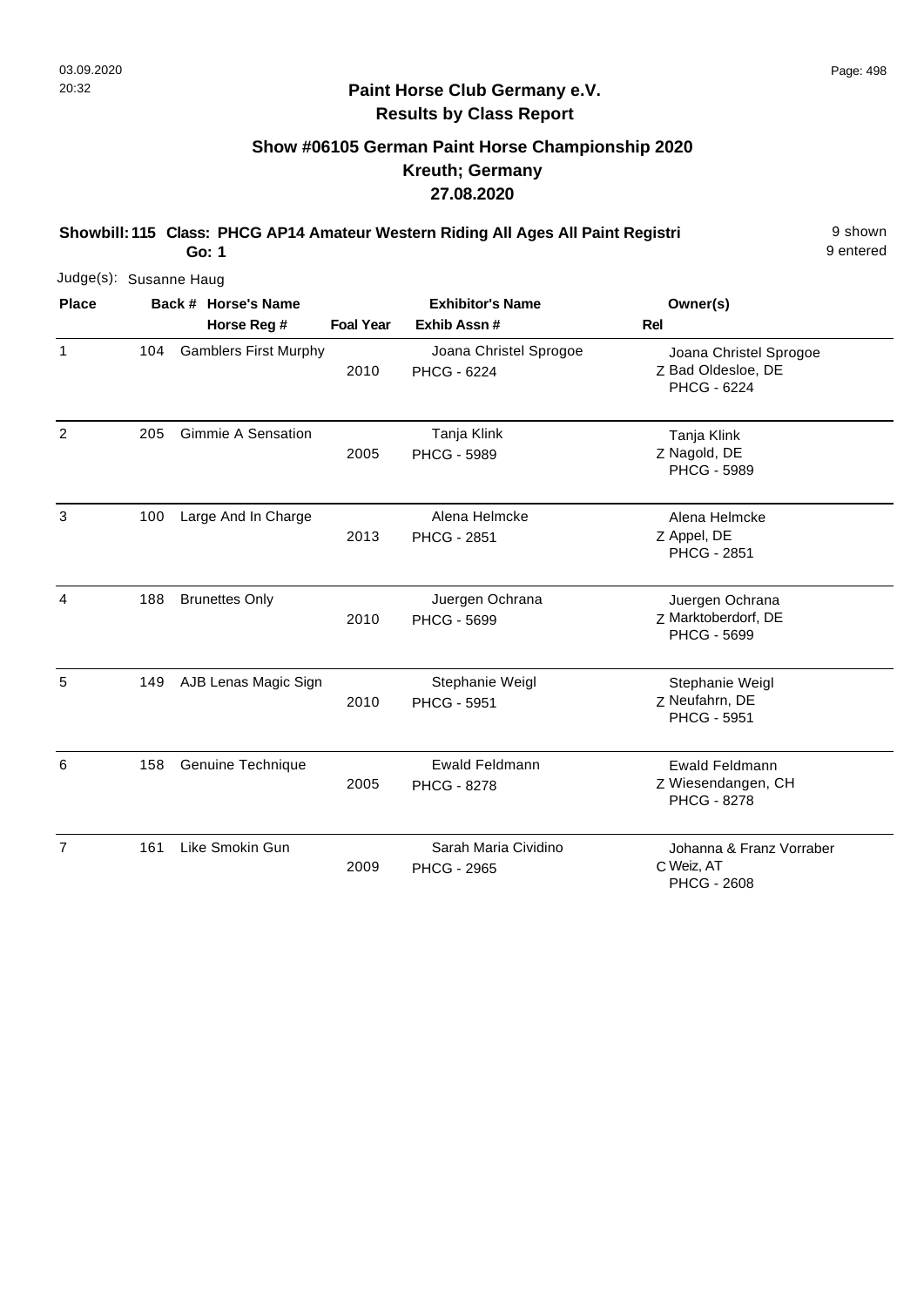# Paint Horse Club Germany e.V.

## Results by Class Report

### Show #06105 German Paint Horse Championship 2020

### Kreuth; Germany

### 27.08.2020

**Showbill: 115 Class: PHCG AP14 Amateur Western Riding All Ages All Paint Registri** — 9 shown, 9 entered

**Go: 1**

Judge(s): Susanne Haug

| Place | Back # | Horse's Name / Horse Reg # | Foal Year | Exhibitor's Name / Exhib Assn # | Rel | Owner(s) |
|---|---|---|---|---|---|---|
| 1 | 104 | Gamblers First Murphy | 2010 | Joana Christel Sprogoe<br>PHCG - 6224 | Z | Joana Christel Sprogoe<br>Bad Oldesloe, DE<br>PHCG - 6224 |
| 2 | 205 | Gimmie A Sensation | 2005 | Tanja Klink<br>PHCG - 5989 | Z | Tanja Klink<br>Nagold, DE<br>PHCG - 5989 |
| 3 | 100 | Large And In Charge | 2013 | Alena Helmcke<br>PHCG - 2851 | Z | Alena Helmcke<br>Appel, DE<br>PHCG - 2851 |
| 4 | 188 | Brunettes Only | 2010 | Juergen Ochrana<br>PHCG - 5699 | Z | Juergen Ochrana<br>Marktoberdorf, DE<br>PHCG - 5699 |
| 5 | 149 | AJB Lenas Magic Sign | 2010 | Stephanie Weigl<br>PHCG - 5951 | Z | Stephanie Weigl<br>Neufahrn, DE<br>PHCG - 5951 |
| 6 | 158 | Genuine Technique | 2005 | Ewald Feldmann<br>PHCG - 8278 | Z | Ewald Feldmann<br>Wiesendangen, CH<br>PHCG - 8278 |
| 7 | 161 | Like Smokin Gun | 2009 | Sarah Maria Cividino<br>PHCG - 2965 | C | Johanna & Franz Vorraber<br>Weiz, AT<br>PHCG - 2608 |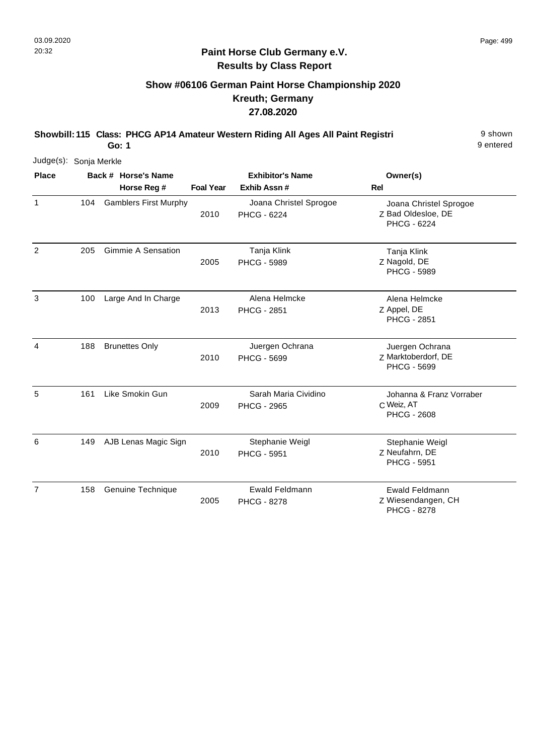**Paint Horse Club Germany e.V.**
**Results by Class Report**

## Show #06106 German Paint Horse Championship 2020
### Kreuth; Germany
### 27.08.2020

**Showbill: 115 Class: PHCG AP14 Amateur Western Riding All Ages All Paint Registri** 9 shown
**Go: 1** 9 entered

Judge(s): Sonja Merkle

| Place | Back # | Horse's Name / Horse Reg # | Foal Year | Exhibitor's Name / Exhib Assn # | Rel | Owner(s) |
|---|---|---|---|---|---|---|
| 1 | 104 | Gamblers First Murphy | 2010 | Joana Christel Sprogoe<br>PHCG - 6224 | Z | Joana Christel Sprogoe<br>Bad Oldesloe, DE<br>PHCG - 6224 |
| 2 | 205 | Gimmie A Sensation | 2005 | Tanja Klink<br>PHCG - 5989 | Z | Tanja Klink<br>Nagold, DE<br>PHCG - 5989 |
| 3 | 100 | Large And In Charge | 2013 | Alena Helmcke<br>PHCG - 2851 | Z | Alena Helmcke<br>Appel, DE<br>PHCG - 2851 |
| 4 | 188 | Brunettes Only | 2010 | Juergen Ochrana<br>PHCG - 5699 | Z | Juergen Ochrana<br>Marktoberdorf, DE<br>PHCG - 5699 |
| 5 | 161 | Like Smokin Gun | 2009 | Sarah Maria Cividino<br>PHCG - 2965 | C | Johanna & Franz Vorraber<br>Weiz, AT<br>PHCG - 2608 |
| 6 | 149 | AJB Lenas Magic Sign | 2010 | Stephanie Weigl<br>PHCG - 5951 | Z | Stephanie Weigl<br>Neufahrn, DE<br>PHCG - 5951 |
| 7 | 158 | Genuine Technique | 2005 | Ewald Feldmann<br>PHCG - 8278 | Z | Ewald Feldmann<br>Wiesendangen, CH<br>PHCG - 8278 |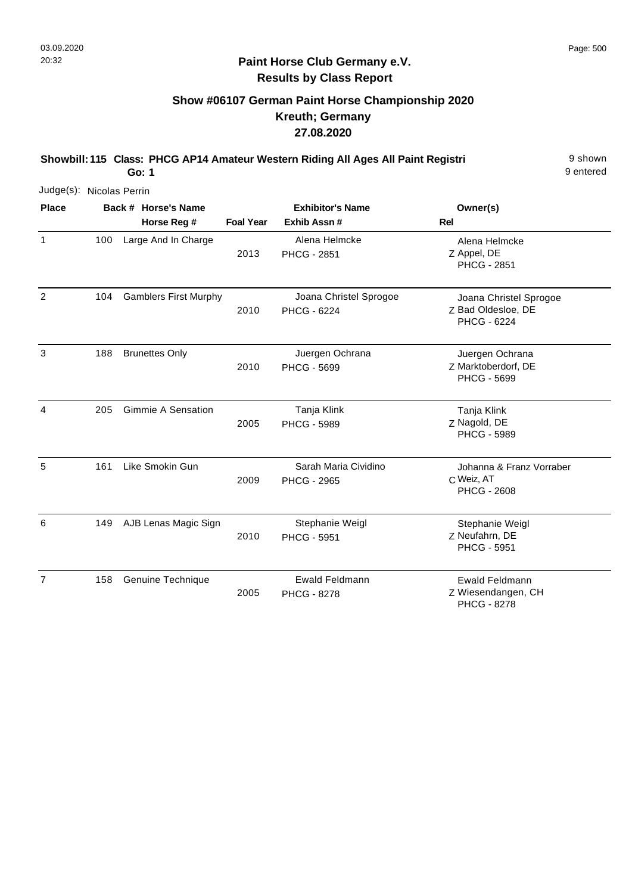03.09.2020
20:32

# Paint Horse Club Germany e.V.
## Results by Class Report

### Show #06107 German Paint Horse Championship 2020
### Kreuth; Germany
### 27.08.2020

**Showbill: 115 Class: PHCG AP14 Amateur Western Riding All Ages All Paint Registri** 9 shown
**Go: 1** 9 entered

Judge(s): Nicolas Perrin

| Place | Back # | Horse's Name / Horse Reg # | Foal Year | Exhibitor's Name / Exhib Assn # | Rel | Owner(s) |
|---|---|---|---|---|---|---|
| 1 | 100 | Large And In Charge | 2013 | Alena Helmcke / PHCG - 2851 | Z | Alena Helmcke, Appel, DE, PHCG - 2851 |
| 2 | 104 | Gamblers First Murphy | 2010 | Joana Christel Sprogoe / PHCG - 6224 | Z | Joana Christel Sprogoe, Bad Oldesloe, DE, PHCG - 6224 |
| 3 | 188 | Brunettes Only | 2010 | Juergen Ochrana / PHCG - 5699 | Z | Juergen Ochrana, Marktoberdorf, DE, PHCG - 5699 |
| 4 | 205 | Gimmie A Sensation | 2005 | Tanja Klink / PHCG - 5989 | Z | Tanja Klink, Nagold, DE, PHCG - 5989 |
| 5 | 161 | Like Smokin Gun | 2009 | Sarah Maria Cividino / PHCG - 2965 | C | Johanna & Franz Vorraber, Weiz, AT, PHCG - 2608 |
| 6 | 149 | AJB Lenas Magic Sign | 2010 | Stephanie Weigl / PHCG - 5951 | Z | Stephanie Weigl, Neufahrn, DE, PHCG - 5951 |
| 7 | 158 | Genuine Technique | 2005 | Ewald Feldmann / PHCG - 8278 | Z | Ewald Feldmann, Wiesendangen, CH, PHCG - 8278 |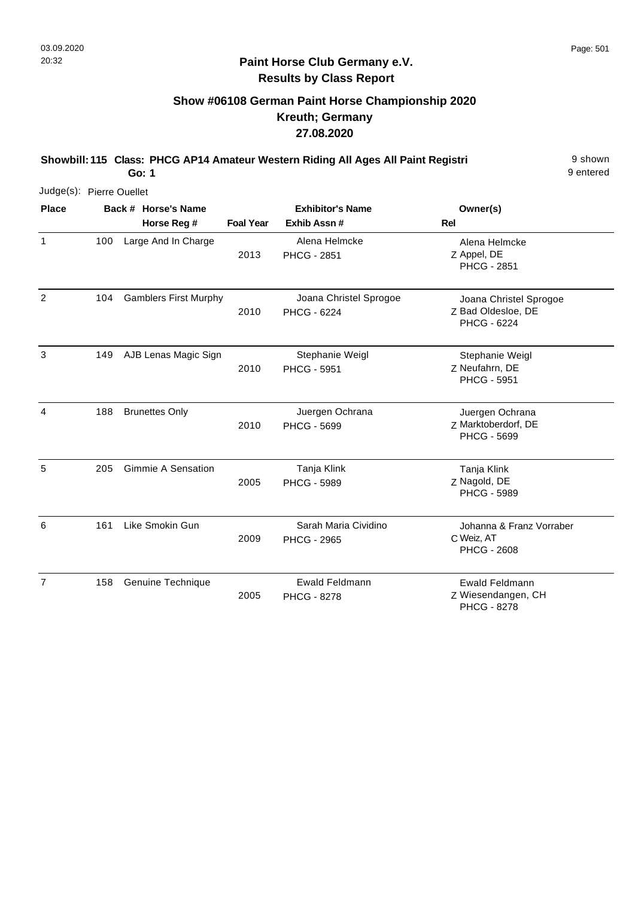## Paint Horse Club Germany e.V.
## Results by Class Report

### Show #06108 German Paint Horse Championship 2020
### Kreuth; Germany
### 27.08.2020

**Showbill: 115 Class: PHCG AP14 Amateur Western Riding All Ages All Paint Registri** 9 shown
**Go: 1** 9 entered

Judge(s): Pierre Ouellet

| Place | Back # | Horse's Name / Horse Reg # | Foal Year | Exhibitor's Name / Exhib Assn # | Rel | Owner(s) |
|---|---|---|---|---|---|---|
| 1 | 100 | Large And In Charge | 2013 | Alena Helmcke<br>PHCG - 2851 | Z | Alena Helmcke<br>Appel, DE<br>PHCG - 2851 |
| 2 | 104 | Gamblers First Murphy | 2010 | Joana Christel Sprogoe<br>PHCG - 6224 | Z | Joana Christel Sprogoe<br>Bad Oldesloe, DE<br>PHCG - 6224 |
| 3 | 149 | AJB Lenas Magic Sign | 2010 | Stephanie Weigl<br>PHCG - 5951 | Z | Stephanie Weigl<br>Neufahrn, DE<br>PHCG - 5951 |
| 4 | 188 | Brunettes Only | 2010 | Juergen Ochrana<br>PHCG - 5699 | Z | Juergen Ochrana<br>Marktoberdorf, DE<br>PHCG - 5699 |
| 5 | 205 | Gimmie A Sensation | 2005 | Tanja Klink<br>PHCG - 5989 | Z | Tanja Klink<br>Nagold, DE<br>PHCG - 5989 |
| 6 | 161 | Like Smokin Gun | 2009 | Sarah Maria Cividino<br>PHCG - 2965 | C | Johanna & Franz Vorraber<br>Weiz, AT<br>PHCG - 2608 |
| 7 | 158 | Genuine Technique | 2005 | Ewald Feldmann<br>PHCG - 8278 | Z | Ewald Feldmann<br>Wiesendangen, CH<br>PHCG - 8278 |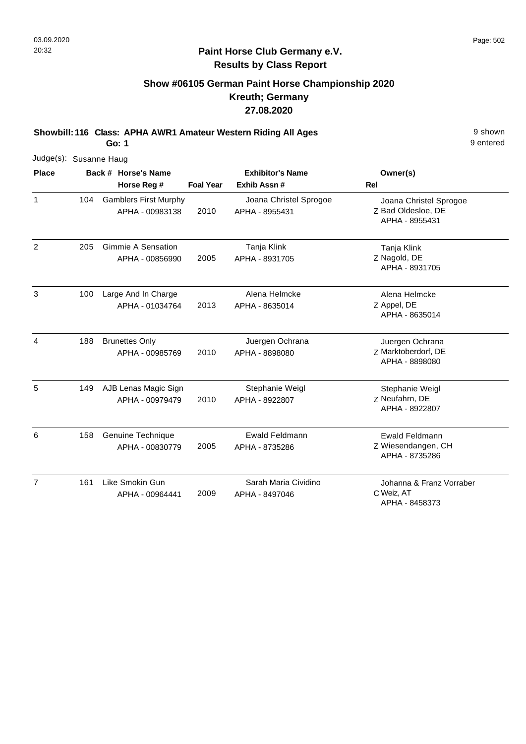**Paint Horse Club Germany e.V.**
**Results by Class Report**

## Show #06105 German Paint Horse Championship 2020
## Kreuth; Germany
## 27.08.2020

**Showbill: 116 Class: APHA AWR1 Amateur Western Riding All Ages** — 9 shown, 9 entered
**Go: 1**

Judge(s): Susanne Haug

| Place | Back # | Horse's Name / Horse Reg # | Foal Year | Exhibitor's Name / Exhib Assn # | Rel | Owner(s) |
|---|---|---|---|---|---|---|
| 1 | 104 | Gamblers First Murphy<br>APHA - 00983138 | 2010 | Joana Christel Sprogoe<br>APHA - 8955431 | Z | Joana Christel Sprogoe<br>Bad Oldesloe, DE<br>APHA - 8955431 |
| 2 | 205 | Gimmie A Sensation<br>APHA - 00856990 | 2005 | Tanja Klink<br>APHA - 8931705 | Z | Tanja Klink<br>Nagold, DE<br>APHA - 8931705 |
| 3 | 100 | Large And In Charge<br>APHA - 01034764 | 2013 | Alena Helmcke<br>APHA - 8635014 | Z | Alena Helmcke<br>Appel, DE<br>APHA - 8635014 |
| 4 | 188 | Brunettes Only<br>APHA - 00985769 | 2010 | Juergen Ochrana<br>APHA - 8898080 | Z | Juergen Ochrana<br>Marktoberdorf, DE<br>APHA - 8898080 |
| 5 | 149 | AJB Lenas Magic Sign<br>APHA - 00979479 | 2010 | Stephanie Weigl<br>APHA - 8922807 | Z | Stephanie Weigl<br>Neufahrn, DE<br>APHA - 8922807 |
| 6 | 158 | Genuine Technique<br>APHA - 00830779 | 2005 | Ewald Feldmann<br>APHA - 8735286 | Z | Ewald Feldmann<br>Wiesendangen, CH<br>APHA - 8735286 |
| 7 | 161 | Like Smokin Gun<br>APHA - 00964441 | 2009 | Sarah Maria Cividino<br>APHA - 8497046 | C | Johanna & Franz Vorraber<br>Weiz, AT<br>APHA - 8458373 |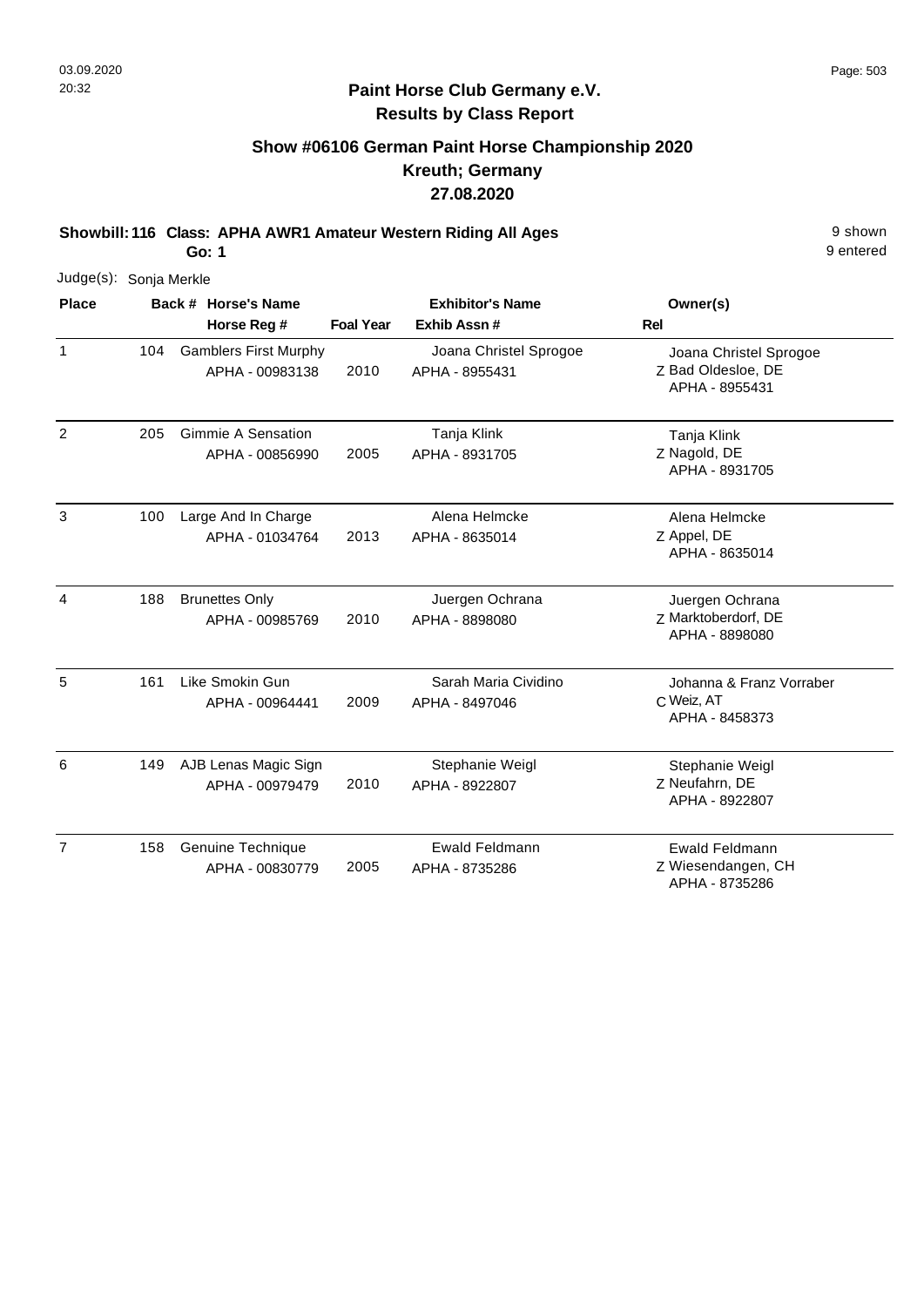## Paint Horse Club Germany e.V.
## Results by Class Report

### Show #06106 German Paint Horse Championship 2020
### Kreuth; Germany
### 27.08.2020

**Showbill: 116 Class: APHA AWR1 Amateur Western Riding All Ages** — 9 shown, 9 entered

**Go: 1**

Judge(s): Sonja Merkle

| Place | Back # | Horse's Name / Horse Reg # | Foal Year | Exhibitor's Name / Exhib Assn # | Rel | Owner(s) |
|---|---|---|---|---|---|---|
| 1 | 104 | Gamblers First Murphy<br>APHA - 00983138 | 2010 | Joana Christel Sprogoe<br>APHA - 8955431 | Z | Joana Christel Sprogoe<br>Bad Oldesloe, DE<br>APHA - 8955431 |
| 2 | 205 | Gimmie A Sensation<br>APHA - 00856990 | 2005 | Tanja Klink<br>APHA - 8931705 | Z | Tanja Klink<br>Nagold, DE<br>APHA - 8931705 |
| 3 | 100 | Large And In Charge<br>APHA - 01034764 | 2013 | Alena Helmcke<br>APHA - 8635014 | Z | Alena Helmcke<br>Appel, DE<br>APHA - 8635014 |
| 4 | 188 | Brunettes Only<br>APHA - 00985769 | 2010 | Juergen Ochrana<br>APHA - 8898080 | Z | Juergen Ochrana<br>Marktoberdorf, DE<br>APHA - 8898080 |
| 5 | 161 | Like Smokin Gun<br>APHA - 00964441 | 2009 | Sarah Maria Cividino<br>APHA - 8497046 | C | Johanna & Franz Vorraber<br>Weiz, AT<br>APHA - 8458373 |
| 6 | 149 | AJB Lenas Magic Sign<br>APHA - 00979479 | 2010 | Stephanie Weigl<br>APHA - 8922807 | Z | Stephanie Weigl<br>Neufahrn, DE<br>APHA - 8922807 |
| 7 | 158 | Genuine Technique<br>APHA - 00830779 | 2005 | Ewald Feldmann<br>APHA - 8735286 | Z | Ewald Feldmann<br>Wiesendangen, CH<br>APHA - 8735286 |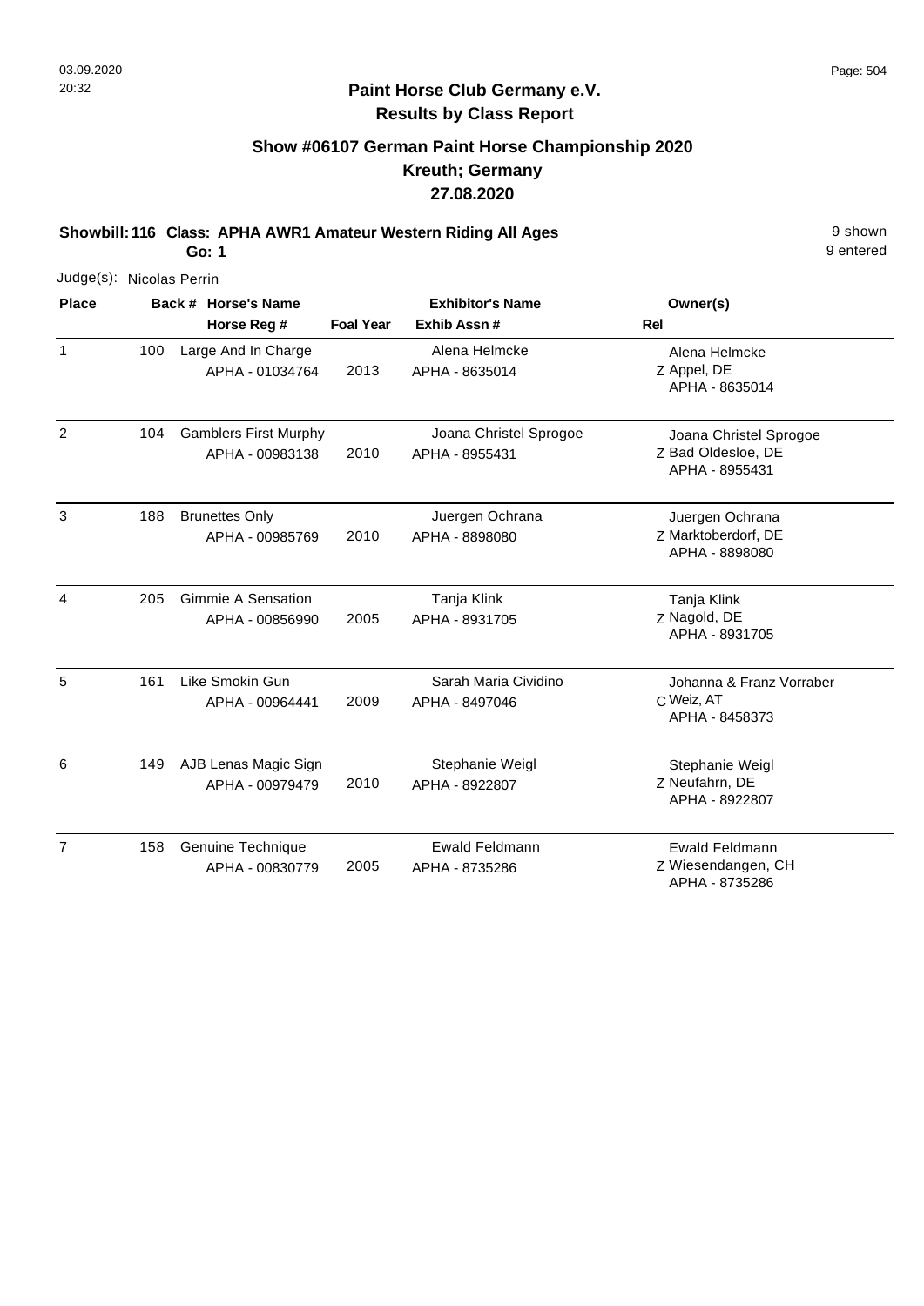**Paint Horse Club Germany e.V.**
**Results by Class Report**

## Show #06107 German Paint Horse Championship 2020
## Kreuth; Germany
## 27.08.2020

**Showbill: 116 Class: APHA AWR1 Amateur Western Riding All Ages** — 9 shown, 9 entered
**Go: 1**

Judge(s): Nicolas Perrin

| Place | Back # | Horse's Name / Horse Reg # | Foal Year | Exhibitor's Name / Exhib Assn # | Rel | Owner(s) |
|---|---|---|---|---|---|---|
| 1 | 100 | Large And In Charge<br>APHA - 01034764 | 2013 | Alena Helmcke<br>APHA - 8635014 | Z | Alena Helmcke<br>Appel, DE<br>APHA - 8635014 |
| 2 | 104 | Gamblers First Murphy<br>APHA - 00983138 | 2010 | Joana Christel Sprogoe<br>APHA - 8955431 | Z | Joana Christel Sprogoe<br>Bad Oldesloe, DE<br>APHA - 8955431 |
| 3 | 188 | Brunettes Only<br>APHA - 00985769 | 2010 | Juergen Ochrana<br>APHA - 8898080 | Z | Juergen Ochrana<br>Marktoberdorf, DE<br>APHA - 8898080 |
| 4 | 205 | Gimmie A Sensation<br>APHA - 00856990 | 2005 | Tanja Klink<br>APHA - 8931705 | Z | Tanja Klink<br>Nagold, DE<br>APHA - 8931705 |
| 5 | 161 | Like Smokin Gun<br>APHA - 00964441 | 2009 | Sarah Maria Cividino<br>APHA - 8497046 | C | Johanna & Franz Vorraber<br>Weiz, AT<br>APHA - 8458373 |
| 6 | 149 | AJB Lenas Magic Sign<br>APHA - 00979479 | 2010 | Stephanie Weigl<br>APHA - 8922807 | Z | Stephanie Weigl<br>Neufahrn, DE<br>APHA - 8922807 |
| 7 | 158 | Genuine Technique<br>APHA - 00830779 | 2005 | Ewald Feldmann<br>APHA - 8735286 | Z | Ewald Feldmann<br>Wiesendangen, CH<br>APHA - 8735286 |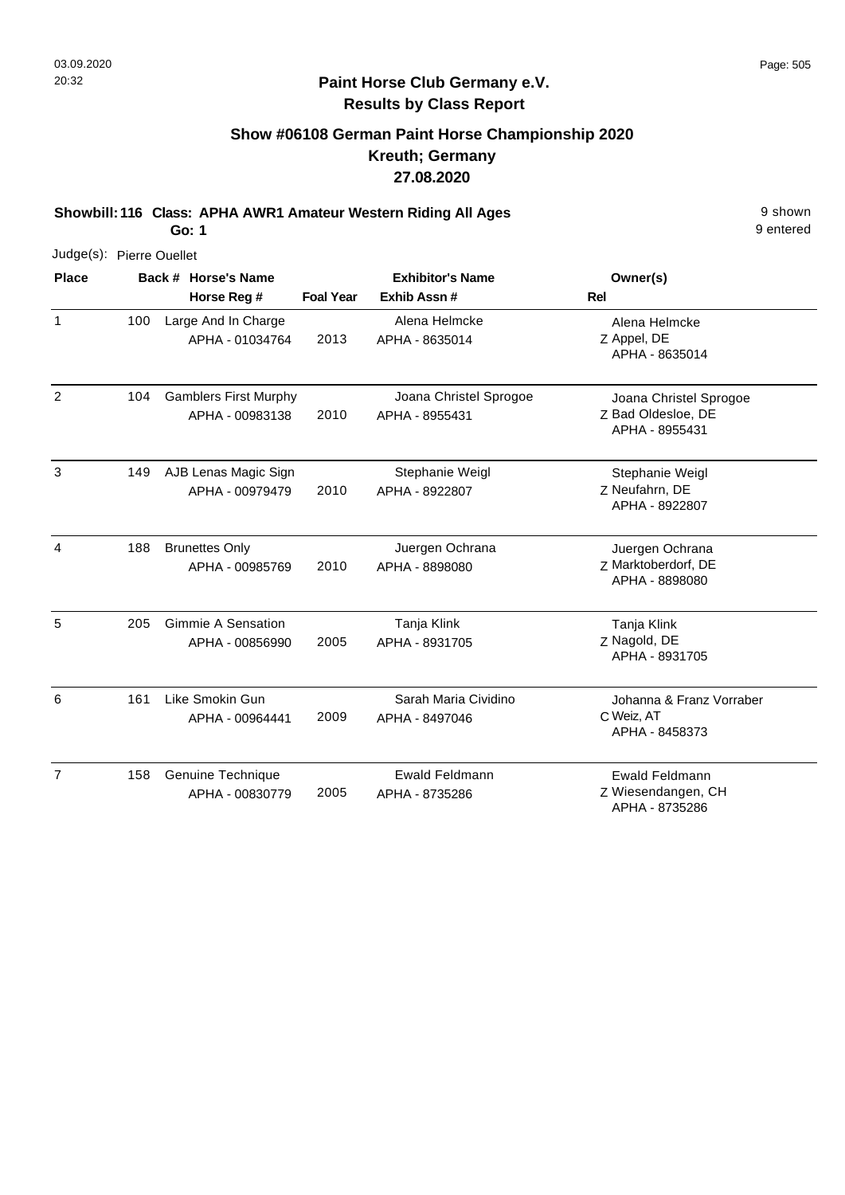**Paint Horse Club Germany e.V.**
**Results by Class Report**

## Show #06108 German Paint Horse Championship 2020
## Kreuth; Germany
## 27.08.2020

**Showbill: 116 Class: APHA AWR1 Amateur Western Riding All Ages** 9 shown
**Go: 1** 9 entered

Judge(s): Pierre Ouellet

| Place | Back # | Horse's Name / Horse Reg # | Foal Year | Exhibitor's Name / Exhib Assn # | Rel | Owner(s) |
|---|---|---|---|---|---|---|
| 1 | 100 | Large And In Charge<br>APHA - 01034764 | 2013 | Alena Helmcke<br>APHA - 8635014 | Z | Alena Helmcke<br>Appel, DE<br>APHA - 8635014 |
| 2 | 104 | Gamblers First Murphy<br>APHA - 00983138 | 2010 | Joana Christel Sprogoe<br>APHA - 8955431 | Z | Joana Christel Sprogoe<br>Bad Oldesloe, DE<br>APHA - 8955431 |
| 3 | 149 | AJB Lenas Magic Sign<br>APHA - 00979479 | 2010 | Stephanie Weigl<br>APHA - 8922807 | Z | Stephanie Weigl<br>Neufahrn, DE<br>APHA - 8922807 |
| 4 | 188 | Brunettes Only<br>APHA - 00985769 | 2010 | Juergen Ochrana<br>APHA - 8898080 | Z | Juergen Ochrana<br>Marktoberdorf, DE<br>APHA - 8898080 |
| 5 | 205 | Gimmie A Sensation<br>APHA - 00856990 | 2005 | Tanja Klink<br>APHA - 8931705 | Z | Tanja Klink<br>Nagold, DE<br>APHA - 8931705 |
| 6 | 161 | Like Smokin Gun<br>APHA - 00964441 | 2009 | Sarah Maria Cividino<br>APHA - 8497046 | C | Johanna & Franz Vorraber<br>Weiz, AT<br>APHA - 8458373 |
| 7 | 158 | Genuine Technique<br>APHA - 00830779 | 2005 | Ewald Feldmann<br>APHA - 8735286 | Z | Ewald Feldmann<br>Wiesendangen, CH<br>APHA - 8735286 |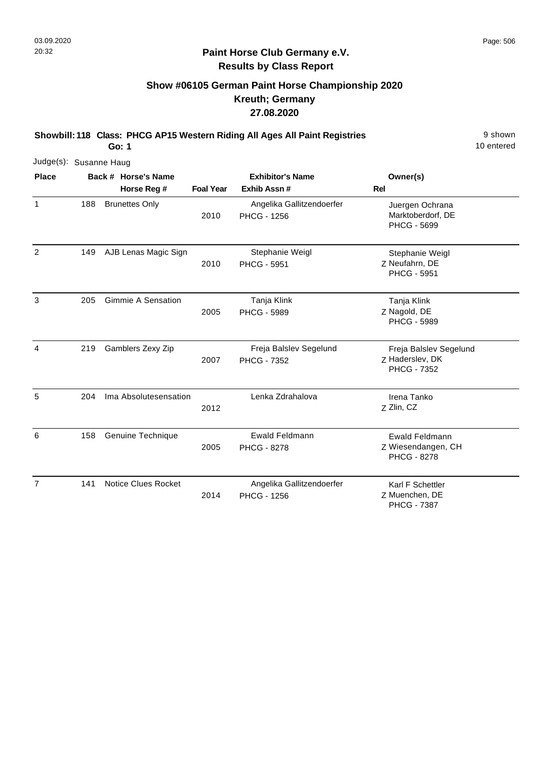## Paint Horse Club Germany e.V.
## Results by Class Report

### Show #06105 German Paint Horse Championship 2020
### Kreuth; Germany
### 27.08.2020

**Showbill: 118 Class: PHCG AP15 Western Riding All Ages All Paint Registries** 9 shown
**Go: 1** 10 entered

Judge(s): Susanne Haug

| Place | Back # | Horse's Name / Horse Reg # | Foal Year | Exhibitor's Name / Exhib Assn # | Rel | Owner(s) |
|---|---|---|---|---|---|---|
| 1 | 188 | Brunettes Only | 2010 | Angelika Gallitzendoerfer PHCG - 1256 | | Juergen Ochrana Marktoberdorf, DE PHCG - 5699 |
| 2 | 149 | AJB Lenas Magic Sign | 2010 | Stephanie Weigl PHCG - 5951 | Z | Stephanie Weigl Neufahrn, DE PHCG - 5951 |
| 3 | 205 | Gimmie A Sensation | 2005 | Tanja Klink PHCG - 5989 | Z | Tanja Klink Nagold, DE PHCG - 5989 |
| 4 | 219 | Gamblers Zexy Zip | 2007 | Freja Balslev Segelund PHCG - 7352 | Z | Freja Balslev Segelund Haderslev, DK PHCG - 7352 |
| 5 | 204 | Ima Absolutesensation | 2012 | Lenka Zdrahalova | Z | Irena Tanko Zlin, CZ |
| 6 | 158 | Genuine Technique | 2005 | Ewald Feldmann PHCG - 8278 | Z | Ewald Feldmann Wiesendangen, CH PHCG - 8278 |
| 7 | 141 | Notice Clues Rocket | 2014 | Angelika Gallitzendoerfer PHCG - 1256 | Z | Karl F Schettler Muenchen, DE PHCG - 7387 |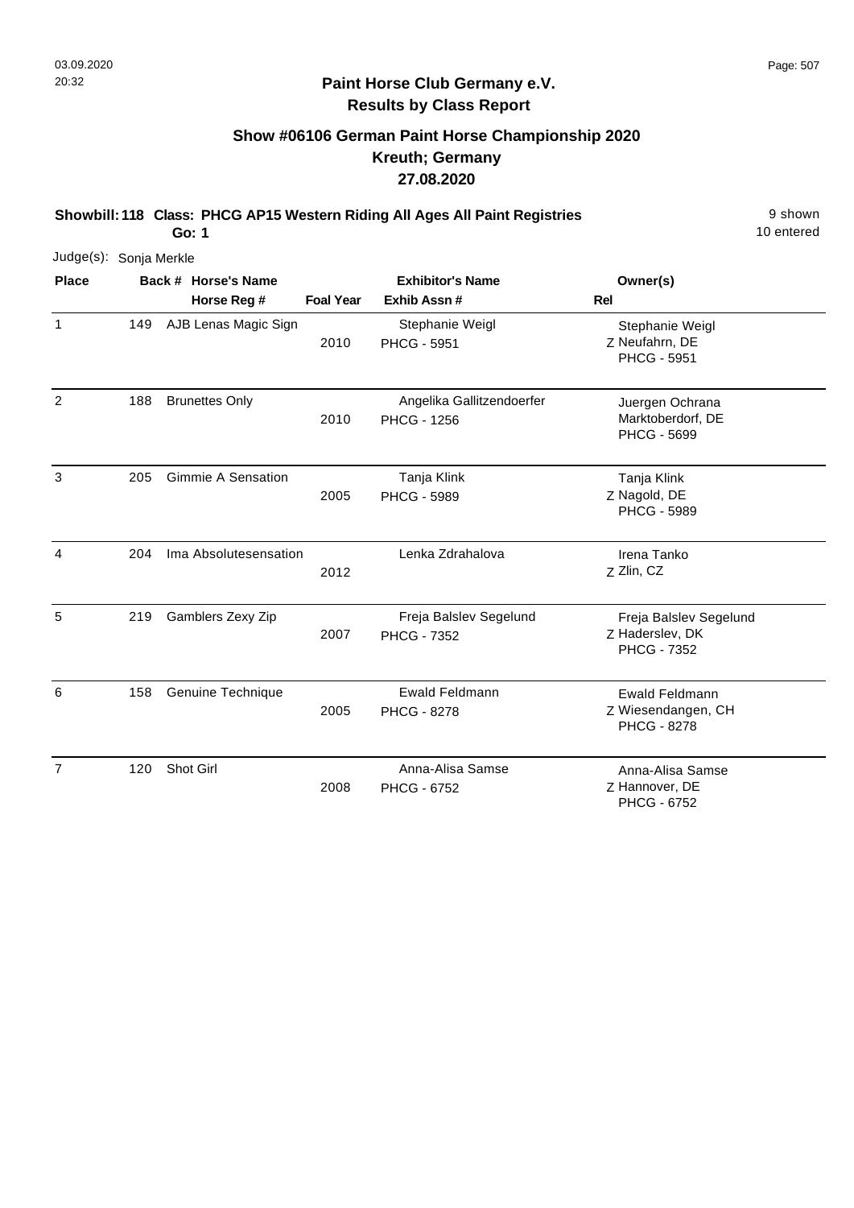## Paint Horse Club Germany e.V.
### Results by Class Report

## Show #06106 German Paint Horse Championship 2020
## Kreuth; Germany
## 27.08.2020

**Showbill: 118 Class: PHCG AP15 Western Riding All Ages All Paint Registries** — 9 shown, 10 entered

**Go: 1**

Judge(s): Sonja Merkle

| Place | Back # | Horse's Name / Horse Reg # | Foal Year | Exhibitor's Name / Exhib Assn # | Owner(s) / Rel |
|---|---|---|---|---|---|
| 1 | 149 | AJB Lenas Magic Sign | 2010 | Stephanie Weigl<br>PHCG - 5951 | Stephanie Weigl<br>Z Neufahrn, DE<br>PHCG - 5951 |
| 2 | 188 | Brunettes Only | 2010 | Angelika Gallitzendoerfer<br>PHCG - 1256 | Juergen Ochrana<br>Marktoberdorf, DE<br>PHCG - 5699 |
| 3 | 205 | Gimmie A Sensation | 2005 | Tanja Klink<br>PHCG - 5989 | Tanja Klink<br>Z Nagold, DE<br>PHCG - 5989 |
| 4 | 204 | Ima Absolutesensation | 2012 | Lenka Zdrahalova | Irena Tanko<br>Z Zlin, CZ |
| 5 | 219 | Gamblers Zexy Zip | 2007 | Freja Balslev Segelund<br>PHCG - 7352 | Freja Balslev Segelund<br>Z Haderslev, DK<br>PHCG - 7352 |
| 6 | 158 | Genuine Technique | 2005 | Ewald Feldmann<br>PHCG - 8278 | Ewald Feldmann<br>Z Wiesendangen, CH<br>PHCG - 8278 |
| 7 | 120 | Shot Girl | 2008 | Anna-Alisa Samse<br>PHCG - 6752 | Anna-Alisa Samse<br>Z Hannover, DE<br>PHCG - 6752 |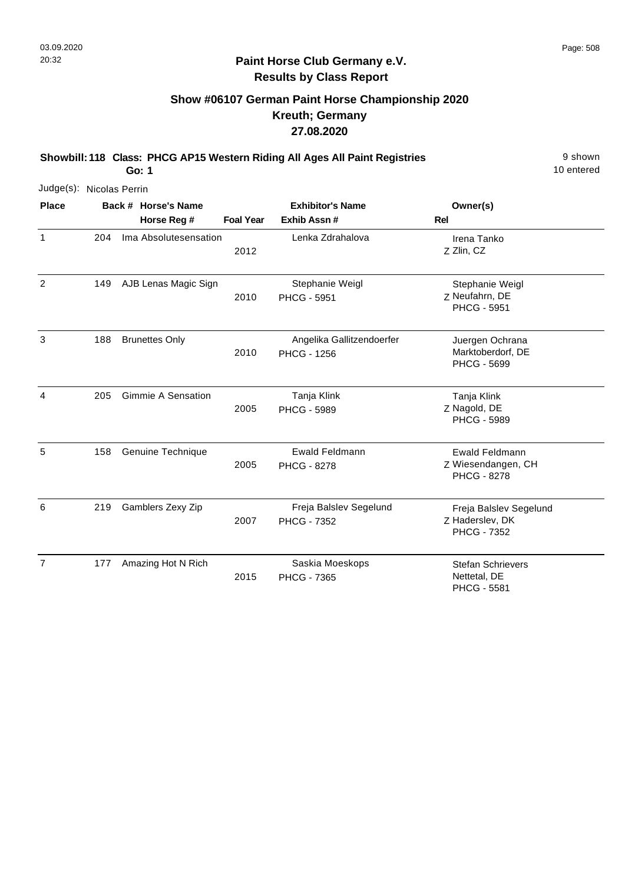## Paint Horse Club Germany e.V.

### Results by Class Report

## Show #06107 German Paint Horse Championship 2020

### Kreuth; Germany

### 27.08.2020

**Showbill: 118 Class: PHCG AP15 Western Riding All Ages All Paint Registries** 9 shown

**Go: 1** 10 entered

Judge(s): Nicolas Perrin

| Place | Back # | Horse's Name / Horse Reg # | Foal Year | Exhibitor's Name / Exhib Assn # | Rel | Owner(s) |
|---|---|---|---|---|---|---|
| 1 | 204 | Ima Absolutesensation | 2012 | Lenka Zdrahalova | Z | Irena Tanko<br>Zlin, CZ |
| 2 | 149 | AJB Lenas Magic Sign | 2010 | Stephanie Weigl<br>PHCG - 5951 | Z | Stephanie Weigl<br>Neufahrn, DE<br>PHCG - 5951 |
| 3 | 188 | Brunettes Only | 2010 | Angelika Gallitzendoerfer<br>PHCG - 1256 | | Juergen Ochrana<br>Marktoberdorf, DE<br>PHCG - 5699 |
| 4 | 205 | Gimmie A Sensation | 2005 | Tanja Klink<br>PHCG - 5989 | Z | Tanja Klink<br>Nagold, DE<br>PHCG - 5989 |
| 5 | 158 | Genuine Technique | 2005 | Ewald Feldmann<br>PHCG - 8278 | Z | Ewald Feldmann<br>Wiesendangen, CH<br>PHCG - 8278 |
| 6 | 219 | Gamblers Zexy Zip | 2007 | Freja Balslev Segelund<br>PHCG - 7352 | Z | Freja Balslev Segelund<br>Haderslev, DK<br>PHCG - 7352 |
| 7 | 177 | Amazing Hot N Rich | 2015 | Saskia Moeskops<br>PHCG - 7365 | | Stefan Schrievers<br>Nettetal, DE<br>PHCG - 5581 |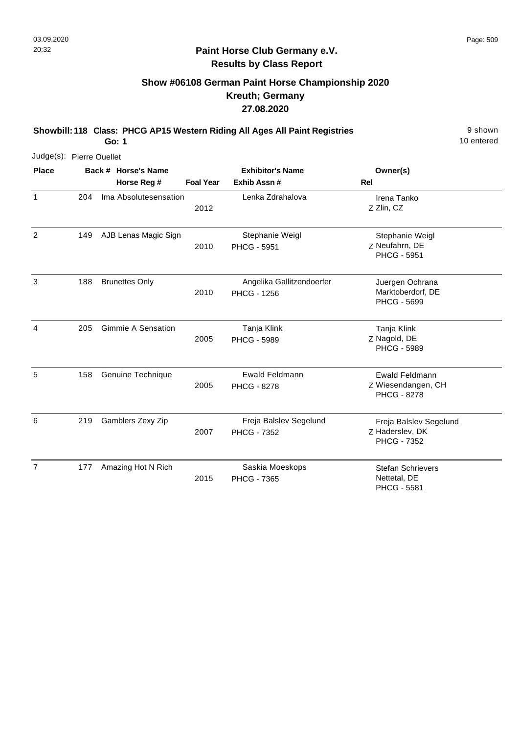03.09.2020
20:32

## Paint Horse Club Germany e.V.
**Results by Class Report**

### Show #06108 German Paint Horse Championship 2020
### Kreuth; Germany
### 27.08.2020

**Showbill: 118 Class: PHCG AP15 Western Riding All Ages All Paint Registries** — 9 shown, 10 entered
**Go: 1**

Judge(s): Pierre Ouellet

| Place | Back # | Horse's Name / Horse Reg # | Foal Year | Exhibitor's Name / Exhib Assn # | Rel | Owner(s) |
|---|---|---|---|---|---|---|
| 1 | 204 | Ima Absolutesensation | 2012 | Lenka Zdrahalova | Z | Irena Tanko<br>Zlin, CZ |
| 2 | 149 | AJB Lenas Magic Sign | 2010 | Stephanie Weigl<br>PHCG - 5951 | Z | Stephanie Weigl<br>Neufahrn, DE<br>PHCG - 5951 |
| 3 | 188 | Brunettes Only | 2010 | Angelika Gallitzendoerfer<br>PHCG - 1256 | | Juergen Ochrana<br>Marktoberdorf, DE<br>PHCG - 5699 |
| 4 | 205 | Gimmie A Sensation | 2005 | Tanja Klink<br>PHCG - 5989 | Z | Tanja Klink<br>Nagold, DE<br>PHCG - 5989 |
| 5 | 158 | Genuine Technique | 2005 | Ewald Feldmann<br>PHCG - 8278 | Z | Ewald Feldmann<br>Wiesendangen, CH<br>PHCG - 8278 |
| 6 | 219 | Gamblers Zexy Zip | 2007 | Freja Balslev Segelund<br>PHCG - 7352 | Z | Freja Balslev Segelund<br>Haderslev, DK<br>PHCG - 7352 |
| 7 | 177 | Amazing Hot N Rich | 2015 | Saskia Moeskops<br>PHCG - 7365 | | Stefan Schrievers<br>Nettetal, DE<br>PHCG - 5581 |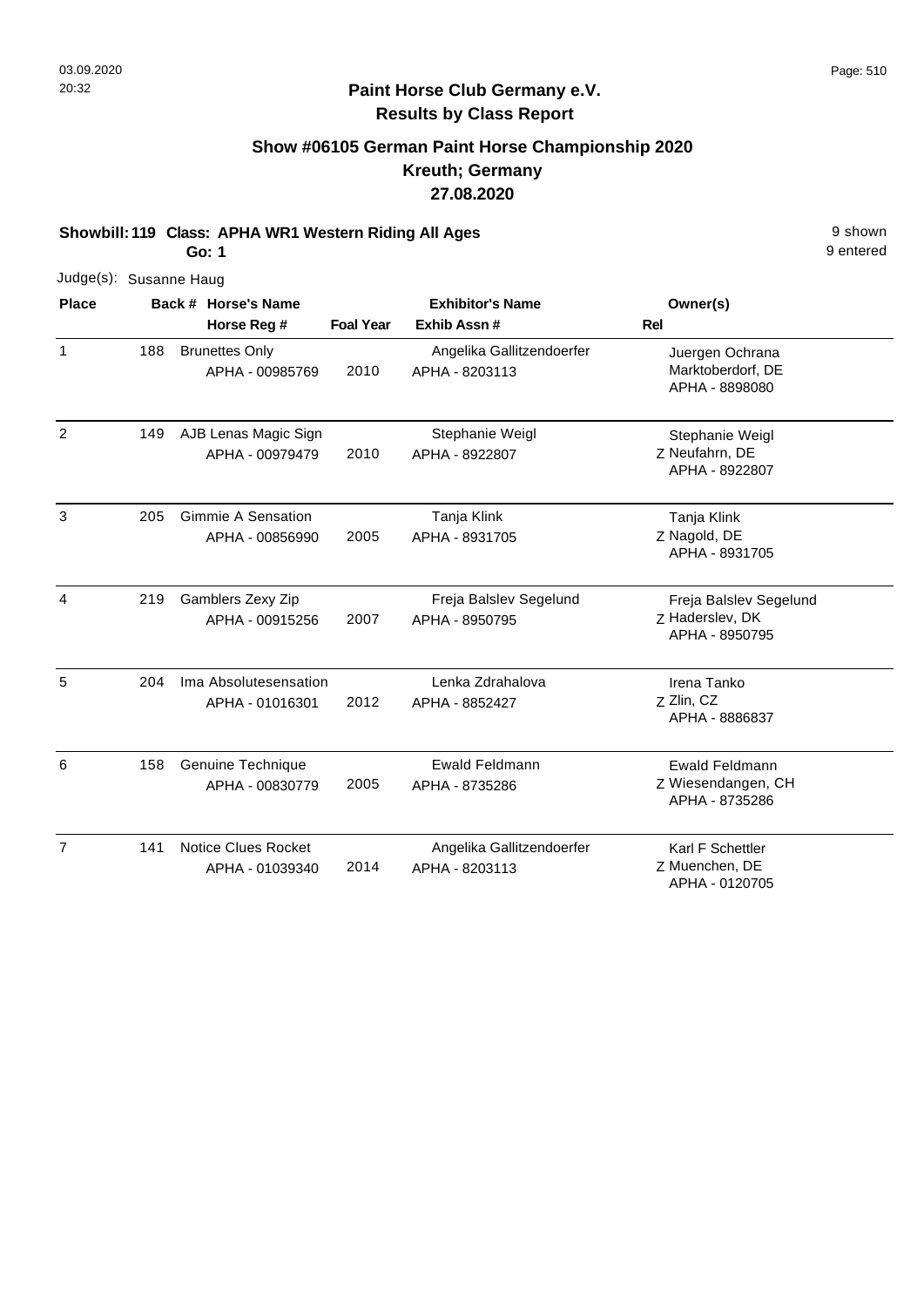**Paint Horse Club Germany e.V.**
**Results by Class Report**

## Show #06105 German Paint Horse Championship 2020
## Kreuth; Germany
## 27.08.2020

**Showbill: 119 Class: APHA WR1 Western Riding All Ages** — 9 shown, 9 entered

**Go: 1**

Judge(s): Susanne Haug

| Place | Back # | Horse's Name / Horse Reg # | Foal Year | Exhibitor's Name / Exhib Assn # | Rel | Owner(s) |
|---|---|---|---|---|---|---|
| 1 | 188 | Brunettes Only<br>APHA - 00985769 | 2010 | Angelika Gallitzendoerfer<br>APHA - 8203113 | | Juergen Ochrana<br>Marktoberdorf, DE<br>APHA - 8898080 |
| 2 | 149 | AJB Lenas Magic Sign<br>APHA - 00979479 | 2010 | Stephanie Weigl<br>APHA - 8922807 | Z | Stephanie Weigl<br>Neufahrn, DE<br>APHA - 8922807 |
| 3 | 205 | Gimmie A Sensation<br>APHA - 00856990 | 2005 | Tanja Klink<br>APHA - 8931705 | Z | Tanja Klink<br>Nagold, DE<br>APHA - 8931705 |
| 4 | 219 | Gamblers Zexy Zip<br>APHA - 00915256 | 2007 | Freja Balslev Segelund<br>APHA - 8950795 | Z | Freja Balslev Segelund<br>Haderslev, DK<br>APHA - 8950795 |
| 5 | 204 | Ima Absolutesensation<br>APHA - 01016301 | 2012 | Lenka Zdrahalova<br>APHA - 8852427 | Z | Irena Tanko<br>Zlin, CZ<br>APHA - 8886837 |
| 6 | 158 | Genuine Technique<br>APHA - 00830779 | 2005 | Ewald Feldmann<br>APHA - 8735286 | Z | Ewald Feldmann<br>Wiesendangen, CH<br>APHA - 8735286 |
| 7 | 141 | Notice Clues Rocket<br>APHA - 01039340 | 2014 | Angelika Gallitzendoerfer<br>APHA - 8203113 | Z | Karl F Schettler<br>Muenchen, DE<br>APHA - 0120705 |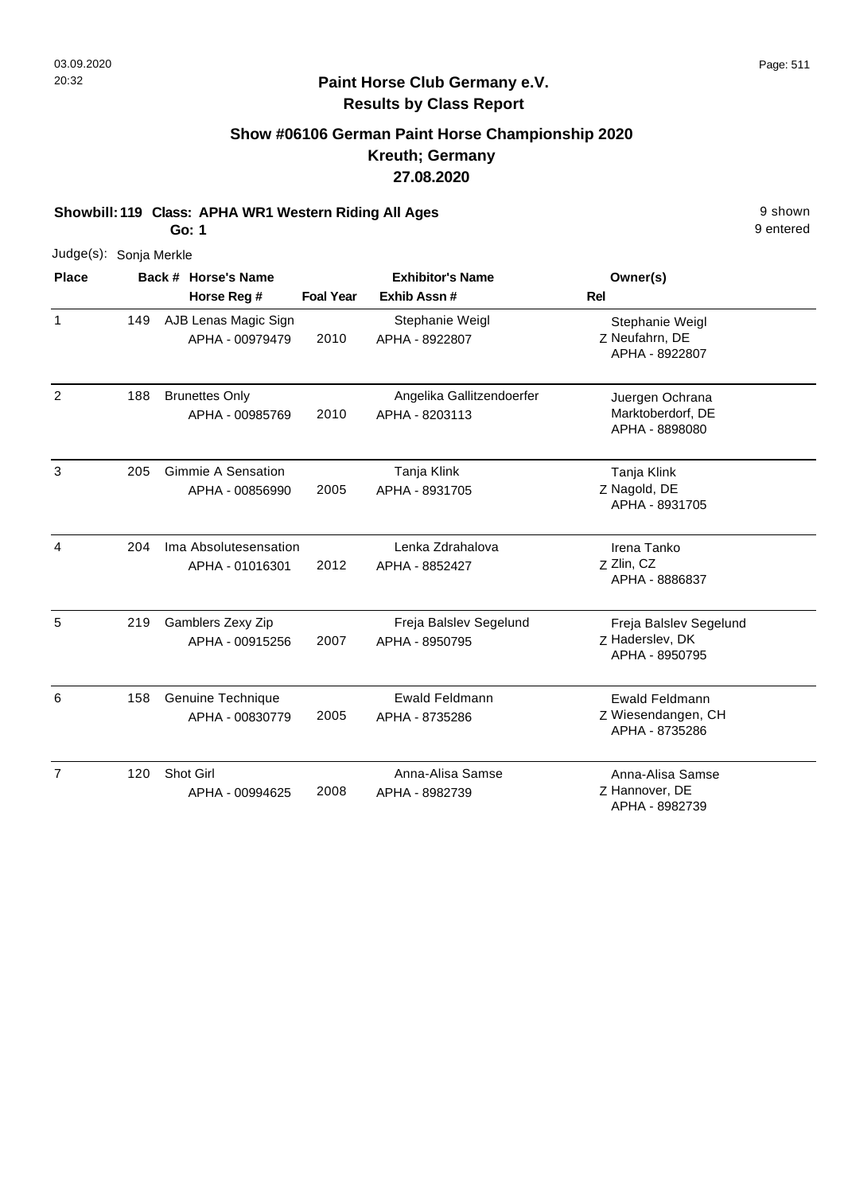## Paint Horse Club Germany e.V.
## Results by Class Report

### Show #06106 German Paint Horse Championship 2020
### Kreuth; Germany
### 27.08.2020

**Showbill: 119 Class: APHA WR1 Western Riding All Ages** — 9 shown

**Go: 1** — 9 entered

Judge(s): Sonja Merkle

| Place | Back # | Horse's Name / Horse Reg # | Foal Year | Exhibitor's Name / Exhib Assn # | Rel | Owner(s) |
|---|---|---|---|---|---|---|
| 1 | 149 | AJB Lenas Magic Sign<br>APHA - 00979479 | 2010 | Stephanie Weigl<br>APHA - 8922807 | Z | Stephanie Weigl<br>Neufahrn, DE<br>APHA - 8922807 |
| 2 | 188 | Brunettes Only<br>APHA - 00985769 | 2010 | Angelika Gallitzendoerfer<br>APHA - 8203113 | | Juergen Ochrana<br>Marktoberdorf, DE<br>APHA - 8898080 |
| 3 | 205 | Gimmie A Sensation<br>APHA - 00856990 | 2005 | Tanja Klink<br>APHA - 8931705 | Z | Tanja Klink<br>Nagold, DE<br>APHA - 8931705 |
| 4 | 204 | Ima Absolutesensation<br>APHA - 01016301 | 2012 | Lenka Zdrahalova<br>APHA - 8852427 | Z | Irena Tanko<br>Zlin, CZ<br>APHA - 8886837 |
| 5 | 219 | Gamblers Zexy Zip<br>APHA - 00915256 | 2007 | Freja Balslev Segelund<br>APHA - 8950795 | Z | Freja Balslev Segelund<br>Haderslev, DK<br>APHA - 8950795 |
| 6 | 158 | Genuine Technique<br>APHA - 00830779 | 2005 | Ewald Feldmann<br>APHA - 8735286 | Z | Ewald Feldmann<br>Wiesendangen, CH<br>APHA - 8735286 |
| 7 | 120 | Shot Girl<br>APHA - 00994625 | 2008 | Anna-Alisa Samse<br>APHA - 8982739 | Z | Anna-Alisa Samse<br>Hannover, DE<br>APHA - 8982739 |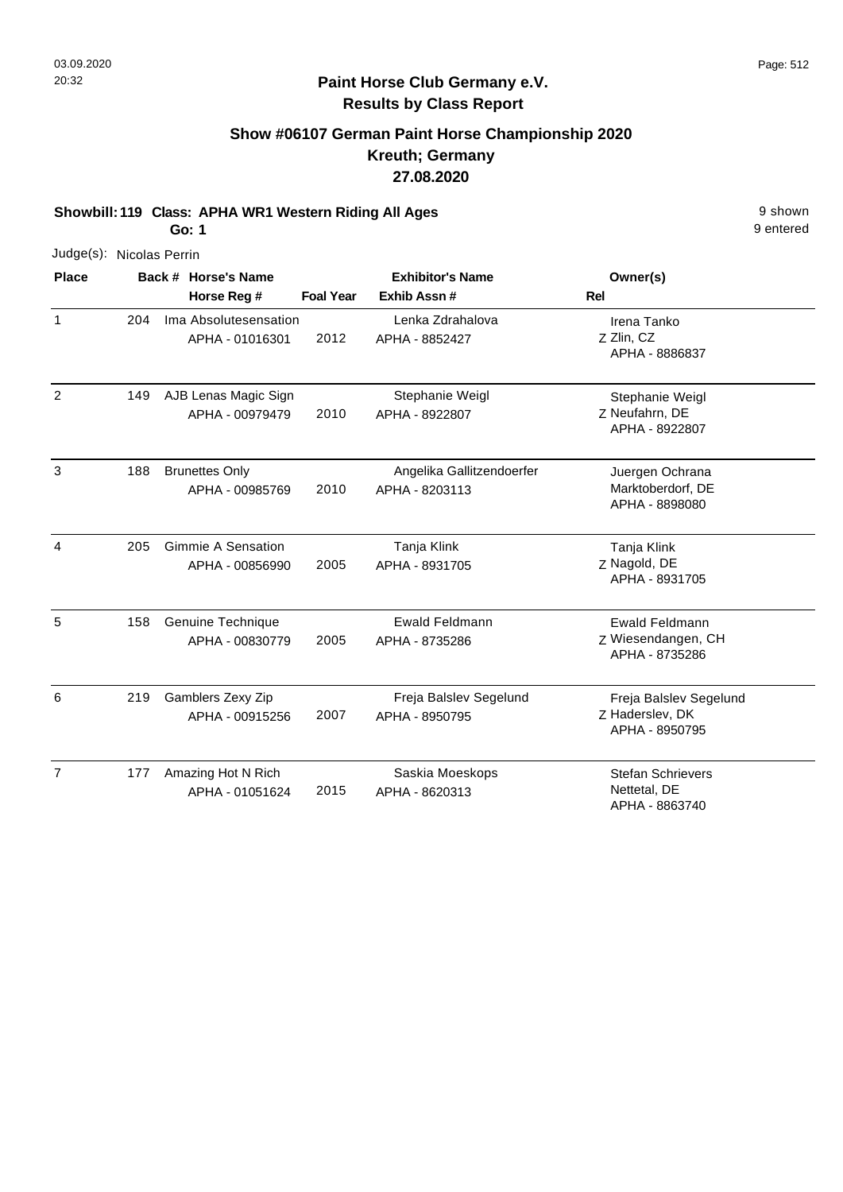**Paint Horse Club Germany e.V.**
**Results by Class Report**

## Show #06107 German Paint Horse Championship 2020
## Kreuth; Germany
## 27.08.2020

**Showbill: 119 Class: APHA WR1 Western Riding All Ages**
**Go: 1**

9 shown
9 entered

Judge(s): Nicolas Perrin

| Place | Back # | Horse's Name / Horse Reg # | Foal Year | Exhibitor's Name / Exhib Assn # | Rel | Owner(s) |
|---|---|---|---|---|---|---|
| 1 | 204 | Ima Absolutesensation<br>APHA - 01016301 | 2012 | Lenka Zdrahalova<br>APHA - 8852427 | Z | Irena Tanko<br>Zlin, CZ<br>APHA - 8886837 |
| 2 | 149 | AJB Lenas Magic Sign<br>APHA - 00979479 | 2010 | Stephanie Weigl<br>APHA - 8922807 | Z | Stephanie Weigl<br>Neufahrn, DE<br>APHA - 8922807 |
| 3 | 188 | Brunettes Only<br>APHA - 00985769 | 2010 | Angelika Gallitzendoerfer<br>APHA - 8203113 | | Juergen Ochrana<br>Marktoberdorf, DE<br>APHA - 8898080 |
| 4 | 205 | Gimmie A Sensation<br>APHA - 00856990 | 2005 | Tanja Klink<br>APHA - 8931705 | Z | Tanja Klink<br>Nagold, DE<br>APHA - 8931705 |
| 5 | 158 | Genuine Technique<br>APHA - 00830779 | 2005 | Ewald Feldmann<br>APHA - 8735286 | Z | Ewald Feldmann<br>Wiesendangen, CH<br>APHA - 8735286 |
| 6 | 219 | Gamblers Zexy Zip<br>APHA - 00915256 | 2007 | Freja Balslev Segelund<br>APHA - 8950795 | Z | Freja Balslev Segelund<br>Haderslev, DK<br>APHA - 8950795 |
| 7 | 177 | Amazing Hot N Rich<br>APHA - 01051624 | 2015 | Saskia Moeskops<br>APHA - 8620313 | | Stefan Schrievers<br>Nettetal, DE<br>APHA - 8863740 |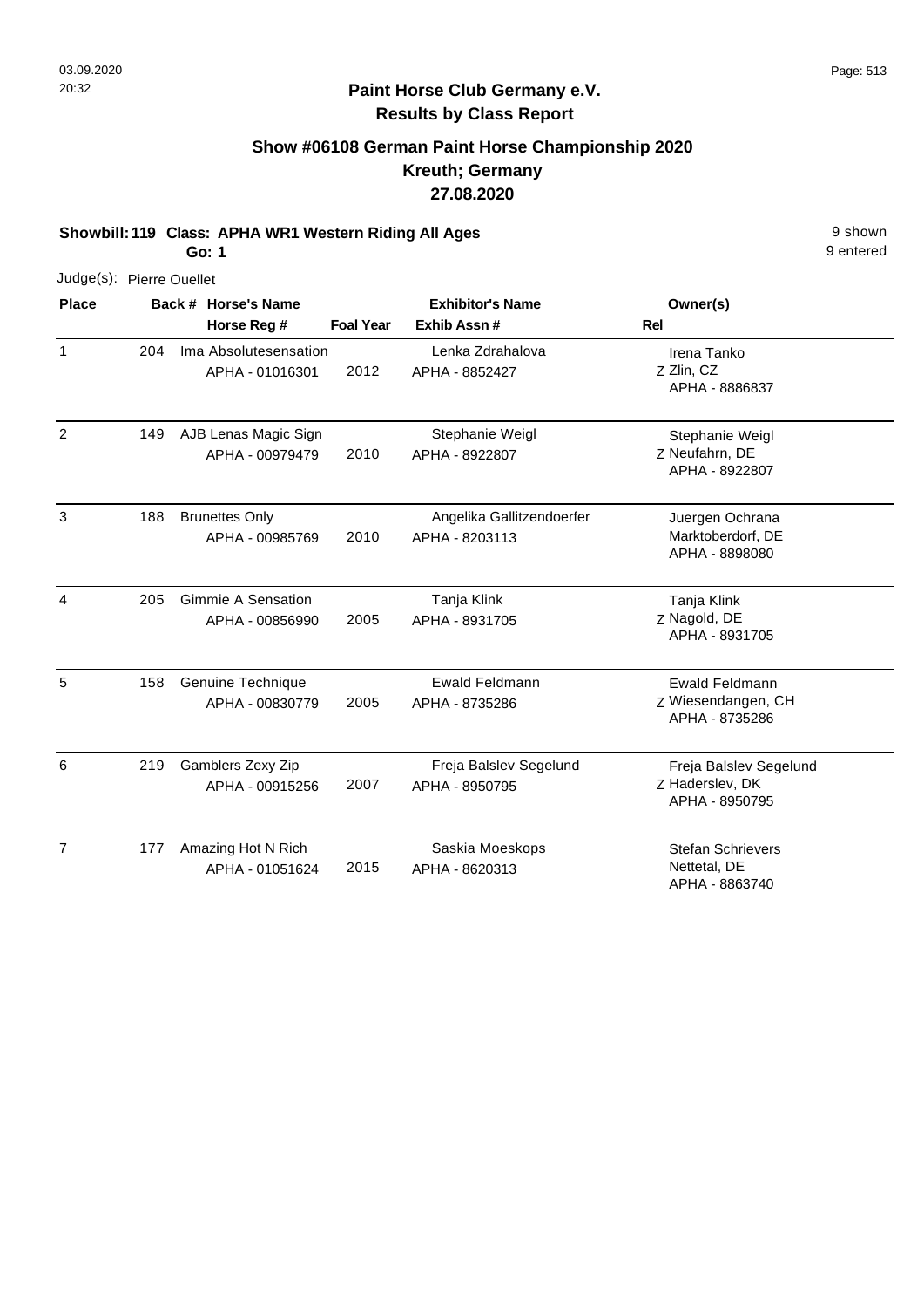**Paint Horse Club Germany e.V.**
**Results by Class Report**

## Show #06108 German Paint Horse Championship 2020
## Kreuth; Germany
## 27.08.2020

**Showbill: 119 Class: APHA WR1 Western Riding All Ages** 9 shown
**Go: 1** 9 entered

Judge(s): Pierre Ouellet

| Place | Back # | Horse's Name / Horse Reg # | Foal Year | Exhibitor's Name / Exhib Assn # | Rel | Owner(s) |
|---|---|---|---|---|---|---|
| 1 | 204 | Ima Absolutesensation<br>APHA - 01016301 | 2012 | Lenka Zdrahalova<br>APHA - 8852427 | Z | Irena Tanko<br>Zlin, CZ<br>APHA - 8886837 |
| 2 | 149 | AJB Lenas Magic Sign<br>APHA - 00979479 | 2010 | Stephanie Weigl<br>APHA - 8922807 | Z | Stephanie Weigl<br>Neufahrn, DE<br>APHA - 8922807 |
| 3 | 188 | Brunettes Only<br>APHA - 00985769 | 2010 | Angelika Gallitzendoerfer<br>APHA - 8203113 | | Juergen Ochrana<br>Marktoberdorf, DE<br>APHA - 8898080 |
| 4 | 205 | Gimmie A Sensation<br>APHA - 00856990 | 2005 | Tanja Klink<br>APHA - 8931705 | Z | Tanja Klink<br>Nagold, DE<br>APHA - 8931705 |
| 5 | 158 | Genuine Technique<br>APHA - 00830779 | 2005 | Ewald Feldmann<br>APHA - 8735286 | Z | Ewald Feldmann<br>Wiesendangen, CH<br>APHA - 8735286 |
| 6 | 219 | Gamblers Zexy Zip<br>APHA - 00915256 | 2007 | Freja Balslev Segelund<br>APHA - 8950795 | Z | Freja Balslev Segelund<br>Haderslev, DK<br>APHA - 8950795 |
| 7 | 177 | Amazing Hot N Rich<br>APHA - 01051624 | 2015 | Saskia Moeskops<br>APHA - 8620313 | | Stefan Schrievers<br>Nettetal, DE<br>APHA - 8863740 |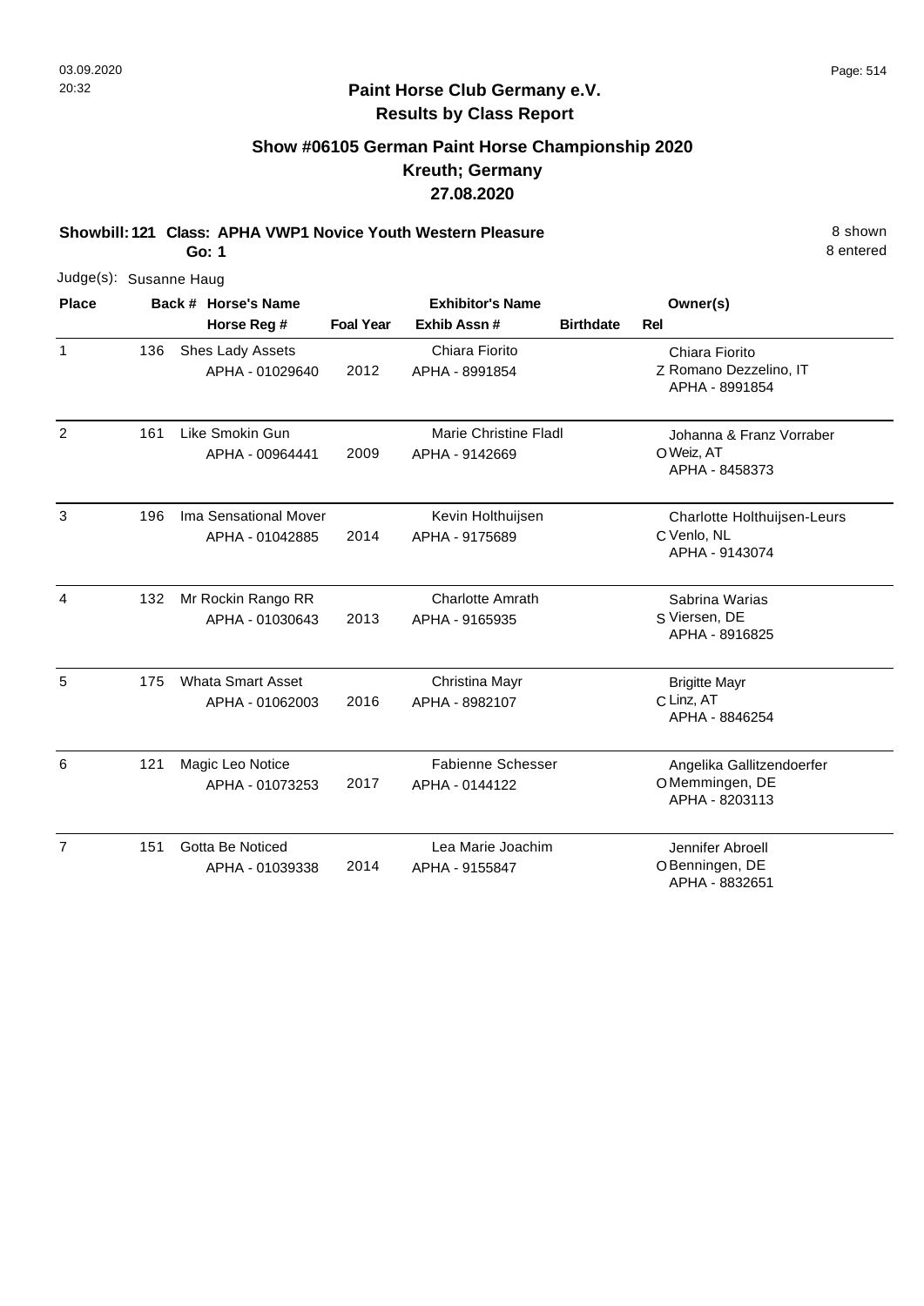# Paint Horse Club Germany e.V.

## Results by Class Report

### Show #06105 German Paint Horse Championship 2020
### Kreuth; Germany
### 27.08.2020

**Showbill: 121 Class: APHA VWP1 Novice Youth Western Pleasure** — 8 shown, 8 entered

**Go: 1**

Judge(s): Susanne Haug

| Place | Back # | Horse's Name / Horse Reg # | Foal Year | Exhibitor's Name / Exhib Assn # | Birthdate | Rel | Owner(s) |
|---|---|---|---|---|---|---|---|
| 1 | 136 | Shes Lady Assets<br>APHA - 01029640 | 2012 | Chiara Fiorito<br>APHA - 8991854 | | Z | Chiara Fiorito<br>Romano Dezzelino, IT<br>APHA - 8991854 |
| 2 | 161 | Like Smokin Gun<br>APHA - 00964441 | 2009 | Marie Christine Fladl<br>APHA - 9142669 | | O | Johanna & Franz Vorraber<br>Weiz, AT<br>APHA - 8458373 |
| 3 | 196 | Ima Sensational Mover<br>APHA - 01042885 | 2014 | Kevin Holthuijsen<br>APHA - 9175689 | | C | Charlotte Holthuijsen-Leurs<br>Venlo, NL<br>APHA - 9143074 |
| 4 | 132 | Mr Rockin Rango RR<br>APHA - 01030643 | 2013 | Charlotte Amrath<br>APHA - 9165935 | | S | Sabrina Warias<br>Viersen, DE<br>APHA - 8916825 |
| 5 | 175 | Whata Smart Asset<br>APHA - 01062003 | 2016 | Christina Mayr<br>APHA - 8982107 | | C | Brigitte Mayr<br>Linz, AT<br>APHA - 8846254 |
| 6 | 121 | Magic Leo Notice<br>APHA - 01073253 | 2017 | Fabienne Schesser<br>APHA - 0144122 | | O | Angelika Gallitzendoerfer<br>Memmingen, DE<br>APHA - 8203113 |
| 7 | 151 | Gotta Be Noticed<br>APHA - 01039338 | 2014 | Lea Marie Joachim<br>APHA - 9155847 | | O | Jennifer Abroell<br>Benningen, DE<br>APHA - 8832651 |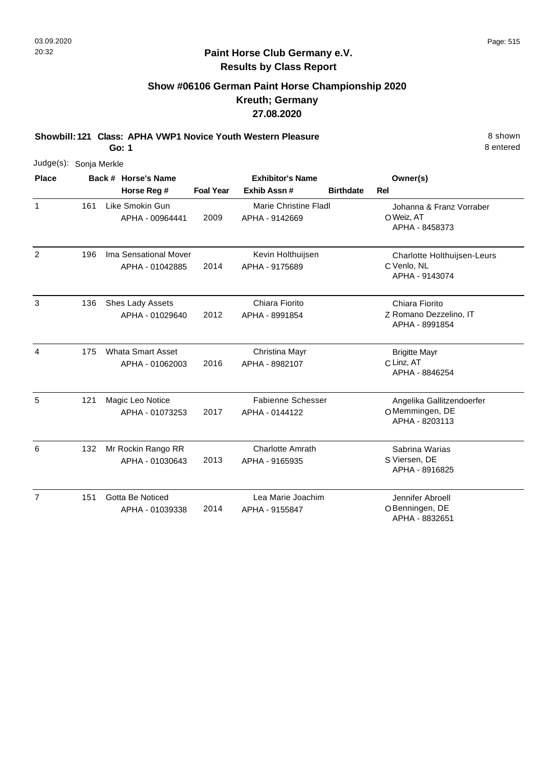**Paint Horse Club Germany e.V.**
**Results by Class Report**

## Show #06106 German Paint Horse Championship 2020
## Kreuth; Germany
## 27.08.2020

**Showbill: 121 Class: APHA VWP1 Novice Youth Western Pleasure** — 8 shown
**Go: 1** — 8 entered

Judge(s): Sonja Merkle

| Place | Back # | Horse's Name / Horse Reg # | Foal Year | Exhibitor's Name / Exhib Assn # | Birthdate | Rel | Owner(s) |
|---|---|---|---|---|---|---|---|
| 1 | 161 | Like Smokin Gun<br>APHA - 00964441 | 2009 | Marie Christine Fladl<br>APHA - 9142669 | | O | Johanna & Franz Vorraber<br>Weiz, AT<br>APHA - 8458373 |
| 2 | 196 | Ima Sensational Mover<br>APHA - 01042885 | 2014 | Kevin Holthuijsen<br>APHA - 9175689 | | C | Charlotte Holthuijsen-Leurs<br>Venlo, NL<br>APHA - 9143074 |
| 3 | 136 | Shes Lady Assets<br>APHA - 01029640 | 2012 | Chiara Fiorito<br>APHA - 8991854 | | Z | Chiara Fiorito<br>Romano Dezzelino, IT<br>APHA - 8991854 |
| 4 | 175 | Whata Smart Asset<br>APHA - 01062003 | 2016 | Christina Mayr<br>APHA - 8982107 | | C | Brigitte Mayr<br>Linz, AT<br>APHA - 8846254 |
| 5 | 121 | Magic Leo Notice<br>APHA - 01073253 | 2017 | Fabienne Schesser<br>APHA - 0144122 | | O | Angelika Gallitzendoerfer<br>Memmingen, DE<br>APHA - 8203113 |
| 6 | 132 | Mr Rockin Rango RR<br>APHA - 01030643 | 2013 | Charlotte Amrath<br>APHA - 9165935 | | S | Sabrina Warias<br>Viersen, DE<br>APHA - 8916825 |
| 7 | 151 | Gotta Be Noticed<br>APHA - 01039338 | 2014 | Lea Marie Joachim<br>APHA - 9155847 | | O | Jennifer Abroell<br>Benningen, DE<br>APHA - 8832651 |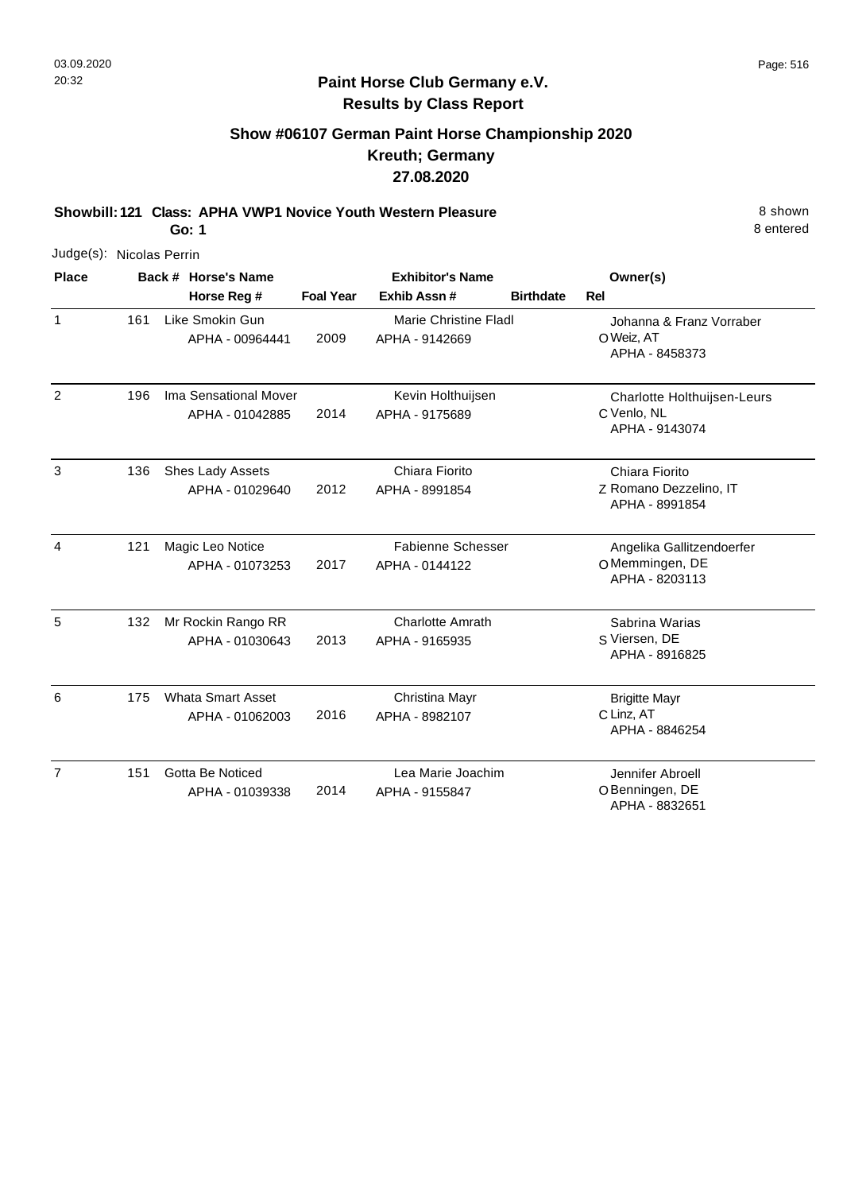**Paint Horse Club Germany e.V.**
**Results by Class Report**

## Show #06107 German Paint Horse Championship 2020
## Kreuth; Germany
## 27.08.2020

**Showbill: 121 Class: APHA VWP1 Novice Youth Western Pleasure** 8 shown
**Go: 1** 8 entered

Judge(s): Nicolas Perrin

| Place | Back # | Horse's Name / Horse Reg # | Foal Year | Exhibitor's Name / Exhib Assn # | Birthdate | Rel | Owner(s) |
|---|---|---|---|---|---|---|---|
| 1 | 161 | Like Smokin Gun<br>APHA - 00964441 | 2009 | Marie Christine Fladl<br>APHA - 9142669 | | O | Johanna & Franz Vorraber<br>Weiz, AT<br>APHA - 8458373 |
| 2 | 196 | Ima Sensational Mover<br>APHA - 01042885 | 2014 | Kevin Holthuijsen<br>APHA - 9175689 | | C | Charlotte Holthuijsen-Leurs<br>Venlo, NL<br>APHA - 9143074 |
| 3 | 136 | Shes Lady Assets<br>APHA - 01029640 | 2012 | Chiara Fiorito<br>APHA - 8991854 | | Z | Chiara Fiorito<br>Romano Dezzelino, IT<br>APHA - 8991854 |
| 4 | 121 | Magic Leo Notice<br>APHA - 01073253 | 2017 | Fabienne Schesser<br>APHA - 0144122 | | O | Angelika Gallitzendoerfer<br>Memmingen, DE<br>APHA - 8203113 |
| 5 | 132 | Mr Rockin Rango RR<br>APHA - 01030643 | 2013 | Charlotte Amrath<br>APHA - 9165935 | | S | Sabrina Warias<br>Viersen, DE<br>APHA - 8916825 |
| 6 | 175 | Whata Smart Asset<br>APHA - 01062003 | 2016 | Christina Mayr<br>APHA - 8982107 | | C | Brigitte Mayr<br>Linz, AT<br>APHA - 8846254 |
| 7 | 151 | Gotta Be Noticed<br>APHA - 01039338 | 2014 | Lea Marie Joachim<br>APHA - 9155847 | | O | Jennifer Abroell<br>Benningen, DE<br>APHA - 8832651 |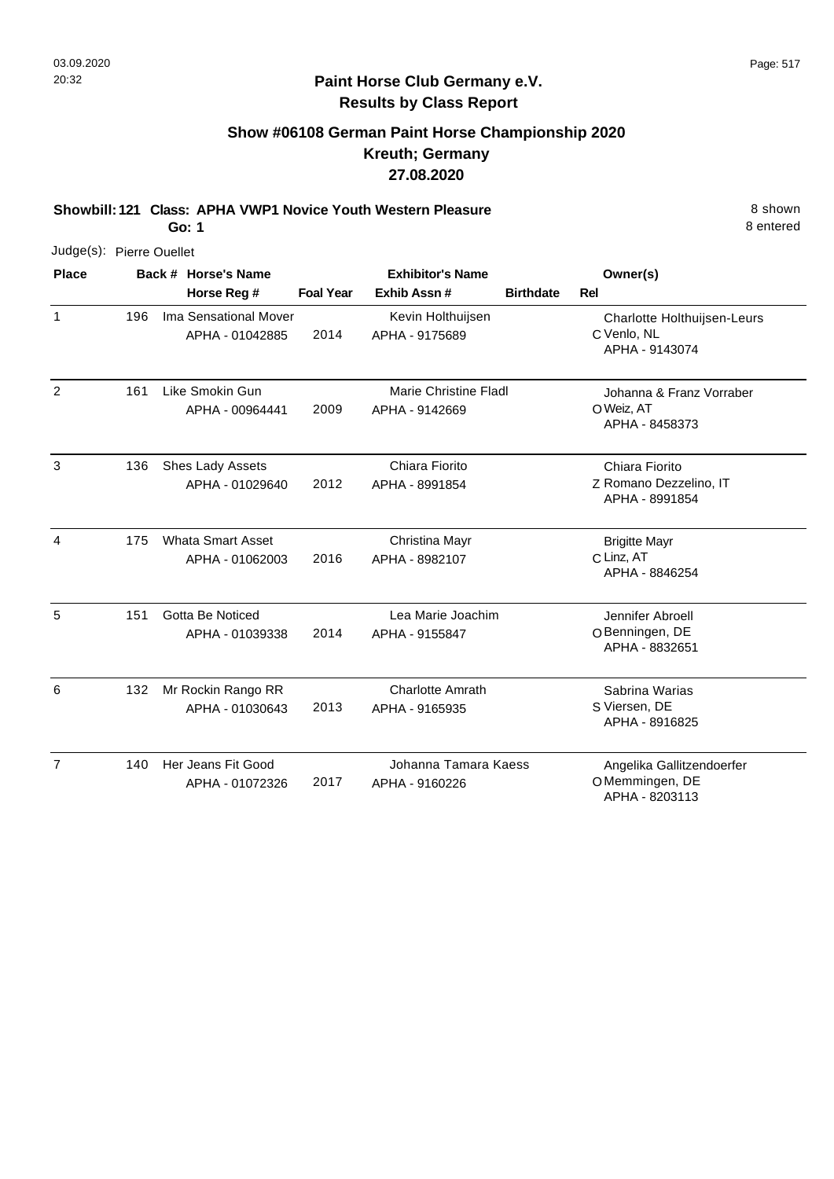## Paint Horse Club Germany e.V.
## Results by Class Report

### Show #06108 German Paint Horse Championship 2020
### Kreuth; Germany
### 27.08.2020

**Showbill: 121 Class: APHA VWP1 Novice Youth Western Pleasure** — 8 shown

**Go: 1** — 8 entered

Judge(s): Pierre Ouellet

| Place | Back # | Horse's Name / Horse Reg # | Foal Year | Exhibitor's Name / Exhib Assn # | Birthdate | Rel | Owner(s) |
|---|---|---|---|---|---|---|---|
| 1 | 196 | Ima Sensational Mover<br>APHA - 01042885 | 2014 | Kevin Holthuijsen<br>APHA - 9175689 | | C | Charlotte Holthuijsen-Leurs<br>Venlo, NL<br>APHA - 9143074 |
| 2 | 161 | Like Smokin Gun<br>APHA - 00964441 | 2009 | Marie Christine Fladl<br>APHA - 9142669 | | O | Johanna & Franz Vorraber<br>Weiz, AT<br>APHA - 8458373 |
| 3 | 136 | Shes Lady Assets<br>APHA - 01029640 | 2012 | Chiara Fiorito<br>APHA - 8991854 | | Z | Chiara Fiorito<br>Romano Dezzelino, IT<br>APHA - 8991854 |
| 4 | 175 | Whata Smart Asset<br>APHA - 01062003 | 2016 | Christina Mayr<br>APHA - 8982107 | | C | Brigitte Mayr<br>Linz, AT<br>APHA - 8846254 |
| 5 | 151 | Gotta Be Noticed<br>APHA - 01039338 | 2014 | Lea Marie Joachim<br>APHA - 9155847 | | O | Jennifer Abroell<br>Benningen, DE<br>APHA - 8832651 |
| 6 | 132 | Mr Rockin Rango RR<br>APHA - 01030643 | 2013 | Charlotte Amrath<br>APHA - 9165935 | | S | Sabrina Warias<br>Viersen, DE<br>APHA - 8916825 |
| 7 | 140 | Her Jeans Fit Good<br>APHA - 01072326 | 2017 | Johanna Tamara Kaess<br>APHA - 9160226 | | O | Angelika Gallitzendoerfer<br>Memmingen, DE<br>APHA - 8203113 |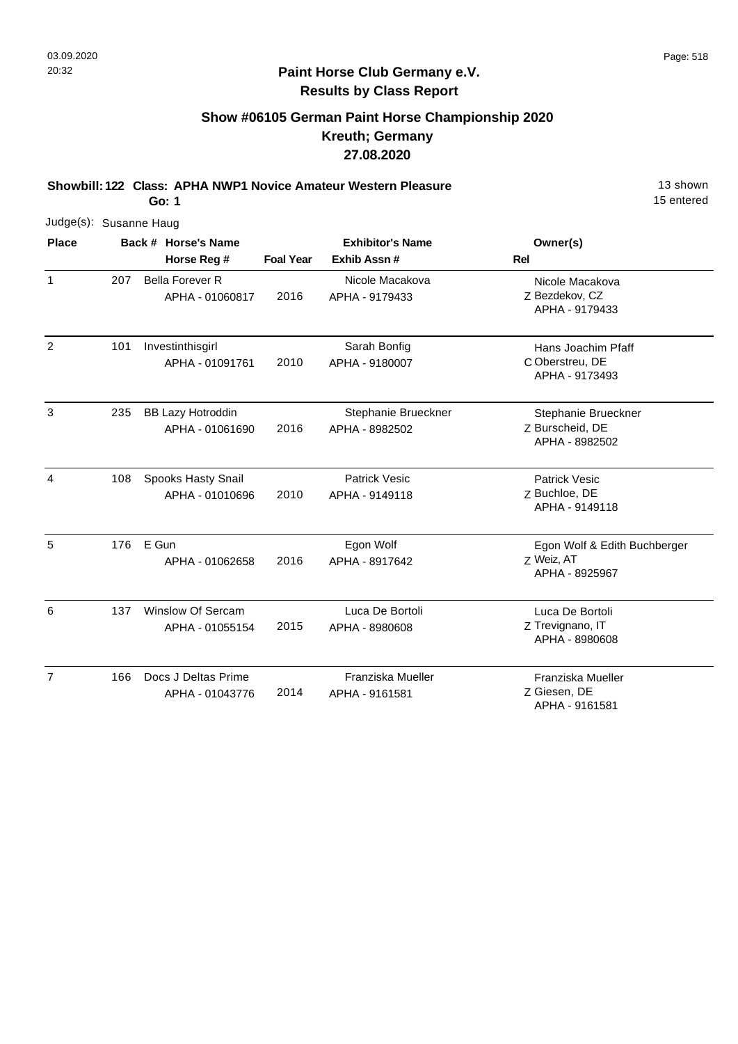**Paint Horse Club Germany e.V.**
**Results by Class Report**

## Show #06105 German Paint Horse Championship 2020
## Kreuth; Germany
## 27.08.2020

**Showbill: 122 Class: APHA NWP1 Novice Amateur Western Pleasure** — 13 shown
**Go: 1** — 15 entered

Judge(s): Susanne Haug

| Place | Back # | Horse's Name / Horse Reg # | Foal Year | Exhibitor's Name / Exhib Assn # | Rel | Owner(s) |
|---|---|---|---|---|---|---|
| 1 | 207 | Bella Forever R<br>APHA - 01060817 | 2016 | Nicole Macakova<br>APHA - 9179433 | Z | Nicole Macakova<br>Bezdekov, CZ<br>APHA - 9179433 |
| 2 | 101 | Investinthisgirl<br>APHA - 01091761 | 2010 | Sarah Bonfig<br>APHA - 9180007 | C | Hans Joachim Pfaff<br>Oberstreu, DE<br>APHA - 9173493 |
| 3 | 235 | BB Lazy Hotroddin<br>APHA - 01061690 | 2016 | Stephanie Brueckner<br>APHA - 8982502 | Z | Stephanie Brueckner<br>Burscheid, DE<br>APHA - 8982502 |
| 4 | 108 | Spooks Hasty Snail<br>APHA - 01010696 | 2010 | Patrick Vesic<br>APHA - 9149118 | Z | Patrick Vesic<br>Buchloe, DE<br>APHA - 9149118 |
| 5 | 176 | E Gun<br>APHA - 01062658 | 2016 | Egon Wolf<br>APHA - 8917642 | Z | Egon Wolf & Edith Buchberger<br>Weiz, AT<br>APHA - 8925967 |
| 6 | 137 | Winslow Of Sercam<br>APHA - 01055154 | 2015 | Luca De Bortoli<br>APHA - 8980608 | Z | Luca De Bortoli<br>Trevignano, IT<br>APHA - 8980608 |
| 7 | 166 | Docs J Deltas Prime<br>APHA - 01043776 | 2014 | Franziska Mueller<br>APHA - 9161581 | Z | Franziska Mueller<br>Giesen, DE<br>APHA - 9161581 |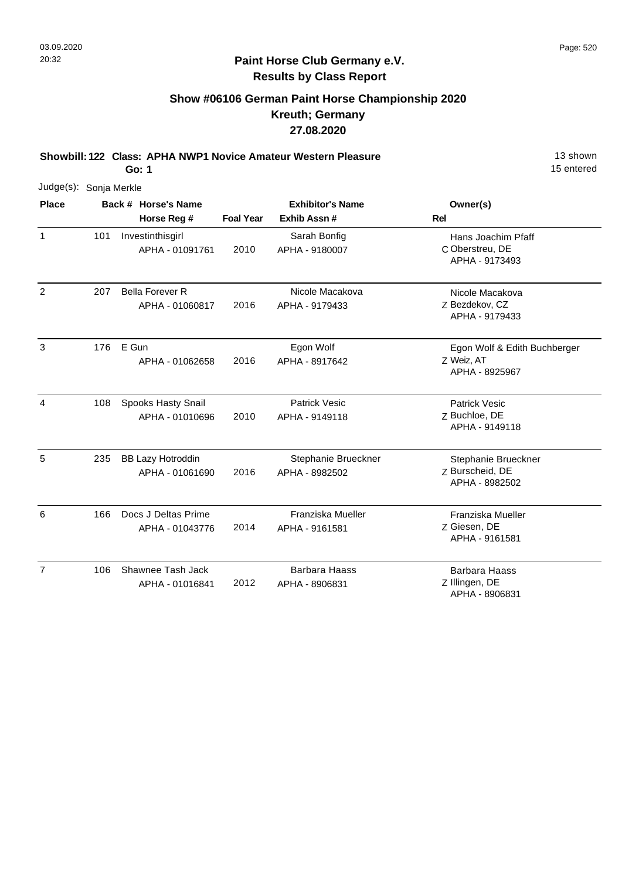## Paint Horse Club Germany e.V.
## Results by Class Report

### Show #06106 German Paint Horse Championship 2020
### Kreuth; Germany
### 27.08.2020

**Showbill: 122 Class: APHA NWP1 Novice Amateur Western Pleasure** 13 shown
**Go: 1** 15 entered

Judge(s): Sonja Merkle

| Place | Back # | Horse's Name / Horse Reg # | Foal Year | Exhibitor's Name / Exhib Assn # | Rel | Owner(s) |
|---|---|---|---|---|---|---|
| 1 | 101 | Investinthisgirl<br>APHA - 01091761 | 2010 | Sarah Bonfig<br>APHA - 9180007 | C | Hans Joachim Pfaff<br>Oberstreu, DE<br>APHA - 9173493 |
| 2 | 207 | Bella Forever R<br>APHA - 01060817 | 2016 | Nicole Macakova<br>APHA - 9179433 | Z | Nicole Macakova<br>Bezdekov, CZ<br>APHA - 9179433 |
| 3 | 176 | E Gun<br>APHA - 01062658 | 2016 | Egon Wolf<br>APHA - 8917642 | Z | Egon Wolf & Edith Buchberger<br>Weiz, AT<br>APHA - 8925967 |
| 4 | 108 | Spooks Hasty Snail<br>APHA - 01010696 | 2010 | Patrick Vesic<br>APHA - 9149118 | Z | Patrick Vesic<br>Buchloe, DE<br>APHA - 9149118 |
| 5 | 235 | BB Lazy Hotroddin<br>APHA - 01061690 | 2016 | Stephanie Brueckner<br>APHA - 8982502 | Z | Stephanie Brueckner<br>Burscheid, DE<br>APHA - 8982502 |
| 6 | 166 | Docs J Deltas Prime<br>APHA - 01043776 | 2014 | Franziska Mueller<br>APHA - 9161581 | Z | Franziska Mueller<br>Giesen, DE<br>APHA - 9161581 |
| 7 | 106 | Shawnee Tash Jack<br>APHA - 01016841 | 2012 | Barbara Haass<br>APHA - 8906831 | Z | Barbara Haass<br>Illingen, DE<br>APHA - 8906831 |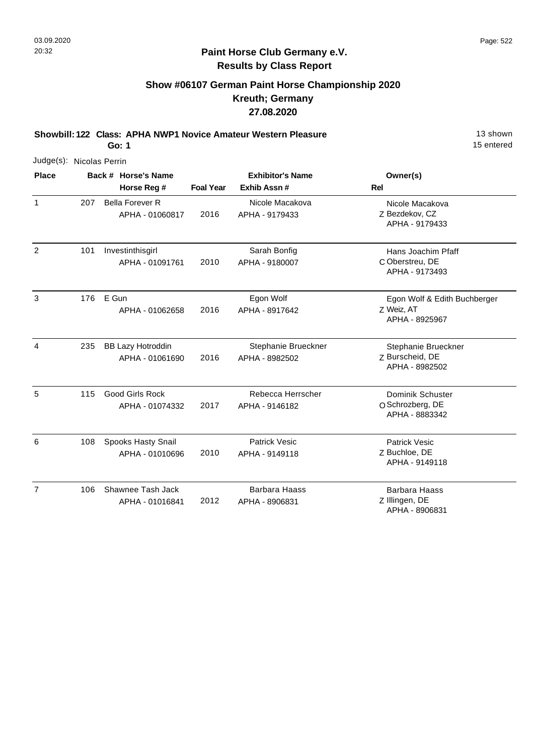**Paint Horse Club Germany e.V.**
**Results by Class Report**

## Show #06107 German Paint Horse Championship 2020
## Kreuth; Germany
## 27.08.2020

**Showbill: 122 Class: APHA NWP1 Novice Amateur Western Pleasure** — 13 shown, 15 entered
**Go: 1**

Judge(s): Nicolas Perrin

| Place | Back # | Horse's Name / Horse Reg # | Foal Year | Exhibitor's Name / Exhib Assn # | Rel | Owner(s) |
|---|---|---|---|---|---|---|
| 1 | 207 | Bella Forever R<br>APHA - 01060817 | 2016 | Nicole Macakova<br>APHA - 9179433 | Z | Nicole Macakova<br>Bezdekov, CZ<br>APHA - 9179433 |
| 2 | 101 | Investinthisgirl<br>APHA - 01091761 | 2010 | Sarah Bonfig<br>APHA - 9180007 | C | Hans Joachim Pfaff<br>Oberstreu, DE<br>APHA - 9173493 |
| 3 | 176 | E Gun<br>APHA - 01062658 | 2016 | Egon Wolf<br>APHA - 8917642 | Z | Egon Wolf & Edith Buchberger<br>Weiz, AT<br>APHA - 8925967 |
| 4 | 235 | BB Lazy Hotroddin<br>APHA - 01061690 | 2016 | Stephanie Brueckner<br>APHA - 8982502 | Z | Stephanie Brueckner<br>Burscheid, DE<br>APHA - 8982502 |
| 5 | 115 | Good Girls Rock<br>APHA - 01074332 | 2017 | Rebecca Herrscher<br>APHA - 9146182 | O | Dominik Schuster<br>Schrozberg, DE<br>APHA - 8883342 |
| 6 | 108 | Spooks Hasty Snail<br>APHA - 01010696 | 2010 | Patrick Vesic<br>APHA - 9149118 | Z | Patrick Vesic<br>Buchloe, DE<br>APHA - 9149118 |
| 7 | 106 | Shawnee Tash Jack<br>APHA - 01016841 | 2012 | Barbara Haass<br>APHA - 8906831 | Z | Barbara Haass<br>Illingen, DE<br>APHA - 8906831 |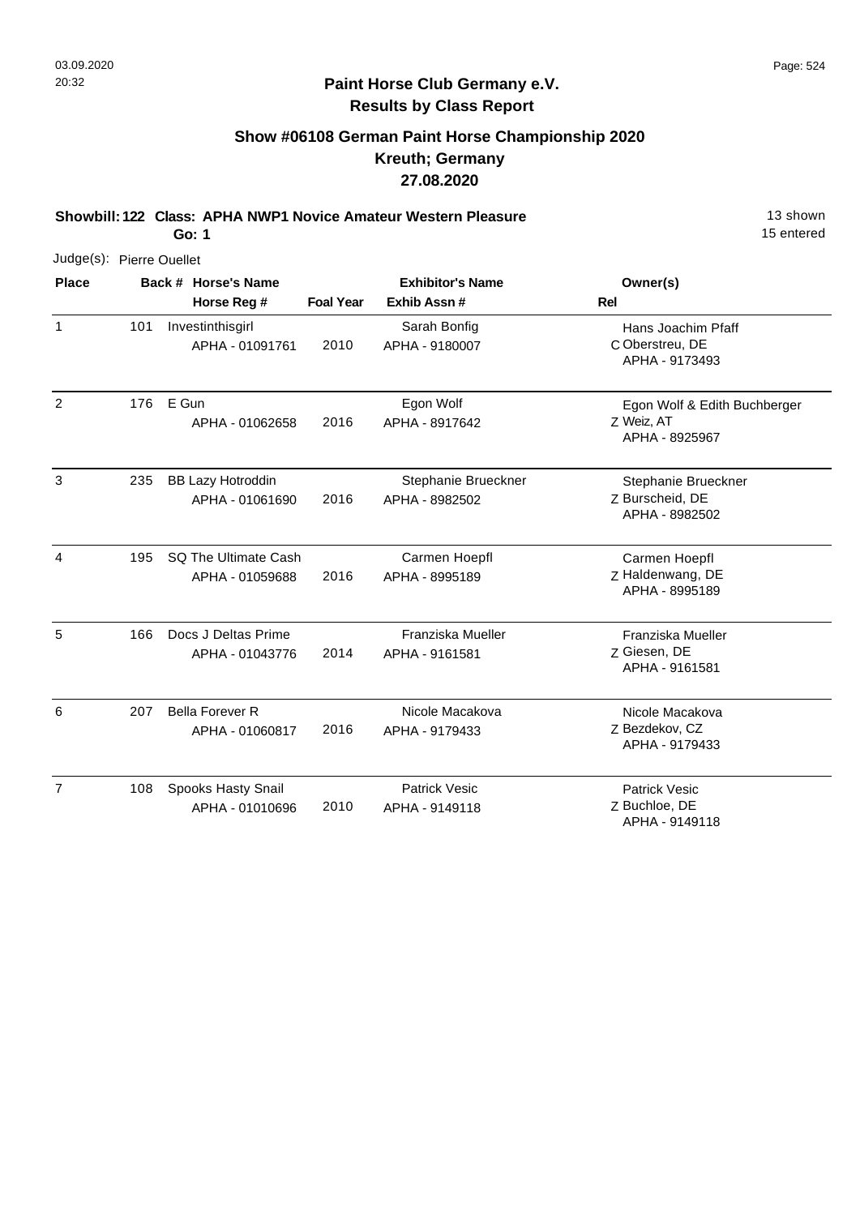**Paint Horse Club Germany e.V.**
**Results by Class Report**

## Show #06108 German Paint Horse Championship 2020
## Kreuth; Germany
## 27.08.2020

**Showbill: 122 Class: APHA NWP1 Novice Amateur Western Pleasure** 13 shown
**Go: 1** 15 entered

Judge(s): Pierre Ouellet

| Place | Back # | Horse's Name / Horse Reg # | Foal Year | Exhibitor's Name / Exhib Assn # | Rel | Owner(s) |
|---|---|---|---|---|---|---|
| 1 | 101 | Investinthisgirl<br>APHA - 01091761 | 2010 | Sarah Bonfig<br>APHA - 9180007 | C | Hans Joachim Pfaff<br>Oberstreu, DE<br>APHA - 9173493 |
| 2 | 176 | E Gun<br>APHA - 01062658 | 2016 | Egon Wolf<br>APHA - 8917642 | Z | Egon Wolf & Edith Buchberger<br>Weiz, AT<br>APHA - 8925967 |
| 3 | 235 | BB Lazy Hotroddin<br>APHA - 01061690 | 2016 | Stephanie Brueckner<br>APHA - 8982502 | Z | Stephanie Brueckner<br>Burscheid, DE<br>APHA - 8982502 |
| 4 | 195 | SQ The Ultimate Cash<br>APHA - 01059688 | 2016 | Carmen Hoepfl<br>APHA - 8995189 | Z | Carmen Hoepfl<br>Haldenwang, DE<br>APHA - 8995189 |
| 5 | 166 | Docs J Deltas Prime<br>APHA - 01043776 | 2014 | Franziska Mueller<br>APHA - 9161581 | Z | Franziska Mueller<br>Giesen, DE<br>APHA - 9161581 |
| 6 | 207 | Bella Forever R<br>APHA - 01060817 | 2016 | Nicole Macakova<br>APHA - 9179433 | Z | Nicole Macakova<br>Bezdekov, CZ<br>APHA - 9179433 |
| 7 | 108 | Spooks Hasty Snail<br>APHA - 01010696 | 2010 | Patrick Vesic<br>APHA - 9149118 | Z | Patrick Vesic<br>Buchloe, DE<br>APHA - 9149118 |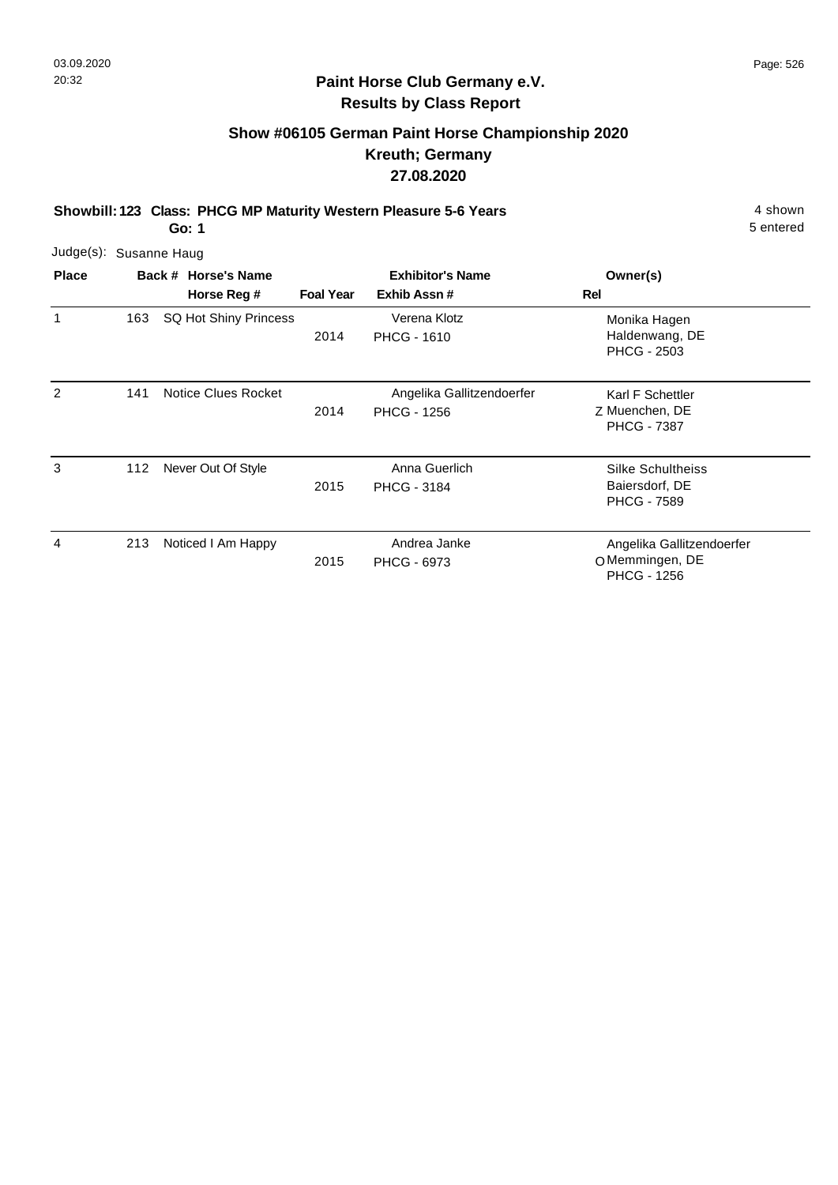**Paint Horse Club Germany e.V.**

**Results by Class Report**

## Show #06105 German Paint Horse Championship 2020

### Kreuth; Germany

### 27.08.2020

**Showbill: 123 Class: PHCG MP Maturity Western Pleasure 5-6 Years** 4 shown

**Go: 1** 5 entered

Judge(s): Susanne Haug

| Place | Back # | Horse's Name / Horse Reg # | Foal Year | Exhibitor's Name / Exhib Assn # | Rel | Owner(s) |
|---|---|---|---|---|---|---|
| 1 | 163 | SQ Hot Shiny Princess | 2014 | Verena Klotz<br>PHCG - 1610 | | Monika Hagen<br>Haldenwang, DE<br>PHCG - 2503 |
| 2 | 141 | Notice Clues Rocket | 2014 | Angelika Gallitzendoerfer<br>PHCG - 1256 | Z | Karl F Schettler<br>Muenchen, DE<br>PHCG - 7387 |
| 3 | 112 | Never Out Of Style | 2015 | Anna Guerlich<br>PHCG - 3184 | | Silke Schultheiss<br>Baiersdorf, DE<br>PHCG - 7589 |
| 4 | 213 | Noticed I Am Happy | 2015 | Andrea Janke<br>PHCG - 6973 | O | Angelika Gallitzendoerfer<br>Memmingen, DE<br>PHCG - 1256 |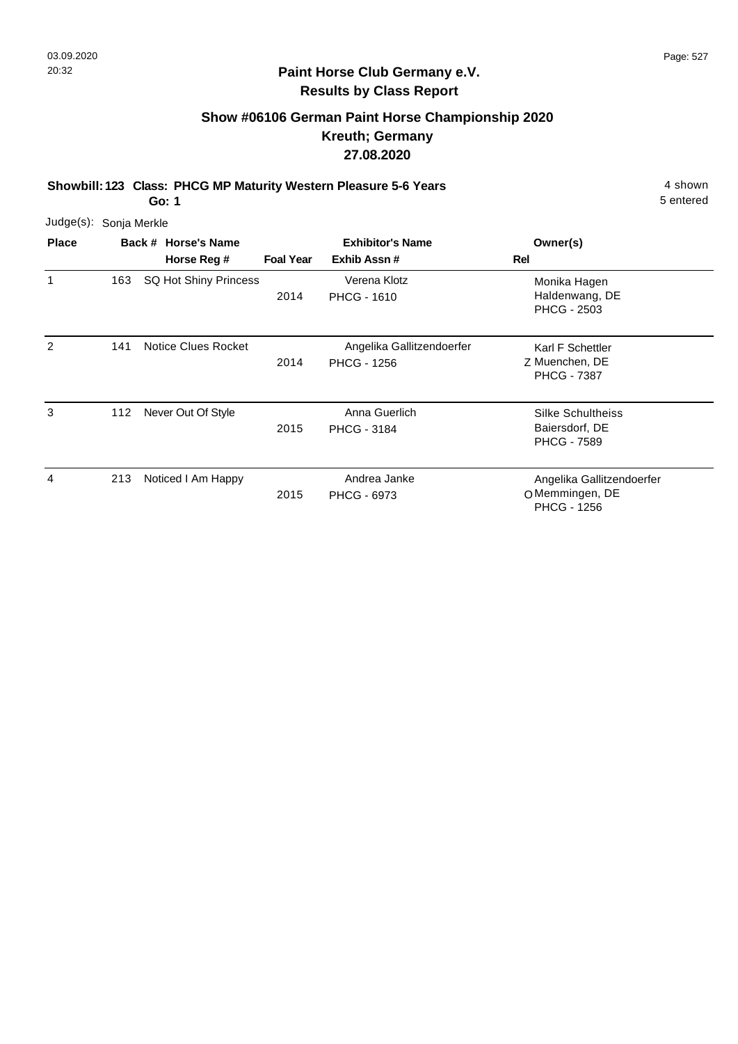## Paint Horse Club Germany e.V.
## Results by Class Report

### Show #06106 German Paint Horse Championship 2020
### Kreuth; Germany
### 27.08.2020

**Showbill: 123 Class: PHCG MP Maturity Western Pleasure 5-6 Years** — 4 shown, 5 entered

**Go: 1**

Judge(s): Sonja Merkle

| Place | Back # | Horse's Name / Horse Reg # | Foal Year | Exhibitor's Name / Exhib Assn # | Rel | Owner(s) |
|---|---|---|---|---|---|---|
| 1 | 163 | SQ Hot Shiny Princess | 2014 | Verena Klotz<br>PHCG - 1610 | | Monika Hagen<br>Haldenwang, DE<br>PHCG - 2503 |
| 2 | 141 | Notice Clues Rocket | 2014 | Angelika Gallitzendoerfer<br>PHCG - 1256 | Z | Karl F Schettler<br>Muenchen, DE<br>PHCG - 7387 |
| 3 | 112 | Never Out Of Style | 2015 | Anna Guerlich<br>PHCG - 3184 | | Silke Schultheiss<br>Baiersdorf, DE<br>PHCG - 7589 |
| 4 | 213 | Noticed I Am Happy | 2015 | Andrea Janke<br>PHCG - 6973 | O | Angelika Gallitzendoerfer<br>Memmingen, DE<br>PHCG - 1256 |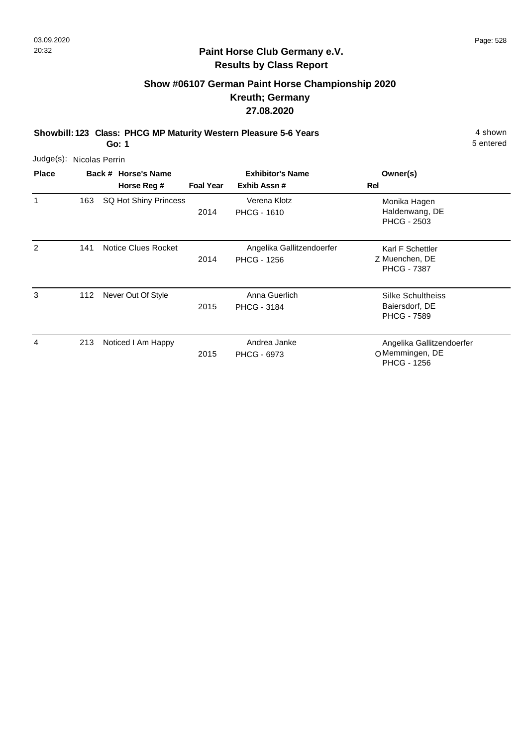## Paint Horse Club Germany e.V.
## Results by Class Report

### Show #06107 German Paint Horse Championship 2020
### Kreuth; Germany
### 27.08.2020

**Showbill: 123 Class: PHCG MP Maturity Western Pleasure 5-6 Years** — 4 shown, 5 entered

**Go: 1**

Judge(s): Nicolas Perrin

| Place | Back # | Horse's Name / Horse Reg # | Foal Year | Exhibitor's Name / Exhib Assn # | Rel | Owner(s) |
|---|---|---|---|---|---|---|
| 1 | 163 | SQ Hot Shiny Princess | 2014 | Verena Klotz<br>PHCG - 1610 | | Monika Hagen<br>Haldenwang, DE<br>PHCG - 2503 |
| 2 | 141 | Notice Clues Rocket | 2014 | Angelika Gallitzendoerfer<br>PHCG - 1256 | Z | Karl F Schettler<br>Muenchen, DE<br>PHCG - 7387 |
| 3 | 112 | Never Out Of Style | 2015 | Anna Guerlich<br>PHCG - 3184 | | Silke Schultheiss<br>Baiersdorf, DE<br>PHCG - 7589 |
| 4 | 213 | Noticed I Am Happy | 2015 | Andrea Janke<br>PHCG - 6973 | O | Angelika Gallitzendoerfer<br>Memmingen, DE<br>PHCG - 1256 |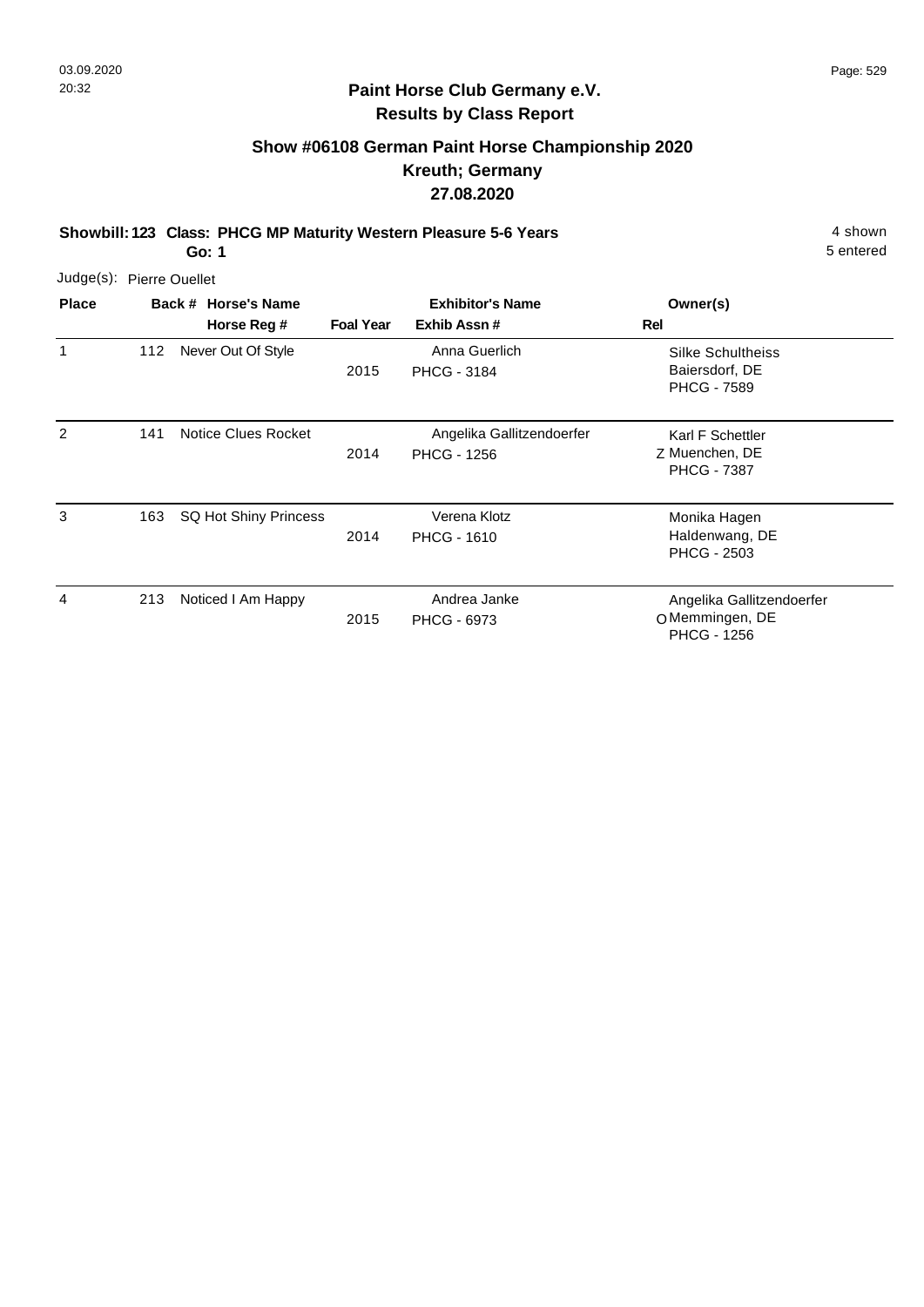## Paint Horse Club Germany e.V.
## Results by Class Report

### Show #06108 German Paint Horse Championship 2020
### Kreuth; Germany
### 27.08.2020

**Showbill: 123 Class: PHCG MP Maturity Western Pleasure 5-6 Years** — 4 shown, 5 entered

**Go: 1**

Judge(s): Pierre Ouellet

| Place | Back # | Horse's Name / Horse Reg # | Foal Year | Exhibitor's Name / Exhib Assn # | Rel | Owner(s) |
|---|---|---|---|---|---|---|
| 1 | 112 | Never Out Of Style | 2015 | Anna Guerlich<br>PHCG - 3184 | | Silke Schultheiss<br>Baiersdorf, DE<br>PHCG - 7589 |
| 2 | 141 | Notice Clues Rocket | 2014 | Angelika Gallitzendoerfer<br>PHCG - 1256 | Z | Karl F Schettler<br>Muenchen, DE<br>PHCG - 7387 |
| 3 | 163 | SQ Hot Shiny Princess | 2014 | Verena Klotz<br>PHCG - 1610 | | Monika Hagen<br>Haldenwang, DE<br>PHCG - 2503 |
| 4 | 213 | Noticed I Am Happy | 2015 | Andrea Janke<br>PHCG - 6973 | O | Angelika Gallitzendoerfer<br>Memmingen, DE<br>PHCG - 1256 |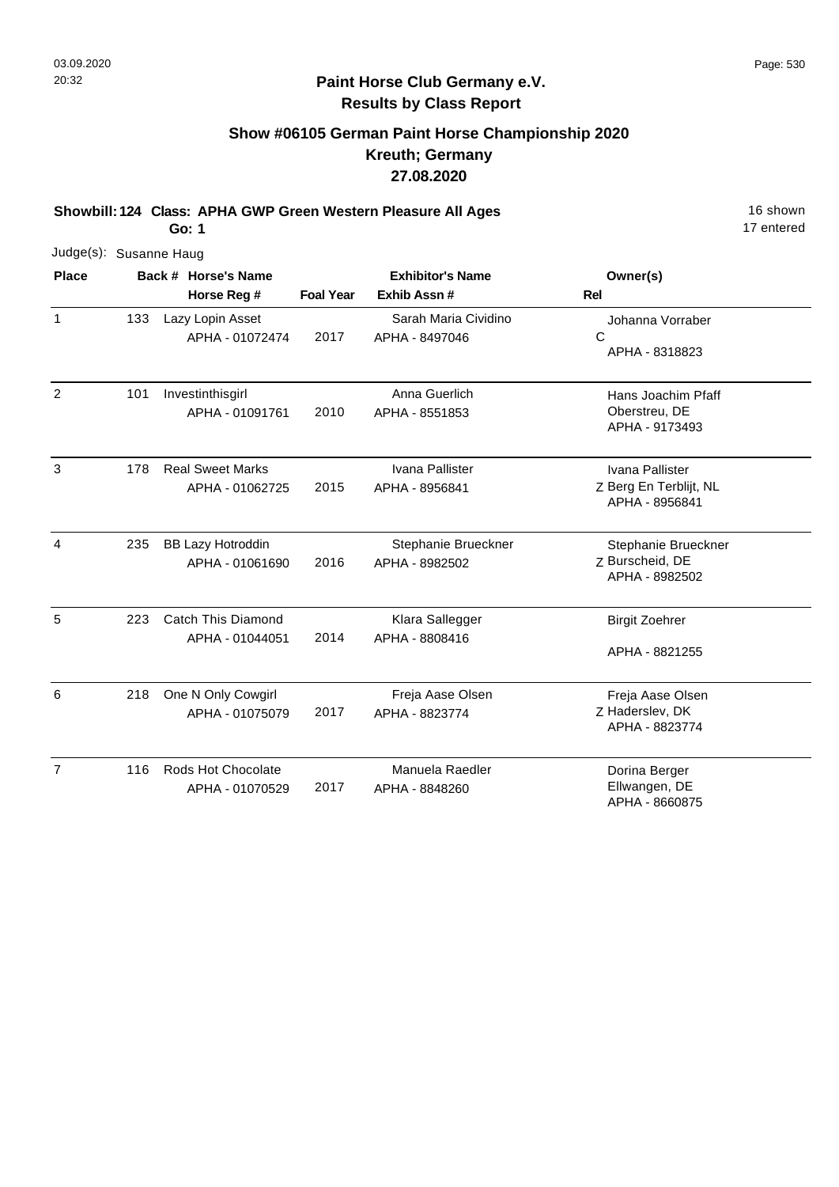# Paint Horse Club Germany e.V.

## Results by Class Report

### Show #06105 German Paint Horse Championship 2020
### Kreuth; Germany
### 27.08.2020

**Showbill: 124 Class: APHA GWP Green Western Pleasure All Ages** 16 shown
**Go: 1** 17 entered

Judge(s): Susanne Haug

| Place | Back # | Horse's Name / Horse Reg # | Foal Year | Exhibitor's Name / Exhib Assn # | Rel | Owner(s) |
|---|---|---|---|---|---|---|
| 1 | 133 | Lazy Lopin Asset<br>APHA - 01072474 | 2017 | Sarah Maria Cividino<br>APHA - 8497046 | C | Johanna Vorraber<br>APHA - 8318823 |
| 2 | 101 | Investinthisgirl<br>APHA - 01091761 | 2010 | Anna Guerlich<br>APHA - 8551853 | | Hans Joachim Pfaff<br>Oberstreu, DE<br>APHA - 9173493 |
| 3 | 178 | Real Sweet Marks<br>APHA - 01062725 | 2015 | Ivana Pallister<br>APHA - 8956841 | Z | Ivana Pallister<br>Berg En Terblijt, NL<br>APHA - 8956841 |
| 4 | 235 | BB Lazy Hotroddin<br>APHA - 01061690 | 2016 | Stephanie Brueckner<br>APHA - 8982502 | Z | Stephanie Brueckner<br>Burscheid, DE<br>APHA - 8982502 |
| 5 | 223 | Catch This Diamond<br>APHA - 01044051 | 2014 | Klara Sallegger<br>APHA - 8808416 | | Birgit Zoehrer<br>APHA - 8821255 |
| 6 | 218 | One N Only Cowgirl<br>APHA - 01075079 | 2017 | Freja Aase Olsen<br>APHA - 8823774 | Z | Freja Aase Olsen<br>Haderslev, DK<br>APHA - 8823774 |
| 7 | 116 | Rods Hot Chocolate<br>APHA - 01070529 | 2017 | Manuela Raedler<br>APHA - 8848260 | | Dorina Berger<br>Ellwangen, DE<br>APHA - 8660875 |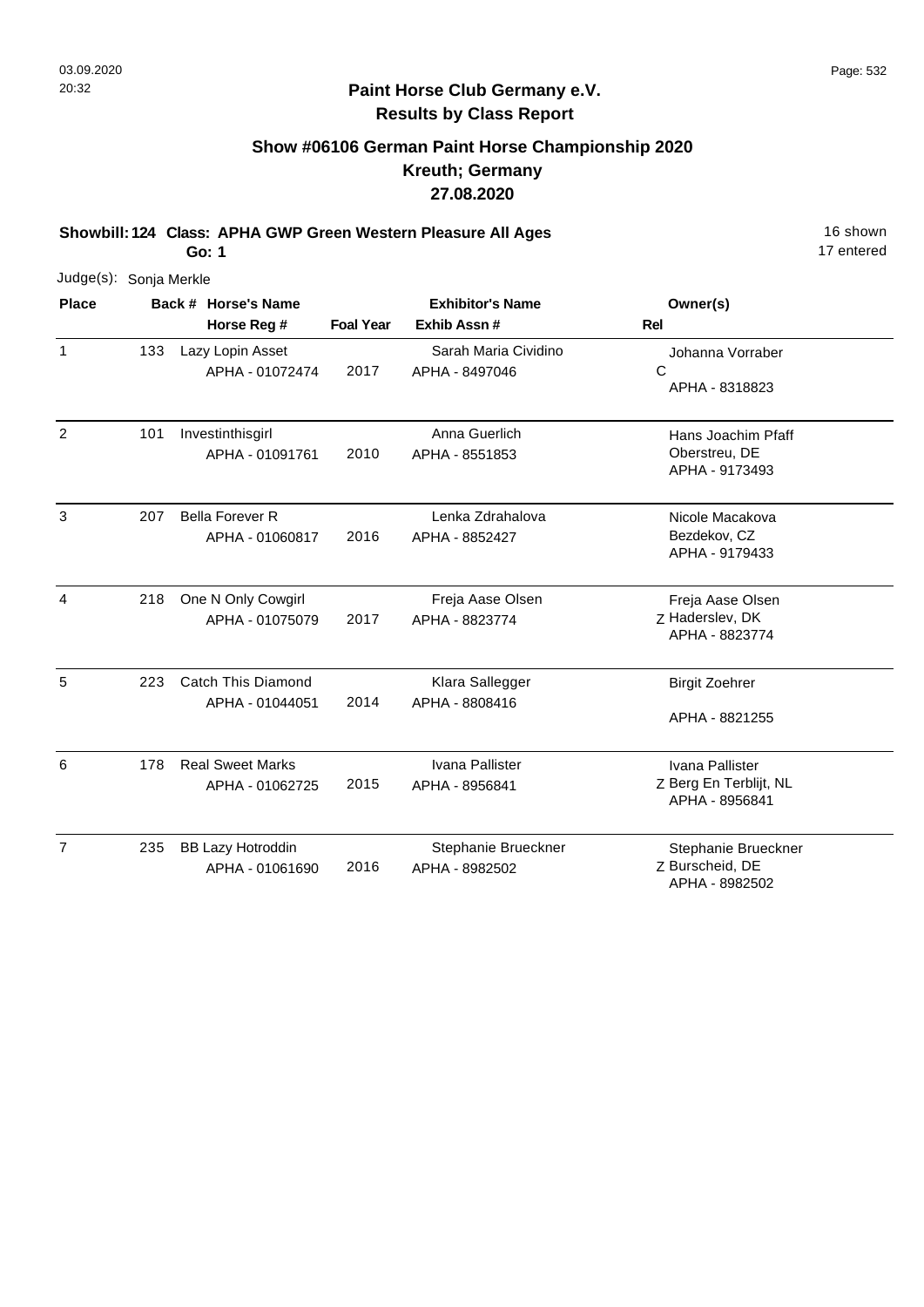## Paint Horse Club Germany e.V.
## Results by Class Report

### Show #06106 German Paint Horse Championship 2020
### Kreuth; Germany
### 27.08.2020

**Showbill: 124 Class: APHA GWP Green Western Pleasure All Ages** 16 shown
**Go: 1** 17 entered

Judge(s): Sonja Merkle

| Place | Back # | Horse's Name / Horse Reg # | Foal Year | Exhibitor's Name / Exhib Assn # | Rel | Owner(s) |
|---|---|---|---|---|---|---|
| 1 | 133 | Lazy Lopin Asset<br>APHA - 01072474 | 2017 | Sarah Maria Cividino<br>APHA - 8497046 | C | Johanna Vorraber<br>APHA - 8318823 |
| 2 | 101 | Investinthisgirl<br>APHA - 01091761 | 2010 | Anna Guerlich<br>APHA - 8551853 | | Hans Joachim Pfaff<br>Oberstreu, DE<br>APHA - 9173493 |
| 3 | 207 | Bella Forever R<br>APHA - 01060817 | 2016 | Lenka Zdrahalova<br>APHA - 8852427 | | Nicole Macakova<br>Bezdekov, CZ<br>APHA - 9179433 |
| 4 | 218 | One N Only Cowgirl<br>APHA - 01075079 | 2017 | Freja Aase Olsen<br>APHA - 8823774 | Z | Freja Aase Olsen<br>Haderslev, DK<br>APHA - 8823774 |
| 5 | 223 | Catch This Diamond<br>APHA - 01044051 | 2014 | Klara Sallegger<br>APHA - 8808416 | | Birgit Zoehrer<br>APHA - 8821255 |
| 6 | 178 | Real Sweet Marks<br>APHA - 01062725 | 2015 | Ivana Pallister<br>APHA - 8956841 | Z | Ivana Pallister<br>Berg En Terblijt, NL<br>APHA - 8956841 |
| 7 | 235 | BB Lazy Hotroddin<br>APHA - 01061690 | 2016 | Stephanie Brueckner<br>APHA - 8982502 | Z | Stephanie Brueckner<br>Burscheid, DE<br>APHA - 8982502 |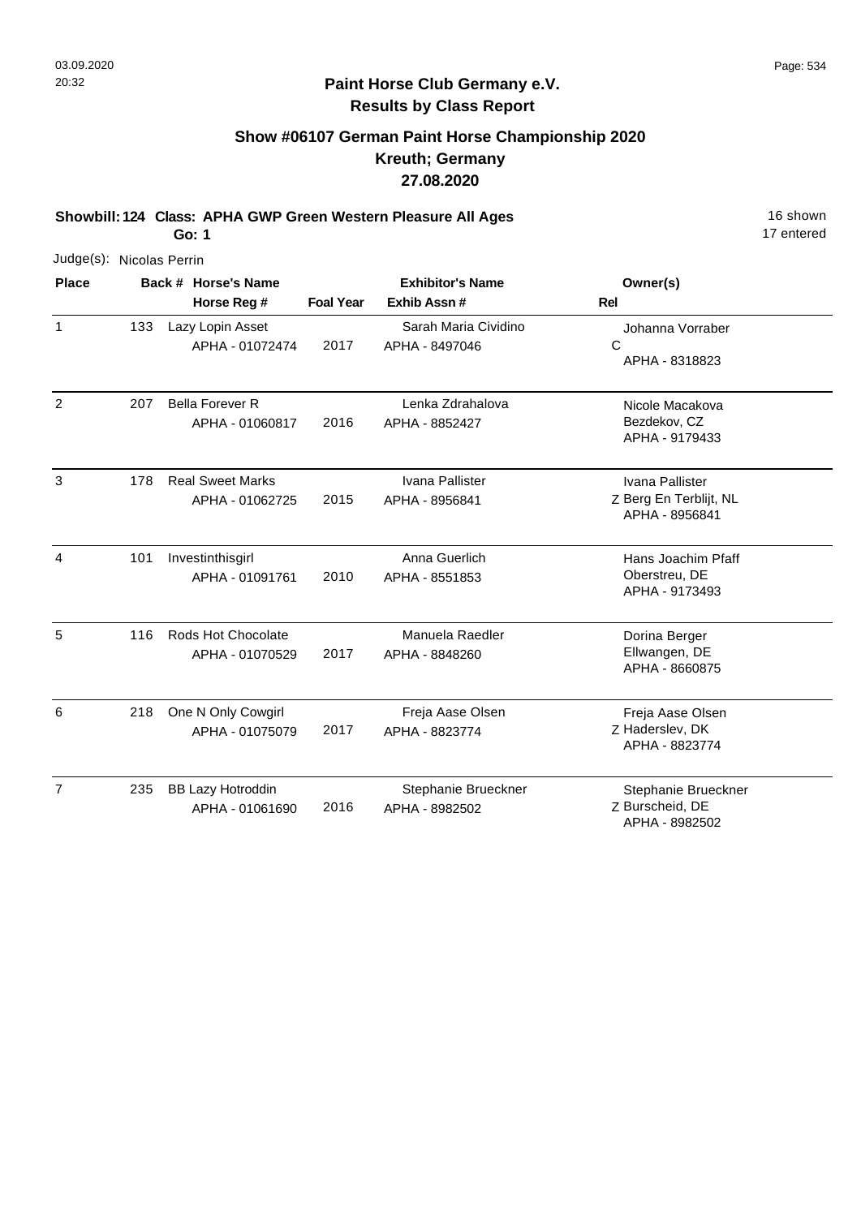# Paint Horse Club Germany e.V.
## Results by Class Report

### Show #06107 German Paint Horse Championship 2020
### Kreuth; Germany
### 27.08.2020

**Showbill: 124 Class: APHA GWP Green Western Pleasure All Ages** 16 shown
**Go: 1** 17 entered

Judge(s): Nicolas Perrin

| Place | Back # | Horse's Name / Horse Reg # | Foal Year | Exhibitor's Name / Exhib Assn # | Rel | Owner(s) |
|---|---|---|---|---|---|---|
| 1 | 133 | Lazy Lopin Asset<br>APHA - 01072474 | 2017 | Sarah Maria Cividino<br>APHA - 8497046 | C | Johanna Vorraber<br>APHA - 8318823 |
| 2 | 207 | Bella Forever R<br>APHA - 01060817 | 2016 | Lenka Zdrahalova<br>APHA - 8852427 | | Nicole Macakova<br>Bezdekov, CZ<br>APHA - 9179433 |
| 3 | 178 | Real Sweet Marks<br>APHA - 01062725 | 2015 | Ivana Pallister<br>APHA - 8956841 | Z | Ivana Pallister<br>Berg En Terblijt, NL<br>APHA - 8956841 |
| 4 | 101 | Investinthisgirl<br>APHA - 01091761 | 2010 | Anna Guerlich<br>APHA - 8551853 | | Hans Joachim Pfaff<br>Oberstreu, DE<br>APHA - 9173493 |
| 5 | 116 | Rods Hot Chocolate<br>APHA - 01070529 | 2017 | Manuela Raedler<br>APHA - 8848260 | | Dorina Berger<br>Ellwangen, DE<br>APHA - 8660875 |
| 6 | 218 | One N Only Cowgirl<br>APHA - 01075079 | 2017 | Freja Aase Olsen<br>APHA - 8823774 | Z | Freja Aase Olsen<br>Haderslev, DK<br>APHA - 8823774 |
| 7 | 235 | BB Lazy Hotroddin<br>APHA - 01061690 | 2016 | Stephanie Brueckner<br>APHA - 8982502 | Z | Stephanie Brueckner<br>Burscheid, DE<br>APHA - 8982502 |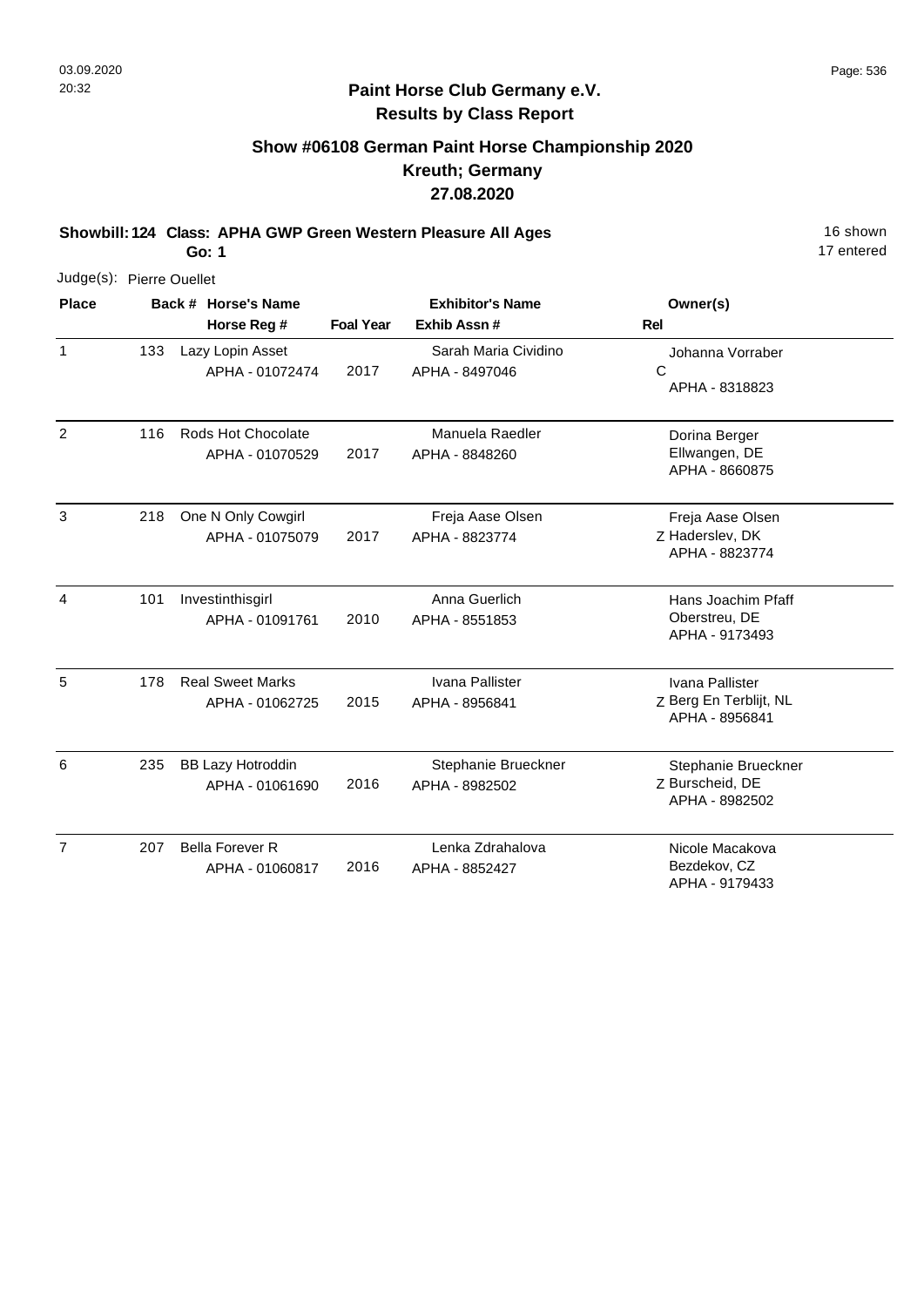**Paint Horse Club Germany e.V.**
**Results by Class Report**

## Show #06108 German Paint Horse Championship 2020
## Kreuth; Germany
## 27.08.2020

**Showbill: 124 Class: APHA GWP Green Western Pleasure All Ages** 16 shown
**Go: 1** 17 entered

Judge(s): Pierre Ouellet

| Place | Back # | Horse's Name / Horse Reg # | Foal Year | Exhibitor's Name / Exhib Assn # | Rel | Owner(s) |
|---|---|---|---|---|---|---|
| 1 | 133 | Lazy Lopin Asset<br>APHA - 01072474 | 2017 | Sarah Maria Cividino<br>APHA - 8497046 | C | Johanna Vorraber<br>APHA - 8318823 |
| 2 | 116 | Rods Hot Chocolate<br>APHA - 01070529 | 2017 | Manuela Raedler<br>APHA - 8848260 | | Dorina Berger<br>Ellwangen, DE<br>APHA - 8660875 |
| 3 | 218 | One N Only Cowgirl<br>APHA - 01075079 | 2017 | Freja Aase Olsen<br>APHA - 8823774 | Z | Freja Aase Olsen<br>Haderslev, DK<br>APHA - 8823774 |
| 4 | 101 | Investinthisgirl<br>APHA - 01091761 | 2010 | Anna Guerlich<br>APHA - 8551853 | | Hans Joachim Pfaff<br>Oberstreu, DE<br>APHA - 9173493 |
| 5 | 178 | Real Sweet Marks<br>APHA - 01062725 | 2015 | Ivana Pallister<br>APHA - 8956841 | Z | Ivana Pallister<br>Berg En Terblijt, NL<br>APHA - 8956841 |
| 6 | 235 | BB Lazy Hotroddin<br>APHA - 01061690 | 2016 | Stephanie Brueckner<br>APHA - 8982502 | Z | Stephanie Brueckner<br>Burscheid, DE<br>APHA - 8982502 |
| 7 | 207 | Bella Forever R<br>APHA - 01060817 | 2016 | Lenka Zdrahalova<br>APHA - 8852427 | | Nicole Macakova<br>Bezdekov, CZ<br>APHA - 9179433 |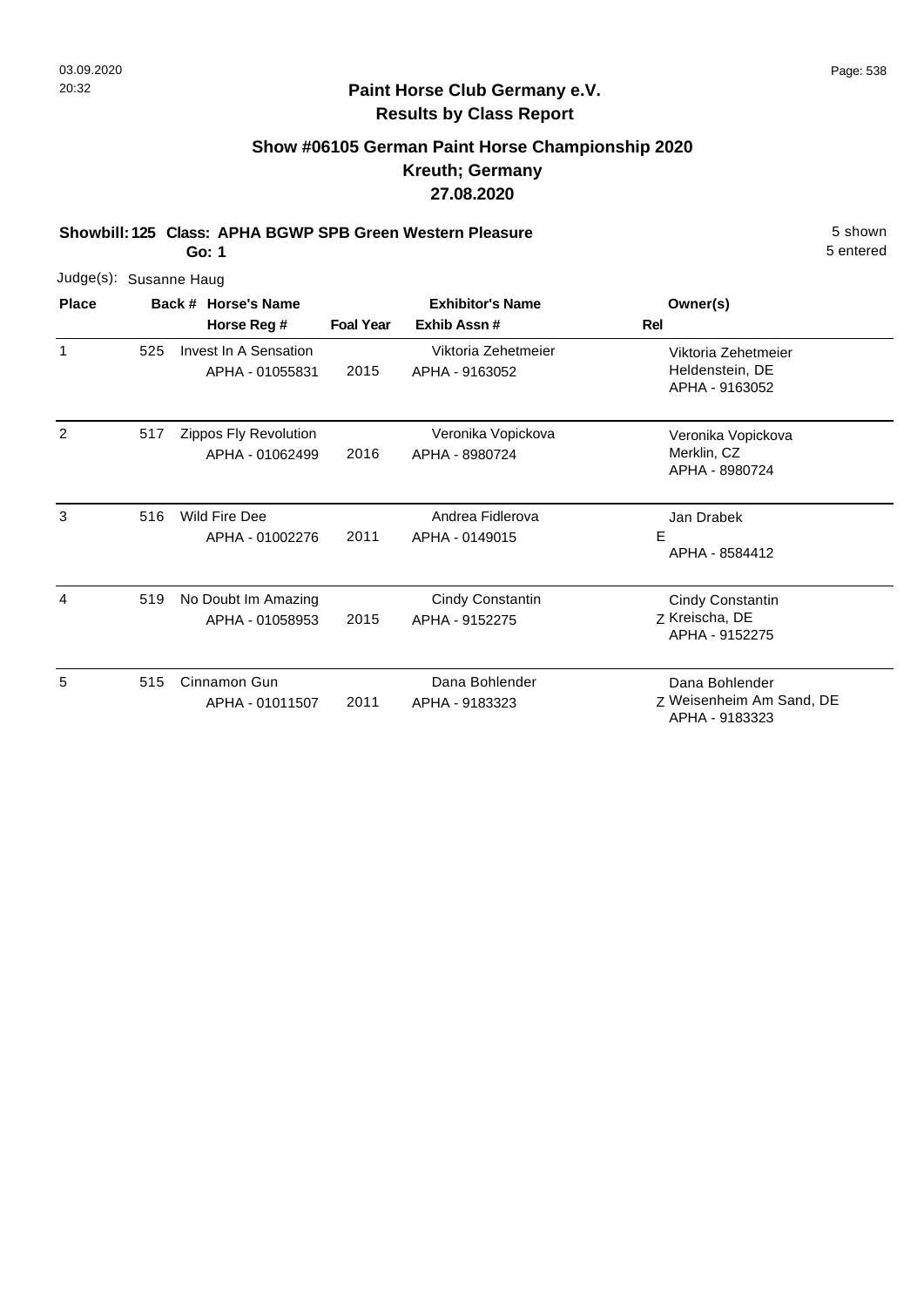**Paint Horse Club Germany e.V.**
**Results by Class Report**

## Show #06105 German Paint Horse Championship 2020
## Kreuth; Germany
## 27.08.2020

**Showbill: 125 Class: APHA BGWP SPB Green Western Pleasure** 5 shown
**Go: 1** 5 entered

Judge(s): Susanne Haug

| Place | Back # | Horse's Name / Horse Reg # | Foal Year | Exhibitor's Name / Exhib Assn # | Rel | Owner(s) |
|---|---|---|---|---|---|---|
| 1 | 525 | Invest In A Sensation<br>APHA - 01055831 | 2015 | Viktoria Zehetmeier<br>APHA - 9163052 | | Viktoria Zehetmeier<br>Heldenstein, DE<br>APHA - 9163052 |
| 2 | 517 | Zippos Fly Revolution<br>APHA - 01062499 | 2016 | Veronika Vopickova<br>APHA - 8980724 | | Veronika Vopickova<br>Merklin, CZ<br>APHA - 8980724 |
| 3 | 516 | Wild Fire Dee<br>APHA - 01002276 | 2011 | Andrea Fidlerova<br>APHA - 0149015 | E | Jan Drabek<br>APHA - 8584412 |
| 4 | 519 | No Doubt Im Amazing<br>APHA - 01058953 | 2015 | Cindy Constantin<br>APHA - 9152275 | Z | Cindy Constantin<br>Kreischa, DE<br>APHA - 9152275 |
| 5 | 515 | Cinnamon Gun<br>APHA - 01011507 | 2011 | Dana Bohlender<br>APHA - 9183323 | Z | Dana Bohlender<br>Weisenheim Am Sand, DE<br>APHA - 9183323 |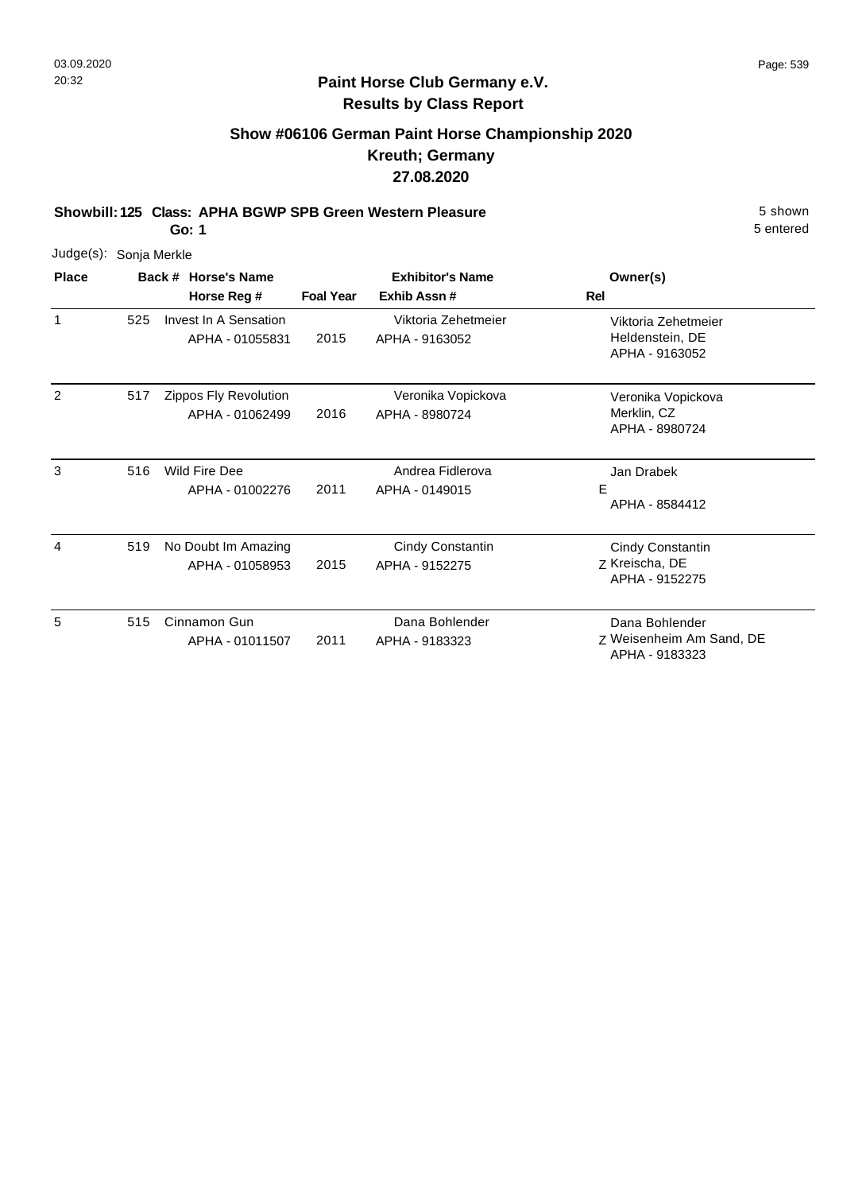## Paint Horse Club Germany e.V.
## Results by Class Report

### Show #06106 German Paint Horse Championship 2020
### Kreuth; Germany
### 27.08.2020

**Showbill: 125 Class: APHA BGWP SPB Green Western Pleasure** 5 shown
**Go: 1** 5 entered

Judge(s): Sonja Merkle

| Place | Back # | Horse's Name / Horse Reg # | Foal Year | Exhibitor's Name / Exhib Assn # | Rel | Owner(s) |
|---|---|---|---|---|---|---|
| 1 | 525 | Invest In A Sensation<br>APHA - 01055831 | 2015 | Viktoria Zehetmeier<br>APHA - 9163052 | | Viktoria Zehetmeier<br>Heldenstein, DE<br>APHA - 9163052 |
| 2 | 517 | Zippos Fly Revolution<br>APHA - 01062499 | 2016 | Veronika Vopickova<br>APHA - 8980724 | | Veronika Vopickova<br>Merklin, CZ<br>APHA - 8980724 |
| 3 | 516 | Wild Fire Dee<br>APHA - 01002276 | 2011 | Andrea Fidlerova<br>APHA - 0149015 | E | Jan Drabek<br>APHA - 8584412 |
| 4 | 519 | No Doubt Im Amazing<br>APHA - 01058953 | 2015 | Cindy Constantin<br>APHA - 9152275 | Z | Cindy Constantin<br>Kreischa, DE<br>APHA - 9152275 |
| 5 | 515 | Cinnamon Gun<br>APHA - 01011507 | 2011 | Dana Bohlender<br>APHA - 9183323 | Z | Dana Bohlender<br>Weisenheim Am Sand, DE<br>APHA - 9183323 |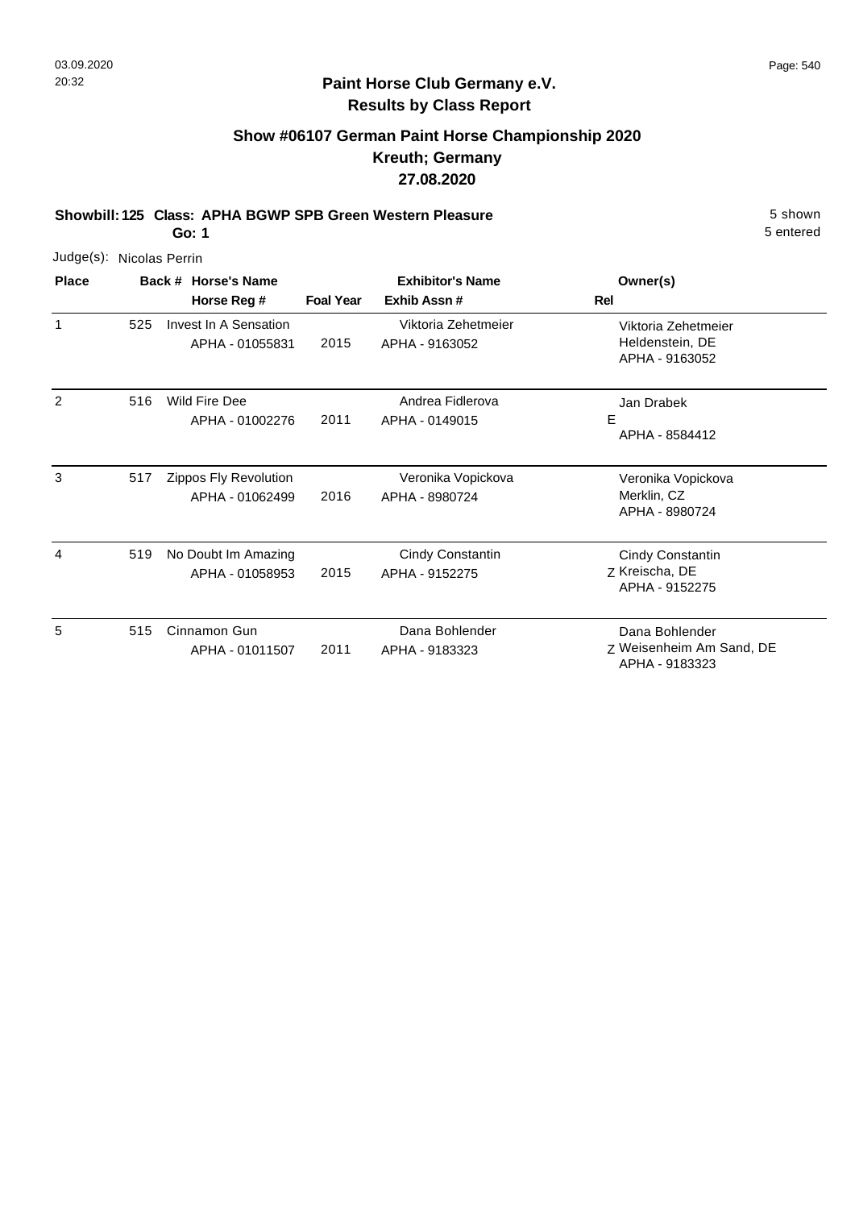**Paint Horse Club Germany e.V.**
**Results by Class Report**

## Show #06107 German Paint Horse Championship 2020
## Kreuth; Germany
## 27.08.2020

**Showbill: 125 Class: APHA BGWP SPB Green Western Pleasure** 5 shown
**Go: 1** 5 entered

Judge(s): Nicolas Perrin

| Place | Back # | Horse's Name / Horse Reg # | Foal Year | Exhibitor's Name / Exhib Assn # | Rel | Owner(s) |
|---|---|---|---|---|---|---|
| 1 | 525 | Invest In A Sensation<br>APHA - 01055831 | 2015 | Viktoria Zehetmeier<br>APHA - 9163052 | | Viktoria Zehetmeier<br>Heldenstein, DE<br>APHA - 9163052 |
| 2 | 516 | Wild Fire Dee<br>APHA - 01002276 | 2011 | Andrea Fidlerova<br>APHA - 0149015 | E | Jan Drabek<br>APHA - 8584412 |
| 3 | 517 | Zippos Fly Revolution<br>APHA - 01062499 | 2016 | Veronika Vopickova<br>APHA - 8980724 | | Veronika Vopickova<br>Merklin, CZ<br>APHA - 8980724 |
| 4 | 519 | No Doubt Im Amazing<br>APHA - 01058953 | 2015 | Cindy Constantin<br>APHA - 9152275 | Z | Cindy Constantin<br>Kreischa, DE<br>APHA - 9152275 |
| 5 | 515 | Cinnamon Gun<br>APHA - 01011507 | 2011 | Dana Bohlender<br>APHA - 9183323 | Z | Dana Bohlender<br>Weisenheim Am Sand, DE<br>APHA - 9183323 |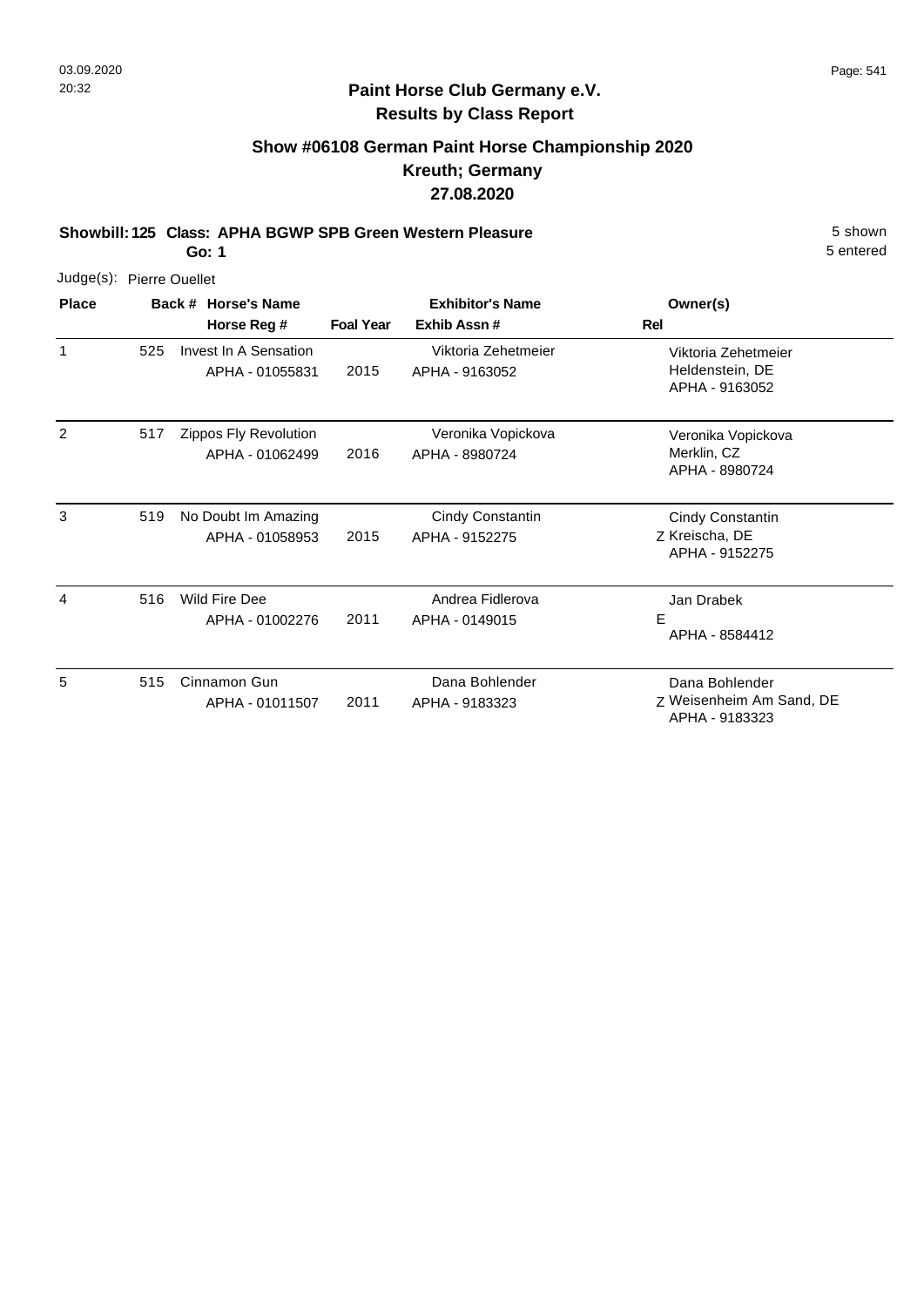## Paint Horse Club Germany e.V.
## Results by Class Report

### Show #06108 German Paint Horse Championship 2020
### Kreuth; Germany
### 27.08.2020

**Showbill: 125 Class: APHA BGWP SPB Green Western Pleasure** — 5 shown

**Go: 1** — 5 entered

Judge(s): Pierre Ouellet

| Place | Back # | Horse's Name / Horse Reg # | Foal Year | Exhibitor's Name / Exhib Assn # | Rel | Owner(s) |
|---|---|---|---|---|---|---|
| 1 | 525 | Invest In A Sensation<br>APHA - 01055831 | 2015 | Viktoria Zehetmeier<br>APHA - 9163052 | | Viktoria Zehetmeier<br>Heldenstein, DE<br>APHA - 9163052 |
| 2 | 517 | Zippos Fly Revolution<br>APHA - 01062499 | 2016 | Veronika Vopickova<br>APHA - 8980724 | | Veronika Vopickova<br>Merklin, CZ<br>APHA - 8980724 |
| 3 | 519 | No Doubt Im Amazing<br>APHA - 01058953 | 2015 | Cindy Constantin<br>APHA - 9152275 | Z | Cindy Constantin<br>Kreischa, DE<br>APHA - 9152275 |
| 4 | 516 | Wild Fire Dee<br>APHA - 01002276 | 2011 | Andrea Fidlerova<br>APHA - 0149015 | E | Jan Drabek<br>APHA - 8584412 |
| 5 | 515 | Cinnamon Gun<br>APHA - 01011507 | 2011 | Dana Bohlender<br>APHA - 9183323 | Z | Dana Bohlender<br>Weisenheim Am Sand, DE<br>APHA - 9183323 |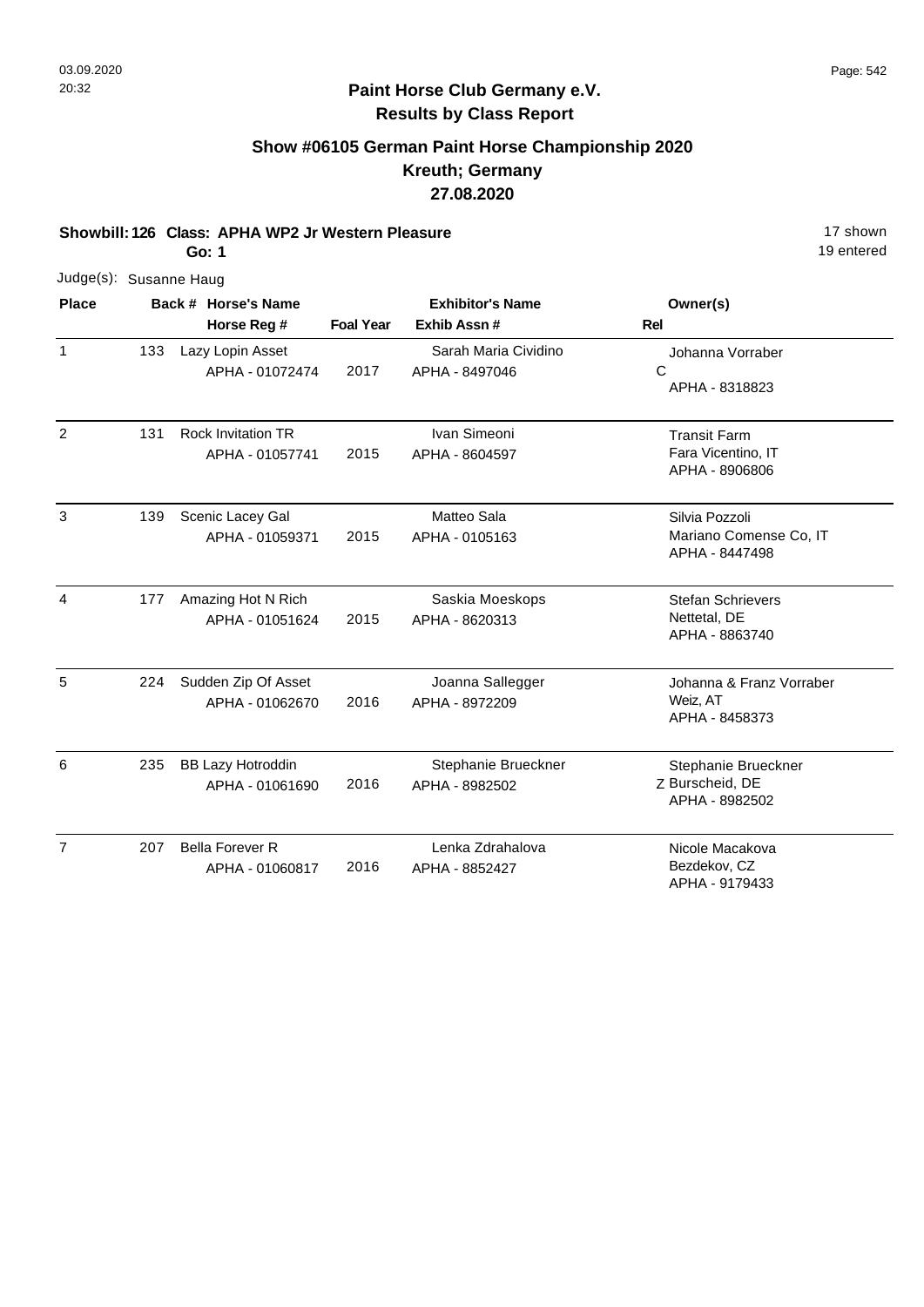## Paint Horse Club Germany e.V.
## Results by Class Report

### Show #06105 German Paint Horse Championship 2020
### Kreuth; Germany
### 27.08.2020

**Showbill: 126 Class: APHA WP2 Jr Western Pleasure** — 17 shown

**Go: 1** — 19 entered

Judge(s): Susanne Haug

| Place | Back # | Horse's Name / Horse Reg # | Foal Year | Exhibitor's Name / Exhib Assn # | Rel | Owner(s) |
|---|---|---|---|---|---|---|
| 1 | 133 | Lazy Lopin Asset<br>APHA - 01072474 | 2017 | Sarah Maria Cividino<br>APHA - 8497046 | C | Johanna Vorraber<br>APHA - 8318823 |
| 2 | 131 | Rock Invitation TR<br>APHA - 01057741 | 2015 | Ivan Simeoni<br>APHA - 8604597 | | Transit Farm<br>Fara Vicentino, IT<br>APHA - 8906806 |
| 3 | 139 | Scenic Lacey Gal<br>APHA - 01059371 | 2015 | Matteo Sala<br>APHA - 0105163 | | Silvia Pozzoli<br>Mariano Comense Co, IT<br>APHA - 8447498 |
| 4 | 177 | Amazing Hot N Rich<br>APHA - 01051624 | 2015 | Saskia Moeskops<br>APHA - 8620313 | | Stefan Schrievers<br>Nettetal, DE<br>APHA - 8863740 |
| 5 | 224 | Sudden Zip Of Asset<br>APHA - 01062670 | 2016 | Joanna Sallegger<br>APHA - 8972209 | | Johanna & Franz Vorraber<br>Weiz, AT<br>APHA - 8458373 |
| 6 | 235 | BB Lazy Hotroddin<br>APHA - 01061690 | 2016 | Stephanie Brueckner<br>APHA - 8982502 | Z | Stephanie Brueckner<br>Burscheid, DE<br>APHA - 8982502 |
| 7 | 207 | Bella Forever R<br>APHA - 01060817 | 2016 | Lenka Zdrahalova<br>APHA - 8852427 | | Nicole Macakova<br>Bezdekov, CZ<br>APHA - 9179433 |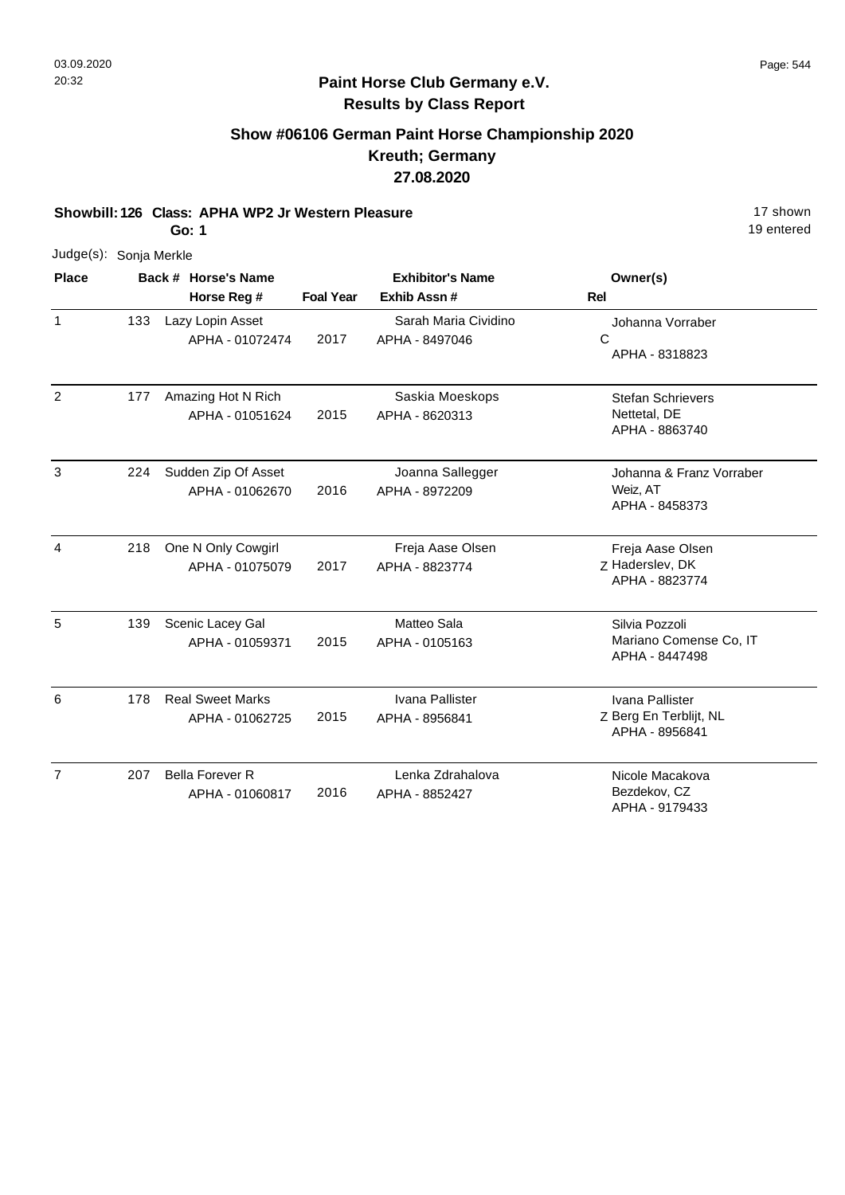## Paint Horse Club Germany e.V.
## Results by Class Report

### Show #06106 German Paint Horse Championship 2020
### Kreuth; Germany
### 27.08.2020

**Showbill: 126 Class: APHA WP2 Jr Western Pleasure** 17 shown
**Go: 1** 19 entered

Judge(s): Sonja Merkle

| Place | Back # | Horse's Name / Horse Reg # | Foal Year | Exhibitor's Name / Exhib Assn # | Rel | Owner(s) |
|---|---|---|---|---|---|---|
| 1 | 133 | Lazy Lopin Asset<br>APHA - 01072474 | 2017 | Sarah Maria Cividino<br>APHA - 8497046 | C | Johanna Vorraber<br>APHA - 8318823 |
| 2 | 177 | Amazing Hot N Rich<br>APHA - 01051624 | 2015 | Saskia Moeskops<br>APHA - 8620313 | | Stefan Schrievers<br>Nettetal, DE<br>APHA - 8863740 |
| 3 | 224 | Sudden Zip Of Asset<br>APHA - 01062670 | 2016 | Joanna Sallegger<br>APHA - 8972209 | | Johanna & Franz Vorraber<br>Weiz, AT<br>APHA - 8458373 |
| 4 | 218 | One N Only Cowgirl<br>APHA - 01075079 | 2017 | Freja Aase Olsen<br>APHA - 8823774 | Z | Freja Aase Olsen<br>Haderslev, DK<br>APHA - 8823774 |
| 5 | 139 | Scenic Lacey Gal<br>APHA - 01059371 | 2015 | Matteo Sala<br>APHA - 0105163 | | Silvia Pozzoli<br>Mariano Comense Co, IT<br>APHA - 8447498 |
| 6 | 178 | Real Sweet Marks<br>APHA - 01062725 | 2015 | Ivana Pallister<br>APHA - 8956841 | Z | Ivana Pallister<br>Berg En Terblijt, NL<br>APHA - 8956841 |
| 7 | 207 | Bella Forever R<br>APHA - 01060817 | 2016 | Lenka Zdrahalova<br>APHA - 8852427 | | Nicole Macakova<br>Bezdekov, CZ<br>APHA - 9179433 |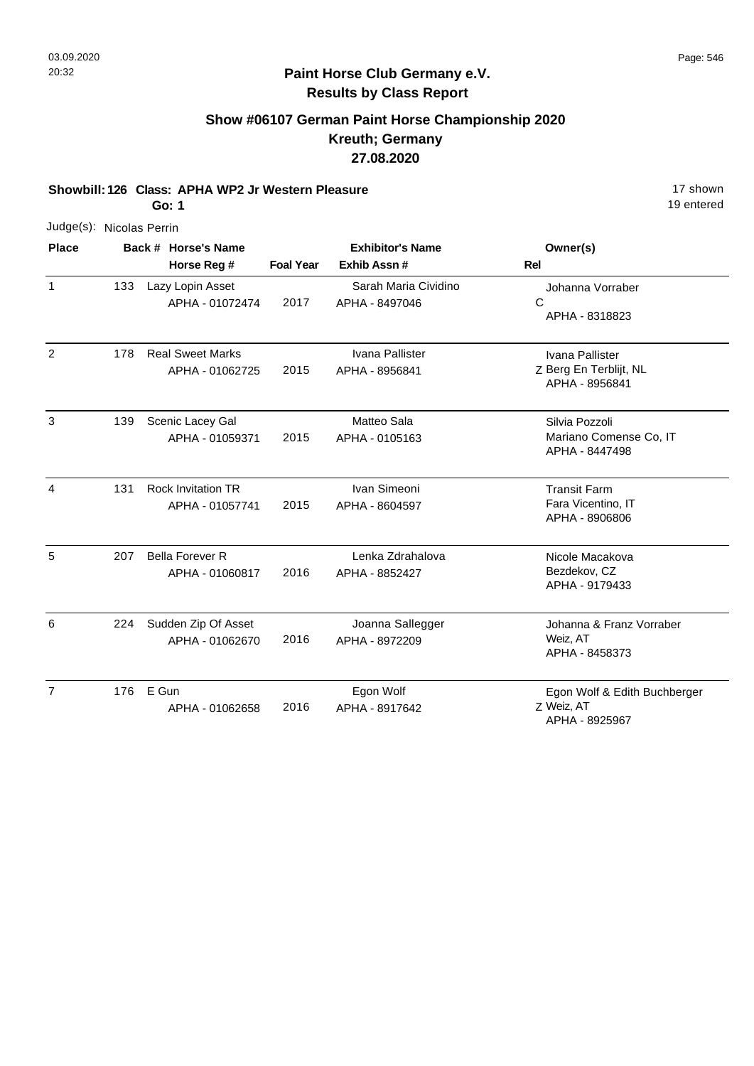## Paint Horse Club Germany e.V.
## Results by Class Report

### Show #06107 German Paint Horse Championship 2020
### Kreuth; Germany
### 27.08.2020

**Showbill: 126 Class: APHA WP2 Jr Western Pleasure** — 17 shown, 19 entered

**Go: 1**

Judge(s): Nicolas Perrin

| Place | Back # | Horse's Name / Horse Reg # | Foal Year | Exhibitor's Name / Exhib Assn # | Rel | Owner(s) |
|---|---|---|---|---|---|---|
| 1 | 133 | Lazy Lopin Asset<br>APHA - 01072474 | 2017 | Sarah Maria Cividino<br>APHA - 8497046 | C | Johanna Vorraber<br>APHA - 8318823 |
| 2 | 178 | Real Sweet Marks<br>APHA - 01062725 | 2015 | Ivana Pallister<br>APHA - 8956841 | Z | Ivana Pallister<br>Berg En Terblijt, NL<br>APHA - 8956841 |
| 3 | 139 | Scenic Lacey Gal<br>APHA - 01059371 | 2015 | Matteo Sala<br>APHA - 0105163 | | Silvia Pozzoli<br>Mariano Comense Co, IT<br>APHA - 8447498 |
| 4 | 131 | Rock Invitation TR<br>APHA - 01057741 | 2015 | Ivan Simeoni<br>APHA - 8604597 | | Transit Farm<br>Fara Vicentino, IT<br>APHA - 8906806 |
| 5 | 207 | Bella Forever R<br>APHA - 01060817 | 2016 | Lenka Zdrahalova<br>APHA - 8852427 | | Nicole Macakova<br>Bezdekov, CZ<br>APHA - 9179433 |
| 6 | 224 | Sudden Zip Of Asset<br>APHA - 01062670 | 2016 | Joanna Sallegger<br>APHA - 8972209 | | Johanna & Franz Vorraber<br>Weiz, AT<br>APHA - 8458373 |
| 7 | 176 | E Gun<br>APHA - 01062658 | 2016 | Egon Wolf<br>APHA - 8917642 | Z | Egon Wolf & Edith Buchberger<br>Weiz, AT<br>APHA - 8925967 |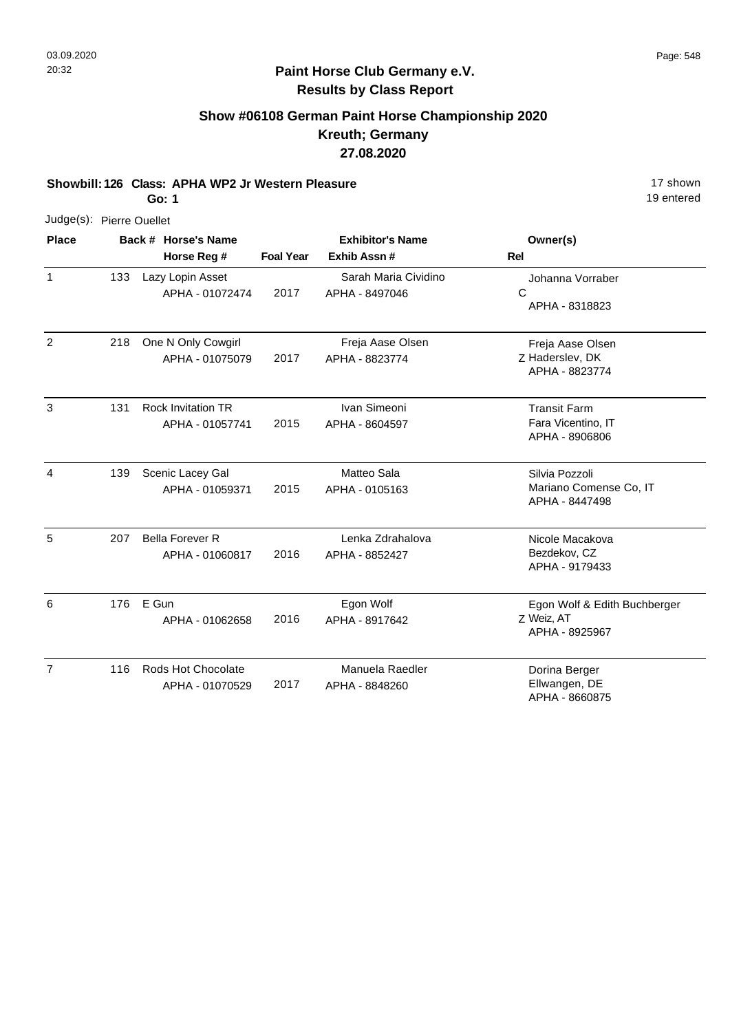**Paint Horse Club Germany e.V.**
**Results by Class Report**

## Show #06108 German Paint Horse Championship 2020
## Kreuth; Germany
## 27.08.2020

**Showbill: 126 Class: APHA WP2 Jr Western Pleasure** 17 shown
**Go: 1** 19 entered

Judge(s): Pierre Ouellet

| Place | Back # | Horse's Name / Horse Reg # | Foal Year | Exhibitor's Name / Exhib Assn # | Rel | Owner(s) |
|---|---|---|---|---|---|---|
| 1 | 133 | Lazy Lopin Asset<br>APHA - 01072474 | 2017 | Sarah Maria Cividino<br>APHA - 8497046 | C | Johanna Vorraber<br>APHA - 8318823 |
| 2 | 218 | One N Only Cowgirl<br>APHA - 01075079 | 2017 | Freja Aase Olsen<br>APHA - 8823774 | Z | Freja Aase Olsen<br>Haderslev, DK<br>APHA - 8823774 |
| 3 | 131 | Rock Invitation TR<br>APHA - 01057741 | 2015 | Ivan Simeoni<br>APHA - 8604597 | | Transit Farm<br>Fara Vicentino, IT<br>APHA - 8906806 |
| 4 | 139 | Scenic Lacey Gal<br>APHA - 01059371 | 2015 | Matteo Sala<br>APHA - 0105163 | | Silvia Pozzoli<br>Mariano Comense Co, IT<br>APHA - 8447498 |
| 5 | 207 | Bella Forever R<br>APHA - 01060817 | 2016 | Lenka Zdrahalova<br>APHA - 8852427 | | Nicole Macakova<br>Bezdekov, CZ<br>APHA - 9179433 |
| 6 | 176 | E Gun<br>APHA - 01062658 | 2016 | Egon Wolf<br>APHA - 8917642 | Z | Egon Wolf & Edith Buchberger<br>Weiz, AT<br>APHA - 8925967 |
| 7 | 116 | Rods Hot Chocolate<br>APHA - 01070529 | 2017 | Manuela Raedler<br>APHA - 8848260 | | Dorina Berger<br>Ellwangen, DE<br>APHA - 8660875 |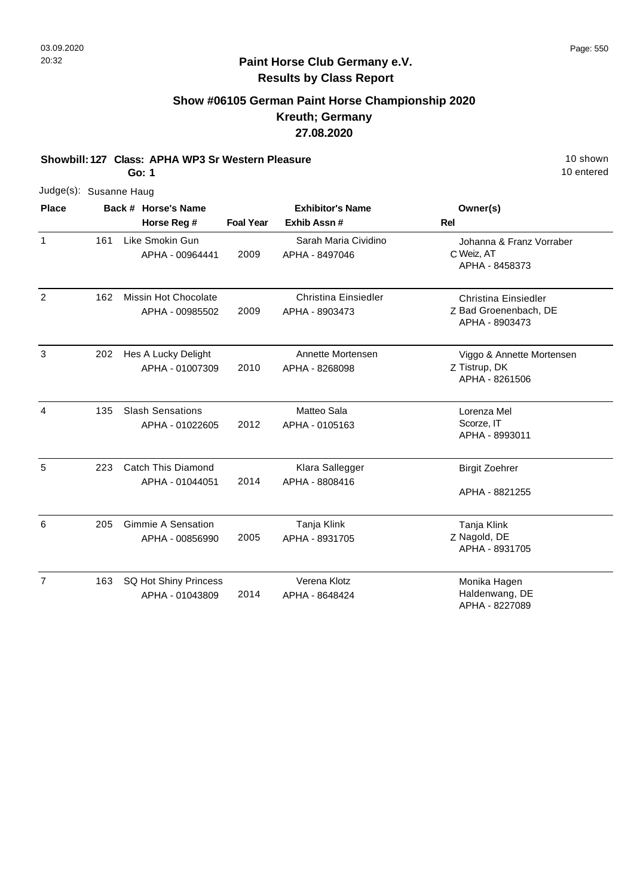# Paint Horse Club Germany e.V.
## Results by Class Report

### Show #06105 German Paint Horse Championship 2020
### Kreuth; Germany
### 27.08.2020

**Showbill: 127 Class: APHA WP3 Sr Western Pleasure** 10 shown
**Go: 1** 10 entered

Judge(s): Susanne Haug

| Place | Back # | Horse's Name / Horse Reg # | Foal Year | Exhibitor's Name / Exhib Assn # | Rel | Owner(s) |
|---|---|---|---|---|---|---|
| 1 | 161 | Like Smokin Gun<br>APHA - 00964441 | 2009 | Sarah Maria Cividino<br>APHA - 8497046 | C | Johanna & Franz Vorraber<br>Weiz, AT<br>APHA - 8458373 |
| 2 | 162 | Missin Hot Chocolate<br>APHA - 00985502 | 2009 | Christina Einsiedler<br>APHA - 8903473 | Z | Christina Einsiedler<br>Bad Groenenbach, DE<br>APHA - 8903473 |
| 3 | 202 | Hes A Lucky Delight<br>APHA - 01007309 | 2010 | Annette Mortensen<br>APHA - 8268098 | Z | Viggo & Annette Mortensen<br>Tistrup, DK<br>APHA - 8261506 |
| 4 | 135 | Slash Sensations<br>APHA - 01022605 | 2012 | Matteo Sala<br>APHA - 0105163 | | Lorenza Mel<br>Scorze, IT<br>APHA - 8993011 |
| 5 | 223 | Catch This Diamond<br>APHA - 01044051 | 2014 | Klara Sallegger<br>APHA - 8808416 | | Birgit Zoehrer<br>APHA - 8821255 |
| 6 | 205 | Gimmie A Sensation<br>APHA - 00856990 | 2005 | Tanja Klink<br>APHA - 8931705 | Z | Tanja Klink<br>Nagold, DE<br>APHA - 8931705 |
| 7 | 163 | SQ Hot Shiny Princess<br>APHA - 01043809 | 2014 | Verena Klotz<br>APHA - 8648424 | | Monika Hagen<br>Haldenwang, DE<br>APHA - 8227089 |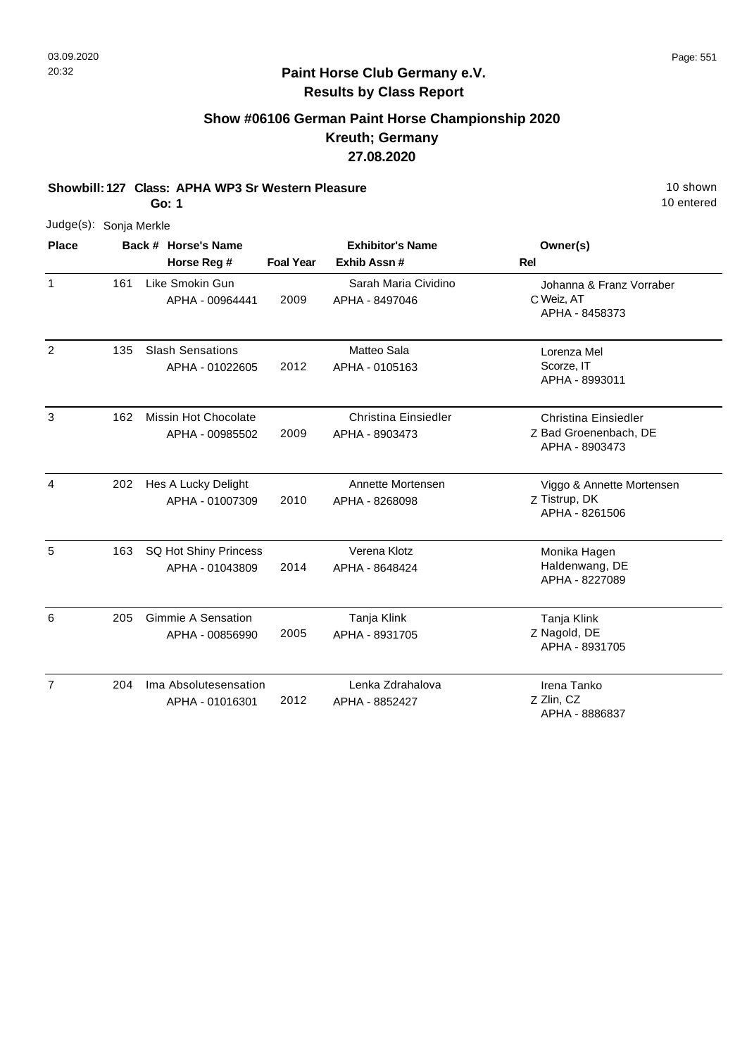# Paint Horse Club Germany e.V.
## Results by Class Report

### Show #06106 German Paint Horse Championship 2020
### Kreuth; Germany
### 27.08.2020

**Showbill: 127 Class: APHA WP3 Sr Western Pleasure** — 10 shown

**Go: 1** — 10 entered

Judge(s): Sonja Merkle

| Place | Back # | Horse's Name / Horse Reg # | Foal Year | Exhibitor's Name / Exhib Assn # | Rel | Owner(s) |
|---|---|---|---|---|---|---|
| 1 | 161 | Like Smokin Gun<br>APHA - 00964441 | 2009 | Sarah Maria Cividino<br>APHA - 8497046 | C | Johanna & Franz Vorraber<br>Weiz, AT<br>APHA - 8458373 |
| 2 | 135 | Slash Sensations<br>APHA - 01022605 | 2012 | Matteo Sala<br>APHA - 0105163 | | Lorenza Mel<br>Scorze, IT<br>APHA - 8993011 |
| 3 | 162 | Missin Hot Chocolate<br>APHA - 00985502 | 2009 | Christina Einsiedler<br>APHA - 8903473 | Z | Christina Einsiedler<br>Bad Groenenbach, DE<br>APHA - 8903473 |
| 4 | 202 | Hes A Lucky Delight<br>APHA - 01007309 | 2010 | Annette Mortensen<br>APHA - 8268098 | Z | Viggo & Annette Mortensen<br>Tistrup, DK<br>APHA - 8261506 |
| 5 | 163 | SQ Hot Shiny Princess<br>APHA - 01043809 | 2014 | Verena Klotz<br>APHA - 8648424 | | Monika Hagen<br>Haldenwang, DE<br>APHA - 8227089 |
| 6 | 205 | Gimmie A Sensation<br>APHA - 00856990 | 2005 | Tanja Klink<br>APHA - 8931705 | Z | Tanja Klink<br>Nagold, DE<br>APHA - 8931705 |
| 7 | 204 | Ima Absolutesensation<br>APHA - 01016301 | 2012 | Lenka Zdrahalova<br>APHA - 8852427 | Z | Irena Tanko<br>Zlin, CZ<br>APHA - 8886837 |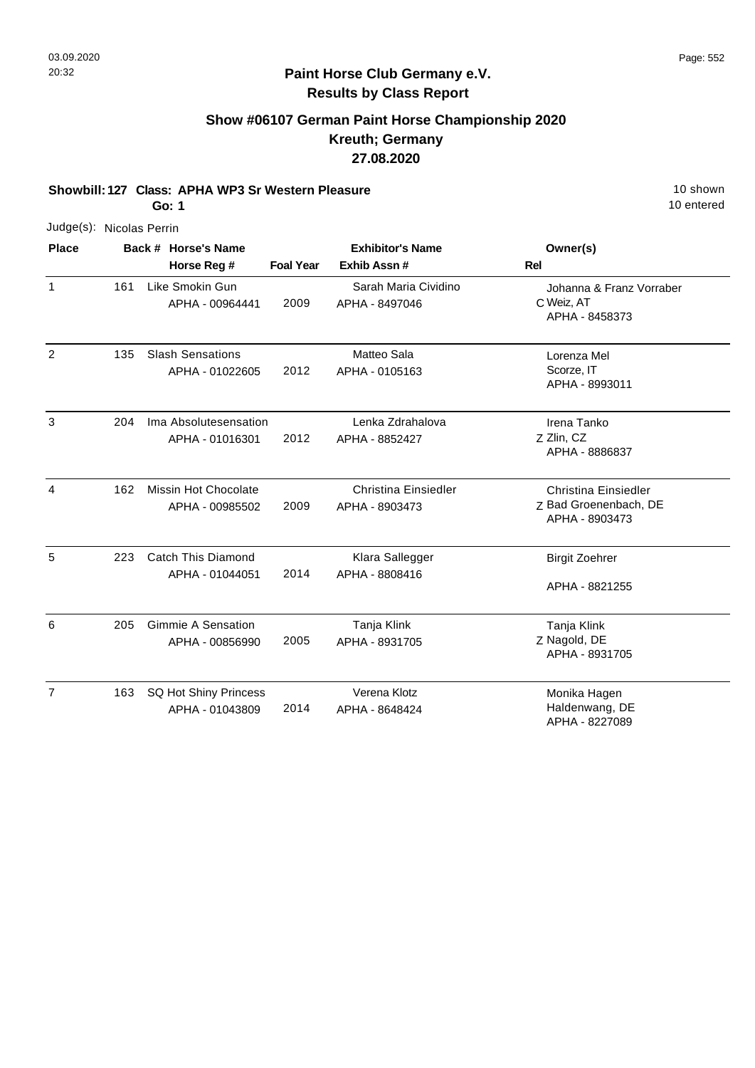## Paint Horse Club Germany e.V.
## Results by Class Report

### Show #06107 German Paint Horse Championship 2020
### Kreuth; Germany
### 27.08.2020

**Showbill: 127 Class: APHA WP3 Sr Western Pleasure** 10 shown
**Go: 1** 10 entered

Judge(s): Nicolas Perrin

| Place | Back # | Horse's Name / Horse Reg # | Foal Year | Exhibitor's Name / Exhib Assn # | Rel | Owner(s) |
|---|---|---|---|---|---|---|
| 1 | 161 | Like Smokin Gun<br>APHA - 00964441 | 2009 | Sarah Maria Cividino<br>APHA - 8497046 | C | Johanna & Franz Vorraber<br>Weiz, AT<br>APHA - 8458373 |
| 2 | 135 | Slash Sensations<br>APHA - 01022605 | 2012 | Matteo Sala<br>APHA - 0105163 | | Lorenza Mel<br>Scorze, IT<br>APHA - 8993011 |
| 3 | 204 | Ima Absolutesensation<br>APHA - 01016301 | 2012 | Lenka Zdrahalova<br>APHA - 8852427 | Z | Irena Tanko<br>Zlin, CZ<br>APHA - 8886837 |
| 4 | 162 | Missin Hot Chocolate<br>APHA - 00985502 | 2009 | Christina Einsiedler<br>APHA - 8903473 | Z | Christina Einsiedler<br>Bad Groenenbach, DE<br>APHA - 8903473 |
| 5 | 223 | Catch This Diamond<br>APHA - 01044051 | 2014 | Klara Sallegger<br>APHA - 8808416 | | Birgit Zoehrer<br>APHA - 8821255 |
| 6 | 205 | Gimmie A Sensation<br>APHA - 00856990 | 2005 | Tanja Klink<br>APHA - 8931705 | Z | Tanja Klink<br>Nagold, DE<br>APHA - 8931705 |
| 7 | 163 | SQ Hot Shiny Princess<br>APHA - 01043809 | 2014 | Verena Klotz<br>APHA - 8648424 | | Monika Hagen<br>Haldenwang, DE<br>APHA - 8227089 |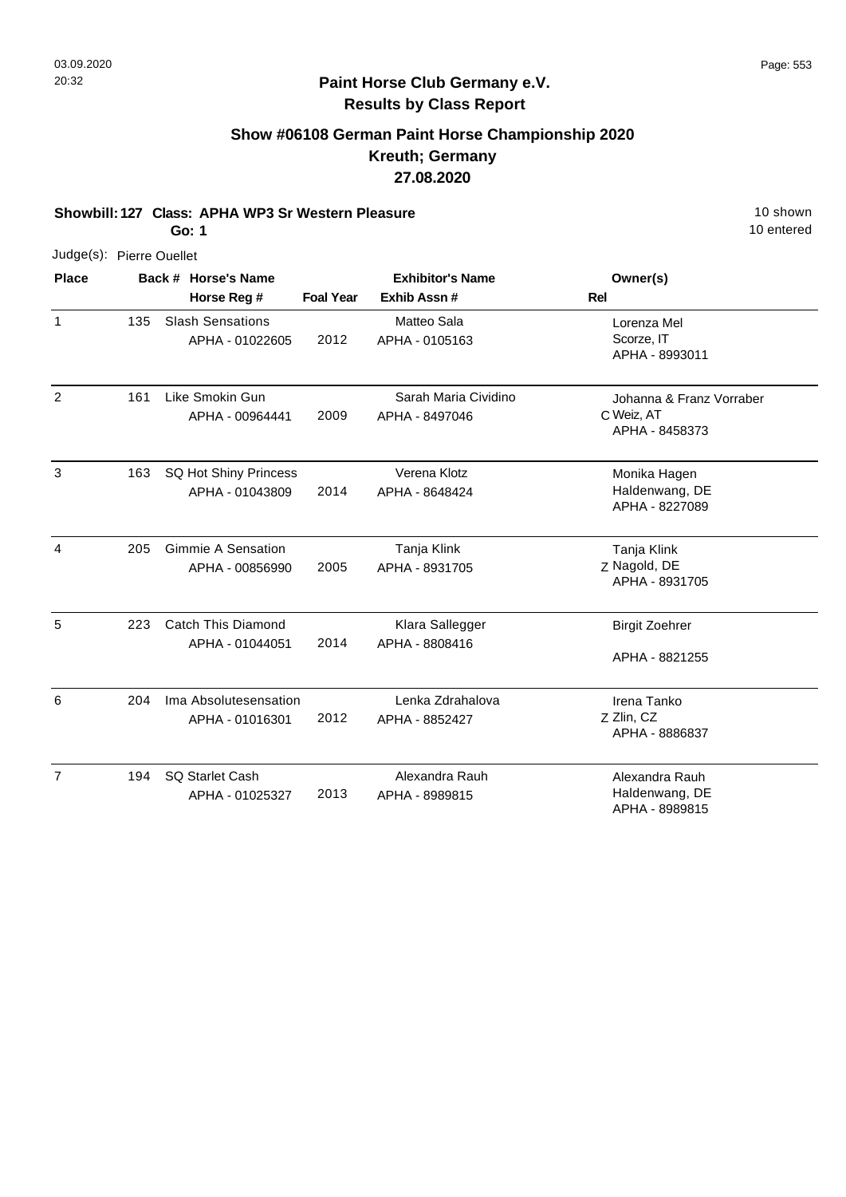# Paint Horse Club Germany e.V.

## Results by Class Report

### Show #06108 German Paint Horse Championship 2020
### Kreuth; Germany
### 27.08.2020

**Showbill: 127 Class: APHA WP3 Sr Western Pleasure** 10 shown
**Go: 1** 10 entered

Judge(s): Pierre Ouellet

| Place | Back # | Horse's Name / Horse Reg # | Foal Year | Exhibitor's Name / Exhib Assn # | Rel | Owner(s) |
|---|---|---|---|---|---|---|
| 1 | 135 | Slash Sensations<br>APHA - 01022605 | 2012 | Matteo Sala<br>APHA - 0105163 | | Lorenza Mel<br>Scorze, IT<br>APHA - 8993011 |
| 2 | 161 | Like Smokin Gun<br>APHA - 00964441 | 2009 | Sarah Maria Cividino<br>APHA - 8497046 | C | Johanna & Franz Vorraber<br>Weiz, AT<br>APHA - 8458373 |
| 3 | 163 | SQ Hot Shiny Princess<br>APHA - 01043809 | 2014 | Verena Klotz<br>APHA - 8648424 | | Monika Hagen<br>Haldenwang, DE<br>APHA - 8227089 |
| 4 | 205 | Gimmie A Sensation<br>APHA - 00856990 | 2005 | Tanja Klink<br>APHA - 8931705 | Z | Tanja Klink<br>Nagold, DE<br>APHA - 8931705 |
| 5 | 223 | Catch This Diamond<br>APHA - 01044051 | 2014 | Klara Sallegger<br>APHA - 8808416 | | Birgit Zoehrer<br>APHA - 8821255 |
| 6 | 204 | Ima Absolutesensation<br>APHA - 01016301 | 2012 | Lenka Zdrahalova<br>APHA - 8852427 | Z | Irena Tanko<br>Zlin, CZ<br>APHA - 8886837 |
| 7 | 194 | SQ Starlet Cash<br>APHA - 01025327 | 2013 | Alexandra Rauh<br>APHA - 8989815 | | Alexandra Rauh<br>Haldenwang, DE<br>APHA - 8989815 |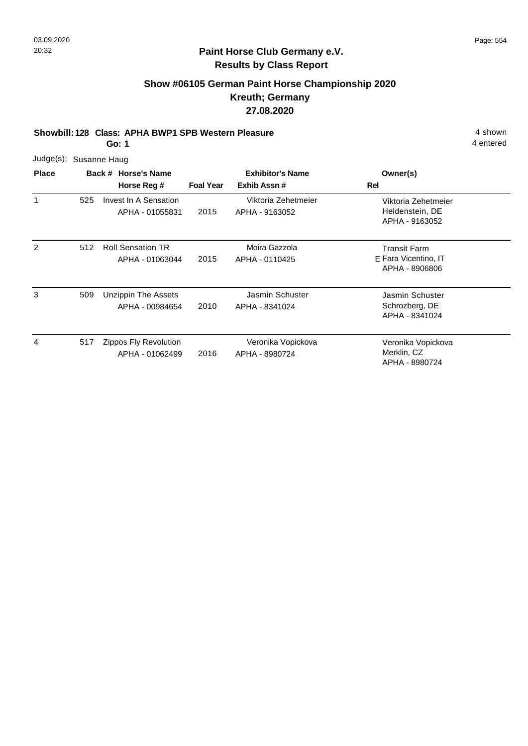## Paint Horse Club Germany e.V.
## Results by Class Report

### Show #06105 German Paint Horse Championship 2020
### Kreuth; Germany
### 27.08.2020

**Showbill: 128 Class: APHA BWP1 SPB Western Pleasure** 4 shown

**Go: 1** 4 entered

Judge(s): Susanne Haug

| Place | Back # | Horse's Name / Horse Reg # | Foal Year | Exhibitor's Name / Exhib Assn # | Rel | Owner(s) |
|---|---|---|---|---|---|---|
| 1 | 525 | Invest In A Sensation<br>APHA - 01055831 | 2015 | Viktoria Zehetmeier<br>APHA - 9163052 | | Viktoria Zehetmeier<br>Heldenstein, DE<br>APHA - 9163052 |
| 2 | 512 | Roll Sensation TR<br>APHA - 01063044 | 2015 | Moira Gazzola<br>APHA - 0110425 | E | Transit Farm<br>Fara Vicentino, IT<br>APHA - 8906806 |
| 3 | 509 | Unzippin The Assets<br>APHA - 00984654 | 2010 | Jasmin Schuster<br>APHA - 8341024 | | Jasmin Schuster<br>Schrozberg, DE<br>APHA - 8341024 |
| 4 | 517 | Zippos Fly Revolution<br>APHA - 01062499 | 2016 | Veronika Vopickova<br>APHA - 8980724 | | Veronika Vopickova<br>Merklin, CZ<br>APHA - 8980724 |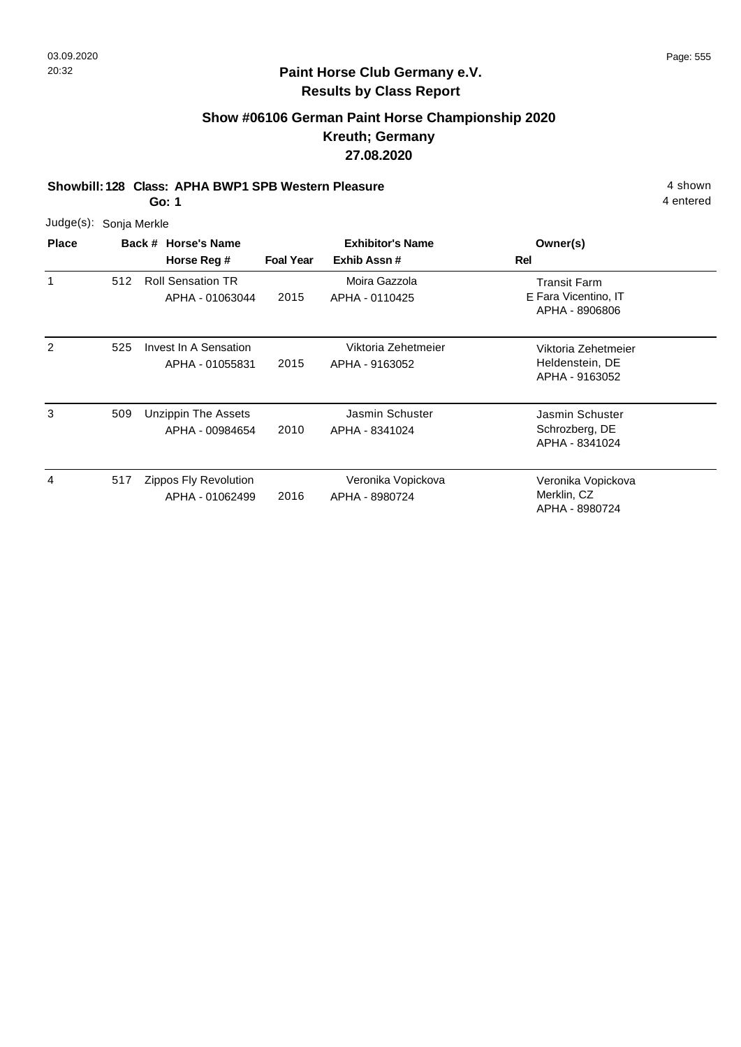## Paint Horse Club Germany e.V.
### Results by Class Report

### Show #06106 German Paint Horse Championship 2020
### Kreuth; Germany
### 27.08.2020

**Showbill: 128 Class: APHA BWP1 SPB Western Pleasure** 4 shown
**Go: 1** 4 entered

Judge(s): Sonja Merkle

| Place | Back # | Horse's Name / Horse Reg # | Foal Year | Exhibitor's Name / Exhib Assn # | Rel | Owner(s) |
|---|---|---|---|---|---|---|
| 1 | 512 | Roll Sensation TR<br>APHA - 01063044 | 2015 | Moira Gazzola<br>APHA - 0110425 | E | Transit Farm<br>Fara Vicentino, IT<br>APHA - 8906806 |
| 2 | 525 | Invest In A Sensation<br>APHA - 01055831 | 2015 | Viktoria Zehetmeier<br>APHA - 9163052 | | Viktoria Zehetmeier<br>Heldenstein, DE<br>APHA - 9163052 |
| 3 | 509 | Unzippin The Assets<br>APHA - 00984654 | 2010 | Jasmin Schuster<br>APHA - 8341024 | | Jasmin Schuster<br>Schrozberg, DE<br>APHA - 8341024 |
| 4 | 517 | Zippos Fly Revolution<br>APHA - 01062499 | 2016 | Veronika Vopickova<br>APHA - 8980724 | | Veronika Vopickova<br>Merklin, CZ<br>APHA - 8980724 |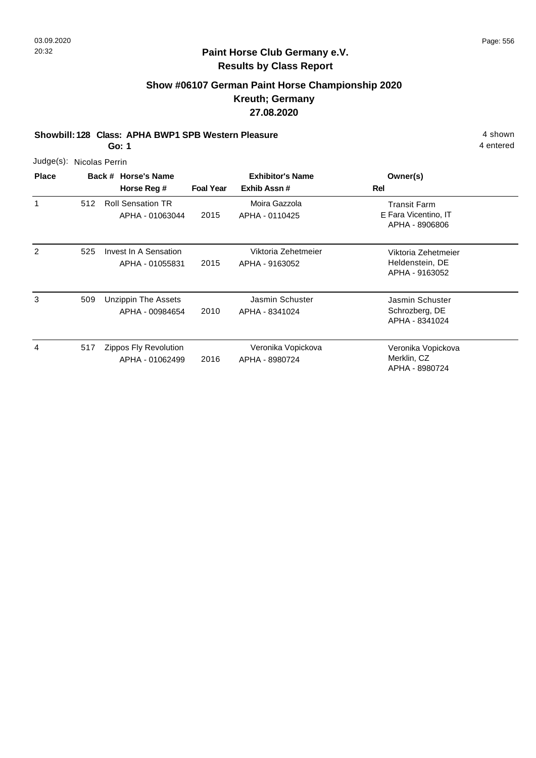**Paint Horse Club Germany e.V.**
**Results by Class Report**

## Show #06107 German Paint Horse Championship 2020
## Kreuth; Germany
## 27.08.2020

**Showbill: 128 Class: APHA BWP1 SPB Western Pleasure** 4 shown
**Go: 1** 4 entered

Judge(s): Nicolas Perrin

| Place | Back # | Horse's Name / Horse Reg # | Foal Year | Exhibitor's Name / Exhib Assn # | Rel | Owner(s) |
|---|---|---|---|---|---|---|
| 1 | 512 | Roll Sensation TR<br>APHA - 01063044 | 2015 | Moira Gazzola<br>APHA - 0110425 | E | Transit Farm<br>Fara Vicentino, IT<br>APHA - 8906806 |
| 2 | 525 | Invest In A Sensation<br>APHA - 01055831 | 2015 | Viktoria Zehetmeier<br>APHA - 9163052 | | Viktoria Zehetmeier<br>Heldenstein, DE<br>APHA - 9163052 |
| 3 | 509 | Unzippin The Assets<br>APHA - 00984654 | 2010 | Jasmin Schuster<br>APHA - 8341024 | | Jasmin Schuster<br>Schrozberg, DE<br>APHA - 8341024 |
| 4 | 517 | Zippos Fly Revolution<br>APHA - 01062499 | 2016 | Veronika Vopickova<br>APHA - 8980724 | | Veronika Vopickova<br>Merklin, CZ<br>APHA - 8980724 |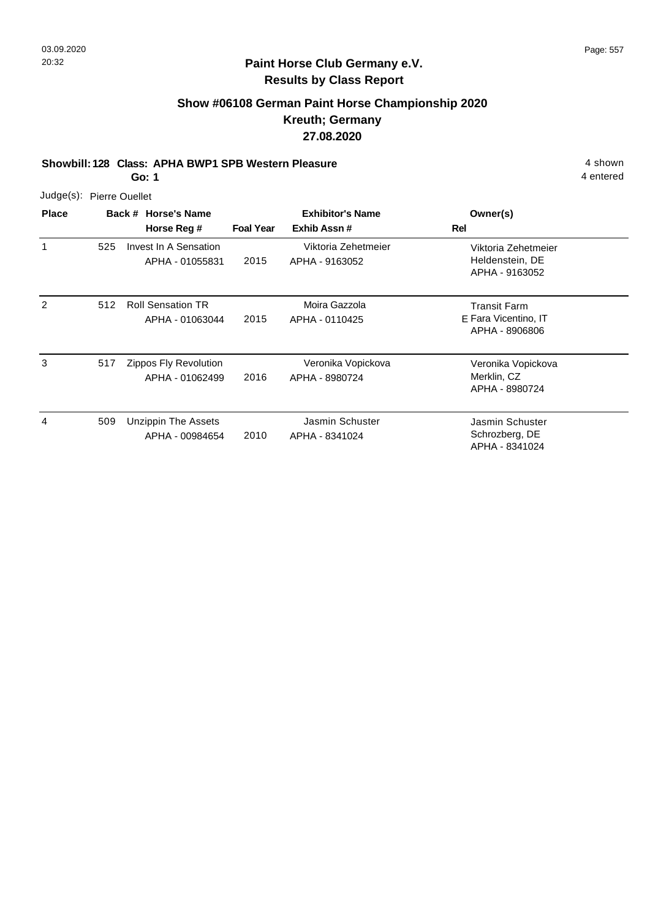## Paint Horse Club Germany e.V.
## Results by Class Report

### Show #06108 German Paint Horse Championship 2020
### Kreuth; Germany
### 27.08.2020

**Showbill: 128 Class: APHA BWP1 SPB Western Pleasure** — 4 shown, 4 entered

**Go: 1**

Judge(s): Pierre Ouellet

| Place | Back # | Horse's Name / Horse Reg # | Foal Year | Exhibitor's Name / Exhib Assn # | Rel | Owner(s) |
|---|---|---|---|---|---|---|
| 1 | 525 | Invest In A Sensation<br>APHA - 01055831 | 2015 | Viktoria Zehetmeier<br>APHA - 9163052 | | Viktoria Zehetmeier<br>Heldenstein, DE<br>APHA - 9163052 |
| 2 | 512 | Roll Sensation TR<br>APHA - 01063044 | 2015 | Moira Gazzola<br>APHA - 0110425 | E | Transit Farm<br>Fara Vicentino, IT<br>APHA - 8906806 |
| 3 | 517 | Zippos Fly Revolution<br>APHA - 01062499 | 2016 | Veronika Vopickova<br>APHA - 8980724 | | Veronika Vopickova<br>Merklin, CZ<br>APHA - 8980724 |
| 4 | 509 | Unzippin The Assets<br>APHA - 00984654 | 2010 | Jasmin Schuster<br>APHA - 8341024 | | Jasmin Schuster<br>Schrozberg, DE<br>APHA - 8341024 |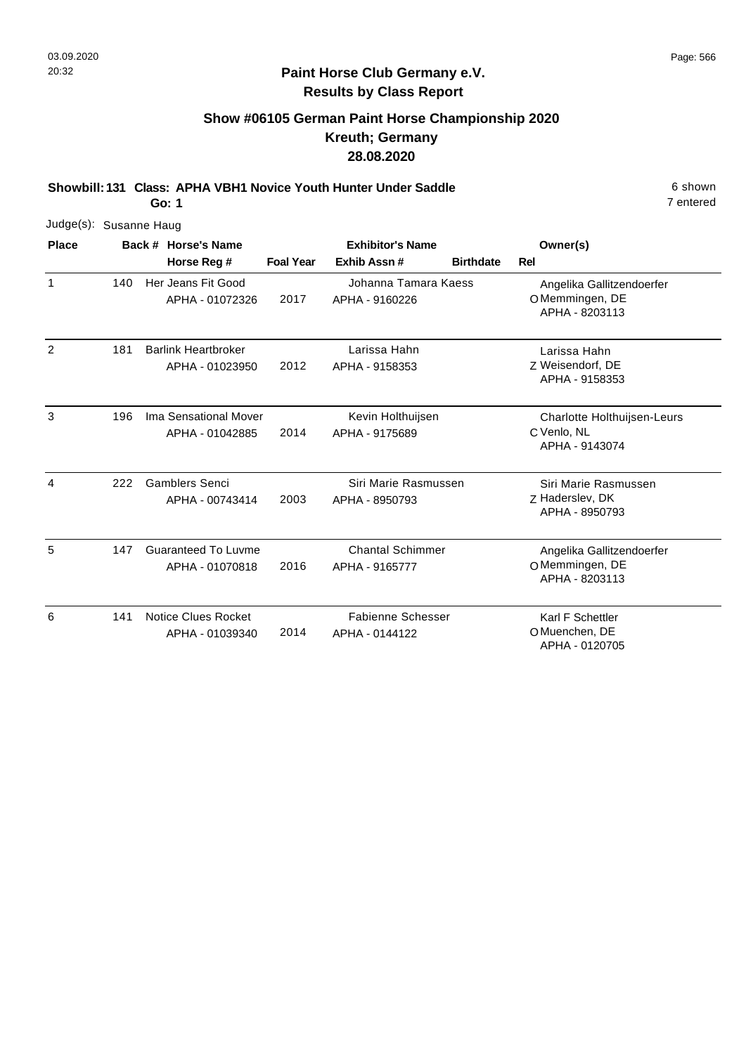## Paint Horse Club Germany e.V.
## Results by Class Report

### Show #06105 German Paint Horse Championship 2020
### Kreuth; Germany
### 28.08.2020

**Showbill: 131 Class: APHA VBH1 Novice Youth Hunter Under Saddle** 6 shown

**Go: 1** 7 entered

Judge(s): Susanne Haug

| Place | Back # | Horse's Name / Horse Reg # | Foal Year | Exhibitor's Name / Exhib Assn # | Birthdate | Rel | Owner(s) |
|---|---|---|---|---|---|---|---|
| 1 | 140 | Her Jeans Fit Good<br>APHA - 01072326 | 2017 | Johanna Tamara Kaess<br>APHA - 9160226 | | O | Angelika Gallitzendoerfer<br>Memmingen, DE<br>APHA - 8203113 |
| 2 | 181 | Barlink Heartbroker<br>APHA - 01023950 | 2012 | Larissa Hahn<br>APHA - 9158353 | | Z | Larissa Hahn<br>Weisendorf, DE<br>APHA - 9158353 |
| 3 | 196 | Ima Sensational Mover<br>APHA - 01042885 | 2014 | Kevin Holthuijsen<br>APHA - 9175689 | | C | Charlotte Holthuijsen-Leurs<br>Venlo, NL<br>APHA - 9143074 |
| 4 | 222 | Gamblers Senci<br>APHA - 00743414 | 2003 | Siri Marie Rasmussen<br>APHA - 8950793 | | Z | Siri Marie Rasmussen<br>Haderslev, DK<br>APHA - 8950793 |
| 5 | 147 | Guaranteed To Luvme<br>APHA - 01070818 | 2016 | Chantal Schimmer<br>APHA - 9165777 | | O | Angelika Gallitzendoerfer<br>Memmingen, DE<br>APHA - 8203113 |
| 6 | 141 | Notice Clues Rocket<br>APHA - 01039340 | 2014 | Fabienne Schesser<br>APHA - 0144122 | | O | Karl F Schettler<br>Muenchen, DE<br>APHA - 0120705 |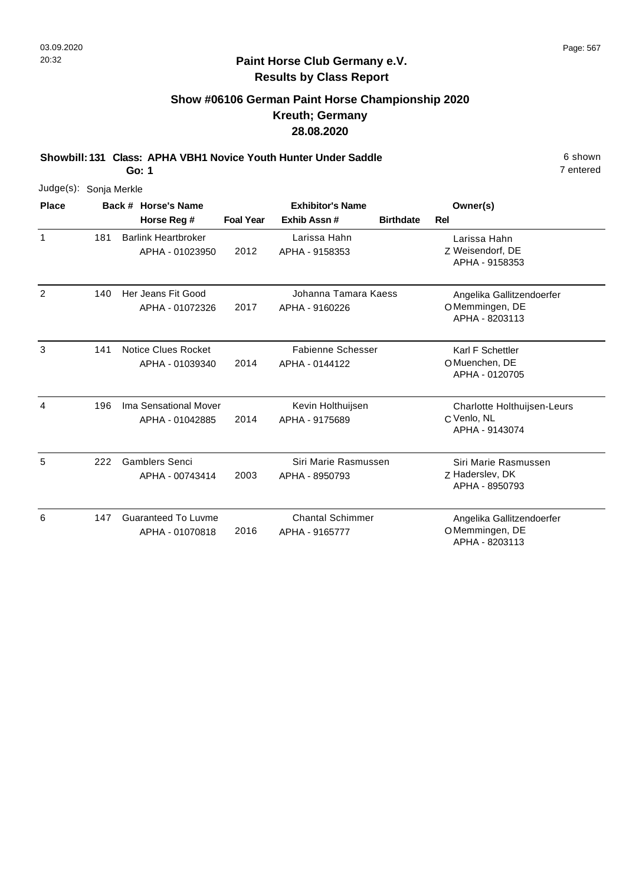## Paint Horse Club Germany e.V.
## Results by Class Report

### Show #06106 German Paint Horse Championship 2020
### Kreuth; Germany
### 28.08.2020

**Showbill: 131 Class: APHA VBH1 Novice Youth Hunter Under Saddle** — 6 shown, 7 entered

**Go: 1**

Judge(s): Sonja Merkle

| Place | Back # | Horse's Name / Horse Reg # | Foal Year | Exhibitor's Name / Exhib Assn # | Birthdate | Rel | Owner(s) |
|---|---|---|---|---|---|---|---|
| 1 | 181 | Barlink Heartbroker<br>APHA - 01023950 | 2012 | Larissa Hahn<br>APHA - 9158353 | | Z | Larissa Hahn<br>Weisendorf, DE<br>APHA - 9158353 |
| 2 | 140 | Her Jeans Fit Good<br>APHA - 01072326 | 2017 | Johanna Tamara Kaess<br>APHA - 9160226 | | O | Angelika Gallitzendoerfer<br>Memmingen, DE<br>APHA - 8203113 |
| 3 | 141 | Notice Clues Rocket<br>APHA - 01039340 | 2014 | Fabienne Schesser<br>APHA - 0144122 | | O | Karl F Schettler<br>Muenchen, DE<br>APHA - 0120705 |
| 4 | 196 | Ima Sensational Mover<br>APHA - 01042885 | 2014 | Kevin Holthuijsen<br>APHA - 9175689 | | C | Charlotte Holthuijsen-Leurs<br>Venlo, NL<br>APHA - 9143074 |
| 5 | 222 | Gamblers Senci<br>APHA - 00743414 | 2003 | Siri Marie Rasmussen<br>APHA - 8950793 | | Z | Siri Marie Rasmussen<br>Haderslev, DK<br>APHA - 8950793 |
| 6 | 147 | Guaranteed To Luvme<br>APHA - 01070818 | 2016 | Chantal Schimmer<br>APHA - 9165777 | | O | Angelika Gallitzendoerfer<br>Memmingen, DE<br>APHA - 8203113 |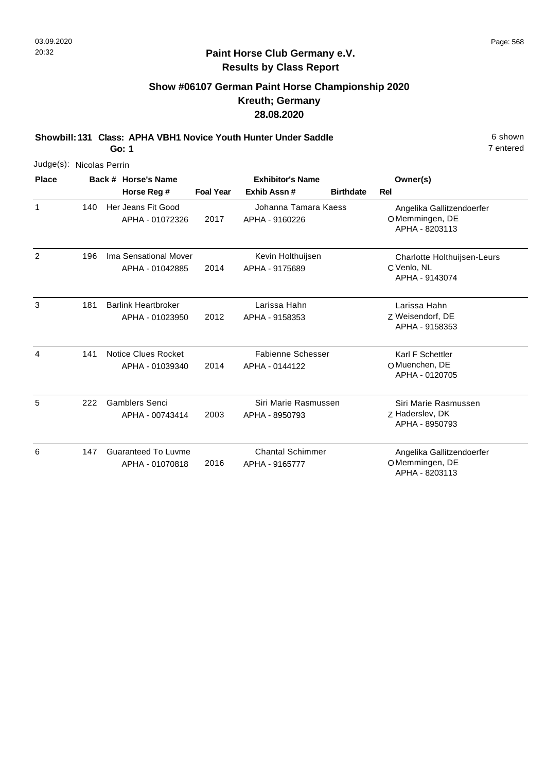**Paint Horse Club Germany e.V.**
**Results by Class Report**

## Show #06107 German Paint Horse Championship 2020
## Kreuth; Germany
## 28.08.2020

**Showbill: 131 Class: APHA VBH1 Novice Youth Hunter Under Saddle** 6 shown
**Go: 1** 7 entered

Judge(s): Nicolas Perrin

| Place | Back # | Horse's Name / Horse Reg # | Foal Year | Exhibitor's Name / Exhib Assn # | Birthdate | Rel | Owner(s) |
|---|---|---|---|---|---|---|---|
| 1 | 140 | Her Jeans Fit Good<br>APHA - 01072326 | 2017 | Johanna Tamara Kaess<br>APHA - 9160226 | | O | Angelika Gallitzendoerfer<br>Memmingen, DE<br>APHA - 8203113 |
| 2 | 196 | Ima Sensational Mover<br>APHA - 01042885 | 2014 | Kevin Holthuijsen<br>APHA - 9175689 | | C | Charlotte Holthuijsen-Leurs<br>Venlo, NL<br>APHA - 9143074 |
| 3 | 181 | Barlink Heartbroker<br>APHA - 01023950 | 2012 | Larissa Hahn<br>APHA - 9158353 | | Z | Larissa Hahn<br>Weisendorf, DE<br>APHA - 9158353 |
| 4 | 141 | Notice Clues Rocket<br>APHA - 01039340 | 2014 | Fabienne Schesser<br>APHA - 0144122 | | O | Karl F Schettler<br>Muenchen, DE<br>APHA - 0120705 |
| 5 | 222 | Gamblers Senci<br>APHA - 00743414 | 2003 | Siri Marie Rasmussen<br>APHA - 8950793 | | Z | Siri Marie Rasmussen<br>Haderslev, DK<br>APHA - 8950793 |
| 6 | 147 | Guaranteed To Luvme<br>APHA - 01070818 | 2016 | Chantal Schimmer<br>APHA - 9165777 | | O | Angelika Gallitzendoerfer<br>Memmingen, DE<br>APHA - 8203113 |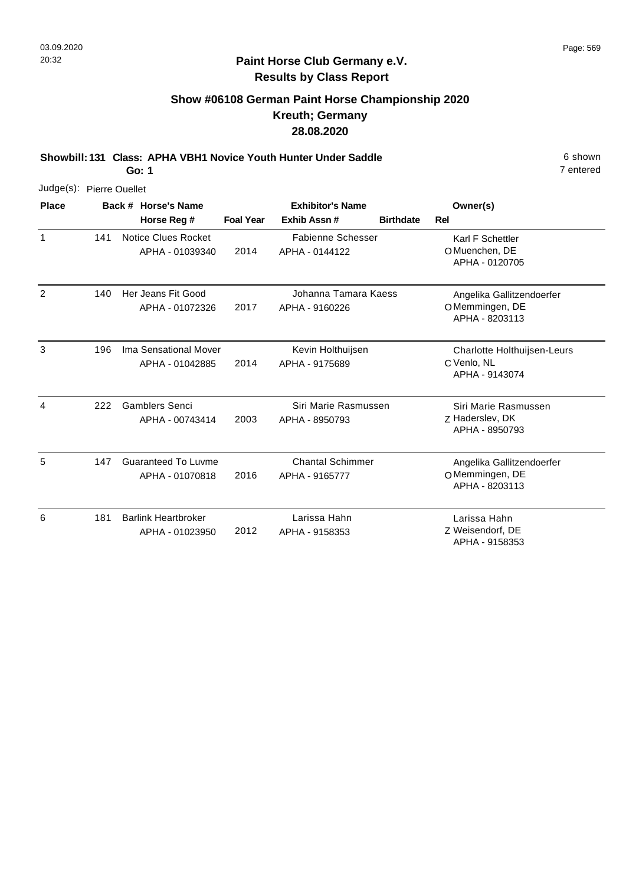**Paint Horse Club Germany e.V.**
**Results by Class Report**

## Show #06108 German Paint Horse Championship 2020
## Kreuth; Germany
## 28.08.2020

**Showbill: 131 Class: APHA VBH1 Novice Youth Hunter Under Saddle** 6 shown
**Go: 1** 7 entered

Judge(s): Pierre Ouellet

| Place | Back # | Horse's Name / Horse Reg # | Foal Year | Exhibitor's Name / Exhib Assn # | Birthdate | Rel | Owner(s) |
|---|---|---|---|---|---|---|---|
| 1 | 141 | Notice Clues Rocket<br>APHA - 01039340 | 2014 | Fabienne Schesser<br>APHA - 0144122 | | O | Karl F Schettler<br>Muenchen, DE<br>APHA - 0120705 |
| 2 | 140 | Her Jeans Fit Good<br>APHA - 01072326 | 2017 | Johanna Tamara Kaess<br>APHA - 9160226 | | O | Angelika Gallitzendoerfer<br>Memmingen, DE<br>APHA - 8203113 |
| 3 | 196 | Ima Sensational Mover<br>APHA - 01042885 | 2014 | Kevin Holthuijsen<br>APHA - 9175689 | | C | Charlotte Holthuijsen-Leurs<br>Venlo, NL<br>APHA - 9143074 |
| 4 | 222 | Gamblers Senci<br>APHA - 00743414 | 2003 | Siri Marie Rasmussen<br>APHA - 8950793 | | Z | Siri Marie Rasmussen<br>Haderslev, DK<br>APHA - 8950793 |
| 5 | 147 | Guaranteed To Luvme<br>APHA - 01070818 | 2016 | Chantal Schimmer<br>APHA - 9165777 | | O | Angelika Gallitzendoerfer<br>Memmingen, DE<br>APHA - 8203113 |
| 6 | 181 | Barlink Heartbroker<br>APHA - 01023950 | 2012 | Larissa Hahn<br>APHA - 9158353 | | Z | Larissa Hahn<br>Weisendorf, DE<br>APHA - 9158353 |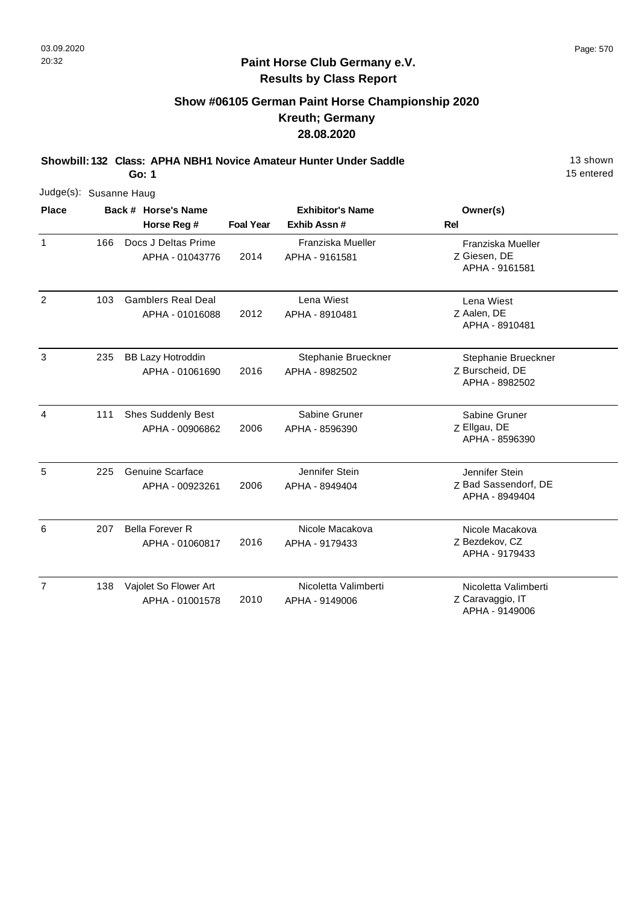# Paint Horse Club Germany e.V.

## Results by Class Report

### Show #06105 German Paint Horse Championship 2020
### Kreuth; Germany
### 28.08.2020

**Showbill: 132 Class: APHA NBH1 Novice Amateur Hunter Under Saddle** 13 shown

**Go: 1** 15 entered

Judge(s): Susanne Haug

| Place | Back # | Horse's Name / Horse Reg # | Foal Year | Exhibitor's Name / Exhib Assn # | Rel | Owner(s) |
|---|---|---|---|---|---|---|
| 1 | 166 | Docs J Deltas Prime<br>APHA - 01043776 | 2014 | Franziska Mueller<br>APHA - 9161581 | Z | Franziska Mueller<br>Giesen, DE<br>APHA - 9161581 |
| 2 | 103 | Gamblers Real Deal<br>APHA - 01016088 | 2012 | Lena Wiest<br>APHA - 8910481 | Z | Lena Wiest<br>Aalen, DE<br>APHA - 8910481 |
| 3 | 235 | BB Lazy Hotroddin<br>APHA - 01061690 | 2016 | Stephanie Brueckner<br>APHA - 8982502 | Z | Stephanie Brueckner<br>Burscheid, DE<br>APHA - 8982502 |
| 4 | 111 | Shes Suddenly Best<br>APHA - 00906862 | 2006 | Sabine Gruner<br>APHA - 8596390 | Z | Sabine Gruner<br>Ellgau, DE<br>APHA - 8596390 |
| 5 | 225 | Genuine Scarface<br>APHA - 00923261 | 2006 | Jennifer Stein<br>APHA - 8949404 | Z | Jennifer Stein<br>Bad Sassendorf, DE<br>APHA - 8949404 |
| 6 | 207 | Bella Forever R<br>APHA - 01060817 | 2016 | Nicole Macakova<br>APHA - 9179433 | Z | Nicole Macakova<br>Bezdekov, CZ<br>APHA - 9179433 |
| 7 | 138 | Vajolet So Flower Art<br>APHA - 01001578 | 2010 | Nicoletta Valimberti<br>APHA - 9149006 | Z | Nicoletta Valimberti<br>Caravaggio, IT<br>APHA - 9149006 |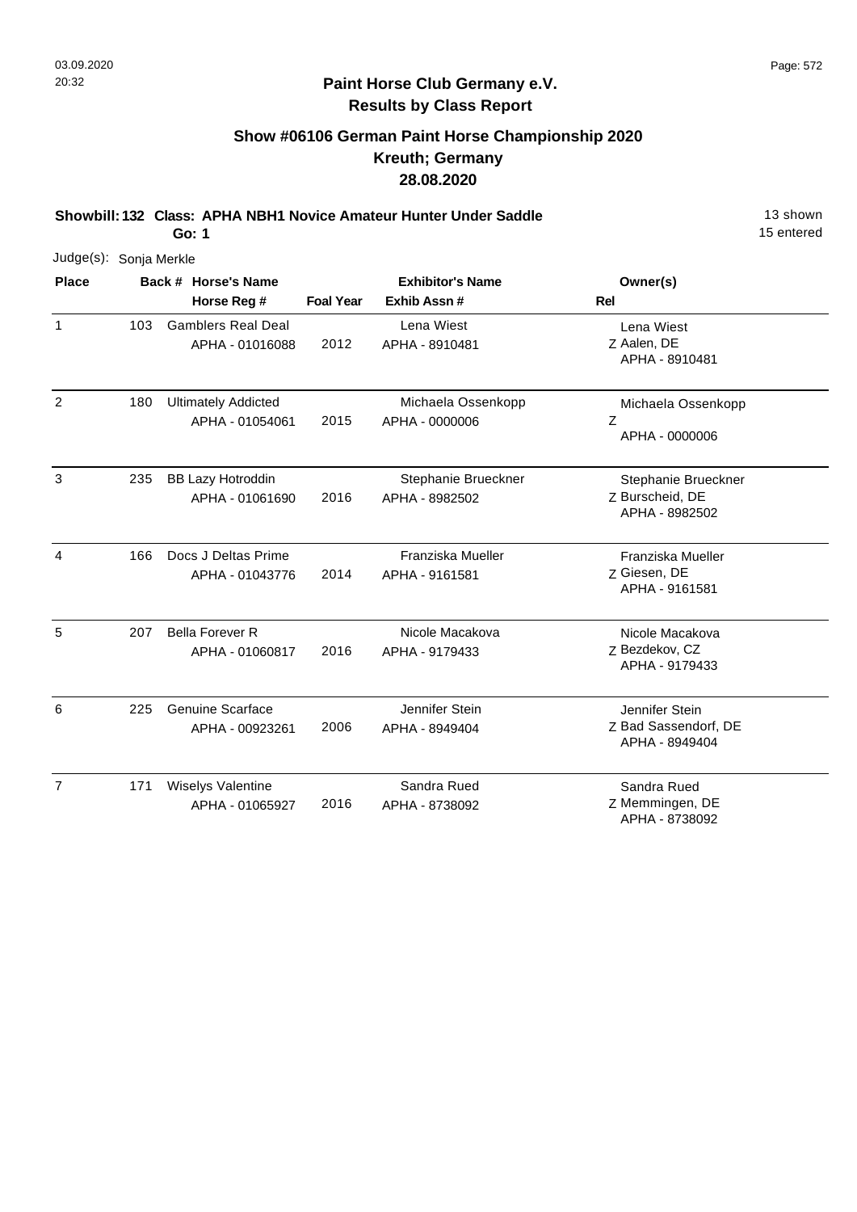**Paint Horse Club Germany e.V.**
**Results by Class Report**

## Show #06106 German Paint Horse Championship 2020
## Kreuth; Germany
## 28.08.2020

**Showbill: 132 Class: APHA NBH1 Novice Amateur Hunter Under Saddle** — 13 shown, 15 entered

**Go: 1**

Judge(s): Sonja Merkle

| Place | Back # | Horse's Name / Horse Reg # | Foal Year | Exhibitor's Name / Exhib Assn # | Rel | Owner(s) |
|---|---|---|---|---|---|---|
| 1 | 103 | Gamblers Real Deal<br>APHA - 01016088 | 2012 | Lena Wiest<br>APHA - 8910481 | Z | Lena Wiest<br>Aalen, DE<br>APHA - 8910481 |
| 2 | 180 | Ultimately Addicted<br>APHA - 01054061 | 2015 | Michaela Ossenkopp<br>APHA - 0000006 | Z | Michaela Ossenkopp<br>APHA - 0000006 |
| 3 | 235 | BB Lazy Hotroddin<br>APHA - 01061690 | 2016 | Stephanie Brueckner<br>APHA - 8982502 | Z | Stephanie Brueckner<br>Burscheid, DE<br>APHA - 8982502 |
| 4 | 166 | Docs J Deltas Prime<br>APHA - 01043776 | 2014 | Franziska Mueller<br>APHA - 9161581 | Z | Franziska Mueller<br>Giesen, DE<br>APHA - 9161581 |
| 5 | 207 | Bella Forever R<br>APHA - 01060817 | 2016 | Nicole Macakova<br>APHA - 9179433 | Z | Nicole Macakova<br>Bezdekov, CZ<br>APHA - 9179433 |
| 6 | 225 | Genuine Scarface<br>APHA - 00923261 | 2006 | Jennifer Stein<br>APHA - 8949404 | Z | Jennifer Stein<br>Bad Sassendorf, DE<br>APHA - 8949404 |
| 7 | 171 | Wiselys Valentine<br>APHA - 01065927 | 2016 | Sandra Rued<br>APHA - 8738092 | Z | Sandra Rued<br>Memmingen, DE<br>APHA - 8738092 |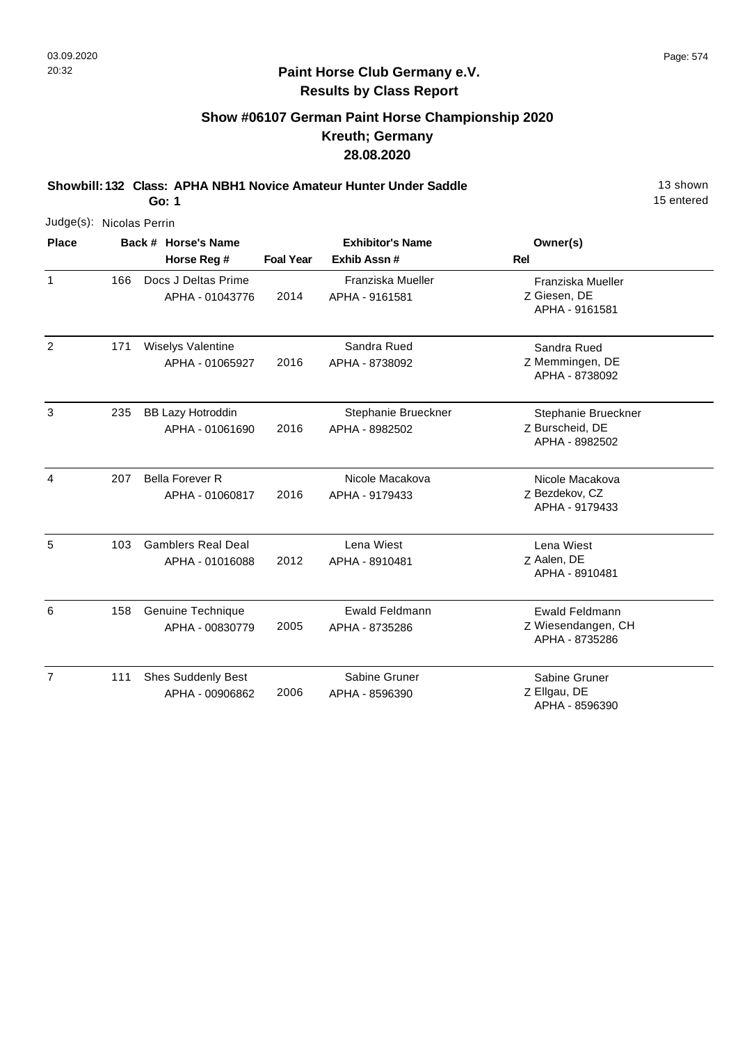# Paint Horse Club Germany e.V.

## Results by Class Report

### Show #06107 German Paint Horse Championship 2020
### Kreuth; Germany
### 28.08.2020

**Showbill: 132 Class: APHA NBH1 Novice Amateur Hunter Under Saddle** 13 shown

**Go: 1** 15 entered

Judge(s): Nicolas Perrin

| Place | Back # | Horse's Name / Horse Reg # | Foal Year | Exhibitor's Name / Exhib Assn # | Rel | Owner(s) |
|---|---|---|---|---|---|---|
| 1 | 166 | Docs J Deltas Prime<br>APHA - 01043776 | 2014 | Franziska Mueller<br>APHA - 9161581 | Z | Franziska Mueller<br>Giesen, DE<br>APHA - 9161581 |
| 2 | 171 | Wiselys Valentine<br>APHA - 01065927 | 2016 | Sandra Rued<br>APHA - 8738092 | Z | Sandra Rued<br>Memmingen, DE<br>APHA - 8738092 |
| 3 | 235 | BB Lazy Hotroddin<br>APHA - 01061690 | 2016 | Stephanie Brueckner<br>APHA - 8982502 | Z | Stephanie Brueckner<br>Burscheid, DE<br>APHA - 8982502 |
| 4 | 207 | Bella Forever R<br>APHA - 01060817 | 2016 | Nicole Macakova<br>APHA - 9179433 | Z | Nicole Macakova<br>Bezdekov, CZ<br>APHA - 9179433 |
| 5 | 103 | Gamblers Real Deal<br>APHA - 01016088 | 2012 | Lena Wiest<br>APHA - 8910481 | Z | Lena Wiest<br>Aalen, DE<br>APHA - 8910481 |
| 6 | 158 | Genuine Technique<br>APHA - 00830779 | 2005 | Ewald Feldmann<br>APHA - 8735286 | Z | Ewald Feldmann<br>Wiesendangen, CH<br>APHA - 8735286 |
| 7 | 111 | Shes Suddenly Best<br>APHA - 00906862 | 2006 | Sabine Gruner<br>APHA - 8596390 | Z | Sabine Gruner<br>Ellgau, DE<br>APHA - 8596390 |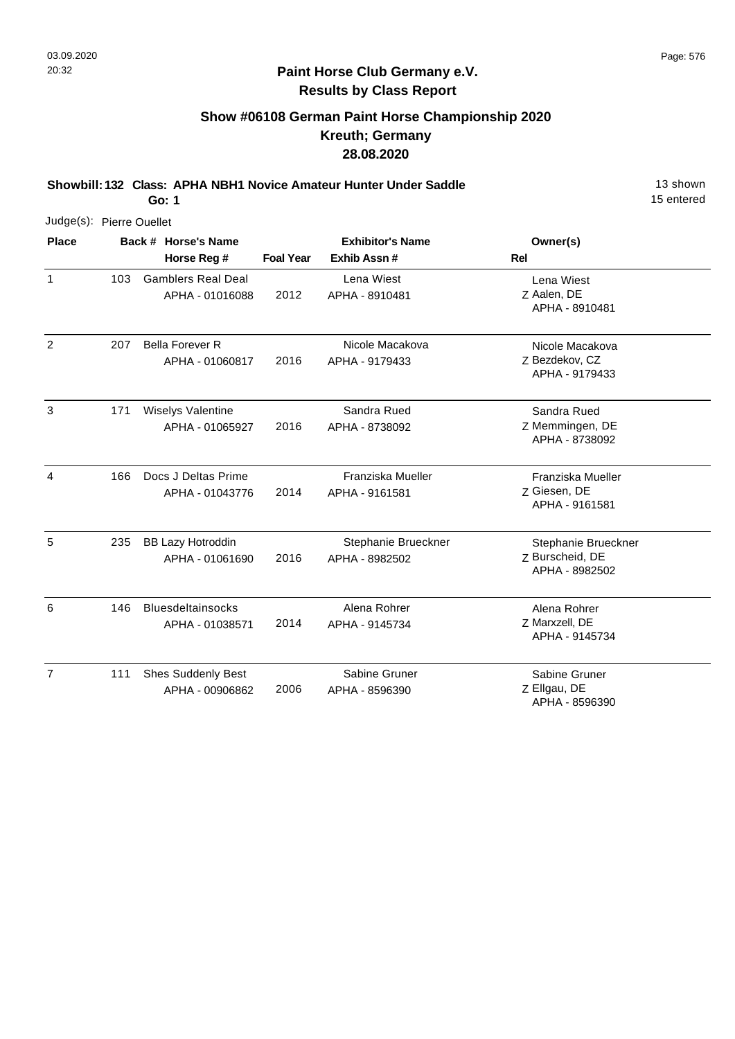**Paint Horse Club Germany e.V.**
**Results by Class Report**

## Show #06108 German Paint Horse Championship 2020
## Kreuth; Germany
## 28.08.2020

**Showbill: 132 Class: APHA NBH1 Novice Amateur Hunter Under Saddle** 13 shown
**Go: 1** 15 entered

Judge(s): Pierre Ouellet

| Place | Back # | Horse's Name / Horse Reg # | Foal Year | Exhibitor's Name / Exhib Assn # | Rel | Owner(s) |
|---|---|---|---|---|---|---|
| 1 | 103 | Gamblers Real Deal<br>APHA - 01016088 | 2012 | Lena Wiest<br>APHA - 8910481 | Z | Lena Wiest<br>Aalen, DE<br>APHA - 8910481 |
| 2 | 207 | Bella Forever R<br>APHA - 01060817 | 2016 | Nicole Macakova<br>APHA - 9179433 | Z | Nicole Macakova<br>Bezdekov, CZ<br>APHA - 9179433 |
| 3 | 171 | Wiselys Valentine<br>APHA - 01065927 | 2016 | Sandra Rued<br>APHA - 8738092 | Z | Sandra Rued<br>Memmingen, DE<br>APHA - 8738092 |
| 4 | 166 | Docs J Deltas Prime<br>APHA - 01043776 | 2014 | Franziska Mueller<br>APHA - 9161581 | Z | Franziska Mueller<br>Giesen, DE<br>APHA - 9161581 |
| 5 | 235 | BB Lazy Hotroddin<br>APHA - 01061690 | 2016 | Stephanie Brueckner<br>APHA - 8982502 | Z | Stephanie Brueckner<br>Burscheid, DE<br>APHA - 8982502 |
| 6 | 146 | Bluesdeltainsocks<br>APHA - 01038571 | 2014 | Alena Rohrer<br>APHA - 9145734 | Z | Alena Rohrer<br>Marxzell, DE<br>APHA - 9145734 |
| 7 | 111 | Shes Suddenly Best<br>APHA - 00906862 | 2006 | Sabine Gruner<br>APHA - 8596390 | Z | Sabine Gruner<br>Ellgau, DE<br>APHA - 8596390 |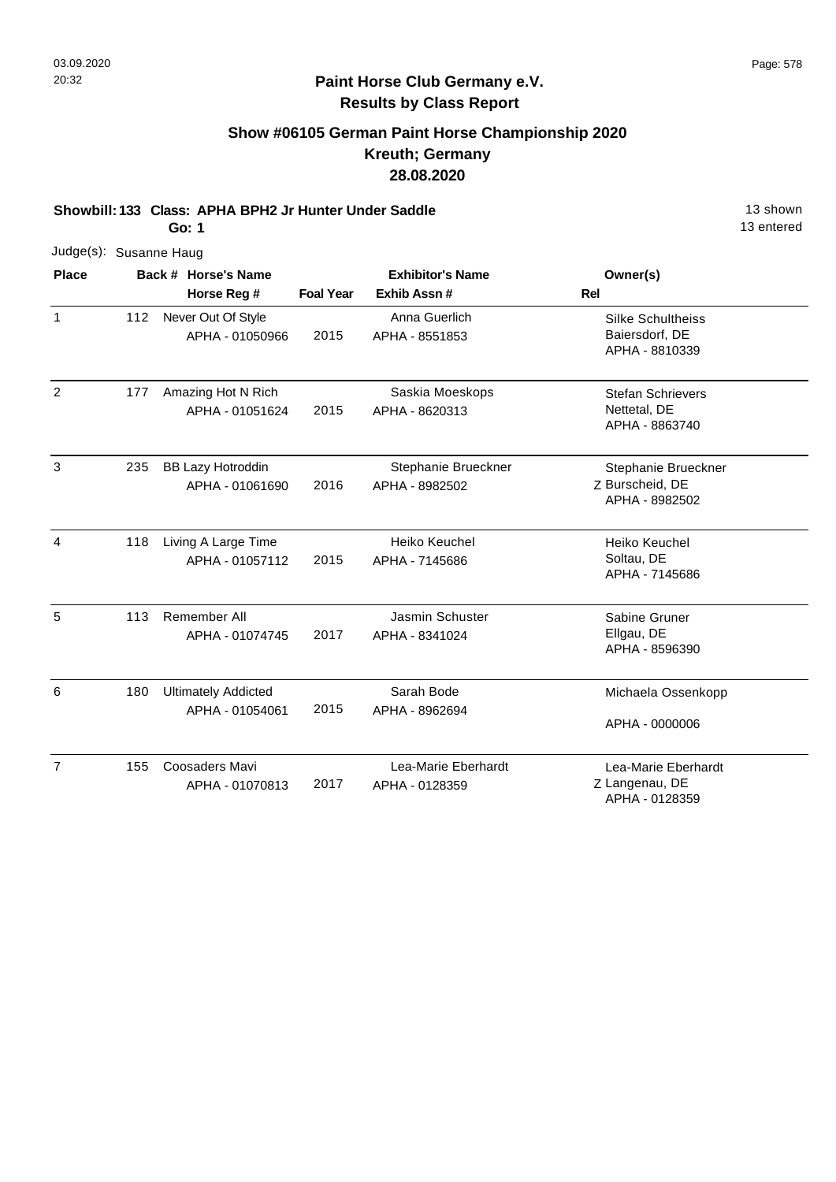**Paint Horse Club Germany e.V.**
**Results by Class Report**

## Show #06105 German Paint Horse Championship 2020
## Kreuth; Germany
## 28.08.2020

**Showbill: 133 Class: APHA BPH2 Jr Hunter Under Saddle** 13 shown
**Go: 1** 13 entered

Judge(s): Susanne Haug

| Place | Back # | Horse's Name / Horse Reg # | Foal Year | Exhibitor's Name / Exhib Assn # | Rel | Owner(s) |
|---|---|---|---|---|---|---|
| 1 | 112 | Never Out Of Style<br>APHA - 01050966 | 2015 | Anna Guerlich<br>APHA - 8551853 | | Silke Schultheiss<br>Baiersdorf, DE<br>APHA - 8810339 |
| 2 | 177 | Amazing Hot N Rich<br>APHA - 01051624 | 2015 | Saskia Moeskops<br>APHA - 8620313 | | Stefan Schrievers<br>Nettetal, DE<br>APHA - 8863740 |
| 3 | 235 | BB Lazy Hotroddin<br>APHA - 01061690 | 2016 | Stephanie Brueckner<br>APHA - 8982502 | Z | Stephanie Brueckner<br>Burscheid, DE<br>APHA - 8982502 |
| 4 | 118 | Living A Large Time<br>APHA - 01057112 | 2015 | Heiko Keuchel<br>APHA - 7145686 | | Heiko Keuchel<br>Soltau, DE<br>APHA - 7145686 |
| 5 | 113 | Remember All<br>APHA - 01074745 | 2017 | Jasmin Schuster<br>APHA - 8341024 | | Sabine Gruner<br>Ellgau, DE<br>APHA - 8596390 |
| 6 | 180 | Ultimately Addicted<br>APHA - 01054061 | 2015 | Sarah Bode<br>APHA - 8962694 | | Michaela Ossenkopp<br>APHA - 0000006 |
| 7 | 155 | Coosaders Mavi<br>APHA - 01070813 | 2017 | Lea-Marie Eberhardt<br>APHA - 0128359 | Z | Lea-Marie Eberhardt<br>Langenau, DE<br>APHA - 0128359 |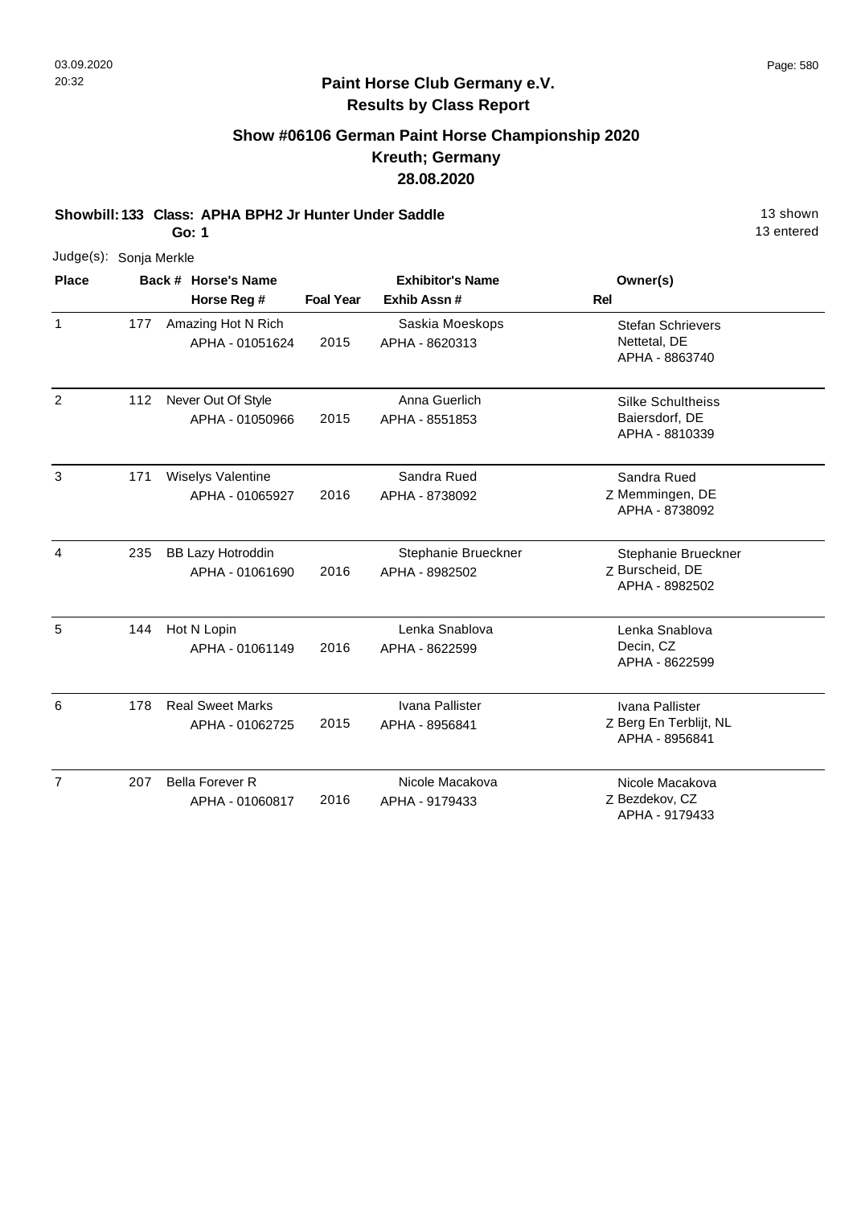## Paint Horse Club Germany e.V.
## Results by Class Report

### Show #06106 German Paint Horse Championship 2020
### Kreuth; Germany
### 28.08.2020

**Showbill: 133 Class: APHA BPH2 Jr Hunter Under Saddle** 13 shown
**Go: 1** 13 entered

Judge(s): Sonja Merkle

| Place | Back # | Horse's Name / Horse Reg # | Foal Year | Exhibitor's Name / Exhib Assn # | Rel | Owner(s) |
|---|---|---|---|---|---|---|
| 1 | 177 | Amazing Hot N Rich<br>APHA - 01051624 | 2015 | Saskia Moeskops<br>APHA - 8620313 | | Stefan Schrievers<br>Nettetal, DE<br>APHA - 8863740 |
| 2 | 112 | Never Out Of Style<br>APHA - 01050966 | 2015 | Anna Guerlich<br>APHA - 8551853 | | Silke Schultheiss<br>Baiersdorf, DE<br>APHA - 8810339 |
| 3 | 171 | Wiselys Valentine<br>APHA - 01065927 | 2016 | Sandra Rued<br>APHA - 8738092 | Z | Sandra Rued<br>Memmingen, DE<br>APHA - 8738092 |
| 4 | 235 | BB Lazy Hotroddin<br>APHA - 01061690 | 2016 | Stephanie Brueckner<br>APHA - 8982502 | Z | Stephanie Brueckner<br>Burscheid, DE<br>APHA - 8982502 |
| 5 | 144 | Hot N Lopin<br>APHA - 01061149 | 2016 | Lenka Snablova<br>APHA - 8622599 | | Lenka Snablova<br>Decin, CZ<br>APHA - 8622599 |
| 6 | 178 | Real Sweet Marks<br>APHA - 01062725 | 2015 | Ivana Pallister<br>APHA - 8956841 | Z | Ivana Pallister<br>Berg En Terblijt, NL<br>APHA - 8956841 |
| 7 | 207 | Bella Forever R<br>APHA - 01060817 | 2016 | Nicole Macakova<br>APHA - 9179433 | Z | Nicole Macakova<br>Bezdekov, CZ<br>APHA - 9179433 |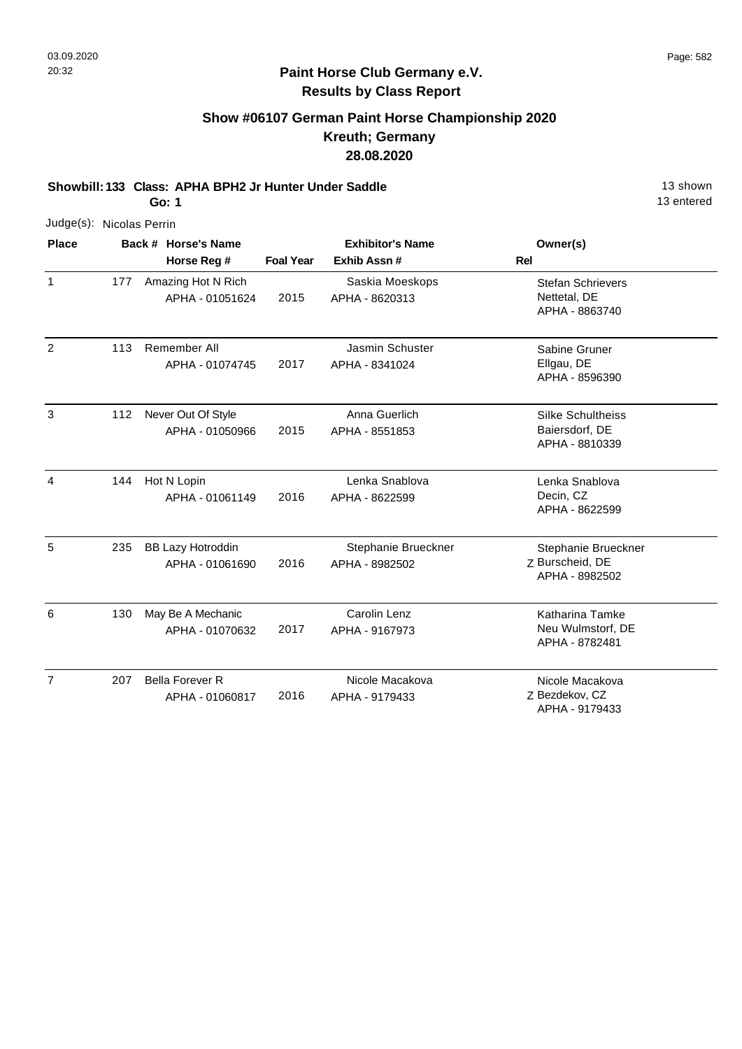# Paint Horse Club Germany e.V.
## Results by Class Report

### Show #06107 German Paint Horse Championship 2020
### Kreuth; Germany
### 28.08.2020

**Showbill: 133 Class: APHA BPH2 Jr Hunter Under Saddle** — 13 shown

**Go: 1** — 13 entered

Judge(s): Nicolas Perrin

| Place | Back # | Horse's Name / Horse Reg # | Foal Year | Exhibitor's Name / Exhib Assn # | Rel | Owner(s) |
|---|---|---|---|---|---|---|
| 1 | 177 | Amazing Hot N Rich<br>APHA - 01051624 | 2015 | Saskia Moeskops<br>APHA - 8620313 | | Stefan Schrievers<br>Nettetal, DE<br>APHA - 8863740 |
| 2 | 113 | Remember All<br>APHA - 01074745 | 2017 | Jasmin Schuster<br>APHA - 8341024 | | Sabine Gruner<br>Ellgau, DE<br>APHA - 8596390 |
| 3 | 112 | Never Out Of Style<br>APHA - 01050966 | 2015 | Anna Guerlich<br>APHA - 8551853 | | Silke Schultheiss<br>Baiersdorf, DE<br>APHA - 8810339 |
| 4 | 144 | Hot N Lopin<br>APHA - 01061149 | 2016 | Lenka Snablova<br>APHA - 8622599 | | Lenka Snablova<br>Decin, CZ<br>APHA - 8622599 |
| 5 | 235 | BB Lazy Hotroddin<br>APHA - 01061690 | 2016 | Stephanie Brueckner<br>APHA - 8982502 | Z | Stephanie Brueckner<br>Burscheid, DE<br>APHA - 8982502 |
| 6 | 130 | May Be A Mechanic<br>APHA - 01070632 | 2017 | Carolin Lenz<br>APHA - 9167973 | | Katharina Tamke<br>Neu Wulmstorf, DE<br>APHA - 8782481 |
| 7 | 207 | Bella Forever R<br>APHA - 01060817 | 2016 | Nicole Macakova<br>APHA - 9179433 | Z | Nicole Macakova<br>Bezdekov, CZ<br>APHA - 9179433 |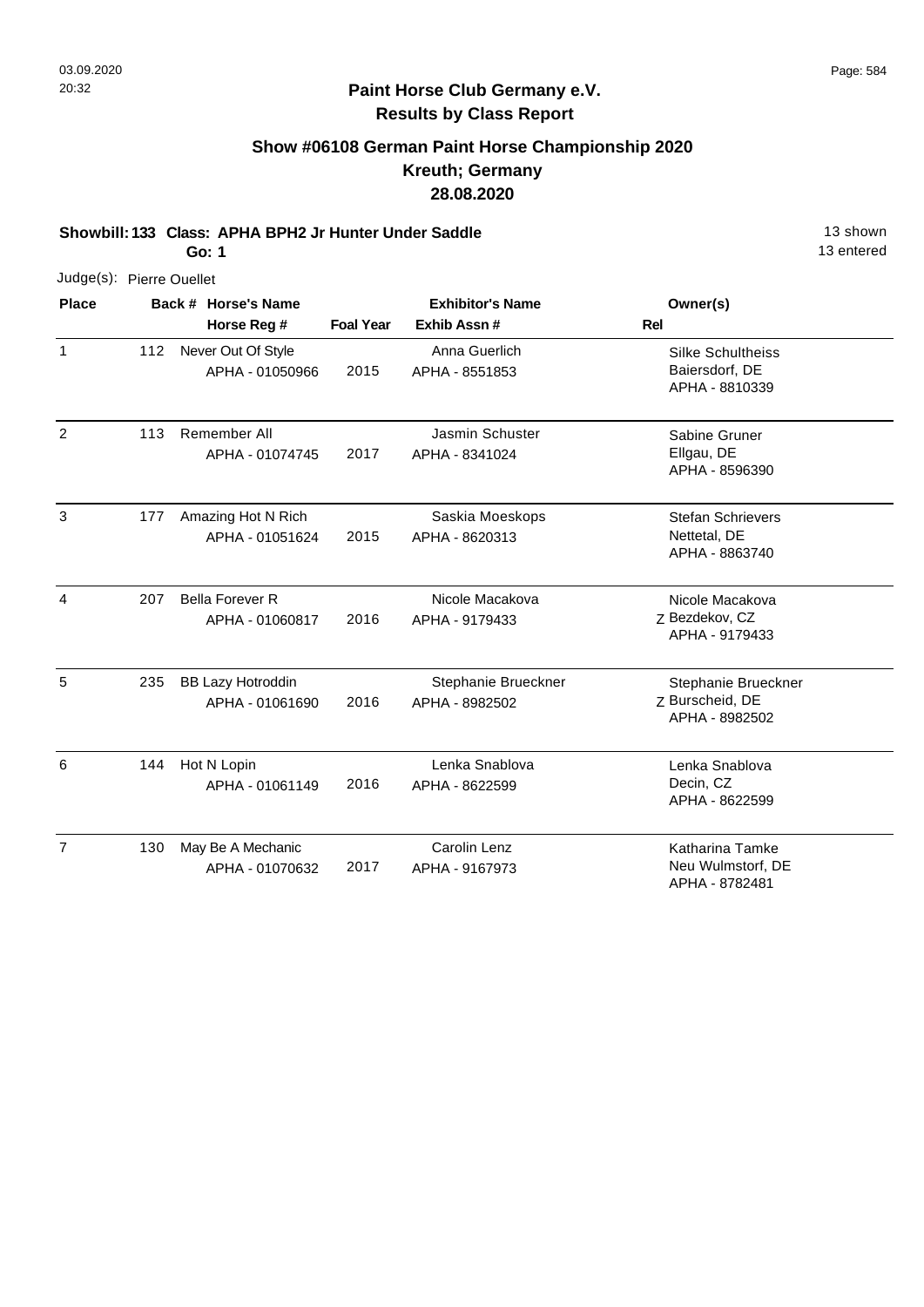**Paint Horse Club Germany e.V.**
**Results by Class Report**

## Show #06108 German Paint Horse Championship 2020
## Kreuth; Germany
## 28.08.2020

**Showbill: 133 Class: APHA BPH2 Jr Hunter Under Saddle** 13 shown
**Go: 1** 13 entered

Judge(s): Pierre Ouellet

| Place | Back # | Horse's Name / Horse Reg # | Foal Year | Exhibitor's Name / Exhib Assn # | Rel | Owner(s) |
|---|---|---|---|---|---|---|
| 1 | 112 | Never Out Of Style<br>APHA - 01050966 | 2015 | Anna Guerlich<br>APHA - 8551853 | | Silke Schultheiss<br>Baiersdorf, DE<br>APHA - 8810339 |
| 2 | 113 | Remember All<br>APHA - 01074745 | 2017 | Jasmin Schuster<br>APHA - 8341024 | | Sabine Gruner<br>Ellgau, DE<br>APHA - 8596390 |
| 3 | 177 | Amazing Hot N Rich<br>APHA - 01051624 | 2015 | Saskia Moeskops<br>APHA - 8620313 | | Stefan Schrievers<br>Nettetal, DE<br>APHA - 8863740 |
| 4 | 207 | Bella Forever R<br>APHA - 01060817 | 2016 | Nicole Macakova<br>APHA - 9179433 | Z | Nicole Macakova<br>Bezdekov, CZ<br>APHA - 9179433 |
| 5 | 235 | BB Lazy Hotroddin<br>APHA - 01061690 | 2016 | Stephanie Brueckner<br>APHA - 8982502 | Z | Stephanie Brueckner<br>Burscheid, DE<br>APHA - 8982502 |
| 6 | 144 | Hot N Lopin<br>APHA - 01061149 | 2016 | Lenka Snablova<br>APHA - 8622599 | | Lenka Snablova<br>Decin, CZ<br>APHA - 8622599 |
| 7 | 130 | May Be A Mechanic<br>APHA - 01070632 | 2017 | Carolin Lenz<br>APHA - 9167973 | | Katharina Tamke<br>Neu Wulmstorf, DE<br>APHA - 8782481 |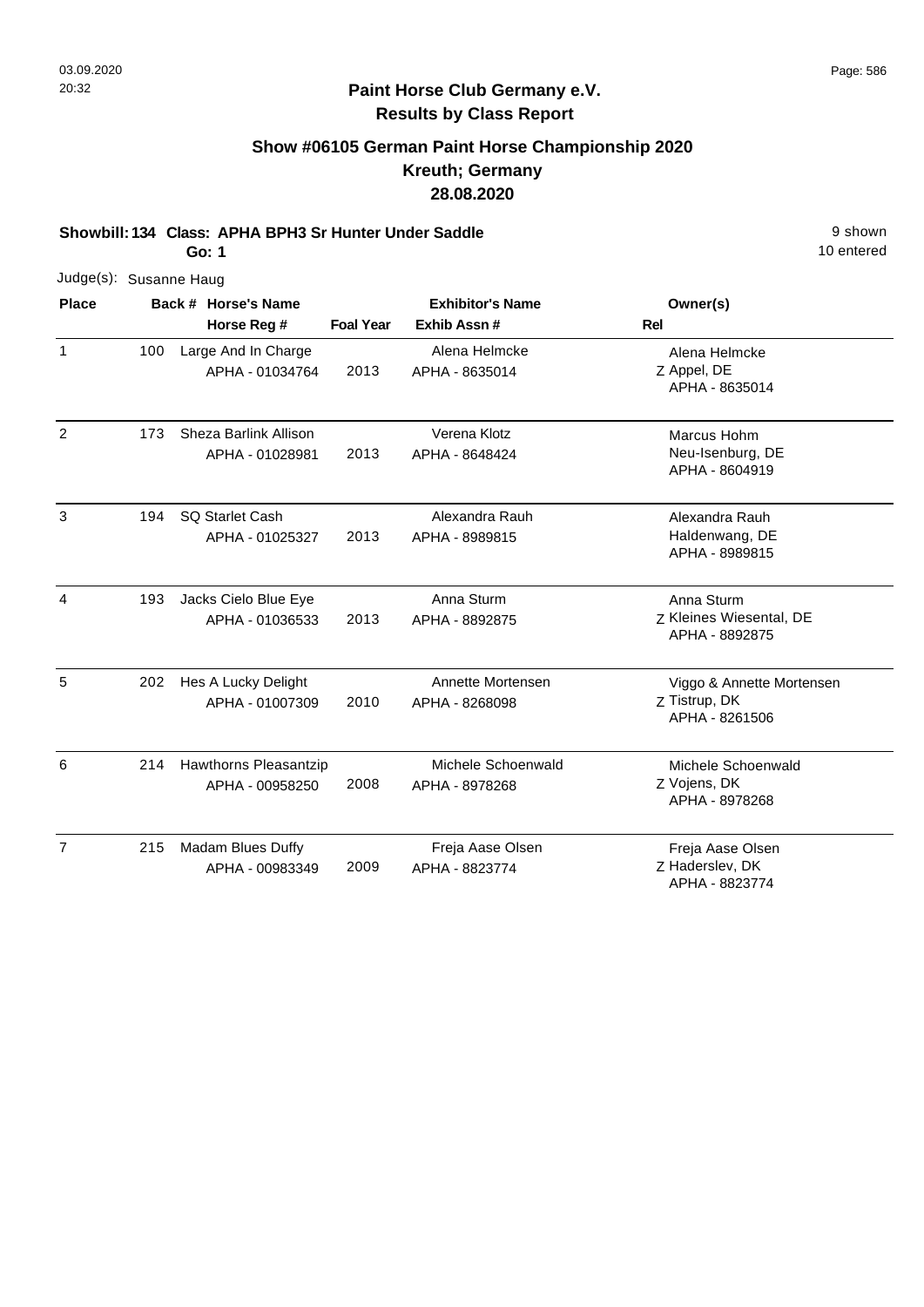## Paint Horse Club Germany e.V.
## Results by Class Report

### Show #06105 German Paint Horse Championship 2020
### Kreuth; Germany
### 28.08.2020

**Showbill: 134 Class: APHA BPH3 Sr Hunter Under Saddle** — 9 shown, 10 entered

**Go: 1**

Judge(s): Susanne Haug

| Place | Back # | Horse's Name / Horse Reg # | Foal Year | Exhibitor's Name / Exhib Assn # | Rel | Owner(s) |
|---|---|---|---|---|---|---|
| 1 | 100 | Large And In Charge<br>APHA - 01034764 | 2013 | Alena Helmcke<br>APHA - 8635014 | Z | Alena Helmcke<br>Appel, DE<br>APHA - 8635014 |
| 2 | 173 | Sheza Barlink Allison<br>APHA - 01028981 | 2013 | Verena Klotz<br>APHA - 8648424 | | Marcus Hohm<br>Neu-Isenburg, DE<br>APHA - 8604919 |
| 3 | 194 | SQ Starlet Cash<br>APHA - 01025327 | 2013 | Alexandra Rauh<br>APHA - 8989815 | | Alexandra Rauh<br>Haldenwang, DE<br>APHA - 8989815 |
| 4 | 193 | Jacks Cielo Blue Eye<br>APHA - 01036533 | 2013 | Anna Sturm<br>APHA - 8892875 | Z | Anna Sturm<br>Kleines Wiesental, DE<br>APHA - 8892875 |
| 5 | 202 | Hes A Lucky Delight<br>APHA - 01007309 | 2010 | Annette Mortensen<br>APHA - 8268098 | Z | Viggo & Annette Mortensen<br>Tistrup, DK<br>APHA - 8261506 |
| 6 | 214 | Hawthorns Pleasantzip<br>APHA - 00958250 | 2008 | Michele Schoenwald<br>APHA - 8978268 | Z | Michele Schoenwald<br>Vojens, DK<br>APHA - 8978268 |
| 7 | 215 | Madam Blues Duffy<br>APHA - 00983349 | 2009 | Freja Aase Olsen<br>APHA - 8823774 | Z | Freja Aase Olsen<br>Haderslev, DK<br>APHA - 8823774 |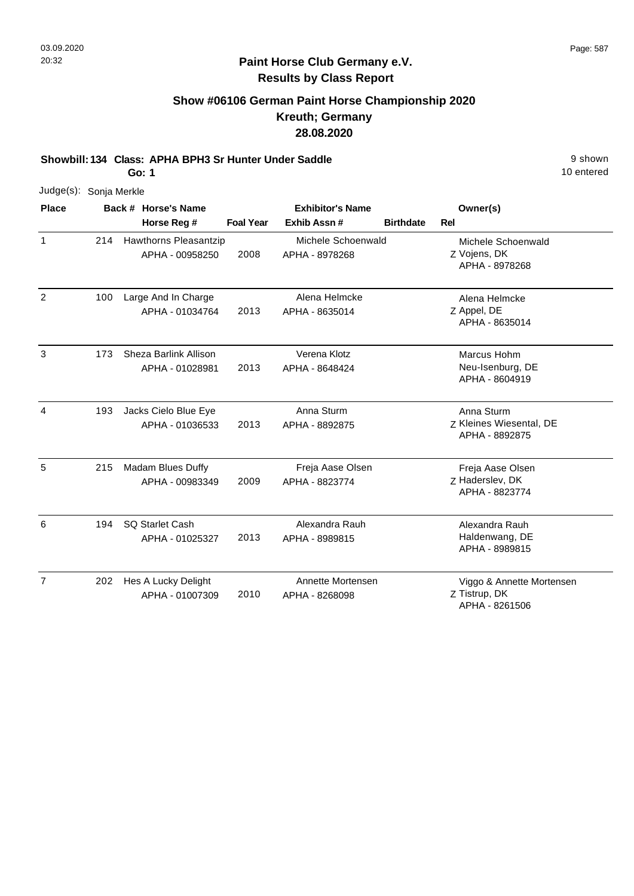## Paint Horse Club Germany e.V.
## Results by Class Report

### Show #06106 German Paint Horse Championship 2020
### Kreuth; Germany
### 28.08.2020

**Showbill: 134 Class: APHA BPH3 Sr Hunter Under Saddle** — 9 shown, 10 entered

**Go: 1**

Judge(s): Sonja Merkle

| Place | Back # | Horse's Name / Horse Reg # | Foal Year | Exhibitor's Name / Exhib Assn # | Birthdate | Rel | Owner(s) |
|---|---|---|---|---|---|---|---|
| 1 | 214 | Hawthorns Pleasantzip<br>APHA - 00958250 | 2008 | Michele Schoenwald<br>APHA - 8978268 | | Z | Michele Schoenwald<br>Vojens, DK<br>APHA - 8978268 |
| 2 | 100 | Large And In Charge<br>APHA - 01034764 | 2013 | Alena Helmcke<br>APHA - 8635014 | | Z | Alena Helmcke<br>Appel, DE<br>APHA - 8635014 |
| 3 | 173 | Sheza Barlink Allison<br>APHA - 01028981 | 2013 | Verena Klotz<br>APHA - 8648424 | | | Marcus Hohm<br>Neu-Isenburg, DE<br>APHA - 8604919 |
| 4 | 193 | Jacks Cielo Blue Eye<br>APHA - 01036533 | 2013 | Anna Sturm<br>APHA - 8892875 | | Z | Anna Sturm<br>Kleines Wiesental, DE<br>APHA - 8892875 |
| 5 | 215 | Madam Blues Duffy<br>APHA - 00983349 | 2009 | Freja Aase Olsen<br>APHA - 8823774 | | Z | Freja Aase Olsen<br>Haderslev, DK<br>APHA - 8823774 |
| 6 | 194 | SQ Starlet Cash<br>APHA - 01025327 | 2013 | Alexandra Rauh<br>APHA - 8989815 | | | Alexandra Rauh<br>Haldenwang, DE<br>APHA - 8989815 |
| 7 | 202 | Hes A Lucky Delight<br>APHA - 01007309 | 2010 | Annette Mortensen<br>APHA - 8268098 | | Z | Viggo & Annette Mortensen<br>Tistrup, DK<br>APHA - 8261506 |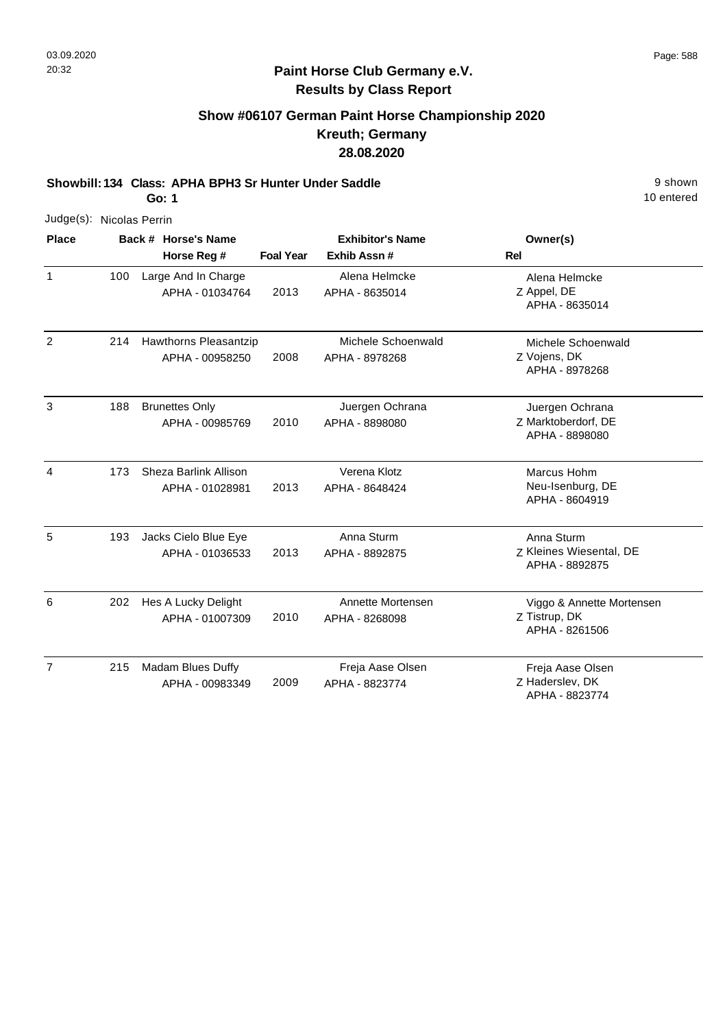## Paint Horse Club Germany e.V.
## Results by Class Report

### Show #06107 German Paint Horse Championship 2020
### Kreuth; Germany
### 28.08.2020

**Showbill: 134 Class: APHA BPH3 Sr Hunter Under Saddle** — 9 shown, 10 entered

**Go: 1**

Judge(s): Nicolas Perrin

| Place | Back # | Horse's Name / Horse Reg # | Foal Year | Exhibitor's Name / Exhib Assn # | Rel | Owner(s) |
|---|---|---|---|---|---|---|
| 1 | 100 | Large And In Charge<br>APHA - 01034764 | 2013 | Alena Helmcke<br>APHA - 8635014 | Z | Alena Helmcke<br>Appel, DE<br>APHA - 8635014 |
| 2 | 214 | Hawthorns Pleasantzip<br>APHA - 00958250 | 2008 | Michele Schoenwald<br>APHA - 8978268 | Z | Michele Schoenwald<br>Vojens, DK<br>APHA - 8978268 |
| 3 | 188 | Brunettes Only<br>APHA - 00985769 | 2010 | Juergen Ochrana<br>APHA - 8898080 | Z | Juergen Ochrana<br>Marktoberdorf, DE<br>APHA - 8898080 |
| 4 | 173 | Sheza Barlink Allison<br>APHA - 01028981 | 2013 | Verena Klotz<br>APHA - 8648424 | | Marcus Hohm<br>Neu-Isenburg, DE<br>APHA - 8604919 |
| 5 | 193 | Jacks Cielo Blue Eye<br>APHA - 01036533 | 2013 | Anna Sturm<br>APHA - 8892875 | Z | Anna Sturm<br>Kleines Wiesental, DE<br>APHA - 8892875 |
| 6 | 202 | Hes A Lucky Delight<br>APHA - 01007309 | 2010 | Annette Mortensen<br>APHA - 8268098 | Z | Viggo & Annette Mortensen<br>Tistrup, DK<br>APHA - 8261506 |
| 7 | 215 | Madam Blues Duffy<br>APHA - 00983349 | 2009 | Freja Aase Olsen<br>APHA - 8823774 | Z | Freja Aase Olsen<br>Haderslev, DK<br>APHA - 8823774 |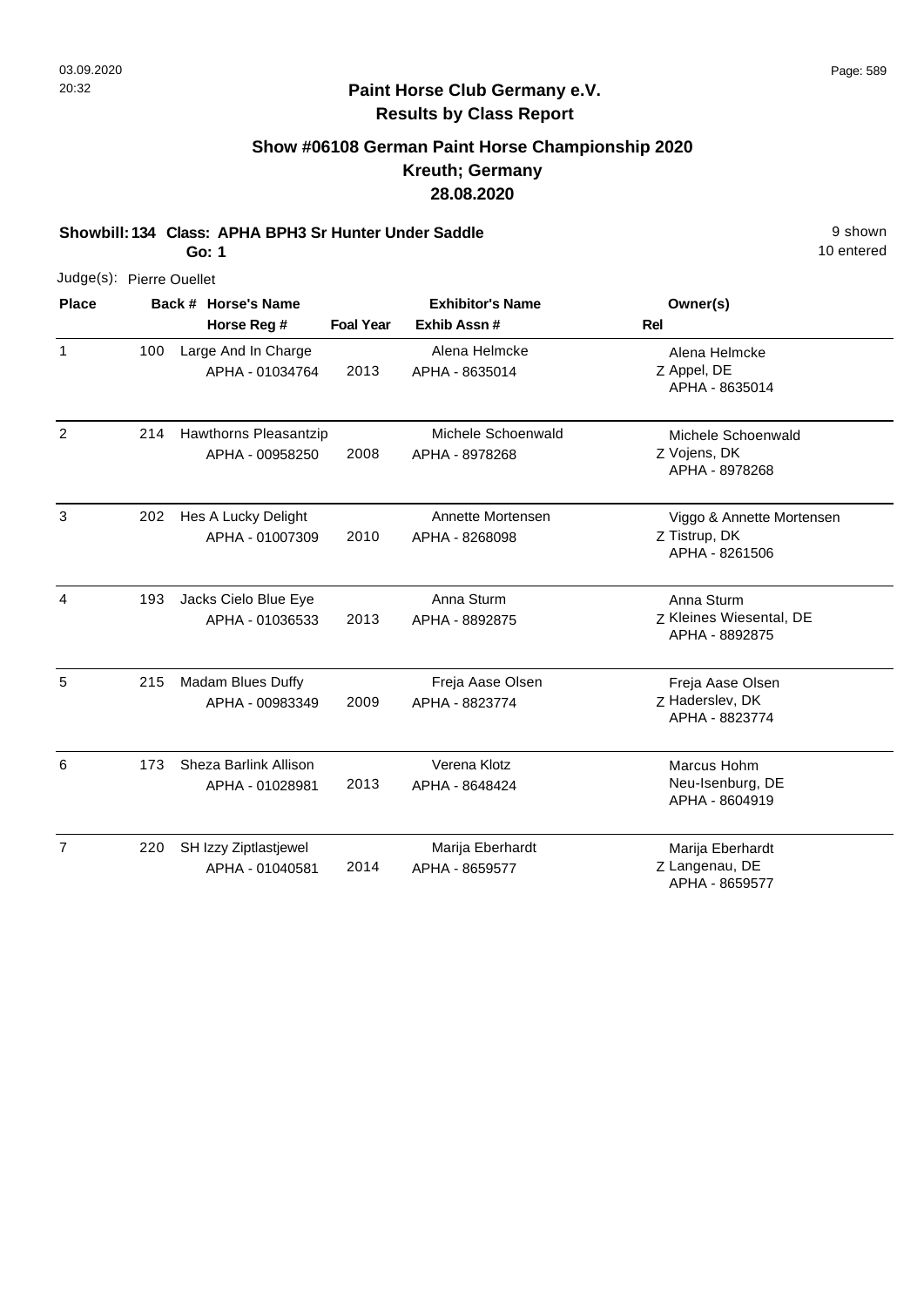**Paint Horse Club Germany e.V.**
**Results by Class Report**

## Show #06108 German Paint Horse Championship 2020
## Kreuth; Germany
## 28.08.2020

**Showbill: 134 Class: APHA BPH3 Sr Hunter Under Saddle** 9 shown

**Go: 1** 10 entered

Judge(s): Pierre Ouellet

| Place | Back # | Horse's Name / Horse Reg # | Foal Year | Exhibitor's Name / Exhib Assn # | Rel | Owner(s) |
|---|---|---|---|---|---|---|
| 1 | 100 | Large And In Charge<br>APHA - 01034764 | 2013 | Alena Helmcke<br>APHA - 8635014 | Z | Alena Helmcke<br>Appel, DE<br>APHA - 8635014 |
| 2 | 214 | Hawthorns Pleasantzip<br>APHA - 00958250 | 2008 | Michele Schoenwald<br>APHA - 8978268 | Z | Michele Schoenwald<br>Vojens, DK<br>APHA - 8978268 |
| 3 | 202 | Hes A Lucky Delight<br>APHA - 01007309 | 2010 | Annette Mortensen<br>APHA - 8268098 | Z | Viggo & Annette Mortensen<br>Tistrup, DK<br>APHA - 8261506 |
| 4 | 193 | Jacks Cielo Blue Eye<br>APHA - 01036533 | 2013 | Anna Sturm<br>APHA - 8892875 | Z | Anna Sturm<br>Kleines Wiesental, DE<br>APHA - 8892875 |
| 5 | 215 | Madam Blues Duffy<br>APHA - 00983349 | 2009 | Freja Aase Olsen<br>APHA - 8823774 | Z | Freja Aase Olsen<br>Haderslev, DK<br>APHA - 8823774 |
| 6 | 173 | Sheza Barlink Allison<br>APHA - 01028981 | 2013 | Verena Klotz<br>APHA - 8648424 | | Marcus Hohm<br>Neu-Isenburg, DE<br>APHA - 8604919 |
| 7 | 220 | SH Izzy Ziptlastjewel<br>APHA - 01040581 | 2014 | Marija Eberhardt<br>APHA - 8659577 | Z | Marija Eberhardt<br>Langenau, DE<br>APHA - 8659577 |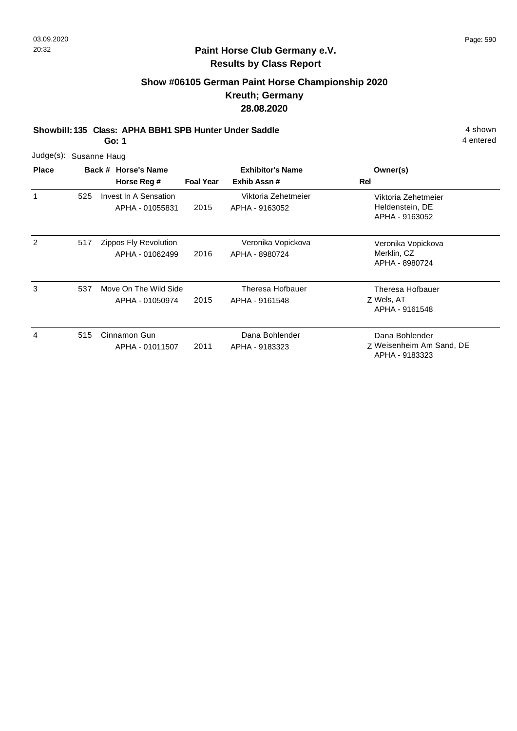## Paint Horse Club Germany e.V.
## Results by Class Report

### Show #06105 German Paint Horse Championship 2020
### Kreuth; Germany
### 28.08.2020

**Showbill: 135 Class: APHA BBH1 SPB Hunter Under Saddle** 4 shown
**Go: 1** 4 entered

Judge(s): Susanne Haug

| Place | Back # | Horse's Name / Horse Reg # | Foal Year | Exhibitor's Name / Exhib Assn # | Rel | Owner(s) |
|---|---|---|---|---|---|---|
| 1 | 525 | Invest In A Sensation<br>APHA - 01055831 | 2015 | Viktoria Zehetmeier<br>APHA - 9163052 | | Viktoria Zehetmeier<br>Heldenstein, DE<br>APHA - 9163052 |
| 2 | 517 | Zippos Fly Revolution<br>APHA - 01062499 | 2016 | Veronika Vopickova<br>APHA - 8980724 | | Veronika Vopickova<br>Merklin, CZ<br>APHA - 8980724 |
| 3 | 537 | Move On The Wild Side<br>APHA - 01050974 | 2015 | Theresa Hofbauer<br>APHA - 9161548 | Z | Theresa Hofbauer<br>Wels, AT<br>APHA - 9161548 |
| 4 | 515 | Cinnamon Gun<br>APHA - 01011507 | 2011 | Dana Bohlender<br>APHA - 9183323 | Z | Dana Bohlender<br>Weisenheim Am Sand, DE<br>APHA - 9183323 |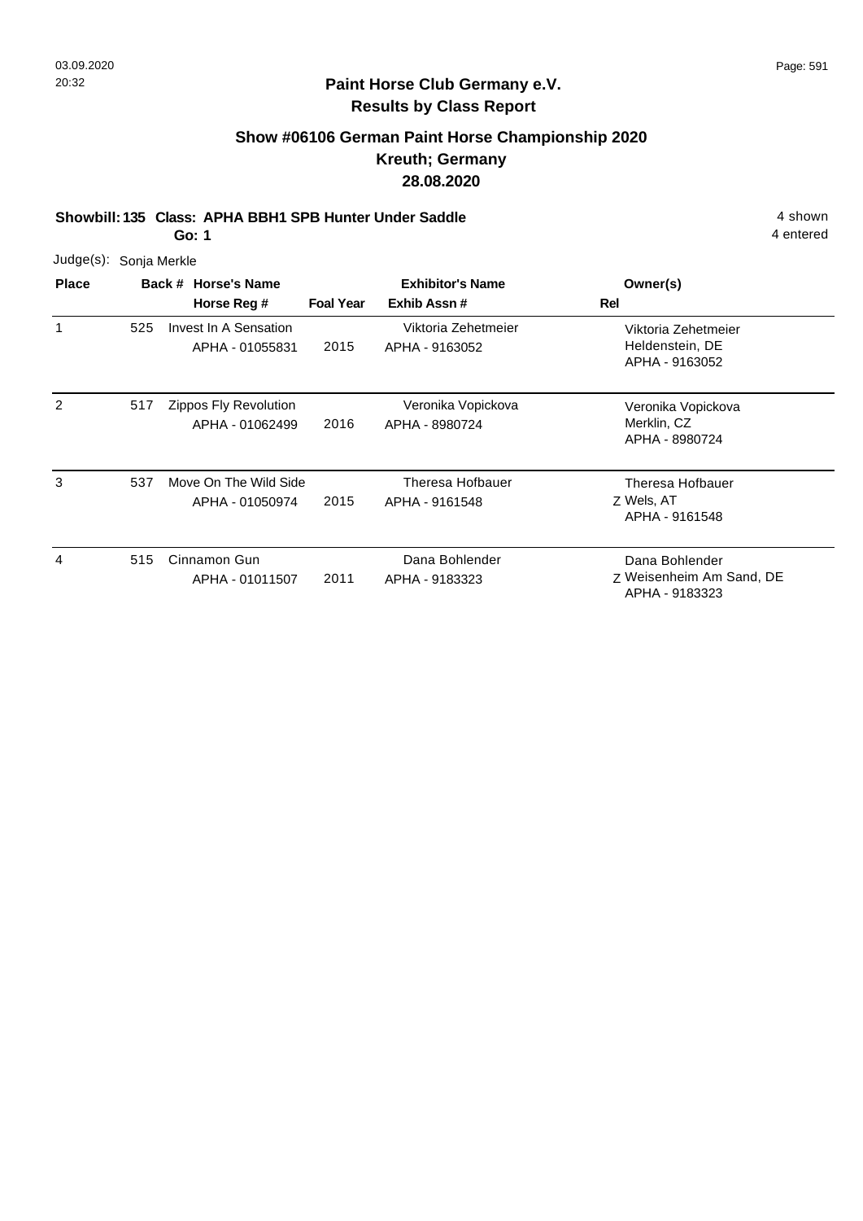## Paint Horse Club Germany e.V.
## Results by Class Report

### Show #06106 German Paint Horse Championship 2020
### Kreuth; Germany
### 28.08.2020

**Showbill: 135 Class: APHA BBH1 SPB Hunter Under Saddle** — 4 shown, 4 entered

**Go: 1**

Judge(s): Sonja Merkle

| Place | Back # | Horse's Name / Horse Reg # | Foal Year | Exhibitor's Name / Exhib Assn # | Rel | Owner(s) |
|---|---|---|---|---|---|---|
| 1 | 525 | Invest In A Sensation<br>APHA - 01055831 | 2015 | Viktoria Zehetmeier<br>APHA - 9163052 | | Viktoria Zehetmeier<br>Heldenstein, DE<br>APHA - 9163052 |
| 2 | 517 | Zippos Fly Revolution<br>APHA - 01062499 | 2016 | Veronika Vopickova<br>APHA - 8980724 | | Veronika Vopickova<br>Merklin, CZ<br>APHA - 8980724 |
| 3 | 537 | Move On The Wild Side<br>APHA - 01050974 | 2015 | Theresa Hofbauer<br>APHA - 9161548 | Z | Theresa Hofbauer<br>Wels, AT<br>APHA - 9161548 |
| 4 | 515 | Cinnamon Gun<br>APHA - 01011507 | 2011 | Dana Bohlender<br>APHA - 9183323 | Z | Dana Bohlender<br>Weisenheim Am Sand, DE<br>APHA - 9183323 |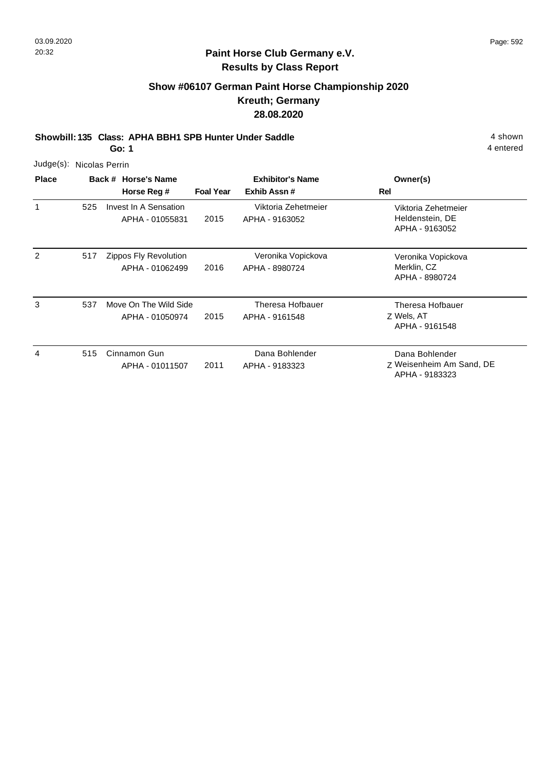# Paint Horse Club Germany e.V.

## Results by Class Report

### Show #06107 German Paint Horse Championship 2020
### Kreuth; Germany
### 28.08.2020

**Showbill: 135 Class: APHA BBH1 SPB Hunter Under Saddle** 4 shown
**Go: 1** 4 entered

Judge(s): Nicolas Perrin

| Place | Back # | Horse's Name / Horse Reg # | Foal Year | Exhibitor's Name / Exhib Assn # | Rel | Owner(s) |
|---|---|---|---|---|---|---|
| 1 | 525 | Invest In A Sensation<br>APHA - 01055831 | 2015 | Viktoria Zehetmeier<br>APHA - 9163052 | | Viktoria Zehetmeier<br>Heldenstein, DE<br>APHA - 9163052 |
| 2 | 517 | Zippos Fly Revolution<br>APHA - 01062499 | 2016 | Veronika Vopickova<br>APHA - 8980724 | | Veronika Vopickova<br>Merklin, CZ<br>APHA - 8980724 |
| 3 | 537 | Move On The Wild Side<br>APHA - 01050974 | 2015 | Theresa Hofbauer<br>APHA - 9161548 | Z | Theresa Hofbauer<br>Wels, AT<br>APHA - 9161548 |
| 4 | 515 | Cinnamon Gun<br>APHA - 01011507 | 2011 | Dana Bohlender<br>APHA - 9183323 | Z | Dana Bohlender<br>Weisenheim Am Sand, DE<br>APHA - 9183323 |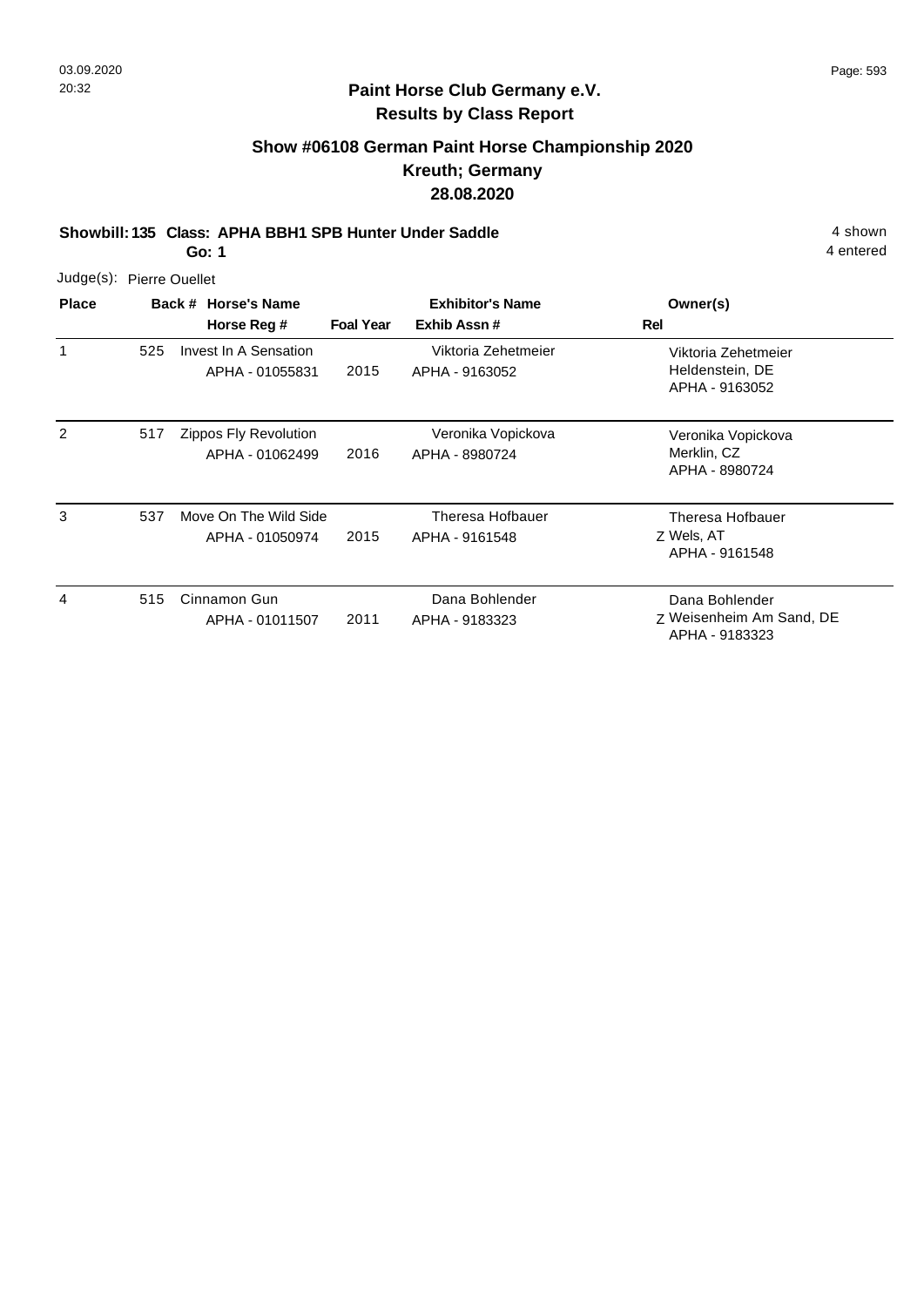## Paint Horse Club Germany e.V.
## Results by Class Report

### Show #06108 German Paint Horse Championship 2020
### Kreuth; Germany
### 28.08.2020

**Showbill: 135 Class: APHA BBH1 SPB Hunter Under Saddle** — 4 shown, 4 entered

**Go: 1**

Judge(s): Pierre Ouellet

| Place | Back # | Horse's Name / Horse Reg # | Foal Year | Exhibitor's Name / Exhib Assn # | Rel | Owner(s) |
|---|---|---|---|---|---|---|
| 1 | 525 | Invest In A Sensation<br>APHA - 01055831 | 2015 | Viktoria Zehetmeier<br>APHA - 9163052 | | Viktoria Zehetmeier<br>Heldenstein, DE<br>APHA - 9163052 |
| 2 | 517 | Zippos Fly Revolution<br>APHA - 01062499 | 2016 | Veronika Vopickova<br>APHA - 8980724 | | Veronika Vopickova<br>Merklin, CZ<br>APHA - 8980724 |
| 3 | 537 | Move On The Wild Side<br>APHA - 01050974 | 2015 | Theresa Hofbauer<br>APHA - 9161548 | Z | Theresa Hofbauer<br>Wels, AT<br>APHA - 9161548 |
| 4 | 515 | Cinnamon Gun<br>APHA - 01011507 | 2011 | Dana Bohlender<br>APHA - 9183323 | Z | Dana Bohlender<br>Weisenheim Am Sand, DE<br>APHA - 9183323 |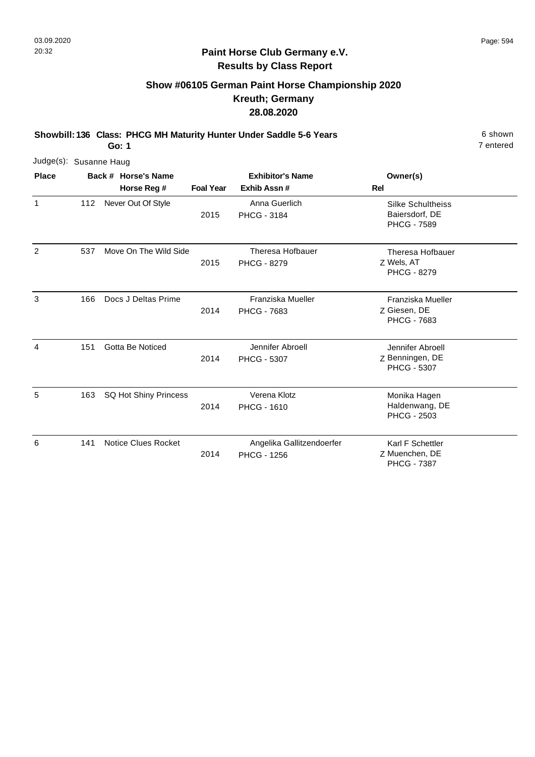# Paint Horse Club Germany e.V.

## Results by Class Report

### Show #06105 German Paint Horse Championship 2020

### Kreuth; Germany

### 28.08.2020

**Showbill: 136 Class: PHCG MH Maturity Hunter Under Saddle 5-6 Years** 6 shown
**Go: 1** 7 entered

Judge(s): Susanne Haug

| Place | Back # | Horse's Name / Horse Reg # | Foal Year | Exhibitor's Name / Exhib Assn # | Rel | Owner(s) |
|---|---|---|---|---|---|---|
| 1 | 112 | Never Out Of Style | 2015 | Anna Guerlich PHCG - 3184 | | Silke Schultheiss Baiersdorf, DE PHCG - 7589 |
| 2 | 537 | Move On The Wild Side | 2015 | Theresa Hofbauer PHCG - 8279 | Z | Theresa Hofbauer Wels, AT PHCG - 8279 |
| 3 | 166 | Docs J Deltas Prime | 2014 | Franziska Mueller PHCG - 7683 | Z | Franziska Mueller Giesen, DE PHCG - 7683 |
| 4 | 151 | Gotta Be Noticed | 2014 | Jennifer Abroell PHCG - 5307 | Z | Jennifer Abroell Benningen, DE PHCG - 5307 |
| 5 | 163 | SQ Hot Shiny Princess | 2014 | Verena Klotz PHCG - 1610 | | Monika Hagen Haldenwang, DE PHCG - 2503 |
| 6 | 141 | Notice Clues Rocket | 2014 | Angelika Gallitzendoerfer PHCG - 1256 | Z | Karl F Schettler Muenchen, DE PHCG - 7387 |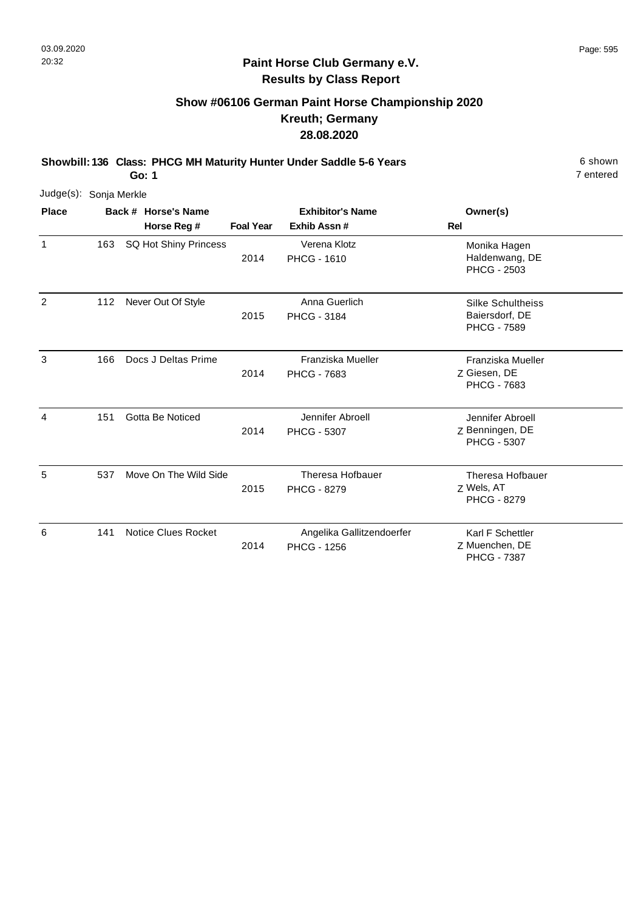# Paint Horse Club Germany e.V.
## Results by Class Report

### Show #06106 German Paint Horse Championship 2020
### Kreuth; Germany
### 28.08.2020

**Showbill: 136 Class: PHCG MH Maturity Hunter Under Saddle 5-6 Years** 6 shown
**Go: 1** 7 entered

Judge(s): Sonja Merkle

| Place | Back # | Horse's Name / Horse Reg # | Foal Year | Exhibitor's Name / Exhib Assn # | Rel | Owner(s) |
|---|---|---|---|---|---|---|
| 1 | 163 | SQ Hot Shiny Princess | 2014 | Verena Klotz<br>PHCG - 1610 | | Monika Hagen<br>Haldenwang, DE<br>PHCG - 2503 |
| 2 | 112 | Never Out Of Style | 2015 | Anna Guerlich<br>PHCG - 3184 | | Silke Schultheiss<br>Baiersdorf, DE<br>PHCG - 7589 |
| 3 | 166 | Docs J Deltas Prime | 2014 | Franziska Mueller<br>PHCG - 7683 | Z | Franziska Mueller<br>Giesen, DE<br>PHCG - 7683 |
| 4 | 151 | Gotta Be Noticed | 2014 | Jennifer Abroell<br>PHCG - 5307 | Z | Jennifer Abroell<br>Benningen, DE<br>PHCG - 5307 |
| 5 | 537 | Move On The Wild Side | 2015 | Theresa Hofbauer<br>PHCG - 8279 | Z | Theresa Hofbauer<br>Wels, AT<br>PHCG - 8279 |
| 6 | 141 | Notice Clues Rocket | 2014 | Angelika Gallitzendoerfer<br>PHCG - 1256 | Z | Karl F Schettler<br>Muenchen, DE<br>PHCG - 7387 |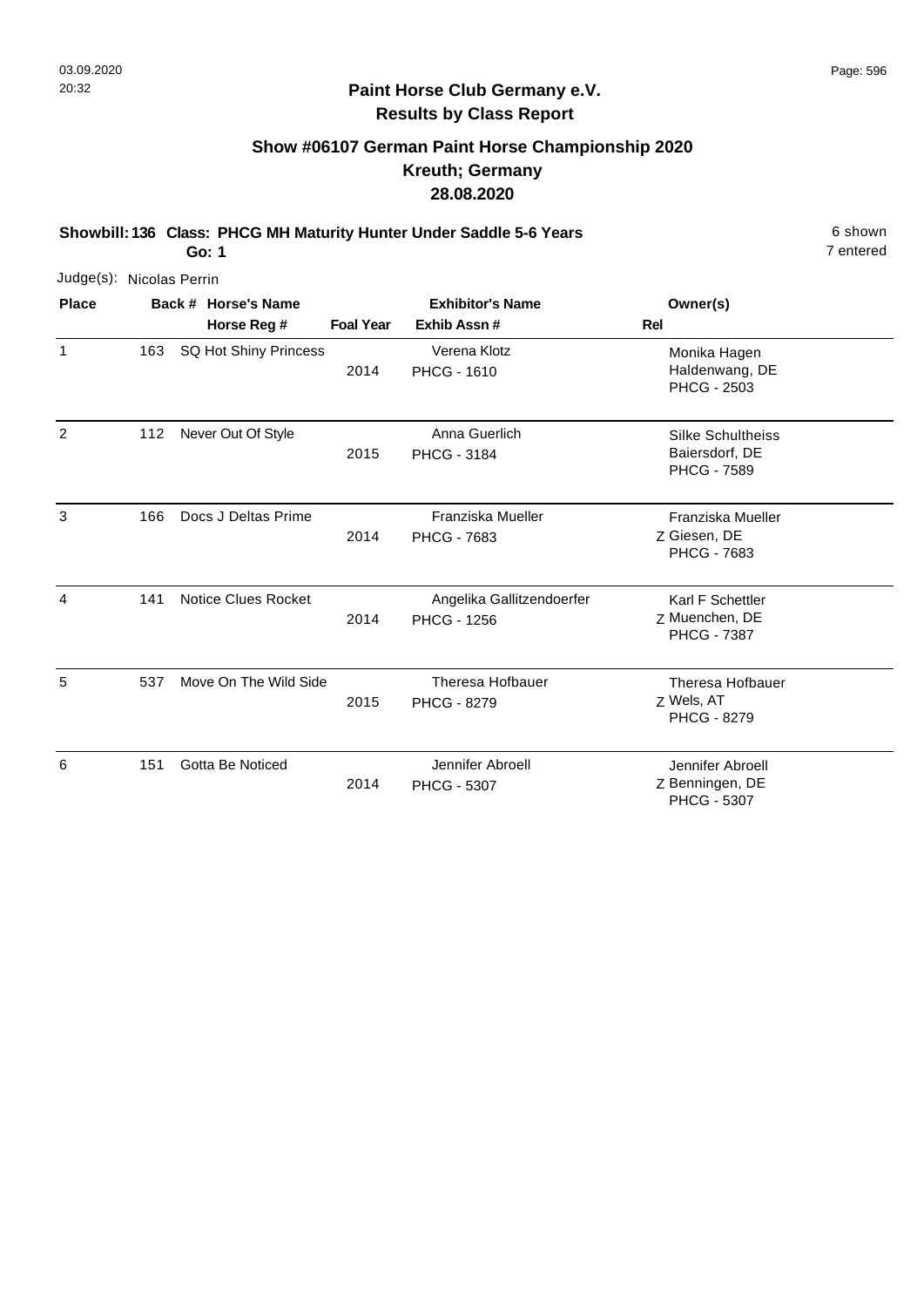## Paint Horse Club Germany e.V.
## Results by Class Report

### Show #06107 German Paint Horse Championship 2020
### Kreuth; Germany
### 28.08.2020

**Showbill: 136 Class: PHCG MH Maturity Hunter Under Saddle 5-6 Years** 6 shown
**Go: 1** 7 entered

Judge(s): Nicolas Perrin

| Place | Back # | Horse's Name / Horse Reg # | Foal Year | Exhibitor's Name / Exhib Assn # | Rel | Owner(s) |
|---|---|---|---|---|---|---|
| 1 | 163 | SQ Hot Shiny Princess | 2014 | Verena Klotz<br>PHCG - 1610 | | Monika Hagen<br>Haldenwang, DE<br>PHCG - 2503 |
| 2 | 112 | Never Out Of Style | 2015 | Anna Guerlich<br>PHCG - 3184 | | Silke Schultheiss<br>Baiersdorf, DE<br>PHCG - 7589 |
| 3 | 166 | Docs J Deltas Prime | 2014 | Franziska Mueller<br>PHCG - 7683 | Z | Franziska Mueller<br>Giesen, DE<br>PHCG - 7683 |
| 4 | 141 | Notice Clues Rocket | 2014 | Angelika Gallitzendoerfer<br>PHCG - 1256 | Z | Karl F Schettler<br>Muenchen, DE<br>PHCG - 7387 |
| 5 | 537 | Move On The Wild Side | 2015 | Theresa Hofbauer<br>PHCG - 8279 | Z | Theresa Hofbauer<br>Wels, AT<br>PHCG - 8279 |
| 6 | 151 | Gotta Be Noticed | 2014 | Jennifer Abroell<br>PHCG - 5307 | Z | Jennifer Abroell<br>Benningen, DE<br>PHCG - 5307 |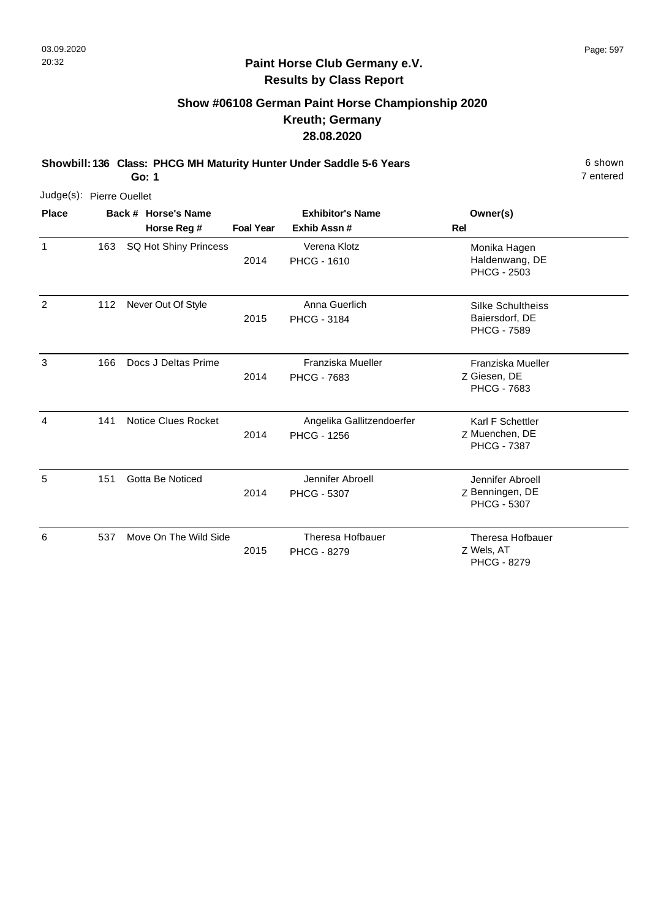**Paint Horse Club Germany e.V.**
**Results by Class Report**

## Show #06108 German Paint Horse Championship 2020
## Kreuth; Germany
## 28.08.2020

**Showbill: 136 Class: PHCG MH Maturity Hunter Under Saddle 5-6 Years** 6 shown
**Go: 1** 7 entered

Judge(s): Pierre Ouellet

| Place | Back # | Horse's Name / Horse Reg # | Foal Year | Exhibitor's Name / Exhib Assn # | Rel | Owner(s) |
|---|---|---|---|---|---|---|
| 1 | 163 | SQ Hot Shiny Princess | 2014 | Verena Klotz PHCG - 1610 | | Monika Hagen Haldenwang, DE PHCG - 2503 |
| 2 | 112 | Never Out Of Style | 2015 | Anna Guerlich PHCG - 3184 | | Silke Schultheiss Baiersdorf, DE PHCG - 7589 |
| 3 | 166 | Docs J Deltas Prime | 2014 | Franziska Mueller PHCG - 7683 | Z | Franziska Mueller Giesen, DE PHCG - 7683 |
| 4 | 141 | Notice Clues Rocket | 2014 | Angelika Gallitzendoerfer PHCG - 1256 | Z | Karl F Schettler Muenchen, DE PHCG - 7387 |
| 5 | 151 | Gotta Be Noticed | 2014 | Jennifer Abroell PHCG - 5307 | Z | Jennifer Abroell Benningen, DE PHCG - 5307 |
| 6 | 537 | Move On The Wild Side | 2015 | Theresa Hofbauer PHCG - 8279 | Z | Theresa Hofbauer Wels, AT PHCG - 8279 |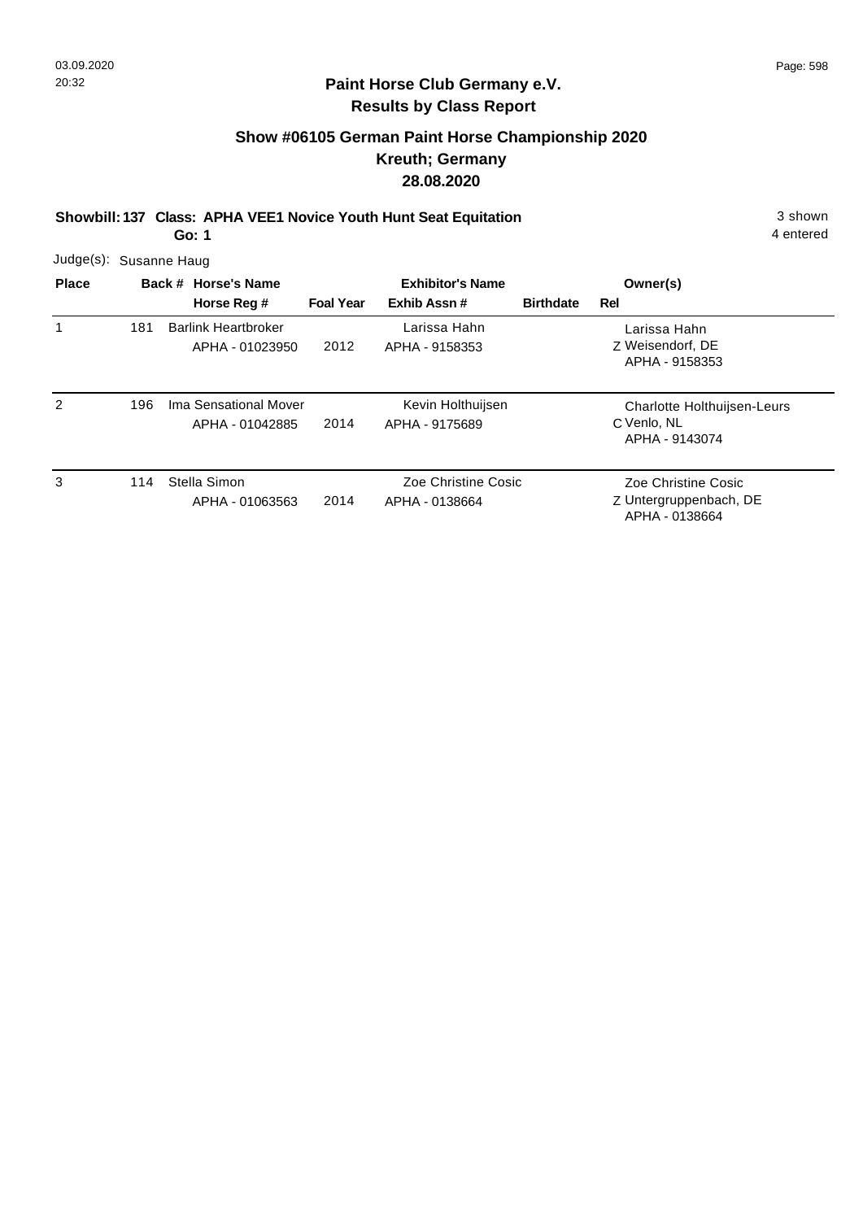## Paint Horse Club Germany e.V.
### Results by Class Report

### Show #06105 German Paint Horse Championship 2020
### Kreuth; Germany
### 28.08.2020

**Showbill: 137 Class: APHA VEE1 Novice Youth Hunt Seat Equitation** 3 shown

**Go: 1** 4 entered

Judge(s): Susanne Haug

| Place | Back # | Horse's Name / Horse Reg # | Foal Year | Exhibitor's Name / Exhib Assn # | Birthdate | Rel | Owner(s) |
|---|---|---|---|---|---|---|---|
| 1 | 181 | Barlink Heartbroker<br>APHA - 01023950 | 2012 | Larissa Hahn<br>APHA - 9158353 | | Z | Larissa Hahn<br>Weisendorf, DE<br>APHA - 9158353 |
| 2 | 196 | Ima Sensational Mover<br>APHA - 01042885 | 2014 | Kevin Holthuijsen<br>APHA - 9175689 | | C | Charlotte Holthuijsen-Leurs<br>Venlo, NL<br>APHA - 9143074 |
| 3 | 114 | Stella Simon<br>APHA - 01063563 | 2014 | Zoe Christine Cosic<br>APHA - 0138664 | | Z | Zoe Christine Cosic<br>Untergruppenbach, DE<br>APHA - 0138664 |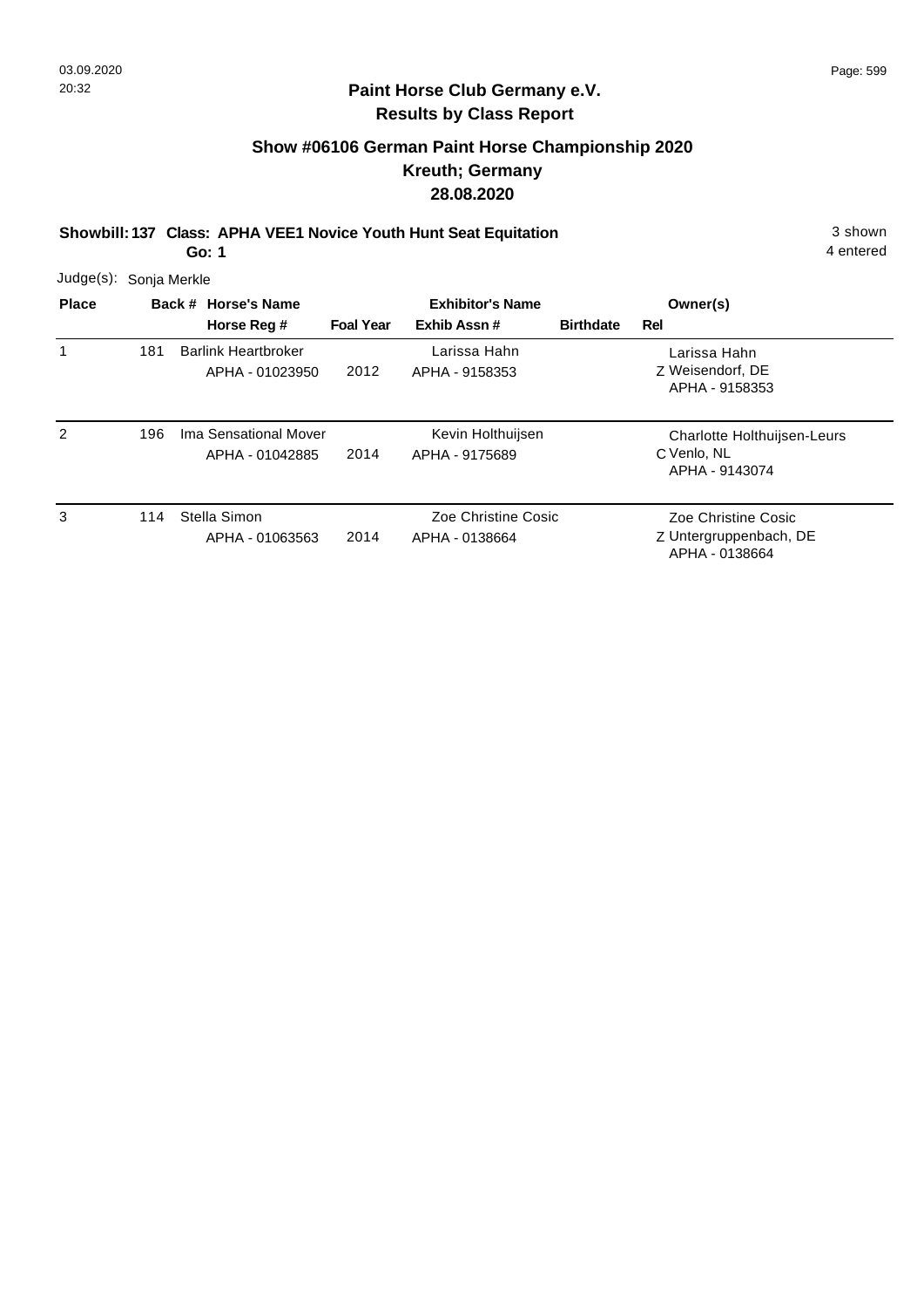## Paint Horse Club Germany e.V.
### Results by Class Report

### Show #06106 German Paint Horse Championship 2020
### Kreuth; Germany
### 28.08.2020

**Showbill: 137 Class: APHA VEE1 Novice Youth Hunt Seat Equitation** 3 shown
**Go: 1** 4 entered

Judge(s): Sonja Merkle

| Place | Back # | Horse's Name / Horse Reg # | Foal Year | Exhibitor's Name / Exhib Assn # | Birthdate | Rel | Owner(s) |
|---|---|---|---|---|---|---|---|
| 1 | 181 | Barlink Heartbroker<br>APHA - 01023950 | 2012 | Larissa Hahn<br>APHA - 9158353 | | Z | Larissa Hahn<br>Weisendorf, DE<br>APHA - 9158353 |
| 2 | 196 | Ima Sensational Mover<br>APHA - 01042885 | 2014 | Kevin Holthuijsen<br>APHA - 9175689 | | C | Charlotte Holthuijsen-Leurs<br>Venlo, NL<br>APHA - 9143074 |
| 3 | 114 | Stella Simon<br>APHA - 01063563 | 2014 | Zoe Christine Cosic<br>APHA - 0138664 | | Z | Zoe Christine Cosic<br>Untergruppenbach, DE<br>APHA - 0138664 |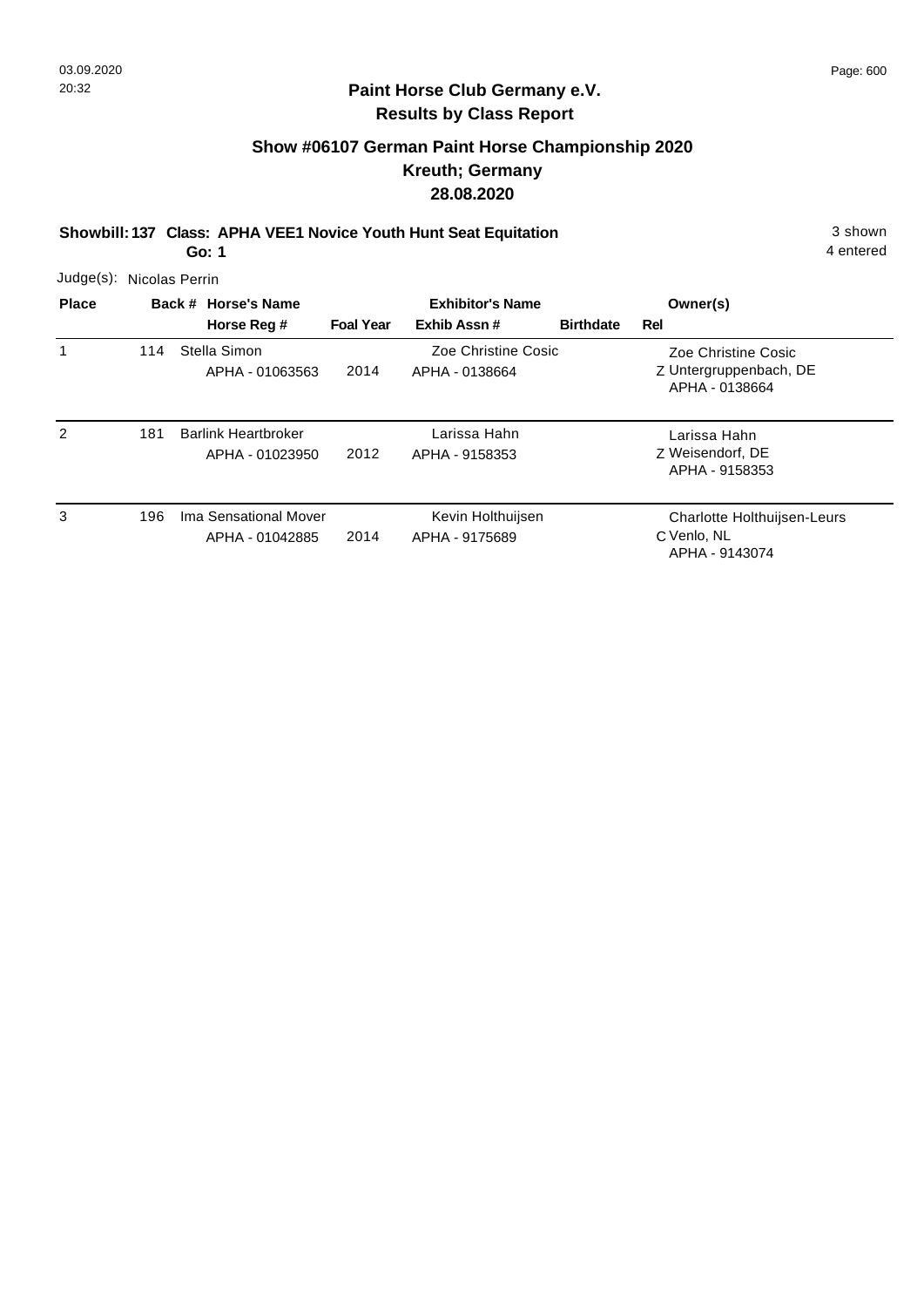# Paint Horse Club Germany e.V.

## Results by Class Report

### Show #06107 German Paint Horse Championship 2020
### Kreuth; Germany
### 28.08.2020

**Showbill: 137 Class: APHA VEE1 Novice Youth Hunt Seat Equitation** — 3 shown

**Go: 1** — 4 entered

Judge(s): Nicolas Perrin

| Place | Back # | Horse's Name / Horse Reg # | Foal Year | Exhibitor's Name / Exhib Assn # | Birthdate | Rel | Owner(s) |
|---|---|---|---|---|---|---|---|
| 1 | 114 | Stella Simon<br>APHA - 01063563 | 2014 | Zoe Christine Cosic<br>APHA - 0138664 | | Z | Zoe Christine Cosic<br>Untergruppenbach, DE<br>APHA - 0138664 |
| 2 | 181 | Barlink Heartbroker<br>APHA - 01023950 | 2012 | Larissa Hahn<br>APHA - 9158353 | | Z | Larissa Hahn<br>Weisendorf, DE<br>APHA - 9158353 |
| 3 | 196 | Ima Sensational Mover<br>APHA - 01042885 | 2014 | Kevin Holthuijsen<br>APHA - 9175689 | | C | Charlotte Holthuijsen-Leurs<br>Venlo, NL<br>APHA - 9143074 |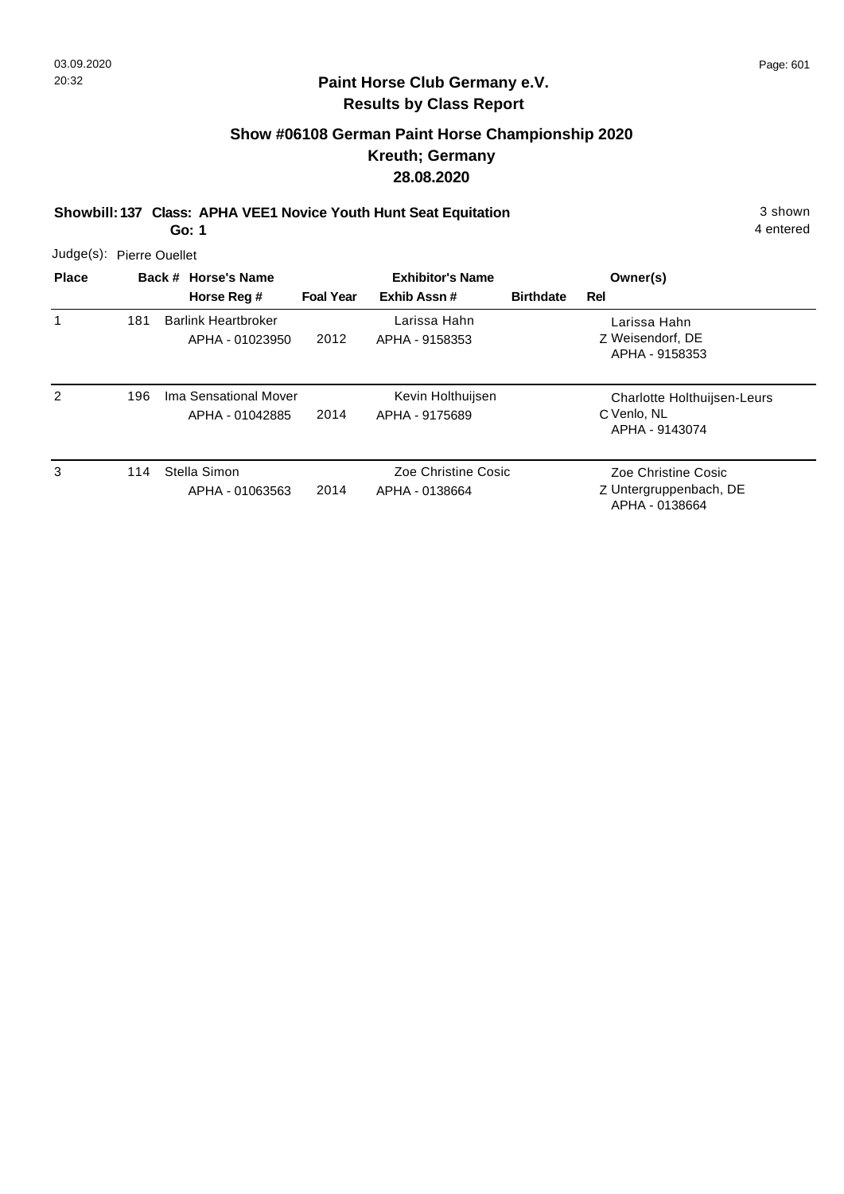# Paint Horse Club Germany e.V.
## Results by Class Report

### Show #06108 German Paint Horse Championship 2020
### Kreuth; Germany
### 28.08.2020

**Showbill: 137 Class: APHA VEE1 Novice Youth Hunt Seat Equitation** 3 shown
**Go: 1** 4 entered

Judge(s): Pierre Ouellet

| Place | Back # | Horse's Name / Horse Reg # | Foal Year | Exhibitor's Name / Exhib Assn # | Birthdate | Rel | Owner(s) |
|---|---|---|---|---|---|---|---|
| 1 | 181 | Barlink Heartbroker<br>APHA - 01023950 | 2012 | Larissa Hahn<br>APHA - 9158353 | | Z | Larissa Hahn<br>Weisendorf, DE<br>APHA - 9158353 |
| 2 | 196 | Ima Sensational Mover<br>APHA - 01042885 | 2014 | Kevin Holthuijsen<br>APHA - 9175689 | | C | Charlotte Holthuijsen-Leurs<br>Venlo, NL<br>APHA - 9143074 |
| 3 | 114 | Stella Simon<br>APHA - 01063563 | 2014 | Zoe Christine Cosic<br>APHA - 0138664 | | Z | Zoe Christine Cosic<br>Untergruppenbach, DE<br>APHA - 0138664 |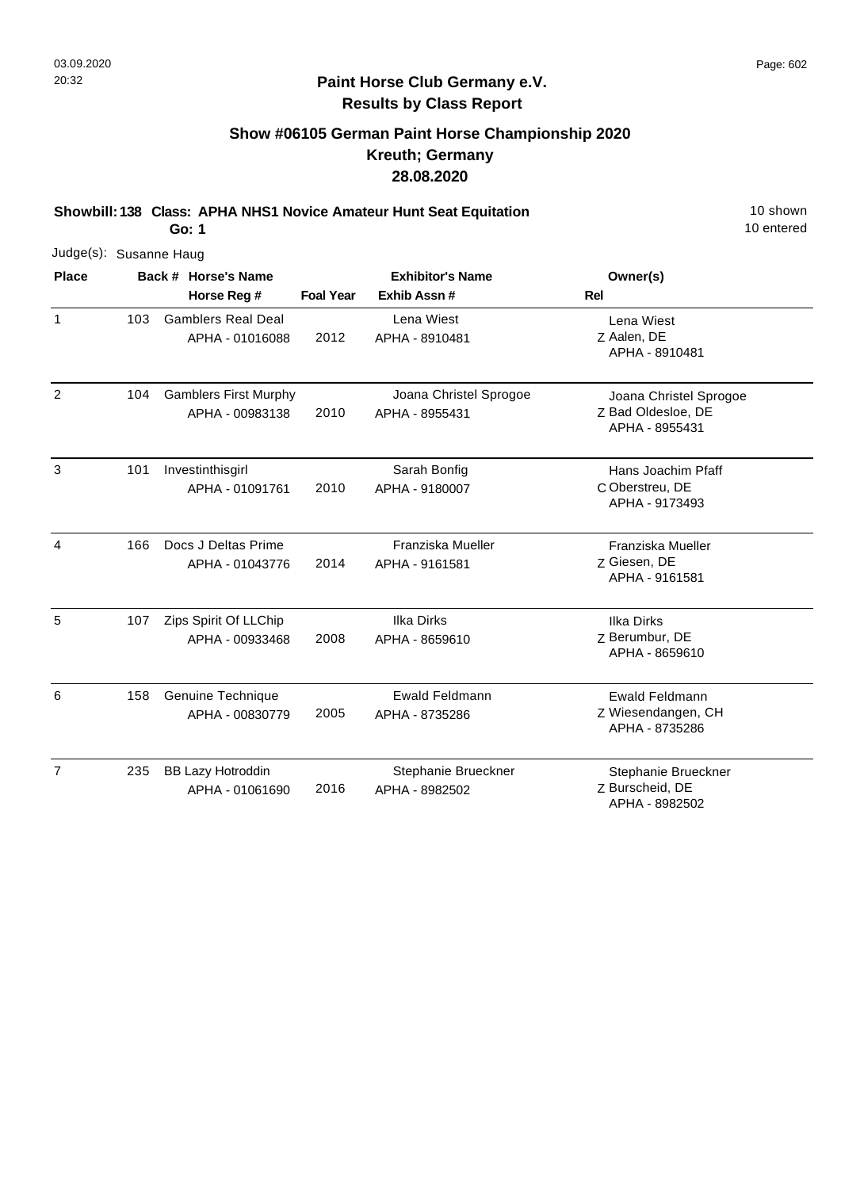**Paint Horse Club Germany e.V.**
**Results by Class Report**

## Show #06105 German Paint Horse Championship 2020
## Kreuth; Germany
## 28.08.2020

**Showbill: 138 Class: APHA NHS1 Novice Amateur Hunt Seat Equitation** 10 shown
**Go: 1** 10 entered

Judge(s): Susanne Haug

| Place | Back # | Horse's Name / Horse Reg # | Foal Year | Exhibitor's Name / Exhib Assn # | Rel | Owner(s) |
|---|---|---|---|---|---|---|
| 1 | 103 | Gamblers Real Deal<br>APHA - 01016088 | 2012 | Lena Wiest<br>APHA - 8910481 | Z | Lena Wiest<br>Aalen, DE<br>APHA - 8910481 |
| 2 | 104 | Gamblers First Murphy<br>APHA - 00983138 | 2010 | Joana Christel Sprogoe<br>APHA - 8955431 | Z | Joana Christel Sprogoe<br>Bad Oldesloe, DE<br>APHA - 8955431 |
| 3 | 101 | Investinthisgirl<br>APHA - 01091761 | 2010 | Sarah Bonfig<br>APHA - 9180007 | C | Hans Joachim Pfaff<br>Oberstreu, DE<br>APHA - 9173493 |
| 4 | 166 | Docs J Deltas Prime<br>APHA - 01043776 | 2014 | Franziska Mueller<br>APHA - 9161581 | Z | Franziska Mueller<br>Giesen, DE<br>APHA - 9161581 |
| 5 | 107 | Zips Spirit Of LLChip<br>APHA - 00933468 | 2008 | Ilka Dirks<br>APHA - 8659610 | Z | Ilka Dirks<br>Berumbur, DE<br>APHA - 8659610 |
| 6 | 158 | Genuine Technique<br>APHA - 00830779 | 2005 | Ewald Feldmann<br>APHA - 8735286 | Z | Ewald Feldmann<br>Wiesendangen, CH<br>APHA - 8735286 |
| 7 | 235 | BB Lazy Hotroddin<br>APHA - 01061690 | 2016 | Stephanie Brueckner<br>APHA - 8982502 | Z | Stephanie Brueckner<br>Burscheid, DE<br>APHA - 8982502 |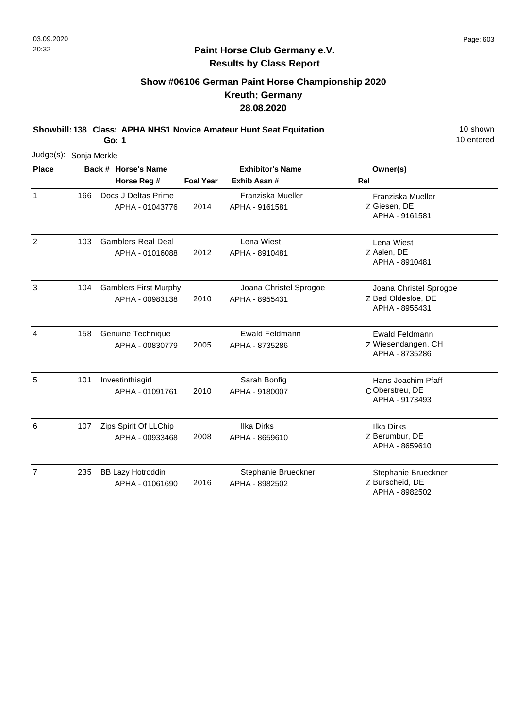**Paint Horse Club Germany e.V.**
**Results by Class Report**

## Show #06106 German Paint Horse Championship 2020
## Kreuth; Germany
## 28.08.2020

**Showbill: 138 Class: APHA NHS1 Novice Amateur Hunt Seat Equitation** — 10 shown, 10 entered

**Go: 1**

Judge(s): Sonja Merkle

| Place | Back # | Horse's Name / Horse Reg # | Foal Year | Exhibitor's Name / Exhib Assn # | Rel | Owner(s) |
|---|---|---|---|---|---|---|
| 1 | 166 | Docs J Deltas Prime<br>APHA - 01043776 | 2014 | Franziska Mueller<br>APHA - 9161581 | Z | Franziska Mueller<br>Giesen, DE<br>APHA - 9161581 |
| 2 | 103 | Gamblers Real Deal<br>APHA - 01016088 | 2012 | Lena Wiest<br>APHA - 8910481 | Z | Lena Wiest<br>Aalen, DE<br>APHA - 8910481 |
| 3 | 104 | Gamblers First Murphy<br>APHA - 00983138 | 2010 | Joana Christel Sprogoe<br>APHA - 8955431 | Z | Joana Christel Sprogoe<br>Bad Oldesloe, DE<br>APHA - 8955431 |
| 4 | 158 | Genuine Technique<br>APHA - 00830779 | 2005 | Ewald Feldmann<br>APHA - 8735286 | Z | Ewald Feldmann<br>Wiesendangen, CH<br>APHA - 8735286 |
| 5 | 101 | Investinthisgirl<br>APHA - 01091761 | 2010 | Sarah Bonfig<br>APHA - 9180007 | C | Hans Joachim Pfaff<br>Oberstreu, DE<br>APHA - 9173493 |
| 6 | 107 | Zips Spirit Of LLChip<br>APHA - 00933468 | 2008 | Ilka Dirks<br>APHA - 8659610 | Z | Ilka Dirks<br>Berumbur, DE<br>APHA - 8659610 |
| 7 | 235 | BB Lazy Hotroddin<br>APHA - 01061690 | 2016 | Stephanie Brueckner<br>APHA - 8982502 | Z | Stephanie Brueckner<br>Burscheid, DE<br>APHA - 8982502 |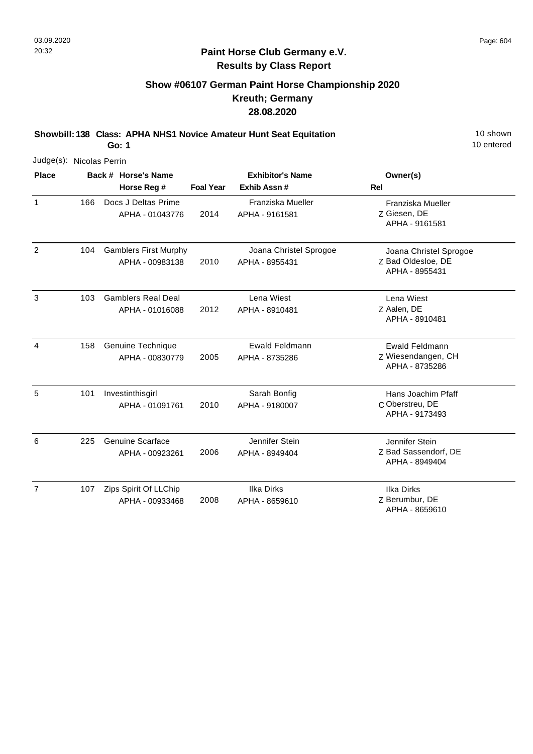## Paint Horse Club Germany e.V.
## Results by Class Report

### Show #06107 German Paint Horse Championship 2020
### Kreuth; Germany
### 28.08.2020

**Showbill: 138 Class: APHA NHS1 Novice Amateur Hunt Seat Equitation** — 10 shown, 10 entered

**Go: 1**

Judge(s): Nicolas Perrin

| Place | Back # | Horse's Name / Horse Reg # | Foal Year | Exhibitor's Name / Exhib Assn # | Rel | Owner(s) |
|---|---|---|---|---|---|---|
| 1 | 166 | Docs J Deltas Prime<br>APHA - 01043776 | 2014 | Franziska Mueller<br>APHA - 9161581 | Z | Franziska Mueller<br>Giesen, DE<br>APHA - 9161581 |
| 2 | 104 | Gamblers First Murphy<br>APHA - 00983138 | 2010 | Joana Christel Sprogoe<br>APHA - 8955431 | Z | Joana Christel Sprogoe<br>Bad Oldesloe, DE<br>APHA - 8955431 |
| 3 | 103 | Gamblers Real Deal<br>APHA - 01016088 | 2012 | Lena Wiest<br>APHA - 8910481 | Z | Lena Wiest<br>Aalen, DE<br>APHA - 8910481 |
| 4 | 158 | Genuine Technique<br>APHA - 00830779 | 2005 | Ewald Feldmann<br>APHA - 8735286 | Z | Ewald Feldmann<br>Wiesendangen, CH<br>APHA - 8735286 |
| 5 | 101 | Investinthisgirl<br>APHA - 01091761 | 2010 | Sarah Bonfig<br>APHA - 9180007 | C | Hans Joachim Pfaff<br>Oberstreu, DE<br>APHA - 9173493 |
| 6 | 225 | Genuine Scarface<br>APHA - 00923261 | 2006 | Jennifer Stein<br>APHA - 8949404 | Z | Jennifer Stein<br>Bad Sassendorf, DE<br>APHA - 8949404 |
| 7 | 107 | Zips Spirit Of LLChip<br>APHA - 00933468 | 2008 | Ilka Dirks<br>APHA - 8659610 | Z | Ilka Dirks<br>Berumbur, DE<br>APHA - 8659610 |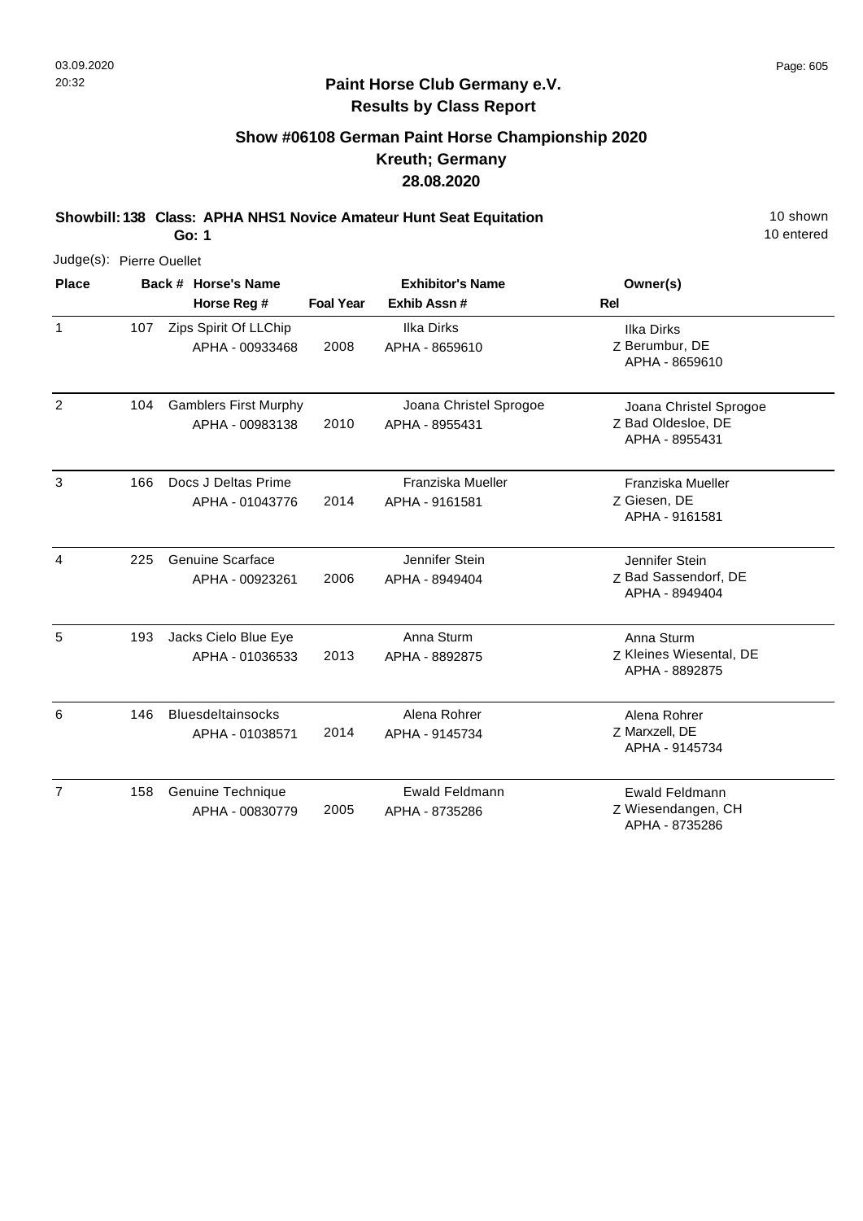03.09.2020
20:32

**Paint Horse Club Germany e.V.**
**Results by Class Report**

## Show #06108 German Paint Horse Championship 2020
## Kreuth; Germany
## 28.08.2020

**Showbill: 138 Class: APHA NHS1 Novice Amateur Hunt Seat Equitation** — 10 shown, 10 entered
**Go: 1**

Judge(s): Pierre Ouellet

| Place | Back # | Horse's Name / Horse Reg # | Foal Year | Exhibitor's Name / Exhib Assn # | Rel | Owner(s) |
|---|---|---|---|---|---|---|
| 1 | 107 | Zips Spirit Of LLChip<br>APHA - 00933468 | 2008 | Ilka Dirks<br>APHA - 8659610 | Z | Ilka Dirks<br>Berumbur, DE<br>APHA - 8659610 |
| 2 | 104 | Gamblers First Murphy<br>APHA - 00983138 | 2010 | Joana Christel Sprogoe<br>APHA - 8955431 | Z | Joana Christel Sprogoe<br>Bad Oldesloe, DE<br>APHA - 8955431 |
| 3 | 166 | Docs J Deltas Prime<br>APHA - 01043776 | 2014 | Franziska Mueller<br>APHA - 9161581 | Z | Franziska Mueller<br>Giesen, DE<br>APHA - 9161581 |
| 4 | 225 | Genuine Scarface<br>APHA - 00923261 | 2006 | Jennifer Stein<br>APHA - 8949404 | Z | Jennifer Stein<br>Bad Sassendorf, DE<br>APHA - 8949404 |
| 5 | 193 | Jacks Cielo Blue Eye<br>APHA - 01036533 | 2013 | Anna Sturm<br>APHA - 8892875 | Z | Anna Sturm<br>Kleines Wiesental, DE<br>APHA - 8892875 |
| 6 | 146 | Bluesdeltainsocks<br>APHA - 01038571 | 2014 | Alena Rohrer<br>APHA - 9145734 | Z | Alena Rohrer<br>Marxzell, DE<br>APHA - 9145734 |
| 7 | 158 | Genuine Technique<br>APHA - 00830779 | 2005 | Ewald Feldmann<br>APHA - 8735286 | Z | Ewald Feldmann<br>Wiesendangen, CH<br>APHA - 8735286 |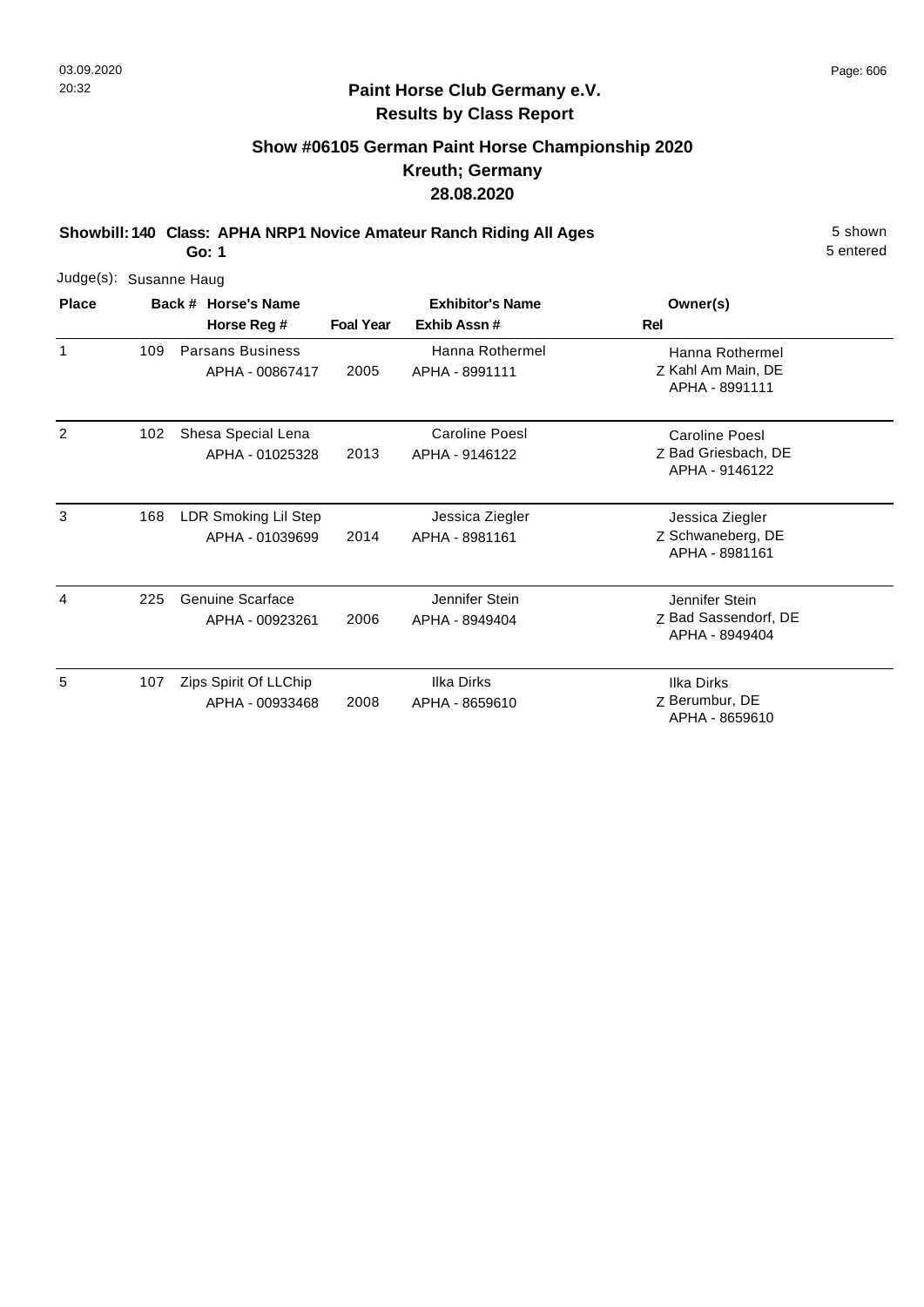**Paint Horse Club Germany e.V.**
**Results by Class Report**

## Show #06105 German Paint Horse Championship 2020
## Kreuth; Germany
## 28.08.2020

**Showbill: 140 Class: APHA NRP1 Novice Amateur Ranch Riding All Ages** 5 shown
**Go: 1** 5 entered

Judge(s): Susanne Haug

| Place | Back # | Horse's Name / Horse Reg # | Foal Year | Exhibitor's Name / Exhib Assn # | Rel | Owner(s) |
|---|---|---|---|---|---|---|
| 1 | 109 | Parsans Business<br>APHA - 00867417 | 2005 | Hanna Rothermel<br>APHA - 8991111 | Z | Hanna Rothermel<br>Kahl Am Main, DE<br>APHA - 8991111 |
| 2 | 102 | Shesa Special Lena<br>APHA - 01025328 | 2013 | Caroline Poesl<br>APHA - 9146122 | Z | Caroline Poesl<br>Bad Griesbach, DE<br>APHA - 9146122 |
| 3 | 168 | LDR Smoking Lil Step<br>APHA - 01039699 | 2014 | Jessica Ziegler<br>APHA - 8981161 | Z | Jessica Ziegler<br>Schwaneberg, DE<br>APHA - 8981161 |
| 4 | 225 | Genuine Scarface<br>APHA - 00923261 | 2006 | Jennifer Stein<br>APHA - 8949404 | Z | Jennifer Stein<br>Bad Sassendorf, DE<br>APHA - 8949404 |
| 5 | 107 | Zips Spirit Of LLChip<br>APHA - 00933468 | 2008 | Ilka Dirks<br>APHA - 8659610 | Z | Ilka Dirks<br>Berumbur, DE<br>APHA - 8659610 |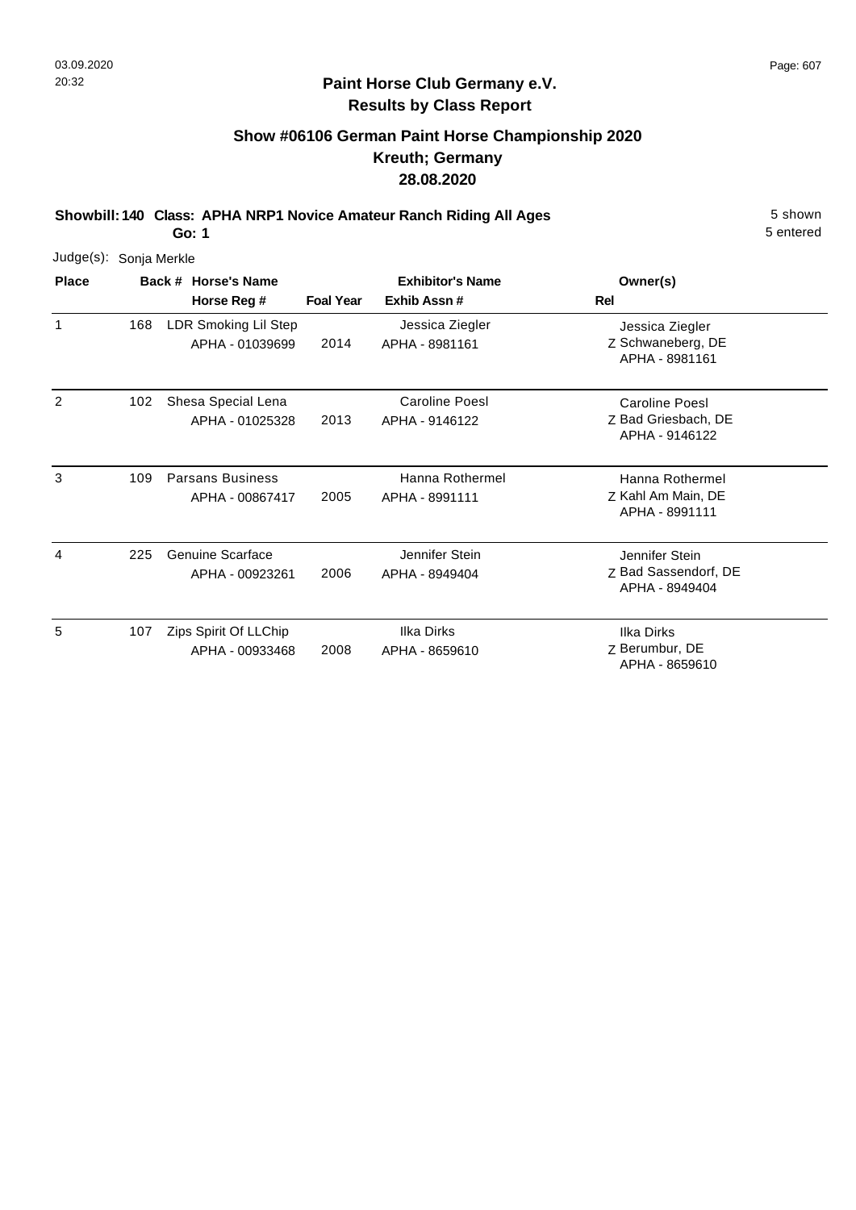## Paint Horse Club Germany e.V.
## Results by Class Report

### Show #06106 German Paint Horse Championship 2020
### Kreuth; Germany
### 28.08.2020

**Showbill: 140 Class: APHA NRP1 Novice Amateur Ranch Riding All Ages** 5 shown
**Go: 1** 5 entered

Judge(s): Sonja Merkle

| Place | Back # | Horse's Name / Horse Reg # | Foal Year | Exhibitor's Name / Exhib Assn # | Rel | Owner(s) |
|---|---|---|---|---|---|---|
| 1 | 168 | LDR Smoking Lil Step<br>APHA - 01039699 | 2014 | Jessica Ziegler<br>APHA - 8981161 | Z | Jessica Ziegler<br>Schwaneberg, DE<br>APHA - 8981161 |
| 2 | 102 | Shesa Special Lena<br>APHA - 01025328 | 2013 | Caroline Poesl<br>APHA - 9146122 | Z | Caroline Poesl<br>Bad Griesbach, DE<br>APHA - 9146122 |
| 3 | 109 | Parsans Business<br>APHA - 00867417 | 2005 | Hanna Rothermel<br>APHA - 8991111 | Z | Hanna Rothermel<br>Kahl Am Main, DE<br>APHA - 8991111 |
| 4 | 225 | Genuine Scarface<br>APHA - 00923261 | 2006 | Jennifer Stein<br>APHA - 8949404 | Z | Jennifer Stein<br>Bad Sassendorf, DE<br>APHA - 8949404 |
| 5 | 107 | Zips Spirit Of LLChip<br>APHA - 00933468 | 2008 | Ilka Dirks<br>APHA - 8659610 | Z | Ilka Dirks<br>Berumbur, DE<br>APHA - 8659610 |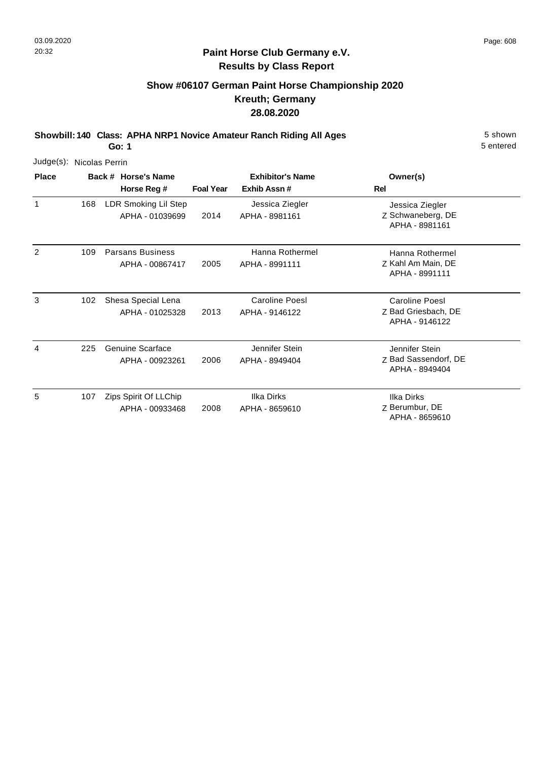**Paint Horse Club Germany e.V.**
**Results by Class Report**

## Show #06107 German Paint Horse Championship 2020
## Kreuth; Germany
## 28.08.2020

**Showbill: 140 Class: APHA NRP1 Novice Amateur Ranch Riding All Ages**
**Go: 1**

5 shown
5 entered

Judge(s): Nicolas Perrin

| Place | Back # | Horse's Name / Horse Reg # | Foal Year | Exhibitor's Name / Exhib Assn # | Rel | Owner(s) |
|---|---|---|---|---|---|---|
| 1 | 168 | LDR Smoking Lil Step<br>APHA - 01039699 | 2014 | Jessica Ziegler<br>APHA - 8981161 | Z | Jessica Ziegler<br>Schwaneberg, DE<br>APHA - 8981161 |
| 2 | 109 | Parsans Business<br>APHA - 00867417 | 2005 | Hanna Rothermel<br>APHA - 8991111 | Z | Hanna Rothermel<br>Kahl Am Main, DE<br>APHA - 8991111 |
| 3 | 102 | Shesa Special Lena<br>APHA - 01025328 | 2013 | Caroline Poesl<br>APHA - 9146122 | Z | Caroline Poesl<br>Bad Griesbach, DE<br>APHA - 9146122 |
| 4 | 225 | Genuine Scarface<br>APHA - 00923261 | 2006 | Jennifer Stein<br>APHA - 8949404 | Z | Jennifer Stein<br>Bad Sassendorf, DE<br>APHA - 8949404 |
| 5 | 107 | Zips Spirit Of LLChip<br>APHA - 00933468 | 2008 | Ilka Dirks<br>APHA - 8659610 | Z | Ilka Dirks<br>Berumbur, DE<br>APHA - 8659610 |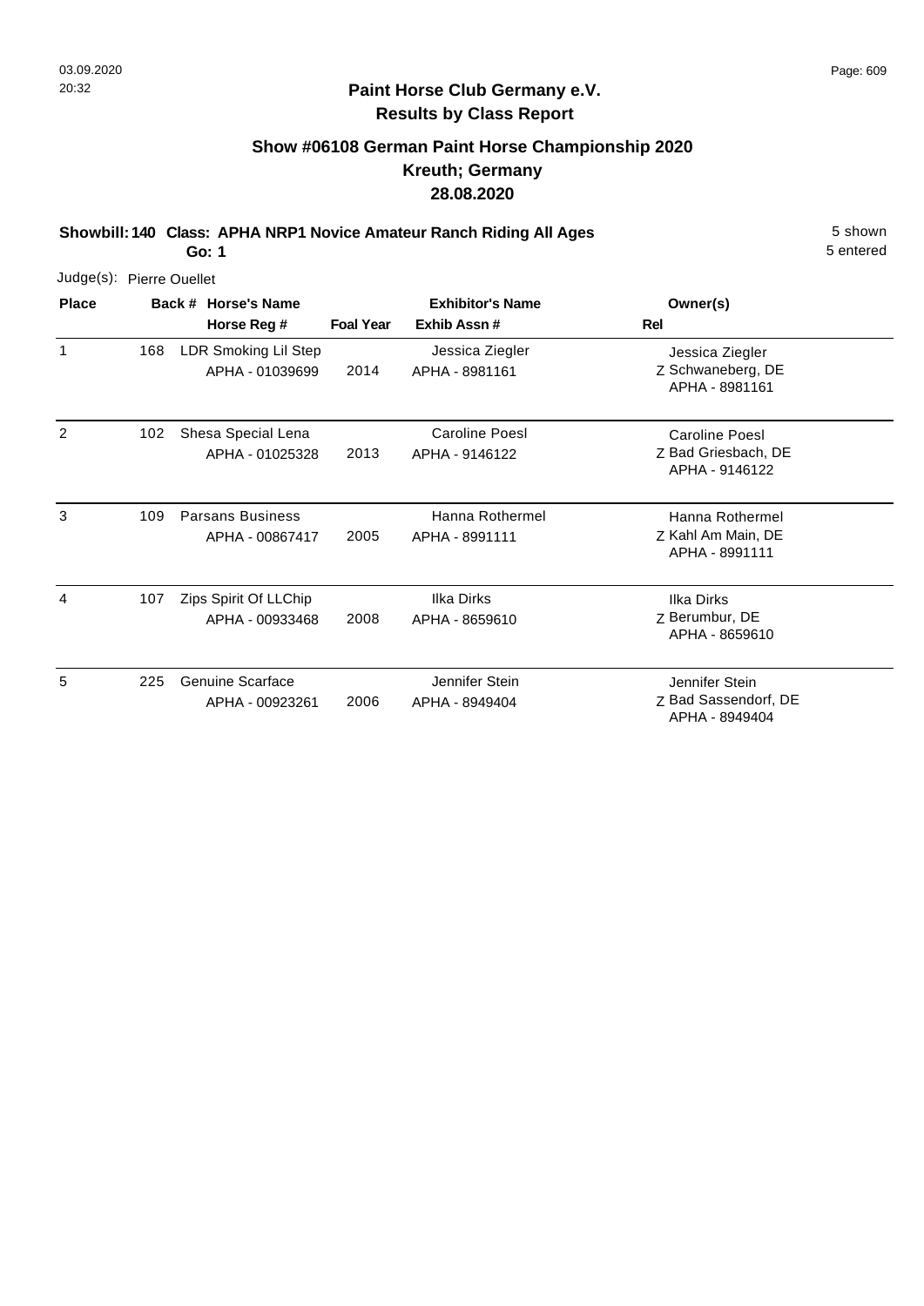# Paint Horse Club Germany e.V.
## Results by Class Report

### Show #06108 German Paint Horse Championship 2020
### Kreuth; Germany
### 28.08.2020

**Showbill: 140 Class: APHA NRP1 Novice Amateur Ranch Riding All Ages**
**Go: 1**

5 shown
5 entered

Judge(s): Pierre Ouellet

| Place | Back # | Horse's Name / Horse Reg # | Foal Year | Exhibitor's Name / Exhib Assn # | Owner(s) | Rel |
|---|---|---|---|---|---|---|
| 1 | 168 | LDR Smoking Lil Step<br>APHA - 01039699 | 2014 | Jessica Ziegler<br>APHA - 8981161 | Jessica Ziegler<br>Schwaneberg, DE<br>APHA - 8981161 | Z |
| 2 | 102 | Shesa Special Lena<br>APHA - 01025328 | 2013 | Caroline Poesl<br>APHA - 9146122 | Caroline Poesl<br>Bad Griesbach, DE<br>APHA - 9146122 | Z |
| 3 | 109 | Parsans Business<br>APHA - 00867417 | 2005 | Hanna Rothermel<br>APHA - 8991111 | Hanna Rothermel<br>Kahl Am Main, DE<br>APHA - 8991111 | Z |
| 4 | 107 | Zips Spirit Of LLChip<br>APHA - 00933468 | 2008 | Ilka Dirks<br>APHA - 8659610 | Ilka Dirks<br>Berumbur, DE<br>APHA - 8659610 | Z |
| 5 | 225 | Genuine Scarface<br>APHA - 00923261 | 2006 | Jennifer Stein<br>APHA - 8949404 | Jennifer Stein<br>Bad Sassendorf, DE<br>APHA - 8949404 | Z |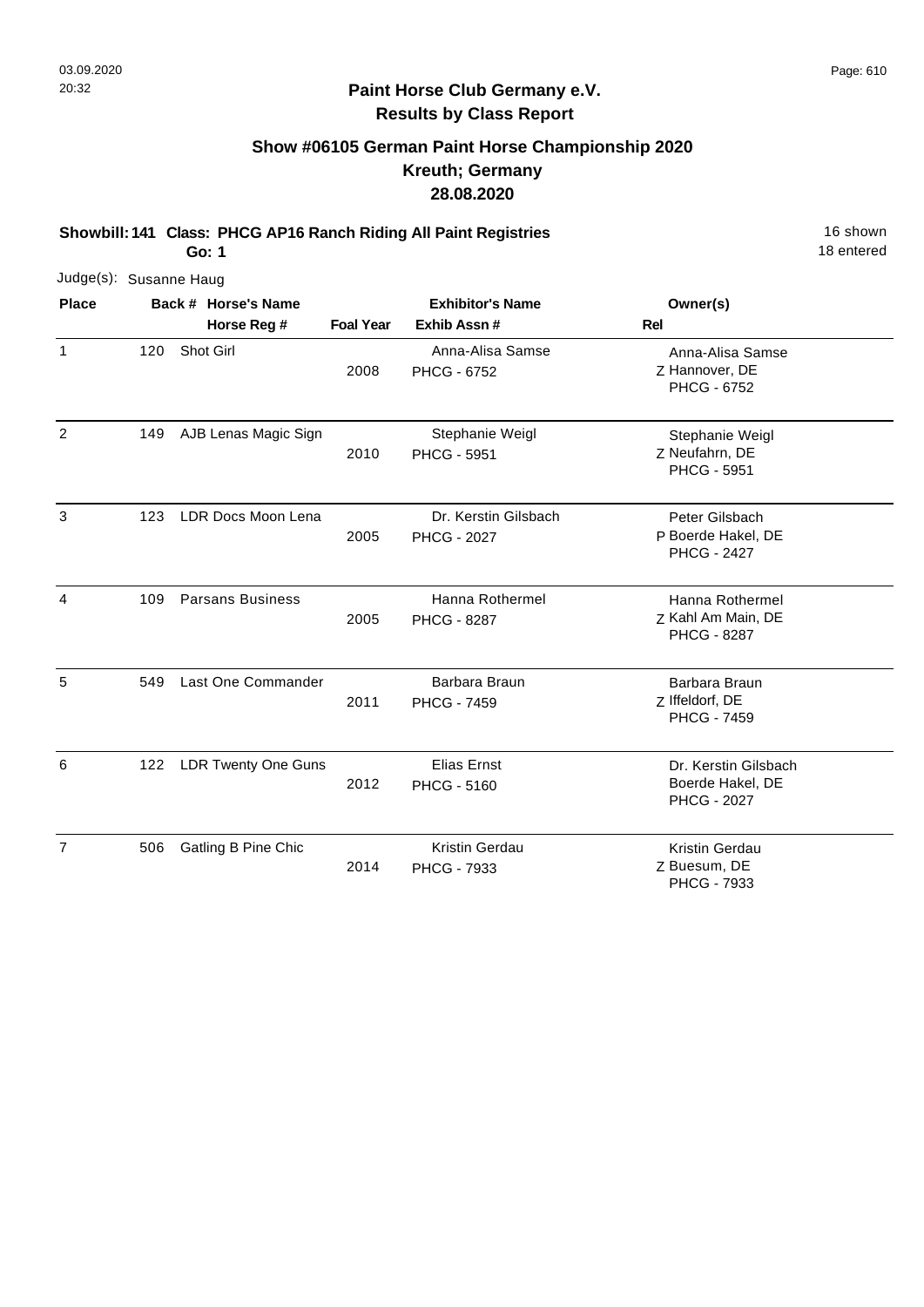# Paint Horse Club Germany e.V.

## Results by Class Report

### Show #06105 German Paint Horse Championship 2020
### Kreuth; Germany
### 28.08.2020

**Showbill: 141 Class: PHCG AP16 Ranch Riding All Paint Registries** — 16 shown, 18 entered

**Go: 1**

Judge(s): Susanne Haug

| Place | Back # | Horse's Name / Horse Reg # | Foal Year | Exhibitor's Name / Exhib Assn # | Rel | Owner(s) |
|---|---|---|---|---|---|---|
| 1 | 120 | Shot Girl | 2008 | Anna-Alisa Samse<br>PHCG - 6752 | Z | Anna-Alisa Samse<br>Hannover, DE<br>PHCG - 6752 |
| 2 | 149 | AJB Lenas Magic Sign | 2010 | Stephanie Weigl<br>PHCG - 5951 | Z | Stephanie Weigl<br>Neufahrn, DE<br>PHCG - 5951 |
| 3 | 123 | LDR Docs Moon Lena | 2005 | Dr. Kerstin Gilsbach<br>PHCG - 2027 | P | Peter Gilsbach<br>Boerde Hakel, DE<br>PHCG - 2427 |
| 4 | 109 | Parsans Business | 2005 | Hanna Rothermel<br>PHCG - 8287 | Z | Hanna Rothermel<br>Kahl Am Main, DE<br>PHCG - 8287 |
| 5 | 549 | Last One Commander | 2011 | Barbara Braun<br>PHCG - 7459 | Z | Barbara Braun<br>Iffeldorf, DE<br>PHCG - 7459 |
| 6 | 122 | LDR Twenty One Guns | 2012 | Elias Ernst<br>PHCG - 5160 | | Dr. Kerstin Gilsbach<br>Boerde Hakel, DE<br>PHCG - 2027 |
| 7 | 506 | Gatling B Pine Chic | 2014 | Kristin Gerdau<br>PHCG - 7933 | Z | Kristin Gerdau<br>Buesum, DE<br>PHCG - 7933 |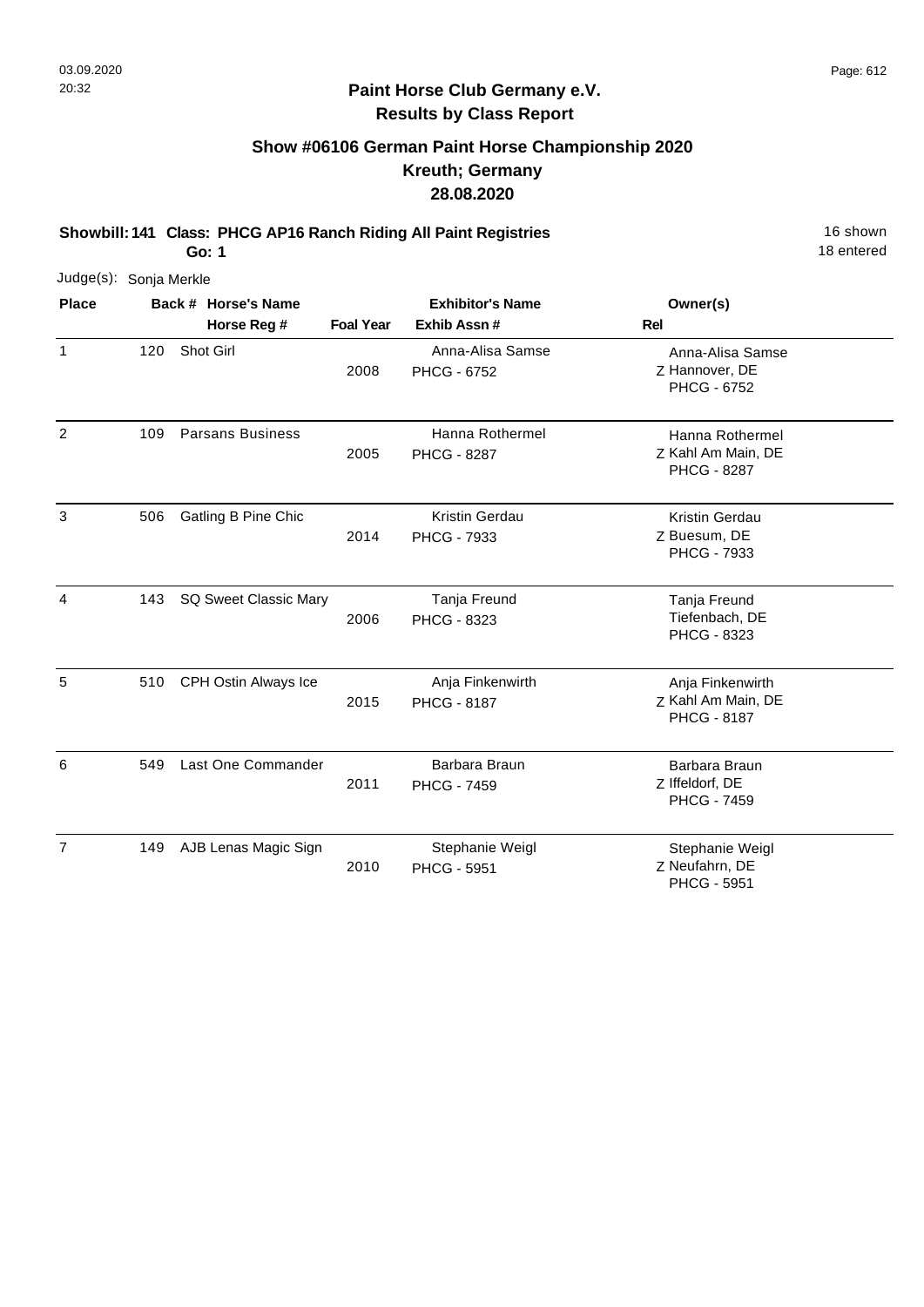# Paint Horse Club Germany e.V.
## Results by Class Report

### Show #06106 German Paint Horse Championship 2020
### Kreuth; Germany
### 28.08.2020

**Showbill: 141 Class: PHCG AP16 Ranch Riding All Paint Registries** 16 shown
**Go: 1** 18 entered

Judge(s): Sonja Merkle

| Place | Back # | Horse's Name / Horse Reg # | Foal Year | Exhibitor's Name / Exhib Assn # | Owner(s) | Rel |
|---|---|---|---|---|---|---|
| 1 | 120 | Shot Girl | 2008 | Anna-Alisa Samse / PHCG - 6752 | Anna-Alisa Samse, Hannover, DE, PHCG - 6752 | Z |
| 2 | 109 | Parsans Business | 2005 | Hanna Rothermel / PHCG - 8287 | Hanna Rothermel, Kahl Am Main, DE, PHCG - 8287 | Z |
| 3 | 506 | Gatling B Pine Chic | 2014 | Kristin Gerdau / PHCG - 7933 | Kristin Gerdau, Buesum, DE, PHCG - 7933 | Z |
| 4 | 143 | SQ Sweet Classic Mary | 2006 | Tanja Freund / PHCG - 8323 | Tanja Freund, Tiefenbach, DE, PHCG - 8323 | |
| 5 | 510 | CPH Ostin Always Ice | 2015 | Anja Finkenwirth / PHCG - 8187 | Anja Finkenwirth, Kahl Am Main, DE, PHCG - 8187 | Z |
| 6 | 549 | Last One Commander | 2011 | Barbara Braun / PHCG - 7459 | Barbara Braun, Iffeldorf, DE, PHCG - 7459 | Z |
| 7 | 149 | AJB Lenas Magic Sign | 2010 | Stephanie Weigl / PHCG - 5951 | Stephanie Weigl, Neufahrn, DE, PHCG - 5951 | Z |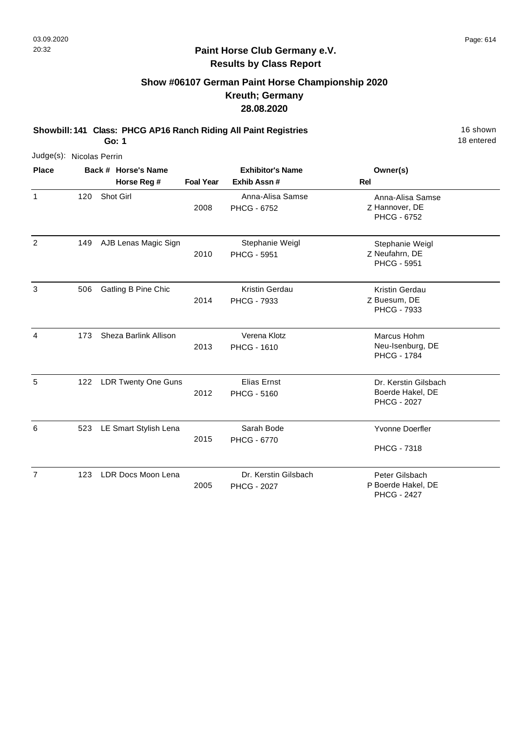## Paint Horse Club Germany e.V.
## Results by Class Report

### Show #06107 German Paint Horse Championship 2020
### Kreuth; Germany
### 28.08.2020

**Showbill: 141 Class: PHCG AP16 Ranch Riding All Paint Registries** 16 shown
**Go: 1** 18 entered

Judge(s): Nicolas Perrin

| Place | Back # | Horse's Name / Horse Reg # | Foal Year | Exhibitor's Name / Exhib Assn # | Rel | Owner(s) |
|---|---|---|---|---|---|---|
| 1 | 120 | Shot Girl | 2008 | Anna-Alisa Samse / PHCG - 6752 | Z | Anna-Alisa Samse, Hannover, DE, PHCG - 6752 |
| 2 | 149 | AJB Lenas Magic Sign | 2010 | Stephanie Weigl / PHCG - 5951 | Z | Stephanie Weigl, Neufahrn, DE, PHCG - 5951 |
| 3 | 506 | Gatling B Pine Chic | 2014 | Kristin Gerdau / PHCG - 7933 | Z | Kristin Gerdau, Buesum, DE, PHCG - 7933 |
| 4 | 173 | Sheza Barlink Allison | 2013 | Verena Klotz / PHCG - 1610 | | Marcus Hohm, Neu-Isenburg, DE, PHCG - 1784 |
| 5 | 122 | LDR Twenty One Guns | 2012 | Elias Ernst / PHCG - 5160 | | Dr. Kerstin Gilsbach, Boerde Hakel, DE, PHCG - 2027 |
| 6 | 523 | LE Smart Stylish Lena | 2015 | Sarah Bode / PHCG - 6770 | | Yvonne Doerfler, PHCG - 7318 |
| 7 | 123 | LDR Docs Moon Lena | 2005 | Dr. Kerstin Gilsbach / PHCG - 2027 | P | Peter Gilsbach, Boerde Hakel, DE, PHCG - 2427 |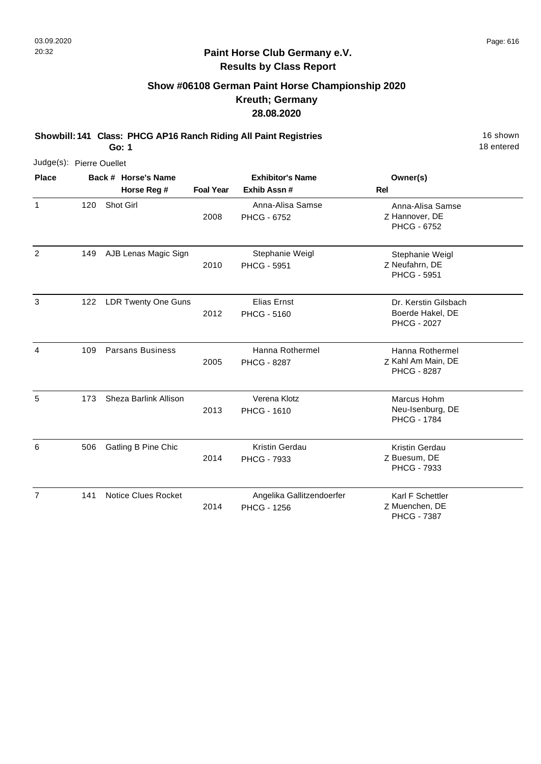# Paint Horse Club Germany e.V.
## Results by Class Report

### Show #06108 German Paint Horse Championship 2020
### Kreuth; Germany
### 28.08.2020

**Showbill: 141 Class: PHCG AP16 Ranch Riding All Paint Registries** 16 shown
**Go: 1** 18 entered

Judge(s): Pierre Ouellet

| Place | Back # | Horse's Name / Horse Reg # | Foal Year | Exhibitor's Name / Exhib Assn # | Rel | Owner(s) |
|---|---|---|---|---|---|---|
| 1 | 120 | Shot Girl | 2008 | Anna-Alisa Samse<br>PHCG - 6752 | Z | Anna-Alisa Samse<br>Hannover, DE<br>PHCG - 6752 |
| 2 | 149 | AJB Lenas Magic Sign | 2010 | Stephanie Weigl<br>PHCG - 5951 | Z | Stephanie Weigl<br>Neufahrn, DE<br>PHCG - 5951 |
| 3 | 122 | LDR Twenty One Guns | 2012 | Elias Ernst<br>PHCG - 5160 | | Dr. Kerstin Gilsbach<br>Boerde Hakel, DE<br>PHCG - 2027 |
| 4 | 109 | Parsans Business | 2005 | Hanna Rothermel<br>PHCG - 8287 | Z | Hanna Rothermel<br>Kahl Am Main, DE<br>PHCG - 8287 |
| 5 | 173 | Sheza Barlink Allison | 2013 | Verena Klotz<br>PHCG - 1610 | | Marcus Hohm<br>Neu-Isenburg, DE<br>PHCG - 1784 |
| 6 | 506 | Gatling B Pine Chic | 2014 | Kristin Gerdau<br>PHCG - 7933 | Z | Kristin Gerdau<br>Buesum, DE<br>PHCG - 7933 |
| 7 | 141 | Notice Clues Rocket | 2014 | Angelika Gallitzendoerfer<br>PHCG - 1256 | Z | Karl F Schettler<br>Muenchen, DE<br>PHCG - 7387 |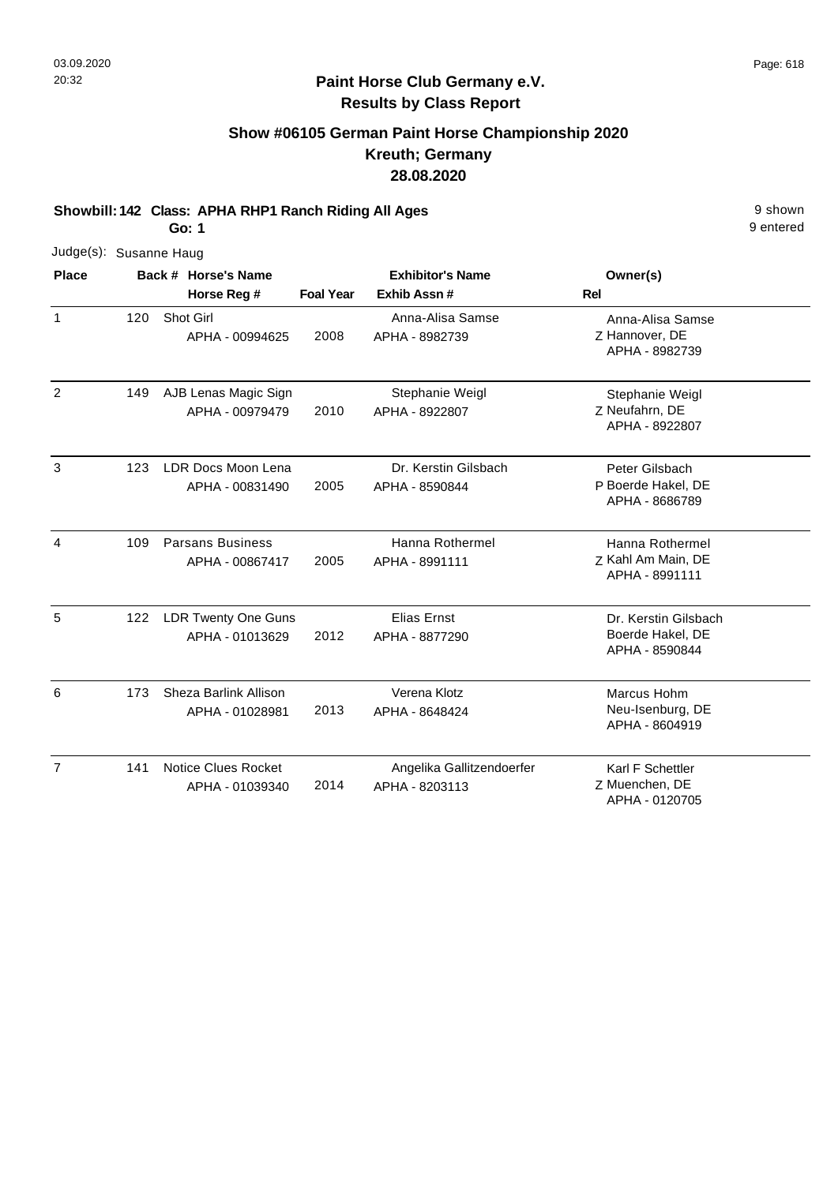## Paint Horse Club Germany e.V.
## Results by Class Report

### Show #06105 German Paint Horse Championship 2020
### Kreuth; Germany
### 28.08.2020

**Showbill: 142 Class: APHA RHP1 Ranch Riding All Ages** 9 shown

**Go: 1** 9 entered

Judge(s): Susanne Haug

| Place | Back # | Horse's Name / Horse Reg # | Foal Year | Exhibitor's Name / Exhib Assn # | Rel | Owner(s) |
|---|---|---|---|---|---|---|
| 1 | 120 | Shot Girl<br>APHA - 00994625 | 2008 | Anna-Alisa Samse<br>APHA - 8982739 | Z | Anna-Alisa Samse<br>Hannover, DE<br>APHA - 8982739 |
| 2 | 149 | AJB Lenas Magic Sign<br>APHA - 00979479 | 2010 | Stephanie Weigl<br>APHA - 8922807 | Z | Stephanie Weigl<br>Neufahrn, DE<br>APHA - 8922807 |
| 3 | 123 | LDR Docs Moon Lena<br>APHA - 00831490 | 2005 | Dr. Kerstin Gilsbach<br>APHA - 8590844 | P | Peter Gilsbach<br>Boerde Hakel, DE<br>APHA - 8686789 |
| 4 | 109 | Parsans Business<br>APHA - 00867417 | 2005 | Hanna Rothermel<br>APHA - 8991111 | Z | Hanna Rothermel<br>Kahl Am Main, DE<br>APHA - 8991111 |
| 5 | 122 | LDR Twenty One Guns<br>APHA - 01013629 | 2012 | Elias Ernst<br>APHA - 8877290 | | Dr. Kerstin Gilsbach<br>Boerde Hakel, DE<br>APHA - 8590844 |
| 6 | 173 | Sheza Barlink Allison<br>APHA - 01028981 | 2013 | Verena Klotz<br>APHA - 8648424 | | Marcus Hohm<br>Neu-Isenburg, DE<br>APHA - 8604919 |
| 7 | 141 | Notice Clues Rocket<br>APHA - 01039340 | 2014 | Angelika Gallitzendoerfer<br>APHA - 8203113 | Z | Karl F Schettler<br>Muenchen, DE<br>APHA - 0120705 |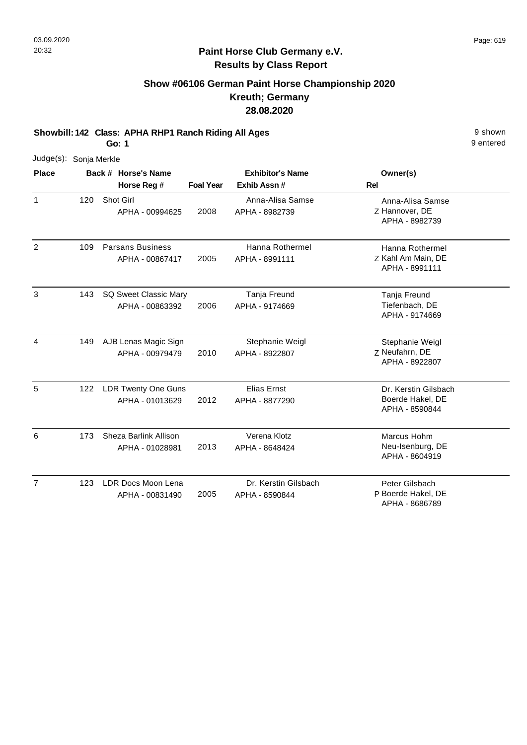**Paint Horse Club Germany e.V.**
**Results by Class Report**

## Show #06106 German Paint Horse Championship 2020
## Kreuth; Germany
## 28.08.2020

**Showbill: 142 Class: APHA RHP1 Ranch Riding All Ages** 9 shown
**Go: 1** 9 entered

Judge(s): Sonja Merkle

| Place | Back # | Horse's Name / Horse Reg # | Foal Year | Exhibitor's Name / Exhib Assn # | Rel | Owner(s) |
|---|---|---|---|---|---|---|
| 1 | 120 | Shot Girl<br>APHA - 00994625 | 2008 | Anna-Alisa Samse<br>APHA - 8982739 | Z | Anna-Alisa Samse<br>Hannover, DE<br>APHA - 8982739 |
| 2 | 109 | Parsans Business<br>APHA - 00867417 | 2005 | Hanna Rothermel<br>APHA - 8991111 | Z | Hanna Rothermel<br>Kahl Am Main, DE<br>APHA - 8991111 |
| 3 | 143 | SQ Sweet Classic Mary<br>APHA - 00863392 | 2006 | Tanja Freund<br>APHA - 9174669 | | Tanja Freund<br>Tiefenbach, DE<br>APHA - 9174669 |
| 4 | 149 | AJB Lenas Magic Sign<br>APHA - 00979479 | 2010 | Stephanie Weigl<br>APHA - 8922807 | Z | Stephanie Weigl<br>Neufahrn, DE<br>APHA - 8922807 |
| 5 | 122 | LDR Twenty One Guns<br>APHA - 01013629 | 2012 | Elias Ernst<br>APHA - 8877290 | | Dr. Kerstin Gilsbach<br>Boerde Hakel, DE<br>APHA - 8590844 |
| 6 | 173 | Sheza Barlink Allison<br>APHA - 01028981 | 2013 | Verena Klotz<br>APHA - 8648424 | | Marcus Hohm<br>Neu-Isenburg, DE<br>APHA - 8604919 |
| 7 | 123 | LDR Docs Moon Lena<br>APHA - 00831490 | 2005 | Dr. Kerstin Gilsbach<br>APHA - 8590844 | P | Peter Gilsbach<br>Boerde Hakel, DE<br>APHA - 8686789 |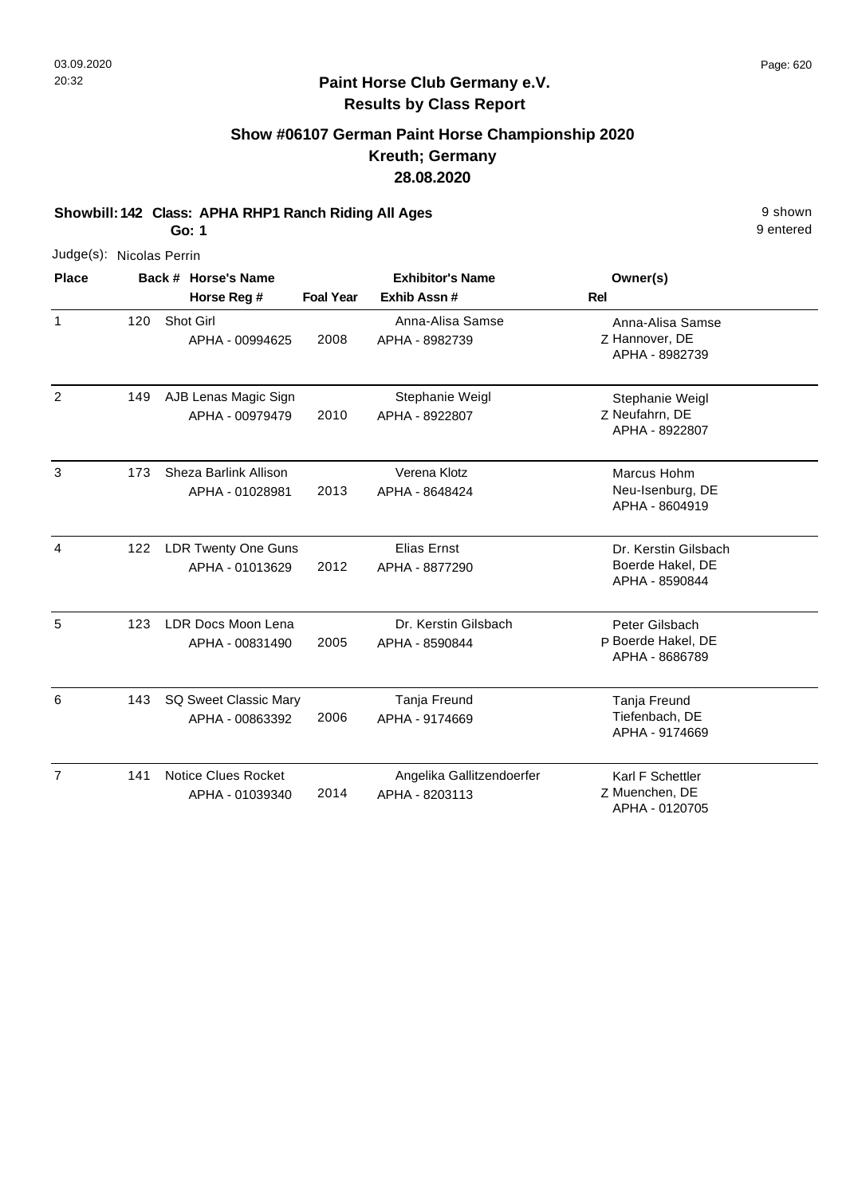## Paint Horse Club Germany e.V.
## Results by Class Report

### Show #06107 German Paint Horse Championship 2020
### Kreuth; Germany
### 28.08.2020

**Showbill: 142 Class: APHA RHP1 Ranch Riding All Ages** 9 shown

**Go: 1** 9 entered

Judge(s): Nicolas Perrin

| Place | Back # | Horse's Name / Horse Reg # | Foal Year | Exhibitor's Name / Exhib Assn # | Rel | Owner(s) |
|---|---|---|---|---|---|---|
| 1 | 120 | Shot Girl<br>APHA - 00994625 | 2008 | Anna-Alisa Samse<br>APHA - 8982739 | Z | Anna-Alisa Samse<br>Hannover, DE<br>APHA - 8982739 |
| 2 | 149 | AJB Lenas Magic Sign<br>APHA - 00979479 | 2010 | Stephanie Weigl<br>APHA - 8922807 | Z | Stephanie Weigl<br>Neufahrn, DE<br>APHA - 8922807 |
| 3 | 173 | Sheza Barlink Allison<br>APHA - 01028981 | 2013 | Verena Klotz<br>APHA - 8648424 | | Marcus Hohm<br>Neu-Isenburg, DE<br>APHA - 8604919 |
| 4 | 122 | LDR Twenty One Guns<br>APHA - 01013629 | 2012 | Elias Ernst<br>APHA - 8877290 | | Dr. Kerstin Gilsbach<br>Boerde Hakel, DE<br>APHA - 8590844 |
| 5 | 123 | LDR Docs Moon Lena<br>APHA - 00831490 | 2005 | Dr. Kerstin Gilsbach<br>APHA - 8590844 | P | Peter Gilsbach<br>Boerde Hakel, DE<br>APHA - 8686789 |
| 6 | 143 | SQ Sweet Classic Mary<br>APHA - 00863392 | 2006 | Tanja Freund<br>APHA - 9174669 | | Tanja Freund<br>Tiefenbach, DE<br>APHA - 9174669 |
| 7 | 141 | Notice Clues Rocket<br>APHA - 01039340 | 2014 | Angelika Gallitzendoerfer<br>APHA - 8203113 | Z | Karl F Schettler<br>Muenchen, DE<br>APHA - 0120705 |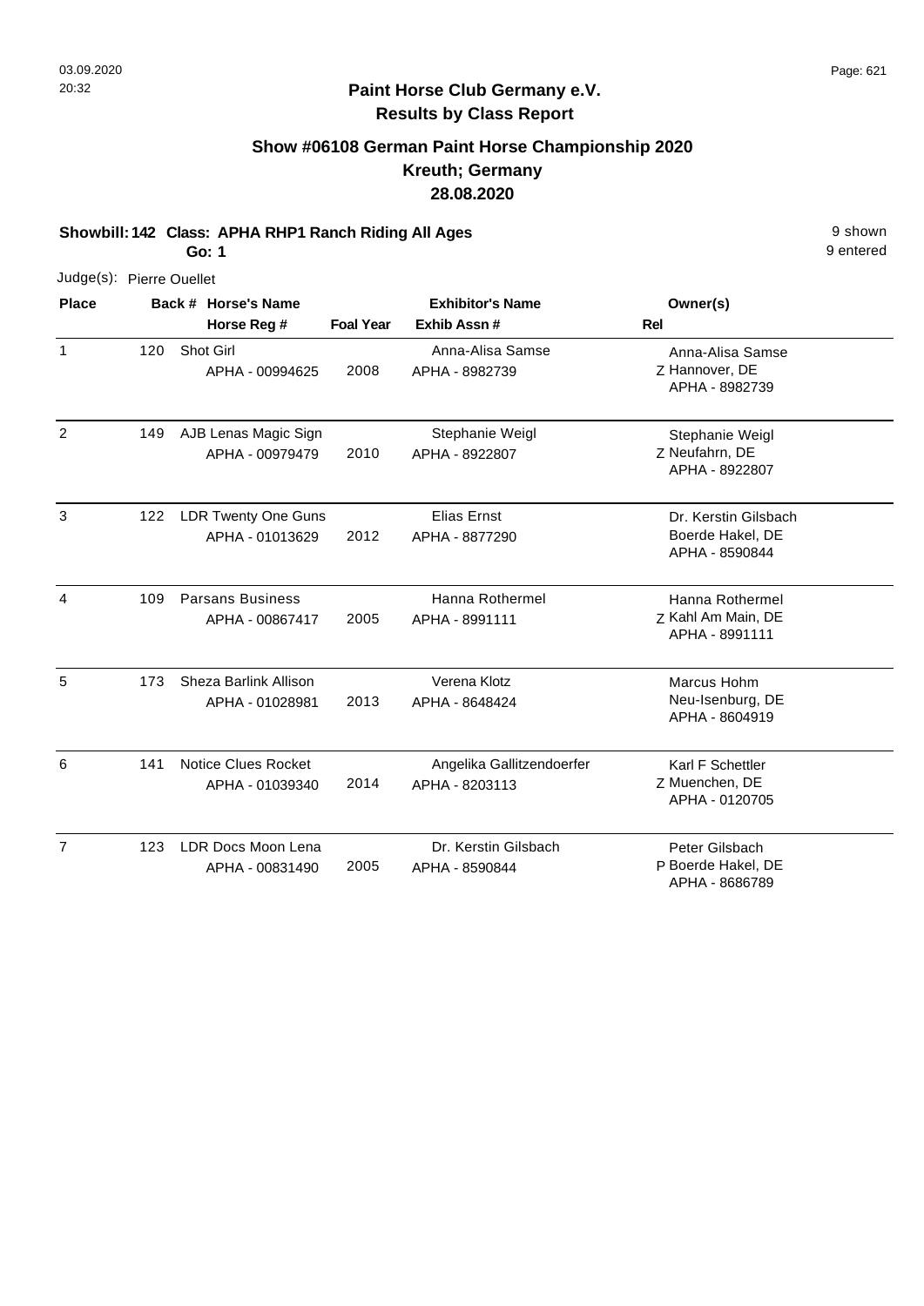## Paint Horse Club Germany e.V.
## Results by Class Report

### Show #06108 German Paint Horse Championship 2020
### Kreuth; Germany
### 28.08.2020

**Showbill: 142 Class: APHA RHP1 Ranch Riding All Ages** 9 shown
**Go: 1** 9 entered

Judge(s): Pierre Ouellet

| Place | Back # | Horse's Name / Horse Reg # | Foal Year | Exhibitor's Name / Exhib Assn # | Rel | Owner(s) |
|---|---|---|---|---|---|---|
| 1 | 120 | Shot Girl<br>APHA - 00994625 | 2008 | Anna-Alisa Samse<br>APHA - 8982739 | Z | Anna-Alisa Samse<br>Hannover, DE<br>APHA - 8982739 |
| 2 | 149 | AJB Lenas Magic Sign<br>APHA - 00979479 | 2010 | Stephanie Weigl<br>APHA - 8922807 | Z | Stephanie Weigl<br>Neufahrn, DE<br>APHA - 8922807 |
| 3 | 122 | LDR Twenty One Guns<br>APHA - 01013629 | 2012 | Elias Ernst<br>APHA - 8877290 | | Dr. Kerstin Gilsbach<br>Boerde Hakel, DE<br>APHA - 8590844 |
| 4 | 109 | Parsans Business<br>APHA - 00867417 | 2005 | Hanna Rothermel<br>APHA - 8991111 | Z | Hanna Rothermel<br>Kahl Am Main, DE<br>APHA - 8991111 |
| 5 | 173 | Sheza Barlink Allison<br>APHA - 01028981 | 2013 | Verena Klotz<br>APHA - 8648424 | | Marcus Hohm<br>Neu-Isenburg, DE<br>APHA - 8604919 |
| 6 | 141 | Notice Clues Rocket<br>APHA - 01039340 | 2014 | Angelika Gallitzendoerfer<br>APHA - 8203113 | Z | Karl F Schettler<br>Muenchen, DE<br>APHA - 0120705 |
| 7 | 123 | LDR Docs Moon Lena<br>APHA - 00831490 | 2005 | Dr. Kerstin Gilsbach<br>APHA - 8590844 | P | Peter Gilsbach<br>Boerde Hakel, DE<br>APHA - 8686789 |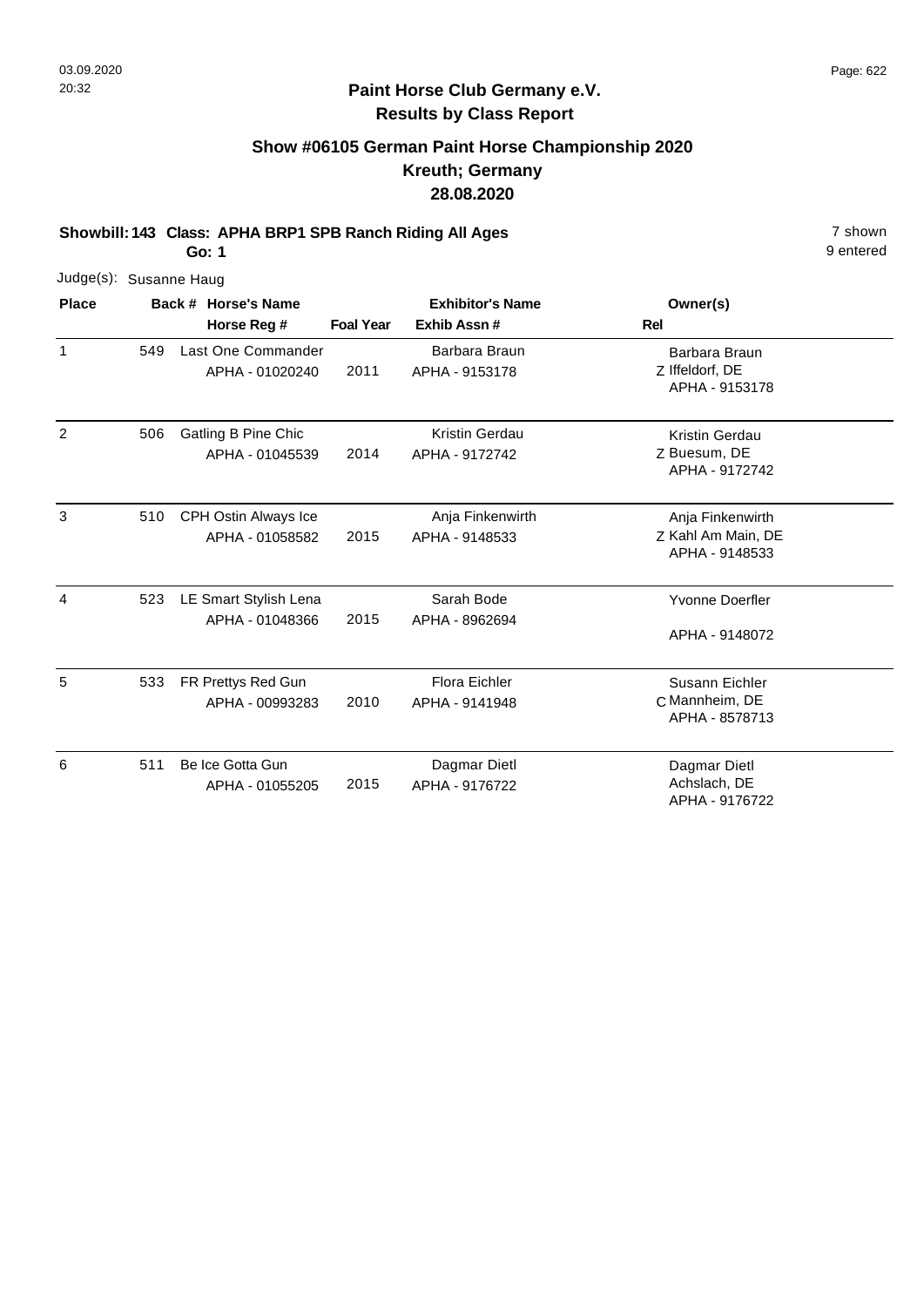# Paint Horse Club Germany e.V.
## Results by Class Report

### Show #06105 German Paint Horse Championship 2020
### Kreuth; Germany
### 28.08.2020

**Showbill: 143 Class: APHA BRP1 SPB Ranch Riding All Ages** 7 shown
**Go: 1** 9 entered

Judge(s): Susanne Haug

| Place | Back # | Horse's Name / Horse Reg # | Foal Year | Exhibitor's Name / Exhib Assn # | Rel | Owner(s) |
|---|---|---|---|---|---|---|
| 1 | 549 | Last One Commander<br>APHA - 01020240 | 2011 | Barbara Braun<br>APHA - 9153178 | Z | Barbara Braun<br>Iffeldorf, DE<br>APHA - 9153178 |
| 2 | 506 | Gatling B Pine Chic<br>APHA - 01045539 | 2014 | Kristin Gerdau<br>APHA - 9172742 | Z | Kristin Gerdau<br>Buesum, DE<br>APHA - 9172742 |
| 3 | 510 | CPH Ostin Always Ice<br>APHA - 01058582 | 2015 | Anja Finkenwirth<br>APHA - 9148533 | Z | Anja Finkenwirth<br>Kahl Am Main, DE<br>APHA - 9148533 |
| 4 | 523 | LE Smart Stylish Lena<br>APHA - 01048366 | 2015 | Sarah Bode<br>APHA - 8962694 | | Yvonne Doerfler<br>APHA - 9148072 |
| 5 | 533 | FR Prettys Red Gun<br>APHA - 00993283 | 2010 | Flora Eichler<br>APHA - 9141948 | C | Susann Eichler<br>Mannheim, DE<br>APHA - 8578713 |
| 6 | 511 | Be Ice Gotta Gun<br>APHA - 01055205 | 2015 | Dagmar Dietl<br>APHA - 9176722 | | Dagmar Dietl<br>Achslach, DE<br>APHA - 9176722 |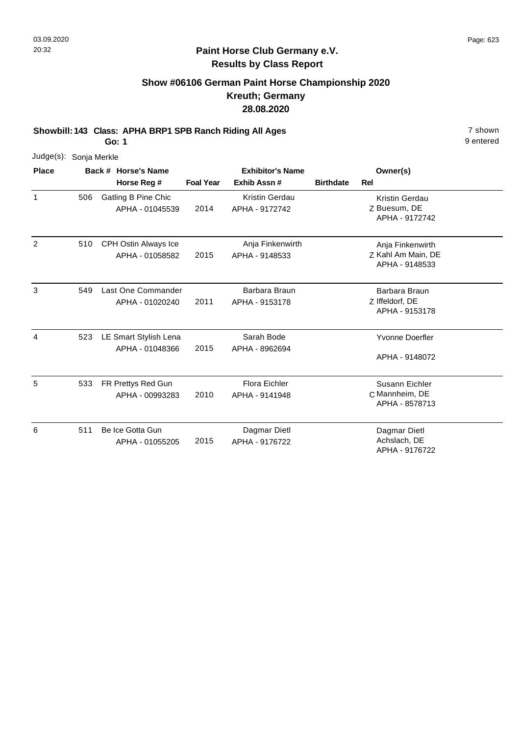**Paint Horse Club Germany e.V.**
**Results by Class Report**

## Show #06106 German Paint Horse Championship 2020
## Kreuth; Germany
## 28.08.2020

**Showbill: 143 Class: APHA BRP1 SPB Ranch Riding All Ages** 7 shown
**Go: 1** 9 entered

Judge(s): Sonja Merkle

| Place | Back # | Horse's Name / Horse Reg # | Foal Year | Exhibitor's Name / Exhib Assn # | Birthdate | Rel | Owner(s) |
|---|---|---|---|---|---|---|---|
| 1 | 506 | Gatling B Pine Chic<br>APHA - 01045539 | 2014 | Kristin Gerdau<br>APHA - 9172742 | | Z | Kristin Gerdau<br>Buesum, DE<br>APHA - 9172742 |
| 2 | 510 | CPH Ostin Always Ice<br>APHA - 01058582 | 2015 | Anja Finkenwirth<br>APHA - 9148533 | | Z | Anja Finkenwirth<br>Kahl Am Main, DE<br>APHA - 9148533 |
| 3 | 549 | Last One Commander<br>APHA - 01020240 | 2011 | Barbara Braun<br>APHA - 9153178 | | Z | Barbara Braun<br>Iffeldorf, DE<br>APHA - 9153178 |
| 4 | 523 | LE Smart Stylish Lena<br>APHA - 01048366 | 2015 | Sarah Bode<br>APHA - 8962694 | | | Yvonne Doerfler<br>APHA - 9148072 |
| 5 | 533 | FR Prettys Red Gun<br>APHA - 00993283 | 2010 | Flora Eichler<br>APHA - 9141948 | | C | Susann Eichler<br>Mannheim, DE<br>APHA - 8578713 |
| 6 | 511 | Be Ice Gotta Gun<br>APHA - 01055205 | 2015 | Dagmar Dietl<br>APHA - 9176722 | | | Dagmar Dietl<br>Achslach, DE<br>APHA - 9176722 |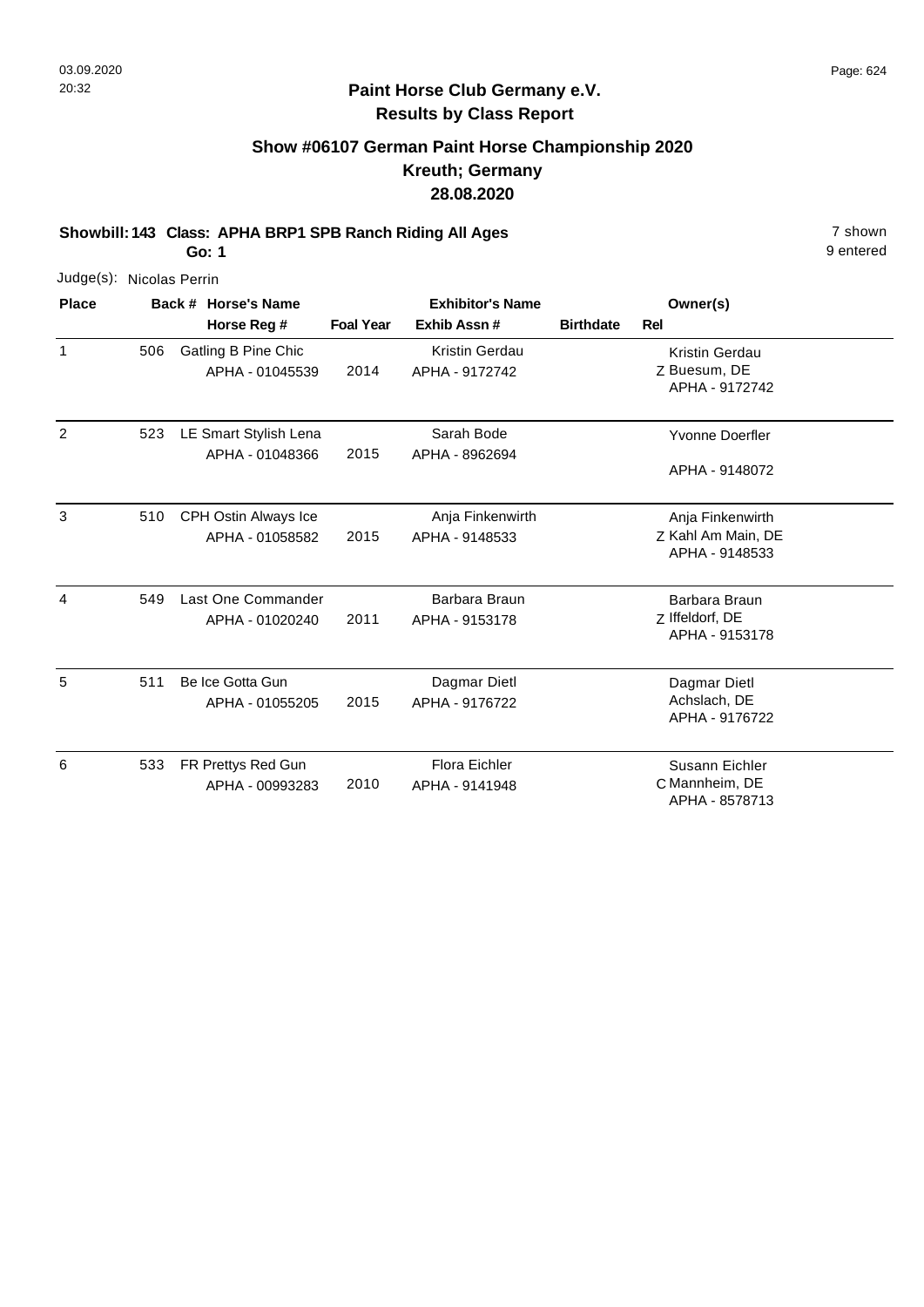03.09.2020
20:32

## Paint Horse Club Germany e.V.
## Results by Class Report

### Show #06107 German Paint Horse Championship 2020
### Kreuth; Germany
### 28.08.2020

**Showbill: 143 Class: APHA BRP1 SPB Ranch Riding All Ages** 7 shown
**Go: 1** 9 entered

Judge(s): Nicolas Perrin

| Place | Back # | Horse's Name / Horse Reg # | Foal Year | Exhibitor's Name / Exhib Assn # | Birthdate | Rel | Owner(s) |
|---|---|---|---|---|---|---|---|
| 1 | 506 | Gatling B Pine Chic<br>APHA - 01045539 | 2014 | Kristin Gerdau<br>APHA - 9172742 | | Z | Kristin Gerdau<br>Buesum, DE<br>APHA - 9172742 |
| 2 | 523 | LE Smart Stylish Lena<br>APHA - 01048366 | 2015 | Sarah Bode<br>APHA - 8962694 | | | Yvonne Doerfler<br>APHA - 9148072 |
| 3 | 510 | CPH Ostin Always Ice<br>APHA - 01058582 | 2015 | Anja Finkenwirth<br>APHA - 9148533 | | Z | Anja Finkenwirth<br>Kahl Am Main, DE<br>APHA - 9148533 |
| 4 | 549 | Last One Commander<br>APHA - 01020240 | 2011 | Barbara Braun<br>APHA - 9153178 | | Z | Barbara Braun<br>Iffeldorf, DE<br>APHA - 9153178 |
| 5 | 511 | Be Ice Gotta Gun<br>APHA - 01055205 | 2015 | Dagmar Dietl<br>APHA - 9176722 | | | Dagmar Dietl<br>Achslach, DE<br>APHA - 9176722 |
| 6 | 533 | FR Prettys Red Gun<br>APHA - 00993283 | 2010 | Flora Eichler<br>APHA - 9141948 | | C | Susann Eichler<br>Mannheim, DE<br>APHA - 8578713 |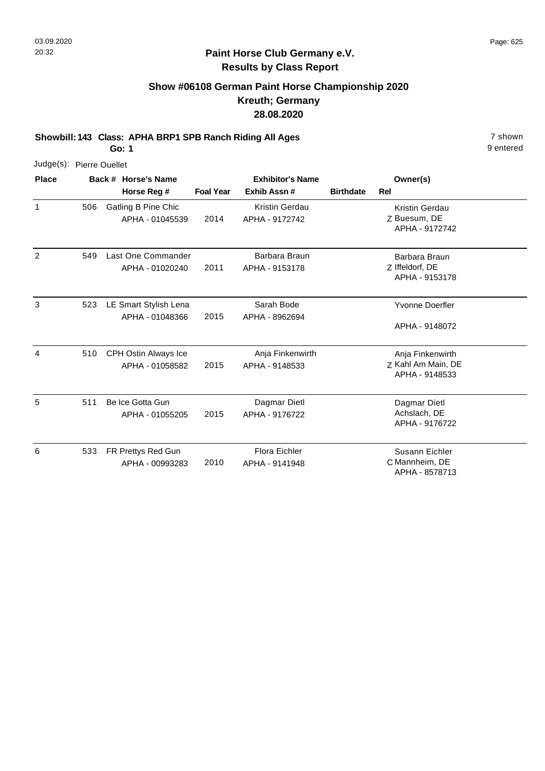# Paint Horse Club Germany e.V.

## Results by Class Report

### Show #06108 German Paint Horse Championship 2020
### Kreuth; Germany
### 28.08.2020

**Showbill: 143 Class: APHA BRP1 SPB Ranch Riding All Ages** 7 shown

**Go: 1** 9 entered

Judge(s): Pierre Ouellet

| Place | Back # | Horse's Name / Horse Reg # | Foal Year | Exhibitor's Name / Exhib Assn # | Birthdate | Rel | Owner(s) |
|---|---|---|---|---|---|---|---|
| 1 | 506 | Gatling B Pine Chic<br>APHA - 01045539 | 2014 | Kristin Gerdau<br>APHA - 9172742 | | Z | Kristin Gerdau<br>Buesum, DE<br>APHA - 9172742 |
| 2 | 549 | Last One Commander<br>APHA - 01020240 | 2011 | Barbara Braun<br>APHA - 9153178 | | Z | Barbara Braun<br>Iffeldorf, DE<br>APHA - 9153178 |
| 3 | 523 | LE Smart Stylish Lena<br>APHA - 01048366 | 2015 | Sarah Bode<br>APHA - 8962694 | | | Yvonne Doerfler<br>APHA - 9148072 |
| 4 | 510 | CPH Ostin Always Ice<br>APHA - 01058582 | 2015 | Anja Finkenwirth<br>APHA - 9148533 | | Z | Anja Finkenwirth<br>Kahl Am Main, DE<br>APHA - 9148533 |
| 5 | 511 | Be Ice Gotta Gun<br>APHA - 01055205 | 2015 | Dagmar Dietl<br>APHA - 9176722 | | | Dagmar Dietl<br>Achslach, DE<br>APHA - 9176722 |
| 6 | 533 | FR Prettys Red Gun<br>APHA - 00993283 | 2010 | Flora Eichler<br>APHA - 9141948 | | C | Susann Eichler<br>Mannheim, DE<br>APHA - 8578713 |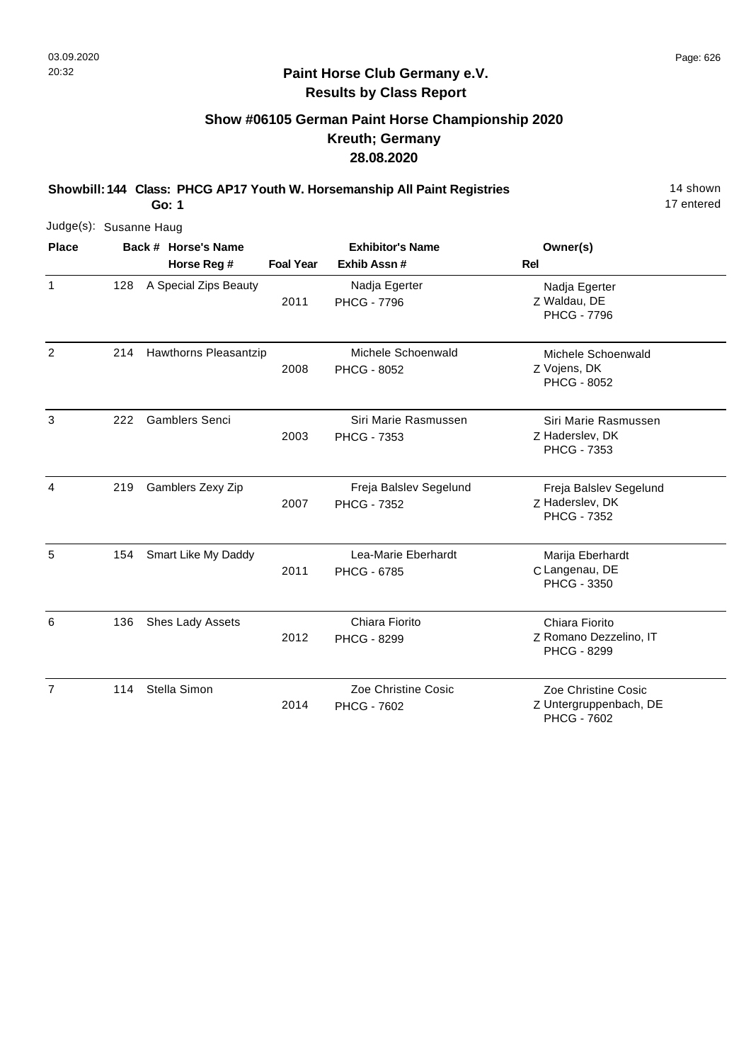## Paint Horse Club Germany e.V.
## Results by Class Report

### Show #06105 German Paint Horse Championship 2020
### Kreuth; Germany
### 28.08.2020

**Showbill: 144 Class: PHCG AP17 Youth W. Horsemanship All Paint Registries** — 14 shown

**Go: 1** — 17 entered

Judge(s): Susanne Haug

| Place | Back # | Horse's Name / Horse Reg # | Foal Year | Exhibitor's Name / Exhib Assn # | Rel | Owner(s) |
|---|---|---|---|---|---|---|
| 1 | 128 | A Special Zips Beauty | 2011 | Nadja Egerter<br>PHCG - 7796 | Z | Nadja Egerter<br>Waldau, DE<br>PHCG - 7796 |
| 2 | 214 | Hawthorns Pleasantzip | 2008 | Michele Schoenwald<br>PHCG - 8052 | Z | Michele Schoenwald<br>Vojens, DK<br>PHCG - 8052 |
| 3 | 222 | Gamblers Senci | 2003 | Siri Marie Rasmussen<br>PHCG - 7353 | Z | Siri Marie Rasmussen<br>Haderslev, DK<br>PHCG - 7353 |
| 4 | 219 | Gamblers Zexy Zip | 2007 | Freja Balslev Segelund<br>PHCG - 7352 | Z | Freja Balslev Segelund<br>Haderslev, DK<br>PHCG - 7352 |
| 5 | 154 | Smart Like My Daddy | 2011 | Lea-Marie Eberhardt<br>PHCG - 6785 | C | Marija Eberhardt<br>Langenau, DE<br>PHCG - 3350 |
| 6 | 136 | Shes Lady Assets | 2012 | Chiara Fiorito<br>PHCG - 8299 | Z | Chiara Fiorito<br>Romano Dezzelino, IT<br>PHCG - 8299 |
| 7 | 114 | Stella Simon | 2014 | Zoe Christine Cosic<br>PHCG - 7602 | Z | Zoe Christine Cosic<br>Untergruppenbach, DE<br>PHCG - 7602 |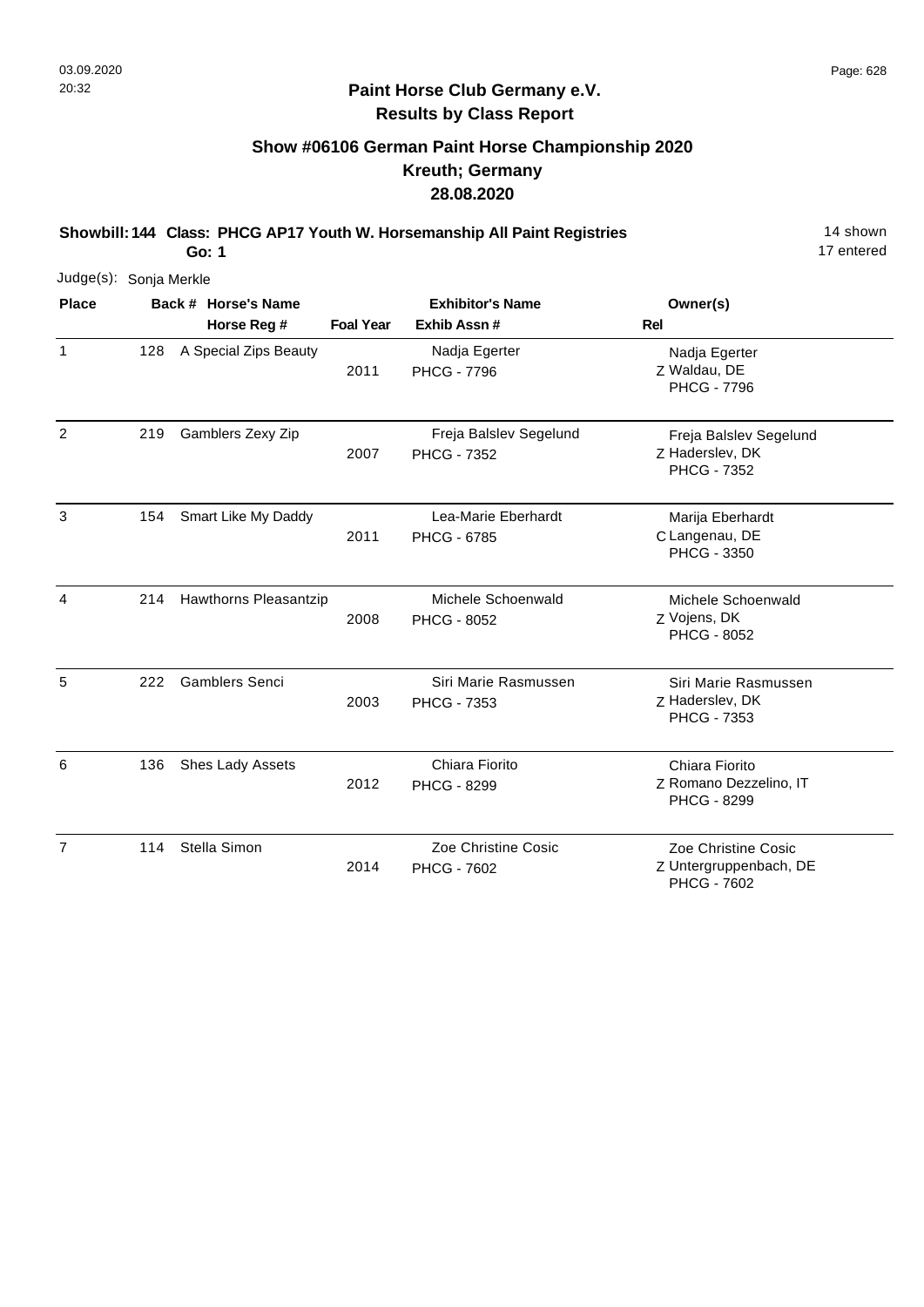# Paint Horse Club Germany e.V.

## Results by Class Report

### Show #06106 German Paint Horse Championship 2020

### Kreuth; Germany

### 28.08.2020

**Showbill: 144 Class: PHCG AP17 Youth W. Horsemanship All Paint Registries** — 14 shown

**Go: 1** — 17 entered

Judge(s): Sonja Merkle

| Place | Back # | Horse's Name / Horse Reg # | Foal Year | Exhibitor's Name / Exhib Assn # | Rel | Owner(s) |
|---|---|---|---|---|---|---|
| 1 | 128 | A Special Zips Beauty | 2011 | Nadja Egerter<br>PHCG - 7796 | Z | Nadja Egerter<br>Waldau, DE<br>PHCG - 7796 |
| 2 | 219 | Gamblers Zexy Zip | 2007 | Freja Balslev Segelund<br>PHCG - 7352 | Z | Freja Balslev Segelund<br>Haderslev, DK<br>PHCG - 7352 |
| 3 | 154 | Smart Like My Daddy | 2011 | Lea-Marie Eberhardt<br>PHCG - 6785 | C | Marija Eberhardt<br>Langenau, DE<br>PHCG - 3350 |
| 4 | 214 | Hawthorns Pleasantzip | 2008 | Michele Schoenwald<br>PHCG - 8052 | Z | Michele Schoenwald<br>Vojens, DK<br>PHCG - 8052 |
| 5 | 222 | Gamblers Senci | 2003 | Siri Marie Rasmussen<br>PHCG - 7353 | Z | Siri Marie Rasmussen<br>Haderslev, DK<br>PHCG - 7353 |
| 6 | 136 | Shes Lady Assets | 2012 | Chiara Fiorito<br>PHCG - 8299 | Z | Chiara Fiorito<br>Romano Dezzelino, IT<br>PHCG - 8299 |
| 7 | 114 | Stella Simon | 2014 | Zoe Christine Cosic<br>PHCG - 7602 | Z | Zoe Christine Cosic<br>Untergruppenbach, DE<br>PHCG - 7602 |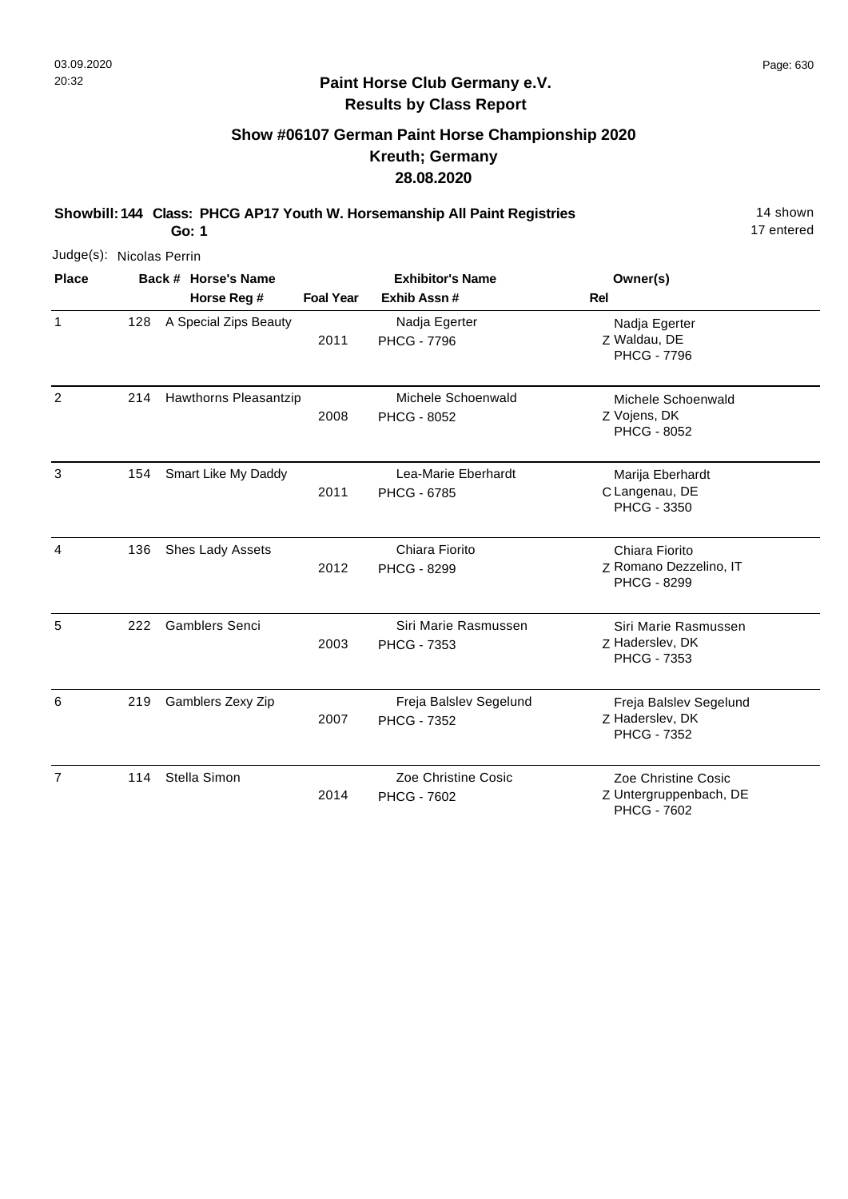# Paint Horse Club Germany e.V.

## Results by Class Report

### Show #06107 German Paint Horse Championship 2020
### Kreuth; Germany
### 28.08.2020

**Showbill: 144 Class: PHCG AP17 Youth W. Horsemanship All Paint Registries** — 14 shown

**Go: 1** — 17 entered

Judge(s): Nicolas Perrin

| Place | Back # | Horse's Name / Horse Reg # | Foal Year | Exhibitor's Name / Exhib Assn # | Rel | Owner(s) |
|---|---|---|---|---|---|---|
| 1 | 128 | A Special Zips Beauty | 2011 | Nadja Egerter<br>PHCG - 7796 | Z | Nadja Egerter<br>Waldau, DE<br>PHCG - 7796 |
| 2 | 214 | Hawthorns Pleasantzip | 2008 | Michele Schoenwald<br>PHCG - 8052 | Z | Michele Schoenwald<br>Vojens, DK<br>PHCG - 8052 |
| 3 | 154 | Smart Like My Daddy | 2011 | Lea-Marie Eberhardt<br>PHCG - 6785 | C | Marija Eberhardt<br>Langenau, DE<br>PHCG - 3350 |
| 4 | 136 | Shes Lady Assets | 2012 | Chiara Fiorito<br>PHCG - 8299 | Z | Chiara Fiorito<br>Romano Dezzelino, IT<br>PHCG - 8299 |
| 5 | 222 | Gamblers Senci | 2003 | Siri Marie Rasmussen<br>PHCG - 7353 | Z | Siri Marie Rasmussen<br>Haderslev, DK<br>PHCG - 7353 |
| 6 | 219 | Gamblers Zexy Zip | 2007 | Freja Balslev Segelund<br>PHCG - 7352 | Z | Freja Balslev Segelund<br>Haderslev, DK<br>PHCG - 7352 |
| 7 | 114 | Stella Simon | 2014 | Zoe Christine Cosic<br>PHCG - 7602 | Z | Zoe Christine Cosic<br>Untergruppenbach, DE<br>PHCG - 7602 |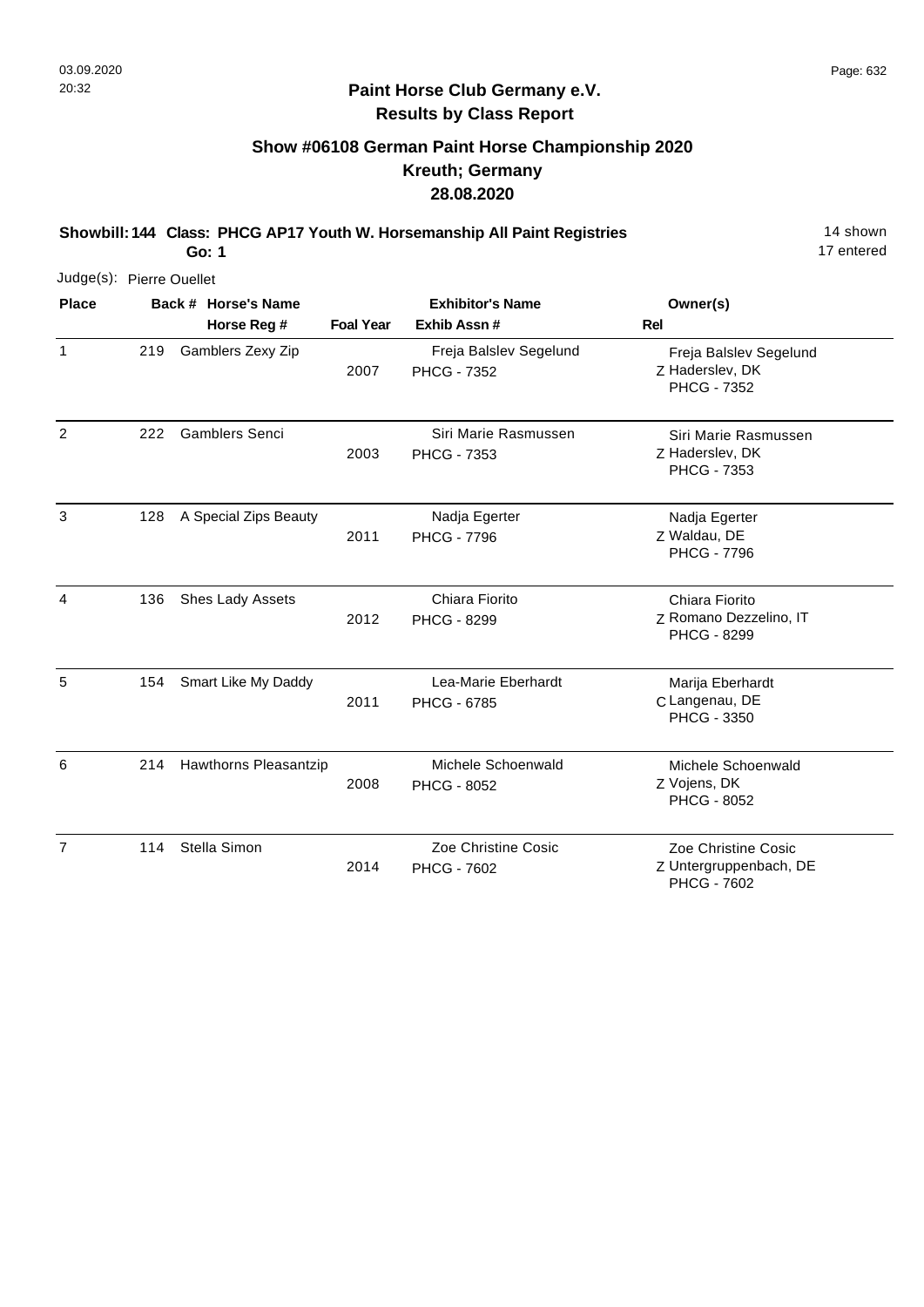## Paint Horse Club Germany e.V.
### Results by Class Report

### Show #06108 German Paint Horse Championship 2020
### Kreuth; Germany
### 28.08.2020

**Showbill: 144 Class: PHCG AP17 Youth W. Horsemanship All Paint Registries** 14 shown
**Go: 1** 17 entered

Judge(s): Pierre Ouellet

| Place | Back # | Horse's Name / Horse Reg # | Foal Year | Exhibitor's Name / Exhib Assn # | Rel | Owner(s) |
|---|---|---|---|---|---|---|
| 1 | 219 | Gamblers Zexy Zip | 2007 | Freja Balslev Segelund<br>PHCG - 7352 | Z | Freja Balslev Segelund<br>Haderslev, DK<br>PHCG - 7352 |
| 2 | 222 | Gamblers Senci | 2003 | Siri Marie Rasmussen<br>PHCG - 7353 | Z | Siri Marie Rasmussen<br>Haderslev, DK<br>PHCG - 7353 |
| 3 | 128 | A Special Zips Beauty | 2011 | Nadja Egerter<br>PHCG - 7796 | Z | Nadja Egerter<br>Waldau, DE<br>PHCG - 7796 |
| 4 | 136 | Shes Lady Assets | 2012 | Chiara Fiorito<br>PHCG - 8299 | Z | Chiara Fiorito<br>Romano Dezzelino, IT<br>PHCG - 8299 |
| 5 | 154 | Smart Like My Daddy | 2011 | Lea-Marie Eberhardt<br>PHCG - 6785 | C | Marija Eberhardt<br>Langenau, DE<br>PHCG - 3350 |
| 6 | 214 | Hawthorns Pleasantzip | 2008 | Michele Schoenwald<br>PHCG - 8052 | Z | Michele Schoenwald<br>Vojens, DK<br>PHCG - 8052 |
| 7 | 114 | Stella Simon | 2014 | Zoe Christine Cosic<br>PHCG - 7602 | Z | Zoe Christine Cosic<br>Untergruppenbach, DE<br>PHCG - 7602 |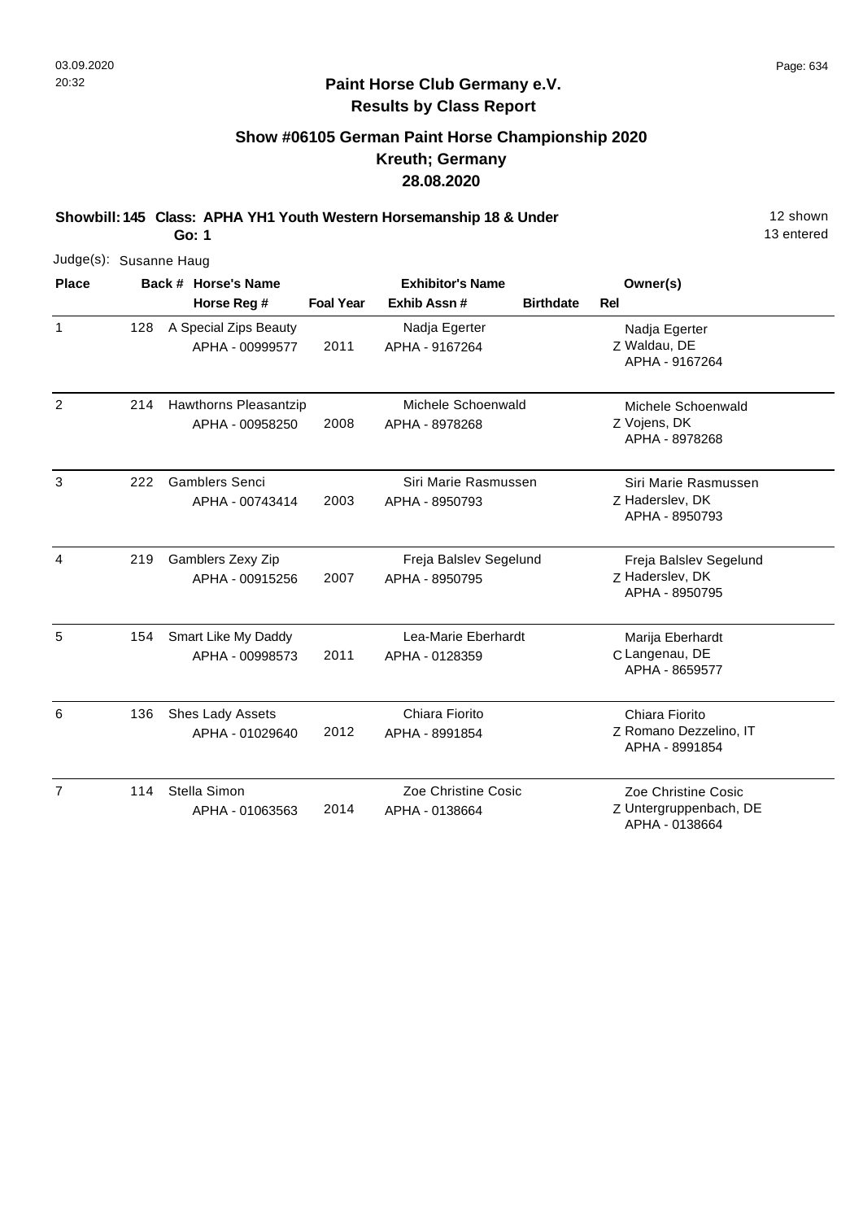**Paint Horse Club Germany e.V.**
**Results by Class Report**

## Show #06105 German Paint Horse Championship 2020
## Kreuth; Germany
## 28.08.2020

**Showbill: 145 Class: APHA YH1 Youth Western Horsemanship 18 & Under** 12 shown
**Go: 1** 13 entered

Judge(s): Susanne Haug

| Place | Back # | Horse's Name / Horse Reg # | Foal Year | Exhibitor's Name / Exhib Assn # | Birthdate | Rel | Owner(s) |
|---|---|---|---|---|---|---|---|
| 1 | 128 | A Special Zips Beauty<br>APHA - 00999577 | 2011 | Nadja Egerter<br>APHA - 9167264 | | Z | Nadja Egerter<br>Waldau, DE<br>APHA - 9167264 |
| 2 | 214 | Hawthorns Pleasantzip<br>APHA - 00958250 | 2008 | Michele Schoenwald<br>APHA - 8978268 | | Z | Michele Schoenwald<br>Vojens, DK<br>APHA - 8978268 |
| 3 | 222 | Gamblers Senci<br>APHA - 00743414 | 2003 | Siri Marie Rasmussen<br>APHA - 8950793 | | Z | Siri Marie Rasmussen<br>Haderslev, DK<br>APHA - 8950793 |
| 4 | 219 | Gamblers Zexy Zip<br>APHA - 00915256 | 2007 | Freja Balslev Segelund<br>APHA - 8950795 | | Z | Freja Balslev Segelund<br>Haderslev, DK<br>APHA - 8950795 |
| 5 | 154 | Smart Like My Daddy<br>APHA - 00998573 | 2011 | Lea-Marie Eberhardt<br>APHA - 0128359 | | C | Marija Eberhardt<br>Langenau, DE<br>APHA - 8659577 |
| 6 | 136 | Shes Lady Assets<br>APHA - 01029640 | 2012 | Chiara Fiorito<br>APHA - 8991854 | | Z | Chiara Fiorito<br>Romano Dezzelino, IT<br>APHA - 8991854 |
| 7 | 114 | Stella Simon<br>APHA - 01063563 | 2014 | Zoe Christine Cosic<br>APHA - 0138664 | | Z | Zoe Christine Cosic<br>Untergruppenbach, DE<br>APHA - 0138664 |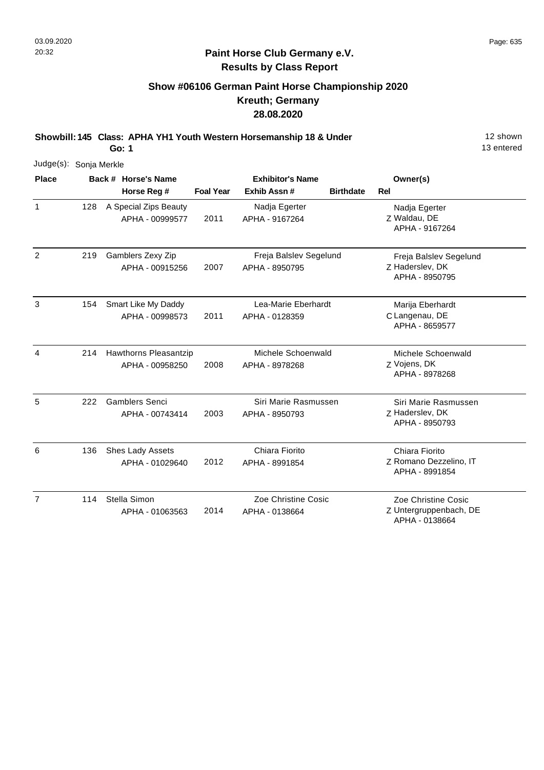## Paint Horse Club Germany e.V.
## Results by Class Report

### Show #06106 German Paint Horse Championship 2020
### Kreuth; Germany
### 28.08.2020

**Showbill: 145 Class: APHA YH1 Youth Western Horsemanship 18 & Under** 12 shown
**Go: 1** 13 entered

Judge(s): Sonja Merkle

| Place | Back # | Horse's Name / Horse Reg # | Foal Year | Exhibitor's Name / Exhib Assn # | Birthdate | Rel | Owner(s) |
|---|---|---|---|---|---|---|---|
| 1 | 128 | A Special Zips Beauty<br>APHA - 00999577 | 2011 | Nadja Egerter<br>APHA - 9167264 | | Z | Nadja Egerter<br>Waldau, DE<br>APHA - 9167264 |
| 2 | 219 | Gamblers Zexy Zip<br>APHA - 00915256 | 2007 | Freja Balslev Segelund<br>APHA - 8950795 | | Z | Freja Balslev Segelund<br>Haderslev, DK<br>APHA - 8950795 |
| 3 | 154 | Smart Like My Daddy<br>APHA - 00998573 | 2011 | Lea-Marie Eberhardt<br>APHA - 0128359 | | C | Marija Eberhardt<br>Langenau, DE<br>APHA - 8659577 |
| 4 | 214 | Hawthorns Pleasantzip<br>APHA - 00958250 | 2008 | Michele Schoenwald<br>APHA - 8978268 | | Z | Michele Schoenwald<br>Vojens, DK<br>APHA - 8978268 |
| 5 | 222 | Gamblers Senci<br>APHA - 00743414 | 2003 | Siri Marie Rasmussen<br>APHA - 8950793 | | Z | Siri Marie Rasmussen<br>Haderslev, DK<br>APHA - 8950793 |
| 6 | 136 | Shes Lady Assets<br>APHA - 01029640 | 2012 | Chiara Fiorito<br>APHA - 8991854 | | Z | Chiara Fiorito<br>Romano Dezzelino, IT<br>APHA - 8991854 |
| 7 | 114 | Stella Simon<br>APHA - 01063563 | 2014 | Zoe Christine Cosic<br>APHA - 0138664 | | Z | Zoe Christine Cosic<br>Untergruppenbach, DE<br>APHA - 0138664 |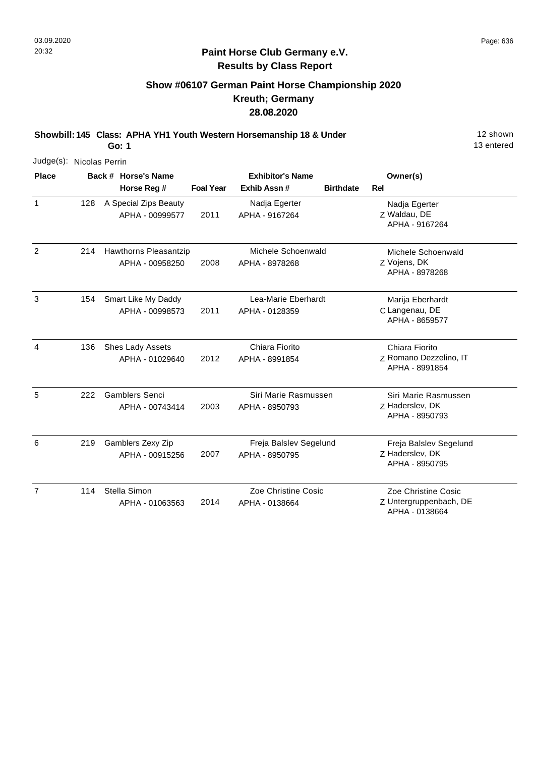## Paint Horse Club Germany e.V.
## Results by Class Report

### Show #06107 German Paint Horse Championship 2020
### Kreuth; Germany
### 28.08.2020

**Showbill: 145 Class: APHA YH1 Youth Western Horsemanship 18 & Under** — 12 shown

**Go: 1** — 13 entered

Judge(s): Nicolas Perrin

| Place | Back # | Horse's Name / Horse Reg # | Foal Year | Exhibitor's Name / Exhib Assn # | Birthdate | Rel | Owner(s) |
|---|---|---|---|---|---|---|---|
| 1 | 128 | A Special Zips Beauty<br>APHA - 00999577 | 2011 | Nadja Egerter<br>APHA - 9167264 | | Z | Nadja Egerter<br>Waldau, DE<br>APHA - 9167264 |
| 2 | 214 | Hawthorns Pleasantzip<br>APHA - 00958250 | 2008 | Michele Schoenwald<br>APHA - 8978268 | | Z | Michele Schoenwald<br>Vojens, DK<br>APHA - 8978268 |
| 3 | 154 | Smart Like My Daddy<br>APHA - 00998573 | 2011 | Lea-Marie Eberhardt<br>APHA - 0128359 | | C | Marija Eberhardt<br>Langenau, DE<br>APHA - 8659577 |
| 4 | 136 | Shes Lady Assets<br>APHA - 01029640 | 2012 | Chiara Fiorito<br>APHA - 8991854 | | Z | Chiara Fiorito<br>Romano Dezzelino, IT<br>APHA - 8991854 |
| 5 | 222 | Gamblers Senci<br>APHA - 00743414 | 2003 | Siri Marie Rasmussen<br>APHA - 8950793 | | Z | Siri Marie Rasmussen<br>Haderslev, DK<br>APHA - 8950793 |
| 6 | 219 | Gamblers Zexy Zip<br>APHA - 00915256 | 2007 | Freja Balslev Segelund<br>APHA - 8950795 | | Z | Freja Balslev Segelund<br>Haderslev, DK<br>APHA - 8950795 |
| 7 | 114 | Stella Simon<br>APHA - 01063563 | 2014 | Zoe Christine Cosic<br>APHA - 0138664 | | Z | Zoe Christine Cosic<br>Untergruppenbach, DE<br>APHA - 0138664 |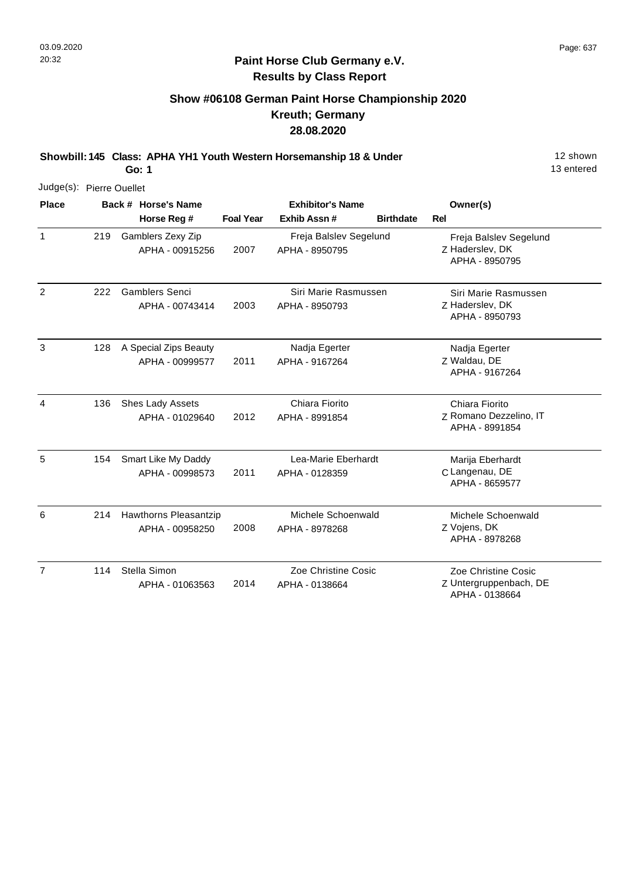03.09.2020
20:32

**Paint Horse Club Germany e.V.**
**Results by Class Report**

## Show #06108 German Paint Horse Championship 2020
## Kreuth; Germany
## 28.08.2020

**Showbill: 145 Class: APHA YH1 Youth Western Horsemanship 18 & Under** 12 shown
**Go: 1** 13 entered

Judge(s): Pierre Ouellet

| Place | Back # | Horse's Name / Horse Reg # | Foal Year | Exhibitor's Name / Exhib Assn # | Birthdate | Rel | Owner(s) |
|---|---|---|---|---|---|---|---|
| 1 | 219 | Gamblers Zexy Zip<br>APHA - 00915256 | 2007 | Freja Balslev Segelund<br>APHA - 8950795 | | Z | Freja Balslev Segelund<br>Haderslev, DK<br>APHA - 8950795 |
| 2 | 222 | Gamblers Senci<br>APHA - 00743414 | 2003 | Siri Marie Rasmussen<br>APHA - 8950793 | | Z | Siri Marie Rasmussen<br>Haderslev, DK<br>APHA - 8950793 |
| 3 | 128 | A Special Zips Beauty<br>APHA - 00999577 | 2011 | Nadja Egerter<br>APHA - 9167264 | | Z | Nadja Egerter<br>Waldau, DE<br>APHA - 9167264 |
| 4 | 136 | Shes Lady Assets<br>APHA - 01029640 | 2012 | Chiara Fiorito<br>APHA - 8991854 | | Z | Chiara Fiorito<br>Romano Dezzelino, IT<br>APHA - 8991854 |
| 5 | 154 | Smart Like My Daddy<br>APHA - 00998573 | 2011 | Lea-Marie Eberhardt<br>APHA - 0128359 | | C | Marija Eberhardt<br>Langenau, DE<br>APHA - 8659577 |
| 6 | 214 | Hawthorns Pleasantzip<br>APHA - 00958250 | 2008 | Michele Schoenwald<br>APHA - 8978268 | | Z | Michele Schoenwald<br>Vojens, DK<br>APHA - 8978268 |
| 7 | 114 | Stella Simon<br>APHA - 01063563 | 2014 | Zoe Christine Cosic<br>APHA - 0138664 | | Z | Zoe Christine Cosic<br>Untergruppenbach, DE<br>APHA - 0138664 |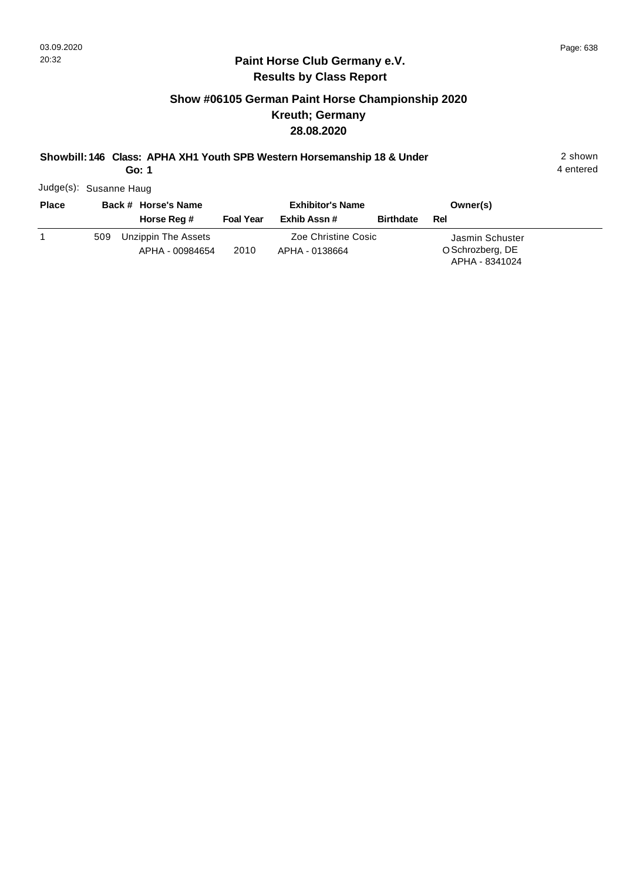## Paint Horse Club Germany e.V.
## Results by Class Report

### Show #06105 German Paint Horse Championship 2020
### Kreuth; Germany
### 28.08.2020

**Showbill: 146 Class: APHA XH1 Youth SPB Western Horsemanship 18 & Under** 2 shown
**Go: 1** 4 entered

Judge(s): Susanne Haug

| Place | Back # | Horse's Name / Horse Reg # | Foal Year | Exhibitor's Name / Exhib Assn # | Birthdate | Rel | Owner(s) |
|---|---|---|---|---|---|---|---|
| 1 | 509 | Unzippin The Assets<br>APHA - 00984654 | 2010 | Zoe Christine Cosic<br>APHA - 0138664 | | O | Jasmin Schuster<br>Schrozberg, DE<br>APHA - 8341024 |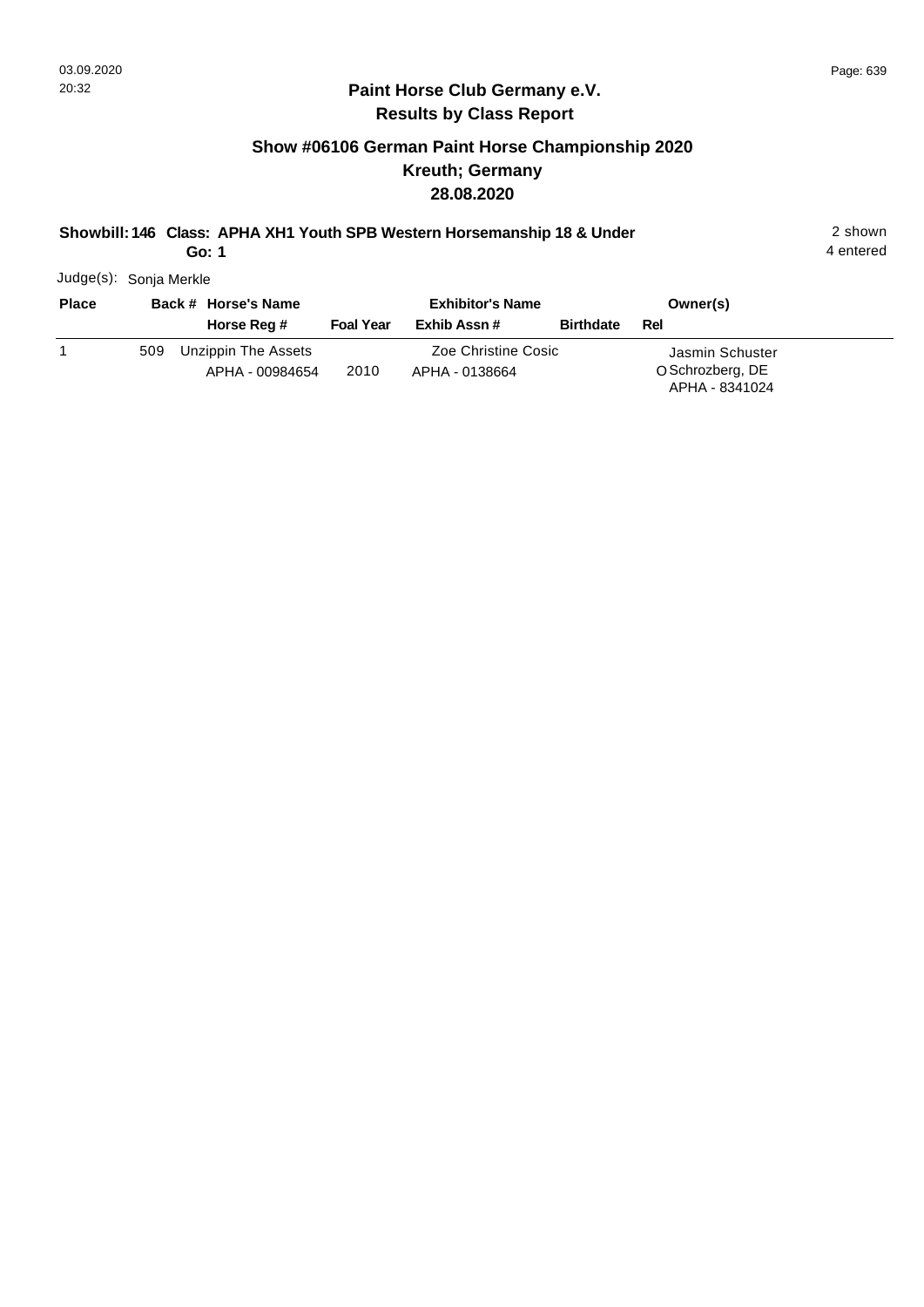## Paint Horse Club Germany e.V.
## Results by Class Report

### Show #06106 German Paint Horse Championship 2020
### Kreuth; Germany
### 28.08.2020

**Showbill: 146 Class: APHA XH1 Youth SPB Western Horsemanship 18 & Under** 2 shown
**Go: 1** 4 entered

Judge(s): Sonja Merkle

| Place | Back # | Horse's Name / Horse Reg # | Foal Year | Exhibitor's Name / Exhib Assn # | Birthdate | Rel | Owner(s) |
|---|---|---|---|---|---|---|---|
| 1 | 509 | Unzippin The Assets<br>APHA - 00984654 | 2010 | Zoe Christine Cosic<br>APHA - 0138664 | | O | Jasmin Schuster<br>Schrozberg, DE<br>APHA - 8341024 |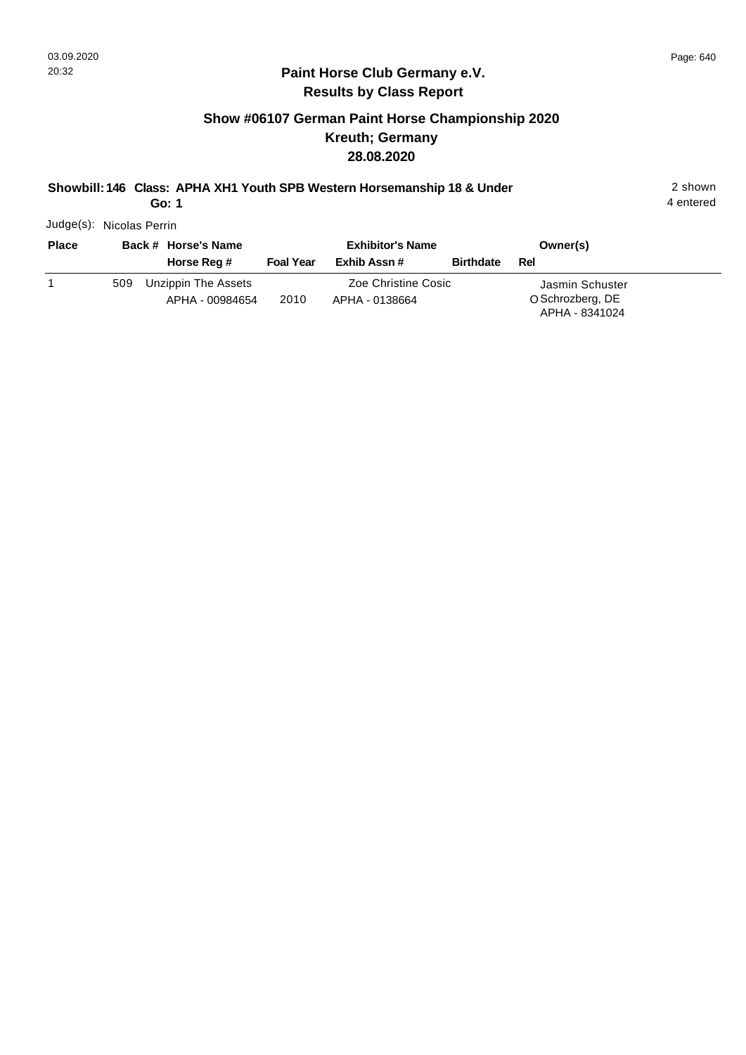## Paint Horse Club Germany e.V.
### Results by Class Report

### Show #06107 German Paint Horse Championship 2020
### Kreuth; Germany
### 28.08.2020

**Showbill: 146 Class: APHA XH1 Youth SPB Western Horsemanship 18 & Under** 2 shown
**Go: 1** 4 entered

Judge(s): Nicolas Perrin

| Place | Back # | Horse's Name / Horse Reg # | Foal Year | Exhibitor's Name / Exhib Assn # | Birthdate | Rel | Owner(s) |
|---|---|---|---|---|---|---|---|
| 1 | 509 | Unzippin The Assets<br>APHA - 00984654 | 2010 | Zoe Christine Cosic<br>APHA - 0138664 | | O | Jasmin Schuster<br>Schrozberg, DE<br>APHA - 8341024 |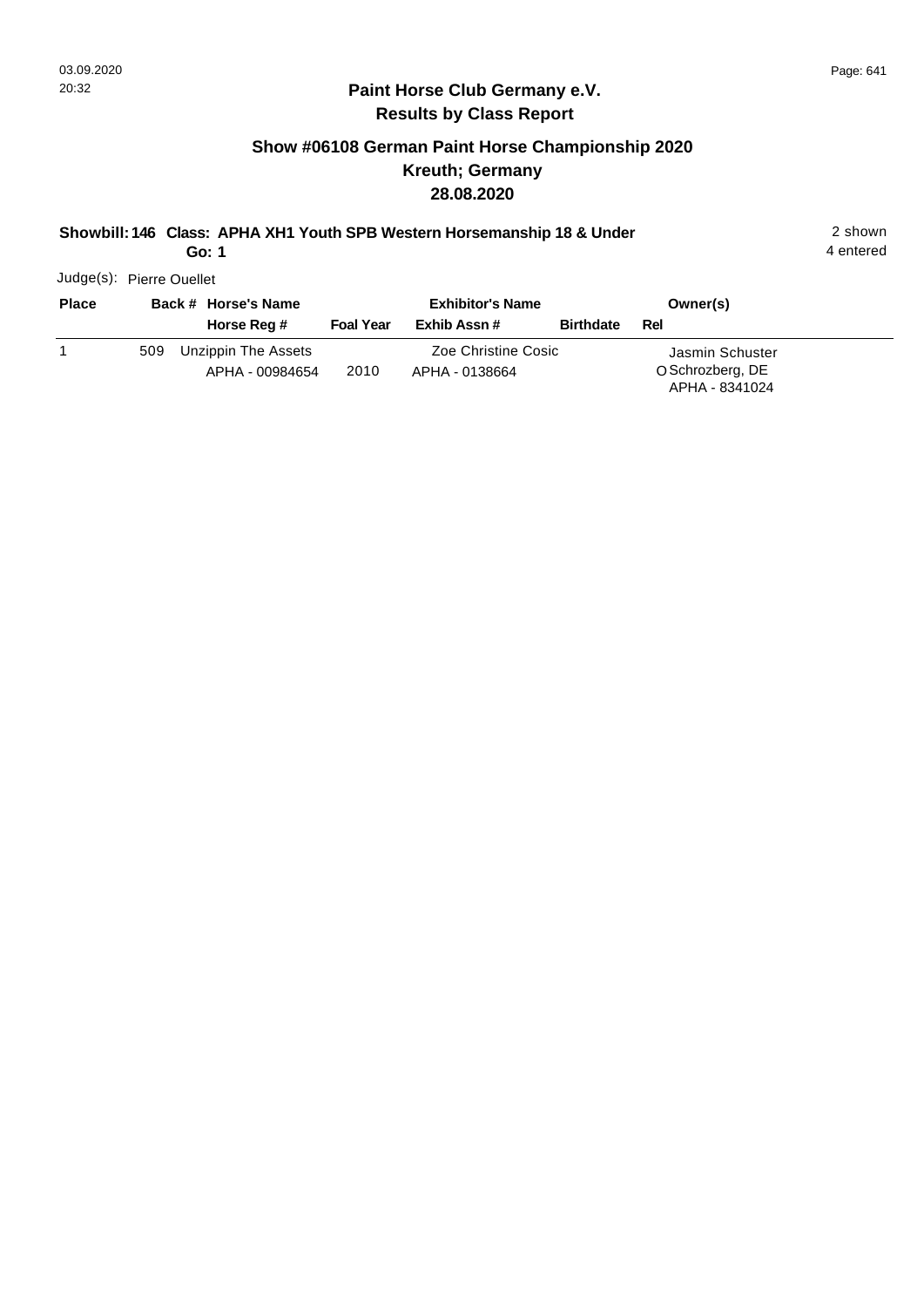# Paint Horse Club Germany e.V.
## Results by Class Report

### Show #06108 German Paint Horse Championship 2020
### Kreuth; Germany
### 28.08.2020

**Showbill: 146 Class: APHA XH1 Youth SPB Western Horsemanship 18 & Under** 2 shown
**Go: 1** 4 entered

Judge(s): Pierre Ouellet

| Place | Back # | Horse's Name / Horse Reg # | Foal Year | Exhibitor's Name / Exhib Assn # | Birthdate | Rel | Owner(s) |
|---|---|---|---|---|---|---|---|
| 1 | 509 | Unzippin The Assets<br>APHA - 00984654 | 2010 | Zoe Christine Cosic<br>APHA - 0138664 | | O | Jasmin Schuster<br>Schrozberg, DE<br>APHA - 8341024 |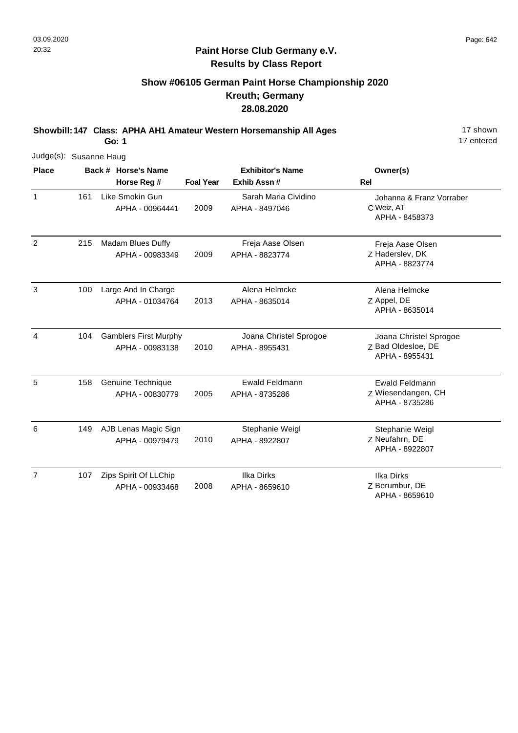## Paint Horse Club Germany e.V.
## Results by Class Report

### Show #06105 German Paint Horse Championship 2020
### Kreuth; Germany
### 28.08.2020

**Showbill: 147 Class: APHA AH1 Amateur Western Horsemanship All Ages** — 17 shown, 17 entered

**Go: 1**

Judge(s): Susanne Haug

| Place | Back # | Horse's Name / Horse Reg # | Foal Year | Exhibitor's Name / Exhib Assn # | Rel | Owner(s) |
|---|---|---|---|---|---|---|
| 1 | 161 | Like Smokin Gun<br>APHA - 00964441 | 2009 | Sarah Maria Cividino<br>APHA - 8497046 | C | Johanna & Franz Vorraber<br>Weiz, AT<br>APHA - 8458373 |
| 2 | 215 | Madam Blues Duffy<br>APHA - 00983349 | 2009 | Freja Aase Olsen<br>APHA - 8823774 | Z | Freja Aase Olsen<br>Haderslev, DK<br>APHA - 8823774 |
| 3 | 100 | Large And In Charge<br>APHA - 01034764 | 2013 | Alena Helmcke<br>APHA - 8635014 | Z | Alena Helmcke<br>Appel, DE<br>APHA - 8635014 |
| 4 | 104 | Gamblers First Murphy<br>APHA - 00983138 | 2010 | Joana Christel Sprogoe<br>APHA - 8955431 | Z | Joana Christel Sprogoe<br>Bad Oldesloe, DE<br>APHA - 8955431 |
| 5 | 158 | Genuine Technique<br>APHA - 00830779 | 2005 | Ewald Feldmann<br>APHA - 8735286 | Z | Ewald Feldmann<br>Wiesendangen, CH<br>APHA - 8735286 |
| 6 | 149 | AJB Lenas Magic Sign<br>APHA - 00979479 | 2010 | Stephanie Weigl<br>APHA - 8922807 | Z | Stephanie Weigl<br>Neufahrn, DE<br>APHA - 8922807 |
| 7 | 107 | Zips Spirit Of LLChip<br>APHA - 00933468 | 2008 | Ilka Dirks<br>APHA - 8659610 | Z | Ilka Dirks<br>Berumbur, DE<br>APHA - 8659610 |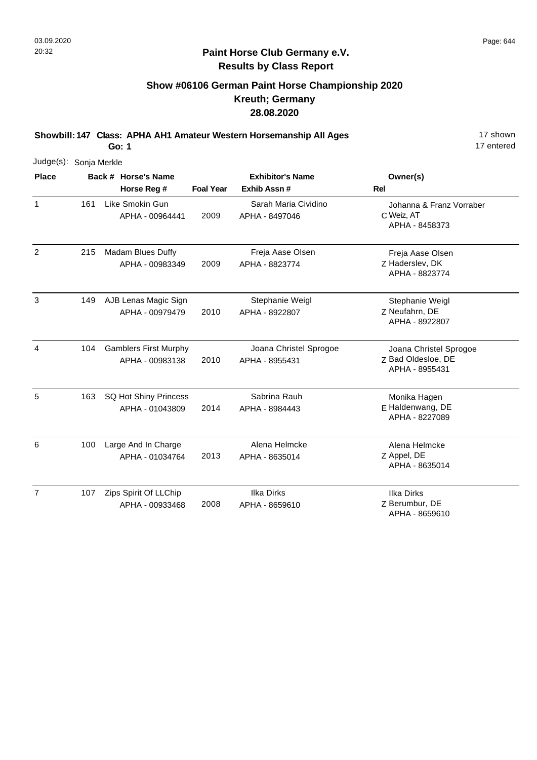**Paint Horse Club Germany e.V.**
**Results by Class Report**

## Show #06106 German Paint Horse Championship 2020
## Kreuth; Germany
## 28.08.2020

**Showbill: 147 Class: APHA AH1 Amateur Western Horsemanship All Ages** 17 shown
**Go: 1** 17 entered

Judge(s): Sonja Merkle

| Place | Back # | Horse's Name / Horse Reg # | Foal Year | Exhibitor's Name / Exhib Assn # | Rel | Owner(s) |
|---|---|---|---|---|---|---|
| 1 | 161 | Like Smokin Gun<br>APHA - 00964441 | 2009 | Sarah Maria Cividino<br>APHA - 8497046 | C | Johanna & Franz Vorraber<br>Weiz, AT<br>APHA - 8458373 |
| 2 | 215 | Madam Blues Duffy<br>APHA - 00983349 | 2009 | Freja Aase Olsen<br>APHA - 8823774 | Z | Freja Aase Olsen<br>Haderslev, DK<br>APHA - 8823774 |
| 3 | 149 | AJB Lenas Magic Sign<br>APHA - 00979479 | 2010 | Stephanie Weigl<br>APHA - 8922807 | Z | Stephanie Weigl<br>Neufahrn, DE<br>APHA - 8922807 |
| 4 | 104 | Gamblers First Murphy<br>APHA - 00983138 | 2010 | Joana Christel Sprogoe<br>APHA - 8955431 | Z | Joana Christel Sprogoe<br>Bad Oldesloe, DE<br>APHA - 8955431 |
| 5 | 163 | SQ Hot Shiny Princess<br>APHA - 01043809 | 2014 | Sabrina Rauh<br>APHA - 8984443 | E | Monika Hagen<br>Haldenwang, DE<br>APHA - 8227089 |
| 6 | 100 | Large And In Charge<br>APHA - 01034764 | 2013 | Alena Helmcke<br>APHA - 8635014 | Z | Alena Helmcke<br>Appel, DE<br>APHA - 8635014 |
| 7 | 107 | Zips Spirit Of LLChip<br>APHA - 00933468 | 2008 | Ilka Dirks<br>APHA - 8659610 | Z | Ilka Dirks<br>Berumbur, DE<br>APHA - 8659610 |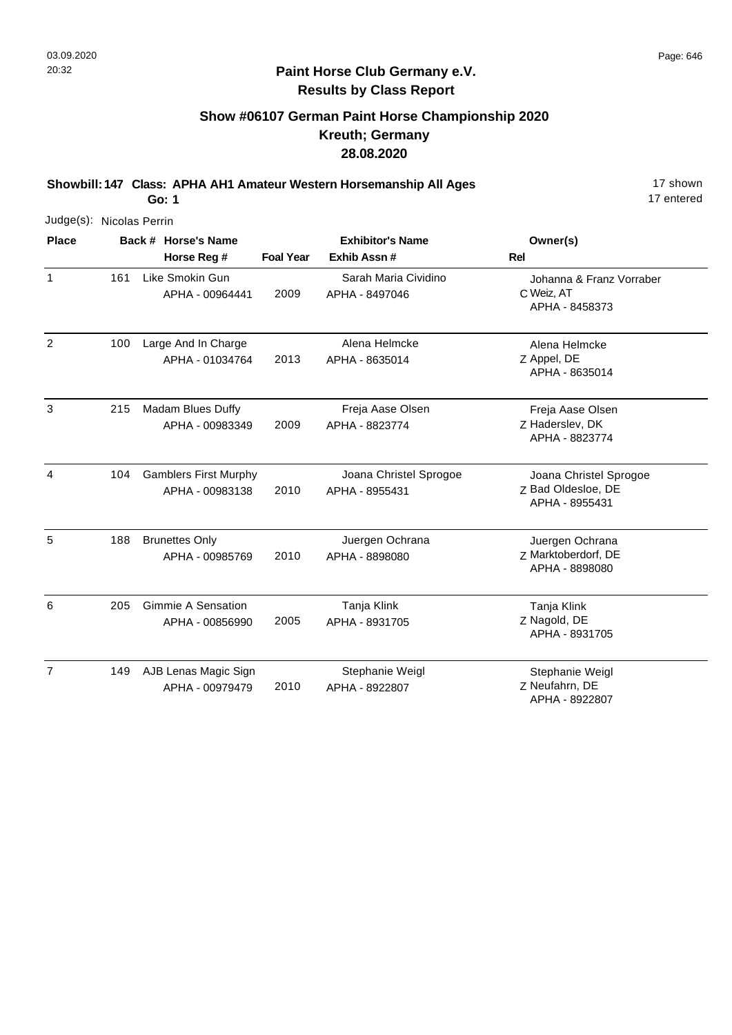**Paint Horse Club Germany e.V.**
**Results by Class Report**

## Show #06107 German Paint Horse Championship 2020
## Kreuth; Germany
## 28.08.2020

**Showbill: 147 Class: APHA AH1 Amateur Western Horsemanship All Ages** — 17 shown, 17 entered

**Go: 1**

Judge(s): Nicolas Perrin

| Place | Back # | Horse's Name / Horse Reg # | Foal Year | Exhibitor's Name / Exhib Assn # | Rel | Owner(s) |
|---|---|---|---|---|---|---|
| 1 | 161 | Like Smokin Gun<br>APHA - 00964441 | 2009 | Sarah Maria Cividino<br>APHA - 8497046 | C | Johanna & Franz Vorraber<br>Weiz, AT<br>APHA - 8458373 |
| 2 | 100 | Large And In Charge<br>APHA - 01034764 | 2013 | Alena Helmcke<br>APHA - 8635014 | Z | Alena Helmcke<br>Appel, DE<br>APHA - 8635014 |
| 3 | 215 | Madam Blues Duffy<br>APHA - 00983349 | 2009 | Freja Aase Olsen<br>APHA - 8823774 | Z | Freja Aase Olsen<br>Haderslev, DK<br>APHA - 8823774 |
| 4 | 104 | Gamblers First Murphy<br>APHA - 00983138 | 2010 | Joana Christel Sprogoe<br>APHA - 8955431 | Z | Joana Christel Sprogoe<br>Bad Oldesloe, DE<br>APHA - 8955431 |
| 5 | 188 | Brunettes Only<br>APHA - 00985769 | 2010 | Juergen Ochrana<br>APHA - 8898080 | Z | Juergen Ochrana<br>Marktoberdorf, DE<br>APHA - 8898080 |
| 6 | 205 | Gimmie A Sensation<br>APHA - 00856990 | 2005 | Tanja Klink<br>APHA - 8931705 | Z | Tanja Klink<br>Nagold, DE<br>APHA - 8931705 |
| 7 | 149 | AJB Lenas Magic Sign<br>APHA - 00979479 | 2010 | Stephanie Weigl<br>APHA - 8922807 | Z | Stephanie Weigl<br>Neufahrn, DE<br>APHA - 8922807 |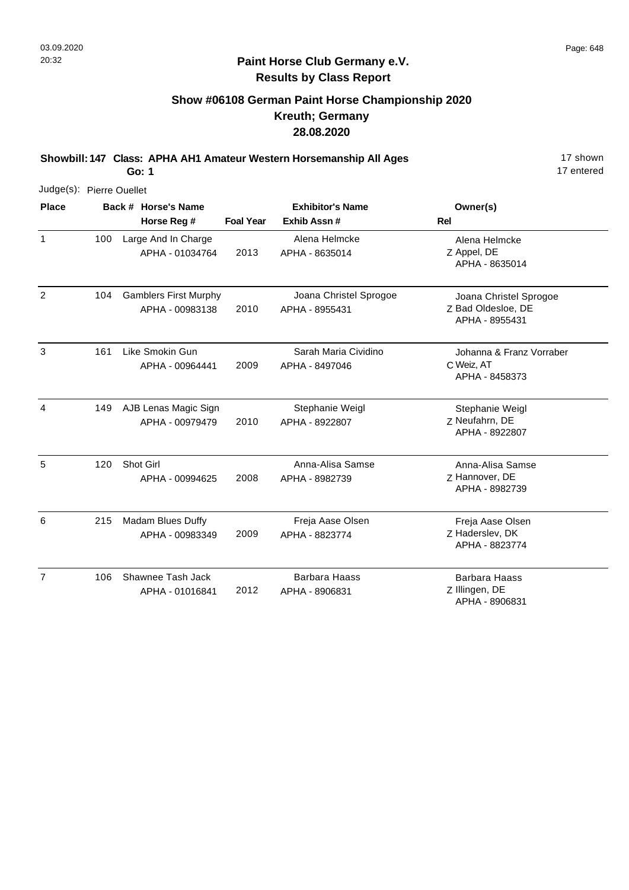# Paint Horse Club Germany e.V.

## Results by Class Report

### Show #06108 German Paint Horse Championship 2020
### Kreuth; Germany
### 28.08.2020

**Showbill: 147 Class: APHA AH1 Amateur Western Horsemanship All Ages** — 17 shown, 17 entered

**Go: 1**

Judge(s): Pierre Ouellet

| Place | Back # | Horse's Name / Horse Reg # | Foal Year | Exhibitor's Name / Exhib Assn # | Rel | Owner(s) |
|---|---|---|---|---|---|---|
| 1 | 100 | Large And In Charge<br>APHA - 01034764 | 2013 | Alena Helmcke<br>APHA - 8635014 | Z | Alena Helmcke<br>Appel, DE<br>APHA - 8635014 |
| 2 | 104 | Gamblers First Murphy<br>APHA - 00983138 | 2010 | Joana Christel Sprogoe<br>APHA - 8955431 | Z | Joana Christel Sprogoe<br>Bad Oldesloe, DE<br>APHA - 8955431 |
| 3 | 161 | Like Smokin Gun<br>APHA - 00964441 | 2009 | Sarah Maria Cividino<br>APHA - 8497046 | C | Johanna & Franz Vorraber<br>Weiz, AT<br>APHA - 8458373 |
| 4 | 149 | AJB Lenas Magic Sign<br>APHA - 00979479 | 2010 | Stephanie Weigl<br>APHA - 8922807 | Z | Stephanie Weigl<br>Neufahrn, DE<br>APHA - 8922807 |
| 5 | 120 | Shot Girl<br>APHA - 00994625 | 2008 | Anna-Alisa Samse<br>APHA - 8982739 | Z | Anna-Alisa Samse<br>Hannover, DE<br>APHA - 8982739 |
| 6 | 215 | Madam Blues Duffy<br>APHA - 00983349 | 2009 | Freja Aase Olsen<br>APHA - 8823774 | Z | Freja Aase Olsen<br>Haderslev, DK<br>APHA - 8823774 |
| 7 | 106 | Shawnee Tash Jack<br>APHA - 01016841 | 2012 | Barbara Haass<br>APHA - 8906831 | Z | Barbara Haass<br>Illingen, DE<br>APHA - 8906831 |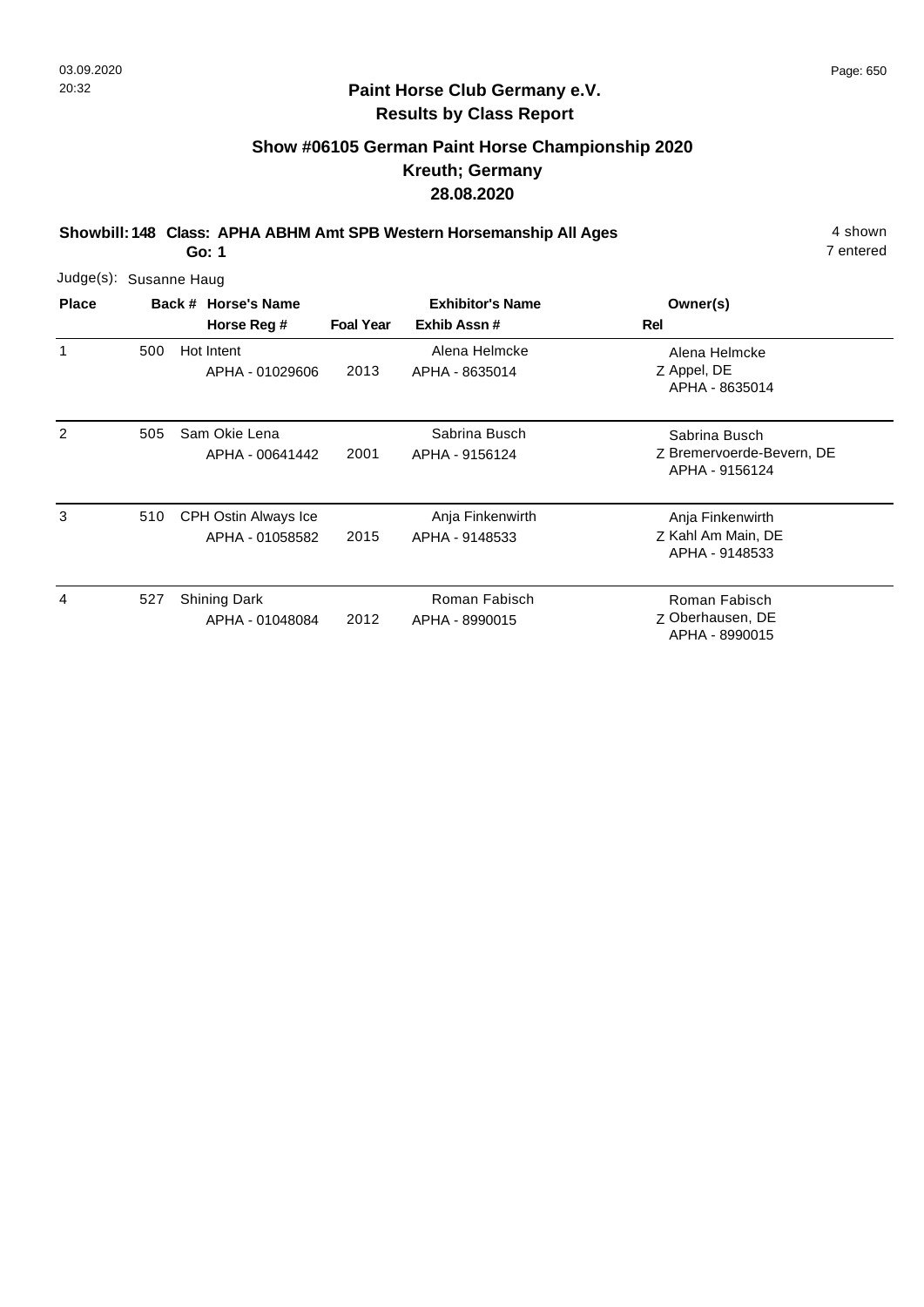# Paint Horse Club Germany e.V.

## Results by Class Report

### Show #06105 German Paint Horse Championship 2020
### Kreuth; Germany
### 28.08.2020

**Showbill: 148 Class: APHA ABHM Amt SPB Western Horsemanship All Ages** 4 shown
**Go: 1** 7 entered

Judge(s): Susanne Haug

| Place | Back # | Horse's Name / Horse Reg # | Foal Year | Exhibitor's Name / Exhib Assn # | Owner(s) / Rel |
|---|---|---|---|---|---|
| 1 | 500 | Hot Intent<br>APHA - 01029606 | 2013 | Alena Helmcke<br>APHA - 8635014 | Alena Helmcke<br>Z Appel, DE<br>APHA - 8635014 |
| 2 | 505 | Sam Okie Lena<br>APHA - 00641442 | 2001 | Sabrina Busch<br>APHA - 9156124 | Sabrina Busch<br>Z Bremervoerde-Bevern, DE<br>APHA - 9156124 |
| 3 | 510 | CPH Ostin Always Ice<br>APHA - 01058582 | 2015 | Anja Finkenwirth<br>APHA - 9148533 | Anja Finkenwirth<br>Z Kahl Am Main, DE<br>APHA - 9148533 |
| 4 | 527 | Shining Dark<br>APHA - 01048084 | 2012 | Roman Fabisch<br>APHA - 8990015 | Roman Fabisch<br>Z Oberhausen, DE<br>APHA - 8990015 |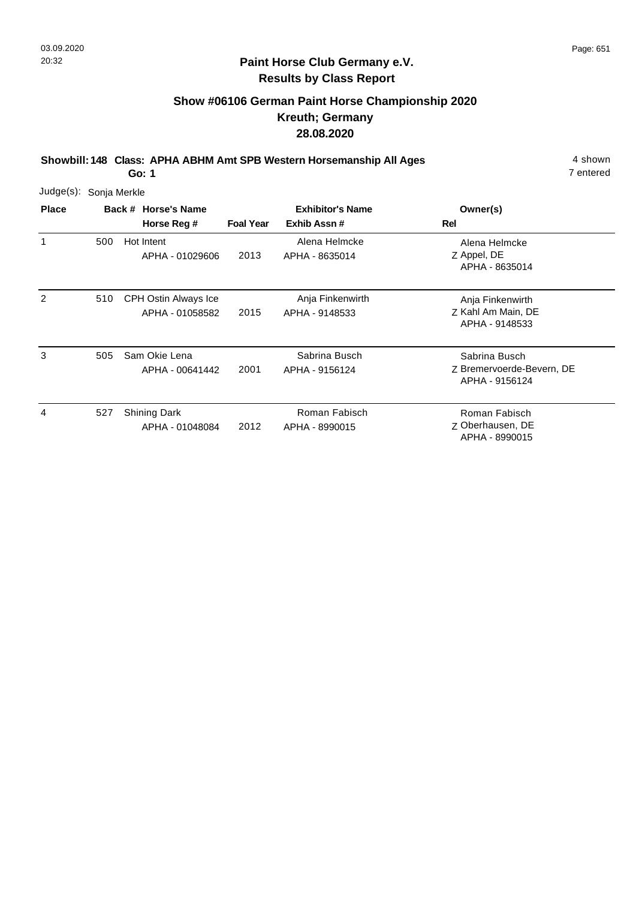## Paint Horse Club Germany e.V.
## Results by Class Report

### Show #06106 German Paint Horse Championship 2020
### Kreuth; Germany
### 28.08.2020

**Showbill: 148 Class: APHA ABHM Amt SPB Western Horsemanship All Ages** — 4 shown

**Go: 1** — 7 entered

Judge(s): Sonja Merkle

| Place | Back # | Horse's Name / Horse Reg # | Foal Year | Exhibitor's Name / Exhib Assn # | Rel | Owner(s) |
|---|---|---|---|---|---|---|
| 1 | 500 | Hot Intent<br>APHA - 01029606 | 2013 | Alena Helmcke<br>APHA - 8635014 | Z | Alena Helmcke<br>Appel, DE<br>APHA - 8635014 |
| 2 | 510 | CPH Ostin Always Ice<br>APHA - 01058582 | 2015 | Anja Finkenwirth<br>APHA - 9148533 | Z | Anja Finkenwirth<br>Kahl Am Main, DE<br>APHA - 9148533 |
| 3 | 505 | Sam Okie Lena<br>APHA - 00641442 | 2001 | Sabrina Busch<br>APHA - 9156124 | Z | Sabrina Busch<br>Bremervoerde-Bevern, DE<br>APHA - 9156124 |
| 4 | 527 | Shining Dark<br>APHA - 01048084 | 2012 | Roman Fabisch<br>APHA - 8990015 | Z | Roman Fabisch<br>Oberhausen, DE<br>APHA - 8990015 |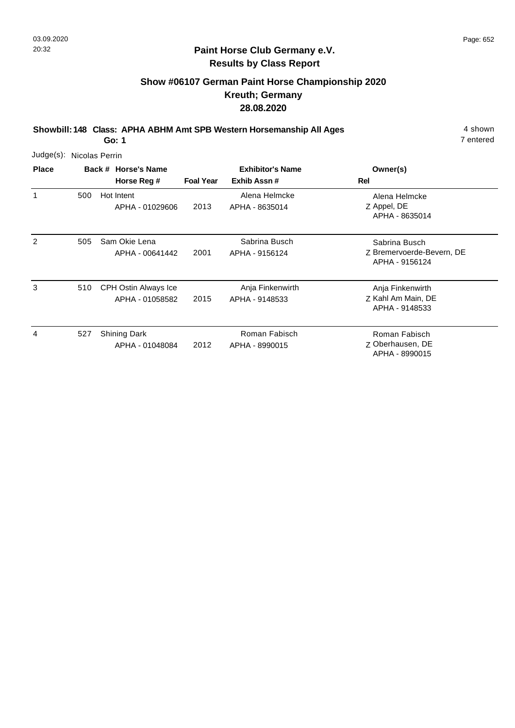# Paint Horse Club Germany e.V.

## Results by Class Report

### Show #06107 German Paint Horse Championship 2020
### Kreuth; Germany
### 28.08.2020

**Showbill: 148 Class: APHA ABHM Amt SPB Western Horsemanship All Ages** 4 shown
**Go: 1** 7 entered

Judge(s): Nicolas Perrin

| Place | Back # | Horse's Name / Horse Reg # | Foal Year | Exhibitor's Name / Exhib Assn # | Owner(s) / Rel |
|---|---|---|---|---|---|
| 1 | 500 | Hot Intent<br>APHA - 01029606 | 2013 | Alena Helmcke<br>APHA - 8635014 | Alena Helmcke<br>Z Appel, DE<br>APHA - 8635014 |
| 2 | 505 | Sam Okie Lena<br>APHA - 00641442 | 2001 | Sabrina Busch<br>APHA - 9156124 | Sabrina Busch<br>Z Bremervoerde-Bevern, DE<br>APHA - 9156124 |
| 3 | 510 | CPH Ostin Always Ice<br>APHA - 01058582 | 2015 | Anja Finkenwirth<br>APHA - 9148533 | Anja Finkenwirth<br>Z Kahl Am Main, DE<br>APHA - 9148533 |
| 4 | 527 | Shining Dark<br>APHA - 01048084 | 2012 | Roman Fabisch<br>APHA - 8990015 | Roman Fabisch<br>Z Oberhausen, DE<br>APHA - 8990015 |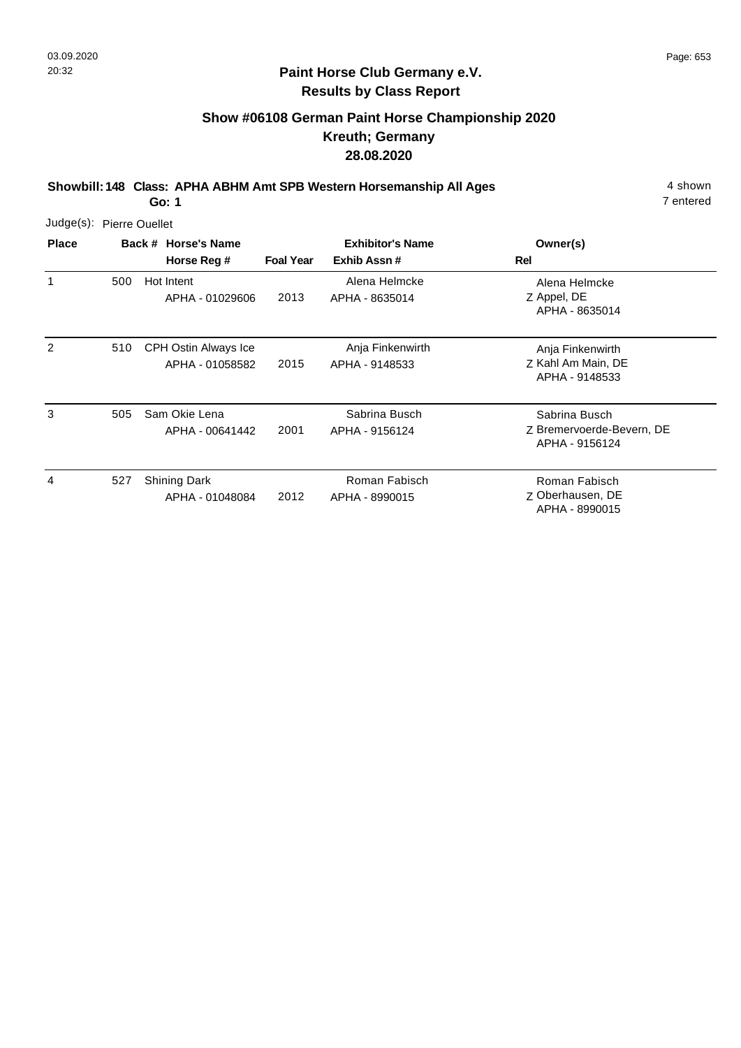## Paint Horse Club Germany e.V.
## Results by Class Report

### Show #06108 German Paint Horse Championship 2020
### Kreuth; Germany
### 28.08.2020

**Showbill: 148 Class: APHA ABHM Amt SPB Western Horsemanship All Ages** 4 shown
**Go: 1** 7 entered

Judge(s): Pierre Ouellet

| Place | Back # | Horse's Name / Horse Reg # | Foal Year | Exhibitor's Name / Exhib Assn # | Rel | Owner(s) |
|---|---|---|---|---|---|---|
| 1 | 500 | Hot Intent<br>APHA - 01029606 | 2013 | Alena Helmcke<br>APHA - 8635014 | Z | Alena Helmcke<br>Appel, DE<br>APHA - 8635014 |
| 2 | 510 | CPH Ostin Always Ice<br>APHA - 01058582 | 2015 | Anja Finkenwirth<br>APHA - 9148533 | Z | Anja Finkenwirth<br>Kahl Am Main, DE<br>APHA - 9148533 |
| 3 | 505 | Sam Okie Lena<br>APHA - 00641442 | 2001 | Sabrina Busch<br>APHA - 9156124 | Z | Sabrina Busch<br>Bremervoerde-Bevern, DE<br>APHA - 9156124 |
| 4 | 527 | Shining Dark<br>APHA - 01048084 | 2012 | Roman Fabisch<br>APHA - 8990015 | Z | Roman Fabisch<br>Oberhausen, DE<br>APHA - 8990015 |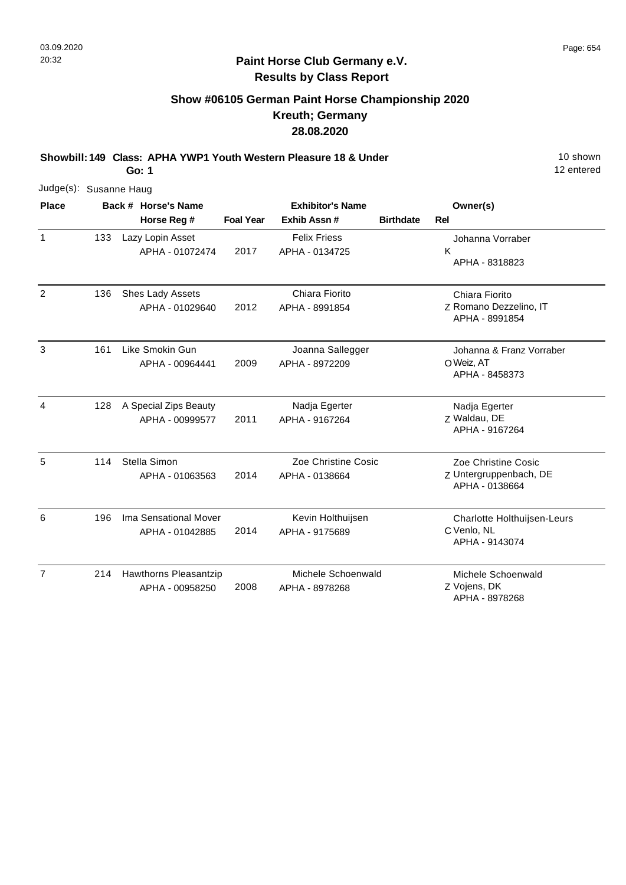## Paint Horse Club Germany e.V.
## Results by Class Report

### Show #06105 German Paint Horse Championship 2020
### Kreuth; Germany
### 28.08.2020

**Showbill: 149 Class: APHA YWP1 Youth Western Pleasure 18 & Under** — 10 shown, 12 entered

**Go: 1**

Judge(s): Susanne Haug

| Place | Back # | Horse's Name / Horse Reg # | Foal Year | Exhibitor's Name / Exhib Assn # | Birthdate | Rel | Owner(s) |
|---|---|---|---|---|---|---|---|
| 1 | 133 | Lazy Lopin Asset<br>APHA - 01072474 | 2017 | Felix Friess<br>APHA - 0134725 | | K | Johanna Vorraber<br>APHA - 8318823 |
| 2 | 136 | Shes Lady Assets<br>APHA - 01029640 | 2012 | Chiara Fiorito<br>APHA - 8991854 | | Z | Chiara Fiorito<br>Romano Dezzelino, IT<br>APHA - 8991854 |
| 3 | 161 | Like Smokin Gun<br>APHA - 00964441 | 2009 | Joanna Sallegger<br>APHA - 8972209 | | O | Johanna & Franz Vorraber<br>Weiz, AT<br>APHA - 8458373 |
| 4 | 128 | A Special Zips Beauty<br>APHA - 00999577 | 2011 | Nadja Egerter<br>APHA - 9167264 | | Z | Nadja Egerter<br>Waldau, DE<br>APHA - 9167264 |
| 5 | 114 | Stella Simon<br>APHA - 01063563 | 2014 | Zoe Christine Cosic<br>APHA - 0138664 | | Z | Zoe Christine Cosic<br>Untergruppenbach, DE<br>APHA - 0138664 |
| 6 | 196 | Ima Sensational Mover<br>APHA - 01042885 | 2014 | Kevin Holthuijsen<br>APHA - 9175689 | | C | Charlotte Holthuijsen-Leurs<br>Venlo, NL<br>APHA - 9143074 |
| 7 | 214 | Hawthorns Pleasantzip<br>APHA - 00958250 | 2008 | Michele Schoenwald<br>APHA - 8978268 | | Z | Michele Schoenwald<br>Vojens, DK<br>APHA - 8978268 |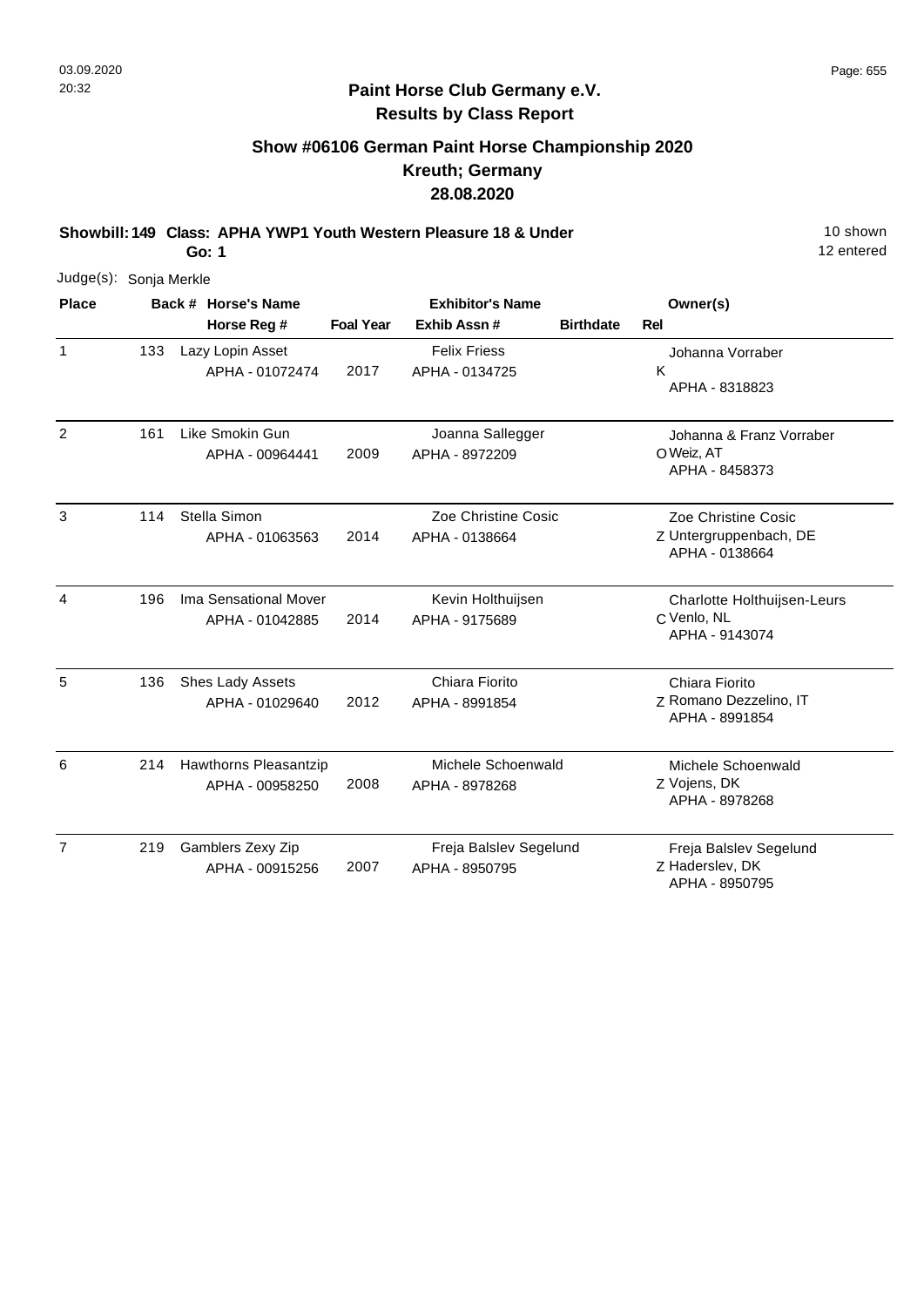**Paint Horse Club Germany e.V.**
**Results by Class Report**

## Show #06106 German Paint Horse Championship 2020
## Kreuth; Germany
## 28.08.2020

**Showbill: 149 Class: APHA YWP1 Youth Western Pleasure 18 & Under** — 10 shown, 12 entered

**Go: 1**

Judge(s): Sonja Merkle

| Place | Back # | Horse's Name / Horse Reg # | Foal Year | Exhibitor's Name / Exhib Assn # | Birthdate | Rel | Owner(s) |
|---|---|---|---|---|---|---|---|
| 1 | 133 | Lazy Lopin Asset<br>APHA - 01072474 | 2017 | Felix Friess<br>APHA - 0134725 | | K | Johanna Vorraber<br>APHA - 8318823 |
| 2 | 161 | Like Smokin Gun<br>APHA - 00964441 | 2009 | Joanna Sallegger<br>APHA - 8972209 | | O | Johanna & Franz Vorraber<br>Weiz, AT<br>APHA - 8458373 |
| 3 | 114 | Stella Simon<br>APHA - 01063563 | 2014 | Zoe Christine Cosic<br>APHA - 0138664 | | Z | Zoe Christine Cosic<br>Untergruppenbach, DE<br>APHA - 0138664 |
| 4 | 196 | Ima Sensational Mover<br>APHA - 01042885 | 2014 | Kevin Holthuijsen<br>APHA - 9175689 | | C | Charlotte Holthuijsen-Leurs<br>Venlo, NL<br>APHA - 9143074 |
| 5 | 136 | Shes Lady Assets<br>APHA - 01029640 | 2012 | Chiara Fiorito<br>APHA - 8991854 | | Z | Chiara Fiorito<br>Romano Dezzelino, IT<br>APHA - 8991854 |
| 6 | 214 | Hawthorns Pleasantzip<br>APHA - 00958250 | 2008 | Michele Schoenwald<br>APHA - 8978268 | | Z | Michele Schoenwald<br>Vojens, DK<br>APHA - 8978268 |
| 7 | 219 | Gamblers Zexy Zip<br>APHA - 00915256 | 2007 | Freja Balslev Segelund<br>APHA - 8950795 | | Z | Freja Balslev Segelund<br>Haderslev, DK<br>APHA - 8950795 |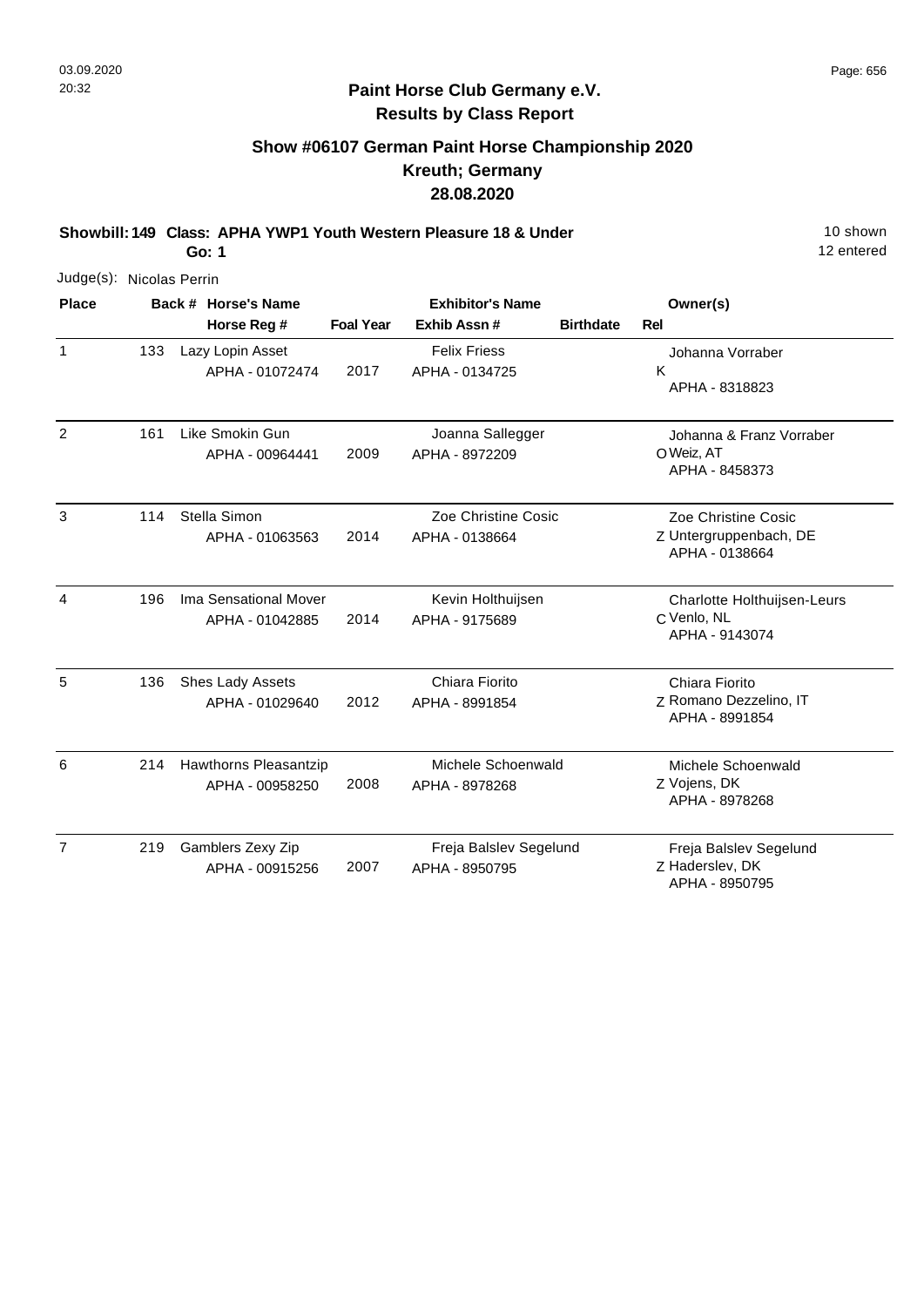## Paint Horse Club Germany e.V.
## Results by Class Report

### Show #06107 German Paint Horse Championship 2020
### Kreuth; Germany
### 28.08.2020

**Showbill: 149 Class: APHA YWP1 Youth Western Pleasure 18 & Under** — 10 shown

**Go: 1** — 12 entered

Judge(s): Nicolas Perrin

| Place | Back # | Horse's Name / Horse Reg # | Foal Year | Exhibitor's Name / Exhib Assn # | Birthdate | Rel | Owner(s) |
|---|---|---|---|---|---|---|---|
| 1 | 133 | Lazy Lopin Asset<br>APHA - 01072474 | 2017 | Felix Friess<br>APHA - 0134725 | | K | Johanna Vorraber<br>APHA - 8318823 |
| 2 | 161 | Like Smokin Gun<br>APHA - 00964441 | 2009 | Joanna Sallegger<br>APHA - 8972209 | | O | Johanna & Franz Vorraber<br>Weiz, AT<br>APHA - 8458373 |
| 3 | 114 | Stella Simon<br>APHA - 01063563 | 2014 | Zoe Christine Cosic<br>APHA - 0138664 | | Z | Zoe Christine Cosic<br>Untergruppenbach, DE<br>APHA - 0138664 |
| 4 | 196 | Ima Sensational Mover<br>APHA - 01042885 | 2014 | Kevin Holthuijsen<br>APHA - 9175689 | | C | Charlotte Holthuijsen-Leurs<br>Venlo, NL<br>APHA - 9143074 |
| 5 | 136 | Shes Lady Assets<br>APHA - 01029640 | 2012 | Chiara Fiorito<br>APHA - 8991854 | | Z | Chiara Fiorito<br>Romano Dezzelino, IT<br>APHA - 8991854 |
| 6 | 214 | Hawthorns Pleasantzip<br>APHA - 00958250 | 2008 | Michele Schoenwald<br>APHA - 8978268 | | Z | Michele Schoenwald<br>Vojens, DK<br>APHA - 8978268 |
| 7 | 219 | Gamblers Zexy Zip<br>APHA - 00915256 | 2007 | Freja Balslev Segelund<br>APHA - 8950795 | | Z | Freja Balslev Segelund<br>Haderslev, DK<br>APHA - 8950795 |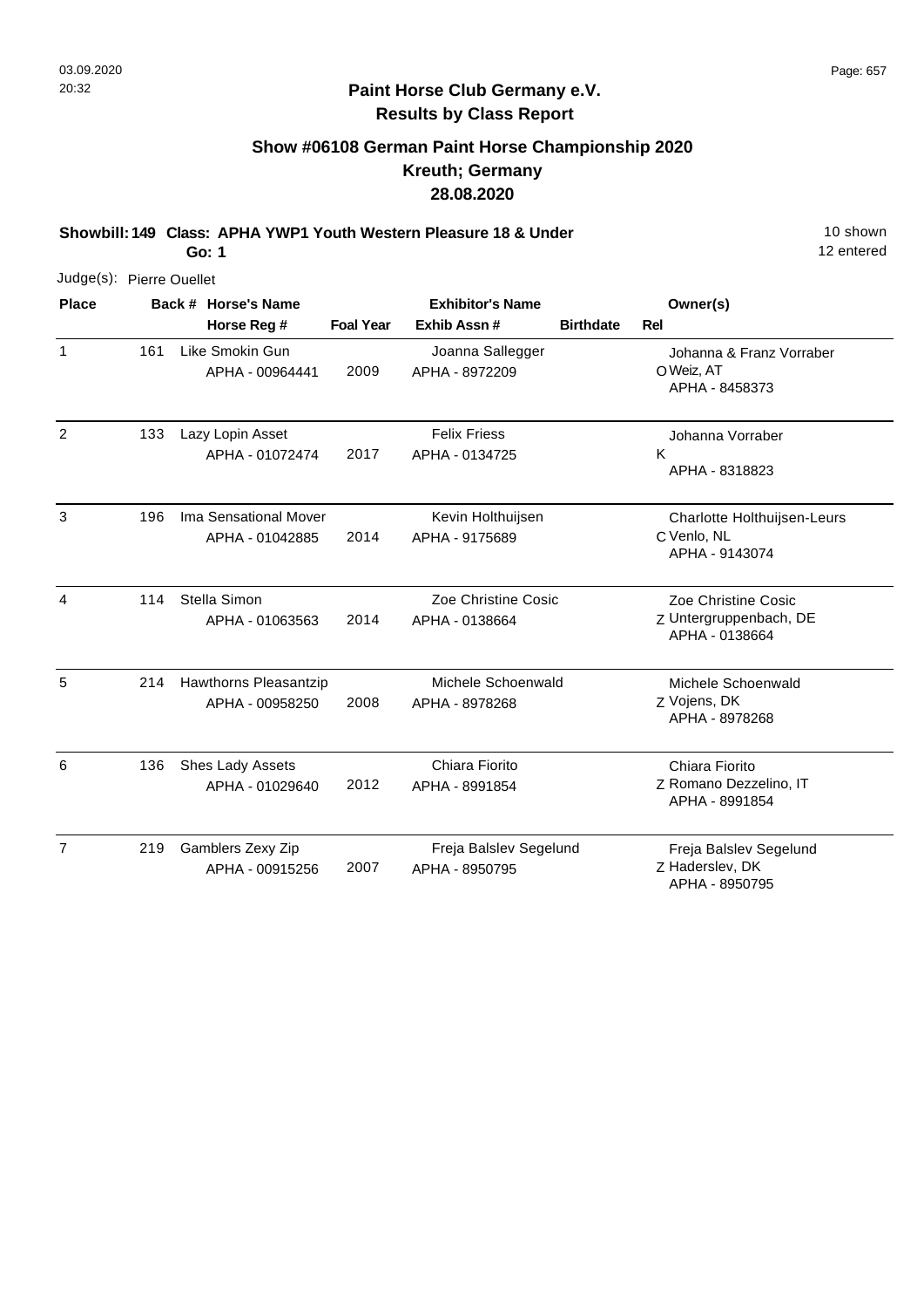03.09.2020
20:32

**Paint Horse Club Germany e.V.**
**Results by Class Report**

## Show #06108 German Paint Horse Championship 2020
## Kreuth; Germany
## 28.08.2020

**Showbill: 149 Class: APHA YWP1 Youth Western Pleasure 18 & Under** — 10 shown, 12 entered
**Go: 1**

Judge(s): Pierre Ouellet

| Place | Back # | Horse's Name / Horse Reg # | Foal Year | Exhibitor's Name / Exhib Assn # | Birthdate | Rel | Owner(s) |
|---|---|---|---|---|---|---|---|
| 1 | 161 | Like Smokin Gun<br>APHA - 00964441 | 2009 | Joanna Sallegger<br>APHA - 8972209 | | O | Johanna & Franz Vorraber<br>Weiz, AT<br>APHA - 8458373 |
| 2 | 133 | Lazy Lopin Asset<br>APHA - 01072474 | 2017 | Felix Friess<br>APHA - 0134725 | | K | Johanna Vorraber<br>APHA - 8318823 |
| 3 | 196 | Ima Sensational Mover<br>APHA - 01042885 | 2014 | Kevin Holthuijsen<br>APHA - 9175689 | | C | Charlotte Holthuijsen-Leurs<br>Venlo, NL<br>APHA - 9143074 |
| 4 | 114 | Stella Simon<br>APHA - 01063563 | 2014 | Zoe Christine Cosic<br>APHA - 0138664 | | Z | Zoe Christine Cosic<br>Untergruppenbach, DE<br>APHA - 0138664 |
| 5 | 214 | Hawthorns Pleasantzip<br>APHA - 00958250 | 2008 | Michele Schoenwald<br>APHA - 8978268 | | Z | Michele Schoenwald<br>Vojens, DK<br>APHA - 8978268 |
| 6 | 136 | Shes Lady Assets<br>APHA - 01029640 | 2012 | Chiara Fiorito<br>APHA - 8991854 | | Z | Chiara Fiorito<br>Romano Dezzelino, IT<br>APHA - 8991854 |
| 7 | 219 | Gamblers Zexy Zip<br>APHA - 00915256 | 2007 | Freja Balslev Segelund<br>APHA - 8950795 | | Z | Freja Balslev Segelund<br>Haderslev, DK<br>APHA - 8950795 |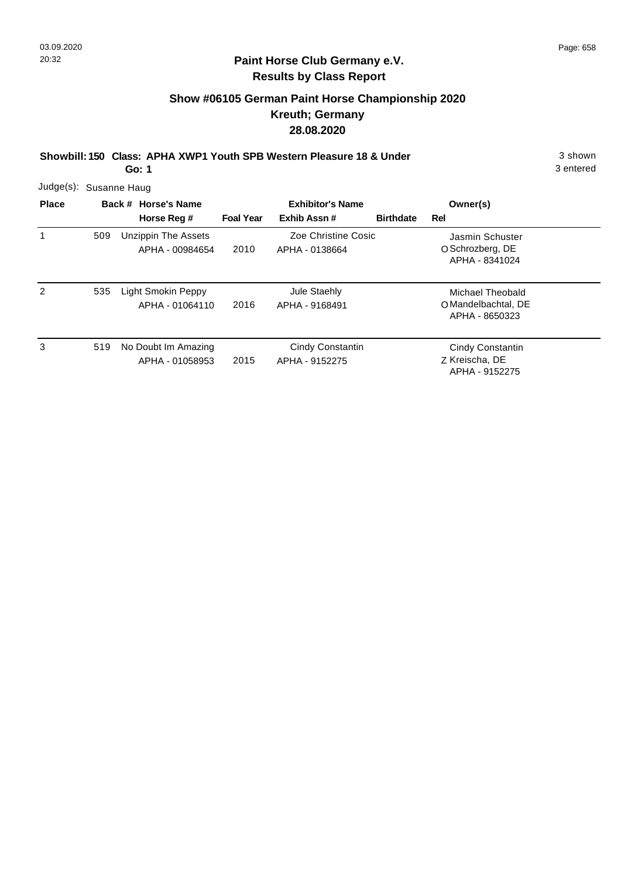## Paint Horse Club Germany e.V.
## Results by Class Report

### Show #06105 German Paint Horse Championship 2020
### Kreuth; Germany
### 28.08.2020

**Showbill: 150 Class: APHA XWP1 Youth SPB Western Pleasure 18 & Under** 3 shown
**Go: 1** 3 entered

Judge(s): Susanne Haug

| Place | Back # | Horse's Name / Horse Reg # | Foal Year | Exhibitor's Name / Exhib Assn # | Birthdate | Rel | Owner(s) |
|---|---|---|---|---|---|---|---|
| 1 | 509 | Unzippin The Assets<br>APHA - 00984654 | 2010 | Zoe Christine Cosic<br>APHA - 0138664 | | O | Jasmin Schuster<br>Schrozberg, DE<br>APHA - 8341024 |
| 2 | 535 | Light Smokin Peppy<br>APHA - 01064110 | 2016 | Jule Staehly<br>APHA - 9168491 | | O | Michael Theobald<br>Mandelbachtal, DE<br>APHA - 8650323 |
| 3 | 519 | No Doubt Im Amazing<br>APHA - 01058953 | 2015 | Cindy Constantin<br>APHA - 9152275 | | Z | Cindy Constantin<br>Kreischa, DE<br>APHA - 9152275 |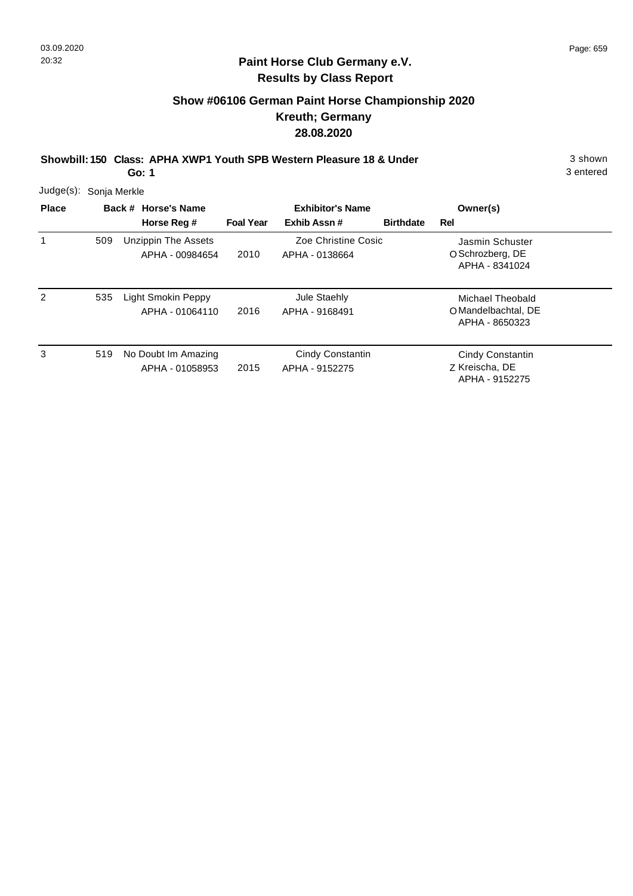## Paint Horse Club Germany e.V.
## Results by Class Report

### Show #06106 German Paint Horse Championship 2020
### Kreuth; Germany
### 28.08.2020

**Showbill: 150 Class: APHA XWP1 Youth SPB Western Pleasure 18 & Under** 3 shown

**Go: 1** 3 entered

Judge(s): Sonja Merkle

| Place | Back # | Horse's Name / Horse Reg # | Foal Year | Exhibitor's Name / Exhib Assn # | Birthdate | Rel | Owner(s) |
|---|---|---|---|---|---|---|---|
| 1 | 509 | Unzippin The Assets<br>APHA - 00984654 | 2010 | Zoe Christine Cosic<br>APHA - 0138664 | | O | Jasmin Schuster<br>Schrozberg, DE<br>APHA - 8341024 |
| 2 | 535 | Light Smokin Peppy<br>APHA - 01064110 | 2016 | Jule Staehly<br>APHA - 9168491 | | O | Michael Theobald<br>Mandelbachtal, DE<br>APHA - 8650323 |
| 3 | 519 | No Doubt Im Amazing<br>APHA - 01058953 | 2015 | Cindy Constantin<br>APHA - 9152275 | | Z | Cindy Constantin<br>Kreischa, DE<br>APHA - 9152275 |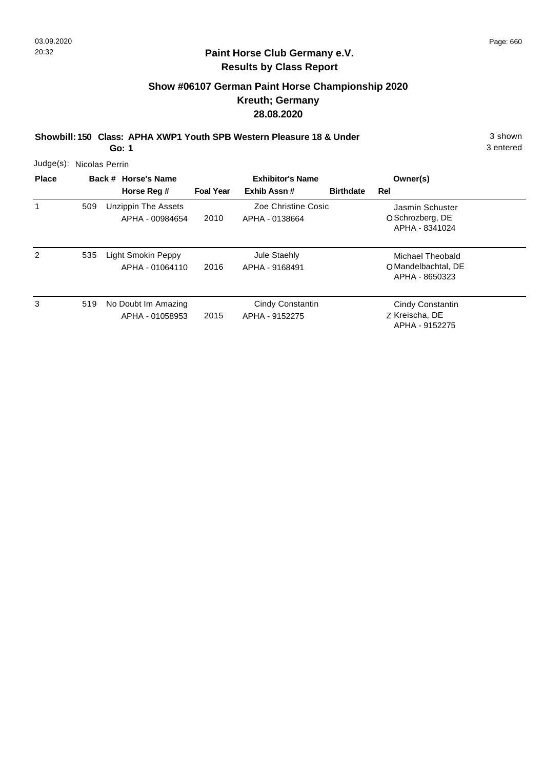## Paint Horse Club Germany e.V.
## Results by Class Report

### Show #06107 German Paint Horse Championship 2020
### Kreuth; Germany
### 28.08.2020

**Showbill: 150 Class: APHA XWP1 Youth SPB Western Pleasure 18 & Under** 3 shown
**Go: 1** 3 entered

Judge(s): Nicolas Perrin

| Place | Back # | Horse's Name / Horse Reg # | Foal Year | Exhibitor's Name / Exhib Assn # | Birthdate | Rel | Owner(s) |
|---|---|---|---|---|---|---|---|
| 1 | 509 | Unzippin The Assets<br>APHA - 00984654 | 2010 | Zoe Christine Cosic<br>APHA - 0138664 | | O | Jasmin Schuster<br>Schrozberg, DE<br>APHA - 8341024 |
| 2 | 535 | Light Smokin Peppy<br>APHA - 01064110 | 2016 | Jule Staehly<br>APHA - 9168491 | | O | Michael Theobald<br>Mandelbachtal, DE<br>APHA - 8650323 |
| 3 | 519 | No Doubt Im Amazing<br>APHA - 01058953 | 2015 | Cindy Constantin<br>APHA - 9152275 | | Z | Cindy Constantin<br>Kreischa, DE<br>APHA - 9152275 |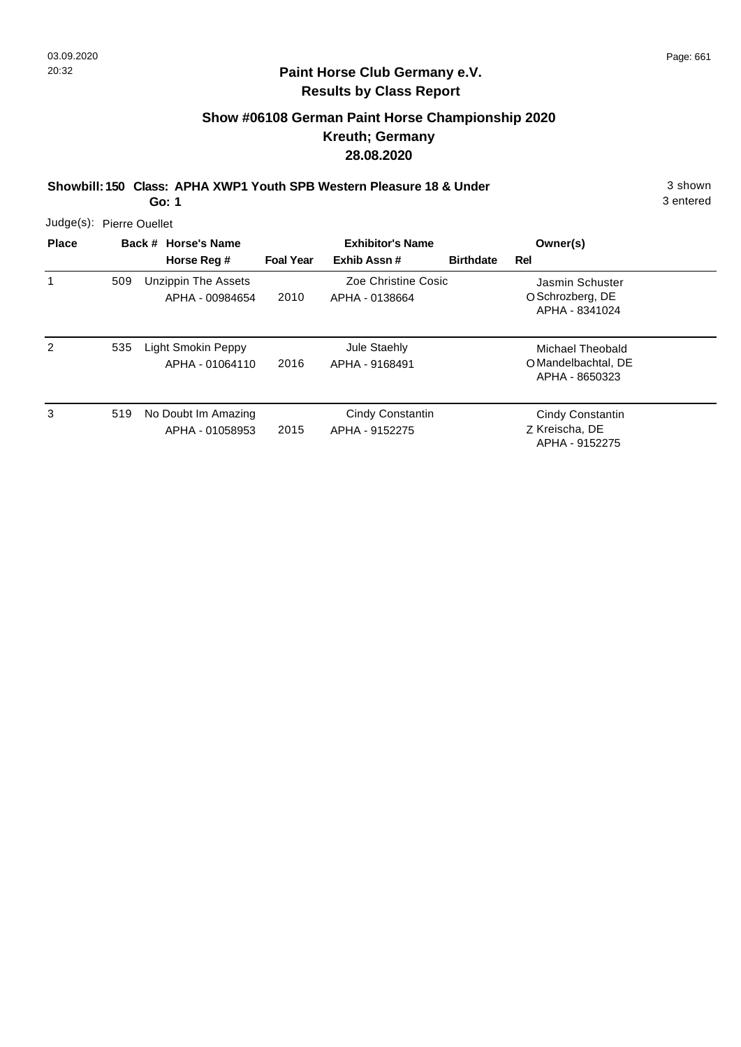**Paint Horse Club Germany e.V.**
**Results by Class Report**

## Show #06108 German Paint Horse Championship 2020
## Kreuth; Germany
## 28.08.2020

**Showbill: 150 Class: APHA XWP1 Youth SPB Western Pleasure 18 & Under** 3 shown
**Go: 1** 3 entered

Judge(s): Pierre Ouellet

| Place | Back # | Horse's Name / Horse Reg # | Foal Year | Exhibitor's Name / Exhib Assn # | Birthdate | Rel | Owner(s) |
|---|---|---|---|---|---|---|---|
| 1 | 509 | Unzippin The Assets<br>APHA - 00984654 | 2010 | Zoe Christine Cosic<br>APHA - 0138664 | | O | Jasmin Schuster<br>Schrozberg, DE<br>APHA - 8341024 |
| 2 | 535 | Light Smokin Peppy<br>APHA - 01064110 | 2016 | Jule Staehly<br>APHA - 9168491 | | O | Michael Theobald<br>Mandelbachtal, DE<br>APHA - 8650323 |
| 3 | 519 | No Doubt Im Amazing<br>APHA - 01058953 | 2015 | Cindy Constantin<br>APHA - 9152275 | | Z | Cindy Constantin<br>Kreischa, DE<br>APHA - 9152275 |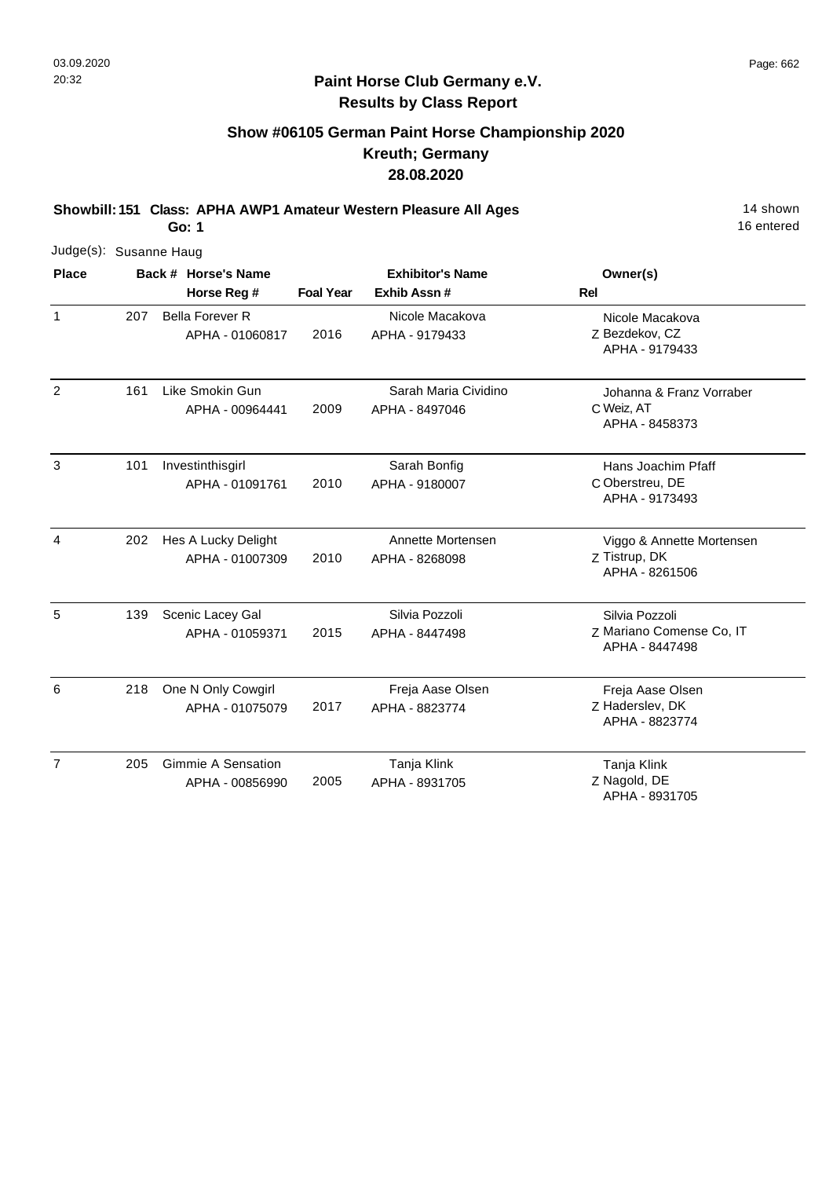**Paint Horse Club Germany e.V.**
**Results by Class Report**

## Show #06105 German Paint Horse Championship 2020
## Kreuth; Germany
## 28.08.2020

**Showbill: 151 Class: APHA AWP1 Amateur Western Pleasure All Ages** — 14 shown, 16 entered
**Go: 1**

Judge(s): Susanne Haug

| Place | Back # | Horse's Name / Horse Reg # | Foal Year | Exhibitor's Name / Exhib Assn # | Rel | Owner(s) |
|---|---|---|---|---|---|---|
| 1 | 207 | Bella Forever R<br>APHA - 01060817 | 2016 | Nicole Macakova<br>APHA - 9179433 | Z | Nicole Macakova<br>Bezdekov, CZ<br>APHA - 9179433 |
| 2 | 161 | Like Smokin Gun<br>APHA - 00964441 | 2009 | Sarah Maria Cividino<br>APHA - 8497046 | C | Johanna & Franz Vorraber<br>Weiz, AT<br>APHA - 8458373 |
| 3 | 101 | Investinthisgirl<br>APHA - 01091761 | 2010 | Sarah Bonfig<br>APHA - 9180007 | C | Hans Joachim Pfaff<br>Oberstreu, DE<br>APHA - 9173493 |
| 4 | 202 | Hes A Lucky Delight<br>APHA - 01007309 | 2010 | Annette Mortensen<br>APHA - 8268098 | Z | Viggo & Annette Mortensen<br>Tistrup, DK<br>APHA - 8261506 |
| 5 | 139 | Scenic Lacey Gal<br>APHA - 01059371 | 2015 | Silvia Pozzoli<br>APHA - 8447498 | Z | Silvia Pozzoli<br>Mariano Comense Co, IT<br>APHA - 8447498 |
| 6 | 218 | One N Only Cowgirl<br>APHA - 01075079 | 2017 | Freja Aase Olsen<br>APHA - 8823774 | Z | Freja Aase Olsen<br>Haderslev, DK<br>APHA - 8823774 |
| 7 | 205 | Gimmie A Sensation<br>APHA - 00856990 | 2005 | Tanja Klink<br>APHA - 8931705 | Z | Tanja Klink<br>Nagold, DE<br>APHA - 8931705 |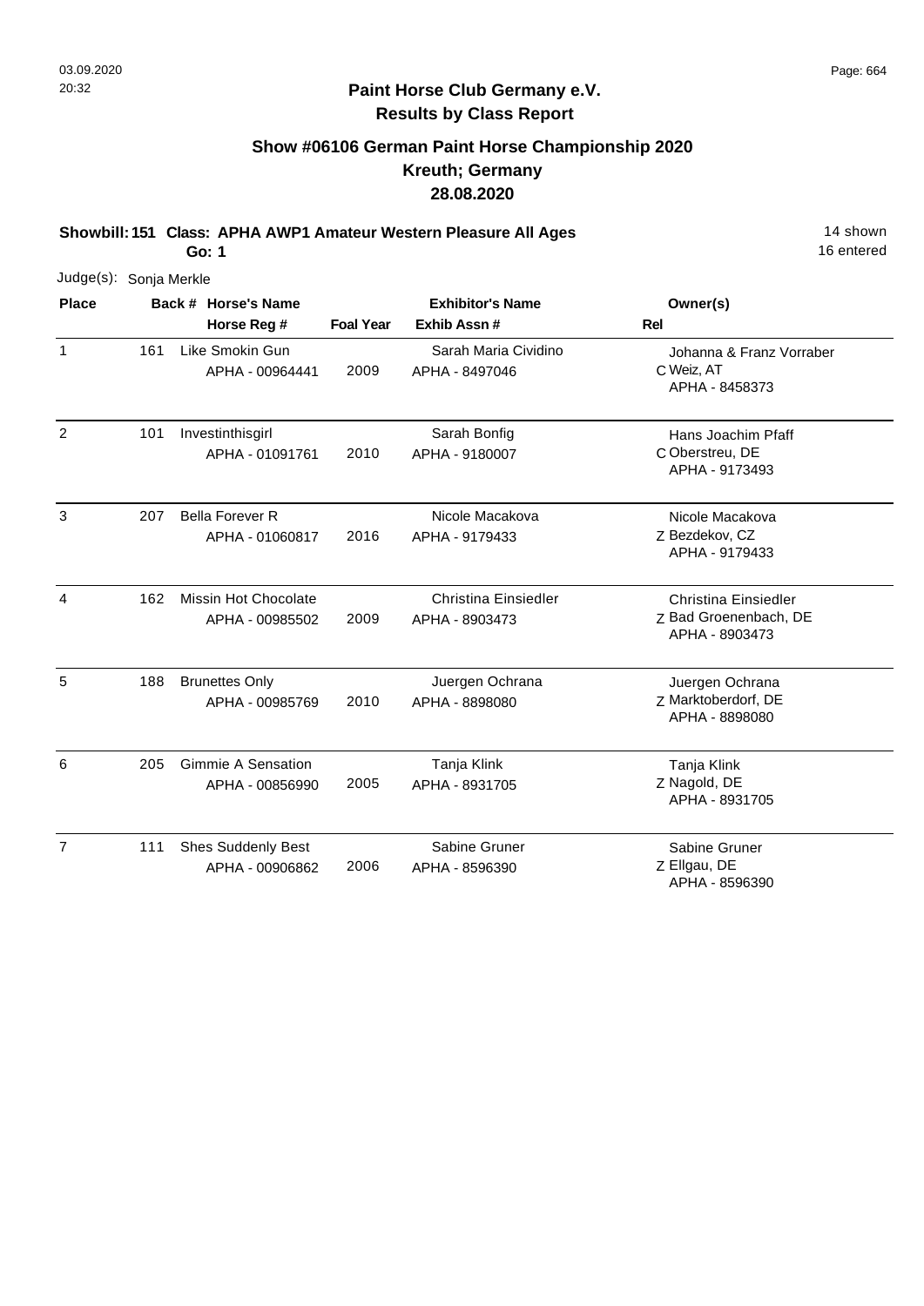## Paint Horse Club Germany e.V.
## Results by Class Report

### Show #06106 German Paint Horse Championship 2020
### Kreuth; Germany
### 28.08.2020

**Showbill: 151 Class: APHA AWP1 Amateur Western Pleasure All Ages** 14 shown
**Go: 1** 16 entered

Judge(s): Sonja Merkle

| Place | Back # | Horse's Name / Horse Reg # | Foal Year | Exhibitor's Name / Exhib Assn # | Rel | Owner(s) |
|---|---|---|---|---|---|---|
| 1 | 161 | Like Smokin Gun<br>APHA - 00964441 | 2009 | Sarah Maria Cividino<br>APHA - 8497046 | C | Johanna & Franz Vorraber<br>Weiz, AT<br>APHA - 8458373 |
| 2 | 101 | Investinthisgirl<br>APHA - 01091761 | 2010 | Sarah Bonfig<br>APHA - 9180007 | C | Hans Joachim Pfaff<br>Oberstreu, DE<br>APHA - 9173493 |
| 3 | 207 | Bella Forever R<br>APHA - 01060817 | 2016 | Nicole Macakova<br>APHA - 9179433 | Z | Nicole Macakova<br>Bezdekov, CZ<br>APHA - 9179433 |
| 4 | 162 | Missin Hot Chocolate<br>APHA - 00985502 | 2009 | Christina Einsiedler<br>APHA - 8903473 | Z | Christina Einsiedler<br>Bad Groenenbach, DE<br>APHA - 8903473 |
| 5 | 188 | Brunettes Only<br>APHA - 00985769 | 2010 | Juergen Ochrana<br>APHA - 8898080 | Z | Juergen Ochrana<br>Marktoberdorf, DE<br>APHA - 8898080 |
| 6 | 205 | Gimmie A Sensation<br>APHA - 00856990 | 2005 | Tanja Klink<br>APHA - 8931705 | Z | Tanja Klink<br>Nagold, DE<br>APHA - 8931705 |
| 7 | 111 | Shes Suddenly Best<br>APHA - 00906862 | 2006 | Sabine Gruner<br>APHA - 8596390 | Z | Sabine Gruner<br>Ellgau, DE<br>APHA - 8596390 |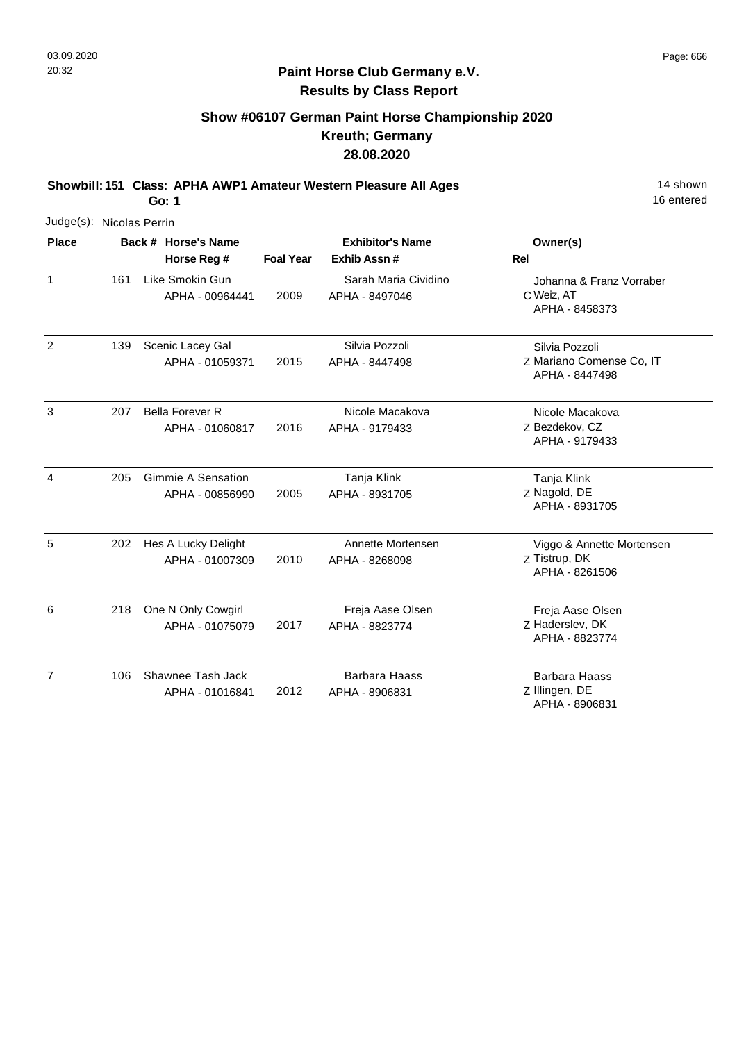## Paint Horse Club Germany e.V.
## Results by Class Report

### Show #06107 German Paint Horse Championship 2020
### Kreuth; Germany
### 28.08.2020

**Showbill: 151 Class: APHA AWP1 Amateur Western Pleasure All Ages** 14 shown
**Go: 1** 16 entered

Judge(s): Nicolas Perrin

| Place | Back # | Horse's Name / Horse Reg # | Foal Year | Exhibitor's Name / Exhib Assn # | Rel | Owner(s) |
|---|---|---|---|---|---|---|
| 1 | 161 | Like Smokin Gun<br>APHA - 00964441 | 2009 | Sarah Maria Cividino<br>APHA - 8497046 | C | Johanna & Franz Vorraber<br>Weiz, AT<br>APHA - 8458373 |
| 2 | 139 | Scenic Lacey Gal<br>APHA - 01059371 | 2015 | Silvia Pozzoli<br>APHA - 8447498 | Z | Silvia Pozzoli<br>Mariano Comense Co, IT<br>APHA - 8447498 |
| 3 | 207 | Bella Forever R<br>APHA - 01060817 | 2016 | Nicole Macakova<br>APHA - 9179433 | Z | Nicole Macakova<br>Bezdekov, CZ<br>APHA - 9179433 |
| 4 | 205 | Gimmie A Sensation<br>APHA - 00856990 | 2005 | Tanja Klink<br>APHA - 8931705 | Z | Tanja Klink<br>Nagold, DE<br>APHA - 8931705 |
| 5 | 202 | Hes A Lucky Delight<br>APHA - 01007309 | 2010 | Annette Mortensen<br>APHA - 8268098 | Z | Viggo & Annette Mortensen<br>Tistrup, DK<br>APHA - 8261506 |
| 6 | 218 | One N Only Cowgirl<br>APHA - 01075079 | 2017 | Freja Aase Olsen<br>APHA - 8823774 | Z | Freja Aase Olsen<br>Haderslev, DK<br>APHA - 8823774 |
| 7 | 106 | Shawnee Tash Jack<br>APHA - 01016841 | 2012 | Barbara Haass<br>APHA - 8906831 | Z | Barbara Haass<br>Illingen, DE<br>APHA - 8906831 |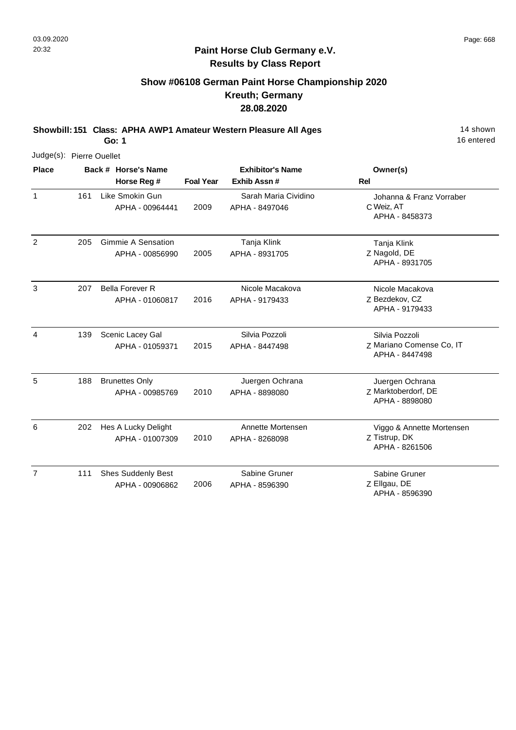**Paint Horse Club Germany e.V.**
**Results by Class Report**

## Show #06108 German Paint Horse Championship 2020
## Kreuth; Germany
## 28.08.2020

**Showbill: 151 Class: APHA AWP1 Amateur Western Pleasure All Ages** 14 shown
**Go: 1** 16 entered

Judge(s): Pierre Ouellet

| Place | Back # | Horse's Name / Horse Reg # | Foal Year | Exhibitor's Name / Exhib Assn # | Rel | Owner(s) |
|---|---|---|---|---|---|---|
| 1 | 161 | Like Smokin Gun<br>APHA - 00964441 | 2009 | Sarah Maria Cividino<br>APHA - 8497046 | C | Johanna & Franz Vorraber<br>Weiz, AT<br>APHA - 8458373 |
| 2 | 205 | Gimmie A Sensation<br>APHA - 00856990 | 2005 | Tanja Klink<br>APHA - 8931705 | Z | Tanja Klink<br>Nagold, DE<br>APHA - 8931705 |
| 3 | 207 | Bella Forever R<br>APHA - 01060817 | 2016 | Nicole Macakova<br>APHA - 9179433 | Z | Nicole Macakova<br>Bezdekov, CZ<br>APHA - 9179433 |
| 4 | 139 | Scenic Lacey Gal<br>APHA - 01059371 | 2015 | Silvia Pozzoli<br>APHA - 8447498 | Z | Silvia Pozzoli<br>Mariano Comense Co, IT<br>APHA - 8447498 |
| 5 | 188 | Brunettes Only<br>APHA - 00985769 | 2010 | Juergen Ochrana<br>APHA - 8898080 | Z | Juergen Ochrana<br>Marktoberdorf, DE<br>APHA - 8898080 |
| 6 | 202 | Hes A Lucky Delight<br>APHA - 01007309 | 2010 | Annette Mortensen<br>APHA - 8268098 | Z | Viggo & Annette Mortensen<br>Tistrup, DK<br>APHA - 8261506 |
| 7 | 111 | Shes Suddenly Best<br>APHA - 00906862 | 2006 | Sabine Gruner<br>APHA - 8596390 | Z | Sabine Gruner<br>Ellgau, DE<br>APHA - 8596390 |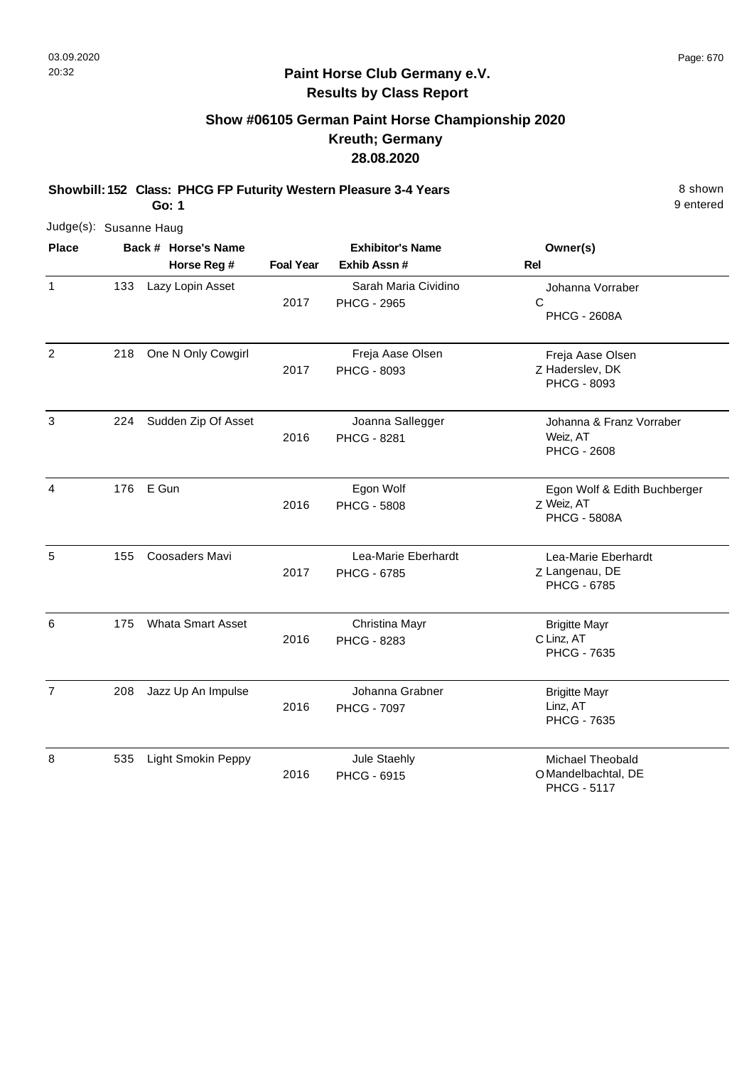# Paint Horse Club Germany e.V.

## Results by Class Report

### Show #06105 German Paint Horse Championship 2020
### Kreuth; Germany
### 28.08.2020

**Showbill: 152 Class: PHCG FP Futurity Western Pleasure 3-4 Years** 8 shown

**Go: 1** 9 entered

Judge(s): Susanne Haug

| Place | Back # | Horse's Name / Horse Reg # | Foal Year | Exhibitor's Name / Exhib Assn # | Rel | Owner(s) |
|---|---|---|---|---|---|---|
| 1 | 133 | Lazy Lopin Asset | 2017 | Sarah Maria Cividino<br>PHCG - 2965 | C | Johanna Vorraber<br>PHCG - 2608A |
| 2 | 218 | One N Only Cowgirl | 2017 | Freja Aase Olsen<br>PHCG - 8093 | Z | Freja Aase Olsen<br>Haderslev, DK<br>PHCG - 8093 |
| 3 | 224 | Sudden Zip Of Asset | 2016 | Joanna Sallegger<br>PHCG - 8281 | | Johanna & Franz Vorraber<br>Weiz, AT<br>PHCG - 2608 |
| 4 | 176 | E Gun | 2016 | Egon Wolf<br>PHCG - 5808 | Z | Egon Wolf & Edith Buchberger<br>Weiz, AT<br>PHCG - 5808A |
| 5 | 155 | Coosaders Mavi | 2017 | Lea-Marie Eberhardt<br>PHCG - 6785 | Z | Lea-Marie Eberhardt<br>Langenau, DE<br>PHCG - 6785 |
| 6 | 175 | Whata Smart Asset | 2016 | Christina Mayr<br>PHCG - 8283 | C | Brigitte Mayr<br>Linz, AT<br>PHCG - 7635 |
| 7 | 208 | Jazz Up An Impulse | 2016 | Johanna Grabner<br>PHCG - 7097 | | Brigitte Mayr<br>Linz, AT<br>PHCG - 7635 |
| 8 | 535 | Light Smokin Peppy | 2016 | Jule Staehly<br>PHCG - 6915 | O | Michael Theobald<br>Mandelbachtal, DE<br>PHCG - 5117 |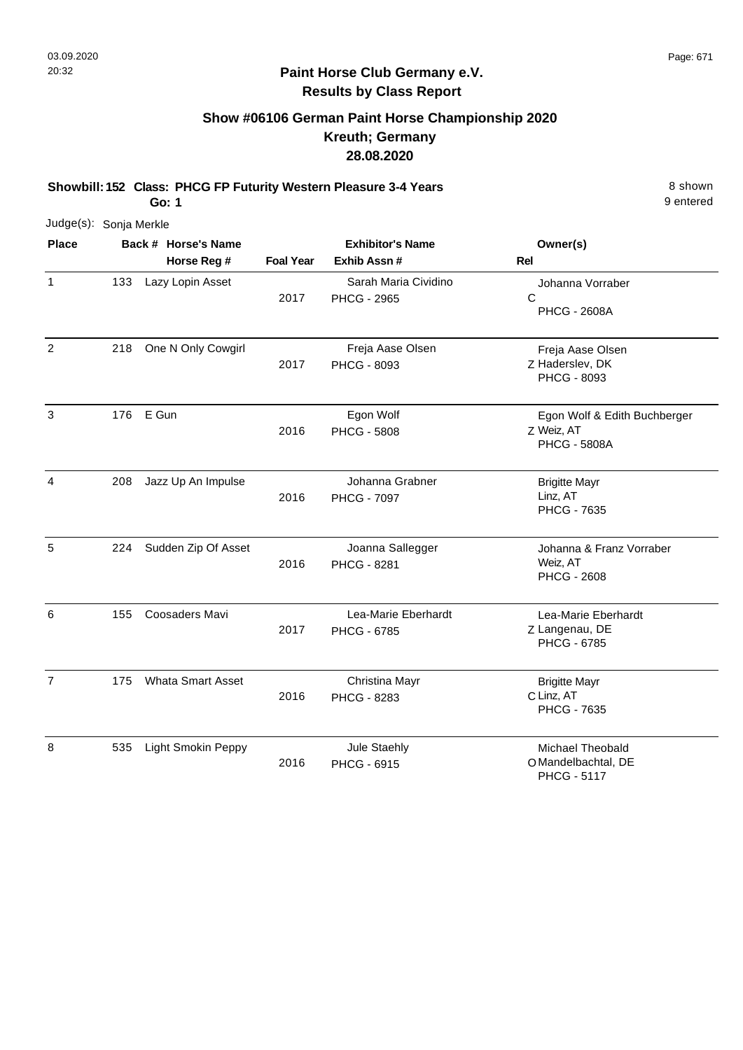## Paint Horse Club Germany e.V.
## Results by Class Report

### Show #06106 German Paint Horse Championship 2020
### Kreuth; Germany
### 28.08.2020

**Showbill: 152 Class: PHCG FP Futurity Western Pleasure 3-4 Years** — 8 shown, 9 entered

**Go: 1**

Judge(s): Sonja Merkle

| Place | Back # | Horse's Name / Horse Reg # | Foal Year | Exhibitor's Name / Exhib Assn # | Rel | Owner(s) |
|---|---|---|---|---|---|---|
| 1 | 133 | Lazy Lopin Asset | 2017 | Sarah Maria Cividino / PHCG - 2965 | C | Johanna Vorraber / PHCG - 2608A |
| 2 | 218 | One N Only Cowgirl | 2017 | Freja Aase Olsen / PHCG - 8093 | Z | Freja Aase Olsen / Haderslev, DK / PHCG - 8093 |
| 3 | 176 | E Gun | 2016 | Egon Wolf / PHCG - 5808 | Z | Egon Wolf & Edith Buchberger / Weiz, AT / PHCG - 5808A |
| 4 | 208 | Jazz Up An Impulse | 2016 | Johanna Grabner / PHCG - 7097 | | Brigitte Mayr / Linz, AT / PHCG - 7635 |
| 5 | 224 | Sudden Zip Of Asset | 2016 | Joanna Sallegger / PHCG - 8281 | | Johanna & Franz Vorraber / Weiz, AT / PHCG - 2608 |
| 6 | 155 | Coosaders Mavi | 2017 | Lea-Marie Eberhardt / PHCG - 6785 | Z | Lea-Marie Eberhardt / Langenau, DE / PHCG - 6785 |
| 7 | 175 | Whata Smart Asset | 2016 | Christina Mayr / PHCG - 8283 | C | Brigitte Mayr / Linz, AT / PHCG - 7635 |
| 8 | 535 | Light Smokin Peppy | 2016 | Jule Staehly / PHCG - 6915 | O | Michael Theobald / Mandelbachtal, DE / PHCG - 5117 |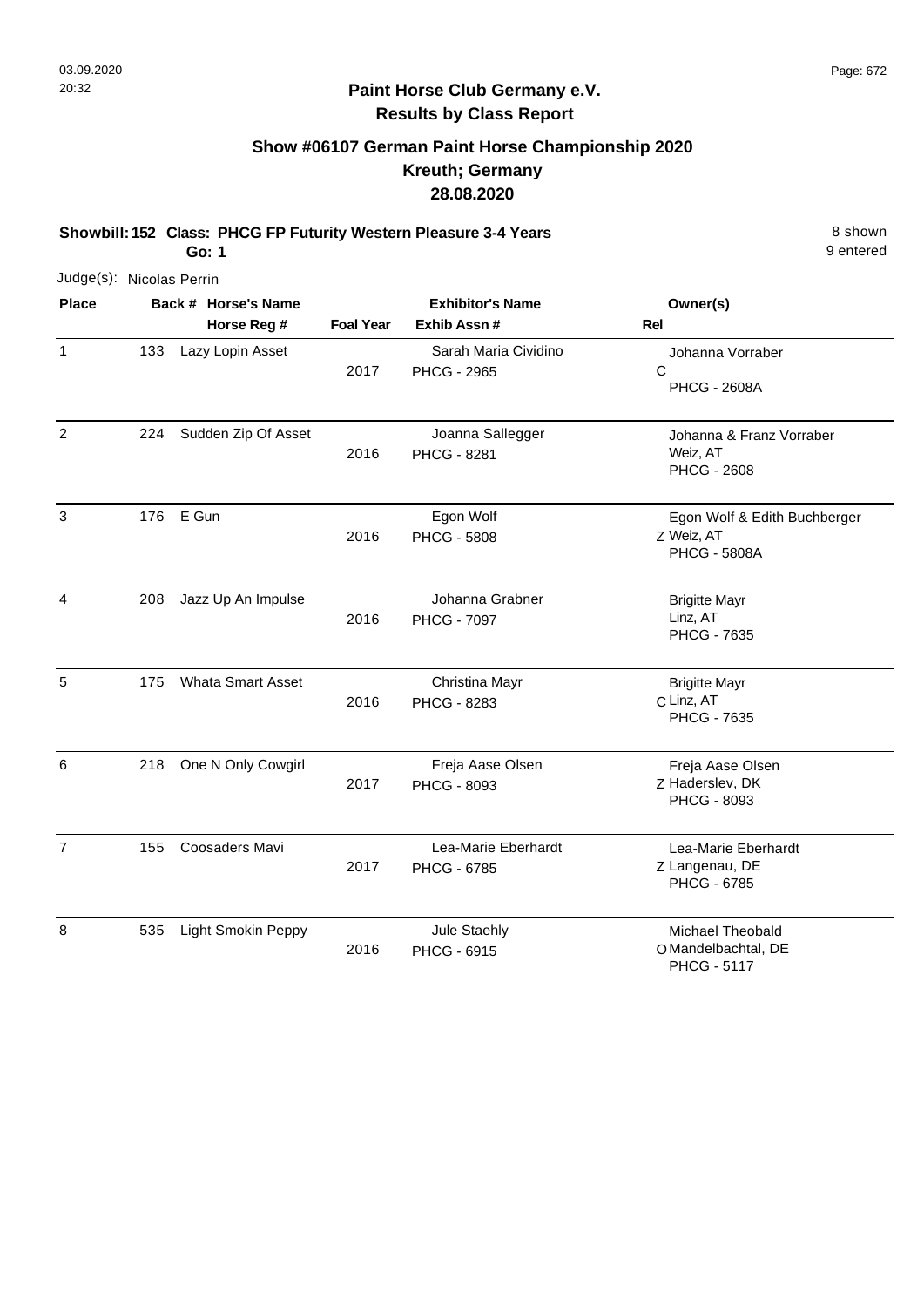# Paint Horse Club Germany e.V.
## Results by Class Report

### Show #06107 German Paint Horse Championship 2020
### Kreuth; Germany
### 28.08.2020

**Showbill: 152 Class: PHCG FP Futurity Western Pleasure 3-4 Years** — 8 shown, 9 entered

**Go: 1**

Judge(s): Nicolas Perrin

| Place | Back # | Horse's Name / Horse Reg # | Foal Year | Exhibitor's Name / Exhib Assn # | Rel | Owner(s) |
|---|---|---|---|---|---|---|
| 1 | 133 | Lazy Lopin Asset | 2017 | Sarah Maria Cividino<br>PHCG - 2965 | C | Johanna Vorraber<br>PHCG - 2608A |
| 2 | 224 | Sudden Zip Of Asset | 2016 | Joanna Sallegger<br>PHCG - 8281 | | Johanna & Franz Vorraber<br>Weiz, AT<br>PHCG - 2608 |
| 3 | 176 | E Gun | 2016 | Egon Wolf<br>PHCG - 5808 | Z | Egon Wolf & Edith Buchberger<br>Weiz, AT<br>PHCG - 5808A |
| 4 | 208 | Jazz Up An Impulse | 2016 | Johanna Grabner<br>PHCG - 7097 | | Brigitte Mayr<br>Linz, AT<br>PHCG - 7635 |
| 5 | 175 | Whata Smart Asset | 2016 | Christina Mayr<br>PHCG - 8283 | C | Brigitte Mayr<br>Linz, AT<br>PHCG - 7635 |
| 6 | 218 | One N Only Cowgirl | 2017 | Freja Aase Olsen<br>PHCG - 8093 | Z | Freja Aase Olsen<br>Haderslev, DK<br>PHCG - 8093 |
| 7 | 155 | Coosaders Mavi | 2017 | Lea-Marie Eberhardt<br>PHCG - 6785 | Z | Lea-Marie Eberhardt<br>Langenau, DE<br>PHCG - 6785 |
| 8 | 535 | Light Smokin Peppy | 2016 | Jule Staehly<br>PHCG - 6915 | O | Michael Theobald<br>Mandelbachtal, DE<br>PHCG - 5117 |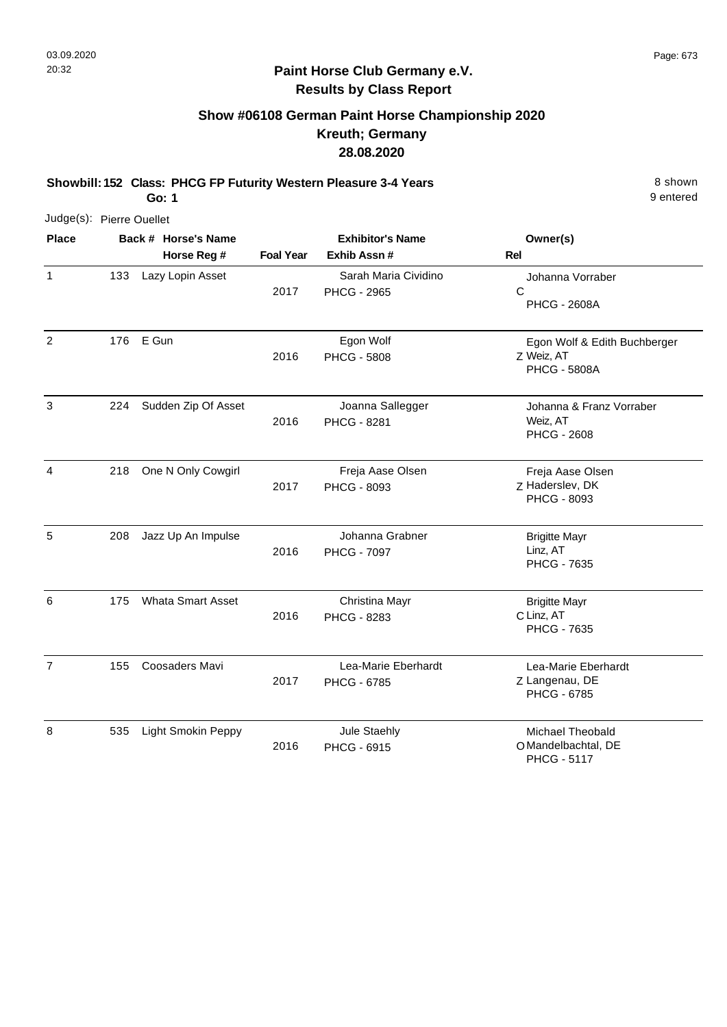## Paint Horse Club Germany e.V.
## Results by Class Report

### Show #06108 German Paint Horse Championship 2020
### Kreuth; Germany
### 28.08.2020

**Showbill: 152 Class: PHCG FP Futurity Western Pleasure 3-4 Years** 8 shown
**Go: 1** 9 entered

Judge(s): Pierre Ouellet

| Place | Back # | Horse's Name / Horse Reg # | Foal Year | Exhibitor's Name / Exhib Assn # | Rel | Owner(s) |
|---|---|---|---|---|---|---|
| 1 | 133 | Lazy Lopin Asset | 2017 | Sarah Maria Cividino<br>PHCG - 2965 | C | Johanna Vorraber<br>PHCG - 2608A |
| 2 | 176 | E Gun | 2016 | Egon Wolf<br>PHCG - 5808 | Z | Egon Wolf & Edith Buchberger<br>Weiz, AT<br>PHCG - 5808A |
| 3 | 224 | Sudden Zip Of Asset | 2016 | Joanna Sallegger<br>PHCG - 8281 | | Johanna & Franz Vorraber<br>Weiz, AT<br>PHCG - 2608 |
| 4 | 218 | One N Only Cowgirl | 2017 | Freja Aase Olsen<br>PHCG - 8093 | Z | Freja Aase Olsen<br>Haderslev, DK<br>PHCG - 8093 |
| 5 | 208 | Jazz Up An Impulse | 2016 | Johanna Grabner<br>PHCG - 7097 | | Brigitte Mayr<br>Linz, AT<br>PHCG - 7635 |
| 6 | 175 | Whata Smart Asset | 2016 | Christina Mayr<br>PHCG - 8283 | C | Brigitte Mayr<br>Linz, AT<br>PHCG - 7635 |
| 7 | 155 | Coosaders Mavi | 2017 | Lea-Marie Eberhardt<br>PHCG - 6785 | Z | Lea-Marie Eberhardt<br>Langenau, DE<br>PHCG - 6785 |
| 8 | 535 | Light Smokin Peppy | 2016 | Jule Staehly<br>PHCG - 6915 | O | Michael Theobald<br>Mandelbachtal, DE<br>PHCG - 5117 |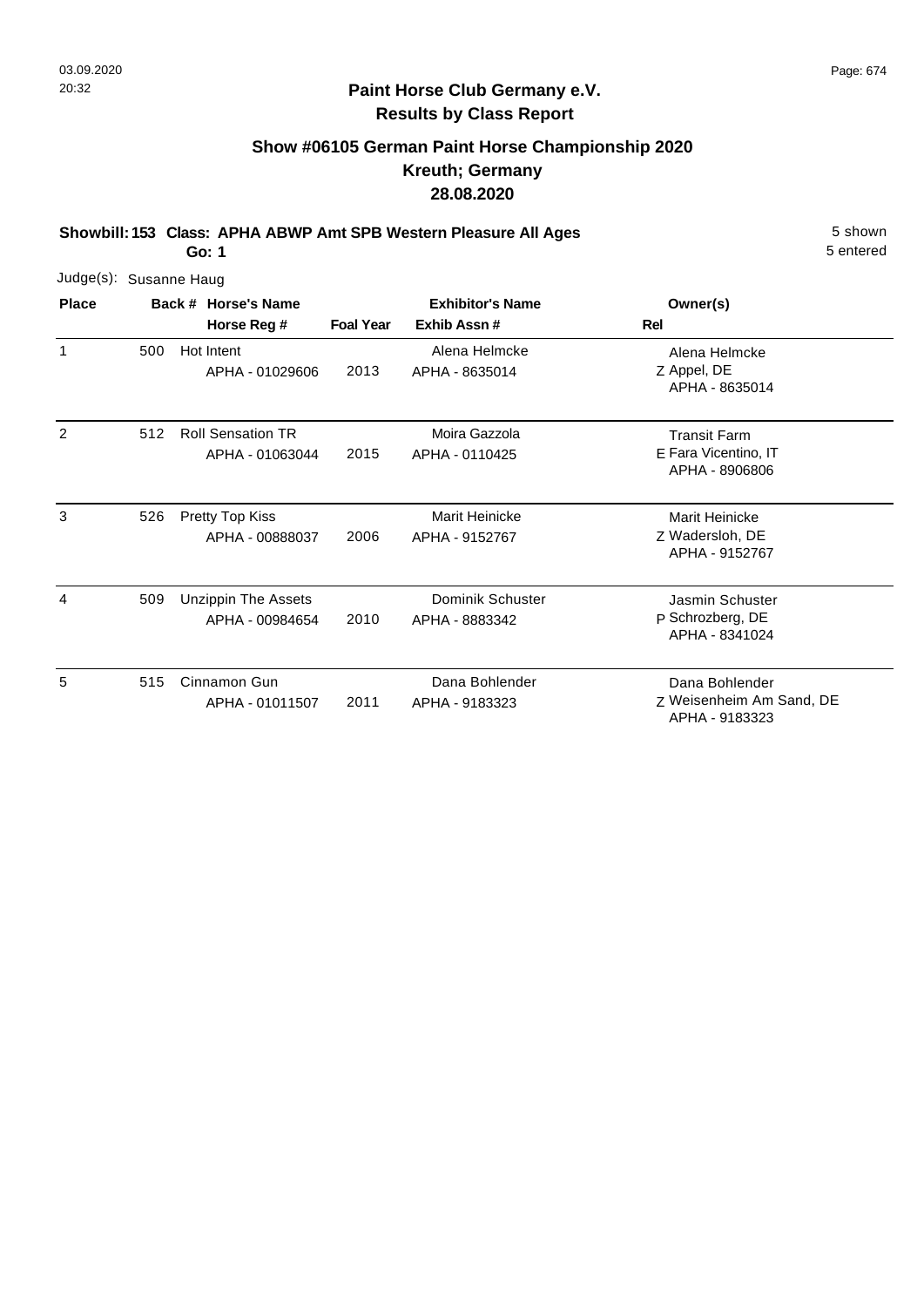## Paint Horse Club Germany e.V.
### Results by Class Report

### Show #06105 German Paint Horse Championship 2020
### Kreuth; Germany
### 28.08.2020

**Showbill: 153 Class: APHA ABWP Amt SPB Western Pleasure All Ages** — 5 shown

**Go: 1** — 5 entered

Judge(s): Susanne Haug

| Place | Back # | Horse's Name / Horse Reg # | Foal Year | Exhibitor's Name / Exhib Assn # | Rel | Owner(s) |
|---|---|---|---|---|---|---|
| 1 | 500 | Hot Intent<br>APHA - 01029606 | 2013 | Alena Helmcke<br>APHA - 8635014 | Z | Alena Helmcke<br>Appel, DE<br>APHA - 8635014 |
| 2 | 512 | Roll Sensation TR<br>APHA - 01063044 | 2015 | Moira Gazzola<br>APHA - 0110425 | E | Transit Farm<br>Fara Vicentino, IT<br>APHA - 8906806 |
| 3 | 526 | Pretty Top Kiss<br>APHA - 00888037 | 2006 | Marit Heinicke<br>APHA - 9152767 | Z | Marit Heinicke<br>Wadersloh, DE<br>APHA - 9152767 |
| 4 | 509 | Unzippin The Assets<br>APHA - 00984654 | 2010 | Dominik Schuster<br>APHA - 8883342 | P | Jasmin Schuster<br>Schrozberg, DE<br>APHA - 8341024 |
| 5 | 515 | Cinnamon Gun<br>APHA - 01011507 | 2011 | Dana Bohlender<br>APHA - 9183323 | Z | Dana Bohlender<br>Weisenheim Am Sand, DE<br>APHA - 9183323 |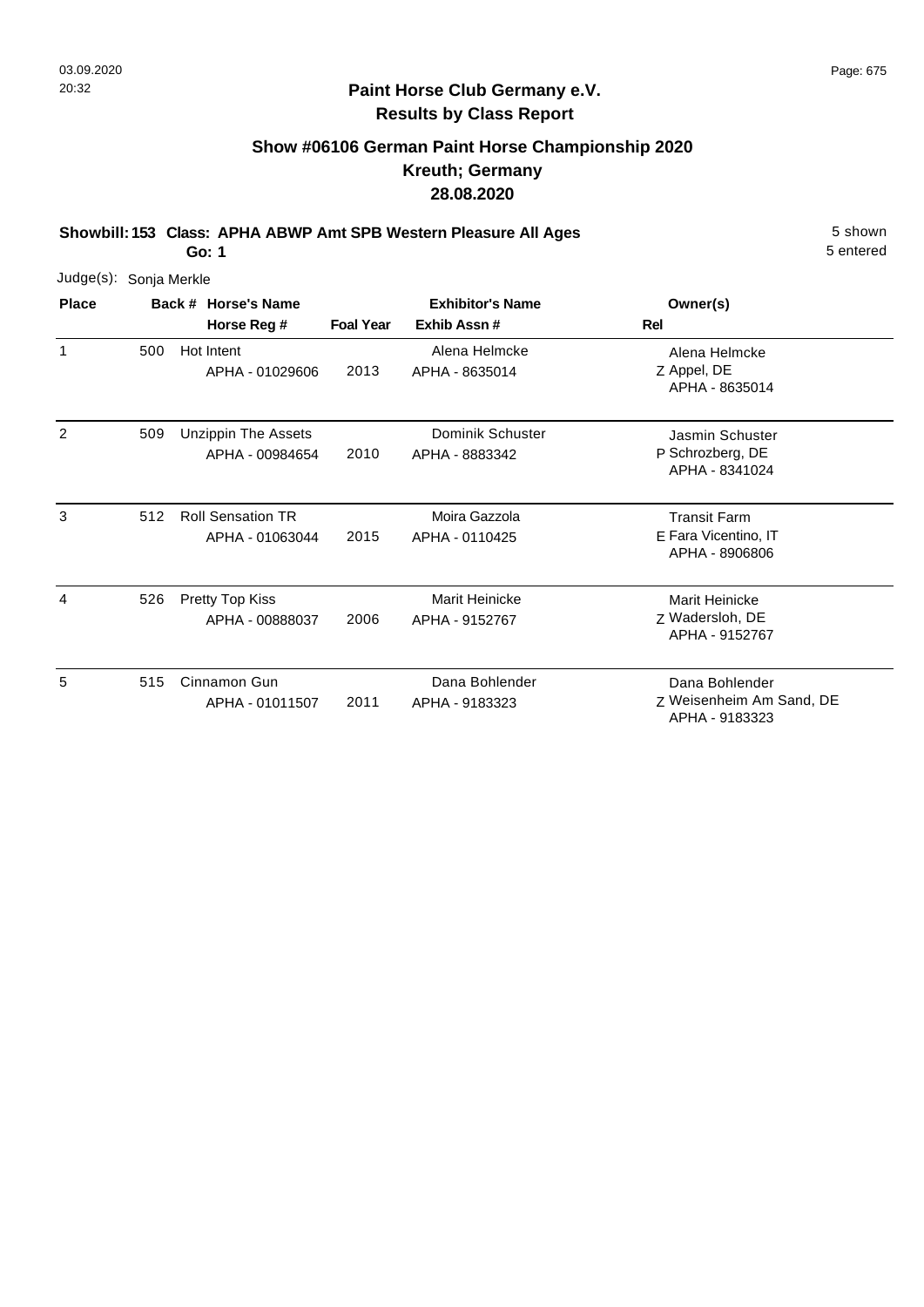## Paint Horse Club Germany e.V.
## Results by Class Report

### Show #06106 German Paint Horse Championship 2020
### Kreuth; Germany
### 28.08.2020

**Showbill: 153 Class: APHA ABWP Amt SPB Western Pleasure All Ages** 5 shown
**Go: 1** 5 entered

Judge(s): Sonja Merkle

| Place | Back # | Horse's Name / Horse Reg # | Foal Year | Exhibitor's Name / Exhib Assn # | Rel | Owner(s) |
|---|---|---|---|---|---|---|
| 1 | 500 | Hot Intent<br>APHA - 01029606 | 2013 | Alena Helmcke<br>APHA - 8635014 | Z | Alena Helmcke<br>Appel, DE<br>APHA - 8635014 |
| 2 | 509 | Unzippin The Assets<br>APHA - 00984654 | 2010 | Dominik Schuster<br>APHA - 8883342 | P | Jasmin Schuster<br>Schrozberg, DE<br>APHA - 8341024 |
| 3 | 512 | Roll Sensation TR<br>APHA - 01063044 | 2015 | Moira Gazzola<br>APHA - 0110425 | E | Transit Farm<br>Fara Vicentino, IT<br>APHA - 8906806 |
| 4 | 526 | Pretty Top Kiss<br>APHA - 00888037 | 2006 | Marit Heinicke<br>APHA - 9152767 | Z | Marit Heinicke<br>Wadersloh, DE<br>APHA - 9152767 |
| 5 | 515 | Cinnamon Gun<br>APHA - 01011507 | 2011 | Dana Bohlender<br>APHA - 9183323 | Z | Dana Bohlender<br>Weisenheim Am Sand, DE<br>APHA - 9183323 |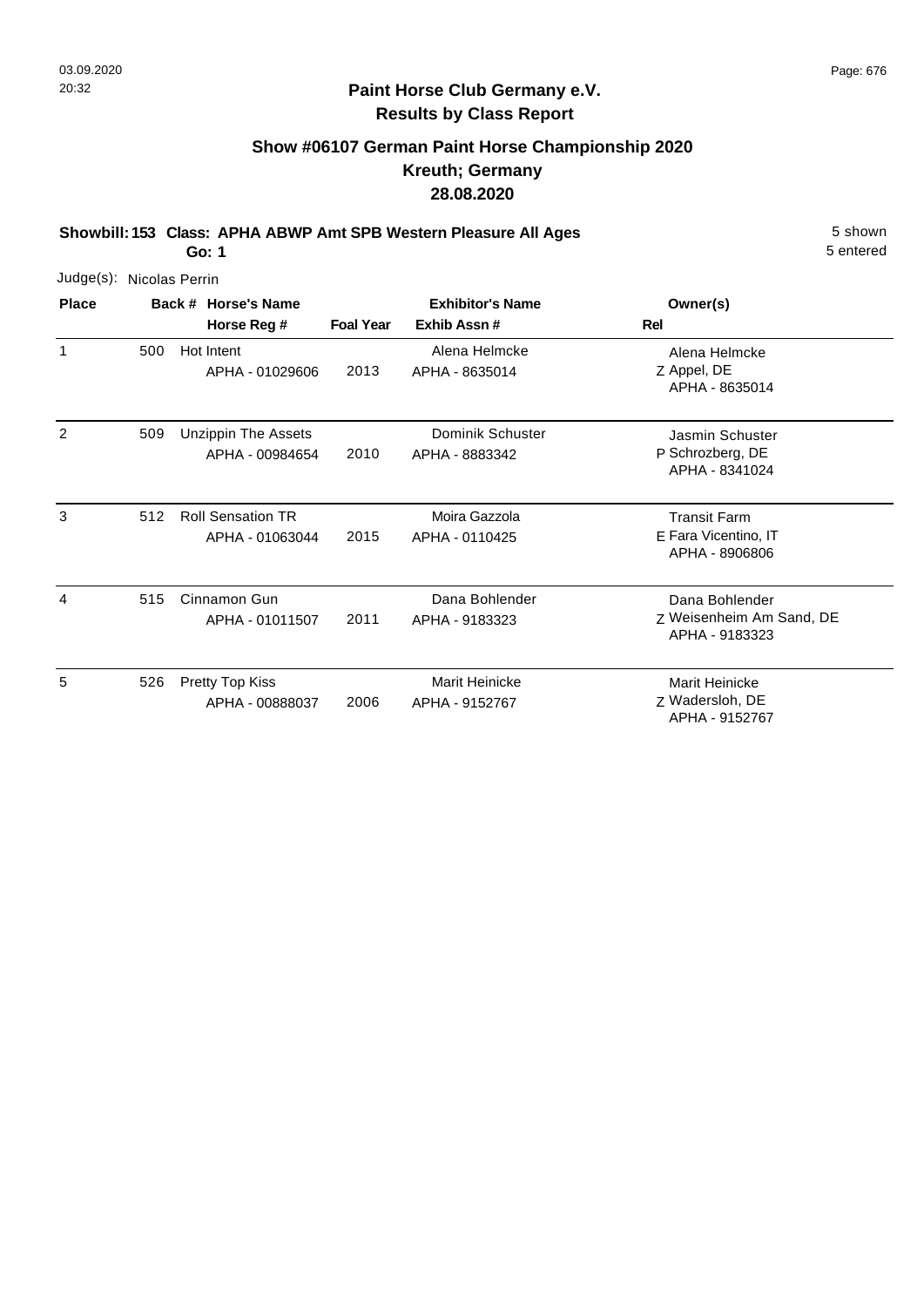# Paint Horse Club Germany e.V.
## Results by Class Report

### Show #06107 German Paint Horse Championship 2020
### Kreuth; Germany
### 28.08.2020

**Showbill: 153 Class: APHA ABWP Amt SPB Western Pleasure All Ages** — 5 shown, 5 entered

**Go: 1**

Judge(s): Nicolas Perrin

| Place | Back # | Horse's Name / Horse Reg # | Foal Year | Exhibitor's Name / Exhib Assn # | Rel | Owner(s) |
|---|---|---|---|---|---|---|
| 1 | 500 | Hot Intent<br>APHA - 01029606 | 2013 | Alena Helmcke<br>APHA - 8635014 | Z | Alena Helmcke<br>Appel, DE<br>APHA - 8635014 |
| 2 | 509 | Unzippin The Assets<br>APHA - 00984654 | 2010 | Dominik Schuster<br>APHA - 8883342 | P | Jasmin Schuster<br>Schrozberg, DE<br>APHA - 8341024 |
| 3 | 512 | Roll Sensation TR<br>APHA - 01063044 | 2015 | Moira Gazzola<br>APHA - 0110425 | E | Transit Farm<br>Fara Vicentino, IT<br>APHA - 8906806 |
| 4 | 515 | Cinnamon Gun<br>APHA - 01011507 | 2011 | Dana Bohlender<br>APHA - 9183323 | Z | Dana Bohlender<br>Weisenheim Am Sand, DE<br>APHA - 9183323 |
| 5 | 526 | Pretty Top Kiss<br>APHA - 00888037 | 2006 | Marit Heinicke<br>APHA - 9152767 | Z | Marit Heinicke<br>Wadersloh, DE<br>APHA - 9152767 |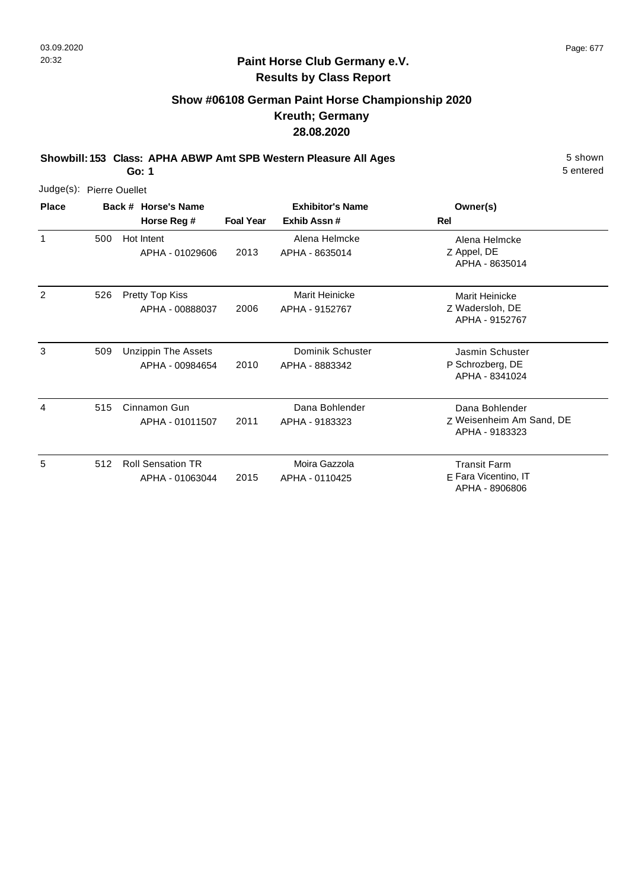## Paint Horse Club Germany e.V.
## Results by Class Report

### Show #06108 German Paint Horse Championship 2020
### Kreuth; Germany
### 28.08.2020

**Showbill: 153 Class: APHA ABWP Amt SPB Western Pleasure All Ages** — 5 shown, 5 entered

**Go: 1**

Judge(s): Pierre Ouellet

| Place | Back # | Horse's Name / Horse Reg # | Foal Year | Exhibitor's Name / Exhib Assn # | Rel | Owner(s) |
|---|---|---|---|---|---|---|
| 1 | 500 | Hot Intent<br>APHA - 01029606 | 2013 | Alena Helmcke<br>APHA - 8635014 | Z | Alena Helmcke<br>Appel, DE<br>APHA - 8635014 |
| 2 | 526 | Pretty Top Kiss<br>APHA - 00888037 | 2006 | Marit Heinicke<br>APHA - 9152767 | Z | Marit Heinicke<br>Wadersloh, DE<br>APHA - 9152767 |
| 3 | 509 | Unzippin The Assets<br>APHA - 00984654 | 2010 | Dominik Schuster<br>APHA - 8883342 | P | Jasmin Schuster<br>Schrozberg, DE<br>APHA - 8341024 |
| 4 | 515 | Cinnamon Gun<br>APHA - 01011507 | 2011 | Dana Bohlender<br>APHA - 9183323 | Z | Dana Bohlender<br>Weisenheim Am Sand, DE<br>APHA - 9183323 |
| 5 | 512 | Roll Sensation TR<br>APHA - 01063044 | 2015 | Moira Gazzola<br>APHA - 0110425 | E | Transit Farm<br>Fara Vicentino, IT<br>APHA - 8906806 |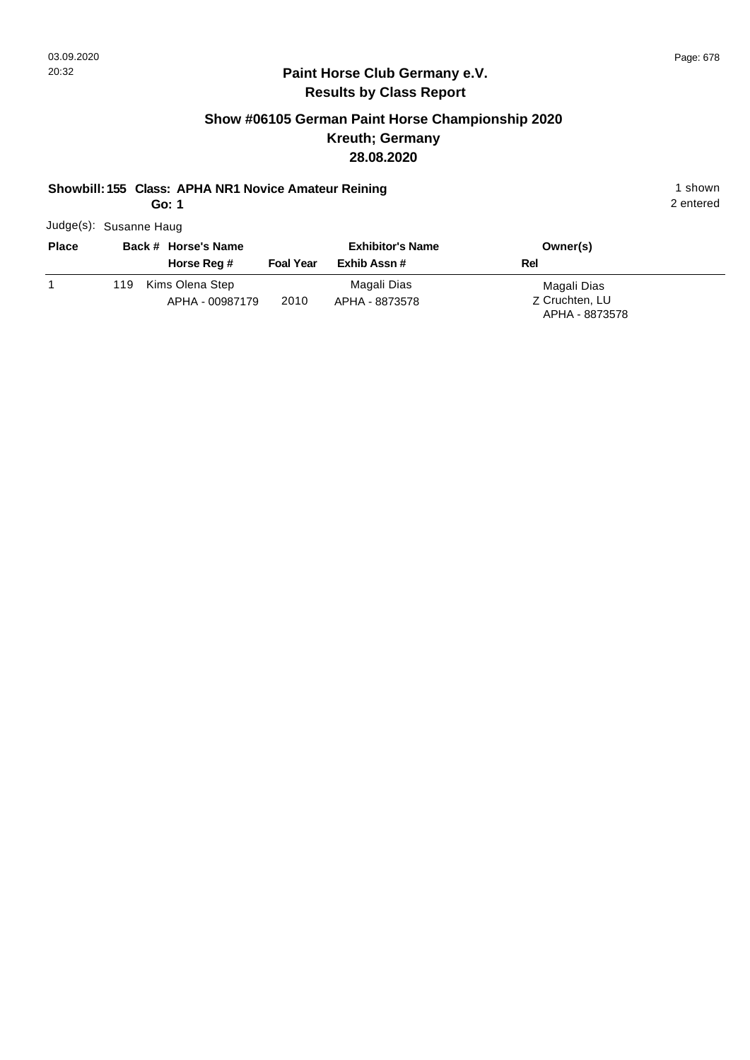## Paint Horse Club Germany e.V.
## Results by Class Report

### Show #06105 German Paint Horse Championship 2020
### Kreuth; Germany
### 28.08.2020

**Showbill: 155 Class: APHA NR1 Novice Amateur Reining** 1 shown
**Go: 1** 2 entered

Judge(s): Susanne Haug

| Place | Back # | Horse's Name / Horse Reg # | Foal Year | Exhibitor's Name / Exhib Assn # | Owner(s) / Rel |
|---|---|---|---|---|---|
| 1 | 119 | Kims Olena Step<br>APHA - 00987179 | 2010 | Magali Dias<br>APHA - 8873578 | Magali Dias<br>Z Cruchten, LU<br>APHA - 8873578 |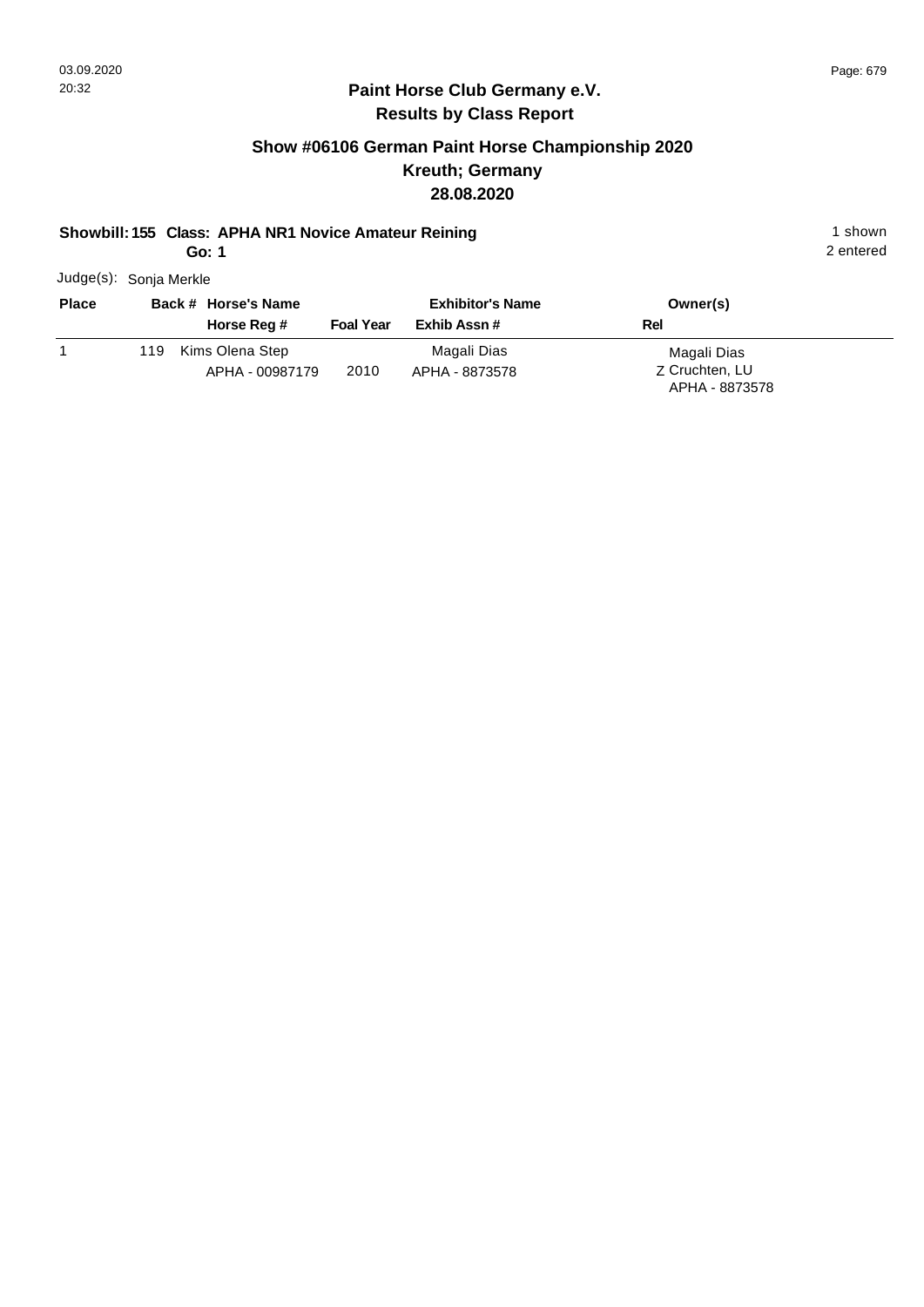## Paint Horse Club Germany e.V.
## Results by Class Report

### Show #06106 German Paint Horse Championship 2020
### Kreuth; Germany
### 28.08.2020

**Showbill: 155 Class: APHA NR1 Novice Amateur Reining** — 1 shown, 2 entered

**Go: 1**

Judge(s): Sonja Merkle

| Place | Back # | Horse's Name / Horse Reg # | Foal Year | Exhibitor's Name / Exhib Assn # | Owner(s) / Rel |
|---|---|---|---|---|---|
| 1 | 119 | Kims Olena Step<br>APHA - 00987179 | 2010 | Magali Dias<br>APHA - 8873578 | Magali Dias<br>Z Cruchten, LU<br>APHA - 8873578 |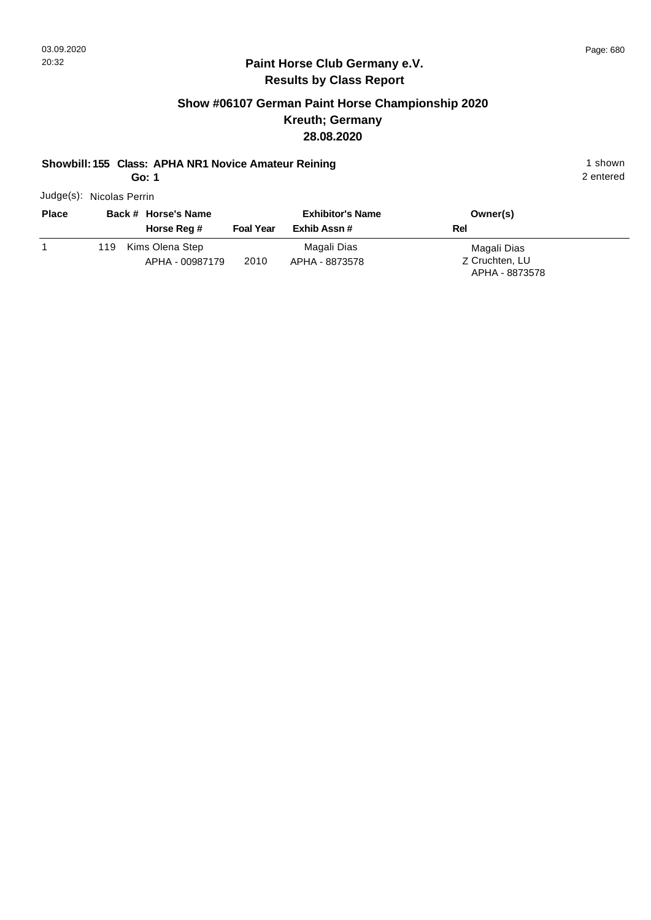## Paint Horse Club Germany e.V.
## Results by Class Report

### Show #06107 German Paint Horse Championship 2020
### Kreuth; Germany
### 28.08.2020

**Showbill: 155 Class: APHA NR1 Novice Amateur Reining** 1 shown
**Go: 1** 2 entered

Judge(s): Nicolas Perrin

| Place | Back # | Horse's Name / Horse Reg # | Foal Year | Exhibitor's Name / Exhib Assn # | Owner(s) / Rel |
|---|---|---|---|---|---|
| 1 | 119 | Kims Olena Step<br>APHA - 00987179 | 2010 | Magali Dias<br>APHA - 8873578 | Magali Dias<br>Z Cruchten, LU<br>APHA - 8873578 |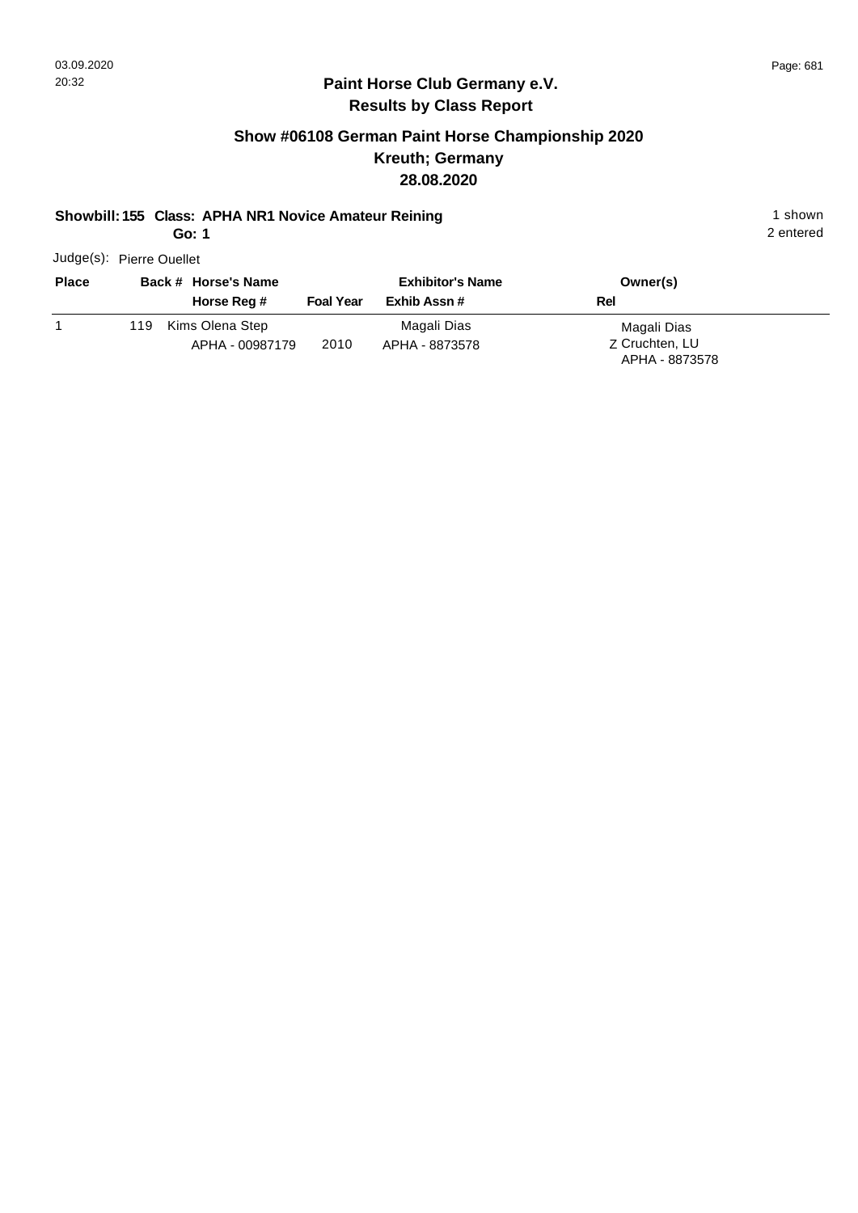## Paint Horse Club Germany e.V.
## Results by Class Report

### Show #06108 German Paint Horse Championship 2020
### Kreuth; Germany
### 28.08.2020

**Showbill: 155 Class: APHA NR1 Novice Amateur Reining** 1 shown
**Go: 1** 2 entered

Judge(s): Pierre Ouellet

| Place | Back # | Horse's Name / Horse Reg # | Foal Year | Exhibitor's Name / Exhib Assn # | Owner(s) / Rel |
|---|---|---|---|---|---|
| 1 | 119 | Kims Olena Step<br>APHA - 00987179 | 2010 | Magali Dias<br>APHA - 8873578 | Magali Dias<br>Z Cruchten, LU<br>APHA - 8873578 |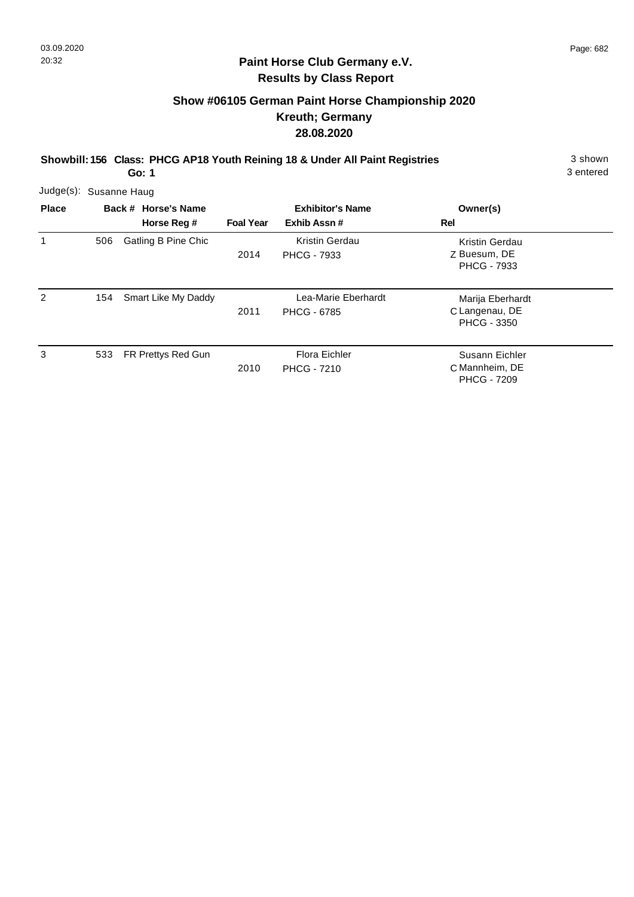## Paint Horse Club Germany e.V.
## Results by Class Report

### Show #06105 German Paint Horse Championship 2020
### Kreuth; Germany
### 28.08.2020

**Showbill: 156 Class: PHCG AP18 Youth Reining 18 & Under All Paint Registries** 3 shown
**Go: 1** 3 entered

Judge(s): Susanne Haug

| Place | Back # | Horse's Name / Horse Reg # | Foal Year | Exhibitor's Name / Exhib Assn # | Rel | Owner(s) |
|---|---|---|---|---|---|---|
| 1 | 506 | Gatling B Pine Chic | 2014 | Kristin Gerdau<br>PHCG - 7933 | Z | Kristin Gerdau<br>Buesum, DE<br>PHCG - 7933 |
| 2 | 154 | Smart Like My Daddy | 2011 | Lea-Marie Eberhardt<br>PHCG - 6785 | C | Marija Eberhardt<br>Langenau, DE<br>PHCG - 3350 |
| 3 | 533 | FR Prettys Red Gun | 2010 | Flora Eichler<br>PHCG - 7210 | C | Susann Eichler<br>Mannheim, DE<br>PHCG - 7209 |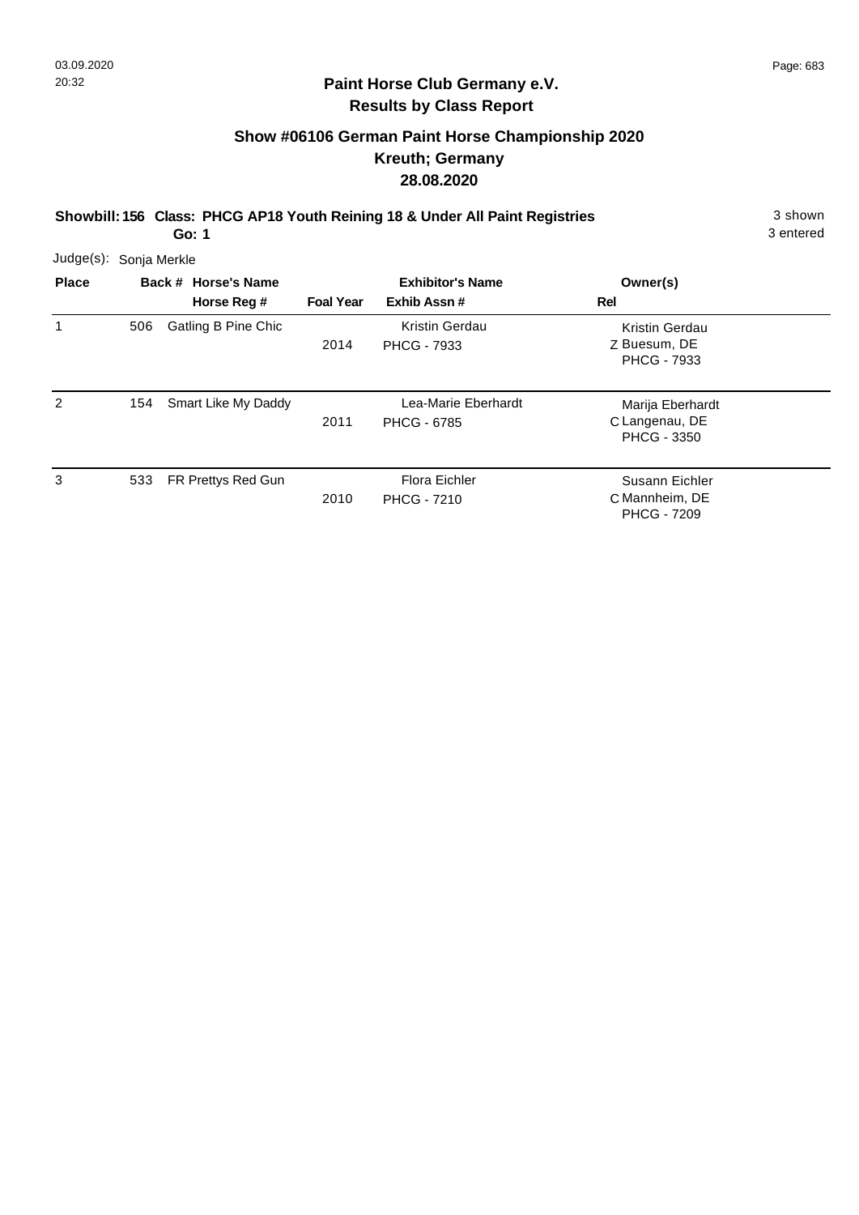# Paint Horse Club Germany e.V.
## Results by Class Report

### Show #06106 German Paint Horse Championship 2020
### Kreuth; Germany
### 28.08.2020

**Showbill: 156 Class: PHCG AP18 Youth Reining 18 & Under All Paint Registries** 3 shown
**Go: 1** 3 entered

Judge(s): Sonja Merkle

| Place | Back # | Horse's Name / Horse Reg # | Foal Year | Exhibitor's Name / Exhib Assn # | Rel | Owner(s) |
|---|---|---|---|---|---|---|
| 1 | 506 | Gatling B Pine Chic | 2014 | Kristin Gerdau<br>PHCG - 7933 | Z | Kristin Gerdau<br>Buesum, DE<br>PHCG - 7933 |
| 2 | 154 | Smart Like My Daddy | 2011 | Lea-Marie Eberhardt<br>PHCG - 6785 | C | Marija Eberhardt<br>Langenau, DE<br>PHCG - 3350 |
| 3 | 533 | FR Prettys Red Gun | 2010 | Flora Eichler<br>PHCG - 7210 | C | Susann Eichler<br>Mannheim, DE<br>PHCG - 7209 |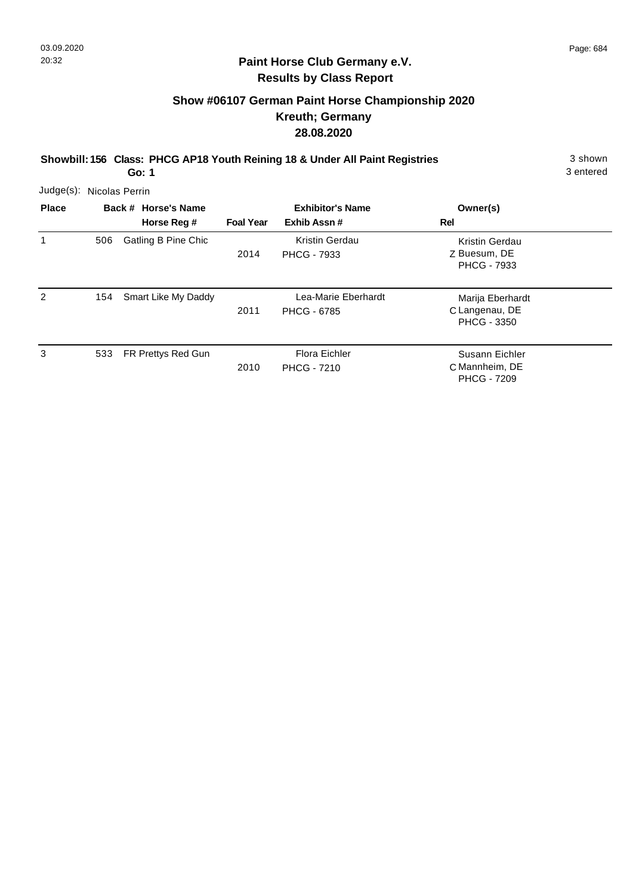## Paint Horse Club Germany e.V.
### Results by Class Report

## Show #06107 German Paint Horse Championship 2020
## Kreuth; Germany
## 28.08.2020

**Showbill: 156 Class: PHCG AP18 Youth Reining 18 & Under All Paint Registries** 3 shown
**Go: 1** 3 entered

Judge(s): Nicolas Perrin

| Place | Back # | Horse's Name / Horse Reg # | Foal Year | Exhibitor's Name / Exhib Assn # | Rel | Owner(s) |
|---|---|---|---|---|---|---|
| 1 | 506 | Gatling B Pine Chic | 2014 | Kristin Gerdau<br>PHCG - 7933 | Z | Kristin Gerdau<br>Buesum, DE<br>PHCG - 7933 |
| 2 | 154 | Smart Like My Daddy | 2011 | Lea-Marie Eberhardt<br>PHCG - 6785 | C | Marija Eberhardt<br>Langenau, DE<br>PHCG - 3350 |
| 3 | 533 | FR Prettys Red Gun | 2010 | Flora Eichler<br>PHCG - 7210 | C | Susann Eichler<br>Mannheim, DE<br>PHCG - 7209 |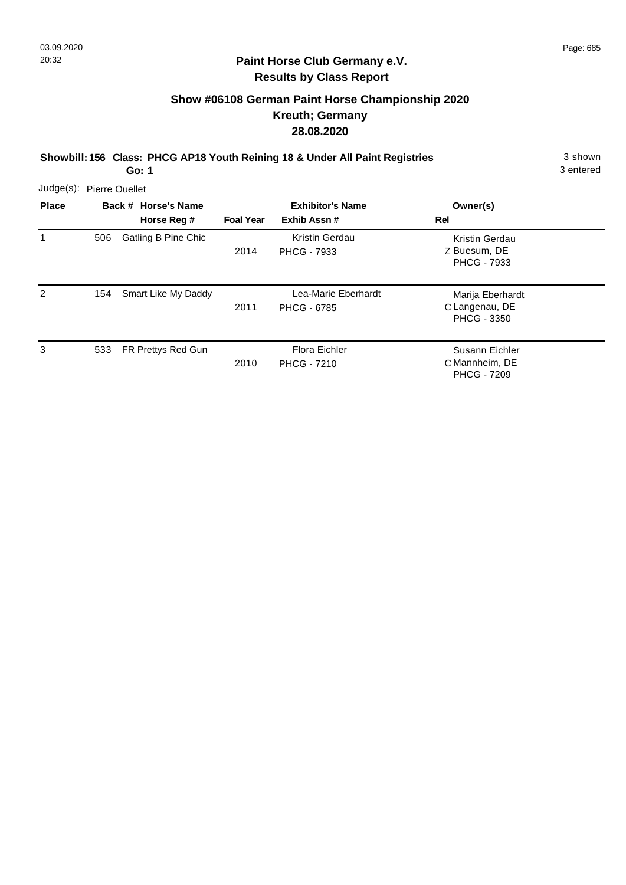**Paint Horse Club Germany e.V.**
**Results by Class Report**

## Show #06108 German Paint Horse Championship 2020
## Kreuth; Germany
## 28.08.2020

**Showbill: 156 Class: PHCG AP18 Youth Reining 18 & Under All Paint Registries** — 3 shown, 3 entered

**Go: 1**

Judge(s): Pierre Ouellet

| Place | Back # | Horse's Name / Horse Reg # | Foal Year | Exhibitor's Name / Exhib Assn # | Rel | Owner(s) |
|---|---|---|---|---|---|---|
| 1 | 506 | Gatling B Pine Chic | 2014 | Kristin Gerdau PHCG - 7933 | Z | Kristin Gerdau Buesum, DE PHCG - 7933 |
| 2 | 154 | Smart Like My Daddy | 2011 | Lea-Marie Eberhardt PHCG - 6785 | C | Marija Eberhardt Langenau, DE PHCG - 3350 |
| 3 | 533 | FR Prettys Red Gun | 2010 | Flora Eichler PHCG - 7210 | C | Susann Eichler Mannheim, DE PHCG - 7209 |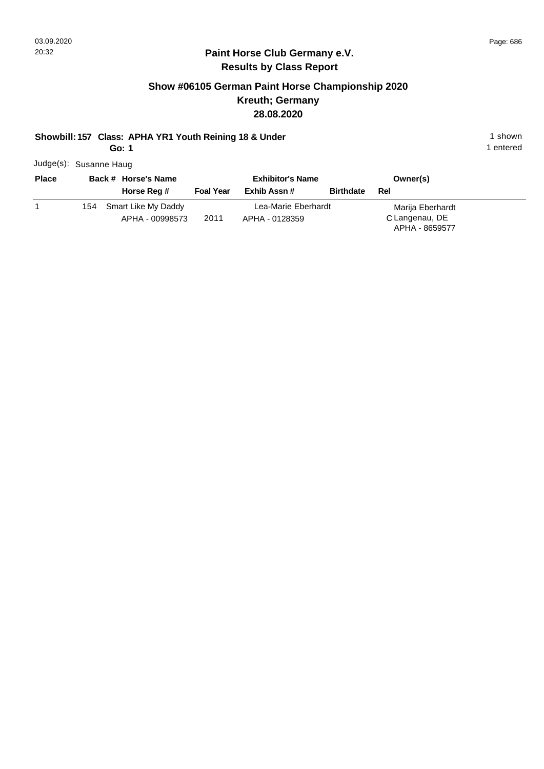**Paint Horse Club Germany e.V.**
**Results by Class Report**

## Show #06105 German Paint Horse Championship 2020
## Kreuth; Germany
## 28.08.2020

**Showbill: 157 Class: APHA YR1 Youth Reining 18 & Under** 1 shown
**Go: 1** 1 entered

Judge(s): Susanne Haug

| Place | Back # | Horse's Name / Horse Reg # | Foal Year | Exhibitor's Name / Exhib Assn # | Birthdate | Rel | Owner(s) |
|---|---|---|---|---|---|---|---|
| 1 | 154 | Smart Like My Daddy<br>APHA - 00998573 | 2011 | Lea-Marie Eberhardt<br>APHA - 0128359 | | C | Marija Eberhardt<br>Langenau, DE<br>APHA - 8659577 |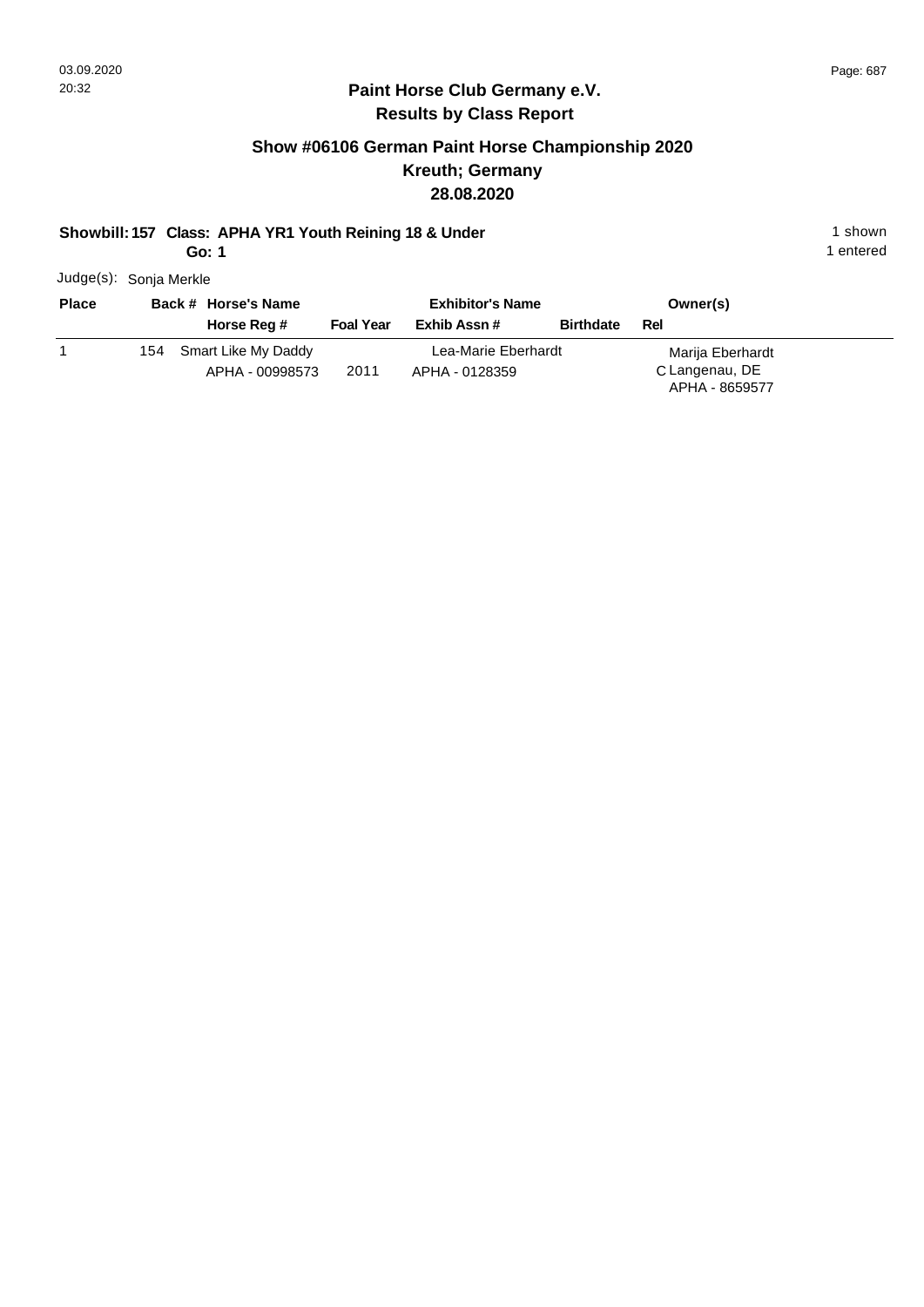## Paint Horse Club Germany e.V.
## Results by Class Report

### Show #06106 German Paint Horse Championship 2020
### Kreuth; Germany
### 28.08.2020

**Showbill: 157 Class: APHA YR1 Youth Reining 18 & Under** — 1 shown, 1 entered

**Go: 1**

Judge(s): Sonja Merkle

| Place | Back # | Horse's Name / Horse Reg # | Foal Year | Exhibitor's Name / Exhib Assn # | Birthdate | Rel | Owner(s) |
|---|---|---|---|---|---|---|---|
| 1 | 154 | Smart Like My Daddy<br>APHA - 00998573 | 2011 | Lea-Marie Eberhardt<br>APHA - 0128359 | | C | Marija Eberhardt<br>Langenau, DE<br>APHA - 8659577 |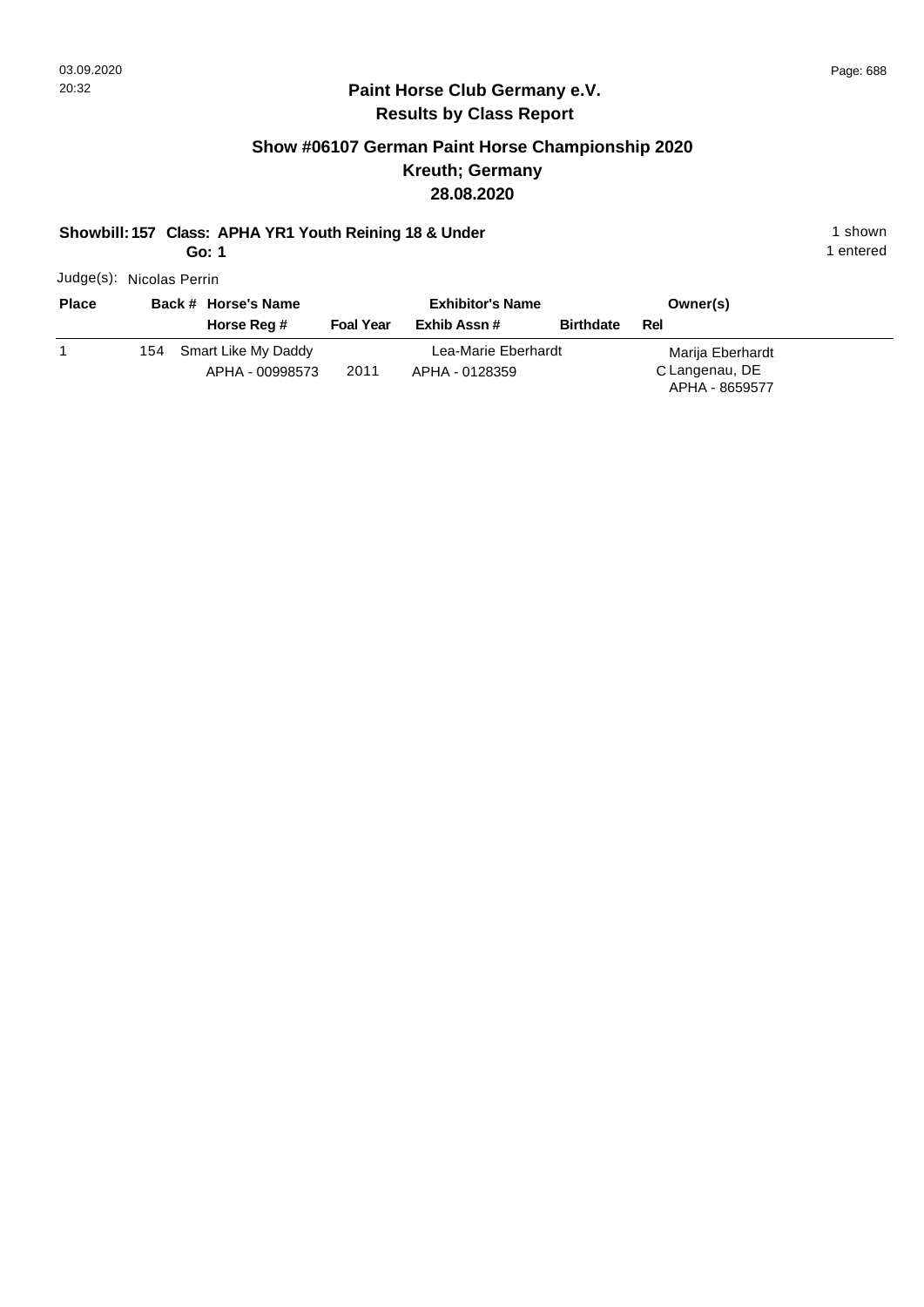## Paint Horse Club Germany e.V.
## Results by Class Report

### Show #06107 German Paint Horse Championship 2020
### Kreuth; Germany
### 28.08.2020

**Showbill: 157 Class: APHA YR1 Youth Reining 18 & Under** — 1 shown

**Go: 1** — 1 entered

Judge(s): Nicolas Perrin

| Place | Back # | Horse's Name / Horse Reg # | Foal Year | Exhibitor's Name / Exhib Assn # | Birthdate | Rel | Owner(s) |
|---|---|---|---|---|---|---|---|
| 1 | 154 | Smart Like My Daddy<br>APHA - 00998573 | 2011 | Lea-Marie Eberhardt<br>APHA - 0128359 | | C | Marija Eberhardt<br>Langenau, DE<br>APHA - 8659577 |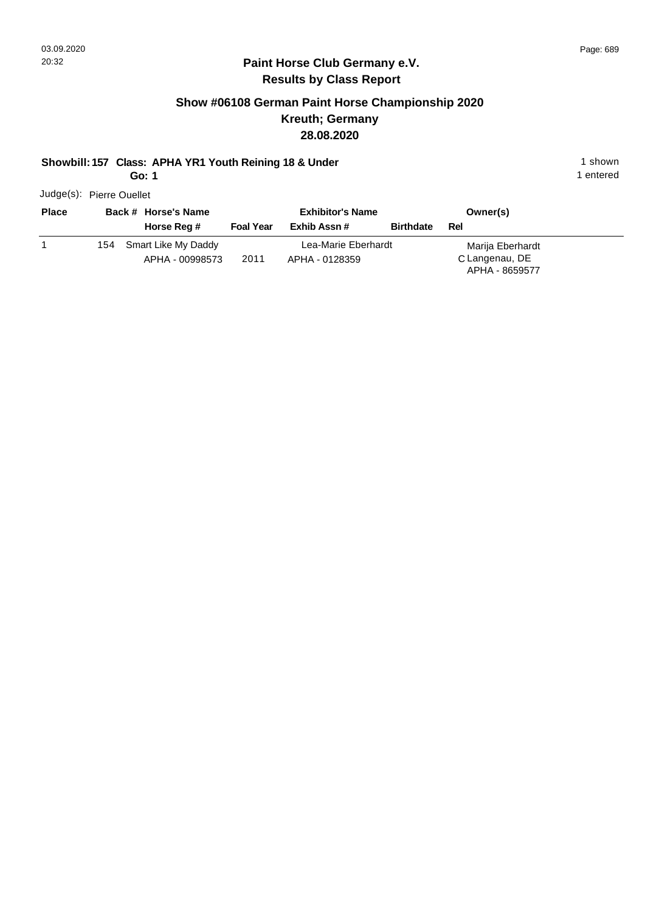## Paint Horse Club Germany e.V.
## Results by Class Report

### Show #06108 German Paint Horse Championship 2020
### Kreuth; Germany
### 28.08.2020

**Showbill: 157 Class: APHA YR1 Youth Reining 18 & Under** — 1 shown, 1 entered

**Go: 1**

Judge(s): Pierre Ouellet

| Place | Back # | Horse's Name / Horse Reg # | Foal Year | Exhibitor's Name / Exhib Assn # | Birthdate | Rel | Owner(s) |
|---|---|---|---|---|---|---|---|
| 1 | 154 | Smart Like My Daddy<br>APHA - 00998573 | 2011 | Lea-Marie Eberhardt<br>APHA - 0128359 | | C | Marija Eberhardt<br>Langenau, DE<br>APHA - 8659577 |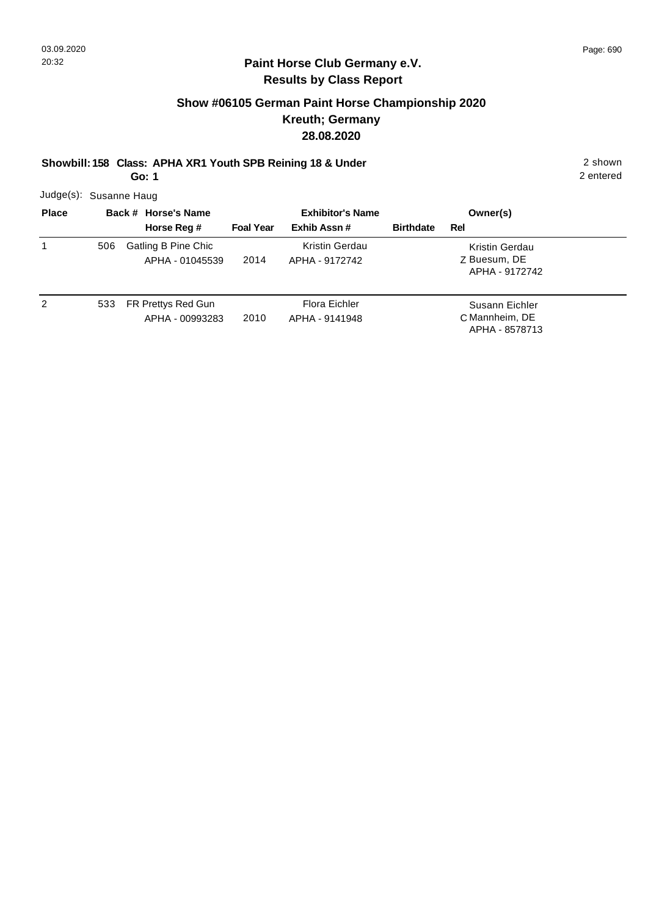## Paint Horse Club Germany e.V.
## Results by Class Report

### Show #06105 German Paint Horse Championship 2020
### Kreuth; Germany
### 28.08.2020

**Showbill: 158 Class: APHA XR1 Youth SPB Reining 18 & Under** 2 shown

**Go: 1** 2 entered

Judge(s): Susanne Haug

| Place | Back # | Horse's Name / Horse Reg # | Foal Year | Exhibitor's Name / Exhib Assn # | Birthdate | Rel | Owner(s) |
|---|---|---|---|---|---|---|---|
| 1 | 506 | Gatling B Pine Chic<br>APHA - 01045539 | 2014 | Kristin Gerdau<br>APHA - 9172742 | | Z | Kristin Gerdau<br>Buesum, DE<br>APHA - 9172742 |
| 2 | 533 | FR Prettys Red Gun<br>APHA - 00993283 | 2010 | Flora Eichler<br>APHA - 9141948 | | C | Susann Eichler<br>Mannheim, DE<br>APHA - 8578713 |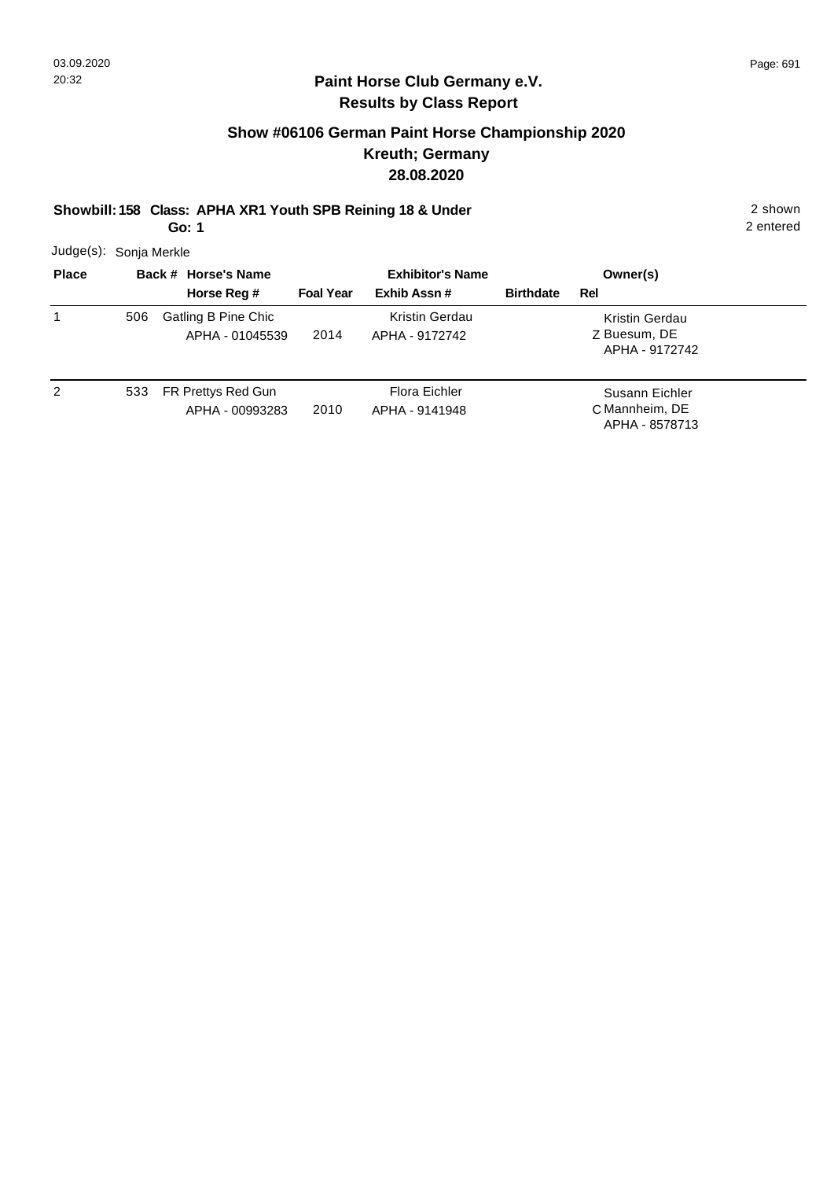## Paint Horse Club Germany e.V.
## Results by Class Report

### Show #06106 German Paint Horse Championship 2020
### Kreuth; Germany
### 28.08.2020

**Showbill: 158 Class: APHA XR1 Youth SPB Reining 18 & Under** 2 shown
**Go: 1** 2 entered

Judge(s): Sonja Merkle

| Place | Back # | Horse's Name / Horse Reg # | Foal Year | Exhibitor's Name / Exhib Assn # | Birthdate | Rel | Owner(s) |
|---|---|---|---|---|---|---|---|
| 1 | 506 | Gatling B Pine Chic<br>APHA - 01045539 | 2014 | Kristin Gerdau<br>APHA - 9172742 | | Z | Kristin Gerdau<br>Buesum, DE<br>APHA - 9172742 |
| 2 | 533 | FR Prettys Red Gun<br>APHA - 00993283 | 2010 | Flora Eichler<br>APHA - 9141948 | | C | Susann Eichler<br>Mannheim, DE<br>APHA - 8578713 |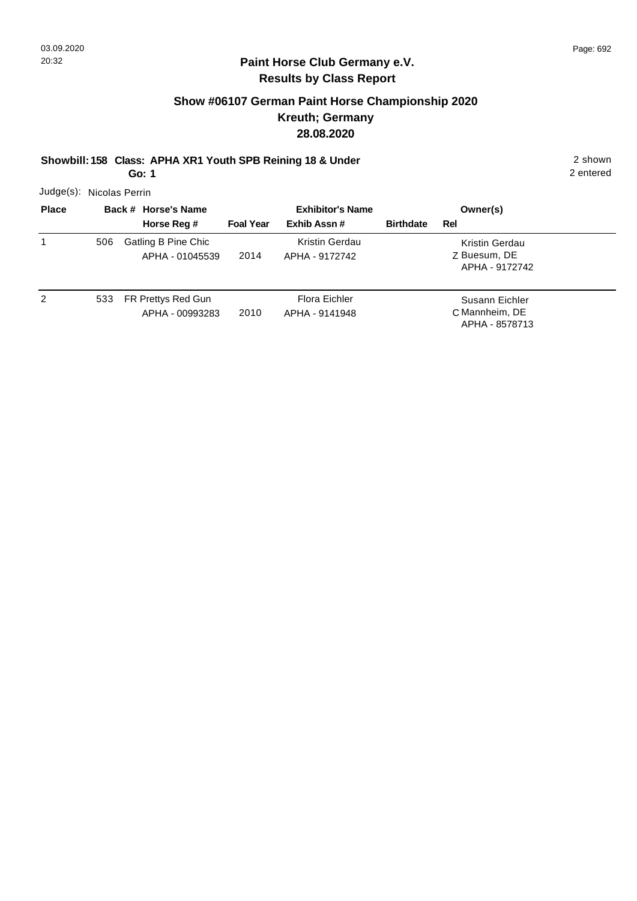## Paint Horse Club Germany e.V.
## Results by Class Report

### Show #06107 German Paint Horse Championship 2020
### Kreuth; Germany
### 28.08.2020

**Showbill: 158 Class: APHA XR1 Youth SPB Reining 18 & Under** 2 shown
**Go: 1** 2 entered

Judge(s): Nicolas Perrin

| Place | Back # | Horse's Name / Horse Reg # | Foal Year | Exhibitor's Name / Exhib Assn # | Birthdate | Rel | Owner(s) |
|---|---|---|---|---|---|---|---|
| 1 | 506 | Gatling B Pine Chic<br>APHA - 01045539 | 2014 | Kristin Gerdau<br>APHA - 9172742 | | Z | Kristin Gerdau<br>Buesum, DE<br>APHA - 9172742 |
| 2 | 533 | FR Prettys Red Gun<br>APHA - 00993283 | 2010 | Flora Eichler<br>APHA - 9141948 | | C | Susann Eichler<br>Mannheim, DE<br>APHA - 8578713 |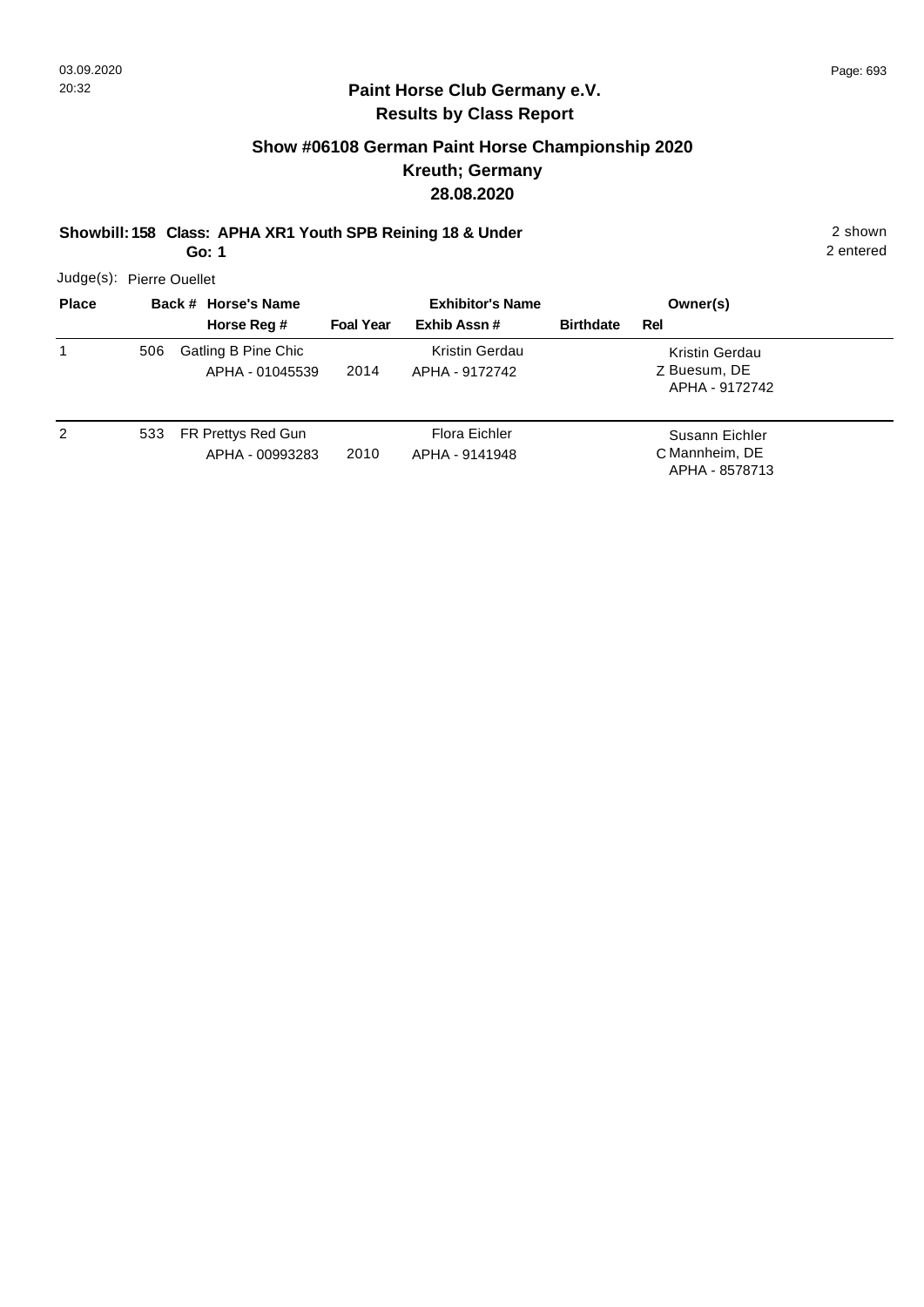## Paint Horse Club Germany e.V.
## Results by Class Report

### Show #06108 German Paint Horse Championship 2020
### Kreuth; Germany
### 28.08.2020

**Showbill: 158 Class: APHA XR1 Youth SPB Reining 18 & Under** — 2 shown

**Go: 1** — 2 entered

Judge(s): Pierre Ouellet

| Place | Back # | Horse's Name / Horse Reg # | Foal Year | Exhibitor's Name / Exhib Assn # | Birthdate | Rel | Owner(s) |
|---|---|---|---|---|---|---|---|
| 1 | 506 | Gatling B Pine Chic<br>APHA - 01045539 | 2014 | Kristin Gerdau<br>APHA - 9172742 | | Z | Kristin Gerdau<br>Buesum, DE<br>APHA - 9172742 |
| 2 | 533 | FR Prettys Red Gun<br>APHA - 00993283 | 2010 | Flora Eichler<br>APHA - 9141948 | | C | Susann Eichler<br>Mannheim, DE<br>APHA - 8578713 |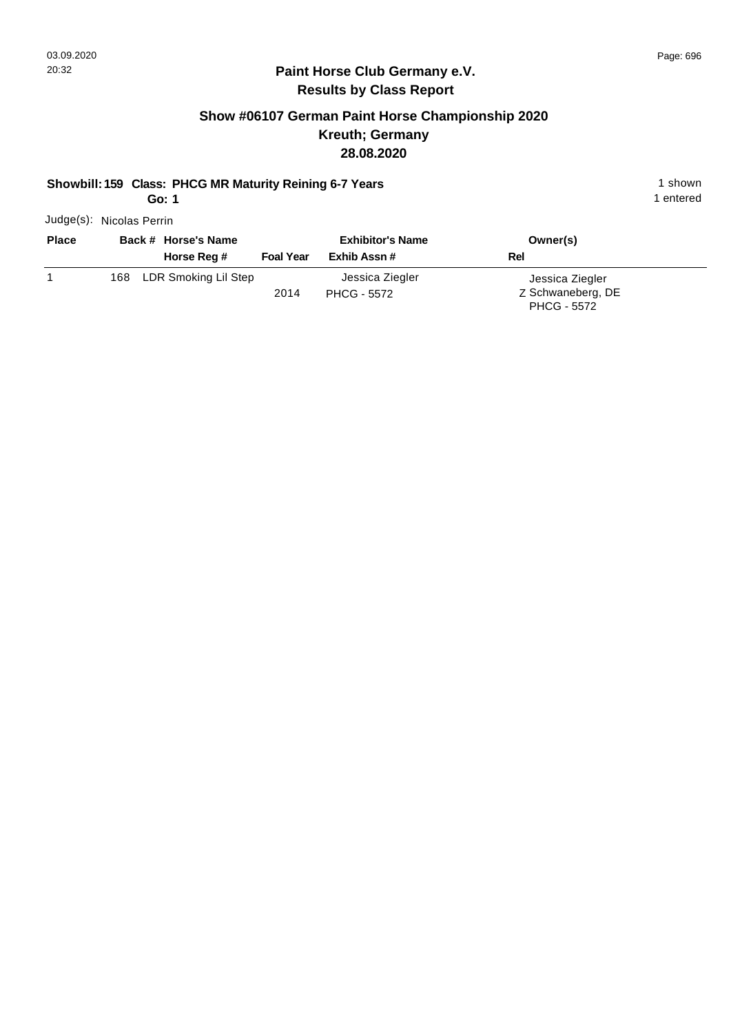## Paint Horse Club Germany e.V.
## Results by Class Report

### Show #06107 German Paint Horse Championship 2020
### Kreuth; Germany
### 28.08.2020

**Showbill: 159 Class: PHCG MR Maturity Reining 6-7 Years** 1 shown
**Go: 1** 1 entered

Judge(s): Nicolas Perrin

| Place | Back # | Horse's Name / Horse Reg # | Foal Year | Exhibitor's Name / Exhib Assn # | Rel | Owner(s) |
|---|---|---|---|---|---|---|
| 1 | 168 | LDR Smoking Lil Step | 2014 | Jessica Ziegler<br>PHCG - 5572 | Z | Jessica Ziegler<br>Schwaneberg, DE<br>PHCG - 5572 |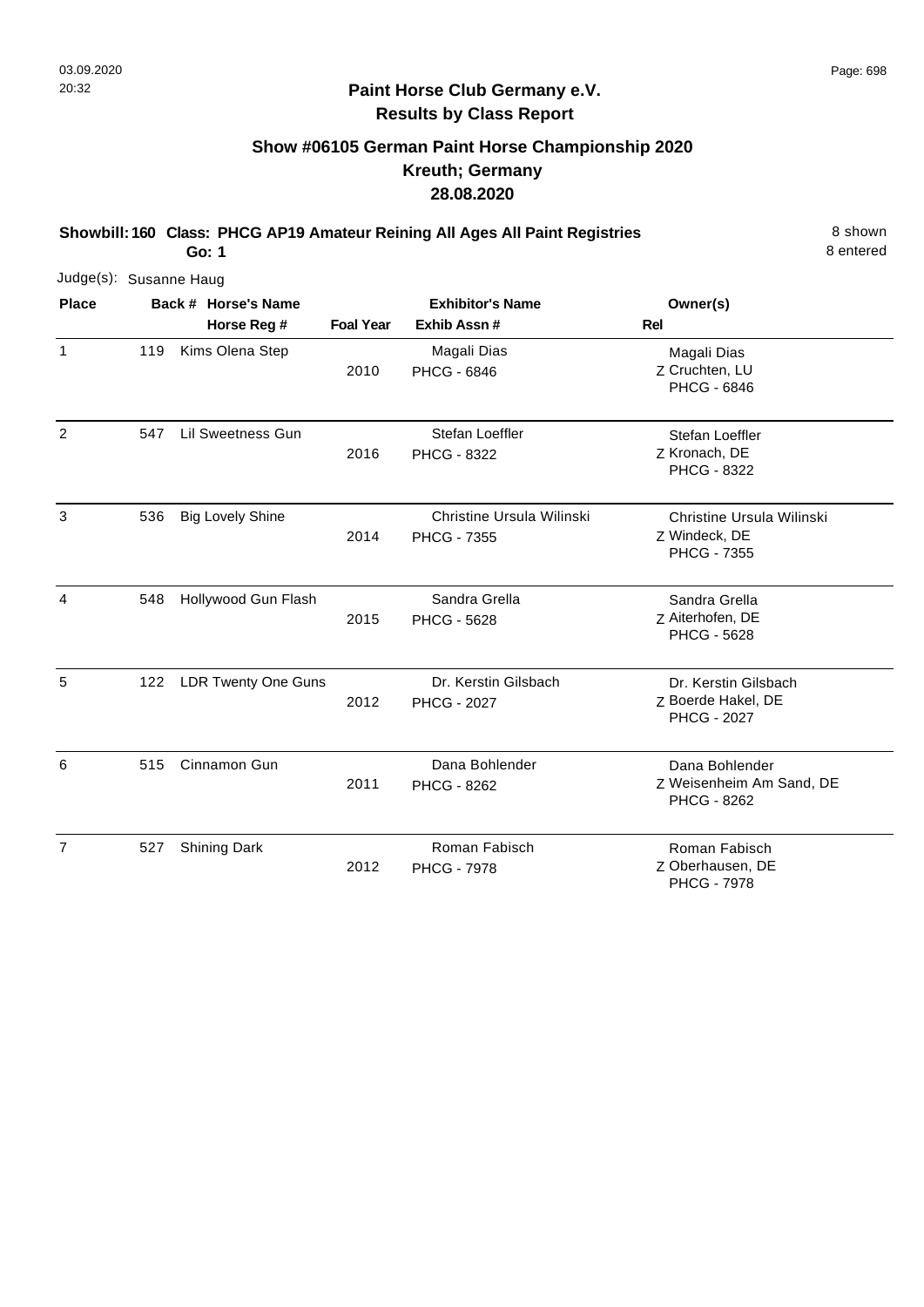**Paint Horse Club Germany e.V.**
**Results by Class Report**

## Show #06105 German Paint Horse Championship 2020
## Kreuth; Germany
## 28.08.2020

**Showbill: 160 Class: PHCG AP19 Amateur Reining All Ages All Paint Registries**
**Go: 1**

8 shown
8 entered

Judge(s): Susanne Haug

| Place | Back # | Horse's Name / Horse Reg # | Foal Year | Exhibitor's Name / Exhib Assn # | Owner(s) / Rel |
|---|---|---|---|---|---|
| 1 | 119 | Kims Olena Step | 2010 | Magali Dias<br>PHCG - 6846 | Magali Dias<br>Z Cruchten, LU<br>PHCG - 6846 |
| 2 | 547 | Lil Sweetness Gun | 2016 | Stefan Loeffler<br>PHCG - 8322 | Stefan Loeffler<br>Z Kronach, DE<br>PHCG - 8322 |
| 3 | 536 | Big Lovely Shine | 2014 | Christine Ursula Wilinski<br>PHCG - 7355 | Christine Ursula Wilinski<br>Z Windeck, DE<br>PHCG - 7355 |
| 4 | 548 | Hollywood Gun Flash | 2015 | Sandra Grella<br>PHCG - 5628 | Sandra Grella<br>Z Aiterhofen, DE<br>PHCG - 5628 |
| 5 | 122 | LDR Twenty One Guns | 2012 | Dr. Kerstin Gilsbach<br>PHCG - 2027 | Dr. Kerstin Gilsbach<br>Z Boerde Hakel, DE<br>PHCG - 2027 |
| 6 | 515 | Cinnamon Gun | 2011 | Dana Bohlender<br>PHCG - 8262 | Dana Bohlender<br>Z Weisenheim Am Sand, DE<br>PHCG - 8262 |
| 7 | 527 | Shining Dark | 2012 | Roman Fabisch<br>PHCG - 7978 | Roman Fabisch<br>Z Oberhausen, DE<br>PHCG - 7978 |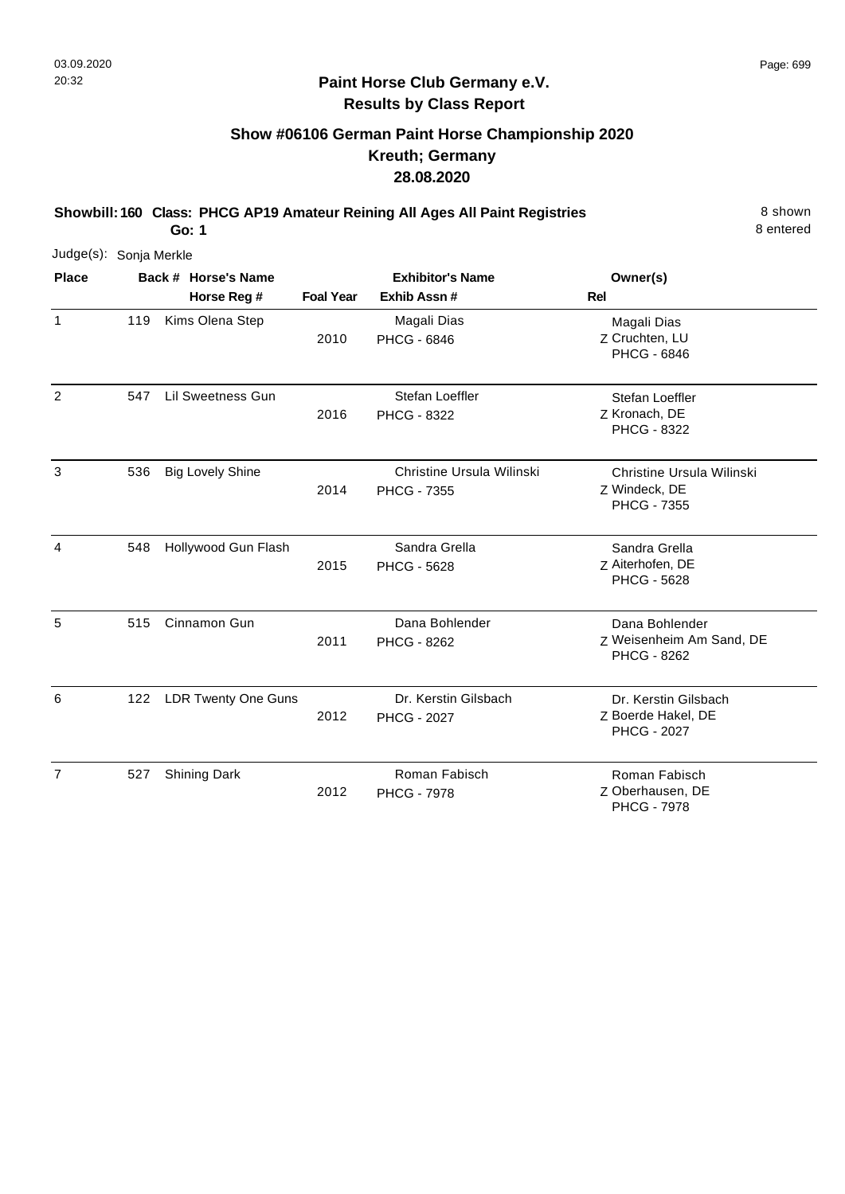**Paint Horse Club Germany e.V.**
**Results by Class Report**

## Show #06106 German Paint Horse Championship 2020
## Kreuth; Germany
## 28.08.2020

**Showbill: 160 Class: PHCG AP19 Amateur Reining All Ages All Paint Registries** 8 shown
**Go: 1** 8 entered

Judge(s): Sonja Merkle

| Place | Back # | Horse's Name / Horse Reg # | Foal Year | Exhibitor's Name / Exhib Assn # | Owner(s) / Rel |
|---|---|---|---|---|---|
| 1 | 119 | Kims Olena Step | 2010 | Magali Dias / PHCG - 6846 | Magali Dias, Cruchten, LU, PHCG - 6846 / Z |
| 2 | 547 | Lil Sweetness Gun | 2016 | Stefan Loeffler / PHCG - 8322 | Stefan Loeffler, Kronach, DE, PHCG - 8322 / Z |
| 3 | 536 | Big Lovely Shine | 2014 | Christine Ursula Wilinski / PHCG - 7355 | Christine Ursula Wilinski, Windeck, DE, PHCG - 7355 / Z |
| 4 | 548 | Hollywood Gun Flash | 2015 | Sandra Grella / PHCG - 5628 | Sandra Grella, Aiterhofen, DE, PHCG - 5628 / Z |
| 5 | 515 | Cinnamon Gun | 2011 | Dana Bohlender / PHCG - 8262 | Dana Bohlender, Weisenheim Am Sand, DE, PHCG - 8262 / Z |
| 6 | 122 | LDR Twenty One Guns | 2012 | Dr. Kerstin Gilsbach / PHCG - 2027 | Dr. Kerstin Gilsbach, Boerde Hakel, DE, PHCG - 2027 / Z |
| 7 | 527 | Shining Dark | 2012 | Roman Fabisch / PHCG - 7978 | Roman Fabisch, Oberhausen, DE, PHCG - 7978 / Z |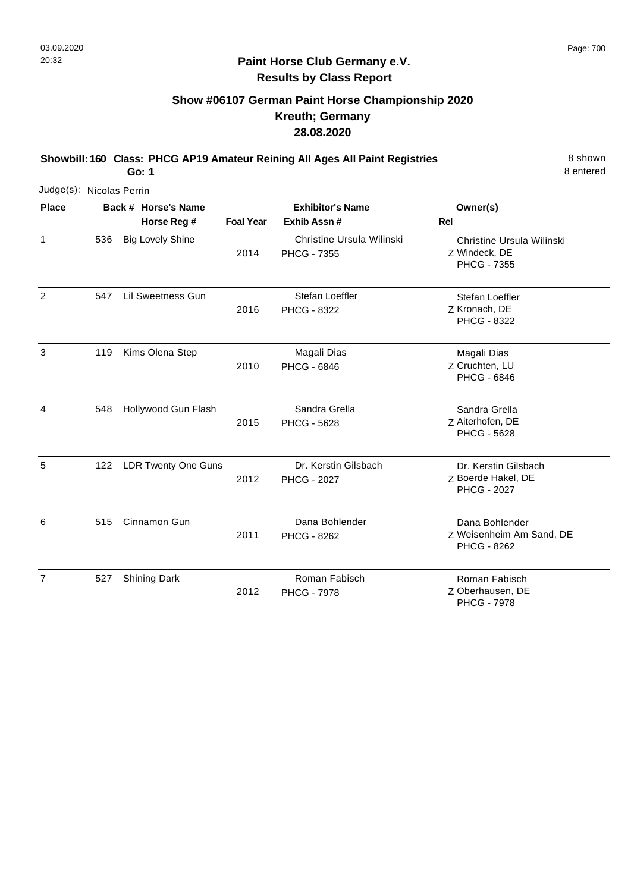**Paint Horse Club Germany e.V.**
**Results by Class Report**

## Show #06107 German Paint Horse Championship 2020
## Kreuth; Germany
## 28.08.2020

**Showbill: 160 Class: PHCG AP19 Amateur Reining All Ages All Paint Registries** 8 shown
**Go: 1** 8 entered

Judge(s): Nicolas Perrin

| Place | Back # | Horse's Name / Horse Reg # | Foal Year | Exhibitor's Name / Exhib Assn # | Rel | Owner(s) |
|---|---|---|---|---|---|---|
| 1 | 536 | Big Lovely Shine | 2014 | Christine Ursula Wilinski<br>PHCG - 7355 | Z | Christine Ursula Wilinski<br>Windeck, DE<br>PHCG - 7355 |
| 2 | 547 | Lil Sweetness Gun | 2016 | Stefan Loeffler<br>PHCG - 8322 | Z | Stefan Loeffler<br>Kronach, DE<br>PHCG - 8322 |
| 3 | 119 | Kims Olena Step | 2010 | Magali Dias<br>PHCG - 6846 | Z | Magali Dias<br>Cruchten, LU<br>PHCG - 6846 |
| 4 | 548 | Hollywood Gun Flash | 2015 | Sandra Grella<br>PHCG - 5628 | Z | Sandra Grella<br>Aiterhofen, DE<br>PHCG - 5628 |
| 5 | 122 | LDR Twenty One Guns | 2012 | Dr. Kerstin Gilsbach<br>PHCG - 2027 | Z | Dr. Kerstin Gilsbach<br>Boerde Hakel, DE<br>PHCG - 2027 |
| 6 | 515 | Cinnamon Gun | 2011 | Dana Bohlender<br>PHCG - 8262 | Z | Dana Bohlender<br>Weisenheim Am Sand, DE<br>PHCG - 8262 |
| 7 | 527 | Shining Dark | 2012 | Roman Fabisch<br>PHCG - 7978 | Z | Roman Fabisch<br>Oberhausen, DE<br>PHCG - 7978 |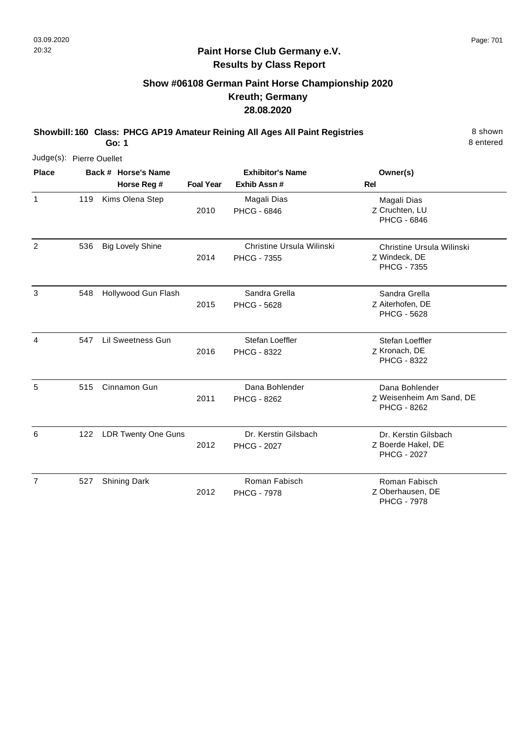# Paint Horse Club Germany e.V.
## Results by Class Report

### Show #06108 German Paint Horse Championship 2020
### Kreuth; Germany
### 28.08.2020

**Showbill: 160 Class: PHCG AP19 Amateur Reining All Ages All Paint Registries** 8 shown
**Go: 1** 8 entered

Judge(s): Pierre Ouellet

| Place | Back # | Horse's Name / Horse Reg # | Foal Year | Exhibitor's Name / Exhib Assn # | Owner(s) / Rel |
|---|---|---|---|---|---|
| 1 | 119 | Kims Olena Step | 2010 | Magali Dias<br>PHCG - 6846 | Magali Dias<br>Z Cruchten, LU<br>PHCG - 6846 |
| 2 | 536 | Big Lovely Shine | 2014 | Christine Ursula Wilinski<br>PHCG - 7355 | Christine Ursula Wilinski<br>Z Windeck, DE<br>PHCG - 7355 |
| 3 | 548 | Hollywood Gun Flash | 2015 | Sandra Grella<br>PHCG - 5628 | Sandra Grella<br>Z Aiterhofen, DE<br>PHCG - 5628 |
| 4 | 547 | Lil Sweetness Gun | 2016 | Stefan Loeffler<br>PHCG - 8322 | Stefan Loeffler<br>Z Kronach, DE<br>PHCG - 8322 |
| 5 | 515 | Cinnamon Gun | 2011 | Dana Bohlender<br>PHCG - 8262 | Dana Bohlender<br>Z Weisenheim Am Sand, DE<br>PHCG - 8262 |
| 6 | 122 | LDR Twenty One Guns | 2012 | Dr. Kerstin Gilsbach<br>PHCG - 2027 | Dr. Kerstin Gilsbach<br>Z Boerde Hakel, DE<br>PHCG - 2027 |
| 7 | 527 | Shining Dark | 2012 | Roman Fabisch<br>PHCG - 7978 | Roman Fabisch<br>Z Oberhausen, DE<br>PHCG - 7978 |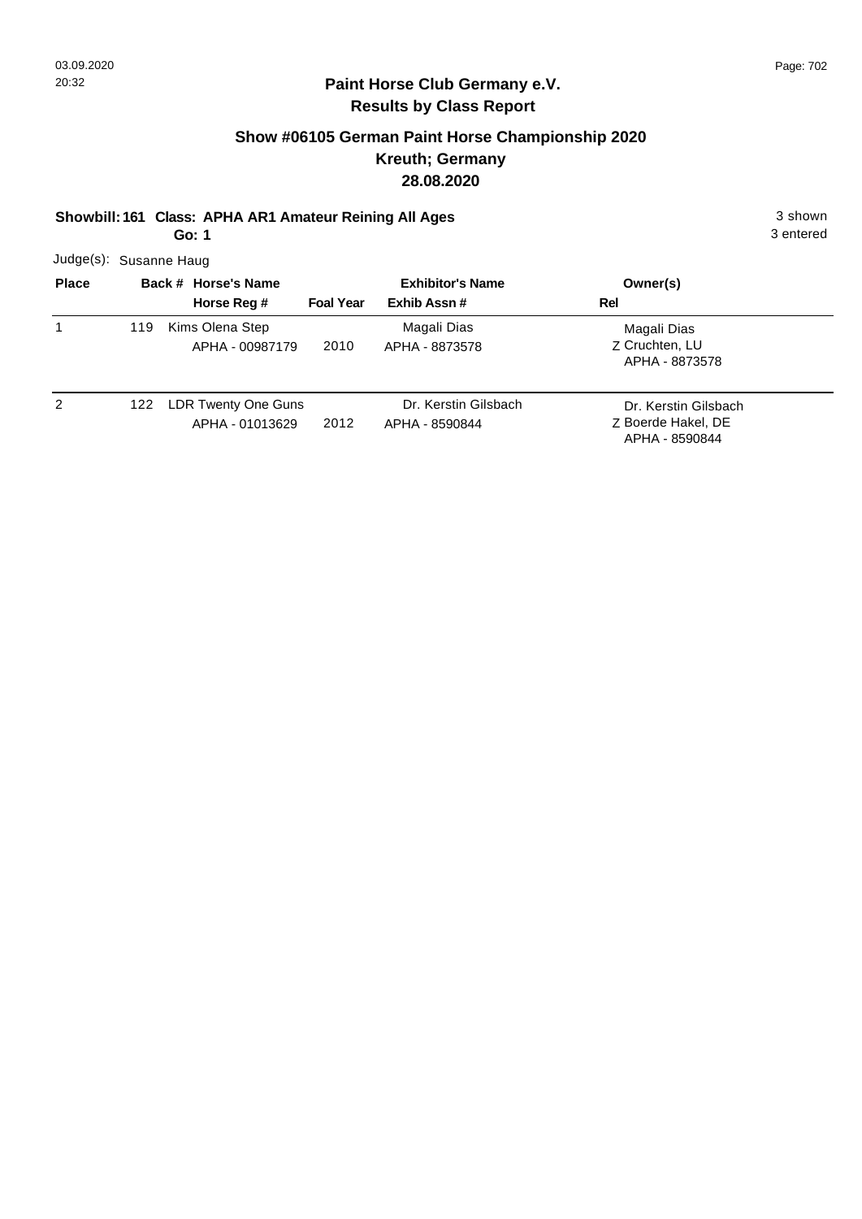## Paint Horse Club Germany e.V.
## Results by Class Report

### Show #06105 German Paint Horse Championship 2020
### Kreuth; Germany
### 28.08.2020

**Showbill: 161 Class: APHA AR1 Amateur Reining All Ages** 3 shown

**Go: 1** 3 entered

Judge(s): Susanne Haug

| Place | Back # | Horse's Name / Horse Reg # | Foal Year | Exhibitor's Name / Exhib Assn # | Rel | Owner(s) |
|---|---|---|---|---|---|---|
| 1 | 119 | Kims Olena Step<br>APHA - 00987179 | 2010 | Magali Dias<br>APHA - 8873578 | Z | Magali Dias<br>Cruchten, LU<br>APHA - 8873578 |
| 2 | 122 | LDR Twenty One Guns<br>APHA - 01013629 | 2012 | Dr. Kerstin Gilsbach<br>APHA - 8590844 | Z | Dr. Kerstin Gilsbach<br>Boerde Hakel, DE<br>APHA - 8590844 |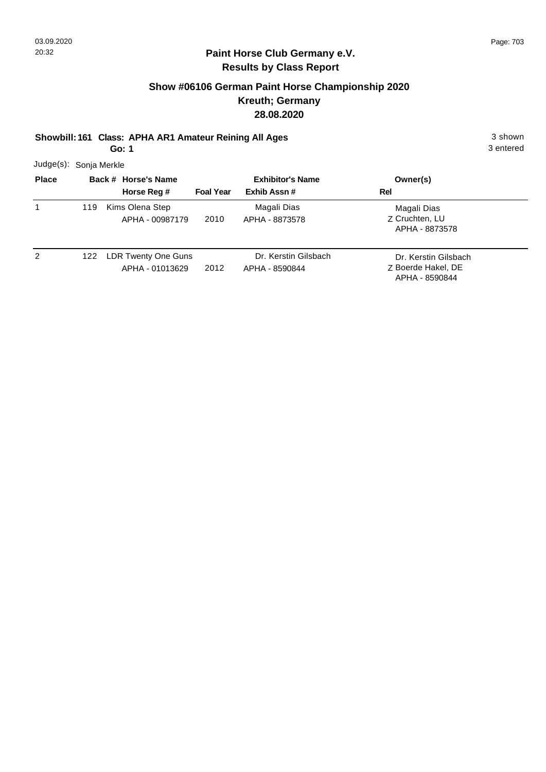## Paint Horse Club Germany e.V.
## Results by Class Report

### Show #06106 German Paint Horse Championship 2020
### Kreuth; Germany
### 28.08.2020

**Showbill: 161 Class: APHA AR1 Amateur Reining All Ages** 3 shown
**Go: 1** 3 entered

Judge(s): Sonja Merkle

| Place | Back # | Horse's Name / Horse Reg # | Foal Year | Exhibitor's Name / Exhib Assn # | Rel | Owner(s) |
|---|---|---|---|---|---|---|
| 1 | 119 | Kims Olena Step<br>APHA - 00987179 | 2010 | Magali Dias<br>APHA - 8873578 | Z | Magali Dias<br>Cruchten, LU<br>APHA - 8873578 |
| 2 | 122 | LDR Twenty One Guns<br>APHA - 01013629 | 2012 | Dr. Kerstin Gilsbach<br>APHA - 8590844 | Z | Dr. Kerstin Gilsbach<br>Boerde Hakel, DE<br>APHA - 8590844 |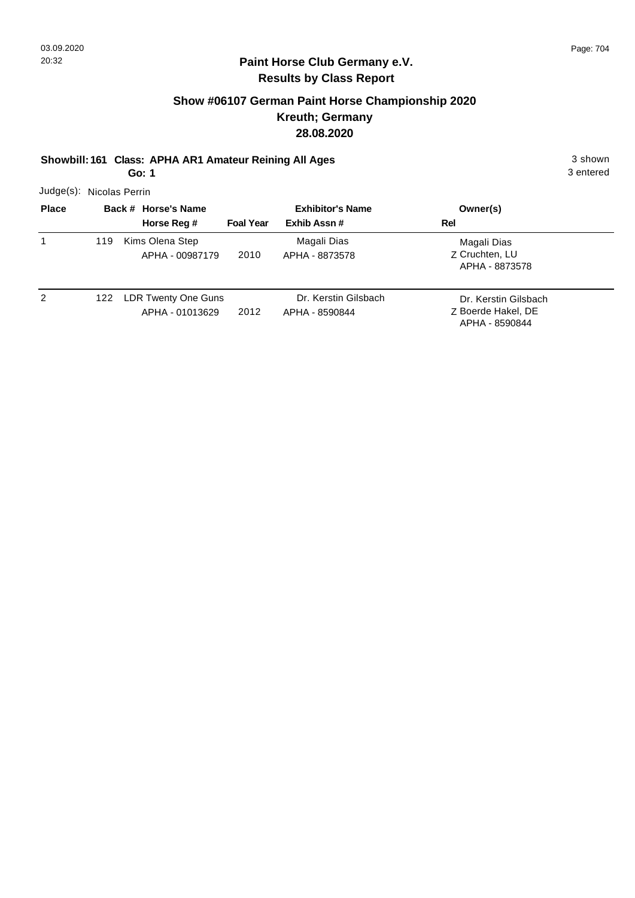## Paint Horse Club Germany e.V.
## Results by Class Report

### Show #06107 German Paint Horse Championship 2020
### Kreuth; Germany
### 28.08.2020

**Showbill: 161 Class: APHA AR1 Amateur Reining All Ages** — 3 shown

**Go: 1** — 3 entered

Judge(s): Nicolas Perrin

| Place | Back # | Horse's Name / Horse Reg # | Foal Year | Exhibitor's Name / Exhib Assn # | Rel | Owner(s) |
|---|---|---|---|---|---|---|
| 1 | 119 | Kims Olena Step<br>APHA - 00987179 | 2010 | Magali Dias<br>APHA - 8873578 | Z | Magali Dias<br>Cruchten, LU<br>APHA - 8873578 |
| 2 | 122 | LDR Twenty One Guns<br>APHA - 01013629 | 2012 | Dr. Kerstin Gilsbach<br>APHA - 8590844 | Z | Dr. Kerstin Gilsbach<br>Boerde Hakel, DE<br>APHA - 8590844 |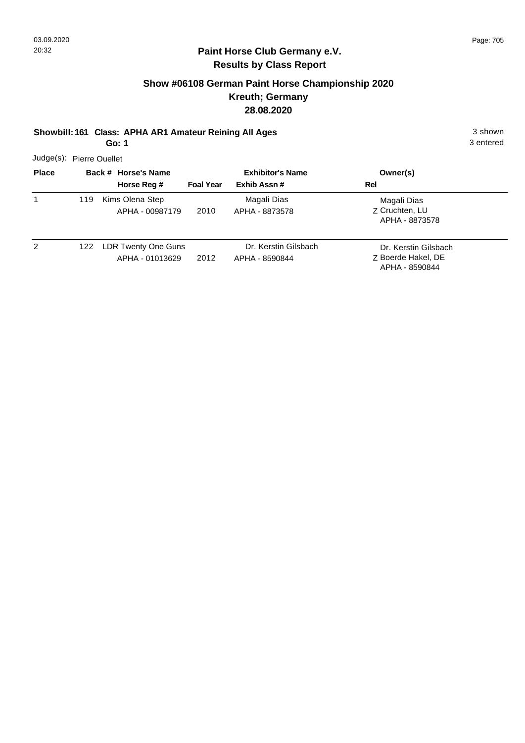**Paint Horse Club Germany e.V.**
**Results by Class Report**

## Show #06108 German Paint Horse Championship 2020
## Kreuth; Germany
## 28.08.2020

**Showbill: 161 Class: APHA AR1 Amateur Reining All Ages** 3 shown

**Go: 1** 3 entered

Judge(s): Pierre Ouellet

| Place | Back # | Horse's Name / Horse Reg # | Foal Year | Exhibitor's Name / Exhib Assn # | Owner(s) / Rel |
|---|---|---|---|---|---|
| 1 | 119 | Kims Olena Step<br>APHA - 00987179 | 2010 | Magali Dias<br>APHA - 8873578 | Magali Dias<br>Z Cruchten, LU<br>APHA - 8873578 |
| 2 | 122 | LDR Twenty One Guns<br>APHA - 01013629 | 2012 | Dr. Kerstin Gilsbach<br>APHA - 8590844 | Dr. Kerstin Gilsbach<br>Z Boerde Hakel, DE<br>APHA - 8590844 |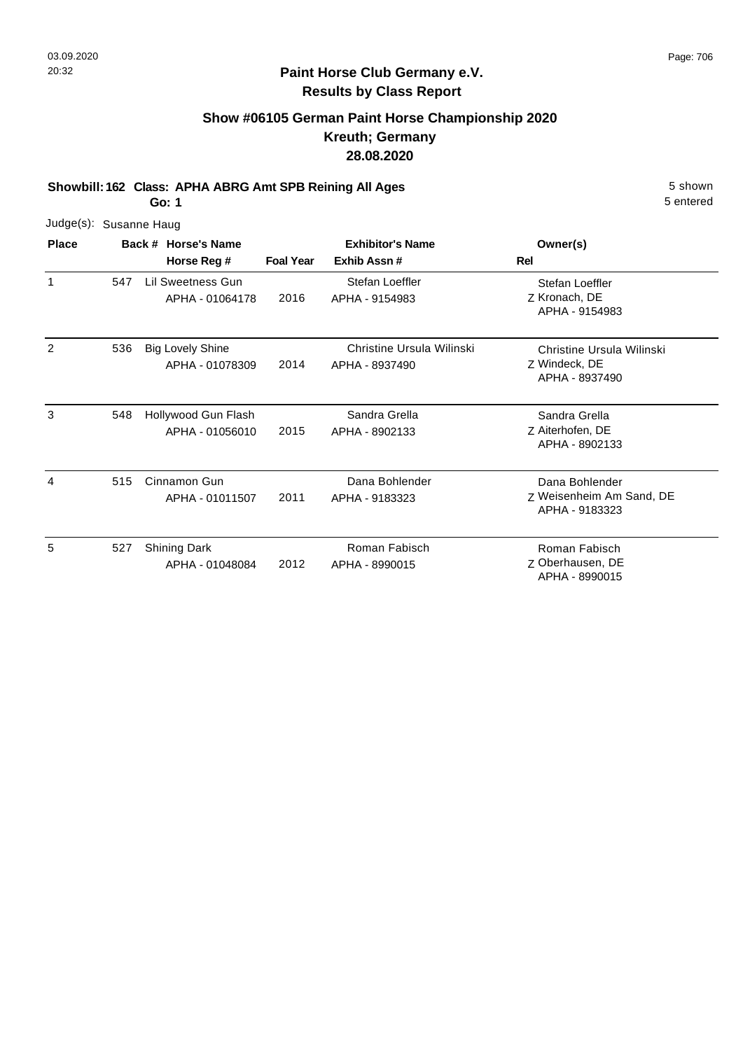# Paint Horse Club Germany e.V.

## Results by Class Report

### Show #06105 German Paint Horse Championship 2020
### Kreuth; Germany
### 28.08.2020

**Showbill: 162 Class: APHA ABRG Amt SPB Reining All Ages** 5 shown
**Go: 1** 5 entered

Judge(s): Susanne Haug

| Place | Back # | Horse's Name / Horse Reg # | Foal Year | Exhibitor's Name / Exhib Assn # | Rel | Owner(s) |
|---|---|---|---|---|---|---|
| 1 | 547 | Lil Sweetness Gun<br>APHA - 01064178 | 2016 | Stefan Loeffler<br>APHA - 9154983 | Z | Stefan Loeffler<br>Kronach, DE<br>APHA - 9154983 |
| 2 | 536 | Big Lovely Shine<br>APHA - 01078309 | 2014 | Christine Ursula Wilinski<br>APHA - 8937490 | Z | Christine Ursula Wilinski<br>Windeck, DE<br>APHA - 8937490 |
| 3 | 548 | Hollywood Gun Flash<br>APHA - 01056010 | 2015 | Sandra Grella<br>APHA - 8902133 | Z | Sandra Grella<br>Aiterhofen, DE<br>APHA - 8902133 |
| 4 | 515 | Cinnamon Gun<br>APHA - 01011507 | 2011 | Dana Bohlender<br>APHA - 9183323 | Z | Dana Bohlender<br>Weisenheim Am Sand, DE<br>APHA - 9183323 |
| 5 | 527 | Shining Dark<br>APHA - 01048084 | 2012 | Roman Fabisch<br>APHA - 8990015 | Z | Roman Fabisch<br>Oberhausen, DE<br>APHA - 8990015 |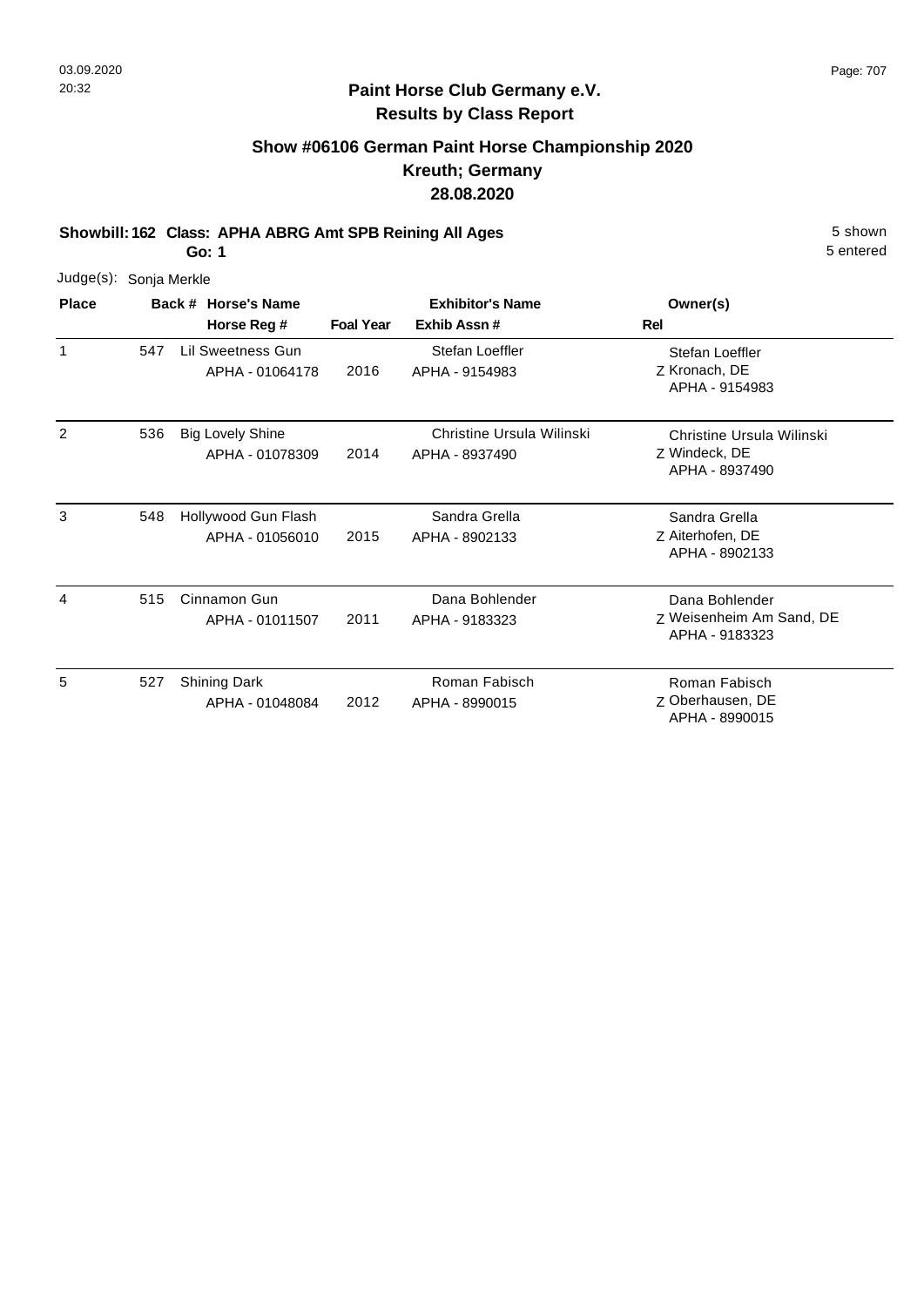# Paint Horse Club Germany e.V.

## Results by Class Report

### Show #06106 German Paint Horse Championship 2020

### Kreuth; Germany

### 28.08.2020

**Showbill: 162 Class: APHA ABRG Amt SPB Reining All Ages** — 5 shown

**Go: 1** — 5 entered

Judge(s): Sonja Merkle

| Place | Back # | Horse's Name / Horse Reg # | Foal Year | Exhibitor's Name / Exhib Assn # | Rel | Owner(s) |
|---|---|---|---|---|---|---|
| 1 | 547 | Lil Sweetness Gun<br>APHA - 01064178 | 2016 | Stefan Loeffler<br>APHA - 9154983 | Z | Stefan Loeffler<br>Kronach, DE<br>APHA - 9154983 |
| 2 | 536 | Big Lovely Shine<br>APHA - 01078309 | 2014 | Christine Ursula Wilinski<br>APHA - 8937490 | Z | Christine Ursula Wilinski<br>Windeck, DE<br>APHA - 8937490 |
| 3 | 548 | Hollywood Gun Flash<br>APHA - 01056010 | 2015 | Sandra Grella<br>APHA - 8902133 | Z | Sandra Grella<br>Aiterhofen, DE<br>APHA - 8902133 |
| 4 | 515 | Cinnamon Gun<br>APHA - 01011507 | 2011 | Dana Bohlender<br>APHA - 9183323 | Z | Dana Bohlender<br>Weisenheim Am Sand, DE<br>APHA - 9183323 |
| 5 | 527 | Shining Dark<br>APHA - 01048084 | 2012 | Roman Fabisch<br>APHA - 8990015 | Z | Roman Fabisch<br>Oberhausen, DE<br>APHA - 8990015 |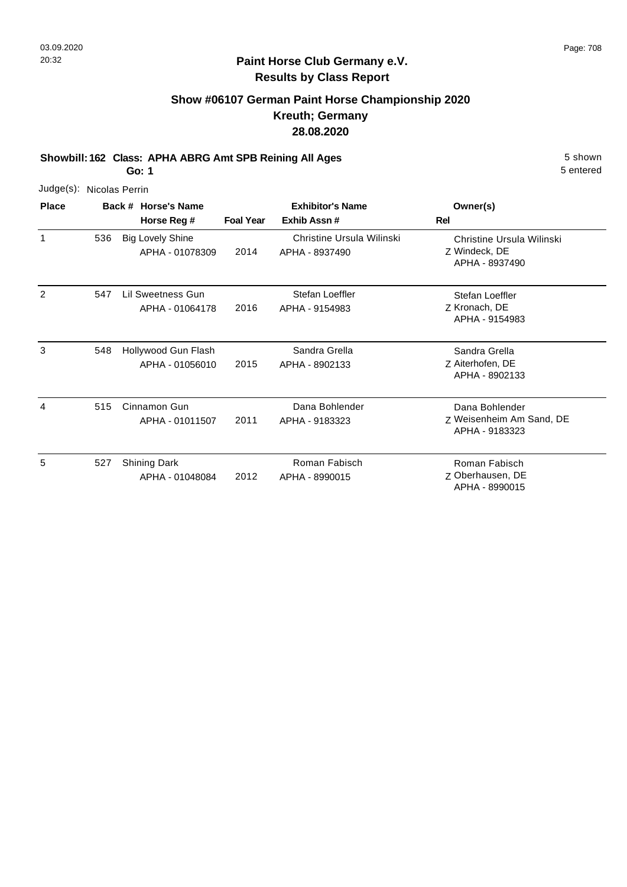## Paint Horse Club Germany e.V.
## Results by Class Report

### Show #06107 German Paint Horse Championship 2020
### Kreuth; Germany
### 28.08.2020

**Showbill: 162 Class: APHA ABRG Amt SPB Reining All Ages** 5 shown

**Go: 1** 5 entered

Judge(s): Nicolas Perrin

| Place | Back # | Horse's Name / Horse Reg # | Foal Year | Exhibitor's Name / Exhib Assn # | Rel | Owner(s) |
|---|---|---|---|---|---|---|
| 1 | 536 | Big Lovely Shine<br>APHA - 01078309 | 2014 | Christine Ursula Wilinski<br>APHA - 8937490 | Z | Christine Ursula Wilinski<br>Windeck, DE<br>APHA - 8937490 |
| 2 | 547 | Lil Sweetness Gun<br>APHA - 01064178 | 2016 | Stefan Loeffler<br>APHA - 9154983 | Z | Stefan Loeffler<br>Kronach, DE<br>APHA - 9154983 |
| 3 | 548 | Hollywood Gun Flash<br>APHA - 01056010 | 2015 | Sandra Grella<br>APHA - 8902133 | Z | Sandra Grella<br>Aiterhofen, DE<br>APHA - 8902133 |
| 4 | 515 | Cinnamon Gun<br>APHA - 01011507 | 2011 | Dana Bohlender<br>APHA - 9183323 | Z | Dana Bohlender<br>Weisenheim Am Sand, DE<br>APHA - 9183323 |
| 5 | 527 | Shining Dark<br>APHA - 01048084 | 2012 | Roman Fabisch<br>APHA - 8990015 | Z | Roman Fabisch<br>Oberhausen, DE<br>APHA - 8990015 |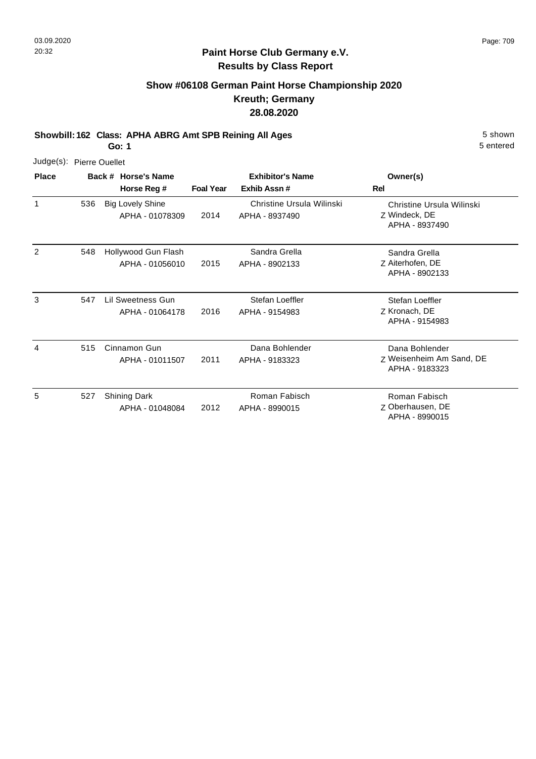## Paint Horse Club Germany e.V.
## Results by Class Report

### Show #06108 German Paint Horse Championship 2020
### Kreuth; Germany
### 28.08.2020

**Showbill: 162 Class: APHA ABRG Amt SPB Reining All Ages** 5 shown
**Go: 1** 5 entered

Judge(s): Pierre Ouellet

| Place | Back # | Horse's Name / Horse Reg # | Foal Year | Exhibitor's Name / Exhib Assn # | Rel | Owner(s) |
|---|---|---|---|---|---|---|
| 1 | 536 | Big Lovely Shine<br>APHA - 01078309 | 2014 | Christine Ursula Wilinski<br>APHA - 8937490 | Z | Christine Ursula Wilinski<br>Windeck, DE<br>APHA - 8937490 |
| 2 | 548 | Hollywood Gun Flash<br>APHA - 01056010 | 2015 | Sandra Grella<br>APHA - 8902133 | Z | Sandra Grella<br>Aiterhofen, DE<br>APHA - 8902133 |
| 3 | 547 | Lil Sweetness Gun<br>APHA - 01064178 | 2016 | Stefan Loeffler<br>APHA - 9154983 | Z | Stefan Loeffler<br>Kronach, DE<br>APHA - 9154983 |
| 4 | 515 | Cinnamon Gun<br>APHA - 01011507 | 2011 | Dana Bohlender<br>APHA - 9183323 | Z | Dana Bohlender<br>Weisenheim Am Sand, DE<br>APHA - 9183323 |
| 5 | 527 | Shining Dark<br>APHA - 01048084 | 2012 | Roman Fabisch<br>APHA - 8990015 | Z | Roman Fabisch<br>Oberhausen, DE<br>APHA - 8990015 |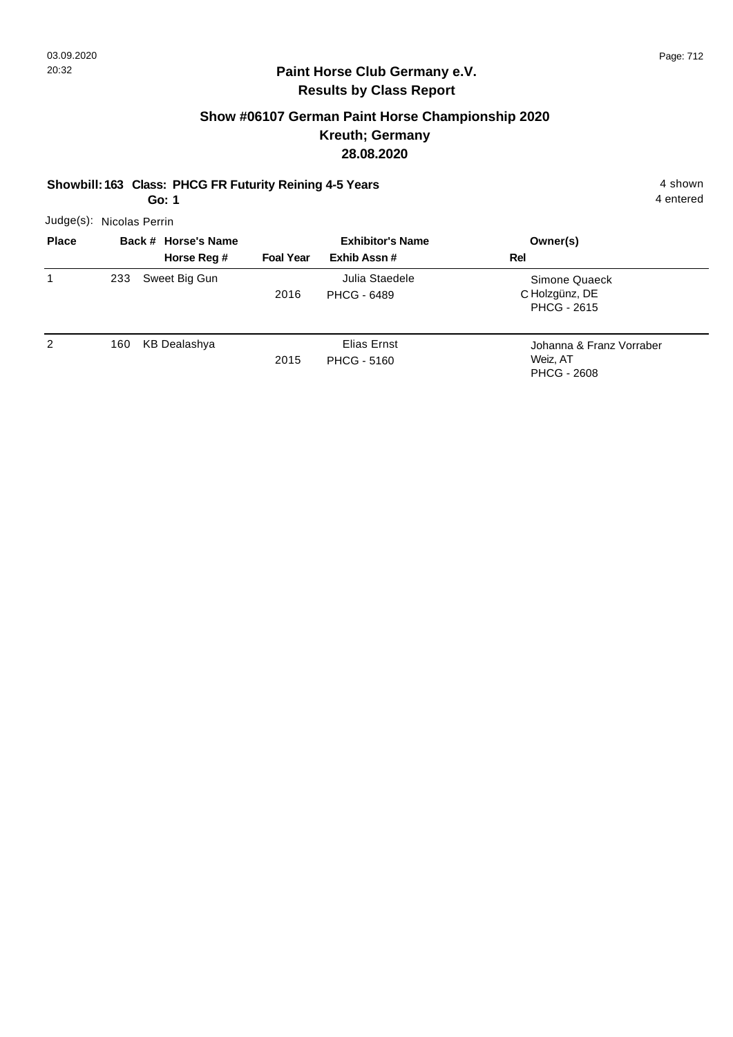03.09.2020
20:32

## Paint Horse Club Germany e.V.
## Results by Class Report

### Show #06107 German Paint Horse Championship 2020
### Kreuth; Germany
### 28.08.2020

**Showbill: 163 Class: PHCG FR Futurity Reining 4-5 Years** — 4 shown
**Go: 1** — 4 entered

Judge(s): Nicolas Perrin

| Place | Back # | Horse's Name / Horse Reg # | Foal Year | Exhibitor's Name / Exhib Assn # | Rel | Owner(s) |
|---|---|---|---|---|---|---|
| 1 | 233 | Sweet Big Gun | 2016 | Julia Staedele<br>PHCG - 6489 | C | Simone Quaeck<br>Holzgünz, DE<br>PHCG - 2615 |
| 2 | 160 | KB Dealashya | 2015 | Elias Ernst<br>PHCG - 5160 | | Johanna & Franz Vorraber<br>Weiz, AT<br>PHCG - 2608 |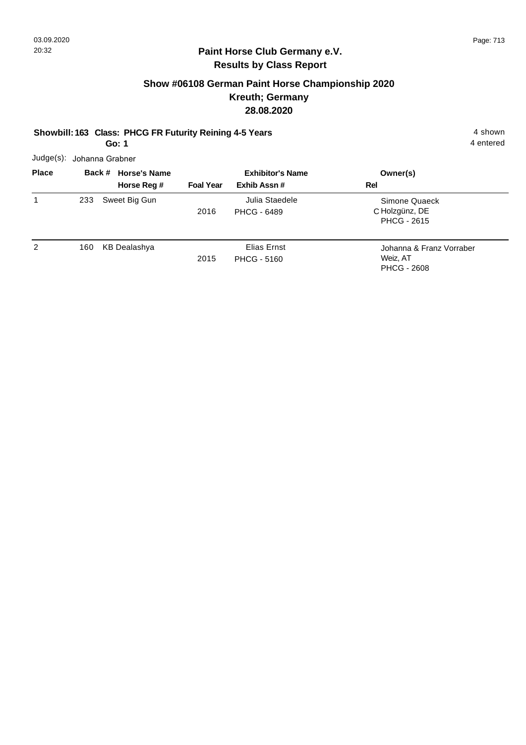## Paint Horse Club Germany e.V.
## Results by Class Report

### Show #06108 German Paint Horse Championship 2020
### Kreuth; Germany
### 28.08.2020

**Showbill: 163 Class: PHCG FR Futurity Reining 4-5 Years** — 4 shown, 4 entered

**Go: 1**

Judge(s): Johanna Grabner

| Place | Back # | Horse's Name / Horse Reg # | Foal Year | Exhibitor's Name / Exhib Assn # | Rel | Owner(s) |
|---|---|---|---|---|---|---|
| 1 | 233 | Sweet Big Gun | 2016 | Julia Staedele<br>PHCG - 6489 | C | Simone Quaeck<br>Holzgünz, DE<br>PHCG - 2615 |
| 2 | 160 | KB Dealashya | 2015 | Elias Ernst<br>PHCG - 5160 | | Johanna & Franz Vorraber<br>Weiz, AT<br>PHCG - 2608 |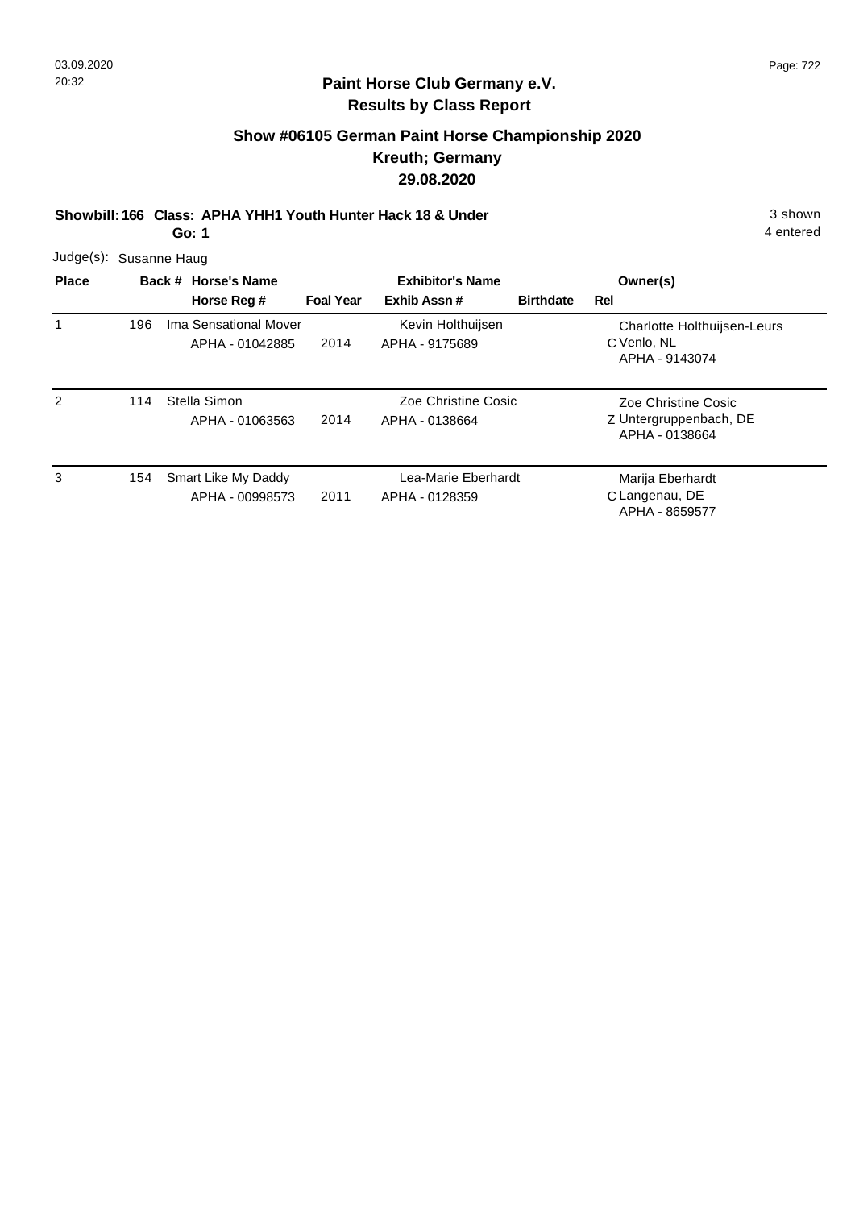## Paint Horse Club Germany e.V.
## Results by Class Report

### Show #06105 German Paint Horse Championship 2020
### Kreuth; Germany
### 29.08.2020

**Showbill: 166 Class: APHA YHH1 Youth Hunter Hack 18 & Under** 3 shown

**Go: 1** 4 entered

Judge(s): Susanne Haug

| Place | Back # | Horse's Name / Horse Reg # | Foal Year | Exhibitor's Name / Exhib Assn # | Birthdate | Rel | Owner(s) |
|---|---|---|---|---|---|---|---|
| 1 | 196 | Ima Sensational Mover<br>APHA - 01042885 | 2014 | Kevin Holthuijsen<br>APHA - 9175689 | | C | Charlotte Holthuijsen-Leurs<br>Venlo, NL<br>APHA - 9143074 |
| 2 | 114 | Stella Simon<br>APHA - 01063563 | 2014 | Zoe Christine Cosic<br>APHA - 0138664 | | Z | Zoe Christine Cosic<br>Untergruppenbach, DE<br>APHA - 0138664 |
| 3 | 154 | Smart Like My Daddy<br>APHA - 00998573 | 2011 | Lea-Marie Eberhardt<br>APHA - 0128359 | | C | Marija Eberhardt<br>Langenau, DE<br>APHA - 8659577 |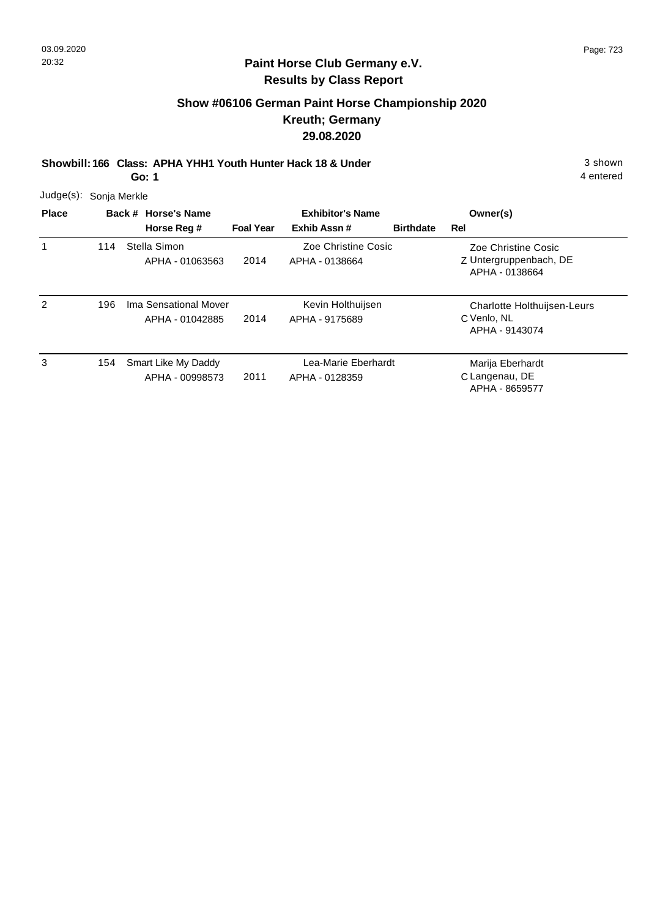## Paint Horse Club Germany e.V.
## Results by Class Report

### Show #06106 German Paint Horse Championship 2020
### Kreuth; Germany
### 29.08.2020

**Showbill: 166 Class: APHA YHH1 Youth Hunter Hack 18 & Under** 3 shown
**Go: 1** 4 entered

Judge(s): Sonja Merkle

| Place | Back # | Horse's Name / Horse Reg # | Foal Year | Exhibitor's Name / Exhib Assn # | Birthdate | Rel | Owner(s) |
|---|---|---|---|---|---|---|---|
| 1 | 114 | Stella Simon<br>APHA - 01063563 | 2014 | Zoe Christine Cosic<br>APHA - 0138664 | | Z | Zoe Christine Cosic<br>Untergruppenbach, DE<br>APHA - 0138664 |
| 2 | 196 | Ima Sensational Mover<br>APHA - 01042885 | 2014 | Kevin Holthuijsen<br>APHA - 9175689 | | C | Charlotte Holthuijsen-Leurs<br>Venlo, NL<br>APHA - 9143074 |
| 3 | 154 | Smart Like My Daddy<br>APHA - 00998573 | 2011 | Lea-Marie Eberhardt<br>APHA - 0128359 | | C | Marija Eberhardt<br>Langenau, DE<br>APHA - 8659577 |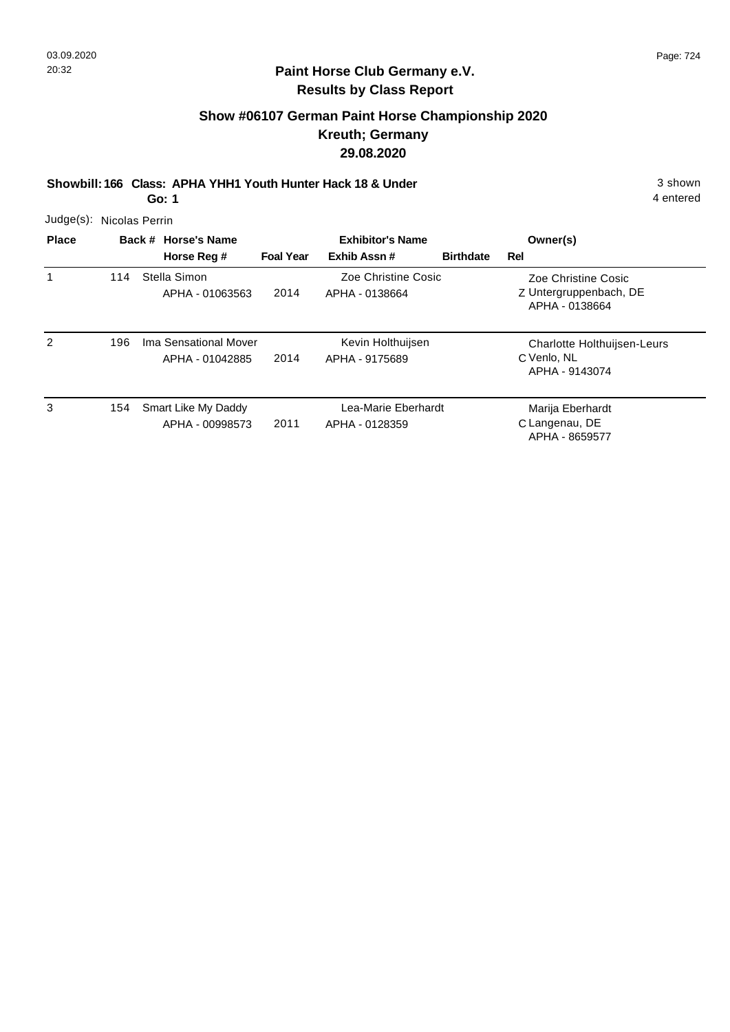## Paint Horse Club Germany e.V.
## Results by Class Report

### Show #06107 German Paint Horse Championship 2020
### Kreuth; Germany
### 29.08.2020

**Showbill: 166 Class: APHA YHH1 Youth Hunter Hack 18 & Under** 3 shown

**Go: 1** 4 entered

Judge(s): Nicolas Perrin

| Place | Back # | Horse's Name / Horse Reg # | Foal Year | Exhibitor's Name / Exhib Assn # | Birthdate | Rel | Owner(s) |
|---|---|---|---|---|---|---|---|
| 1 | 114 | Stella Simon<br>APHA - 01063563 | 2014 | Zoe Christine Cosic<br>APHA - 0138664 | | Z | Zoe Christine Cosic<br>Untergruppenbach, DE<br>APHA - 0138664 |
| 2 | 196 | Ima Sensational Mover<br>APHA - 01042885 | 2014 | Kevin Holthuijsen<br>APHA - 9175689 | | C | Charlotte Holthuijsen-Leurs<br>Venlo, NL<br>APHA - 9143074 |
| 3 | 154 | Smart Like My Daddy<br>APHA - 00998573 | 2011 | Lea-Marie Eberhardt<br>APHA - 0128359 | | C | Marija Eberhardt<br>Langenau, DE<br>APHA - 8659577 |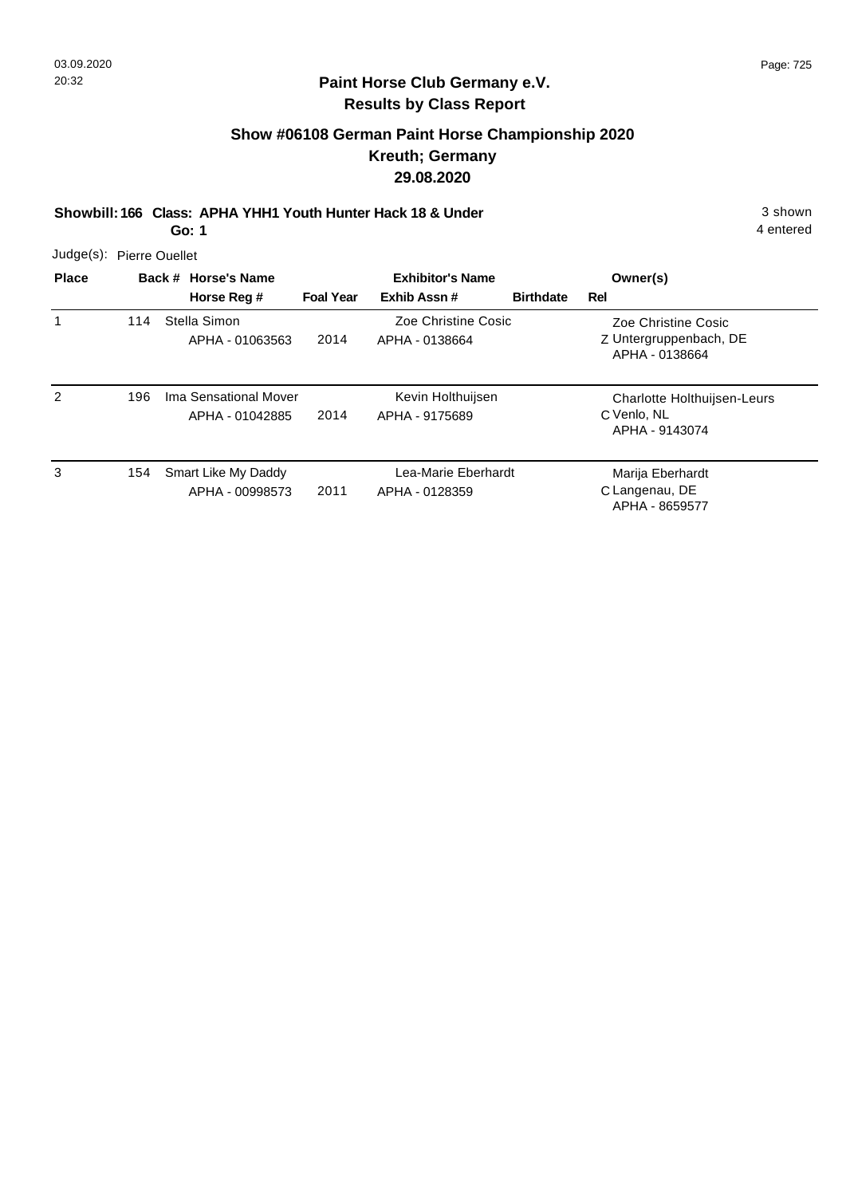**Paint Horse Club Germany e.V.**
**Results by Class Report**

## Show #06108 German Paint Horse Championship 2020
## Kreuth; Germany
## 29.08.2020

**Showbill: 166 Class: APHA YHH1 Youth Hunter Hack 18 & Under** — 3 shown, 4 entered

**Go: 1**

Judge(s): Pierre Ouellet

| Place | Back # | Horse's Name / Horse Reg # | Foal Year | Exhibitor's Name / Exhib Assn # | Birthdate | Rel | Owner(s) |
|---|---|---|---|---|---|---|---|
| 1 | 114 | Stella Simon<br>APHA - 01063563 | 2014 | Zoe Christine Cosic<br>APHA - 0138664 | | Z | Zoe Christine Cosic<br>Untergruppenbach, DE<br>APHA - 0138664 |
| 2 | 196 | Ima Sensational Mover<br>APHA - 01042885 | 2014 | Kevin Holthuijsen<br>APHA - 9175689 | | C | Charlotte Holthuijsen-Leurs<br>Venlo, NL<br>APHA - 9143074 |
| 3 | 154 | Smart Like My Daddy<br>APHA - 00998573 | 2011 | Lea-Marie Eberhardt<br>APHA - 0128359 | | C | Marija Eberhardt<br>Langenau, DE<br>APHA - 8659577 |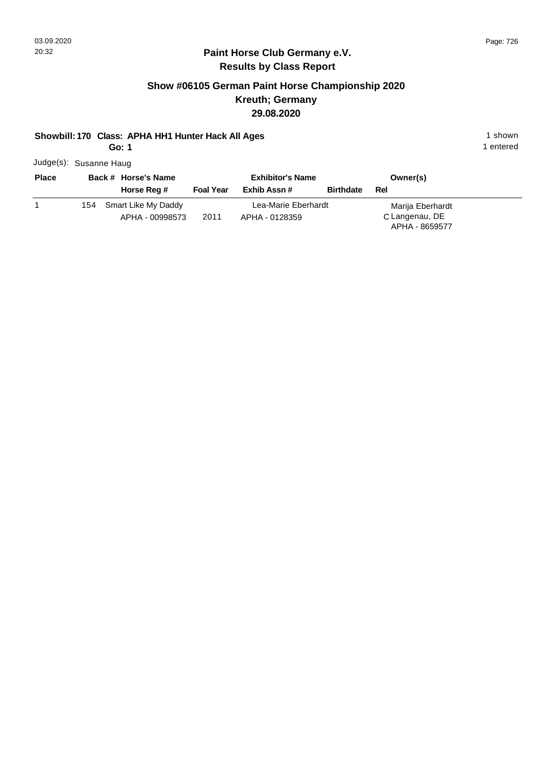## Paint Horse Club Germany e.V.
### Results by Class Report

### Show #06105 German Paint Horse Championship 2020
### Kreuth; Germany
### 29.08.2020

**Showbill: 170 Class: APHA HH1 Hunter Hack All Ages** — 1 shown

**Go: 1** — 1 entered

Judge(s): Susanne Haug

| Place | Back # | Horse's Name / Horse Reg # | Foal Year | Exhibitor's Name / Exhib Assn # | Birthdate | Rel | Owner(s) |
|---|---|---|---|---|---|---|---|
| 1 | 154 | Smart Like My Daddy<br>APHA - 00998573 | 2011 | Lea-Marie Eberhardt<br>APHA - 0128359 | | C | Marija Eberhardt<br>Langenau, DE<br>APHA - 8659577 |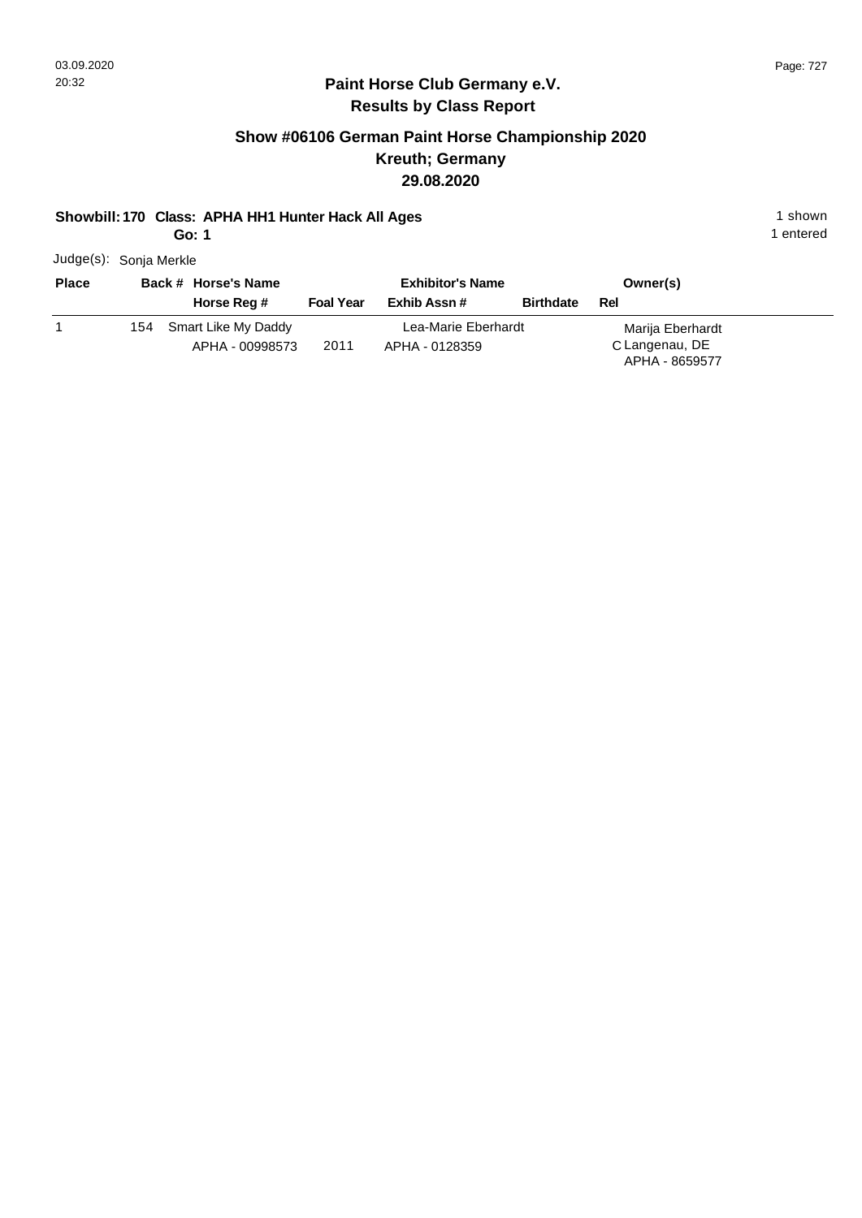## Paint Horse Club Germany e.V.
## Results by Class Report

### Show #06106 German Paint Horse Championship 2020
### Kreuth; Germany
### 29.08.2020

**Showbill: 170 Class: APHA HH1 Hunter Hack All Ages** — 1 shown

**Go: 1** — 1 entered

Judge(s): Sonja Merkle

| Place | Back # | Horse's Name / Horse Reg # | Foal Year | Exhibitor's Name / Exhib Assn # | Birthdate | Rel | Owner(s) |
|---|---|---|---|---|---|---|---|
| 1 | 154 | Smart Like My Daddy<br>APHA - 00998573 | 2011 | Lea-Marie Eberhardt<br>APHA - 0128359 | | C | Marija Eberhardt<br>Langenau, DE<br>APHA - 8659577 |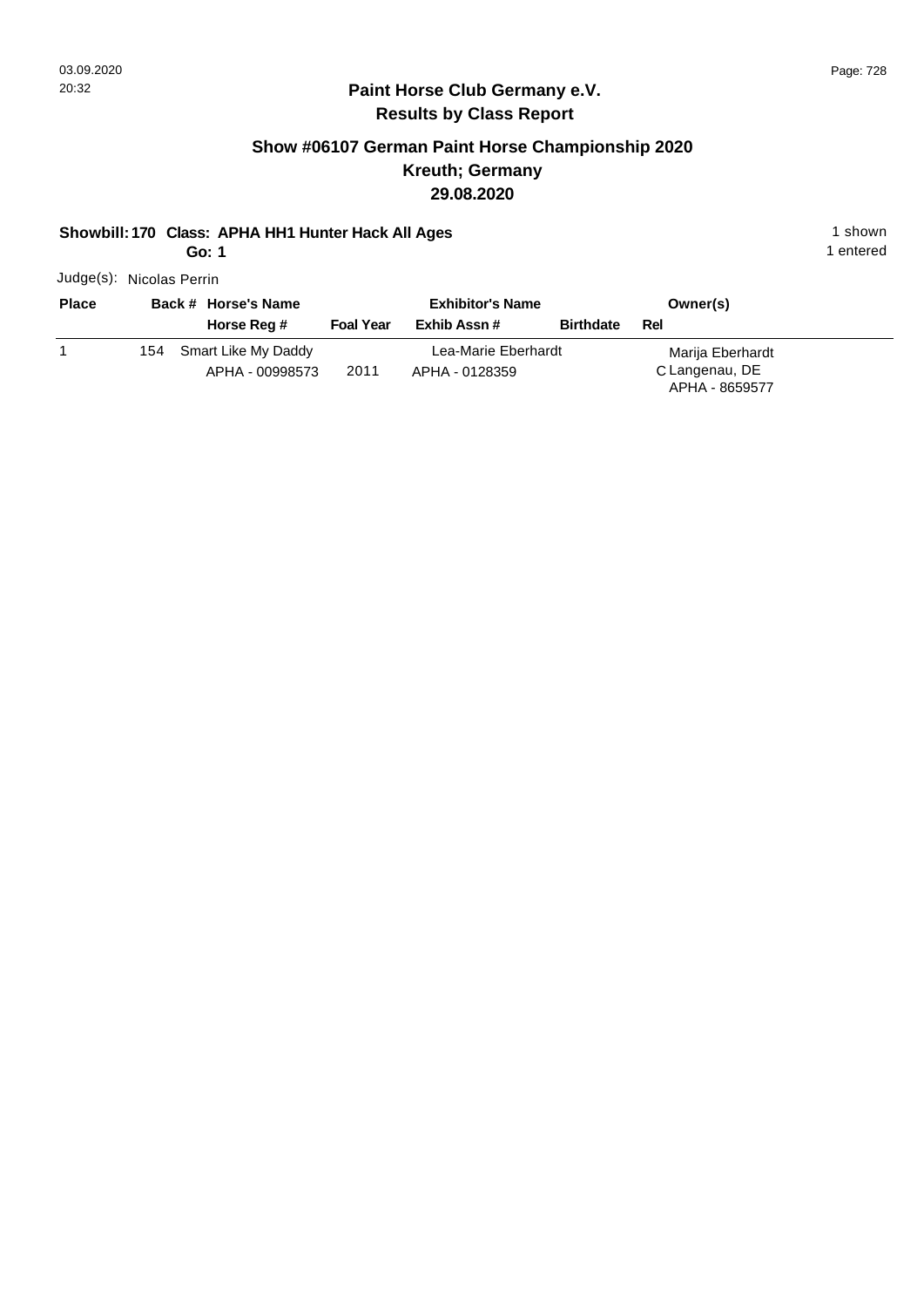## Paint Horse Club Germany e.V.
## Results by Class Report

### Show #06107 German Paint Horse Championship 2020
### Kreuth; Germany
### 29.08.2020

**Showbill: 170 Class: APHA HH1 Hunter Hack All Ages** 1 shown

**Go: 1** 1 entered

Judge(s): Nicolas Perrin

| Place | Back # | Horse's Name / Horse Reg # | Foal Year | Exhibitor's Name / Exhib Assn # | Birthdate | Rel | Owner(s) |
|---|---|---|---|---|---|---|---|
| 1 | 154 | Smart Like My Daddy<br>APHA - 00998573 | 2011 | Lea-Marie Eberhardt<br>APHA - 0128359 | | C | Marija Eberhardt<br>Langenau, DE<br>APHA - 8659577 |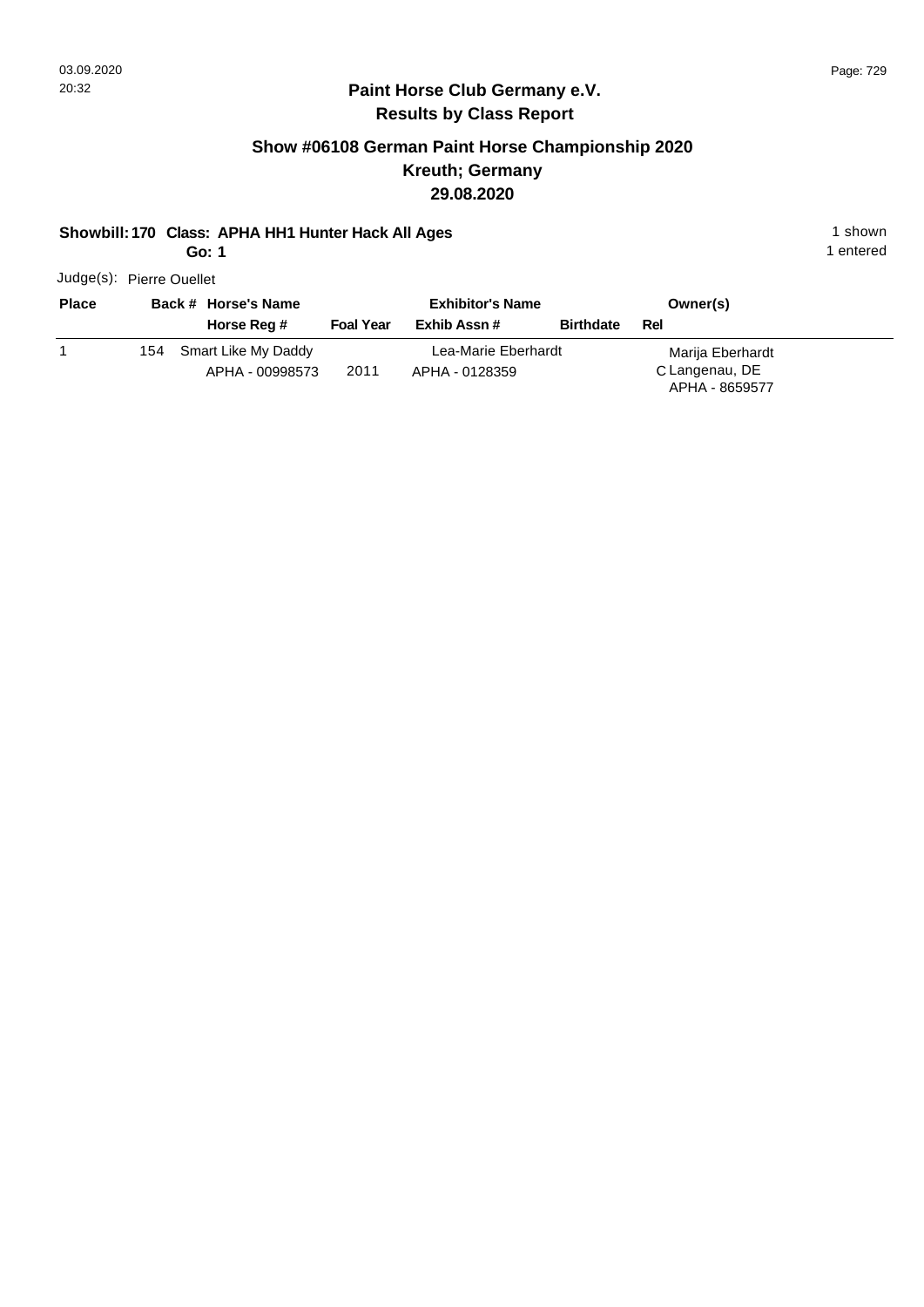## Paint Horse Club Germany e.V.
## Results by Class Report

### Show #06108 German Paint Horse Championship 2020
### Kreuth; Germany
### 29.08.2020

**Showbill: 170 Class: APHA HH1 Hunter Hack All Ages** 1 shown

**Go: 1** 1 entered

Judge(s): Pierre Ouellet

| Place | Back # | Horse's Name / Horse Reg # | Foal Year | Exhibitor's Name / Exhib Assn # | Birthdate | Rel | Owner(s) |
|---|---|---|---|---|---|---|---|
| 1 | 154 | Smart Like My Daddy<br>APHA - 00998573 | 2011 | Lea-Marie Eberhardt<br>APHA - 0128359 | | C | Marija Eberhardt<br>Langenau, DE<br>APHA - 8659577 |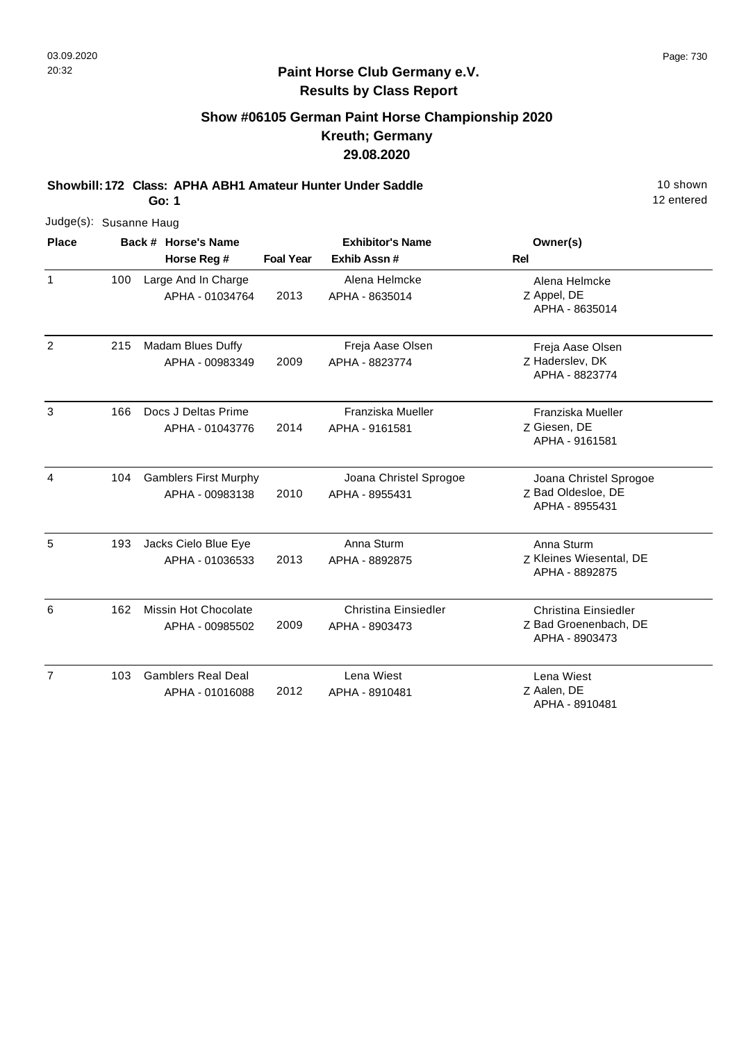**Paint Horse Club Germany e.V.**
**Results by Class Report**

## Show #06105 German Paint Horse Championship 2020
## Kreuth; Germany
## 29.08.2020

**Showbill: 172 Class: APHA ABH1 Amateur Hunter Under Saddle** 10 shown
**Go: 1** 12 entered

Judge(s): Susanne Haug

| Place | Back # | Horse's Name / Horse Reg # | Foal Year | Exhibitor's Name / Exhib Assn # | Owner(s) / Rel |
|---|---|---|---|---|---|
| 1 | 100 | Large And In Charge<br>APHA - 01034764 | 2013 | Alena Helmcke<br>APHA - 8635014 | Alena Helmcke<br>Z Appel, DE<br>APHA - 8635014 |
| 2 | 215 | Madam Blues Duffy<br>APHA - 00983349 | 2009 | Freja Aase Olsen<br>APHA - 8823774 | Freja Aase Olsen<br>Z Haderslev, DK<br>APHA - 8823774 |
| 3 | 166 | Docs J Deltas Prime<br>APHA - 01043776 | 2014 | Franziska Mueller<br>APHA - 9161581 | Franziska Mueller<br>Z Giesen, DE<br>APHA - 9161581 |
| 4 | 104 | Gamblers First Murphy<br>APHA - 00983138 | 2010 | Joana Christel Sprogoe<br>APHA - 8955431 | Joana Christel Sprogoe<br>Z Bad Oldesloe, DE<br>APHA - 8955431 |
| 5 | 193 | Jacks Cielo Blue Eye<br>APHA - 01036533 | 2013 | Anna Sturm<br>APHA - 8892875 | Anna Sturm<br>Z Kleines Wiesental, DE<br>APHA - 8892875 |
| 6 | 162 | Missin Hot Chocolate<br>APHA - 00985502 | 2009 | Christina Einsiedler<br>APHA - 8903473 | Christina Einsiedler<br>Z Bad Groenenbach, DE<br>APHA - 8903473 |
| 7 | 103 | Gamblers Real Deal<br>APHA - 01016088 | 2012 | Lena Wiest<br>APHA - 8910481 | Lena Wiest<br>Z Aalen, DE<br>APHA - 8910481 |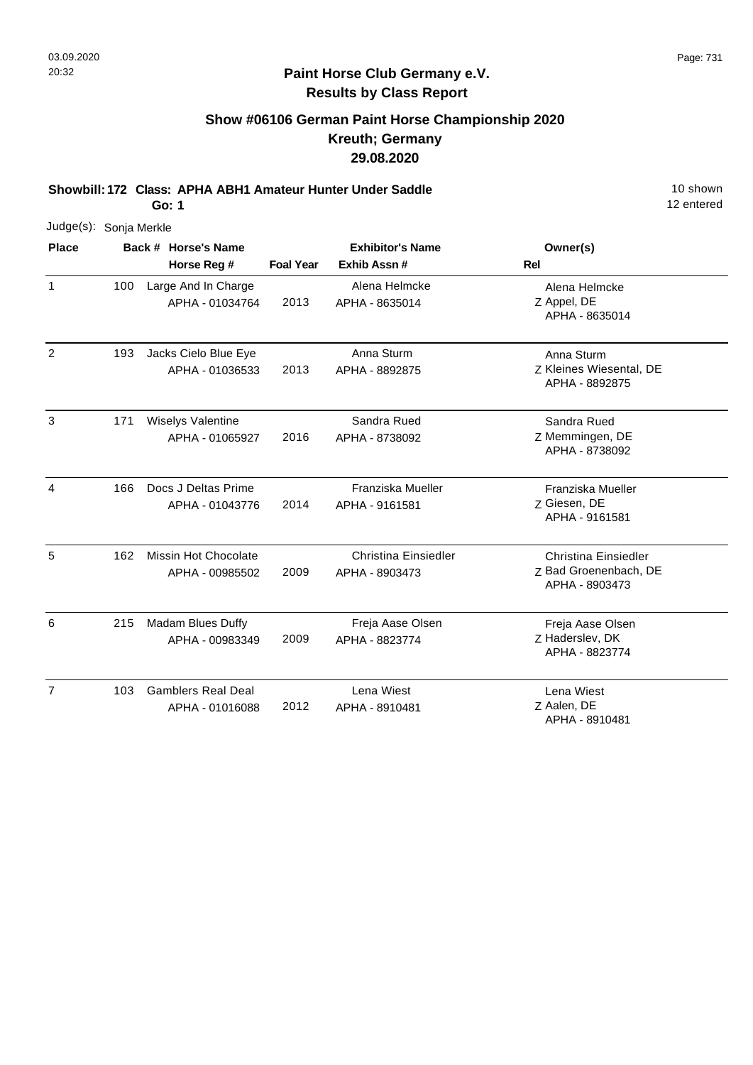## Paint Horse Club Germany e.V.

## Results by Class Report

### Show #06106 German Paint Horse Championship 2020

### Kreuth; Germany

### 29.08.2020

**Showbill: 172 Class: APHA ABH1 Amateur Hunter Under Saddle** 10 shown

**Go: 1** 12 entered

Judge(s): Sonja Merkle

| Place | Back # | Horse's Name / Horse Reg # | Foal Year | Exhibitor's Name / Exhib Assn # | Rel | Owner(s) |
|---|---|---|---|---|---|---|
| 1 | 100 | Large And In Charge<br>APHA - 01034764 | 2013 | Alena Helmcke<br>APHA - 8635014 | Z | Alena Helmcke<br>Appel, DE<br>APHA - 8635014 |
| 2 | 193 | Jacks Cielo Blue Eye<br>APHA - 01036533 | 2013 | Anna Sturm<br>APHA - 8892875 | Z | Anna Sturm<br>Kleines Wiesental, DE<br>APHA - 8892875 |
| 3 | 171 | Wiselys Valentine<br>APHA - 01065927 | 2016 | Sandra Rued<br>APHA - 8738092 | Z | Sandra Rued<br>Memmingen, DE<br>APHA - 8738092 |
| 4 | 166 | Docs J Deltas Prime<br>APHA - 01043776 | 2014 | Franziska Mueller<br>APHA - 9161581 | Z | Franziska Mueller<br>Giesen, DE<br>APHA - 9161581 |
| 5 | 162 | Missin Hot Chocolate<br>APHA - 00985502 | 2009 | Christina Einsiedler<br>APHA - 8903473 | Z | Christina Einsiedler<br>Bad Groenenbach, DE<br>APHA - 8903473 |
| 6 | 215 | Madam Blues Duffy<br>APHA - 00983349 | 2009 | Freja Aase Olsen<br>APHA - 8823774 | Z | Freja Aase Olsen<br>Haderslev, DK<br>APHA - 8823774 |
| 7 | 103 | Gamblers Real Deal<br>APHA - 01016088 | 2012 | Lena Wiest<br>APHA - 8910481 | Z | Lena Wiest<br>Aalen, DE<br>APHA - 8910481 |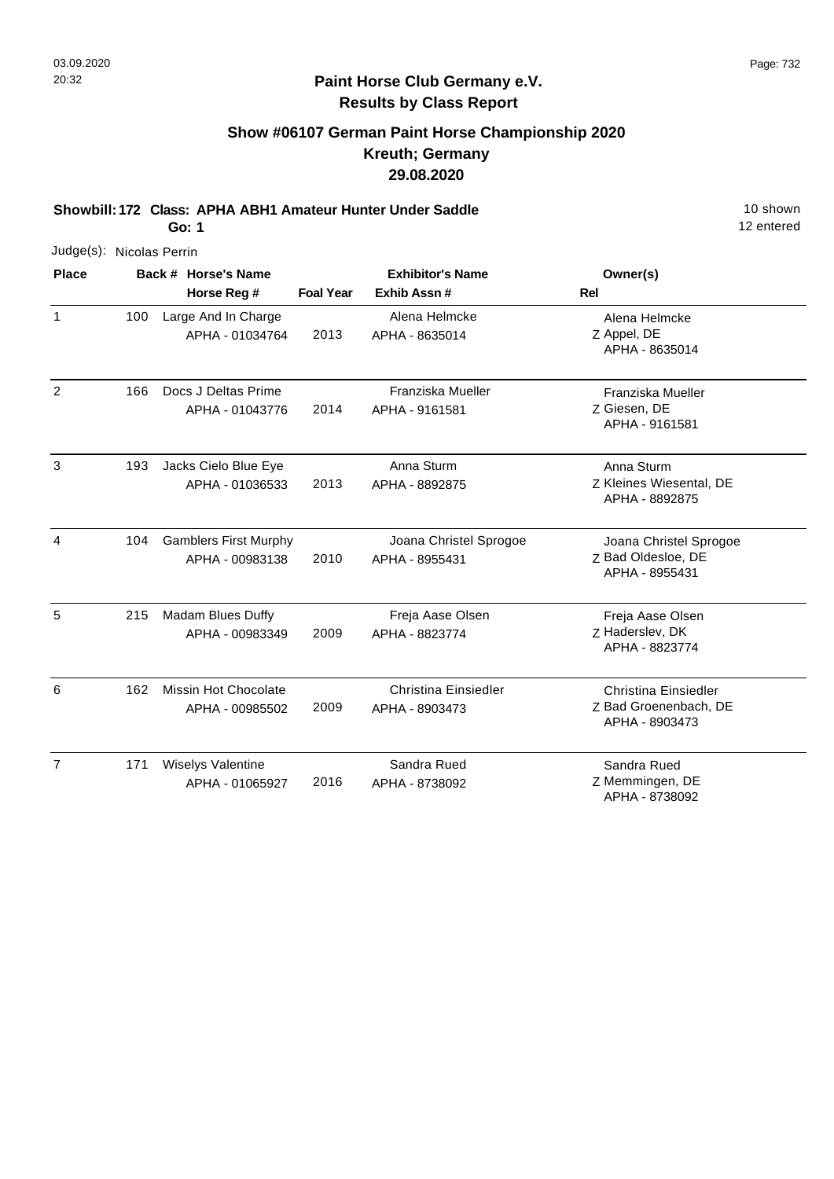**Paint Horse Club Germany e.V.**
**Results by Class Report**

## Show #06107 German Paint Horse Championship 2020
## Kreuth; Germany
## 29.08.2020

**Showbill: 172 Class: APHA ABH1 Amateur Hunter Under Saddle** 10 shown
**Go: 1** 12 entered

Judge(s): Nicolas Perrin

| Place | Back # | Horse's Name / Horse Reg # | Foal Year | Exhibitor's Name / Exhib Assn # | Rel | Owner(s) |
|---|---|---|---|---|---|---|
| 1 | 100 | Large And In Charge<br>APHA - 01034764 | 2013 | Alena Helmcke<br>APHA - 8635014 | Z | Alena Helmcke<br>Appel, DE<br>APHA - 8635014 |
| 2 | 166 | Docs J Deltas Prime<br>APHA - 01043776 | 2014 | Franziska Mueller<br>APHA - 9161581 | Z | Franziska Mueller<br>Giesen, DE<br>APHA - 9161581 |
| 3 | 193 | Jacks Cielo Blue Eye<br>APHA - 01036533 | 2013 | Anna Sturm<br>APHA - 8892875 | Z | Anna Sturm<br>Kleines Wiesental, DE<br>APHA - 8892875 |
| 4 | 104 | Gamblers First Murphy<br>APHA - 00983138 | 2010 | Joana Christel Sprogoe<br>APHA - 8955431 | Z | Joana Christel Sprogoe<br>Bad Oldesloe, DE<br>APHA - 8955431 |
| 5 | 215 | Madam Blues Duffy<br>APHA - 00983349 | 2009 | Freja Aase Olsen<br>APHA - 8823774 | Z | Freja Aase Olsen<br>Haderslev, DK<br>APHA - 8823774 |
| 6 | 162 | Missin Hot Chocolate<br>APHA - 00985502 | 2009 | Christina Einsiedler<br>APHA - 8903473 | Z | Christina Einsiedler<br>Bad Groenenbach, DE<br>APHA - 8903473 |
| 7 | 171 | Wiselys Valentine<br>APHA - 01065927 | 2016 | Sandra Rued<br>APHA - 8738092 | Z | Sandra Rued<br>Memmingen, DE<br>APHA - 8738092 |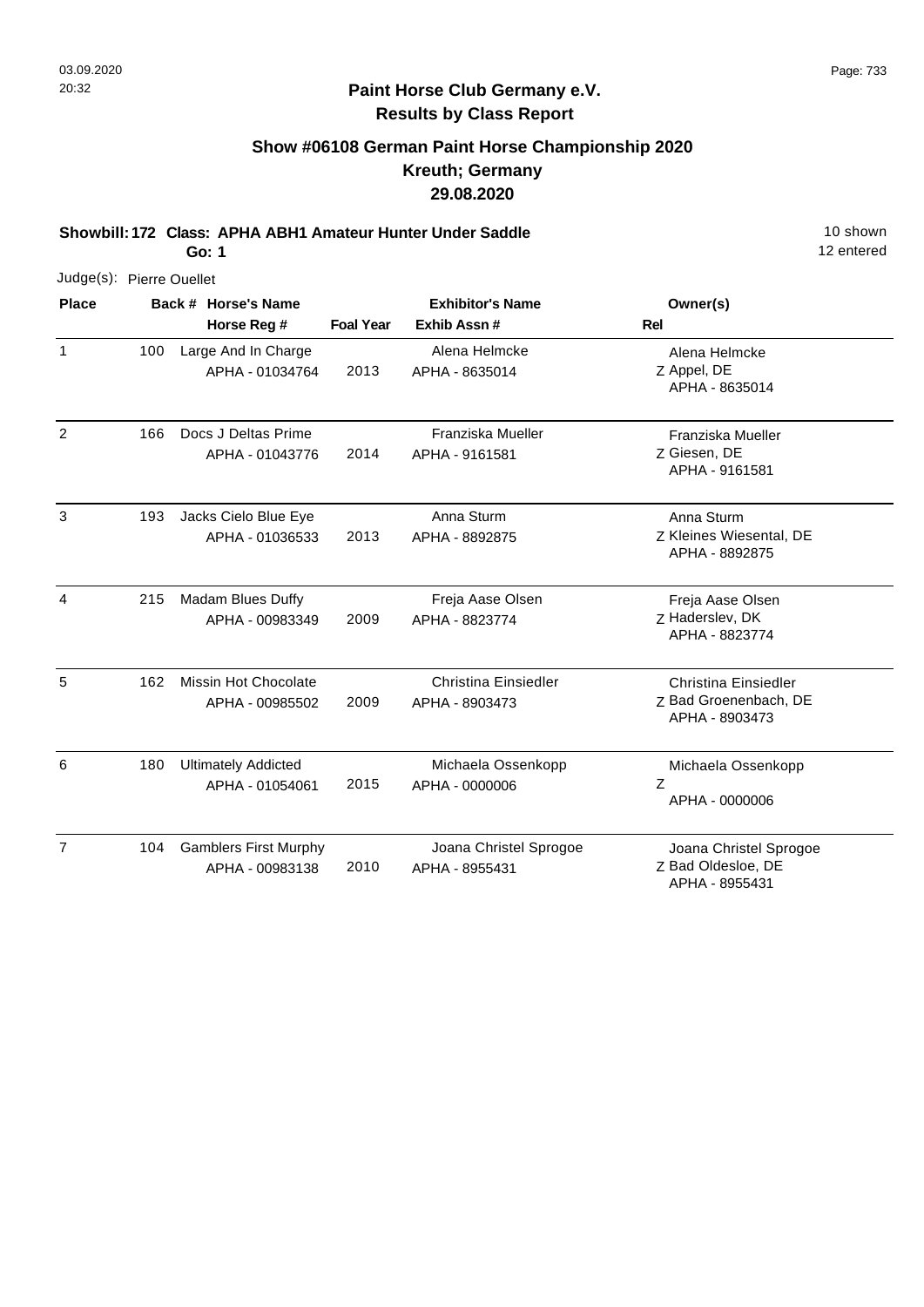**Paint Horse Club Germany e.V.**
**Results by Class Report**

## Show #06108 German Paint Horse Championship 2020
## Kreuth; Germany
## 29.08.2020

**Showbill: 172 Class: APHA ABH1 Amateur Hunter Under Saddle** — 10 shown, 12 entered

**Go: 1**

Judge(s): Pierre Ouellet

| Place | Back # | Horse's Name / Horse Reg # | Foal Year | Exhibitor's Name / Exhib Assn # | Owner(s) / Rel |
|---|---|---|---|---|---|
| 1 | 100 | Large And In Charge<br>APHA - 01034764 | 2013 | Alena Helmcke<br>APHA - 8635014 | Alena Helmcke<br>Z Appel, DE<br>APHA - 8635014 |
| 2 | 166 | Docs J Deltas Prime<br>APHA - 01043776 | 2014 | Franziska Mueller<br>APHA - 9161581 | Franziska Mueller<br>Z Giesen, DE<br>APHA - 9161581 |
| 3 | 193 | Jacks Cielo Blue Eye<br>APHA - 01036533 | 2013 | Anna Sturm<br>APHA - 8892875 | Anna Sturm<br>Z Kleines Wiesental, DE<br>APHA - 8892875 |
| 4 | 215 | Madam Blues Duffy<br>APHA - 00983349 | 2009 | Freja Aase Olsen<br>APHA - 8823774 | Freja Aase Olsen<br>Z Haderslev, DK<br>APHA - 8823774 |
| 5 | 162 | Missin Hot Chocolate<br>APHA - 00985502 | 2009 | Christina Einsiedler<br>APHA - 8903473 | Christina Einsiedler<br>Z Bad Groenenbach, DE<br>APHA - 8903473 |
| 6 | 180 | Ultimately Addicted<br>APHA - 01054061 | 2015 | Michaela Ossenkopp<br>APHA - 0000006 | Michaela Ossenkopp<br>Z<br>APHA - 0000006 |
| 7 | 104 | Gamblers First Murphy<br>APHA - 00983138 | 2010 | Joana Christel Sprogoe<br>APHA - 8955431 | Joana Christel Sprogoe<br>Z Bad Oldesloe, DE<br>APHA - 8955431 |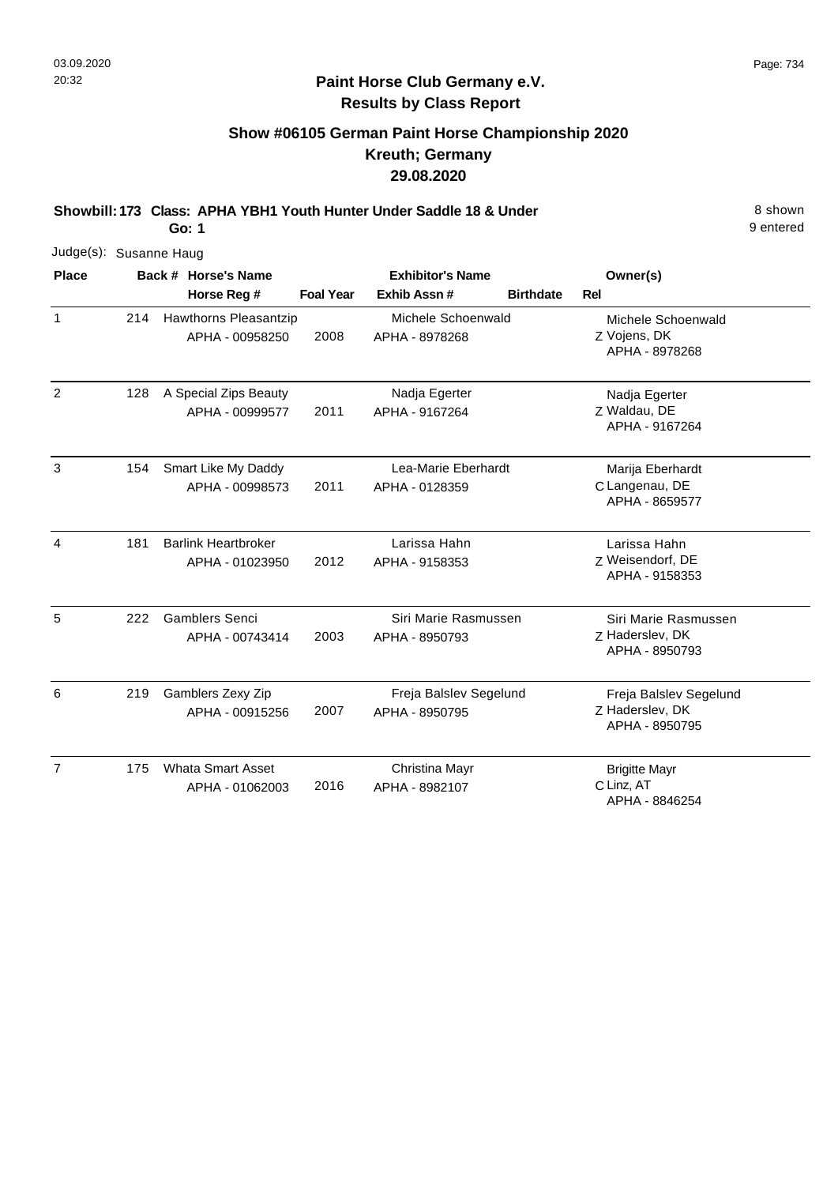## Paint Horse Club Germany e.V.
## Results by Class Report

### Show #06105 German Paint Horse Championship 2020
### Kreuth; Germany
### 29.08.2020

**Showbill: 173 Class: APHA YBH1 Youth Hunter Under Saddle 18 & Under** 8 shown
**Go: 1** 9 entered

Judge(s): Susanne Haug

| Place | Back # | Horse's Name / Horse Reg # | Foal Year | Exhibitor's Name / Exhib Assn # | Birthdate | Rel | Owner(s) |
|---|---|---|---|---|---|---|---|
| 1 | 214 | Hawthorns Pleasantzip<br>APHA - 00958250 | 2008 | Michele Schoenwald<br>APHA - 8978268 | | Z | Michele Schoenwald<br>Vojens, DK<br>APHA - 8978268 |
| 2 | 128 | A Special Zips Beauty<br>APHA - 00999577 | 2011 | Nadja Egerter<br>APHA - 9167264 | | Z | Nadja Egerter<br>Waldau, DE<br>APHA - 9167264 |
| 3 | 154 | Smart Like My Daddy<br>APHA - 00998573 | 2011 | Lea-Marie Eberhardt<br>APHA - 0128359 | | C | Marija Eberhardt<br>Langenau, DE<br>APHA - 8659577 |
| 4 | 181 | Barlink Heartbroker<br>APHA - 01023950 | 2012 | Larissa Hahn<br>APHA - 9158353 | | Z | Larissa Hahn<br>Weisendorf, DE<br>APHA - 9158353 |
| 5 | 222 | Gamblers Senci<br>APHA - 00743414 | 2003 | Siri Marie Rasmussen<br>APHA - 8950793 | | Z | Siri Marie Rasmussen<br>Haderslev, DK<br>APHA - 8950793 |
| 6 | 219 | Gamblers Zexy Zip<br>APHA - 00915256 | 2007 | Freja Balslev Segelund<br>APHA - 8950795 | | Z | Freja Balslev Segelund<br>Haderslev, DK<br>APHA - 8950795 |
| 7 | 175 | Whata Smart Asset<br>APHA - 01062003 | 2016 | Christina Mayr<br>APHA - 8982107 | | C | Brigitte Mayr<br>Linz, AT<br>APHA - 8846254 |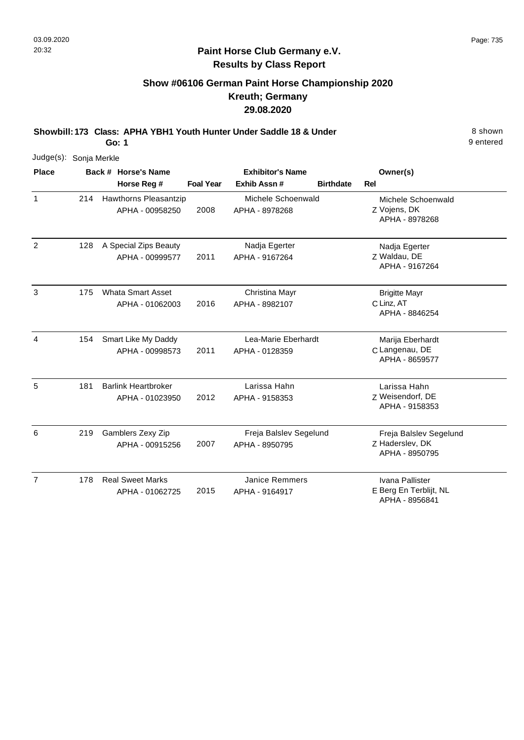**Paint Horse Club Germany e.V.**
**Results by Class Report**

## Show #06106 German Paint Horse Championship 2020
## Kreuth; Germany
## 29.08.2020

**Showbill: 173 Class: APHA YBH1 Youth Hunter Under Saddle 18 & Under** 8 shown
**Go: 1** 9 entered

Judge(s): Sonja Merkle

| Place | Back # | Horse's Name / Horse Reg # | Foal Year | Exhibitor's Name / Exhib Assn # | Birthdate | Rel | Owner(s) |
|---|---|---|---|---|---|---|---|
| 1 | 214 | Hawthorns Pleasantzip<br>APHA - 00958250 | 2008 | Michele Schoenwald<br>APHA - 8978268 | | Z | Michele Schoenwald<br>Vojens, DK<br>APHA - 8978268 |
| 2 | 128 | A Special Zips Beauty<br>APHA - 00999577 | 2011 | Nadja Egerter<br>APHA - 9167264 | | Z | Nadja Egerter<br>Waldau, DE<br>APHA - 9167264 |
| 3 | 175 | Whata Smart Asset<br>APHA - 01062003 | 2016 | Christina Mayr<br>APHA - 8982107 | | C | Brigitte Mayr<br>Linz, AT<br>APHA - 8846254 |
| 4 | 154 | Smart Like My Daddy<br>APHA - 00998573 | 2011 | Lea-Marie Eberhardt<br>APHA - 0128359 | | C | Marija Eberhardt<br>Langenau, DE<br>APHA - 8659577 |
| 5 | 181 | Barlink Heartbroker<br>APHA - 01023950 | 2012 | Larissa Hahn<br>APHA - 9158353 | | Z | Larissa Hahn<br>Weisendorf, DE<br>APHA - 9158353 |
| 6 | 219 | Gamblers Zexy Zip<br>APHA - 00915256 | 2007 | Freja Balslev Segelund<br>APHA - 8950795 | | Z | Freja Balslev Segelund<br>Haderslev, DK<br>APHA - 8950795 |
| 7 | 178 | Real Sweet Marks<br>APHA - 01062725 | 2015 | Janice Remmers<br>APHA - 9164917 | | E | Ivana Pallister<br>Berg En Terblijt, NL<br>APHA - 8956841 |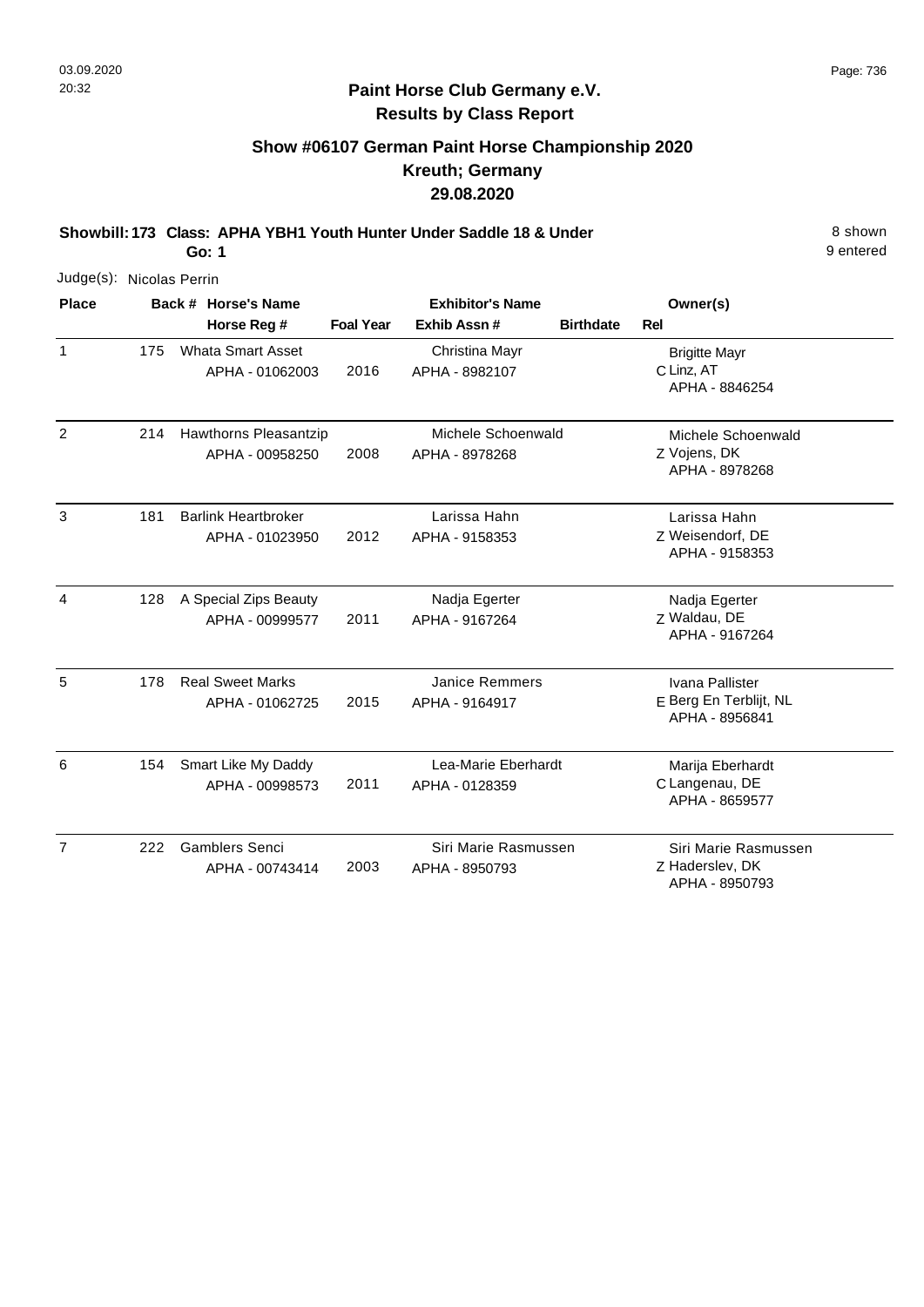**Paint Horse Club Germany e.V.**
**Results by Class Report**

## Show #06107 German Paint Horse Championship 2020
## Kreuth; Germany
## 29.08.2020

**Showbill: 173 Class: APHA YBH1 Youth Hunter Under Saddle 18 & Under** 8 shown
**Go: 1** 9 entered

Judge(s): Nicolas Perrin

| Place | Back # | Horse's Name / Horse Reg # | Foal Year | Exhibitor's Name / Exhib Assn # | Birthdate | Rel | Owner(s) |
|---|---|---|---|---|---|---|---|
| 1 | 175 | Whata Smart Asset<br>APHA - 01062003 | 2016 | Christina Mayr<br>APHA - 8982107 | | C | Brigitte Mayr<br>Linz, AT<br>APHA - 8846254 |
| 2 | 214 | Hawthorns Pleasantzip<br>APHA - 00958250 | 2008 | Michele Schoenwald<br>APHA - 8978268 | | Z | Michele Schoenwald<br>Vojens, DK<br>APHA - 8978268 |
| 3 | 181 | Barlink Heartbroker<br>APHA - 01023950 | 2012 | Larissa Hahn<br>APHA - 9158353 | | Z | Larissa Hahn<br>Weisendorf, DE<br>APHA - 9158353 |
| 4 | 128 | A Special Zips Beauty<br>APHA - 00999577 | 2011 | Nadja Egerter<br>APHA - 9167264 | | Z | Nadja Egerter<br>Waldau, DE<br>APHA - 9167264 |
| 5 | 178 | Real Sweet Marks<br>APHA - 01062725 | 2015 | Janice Remmers<br>APHA - 9164917 | | E | Ivana Pallister<br>Berg En Terblijt, NL<br>APHA - 8956841 |
| 6 | 154 | Smart Like My Daddy<br>APHA - 00998573 | 2011 | Lea-Marie Eberhardt<br>APHA - 0128359 | | C | Marija Eberhardt<br>Langenau, DE<br>APHA - 8659577 |
| 7 | 222 | Gamblers Senci<br>APHA - 00743414 | 2003 | Siri Marie Rasmussen<br>APHA - 8950793 | | Z | Siri Marie Rasmussen<br>Haderslev, DK<br>APHA - 8950793 |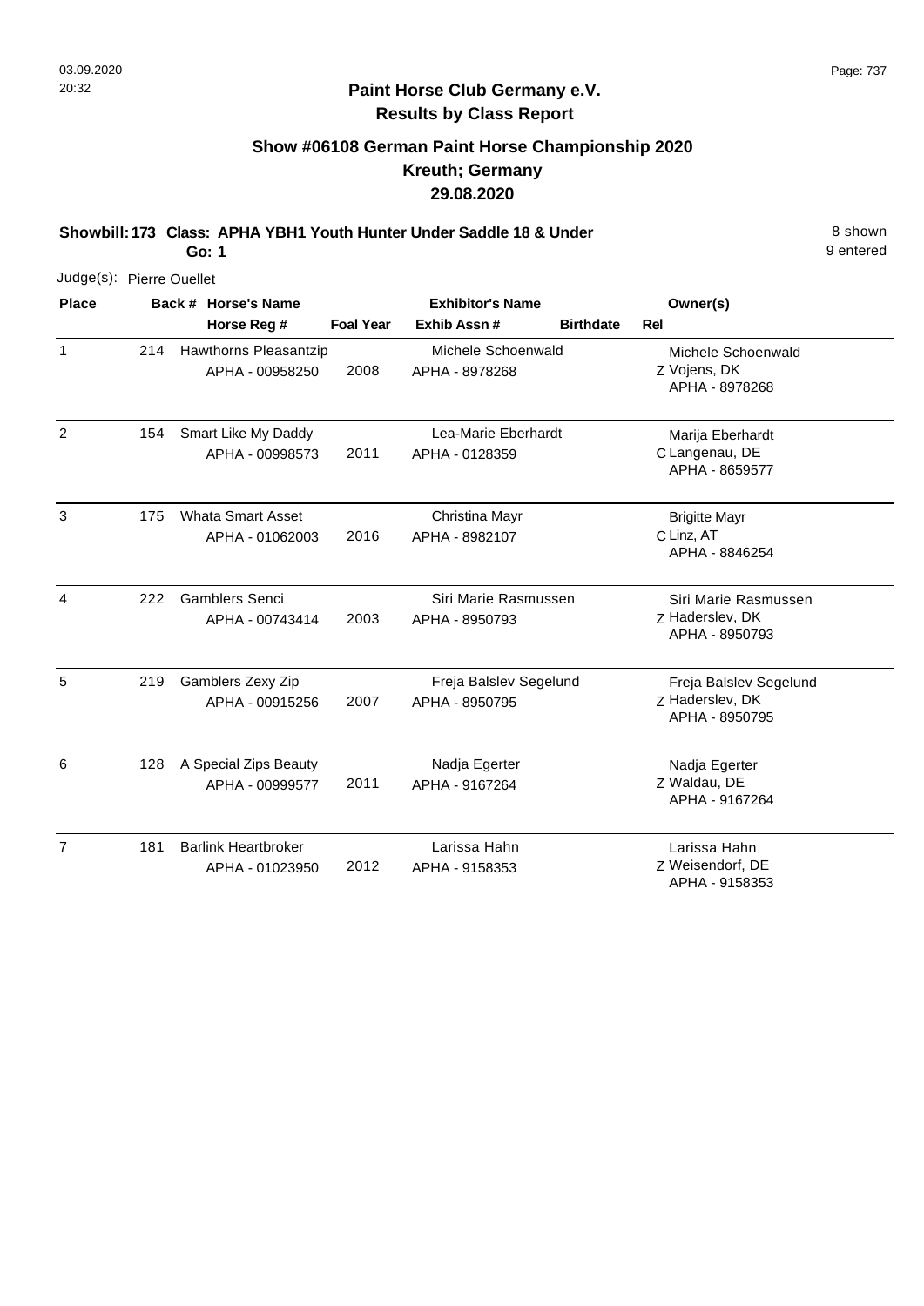**Paint Horse Club Germany e.V.**
**Results by Class Report**

## Show #06108 German Paint Horse Championship 2020
## Kreuth; Germany
## 29.08.2020

**Showbill: 173 Class: APHA YBH1 Youth Hunter Under Saddle 18 & Under** 8 shown
**Go: 1** 9 entered

Judge(s): Pierre Ouellet

| Place | Back # | Horse's Name / Horse Reg # | Foal Year | Exhibitor's Name / Exhib Assn # | Birthdate | Rel | Owner(s) |
|---|---|---|---|---|---|---|---|
| 1 | 214 | Hawthorns Pleasantzip<br>APHA - 00958250 | 2008 | Michele Schoenwald<br>APHA - 8978268 | | Z | Michele Schoenwald<br>Vojens, DK<br>APHA - 8978268 |
| 2 | 154 | Smart Like My Daddy<br>APHA - 00998573 | 2011 | Lea-Marie Eberhardt<br>APHA - 0128359 | | C | Marija Eberhardt<br>Langenau, DE<br>APHA - 8659577 |
| 3 | 175 | Whata Smart Asset<br>APHA - 01062003 | 2016 | Christina Mayr<br>APHA - 8982107 | | C | Brigitte Mayr<br>Linz, AT<br>APHA - 8846254 |
| 4 | 222 | Gamblers Senci<br>APHA - 00743414 | 2003 | Siri Marie Rasmussen<br>APHA - 8950793 | | Z | Siri Marie Rasmussen<br>Haderslev, DK<br>APHA - 8950793 |
| 5 | 219 | Gamblers Zexy Zip<br>APHA - 00915256 | 2007 | Freja Balslev Segelund<br>APHA - 8950795 | | Z | Freja Balslev Segelund<br>Haderslev, DK<br>APHA - 8950795 |
| 6 | 128 | A Special Zips Beauty<br>APHA - 00999577 | 2011 | Nadja Egerter<br>APHA - 9167264 | | Z | Nadja Egerter<br>Waldau, DE<br>APHA - 9167264 |
| 7 | 181 | Barlink Heartbroker<br>APHA - 01023950 | 2012 | Larissa Hahn<br>APHA - 9158353 | | Z | Larissa Hahn<br>Weisendorf, DE<br>APHA - 9158353 |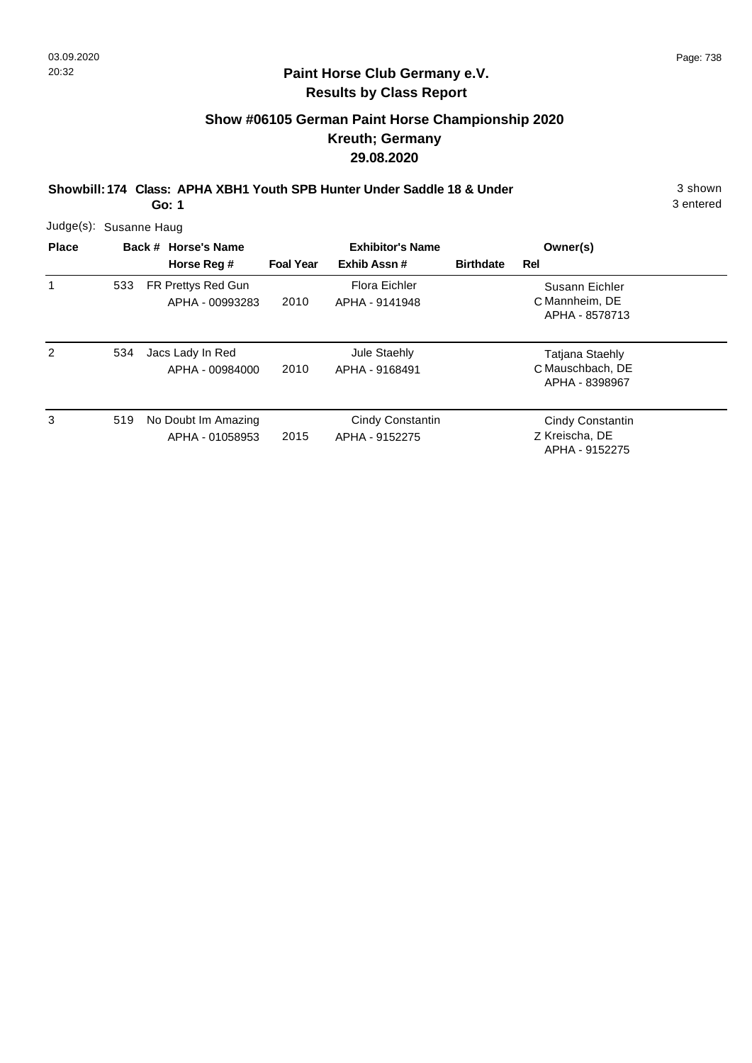## Paint Horse Club Germany e.V.
## Results by Class Report

### Show #06105 German Paint Horse Championship 2020
### Kreuth; Germany
### 29.08.2020

**Showbill: 174 Class: APHA XBH1 Youth SPB Hunter Under Saddle 18 & Under** 3 shown
**Go: 1** 3 entered

Judge(s): Susanne Haug

| Place | Back # | Horse's Name / Horse Reg # | Foal Year | Exhibitor's Name / Exhib Assn # | Birthdate | Rel | Owner(s) |
|---|---|---|---|---|---|---|---|
| 1 | 533 | FR Prettys Red Gun<br>APHA - 00993283 | 2010 | Flora Eichler<br>APHA - 9141948 | | C | Susann Eichler<br>Mannheim, DE<br>APHA - 8578713 |
| 2 | 534 | Jacs Lady In Red<br>APHA - 00984000 | 2010 | Jule Staehly<br>APHA - 9168491 | | C | Tatjana Staehly<br>Mauschbach, DE<br>APHA - 8398967 |
| 3 | 519 | No Doubt Im Amazing<br>APHA - 01058953 | 2015 | Cindy Constantin<br>APHA - 9152275 | | Z | Cindy Constantin<br>Kreischa, DE<br>APHA - 9152275 |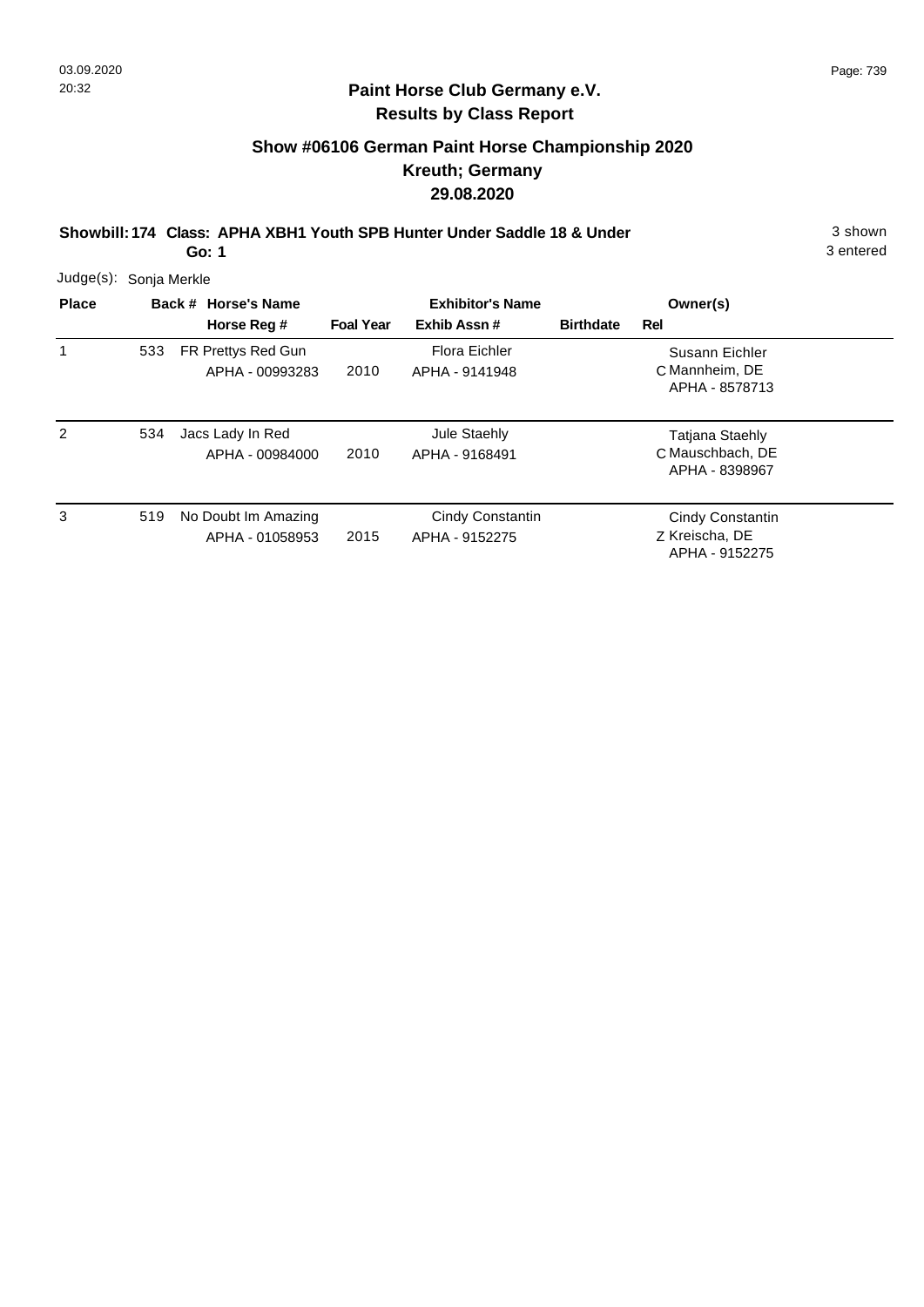## Paint Horse Club Germany e.V.
## Results by Class Report

### Show #06106 German Paint Horse Championship 2020
### Kreuth; Germany
### 29.08.2020

**Showbill: 174 Class: APHA XBH1 Youth SPB Hunter Under Saddle 18 & Under** 3 shown
**Go: 1** 3 entered

Judge(s): Sonja Merkle

| Place | Back # | Horse's Name / Horse Reg # | Foal Year | Exhibitor's Name / Exhib Assn # | Birthdate | Rel | Owner(s) |
|---|---|---|---|---|---|---|---|
| 1 | 533 | FR Prettys Red Gun<br>APHA - 00993283 | 2010 | Flora Eichler<br>APHA - 9141948 | | C | Susann Eichler<br>Mannheim, DE<br>APHA - 8578713 |
| 2 | 534 | Jacs Lady In Red<br>APHA - 00984000 | 2010 | Jule Staehly<br>APHA - 9168491 | | C | Tatjana Staehly<br>Mauschbach, DE<br>APHA - 8398967 |
| 3 | 519 | No Doubt Im Amazing<br>APHA - 01058953 | 2015 | Cindy Constantin<br>APHA - 9152275 | | Z | Cindy Constantin<br>Kreischa, DE<br>APHA - 9152275 |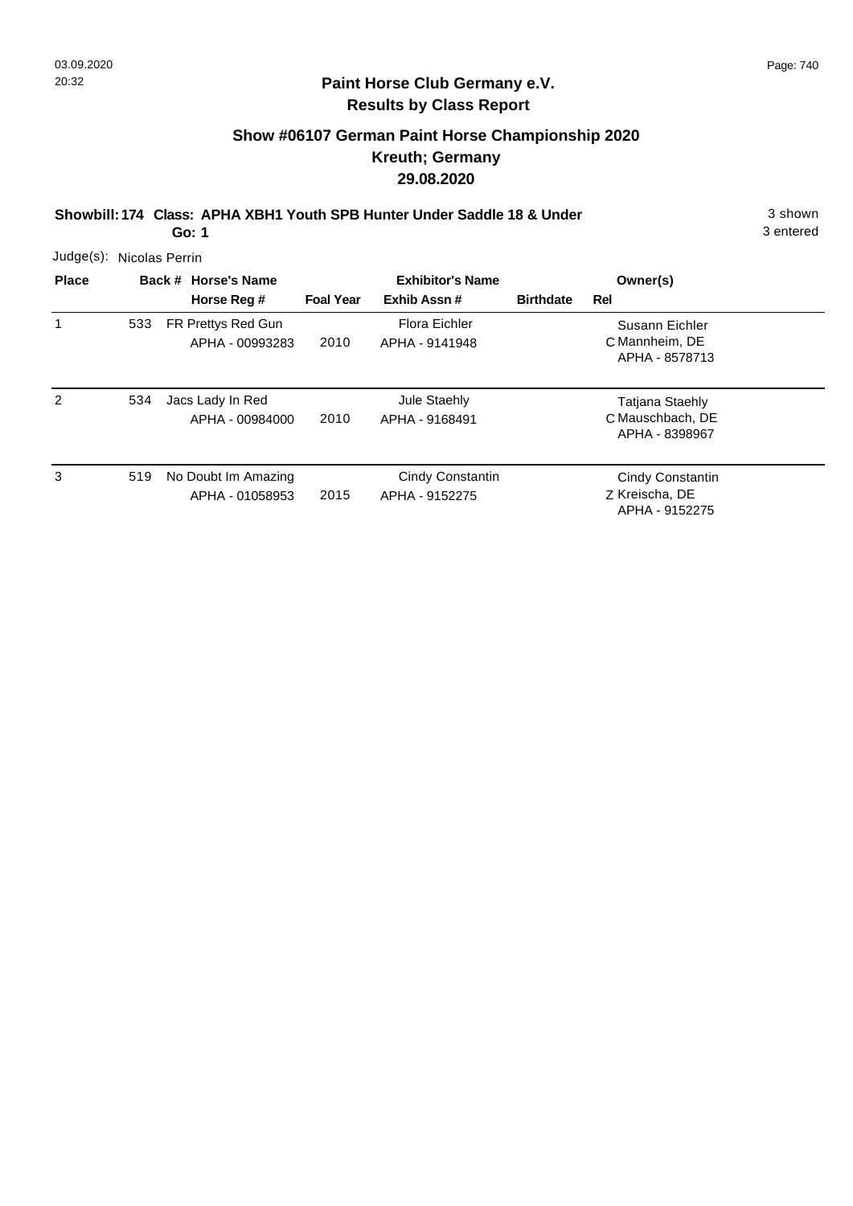## Paint Horse Club Germany e.V.
### Results by Class Report

## Show #06107 German Paint Horse Championship 2020
## Kreuth; Germany
## 29.08.2020

**Showbill: 174 Class: APHA XBH1 Youth SPB Hunter Under Saddle 18 & Under** 3 shown
**Go: 1** 3 entered

Judge(s): Nicolas Perrin

| Place | Back # | Horse's Name / Horse Reg # | Foal Year | Exhibitor's Name / Exhib Assn # | Birthdate | Rel | Owner(s) |
|---|---|---|---|---|---|---|---|
| 1 | 533 | FR Prettys Red Gun<br>APHA - 00993283 | 2010 | Flora Eichler<br>APHA - 9141948 | | C | Susann Eichler<br>Mannheim, DE<br>APHA - 8578713 |
| 2 | 534 | Jacs Lady In Red<br>APHA - 00984000 | 2010 | Jule Staehly<br>APHA - 9168491 | | C | Tatjana Staehly<br>Mauschbach, DE<br>APHA - 8398967 |
| 3 | 519 | No Doubt Im Amazing<br>APHA - 01058953 | 2015 | Cindy Constantin<br>APHA - 9152275 | | Z | Cindy Constantin<br>Kreischa, DE<br>APHA - 9152275 |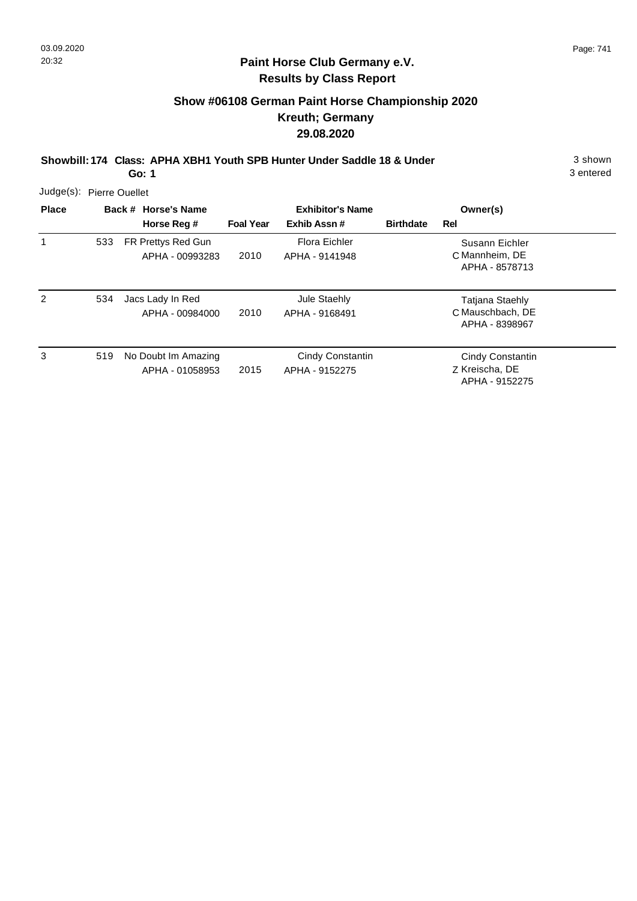**Paint Horse Club Germany e.V.**
**Results by Class Report**

## Show #06108 German Paint Horse Championship 2020
## Kreuth; Germany
## 29.08.2020

**Showbill: 174 Class: APHA XBH1 Youth SPB Hunter Under Saddle 18 & Under** 3 shown
**Go: 1** 3 entered

Judge(s): Pierre Ouellet

| Place | Back # | Horse's Name / Horse Reg # | Foal Year | Exhibitor's Name / Exhib Assn # | Birthdate | Rel | Owner(s) |
|---|---|---|---|---|---|---|---|
| 1 | 533 | FR Prettys Red Gun<br>APHA - 00993283 | 2010 | Flora Eichler<br>APHA - 9141948 | | C | Susann Eichler<br>Mannheim, DE<br>APHA - 8578713 |
| 2 | 534 | Jacs Lady In Red<br>APHA - 00984000 | 2010 | Jule Staehly<br>APHA - 9168491 | | C | Tatjana Staehly<br>Mauschbach, DE<br>APHA - 8398967 |
| 3 | 519 | No Doubt Im Amazing<br>APHA - 01058953 | 2015 | Cindy Constantin<br>APHA - 9152275 | | Z | Cindy Constantin<br>Kreischa, DE<br>APHA - 9152275 |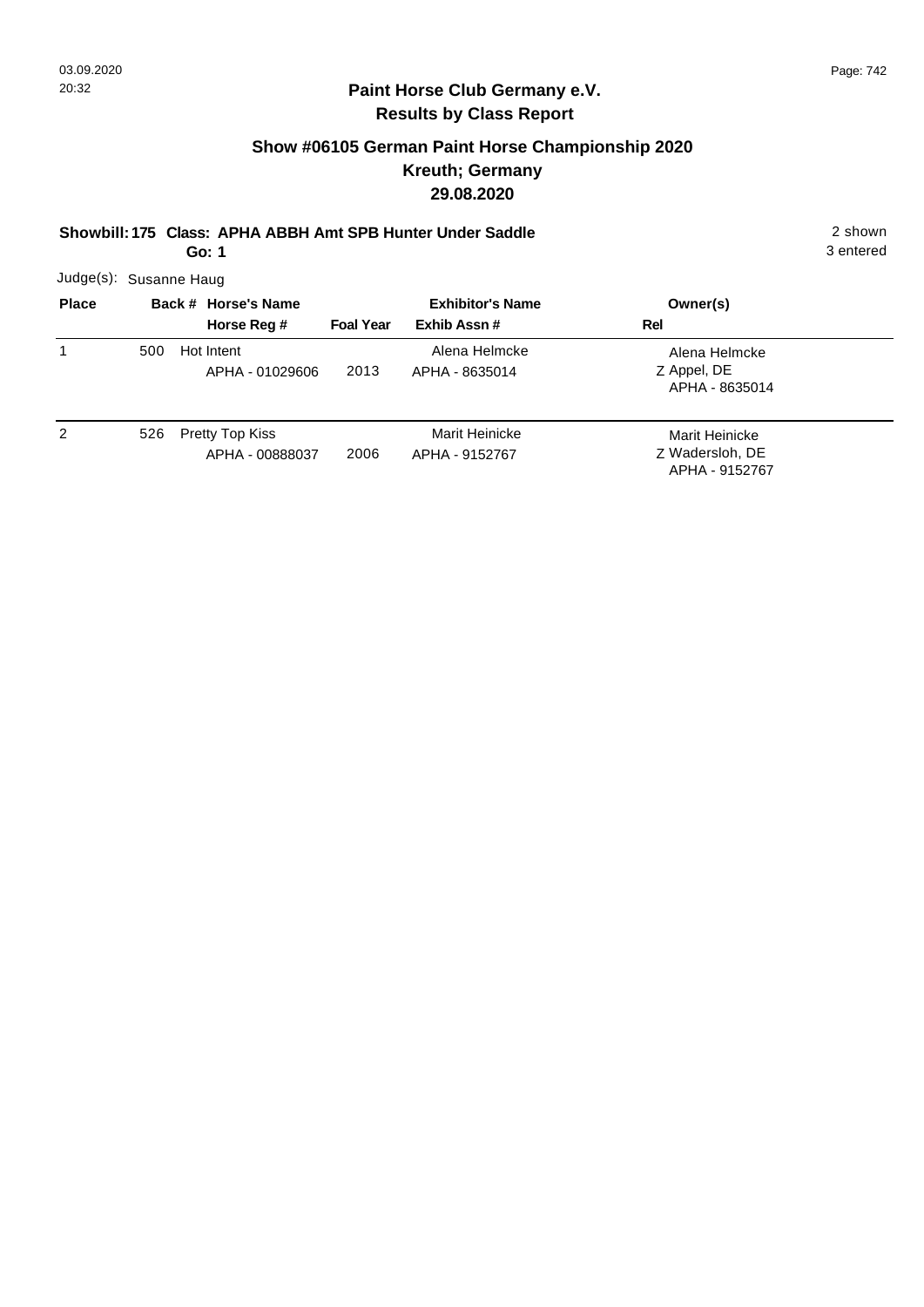**Paint Horse Club Germany e.V.**
**Results by Class Report**

## Show #06105 German Paint Horse Championship 2020
## Kreuth; Germany
## 29.08.2020

**Showbill: 175 Class: APHA ABBH Amt SPB Hunter Under Saddle** — 2 shown, 3 entered

**Go: 1**

Judge(s): Susanne Haug

| Place | Back # | Horse's Name / Horse Reg # | Foal Year | Exhibitor's Name / Exhib Assn # | Rel | Owner(s) |
|---|---|---|---|---|---|---|
| 1 | 500 | Hot Intent<br>APHA - 01029606 | 2013 | Alena Helmcke<br>APHA - 8635014 | Z | Alena Helmcke<br>Appel, DE<br>APHA - 8635014 |
| 2 | 526 | Pretty Top Kiss<br>APHA - 00888037 | 2006 | Marit Heinicke<br>APHA - 9152767 | Z | Marit Heinicke<br>Wadersloh, DE<br>APHA - 9152767 |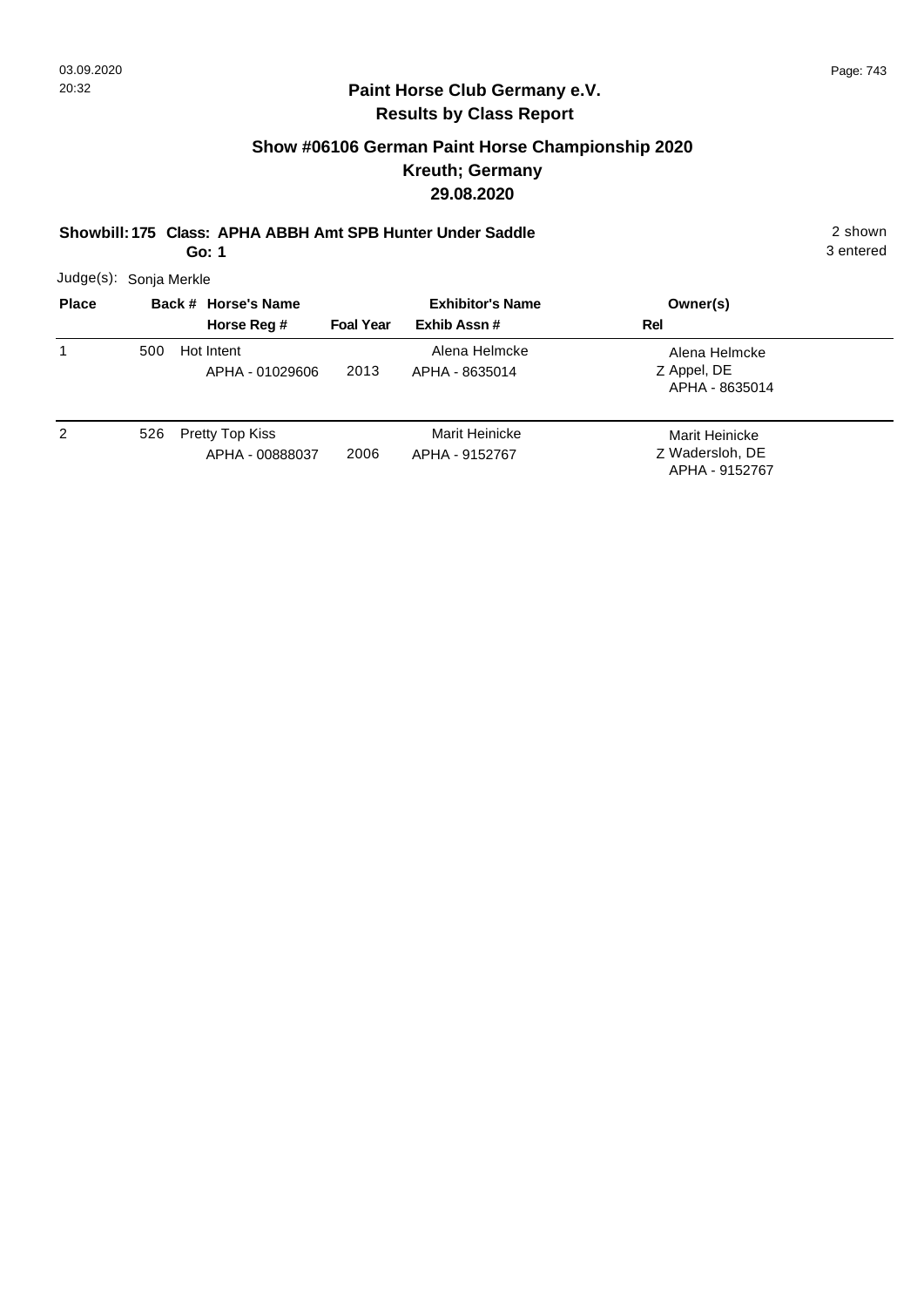## Paint Horse Club Germany e.V.
## Results by Class Report

### Show #06106 German Paint Horse Championship 2020
### Kreuth; Germany
### 29.08.2020

**Showbill: 175 Class: APHA ABBH Amt SPB Hunter Under Saddle** 2 shown

**Go: 1** 3 entered

Judge(s): Sonja Merkle

| Place | Back # | Horse's Name / Horse Reg # | Foal Year | Exhibitor's Name / Exhib Assn # | Owner(s) / Rel |
|---|---|---|---|---|---|
| 1 | 500 | Hot Intent<br>APHA - 01029606 | 2013 | Alena Helmcke<br>APHA - 8635014 | Alena Helmcke<br>Z Appel, DE<br>APHA - 8635014 |
| 2 | 526 | Pretty Top Kiss<br>APHA - 00888037 | 2006 | Marit Heinicke<br>APHA - 9152767 | Marit Heinicke<br>Z Wadersloh, DE<br>APHA - 9152767 |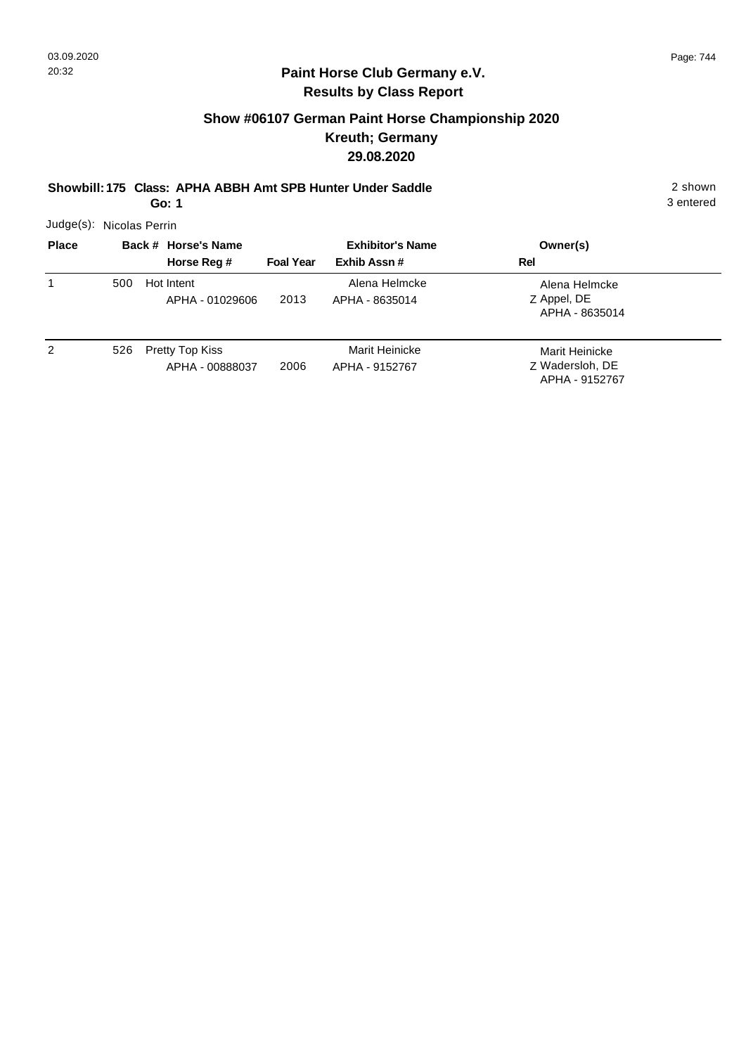## Paint Horse Club Germany e.V.
## Results by Class Report

### Show #06107 German Paint Horse Championship 2020
### Kreuth; Germany
### 29.08.2020

**Showbill: 175 Class: APHA ABBH Amt SPB Hunter Under Saddle** 2 shown

**Go: 1** 3 entered

Judge(s): Nicolas Perrin

| Place | Back # | Horse's Name / Horse Reg # | Foal Year | Exhibitor's Name / Exhib Assn # | Rel | Owner(s) |
|---|---|---|---|---|---|---|
| 1 | 500 | Hot Intent<br>APHA - 01029606 | 2013 | Alena Helmcke<br>APHA - 8635014 | Z | Alena Helmcke<br>Appel, DE<br>APHA - 8635014 |
| 2 | 526 | Pretty Top Kiss<br>APHA - 00888037 | 2006 | Marit Heinicke<br>APHA - 9152767 | Z | Marit Heinicke<br>Wadersloh, DE<br>APHA - 9152767 |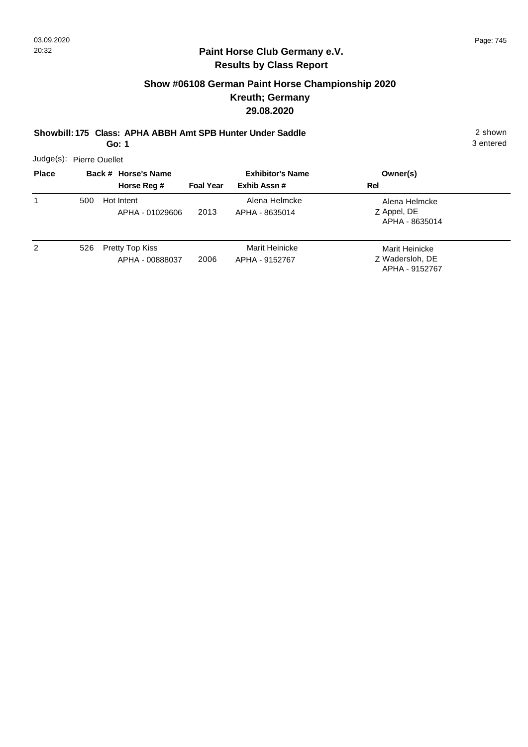## Paint Horse Club Germany e.V.
## Results by Class Report

### Show #06108 German Paint Horse Championship 2020
### Kreuth; Germany
### 29.08.2020

**Showbill: 175 Class: APHA ABBH Amt SPB Hunter Under Saddle** 2 shown
**Go: 1** 3 entered

Judge(s): Pierre Ouellet

| Place | Back # | Horse's Name / Horse Reg # | Foal Year | Exhibitor's Name / Exhib Assn # | Owner(s) / Rel |
|---|---|---|---|---|---|
| 1 | 500 | Hot Intent<br>APHA - 01029606 | 2013 | Alena Helmcke<br>APHA - 8635014 | Alena Helmcke<br>Z Appel, DE<br>APHA - 8635014 |
| 2 | 526 | Pretty Top Kiss<br>APHA - 00888037 | 2006 | Marit Heinicke<br>APHA - 9152767 | Marit Heinicke<br>Z Wadersloh, DE<br>APHA - 9152767 |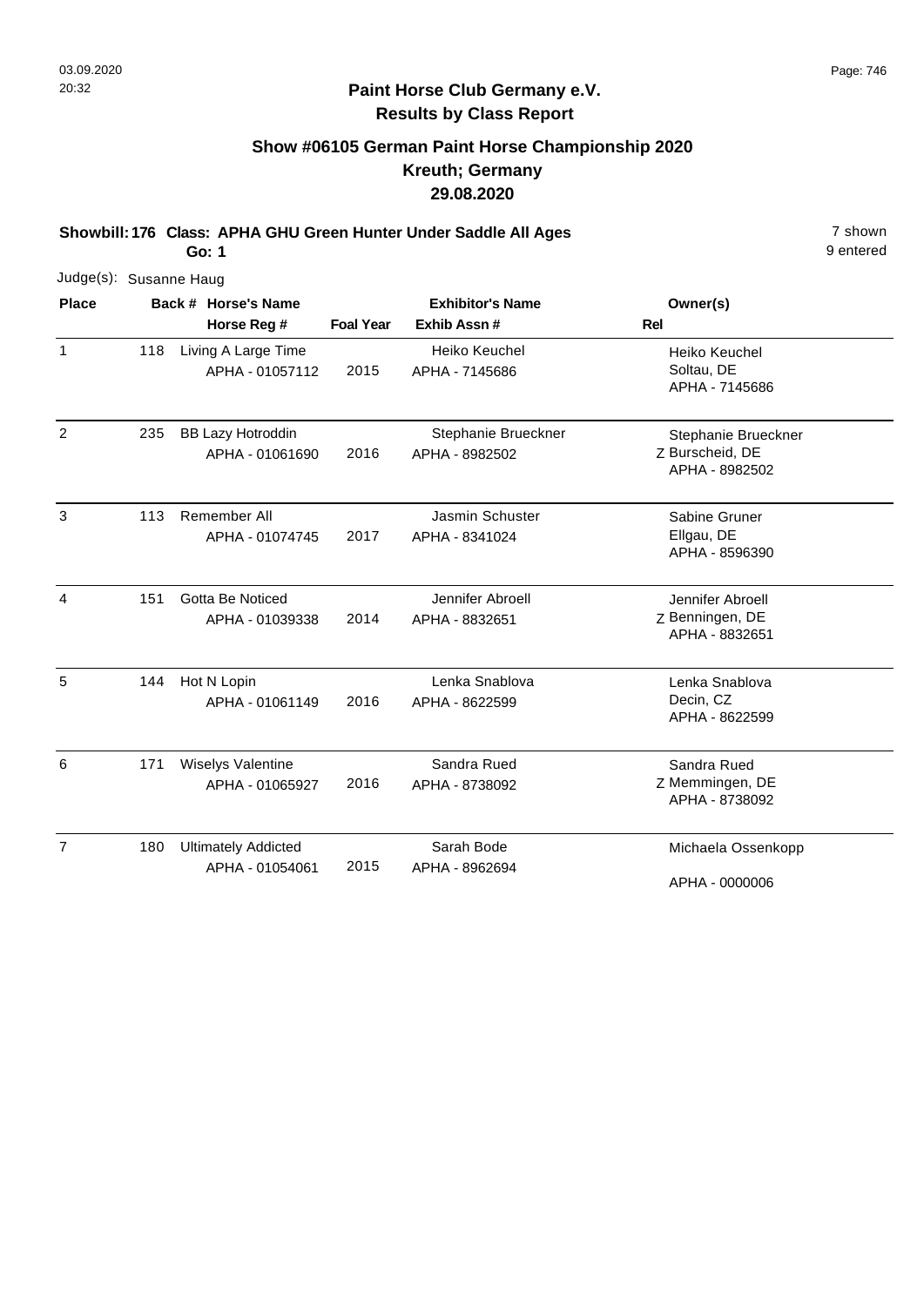**Paint Horse Club Germany e.V.**
**Results by Class Report**

## Show #06105 German Paint Horse Championship 2020
## Kreuth; Germany
## 29.08.2020

**Showbill: 176 Class: APHA GHU Green Hunter Under Saddle All Ages** 7 shown
**Go: 1** 9 entered

Judge(s): Susanne Haug

| Place | Back # | Horse's Name / Horse Reg # | Foal Year | Exhibitor's Name / Exhib Assn # | Rel | Owner(s) |
|---|---|---|---|---|---|---|
| 1 | 118 | Living A Large Time<br>APHA - 01057112 | 2015 | Heiko Keuchel<br>APHA - 7145686 | | Heiko Keuchel<br>Soltau, DE<br>APHA - 7145686 |
| 2 | 235 | BB Lazy Hotroddin<br>APHA - 01061690 | 2016 | Stephanie Brueckner<br>APHA - 8982502 | Z | Stephanie Brueckner<br>Burscheid, DE<br>APHA - 8982502 |
| 3 | 113 | Remember All<br>APHA - 01074745 | 2017 | Jasmin Schuster<br>APHA - 8341024 | | Sabine Gruner<br>Ellgau, DE<br>APHA - 8596390 |
| 4 | 151 | Gotta Be Noticed<br>APHA - 01039338 | 2014 | Jennifer Abroell<br>APHA - 8832651 | Z | Jennifer Abroell<br>Benningen, DE<br>APHA - 8832651 |
| 5 | 144 | Hot N Lopin<br>APHA - 01061149 | 2016 | Lenka Snablova<br>APHA - 8622599 | | Lenka Snablova<br>Decin, CZ<br>APHA - 8622599 |
| 6 | 171 | Wiselys Valentine<br>APHA - 01065927 | 2016 | Sandra Rued<br>APHA - 8738092 | Z | Sandra Rued<br>Memmingen, DE<br>APHA - 8738092 |
| 7 | 180 | Ultimately Addicted<br>APHA - 01054061 | 2015 | Sarah Bode<br>APHA - 8962694 | | Michaela Ossenkopp<br>APHA - 0000006 |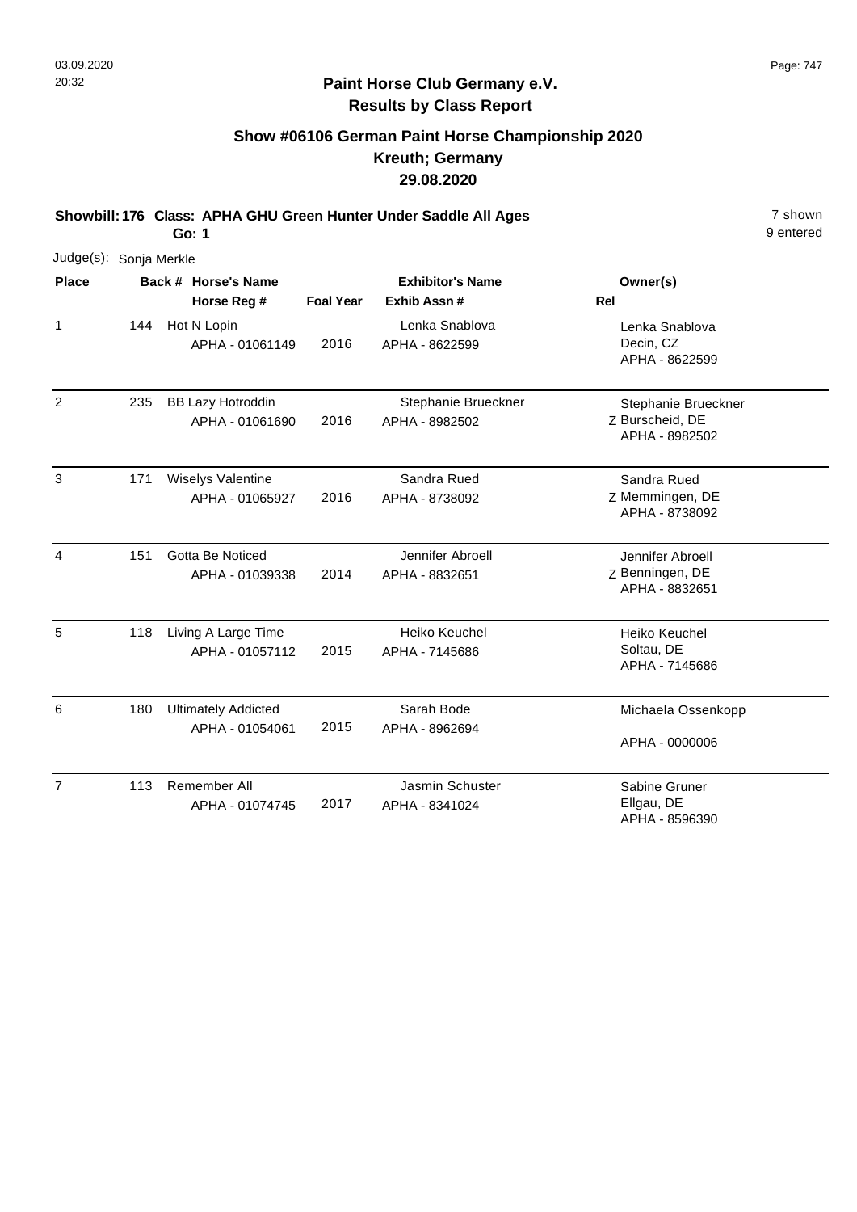## Paint Horse Club Germany e.V.
## Results by Class Report

### Show #06106 German Paint Horse Championship 2020
### Kreuth; Germany
### 29.08.2020

**Showbill: 176 Class: APHA GHU Green Hunter Under Saddle All Ages** 7 shown
**Go: 1** 9 entered

Judge(s): Sonja Merkle

| Place | Back # | Horse's Name / Horse Reg # | Foal Year | Exhibitor's Name / Exhib Assn # | Rel | Owner(s) |
|---|---|---|---|---|---|---|
| 1 | 144 | Hot N Lopin<br>APHA - 01061149 | 2016 | Lenka Snablova<br>APHA - 8622599 | | Lenka Snablova<br>Decin, CZ<br>APHA - 8622599 |
| 2 | 235 | BB Lazy Hotroddin<br>APHA - 01061690 | 2016 | Stephanie Brueckner<br>APHA - 8982502 | Z | Stephanie Brueckner<br>Burscheid, DE<br>APHA - 8982502 |
| 3 | 171 | Wiselys Valentine<br>APHA - 01065927 | 2016 | Sandra Rued<br>APHA - 8738092 | Z | Sandra Rued<br>Memmingen, DE<br>APHA - 8738092 |
| 4 | 151 | Gotta Be Noticed<br>APHA - 01039338 | 2014 | Jennifer Abroell<br>APHA - 8832651 | Z | Jennifer Abroell<br>Benningen, DE<br>APHA - 8832651 |
| 5 | 118 | Living A Large Time<br>APHA - 01057112 | 2015 | Heiko Keuchel<br>APHA - 7145686 | | Heiko Keuchel<br>Soltau, DE<br>APHA - 7145686 |
| 6 | 180 | Ultimately Addicted<br>APHA - 01054061 | 2015 | Sarah Bode<br>APHA - 8962694 | | Michaela Ossenkopp<br>APHA - 0000006 |
| 7 | 113 | Remember All<br>APHA - 01074745 | 2017 | Jasmin Schuster<br>APHA - 8341024 | | Sabine Gruner<br>Ellgau, DE<br>APHA - 8596390 |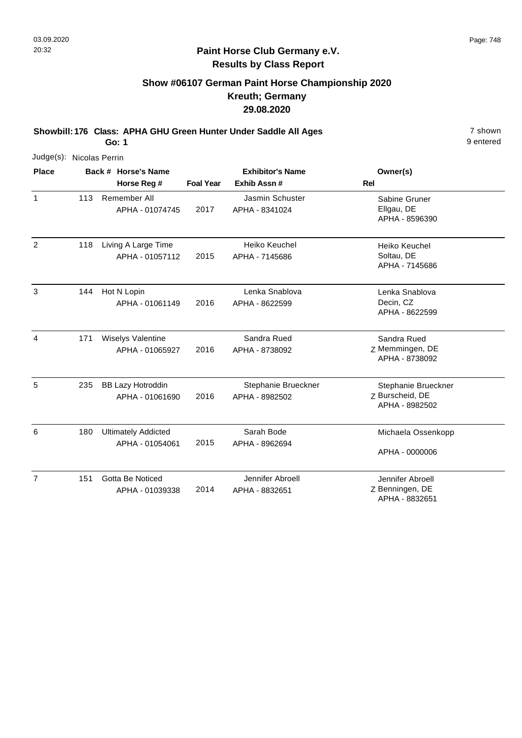## Paint Horse Club Germany e.V.
## Results by Class Report

### Show #06107 German Paint Horse Championship 2020
### Kreuth; Germany
### 29.08.2020

**Showbill: 176 Class: APHA GHU Green Hunter Under Saddle All Ages** 7 shown
**Go: 1** 9 entered

Judge(s): Nicolas Perrin

| Place | Back # | Horse's Name / Horse Reg # | Foal Year | Exhibitor's Name / Exhib Assn # | Rel | Owner(s) |
|---|---|---|---|---|---|---|
| 1 | 113 | Remember All<br>APHA - 01074745 | 2017 | Jasmin Schuster<br>APHA - 8341024 | | Sabine Gruner<br>Ellgau, DE<br>APHA - 8596390 |
| 2 | 118 | Living A Large Time<br>APHA - 01057112 | 2015 | Heiko Keuchel<br>APHA - 7145686 | | Heiko Keuchel<br>Soltau, DE<br>APHA - 7145686 |
| 3 | 144 | Hot N Lopin<br>APHA - 01061149 | 2016 | Lenka Snablova<br>APHA - 8622599 | | Lenka Snablova<br>Decin, CZ<br>APHA - 8622599 |
| 4 | 171 | Wiselys Valentine<br>APHA - 01065927 | 2016 | Sandra Rued<br>APHA - 8738092 | Z | Sandra Rued<br>Memmingen, DE<br>APHA - 8738092 |
| 5 | 235 | BB Lazy Hotroddin<br>APHA - 01061690 | 2016 | Stephanie Brueckner<br>APHA - 8982502 | Z | Stephanie Brueckner<br>Burscheid, DE<br>APHA - 8982502 |
| 6 | 180 | Ultimately Addicted<br>APHA - 01054061 | 2015 | Sarah Bode<br>APHA - 8962694 | | Michaela Ossenkopp<br>APHA - 0000006 |
| 7 | 151 | Gotta Be Noticed<br>APHA - 01039338 | 2014 | Jennifer Abroell<br>APHA - 8832651 | Z | Jennifer Abroell<br>Benningen, DE<br>APHA - 8832651 |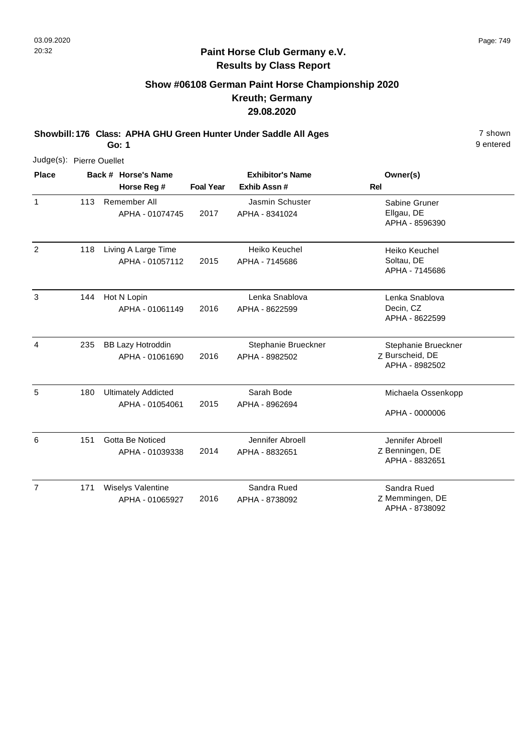## Paint Horse Club Germany e.V.
## Results by Class Report

### Show #06108 German Paint Horse Championship 2020
### Kreuth; Germany
### 29.08.2020

**Showbill: 176 Class: APHA GHU Green Hunter Under Saddle All Ages** — 7 shown, 9 entered

**Go: 1**

Judge(s): Pierre Ouellet

| Place | Back # | Horse's Name / Horse Reg # | Foal Year | Exhibitor's Name / Exhib Assn # | Rel | Owner(s) |
|---|---|---|---|---|---|---|
| 1 | 113 | Remember All<br>APHA - 01074745 | 2017 | Jasmin Schuster<br>APHA - 8341024 | | Sabine Gruner<br>Ellgau, DE<br>APHA - 8596390 |
| 2 | 118 | Living A Large Time<br>APHA - 01057112 | 2015 | Heiko Keuchel<br>APHA - 7145686 | | Heiko Keuchel<br>Soltau, DE<br>APHA - 7145686 |
| 3 | 144 | Hot N Lopin<br>APHA - 01061149 | 2016 | Lenka Snablova<br>APHA - 8622599 | | Lenka Snablova<br>Decin, CZ<br>APHA - 8622599 |
| 4 | 235 | BB Lazy Hotroddin<br>APHA - 01061690 | 2016 | Stephanie Brueckner<br>APHA - 8982502 | Z | Stephanie Brueckner<br>Burscheid, DE<br>APHA - 8982502 |
| 5 | 180 | Ultimately Addicted<br>APHA - 01054061 | 2015 | Sarah Bode<br>APHA - 8962694 | | Michaela Ossenkopp<br>APHA - 0000006 |
| 6 | 151 | Gotta Be Noticed<br>APHA - 01039338 | 2014 | Jennifer Abroell<br>APHA - 8832651 | Z | Jennifer Abroell<br>Benningen, DE<br>APHA - 8832651 |
| 7 | 171 | Wiselys Valentine<br>APHA - 01065927 | 2016 | Sandra Rued<br>APHA - 8738092 | Z | Sandra Rued<br>Memmingen, DE<br>APHA - 8738092 |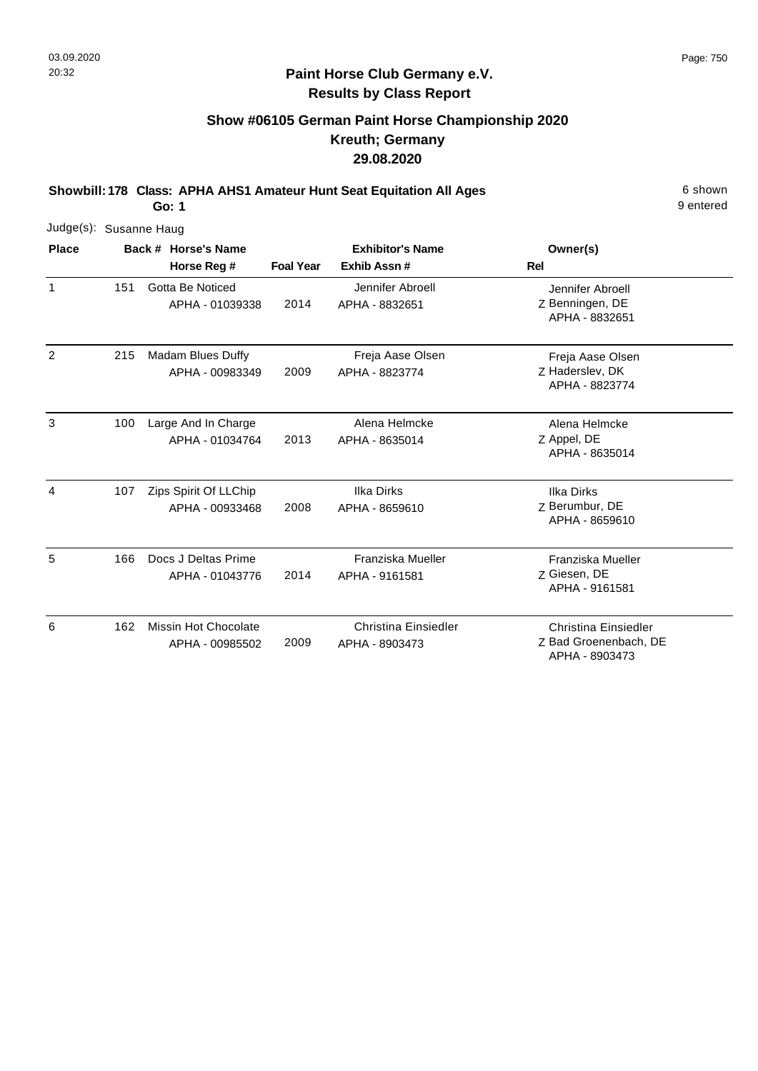## Paint Horse Club Germany e.V.
## Results by Class Report

### Show #06105 German Paint Horse Championship 2020
### Kreuth; Germany
### 29.08.2020

**Showbill: 178 Class: APHA AHS1 Amateur Hunt Seat Equitation All Ages** — 6 shown, 9 entered

**Go: 1**

Judge(s): Susanne Haug

| Place | Back # | Horse's Name / Horse Reg # | Foal Year | Exhibitor's Name / Exhib Assn # | Rel | Owner(s) |
|---|---|---|---|---|---|---|
| 1 | 151 | Gotta Be Noticed<br>APHA - 01039338 | 2014 | Jennifer Abroell<br>APHA - 8832651 | Z | Jennifer Abroell<br>Benningen, DE<br>APHA - 8832651 |
| 2 | 215 | Madam Blues Duffy<br>APHA - 00983349 | 2009 | Freja Aase Olsen<br>APHA - 8823774 | Z | Freja Aase Olsen<br>Haderslev, DK<br>APHA - 8823774 |
| 3 | 100 | Large And In Charge<br>APHA - 01034764 | 2013 | Alena Helmcke<br>APHA - 8635014 | Z | Alena Helmcke<br>Appel, DE<br>APHA - 8635014 |
| 4 | 107 | Zips Spirit Of LLChip<br>APHA - 00933468 | 2008 | Ilka Dirks<br>APHA - 8659610 | Z | Ilka Dirks<br>Berumbur, DE<br>APHA - 8659610 |
| 5 | 166 | Docs J Deltas Prime<br>APHA - 01043776 | 2014 | Franziska Mueller<br>APHA - 9161581 | Z | Franziska Mueller<br>Giesen, DE<br>APHA - 9161581 |
| 6 | 162 | Missin Hot Chocolate<br>APHA - 00985502 | 2009 | Christina Einsiedler<br>APHA - 8903473 | Z | Christina Einsiedler<br>Bad Groenenbach, DE<br>APHA - 8903473 |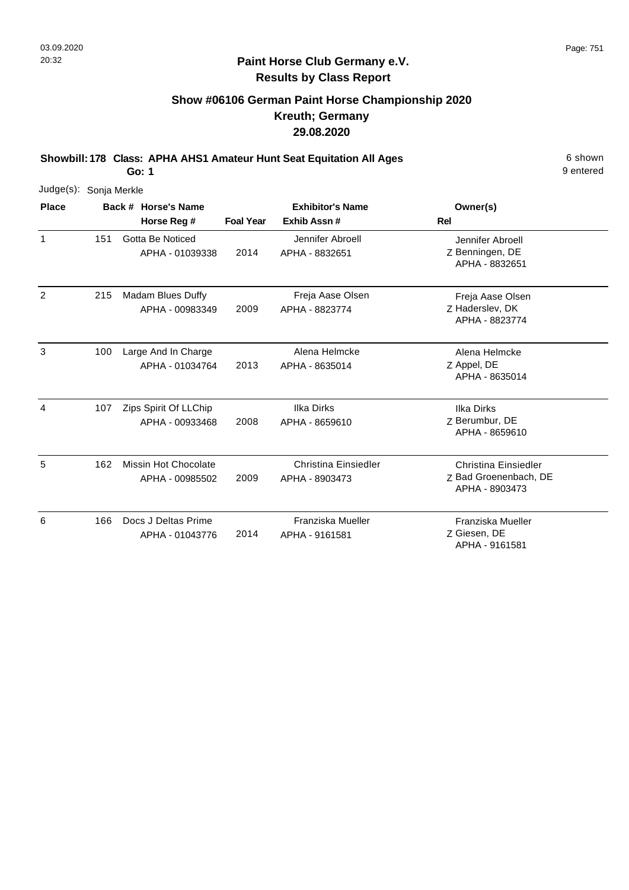**Paint Horse Club Germany e.V.**
**Results by Class Report**

## Show #06106 German Paint Horse Championship 2020
## Kreuth; Germany
## 29.08.2020

**Showbill: 178 Class: APHA AHS1 Amateur Hunt Seat Equitation All Ages** — 6 shown, 9 entered

**Go: 1**

Judge(s): Sonja Merkle

| Place | Back # | Horse's Name / Horse Reg # | Foal Year | Exhibitor's Name / Exhib Assn # | Rel | Owner(s) |
|---|---|---|---|---|---|---|
| 1 | 151 | Gotta Be Noticed<br>APHA - 01039338 | 2014 | Jennifer Abroell<br>APHA - 8832651 | Z | Jennifer Abroell<br>Benningen, DE<br>APHA - 8832651 |
| 2 | 215 | Madam Blues Duffy<br>APHA - 00983349 | 2009 | Freja Aase Olsen<br>APHA - 8823774 | Z | Freja Aase Olsen<br>Haderslev, DK<br>APHA - 8823774 |
| 3 | 100 | Large And In Charge<br>APHA - 01034764 | 2013 | Alena Helmcke<br>APHA - 8635014 | Z | Alena Helmcke<br>Appel, DE<br>APHA - 8635014 |
| 4 | 107 | Zips Spirit Of LLChip<br>APHA - 00933468 | 2008 | Ilka Dirks<br>APHA - 8659610 | Z | Ilka Dirks<br>Berumbur, DE<br>APHA - 8659610 |
| 5 | 162 | Missin Hot Chocolate<br>APHA - 00985502 | 2009 | Christina Einsiedler<br>APHA - 8903473 | Z | Christina Einsiedler<br>Bad Groenenbach, DE<br>APHA - 8903473 |
| 6 | 166 | Docs J Deltas Prime<br>APHA - 01043776 | 2014 | Franziska Mueller<br>APHA - 9161581 | Z | Franziska Mueller<br>Giesen, DE<br>APHA - 9161581 |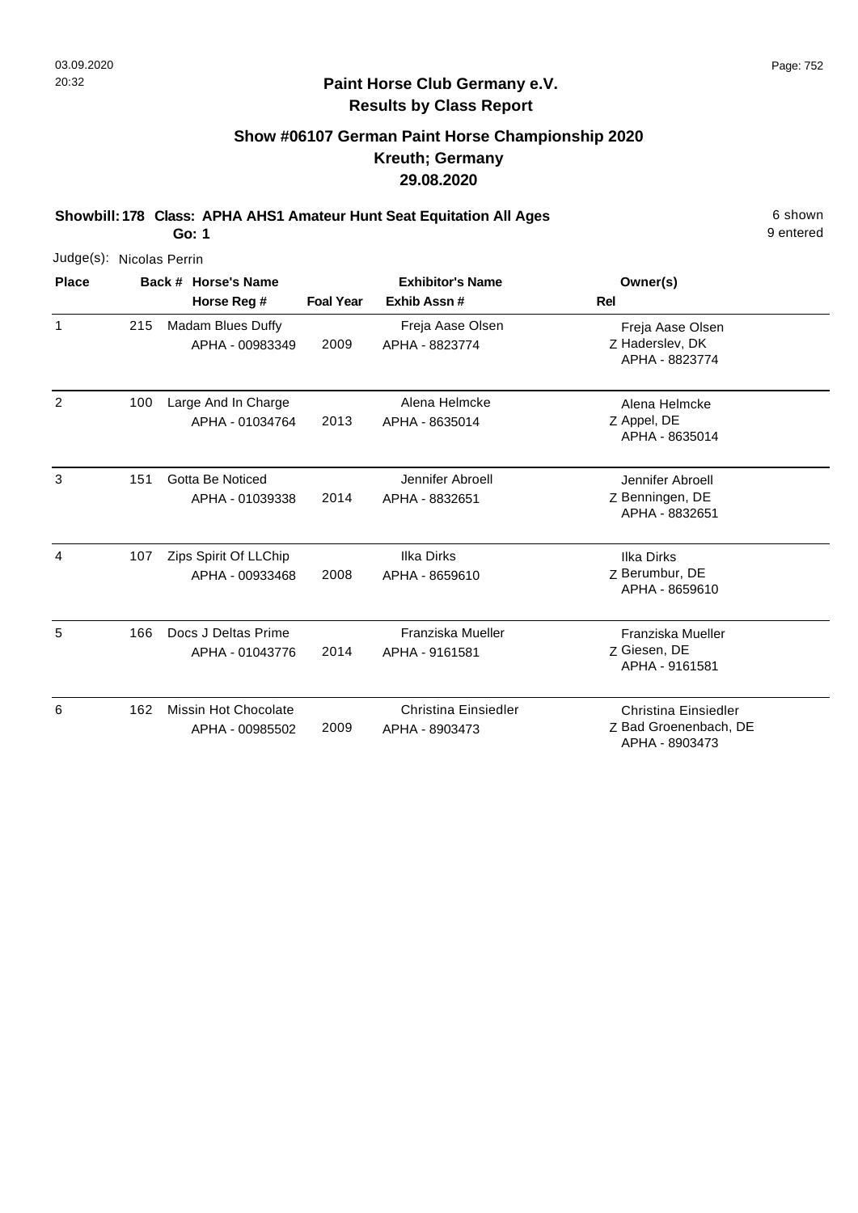# Paint Horse Club Germany e.V.

## Results by Class Report

### Show #06107 German Paint Horse Championship 2020
### Kreuth; Germany
### 29.08.2020

**Showbill: 178 Class: APHA AHS1 Amateur Hunt Seat Equitation All Ages** 6 shown
**Go: 1** 9 entered

Judge(s): Nicolas Perrin

| Place | Back # | Horse's Name / Horse Reg # | Foal Year | Exhibitor's Name / Exhib Assn # | Owner(s) | Rel |
|---|---|---|---|---|---|---|
| 1 | 215 | Madam Blues Duffy<br>APHA - 00983349 | 2009 | Freja Aase Olsen<br>APHA - 8823774 | Freja Aase Olsen<br>Haderslev, DK<br>APHA - 8823774 | Z |
| 2 | 100 | Large And In Charge<br>APHA - 01034764 | 2013 | Alena Helmcke<br>APHA - 8635014 | Alena Helmcke<br>Appel, DE<br>APHA - 8635014 | Z |
| 3 | 151 | Gotta Be Noticed<br>APHA - 01039338 | 2014 | Jennifer Abroell<br>APHA - 8832651 | Jennifer Abroell<br>Benningen, DE<br>APHA - 8832651 | Z |
| 4 | 107 | Zips Spirit Of LLChip<br>APHA - 00933468 | 2008 | Ilka Dirks<br>APHA - 8659610 | Ilka Dirks<br>Berumbur, DE<br>APHA - 8659610 | Z |
| 5 | 166 | Docs J Deltas Prime<br>APHA - 01043776 | 2014 | Franziska Mueller<br>APHA - 9161581 | Franziska Mueller<br>Giesen, DE<br>APHA - 9161581 | Z |
| 6 | 162 | Missin Hot Chocolate<br>APHA - 00985502 | 2009 | Christina Einsiedler<br>APHA - 8903473 | Christina Einsiedler<br>Bad Groenenbach, DE<br>APHA - 8903473 | Z |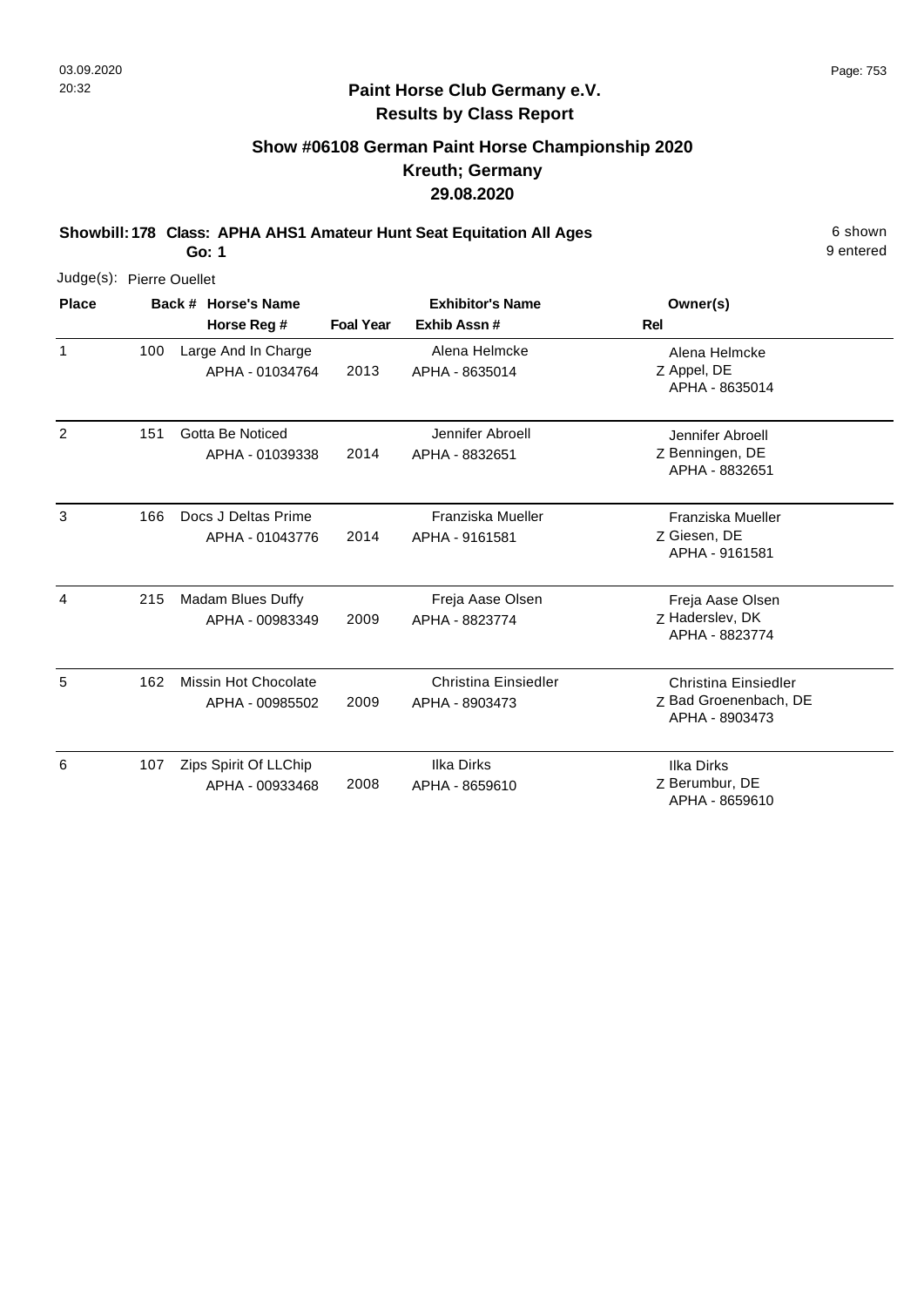**Paint Horse Club Germany e.V.**
**Results by Class Report**

## Show #06108 German Paint Horse Championship 2020
## Kreuth; Germany
## 29.08.2020

**Showbill: 178 Class: APHA AHS1 Amateur Hunt Seat Equitation All Ages** — 6 shown, 9 entered

**Go: 1**

Judge(s): Pierre Ouellet

| Place | Back # | Horse's Name / Horse Reg # | Foal Year | Exhibitor's Name / Exhib Assn # | Owner(s) / Rel |
|---|---|---|---|---|---|
| 1 | 100 | Large And In Charge<br>APHA - 01034764 | 2013 | Alena Helmcke<br>APHA - 8635014 | Alena Helmcke<br>Z Appel, DE<br>APHA - 8635014 |
| 2 | 151 | Gotta Be Noticed<br>APHA - 01039338 | 2014 | Jennifer Abroell<br>APHA - 8832651 | Jennifer Abroell<br>Z Benningen, DE<br>APHA - 8832651 |
| 3 | 166 | Docs J Deltas Prime<br>APHA - 01043776 | 2014 | Franziska Mueller<br>APHA - 9161581 | Franziska Mueller<br>Z Giesen, DE<br>APHA - 9161581 |
| 4 | 215 | Madam Blues Duffy<br>APHA - 00983349 | 2009 | Freja Aase Olsen<br>APHA - 8823774 | Freja Aase Olsen<br>Z Haderslev, DK<br>APHA - 8823774 |
| 5 | 162 | Missin Hot Chocolate<br>APHA - 00985502 | 2009 | Christina Einsiedler<br>APHA - 8903473 | Christina Einsiedler<br>Z Bad Groenenbach, DE<br>APHA - 8903473 |
| 6 | 107 | Zips Spirit Of LLChip<br>APHA - 00933468 | 2008 | Ilka Dirks<br>APHA - 8659610 | Ilka Dirks<br>Z Berumbur, DE<br>APHA - 8659610 |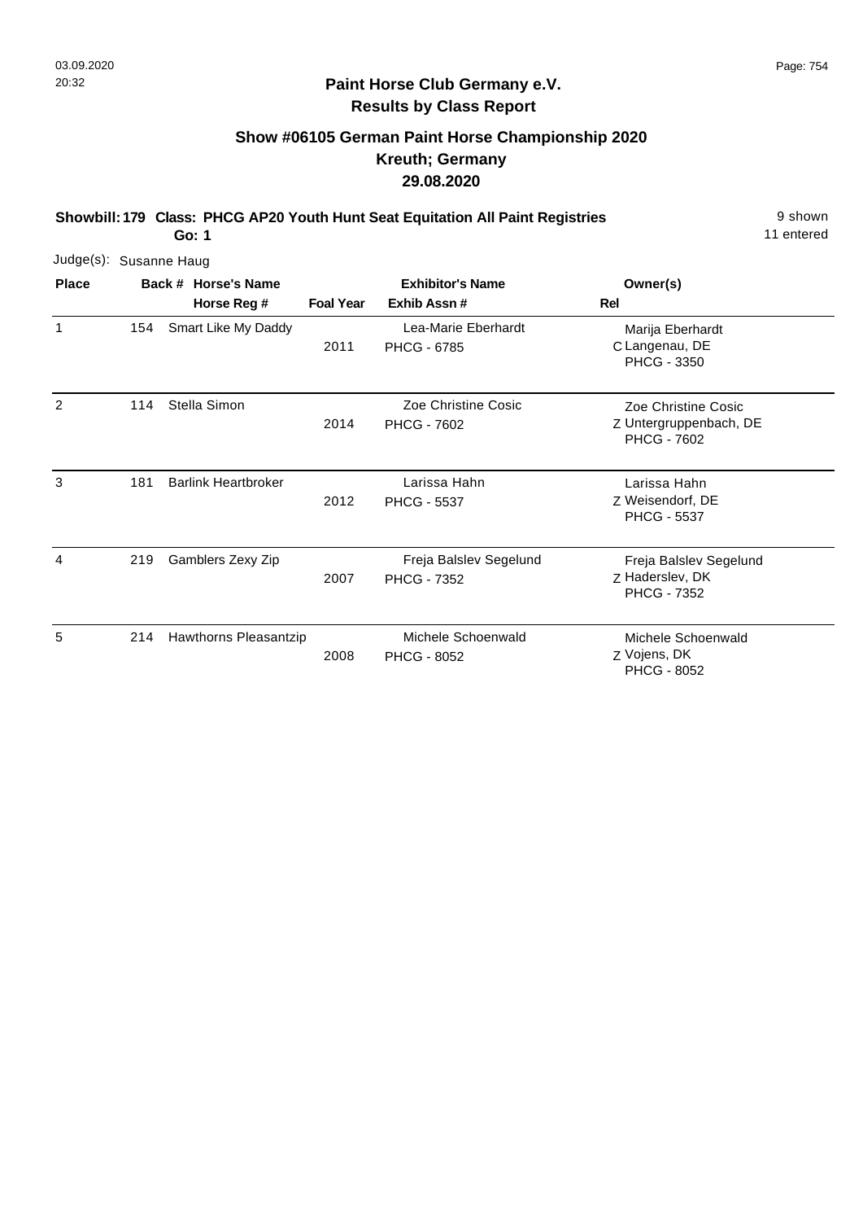03.09.2020
20:32

## Paint Horse Club Germany e.V.
## Results by Class Report

### Show #06105 German Paint Horse Championship 2020
### Kreuth; Germany
### 29.08.2020

**Showbill: 179 Class: PHCG AP20 Youth Hunt Seat Equitation All Paint Registries** 9 shown
**Go: 1** 11 entered

Judge(s): Susanne Haug

| Place | Back # | Horse's Name / Horse Reg # | Foal Year | Exhibitor's Name / Exhib Assn # | Rel | Owner(s) |
|---|---|---|---|---|---|---|
| 1 | 154 | Smart Like My Daddy | 2011 | Lea-Marie Eberhardt<br>PHCG - 6785 | C | Marija Eberhardt<br>Langenau, DE<br>PHCG - 3350 |
| 2 | 114 | Stella Simon | 2014 | Zoe Christine Cosic<br>PHCG - 7602 | Z | Zoe Christine Cosic<br>Untergruppenbach, DE<br>PHCG - 7602 |
| 3 | 181 | Barlink Heartbroker | 2012 | Larissa Hahn<br>PHCG - 5537 | Z | Larissa Hahn<br>Weisendorf, DE<br>PHCG - 5537 |
| 4 | 219 | Gamblers Zexy Zip | 2007 | Freja Balslev Segelund<br>PHCG - 7352 | Z | Freja Balslev Segelund<br>Haderslev, DK<br>PHCG - 7352 |
| 5 | 214 | Hawthorns Pleasantzip | 2008 | Michele Schoenwald<br>PHCG - 8052 | Z | Michele Schoenwald<br>Vojens, DK<br>PHCG - 8052 |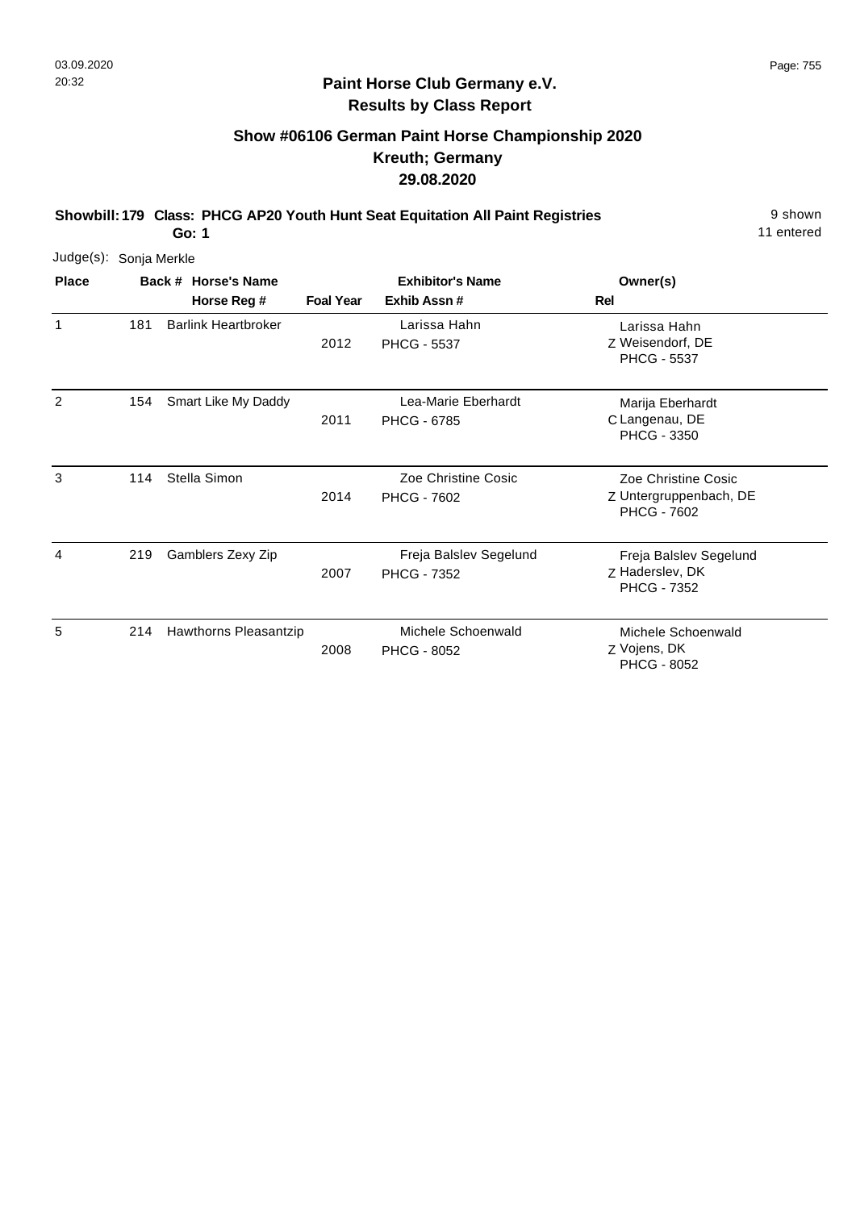## Paint Horse Club Germany e.V.
## Results by Class Report

### Show #06106 German Paint Horse Championship 2020
### Kreuth; Germany
### 29.08.2020

**Showbill: 179 Class: PHCG AP20 Youth Hunt Seat Equitation All Paint Registries** 9 shown
**Go: 1** 11 entered

Judge(s): Sonja Merkle

| Place | Back # | Horse's Name / Horse Reg # | Foal Year | Exhibitor's Name / Exhib Assn # | Rel | Owner(s) |
|---|---|---|---|---|---|---|
| 1 | 181 | Barlink Heartbroker | 2012 | Larissa Hahn<br>PHCG - 5537 | Z | Larissa Hahn<br>Weisendorf, DE<br>PHCG - 5537 |
| 2 | 154 | Smart Like My Daddy | 2011 | Lea-Marie Eberhardt<br>PHCG - 6785 | C | Marija Eberhardt<br>Langenau, DE<br>PHCG - 3350 |
| 3 | 114 | Stella Simon | 2014 | Zoe Christine Cosic<br>PHCG - 7602 | Z | Zoe Christine Cosic<br>Untergruppenbach, DE<br>PHCG - 7602 |
| 4 | 219 | Gamblers Zexy Zip | 2007 | Freja Balslev Segelund<br>PHCG - 7352 | Z | Freja Balslev Segelund<br>Haderslev, DK<br>PHCG - 7352 |
| 5 | 214 | Hawthorns Pleasantzip | 2008 | Michele Schoenwald<br>PHCG - 8052 | Z | Michele Schoenwald<br>Vojens, DK<br>PHCG - 8052 |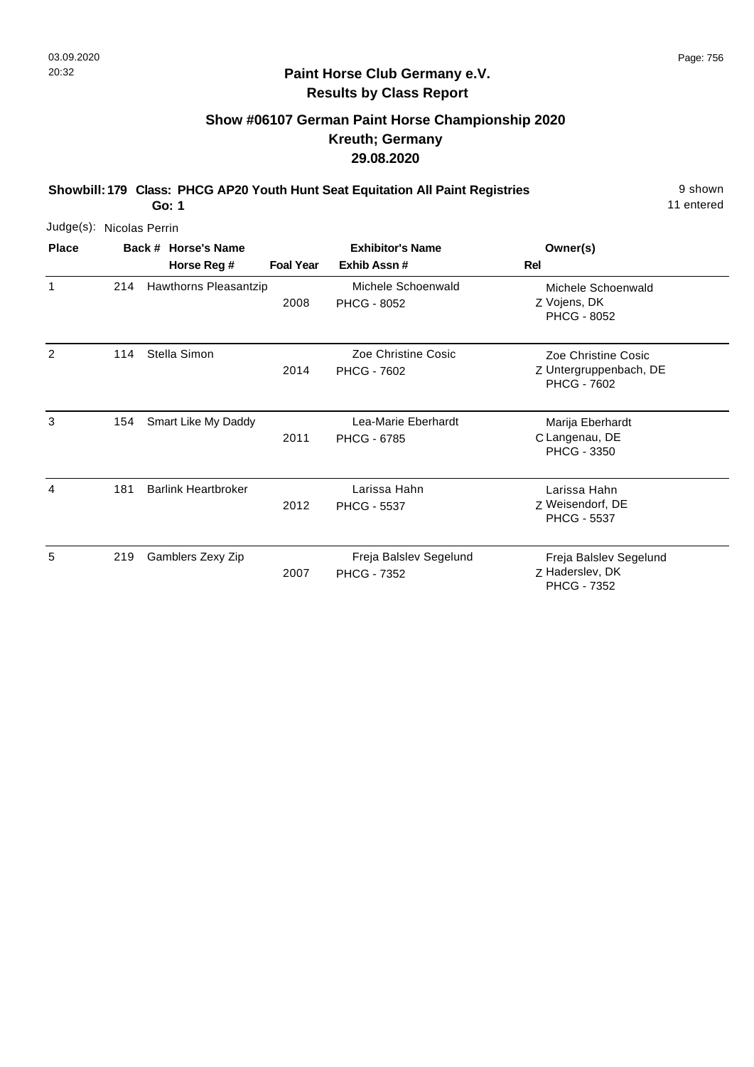03.09.2020
20:32

## Paint Horse Club Germany e.V.
## Results by Class Report

### Show #06107 German Paint Horse Championship 2020
### Kreuth; Germany
### 29.08.2020

**Showbill: 179 Class: PHCG AP20 Youth Hunt Seat Equitation All Paint Registries** — 9 shown

**Go: 1** — 11 entered

Judge(s): Nicolas Perrin

| Place | Back # | Horse's Name / Horse Reg # | Foal Year | Exhibitor's Name / Exhib Assn # | Rel | Owner(s) |
|---|---|---|---|---|---|---|
| 1 | 214 | Hawthorns Pleasantzip | 2008 | Michele Schoenwald<br>PHCG - 8052 | Z | Michele Schoenwald<br>Vojens, DK<br>PHCG - 8052 |
| 2 | 114 | Stella Simon | 2014 | Zoe Christine Cosic<br>PHCG - 7602 | Z | Zoe Christine Cosic<br>Untergruppenbach, DE<br>PHCG - 7602 |
| 3 | 154 | Smart Like My Daddy | 2011 | Lea-Marie Eberhardt<br>PHCG - 6785 | C | Marija Eberhardt<br>Langenau, DE<br>PHCG - 3350 |
| 4 | 181 | Barlink Heartbroker | 2012 | Larissa Hahn<br>PHCG - 5537 | Z | Larissa Hahn<br>Weisendorf, DE<br>PHCG - 5537 |
| 5 | 219 | Gamblers Zexy Zip | 2007 | Freja Balslev Segelund<br>PHCG - 7352 | Z | Freja Balslev Segelund<br>Haderslev, DK<br>PHCG - 7352 |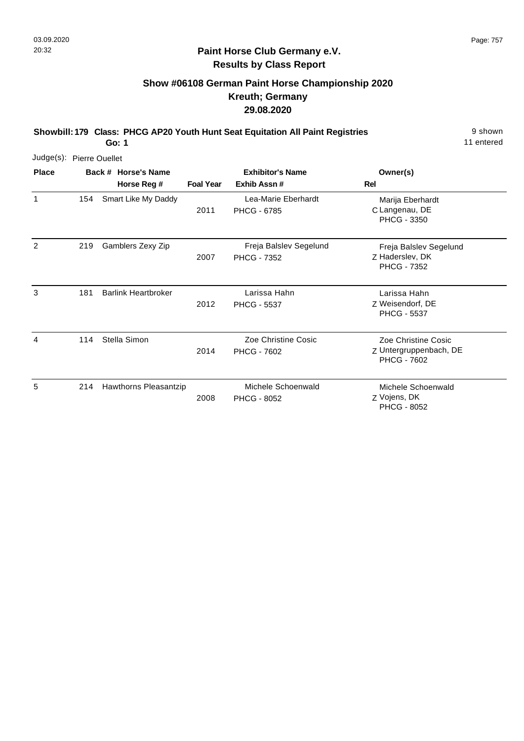# Paint Horse Club Germany e.V.

## Results by Class Report

### Show #06108 German Paint Horse Championship 2020
### Kreuth; Germany
### 29.08.2020

**Showbill: 179 Class: PHCG AP20 Youth Hunt Seat Equitation All Paint Registries** 9 shown

**Go: 1** 11 entered

Judge(s): Pierre Ouellet

| Place | Back # | Horse's Name / Horse Reg # | Foal Year | Exhibitor's Name / Exhib Assn # | Rel | Owner(s) |
|---|---|---|---|---|---|---|
| 1 | 154 | Smart Like My Daddy | 2011 | Lea-Marie Eberhardt<br>PHCG - 6785 | C | Marija Eberhardt<br>Langenau, DE<br>PHCG - 3350 |
| 2 | 219 | Gamblers Zexy Zip | 2007 | Freja Balslev Segelund<br>PHCG - 7352 | Z | Freja Balslev Segelund<br>Haderslev, DK<br>PHCG - 7352 |
| 3 | 181 | Barlink Heartbroker | 2012 | Larissa Hahn<br>PHCG - 5537 | Z | Larissa Hahn<br>Weisendorf, DE<br>PHCG - 5537 |
| 4 | 114 | Stella Simon | 2014 | Zoe Christine Cosic<br>PHCG - 7602 | Z | Zoe Christine Cosic<br>Untergruppenbach, DE<br>PHCG - 7602 |
| 5 | 214 | Hawthorns Pleasantzip | 2008 | Michele Schoenwald<br>PHCG - 8052 | Z | Michele Schoenwald<br>Vojens, DK<br>PHCG - 8052 |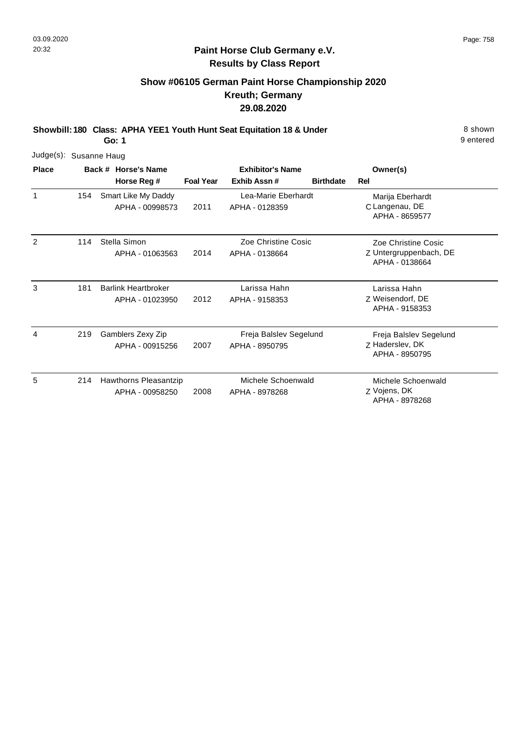**Paint Horse Club Germany e.V.**
**Results by Class Report**

## Show #06105 German Paint Horse Championship 2020
## Kreuth; Germany
## 29.08.2020

**Showbill: 180 Class: APHA YEE1 Youth Hunt Seat Equitation 18 & Under** — 8 shown, 9 entered
**Go: 1**

Judge(s): Susanne Haug

| Place | Back # | Horse's Name / Horse Reg # | Foal Year | Exhibitor's Name / Exhib Assn # | Birthdate | Rel | Owner(s) |
|---|---|---|---|---|---|---|---|
| 1 | 154 | Smart Like My Daddy<br>APHA - 00998573 | 2011 | Lea-Marie Eberhardt<br>APHA - 0128359 | | C | Marija Eberhardt<br>Langenau, DE<br>APHA - 8659577 |
| 2 | 114 | Stella Simon<br>APHA - 01063563 | 2014 | Zoe Christine Cosic<br>APHA - 0138664 | | Z | Zoe Christine Cosic<br>Untergruppenbach, DE<br>APHA - 0138664 |
| 3 | 181 | Barlink Heartbroker<br>APHA - 01023950 | 2012 | Larissa Hahn<br>APHA - 9158353 | | Z | Larissa Hahn<br>Weisendorf, DE<br>APHA - 9158353 |
| 4 | 219 | Gamblers Zexy Zip<br>APHA - 00915256 | 2007 | Freja Balslev Segelund<br>APHA - 8950795 | | Z | Freja Balslev Segelund<br>Haderslev, DK<br>APHA - 8950795 |
| 5 | 214 | Hawthorns Pleasantzip<br>APHA - 00958250 | 2008 | Michele Schoenwald<br>APHA - 8978268 | | Z | Michele Schoenwald<br>Vojens, DK<br>APHA - 8978268 |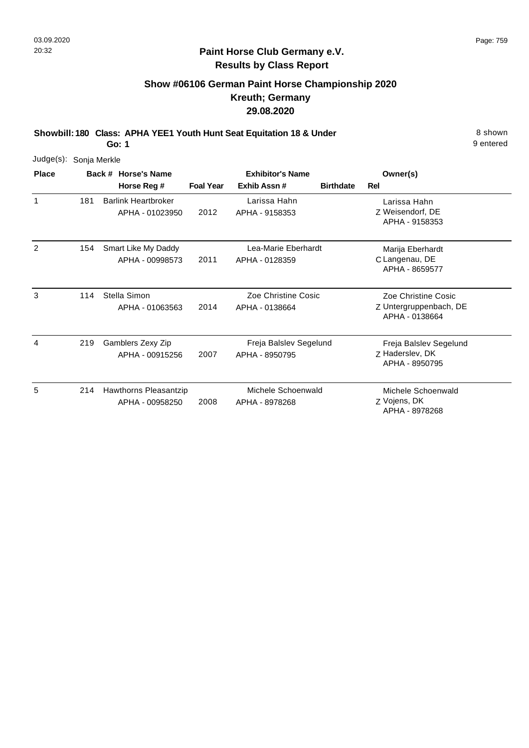## Paint Horse Club Germany e.V.
## Results by Class Report

### Show #06106 German Paint Horse Championship 2020
### Kreuth; Germany
### 29.08.2020

**Showbill: 180 Class: APHA YEE1 Youth Hunt Seat Equitation 18 & Under** 8 shown

**Go: 1** 9 entered

Judge(s): Sonja Merkle

| Place | Back # | Horse's Name / Horse Reg # | Foal Year | Exhibitor's Name / Exhib Assn # | Birthdate | Rel | Owner(s) |
|---|---|---|---|---|---|---|---|
| 1 | 181 | Barlink Heartbroker<br>APHA - 01023950 | 2012 | Larissa Hahn<br>APHA - 9158353 | | Z | Larissa Hahn<br>Weisendorf, DE<br>APHA - 9158353 |
| 2 | 154 | Smart Like My Daddy<br>APHA - 00998573 | 2011 | Lea-Marie Eberhardt<br>APHA - 0128359 | | C | Marija Eberhardt<br>Langenau, DE<br>APHA - 8659577 |
| 3 | 114 | Stella Simon<br>APHA - 01063563 | 2014 | Zoe Christine Cosic<br>APHA - 0138664 | | Z | Zoe Christine Cosic<br>Untergruppenbach, DE<br>APHA - 0138664 |
| 4 | 219 | Gamblers Zexy Zip<br>APHA - 00915256 | 2007 | Freja Balslev Segelund<br>APHA - 8950795 | | Z | Freja Balslev Segelund<br>Haderslev, DK<br>APHA - 8950795 |
| 5 | 214 | Hawthorns Pleasantzip<br>APHA - 00958250 | 2008 | Michele Schoenwald<br>APHA - 8978268 | | Z | Michele Schoenwald<br>Vojens, DK<br>APHA - 8978268 |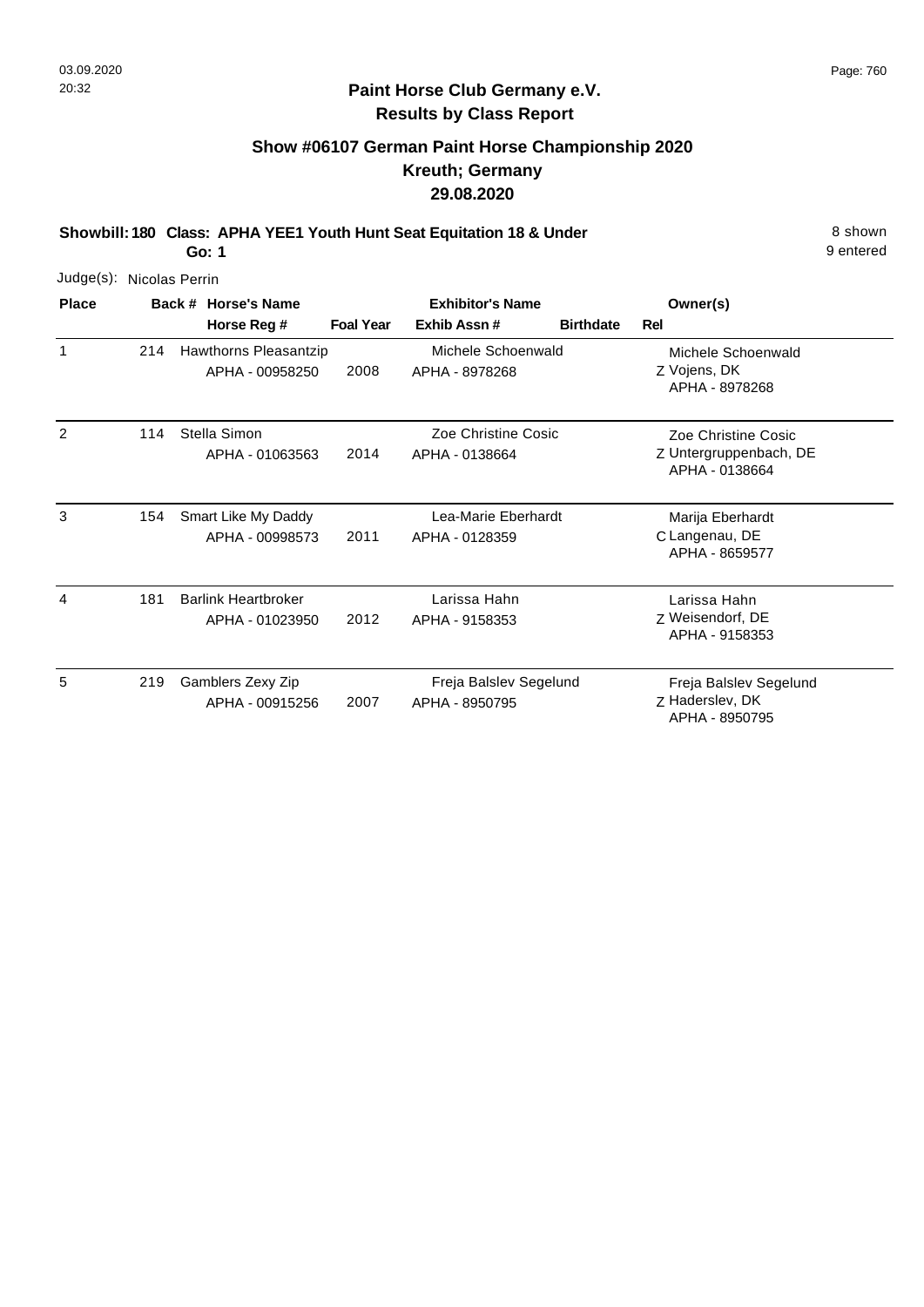## Paint Horse Club Germany e.V.
## Results by Class Report

### Show #06107 German Paint Horse Championship 2020
### Kreuth; Germany
### 29.08.2020

**Showbill: 180 Class: APHA YEE1 Youth Hunt Seat Equitation 18 & Under** — 8 shown, 9 entered

**Go: 1**

Judge(s): Nicolas Perrin

| Place | Back # | Horse's Name / Horse Reg # | Foal Year | Exhibitor's Name / Exhib Assn # | Birthdate | Rel | Owner(s) |
|---|---|---|---|---|---|---|---|
| 1 | 214 | Hawthorns Pleasantzip<br>APHA - 00958250 | 2008 | Michele Schoenwald<br>APHA - 8978268 | | Z | Michele Schoenwald<br>Vojens, DK<br>APHA - 8978268 |
| 2 | 114 | Stella Simon<br>APHA - 01063563 | 2014 | Zoe Christine Cosic<br>APHA - 0138664 | | Z | Zoe Christine Cosic<br>Untergruppenbach, DE<br>APHA - 0138664 |
| 3 | 154 | Smart Like My Daddy<br>APHA - 00998573 | 2011 | Lea-Marie Eberhardt<br>APHA - 0128359 | | C | Marija Eberhardt<br>Langenau, DE<br>APHA - 8659577 |
| 4 | 181 | Barlink Heartbroker<br>APHA - 01023950 | 2012 | Larissa Hahn<br>APHA - 9158353 | | Z | Larissa Hahn<br>Weisendorf, DE<br>APHA - 9158353 |
| 5 | 219 | Gamblers Zexy Zip<br>APHA - 00915256 | 2007 | Freja Balslev Segelund<br>APHA - 8950795 | | Z | Freja Balslev Segelund<br>Haderslev, DK<br>APHA - 8950795 |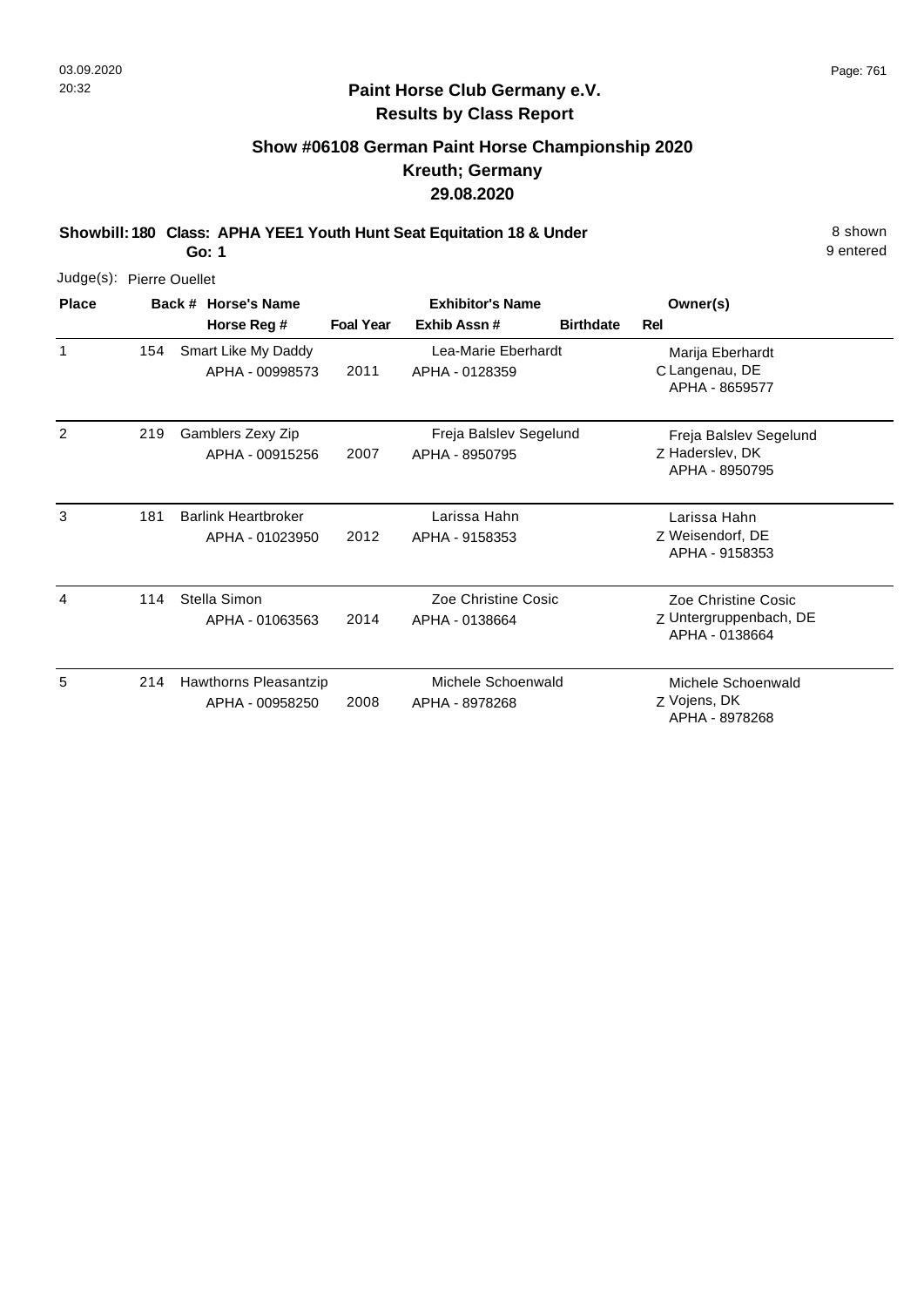**Paint Horse Club Germany e.V.**
**Results by Class Report**

## Show #06108 German Paint Horse Championship 2020
## Kreuth; Germany
## 29.08.2020

**Showbill: 180 Class: APHA YEE1 Youth Hunt Seat Equitation 18 & Under** — 8 shown, 9 entered

**Go: 1**

Judge(s): Pierre Ouellet

| Place | Back # | Horse's Name / Horse Reg # | Foal Year | Exhibitor's Name / Exhib Assn # | Birthdate | Rel | Owner(s) |
|---|---|---|---|---|---|---|---|
| 1 | 154 | Smart Like My Daddy<br>APHA - 00998573 | 2011 | Lea-Marie Eberhardt<br>APHA - 0128359 | | C | Marija Eberhardt<br>Langenau, DE<br>APHA - 8659577 |
| 2 | 219 | Gamblers Zexy Zip<br>APHA - 00915256 | 2007 | Freja Balslev Segelund<br>APHA - 8950795 | | Z | Freja Balslev Segelund<br>Haderslev, DK<br>APHA - 8950795 |
| 3 | 181 | Barlink Heartbroker<br>APHA - 01023950 | 2012 | Larissa Hahn<br>APHA - 9158353 | | Z | Larissa Hahn<br>Weisendorf, DE<br>APHA - 9158353 |
| 4 | 114 | Stella Simon<br>APHA - 01063563 | 2014 | Zoe Christine Cosic<br>APHA - 0138664 | | Z | Zoe Christine Cosic<br>Untergruppenbach, DE<br>APHA - 0138664 |
| 5 | 214 | Hawthorns Pleasantzip<br>APHA - 00958250 | 2008 | Michele Schoenwald<br>APHA - 8978268 | | Z | Michele Schoenwald<br>Vojens, DK<br>APHA - 8978268 |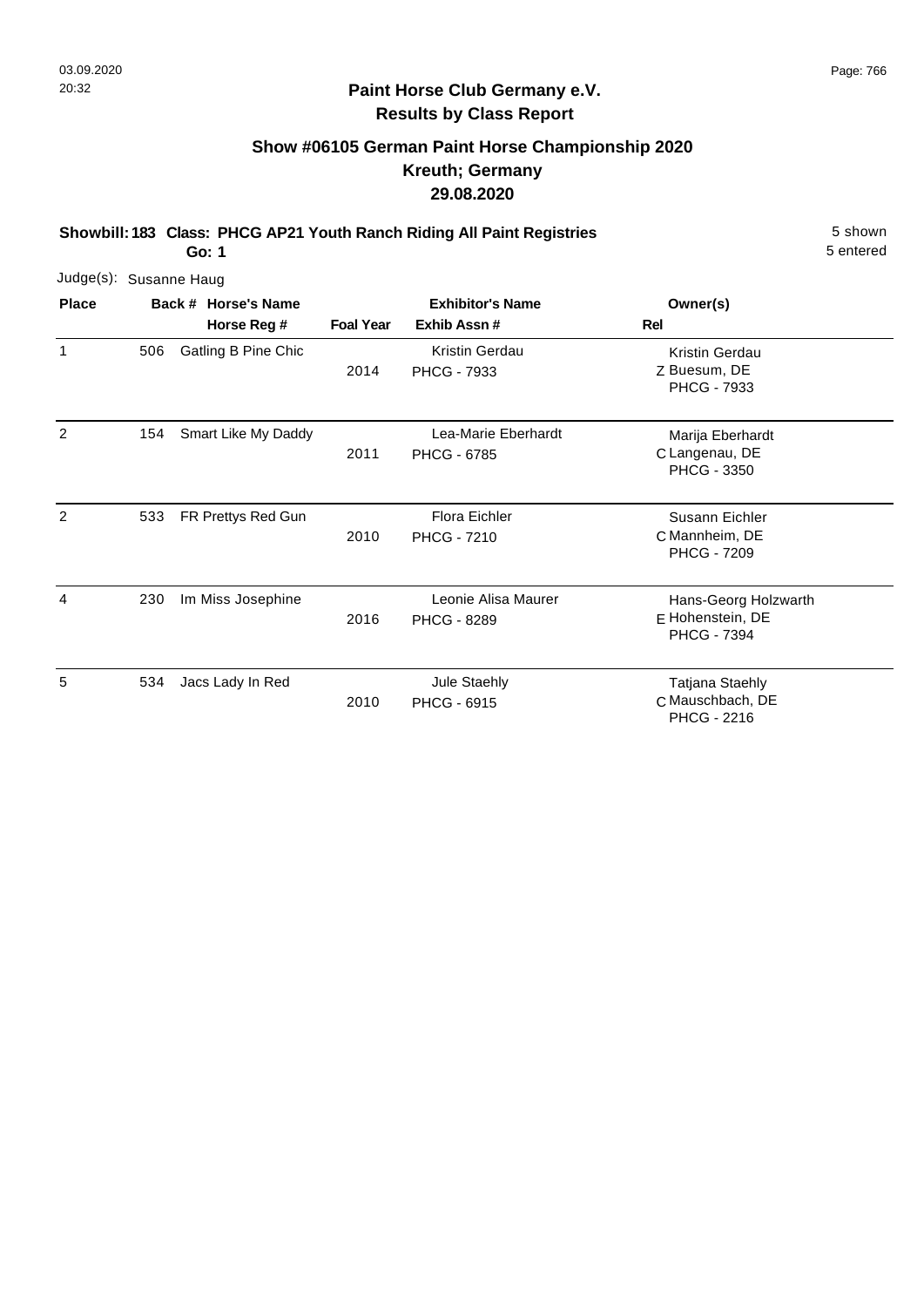**Paint Horse Club Germany e.V.**
**Results by Class Report**

## Show #06105 German Paint Horse Championship 2020
## Kreuth; Germany
## 29.08.2020

**Showbill: 183 Class: PHCG AP21 Youth Ranch Riding All Paint Registries** 5 shown
**Go: 1** 5 entered

Judge(s): Susanne Haug

| Place | Back # | Horse's Name / Horse Reg # | Foal Year | Exhibitor's Name / Exhib Assn # | Rel | Owner(s) |
|---|---|---|---|---|---|---|
| 1 | 506 | Gatling B Pine Chic | 2014 | Kristin Gerdau<br>PHCG - 7933 | Z | Kristin Gerdau<br>Buesum, DE<br>PHCG - 7933 |
| 2 | 154 | Smart Like My Daddy | 2011 | Lea-Marie Eberhardt<br>PHCG - 6785 | C | Marija Eberhardt<br>Langenau, DE<br>PHCG - 3350 |
| 2 | 533 | FR Prettys Red Gun | 2010 | Flora Eichler<br>PHCG - 7210 | C | Susann Eichler<br>Mannheim, DE<br>PHCG - 7209 |
| 4 | 230 | Im Miss Josephine | 2016 | Leonie Alisa Maurer<br>PHCG - 8289 | E | Hans-Georg Holzwarth<br>Hohenstein, DE<br>PHCG - 7394 |
| 5 | 534 | Jacs Lady In Red | 2010 | Jule Staehly<br>PHCG - 6915 | C | Tatjana Staehly<br>Mauschbach, DE<br>PHCG - 2216 |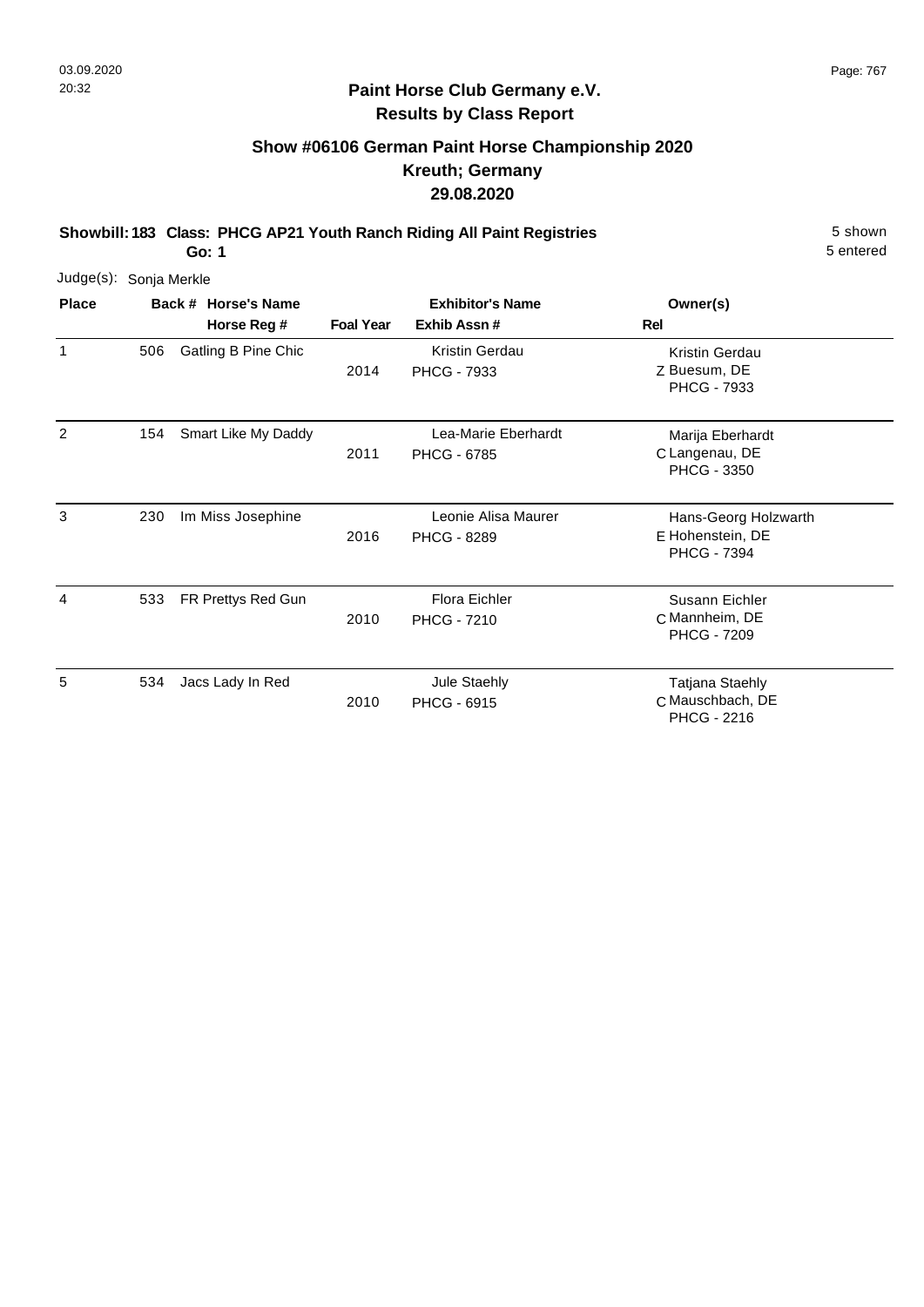## Paint Horse Club Germany e.V.
## Results by Class Report

### Show #06106 German Paint Horse Championship 2020
### Kreuth; Germany
### 29.08.2020

**Showbill: 183 Class: PHCG AP21 Youth Ranch Riding All Paint Registries** 5 shown

**Go: 1** 5 entered

Judge(s): Sonja Merkle

| Place | Back # | Horse's Name / Horse Reg # | Foal Year | Exhibitor's Name / Exhib Assn # | Rel | Owner(s) |
|---|---|---|---|---|---|---|
| 1 | 506 | Gatling B Pine Chic | 2014 | Kristin Gerdau<br>PHCG - 7933 | Z | Kristin Gerdau<br>Buesum, DE<br>PHCG - 7933 |
| 2 | 154 | Smart Like My Daddy | 2011 | Lea-Marie Eberhardt<br>PHCG - 6785 | C | Marija Eberhardt<br>Langenau, DE<br>PHCG - 3350 |
| 3 | 230 | Im Miss Josephine | 2016 | Leonie Alisa Maurer<br>PHCG - 8289 | E | Hans-Georg Holzwarth<br>Hohenstein, DE<br>PHCG - 7394 |
| 4 | 533 | FR Prettys Red Gun | 2010 | Flora Eichler<br>PHCG - 7210 | C | Susann Eichler<br>Mannheim, DE<br>PHCG - 7209 |
| 5 | 534 | Jacs Lady In Red | 2010 | Jule Staehly<br>PHCG - 6915 | C | Tatjana Staehly<br>Mauschbach, DE<br>PHCG - 2216 |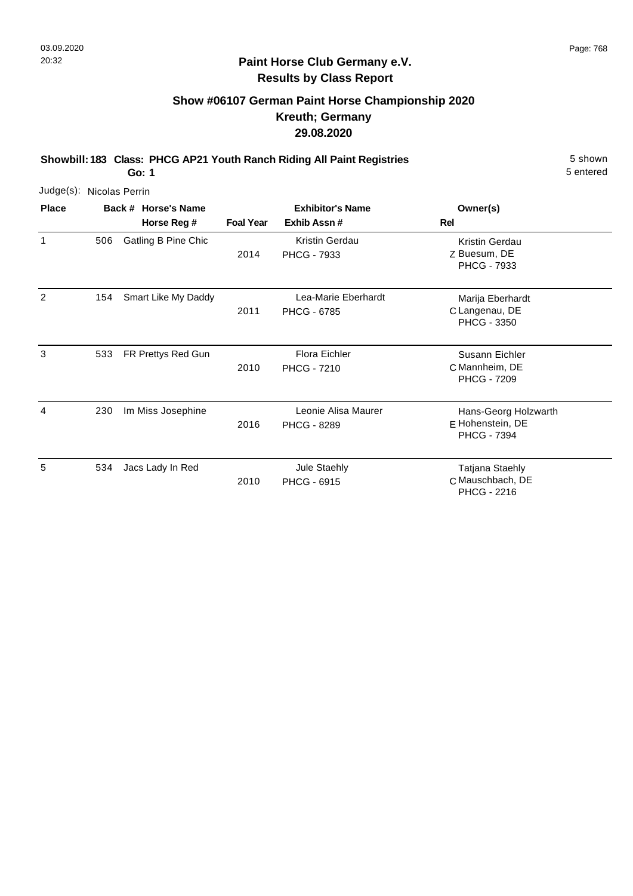**Paint Horse Club Germany e.V.**
**Results by Class Report**

## Show #06107 German Paint Horse Championship 2020
## Kreuth; Germany
## 29.08.2020

**Showbill: 183 Class: PHCG AP21 Youth Ranch Riding All Paint Registries** 5 shown
**Go: 1** 5 entered

Judge(s): Nicolas Perrin

| Place | Back # | Horse's Name / Horse Reg # | Foal Year | Exhibitor's Name / Exhib Assn # | Rel | Owner(s) |
|---|---|---|---|---|---|---|
| 1 | 506 | Gatling B Pine Chic | 2014 | Kristin Gerdau<br>PHCG - 7933 | Z | Kristin Gerdau<br>Buesum, DE<br>PHCG - 7933 |
| 2 | 154 | Smart Like My Daddy | 2011 | Lea-Marie Eberhardt<br>PHCG - 6785 | C | Marija Eberhardt<br>Langenau, DE<br>PHCG - 3350 |
| 3 | 533 | FR Prettys Red Gun | 2010 | Flora Eichler<br>PHCG - 7210 | C | Susann Eichler<br>Mannheim, DE<br>PHCG - 7209 |
| 4 | 230 | Im Miss Josephine | 2016 | Leonie Alisa Maurer<br>PHCG - 8289 | E | Hans-Georg Holzwarth<br>Hohenstein, DE<br>PHCG - 7394 |
| 5 | 534 | Jacs Lady In Red | 2010 | Jule Staehly<br>PHCG - 6915 | C | Tatjana Staehly<br>Mauschbach, DE<br>PHCG - 2216 |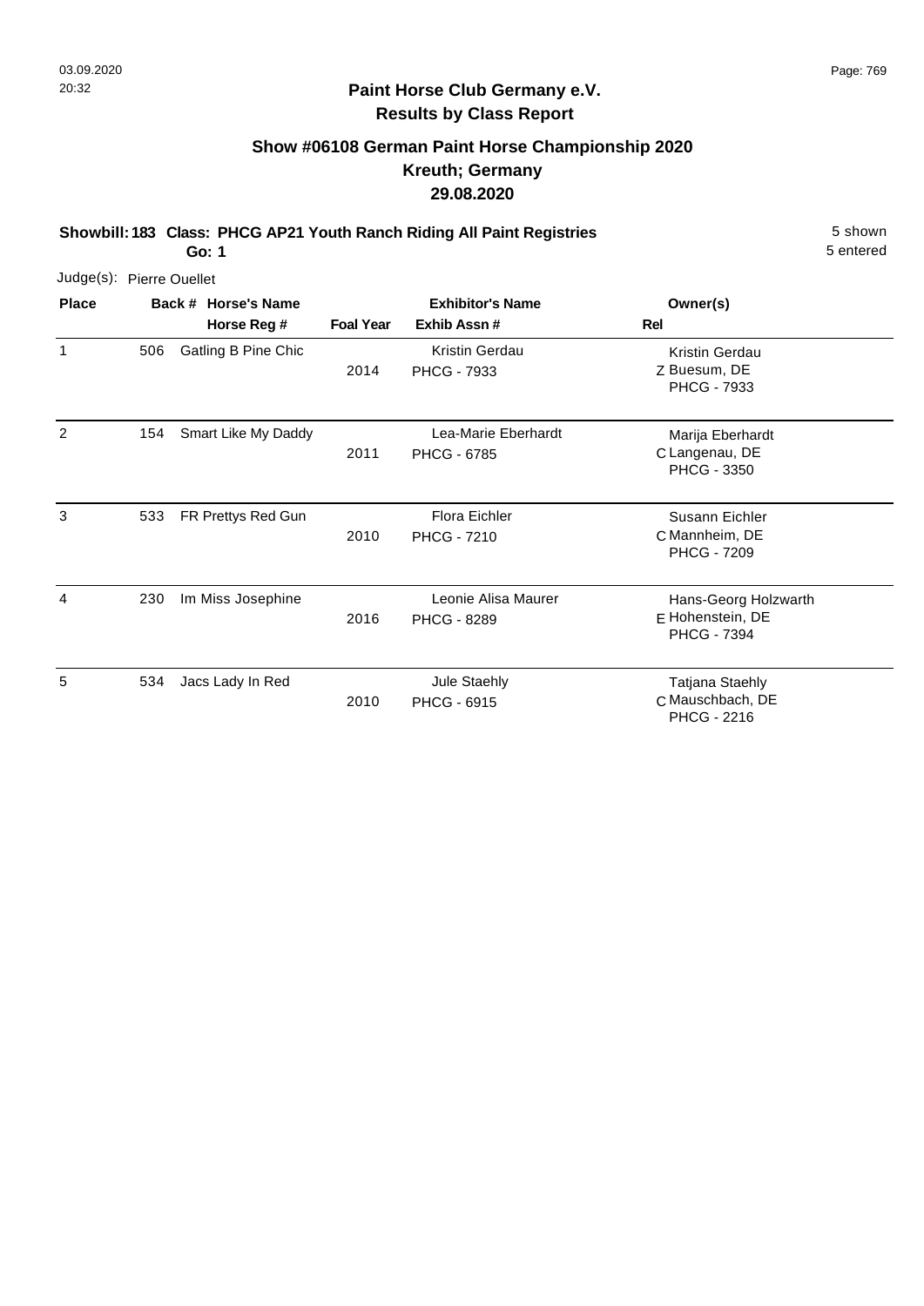## Paint Horse Club Germany e.V.
## Results by Class Report

### Show #06108 German Paint Horse Championship 2020
### Kreuth; Germany
### 29.08.2020

**Showbill: 183 Class: PHCG AP21 Youth Ranch Riding All Paint Registries** 5 shown
**Go: 1** 5 entered

Judge(s): Pierre Ouellet

| Place | Back # | Horse's Name / Horse Reg # | Foal Year | Exhibitor's Name / Exhib Assn # | Rel | Owner(s) |
|---|---|---|---|---|---|---|
| 1 | 506 | Gatling B Pine Chic | 2014 | Kristin Gerdau / PHCG - 7933 | Z | Kristin Gerdau, Buesum, DE, PHCG - 7933 |
| 2 | 154 | Smart Like My Daddy | 2011 | Lea-Marie Eberhardt / PHCG - 6785 | C | Marija Eberhardt, Langenau, DE, PHCG - 3350 |
| 3 | 533 | FR Prettys Red Gun | 2010 | Flora Eichler / PHCG - 7210 | C | Susann Eichler, Mannheim, DE, PHCG - 7209 |
| 4 | 230 | Im Miss Josephine | 2016 | Leonie Alisa Maurer / PHCG - 8289 | E | Hans-Georg Holzwarth, Hohenstein, DE, PHCG - 7394 |
| 5 | 534 | Jacs Lady In Red | 2010 | Jule Staehly / PHCG - 6915 | C | Tatjana Staehly, Mauschbach, DE, PHCG - 2216 |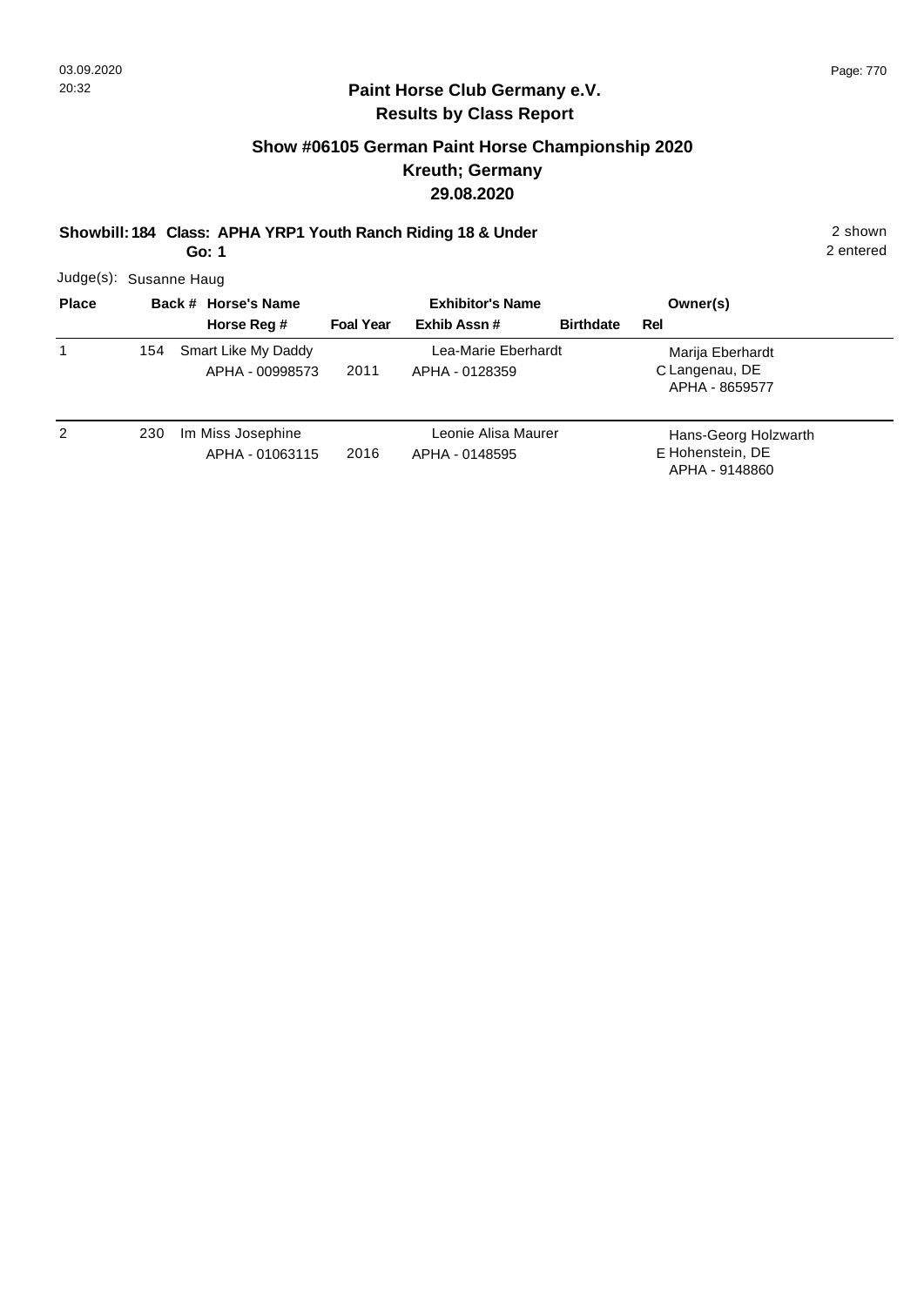## Paint Horse Club Germany e.V.
## Results by Class Report

### Show #06105 German Paint Horse Championship 2020
### Kreuth; Germany
### 29.08.2020

**Showbill: 184 Class: APHA YRP1 Youth Ranch Riding 18 & Under** — 2 shown, 2 entered

**Go: 1**

Judge(s): Susanne Haug

| Place | Back # | Horse's Name / Horse Reg # | Foal Year | Exhibitor's Name / Exhib Assn # | Birthdate | Rel | Owner(s) |
|---|---|---|---|---|---|---|---|
| 1 | 154 | Smart Like My Daddy<br>APHA - 00998573 | 2011 | Lea-Marie Eberhardt<br>APHA - 0128359 | | C | Marija Eberhardt<br>Langenau, DE<br>APHA - 8659577 |
| 2 | 230 | Im Miss Josephine<br>APHA - 01063115 | 2016 | Leonie Alisa Maurer<br>APHA - 0148595 | | E | Hans-Georg Holzwarth<br>Hohenstein, DE<br>APHA - 9148860 |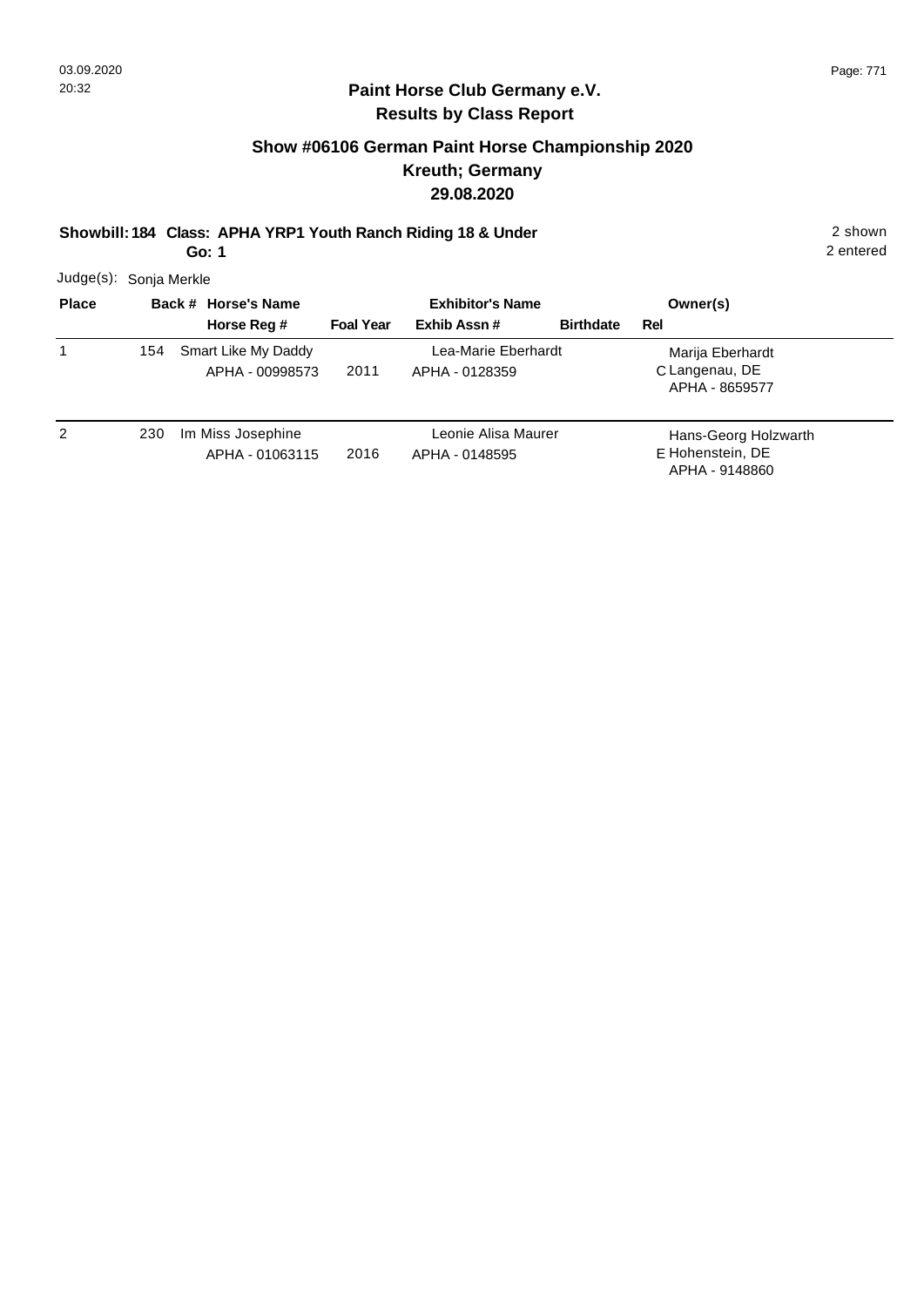## Paint Horse Club Germany e.V.
## Results by Class Report

### Show #06106 German Paint Horse Championship 2020
### Kreuth; Germany
### 29.08.2020

**Showbill: 184 Class: APHA YRP1 Youth Ranch Riding 18 & Under** 2 shown
**Go: 1** 2 entered

Judge(s): Sonja Merkle

| Place | Back # | Horse's Name / Horse Reg # | Foal Year | Exhibitor's Name / Exhib Assn # | Birthdate | Rel | Owner(s) |
|---|---|---|---|---|---|---|---|
| 1 | 154 | Smart Like My Daddy<br>APHA - 00998573 | 2011 | Lea-Marie Eberhardt<br>APHA - 0128359 | | C | Marija Eberhardt<br>Langenau, DE<br>APHA - 8659577 |
| 2 | 230 | Im Miss Josephine<br>APHA - 01063115 | 2016 | Leonie Alisa Maurer<br>APHA - 0148595 | | E | Hans-Georg Holzwarth<br>Hohenstein, DE<br>APHA - 9148860 |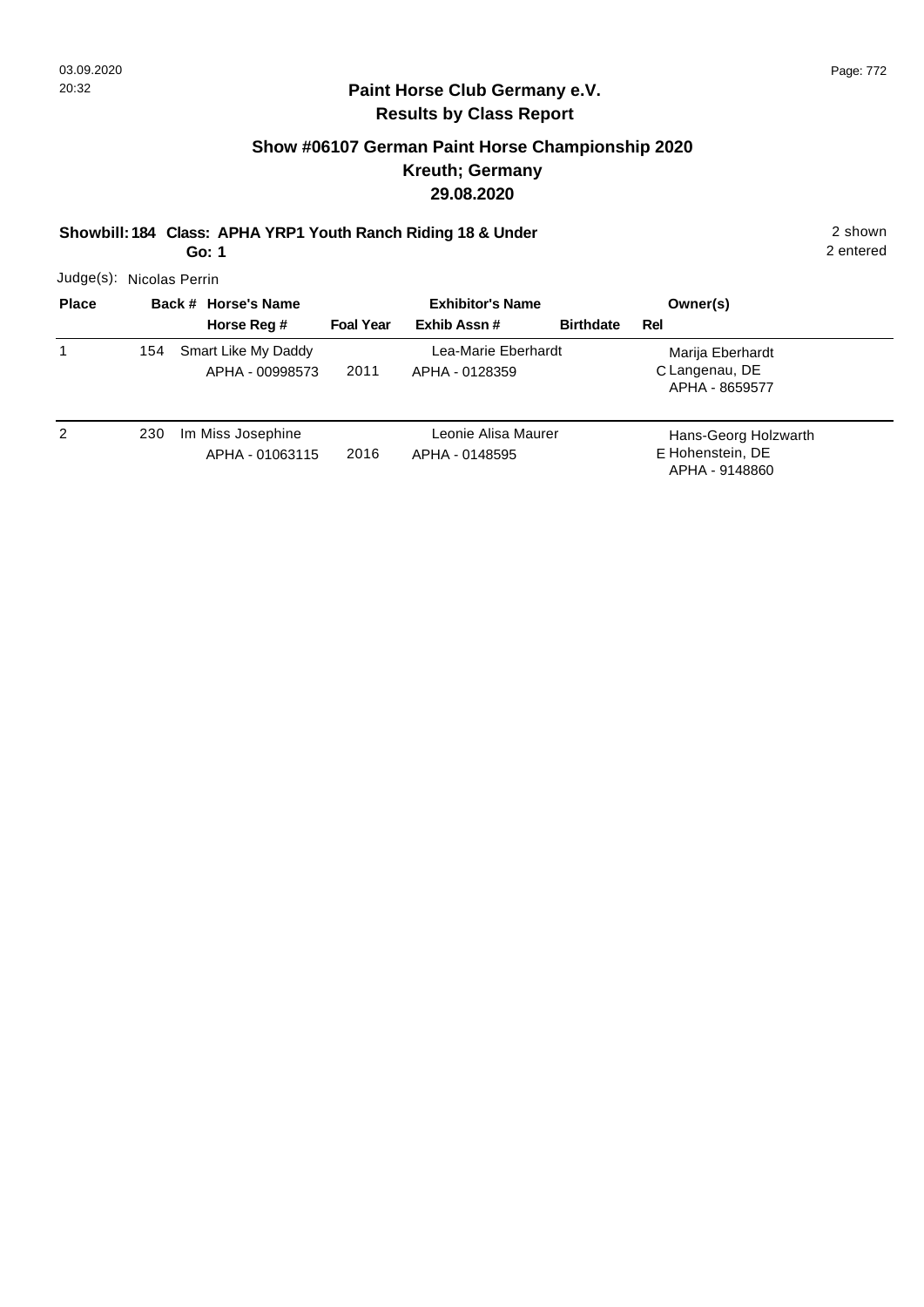## Paint Horse Club Germany e.V.
### Results by Class Report

### Show #06107 German Paint Horse Championship 2020
### Kreuth; Germany
### 29.08.2020

**Showbill: 184 Class: APHA YRP1 Youth Ranch Riding 18 & Under** 2 shown
**Go: 1** 2 entered

Judge(s): Nicolas Perrin

| Place | Back # | Horse's Name / Horse Reg # | Foal Year | Exhibitor's Name / Exhib Assn # | Birthdate | Rel | Owner(s) |
|---|---|---|---|---|---|---|---|
| 1 | 154 | Smart Like My Daddy<br>APHA - 00998573 | 2011 | Lea-Marie Eberhardt<br>APHA - 0128359 | | C | Marija Eberhardt<br>Langenau, DE<br>APHA - 8659577 |
| 2 | 230 | Im Miss Josephine<br>APHA - 01063115 | 2016 | Leonie Alisa Maurer<br>APHA - 0148595 | | E | Hans-Georg Holzwarth<br>Hohenstein, DE<br>APHA - 9148860 |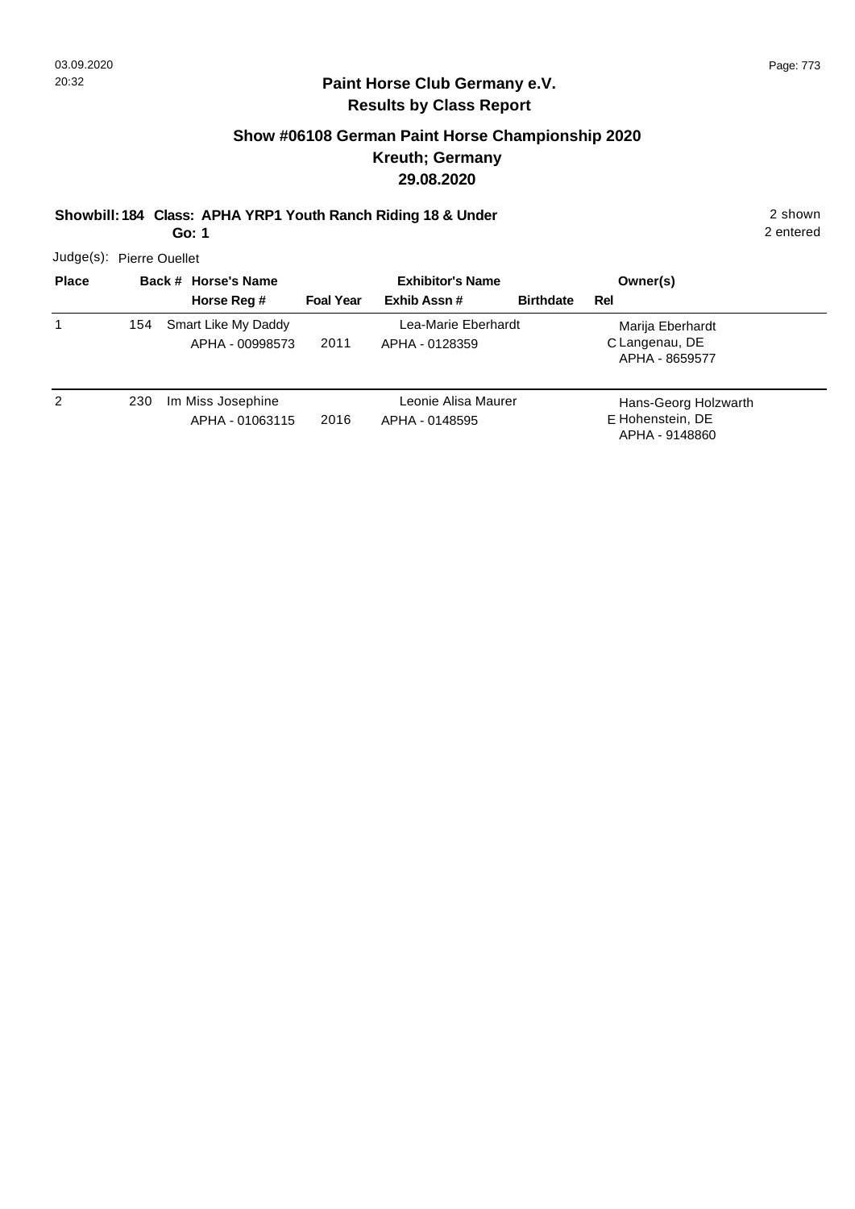# Paint Horse Club Germany e.V.

## Results by Class Report

### Show #06108 German Paint Horse Championship 2020
### Kreuth; Germany
### 29.08.2020

**Showbill: 184 Class: APHA YRP1 Youth Ranch Riding 18 & Under** — 2 shown

**Go: 1** — 2 entered

Judge(s): Pierre Ouellet

| Place | Back # | Horse's Name / Horse Reg # | Foal Year | Exhibitor's Name / Exhib Assn # | Birthdate | Rel | Owner(s) |
|---|---|---|---|---|---|---|---|
| 1 | 154 | Smart Like My Daddy<br>APHA - 00998573 | 2011 | Lea-Marie Eberhardt<br>APHA - 0128359 | | C | Marija Eberhardt<br>Langenau, DE<br>APHA - 8659577 |
| 2 | 230 | Im Miss Josephine<br>APHA - 01063115 | 2016 | Leonie Alisa Maurer<br>APHA - 0148595 | | E | Hans-Georg Holzwarth<br>Hohenstein, DE<br>APHA - 9148860 |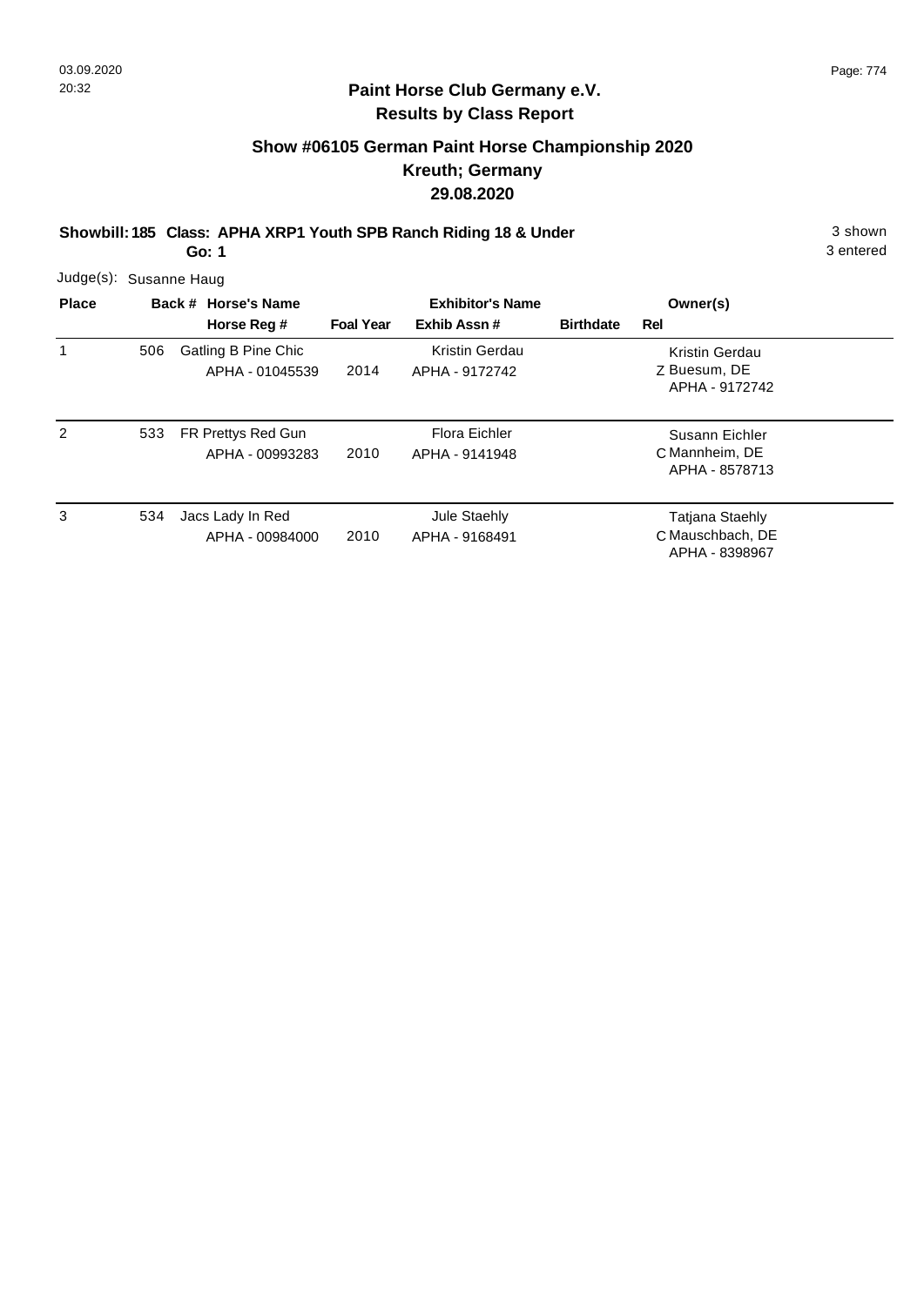## Paint Horse Club Germany e.V.
## Results by Class Report

### Show #06105 German Paint Horse Championship 2020
### Kreuth; Germany
### 29.08.2020

**Showbill: 185 Class: APHA XRP1 Youth SPB Ranch Riding 18 & Under** 3 shown
**Go: 1** 3 entered

Judge(s): Susanne Haug

| Place | Back # | Horse's Name / Horse Reg # | Foal Year | Exhibitor's Name / Exhib Assn # | Birthdate | Rel | Owner(s) |
|---|---|---|---|---|---|---|---|
| 1 | 506 | Gatling B Pine Chic<br>APHA - 01045539 | 2014 | Kristin Gerdau<br>APHA - 9172742 | | Z | Kristin Gerdau<br>Buesum, DE<br>APHA - 9172742 |
| 2 | 533 | FR Prettys Red Gun<br>APHA - 00993283 | 2010 | Flora Eichler<br>APHA - 9141948 | | C | Susann Eichler<br>Mannheim, DE<br>APHA - 8578713 |
| 3 | 534 | Jacs Lady In Red<br>APHA - 00984000 | 2010 | Jule Staehly<br>APHA - 9168491 | | C | Tatjana Staehly<br>Mauschbach, DE<br>APHA - 8398967 |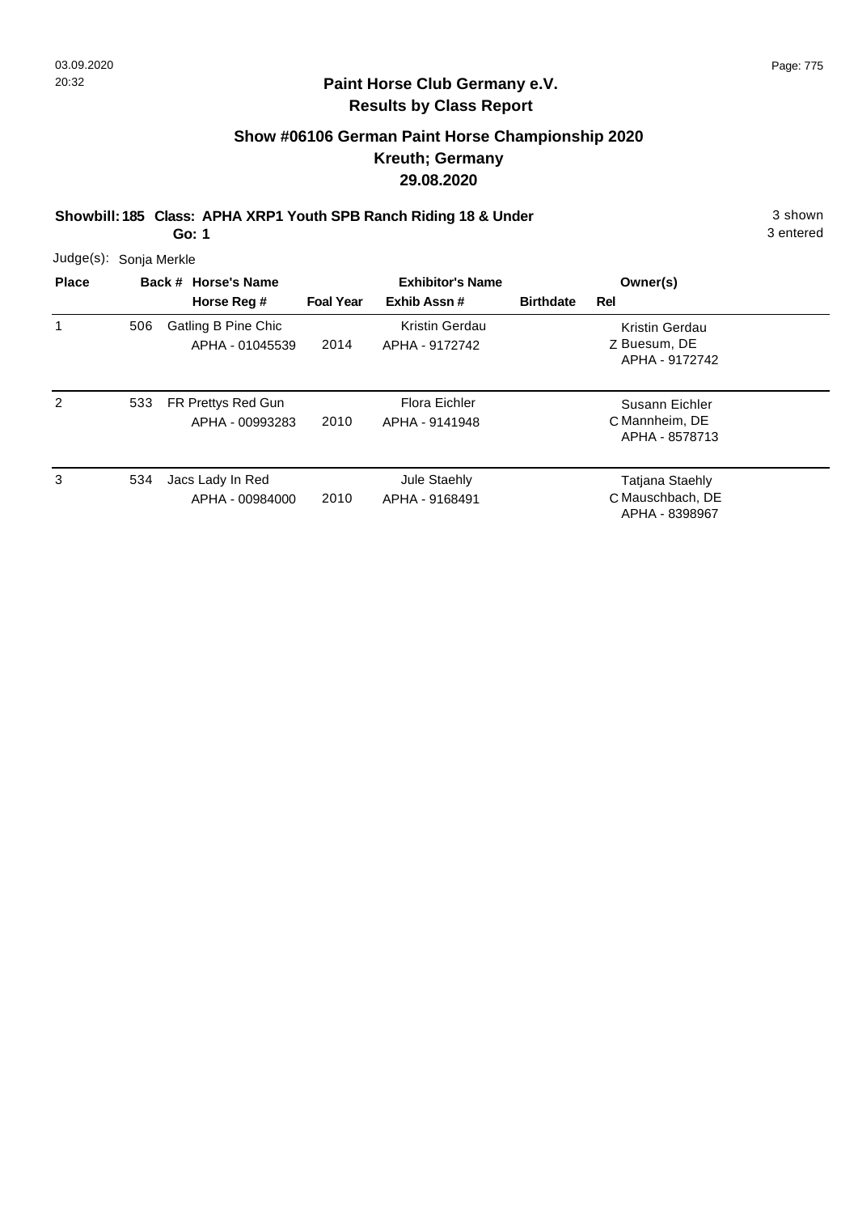## Paint Horse Club Germany e.V.
## Results by Class Report

### Show #06106 German Paint Horse Championship 2020
### Kreuth; Germany
### 29.08.2020

**Showbill: 185 Class: APHA XRP1 Youth SPB Ranch Riding 18 & Under** 3 shown
**Go: 1** 3 entered

Judge(s): Sonja Merkle

| Place | Back # | Horse's Name / Horse Reg # | Foal Year | Exhibitor's Name / Exhib Assn # | Birthdate | Rel | Owner(s) |
|---|---|---|---|---|---|---|---|
| 1 | 506 | Gatling B Pine Chic<br>APHA - 01045539 | 2014 | Kristin Gerdau<br>APHA - 9172742 | | Z | Kristin Gerdau<br>Buesum, DE<br>APHA - 9172742 |
| 2 | 533 | FR Prettys Red Gun<br>APHA - 00993283 | 2010 | Flora Eichler<br>APHA - 9141948 | | C | Susann Eichler<br>Mannheim, DE<br>APHA - 8578713 |
| 3 | 534 | Jacs Lady In Red<br>APHA - 00984000 | 2010 | Jule Staehly<br>APHA - 9168491 | | C | Tatjana Staehly<br>Mauschbach, DE<br>APHA - 8398967 |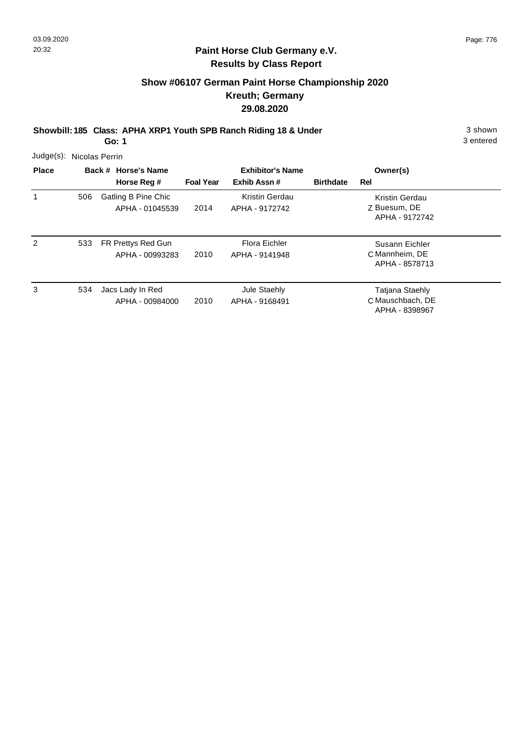## Paint Horse Club Germany e.V.
## Results by Class Report

### Show #06107 German Paint Horse Championship 2020
### Kreuth; Germany
### 29.08.2020

**Showbill: 185 Class: APHA XRP1 Youth SPB Ranch Riding 18 & Under** 3 shown
**Go: 1** 3 entered

Judge(s): Nicolas Perrin

| Place | Back # | Horse's Name / Horse Reg # | Foal Year | Exhibitor's Name / Exhib Assn # | Birthdate | Rel | Owner(s) |
|---|---|---|---|---|---|---|---|
| 1 | 506 | Gatling B Pine Chic<br>APHA - 01045539 | 2014 | Kristin Gerdau<br>APHA - 9172742 | | Z | Kristin Gerdau<br>Buesum, DE<br>APHA - 9172742 |
| 2 | 533 | FR Prettys Red Gun<br>APHA - 00993283 | 2010 | Flora Eichler<br>APHA - 9141948 | | C | Susann Eichler<br>Mannheim, DE<br>APHA - 8578713 |
| 3 | 534 | Jacs Lady In Red<br>APHA - 00984000 | 2010 | Jule Staehly<br>APHA - 9168491 | | C | Tatjana Staehly<br>Mauschbach, DE<br>APHA - 8398967 |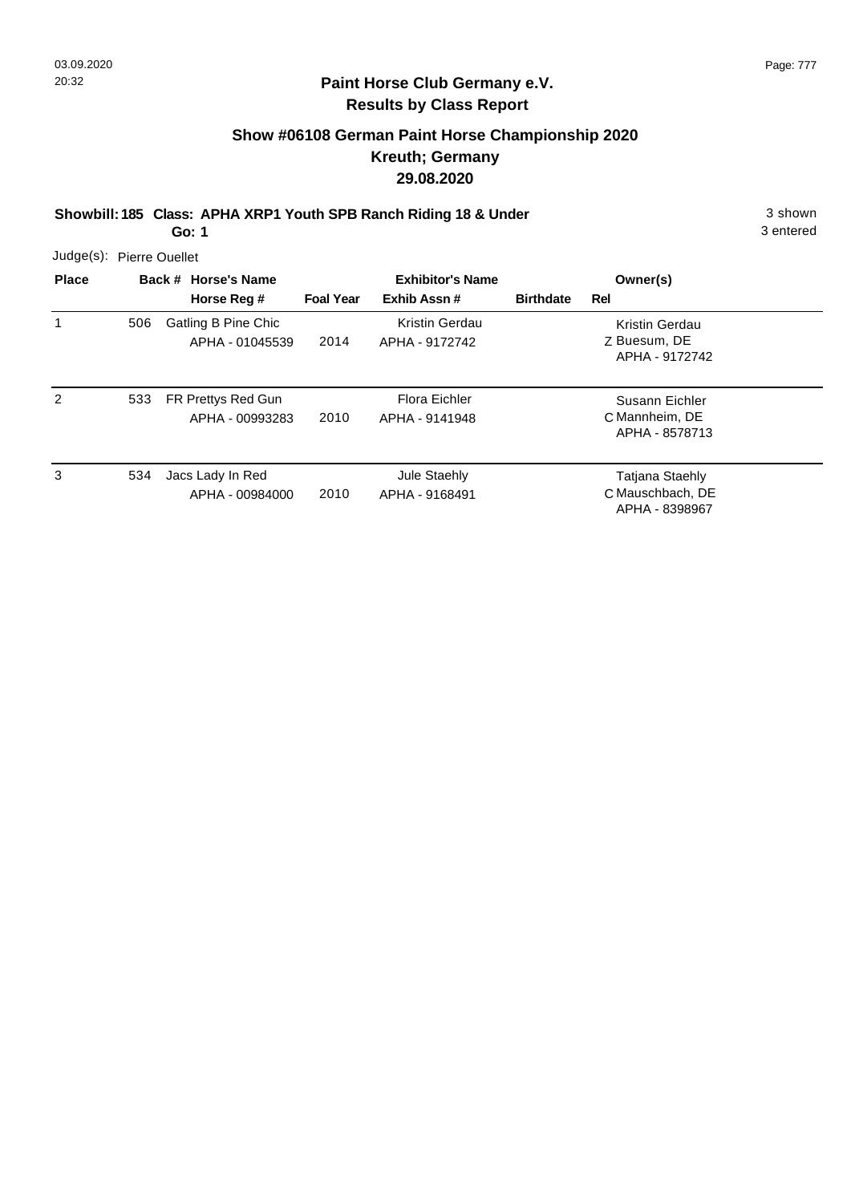## Paint Horse Club Germany e.V.
## Results by Class Report

### Show #06108 German Paint Horse Championship 2020
### Kreuth; Germany
### 29.08.2020

**Showbill: 185 Class: APHA XRP1 Youth SPB Ranch Riding 18 & Under** 3 shown
**Go: 1** 3 entered

Judge(s): Pierre Ouellet

| Place | Back # | Horse's Name / Horse Reg # | Foal Year | Exhibitor's Name / Exhib Assn # | Birthdate | Rel | Owner(s) |
|---|---|---|---|---|---|---|---|
| 1 | 506 | Gatling B Pine Chic<br>APHA - 01045539 | 2014 | Kristin Gerdau<br>APHA - 9172742 | | Z | Kristin Gerdau<br>Buesum, DE<br>APHA - 9172742 |
| 2 | 533 | FR Prettys Red Gun<br>APHA - 00993283 | 2010 | Flora Eichler<br>APHA - 9141948 | | C | Susann Eichler<br>Mannheim, DE<br>APHA - 8578713 |
| 3 | 534 | Jacs Lady In Red<br>APHA - 00984000 | 2010 | Jule Staehly<br>APHA - 9168491 | | C | Tatjana Staehly<br>Mauschbach, DE<br>APHA - 8398967 |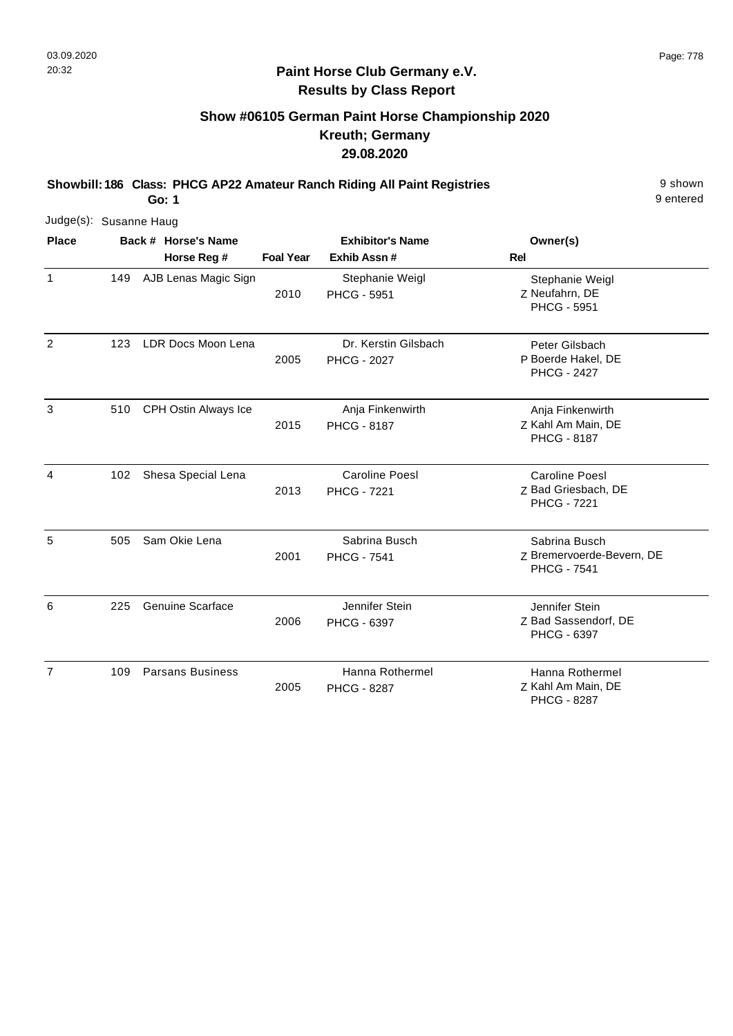**Paint Horse Club Germany e.V.**
**Results by Class Report**

## Show #06105 German Paint Horse Championship 2020
## Kreuth; Germany
## 29.08.2020

**Showbill: 186 Class: PHCG AP22 Amateur Ranch Riding All Paint Registries** 9 shown
**Go: 1** 9 entered

Judge(s): Susanne Haug

| Place | Back # | Horse's Name / Horse Reg # | Foal Year | Exhibitor's Name / Exhib Assn # | Rel | Owner(s) |
|---|---|---|---|---|---|---|
| 1 | 149 | AJB Lenas Magic Sign | 2010 | Stephanie Weigl<br>PHCG - 5951 | Z | Stephanie Weigl<br>Neufahrn, DE<br>PHCG - 5951 |
| 2 | 123 | LDR Docs Moon Lena | 2005 | Dr. Kerstin Gilsbach<br>PHCG - 2027 | P | Peter Gilsbach<br>Boerde Hakel, DE<br>PHCG - 2427 |
| 3 | 510 | CPH Ostin Always Ice | 2015 | Anja Finkenwirth<br>PHCG - 8187 | Z | Anja Finkenwirth<br>Kahl Am Main, DE<br>PHCG - 8187 |
| 4 | 102 | Shesa Special Lena | 2013 | Caroline Poesl<br>PHCG - 7221 | Z | Caroline Poesl<br>Bad Griesbach, DE<br>PHCG - 7221 |
| 5 | 505 | Sam Okie Lena | 2001 | Sabrina Busch<br>PHCG - 7541 | Z | Sabrina Busch<br>Bremervoerde-Bevern, DE<br>PHCG - 7541 |
| 6 | 225 | Genuine Scarface | 2006 | Jennifer Stein<br>PHCG - 6397 | Z | Jennifer Stein<br>Bad Sassendorf, DE<br>PHCG - 6397 |
| 7 | 109 | Parsans Business | 2005 | Hanna Rothermel<br>PHCG - 8287 | Z | Hanna Rothermel<br>Kahl Am Main, DE<br>PHCG - 8287 |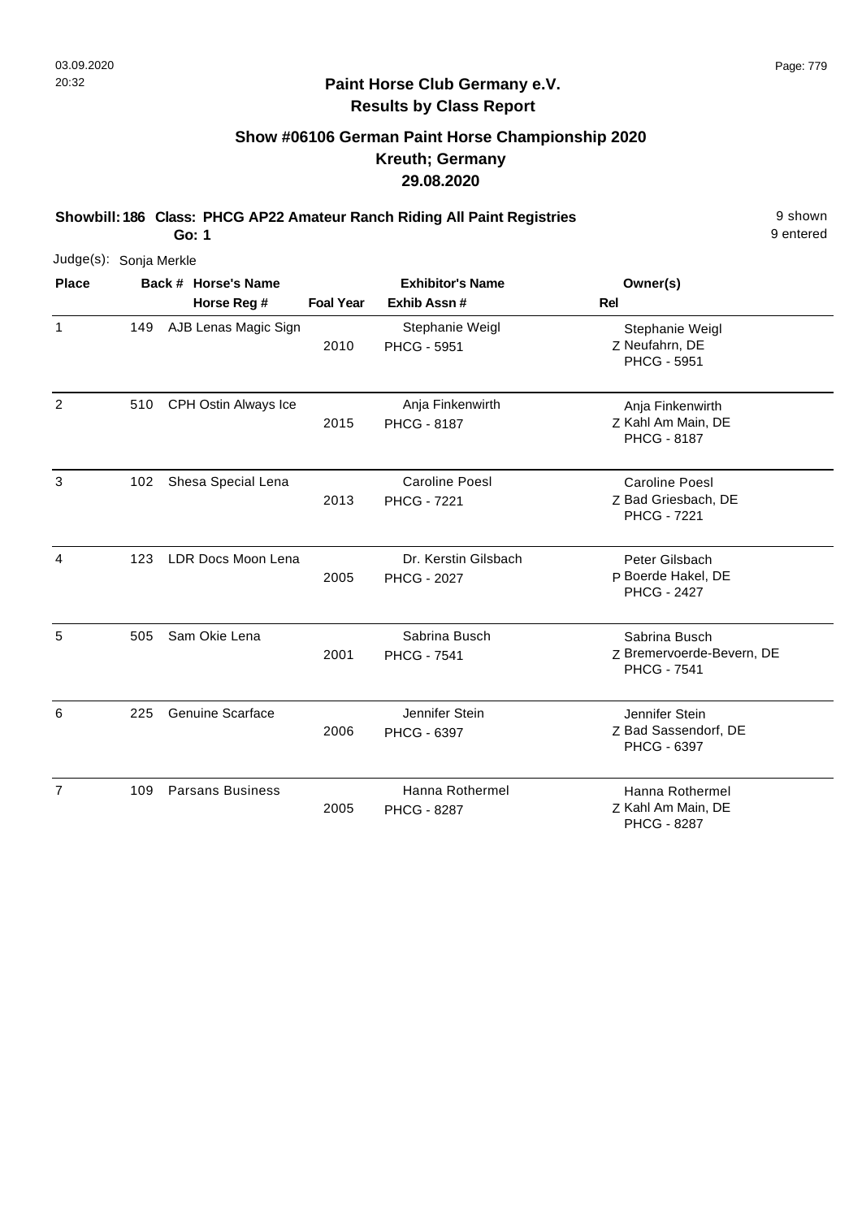**Paint Horse Club Germany e.V.**
**Results by Class Report**

## Show #06106 German Paint Horse Championship 2020
## Kreuth; Germany
## 29.08.2020

**Showbill: 186 Class: PHCG AP22 Amateur Ranch Riding All Paint Registries** 9 shown
**Go: 1** 9 entered

Judge(s): Sonja Merkle

| Place | Back # | Horse's Name / Horse Reg # | Foal Year | Exhibitor's Name / Exhib Assn # | Rel | Owner(s) |
|---|---|---|---|---|---|---|
| 1 | 149 | AJB Lenas Magic Sign | 2010 | Stephanie Weigl<br>PHCG - 5951 | Z | Stephanie Weigl<br>Neufahrn, DE<br>PHCG - 5951 |
| 2 | 510 | CPH Ostin Always Ice | 2015 | Anja Finkenwirth<br>PHCG - 8187 | Z | Anja Finkenwirth<br>Kahl Am Main, DE<br>PHCG - 8187 |
| 3 | 102 | Shesa Special Lena | 2013 | Caroline Poesl<br>PHCG - 7221 | Z | Caroline Poesl<br>Bad Griesbach, DE<br>PHCG - 7221 |
| 4 | 123 | LDR Docs Moon Lena | 2005 | Dr. Kerstin Gilsbach<br>PHCG - 2027 | P | Peter Gilsbach<br>Boerde Hakel, DE<br>PHCG - 2427 |
| 5 | 505 | Sam Okie Lena | 2001 | Sabrina Busch<br>PHCG - 7541 | Z | Sabrina Busch<br>Bremervoerde-Bevern, DE<br>PHCG - 7541 |
| 6 | 225 | Genuine Scarface | 2006 | Jennifer Stein<br>PHCG - 6397 | Z | Jennifer Stein<br>Bad Sassendorf, DE<br>PHCG - 6397 |
| 7 | 109 | Parsans Business | 2005 | Hanna Rothermel<br>PHCG - 8287 | Z | Hanna Rothermel<br>Kahl Am Main, DE<br>PHCG - 8287 |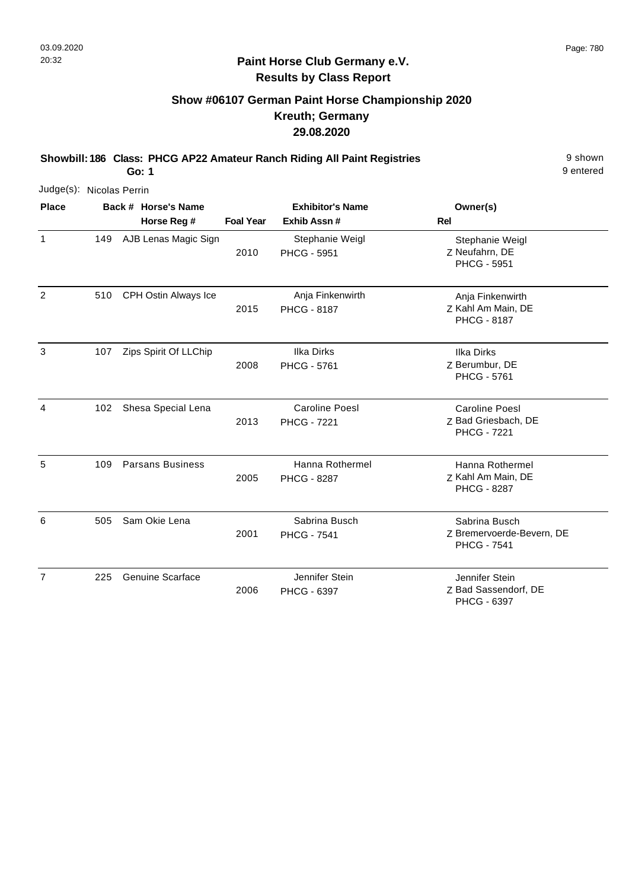**Paint Horse Club Germany e.V.**
**Results by Class Report**

## Show #06107 German Paint Horse Championship 2020
## Kreuth; Germany
## 29.08.2020

**Showbill: 186 Class: PHCG AP22 Amateur Ranch Riding All Paint Registries** 9 shown
**Go: 1** 9 entered

Judge(s): Nicolas Perrin

| Place | Back # | Horse's Name / Horse Reg # | Foal Year | Exhibitor's Name / Exhib Assn # | Rel | Owner(s) |
|---|---|---|---|---|---|---|
| 1 | 149 | AJB Lenas Magic Sign | 2010 | Stephanie Weigl PHCG - 5951 | Z | Stephanie Weigl Neufahrn, DE PHCG - 5951 |
| 2 | 510 | CPH Ostin Always Ice | 2015 | Anja Finkenwirth PHCG - 8187 | Z | Anja Finkenwirth Kahl Am Main, DE PHCG - 8187 |
| 3 | 107 | Zips Spirit Of LLChip | 2008 | Ilka Dirks PHCG - 5761 | Z | Ilka Dirks Berumbur, DE PHCG - 5761 |
| 4 | 102 | Shesa Special Lena | 2013 | Caroline Poesl PHCG - 7221 | Z | Caroline Poesl Bad Griesbach, DE PHCG - 7221 |
| 5 | 109 | Parsans Business | 2005 | Hanna Rothermel PHCG - 8287 | Z | Hanna Rothermel Kahl Am Main, DE PHCG - 8287 |
| 6 | 505 | Sam Okie Lena | 2001 | Sabrina Busch PHCG - 7541 | Z | Sabrina Busch Bremervoerde-Bevern, DE PHCG - 7541 |
| 7 | 225 | Genuine Scarface | 2006 | Jennifer Stein PHCG - 6397 | Z | Jennifer Stein Bad Sassendorf, DE PHCG - 6397 |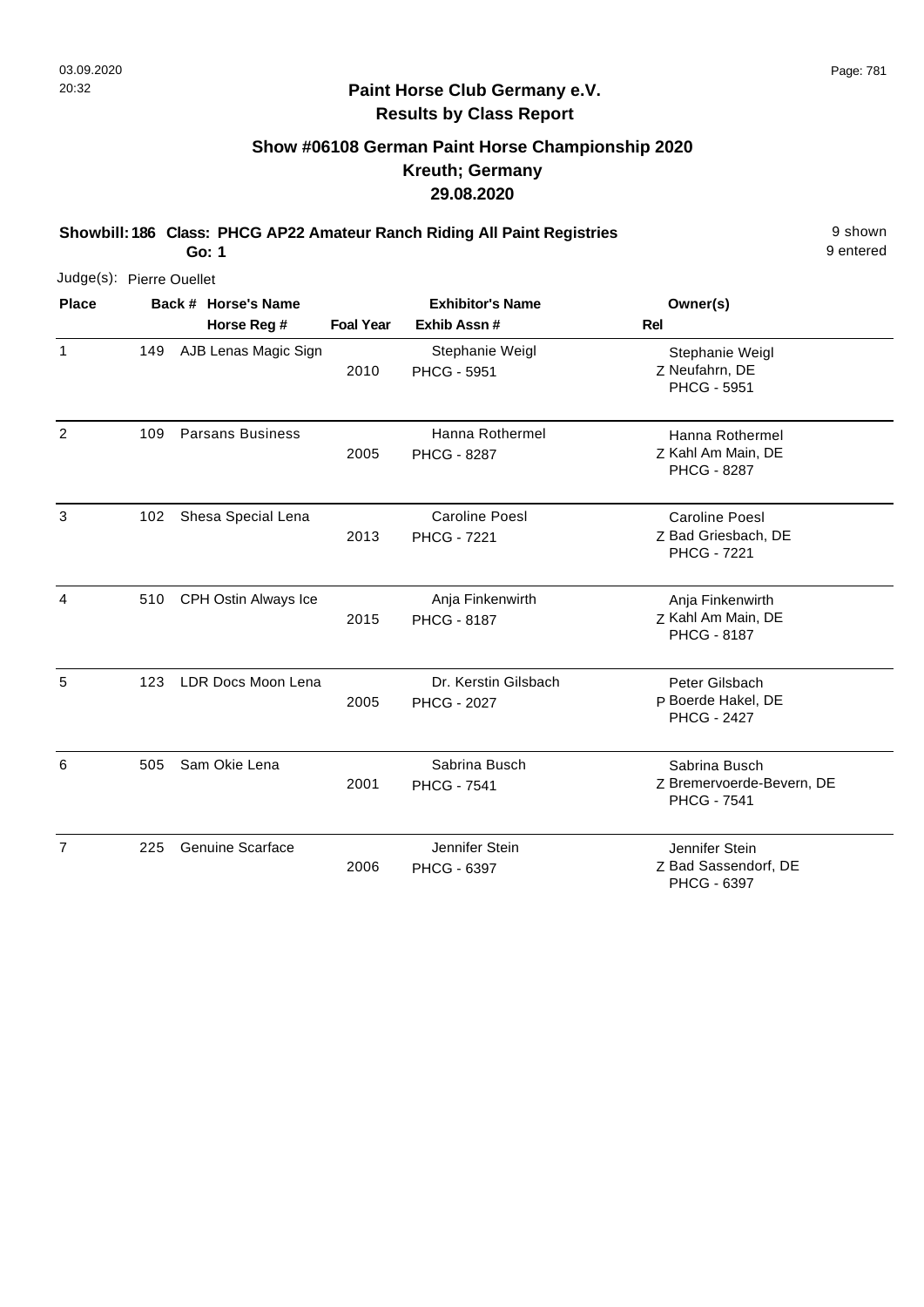## Paint Horse Club Germany e.V.
## Results by Class Report

### Show #06108 German Paint Horse Championship 2020
### Kreuth; Germany
### 29.08.2020

**Showbill: 186 Class: PHCG AP22 Amateur Ranch Riding All Paint Registries** 9 shown
**Go: 1** 9 entered

Judge(s): Pierre Ouellet

| Place | Back # | Horse's Name / Horse Reg # | Foal Year | Exhibitor's Name / Exhib Assn # | Rel | Owner(s) |
|---|---|---|---|---|---|---|
| 1 | 149 | AJB Lenas Magic Sign | 2010 | Stephanie Weigl / PHCG - 5951 | Z | Stephanie Weigl, Neufahrn, DE, PHCG - 5951 |
| 2 | 109 | Parsans Business | 2005 | Hanna Rothermel / PHCG - 8287 | Z | Hanna Rothermel, Kahl Am Main, DE, PHCG - 8287 |
| 3 | 102 | Shesa Special Lena | 2013 | Caroline Poesl / PHCG - 7221 | Z | Caroline Poesl, Bad Griesbach, DE, PHCG - 7221 |
| 4 | 510 | CPH Ostin Always Ice | 2015 | Anja Finkenwirth / PHCG - 8187 | Z | Anja Finkenwirth, Kahl Am Main, DE, PHCG - 8187 |
| 5 | 123 | LDR Docs Moon Lena | 2005 | Dr. Kerstin Gilsbach / PHCG - 2027 | P | Peter Gilsbach, Boerde Hakel, DE, PHCG - 2427 |
| 6 | 505 | Sam Okie Lena | 2001 | Sabrina Busch / PHCG - 7541 | Z | Sabrina Busch, Bremervoerde-Bevern, DE, PHCG - 7541 |
| 7 | 225 | Genuine Scarface | 2006 | Jennifer Stein / PHCG - 6397 | Z | Jennifer Stein, Bad Sassendorf, DE, PHCG - 6397 |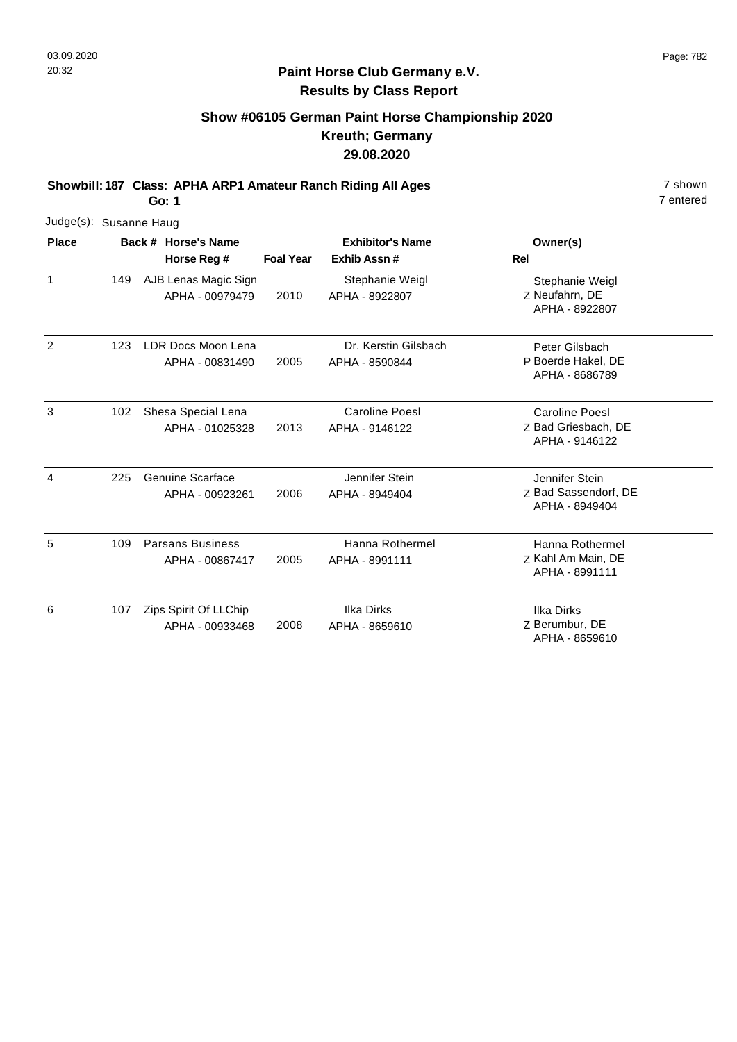**Paint Horse Club Germany e.V.**
**Results by Class Report**

## Show #06105 German Paint Horse Championship 2020
## Kreuth; Germany
## 29.08.2020

**Showbill: 187 Class: APHA ARP1 Amateur Ranch Riding All Ages** 7 shown
**Go: 1** 7 entered

Judge(s): Susanne Haug

| Place | Back # | Horse's Name / Horse Reg # | Foal Year | Exhibitor's Name / Exhib Assn # | Rel | Owner(s) |
|---|---|---|---|---|---|---|
| 1 | 149 | AJB Lenas Magic Sign<br>APHA - 00979479 | 2010 | Stephanie Weigl<br>APHA - 8922807 | Z | Stephanie Weigl<br>Neufahrn, DE<br>APHA - 8922807 |
| 2 | 123 | LDR Docs Moon Lena<br>APHA - 00831490 | 2005 | Dr. Kerstin Gilsbach<br>APHA - 8590844 | P | Peter Gilsbach<br>Boerde Hakel, DE<br>APHA - 8686789 |
| 3 | 102 | Shesa Special Lena<br>APHA - 01025328 | 2013 | Caroline Poesl<br>APHA - 9146122 | Z | Caroline Poesl<br>Bad Griesbach, DE<br>APHA - 9146122 |
| 4 | 225 | Genuine Scarface<br>APHA - 00923261 | 2006 | Jennifer Stein<br>APHA - 8949404 | Z | Jennifer Stein<br>Bad Sassendorf, DE<br>APHA - 8949404 |
| 5 | 109 | Parsans Business<br>APHA - 00867417 | 2005 | Hanna Rothermel<br>APHA - 8991111 | Z | Hanna Rothermel<br>Kahl Am Main, DE<br>APHA - 8991111 |
| 6 | 107 | Zips Spirit Of LLChip<br>APHA - 00933468 | 2008 | Ilka Dirks<br>APHA - 8659610 | Z | Ilka Dirks<br>Berumbur, DE<br>APHA - 8659610 |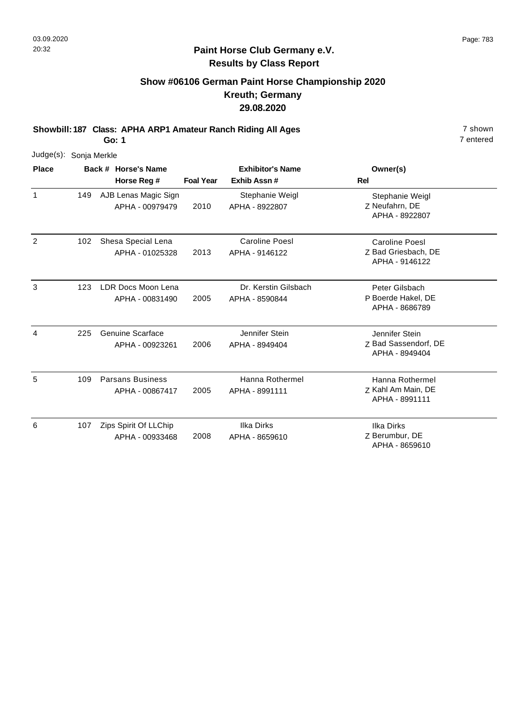**Paint Horse Club Germany e.V.**
**Results by Class Report**

## Show #06106 German Paint Horse Championship 2020
## Kreuth; Germany
## 29.08.2020

**Showbill: 187 Class: APHA ARP1 Amateur Ranch Riding All Ages** — 7 shown, 7 entered

**Go: 1**

Judge(s): Sonja Merkle

| Place | Back # | Horse's Name / Horse Reg # | Foal Year | Exhibitor's Name / Exhib Assn # | Rel | Owner(s) |
|---|---|---|---|---|---|---|
| 1 | 149 | AJB Lenas Magic Sign<br>APHA - 00979479 | 2010 | Stephanie Weigl<br>APHA - 8922807 | Z | Stephanie Weigl<br>Neufahrn, DE<br>APHA - 8922807 |
| 2 | 102 | Shesa Special Lena<br>APHA - 01025328 | 2013 | Caroline Poesl<br>APHA - 9146122 | Z | Caroline Poesl<br>Bad Griesbach, DE<br>APHA - 9146122 |
| 3 | 123 | LDR Docs Moon Lena<br>APHA - 00831490 | 2005 | Dr. Kerstin Gilsbach<br>APHA - 8590844 | P | Peter Gilsbach<br>Boerde Hakel, DE<br>APHA - 8686789 |
| 4 | 225 | Genuine Scarface<br>APHA - 00923261 | 2006 | Jennifer Stein<br>APHA - 8949404 | Z | Jennifer Stein<br>Bad Sassendorf, DE<br>APHA - 8949404 |
| 5 | 109 | Parsans Business<br>APHA - 00867417 | 2005 | Hanna Rothermel<br>APHA - 8991111 | Z | Hanna Rothermel<br>Kahl Am Main, DE<br>APHA - 8991111 |
| 6 | 107 | Zips Spirit Of LLChip<br>APHA - 00933468 | 2008 | Ilka Dirks<br>APHA - 8659610 | Z | Ilka Dirks<br>Berumbur, DE<br>APHA - 8659610 |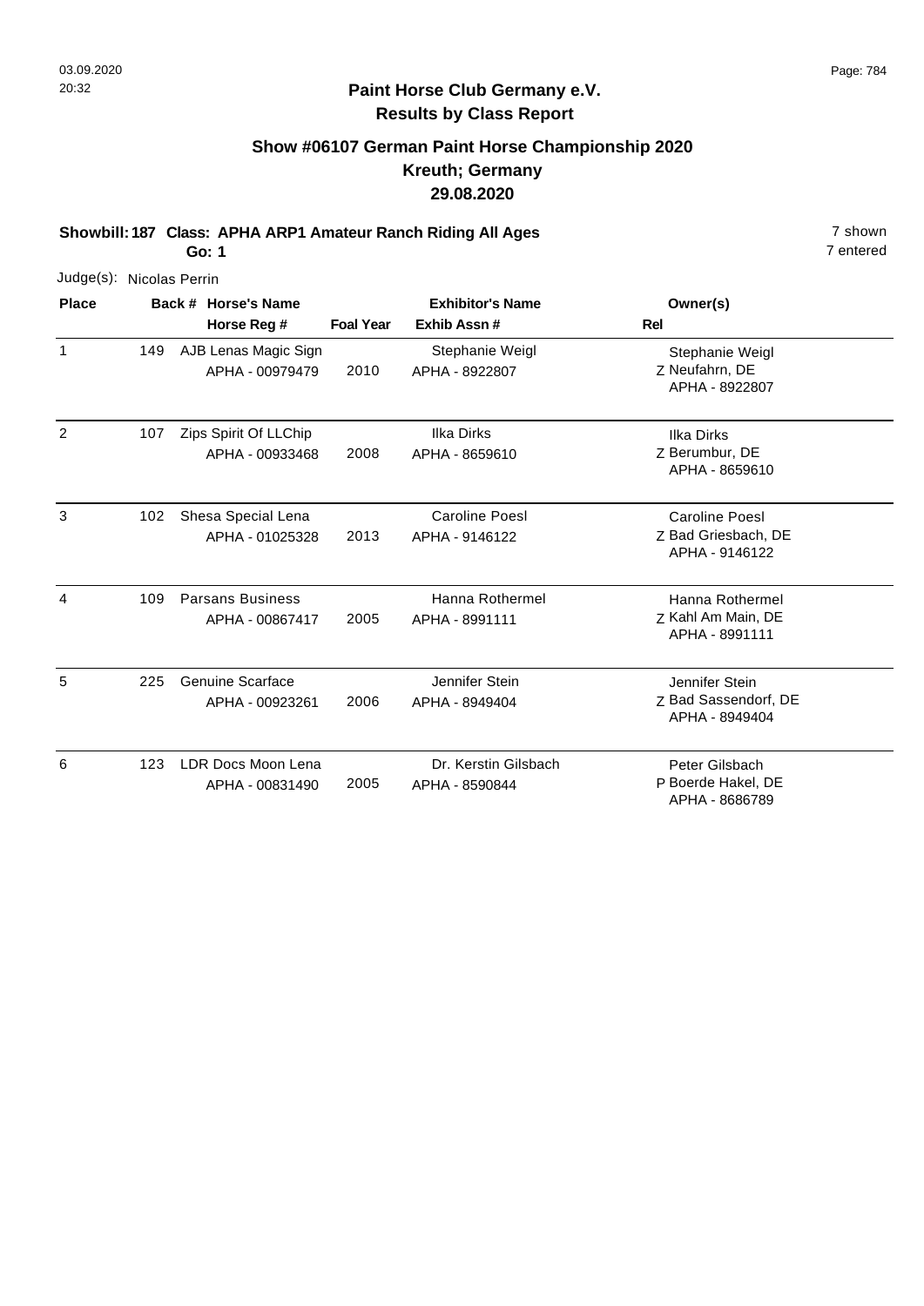# Paint Horse Club Germany e.V.

## Results by Class Report

### Show #06107 German Paint Horse Championship 2020
### Kreuth; Germany
### 29.08.2020

**Showbill: 187 Class: APHA ARP1 Amateur Ranch Riding All Ages** — 7 shown, 7 entered

**Go: 1**

Judge(s): Nicolas Perrin

| Place | Back # | Horse's Name / Horse Reg # | Foal Year | Exhibitor's Name / Exhib Assn # | Rel | Owner(s) |
|---|---|---|---|---|---|---|
| 1 | 149 | AJB Lenas Magic Sign<br>APHA - 00979479 | 2010 | Stephanie Weigl<br>APHA - 8922807 | Z | Stephanie Weigl<br>Neufahrn, DE<br>APHA - 8922807 |
| 2 | 107 | Zips Spirit Of LLChip<br>APHA - 00933468 | 2008 | Ilka Dirks<br>APHA - 8659610 | Z | Ilka Dirks<br>Berumbur, DE<br>APHA - 8659610 |
| 3 | 102 | Shesa Special Lena<br>APHA - 01025328 | 2013 | Caroline Poesl<br>APHA - 9146122 | Z | Caroline Poesl<br>Bad Griesbach, DE<br>APHA - 9146122 |
| 4 | 109 | Parsans Business<br>APHA - 00867417 | 2005 | Hanna Rothermel<br>APHA - 8991111 | Z | Hanna Rothermel<br>Kahl Am Main, DE<br>APHA - 8991111 |
| 5 | 225 | Genuine Scarface<br>APHA - 00923261 | 2006 | Jennifer Stein<br>APHA - 8949404 | Z | Jennifer Stein<br>Bad Sassendorf, DE<br>APHA - 8949404 |
| 6 | 123 | LDR Docs Moon Lena<br>APHA - 00831490 | 2005 | Dr. Kerstin Gilsbach<br>APHA - 8590844 | P | Peter Gilsbach<br>Boerde Hakel, DE<br>APHA - 8686789 |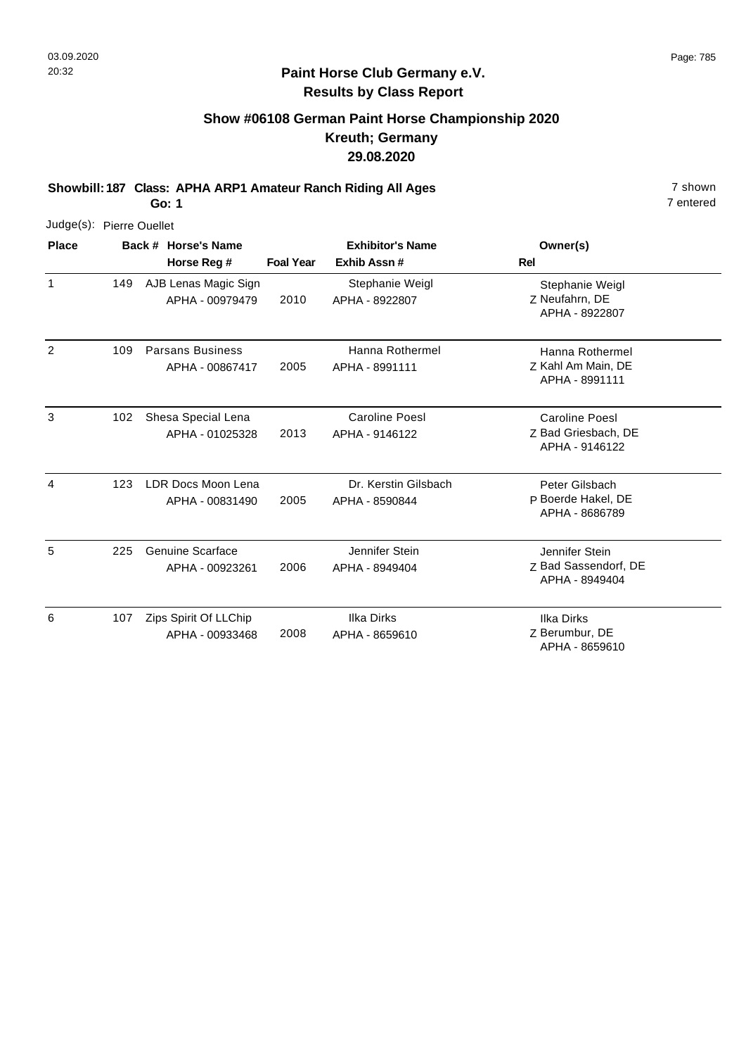**Paint Horse Club Germany e.V.**
**Results by Class Report**

## Show #06108 German Paint Horse Championship 2020
## Kreuth; Germany
## 29.08.2020

**Showbill: 187 Class: APHA ARP1 Amateur Ranch Riding All Ages**
**Go: 1**

7 shown
7 entered

Judge(s): Pierre Ouellet

| Place | Back # | Horse's Name / Horse Reg # | Foal Year | Exhibitor's Name / Exhib Assn # | Rel | Owner(s) |
|---|---|---|---|---|---|---|
| 1 | 149 | AJB Lenas Magic Sign<br>APHA - 00979479 | 2010 | Stephanie Weigl<br>APHA - 8922807 | Z | Stephanie Weigl<br>Neufahrn, DE<br>APHA - 8922807 |
| 2 | 109 | Parsans Business<br>APHA - 00867417 | 2005 | Hanna Rothermel<br>APHA - 8991111 | Z | Hanna Rothermel<br>Kahl Am Main, DE<br>APHA - 8991111 |
| 3 | 102 | Shesa Special Lena<br>APHA - 01025328 | 2013 | Caroline Poesl<br>APHA - 9146122 | Z | Caroline Poesl<br>Bad Griesbach, DE<br>APHA - 9146122 |
| 4 | 123 | LDR Docs Moon Lena<br>APHA - 00831490 | 2005 | Dr. Kerstin Gilsbach<br>APHA - 8590844 | P | Peter Gilsbach<br>Boerde Hakel, DE<br>APHA - 8686789 |
| 5 | 225 | Genuine Scarface<br>APHA - 00923261 | 2006 | Jennifer Stein<br>APHA - 8949404 | Z | Jennifer Stein<br>Bad Sassendorf, DE<br>APHA - 8949404 |
| 6 | 107 | Zips Spirit Of LLChip<br>APHA - 00933468 | 2008 | Ilka Dirks<br>APHA - 8659610 | Z | Ilka Dirks<br>Berumbur, DE<br>APHA - 8659610 |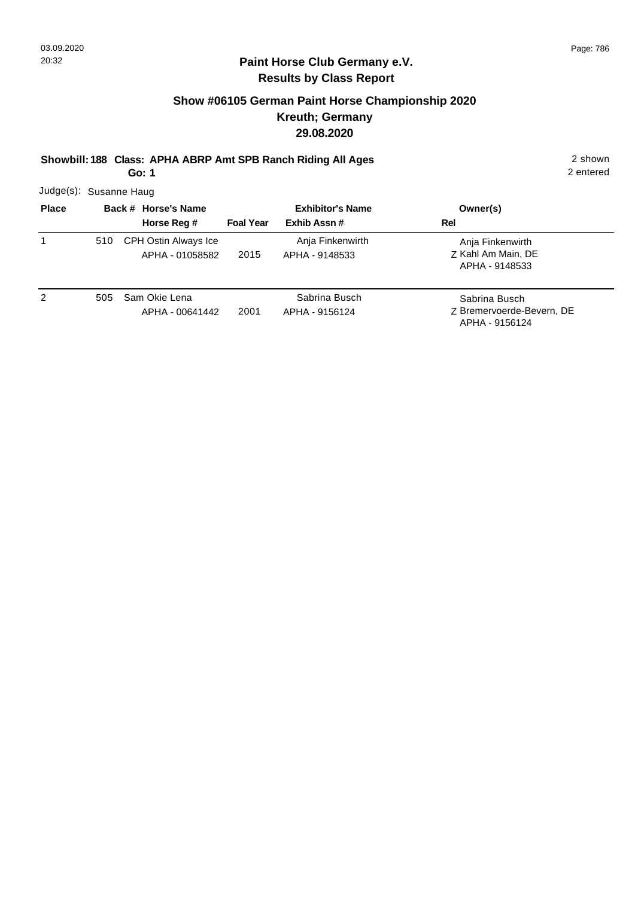## Paint Horse Club Germany e.V.
## Results by Class Report

### Show #06105 German Paint Horse Championship 2020
### Kreuth; Germany
### 29.08.2020

**Showbill: 188 Class: APHA ABRP Amt SPB Ranch Riding All Ages** 2 shown
**Go: 1** 2 entered

Judge(s): Susanne Haug

| Place | Back # | Horse's Name / Horse Reg # | Foal Year | Exhibitor's Name / Exhib Assn # | Owner(s) / Rel |
|---|---|---|---|---|---|
| 1 | 510 | CPH Ostin Always Ice<br>APHA - 01058582 | 2015 | Anja Finkenwirth<br>APHA - 9148533 | Anja Finkenwirth<br>Z Kahl Am Main, DE<br>APHA - 9148533 |
| 2 | 505 | Sam Okie Lena<br>APHA - 00641442 | 2001 | Sabrina Busch<br>APHA - 9156124 | Sabrina Busch<br>Z Bremervoerde-Bevern, DE<br>APHA - 9156124 |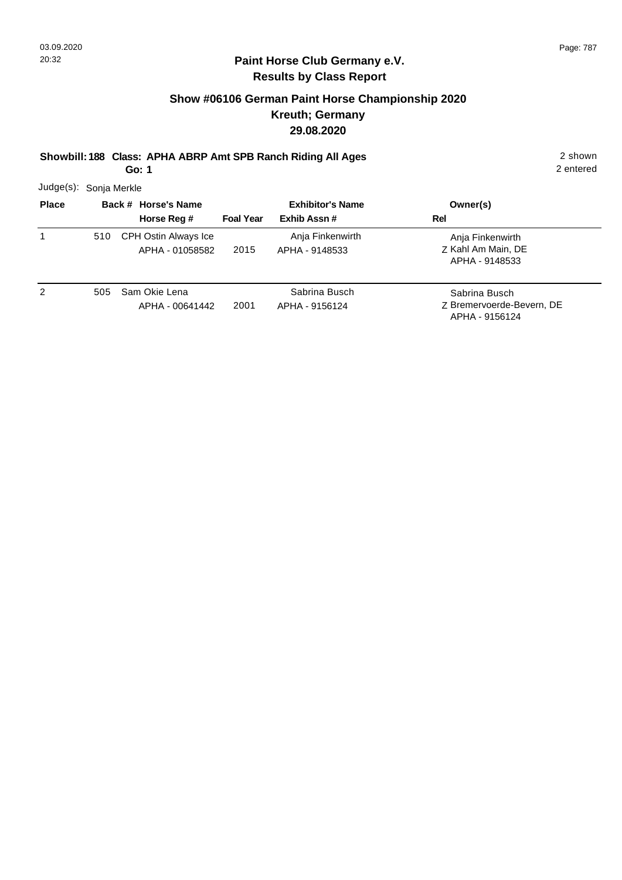# Paint Horse Club Germany e.V.

## Results by Class Report

### Show #06106 German Paint Horse Championship 2020
### Kreuth; Germany
### 29.08.2020

**Showbill: 188 Class: APHA ABRP Amt SPB Ranch Riding All Ages**
**Go: 1**

2 shown
2 entered

Judge(s): Sonja Merkle

| Place | Back # | Horse's Name / Horse Reg # | Foal Year | Exhibitor's Name / Exhib Assn # | Rel | Owner(s) |
|---|---|---|---|---|---|---|
| 1 | 510 | CPH Ostin Always Ice<br>APHA - 01058582 | 2015 | Anja Finkenwirth<br>APHA - 9148533 | Z | Anja Finkenwirth<br>Kahl Am Main, DE<br>APHA - 9148533 |
| 2 | 505 | Sam Okie Lena<br>APHA - 00641442 | 2001 | Sabrina Busch<br>APHA - 9156124 | Z | Sabrina Busch<br>Bremervoerde-Bevern, DE<br>APHA - 9156124 |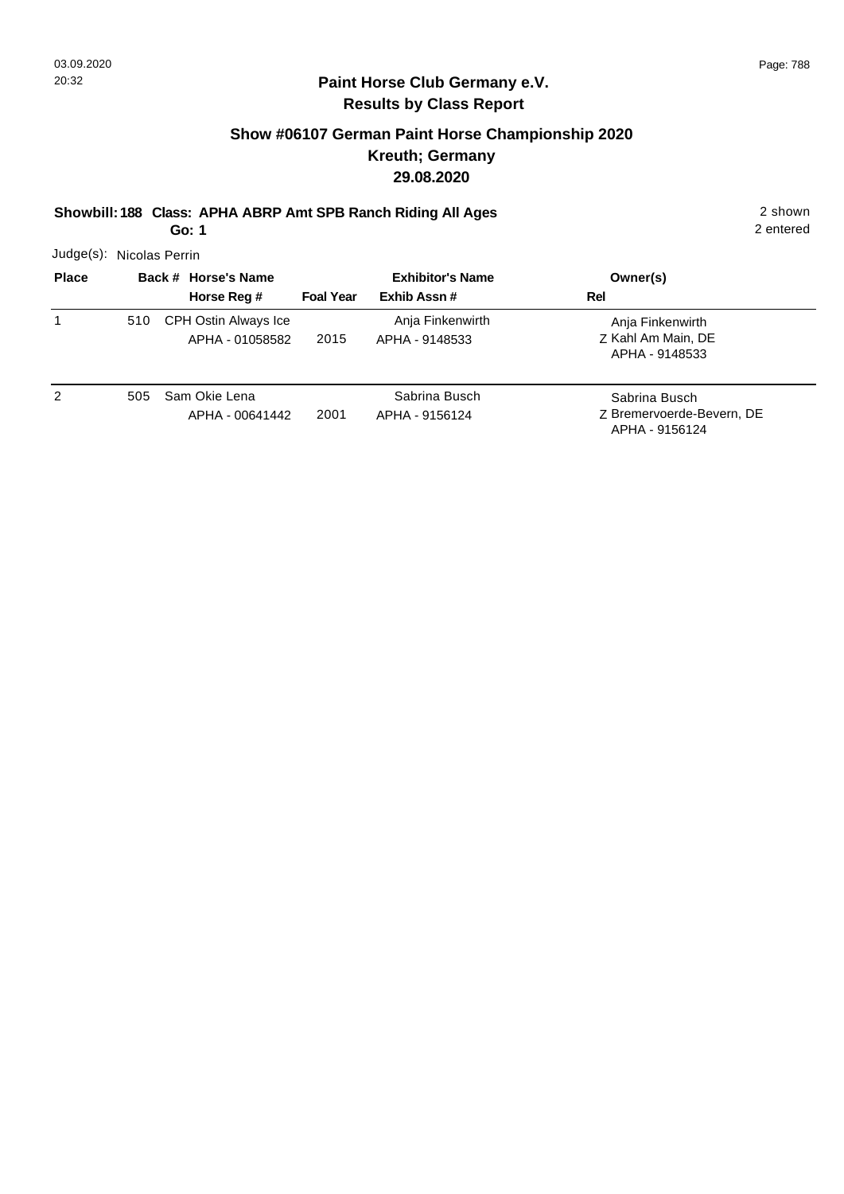**Paint Horse Club Germany e.V.**
**Results by Class Report**

## Show #06107 German Paint Horse Championship 2020
## Kreuth; Germany
## 29.08.2020

**Showbill: 188 Class: APHA ABRP Amt SPB Ranch Riding All Ages** 2 shown
**Go: 1** 2 entered

Judge(s): Nicolas Perrin

| Place | Back # | Horse's Name / Horse Reg # | Foal Year | Exhibitor's Name / Exhib Assn # | Owner(s) / Rel |
|---|---|---|---|---|---|
| 1 | 510 | CPH Ostin Always Ice<br>APHA - 01058582 | 2015 | Anja Finkenwirth<br>APHA - 9148533 | Anja Finkenwirth<br>Z Kahl Am Main, DE<br>APHA - 9148533 |
| 2 | 505 | Sam Okie Lena<br>APHA - 00641442 | 2001 | Sabrina Busch<br>APHA - 9156124 | Sabrina Busch<br>Z Bremervoerde-Bevern, DE<br>APHA - 9156124 |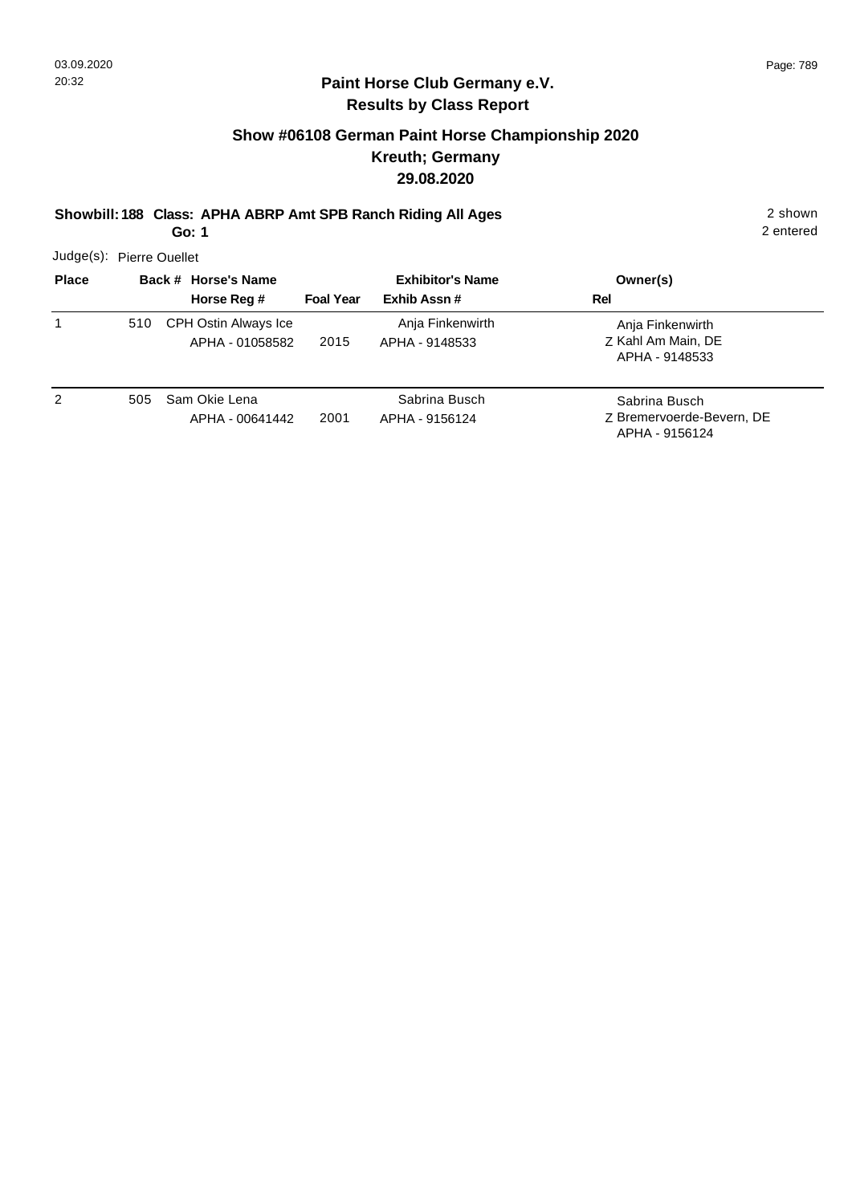## Paint Horse Club Germany e.V.
### Results by Class Report

### Show #06108 German Paint Horse Championship 2020
### Kreuth; Germany
### 29.08.2020

**Showbill: 188 Class: APHA ABRP Amt SPB Ranch Riding All Ages** 2 shown
**Go: 1** 2 entered

Judge(s): Pierre Ouellet

| Place | Back # | Horse's Name / Horse Reg # | Foal Year | Exhibitor's Name / Exhib Assn # | Owner(s) / Rel |
|---|---|---|---|---|---|
| 1 | 510 | CPH Ostin Always Ice<br>APHA - 01058582 | 2015 | Anja Finkenwirth<br>APHA - 9148533 | Anja Finkenwirth<br>Z Kahl Am Main, DE<br>APHA - 9148533 |
| 2 | 505 | Sam Okie Lena<br>APHA - 00641442 | 2001 | Sabrina Busch<br>APHA - 9156124 | Sabrina Busch<br>Z Bremervoerde-Bevern, DE<br>APHA - 9156124 |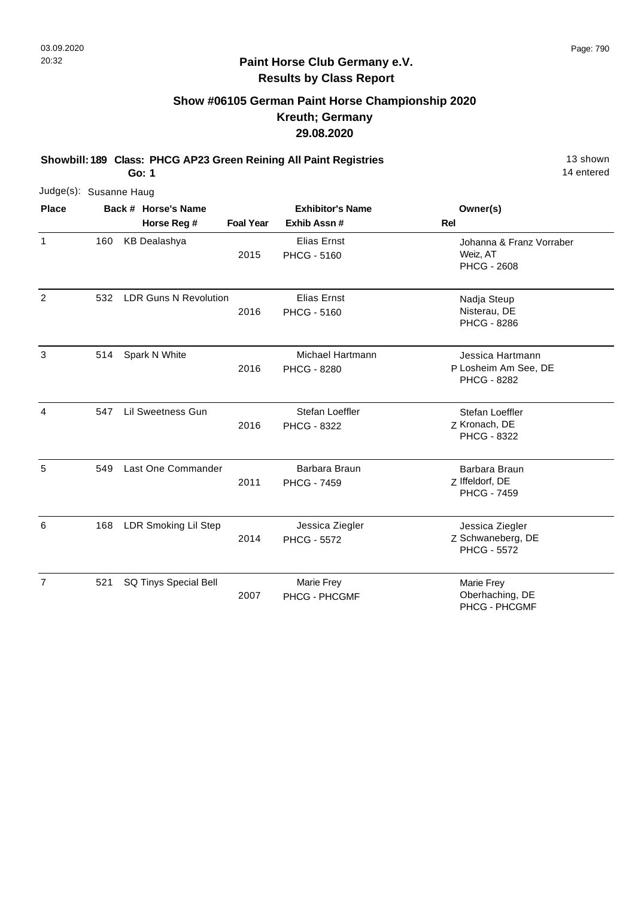# Paint Horse Club Germany e.V.
## Results by Class Report

### Show #06105 German Paint Horse Championship 2020
### Kreuth; Germany
### 29.08.2020

**Showbill: 189 Class: PHCG AP23 Green Reining All Paint Registries** 13 shown
**Go: 1** 14 entered

Judge(s): Susanne Haug

| Place | Back # | Horse's Name / Horse Reg # | Foal Year | Exhibitor's Name / Exhib Assn # | Rel | Owner(s) |
|---|---|---|---|---|---|---|
| 1 | 160 | KB Dealashya | 2015 | Elias Ernst<br>PHCG - 5160 | | Johanna & Franz Vorraber<br>Weiz, AT<br>PHCG - 2608 |
| 2 | 532 | LDR Guns N Revolution | 2016 | Elias Ernst<br>PHCG - 5160 | | Nadja Steup<br>Nisterau, DE<br>PHCG - 8286 |
| 3 | 514 | Spark N White | 2016 | Michael Hartmann<br>PHCG - 8280 | P | Jessica Hartmann<br>Losheim Am See, DE<br>PHCG - 8282 |
| 4 | 547 | Lil Sweetness Gun | 2016 | Stefan Loeffler<br>PHCG - 8322 | Z | Stefan Loeffler<br>Kronach, DE<br>PHCG - 8322 |
| 5 | 549 | Last One Commander | 2011 | Barbara Braun<br>PHCG - 7459 | Z | Barbara Braun<br>Iffeldorf, DE<br>PHCG - 7459 |
| 6 | 168 | LDR Smoking Lil Step | 2014 | Jessica Ziegler<br>PHCG - 5572 | Z | Jessica Ziegler<br>Schwaneberg, DE<br>PHCG - 5572 |
| 7 | 521 | SQ Tinys Special Bell | 2007 | Marie Frey<br>PHCG - PHCGMF | | Marie Frey<br>Oberhaching, DE<br>PHCG - PHCGMF |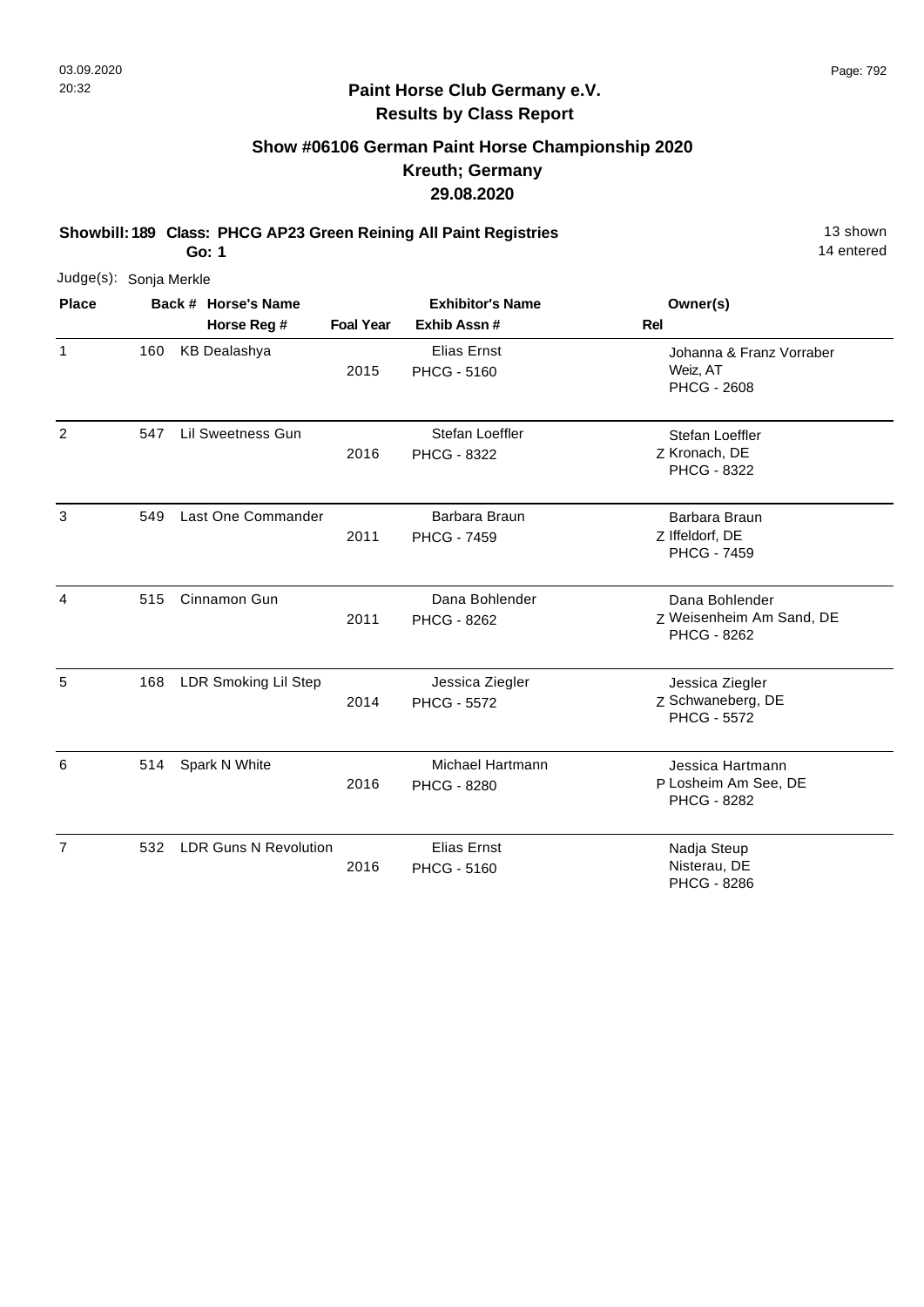**Paint Horse Club Germany e.V.**
**Results by Class Report**

## Show #06106 German Paint Horse Championship 2020
## Kreuth; Germany
## 29.08.2020

**Showbill: 189 Class: PHCG AP23 Green Reining All Paint Registries** 13 shown
**Go: 1** 14 entered

Judge(s): Sonja Merkle

| Place | Back # | Horse's Name / Horse Reg # | Foal Year | Exhibitor's Name / Exhib Assn # | Rel | Owner(s) |
|---|---|---|---|---|---|---|
| 1 | 160 | KB Dealashya | 2015 | Elias Ernst / PHCG - 5160 | | Johanna & Franz Vorraber, Weiz, AT, PHCG - 2608 |
| 2 | 547 | Lil Sweetness Gun | 2016 | Stefan Loeffler / PHCG - 8322 | Z | Stefan Loeffler, Kronach, DE, PHCG - 8322 |
| 3 | 549 | Last One Commander | 2011 | Barbara Braun / PHCG - 7459 | Z | Barbara Braun, Iffeldorf, DE, PHCG - 7459 |
| 4 | 515 | Cinnamon Gun | 2011 | Dana Bohlender / PHCG - 8262 | Z | Dana Bohlender, Weisenheim Am Sand, DE, PHCG - 8262 |
| 5 | 168 | LDR Smoking Lil Step | 2014 | Jessica Ziegler / PHCG - 5572 | Z | Jessica Ziegler, Schwaneberg, DE, PHCG - 5572 |
| 6 | 514 | Spark N White | 2016 | Michael Hartmann / PHCG - 8280 | P | Jessica Hartmann, Losheim Am See, DE, PHCG - 8282 |
| 7 | 532 | LDR Guns N Revolution | 2016 | Elias Ernst / PHCG - 5160 | | Nadja Steup, Nisterau, DE, PHCG - 8286 |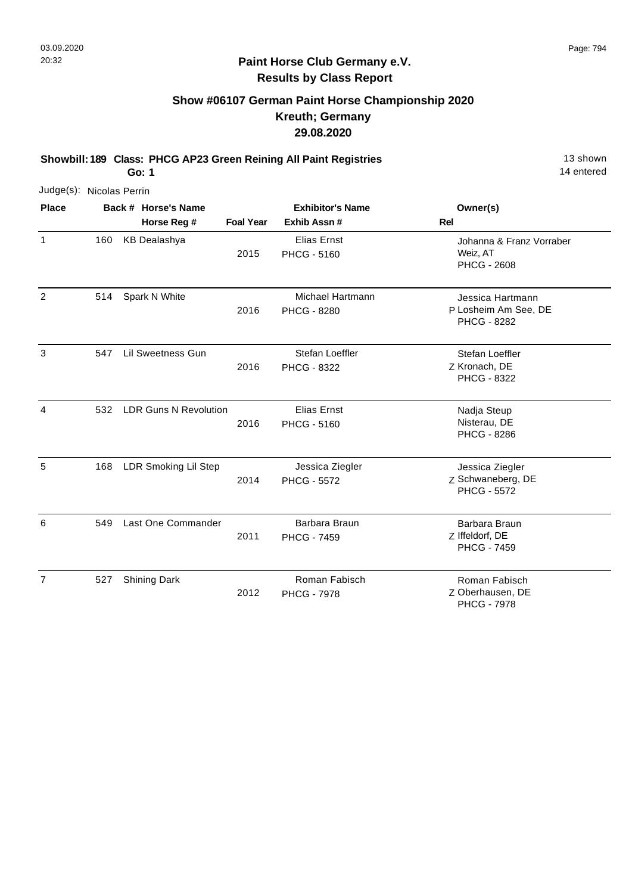# Paint Horse Club Germany e.V.
## Results by Class Report

### Show #06107 German Paint Horse Championship 2020
### Kreuth; Germany
### 29.08.2020

**Showbill: 189 Class: PHCG AP23 Green Reining All Paint Registries** — 13 shown, 14 entered

**Go: 1**

Judge(s): Nicolas Perrin

| Place | Back # | Horse's Name / Horse Reg # | Foal Year | Exhibitor's Name / Exhib Assn # | Rel | Owner(s) |
|---|---|---|---|---|---|---|
| 1 | 160 | KB Dealashya | 2015 | Elias Ernst<br>PHCG - 5160 | | Johanna & Franz Vorraber<br>Weiz, AT<br>PHCG - 2608 |
| 2 | 514 | Spark N White | 2016 | Michael Hartmann<br>PHCG - 8280 | P | Jessica Hartmann<br>Losheim Am See, DE<br>PHCG - 8282 |
| 3 | 547 | Lil Sweetness Gun | 2016 | Stefan Loeffler<br>PHCG - 8322 | Z | Stefan Loeffler<br>Kronach, DE<br>PHCG - 8322 |
| 4 | 532 | LDR Guns N Revolution | 2016 | Elias Ernst<br>PHCG - 5160 | | Nadja Steup<br>Nisterau, DE<br>PHCG - 8286 |
| 5 | 168 | LDR Smoking Lil Step | 2014 | Jessica Ziegler<br>PHCG - 5572 | Z | Jessica Ziegler<br>Schwaneberg, DE<br>PHCG - 5572 |
| 6 | 549 | Last One Commander | 2011 | Barbara Braun<br>PHCG - 7459 | Z | Barbara Braun<br>Iffeldorf, DE<br>PHCG - 7459 |
| 7 | 527 | Shining Dark | 2012 | Roman Fabisch<br>PHCG - 7978 | Z | Roman Fabisch<br>Oberhausen, DE<br>PHCG - 7978 |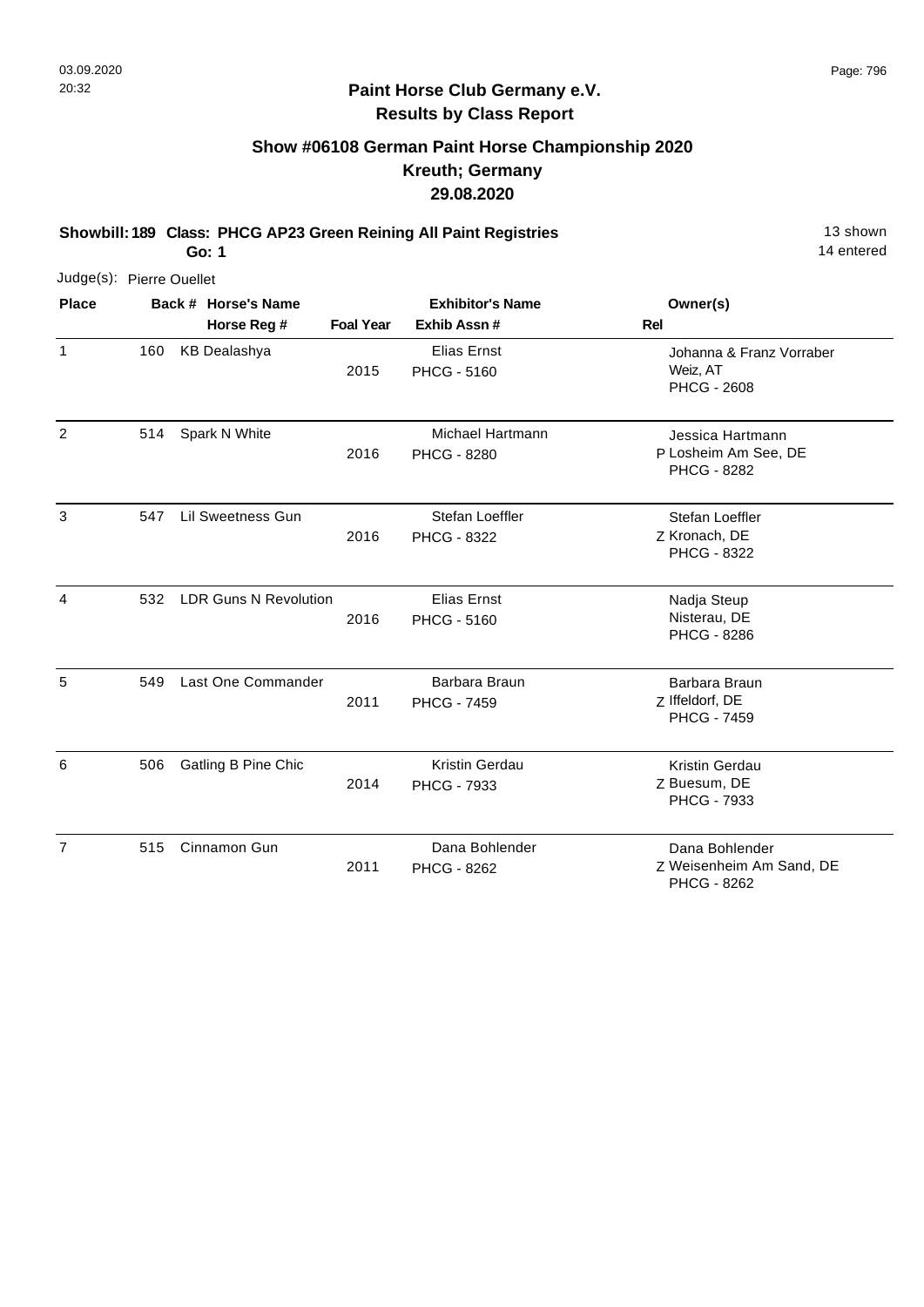**Paint Horse Club Germany e.V.**
**Results by Class Report**

## Show #06108 German Paint Horse Championship 2020
## Kreuth; Germany
## 29.08.2020

**Showbill: 189 Class: PHCG AP23 Green Reining All Paint Registries** — 13 shown, 14 entered
**Go: 1**

Judge(s): Pierre Ouellet

| Place | Back # | Horse's Name / Horse Reg # | Foal Year | Exhibitor's Name / Exhib Assn # | Rel | Owner(s) |
|---|---|---|---|---|---|---|
| 1 | 160 | KB Dealashya | 2015 | Elias Ernst<br>PHCG - 5160 | | Johanna & Franz Vorraber<br>Weiz, AT<br>PHCG - 2608 |
| 2 | 514 | Spark N White | 2016 | Michael Hartmann<br>PHCG - 8280 | P | Jessica Hartmann<br>Losheim Am See, DE<br>PHCG - 8282 |
| 3 | 547 | Lil Sweetness Gun | 2016 | Stefan Loeffler<br>PHCG - 8322 | Z | Stefan Loeffler<br>Kronach, DE<br>PHCG - 8322 |
| 4 | 532 | LDR Guns N Revolution | 2016 | Elias Ernst<br>PHCG - 5160 | | Nadja Steup<br>Nisterau, DE<br>PHCG - 8286 |
| 5 | 549 | Last One Commander | 2011 | Barbara Braun<br>PHCG - 7459 | Z | Barbara Braun<br>Iffeldorf, DE<br>PHCG - 7459 |
| 6 | 506 | Gatling B Pine Chic | 2014 | Kristin Gerdau<br>PHCG - 7933 | Z | Kristin Gerdau<br>Buesum, DE<br>PHCG - 7933 |
| 7 | 515 | Cinnamon Gun | 2011 | Dana Bohlender<br>PHCG - 8262 | Z | Dana Bohlender<br>Weisenheim Am Sand, DE<br>PHCG - 8262 |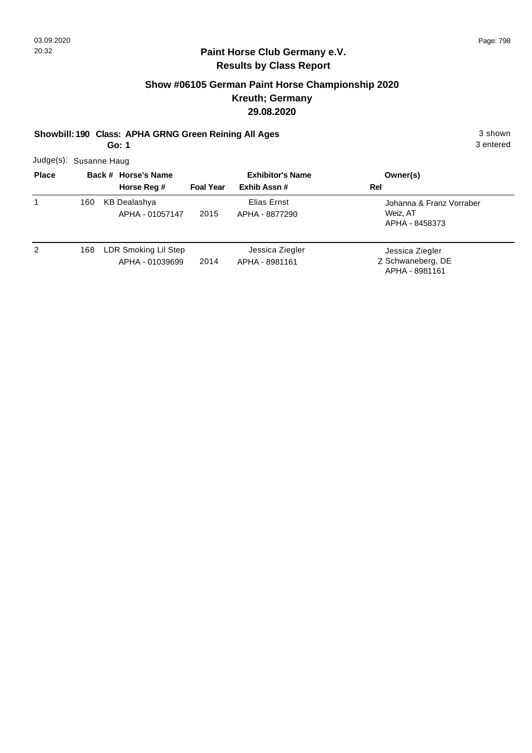## Paint Horse Club Germany e.V.
## Results by Class Report

### Show #06105 German Paint Horse Championship 2020
### Kreuth; Germany
### 29.08.2020

**Showbill: 190 Class: APHA GRNG Green Reining All Ages** 3 shown
**Go: 1** 3 entered

Judge(s): Susanne Haug

| Place | Back # | Horse's Name / Horse Reg # | Foal Year | Exhibitor's Name / Exhib Assn # | Rel | Owner(s) |
|---|---|---|---|---|---|---|
| 1 | 160 | KB Dealashya<br>APHA - 01057147 | 2015 | Elias Ernst<br>APHA - 8877290 | | Johanna & Franz Vorraber<br>Weiz, AT<br>APHA - 8458373 |
| 2 | 168 | LDR Smoking Lil Step<br>APHA - 01039699 | 2014 | Jessica Ziegler<br>APHA - 8981161 | Z | Jessica Ziegler<br>Schwaneberg, DE<br>APHA - 8981161 |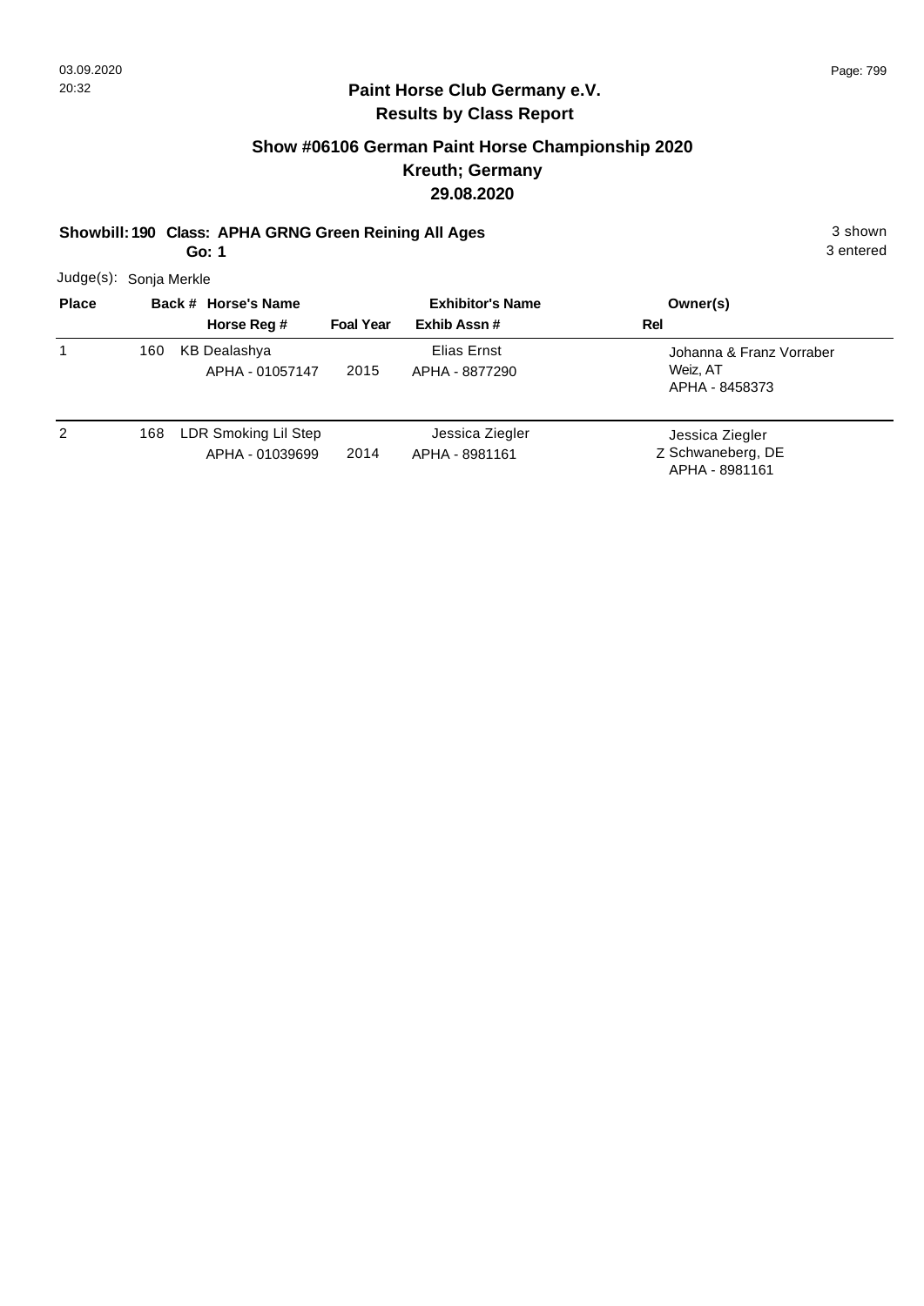## Paint Horse Club Germany e.V.
## Results by Class Report

### Show #06106 German Paint Horse Championship 2020
### Kreuth; Germany
### 29.08.2020

**Showbill: 190 Class: APHA GRNG Green Reining All Ages** 3 shown
**Go: 1** 3 entered

Judge(s): Sonja Merkle

| Place | Back # | Horse's Name / Horse Reg # | Foal Year | Exhibitor's Name / Exhib Assn # | Rel | Owner(s) |
|---|---|---|---|---|---|---|
| 1 | 160 | KB Dealashya<br>APHA - 01057147 | 2015 | Elias Ernst<br>APHA - 8877290 | | Johanna & Franz Vorraber<br>Weiz, AT<br>APHA - 8458373 |
| 2 | 168 | LDR Smoking Lil Step<br>APHA - 01039699 | 2014 | Jessica Ziegler<br>APHA - 8981161 | Z | Jessica Ziegler<br>Schwaneberg, DE<br>APHA - 8981161 |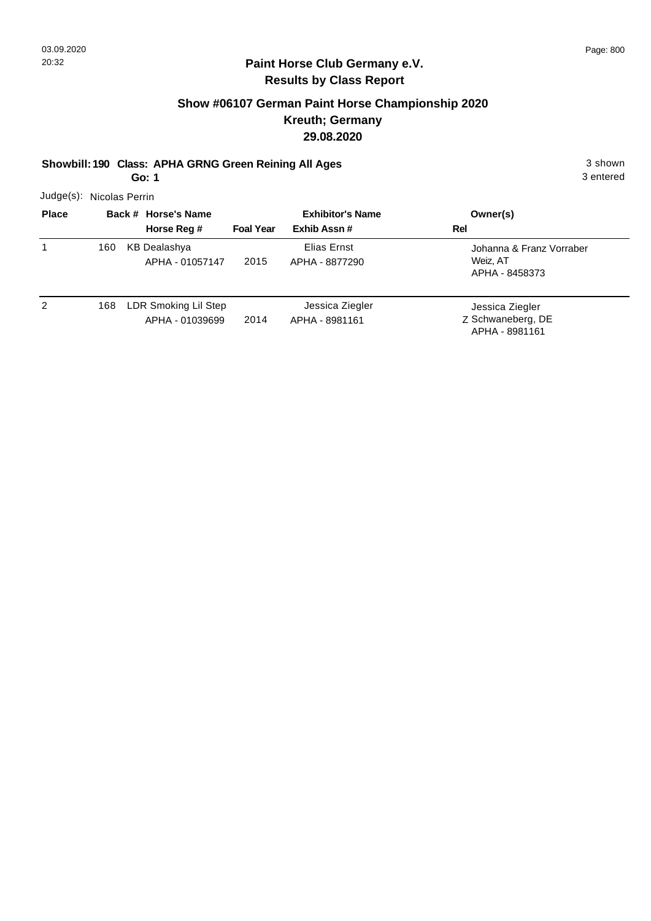## Paint Horse Club Germany e.V.
## Results by Class Report

### Show #06107 German Paint Horse Championship 2020
### Kreuth; Germany
### 29.08.2020

**Showbill: 190 Class: APHA GRNG Green Reining All Ages** — 3 shown, 3 entered

**Go: 1**

Judge(s): Nicolas Perrin

| Place | Back # | Horse's Name / Horse Reg # | Foal Year | Exhibitor's Name / Exhib Assn # | Rel | Owner(s) |
|---|---|---|---|---|---|---|
| 1 | 160 | KB Dealashya<br>APHA - 01057147 | 2015 | Elias Ernst<br>APHA - 8877290 | | Johanna & Franz Vorraber<br>Weiz, AT<br>APHA - 8458373 |
| 2 | 168 | LDR Smoking Lil Step<br>APHA - 01039699 | 2014 | Jessica Ziegler<br>APHA - 8981161 | Z | Jessica Ziegler<br>Schwaneberg, DE<br>APHA - 8981161 |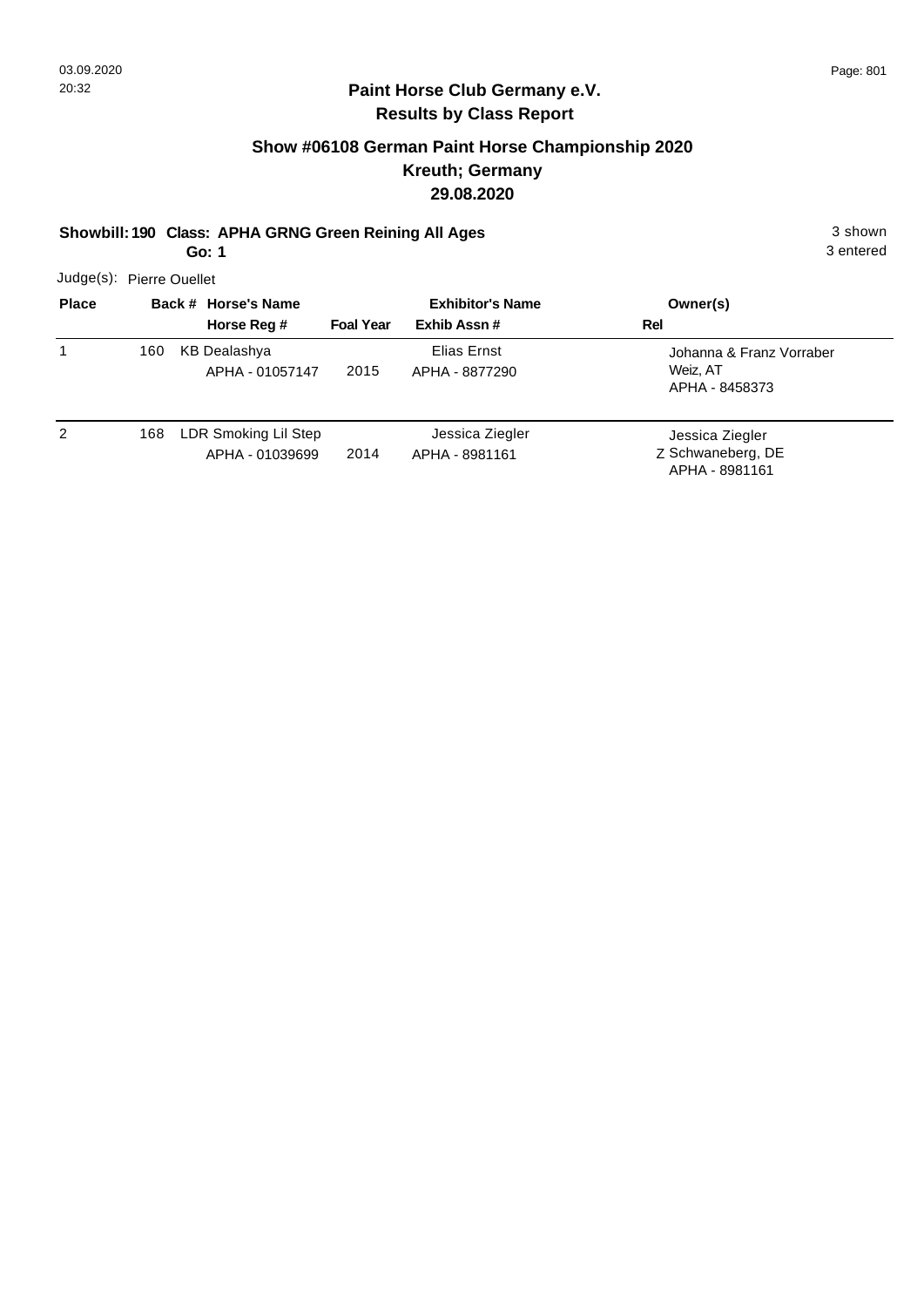## Paint Horse Club Germany e.V.
## Results by Class Report

### Show #06108 German Paint Horse Championship 2020
### Kreuth; Germany
### 29.08.2020

**Showbill: 190 Class: APHA GRNG Green Reining All Ages** 3 shown
**Go: 1** 3 entered

Judge(s): Pierre Ouellet

| Place | Back # | Horse's Name / Horse Reg # | Foal Year | Exhibitor's Name / Exhib Assn # | Rel | Owner(s) |
|---|---|---|---|---|---|---|
| 1 | 160 | KB Dealashya<br>APHA - 01057147 | 2015 | Elias Ernst<br>APHA - 8877290 | | Johanna & Franz Vorraber<br>Weiz, AT<br>APHA - 8458373 |
| 2 | 168 | LDR Smoking Lil Step<br>APHA - 01039699 | 2014 | Jessica Ziegler<br>APHA - 8981161 | Z | Jessica Ziegler<br>Schwaneberg, DE<br>APHA - 8981161 |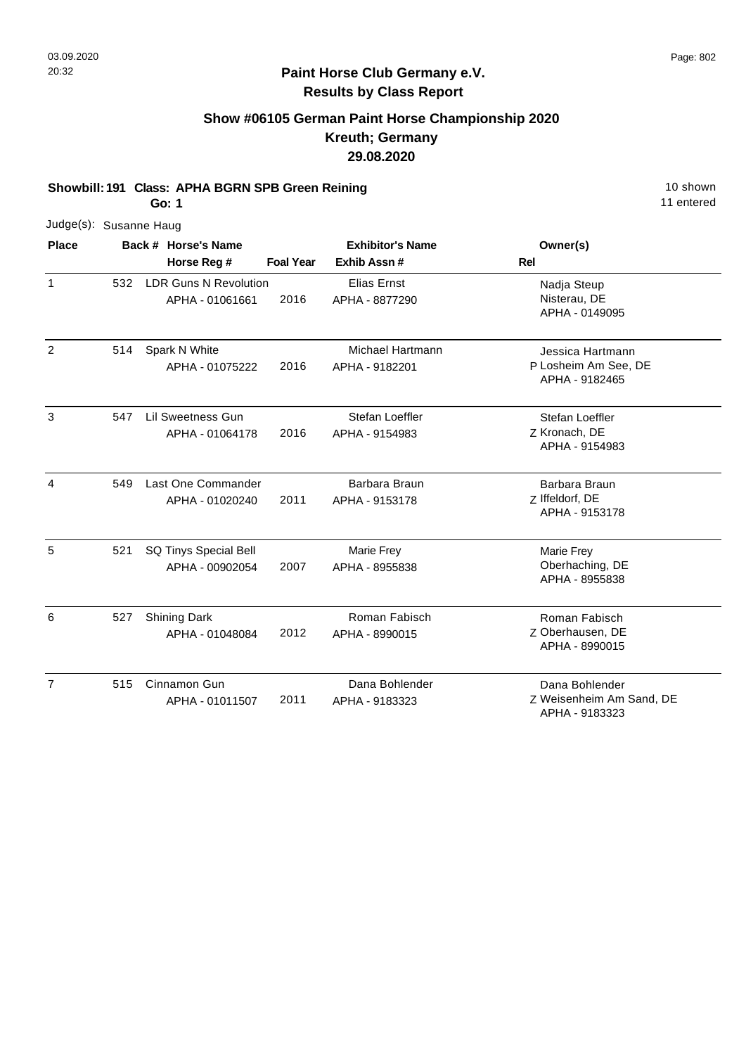# Paint Horse Club Germany e.V.

## Results by Class Report

### Show #06105 German Paint Horse Championship 2020
### Kreuth; Germany
### 29.08.2020

**Showbill: 191 Class: APHA BGRN SPB Green Reining** 10 shown

**Go: 1** 11 entered

Judge(s): Susanne Haug

| Place | Back # | Horse's Name / Horse Reg # | Foal Year | Exhibitor's Name / Exhib Assn # | Rel | Owner(s) |
|---|---|---|---|---|---|---|
| 1 | 532 | LDR Guns N Revolution<br>APHA - 01061661 | 2016 | Elias Ernst<br>APHA - 8877290 | | Nadja Steup<br>Nisterau, DE<br>APHA - 0149095 |
| 2 | 514 | Spark N White<br>APHA - 01075222 | 2016 | Michael Hartmann<br>APHA - 9182201 | P | Jessica Hartmann<br>Losheim Am See, DE<br>APHA - 9182465 |
| 3 | 547 | Lil Sweetness Gun<br>APHA - 01064178 | 2016 | Stefan Loeffler<br>APHA - 9154983 | Z | Stefan Loeffler<br>Kronach, DE<br>APHA - 9154983 |
| 4 | 549 | Last One Commander<br>APHA - 01020240 | 2011 | Barbara Braun<br>APHA - 9153178 | Z | Barbara Braun<br>Iffeldorf, DE<br>APHA - 9153178 |
| 5 | 521 | SQ Tinys Special Bell<br>APHA - 00902054 | 2007 | Marie Frey<br>APHA - 8955838 | | Marie Frey<br>Oberhaching, DE<br>APHA - 8955838 |
| 6 | 527 | Shining Dark<br>APHA - 01048084 | 2012 | Roman Fabisch<br>APHA - 8990015 | Z | Roman Fabisch<br>Oberhausen, DE<br>APHA - 8990015 |
| 7 | 515 | Cinnamon Gun<br>APHA - 01011507 | 2011 | Dana Bohlender<br>APHA - 9183323 | Z | Dana Bohlender<br>Weisenheim Am Sand, DE<br>APHA - 9183323 |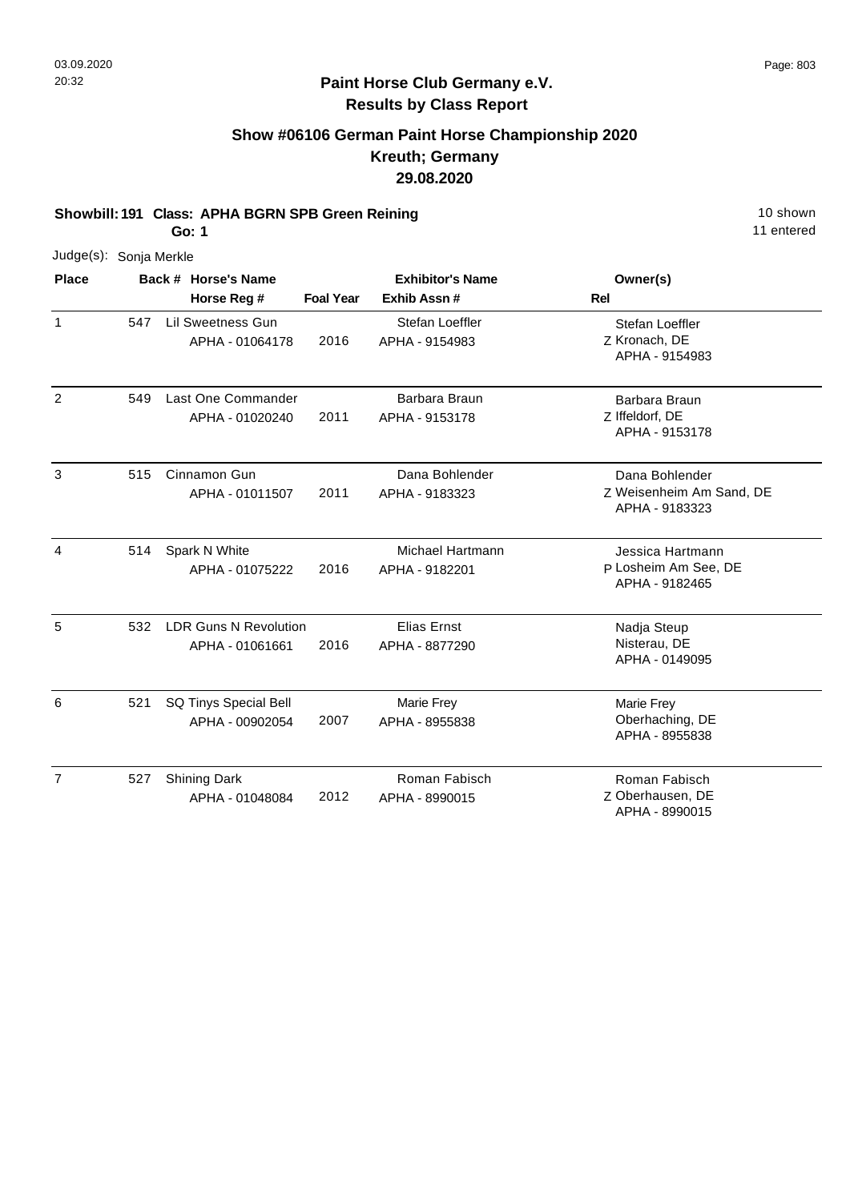03.09.2020
20:32

# Paint Horse Club Germany e.V.
## Results by Class Report

### Show #06106 German Paint Horse Championship 2020
### Kreuth; Germany
### 29.08.2020

**Showbill: 191 Class: APHA BGRN SPB Green Reining** — 10 shown, 11 entered

**Go: 1**

Judge(s): Sonja Merkle

| Place | Back # | Horse's Name / Horse Reg # | Foal Year | Exhibitor's Name / Exhib Assn # | Rel | Owner(s) |
|---|---|---|---|---|---|---|
| 1 | 547 | Lil Sweetness Gun<br>APHA - 01064178 | 2016 | Stefan Loeffler<br>APHA - 9154983 | Z | Stefan Loeffler<br>Kronach, DE<br>APHA - 9154983 |
| 2 | 549 | Last One Commander<br>APHA - 01020240 | 2011 | Barbara Braun<br>APHA - 9153178 | Z | Barbara Braun<br>Iffeldorf, DE<br>APHA - 9153178 |
| 3 | 515 | Cinnamon Gun<br>APHA - 01011507 | 2011 | Dana Bohlender<br>APHA - 9183323 | Z | Dana Bohlender<br>Weisenheim Am Sand, DE<br>APHA - 9183323 |
| 4 | 514 | Spark N White<br>APHA - 01075222 | 2016 | Michael Hartmann<br>APHA - 9182201 | P | Jessica Hartmann<br>Losheim Am See, DE<br>APHA - 9182465 |
| 5 | 532 | LDR Guns N Revolution<br>APHA - 01061661 | 2016 | Elias Ernst<br>APHA - 8877290 | | Nadja Steup<br>Nisterau, DE<br>APHA - 0149095 |
| 6 | 521 | SQ Tinys Special Bell<br>APHA - 00902054 | 2007 | Marie Frey<br>APHA - 8955838 | | Marie Frey<br>Oberhaching, DE<br>APHA - 8955838 |
| 7 | 527 | Shining Dark<br>APHA - 01048084 | 2012 | Roman Fabisch<br>APHA - 8990015 | Z | Roman Fabisch<br>Oberhausen, DE<br>APHA - 8990015 |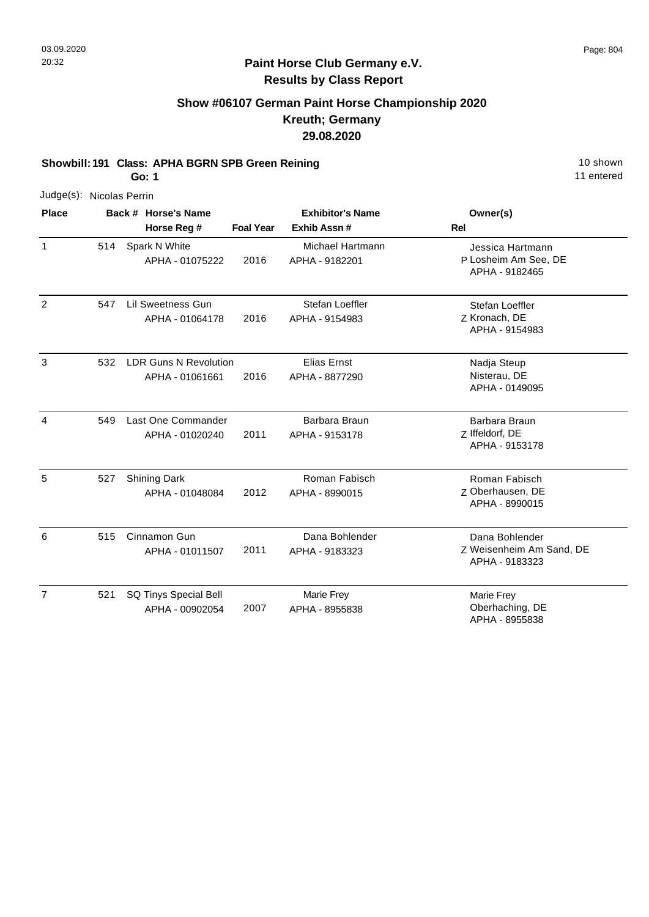## Paint Horse Club Germany e.V.
## Results by Class Report

### Show #06107 German Paint Horse Championship 2020
### Kreuth; Germany
### 29.08.2020

**Showbill: 191 Class: APHA BGRN SPB Green Reining** — 10 shown

**Go: 1** — 11 entered

Judge(s): Nicolas Perrin

| Place | Back # | Horse's Name / Horse Reg # | Foal Year | Exhibitor's Name / Exhib Assn # | Rel | Owner(s) |
|---|---|---|---|---|---|---|
| 1 | 514 | Spark N White<br>APHA - 01075222 | 2016 | Michael Hartmann<br>APHA - 9182201 | P | Jessica Hartmann<br>Losheim Am See, DE<br>APHA - 9182465 |
| 2 | 547 | Lil Sweetness Gun<br>APHA - 01064178 | 2016 | Stefan Loeffler<br>APHA - 9154983 | Z | Stefan Loeffler<br>Kronach, DE<br>APHA - 9154983 |
| 3 | 532 | LDR Guns N Revolution<br>APHA - 01061661 | 2016 | Elias Ernst<br>APHA - 8877290 | | Nadja Steup<br>Nisterau, DE<br>APHA - 0149095 |
| 4 | 549 | Last One Commander<br>APHA - 01020240 | 2011 | Barbara Braun<br>APHA - 9153178 | Z | Barbara Braun<br>Iffeldorf, DE<br>APHA - 9153178 |
| 5 | 527 | Shining Dark<br>APHA - 01048084 | 2012 | Roman Fabisch<br>APHA - 8990015 | Z | Roman Fabisch<br>Oberhausen, DE<br>APHA - 8990015 |
| 6 | 515 | Cinnamon Gun<br>APHA - 01011507 | 2011 | Dana Bohlender<br>APHA - 9183323 | Z | Dana Bohlender<br>Weisenheim Am Sand, DE<br>APHA - 9183323 |
| 7 | 521 | SQ Tinys Special Bell<br>APHA - 00902054 | 2007 | Marie Frey<br>APHA - 8955838 | | Marie Frey<br>Oberhaching, DE<br>APHA - 8955838 |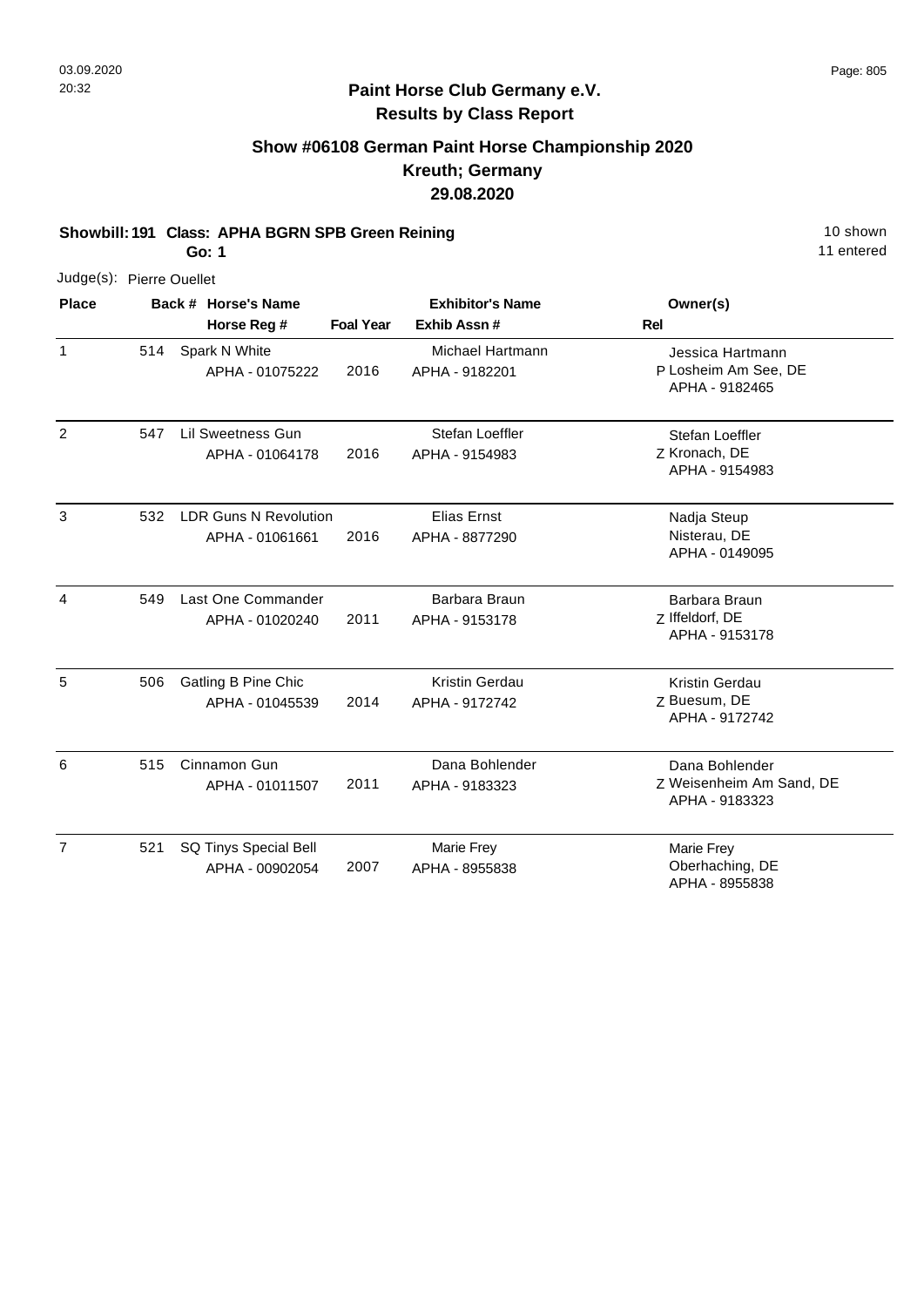# Paint Horse Club Germany e.V.

## Results by Class Report

### Show #06108 German Paint Horse Championship 2020
### Kreuth; Germany
### 29.08.2020

**Showbill: 191 Class: APHA BGRN SPB Green Reining** 10 shown
**Go: 1** 11 entered

Judge(s): Pierre Ouellet

| Place | Back # | Horse's Name / Horse Reg # | Foal Year | Exhibitor's Name / Exhib Assn # | Rel | Owner(s) |
|---|---|---|---|---|---|---|
| 1 | 514 | Spark N White<br>APHA - 01075222 | 2016 | Michael Hartmann<br>APHA - 9182201 | P | Jessica Hartmann<br>Losheim Am See, DE<br>APHA - 9182465 |
| 2 | 547 | Lil Sweetness Gun<br>APHA - 01064178 | 2016 | Stefan Loeffler<br>APHA - 9154983 | Z | Stefan Loeffler<br>Kronach, DE<br>APHA - 9154983 |
| 3 | 532 | LDR Guns N Revolution<br>APHA - 01061661 | 2016 | Elias Ernst<br>APHA - 8877290 | | Nadja Steup<br>Nisterau, DE<br>APHA - 0149095 |
| 4 | 549 | Last One Commander<br>APHA - 01020240 | 2011 | Barbara Braun<br>APHA - 9153178 | Z | Barbara Braun<br>Iffeldorf, DE<br>APHA - 9153178 |
| 5 | 506 | Gatling B Pine Chic<br>APHA - 01045539 | 2014 | Kristin Gerdau<br>APHA - 9172742 | Z | Kristin Gerdau<br>Buesum, DE<br>APHA - 9172742 |
| 6 | 515 | Cinnamon Gun<br>APHA - 01011507 | 2011 | Dana Bohlender<br>APHA - 9183323 | Z | Dana Bohlender<br>Weisenheim Am Sand, DE<br>APHA - 9183323 |
| 7 | 521 | SQ Tinys Special Bell<br>APHA - 00902054 | 2007 | Marie Frey<br>APHA - 8955838 | | Marie Frey<br>Oberhaching, DE<br>APHA - 8955838 |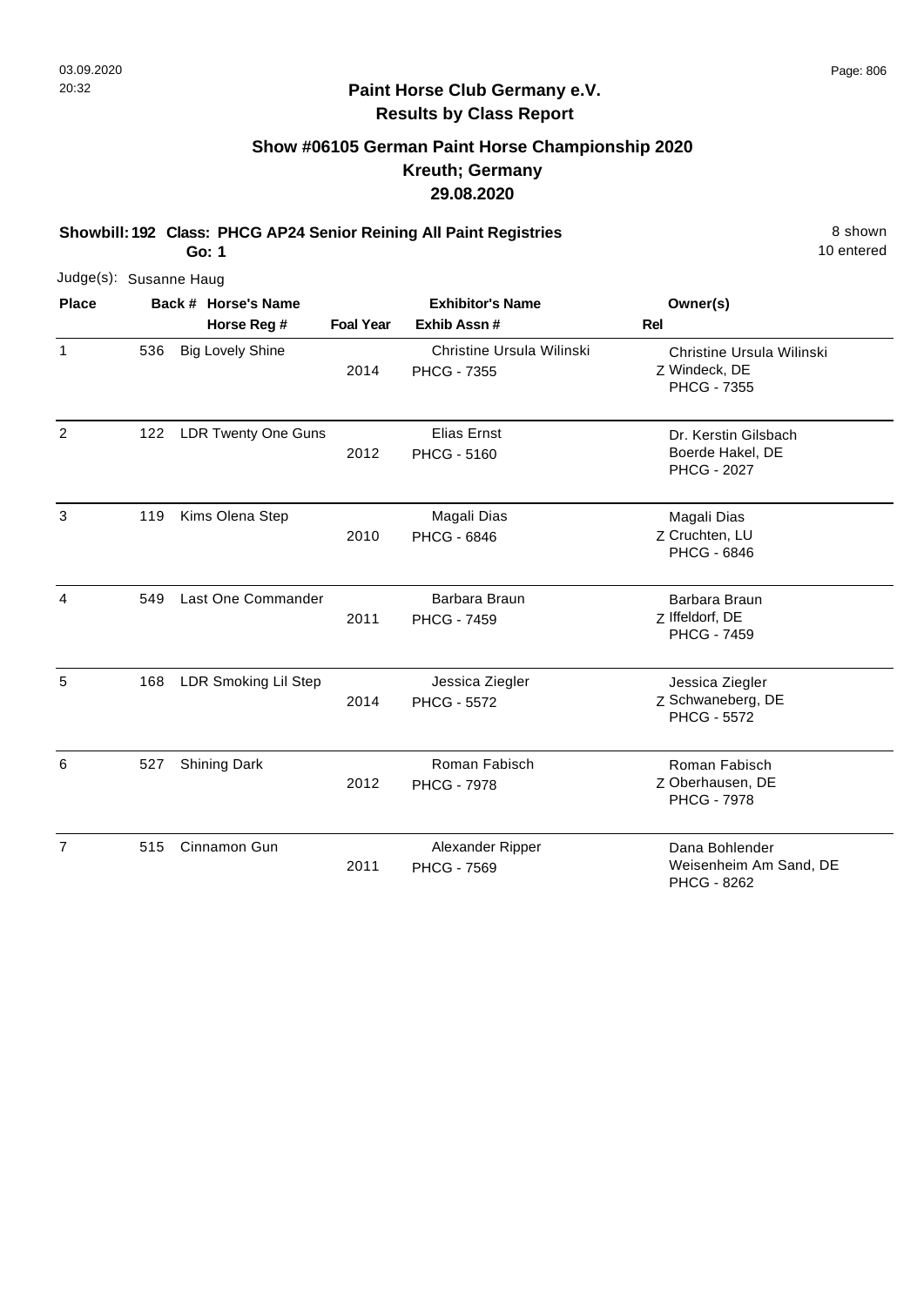03.09.2020
20:32

**Paint Horse Club Germany e.V.**
**Results by Class Report**

## Show #06105 German Paint Horse Championship 2020
## Kreuth; Germany
## 29.08.2020

**Showbill: 192 Class: PHCG AP24 Senior Reining All Paint Registries** 8 shown
**Go: 1** 10 entered

Judge(s): Susanne Haug

| Place | Back # | Horse's Name / Horse Reg # | Foal Year | Exhibitor's Name / Exhib Assn # | Rel | Owner(s) |
|---|---|---|---|---|---|---|
| 1 | 536 | Big Lovely Shine | 2014 | Christine Ursula Wilinski<br>PHCG - 7355 | Z | Christine Ursula Wilinski<br>Windeck, DE<br>PHCG - 7355 |
| 2 | 122 | LDR Twenty One Guns | 2012 | Elias Ernst<br>PHCG - 5160 | | Dr. Kerstin Gilsbach<br>Boerde Hakel, DE<br>PHCG - 2027 |
| 3 | 119 | Kims Olena Step | 2010 | Magali Dias<br>PHCG - 6846 | Z | Magali Dias<br>Cruchten, LU<br>PHCG - 6846 |
| 4 | 549 | Last One Commander | 2011 | Barbara Braun<br>PHCG - 7459 | Z | Barbara Braun<br>Iffeldorf, DE<br>PHCG - 7459 |
| 5 | 168 | LDR Smoking Lil Step | 2014 | Jessica Ziegler<br>PHCG - 5572 | Z | Jessica Ziegler<br>Schwaneberg, DE<br>PHCG - 5572 |
| 6 | 527 | Shining Dark | 2012 | Roman Fabisch<br>PHCG - 7978 | Z | Roman Fabisch<br>Oberhausen, DE<br>PHCG - 7978 |
| 7 | 515 | Cinnamon Gun | 2011 | Alexander Ripper<br>PHCG - 7569 | | Dana Bohlender<br>Weisenheim Am Sand, DE<br>PHCG - 8262 |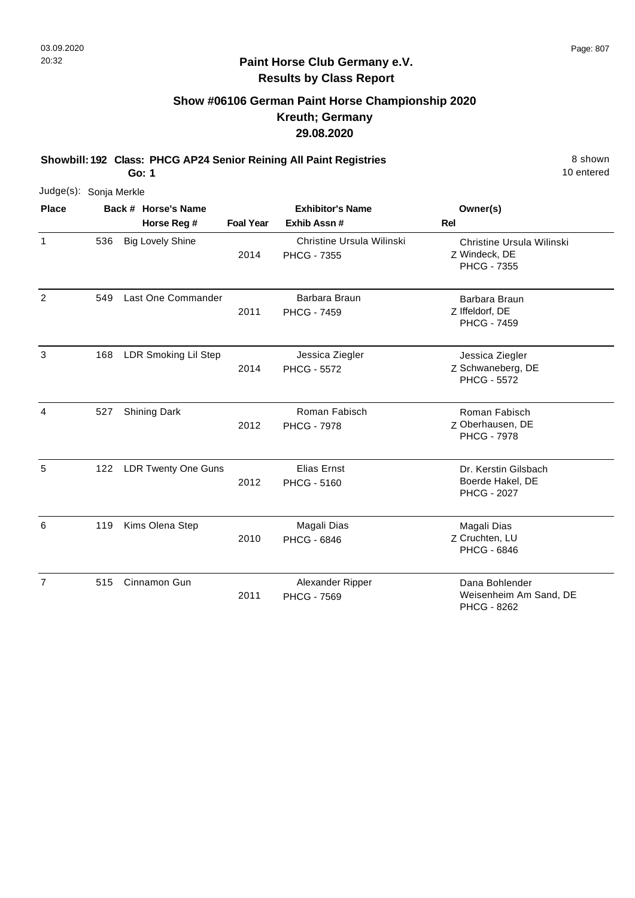# Paint Horse Club Germany e.V.
## Results by Class Report

### Show #06106 German Paint Horse Championship 2020
### Kreuth; Germany
### 29.08.2020

**Showbill: 192 Class: PHCG AP24 Senior Reining All Paint Registries** 8 shown

**Go: 1** 10 entered

Judge(s): Sonja Merkle

| Place | Back # | Horse's Name / Horse Reg # | Foal Year | Exhibitor's Name / Exhib Assn # | Rel | Owner(s) |
|---|---|---|---|---|---|---|
| 1 | 536 | Big Lovely Shine | 2014 | Christine Ursula Wilinski / PHCG - 7355 | Z | Christine Ursula Wilinski, Windeck, DE, PHCG - 7355 |
| 2 | 549 | Last One Commander | 2011 | Barbara Braun / PHCG - 7459 | Z | Barbara Braun, Iffeldorf, DE, PHCG - 7459 |
| 3 | 168 | LDR Smoking Lil Step | 2014 | Jessica Ziegler / PHCG - 5572 | Z | Jessica Ziegler, Schwaneberg, DE, PHCG - 5572 |
| 4 | 527 | Shining Dark | 2012 | Roman Fabisch / PHCG - 7978 | Z | Roman Fabisch, Oberhausen, DE, PHCG - 7978 |
| 5 | 122 | LDR Twenty One Guns | 2012 | Elias Ernst / PHCG - 5160 | | Dr. Kerstin Gilsbach, Boerde Hakel, DE, PHCG - 2027 |
| 6 | 119 | Kims Olena Step | 2010 | Magali Dias / PHCG - 6846 | Z | Magali Dias, Cruchten, LU, PHCG - 6846 |
| 7 | 515 | Cinnamon Gun | 2011 | Alexander Ripper / PHCG - 7569 | | Dana Bohlender, Weisenheim Am Sand, DE, PHCG - 8262 |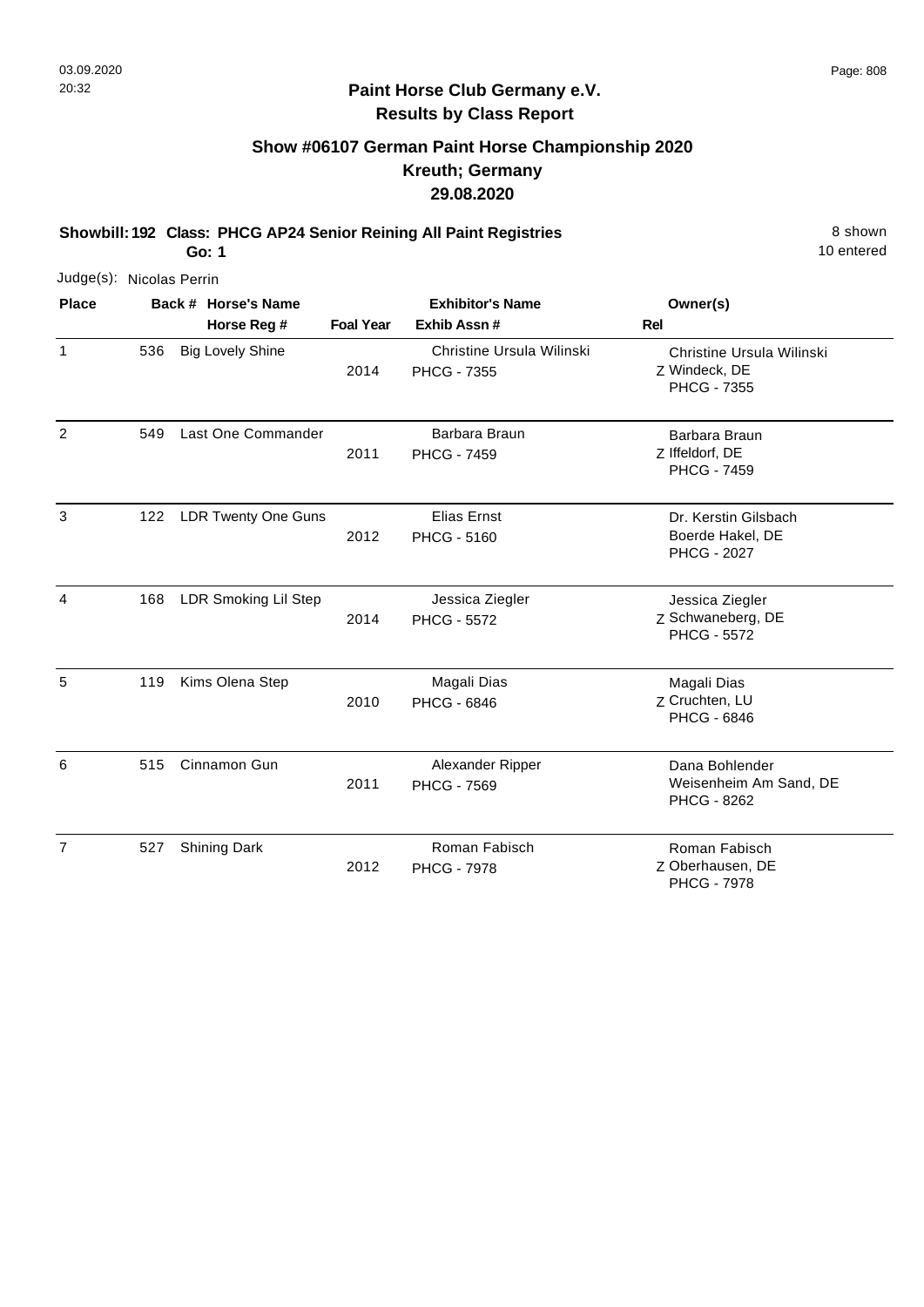## Paint Horse Club Germany e.V.
## Results by Class Report

### Show #06107 German Paint Horse Championship 2020
### Kreuth; Germany
### 29.08.2020

**Showbill: 192 Class: PHCG AP24 Senior Reining All Paint Registries** 8 shown
**Go: 1** 10 entered

Judge(s): Nicolas Perrin

| Place | Back # | Horse's Name / Horse Reg # | Foal Year | Exhibitor's Name / Exhib Assn # | Rel | Owner(s) |
|---|---|---|---|---|---|---|
| 1 | 536 | Big Lovely Shine | 2014 | Christine Ursula Wilinski PHCG - 7355 | Z | Christine Ursula Wilinski Windeck, DE PHCG - 7355 |
| 2 | 549 | Last One Commander | 2011 | Barbara Braun PHCG - 7459 | Z | Barbara Braun Iffeldorf, DE PHCG - 7459 |
| 3 | 122 | LDR Twenty One Guns | 2012 | Elias Ernst PHCG - 5160 | | Dr. Kerstin Gilsbach Boerde Hakel, DE PHCG - 2027 |
| 4 | 168 | LDR Smoking Lil Step | 2014 | Jessica Ziegler PHCG - 5572 | Z | Jessica Ziegler Schwaneberg, DE PHCG - 5572 |
| 5 | 119 | Kims Olena Step | 2010 | Magali Dias PHCG - 6846 | Z | Magali Dias Cruchten, LU PHCG - 6846 |
| 6 | 515 | Cinnamon Gun | 2011 | Alexander Ripper PHCG - 7569 | | Dana Bohlender Weisenheim Am Sand, DE PHCG - 8262 |
| 7 | 527 | Shining Dark | 2012 | Roman Fabisch PHCG - 7978 | Z | Roman Fabisch Oberhausen, DE PHCG - 7978 |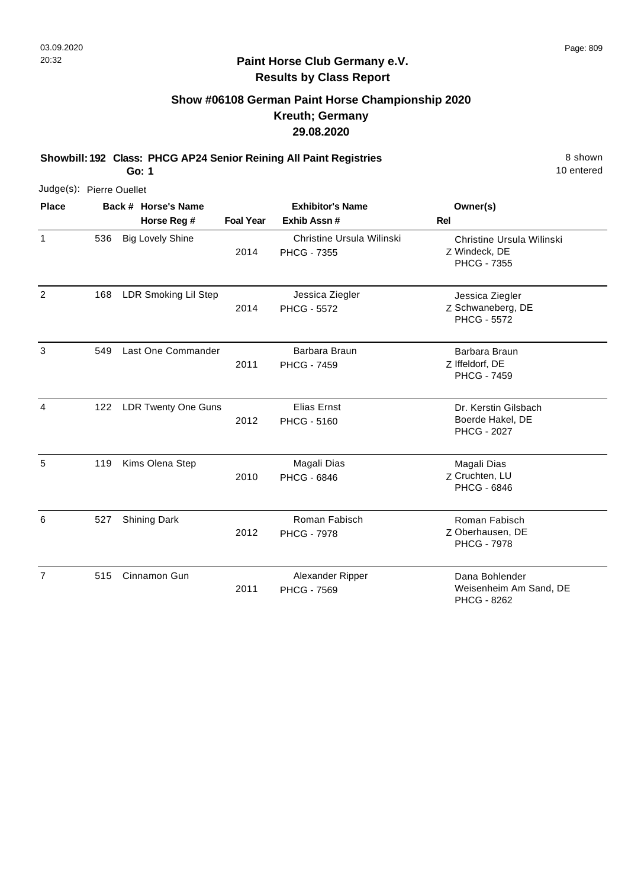## Paint Horse Club Germany e.V.
## Results by Class Report

### Show #06108 German Paint Horse Championship 2020
### Kreuth; Germany
### 29.08.2020

**Showbill: 192 Class: PHCG AP24 Senior Reining All Paint Registries** 8 shown
**Go: 1** 10 entered

Judge(s): Pierre Ouellet

| Place | Back # | Horse's Name / Horse Reg # | Foal Year | Exhibitor's Name / Exhib Assn # | Rel | Owner(s) |
|---|---|---|---|---|---|---|
| 1 | 536 | Big Lovely Shine | 2014 | Christine Ursula Wilinski<br>PHCG - 7355 | Z | Christine Ursula Wilinski<br>Windeck, DE<br>PHCG - 7355 |
| 2 | 168 | LDR Smoking Lil Step | 2014 | Jessica Ziegler<br>PHCG - 5572 | Z | Jessica Ziegler<br>Schwaneberg, DE<br>PHCG - 5572 |
| 3 | 549 | Last One Commander | 2011 | Barbara Braun<br>PHCG - 7459 | Z | Barbara Braun<br>Iffeldorf, DE<br>PHCG - 7459 |
| 4 | 122 | LDR Twenty One Guns | 2012 | Elias Ernst<br>PHCG - 5160 | | Dr. Kerstin Gilsbach<br>Boerde Hakel, DE<br>PHCG - 2027 |
| 5 | 119 | Kims Olena Step | 2010 | Magali Dias<br>PHCG - 6846 | Z | Magali Dias<br>Cruchten, LU<br>PHCG - 6846 |
| 6 | 527 | Shining Dark | 2012 | Roman Fabisch<br>PHCG - 7978 | Z | Roman Fabisch<br>Oberhausen, DE<br>PHCG - 7978 |
| 7 | 515 | Cinnamon Gun | 2011 | Alexander Ripper<br>PHCG - 7569 | | Dana Bohlender<br>Weisenheim Am Sand, DE<br>PHCG - 8262 |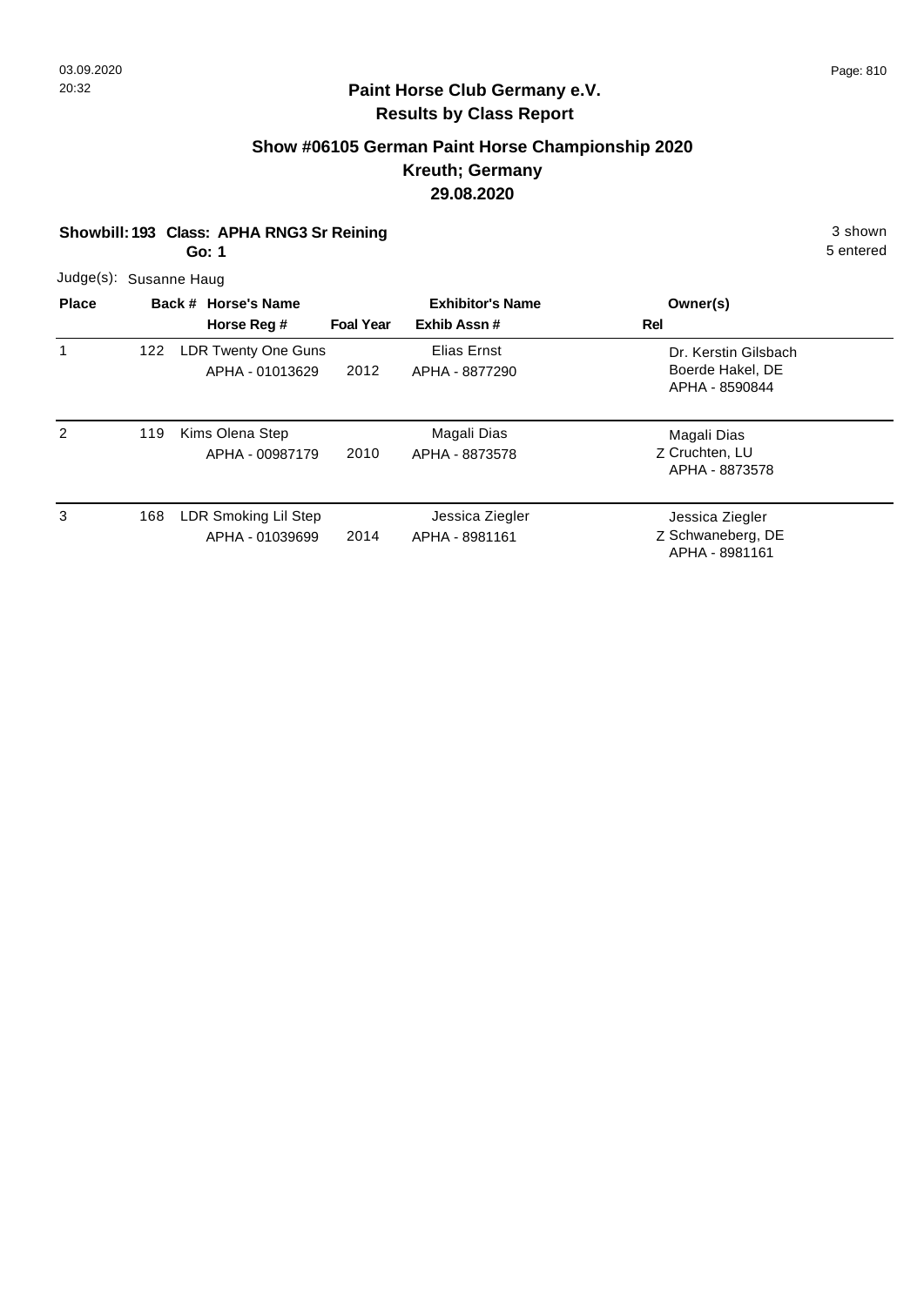## Paint Horse Club Germany e.V.
## Results by Class Report

### Show #06105 German Paint Horse Championship 2020
### Kreuth; Germany
### 29.08.2020

**Showbill: 193 Class: APHA RNG3 Sr Reining** 3 shown
**Go: 1** 5 entered

Judge(s): Susanne Haug

| Place | Back # | Horse's Name / Horse Reg # | Foal Year | Exhibitor's Name / Exhib Assn # | Rel | Owner(s) |
|---|---|---|---|---|---|---|
| 1 | 122 | LDR Twenty One Guns<br>APHA - 01013629 | 2012 | Elias Ernst<br>APHA - 8877290 | | Dr. Kerstin Gilsbach<br>Boerde Hakel, DE<br>APHA - 8590844 |
| 2 | 119 | Kims Olena Step<br>APHA - 00987179 | 2010 | Magali Dias<br>APHA - 8873578 | Z | Magali Dias<br>Cruchten, LU<br>APHA - 8873578 |
| 3 | 168 | LDR Smoking Lil Step<br>APHA - 01039699 | 2014 | Jessica Ziegler<br>APHA - 8981161 | Z | Jessica Ziegler<br>Schwaneberg, DE<br>APHA - 8981161 |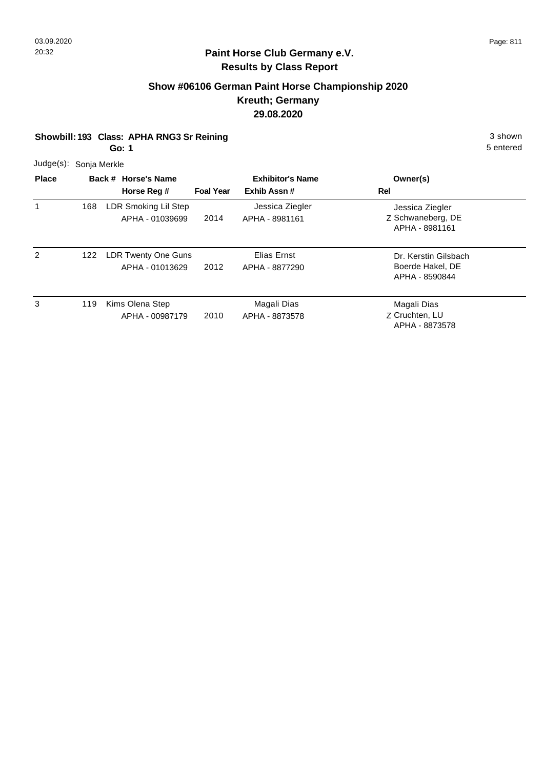**Paint Horse Club Germany e.V.**
**Results by Class Report**

## Show #06106 German Paint Horse Championship 2020
### Kreuth; Germany
### 29.08.2020

**Showbill: 193 Class: APHA RNG3 Sr Reining** 3 shown
**Go: 1** 5 entered

Judge(s): Sonja Merkle

| Place | Back # | Horse's Name / Horse Reg # | Foal Year | Exhibitor's Name / Exhib Assn # | Rel | Owner(s) |
|---|---|---|---|---|---|---|
| 1 | 168 | LDR Smoking Lil Step<br>APHA - 01039699 | 2014 | Jessica Ziegler<br>APHA - 8981161 | Z | Jessica Ziegler<br>Schwaneberg, DE<br>APHA - 8981161 |
| 2 | 122 | LDR Twenty One Guns<br>APHA - 01013629 | 2012 | Elias Ernst<br>APHA - 8877290 | | Dr. Kerstin Gilsbach<br>Boerde Hakel, DE<br>APHA - 8590844 |
| 3 | 119 | Kims Olena Step<br>APHA - 00987179 | 2010 | Magali Dias<br>APHA - 8873578 | Z | Magali Dias<br>Cruchten, LU<br>APHA - 8873578 |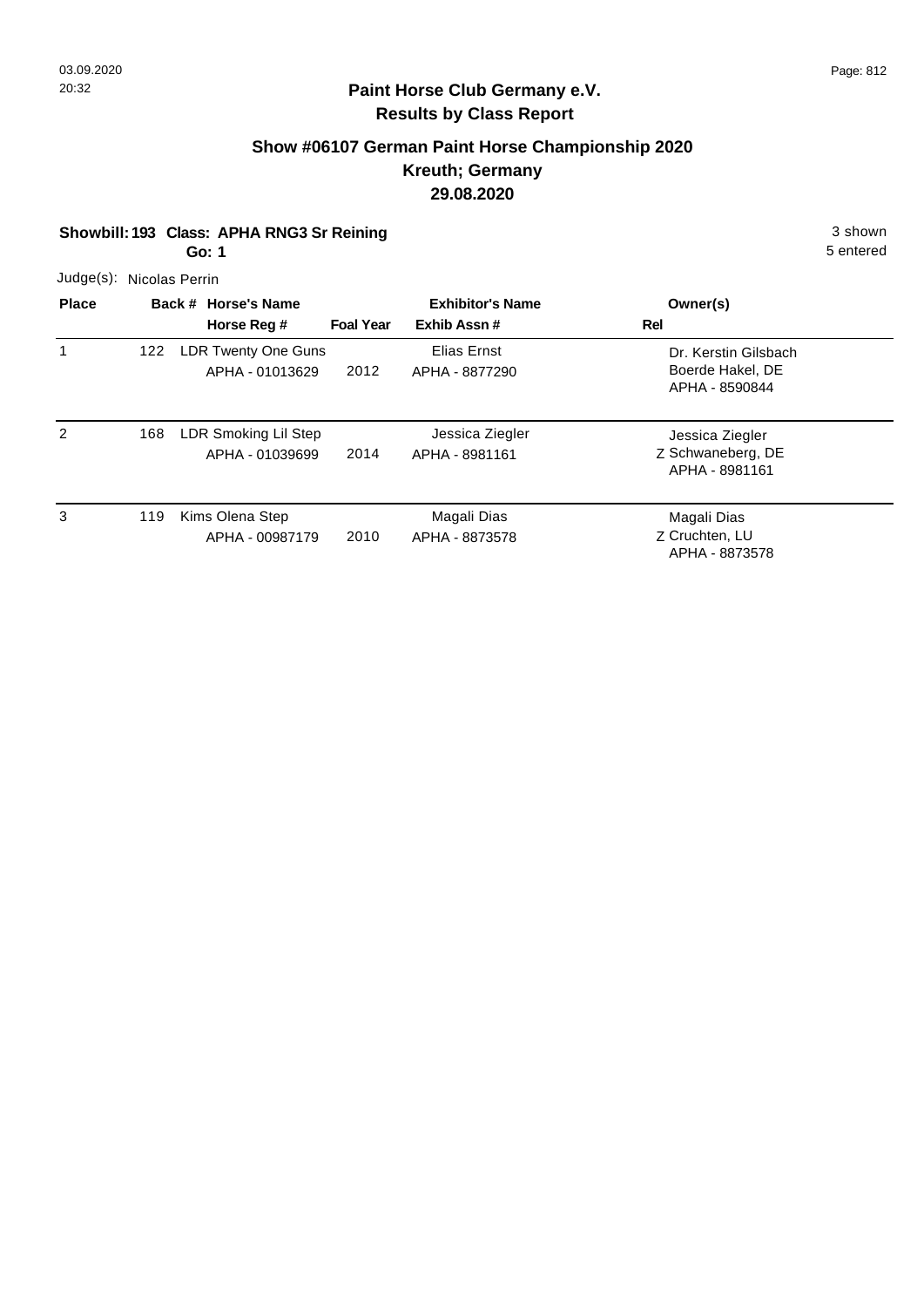## Paint Horse Club Germany e.V.
## Results by Class Report

### Show #06107 German Paint Horse Championship 2020
### Kreuth; Germany
### 29.08.2020

**Showbill: 193 Class: APHA RNG3 Sr Reining** 3 shown

**Go: 1** 5 entered

Judge(s): Nicolas Perrin

| Place | Back # | Horse's Name / Horse Reg # | Foal Year | Exhibitor's Name / Exhib Assn # | Rel | Owner(s) |
|---|---|---|---|---|---|---|
| 1 | 122 | LDR Twenty One Guns<br>APHA - 01013629 | 2012 | Elias Ernst<br>APHA - 8877290 | | Dr. Kerstin Gilsbach<br>Boerde Hakel, DE<br>APHA - 8590844 |
| 2 | 168 | LDR Smoking Lil Step<br>APHA - 01039699 | 2014 | Jessica Ziegler<br>APHA - 8981161 | Z | Jessica Ziegler<br>Schwaneberg, DE<br>APHA - 8981161 |
| 3 | 119 | Kims Olena Step<br>APHA - 00987179 | 2010 | Magali Dias<br>APHA - 8873578 | Z | Magali Dias<br>Cruchten, LU<br>APHA - 8873578 |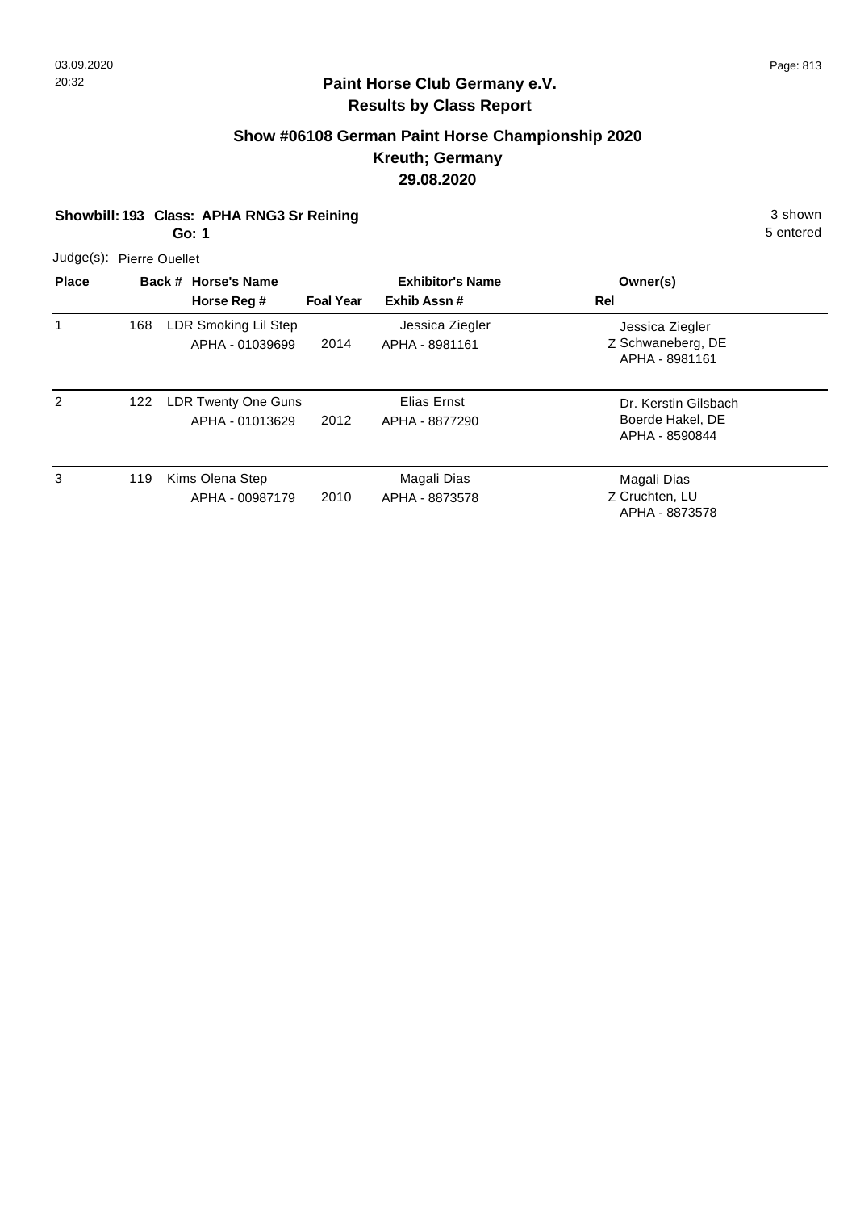**Paint Horse Club Germany e.V.**
**Results by Class Report**

## Show #06108 German Paint Horse Championship 2020
## Kreuth; Germany
## 29.08.2020

**Showbill: 193 Class: APHA RNG3 Sr Reining** 3 shown
**Go: 1** 5 entered

Judge(s): Pierre Ouellet

| Place | Back # | Horse's Name / Horse Reg # | Foal Year | Exhibitor's Name / Exhib Assn # | Rel | Owner(s) |
|---|---|---|---|---|---|---|
| 1 | 168 | LDR Smoking Lil Step<br>APHA - 01039699 | 2014 | Jessica Ziegler<br>APHA - 8981161 | Z | Jessica Ziegler<br>Schwaneberg, DE<br>APHA - 8981161 |
| 2 | 122 | LDR Twenty One Guns<br>APHA - 01013629 | 2012 | Elias Ernst<br>APHA - 8877290 | | Dr. Kerstin Gilsbach<br>Boerde Hakel, DE<br>APHA - 8590844 |
| 3 | 119 | Kims Olena Step<br>APHA - 00987179 | 2010 | Magali Dias<br>APHA - 8873578 | Z | Magali Dias<br>Cruchten, LU<br>APHA - 8873578 |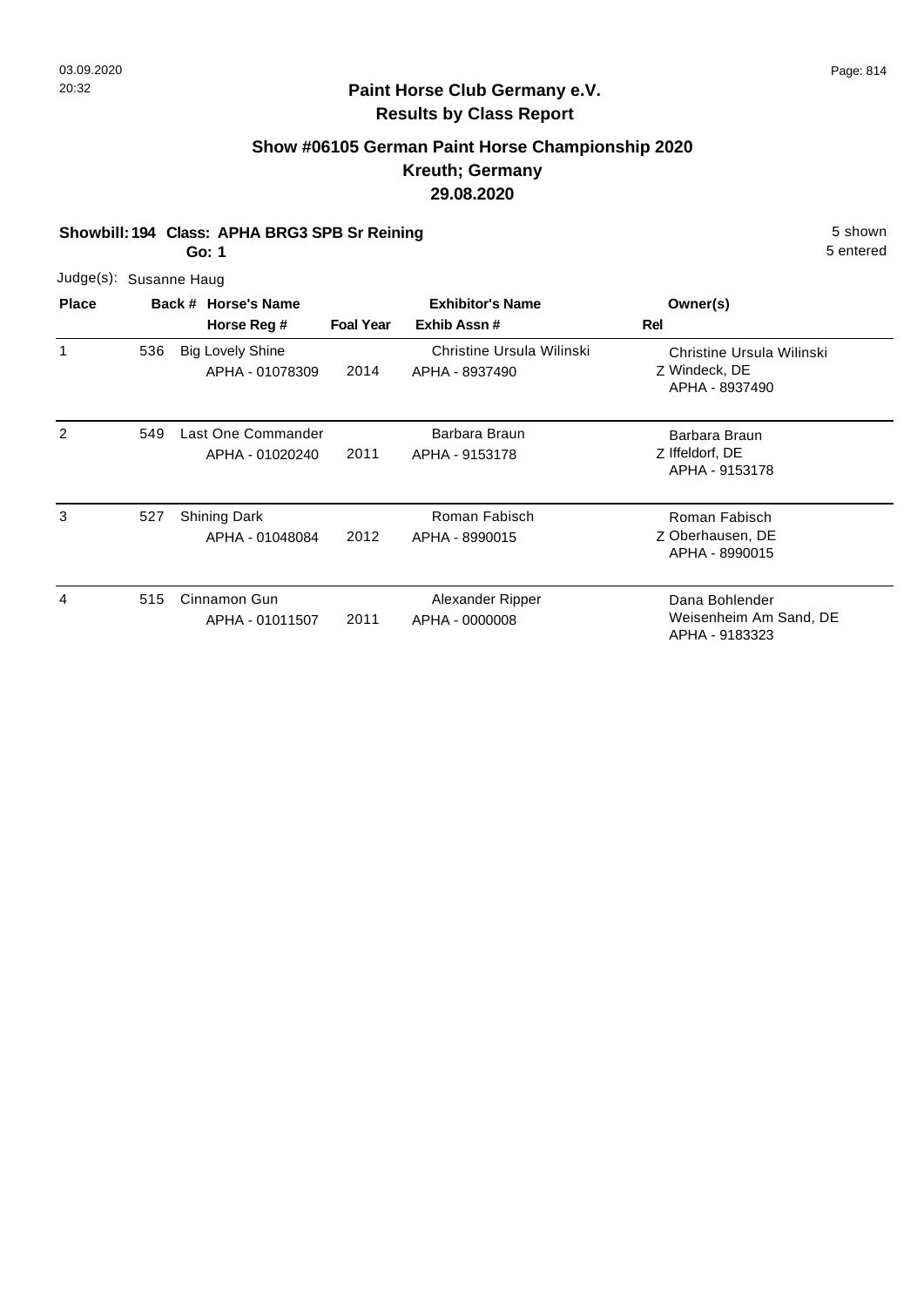**Paint Horse Club Germany e.V.**
**Results by Class Report**

## Show #06105 German Paint Horse Championship 2020
## Kreuth; Germany
## 29.08.2020

**Showbill: 194 Class: APHA BRG3 SPB Sr Reining** 5 shown
**Go: 1** 5 entered

Judge(s): Susanne Haug

| Place | Back # | Horse's Name / Horse Reg # | Foal Year | Exhibitor's Name / Exhib Assn # | Rel | Owner(s) |
|---|---|---|---|---|---|---|
| 1 | 536 | Big Lovely Shine<br>APHA - 01078309 | 2014 | Christine Ursula Wilinski<br>APHA - 8937490 | Z | Christine Ursula Wilinski<br>Windeck, DE<br>APHA - 8937490 |
| 2 | 549 | Last One Commander<br>APHA - 01020240 | 2011 | Barbara Braun<br>APHA - 9153178 | Z | Barbara Braun<br>Iffeldorf, DE<br>APHA - 9153178 |
| 3 | 527 | Shining Dark<br>APHA - 01048084 | 2012 | Roman Fabisch<br>APHA - 8990015 | Z | Roman Fabisch<br>Oberhausen, DE<br>APHA - 8990015 |
| 4 | 515 | Cinnamon Gun<br>APHA - 01011507 | 2011 | Alexander Ripper<br>APHA - 0000008 | | Dana Bohlender<br>Weisenheim Am Sand, DE<br>APHA - 9183323 |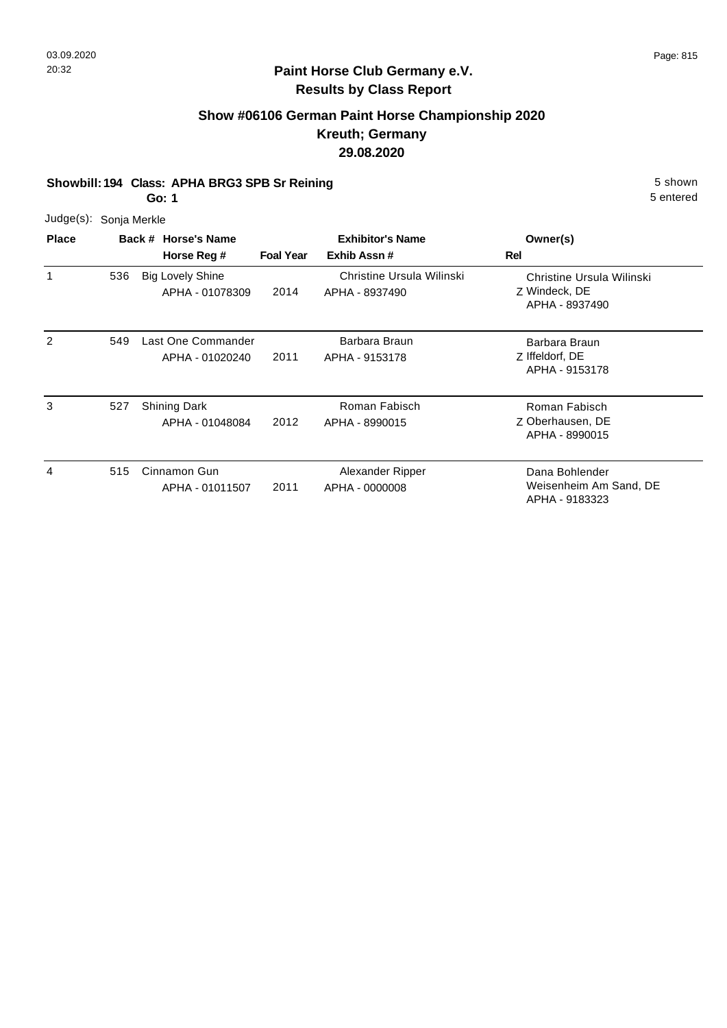## Paint Horse Club Germany e.V.
## Results by Class Report

### Show #06106 German Paint Horse Championship 2020
### Kreuth; Germany
### 29.08.2020

**Showbill: 194 Class: APHA BRG3 SPB Sr Reining** — 5 shown
**Go: 1** — 5 entered

Judge(s): Sonja Merkle

| Place | Back # | Horse's Name / Horse Reg # | Foal Year | Exhibitor's Name / Exhib Assn # | Rel | Owner(s) |
|---|---|---|---|---|---|---|
| 1 | 536 | Big Lovely Shine<br>APHA - 01078309 | 2014 | Christine Ursula Wilinski<br>APHA - 8937490 | Z | Christine Ursula Wilinski<br>Windeck, DE<br>APHA - 8937490 |
| 2 | 549 | Last One Commander<br>APHA - 01020240 | 2011 | Barbara Braun<br>APHA - 9153178 | Z | Barbara Braun<br>Iffeldorf, DE<br>APHA - 9153178 |
| 3 | 527 | Shining Dark<br>APHA - 01048084 | 2012 | Roman Fabisch<br>APHA - 8990015 | Z | Roman Fabisch<br>Oberhausen, DE<br>APHA - 8990015 |
| 4 | 515 | Cinnamon Gun<br>APHA - 01011507 | 2011 | Alexander Ripper<br>APHA - 0000008 | | Dana Bohlender<br>Weisenheim Am Sand, DE<br>APHA - 9183323 |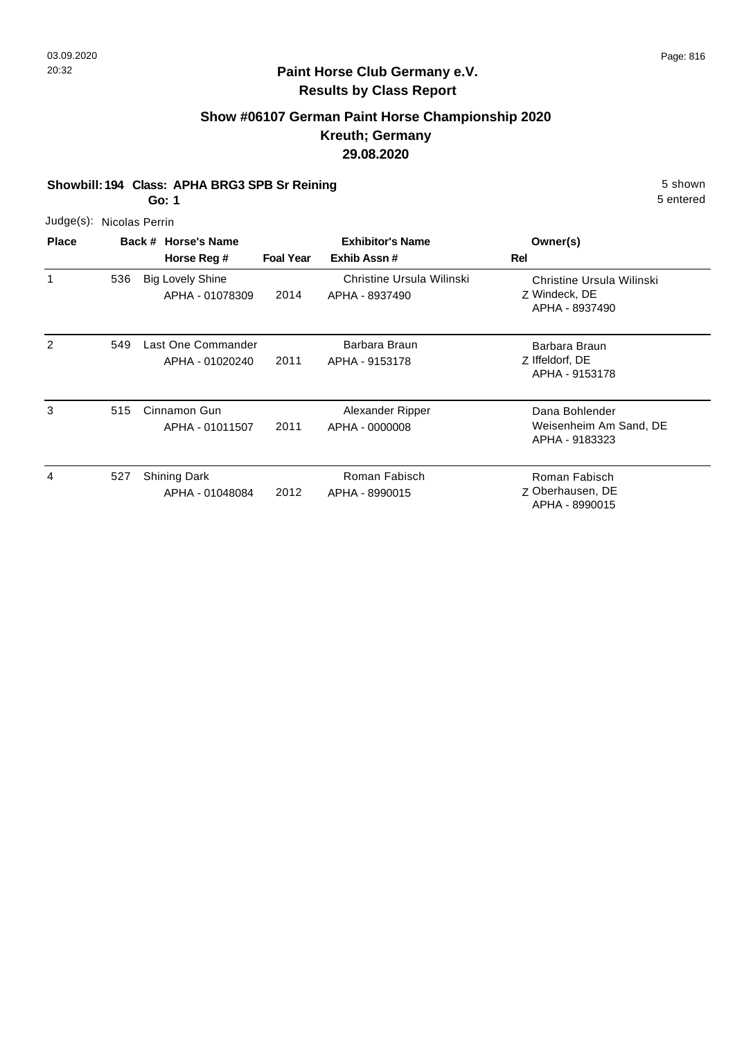## Paint Horse Club Germany e.V.
## Results by Class Report

### Show #06107 German Paint Horse Championship 2020
### Kreuth; Germany
### 29.08.2020

**Showbill: 194 Class: APHA BRG3 SPB Sr Reining** 5 shown
**Go: 1** 5 entered

Judge(s): Nicolas Perrin

| Place | Back # | Horse's Name / Horse Reg # | Foal Year | Exhibitor's Name / Exhib Assn # | Rel | Owner(s) |
|---|---|---|---|---|---|---|
| 1 | 536 | Big Lovely Shine<br>APHA - 01078309 | 2014 | Christine Ursula Wilinski<br>APHA - 8937490 | Z | Christine Ursula Wilinski<br>Windeck, DE<br>APHA - 8937490 |
| 2 | 549 | Last One Commander<br>APHA - 01020240 | 2011 | Barbara Braun<br>APHA - 9153178 | Z | Barbara Braun<br>Iffeldorf, DE<br>APHA - 9153178 |
| 3 | 515 | Cinnamon Gun<br>APHA - 01011507 | 2011 | Alexander Ripper<br>APHA - 0000008 | | Dana Bohlender<br>Weisenheim Am Sand, DE<br>APHA - 9183323 |
| 4 | 527 | Shining Dark<br>APHA - 01048084 | 2012 | Roman Fabisch<br>APHA - 8990015 | Z | Roman Fabisch<br>Oberhausen, DE<br>APHA - 8990015 |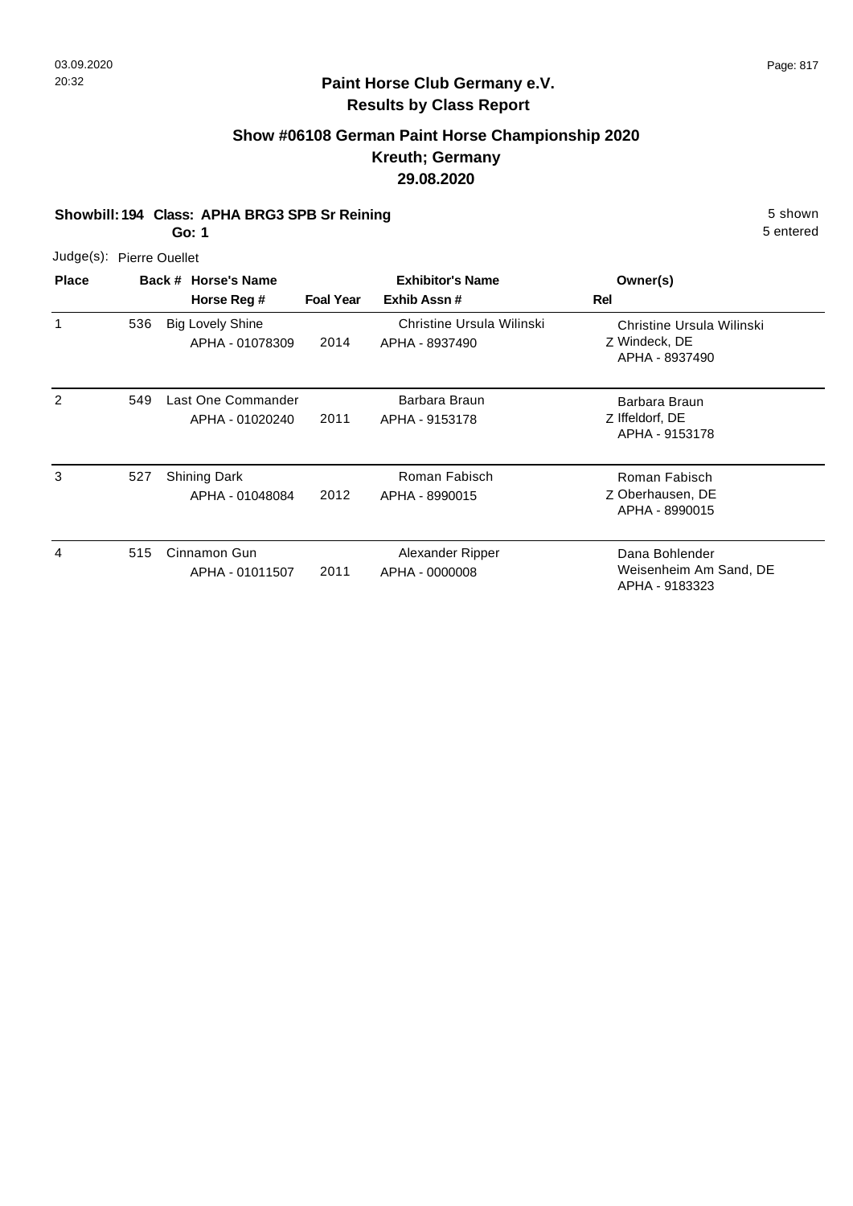## Paint Horse Club Germany e.V.
## Results by Class Report

### Show #06108 German Paint Horse Championship 2020
### Kreuth; Germany
### 29.08.2020

**Showbill: 194 Class: APHA BRG3 SPB Sr Reining** — 5 shown

**Go: 1** — 5 entered

Judge(s): Pierre Ouellet

| Place | Back # | Horse's Name / Horse Reg # | Foal Year | Exhibitor's Name / Exhib Assn # | Rel | Owner(s) |
|---|---|---|---|---|---|---|
| 1 | 536 | Big Lovely Shine<br>APHA - 01078309 | 2014 | Christine Ursula Wilinski<br>APHA - 8937490 | Z | Christine Ursula Wilinski<br>Windeck, DE<br>APHA - 8937490 |
| 2 | 549 | Last One Commander<br>APHA - 01020240 | 2011 | Barbara Braun<br>APHA - 9153178 | Z | Barbara Braun<br>Iffeldorf, DE<br>APHA - 9153178 |
| 3 | 527 | Shining Dark<br>APHA - 01048084 | 2012 | Roman Fabisch<br>APHA - 8990015 | Z | Roman Fabisch<br>Oberhausen, DE<br>APHA - 8990015 |
| 4 | 515 | Cinnamon Gun<br>APHA - 01011507 | 2011 | Alexander Ripper<br>APHA - 0000008 | | Dana Bohlender<br>Weisenheim Am Sand, DE<br>APHA - 9183323 |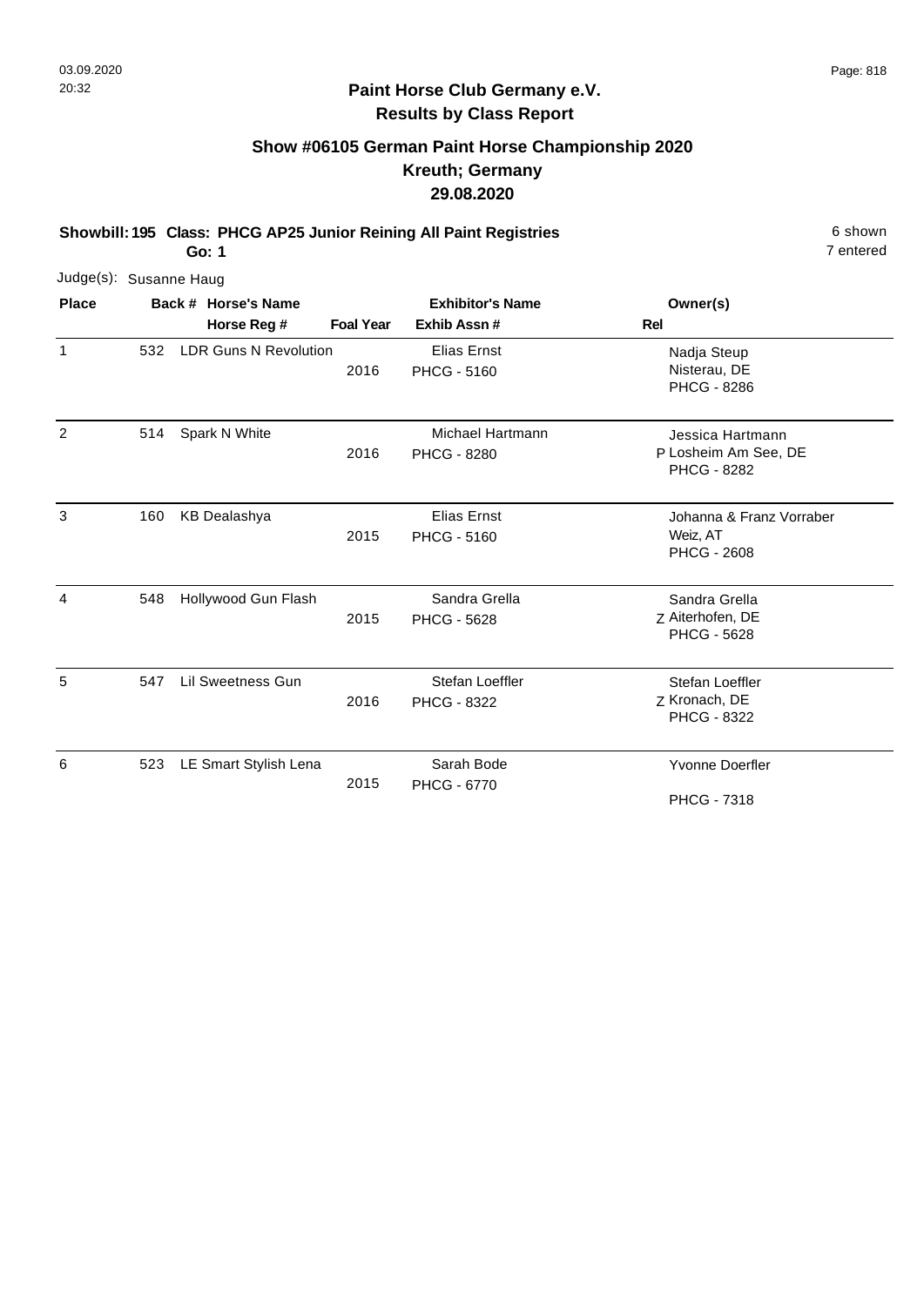# Paint Horse Club Germany e.V.

## Results by Class Report

### Show #06105 German Paint Horse Championship 2020
### Kreuth; Germany
### 29.08.2020

**Showbill: 195 Class: PHCG AP25 Junior Reining All Paint Registries** — 6 shown, 7 entered

**Go: 1**

Judge(s): Susanne Haug

| Place | Back # | Horse's Name / Horse Reg # | Foal Year | Exhibitor's Name / Exhib Assn # | Rel | Owner(s) |
|---|---|---|---|---|---|---|
| 1 | 532 | LDR Guns N Revolution | 2016 | Elias Ernst<br>PHCG - 5160 | | Nadja Steup<br>Nisterau, DE<br>PHCG - 8286 |
| 2 | 514 | Spark N White | 2016 | Michael Hartmann<br>PHCG - 8280 | P | Jessica Hartmann<br>Losheim Am See, DE<br>PHCG - 8282 |
| 3 | 160 | KB Dealashya | 2015 | Elias Ernst<br>PHCG - 5160 | | Johanna & Franz Vorraber<br>Weiz, AT<br>PHCG - 2608 |
| 4 | 548 | Hollywood Gun Flash | 2015 | Sandra Grella<br>PHCG - 5628 | Z | Sandra Grella<br>Aiterhofen, DE<br>PHCG - 5628 |
| 5 | 547 | Lil Sweetness Gun | 2016 | Stefan Loeffler<br>PHCG - 8322 | Z | Stefan Loeffler<br>Kronach, DE<br>PHCG - 8322 |
| 6 | 523 | LE Smart Stylish Lena | 2015 | Sarah Bode<br>PHCG - 6770 | | Yvonne Doerfler<br>PHCG - 7318 |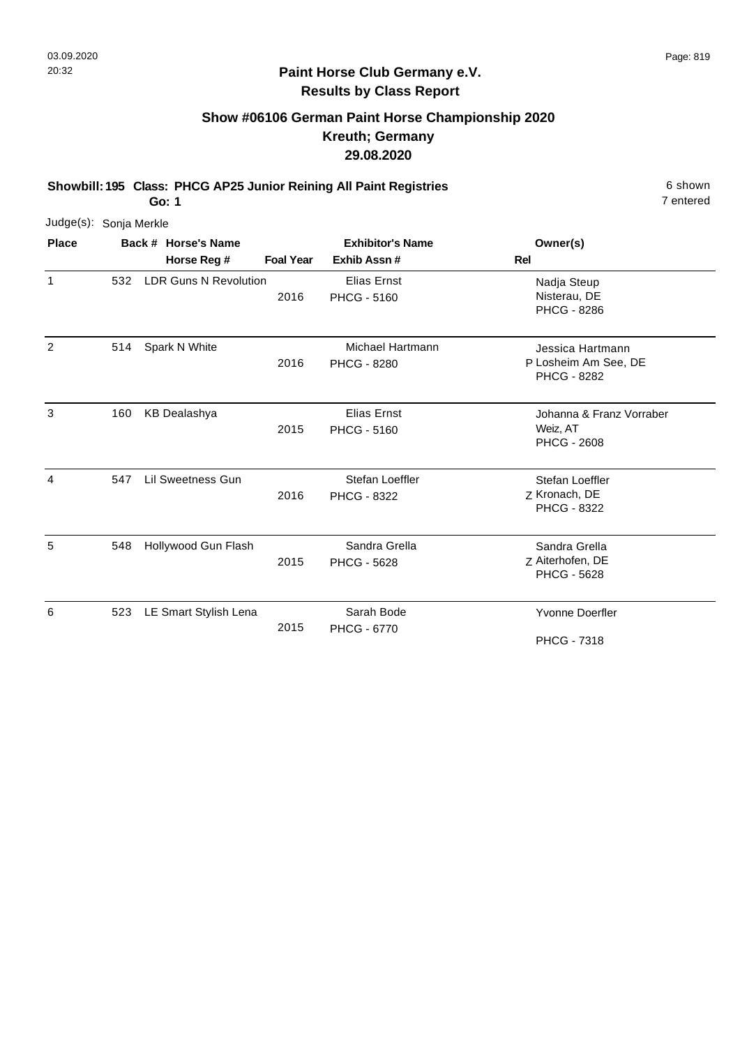## Paint Horse Club Germany e.V.
## Results by Class Report

### Show #06106 German Paint Horse Championship 2020
### Kreuth; Germany
### 29.08.2020

**Showbill: 195 Class: PHCG AP25 Junior Reining All Paint Registries** 6 shown

**Go: 1** 7 entered

Judge(s): Sonja Merkle

| Place | Back # | Horse's Name / Horse Reg # | Foal Year | Exhibitor's Name / Exhib Assn # | Rel | Owner(s) |
|---|---|---|---|---|---|---|
| 1 | 532 | LDR Guns N Revolution | 2016 | Elias Ernst<br>PHCG - 5160 | | Nadja Steup<br>Nisterau, DE<br>PHCG - 8286 |
| 2 | 514 | Spark N White | 2016 | Michael Hartmann<br>PHCG - 8280 | P | Jessica Hartmann<br>Losheim Am See, DE<br>PHCG - 8282 |
| 3 | 160 | KB Dealashya | 2015 | Elias Ernst<br>PHCG - 5160 | | Johanna & Franz Vorraber<br>Weiz, AT<br>PHCG - 2608 |
| 4 | 547 | Lil Sweetness Gun | 2016 | Stefan Loeffler<br>PHCG - 8322 | Z | Stefan Loeffler<br>Kronach, DE<br>PHCG - 8322 |
| 5 | 548 | Hollywood Gun Flash | 2015 | Sandra Grella<br>PHCG - 5628 | Z | Sandra Grella<br>Aiterhofen, DE<br>PHCG - 5628 |
| 6 | 523 | LE Smart Stylish Lena | 2015 | Sarah Bode<br>PHCG - 6770 | | Yvonne Doerfler<br>PHCG - 7318 |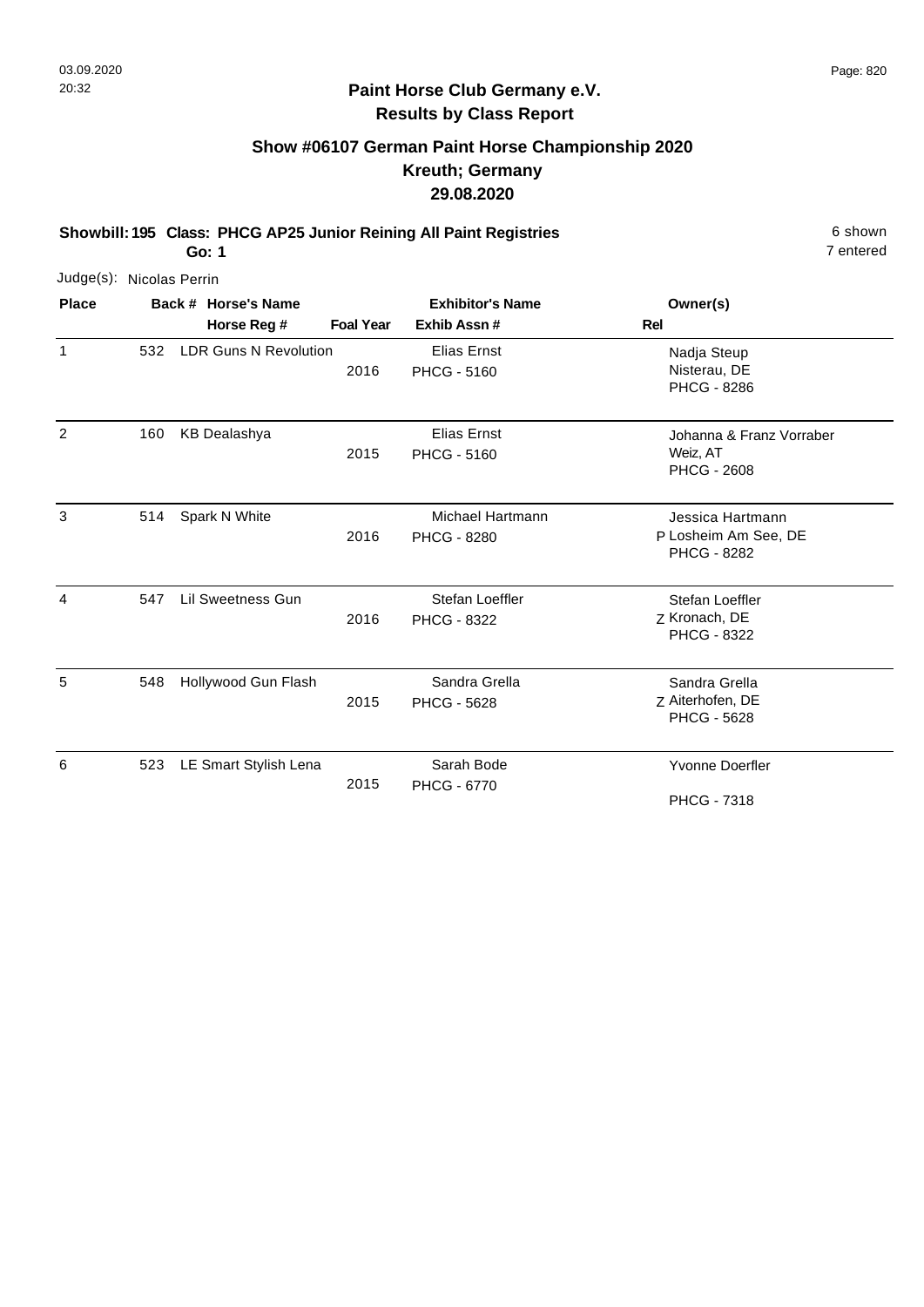## Paint Horse Club Germany e.V.
## Results by Class Report

### Show #06107 German Paint Horse Championship 2020
### Kreuth; Germany
### 29.08.2020

**Showbill: 195 Class: PHCG AP25 Junior Reining All Paint Registries** 6 shown

**Go: 1** 7 entered

Judge(s): Nicolas Perrin

| Place | Back # | Horse's Name / Horse Reg # | Foal Year | Exhibitor's Name / Exhib Assn # | Rel | Owner(s) |
|---|---|---|---|---|---|---|
| 1 | 532 | LDR Guns N Revolution | 2016 | Elias Ernst<br>PHCG - 5160 | | Nadja Steup<br>Nisterau, DE<br>PHCG - 8286 |
| 2 | 160 | KB Dealashya | 2015 | Elias Ernst<br>PHCG - 5160 | | Johanna & Franz Vorraber<br>Weiz, AT<br>PHCG - 2608 |
| 3 | 514 | Spark N White | 2016 | Michael Hartmann<br>PHCG - 8280 | P | Jessica Hartmann<br>Losheim Am See, DE<br>PHCG - 8282 |
| 4 | 547 | Lil Sweetness Gun | 2016 | Stefan Loeffler<br>PHCG - 8322 | Z | Stefan Loeffler<br>Kronach, DE<br>PHCG - 8322 |
| 5 | 548 | Hollywood Gun Flash | 2015 | Sandra Grella<br>PHCG - 5628 | Z | Sandra Grella<br>Aiterhofen, DE<br>PHCG - 5628 |
| 6 | 523 | LE Smart Stylish Lena | 2015 | Sarah Bode<br>PHCG - 6770 | | Yvonne Doerfler<br>PHCG - 7318 |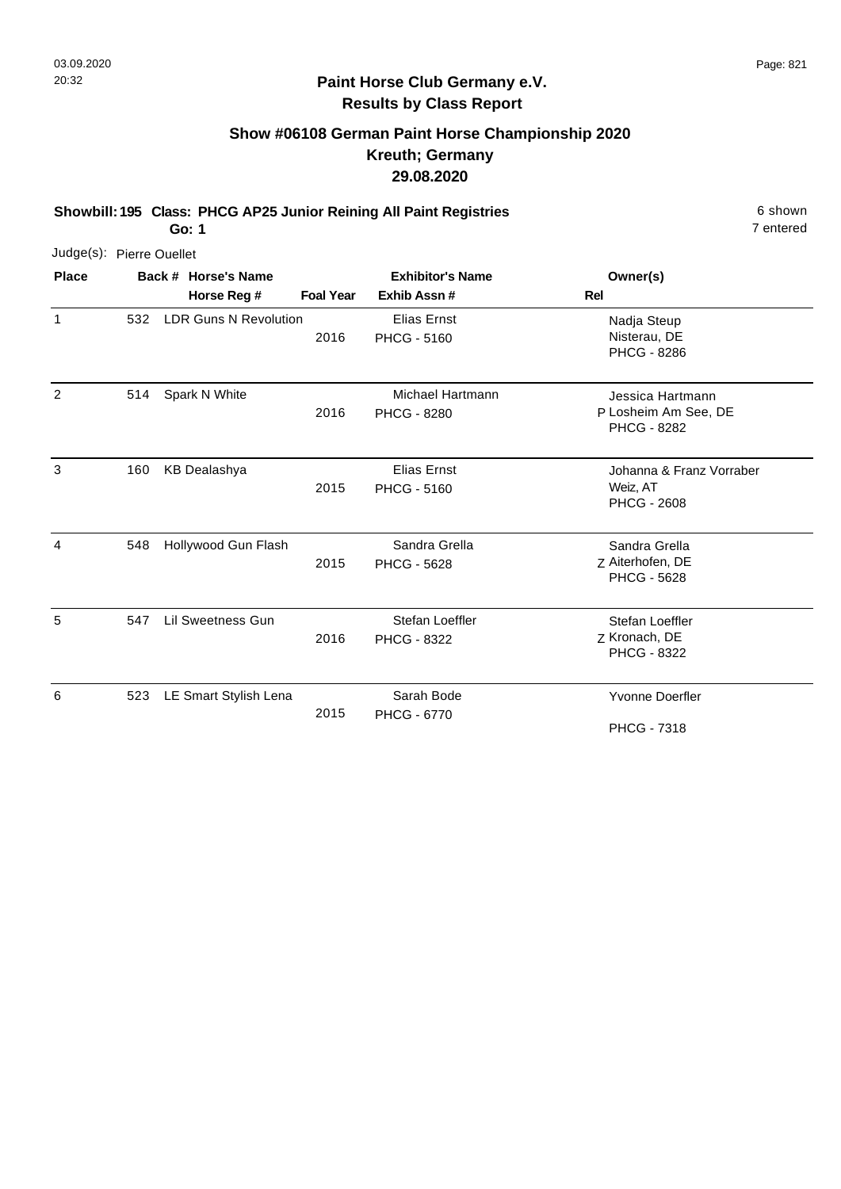**Paint Horse Club Germany e.V.**
**Results by Class Report**

## Show #06108 German Paint Horse Championship 2020
## Kreuth; Germany
## 29.08.2020

**Showbill: 195 Class: PHCG AP25 Junior Reining All Paint Registries** — 6 shown, 7 entered
**Go: 1**

Judge(s): Pierre Ouellet

| Place | Back # | Horse's Name / Horse Reg # | Foal Year | Exhibitor's Name / Exhib Assn # | Rel | Owner(s) |
|---|---|---|---|---|---|---|
| 1 | 532 | LDR Guns N Revolution | 2016 | Elias Ernst, PHCG - 5160 | | Nadja Steup, Nisterau, DE, PHCG - 8286 |
| 2 | 514 | Spark N White | 2016 | Michael Hartmann, PHCG - 8280 | P | Jessica Hartmann, Losheim Am See, DE, PHCG - 8282 |
| 3 | 160 | KB Dealashya | 2015 | Elias Ernst, PHCG - 5160 | | Johanna & Franz Vorraber, Weiz, AT, PHCG - 2608 |
| 4 | 548 | Hollywood Gun Flash | 2015 | Sandra Grella, PHCG - 5628 | Z | Sandra Grella, Aiterhofen, DE, PHCG - 5628 |
| 5 | 547 | Lil Sweetness Gun | 2016 | Stefan Loeffler, PHCG - 8322 | Z | Stefan Loeffler, Kronach, DE, PHCG - 8322 |
| 6 | 523 | LE Smart Stylish Lena | 2015 | Sarah Bode, PHCG - 6770 | | Yvonne Doerfler, PHCG - 7318 |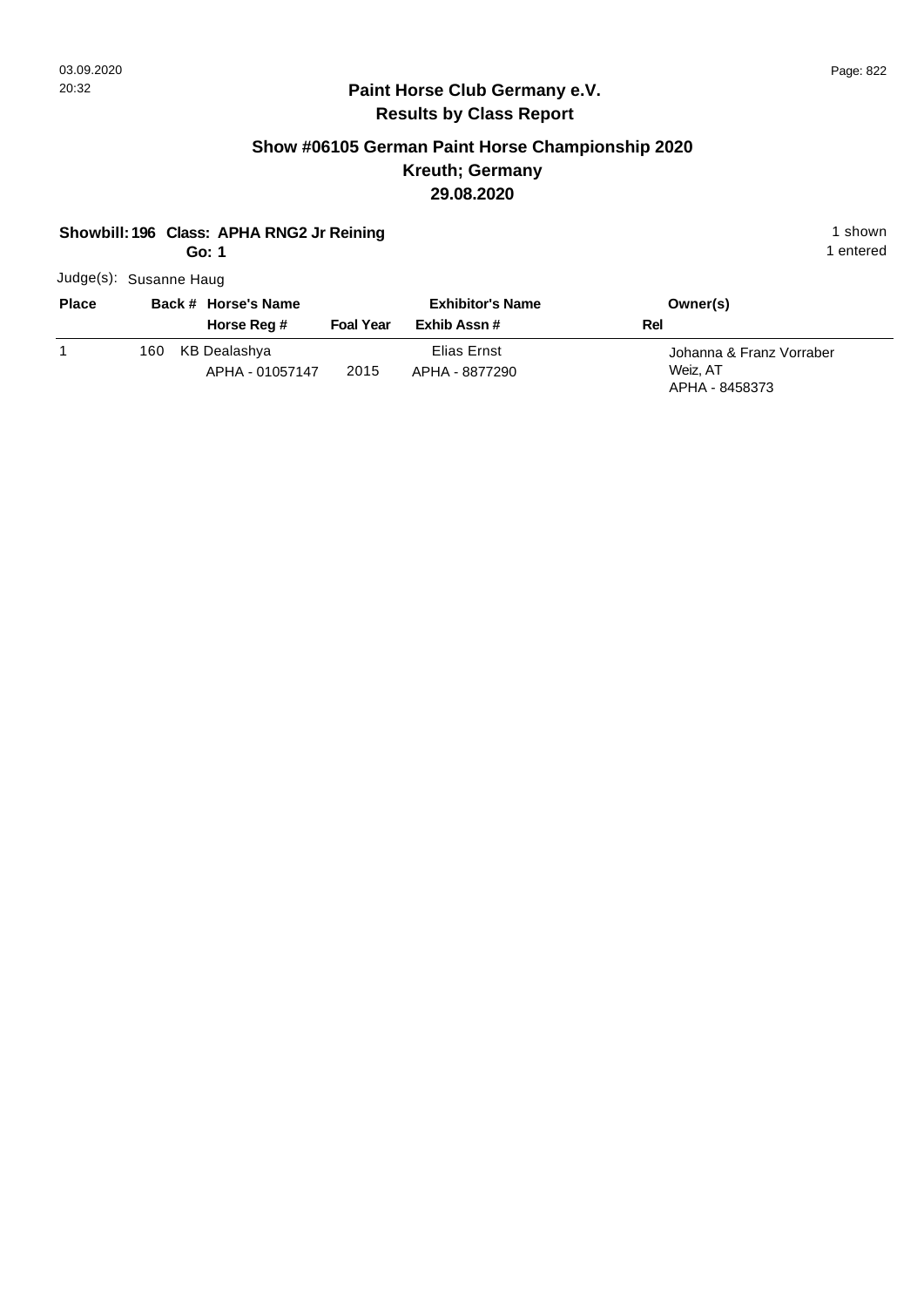## Paint Horse Club Germany e.V.
## Results by Class Report

### Show #06105 German Paint Horse Championship 2020
### Kreuth; Germany
### 29.08.2020

**Showbill: 196 Class: APHA RNG2 Jr Reining** 1 shown
**Go: 1** 1 entered

Judge(s): Susanne Haug

| Place | Back # | Horse's Name / Horse Reg # | Foal Year | Exhibitor's Name / Exhib Assn # | Rel | Owner(s) |
|---|---|---|---|---|---|---|
| 1 | 160 | KB Dealashya<br>APHA - 01057147 | 2015 | Elias Ernst<br>APHA - 8877290 | | Johanna & Franz Vorraber<br>Weiz, AT<br>APHA - 8458373 |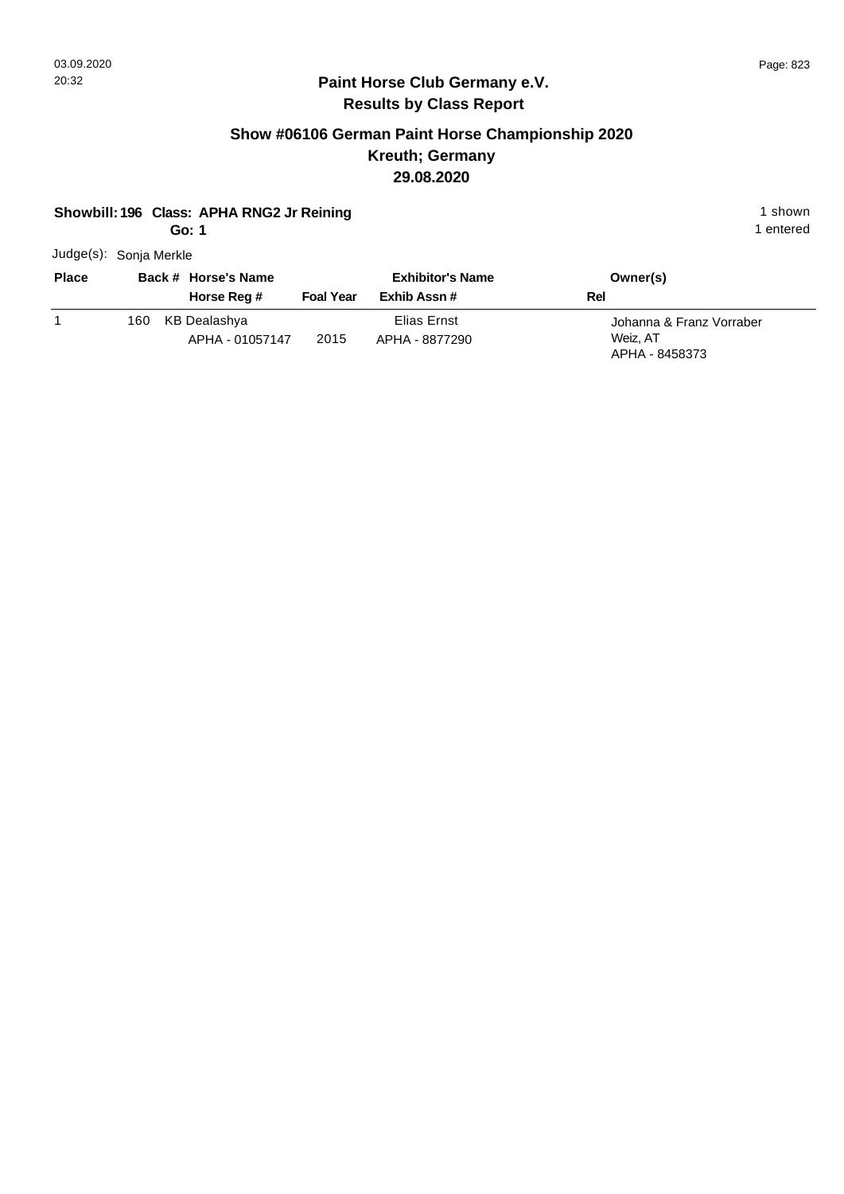## Paint Horse Club Germany e.V.
## Results by Class Report

### Show #06106 German Paint Horse Championship 2020
### Kreuth; Germany
### 29.08.2020

**Showbill: 196 Class: APHA RNG2 Jr Reining** 1 shown
**Go: 1** 1 entered

Judge(s): Sonja Merkle

| Place | Back # | Horse's Name / Horse Reg # | Foal Year | Exhibitor's Name / Exhib Assn # | Owner(s) / Rel |
|---|---|---|---|---|---|
| 1 | 160 | KB Dealashya<br>APHA - 01057147 | 2015 | Elias Ernst<br>APHA - 8877290 | Johanna & Franz Vorraber<br>Weiz, AT<br>APHA - 8458373 |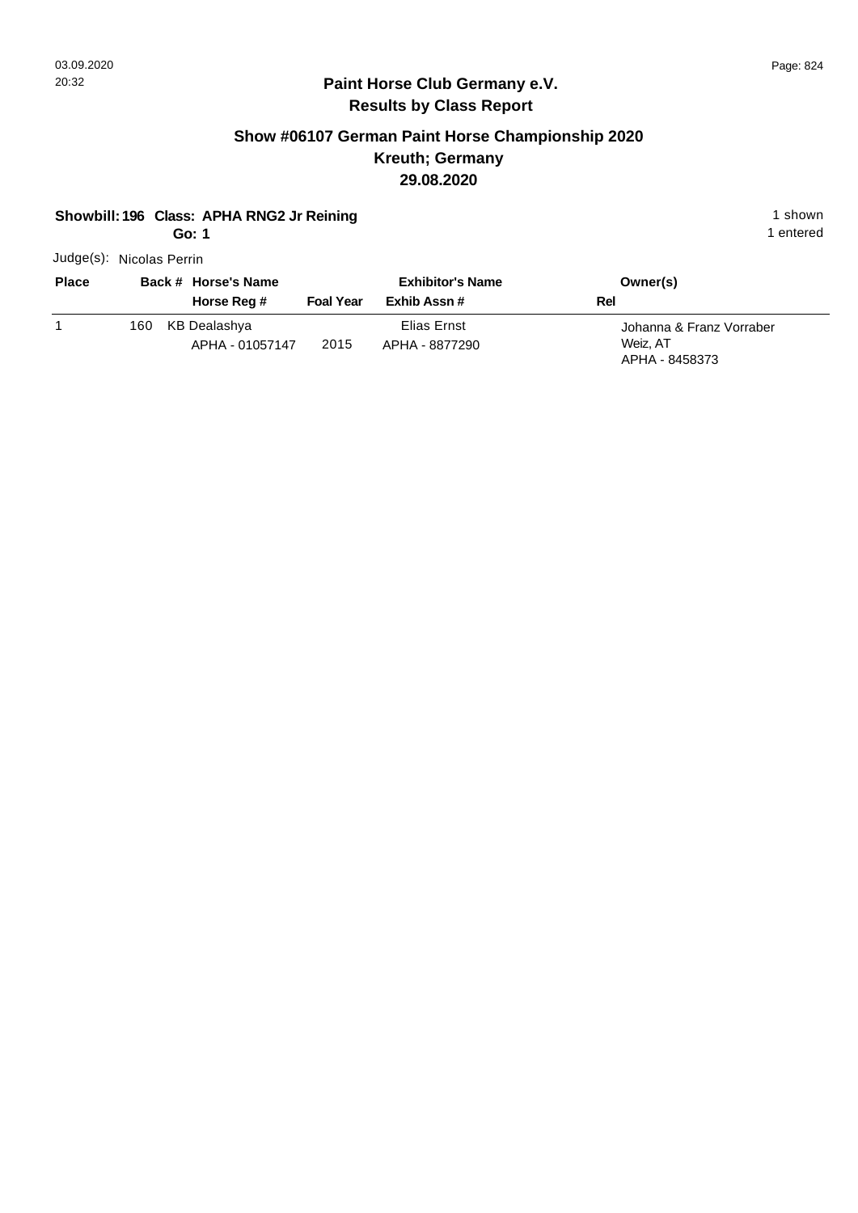## Paint Horse Club Germany e.V.

### Results by Class Report

### Show #06107 German Paint Horse Championship 2020
### Kreuth; Germany
### 29.08.2020

**Showbill: 196 Class: APHA RNG2 Jr Reining** 1 shown

**Go: 1** 1 entered

Judge(s): Nicolas Perrin

| Place | Back # | Horse's Name / Horse Reg # | Foal Year | Exhibitor's Name / Exhib Assn # | Rel | Owner(s) |
|---|---|---|---|---|---|---|
| 1 | 160 | KB Dealashya<br>APHA - 01057147 | 2015 | Elias Ernst<br>APHA - 8877290 | | Johanna & Franz Vorraber<br>Weiz, AT<br>APHA - 8458373 |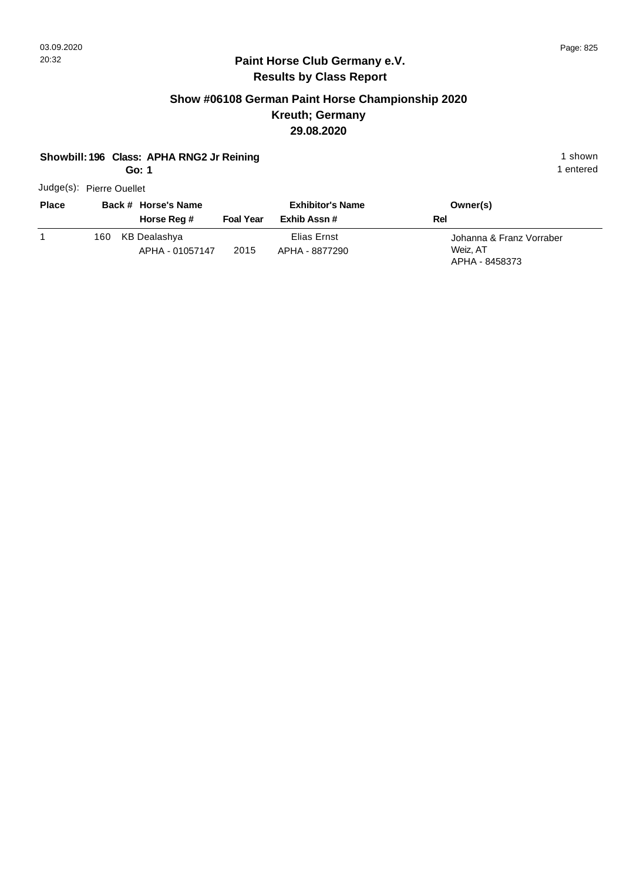**Paint Horse Club Germany e.V.**
**Results by Class Report**

## Show #06108 German Paint Horse Championship 2020
## Kreuth; Germany
## 29.08.2020

**Showbill: 196 Class: APHA RNG2 Jr Reining** 1 shown
**Go: 1** 1 entered

Judge(s): Pierre Ouellet

| Place | Back # | Horse's Name / Horse Reg # | Foal Year | Exhibitor's Name / Exhib Assn # | Owner(s) / Rel |
|---|---|---|---|---|---|
| 1 | 160 | KB Dealashya<br>APHA - 01057147 | 2015 | Elias Ernst<br>APHA - 8877290 | Johanna & Franz Vorraber<br>Weiz, AT<br>APHA - 8458373 |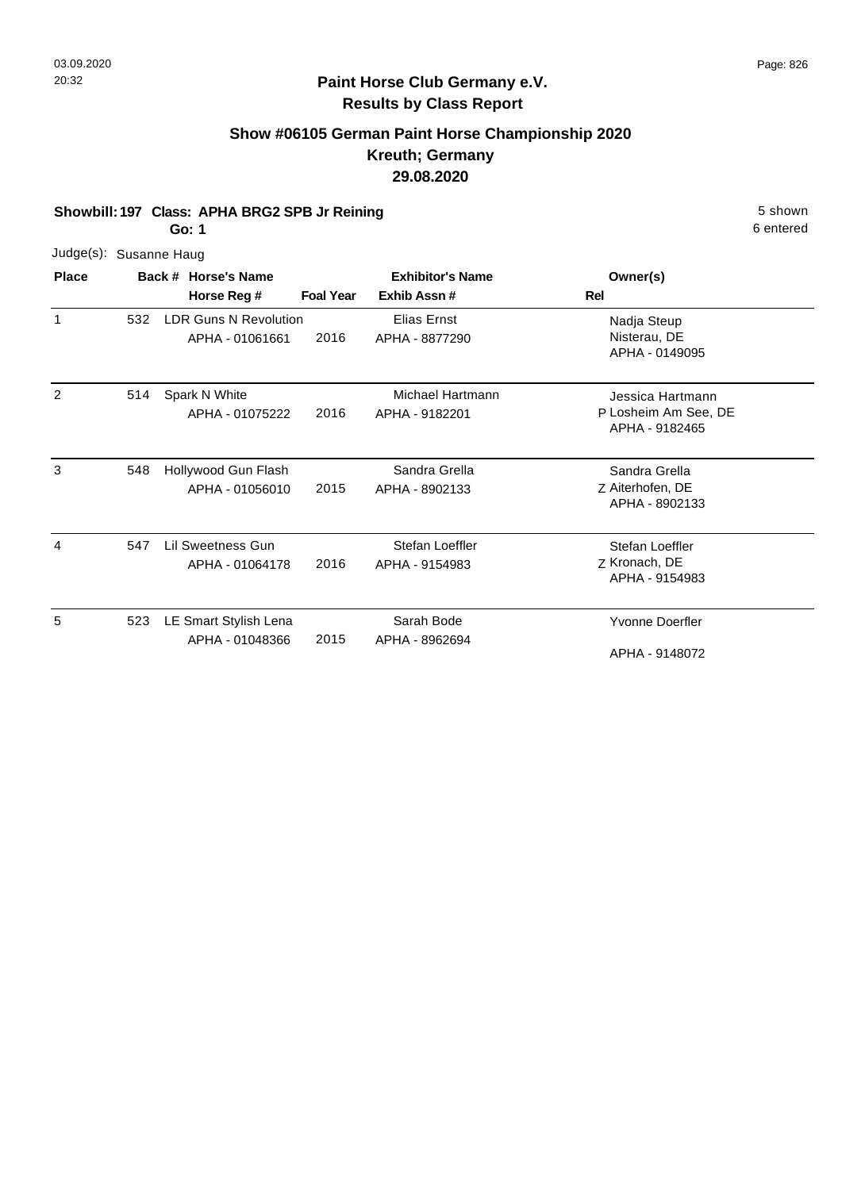# Paint Horse Club Germany e.V.

## Results by Class Report

### Show #06105 German Paint Horse Championship 2020
### Kreuth; Germany
### 29.08.2020

**Showbill: 197 Class: APHA BRG2 SPB Jr Reining** 5 shown

**Go: 1** 6 entered

Judge(s): Susanne Haug

| Place | Back # | Horse's Name / Horse Reg # | Foal Year | Exhibitor's Name / Exhib Assn # | Rel | Owner(s) |
|---|---|---|---|---|---|---|
| 1 | 532 | LDR Guns N Revolution<br>APHA - 01061661 | 2016 | Elias Ernst<br>APHA - 8877290 | | Nadja Steup<br>Nisterau, DE<br>APHA - 0149095 |
| 2 | 514 | Spark N White<br>APHA - 01075222 | 2016 | Michael Hartmann<br>APHA - 9182201 | P | Jessica Hartmann<br>Losheim Am See, DE<br>APHA - 9182465 |
| 3 | 548 | Hollywood Gun Flash<br>APHA - 01056010 | 2015 | Sandra Grella<br>APHA - 8902133 | Z | Sandra Grella<br>Aiterhofen, DE<br>APHA - 8902133 |
| 4 | 547 | Lil Sweetness Gun<br>APHA - 01064178 | 2016 | Stefan Loeffler<br>APHA - 9154983 | Z | Stefan Loeffler<br>Kronach, DE<br>APHA - 9154983 |
| 5 | 523 | LE Smart Stylish Lena<br>APHA - 01048366 | 2015 | Sarah Bode<br>APHA - 8962694 | | Yvonne Doerfler<br>APHA - 9148072 |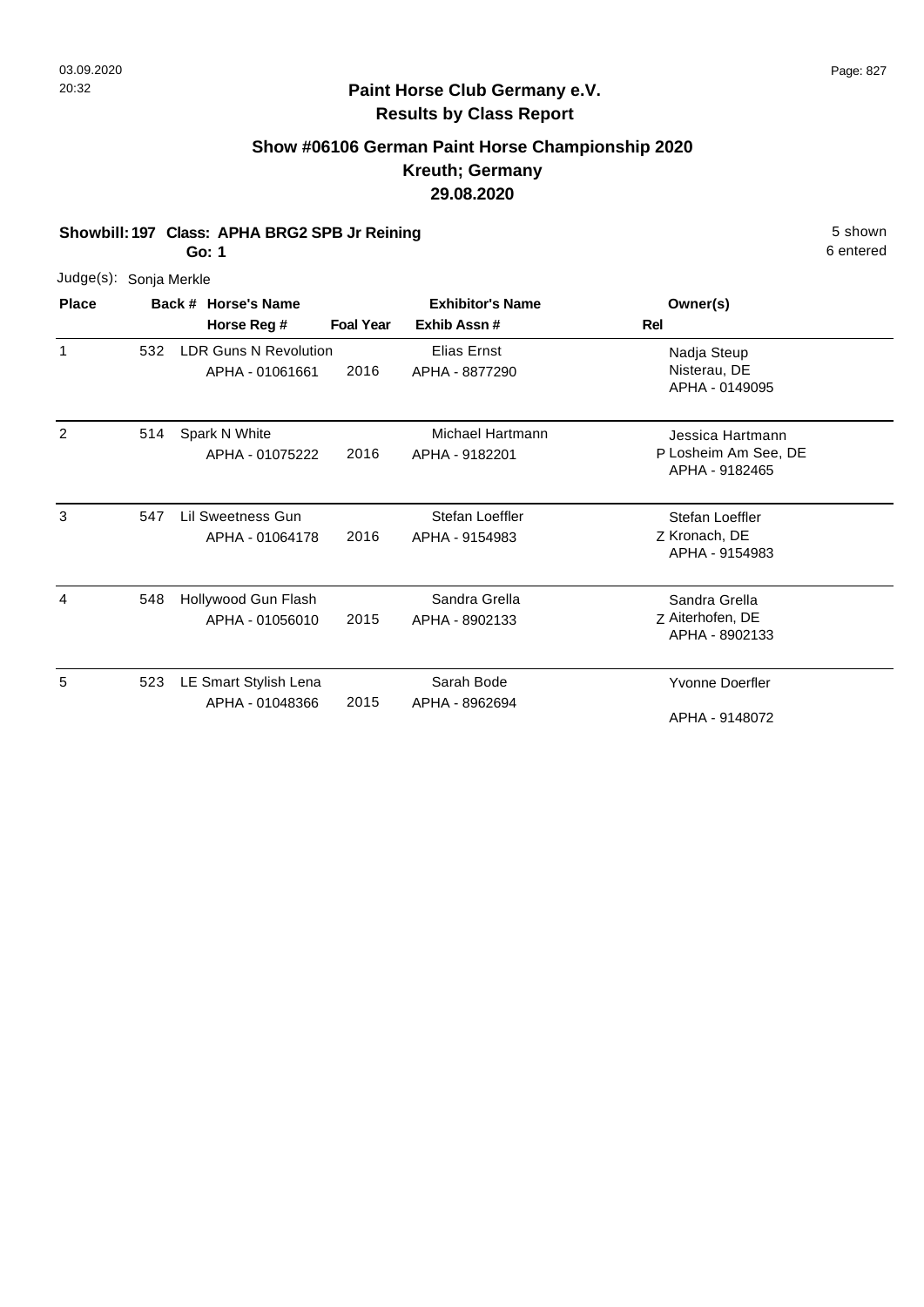**Paint Horse Club Germany e.V.**
**Results by Class Report**

## Show #06106 German Paint Horse Championship 2020
## Kreuth; Germany
## 29.08.2020

**Showbill: 197 Class: APHA BRG2 SPB Jr Reining** 5 shown
**Go: 1** 6 entered

Judge(s): Sonja Merkle

| Place | Back # | Horse's Name / Horse Reg # | Foal Year | Exhibitor's Name / Exhib Assn # | Rel | Owner(s) |
|---|---|---|---|---|---|---|
| 1 | 532 | LDR Guns N Revolution<br>APHA - 01061661 | 2016 | Elias Ernst<br>APHA - 8877290 | | Nadja Steup<br>Nisterau, DE<br>APHA - 0149095 |
| 2 | 514 | Spark N White<br>APHA - 01075222 | 2016 | Michael Hartmann<br>APHA - 9182201 | P | Jessica Hartmann<br>Losheim Am See, DE<br>APHA - 9182465 |
| 3 | 547 | Lil Sweetness Gun<br>APHA - 01064178 | 2016 | Stefan Loeffler<br>APHA - 9154983 | Z | Stefan Loeffler<br>Kronach, DE<br>APHA - 9154983 |
| 4 | 548 | Hollywood Gun Flash<br>APHA - 01056010 | 2015 | Sandra Grella<br>APHA - 8902133 | Z | Sandra Grella<br>Aiterhofen, DE<br>APHA - 8902133 |
| 5 | 523 | LE Smart Stylish Lena<br>APHA - 01048366 | 2015 | Sarah Bode<br>APHA - 8962694 | | Yvonne Doerfler<br>APHA - 9148072 |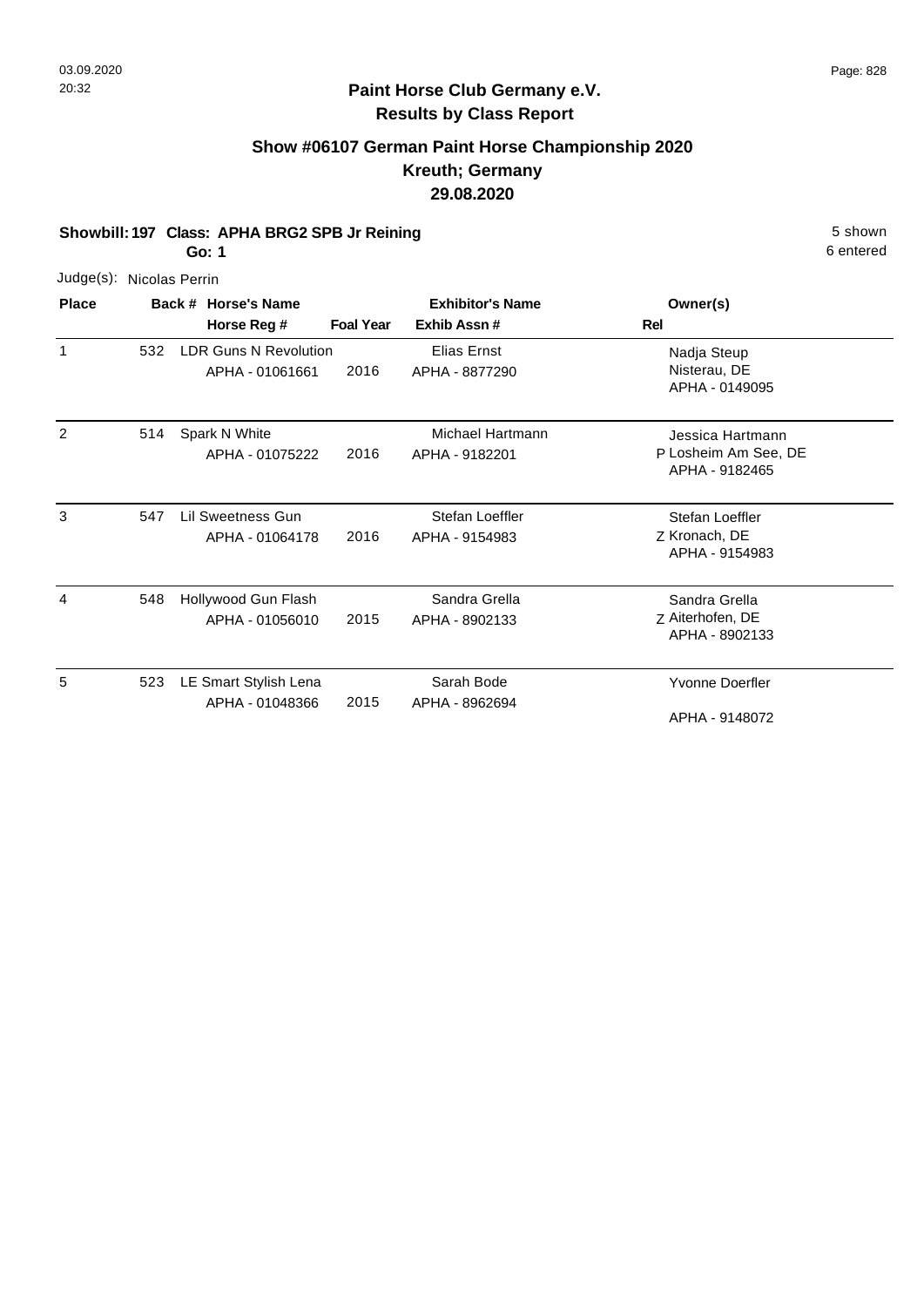**Paint Horse Club Germany e.V.**
**Results by Class Report**

## Show #06107 German Paint Horse Championship 2020
## Kreuth; Germany
## 29.08.2020

**Showbill: 197 Class: APHA BRG2 SPB Jr Reining** 5 shown
**Go: 1** 6 entered

Judge(s): Nicolas Perrin

| Place | Back # | Horse's Name / Horse Reg # | Foal Year | Exhibitor's Name / Exhib Assn # | Rel | Owner(s) |
|---|---|---|---|---|---|---|
| 1 | 532 | LDR Guns N Revolution<br>APHA - 01061661 | 2016 | Elias Ernst<br>APHA - 8877290 | | Nadja Steup<br>Nisterau, DE<br>APHA - 0149095 |
| 2 | 514 | Spark N White<br>APHA - 01075222 | 2016 | Michael Hartmann<br>APHA - 9182201 | P | Jessica Hartmann<br>Losheim Am See, DE<br>APHA - 9182465 |
| 3 | 547 | Lil Sweetness Gun<br>APHA - 01064178 | 2016 | Stefan Loeffler<br>APHA - 9154983 | Z | Stefan Loeffler<br>Kronach, DE<br>APHA - 9154983 |
| 4 | 548 | Hollywood Gun Flash<br>APHA - 01056010 | 2015 | Sandra Grella<br>APHA - 8902133 | Z | Sandra Grella<br>Aiterhofen, DE<br>APHA - 8902133 |
| 5 | 523 | LE Smart Stylish Lena<br>APHA - 01048366 | 2015 | Sarah Bode<br>APHA - 8962694 | | Yvonne Doerfler<br>APHA - 9148072 |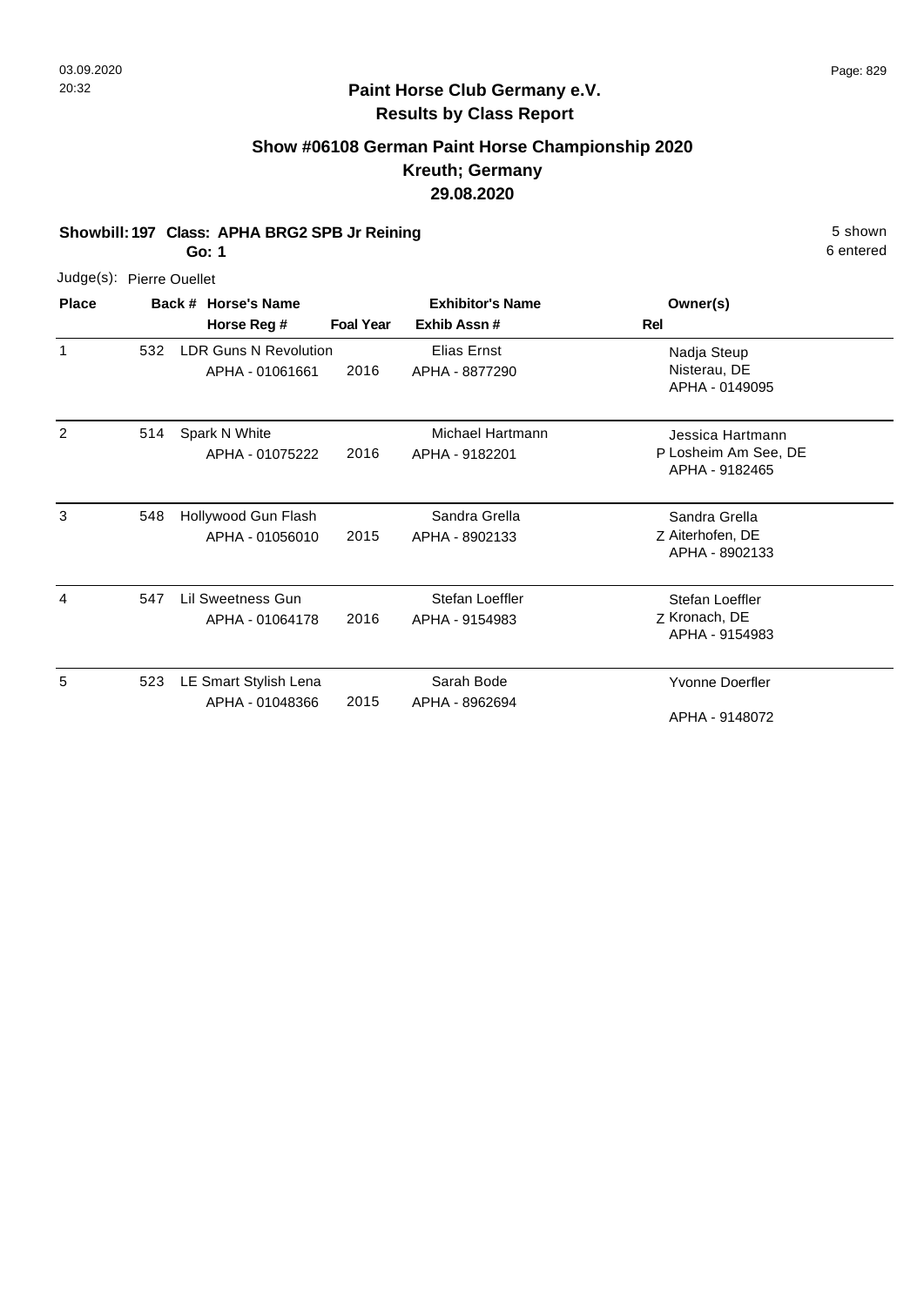## Paint Horse Club Germany e.V.
## Results by Class Report

### Show #06108 German Paint Horse Championship 2020
### Kreuth; Germany
### 29.08.2020

**Showbill: 197 Class: APHA BRG2 SPB Jr Reining**
**Go: 1**

5 shown
6 entered

Judge(s): Pierre Ouellet

| Place | Back # | Horse's Name / Horse Reg # | Foal Year | Exhibitor's Name / Exhib Assn # | Rel | Owner(s) |
|---|---|---|---|---|---|---|
| 1 | 532 | LDR Guns N Revolution<br>APHA - 01061661 | 2016 | Elias Ernst<br>APHA - 8877290 | | Nadja Steup<br>Nisterau, DE<br>APHA - 0149095 |
| 2 | 514 | Spark N White<br>APHA - 01075222 | 2016 | Michael Hartmann<br>APHA - 9182201 | P | Jessica Hartmann<br>Losheim Am See, DE<br>APHA - 9182465 |
| 3 | 548 | Hollywood Gun Flash<br>APHA - 01056010 | 2015 | Sandra Grella<br>APHA - 8902133 | Z | Sandra Grella<br>Aiterhofen, DE<br>APHA - 8902133 |
| 4 | 547 | Lil Sweetness Gun<br>APHA - 01064178 | 2016 | Stefan Loeffler<br>APHA - 9154983 | Z | Stefan Loeffler<br>Kronach, DE<br>APHA - 9154983 |
| 5 | 523 | LE Smart Stylish Lena<br>APHA - 01048366 | 2015 | Sarah Bode<br>APHA - 8962694 | | Yvonne Doerfler<br>APHA - 9148072 |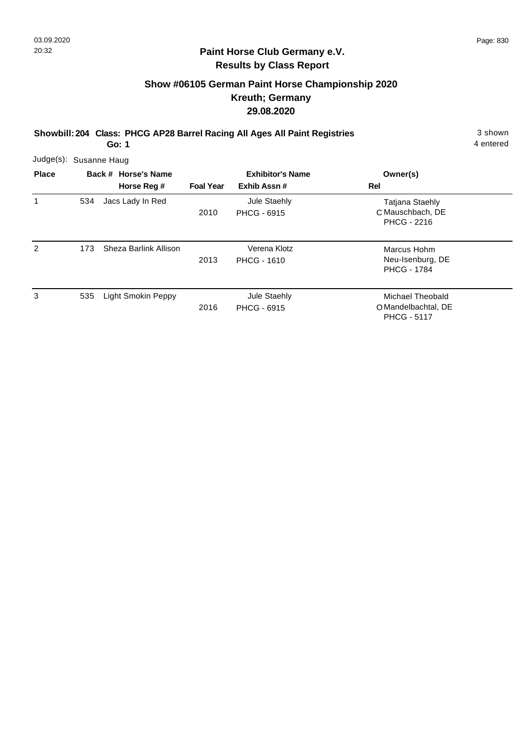# Paint Horse Club Germany e.V.

## Results by Class Report

### Show #06105 German Paint Horse Championship 2020
### Kreuth; Germany
### 29.08.2020

**Showbill: 204 Class: PHCG AP28 Barrel Racing All Ages All Paint Registries** 3 shown

**Go: 1** 4 entered

Judge(s): Susanne Haug

| Place | Back # | Horse's Name / Horse Reg # | Foal Year | Exhibitor's Name / Exhib Assn # | Rel | Owner(s) |
|---|---|---|---|---|---|---|
| 1 | 534 | Jacs Lady In Red | 2010 | Jule Staehly<br>PHCG - 6915 | C | Tatjana Staehly<br>Mauschbach, DE<br>PHCG - 2216 |
| 2 | 173 | Sheza Barlink Allison | 2013 | Verena Klotz<br>PHCG - 1610 | | Marcus Hohm<br>Neu-Isenburg, DE<br>PHCG - 1784 |
| 3 | 535 | Light Smokin Peppy | 2016 | Jule Staehly<br>PHCG - 6915 | O | Michael Theobald<br>Mandelbachtal, DE<br>PHCG - 5117 |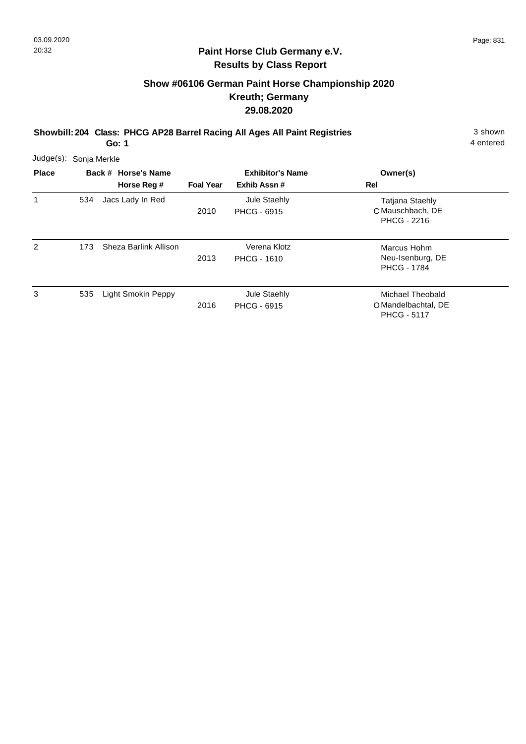# Paint Horse Club Germany e.V.

## Results by Class Report

### Show #06106 German Paint Horse Championship 2020
### Kreuth; Germany
### 29.08.2020

**Showbill: 204 Class: PHCG AP28 Barrel Racing All Ages All Paint Registries** 3 shown

**Go: 1** 4 entered

Judge(s): Sonja Merkle

| Place | Back # | Horse's Name / Horse Reg # | Foal Year | Exhibitor's Name / Exhib Assn # | Rel | Owner(s) |
|---|---|---|---|---|---|---|
| 1 | 534 | Jacs Lady In Red | 2010 | Jule Staehly<br>PHCG - 6915 | C | Tatjana Staehly<br>Mauschbach, DE<br>PHCG - 2216 |
| 2 | 173 | Sheza Barlink Allison | 2013 | Verena Klotz<br>PHCG - 1610 | | Marcus Hohm<br>Neu-Isenburg, DE<br>PHCG - 1784 |
| 3 | 535 | Light Smokin Peppy | 2016 | Jule Staehly<br>PHCG - 6915 | O | Michael Theobald<br>Mandelbachtal, DE<br>PHCG - 5117 |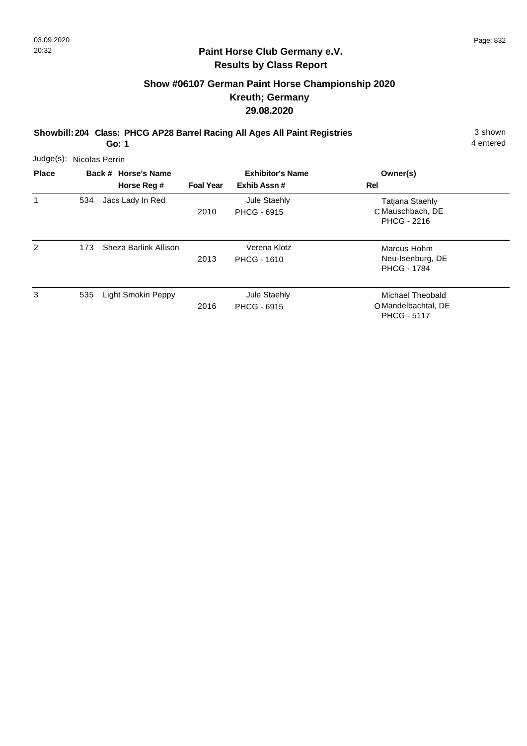## Paint Horse Club Germany e.V.

### Results by Class Report

### Show #06107 German Paint Horse Championship 2020
### Kreuth; Germany
### 29.08.2020

**Showbill: 204 Class: PHCG AP28 Barrel Racing All Ages All Paint Registries** 3 shown
**Go: 1** 4 entered

Judge(s): Nicolas Perrin

| Place | Back # | Horse's Name / Horse Reg # | Foal Year | Exhibitor's Name / Exhib Assn # | Rel | Owner(s) |
|---|---|---|---|---|---|---|
| 1 | 534 | Jacs Lady In Red | 2010 | Jule Staehly<br>PHCG - 6915 | C | Tatjana Staehly<br>Mauschbach, DE<br>PHCG - 2216 |
| 2 | 173 | Sheza Barlink Allison | 2013 | Verena Klotz<br>PHCG - 1610 | | Marcus Hohm<br>Neu-Isenburg, DE<br>PHCG - 1784 |
| 3 | 535 | Light Smokin Peppy | 2016 | Jule Staehly<br>PHCG - 6915 | O | Michael Theobald<br>Mandelbachtal, DE<br>PHCG - 5117 |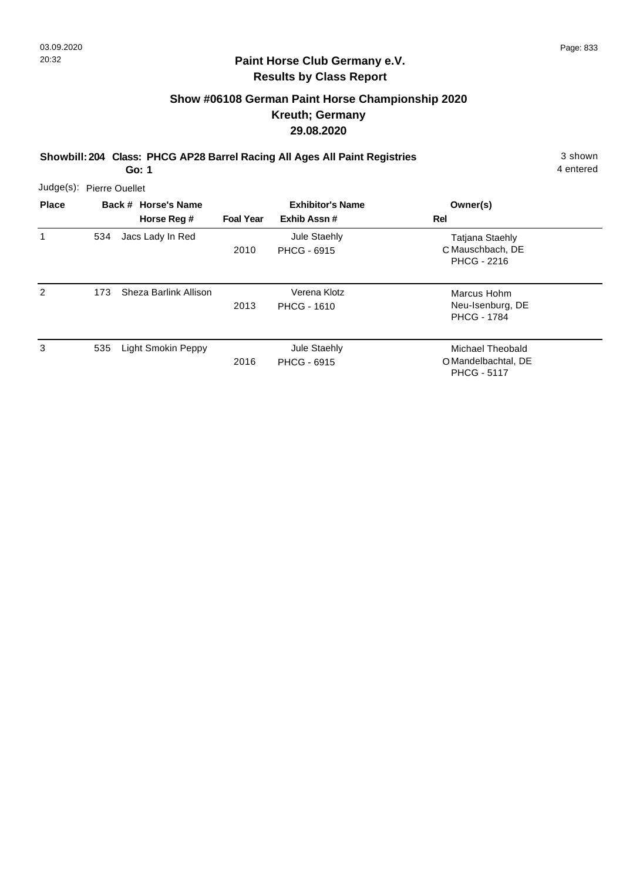## Paint Horse Club Germany e.V.
### Results by Class Report

### Show #06108 German Paint Horse Championship 2020
### Kreuth; Germany
### 29.08.2020

**Showbill: 204 Class: PHCG AP28 Barrel Racing All Ages All Paint Registries** 3 shown
**Go: 1** 4 entered

Judge(s): Pierre Ouellet

| Place | Back # | Horse's Name / Horse Reg # | Foal Year | Exhibitor's Name / Exhib Assn # | Rel | Owner(s) |
|---|---|---|---|---|---|---|
| 1 | 534 | Jacs Lady In Red | 2010 | Jule Staehly<br>PHCG - 6915 | C | Tatjana Staehly<br>Mauschbach, DE<br>PHCG - 2216 |
| 2 | 173 | Sheza Barlink Allison | 2013 | Verena Klotz<br>PHCG - 1610 | | Marcus Hohm<br>Neu-Isenburg, DE<br>PHCG - 1784 |
| 3 | 535 | Light Smokin Peppy | 2016 | Jule Staehly<br>PHCG - 6915 | O | Michael Theobald<br>Mandelbachtal, DE<br>PHCG - 5117 |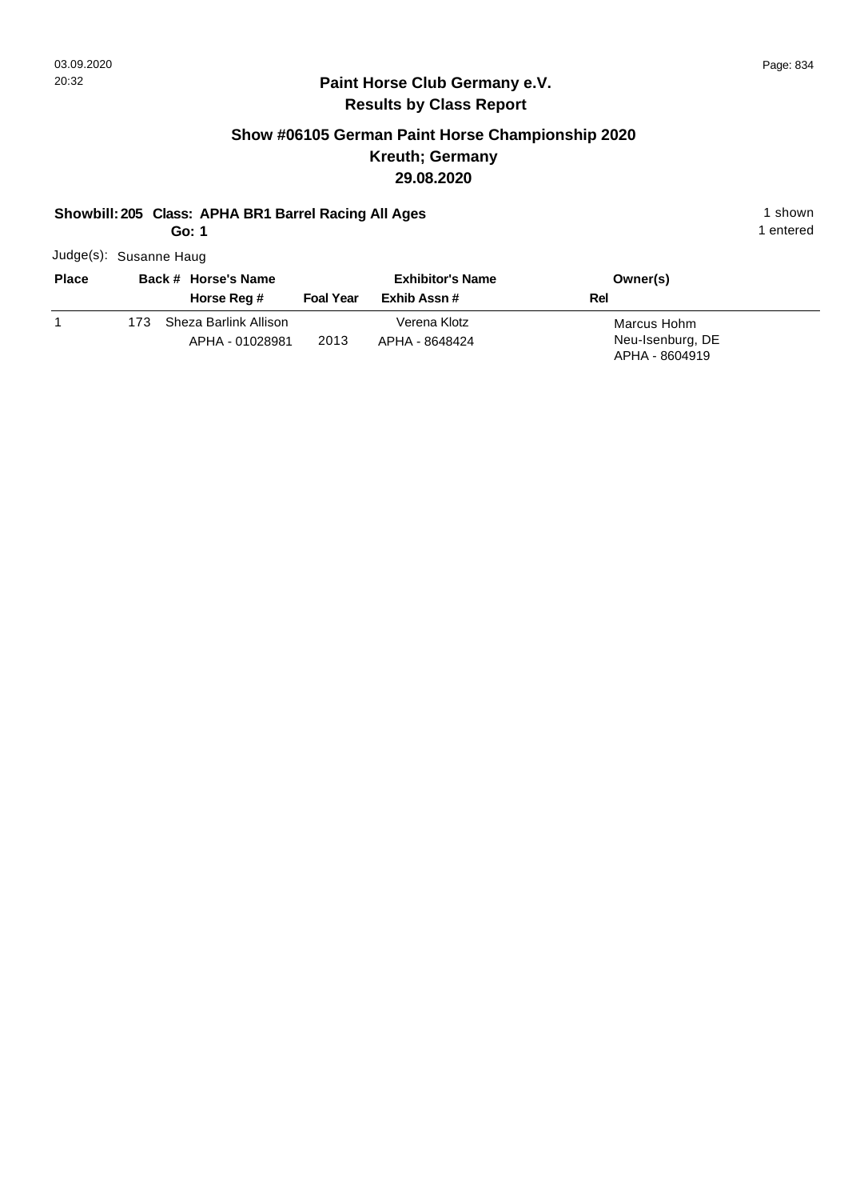## Paint Horse Club Germany e.V.
## Results by Class Report

### Show #06105 German Paint Horse Championship 2020
### Kreuth; Germany
### 29.08.2020

**Showbill: 205 Class: APHA BR1 Barrel Racing All Ages** 1 shown

**Go: 1** 1 entered

Judge(s): Susanne Haug

| Place | Back # | Horse's Name / Horse Reg # | Foal Year | Exhibitor's Name / Exhib Assn # | Owner(s) / Rel |
|---|---|---|---|---|---|
| 1 | 173 | Sheza Barlink Allison<br>APHA - 01028981 | 2013 | Verena Klotz<br>APHA - 8648424 | Marcus Hohm<br>Neu-Isenburg, DE<br>APHA - 8604919 |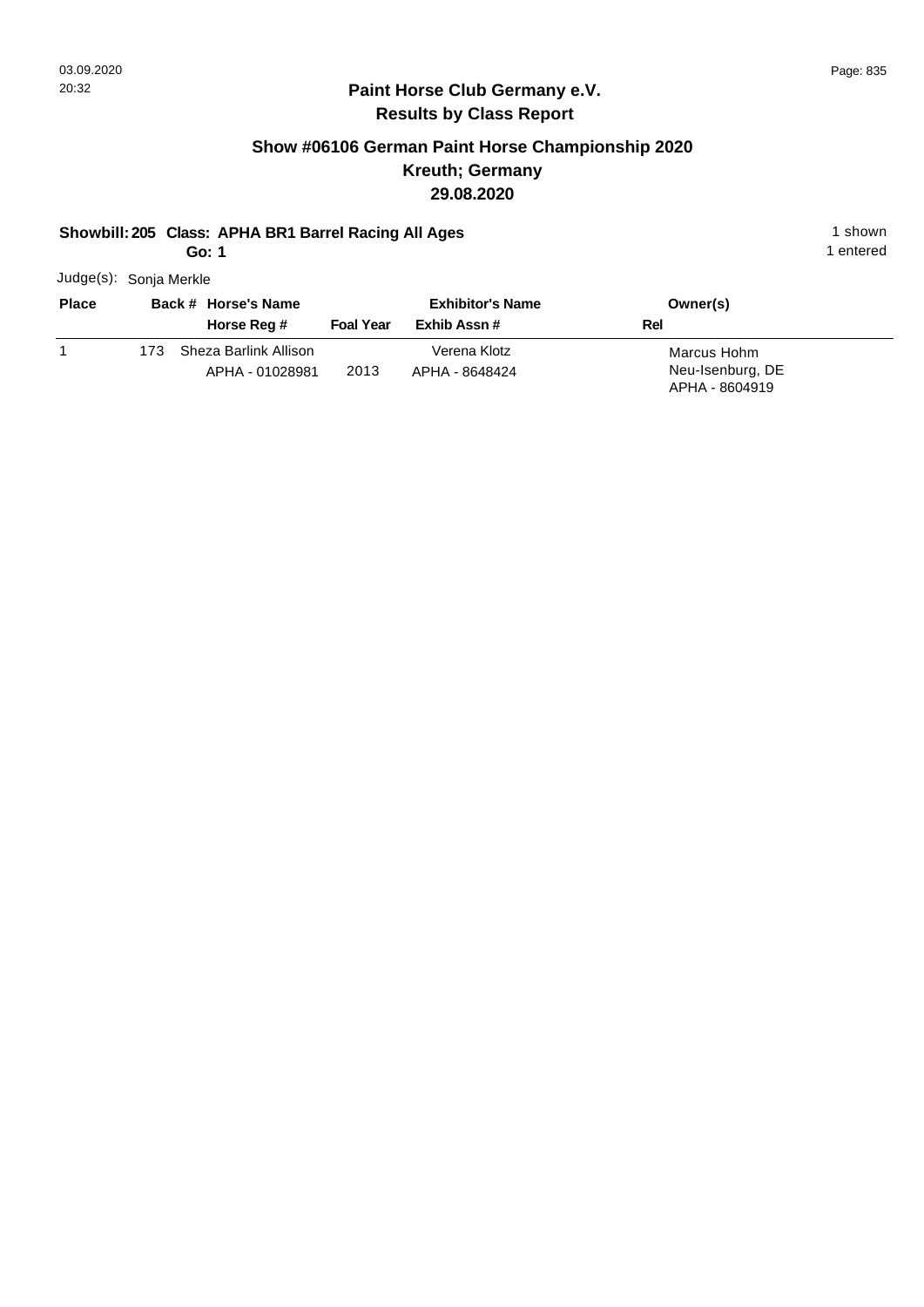## Paint Horse Club Germany e.V.
## Results by Class Report

### Show #06106 German Paint Horse Championship 2020
### Kreuth; Germany
### 29.08.2020

**Showbill: 205 Class: APHA BR1 Barrel Racing All Ages** — 1 shown

**Go: 1** — 1 entered

Judge(s): Sonja Merkle

| Place | Back # | Horse's Name / Horse Reg # | Foal Year | Exhibitor's Name / Exhib Assn # | Owner(s) / Rel |
|---|---|---|---|---|---|
| 1 | 173 | Sheza Barlink Allison<br>APHA - 01028981 | 2013 | Verena Klotz<br>APHA - 8648424 | Marcus Hohm<br>Neu-Isenburg, DE<br>APHA - 8604919 |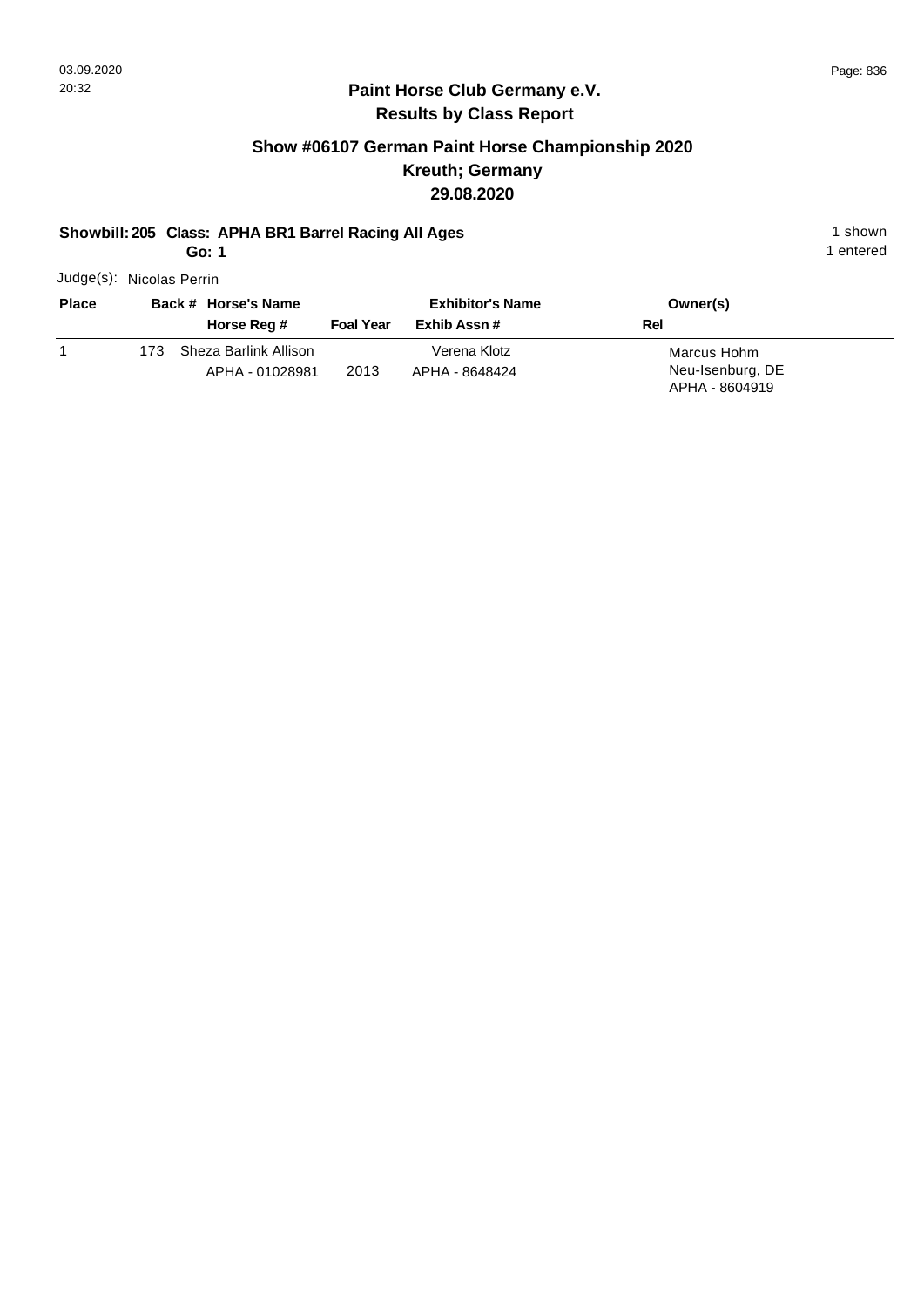## Paint Horse Club Germany e.V.
## Results by Class Report

### Show #06107 German Paint Horse Championship 2020
### Kreuth; Germany
### 29.08.2020

**Showbill: 205 Class: APHA BR1 Barrel Racing All Ages** 1 shown
**Go: 1** 1 entered

Judge(s): Nicolas Perrin

| Place | Back # | Horse's Name / Horse Reg # | Foal Year | Exhibitor's Name / Exhib Assn # | Owner(s) / Rel |
|---|---|---|---|---|---|
| 1 | 173 | Sheza Barlink Allison<br>APHA - 01028981 | 2013 | Verena Klotz<br>APHA - 8648424 | Marcus Hohm<br>Neu-Isenburg, DE<br>APHA - 8604919 |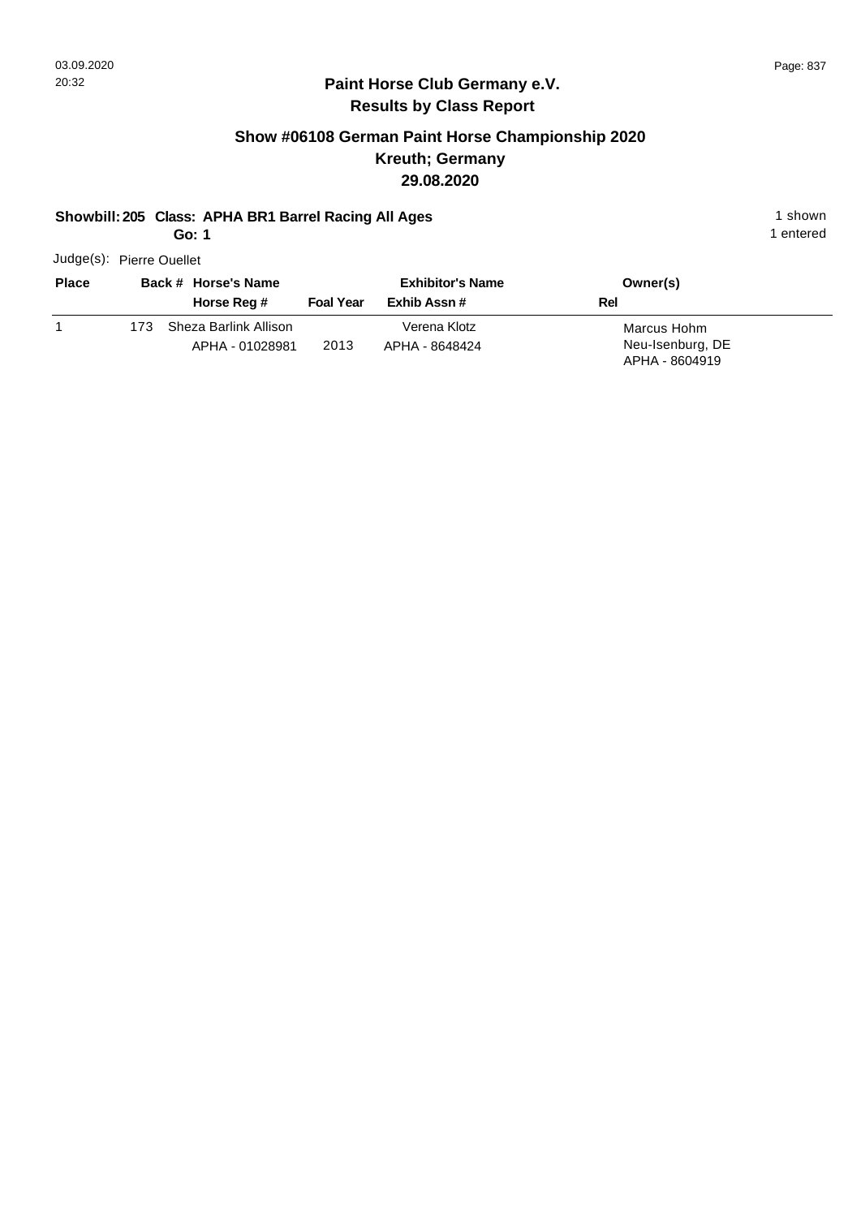## Paint Horse Club Germany e.V.
## Results by Class Report

### Show #06108 German Paint Horse Championship 2020
### Kreuth; Germany
### 29.08.2020

**Showbill: 205 Class: APHA BR1 Barrel Racing All Ages** 1 shown
**Go: 1** 1 entered

Judge(s): Pierre Ouellet

| Place | Back # | Horse's Name / Horse Reg # | Foal Year | Exhibitor's Name / Exhib Assn # | Owner(s) / Rel |
|---|---|---|---|---|---|
| 1 | 173 | Sheza Barlink Allison<br>APHA - 01028981 | 2013 | Verena Klotz<br>APHA - 8648424 | Marcus Hohm<br>Neu-Isenburg, DE<br>APHA - 8604919 |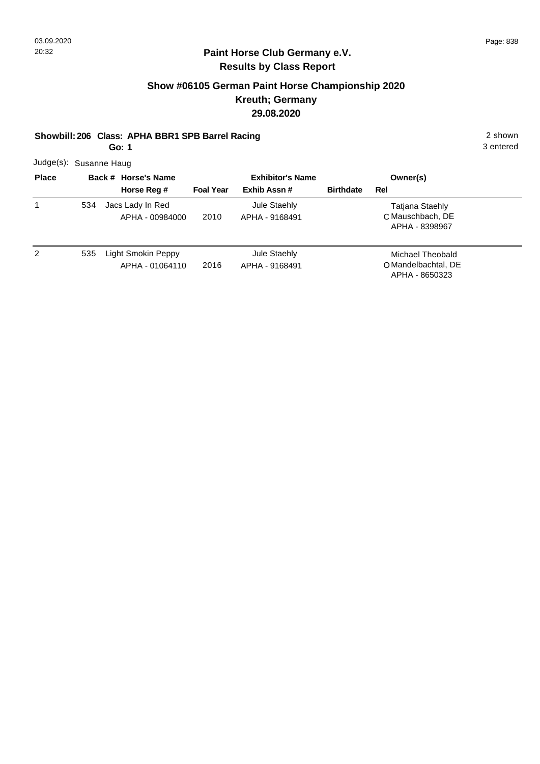**Paint Horse Club Germany e.V.**
**Results by Class Report**

## Show #06105 German Paint Horse Championship 2020
## Kreuth; Germany
## 29.08.2020

**Showbill: 206 Class: APHA BBR1 SPB Barrel Racing** 2 shown
**Go: 1** 3 entered

Judge(s): Susanne Haug

| Place | Back # | Horse's Name / Horse Reg # | Foal Year | Exhibitor's Name / Exhib Assn # | Birthdate | Rel | Owner(s) |
|---|---|---|---|---|---|---|---|
| 1 | 534 | Jacs Lady In Red<br>APHA - 00984000 | 2010 | Jule Staehly<br>APHA - 9168491 | | C | Tatjana Staehly<br>Mauschbach, DE<br>APHA - 8398967 |
| 2 | 535 | Light Smokin Peppy<br>APHA - 01064110 | 2016 | Jule Staehly<br>APHA - 9168491 | | O | Michael Theobald<br>Mandelbachtal, DE<br>APHA - 8650323 |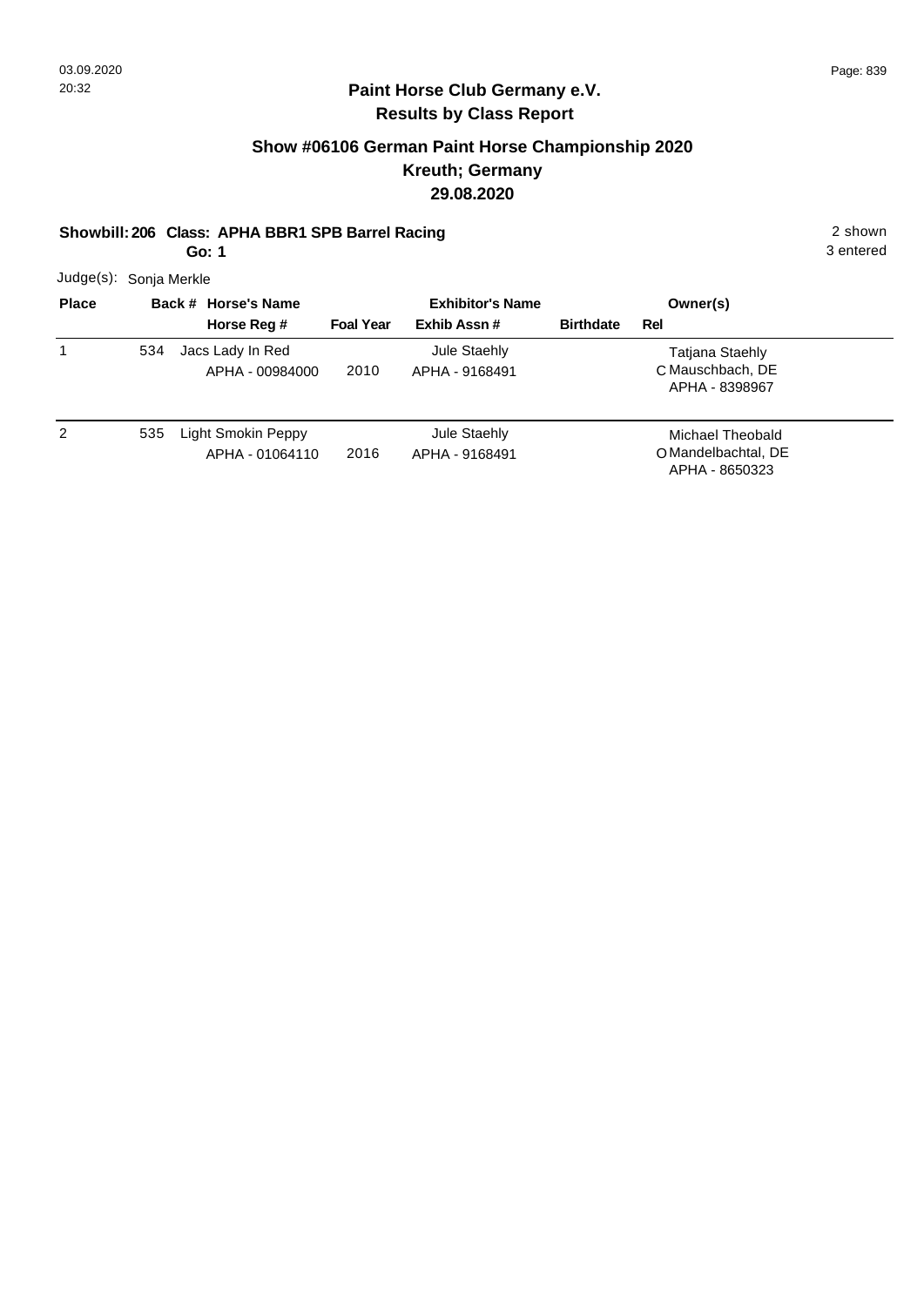## Paint Horse Club Germany e.V.

## Results by Class Report

### Show #06106 German Paint Horse Championship 2020
### Kreuth; Germany
### 29.08.2020

**Showbill: 206 Class: APHA BBR1 SPB Barrel Racing** 2 shown

**Go: 1** 3 entered

Judge(s): Sonja Merkle

| Place | Back # | Horse's Name / Horse Reg # | Foal Year | Exhibitor's Name / Exhib Assn # | Birthdate | Rel | Owner(s) |
|---|---|---|---|---|---|---|---|
| 1 | 534 | Jacs Lady In Red<br>APHA - 00984000 | 2010 | Jule Staehly<br>APHA - 9168491 | | C | Tatjana Staehly<br>Mauschbach, DE<br>APHA - 8398967 |
| 2 | 535 | Light Smokin Peppy<br>APHA - 01064110 | 2016 | Jule Staehly<br>APHA - 9168491 | | O | Michael Theobald<br>Mandelbachtal, DE<br>APHA - 8650323 |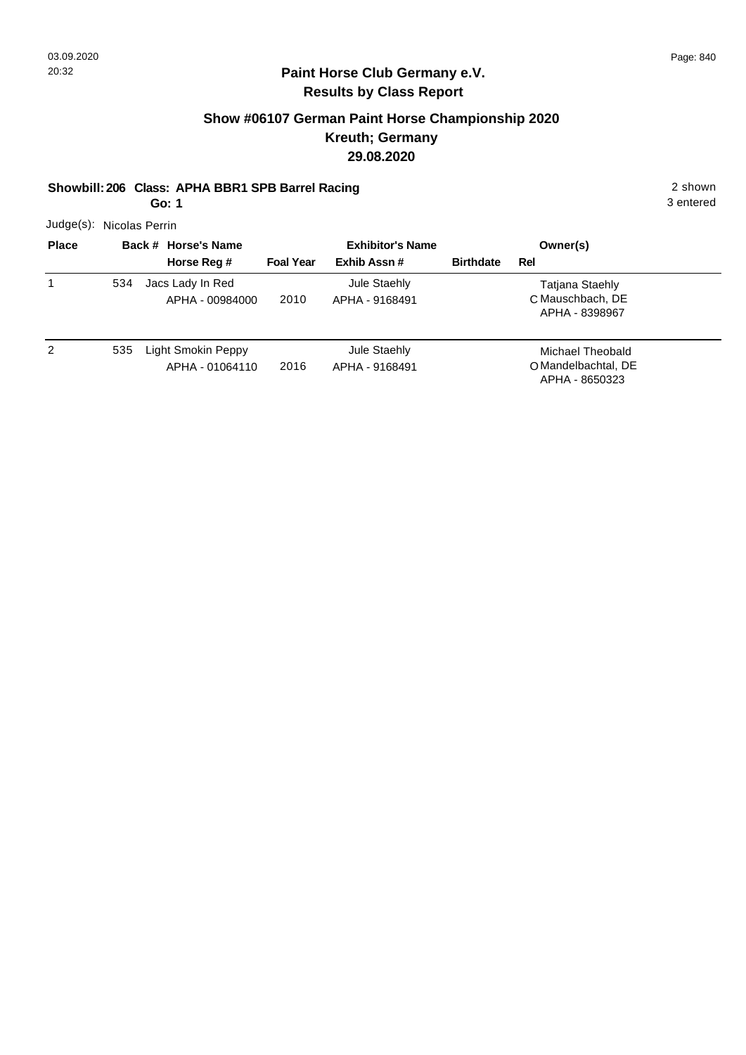## Paint Horse Club Germany e.V.
## Results by Class Report

### Show #06107 German Paint Horse Championship 2020
### Kreuth; Germany
### 29.08.2020

**Showbill: 206 Class: APHA BBR1 SPB Barrel Racing** — 2 shown, 3 entered

**Go: 1**

Judge(s): Nicolas Perrin

| Place | Back # | Horse's Name / Horse Reg # | Foal Year | Exhibitor's Name / Exhib Assn # | Birthdate | Rel | Owner(s) |
|---|---|---|---|---|---|---|---|
| 1 | 534 | Jacs Lady In Red<br>APHA - 00984000 | 2010 | Jule Staehly<br>APHA - 9168491 | | C | Tatjana Staehly<br>Mauschbach, DE<br>APHA - 8398967 |
| 2 | 535 | Light Smokin Peppy<br>APHA - 01064110 | 2016 | Jule Staehly<br>APHA - 9168491 | | O | Michael Theobald<br>Mandelbachtal, DE<br>APHA - 8650323 |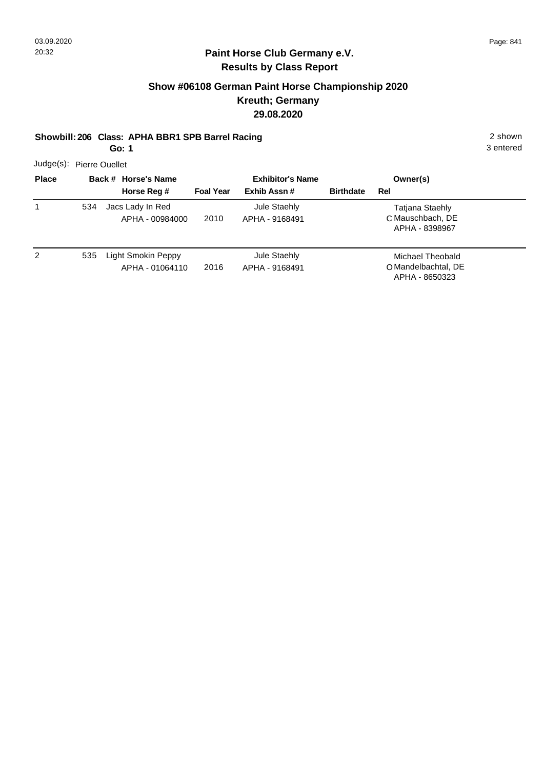## Paint Horse Club Germany e.V.
## Results by Class Report

### Show #06108 German Paint Horse Championship 2020
### Kreuth; Germany
### 29.08.2020

**Showbill: 206 Class: APHA BBR1 SPB Barrel Racing** 2 shown
**Go: 1** 3 entered

Judge(s): Pierre Ouellet

| Place | Back # | Horse's Name / Horse Reg # | Foal Year | Exhibitor's Name / Exhib Assn # | Birthdate | Rel | Owner(s) |
|---|---|---|---|---|---|---|---|
| 1 | 534 | Jacs Lady In Red<br>APHA - 00984000 | 2010 | Jule Staehly<br>APHA - 9168491 | | C | Tatjana Staehly<br>Mauschbach, DE<br>APHA - 8398967 |
| 2 | 535 | Light Smokin Peppy<br>APHA - 01064110 | 2016 | Jule Staehly<br>APHA - 9168491 | | O | Michael Theobald<br>Mandelbachtal, DE<br>APHA - 8650323 |